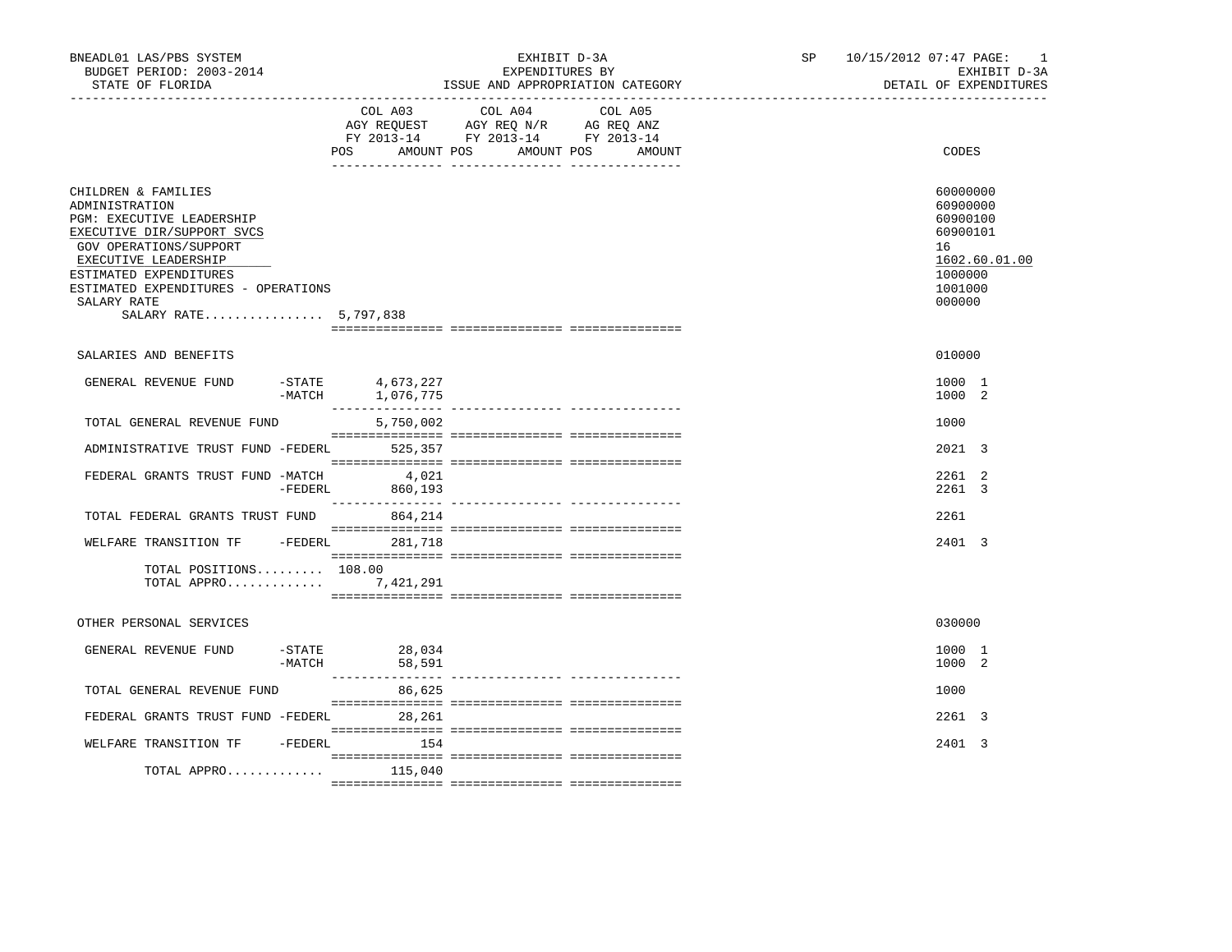BNEADL01 LAS/PBS SYSTEM
BUDGET PERIOD: 2003-2014
STATE OF FLORIDA

EXHIBIT D-3A
EXPENDITURES BY
ISSUE AND APPROPRIATION CATEGORY

SP 10/15/2012 07:47 PAGE: 1
EXHIBIT D-3A
DETAIL OF EXPENDITURES

| | COL A03 AGY REQUEST FY 2013-14 POS AMOUNT | COL A04 AGY REQ N/R FY 2013-14 POS AMOUNT | COL A05 AG REQ ANZ FY 2013-14 POS AMOUNT | CODES |
|---|---|---|---|---|
| CHILDREN & FAMILIES | | | | 60000000 |
| ADMINISTRATION | | | | 60900000 |
| PGM: EXECUTIVE LEADERSHIP | | | | 60900100 |
| EXECUTIVE DIR/SUPPORT SVCS | | | | 60900101 |
| GOV OPERATIONS/SUPPORT | | | | 16 |
| EXECUTIVE LEADERSHIP | | | | 1602.60.01.00 |
| ESTIMATED EXPENDITURES | | | | 1000000 |
| ESTIMATED EXPENDITURES - OPERATIONS | | | | 1001000 |
| SALARY RATE | | | | 000000 |
| SALARY RATE................ 5,797,838 | | | | |
| SALARIES AND BENEFITS | | | | 010000 |
| GENERAL REVENUE FUND -STATE | 4,673,227 | | | 1000 1 |
| -MATCH | 1,076,775 | | | 1000 2 |
| TOTAL GENERAL REVENUE FUND | 5,750,002 | | | 1000 |
| ADMINISTRATIVE TRUST FUND -FEDERL | 525,357 | | | 2021 3 |
| FEDERAL GRANTS TRUST FUND -MATCH | 4,021 | | | 2261 2 |
| -FEDERL | 860,193 | | | 2261 3 |
| TOTAL FEDERAL GRANTS TRUST FUND | 864,214 | | | 2261 |
| WELFARE TRANSITION TF -FEDERL | 281,718 | | | 2401 3 |
| TOTAL POSITIONS......... | 108.00 | | | |
| TOTAL APPRO............. | 7,421,291 | | | |
| OTHER PERSONAL SERVICES | | | | 030000 |
| GENERAL REVENUE FUND -STATE | 28,034 | | | 1000 1 |
| -MATCH | 58,591 | | | 1000 2 |
| TOTAL GENERAL REVENUE FUND | 86,625 | | | 1000 |
| FEDERAL GRANTS TRUST FUND -FEDERL | 28,261 | | | 2261 3 |
| WELFARE TRANSITION TF -FEDERL | 154 | | | 2401 3 |
| TOTAL APPRO............. | 115,040 | | | |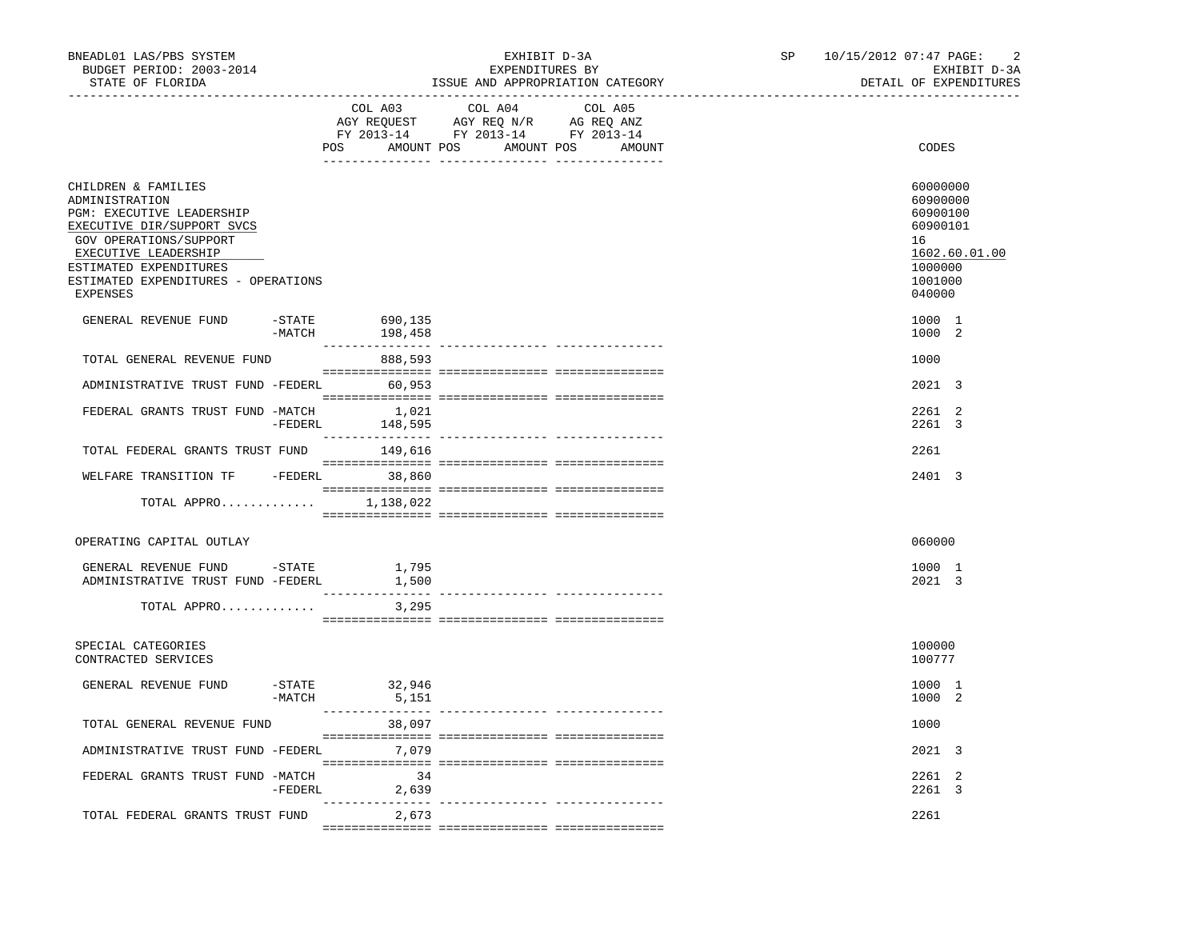BNEADL01 LAS/PBS SYSTEM — EXHIBIT D-3A — SP 10/15/2012 07:47
BUDGET PERIOD: 2003-2014 — EXPENDITURES BY — EXHIBIT D-3A
STATE OF FLORIDA — ISSUE AND APPROPRIATION CATEGORY — DETAIL OF EXPENDITURES

| | COL A03 AGY REQUEST FY 2013-14 POS AMOUNT | COL A04 AGY REQ N/R FY 2013-14 POS AMOUNT | COL A05 AG REQ ANZ FY 2013-14 POS AMOUNT | CODES |
|---|---|---|---|---|
| CHILDREN & FAMILIES | | | | 60000000 |
| ADMINISTRATION | | | | 60900000 |
| PGM: EXECUTIVE LEADERSHIP | | | | 60900100 |
| EXECUTIVE DIR/SUPPORT SVCS | | | | 60900101 |
| GOV OPERATIONS/SUPPORT | | | | 16 |
| EXECUTIVE LEADERSHIP | | | | 1602.60.01.00 |
| ESTIMATED EXPENDITURES | | | | 1000000 |
| ESTIMATED EXPENDITURES - OPERATIONS | | | | 1001000 |
| EXPENSES | | | | 040000 |
| GENERAL REVENUE FUND -STATE | 690,135 | | | 1000 1 |
| -MATCH | 198,458 | | | 1000 2 |
| TOTAL GENERAL REVENUE FUND | 888,593 | | | 1000 |
| ADMINISTRATIVE TRUST FUND -FEDERL | 60,953 | | | 2021 3 |
| FEDERAL GRANTS TRUST FUND -MATCH | 1,021 | | | 2261 2 |
| -FEDERL | 148,595 | | | 2261 3 |
| TOTAL FEDERAL GRANTS TRUST FUND | 149,616 | | | 2261 |
| WELFARE TRANSITION TF -FEDERL | 38,860 | | | 2401 3 |
| TOTAL APPRO............. | 1,138,022 | | | |
| OPERATING CAPITAL OUTLAY | | | | 060000 |
| GENERAL REVENUE FUND -STATE | 1,795 | | | 1000 1 |
| ADMINISTRATIVE TRUST FUND -FEDERL | 1,500 | | | 2021 3 |
| TOTAL APPRO............. | 3,295 | | | |
| SPECIAL CATEGORIES | | | | 100000 |
| CONTRACTED SERVICES | | | | 100777 |
| GENERAL REVENUE FUND -STATE | 32,946 | | | 1000 1 |
| -MATCH | 5,151 | | | 1000 2 |
| TOTAL GENERAL REVENUE FUND | 38,097 | | | 1000 |
| ADMINISTRATIVE TRUST FUND -FEDERL | 7,079 | | | 2021 3 |
| FEDERAL GRANTS TRUST FUND -MATCH | 34 | | | 2261 2 |
| -FEDERL | 2,639 | | | 2261 3 |
| TOTAL FEDERAL GRANTS TRUST FUND | 2,673 | | | 2261 |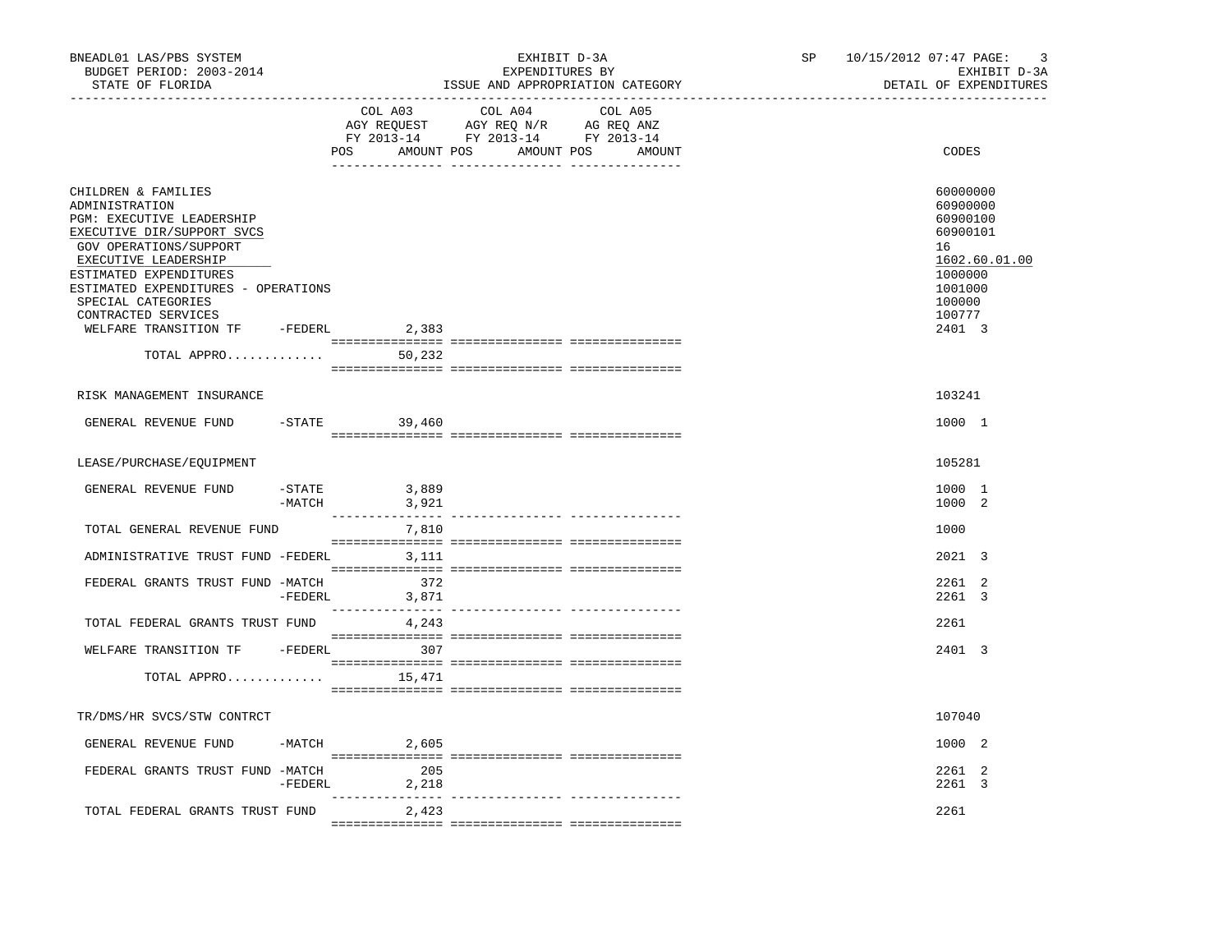BNEADL01 LAS/PBS SYSTEM — EXHIBIT D-3A — EXPENDITURES BY ISSUE AND APPROPRIATION CATEGORY — SP 10/15/2012 07:47

BUDGET PERIOD: 2003-2014 — STATE OF FLORIDA — EXHIBIT D-3A DETAIL OF EXPENDITURES

| | | COL A03 AGY REQUEST FY 2013-14 POS | AMOUNT | COL A04 AGY REQ N/R FY 2013-14 POS | AMOUNT | COL A05 AG REQ ANZ FY 2013-14 POS | AMOUNT | CODES |
|---|---|---|---|---|---|---|---|---|
| CHILDREN & FAMILIES | | | | | | | | 60000000 |
| ADMINISTRATION | | | | | | | | 60900000 |
| PGM: EXECUTIVE LEADERSHIP | | | | | | | | 60900100 |
| EXECUTIVE DIR/SUPPORT SVCS | | | | | | | | 60900101 |
| GOV OPERATIONS/SUPPORT | | | | | | | | 16 |
| EXECUTIVE LEADERSHIP | | | | | | | | 1602.60.01.00 |
| ESTIMATED EXPENDITURES | | | | | | | | 1000000 |
| ESTIMATED EXPENDITURES - OPERATIONS | | | | | | | | 1001000 |
| SPECIAL CATEGORIES | | | | | | | | 100000 |
| CONTRACTED SERVICES | | | | | | | | 100777 |
| WELFARE TRANSITION TF | -FEDERL | | 2,383 | | | | | 2401 3 |
| TOTAL APPRO............ | | | 50,232 | | | | | |
| RISK MANAGEMENT INSURANCE | | | | | | | | 103241 |
| GENERAL REVENUE FUND | -STATE | | 39,460 | | | | | 1000 1 |
| LEASE/PURCHASE/EQUIPMENT | | | | | | | | 105281 |
| GENERAL REVENUE FUND | -STATE | | 3,889 | | | | | 1000 1 |
| | -MATCH | | 3,921 | | | | | 1000 2 |
| TOTAL GENERAL REVENUE FUND | | | 7,810 | | | | | 1000 |
| ADMINISTRATIVE TRUST FUND | -FEDERL | | 3,111 | | | | | 2021 3 |
| FEDERAL GRANTS TRUST FUND | -MATCH | | 372 | | | | | 2261 2 |
| | -FEDERL | | 3,871 | | | | | 2261 3 |
| TOTAL FEDERAL GRANTS TRUST FUND | | | 4,243 | | | | | 2261 |
| WELFARE TRANSITION TF | -FEDERL | | 307 | | | | | 2401 3 |
| TOTAL APPRO............ | | | 15,471 | | | | | |
| TR/DMS/HR SVCS/STW CONTRCT | | | | | | | | 107040 |
| GENERAL REVENUE FUND | -MATCH | | 2,605 | | | | | 1000 2 |
| FEDERAL GRANTS TRUST FUND | -MATCH | | 205 | | | | | 2261 2 |
| | -FEDERL | | 2,218 | | | | | 2261 3 |
| TOTAL FEDERAL GRANTS TRUST FUND | | | 2,423 | | | | | 2261 |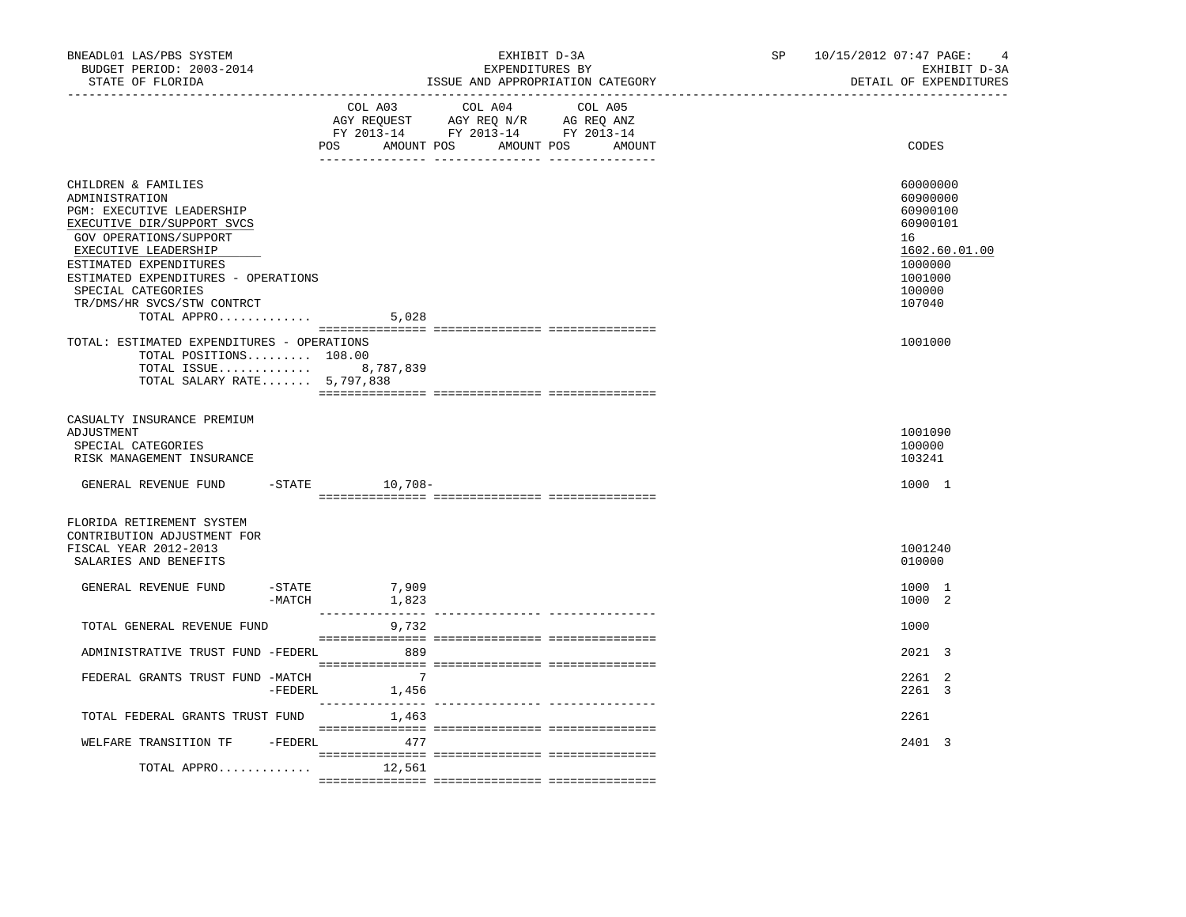BNEADL01 LAS/PBS SYSTEM — EXHIBIT D-3A — EXPENDITURES BY ISSUE AND APPROPRIATION CATEGORY — DETAIL OF EXPENDITURES

BUDGET PERIOD: 2003-2014

STATE OF FLORIDA

SP 10/15/2012 07:47

| | COL A03 AGY REQUEST FY 2013-14 POS | AMOUNT | COL A04 AGY REQ N/R FY 2013-14 POS | AMOUNT | COL A05 AG REQ ANZ FY 2013-14 POS | AMOUNT | CODES |
|---|---|---|---|---|---|---|---|
| CHILDREN & FAMILIES | | | | | | | 60000000 |
| ADMINISTRATION | | | | | | | 60900000 |
| PGM: EXECUTIVE LEADERSHIP | | | | | | | 60900100 |
| EXECUTIVE DIR/SUPPORT SVCS | | | | | | | 60900101 |
| GOV OPERATIONS/SUPPORT | | | | | | | 16 |
| EXECUTIVE LEADERSHIP | | | | | | | 1602.60.01.00 |
| ESTIMATED EXPENDITURES | | | | | | | 1000000 |
| ESTIMATED EXPENDITURES - OPERATIONS | | | | | | | 1001000 |
| SPECIAL CATEGORIES | | | | | | | 100000 |
| TR/DMS/HR SVCS/STW CONTRCT | | | | | | | 107040 |
| TOTAL APPRO............ | | 5,028 | | | | | |
| TOTAL: ESTIMATED EXPENDITURES - OPERATIONS | | | | | | | 1001000 |
| TOTAL POSITIONS......... | 108.00 | | | | | | |
| TOTAL ISSUE............ | | 8,787,839 | | | | | |
| TOTAL SALARY RATE....... | | 5,797,838 | | | | | |
| CASUALTY INSURANCE PREMIUM ADJUSTMENT | | | | | | | 1001090 |
| SPECIAL CATEGORIES | | | | | | | 100000 |
| RISK MANAGEMENT INSURANCE | | | | | | | 103241 |
| GENERAL REVENUE FUND -STATE | | 10,708- | | | | | 1000 1 |
| FLORIDA RETIREMENT SYSTEM CONTRIBUTION ADJUSTMENT FOR FISCAL YEAR 2012-2013 | | | | | | | 1001240 |
| SALARIES AND BENEFITS | | | | | | | 010000 |
| GENERAL REVENUE FUND -STATE | | 7,909 | | | | | 1000 1 |
| -MATCH | | 1,823 | | | | | 1000 2 |
| TOTAL GENERAL REVENUE FUND | | 9,732 | | | | | 1000 |
| ADMINISTRATIVE TRUST FUND -FEDERL | | 889 | | | | | 2021 3 |
| FEDERAL GRANTS TRUST FUND -MATCH | | 7 | | | | | 2261 2 |
| -FEDERL | | 1,456 | | | | | 2261 3 |
| TOTAL FEDERAL GRANTS TRUST FUND | | 1,463 | | | | | 2261 |
| WELFARE TRANSITION TF -FEDERL | | 477 | | | | | 2401 3 |
| TOTAL APPRO............ | | 12,561 | | | | | |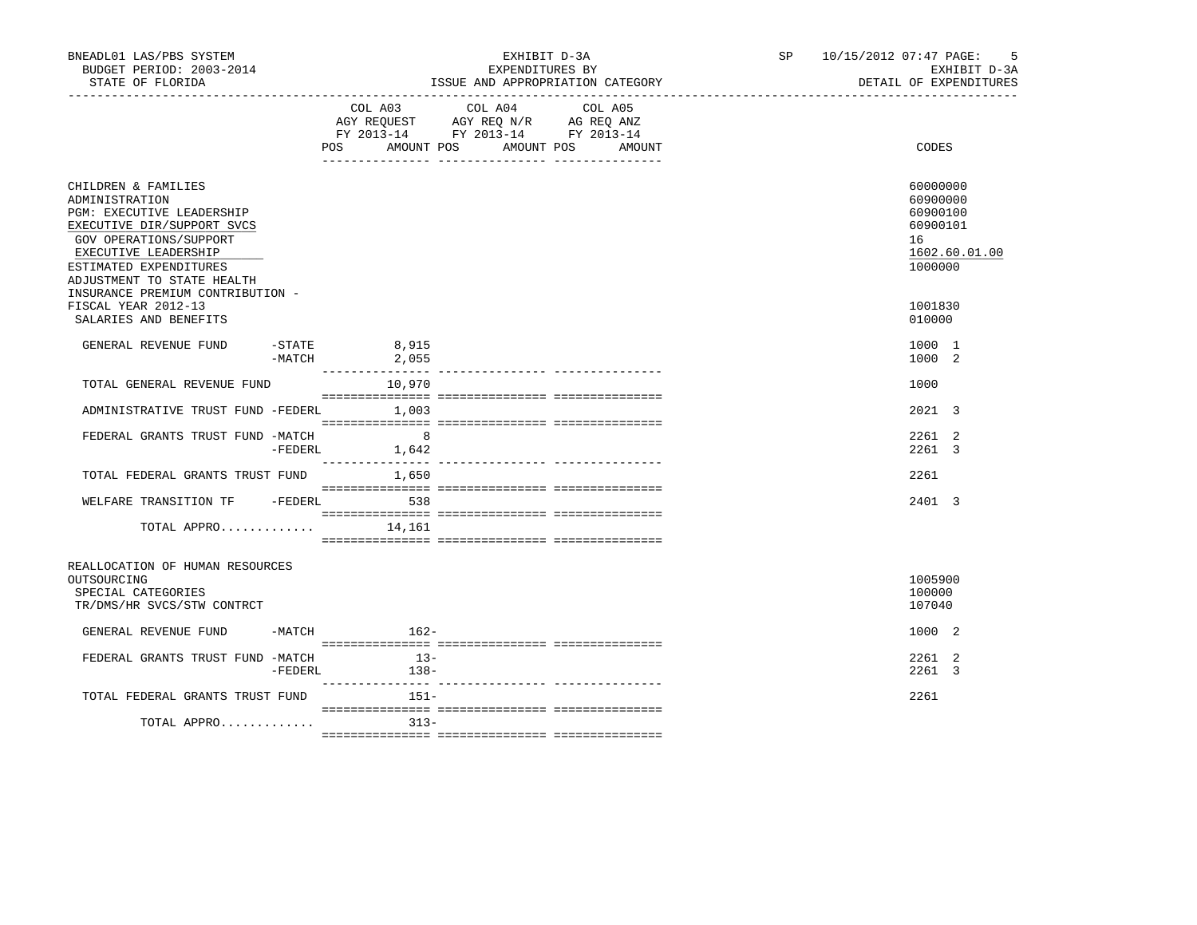BNEADL01 LAS/PBS SYSTEM
BUDGET PERIOD: 2003-2014
STATE OF FLORIDA

EXHIBIT D-3A
EXPENDITURES BY
ISSUE AND APPROPRIATION CATEGORY

SP 10/15/2012 07:47
EXHIBIT D-3A
DETAIL OF EXPENDITURES

| | COL A03 AGY REQUEST FY 2013-14 POS AMOUNT | COL A04 AGY REQ N/R FY 2013-14 POS AMOUNT | COL A05 AG REQ ANZ FY 2013-14 POS AMOUNT | CODES |
|---|---|---|---|---|
| CHILDREN & FAMILIES | | | | 60000000 |
| ADMINISTRATION | | | | 60900000 |
| PGM: EXECUTIVE LEADERSHIP | | | | 60900100 |
| EXECUTIVE DIR/SUPPORT SVCS | | | | 60900101 |
| GOV OPERATIONS/SUPPORT | | | | 16 |
| EXECUTIVE LEADERSHIP | | | | 1602.60.01.00 |
| ESTIMATED EXPENDITURES | | | | 1000000 |
| ADJUSTMENT TO STATE HEALTH INSURANCE PREMIUM CONTRIBUTION - FISCAL YEAR 2012-13 | | | | 1001830 |
| SALARIES AND BENEFITS | | | | 010000 |
| GENERAL REVENUE FUND -STATE | 8,915 | | | 1000 1 |
| -MATCH | 2,055 | | | 1000 2 |
| TOTAL GENERAL REVENUE FUND | 10,970 | | | 1000 |
| ADMINISTRATIVE TRUST FUND -FEDERL | 1,003 | | | 2021 3 |
| FEDERAL GRANTS TRUST FUND -MATCH | 8 | | | 2261 2 |
| -FEDERL | 1,642 | | | 2261 3 |
| TOTAL FEDERAL GRANTS TRUST FUND | 1,650 | | | 2261 |
| WELFARE TRANSITION TF -FEDERL | 538 | | | 2401 3 |
| TOTAL APPRO............. | 14,161 | | | |
| REALLOCATION OF HUMAN RESOURCES OUTSOURCING | | | | 1005900 |
| SPECIAL CATEGORIES | | | | 100000 |
| TR/DMS/HR SVCS/STW CONTRCT | | | | 107040 |
| GENERAL REVENUE FUND -MATCH | 162- | | | 1000 2 |
| FEDERAL GRANTS TRUST FUND -MATCH | 13- | | | 2261 2 |
| -FEDERL | 138- | | | 2261 3 |
| TOTAL FEDERAL GRANTS TRUST FUND | 151- | | | 2261 |
| TOTAL APPRO............. | 313- | | | |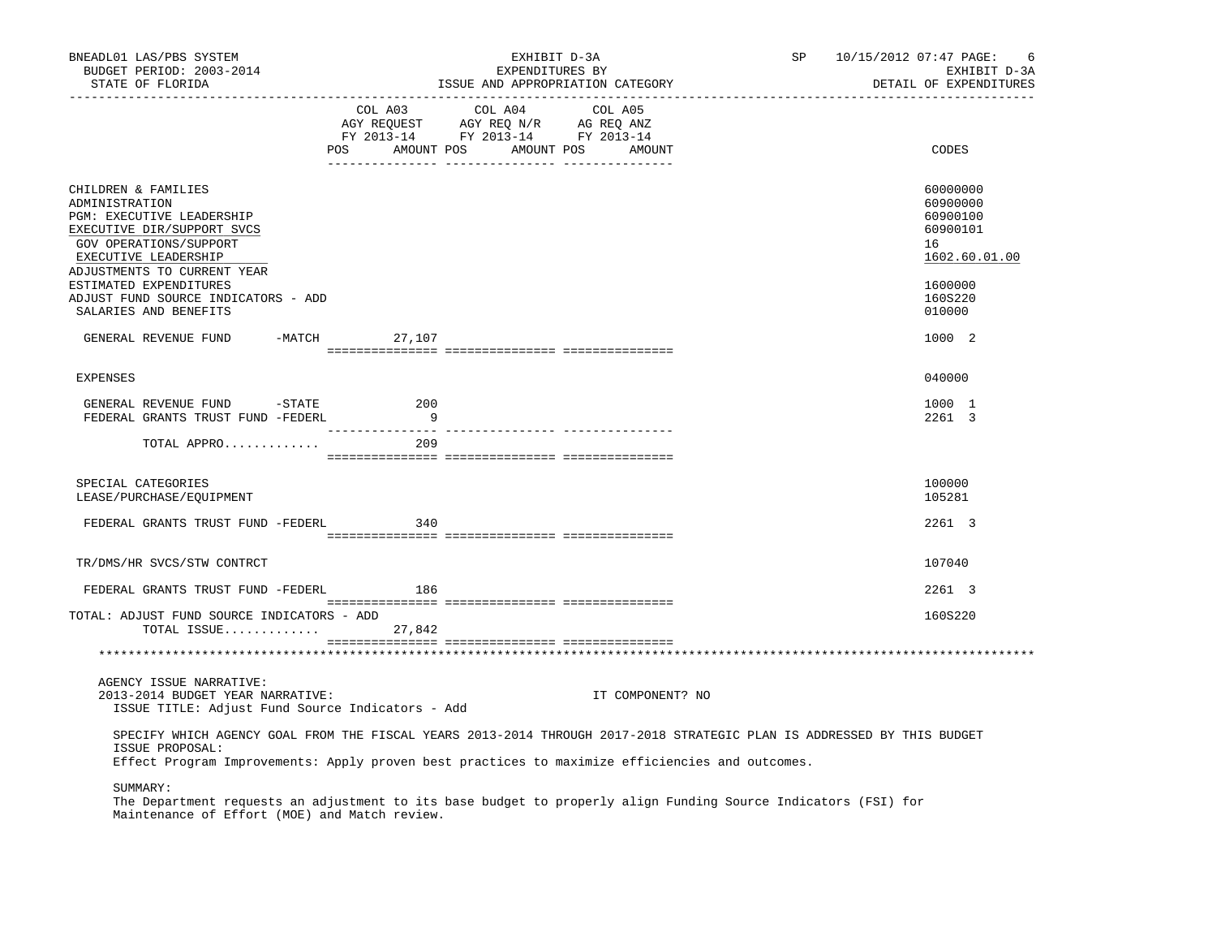BNEADL01 LAS/PBS SYSTEM — EXHIBIT D-3A — SP 10/15/2012 07:47
BUDGET PERIOD: 2003-2014 — EXPENDITURES BY — EXHIBIT D-3A
STATE OF FLORIDA — ISSUE AND APPROPRIATION CATEGORY — DETAIL OF EXPENDITURES

| | COL A03 AGY REQUEST FY 2013-14 POS AMOUNT | COL A04 AGY REQ N/R FY 2013-14 POS AMOUNT | COL A05 AG REQ ANZ FY 2013-14 POS AMOUNT | CODES |
|---|---|---|---|---|
| CHILDREN & FAMILIES | | | | 60000000 |
| ADMINISTRATION | | | | 60900000 |
| PGM: EXECUTIVE LEADERSHIP | | | | 60900100 |
| EXECUTIVE DIR/SUPPORT SVCS | | | | 60900101 |
| GOV OPERATIONS/SUPPORT | | | | 16 |
| EXECUTIVE LEADERSHIP | | | | 1602.60.01.00 |
| ADJUSTMENTS TO CURRENT YEAR ESTIMATED EXPENDITURES | | | | 1600000 |
| ADJUST FUND SOURCE INDICATORS - ADD | | | | 160S220 |
| SALARIES AND BENEFITS | | | | 010000 |
| GENERAL REVENUE FUND -MATCH | 27,107 | | | 1000 2 |
| EXPENSES | | | | 040000 |
| GENERAL REVENUE FUND -STATE | 200 | | | 1000 1 |
| FEDERAL GRANTS TRUST FUND -FEDERL | 9 | | | 2261 3 |
| TOTAL APPRO............ | 209 | | | |
| SPECIAL CATEGORIES | | | | 100000 |
| LEASE/PURCHASE/EQUIPMENT | | | | 105281 |
| FEDERAL GRANTS TRUST FUND -FEDERL | 340 | | | 2261 3 |
| TR/DMS/HR SVCS/STW CONTRCT | | | | 107040 |
| FEDERAL GRANTS TRUST FUND -FEDERL | 186 | | | 2261 3 |
| TOTAL: ADJUST FUND SOURCE INDICATORS - ADD | | | | 160S220 |
| TOTAL ISSUE............ | 27,842 | | | |

AGENCY ISSUE NARRATIVE:
2013-2014 BUDGET YEAR NARRATIVE: IT COMPONENT? NO
ISSUE TITLE: Adjust Fund Source Indicators - Add

SPECIFY WHICH AGENCY GOAL FROM THE FISCAL YEARS 2013-2014 THROUGH 2017-2018 STRATEGIC PLAN IS ADDRESSED BY THIS BUDGET ISSUE PROPOSAL:
Effect Program Improvements: Apply proven best practices to maximize efficiencies and outcomes.

SUMMARY:
The Department requests an adjustment to its base budget to properly align Funding Source Indicators (FSI) for Maintenance of Effort (MOE) and Match review.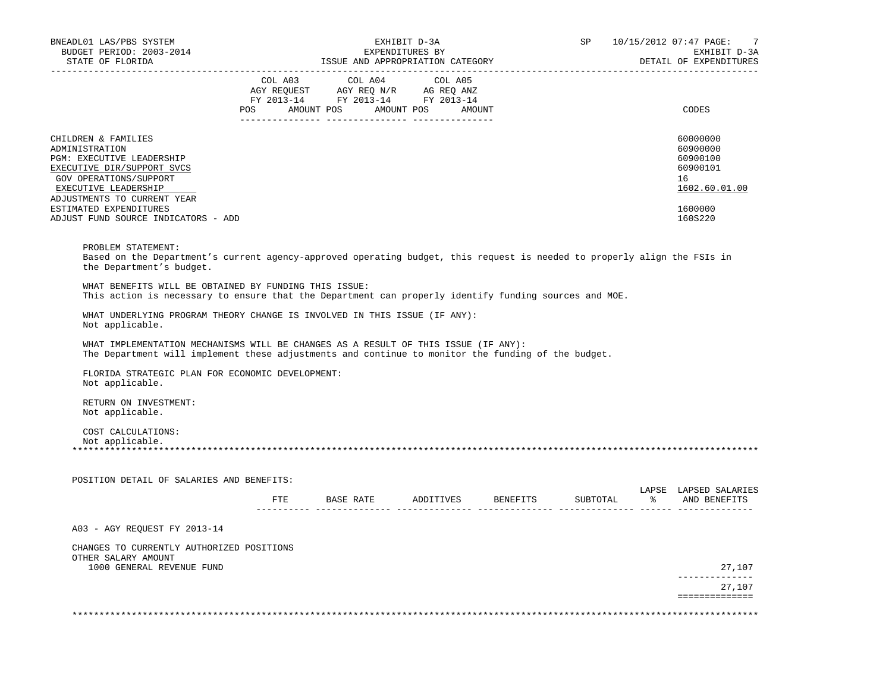BNEADL01 LAS/PBS SYSTEM | EXHIBIT D-3A | SP 10/15/2012 07:47
BUDGET PERIOD: 2003-2014 | EXPENDITURES BY | EXHIBIT D-3A
STATE OF FLORIDA | ISSUE AND APPROPRIATION CATEGORY | DETAIL OF EXPENDITURES

| | COL A03 AGY REQUEST FY 2013-14 POS | AMOUNT | COL A04 AGY REQ N/R FY 2013-14 POS | AMOUNT | COL A05 AG REQ ANZ FY 2013-14 POS | AMOUNT | CODES |
|---|---|---|---|---|---|---|---|
| CHILDREN & FAMILIES | | | | | | | 60000000 |
| ADMINISTRATION | | | | | | | 60900000 |
| PGM: EXECUTIVE LEADERSHIP | | | | | | | 60900100 |
| EXECUTIVE DIR/SUPPORT SVCS | | | | | | | 60900101 |
| GOV OPERATIONS/SUPPORT | | | | | | | 16 |
| EXECUTIVE LEADERSHIP | | | | | | | 1602.60.01.00 |
| ADJUSTMENTS TO CURRENT YEAR ESTIMATED EXPENDITURES | | | | | | | 1600000 |
| ADJUST FUND SOURCE INDICATORS - ADD | | | | | | | 160S220 |

PROBLEM STATEMENT:
Based on the Department’s current agency-approved operating budget, this request is needed to properly align the FSIs in the Department’s budget.

WHAT BENEFITS WILL BE OBTAINED BY FUNDING THIS ISSUE:
This action is necessary to ensure that the Department can properly identify funding sources and MOE.

WHAT UNDERLYING PROGRAM THEORY CHANGE IS INVOLVED IN THIS ISSUE (IF ANY):
Not applicable.

WHAT IMPLEMENTATION MECHANISMS WILL BE CHANGES AS A RESULT OF THIS ISSUE (IF ANY):
The Department will implement these adjustments and continue to monitor the funding of the budget.

FLORIDA STRATEGIC PLAN FOR ECONOMIC DEVELOPMENT:
Not applicable.

RETURN ON INVESTMENT:
Not applicable.

COST CALCULATIONS:
Not applicable.

POSITION DETAIL OF SALARIES AND BENEFITS:

| | FTE | BASE RATE | ADDITIVES | BENEFITS | SUBTOTAL | LAPSE % | LAPSED SALARIES AND BENEFITS |
|---|---|---|---|---|---|---|---|
| A03 - AGY REQUEST FY 2013-14 | | | | | | | |
| CHANGES TO CURRENTLY AUTHORIZED POSITIONS | | | | | | | |
| OTHER SALARY AMOUNT | | | | | | | |
| 1000 GENERAL REVENUE FUND | | | | | | | 27,107 |
| | | | | | | | 27,107 |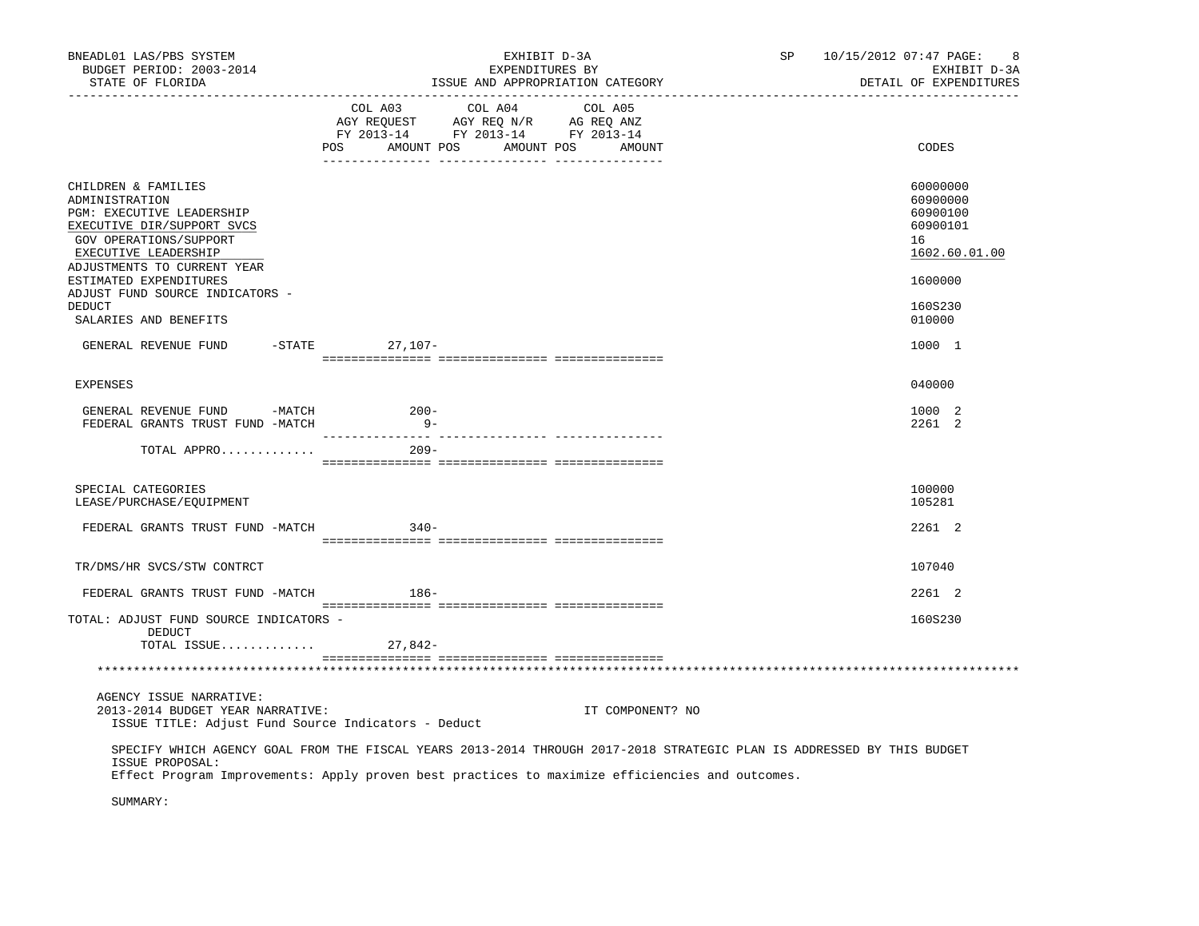BNEADL01 LAS/PBS SYSTEM — EXHIBIT D-3A — EXPENDITURES BY ISSUE AND APPROPRIATION CATEGORY
BUDGET PERIOD: 2003-2014 — STATE OF FLORIDA — SP 10/15/2012 07:47 — EXHIBIT D-3A DETAIL OF EXPENDITURES

| | COL A03 AGY REQUEST FY 2013-14 POS AMOUNT | COL A04 AGY REQ N/R FY 2013-14 POS AMOUNT | COL A05 AG REQ ANZ FY 2013-14 POS AMOUNT | CODES |
|---|---|---|---|---|
| CHILDREN & FAMILIES | | | | 60000000 |
| ADMINISTRATION | | | | 60900000 |
| PGM: EXECUTIVE LEADERSHIP | | | | 60900100 |
| EXECUTIVE DIR/SUPPORT SVCS | | | | 60900101 |
| GOV OPERATIONS/SUPPORT | | | | 16 |
| EXECUTIVE LEADERSHIP | | | | 1602.60.01.00 |
| ADJUSTMENTS TO CURRENT YEAR ESTIMATED EXPENDITURES | | | | 1600000 |
| ADJUST FUND SOURCE INDICATORS - DEDUCT | | | | 160S230 |
| SALARIES AND BENEFITS | | | | 010000 |
| GENERAL REVENUE FUND -STATE | 27,107- | | | 1000 1 |
| EXPENSES | | | | 040000 |
| GENERAL REVENUE FUND -MATCH | 200- | | | 1000 2 |
| FEDERAL GRANTS TRUST FUND -MATCH | 9- | | | 2261 2 |
| TOTAL APPRO............. | 209- | | | |
| SPECIAL CATEGORIES | | | | 100000 |
| LEASE/PURCHASE/EQUIPMENT | | | | 105281 |
| FEDERAL GRANTS TRUST FUND -MATCH | 340- | | | 2261 2 |
| TR/DMS/HR SVCS/STW CONTRCT | | | | 107040 |
| FEDERAL GRANTS TRUST FUND -MATCH | 186- | | | 2261 2 |
| TOTAL: ADJUST FUND SOURCE INDICATORS - DEDUCT | | | | 160S230 |
| TOTAL ISSUE............. | 27,842- | | | |

AGENCY ISSUE NARRATIVE:

2013-2014 BUDGET YEAR NARRATIVE: IT COMPONENT? NO

ISSUE TITLE: Adjust Fund Source Indicators - Deduct

SPECIFY WHICH AGENCY GOAL FROM THE FISCAL YEARS 2013-2014 THROUGH 2017-2018 STRATEGIC PLAN IS ADDRESSED BY THIS BUDGET ISSUE PROPOSAL:

Effect Program Improvements: Apply proven best practices to maximize efficiencies and outcomes.

SUMMARY: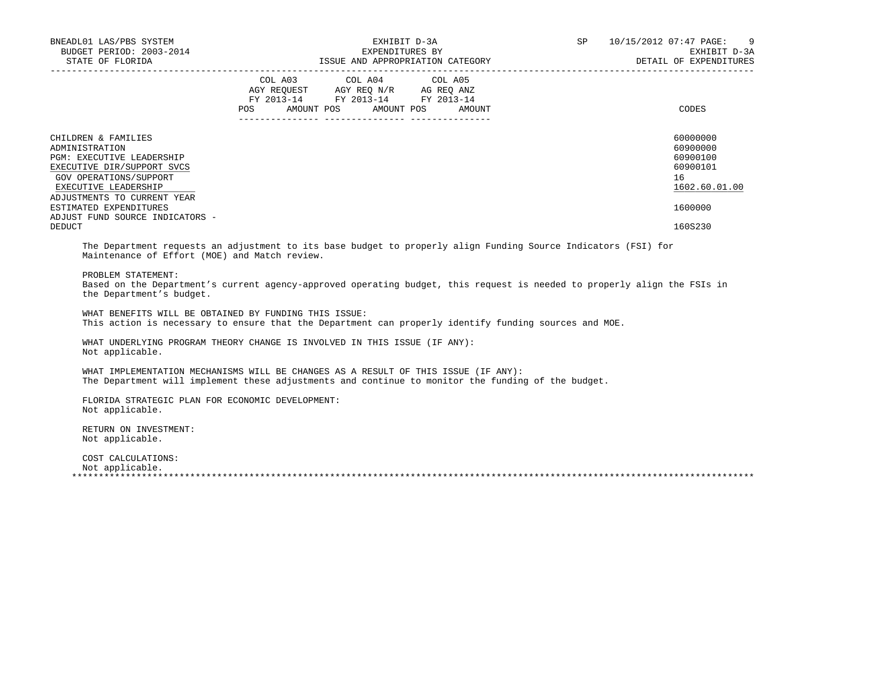BNEADL01 LAS/PBS SYSTEM | EXHIBIT D-3A | SP 10/15/2012 07:47
BUDGET PERIOD: 2003-2014 | EXPENDITURES BY | EXHIBIT D-3A
STATE OF FLORIDA | ISSUE AND APPROPRIATION CATEGORY | DETAIL OF EXPENDITURES

| | COL A03 AGY REQUEST FY 2013-14 | | COL A04 AGY REQ N/R FY 2013-14 | | COL A05 AG REQ ANZ FY 2013-14 | | |
|---|---|---|---|---|---|---|---|
| | POS | AMOUNT | POS | AMOUNT | POS | AMOUNT | CODES |
| CHILDREN & FAMILIES | | | | | | | 60000000 |
| ADMINISTRATION | | | | | | | 60900000 |
| PGM: EXECUTIVE LEADERSHIP | | | | | | | 60900100 |
| EXECUTIVE DIR/SUPPORT SVCS | | | | | | | 60900101 |
| GOV OPERATIONS/SUPPORT | | | | | | | 16 |
| EXECUTIVE LEADERSHIP | | | | | | | 1602.60.01.00 |
| ADJUSTMENTS TO CURRENT YEAR ESTIMATED EXPENDITURES | | | | | | | 1600000 |
| ADJUST FUND SOURCE INDICATORS - DEDUCT | | | | | | | 160S230 |

The Department requests an adjustment to its base budget to properly align Funding Source Indicators (FSI) for Maintenance of Effort (MOE) and Match review.

PROBLEM STATEMENT:
Based on the Department's current agency-approved operating budget, this request is needed to properly align the FSIs in the Department's budget.

WHAT BENEFITS WILL BE OBTAINED BY FUNDING THIS ISSUE:
This action is necessary to ensure that the Department can properly identify funding sources and MOE.

WHAT UNDERLYING PROGRAM THEORY CHANGE IS INVOLVED IN THIS ISSUE (IF ANY):
Not applicable.

WHAT IMPLEMENTATION MECHANISMS WILL BE CHANGES AS A RESULT OF THIS ISSUE (IF ANY):
The Department will implement these adjustments and continue to monitor the funding of the budget.

FLORIDA STRATEGIC PLAN FOR ECONOMIC DEVELOPMENT:
Not applicable.

RETURN ON INVESTMENT:
Not applicable.

COST CALCULATIONS:
Not applicable.

*******************************************************************************************************************************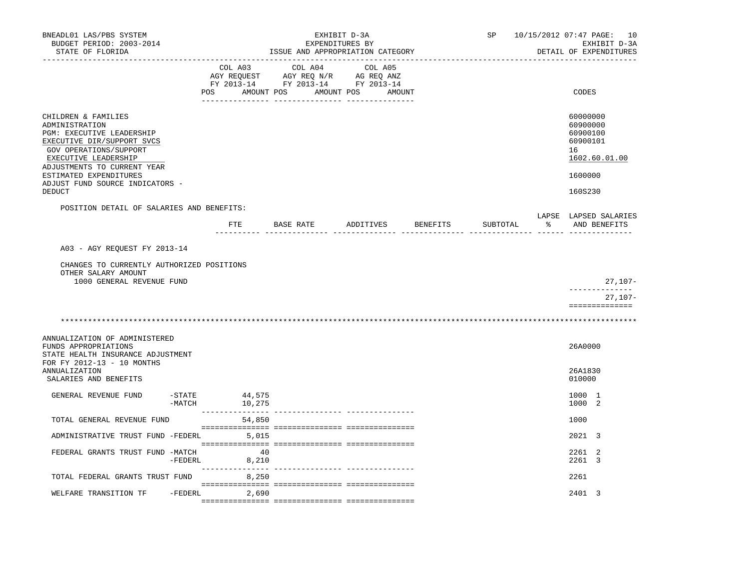BNEADL01 LAS/PBS SYSTEM — EXHIBIT D-3A — EXPENDITURES BY ISSUE AND APPROPRIATION CATEGORY — SP 10/15/2012 07:47 PAGE: 10
BUDGET PERIOD: 2003-2014 — EXHIBIT D-3A
STATE OF FLORIDA — DETAIL OF EXPENDITURES

| | COL A03 AGY REQUEST FY 2013-14 POS | AMOUNT | COL A04 AGY REQ N/R FY 2013-14 POS | AMOUNT | COL A05 AG REQ ANZ FY 2013-14 POS | AMOUNT | CODES |
|---|---|---|---|---|---|---|---|
| CHILDREN & FAMILIES | | | | | | | 60000000 |
| ADMINISTRATION | | | | | | | 60900000 |
| PGM: EXECUTIVE LEADERSHIP | | | | | | | 60900100 |
| EXECUTIVE DIR/SUPPORT SVCS | | | | | | | 60900101 |
| GOV OPERATIONS/SUPPORT | | | | | | | 16 |
| EXECUTIVE LEADERSHIP | | | | | | | 1602.60.01.00 |
| ADJUSTMENTS TO CURRENT YEAR ESTIMATED EXPENDITURES | | | | | | | 1600000 |
| ADJUST FUND SOURCE INDICATORS - DEDUCT | | | | | | | 160S230 |

POSITION DETAIL OF SALARIES AND BENEFITS:

| | FTE | BASE RATE | ADDITIVES | BENEFITS | SUBTOTAL | LAPSE % | LAPSED SALARIES AND BENEFITS |
|---|---|---|---|---|---|---|---|
| A03 - AGY REQUEST FY 2013-14 | | | | | | | |
| CHANGES TO CURRENTLY AUTHORIZED POSITIONS | | | | | | | |
| OTHER SALARY AMOUNT | | | | | | | |
| 1000 GENERAL REVENUE FUND | | | | | | | 27,107- |
| | | | | | | | 27,107- |

| | COL A03 AMOUNT | COL A04 AMOUNT | COL A05 AMOUNT | CODES |
|---|---|---|---|---|
| ANNUALIZATION OF ADMINISTERED FUNDS APPROPRIATIONS | | | | 26A0000 |
| STATE HEALTH INSURANCE ADJUSTMENT FOR FY 2012-13 - 10 MONTHS ANNUALIZATION | | | | 26A1830 |
| SALARIES AND BENEFITS | | | | 010000 |
| GENERAL REVENUE FUND -STATE | 44,575 | | | 1000 1 |
| GENERAL REVENUE FUND -MATCH | 10,275 | | | 1000 2 |
| TOTAL GENERAL REVENUE FUND | 54,850 | | | 1000 |
| ADMINISTRATIVE TRUST FUND -FEDERL | 5,015 | | | 2021 3 |
| FEDERAL GRANTS TRUST FUND -MATCH | 40 | | | 2261 2 |
| FEDERAL GRANTS TRUST FUND -FEDERL | 8,210 | | | 2261 3 |
| TOTAL FEDERAL GRANTS TRUST FUND | 8,250 | | | 2261 |
| WELFARE TRANSITION TF -FEDERL | 2,690 | | | 2401 3 |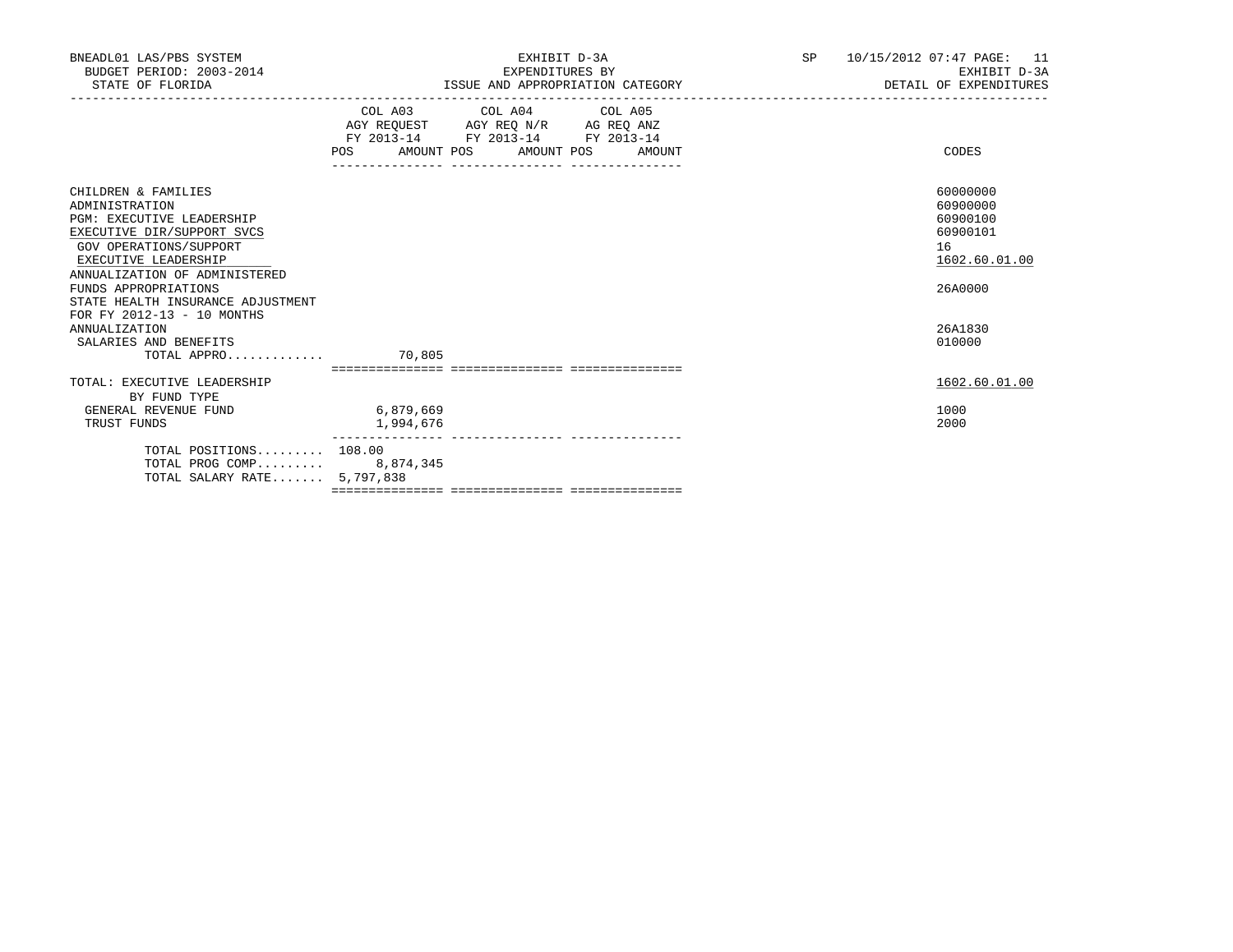BNEADL01 LAS/PBS SYSTEM — EXHIBIT D-3A — SP 10/15/2012 07:47

BUDGET PERIOD: 2003-2014 — EXPENDITURES BY — EXHIBIT D-3A

STATE OF FLORIDA — ISSUE AND APPROPRIATION CATEGORY — DETAIL OF EXPENDITURES

| | COL A03 AGY REQUEST FY 2013-14 | | COL A04 AGY REQ N/R FY 2013-14 | | COL A05 AG REQ ANZ FY 2013-14 | | CODES |
|---|---|---|---|---|---|---|---|
| | POS | AMOUNT | POS | AMOUNT | POS | AMOUNT | |
| CHILDREN & FAMILIES | | | | | | | 60000000 |
| ADMINISTRATION | | | | | | | 60900000 |
| PGM: EXECUTIVE LEADERSHIP | | | | | | | 60900100 |
| EXECUTIVE DIR/SUPPORT SVCS | | | | | | | 60900101 |
| GOV OPERATIONS/SUPPORT | | | | | | | 16 |
| EXECUTIVE LEADERSHIP | | | | | | | 1602.60.01.00 |
| ANNUALIZATION OF ADMINISTERED FUNDS APPROPRIATIONS | | | | | | | 26A0000 |
| STATE HEALTH INSURANCE ADJUSTMENT FOR FY 2012-13 - 10 MONTHS ANNUALIZATION | | | | | | | 26A1830 |
| SALARIES AND BENEFITS | | | | | | | 010000 |
| TOTAL APPRO............ | | 70,805 | | | | | |
| TOTAL: EXECUTIVE LEADERSHIP | | | | | | | 1602.60.01.00 |
| BY FUND TYPE | | | | | | | |
| GENERAL REVENUE FUND | | 6,879,669 | | | | | 1000 |
| TRUST FUNDS | | 1,994,676 | | | | | 2000 |
| TOTAL POSITIONS......... | 108.00 | | | | | | |
| TOTAL PROG COMP......... | | 8,874,345 | | | | | |
| TOTAL SALARY RATE....... | | 5,797,838 | | | | | |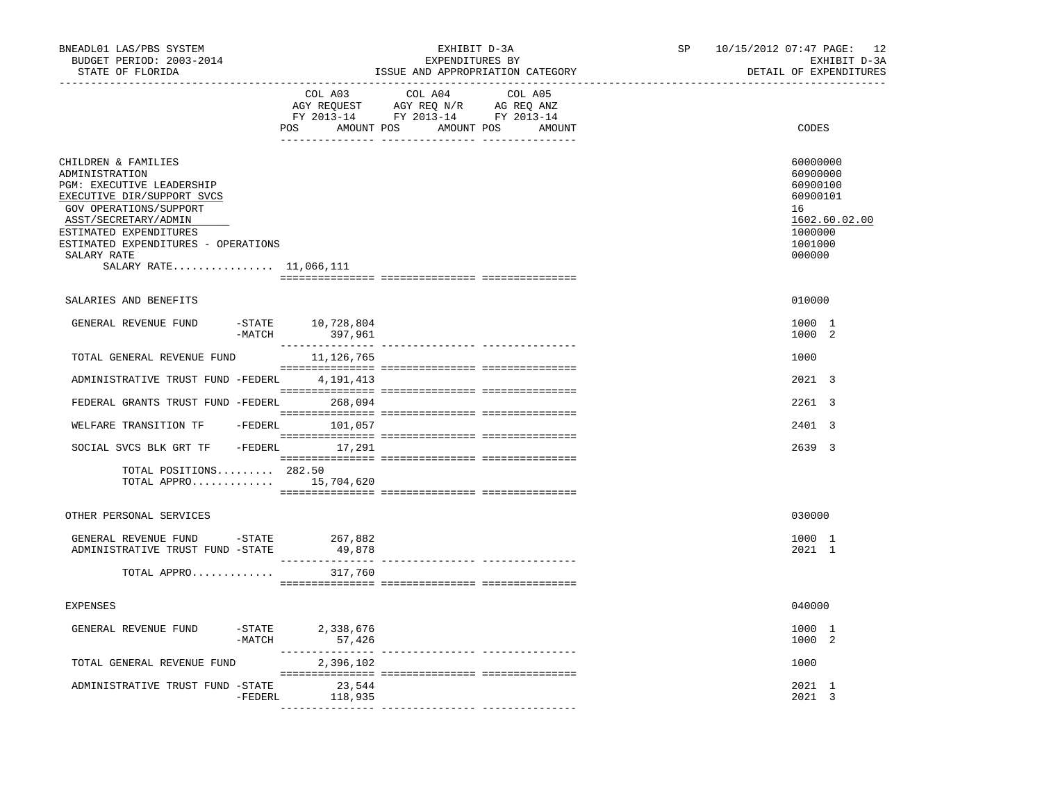BNEADL01 LAS/PBS SYSTEM | EXHIBIT D-3A | SP 10/15/2012 07:47 PAGE: 12
BUDGET PERIOD: 2003-2014 | EXPENDITURES BY | EXHIBIT D-3A
STATE OF FLORIDA | ISSUE AND APPROPRIATION CATEGORY | DETAIL OF EXPENDITURES

| | COL A03 AGY REQUEST FY 2013-14 POS AMOUNT | COL A04 AGY REQ N/R FY 2013-14 POS AMOUNT | COL A05 AG REQ ANZ FY 2013-14 POS AMOUNT | CODES |
|---|---|---|---|---|
| CHILDREN & FAMILIES | | | | 60000000 |
| ADMINISTRATION | | | | 60900000 |
| PGM: EXECUTIVE LEADERSHIP | | | | 60900100 |
| EXECUTIVE DIR/SUPPORT SVCS | | | | 60900101 |
| GOV OPERATIONS/SUPPORT | | | | 16 |
| ASST/SECRETARY/ADMIN | | | | 1602.60.02.00 |
| ESTIMATED EXPENDITURES | | | | 1000000 |
| ESTIMATED EXPENDITURES - OPERATIONS | | | | 1001000 |
| SALARY RATE | | | | 000000 |
| SALARY RATE................ | 11,066,111 | | | |
| SALARIES AND BENEFITS | | | | 010000 |
| GENERAL REVENUE FUND -STATE | 10,728,804 | | | 1000 1 |
| -MATCH | 397,961 | | | 1000 2 |
| TOTAL GENERAL REVENUE FUND | 11,126,765 | | | 1000 |
| ADMINISTRATIVE TRUST FUND -FEDERL | 4,191,413 | | | 2021 3 |
| FEDERAL GRANTS TRUST FUND -FEDERL | 268,094 | | | 2261 3 |
| WELFARE TRANSITION TF -FEDERL | 101,057 | | | 2401 3 |
| SOCIAL SVCS BLK GRT TF -FEDERL | 17,291 | | | 2639 3 |
| TOTAL POSITIONS......... | 282.50 | | | |
| TOTAL APPRO............. | 15,704,620 | | | |
| OTHER PERSONAL SERVICES | | | | 030000 |
| GENERAL REVENUE FUND -STATE | 267,882 | | | 1000 1 |
| ADMINISTRATIVE TRUST FUND -STATE | 49,878 | | | 2021 1 |
| TOTAL APPRO............. | 317,760 | | | |
| EXPENSES | | | | 040000 |
| GENERAL REVENUE FUND -STATE | 2,338,676 | | | 1000 1 |
| -MATCH | 57,426 | | | 1000 2 |
| TOTAL GENERAL REVENUE FUND | 2,396,102 | | | 1000 |
| ADMINISTRATIVE TRUST FUND -STATE | 23,544 | | | 2021 1 |
| -FEDERL | 118,935 | | | 2021 3 |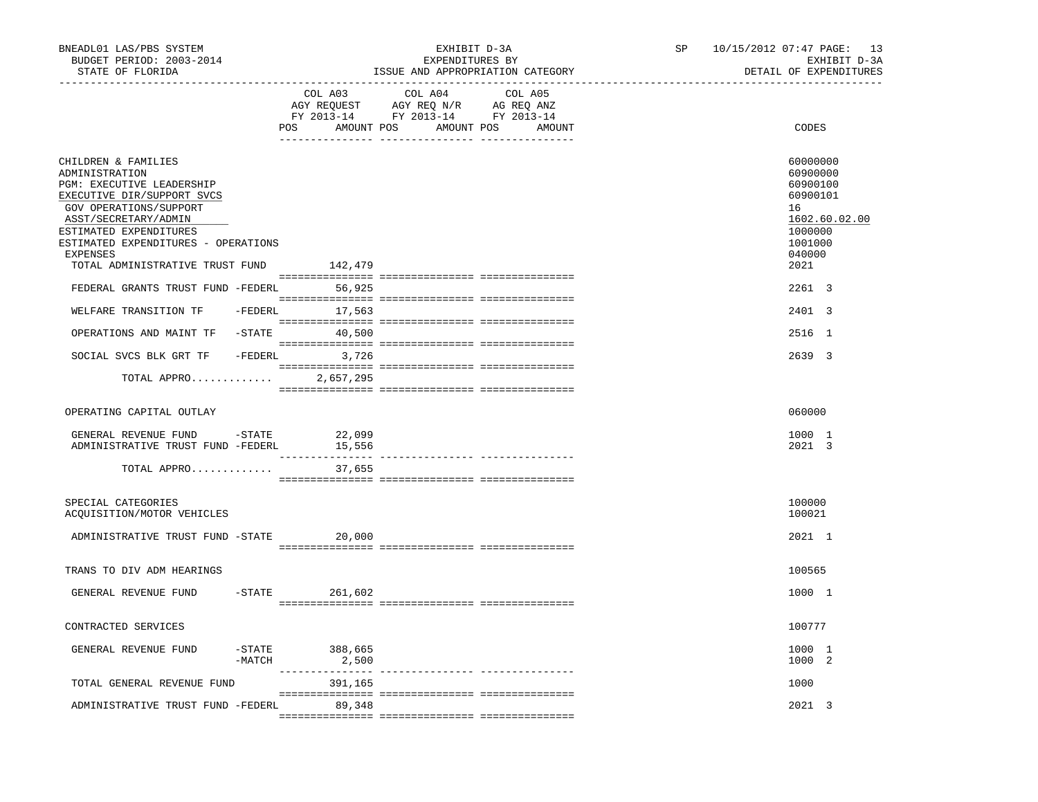BNEADL01 LAS/PBS SYSTEM
BUDGET PERIOD: 2003-2014
STATE OF FLORIDA

EXHIBIT D-3A
EXPENDITURES BY
ISSUE AND APPROPRIATION CATEGORY

SP 10/15/2012 07:47 PAGE: 13
EXHIBIT D-3A
DETAIL OF EXPENDITURES

| | COL A03 AGY REQUEST FY 2013-14 POS AMOUNT | COL A04 AGY REQ N/R FY 2013-14 POS AMOUNT | COL A05 AG REQ ANZ FY 2013-14 POS AMOUNT | CODES |
|---|---|---|---|---|
| CHILDREN & FAMILIES | | | | 60000000 |
| ADMINISTRATION | | | | 60900000 |
| PGM: EXECUTIVE LEADERSHIP | | | | 60900100 |
| EXECUTIVE DIR/SUPPORT SVCS | | | | 60900101 |
| GOV OPERATIONS/SUPPORT | | | | 16 |
| ASST/SECRETARY/ADMIN | | | | 1602.60.02.00 |
| ESTIMATED EXPENDITURES | | | | 1000000 |
| ESTIMATED EXPENDITURES - OPERATIONS | | | | 1001000 |
| EXPENSES | | | | 040000 |
| TOTAL ADMINISTRATIVE TRUST FUND | 142,479 | | | 2021 |
| FEDERAL GRANTS TRUST FUND -FEDERL | 56,925 | | | 2261 3 |
| WELFARE TRANSITION TF -FEDERL | 17,563 | | | 2401 3 |
| OPERATIONS AND MAINT TF -STATE | 40,500 | | | 2516 1 |
| SOCIAL SVCS BLK GRT TF -FEDERL | 3,726 | | | 2639 3 |
| TOTAL APPRO............. | 2,657,295 | | | |
| OPERATING CAPITAL OUTLAY | | | | 060000 |
| GENERAL REVENUE FUND -STATE | 22,099 | | | 1000 1 |
| ADMINISTRATIVE TRUST FUND -FEDERL | 15,556 | | | 2021 3 |
| TOTAL APPRO............. | 37,655 | | | |
| SPECIAL CATEGORIES | | | | 100000 |
| ACQUISITION/MOTOR VEHICLES | | | | 100021 |
| ADMINISTRATIVE TRUST FUND -STATE | 20,000 | | | 2021 1 |
| TRANS TO DIV ADM HEARINGS | | | | 100565 |
| GENERAL REVENUE FUND -STATE | 261,602 | | | 1000 1 |
| CONTRACTED SERVICES | | | | 100777 |
| GENERAL REVENUE FUND -STATE | 388,665 | | | 1000 1 |
| -MATCH | 2,500 | | | 1000 2 |
| TOTAL GENERAL REVENUE FUND | 391,165 | | | 1000 |
| ADMINISTRATIVE TRUST FUND -FEDERL | 89,348 | | | 2021 3 |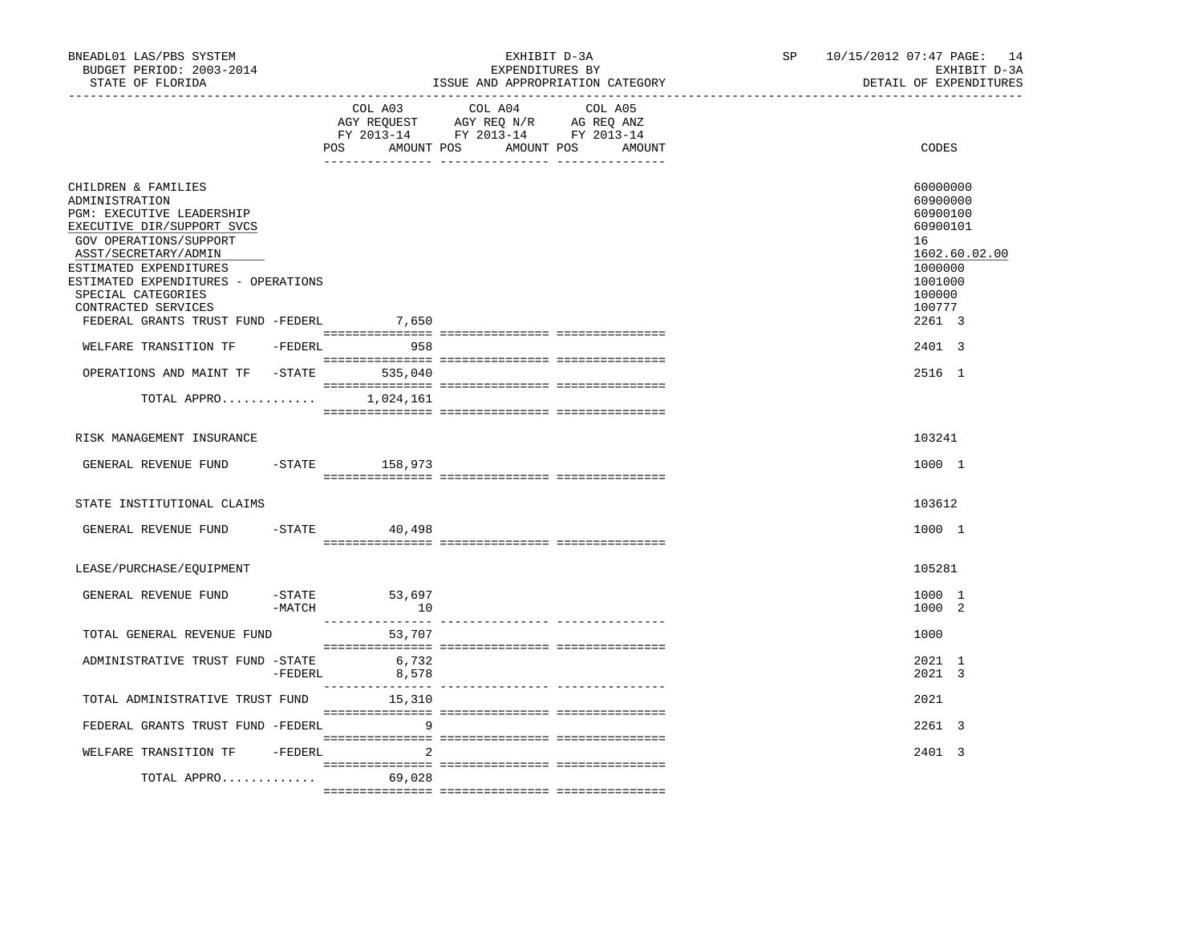BNEADL01 LAS/PBS SYSTEM — EXHIBIT D-3A — BUDGET PERIOD: 2003-2014 — EXPENDITURES BY ISSUE AND APPROPRIATION CATEGORY — STATE OF FLORIDA — SP 10/15/2012 07:47 — EXHIBIT D-3A DETAIL OF EXPENDITURES

| | COL A03 AGY REQUEST FY 2013-14 POS AMOUNT | COL A04 AGY REQ N/R FY 2013-14 POS AMOUNT | COL A05 AG REQ ANZ FY 2013-14 POS AMOUNT | CODES |
|---|---|---|---|---|
| CHILDREN & FAMILIES | | | | 60000000 |
| ADMINISTRATION | | | | 60900000 |
| PGM: EXECUTIVE LEADERSHIP | | | | 60900100 |
| EXECUTIVE DIR/SUPPORT SVCS | | | | 60900101 |
| GOV OPERATIONS/SUPPORT | | | | 16 |
| ASST/SECRETARY/ADMIN | | | | 1602.60.02.00 |
| ESTIMATED EXPENDITURES | | | | 1000000 |
| ESTIMATED EXPENDITURES - OPERATIONS | | | | 1001000 |
| SPECIAL CATEGORIES | | | | 100000 |
| CONTRACTED SERVICES | | | | 100777 |
| FEDERAL GRANTS TRUST FUND -FEDERL | 7,650 | | | 2261 3 |
| WELFARE TRANSITION TF -FEDERL | 958 | | | 2401 3 |
| OPERATIONS AND MAINT TF -STATE | 535,040 | | | 2516 1 |
| TOTAL APPRO............ | 1,024,161 | | | |
| RISK MANAGEMENT INSURANCE | | | | 103241 |
| GENERAL REVENUE FUND -STATE | 158,973 | | | 1000 1 |
| STATE INSTITUTIONAL CLAIMS | | | | 103612 |
| GENERAL REVENUE FUND -STATE | 40,498 | | | 1000 1 |
| LEASE/PURCHASE/EQUIPMENT | | | | 105281 |
| GENERAL REVENUE FUND -STATE | 53,697 | | | 1000 1 |
| -MATCH | 10 | | | 1000 2 |
| TOTAL GENERAL REVENUE FUND | 53,707 | | | 1000 |
| ADMINISTRATIVE TRUST FUND -STATE | 6,732 | | | 2021 1 |
| -FEDERL | 8,578 | | | 2021 3 |
| TOTAL ADMINISTRATIVE TRUST FUND | 15,310 | | | 2021 |
| FEDERAL GRANTS TRUST FUND -FEDERL | 9 | | | 2261 3 |
| WELFARE TRANSITION TF -FEDERL | 2 | | | 2401 3 |
| TOTAL APPRO............ | 69,028 | | | |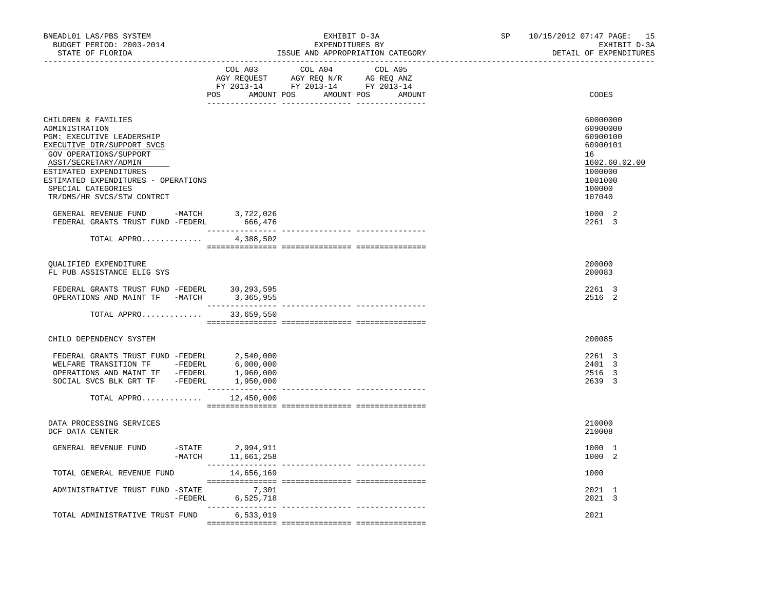BNEADL01 LAS/PBS SYSTEM — EXHIBIT D-3A — SP 10/15/2012 07:47

BUDGET PERIOD: 2003-2014 — EXPENDITURES BY — EXHIBIT D-3A

STATE OF FLORIDA — ISSUE AND APPROPRIATION CATEGORY — DETAIL OF EXPENDITURES

| | COL A03 AGY REQUEST FY 2013-14 POS AMOUNT | COL A04 AGY REQ N/R FY 2013-14 POS AMOUNT | COL A05 AG REQ ANZ FY 2013-14 POS AMOUNT | CODES |
|---|---|---|---|---|
| CHILDREN & FAMILIES | | | | 60000000 |
| ADMINISTRATION | | | | 60900000 |
| PGM: EXECUTIVE LEADERSHIP | | | | 60900100 |
| EXECUTIVE DIR/SUPPORT SVCS | | | | 60900101 |
| GOV OPERATIONS/SUPPORT | | | | 16 |
| ASST/SECRETARY/ADMIN | | | | 1602.60.02.00 |
| ESTIMATED EXPENDITURES | | | | 1000000 |
| ESTIMATED EXPENDITURES - OPERATIONS | | | | 1001000 |
| SPECIAL CATEGORIES | | | | 100000 |
| TR/DMS/HR SVCS/STW CONTRCT | | | | 107040 |
| GENERAL REVENUE FUND -MATCH | 3,722,026 | | | 1000 2 |
| FEDERAL GRANTS TRUST FUND -FEDERL | 666,476 | | | 2261 3 |
| TOTAL APPRO............ | 4,388,502 | | | |
| QUALIFIED EXPENDITURE | | | | 200000 |
| FL PUB ASSISTANCE ELIG SYS | | | | 200083 |
| FEDERAL GRANTS TRUST FUND -FEDERL | 30,293,595 | | | 2261 3 |
| OPERATIONS AND MAINT TF -MATCH | 3,365,955 | | | 2516 2 |
| TOTAL APPRO............ | 33,659,550 | | | |
| CHILD DEPENDENCY SYSTEM | | | | 200085 |
| FEDERAL GRANTS TRUST FUND -FEDERL | 2,540,000 | | | 2261 3 |
| WELFARE TRANSITION TF -FEDERL | 6,000,000 | | | 2401 3 |
| OPERATIONS AND MAINT TF -FEDERL | 1,960,000 | | | 2516 3 |
| SOCIAL SVCS BLK GRT TF -FEDERL | 1,950,000 | | | 2639 3 |
| TOTAL APPRO............ | 12,450,000 | | | |
| DATA PROCESSING SERVICES | | | | 210000 |
| DCF DATA CENTER | | | | 210008 |
| GENERAL REVENUE FUND -STATE | 2,994,911 | | | 1000 1 |
| -MATCH | 11,661,258 | | | 1000 2 |
| TOTAL GENERAL REVENUE FUND | 14,656,169 | | | 1000 |
| ADMINISTRATIVE TRUST FUND -STATE | 7,301 | | | 2021 1 |
| -FEDERL | 6,525,718 | | | 2021 3 |
| TOTAL ADMINISTRATIVE TRUST FUND | 6,533,019 | | | 2021 |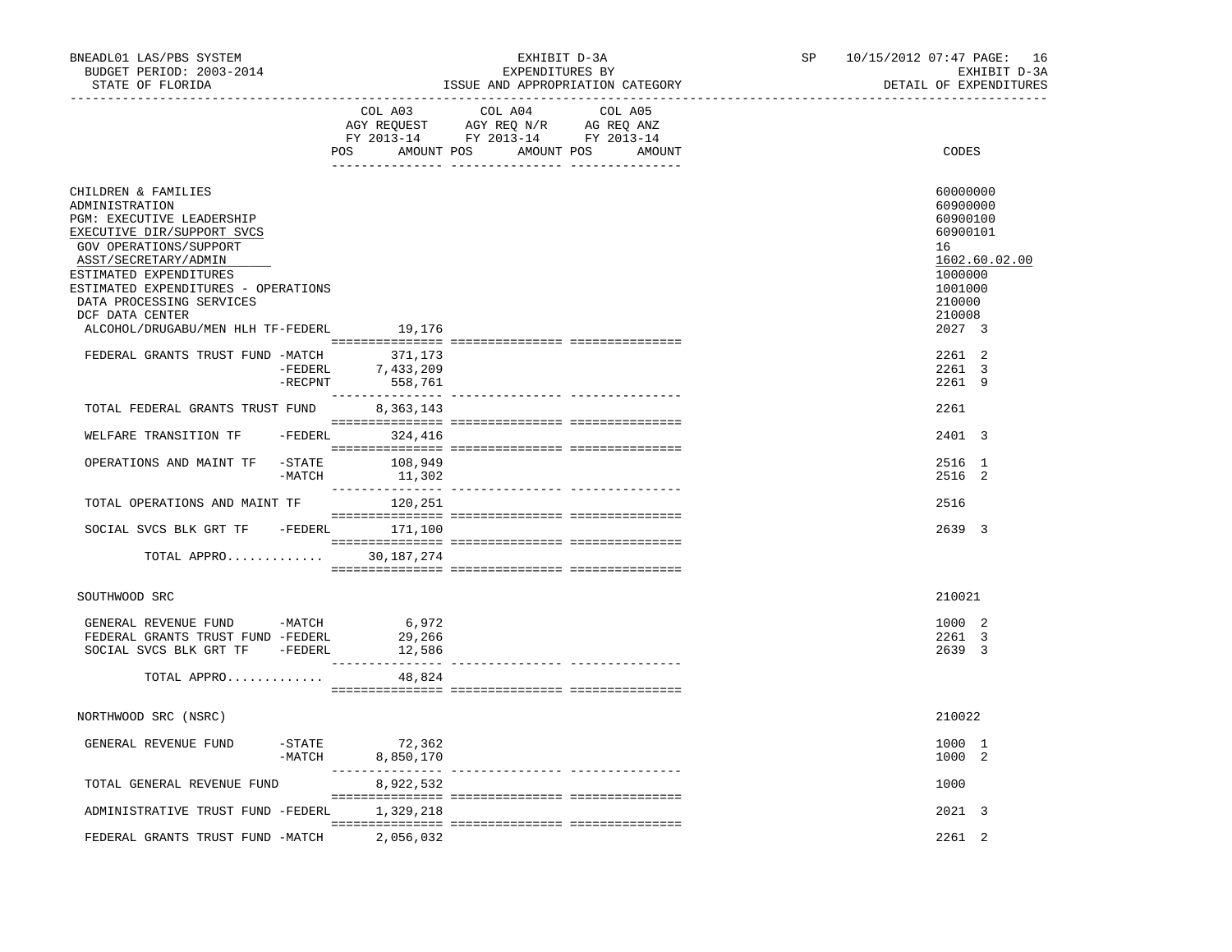BNEADL01 LAS/PBS SYSTEM — EXHIBIT D-3A — SP 10/15/2012 07:47

BUDGET PERIOD: 2003-2014 — EXPENDITURES BY — EXHIBIT D-3A

STATE OF FLORIDA — ISSUE AND APPROPRIATION CATEGORY — DETAIL OF EXPENDITURES

| | COL A03 AGY REQUEST FY 2013-14 POS AMOUNT | COL A04 AGY REQ N/R FY 2013-14 POS AMOUNT | COL A05 AG REQ ANZ FY 2013-14 POS AMOUNT | CODES |
|---|---|---|---|---|
| CHILDREN & FAMILIES | | | | 60000000 |
| ADMINISTRATION | | | | 60900000 |
| PGM: EXECUTIVE LEADERSHIP | | | | 60900100 |
| EXECUTIVE DIR/SUPPORT SVCS | | | | 60900101 |
| GOV OPERATIONS/SUPPORT | | | | 16 |
| ASST/SECRETARY/ADMIN | | | | 1602.60.02.00 |
| ESTIMATED EXPENDITURES | | | | 1000000 |
| ESTIMATED EXPENDITURES - OPERATIONS | | | | 1001000 |
| DATA PROCESSING SERVICES | | | | 210000 |
| DCF DATA CENTER | | | | 210008 |
| ALCOHOL/DRUGABU/MEN HLH TF-FEDERL | 19,176 | | | 2027 3 |
| FEDERAL GRANTS TRUST FUND -MATCH | 371,173 | | | 2261 2 |
| -FEDERL | 7,433,209 | | | 2261 3 |
| -RECPNT | 558,761 | | | 2261 9 |
| TOTAL FEDERAL GRANTS TRUST FUND | 8,363,143 | | | 2261 |
| WELFARE TRANSITION TF -FEDERL | 324,416 | | | 2401 3 |
| OPERATIONS AND MAINT TF -STATE | 108,949 | | | 2516 1 |
| -MATCH | 11,302 | | | 2516 2 |
| TOTAL OPERATIONS AND MAINT TF | 120,251 | | | 2516 |
| SOCIAL SVCS BLK GRT TF -FEDERL | 171,100 | | | 2639 3 |
| TOTAL APPRO............. | 30,187,274 | | | |
| SOUTHWOOD SRC | | | | 210021 |
| GENERAL REVENUE FUND -MATCH | 6,972 | | | 1000 2 |
| FEDERAL GRANTS TRUST FUND -FEDERL | 29,266 | | | 2261 3 |
| SOCIAL SVCS BLK GRT TF -FEDERL | 12,586 | | | 2639 3 |
| TOTAL APPRO............. | 48,824 | | | |
| NORTHWOOD SRC (NSRC) | | | | 210022 |
| GENERAL REVENUE FUND -STATE | 72,362 | | | 1000 1 |
| -MATCH | 8,850,170 | | | 1000 2 |
| TOTAL GENERAL REVENUE FUND | 8,922,532 | | | 1000 |
| ADMINISTRATIVE TRUST FUND -FEDERL | 1,329,218 | | | 2021 3 |
| FEDERAL GRANTS TRUST FUND -MATCH | 2,056,032 | | | 2261 2 |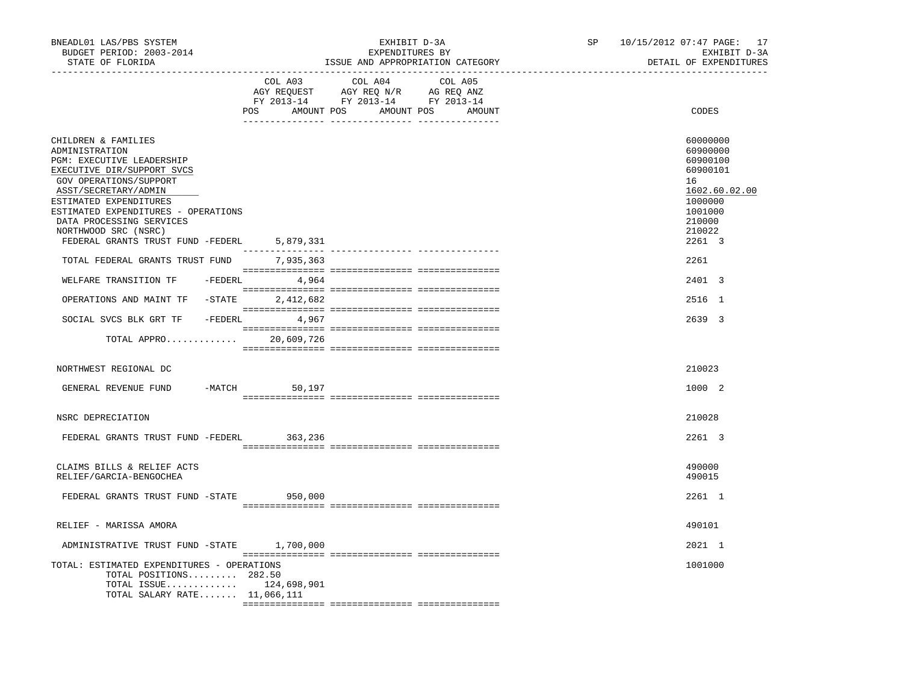BNEADL01 LAS/PBS SYSTEM | EXHIBIT D-3A | SP 10/15/2012 07:47

BUDGET PERIOD: 2003-2014 | EXPENDITURES BY | EXHIBIT D-3A

STATE OF FLORIDA | ISSUE AND APPROPRIATION CATEGORY | DETAIL OF EXPENDITURES

| | COL A03 AGY REQUEST FY 2013-14 POS AMOUNT | COL A04 AGY REQ N/R FY 2013-14 POS AMOUNT | COL A05 AG REQ ANZ FY 2013-14 POS AMOUNT | CODES |
|---|---|---|---|---|
| CHILDREN & FAMILIES | | | | 60000000 |
| ADMINISTRATION | | | | 60900000 |
| PGM: EXECUTIVE LEADERSHIP | | | | 60900100 |
| EXECUTIVE DIR/SUPPORT SVCS | | | | 60900101 |
| GOV OPERATIONS/SUPPORT | | | | 16 |
| ASST/SECRETARY/ADMIN | | | | 1602.60.02.00 |
| ESTIMATED EXPENDITURES | | | | 1000000 |
| ESTIMATED EXPENDITURES - OPERATIONS | | | | 1001000 |
| DATA PROCESSING SERVICES | | | | 210000 |
| NORTHWOOD SRC (NSRC) | | | | 210022 |
| FEDERAL GRANTS TRUST FUND -FEDERL | 5,879,331 | | | 2261 3 |
| TOTAL FEDERAL GRANTS TRUST FUND | 7,935,363 | | | 2261 |
| WELFARE TRANSITION TF -FEDERL | 4,964 | | | 2401 3 |
| OPERATIONS AND MAINT TF -STATE | 2,412,682 | | | 2516 1 |
| SOCIAL SVCS BLK GRT TF -FEDERL | 4,967 | | | 2639 3 |
| TOTAL APPRO............. | 20,609,726 | | | |
| NORTHWEST REGIONAL DC | | | | 210023 |
| GENERAL REVENUE FUND -MATCH | 50,197 | | | 1000 2 |
| NSRC DEPRECIATION | | | | 210028 |
| FEDERAL GRANTS TRUST FUND -FEDERL | 363,236 | | | 2261 3 |
| CLAIMS BILLS & RELIEF ACTS | | | | 490000 |
| RELIEF/GARCIA-BENGOCHEA | | | | 490015 |
| FEDERAL GRANTS TRUST FUND -STATE | 950,000 | | | 2261 1 |
| RELIEF - MARISSA AMORA | | | | 490101 |
| ADMINISTRATIVE TRUST FUND -STATE | 1,700,000 | | | 2021 1 |
| TOTAL: ESTIMATED EXPENDITURES - OPERATIONS | | | | 1001000 |
| TOTAL POSITIONS......... | 282.50 | | | |
| TOTAL ISSUE............. | 124,698,901 | | | |
| TOTAL SALARY RATE....... | 11,066,111 | | | |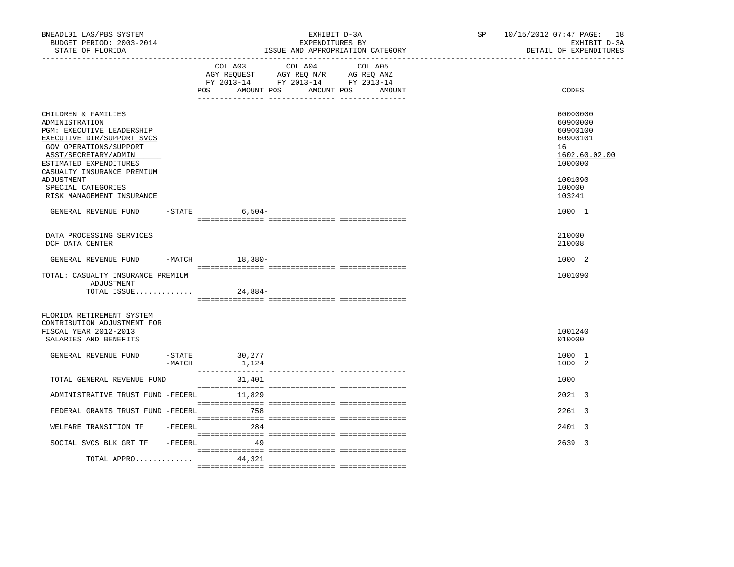BNEADL01 LAS/PBS SYSTEM
BUDGET PERIOD: 2003-2014
STATE OF FLORIDA

EXHIBIT D-3A
EXPENDITURES BY
ISSUE AND APPROPRIATION CATEGORY

SP 10/15/2012 07:47 PAGE: 18
EXHIBIT D-3A
DETAIL OF EXPENDITURES

| | COL A03 AGY REQUEST FY 2013-14 POS AMOUNT | COL A04 AGY REQ N/R FY 2013-14 POS AMOUNT | COL A05 AG REQ ANZ FY 2013-14 POS AMOUNT | CODES |
|---|---|---|---|---|
| CHILDREN & FAMILIES | | | | 60000000 |
| ADMINISTRATION | | | | 60900000 |
| PGM: EXECUTIVE LEADERSHIP | | | | 60900100 |
| EXECUTIVE DIR/SUPPORT SVCS | | | | 60900101 |
| GOV OPERATIONS/SUPPORT | | | | 16 |
| ASST/SECRETARY/ADMIN | | | | 1602.60.02.00 |
| ESTIMATED EXPENDITURES | | | | 1000000 |
| CASUALTY INSURANCE PREMIUM ADJUSTMENT | | | | 1001090 |
| SPECIAL CATEGORIES | | | | 100000 |
| RISK MANAGEMENT INSURANCE | | | | 103241 |
| GENERAL REVENUE FUND -STATE | 6,504- | | | 1000 1 |
| DATA PROCESSING SERVICES | | | | 210000 |
| DCF DATA CENTER | | | | 210008 |
| GENERAL REVENUE FUND -MATCH | 18,380- | | | 1000 2 |
| TOTAL: CASUALTY INSURANCE PREMIUM ADJUSTMENT | | | | 1001090 |
| TOTAL ISSUE............ | 24,884- | | | |
| FLORIDA RETIREMENT SYSTEM CONTRIBUTION ADJUSTMENT FOR FISCAL YEAR 2012-2013 | | | | 1001240 |
| SALARIES AND BENEFITS | | | | 010000 |
| GENERAL REVENUE FUND -STATE | 30,277 | | | 1000 1 |
| -MATCH | 1,124 | | | 1000 2 |
| TOTAL GENERAL REVENUE FUND | 31,401 | | | 1000 |
| ADMINISTRATIVE TRUST FUND -FEDERL | 11,829 | | | 2021 3 |
| FEDERAL GRANTS TRUST FUND -FEDERL | 758 | | | 2261 3 |
| WELFARE TRANSITION TF -FEDERL | 284 | | | 2401 3 |
| SOCIAL SVCS BLK GRT TF -FEDERL | 49 | | | 2639 3 |
| TOTAL APPRO............ | 44,321 | | | |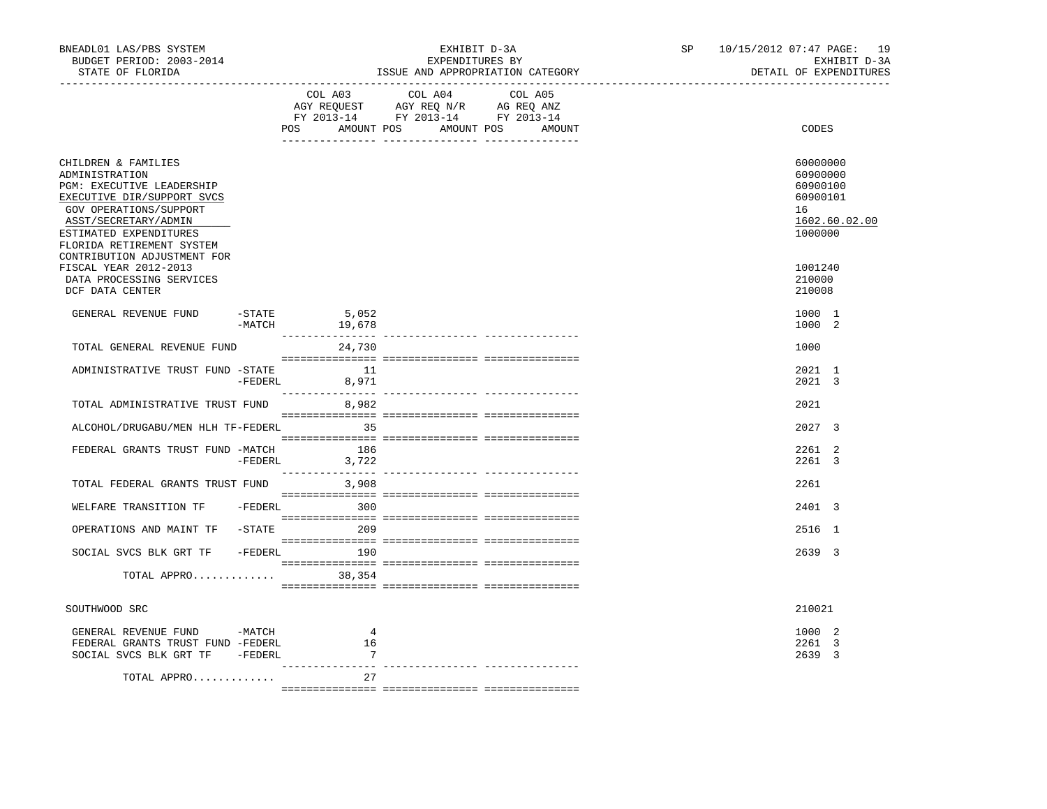BNEADL01 LAS/PBS SYSTEM — EXHIBIT D-3A — EXPENDITURES BY ISSUE AND APPROPRIATION CATEGORY
BUDGET PERIOD: 2003-2014 — STATE OF FLORIDA — SP 10/15/2012 07:47 — EXHIBIT D-3A DETAIL OF EXPENDITURES

| | COL A03 AGY REQUEST FY 2013-14 POS AMOUNT | COL A04 AGY REQ N/R FY 2013-14 POS AMOUNT | COL A05 AG REQ ANZ FY 2013-14 POS AMOUNT | CODES |
|---|---|---|---|---|
| CHILDREN & FAMILIES | | | | 60000000 |
| ADMINISTRATION | | | | 60900000 |
| PGM: EXECUTIVE LEADERSHIP | | | | 60900100 |
| EXECUTIVE DIR/SUPPORT SVCS | | | | 60900101 |
| GOV OPERATIONS/SUPPORT | | | | 16 |
| ASST/SECRETARY/ADMIN | | | | 1602.60.02.00 |
| ESTIMATED EXPENDITURES | | | | 1000000 |
| FLORIDA RETIREMENT SYSTEM CONTRIBUTION ADJUSTMENT FOR FISCAL YEAR 2012-2013 | | | | 1001240 |
| DATA PROCESSING SERVICES | | | | 210000 |
| DCF DATA CENTER | | | | 210008 |
| GENERAL REVENUE FUND -STATE | 5,052 | | | 1000 1 |
| -MATCH | 19,678 | | | 1000 2 |
| TOTAL GENERAL REVENUE FUND | 24,730 | | | 1000 |
| ADMINISTRATIVE TRUST FUND -STATE | 11 | | | 2021 1 |
| -FEDERL | 8,971 | | | 2021 3 |
| TOTAL ADMINISTRATIVE TRUST FUND | 8,982 | | | 2021 |
| ALCOHOL/DRUGABU/MEN HLH TF-FEDERL | 35 | | | 2027 3 |
| FEDERAL GRANTS TRUST FUND -MATCH | 186 | | | 2261 2 |
| -FEDERL | 3,722 | | | 2261 3 |
| TOTAL FEDERAL GRANTS TRUST FUND | 3,908 | | | 2261 |
| WELFARE TRANSITION TF -FEDERL | 300 | | | 2401 3 |
| OPERATIONS AND MAINT TF -STATE | 209 | | | 2516 1 |
| SOCIAL SVCS BLK GRT TF -FEDERL | 190 | | | 2639 3 |
| TOTAL APPRO............. | 38,354 | | | |
| SOUTHWOOD SRC | | | | 210021 |
| GENERAL REVENUE FUND -MATCH | 4 | | | 1000 2 |
| FEDERAL GRANTS TRUST FUND -FEDERL | 16 | | | 2261 3 |
| SOCIAL SVCS BLK GRT TF -FEDERL | 7 | | | 2639 3 |
| TOTAL APPRO............. | 27 | | | |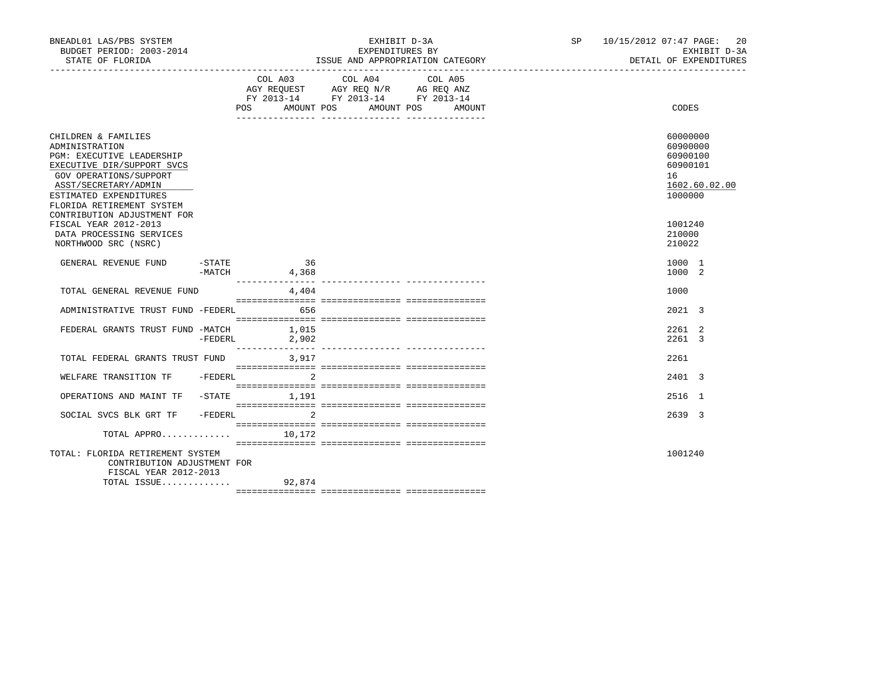BNEADL01 LAS/PBS SYSTEM — EXHIBIT D-3A — SP 10/15/2012 07:47

BUDGET PERIOD: 2003-2014 — EXPENDITURES BY — EXHIBIT D-3A

STATE OF FLORIDA — ISSUE AND APPROPRIATION CATEGORY — DETAIL OF EXPENDITURES

| | | COL A03 AGY REQUEST FY 2013-14 POS | AMOUNT | COL A04 AGY REQ N/R FY 2013-14 POS | AMOUNT | COL A05 AG REQ ANZ FY 2013-14 POS | AMOUNT | CODES |
|---|---|---|---|---|---|---|---|---|
| CHILDREN & FAMILIES | | | | | | | | 60000000 |
| ADMINISTRATION | | | | | | | | 60900000 |
| PGM: EXECUTIVE LEADERSHIP | | | | | | | | 60900100 |
| EXECUTIVE DIR/SUPPORT SVCS | | | | | | | | 60900101 |
| GOV OPERATIONS/SUPPORT | | | | | | | | 16 |
| ASST/SECRETARY/ADMIN | | | | | | | | 1602.60.02.00 |
| ESTIMATED EXPENDITURES | | | | | | | | 1000000 |
| FLORIDA RETIREMENT SYSTEM CONTRIBUTION ADJUSTMENT FOR FISCAL YEAR 2012-2013 | | | | | | | | 1001240 |
| DATA PROCESSING SERVICES | | | | | | | | 210000 |
| NORTHWOOD SRC (NSRC) | | | | | | | | 210022 |
| GENERAL REVENUE FUND | -STATE | | 36 | | | | | 1000 1 |
| | -MATCH | | 4,368 | | | | | 1000 2 |
| TOTAL GENERAL REVENUE FUND | | | 4,404 | | | | | 1000 |
| ADMINISTRATIVE TRUST FUND | -FEDERL | | 656 | | | | | 2021 3 |
| FEDERAL GRANTS TRUST FUND | -MATCH | | 1,015 | | | | | 2261 2 |
| | -FEDERL | | 2,902 | | | | | 2261 3 |
| TOTAL FEDERAL GRANTS TRUST FUND | | | 3,917 | | | | | 2261 |
| WELFARE TRANSITION TF | -FEDERL | | 2 | | | | | 2401 3 |
| OPERATIONS AND MAINT TF | -STATE | | 1,191 | | | | | 2516 1 |
| SOCIAL SVCS BLK GRT TF | -FEDERL | | 2 | | | | | 2639 3 |
| TOTAL APPRO............. | | | 10,172 | | | | | |
| TOTAL: FLORIDA RETIREMENT SYSTEM CONTRIBUTION ADJUSTMENT FOR FISCAL YEAR 2012-2013 | | | | | | | | 1001240 |
| TOTAL ISSUE............. | | | 92,874 | | | | | |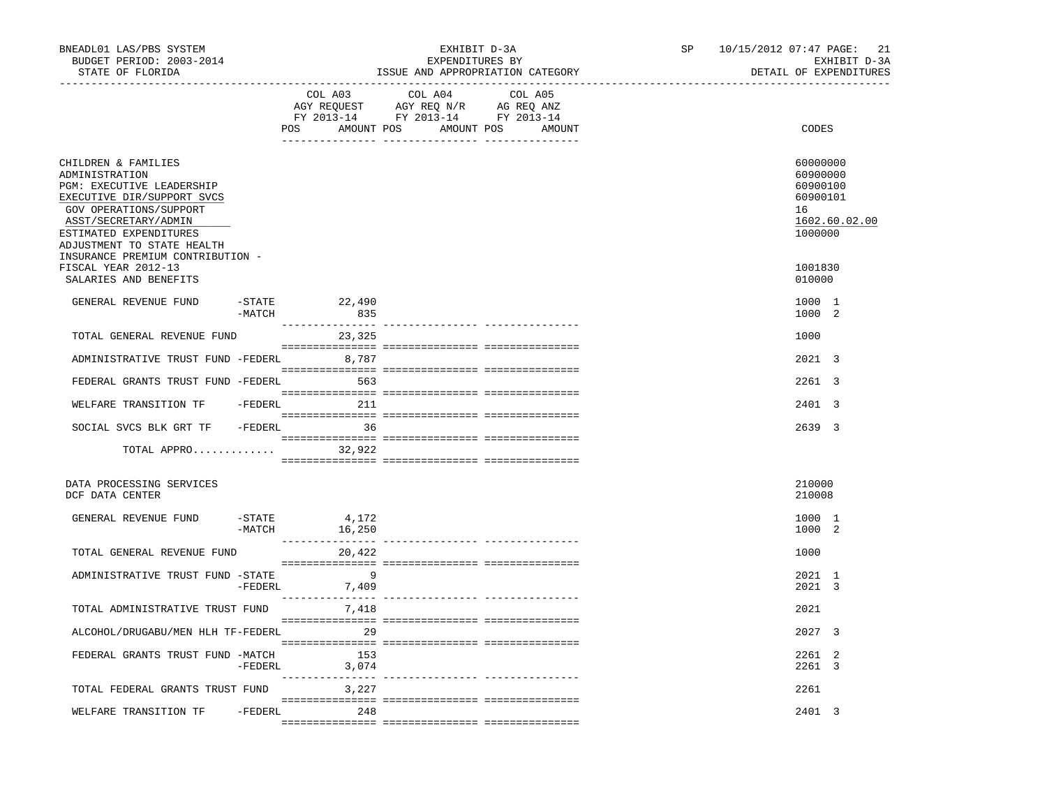BNEADL01 LAS/PBS SYSTEM — EXHIBIT D-3A — SP 10/15/2012 07:47

BUDGET PERIOD: 2003-2014 — EXPENDITURES BY — EXHIBIT D-3A

STATE OF FLORIDA — ISSUE AND APPROPRIATION CATEGORY — DETAIL OF EXPENDITURES

| | | COL A03 AGY REQUEST FY 2013-14 POS | AMOUNT | COL A04 AGY REQ N/R FY 2013-14 POS | AMOUNT | COL A05 AG REQ ANZ FY 2013-14 POS | AMOUNT | CODES |
|---|---|---|---|---|---|---|---|---|
| CHILDREN & FAMILIES | | | | | | | | 60000000 |
| ADMINISTRATION | | | | | | | | 60900000 |
| PGM: EXECUTIVE LEADERSHIP | | | | | | | | 60900100 |
| EXECUTIVE DIR/SUPPORT SVCS | | | | | | | | 60900101 |
| GOV OPERATIONS/SUPPORT | | | | | | | | 16 |
| ASST/SECRETARY/ADMIN | | | | | | | | 1602.60.02.00 |
| ESTIMATED EXPENDITURES | | | | | | | | 1000000 |
| ADJUSTMENT TO STATE HEALTH INSURANCE PREMIUM CONTRIBUTION - FISCAL YEAR 2012-13 | | | | | | | | 1001830 |
| SALARIES AND BENEFITS | | | | | | | | 010000 |
| GENERAL REVENUE FUND | -STATE | | 22,490 | | | | | 1000 1 |
| | -MATCH | | 835 | | | | | 1000 2 |
| TOTAL GENERAL REVENUE FUND | | | 23,325 | | | | | 1000 |
| ADMINISTRATIVE TRUST FUND | -FEDERL | | 8,787 | | | | | 2021 3 |
| FEDERAL GRANTS TRUST FUND | -FEDERL | | 563 | | | | | 2261 3 |
| WELFARE TRANSITION TF | -FEDERL | | 211 | | | | | 2401 3 |
| SOCIAL SVCS BLK GRT TF | -FEDERL | | 36 | | | | | 2639 3 |
| TOTAL APPRO............ | | | 32,922 | | | | | |
| DATA PROCESSING SERVICES | | | | | | | | 210000 |
| DCF DATA CENTER | | | | | | | | 210008 |
| GENERAL REVENUE FUND | -STATE | | 4,172 | | | | | 1000 1 |
| | -MATCH | | 16,250 | | | | | 1000 2 |
| TOTAL GENERAL REVENUE FUND | | | 20,422 | | | | | 1000 |
| ADMINISTRATIVE TRUST FUND | -STATE | | 9 | | | | | 2021 1 |
| | -FEDERL | | 7,409 | | | | | 2021 3 |
| TOTAL ADMINISTRATIVE TRUST FUND | | | 7,418 | | | | | 2021 |
| ALCOHOL/DRUGABU/MEN HLH TF | -FEDERL | | 29 | | | | | 2027 3 |
| FEDERAL GRANTS TRUST FUND | -MATCH | | 153 | | | | | 2261 2 |
| | -FEDERL | | 3,074 | | | | | 2261 3 |
| TOTAL FEDERAL GRANTS TRUST FUND | | | 3,227 | | | | | 2261 |
| WELFARE TRANSITION TF | -FEDERL | | 248 | | | | | 2401 3 |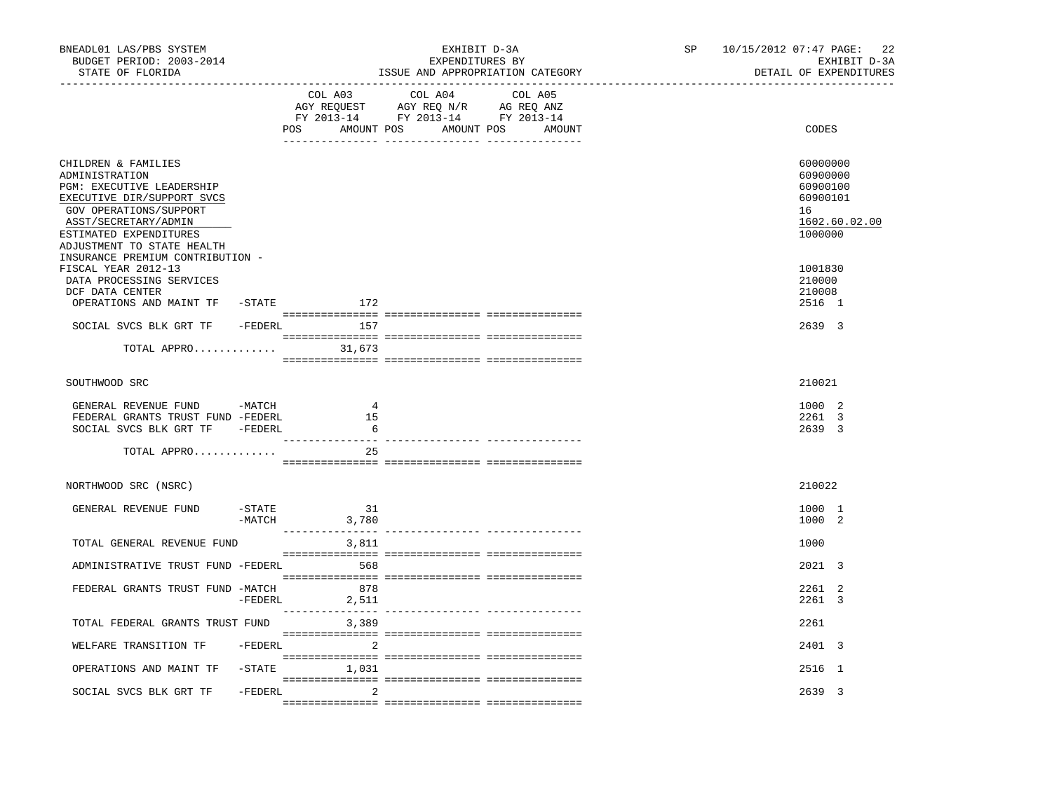BNEADL01 LAS/PBS SYSTEM | EXHIBIT D-3A | SP 10/15/2012 07:47 PAGE: 22
BUDGET PERIOD: 2003-2014 | EXPENDITURES BY | EXHIBIT D-3A
STATE OF FLORIDA | ISSUE AND APPROPRIATION CATEGORY | DETAIL OF EXPENDITURES

| | COL A03 AGY REQUEST FY 2013-14 POS AMOUNT | COL A04 AGY REQ N/R FY 2013-14 POS AMOUNT | COL A05 AG REQ ANZ FY 2013-14 POS AMOUNT | CODES |
|---|---|---|---|---|
| CHILDREN & FAMILIES | | | | 60000000 |
| ADMINISTRATION | | | | 60900000 |
| PGM: EXECUTIVE LEADERSHIP | | | | 60900100 |
| EXECUTIVE DIR/SUPPORT SVCS | | | | 60900101 |
| GOV OPERATIONS/SUPPORT | | | | 16 |
| ASST/SECRETARY/ADMIN | | | | 1602.60.02.00 |
| ESTIMATED EXPENDITURES | | | | 1000000 |
| ADJUSTMENT TO STATE HEALTH INSURANCE PREMIUM CONTRIBUTION - FISCAL YEAR 2012-13 | | | | 1001830 |
| DATA PROCESSING SERVICES | | | | 210000 |
| DCF DATA CENTER | | | | 210008 |
| OPERATIONS AND MAINT TF -STATE | 172 | | | 2516 1 |
| SOCIAL SVCS BLK GRT TF -FEDERL | 157 | | | 2639 3 |
| TOTAL APPRO............ | 31,673 | | | |
| SOUTHWOOD SRC | | | | 210021 |
| GENERAL REVENUE FUND -MATCH | 4 | | | 1000 2 |
| FEDERAL GRANTS TRUST FUND -FEDERL | 15 | | | 2261 3 |
| SOCIAL SVCS BLK GRT TF -FEDERL | 6 | | | 2639 3 |
| TOTAL APPRO............ | 25 | | | |
| NORTHWOOD SRC (NSRC) | | | | 210022 |
| GENERAL REVENUE FUND -STATE | 31 | | | 1000 1 |
| -MATCH | 3,780 | | | 1000 2 |
| TOTAL GENERAL REVENUE FUND | 3,811 | | | 1000 |
| ADMINISTRATIVE TRUST FUND -FEDERL | 568 | | | 2021 3 |
| FEDERAL GRANTS TRUST FUND -MATCH | 878 | | | 2261 2 |
| -FEDERL | 2,511 | | | 2261 3 |
| TOTAL FEDERAL GRANTS TRUST FUND | 3,389 | | | 2261 |
| WELFARE TRANSITION TF -FEDERL | 2 | | | 2401 3 |
| OPERATIONS AND MAINT TF -STATE | 1,031 | | | 2516 1 |
| SOCIAL SVCS BLK GRT TF -FEDERL | 2 | | | 2639 3 |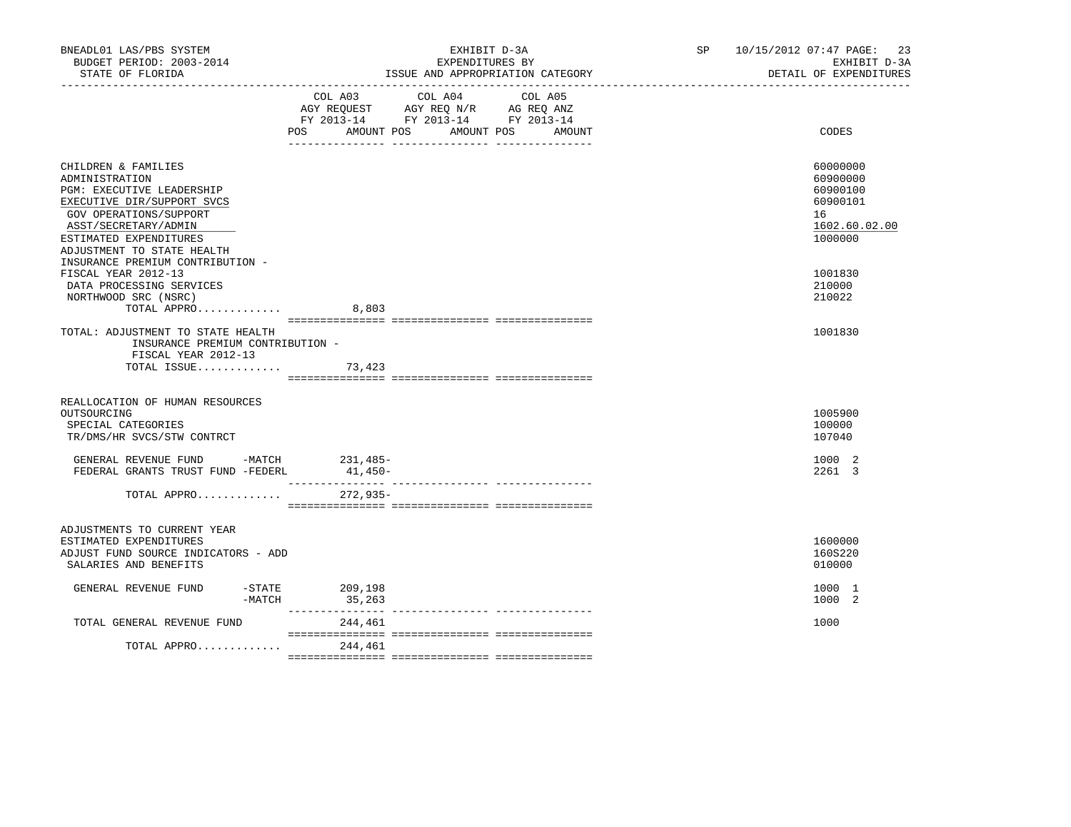BNEADL01 LAS/PBS SYSTEM — EXHIBIT D-3A — EXPENDITURES BY ISSUE AND APPROPRIATION CATEGORY

BUDGET PERIOD: 2003-2014 — STATE OF FLORIDA — SP 10/15/2012 07:47 — EXHIBIT D-3A DETAIL OF EXPENDITURES

| | COL A03 AGY REQUEST FY 2013-14 POS AMOUNT | COL A04 AGY REQ N/R FY 2013-14 POS AMOUNT | COL A05 AG REQ ANZ FY 2013-14 POS AMOUNT | CODES |
|---|---|---|---|---|
| CHILDREN & FAMILIES | | | | 60000000 |
| ADMINISTRATION | | | | 60900000 |
| PGM: EXECUTIVE LEADERSHIP | | | | 60900100 |
| EXECUTIVE DIR/SUPPORT SVCS | | | | 60900101 |
| GOV OPERATIONS/SUPPORT | | | | 16 |
| ASST/SECRETARY/ADMIN | | | | 1602.60.02.00 |
| ESTIMATED EXPENDITURES | | | | 1000000 |
| ADJUSTMENT TO STATE HEALTH INSURANCE PREMIUM CONTRIBUTION - FISCAL YEAR 2012-13 | | | | 1001830 |
| DATA PROCESSING SERVICES | | | | 210000 |
| NORTHWOOD SRC (NSRC) | | | | 210022 |
| TOTAL APPRO............. | 8,803 | | | |
| TOTAL: ADJUSTMENT TO STATE HEALTH INSURANCE PREMIUM CONTRIBUTION - FISCAL YEAR 2012-13 | | | | 1001830 |
| TOTAL ISSUE............. | 73,423 | | | |
| REALLOCATION OF HUMAN RESOURCES OUTSOURCING | | | | 1005900 |
| SPECIAL CATEGORIES | | | | 100000 |
| TR/DMS/HR SVCS/STW CONTRCT | | | | 107040 |
| GENERAL REVENUE FUND -MATCH | 231,485- | | | 1000 2 |
| FEDERAL GRANTS TRUST FUND -FEDERL | 41,450- | | | 2261 3 |
| TOTAL APPRO............. | 272,935- | | | |
| ADJUSTMENTS TO CURRENT YEAR ESTIMATED EXPENDITURES | | | | 1600000 |
| ADJUST FUND SOURCE INDICATORS - ADD | | | | 160S220 |
| SALARIES AND BENEFITS | | | | 010000 |
| GENERAL REVENUE FUND -STATE | 209,198 | | | 1000 1 |
| -MATCH | 35,263 | | | 1000 2 |
| TOTAL GENERAL REVENUE FUND | 244,461 | | | 1000 |
| TOTAL APPRO............. | 244,461 | | | |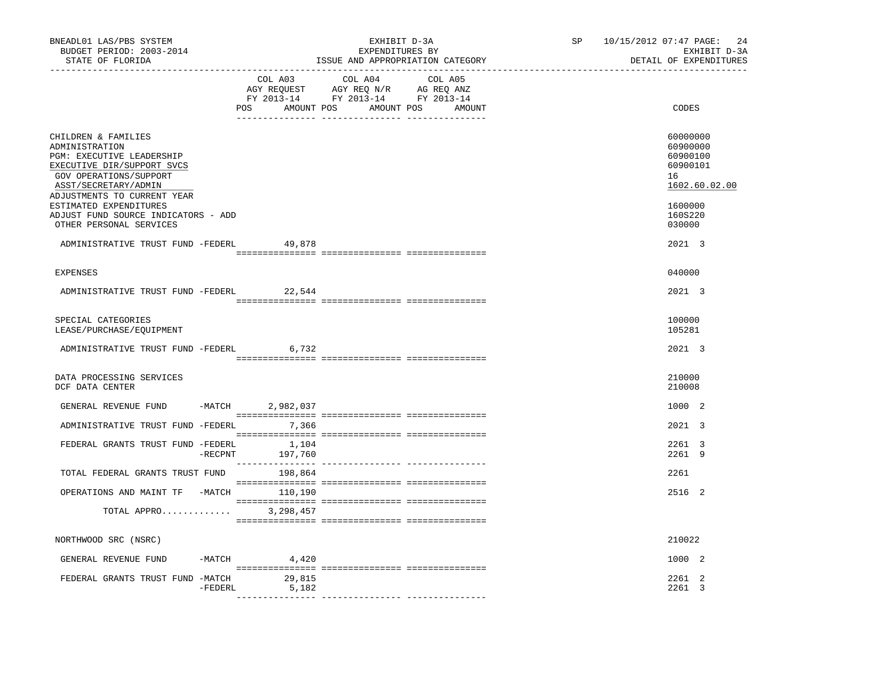BNEADL01 LAS/PBS SYSTEM | EXHIBIT D-3A | SP 10/15/2012 07:47 PAGE: 24
BUDGET PERIOD: 2003-2014 | EXPENDITURES BY | EXHIBIT D-3A
STATE OF FLORIDA | ISSUE AND APPROPRIATION CATEGORY | DETAIL OF EXPENDITURES

| | COL A03 AGY REQUEST FY 2013-14 POS AMOUNT | COL A04 AGY REQ N/R FY 2013-14 POS AMOUNT | COL A05 AG REQ ANZ FY 2013-14 POS AMOUNT | CODES |
|---|---|---|---|---|
| CHILDREN & FAMILIES | | | | 60000000 |
| ADMINISTRATION | | | | 60900000 |
| PGM: EXECUTIVE LEADERSHIP | | | | 60900100 |
| EXECUTIVE DIR/SUPPORT SVCS | | | | 60900101 |
| GOV OPERATIONS/SUPPORT | | | | 16 |
| ASST/SECRETARY/ADMIN | | | | 1602.60.02.00 |
| ADJUSTMENTS TO CURRENT YEAR ESTIMATED EXPENDITURES | | | | 1600000 |
| ADJUST FUND SOURCE INDICATORS - ADD | | | | 160S220 |
| OTHER PERSONAL SERVICES | | | | 030000 |
| ADMINISTRATIVE TRUST FUND -FEDERL | 49,878 | | | 2021 3 |
| EXPENSES | | | | 040000 |
| ADMINISTRATIVE TRUST FUND -FEDERL | 22,544 | | | 2021 3 |
| SPECIAL CATEGORIES | | | | 100000 |
| LEASE/PURCHASE/EQUIPMENT | | | | 105281 |
| ADMINISTRATIVE TRUST FUND -FEDERL | 6,732 | | | 2021 3 |
| DATA PROCESSING SERVICES | | | | 210000 |
| DCF DATA CENTER | | | | 210008 |
| GENERAL REVENUE FUND -MATCH | 2,982,037 | | | 1000 2 |
| ADMINISTRATIVE TRUST FUND -FEDERL | 7,366 | | | 2021 3 |
| FEDERAL GRANTS TRUST FUND -FEDERL | 1,104 | | | 2261 3 |
| -RECPNT | 197,760 | | | 2261 9 |
| TOTAL FEDERAL GRANTS TRUST FUND | 198,864 | | | 2261 |
| OPERATIONS AND MAINT TF -MATCH | 110,190 | | | 2516 2 |
| TOTAL APPRO............. | 3,298,457 | | | |
| NORTHWOOD SRC (NSRC) | | | | 210022 |
| GENERAL REVENUE FUND -MATCH | 4,420 | | | 1000 2 |
| FEDERAL GRANTS TRUST FUND -MATCH | 29,815 | | | 2261 2 |
| -FEDERL | 5,182 | | | 2261 3 |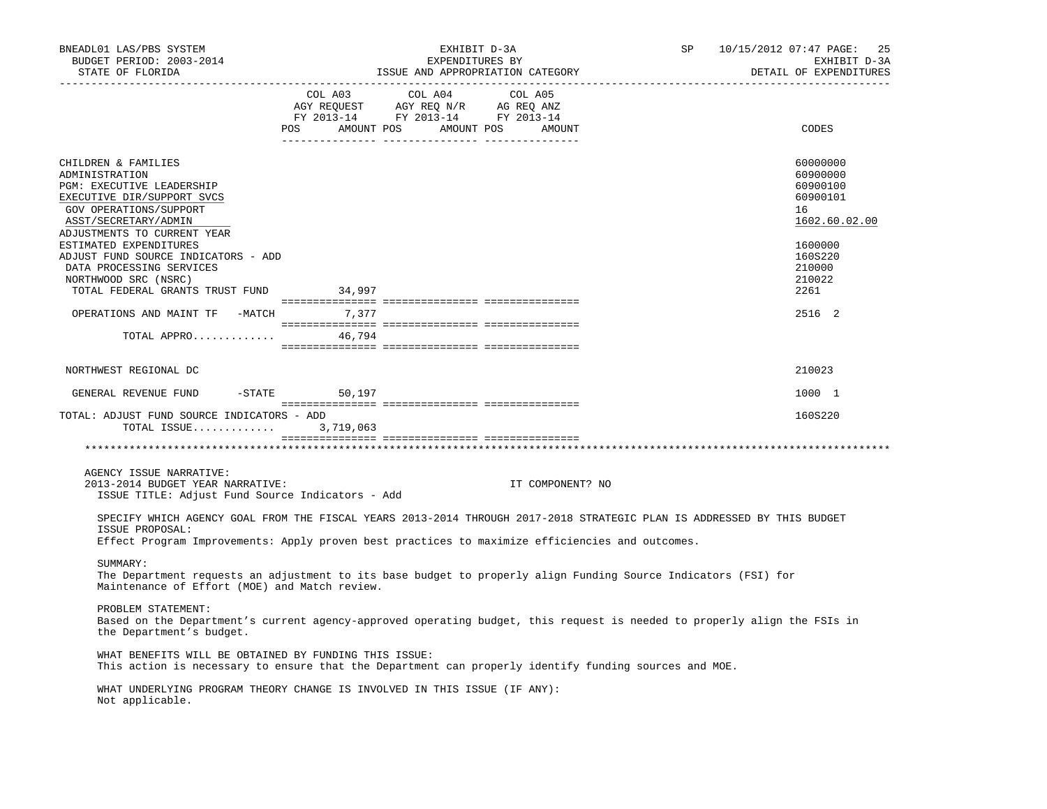BNEADL01 LAS/PBS SYSTEM — EXHIBIT D-3A — EXPENDITURES BY ISSUE AND APPROPRIATION CATEGORY — BUDGET PERIOD: 2003-2014 — STATE OF FLORIDA — SP 10/15/2012 07:47 — DETAIL OF EXPENDITURES

| | COL A03 AGY REQUEST FY 2013-14 POS AMOUNT | COL A04 AGY REQ N/R FY 2013-14 POS AMOUNT | COL A05 AG REQ ANZ FY 2013-14 POS AMOUNT | CODES |
|---|---|---|---|---|
| CHILDREN & FAMILIES | | | | 60000000 |
| ADMINISTRATION | | | | 60900000 |
| PGM: EXECUTIVE LEADERSHIP | | | | 60900100 |
| EXECUTIVE DIR/SUPPORT SVCS | | | | 60900101 |
| GOV OPERATIONS/SUPPORT | | | | 16 |
| ASST/SECRETARY/ADMIN | | | | 1602.60.02.00 |
| ADJUSTMENTS TO CURRENT YEAR ESTIMATED EXPENDITURES | | | | 1600000 |
| ADJUST FUND SOURCE INDICATORS - ADD | | | | 160S220 |
| DATA PROCESSING SERVICES | | | | 210000 |
| NORTHWOOD SRC (NSRC) | | | | 210022 |
| TOTAL FEDERAL GRANTS TRUST FUND | 34,997 | | | 2261 |
| OPERATIONS AND MAINT TF -MATCH | 7,377 | | | 2516 2 |
| TOTAL APPRO............. | 46,794 | | | |
| NORTHWEST REGIONAL DC | | | | 210023 |
| GENERAL REVENUE FUND -STATE | 50,197 | | | 1000 1 |
| TOTAL: ADJUST FUND SOURCE INDICATORS - ADD | | | | 160S220 |
| TOTAL ISSUE............ | 3,719,063 | | | |

AGENCY ISSUE NARRATIVE:

2013-2014 BUDGET YEAR NARRATIVE: IT COMPONENT? NO

ISSUE TITLE: Adjust Fund Source Indicators - Add

SPECIFY WHICH AGENCY GOAL FROM THE FISCAL YEARS 2013-2014 THROUGH 2017-2018 STRATEGIC PLAN IS ADDRESSED BY THIS BUDGET ISSUE PROPOSAL:

Effect Program Improvements: Apply proven best practices to maximize efficiencies and outcomes.

SUMMARY:

The Department requests an adjustment to its base budget to properly align Funding Source Indicators (FSI) for Maintenance of Effort (MOE) and Match review.

PROBLEM STATEMENT:

Based on the Department's current agency-approved operating budget, this request is needed to properly align the FSIs in the Department's budget.

WHAT BENEFITS WILL BE OBTAINED BY FUNDING THIS ISSUE:

This action is necessary to ensure that the Department can properly identify funding sources and MOE.

WHAT UNDERLYING PROGRAM THEORY CHANGE IS INVOLVED IN THIS ISSUE (IF ANY):

Not applicable.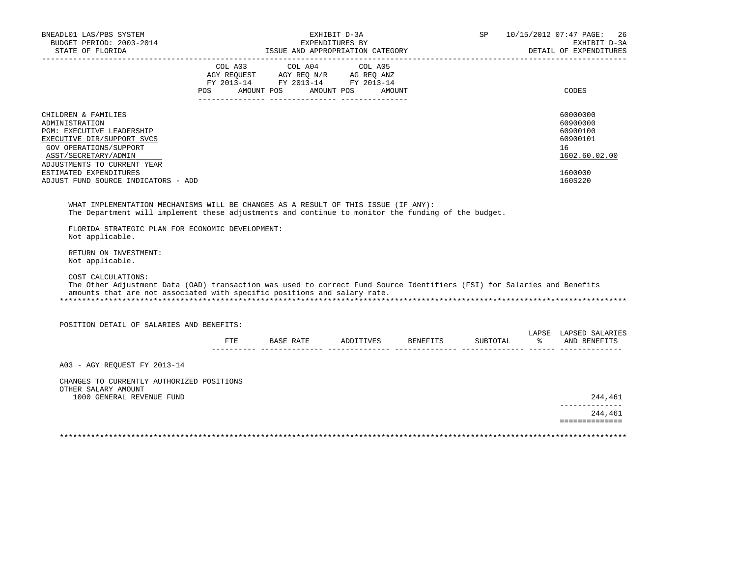| | COL A03 AGY REQUEST FY 2013-14 | | COL A04 AGY REQ N/R FY 2013-14 | | COL A05 AG REQ ANZ FY 2013-14 | | |
|---|---|---|---|---|---|---|---|
| | POS | AMOUNT | POS | AMOUNT | POS | AMOUNT | CODES |
| CHILDREN & FAMILIES | | | | | | | 60000000 |
| ADMINISTRATION | | | | | | | 60900000 |
| PGM: EXECUTIVE LEADERSHIP | | | | | | | 60900100 |
| EXECUTIVE DIR/SUPPORT SVCS | | | | | | | 60900101 |
| GOV OPERATIONS/SUPPORT | | | | | | | 16 |
| ASST/SECRETARY/ADMIN | | | | | | | 1602.60.02.00 |
| ADJUSTMENTS TO CURRENT YEAR ESTIMATED EXPENDITURES | | | | | | | 1600000 |
| ADJUST FUND SOURCE INDICATORS - ADD | | | | | | | 160S220 |

WHAT IMPLEMENTATION MECHANISMS WILL BE CHANGES AS A RESULT OF THIS ISSUE (IF ANY):
The Department will implement these adjustments and continue to monitor the funding of the budget.

FLORIDA STRATEGIC PLAN FOR ECONOMIC DEVELOPMENT:
Not applicable.

RETURN ON INVESTMENT:
Not applicable.

COST CALCULATIONS:
The Other Adjustment Data (OAD) transaction was used to correct Fund Source Identifiers (FSI) for Salaries and Benefits amounts that are not associated with specific positions and salary rate.

*****************************************************************************************************************

POSITION DETAIL OF SALARIES AND BENEFITS:

| | FTE | BASE RATE | ADDITIVES | BENEFITS | SUBTOTAL | LAPSE % | LAPSED SALARIES AND BENEFITS |
|---|---|---|---|---|---|---|---|
| A03 - AGY REQUEST FY 2013-14 | | | | | | | |
| CHANGES TO CURRENTLY AUTHORIZED POSITIONS | | | | | | | |
| OTHER SALARY AMOUNT | | | | | | | |
| 1000 GENERAL REVENUE FUND | | | | | | | 244,461 |
| | | | | | | | 244,461 |

*****************************************************************************************************************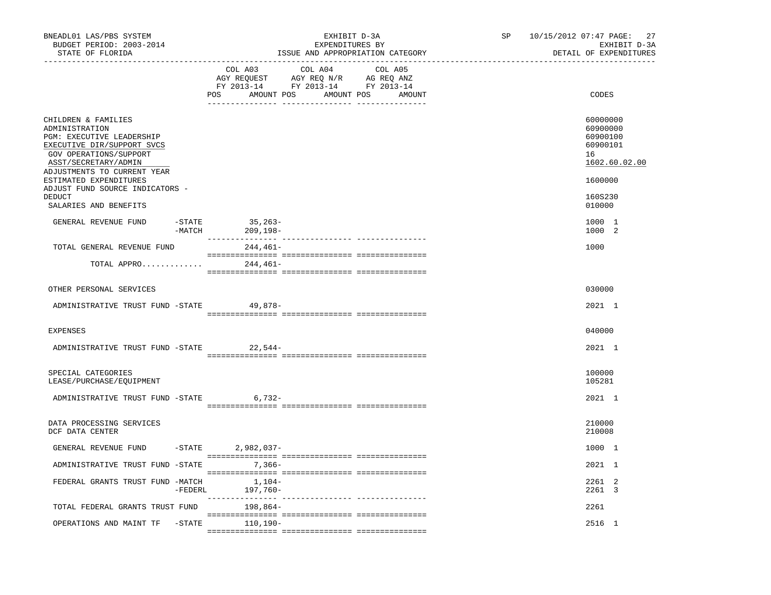BNEADL01 LAS/PBS SYSTEM
BUDGET PERIOD: 2003-2014
STATE OF FLORIDA

EXHIBIT D-3A
EXPENDITURES BY
ISSUE AND APPROPRIATION CATEGORY

SP 10/15/2012 07:47 PAGE: 27
EXHIBIT D-3A
DETAIL OF EXPENDITURES

| | COL A03 AGY REQUEST FY 2013-14 POS AMOUNT | COL A04 AGY REQ N/R FY 2013-14 POS AMOUNT | COL A05 AG REQ ANZ FY 2013-14 POS AMOUNT | CODES |
|---|---|---|---|---|
| CHILDREN & FAMILIES | | | | 60000000 |
| ADMINISTRATION | | | | 60900000 |
| PGM: EXECUTIVE LEADERSHIP | | | | 60900100 |
| EXECUTIVE DIR/SUPPORT SVCS | | | | 60900101 |
| GOV OPERATIONS/SUPPORT | | | | 16 |
| ASST/SECRETARY/ADMIN | | | | 1602.60.02.00 |
| ADJUSTMENTS TO CURRENT YEAR ESTIMATED EXPENDITURES | | | | 1600000 |
| ADJUST FUND SOURCE INDICATORS - DEDUCT | | | | 160S230 |
| SALARIES AND BENEFITS | | | | 010000 |
| GENERAL REVENUE FUND -STATE | 35,263- | | | 1000 1 |
| -MATCH | 209,198- | | | 1000 2 |
| TOTAL GENERAL REVENUE FUND | 244,461- | | | 1000 |
| TOTAL APPRO............. | 244,461- | | | |
| OTHER PERSONAL SERVICES | | | | 030000 |
| ADMINISTRATIVE TRUST FUND -STATE | 49,878- | | | 2021 1 |
| EXPENSES | | | | 040000 |
| ADMINISTRATIVE TRUST FUND -STATE | 22,544- | | | 2021 1 |
| SPECIAL CATEGORIES | | | | 100000 |
| LEASE/PURCHASE/EQUIPMENT | | | | 105281 |
| ADMINISTRATIVE TRUST FUND -STATE | 6,732- | | | 2021 1 |
| DATA PROCESSING SERVICES | | | | 210000 |
| DCF DATA CENTER | | | | 210008 |
| GENERAL REVENUE FUND -STATE | 2,982,037- | | | 1000 1 |
| ADMINISTRATIVE TRUST FUND -STATE | 7,366- | | | 2021 1 |
| FEDERAL GRANTS TRUST FUND -MATCH | 1,104- | | | 2261 2 |
| -FEDERL | 197,760- | | | 2261 3 |
| TOTAL FEDERAL GRANTS TRUST FUND | 198,864- | | | 2261 |
| OPERATIONS AND MAINT TF -STATE | 110,190- | | | 2516 1 |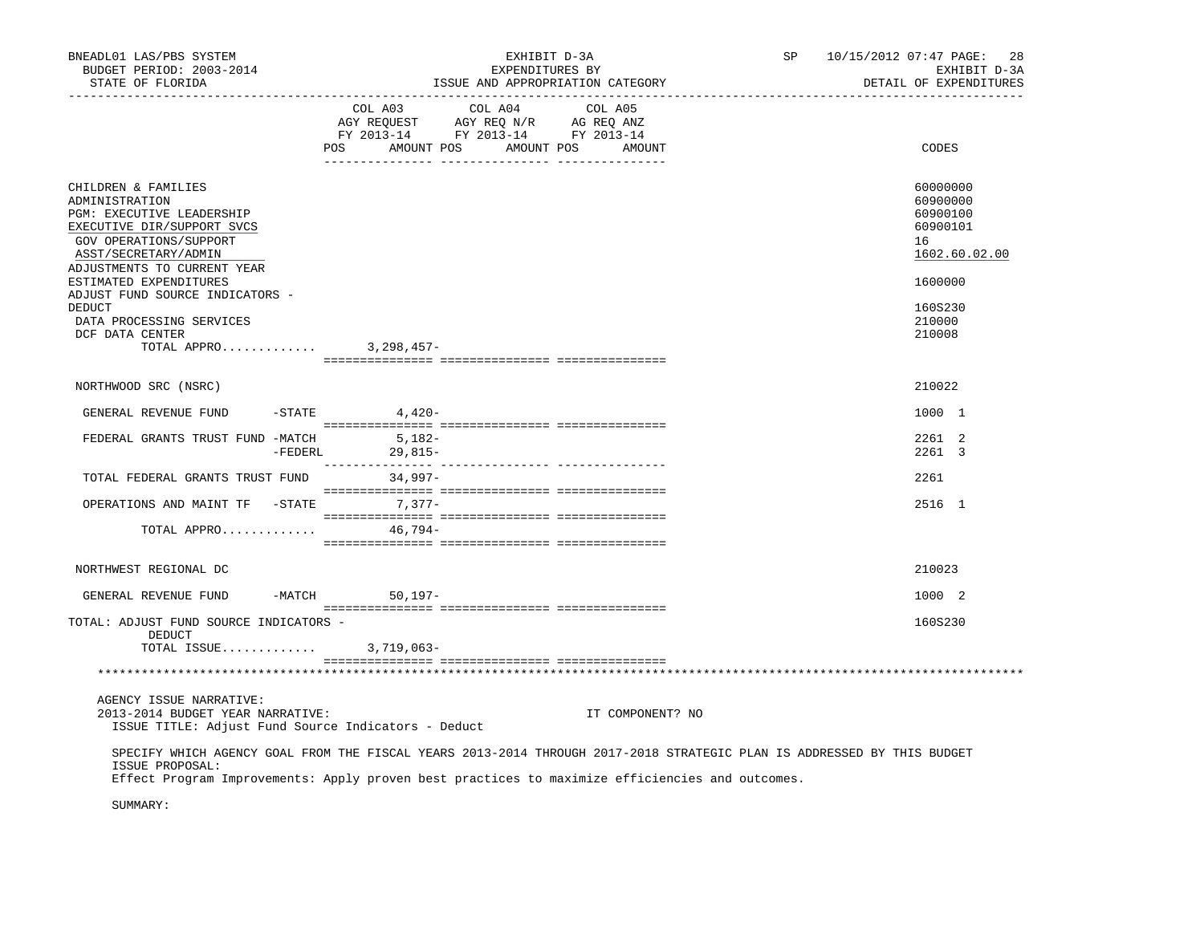BNEADL01 LAS/PBS SYSTEM — EXHIBIT D-3A — EXPENDITURES BY ISSUE AND APPROPRIATION CATEGORY — BUDGET PERIOD: 2003-2014 — STATE OF FLORIDA — SP 10/15/2012 07:47 — EXHIBIT D-3A DETAIL OF EXPENDITURES

| | COL A03 AGY REQUEST FY 2013-14 POS AMOUNT | COL A04 AGY REQ N/R FY 2013-14 POS AMOUNT | COL A05 AG REQ ANZ FY 2013-14 POS AMOUNT | CODES |
|---|---|---|---|---|
| CHILDREN & FAMILIES | | | | 60000000 |
| ADMINISTRATION | | | | 60900000 |
| PGM: EXECUTIVE LEADERSHIP | | | | 60900100 |
| EXECUTIVE DIR/SUPPORT SVCS | | | | 60900101 |
| GOV OPERATIONS/SUPPORT | | | | 16 |
| ASST/SECRETARY/ADMIN | | | | 1602.60.02.00 |
| ADJUSTMENTS TO CURRENT YEAR ESTIMATED EXPENDITURES | | | | 1600000 |
| ADJUST FUND SOURCE INDICATORS - DEDUCT | | | | 160S230 |
| DATA PROCESSING SERVICES | | | | 210000 |
| DCF DATA CENTER | | | | 210008 |
| TOTAL APPRO............. | 3,298,457- | | | |
| NORTHWOOD SRC (NSRC) | | | | 210022 |
| GENERAL REVENUE FUND -STATE | 4,420- | | | 1000 1 |
| FEDERAL GRANTS TRUST FUND -MATCH | 5,182- | | | 2261 2 |
| -FEDERL | 29,815- | | | 2261 3 |
| TOTAL FEDERAL GRANTS TRUST FUND | 34,997- | | | 2261 |
| OPERATIONS AND MAINT TF -STATE | 7,377- | | | 2516 1 |
| TOTAL APPRO............. | 46,794- | | | |
| NORTHWEST REGIONAL DC | | | | 210023 |
| GENERAL REVENUE FUND -MATCH | 50,197- | | | 1000 2 |
| TOTAL: ADJUST FUND SOURCE INDICATORS - DEDUCT | | | | 160S230 |
| TOTAL ISSUE............. | 3,719,063- | | | |

AGENCY ISSUE NARRATIVE:

2013-2014 BUDGET YEAR NARRATIVE: IT COMPONENT? NO

ISSUE TITLE: Adjust Fund Source Indicators - Deduct

SPECIFY WHICH AGENCY GOAL FROM THE FISCAL YEARS 2013-2014 THROUGH 2017-2018 STRATEGIC PLAN IS ADDRESSED BY THIS BUDGET ISSUE PROPOSAL:

Effect Program Improvements: Apply proven best practices to maximize efficiencies and outcomes.

SUMMARY: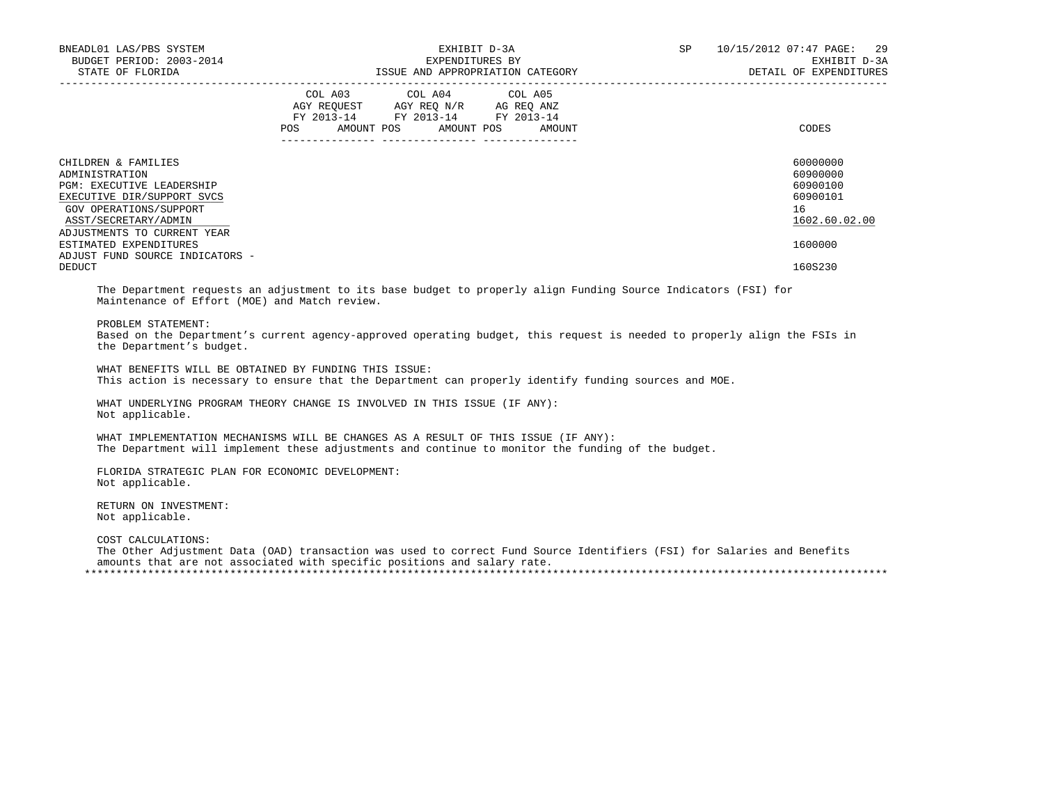| | COL A03 AGY REQUEST FY 2013-14 | | COL A04 AGY REQ N/R FY 2013-14 | | COL A05 AG REQ ANZ FY 2013-14 | | |
|---|---|---|---|---|---|---|---|
| | POS | AMOUNT | POS | AMOUNT | POS | AMOUNT | CODES |
| CHILDREN & FAMILIES | | | | | | | 60000000 |
| ADMINISTRATION | | | | | | | 60900000 |
| PGM: EXECUTIVE LEADERSHIP | | | | | | | 60900100 |
| EXECUTIVE DIR/SUPPORT SVCS | | | | | | | 60900101 |
| GOV OPERATIONS/SUPPORT | | | | | | | 16 |
| ASST/SECRETARY/ADMIN | | | | | | | 1602.60.02.00 |
| ADJUSTMENTS TO CURRENT YEAR ESTIMATED EXPENDITURES | | | | | | | 1600000 |
| ADJUST FUND SOURCE INDICATORS - DEDUCT | | | | | | | 160S230 |

The Department requests an adjustment to its base budget to properly align Funding Source Indicators (FSI) for Maintenance of Effort (MOE) and Match review.

PROBLEM STATEMENT:
Based on the Department's current agency-approved operating budget, this request is needed to properly align the FSIs in the Department's budget.

WHAT BENEFITS WILL BE OBTAINED BY FUNDING THIS ISSUE:
This action is necessary to ensure that the Department can properly identify funding sources and MOE.

WHAT UNDERLYING PROGRAM THEORY CHANGE IS INVOLVED IN THIS ISSUE (IF ANY):
Not applicable.

WHAT IMPLEMENTATION MECHANISMS WILL BE CHANGES AS A RESULT OF THIS ISSUE (IF ANY):
The Department will implement these adjustments and continue to monitor the funding of the budget.

FLORIDA STRATEGIC PLAN FOR ECONOMIC DEVELOPMENT:
Not applicable.

RETURN ON INVESTMENT:
Not applicable.

COST CALCULATIONS:
The Other Adjustment Data (OAD) transaction was used to correct Fund Source Identifiers (FSI) for Salaries and Benefits amounts that are not associated with specific positions and salary rate.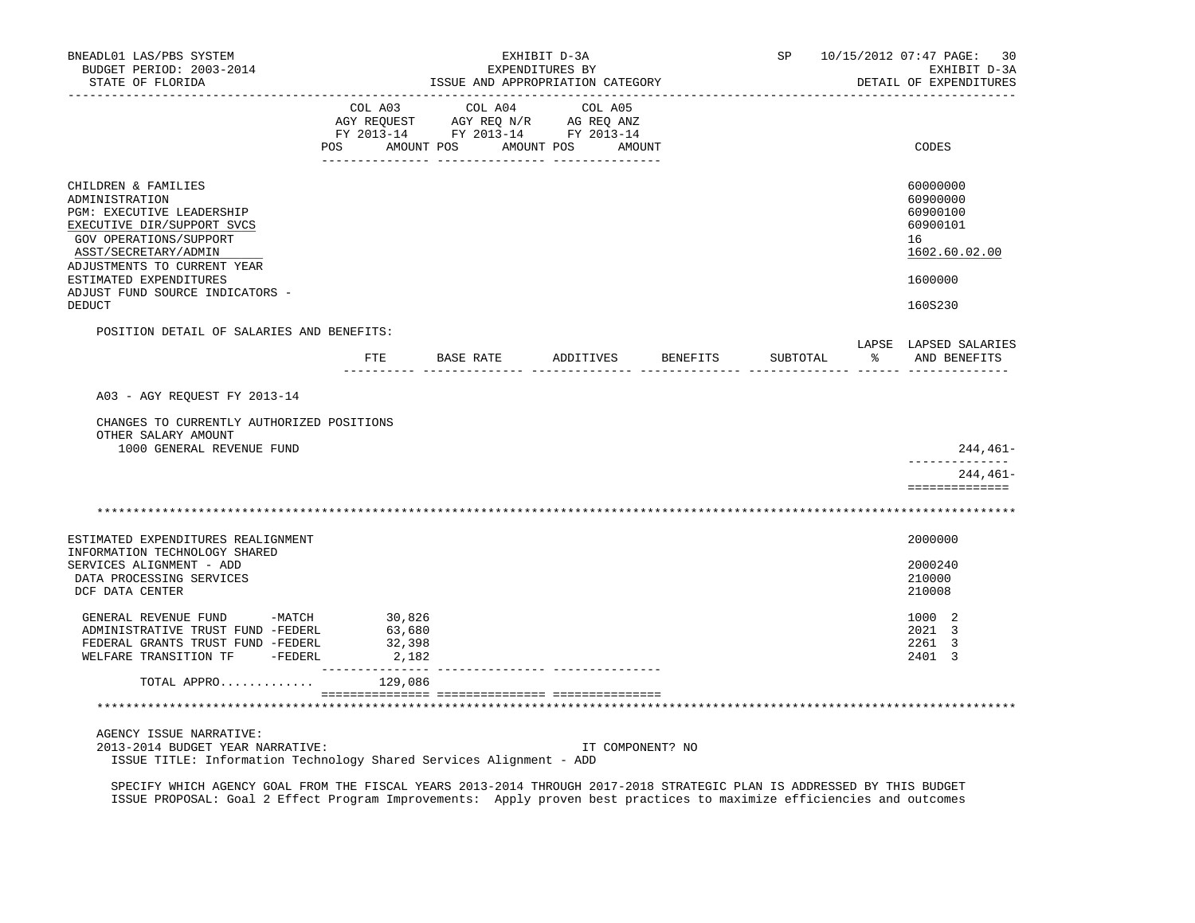BNEADL01 LAS/PBS SYSTEM | EXHIBIT D-3A | SP 10/15/2012 07:47
BUDGET PERIOD: 2003-2014 | EXPENDITURES BY | EXHIBIT D-3A
STATE OF FLORIDA | ISSUE AND APPROPRIATION CATEGORY | DETAIL OF EXPENDITURES

| | COL A03 AGY REQUEST FY 2013-14 POS AMOUNT | COL A04 AGY REQ N/R FY 2013-14 POS AMOUNT | COL A05 AG REQ ANZ FY 2013-14 POS AMOUNT | CODES |
|---|---|---|---|---|
| CHILDREN & FAMILIES | | | | 60000000 |
| ADMINISTRATION | | | | 60900000 |
| PGM: EXECUTIVE LEADERSHIP | | | | 60900100 |
| EXECUTIVE DIR/SUPPORT SVCS | | | | 60900101 |
| GOV OPERATIONS/SUPPORT | | | | 16 |
| ASST/SECRETARY/ADMIN | | | | 1602.60.02.00 |
| ADJUSTMENTS TO CURRENT YEAR ESTIMATED EXPENDITURES | | | | 1600000 |
| ADJUST FUND SOURCE INDICATORS - DEDUCT | | | | 160S230 |

POSITION DETAIL OF SALARIES AND BENEFITS:

| | FTE | BASE RATE | ADDITIVES | BENEFITS | SUBTOTAL | LAPSE % | LAPSED SALARIES AND BENEFITS |
|---|---|---|---|---|---|---|---|
| A03 - AGY REQUEST FY 2013-14 | | | | | | | |
| CHANGES TO CURRENTLY AUTHORIZED POSITIONS | | | | | | | |
| OTHER SALARY AMOUNT | | | | | | | |
| 1000 GENERAL REVENUE FUND | | | | | | | 244,461- |
| | | | | | | | 244,461- |

*****************************************************************************************************************

| | COL A03 AGY REQUEST FY 2013-14 | COL A04 | COL A05 | CODES |
|---|---|---|---|---|
| ESTIMATED EXPENDITURES REALIGNMENT | | | | 2000000 |
| INFORMATION TECHNOLOGY SHARED SERVICES ALIGNMENT - ADD | | | | 2000240 |
| DATA PROCESSING SERVICES | | | | 210000 |
| DCF DATA CENTER | | | | 210008 |
| GENERAL REVENUE FUND -MATCH | 30,826 | | | 1000 2 |
| ADMINISTRATIVE TRUST FUND -FEDERL | 63,680 | | | 2021 3 |
| FEDERAL GRANTS TRUST FUND -FEDERL | 32,398 | | | 2261 3 |
| WELFARE TRANSITION TF -FEDERL | 2,182 | | | 2401 3 |
| TOTAL APPRO............ | 129,086 | | | |

*****************************************************************************************************************

AGENCY ISSUE NARRATIVE:
2013-2014 BUDGET YEAR NARRATIVE: IT COMPONENT? NO
ISSUE TITLE: Information Technology Shared Services Alignment - ADD

SPECIFY WHICH AGENCY GOAL FROM THE FISCAL YEARS 2013-2014 THROUGH 2017-2018 STRATEGIC PLAN IS ADDRESSED BY THIS BUDGET ISSUE PROPOSAL: Goal 2 Effect Program Improvements: Apply proven best practices to maximize efficiencies and outcomes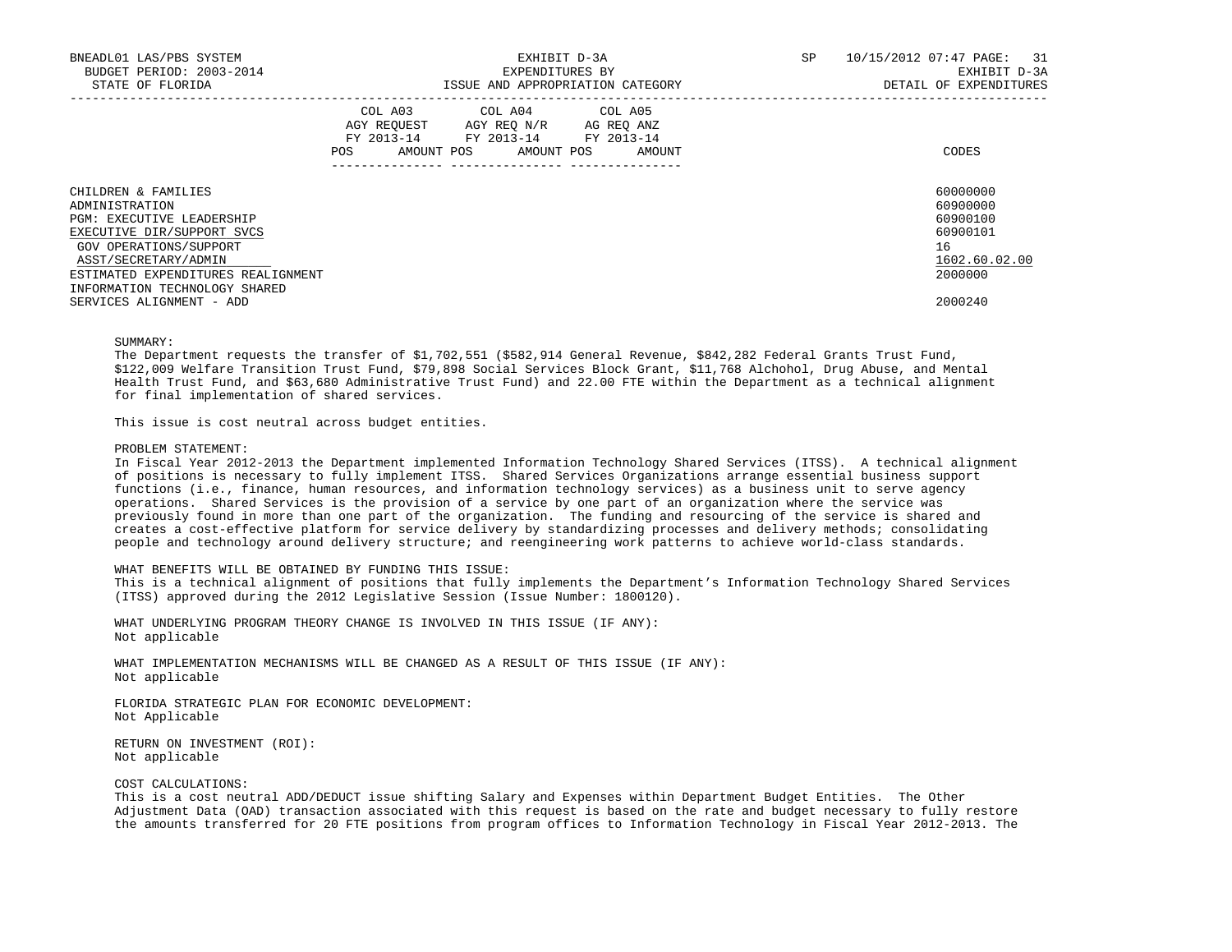| | COL A03 AGY REQUEST FY 2013-14 | | COL A04 AGY REQ N/R FY 2013-14 | | COL A05 AG REQ ANZ FY 2013-14 | | |
|---|---|---|---|---|---|---|---|
| | POS | AMOUNT | POS | AMOUNT | POS | AMOUNT | CODES |
| CHILDREN & FAMILIES | | | | | | | 60000000 |
| ADMINISTRATION | | | | | | | 60900000 |
| PGM: EXECUTIVE LEADERSHIP | | | | | | | 60900100 |
| EXECUTIVE DIR/SUPPORT SVCS | | | | | | | 60900101 |
| GOV OPERATIONS/SUPPORT | | | | | | | 16 |
| ASST/SECRETARY/ADMIN | | | | | | | 1602.60.02.00 |
| ESTIMATED EXPENDITURES REALIGNMENT | | | | | | | 2000000 |
| INFORMATION TECHNOLOGY SHARED SERVICES ALIGNMENT - ADD | | | | | | | 2000240 |

SUMMARY:
The Department requests the transfer of $1,702,551 ($582,914 General Revenue, $842,282 Federal Grants Trust Fund, $122,009 Welfare Transition Trust Fund, $79,898 Social Services Block Grant, $11,768 Alchohol, Drug Abuse, and Mental Health Trust Fund, and $63,680 Administrative Trust Fund) and 22.00 FTE within the Department as a technical alignment for final implementation of shared services.

This issue is cost neutral across budget entities.

PROBLEM STATEMENT:
In Fiscal Year 2012-2013 the Department implemented Information Technology Shared Services (ITSS). A technical alignment of positions is necessary to fully implement ITSS. Shared Services Organizations arrange essential business support functions (i.e., finance, human resources, and information technology services) as a business unit to serve agency operations. Shared Services is the provision of a service by one part of an organization where the service was previously found in more than one part of the organization. The funding and resourcing of the service is shared and creates a cost-effective platform for service delivery by standardizing processes and delivery methods; consolidating people and technology around delivery structure; and reengineering work patterns to achieve world-class standards.

WHAT BENEFITS WILL BE OBTAINED BY FUNDING THIS ISSUE:
This is a technical alignment of positions that fully implements the Department's Information Technology Shared Services (ITSS) approved during the 2012 Legislative Session (Issue Number: 1800120).

WHAT UNDERLYING PROGRAM THEORY CHANGE IS INVOLVED IN THIS ISSUE (IF ANY):
Not applicable

WHAT IMPLEMENTATION MECHANISMS WILL BE CHANGED AS A RESULT OF THIS ISSUE (IF ANY):
Not applicable

FLORIDA STRATEGIC PLAN FOR ECONOMIC DEVELOPMENT:
Not Applicable

RETURN ON INVESTMENT (ROI):
Not applicable

COST CALCULATIONS:
This is a cost neutral ADD/DEDUCT issue shifting Salary and Expenses within Department Budget Entities. The Other Adjustment Data (OAD) transaction associated with this request is based on the rate and budget necessary to fully restore the amounts transferred for 20 FTE positions from program offices to Information Technology in Fiscal Year 2012-2013. The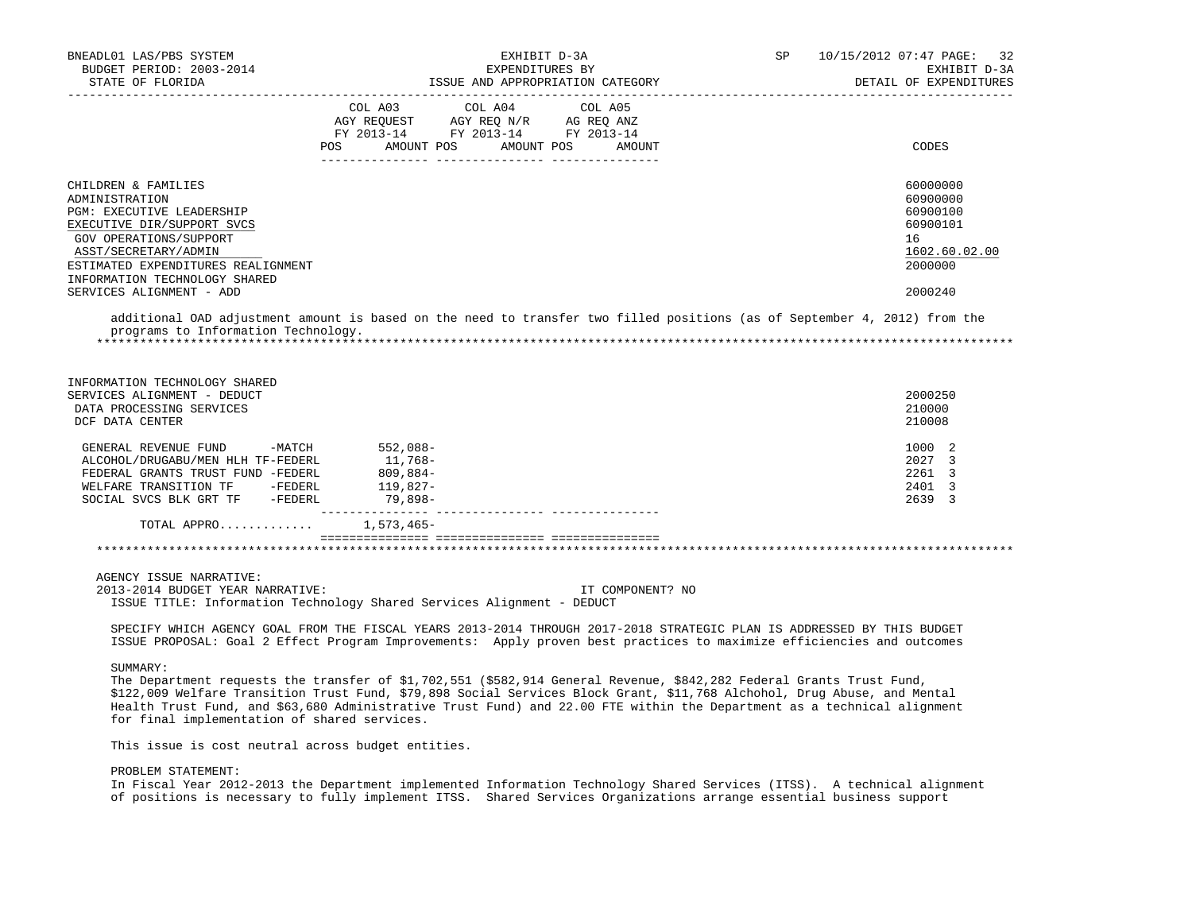| | COL A03 AGY REQUEST FY 2013-14 POS AMOUNT | COL A04 AGY REQ N/R FY 2013-14 POS AMOUNT | COL A05 AG REQ ANZ FY 2013-14 POS AMOUNT | CODES |
|---|---|---|---|---|
| CHILDREN & FAMILIES | | | | 60000000 |
| ADMINISTRATION | | | | 60900000 |
| PGM: EXECUTIVE LEADERSHIP | | | | 60900100 |
| EXECUTIVE DIR/SUPPORT SVCS | | | | 60900101 |
| GOV OPERATIONS/SUPPORT | | | | 16 |
| ASST/SECRETARY/ADMIN | | | | 1602.60.02.00 |
| ESTIMATED EXPENDITURES REALIGNMENT | | | | 2000000 |
| INFORMATION TECHNOLOGY SHARED SERVICES ALIGNMENT - ADD | | | | 2000240 |

additional OAD adjustment amount is based on the need to transfer two filled positions (as of September 4, 2012) from the programs to Information Technology.

*******************************************************************************************************************************

| | COL A03 | COL A04 | COL A05 | CODES |
|---|---|---|---|---|
| INFORMATION TECHNOLOGY SHARED SERVICES ALIGNMENT - DEDUCT | | | | 2000250 |
| DATA PROCESSING SERVICES | | | | 210000 |
| DCF DATA CENTER | | | | 210008 |
| GENERAL REVENUE FUND -MATCH | 552,088- | | | 1000 2 |
| ALCOHOL/DRUGABU/MEN HLH TF-FEDERL | 11,768- | | | 2027 3 |
| FEDERAL GRANTS TRUST FUND -FEDERL | 809,884- | | | 2261 3 |
| WELFARE TRANSITION TF -FEDERL | 119,827- | | | 2401 3 |
| SOCIAL SVCS BLK GRT TF -FEDERL | 79,898- | | | 2639 3 |
| TOTAL APPRO............ | 1,573,465- | | | |

*******************************************************************************************************************************

AGENCY ISSUE NARRATIVE:
2013-2014 BUDGET YEAR NARRATIVE: IT COMPONENT? NO
ISSUE TITLE: Information Technology Shared Services Alignment - DEDUCT

SPECIFY WHICH AGENCY GOAL FROM THE FISCAL YEARS 2013-2014 THROUGH 2017-2018 STRATEGIC PLAN IS ADDRESSED BY THIS BUDGET ISSUE PROPOSAL: Goal 2 Effect Program Improvements: Apply proven best practices to maximize efficiencies and outcomes

SUMMARY:
The Department requests the transfer of $1,702,551 ($582,914 General Revenue, $842,282 Federal Grants Trust Fund, $122,009 Welfare Transition Trust Fund, $79,898 Social Services Block Grant, $11,768 Alchohol, Drug Abuse, and Mental Health Trust Fund, and $63,680 Administrative Trust Fund) and 22.00 FTE within the Department as a technical alignment for final implementation of shared services.

This issue is cost neutral across budget entities.

PROBLEM STATEMENT:
In Fiscal Year 2012-2013 the Department implemented Information Technology Shared Services (ITSS). A technical alignment of positions is necessary to fully implement ITSS. Shared Services Organizations arrange essential business support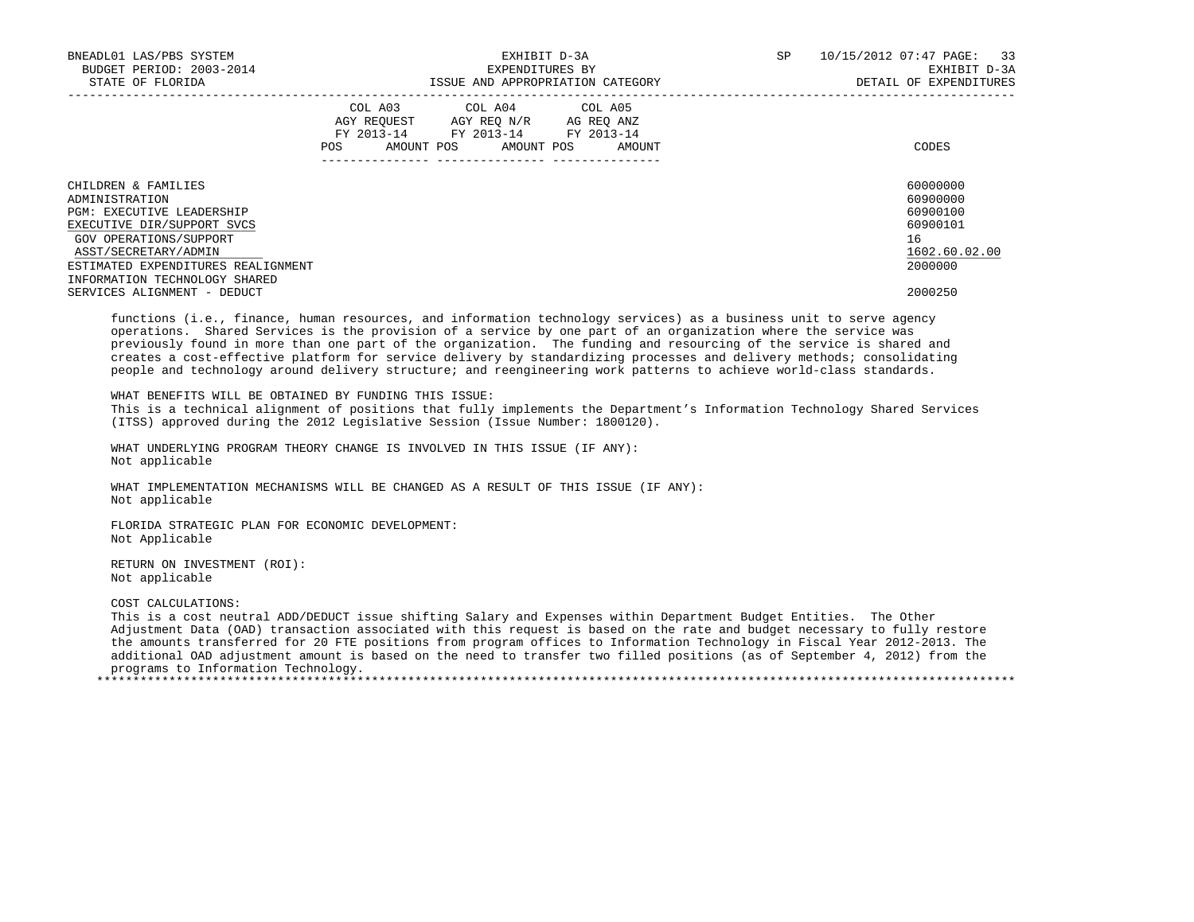| | COL A03 AGY REQUEST FY 2013-14 POS AMOUNT | COL A04 AGY REQ N/R FY 2013-14 POS AMOUNT | COL A05 AG REQ ANZ FY 2013-14 POS AMOUNT | CODES |
|---|---|---|---|---|
| CHILDREN & FAMILIES | | | | 60000000 |
| ADMINISTRATION | | | | 60900000 |
| PGM: EXECUTIVE LEADERSHIP | | | | 60900100 |
| EXECUTIVE DIR/SUPPORT SVCS | | | | 60900101 |
| GOV OPERATIONS/SUPPORT | | | | 16 |
| ASST/SECRETARY/ADMIN | | | | 1602.60.02.00 |
| ESTIMATED EXPENDITURES REALIGNMENT | | | | 2000000 |
| INFORMATION TECHNOLOGY SHARED SERVICES ALIGNMENT - DEDUCT | | | | 2000250 |

functions (i.e., finance, human resources, and information technology services) as a business unit to serve agency operations. Shared Services is the provision of a service by one part of an organization where the service was previously found in more than one part of the organization. The funding and resourcing of the service is shared and creates a cost-effective platform for service delivery by standardizing processes and delivery methods; consolidating people and technology around delivery structure; and reengineering work patterns to achieve world-class standards.

WHAT BENEFITS WILL BE OBTAINED BY FUNDING THIS ISSUE:
This is a technical alignment of positions that fully implements the Department's Information Technology Shared Services (ITSS) approved during the 2012 Legislative Session (Issue Number: 1800120).

WHAT UNDERLYING PROGRAM THEORY CHANGE IS INVOLVED IN THIS ISSUE (IF ANY):
Not applicable

WHAT IMPLEMENTATION MECHANISMS WILL BE CHANGED AS A RESULT OF THIS ISSUE (IF ANY):
Not applicable

FLORIDA STRATEGIC PLAN FOR ECONOMIC DEVELOPMENT:
Not Applicable

RETURN ON INVESTMENT (ROI):
Not applicable

COST CALCULATIONS:
This is a cost neutral ADD/DEDUCT issue shifting Salary and Expenses within Department Budget Entities. The Other Adjustment Data (OAD) transaction associated with this request is based on the rate and budget necessary to fully restore the amounts transferred for 20 FTE positions from program offices to Information Technology in Fiscal Year 2012-2013. The additional OAD adjustment amount is based on the need to transfer two filled positions (as of September 4, 2012) from the programs to Information Technology.

*****************************************************************************************************************************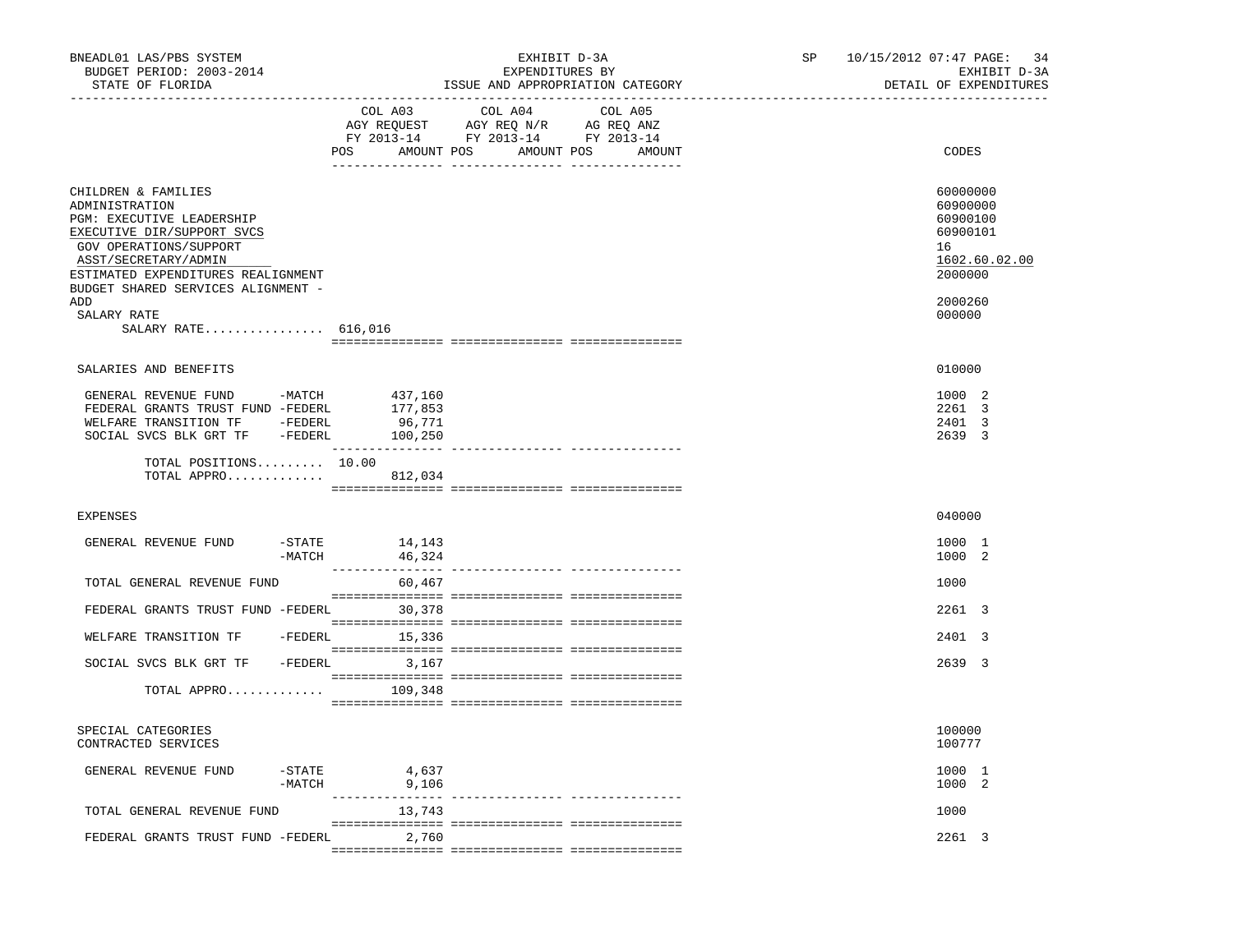BNEADL01 LAS/PBS SYSTEM
BUDGET PERIOD: 2003-2014
STATE OF FLORIDA

EXHIBIT D-3A
EXPENDITURES BY
ISSUE AND APPROPRIATION CATEGORY

SP 10/15/2012 07:47 PAGE: 34
EXHIBIT D-3A
DETAIL OF EXPENDITURES

| | COL A03 AGY REQUEST FY 2013-14 POS AMOUNT | COL A04 AGY REQ N/R FY 2013-14 POS AMOUNT | COL A05 AG REQ ANZ FY 2013-14 POS AMOUNT | CODES |
|---|---|---|---|---|
| CHILDREN & FAMILIES | | | | 60000000 |
| ADMINISTRATION | | | | 60900000 |
| PGM: EXECUTIVE LEADERSHIP | | | | 60900100 |
| EXECUTIVE DIR/SUPPORT SVCS | | | | 60900101 |
| GOV OPERATIONS/SUPPORT | | | | 16 |
| ASST/SECRETARY/ADMIN | | | | 1602.60.02.00 |
| ESTIMATED EXPENDITURES REALIGNMENT | | | | 2000000 |
| BUDGET SHARED SERVICES ALIGNMENT - ADD | | | | 2000260 |
| SALARY RATE | | | | 000000 |
| SALARY RATE................ 616,016 | | | | |
| SALARIES AND BENEFITS | | | | 010000 |
| GENERAL REVENUE FUND -MATCH | 437,160 | | | 1000 2 |
| FEDERAL GRANTS TRUST FUND -FEDERL | 177,853 | | | 2261 3 |
| WELFARE TRANSITION TF -FEDERL | 96,771 | | | 2401 3 |
| SOCIAL SVCS BLK GRT TF -FEDERL | 100,250 | | | 2639 3 |
| TOTAL POSITIONS......... | 10.00 | | | |
| TOTAL APPRO............. | 812,034 | | | |
| EXPENSES | | | | 040000 |
| GENERAL REVENUE FUND -STATE | 14,143 | | | 1000 1 |
| -MATCH | 46,324 | | | 1000 2 |
| TOTAL GENERAL REVENUE FUND | 60,467 | | | 1000 |
| FEDERAL GRANTS TRUST FUND -FEDERL | 30,378 | | | 2261 3 |
| WELFARE TRANSITION TF -FEDERL | 15,336 | | | 2401 3 |
| SOCIAL SVCS BLK GRT TF -FEDERL | 3,167 | | | 2639 3 |
| TOTAL APPRO............. | 109,348 | | | |
| SPECIAL CATEGORIES | | | | 100000 |
| CONTRACTED SERVICES | | | | 100777 |
| GENERAL REVENUE FUND -STATE | 4,637 | | | 1000 1 |
| -MATCH | 9,106 | | | 1000 2 |
| TOTAL GENERAL REVENUE FUND | 13,743 | | | 1000 |
| FEDERAL GRANTS TRUST FUND -FEDERL | 2,760 | | | 2261 3 |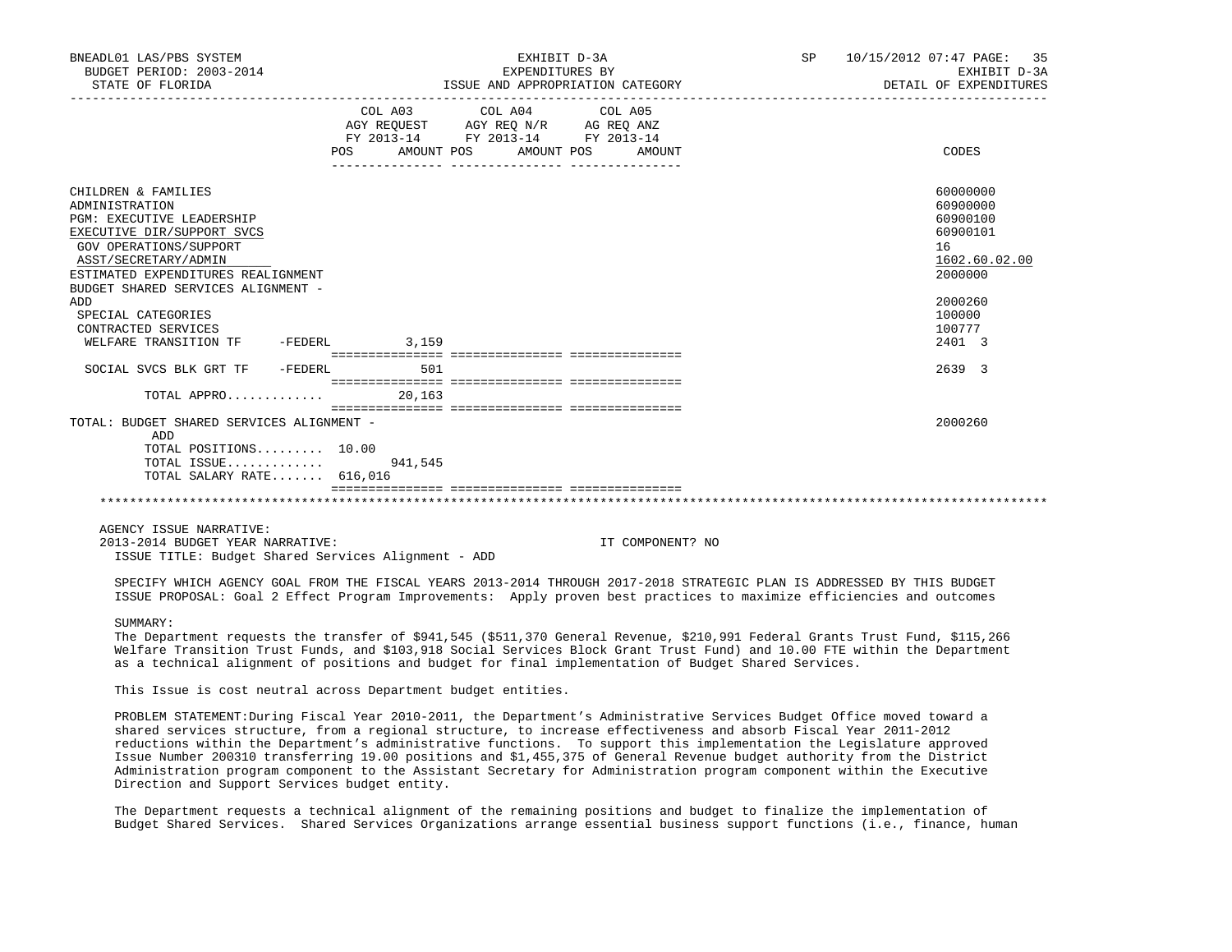| | COL A03 AGY REQUEST FY 2013-14 POS AMOUNT | COL A04 AGY REQ N/R FY 2013-14 POS AMOUNT | COL A05 AG REQ ANZ FY 2013-14 POS AMOUNT | CODES |
|---|---|---|---|---|
| CHILDREN & FAMILIES | | | | 60000000 |
| ADMINISTRATION | | | | 60900000 |
| PGM: EXECUTIVE LEADERSHIP | | | | 60900100 |
| EXECUTIVE DIR/SUPPORT SVCS | | | | 60900101 |
| GOV OPERATIONS/SUPPORT | | | | 16 |
| ASST/SECRETARY/ADMIN | | | | 1602.60.02.00 |
| ESTIMATED EXPENDITURES REALIGNMENT | | | | 2000000 |
| BUDGET SHARED SERVICES ALIGNMENT - ADD | | | | 2000260 |
| SPECIAL CATEGORIES | | | | 100000 |
| CONTRACTED SERVICES | | | | 100777 |
| WELFARE TRANSITION TF -FEDERL | 3,159 | | | 2401 3 |
| SOCIAL SVCS BLK GRT TF -FEDERL | 501 | | | 2639 3 |
| TOTAL APPRO............ | 20,163 | | | |
| TOTAL: BUDGET SHARED SERVICES ALIGNMENT - ADD | | | | 2000260 |
| TOTAL POSITIONS......... | 10.00 | | | |
| TOTAL ISSUE............ | 941,545 | | | |
| TOTAL SALARY RATE....... | 616,016 | | | |

AGENCY ISSUE NARRATIVE:
2013-2014 BUDGET YEAR NARRATIVE: IT COMPONENT? NO

ISSUE TITLE: Budget Shared Services Alignment - ADD

SPECIFY WHICH AGENCY GOAL FROM THE FISCAL YEARS 2013-2014 THROUGH 2017-2018 STRATEGIC PLAN IS ADDRESSED BY THIS BUDGET ISSUE PROPOSAL: Goal 2 Effect Program Improvements: Apply proven best practices to maximize efficiencies and outcomes

SUMMARY:
The Department requests the transfer of $941,545 ($511,370 General Revenue, $210,991 Federal Grants Trust Fund, $115,266 Welfare Transition Trust Funds, and $103,918 Social Services Block Grant Trust Fund) and 10.00 FTE within the Department as a technical alignment of positions and budget for final implementation of Budget Shared Services.

This Issue is cost neutral across Department budget entities.

PROBLEM STATEMENT:During Fiscal Year 2010-2011, the Department's Administrative Services Budget Office moved toward a shared services structure, from a regional structure, to increase effectiveness and absorb Fiscal Year 2011-2012 reductions within the Department's administrative functions. To support this implementation the Legislature approved Issue Number 200310 transferring 19.00 positions and $1,455,375 of General Revenue budget authority from the District Administration program component to the Assistant Secretary for Administration program component within the Executive Direction and Support Services budget entity.

The Department requests a technical alignment of the remaining positions and budget to finalize the implementation of Budget Shared Services. Shared Services Organizations arrange essential business support functions (i.e., finance, human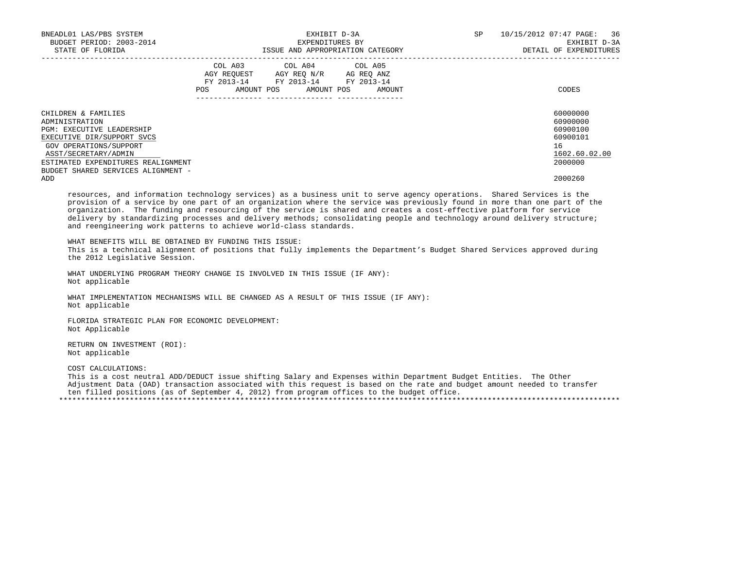| | COL A03 AGY REQUEST FY 2013-14 POS AMOUNT | COL A04 AGY REQ N/R FY 2013-14 POS AMOUNT | COL A05 AG REQ ANZ FY 2013-14 POS AMOUNT | CODES |
|---|---|---|---|---|
| CHILDREN & FAMILIES | | | | 60000000 |
| ADMINISTRATION | | | | 60900000 |
| PGM: EXECUTIVE LEADERSHIP | | | | 60900100 |
| EXECUTIVE DIR/SUPPORT SVCS | | | | 60900101 |
| GOV OPERATIONS/SUPPORT | | | | 16 |
| ASST/SECRETARY/ADMIN | | | | 1602.60.02.00 |
| ESTIMATED EXPENDITURES REALIGNMENT | | | | 2000000 |
| BUDGET SHARED SERVICES ALIGNMENT - ADD | | | | 2000260 |

resources, and information technology services) as a business unit to serve agency operations. Shared Services is the provision of a service by one part of an organization where the service was previously found in more than one part of the organization. The funding and resourcing of the service is shared and creates a cost-effective platform for service delivery by standardizing processes and delivery methods; consolidating people and technology around delivery structure; and reengineering work patterns to achieve world-class standards.

WHAT BENEFITS WILL BE OBTAINED BY FUNDING THIS ISSUE:
This is a technical alignment of positions that fully implements the Department's Budget Shared Services approved during the 2012 Legislative Session.

WHAT UNDERLYING PROGRAM THEORY CHANGE IS INVOLVED IN THIS ISSUE (IF ANY):
Not applicable

WHAT IMPLEMENTATION MECHANISMS WILL BE CHANGED AS A RESULT OF THIS ISSUE (IF ANY):
Not applicable

FLORIDA STRATEGIC PLAN FOR ECONOMIC DEVELOPMENT:
Not Applicable

RETURN ON INVESTMENT (ROI):
Not applicable

COST CALCULATIONS:
This is a cost neutral ADD/DEDUCT issue shifting Salary and Expenses within Department Budget Entities. The Other Adjustment Data (OAD) transaction associated with this request is based on the rate and budget amount needed to transfer ten filled positions (as of September 4, 2012) from program offices to the budget office.

*******************************************************************************************************************************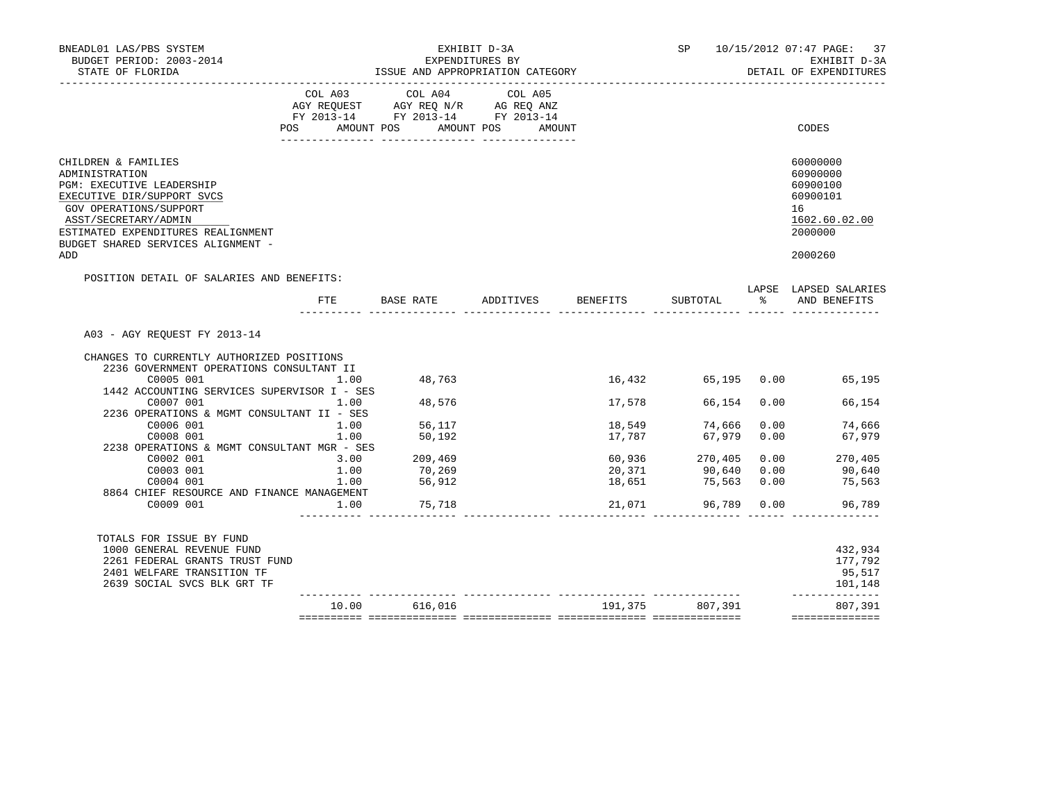BNEADL01 LAS/PBS SYSTEM
BUDGET PERIOD: 2003-2014
STATE OF FLORIDA

EXHIBIT D-3A
EXPENDITURES BY
ISSUE AND APPROPRIATION CATEGORY

SP 10/15/2012 07:47 PAGE: 37
EXHIBIT D-3A
DETAIL OF EXPENDITURES

| | COL A03 AGY REQUEST FY 2013-14 POS AMOUNT | COL A04 AGY REQ N/R FY 2013-14 POS AMOUNT | COL A05 AG REQ ANZ FY 2013-14 POS AMOUNT | CODES |
|---|---|---|---|---|
| CHILDREN & FAMILIES | | | | 60000000 |
| ADMINISTRATION | | | | 60900000 |
| PGM: EXECUTIVE LEADERSHIP | | | | 60900100 |
| EXECUTIVE DIR/SUPPORT SVCS | | | | 60900101 |
| GOV OPERATIONS/SUPPORT | | | | 16 |
| ASST/SECRETARY/ADMIN | | | | 1602.60.02.00 |
| ESTIMATED EXPENDITURES REALIGNMENT | | | | 2000000 |
| BUDGET SHARED SERVICES ALIGNMENT - ADD | | | | 2000260 |

POSITION DETAIL OF SALARIES AND BENEFITS:

| | FTE | BASE RATE | ADDITIVES | BENEFITS | SUBTOTAL | LAPSE % | LAPSED SALARIES AND BENEFITS |
|---|---|---|---|---|---|---|---|
| A03 - AGY REQUEST FY 2013-14 | | | | | | | |
| CHANGES TO CURRENTLY AUTHORIZED POSITIONS | | | | | | | |
| 2236 GOVERNMENT OPERATIONS CONSULTANT II | | | | | | | |
| C0005 001 | 1.00 | 48,763 | | 16,432 | 65,195 | 0.00 | 65,195 |
| 1442 ACCOUNTING SERVICES SUPERVISOR I - SES | | | | | | | |
| C0007 001 | 1.00 | 48,576 | | 17,578 | 66,154 | 0.00 | 66,154 |
| 2236 OPERATIONS & MGMT CONSULTANT II - SES | | | | | | | |
| C0006 001 | 1.00 | 56,117 | | 18,549 | 74,666 | 0.00 | 74,666 |
| C0008 001 | 1.00 | 50,192 | | 17,787 | 67,979 | 0.00 | 67,979 |
| 2238 OPERATIONS & MGMT CONSULTANT MGR - SES | | | | | | | |
| C0002 001 | 3.00 | 209,469 | | 60,936 | 270,405 | 0.00 | 270,405 |
| C0003 001 | 1.00 | 70,269 | | 20,371 | 90,640 | 0.00 | 90,640 |
| C0004 001 | 1.00 | 56,912 | | 18,651 | 75,563 | 0.00 | 75,563 |
| 8864 CHIEF RESOURCE AND FINANCE MANAGEMENT | | | | | | | |
| C0009 001 | 1.00 | 75,718 | | 21,071 | 96,789 | 0.00 | 96,789 |
| TOTALS FOR ISSUE BY FUND | | | | | | | |
| 1000 GENERAL REVENUE FUND | | | | | | | 432,934 |
| 2261 FEDERAL GRANTS TRUST FUND | | | | | | | 177,792 |
| 2401 WELFARE TRANSITION TF | | | | | | | 95,517 |
| 2639 SOCIAL SVCS BLK GRT TF | | | | | | | 101,148 |
| | 10.00 | 616,016 | | 191,375 | 807,391 | | 807,391 |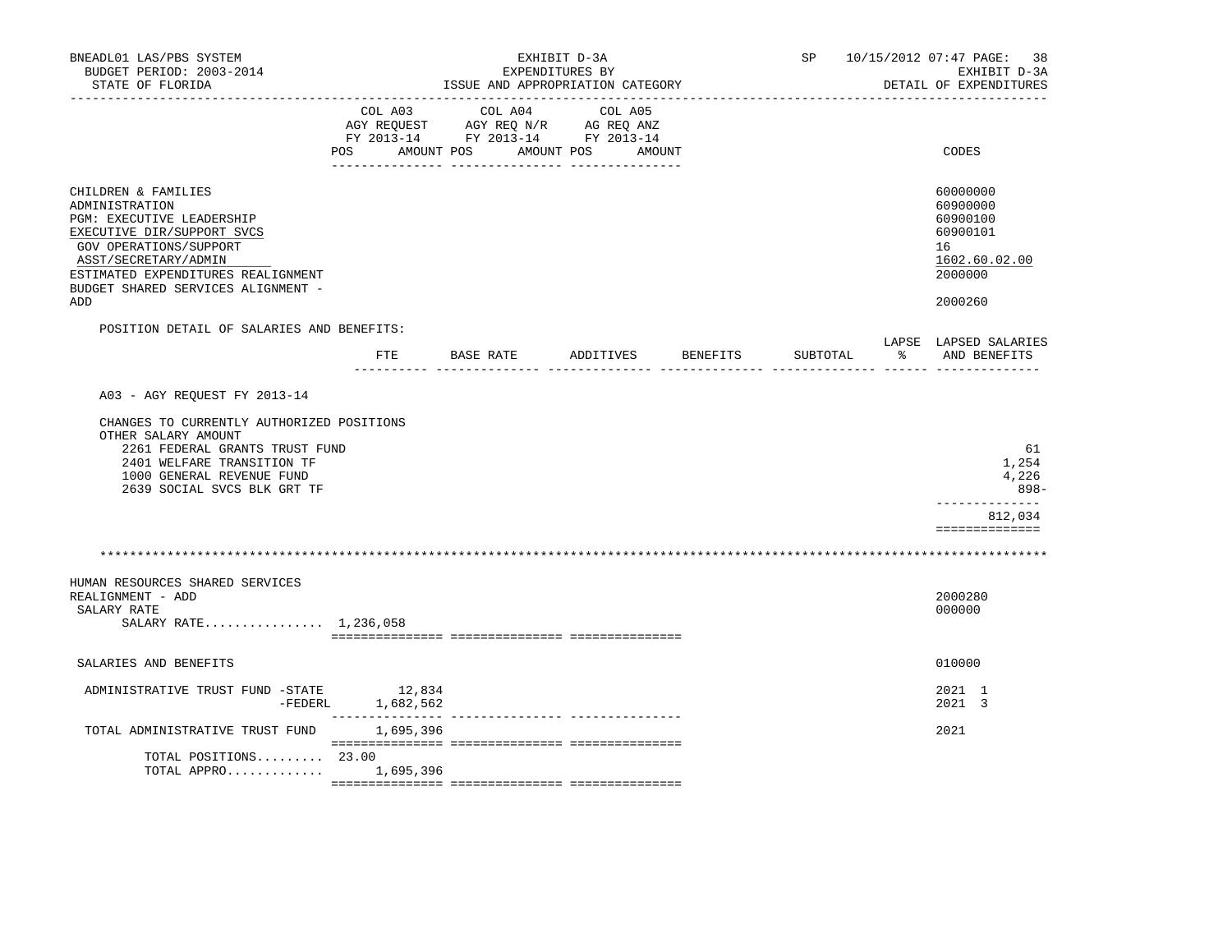BNEADL01 LAS/PBS SYSTEM — EXHIBIT D-3A — EXPENDITURES BY ISSUE AND APPROPRIATION CATEGORY
BUDGET PERIOD: 2003-2014 — STATE OF FLORIDA — SP 10/15/2012 07:47 — EXHIBIT D-3A DETAIL OF EXPENDITURES

| | COL A03 AGY REQUEST FY 2013-14 POS AMOUNT | COL A04 AGY REQ N/R FY 2013-14 POS AMOUNT | COL A05 AG REQ ANZ FY 2013-14 POS AMOUNT | CODES |
|---|---|---|---|---|
| CHILDREN & FAMILIES | | | | 60000000 |
| ADMINISTRATION | | | | 60900000 |
| PGM: EXECUTIVE LEADERSHIP | | | | 60900100 |
| EXECUTIVE DIR/SUPPORT SVCS | | | | 60900101 |
| GOV OPERATIONS/SUPPORT | | | | 16 |
| ASST/SECRETARY/ADMIN | | | | 1602.60.02.00 |
| ESTIMATED EXPENDITURES REALIGNMENT | | | | 2000000 |
| BUDGET SHARED SERVICES ALIGNMENT - ADD | | | | 2000260 |

POSITION DETAIL OF SALARIES AND BENEFITS:

| | FTE | BASE RATE | ADDITIVES | BENEFITS | SUBTOTAL | LAPSE % | LAPSED SALARIES AND BENEFITS |
|---|---|---|---|---|---|---|---|
| A03 - AGY REQUEST FY 2013-14 | | | | | | | |
| CHANGES TO CURRENTLY AUTHORIZED POSITIONS | | | | | | | |
| OTHER SALARY AMOUNT | | | | | | | |
| 2261 FEDERAL GRANTS TRUST FUND | | | | | | | 61 |
| 2401 WELFARE TRANSITION TF | | | | | | | 1,254 |
| 1000 GENERAL REVENUE FUND | | | | | | | 4,226 |
| 2639 SOCIAL SVCS BLK GRT TF | | | | | | | 898- |
| | | | | | | | 812,034 |

*******************************************************************************************************************

| | COL A03 | COL A04 | COL A05 | CODES |
|---|---|---|---|---|
| HUMAN RESOURCES SHARED SERVICES REALIGNMENT - ADD | | | | 2000280 |
| SALARY RATE | | | | 000000 |
| SALARY RATE................ 1,236,058 | | | | |
| SALARIES AND BENEFITS | | | | 010000 |
| ADMINISTRATIVE TRUST FUND -STATE | 12,834 | | | 2021 1 |
| -FEDERL | 1,682,562 | | | 2021 3 |
| TOTAL ADMINISTRATIVE TRUST FUND | 1,695,396 | | | 2021 |
| TOTAL POSITIONS......... | 23.00 | | | |
| TOTAL APPRO............ | 1,695,396 | | | |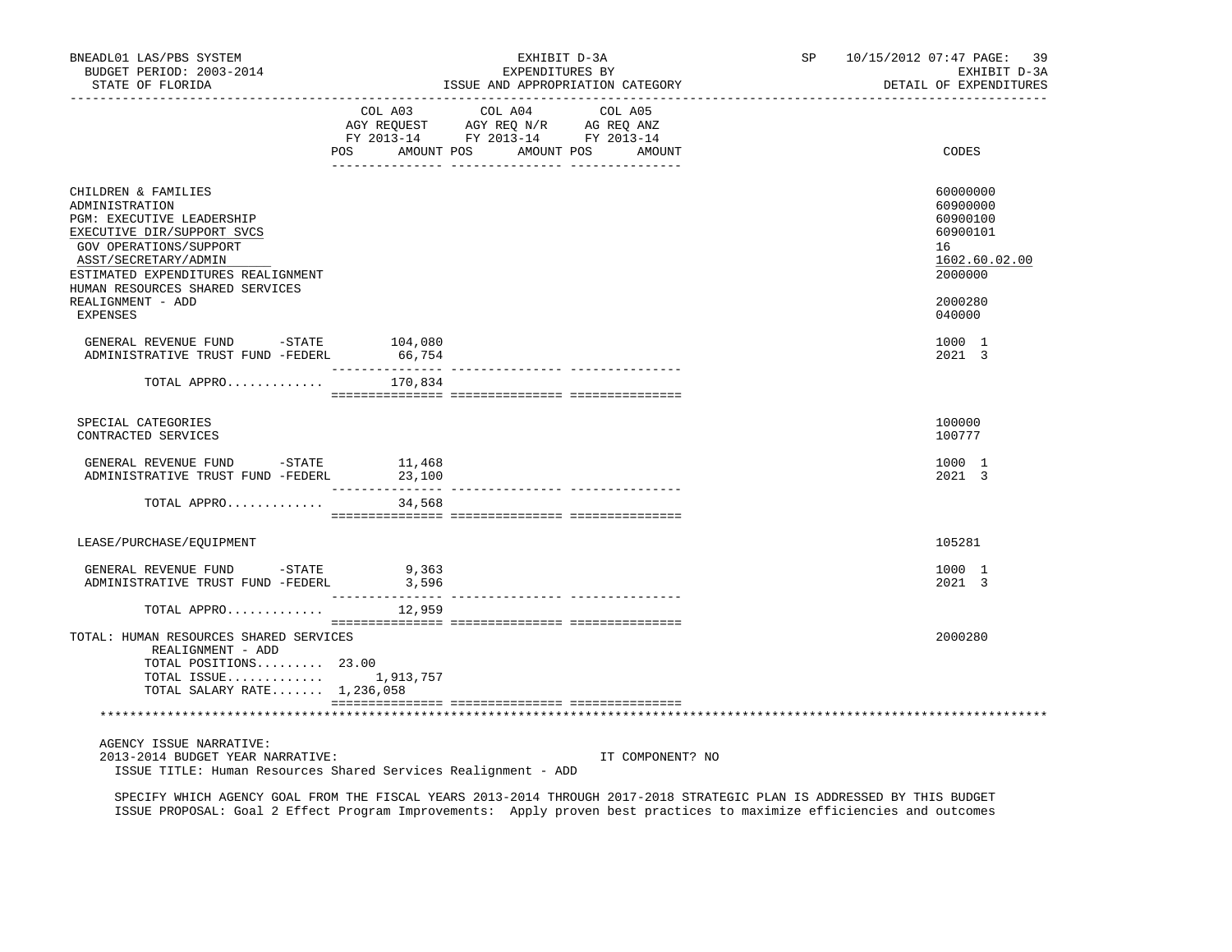BNEADL01 LAS/PBS SYSTEM | EXHIBIT D-3A | SP 10/15/2012 07:47 PAGE: 39
BUDGET PERIOD: 2003-2014 | EXPENDITURES BY | EXHIBIT D-3A
STATE OF FLORIDA | ISSUE AND APPROPRIATION CATEGORY | DETAIL OF EXPENDITURES

| | COL A03 AGY REQUEST FY 2013-14 POS AMOUNT | COL A04 AGY REQ N/R FY 2013-14 POS AMOUNT | COL A05 AG REQ ANZ FY 2013-14 POS AMOUNT | CODES |
|---|---|---|---|---|
| CHILDREN & FAMILIES | | | | 60000000 |
| ADMINISTRATION | | | | 60900000 |
| PGM: EXECUTIVE LEADERSHIP | | | | 60900100 |
| EXECUTIVE DIR/SUPPORT SVCS | | | | 60900101 |
| GOV OPERATIONS/SUPPORT | | | | 16 |
| ASST/SECRETARY/ADMIN | | | | 1602.60.02.00 |
| ESTIMATED EXPENDITURES REALIGNMENT | | | | 2000000 |
| HUMAN RESOURCES SHARED SERVICES REALIGNMENT - ADD | | | | 2000280 |
| EXPENSES | | | | 040000 |
| GENERAL REVENUE FUND -STATE | 104,080 | | | 1000 1 |
| ADMINISTRATIVE TRUST FUND -FEDERL | 66,754 | | | 2021 3 |
| TOTAL APPRO............ | 170,834 | | | |
| SPECIAL CATEGORIES | | | | 100000 |
| CONTRACTED SERVICES | | | | 100777 |
| GENERAL REVENUE FUND -STATE | 11,468 | | | 1000 1 |
| ADMINISTRATIVE TRUST FUND -FEDERL | 23,100 | | | 2021 3 |
| TOTAL APPRO............ | 34,568 | | | |
| LEASE/PURCHASE/EQUIPMENT | | | | 105281 |
| GENERAL REVENUE FUND -STATE | 9,363 | | | 1000 1 |
| ADMINISTRATIVE TRUST FUND -FEDERL | 3,596 | | | 2021 3 |
| TOTAL APPRO............ | 12,959 | | | |
| TOTAL: HUMAN RESOURCES SHARED SERVICES REALIGNMENT - ADD | | | | 2000280 |
| TOTAL POSITIONS......... | 23.00 | | | |
| TOTAL ISSUE............ | 1,913,757 | | | |
| TOTAL SALARY RATE....... | 1,236,058 | | | |

AGENCY ISSUE NARRATIVE:
2013-2014 BUDGET YEAR NARRATIVE: IT COMPONENT? NO
ISSUE TITLE: Human Resources Shared Services Realignment - ADD

SPECIFY WHICH AGENCY GOAL FROM THE FISCAL YEARS 2013-2014 THROUGH 2017-2018 STRATEGIC PLAN IS ADDRESSED BY THIS BUDGET ISSUE PROPOSAL: Goal 2 Effect Program Improvements: Apply proven best practices to maximize efficiencies and outcomes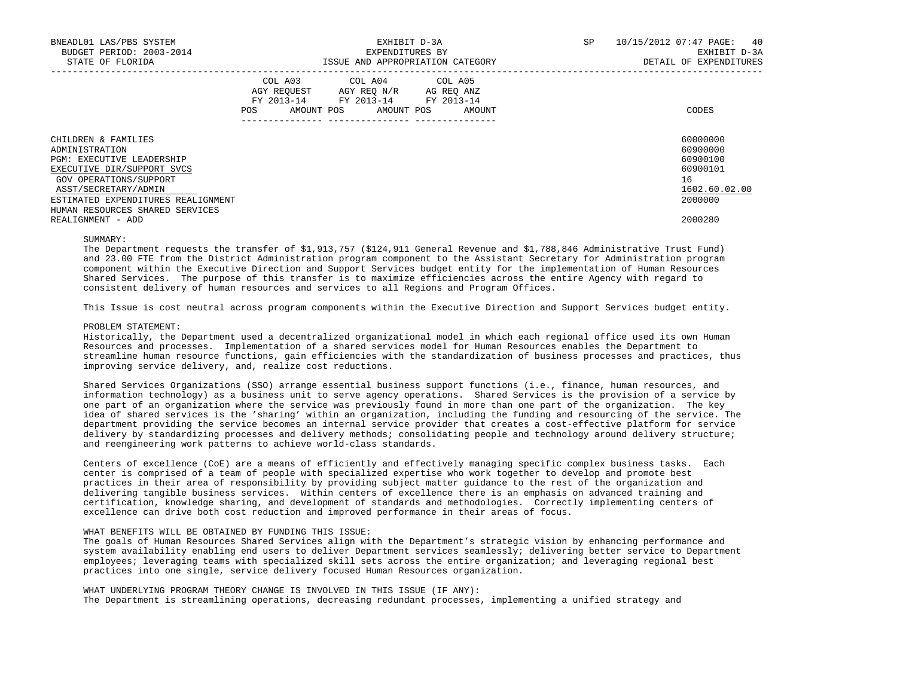| | COL A03 AGY REQUEST FY 2013-14 | | COL A04 AGY REQ N/R FY 2013-14 | | COL A05 AG REQ ANZ FY 2013-14 | | |
|---|---|---|---|---|---|---|---|
| | POS | AMOUNT | POS | AMOUNT | POS | AMOUNT | CODES |
| CHILDREN & FAMILIES | | | | | | | 60000000 |
| ADMINISTRATION | | | | | | | 60900000 |
| PGM: EXECUTIVE LEADERSHIP | | | | | | | 60900100 |
| EXECUTIVE DIR/SUPPORT SVCS | | | | | | | 60900101 |
| GOV OPERATIONS/SUPPORT | | | | | | | 16 |
| ASST/SECRETARY/ADMIN | | | | | | | 1602.60.02.00 |
| ESTIMATED EXPENDITURES REALIGNMENT | | | | | | | 2000000 |
| HUMAN RESOURCES SHARED SERVICES REALIGNMENT - ADD | | | | | | | 2000280 |

SUMMARY:
The Department requests the transfer of $1,913,757 ($124,911 General Revenue and $1,788,846 Administrative Trust Fund) and 23.00 FTE from the District Administration program component to the Assistant Secretary for Administration program component within the Executive Direction and Support Services budget entity for the implementation of Human Resources Shared Services. The purpose of this transfer is to maximize efficiencies across the entire Agency with regard to consistent delivery of human resources and services to all Regions and Program Offices.

This Issue is cost neutral across program components within the Executive Direction and Support Services budget entity.

PROBLEM STATEMENT:
Historically, the Department used a decentralized organizational model in which each regional office used its own Human Resources and processes. Implementation of a shared services model for Human Resources enables the Department to streamline human resource functions, gain efficiencies with the standardization of business processes and practices, thus improving service delivery, and, realize cost reductions.

Shared Services Organizations (SSO) arrange essential business support functions (i.e., finance, human resources, and information technology) as a business unit to serve agency operations. Shared Services is the provision of a service by one part of an organization where the service was previously found in more than one part of the organization. The key idea of shared services is the 'sharing' within an organization, including the funding and resourcing of the service. The department providing the service becomes an internal service provider that creates a cost-effective platform for service delivery by standardizing processes and delivery methods; consolidating people and technology around delivery structure; and reengineering work patterns to achieve world-class standards.

Centers of excellence (CoE) are a means of efficiently and effectively managing specific complex business tasks. Each center is comprised of a team of people with specialized expertise who work together to develop and promote best practices in their area of responsibility by providing subject matter guidance to the rest of the organization and delivering tangible business services. Within centers of excellence there is an emphasis on advanced training and certification, knowledge sharing, and development of standards and methodologies. Correctly implementing centers of excellence can drive both cost reduction and improved performance in their areas of focus.

WHAT BENEFITS WILL BE OBTAINED BY FUNDING THIS ISSUE:
The goals of Human Resources Shared Services align with the Department's strategic vision by enhancing performance and system availability enabling end users to deliver Department services seamlessly; delivering better service to Department employees; leveraging teams with specialized skill sets across the entire organization; and leveraging regional best practices into one single, service delivery focused Human Resources organization.

WHAT UNDERLYING PROGRAM THEORY CHANGE IS INVOLVED IN THIS ISSUE (IF ANY):
The Department is streamlining operations, decreasing redundant processes, implementing a unified strategy and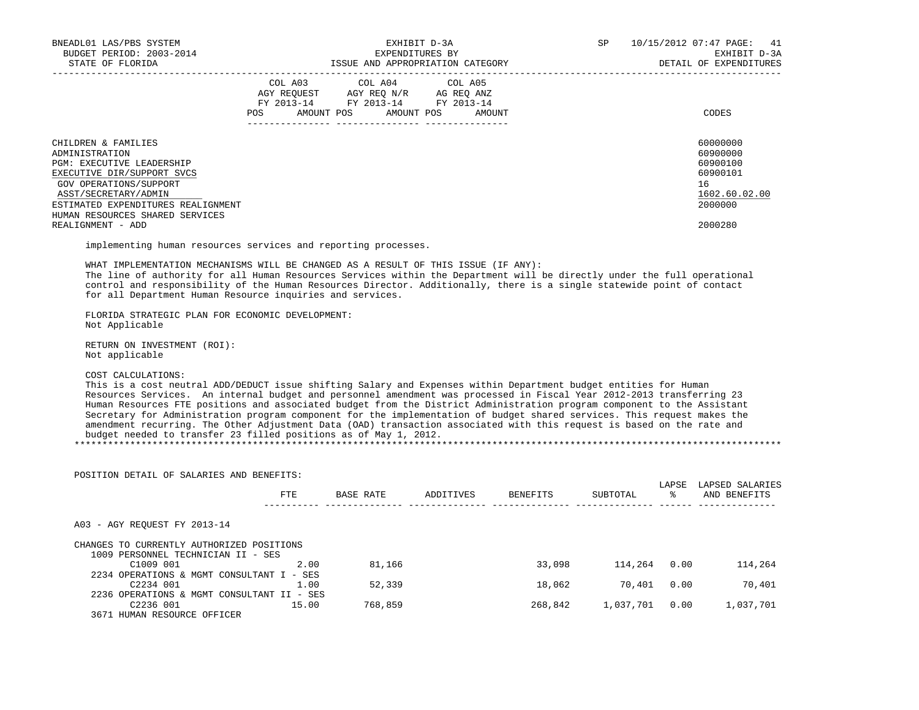| | COL A03 AGY REQUEST FY 2013-14 | | COL A04 AGY REQ N/R FY 2013-14 | | COL A05 AG REQ ANZ FY 2013-14 | | |
|---|---|---|---|---|---|---|---|
| | POS | AMOUNT | POS | AMOUNT | POS | AMOUNT | CODES |
| CHILDREN & FAMILIES | | | | | | | 60000000 |
| ADMINISTRATION | | | | | | | 60900000 |
| PGM: EXECUTIVE LEADERSHIP | | | | | | | 60900100 |
| EXECUTIVE DIR/SUPPORT SVCS | | | | | | | 60900101 |
| GOV OPERATIONS/SUPPORT | | | | | | | 16 |
| ASST/SECRETARY/ADMIN | | | | | | | 1602.60.02.00 |
| ESTIMATED EXPENDITURES REALIGNMENT | | | | | | | 2000000 |
| HUMAN RESOURCES SHARED SERVICES REALIGNMENT - ADD | | | | | | | 2000280 |

implementing human resources services and reporting processes.

WHAT IMPLEMENTATION MECHANISMS WILL BE CHANGED AS A RESULT OF THIS ISSUE (IF ANY):
The line of authority for all Human Resources Services within the Department will be directly under the full operational control and responsibility of the Human Resources Director. Additionally, there is a single statewide point of contact for all Department Human Resource inquiries and services.

FLORIDA STRATEGIC PLAN FOR ECONOMIC DEVELOPMENT:
Not Applicable

RETURN ON INVESTMENT (ROI):
Not applicable

COST CALCULATIONS:
This is a cost neutral ADD/DEDUCT issue shifting Salary and Expenses within Department budget entities for Human Resources Services. An internal budget and personnel amendment was processed in Fiscal Year 2012-2013 transferring 23 Human Resources FTE positions and associated budget from the District Administration program component to the Assistant Secretary for Administration program component for the implementation of budget shared services. This request makes the amendment recurring. The Other Adjustment Data (OAD) transaction associated with this request is based on the rate and budget needed to transfer 23 filled positions as of May 1, 2012.

POSITION DETAIL OF SALARIES AND BENEFITS:

| | FTE | BASE RATE | ADDITIVES | BENEFITS | SUBTOTAL | LAPSE % | LAPSED SALARIES AND BENEFITS |
|---|---|---|---|---|---|---|---|
| A03 - AGY REQUEST FY 2013-14 | | | | | | | |
| CHANGES TO CURRENTLY AUTHORIZED POSITIONS | | | | | | | |
| 1009 PERSONNEL TECHNICIAN II - SES | | | | | | | |
| C1009 001 | 2.00 | 81,166 | | 33,098 | 114,264 | 0.00 | 114,264 |
| 2234 OPERATIONS & MGMT CONSULTANT I - SES | | | | | | | |
| C2234 001 | 1.00 | 52,339 | | 18,062 | 70,401 | 0.00 | 70,401 |
| 2236 OPERATIONS & MGMT CONSULTANT II - SES | | | | | | | |
| C2236 001 | 15.00 | 768,859 | | 268,842 | 1,037,701 | 0.00 | 1,037,701 |
| 3671 HUMAN RESOURCE OFFICER | | | | | | | |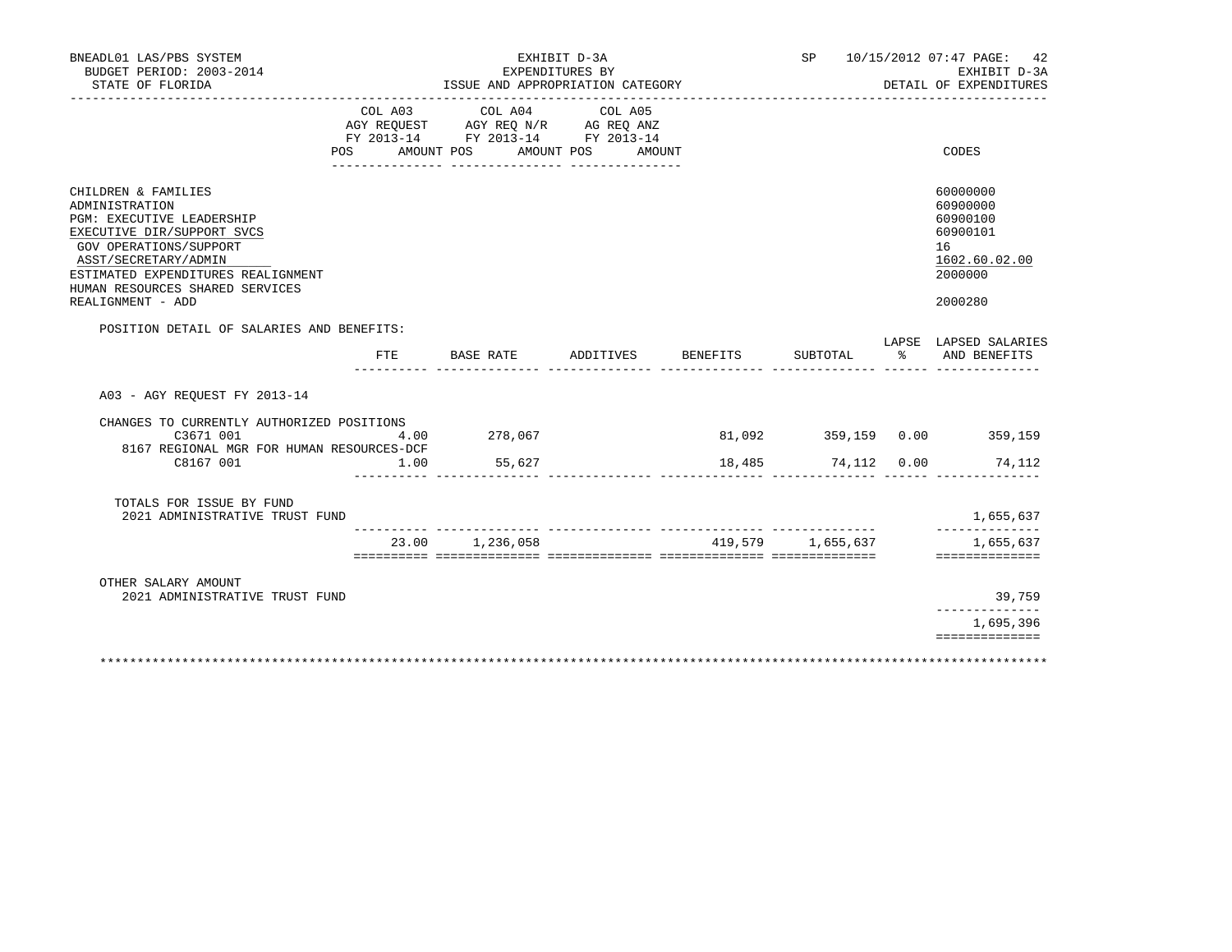BNEADL01 LAS/PBS SYSTEM
BUDGET PERIOD: 2003-2014
STATE OF FLORIDA

EXHIBIT D-3A
EXPENDITURES BY
ISSUE AND APPROPRIATION CATEGORY

SP 10/15/2012 07:47 PAGE: 42
EXHIBIT D-3A
DETAIL OF EXPENDITURES

| | COL A03 AGY REQUEST FY 2013-14 POS AMOUNT | COL A04 AGY REQ N/R FY 2013-14 POS AMOUNT | COL A05 AG REQ ANZ FY 2013-14 POS AMOUNT | CODES |
|---|---|---|---|---|
| CHILDREN & FAMILIES | | | | 60000000 |
| ADMINISTRATION | | | | 60900000 |
| PGM: EXECUTIVE LEADERSHIP | | | | 60900100 |
| EXECUTIVE DIR/SUPPORT SVCS | | | | 60900101 |
| GOV OPERATIONS/SUPPORT | | | | 16 |
| ASST/SECRETARY/ADMIN | | | | 1602.60.02.00 |
| ESTIMATED EXPENDITURES REALIGNMENT | | | | 2000000 |
| HUMAN RESOURCES SHARED SERVICES REALIGNMENT - ADD | | | | 2000280 |

POSITION DETAIL OF SALARIES AND BENEFITS:

| | FTE | BASE RATE | ADDITIVES | BENEFITS | SUBTOTAL | LAPSE % | LAPSED SALARIES AND BENEFITS |
|---|---|---|---|---|---|---|---|
| A03 - AGY REQUEST FY 2013-14 | | | | | | | |
| CHANGES TO CURRENTLY AUTHORIZED POSITIONS | | | | | | | |
| C3671 001 | 4.00 | 278,067 | | 81,092 | 359,159 | 0.00 | 359,159 |
| 8167 REGIONAL MGR FOR HUMAN RESOURCES-DCF | | | | | | | |
| C8167 001 | 1.00 | 55,627 | | 18,485 | 74,112 | 0.00 | 74,112 |
| TOTALS FOR ISSUE BY FUND | | | | | | | |
| 2021 ADMINISTRATIVE TRUST FUND | | | | | | | 1,655,637 |
| | 23.00 | 1,236,058 | | 419,579 | 1,655,637 | | 1,655,637 |
| OTHER SALARY AMOUNT | | | | | | | |
| 2021 ADMINISTRATIVE TRUST FUND | | | | | | | 39,759 |
| | | | | | | | 1,695,396 |

********************************************************************************************************************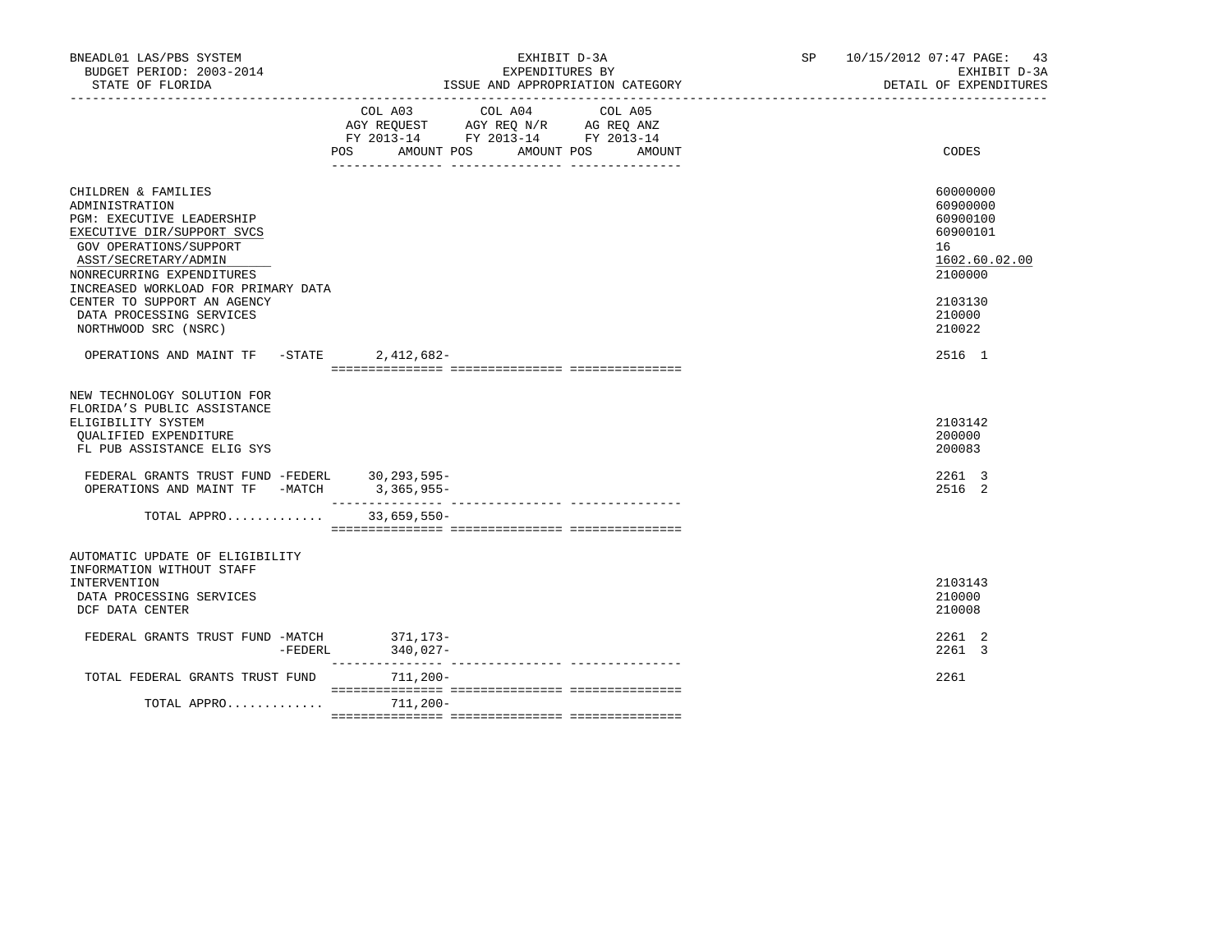BNEADL01 LAS/PBS SYSTEM — EXHIBIT D-3A — EXPENDITURES BY ISSUE AND APPROPRIATION CATEGORY
BUDGET PERIOD: 2003-2014 — STATE OF FLORIDA
SP 10/15/2012 07:47 — EXHIBIT D-3A — DETAIL OF EXPENDITURES

| | COL A03 AGY REQUEST FY 2013-14 POS AMOUNT | COL A04 AGY REQ N/R FY 2013-14 POS AMOUNT | COL A05 AG REQ ANZ FY 2013-14 POS AMOUNT | CODES |
|---|---|---|---|---|
| CHILDREN & FAMILIES | | | | 60000000 |
| ADMINISTRATION | | | | 60900000 |
| PGM: EXECUTIVE LEADERSHIP | | | | 60900100 |
| EXECUTIVE DIR/SUPPORT SVCS | | | | 60900101 |
| GOV OPERATIONS/SUPPORT | | | | 16 |
| ASST/SECRETARY/ADMIN | | | | 1602.60.02.00 |
| NONRECURRING EXPENDITURES | | | | 2100000 |
| INCREASED WORKLOAD FOR PRIMARY DATA CENTER TO SUPPORT AN AGENCY | | | | 2103130 |
| DATA PROCESSING SERVICES | | | | 210000 |
| NORTHWOOD SRC (NSRC) | | | | 210022 |
| OPERATIONS AND MAINT TF -STATE | 2,412,682- | | | 2516 1 |
| NEW TECHNOLOGY SOLUTION FOR FLORIDA'S PUBLIC ASSISTANCE ELIGIBILITY SYSTEM | | | | 2103142 |
| QUALIFIED EXPENDITURE | | | | 200000 |
| FL PUB ASSISTANCE ELIG SYS | | | | 200083 |
| FEDERAL GRANTS TRUST FUND -FEDERL | 30,293,595- | | | 2261 3 |
| OPERATIONS AND MAINT TF -MATCH | 3,365,955- | | | 2516 2 |
| TOTAL APPRO............ | 33,659,550- | | | |
| AUTOMATIC UPDATE OF ELIGIBILITY INFORMATION WITHOUT STAFF INTERVENTION | | | | 2103143 |
| DATA PROCESSING SERVICES | | | | 210000 |
| DCF DATA CENTER | | | | 210008 |
| FEDERAL GRANTS TRUST FUND -MATCH | 371,173- | | | 2261 2 |
| -FEDERL | 340,027- | | | 2261 3 |
| TOTAL FEDERAL GRANTS TRUST FUND | 711,200- | | | 2261 |
| TOTAL APPRO............ | 711,200- | | | |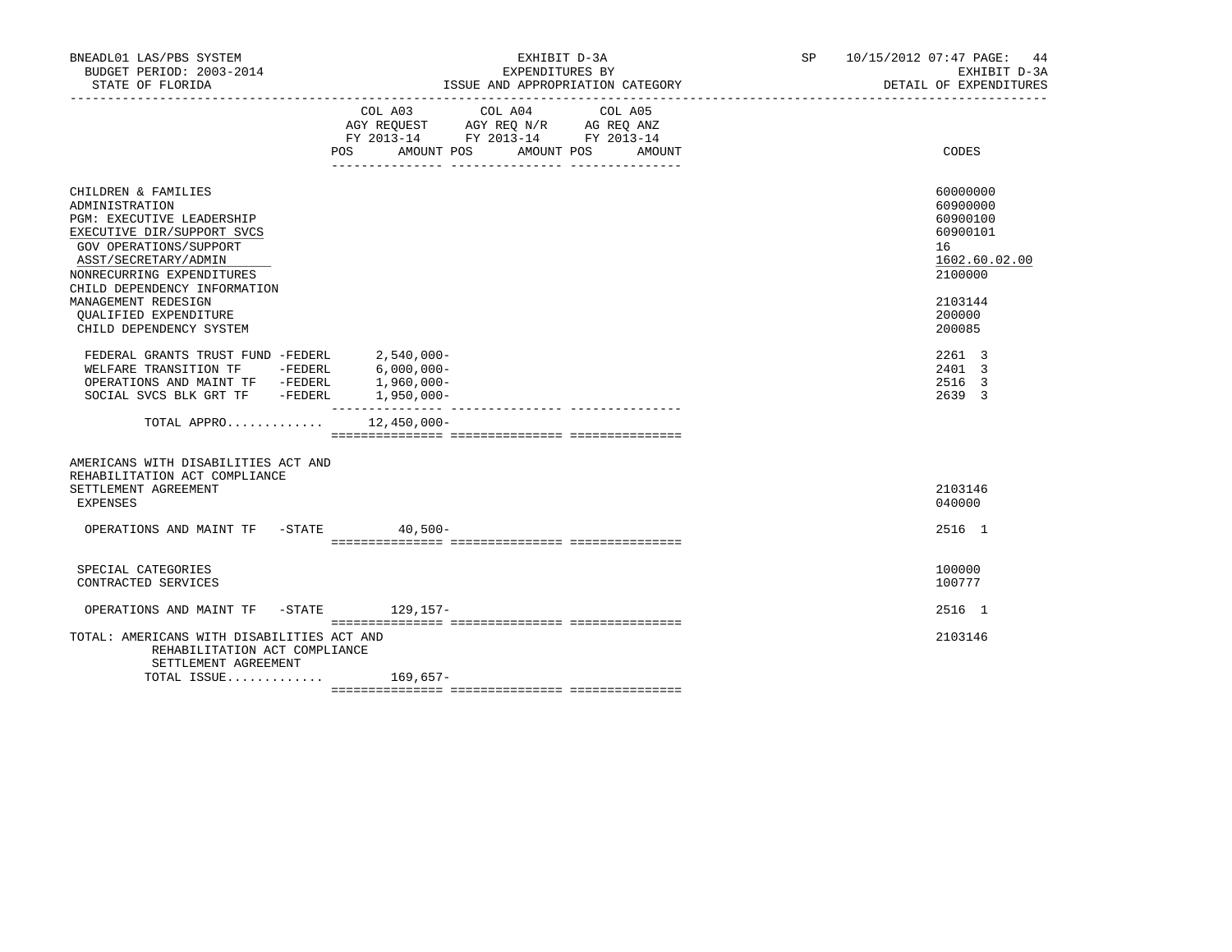BNEADL01 LAS/PBS SYSTEM — BUDGET PERIOD: 2003-2014 — STATE OF FLORIDA

EXHIBIT D-3A — EXPENDITURES BY ISSUE AND APPROPRIATION CATEGORY

SP 10/15/2012 07:47 — EXHIBIT D-3A — DETAIL OF EXPENDITURES

| | COL A03 AGY REQUEST FY 2013-14 POS AMOUNT | COL A04 AGY REQ N/R FY 2013-14 POS AMOUNT | COL A05 AG REQ ANZ FY 2013-14 POS AMOUNT | CODES |
|---|---|---|---|---|
| CHILDREN & FAMILIES | | | | 60000000 |
| ADMINISTRATION | | | | 60900000 |
| PGM: EXECUTIVE LEADERSHIP | | | | 60900100 |
| EXECUTIVE DIR/SUPPORT SVCS | | | | 60900101 |
| GOV OPERATIONS/SUPPORT | | | | 16 |
| ASST/SECRETARY/ADMIN | | | | 1602.60.02.00 |
| NONRECURRING EXPENDITURES | | | | 2100000 |
| CHILD DEPENDENCY INFORMATION MANAGEMENT REDESIGN | | | | 2103144 |
| QUALIFIED EXPENDITURE | | | | 200000 |
| CHILD DEPENDENCY SYSTEM | | | | 200085 |
| FEDERAL GRANTS TRUST FUND -FEDERL | 2,540,000- | | | 2261 3 |
| WELFARE TRANSITION TF -FEDERL | 6,000,000- | | | 2401 3 |
| OPERATIONS AND MAINT TF -FEDERL | 1,960,000- | | | 2516 3 |
| SOCIAL SVCS BLK GRT TF -FEDERL | 1,950,000- | | | 2639 3 |
| TOTAL APPRO............ | 12,450,000- | | | |
| AMERICANS WITH DISABILITIES ACT AND REHABILITATION ACT COMPLIANCE SETTLEMENT AGREEMENT | | | | 2103146 |
| EXPENSES | | | | 040000 |
| OPERATIONS AND MAINT TF -STATE | 40,500- | | | 2516 1 |
| SPECIAL CATEGORIES | | | | 100000 |
| CONTRACTED SERVICES | | | | 100777 |
| OPERATIONS AND MAINT TF -STATE | 129,157- | | | 2516 1 |
| TOTAL: AMERICANS WITH DISABILITIES ACT AND REHABILITATION ACT COMPLIANCE SETTLEMENT AGREEMENT | | | | 2103146 |
| TOTAL ISSUE............ | 169,657- | | | |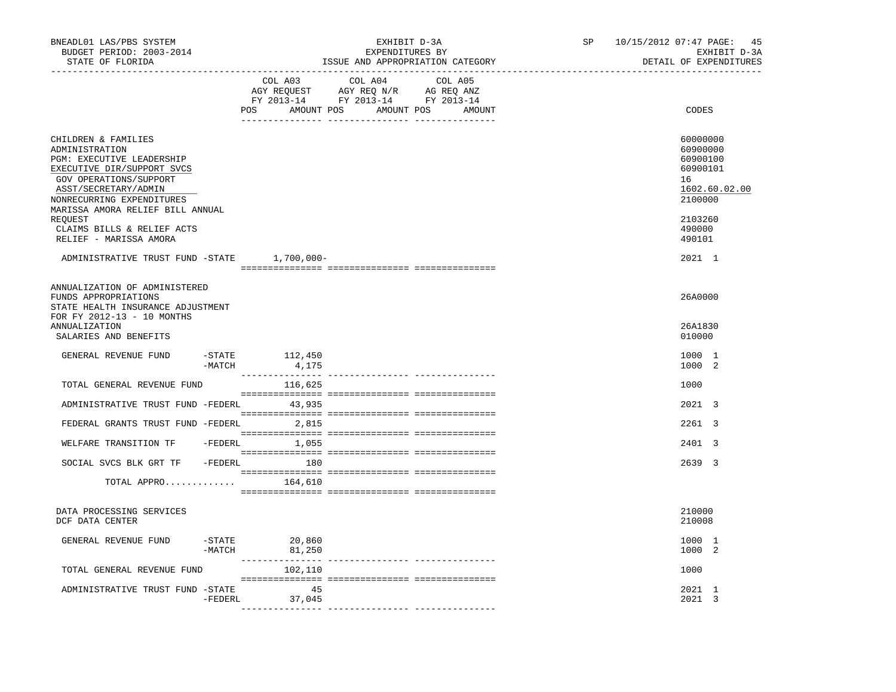BNEADL01 LAS/PBS SYSTEM — EXHIBIT D-3A — SP 10/15/2012 07:47

BUDGET PERIOD: 2003-2014 — EXPENDITURES BY — EXHIBIT D-3A

STATE OF FLORIDA — ISSUE AND APPROPRIATION CATEGORY — DETAIL OF EXPENDITURES

| | COL A03 AGY REQUEST FY 2013-14 POS AMOUNT | COL A04 AGY REQ N/R FY 2013-14 POS AMOUNT | COL A05 AG REQ ANZ FY 2013-14 POS AMOUNT | CODES |
|---|---|---|---|---|
| CHILDREN & FAMILIES | | | | 60000000 |
| ADMINISTRATION | | | | 60900000 |
| PGM: EXECUTIVE LEADERSHIP | | | | 60900100 |
| EXECUTIVE DIR/SUPPORT SVCS | | | | 60900101 |
| GOV OPERATIONS/SUPPORT | | | | 16 |
| ASST/SECRETARY/ADMIN | | | | 1602.60.02.00 |
| NONRECURRING EXPENDITURES | | | | 2100000 |
| MARISSA AMORA RELIEF BILL ANNUAL REQUEST | | | | 2103260 |
| CLAIMS BILLS & RELIEF ACTS | | | | 490000 |
| RELIEF - MARISSA AMORA | | | | 490101 |
| ADMINISTRATIVE TRUST FUND -STATE | 1,700,000- | | | 2021 1 |
| ANNUALIZATION OF ADMINISTERED FUNDS APPROPRIATIONS | | | | 26A0000 |
| STATE HEALTH INSURANCE ADJUSTMENT FOR FY 2012-13 - 10 MONTHS ANNUALIZATION | | | | 26A1830 |
| SALARIES AND BENEFITS | | | | 010000 |
| GENERAL REVENUE FUND -STATE | 112,450 | | | 1000 1 |
| -MATCH | 4,175 | | | 1000 2 |
| TOTAL GENERAL REVENUE FUND | 116,625 | | | 1000 |
| ADMINISTRATIVE TRUST FUND -FEDERL | 43,935 | | | 2021 3 |
| FEDERAL GRANTS TRUST FUND -FEDERL | 2,815 | | | 2261 3 |
| WELFARE TRANSITION TF -FEDERL | 1,055 | | | 2401 3 |
| SOCIAL SVCS BLK GRT TF -FEDERL | 180 | | | 2639 3 |
| TOTAL APPRO............. | 164,610 | | | |
| DATA PROCESSING SERVICES | | | | 210000 |
| DCF DATA CENTER | | | | 210008 |
| GENERAL REVENUE FUND -STATE | 20,860 | | | 1000 1 |
| -MATCH | 81,250 | | | 1000 2 |
| TOTAL GENERAL REVENUE FUND | 102,110 | | | 1000 |
| ADMINISTRATIVE TRUST FUND -STATE | 45 | | | 2021 1 |
| -FEDERL | 37,045 | | | 2021 3 |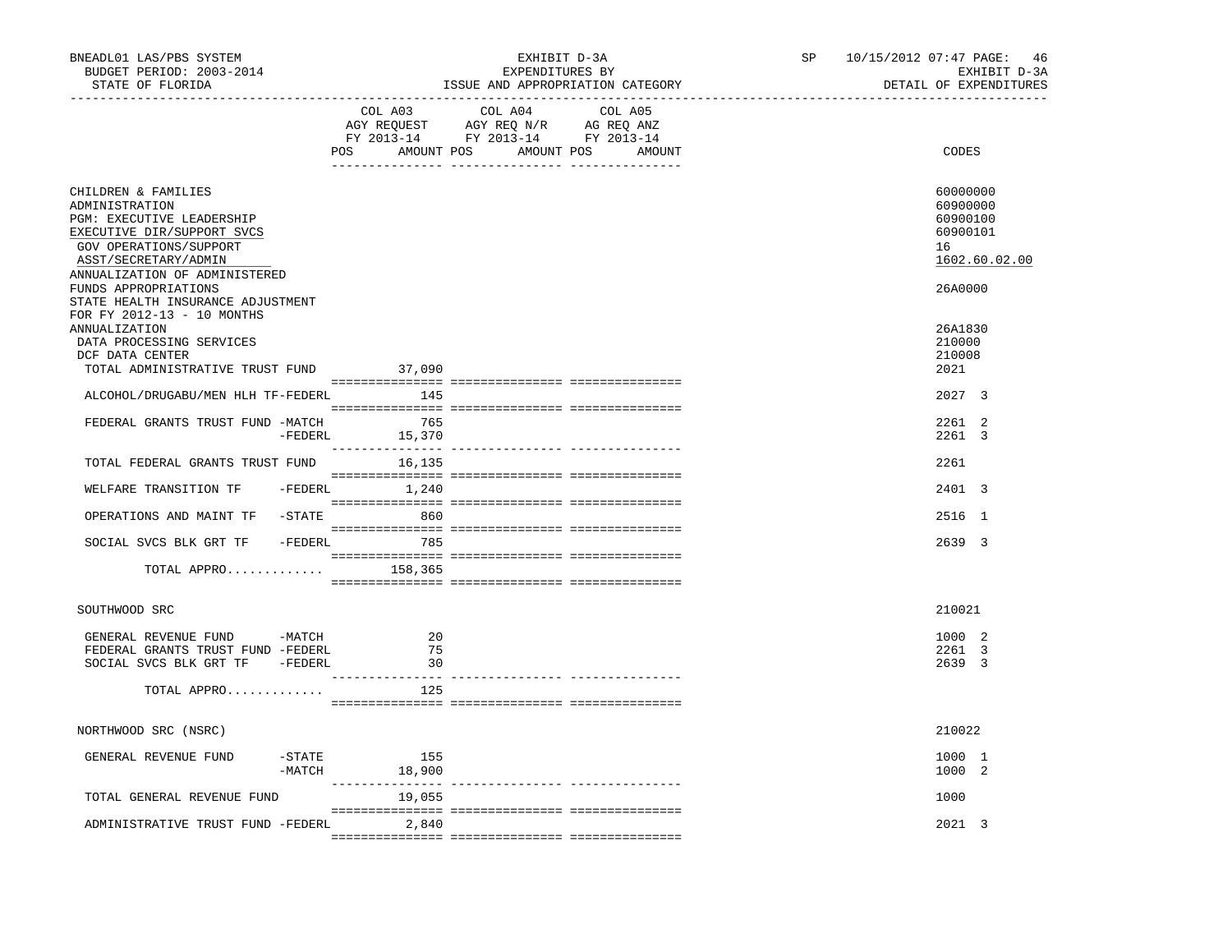BNEADL01 LAS/PBS SYSTEM — EXHIBIT D-3A — SP 10/15/2012 07:47

BUDGET PERIOD: 2003-2014 — EXPENDITURES BY — EXHIBIT D-3A

STATE OF FLORIDA — ISSUE AND APPROPRIATION CATEGORY — DETAIL OF EXPENDITURES

| | COL A03 AGY REQUEST FY 2013-14 POS | AMOUNT | COL A04 AGY REQ N/R FY 2013-14 POS | AMOUNT | COL A05 AG REQ ANZ FY 2013-14 POS | AMOUNT | CODES |
|---|---|---|---|---|---|---|---|
| CHILDREN & FAMILIES | | | | | | | 60000000 |
| ADMINISTRATION | | | | | | | 60900000 |
| PGM: EXECUTIVE LEADERSHIP | | | | | | | 60900100 |
| EXECUTIVE DIR/SUPPORT SVCS | | | | | | | 60900101 |
| GOV OPERATIONS/SUPPORT | | | | | | | 16 |
| ASST/SECRETARY/ADMIN | | | | | | | 1602.60.02.00 |
| ANNUALIZATION OF ADMINISTERED FUNDS APPROPRIATIONS | | | | | | | 26A0000 |
| STATE HEALTH INSURANCE ADJUSTMENT FOR FY 2012-13 - 10 MONTHS ANNUALIZATION | | | | | | | 26A1830 |
| DATA PROCESSING SERVICES | | | | | | | 210000 |
| DCF DATA CENTER | | | | | | | 210008 |
| TOTAL ADMINISTRATIVE TRUST FUND | | 37,090 | | | | | 2021 |
| ALCOHOL/DRUGABU/MEN HLH TF-FEDERL | | 145 | | | | | 2027 3 |
| FEDERAL GRANTS TRUST FUND -MATCH | | 765 | | | | | 2261 2 |
| -FEDERL | | 15,370 | | | | | 2261 3 |
| TOTAL FEDERAL GRANTS TRUST FUND | | 16,135 | | | | | 2261 |
| WELFARE TRANSITION TF -FEDERL | | 1,240 | | | | | 2401 3 |
| OPERATIONS AND MAINT TF -STATE | | 860 | | | | | 2516 1 |
| SOCIAL SVCS BLK GRT TF -FEDERL | | 785 | | | | | 2639 3 |
| TOTAL APPRO............. | | 158,365 | | | | | |
| SOUTHWOOD SRC | | | | | | | 210021 |
| GENERAL REVENUE FUND -MATCH | | 20 | | | | | 1000 2 |
| FEDERAL GRANTS TRUST FUND -FEDERL | | 75 | | | | | 2261 3 |
| SOCIAL SVCS BLK GRT TF -FEDERL | | 30 | | | | | 2639 3 |
| TOTAL APPRO............. | | 125 | | | | | |
| NORTHWOOD SRC (NSRC) | | | | | | | 210022 |
| GENERAL REVENUE FUND -STATE | | 155 | | | | | 1000 1 |
| -MATCH | | 18,900 | | | | | 1000 2 |
| TOTAL GENERAL REVENUE FUND | | 19,055 | | | | | 1000 |
| ADMINISTRATIVE TRUST FUND -FEDERL | | 2,840 | | | | | 2021 3 |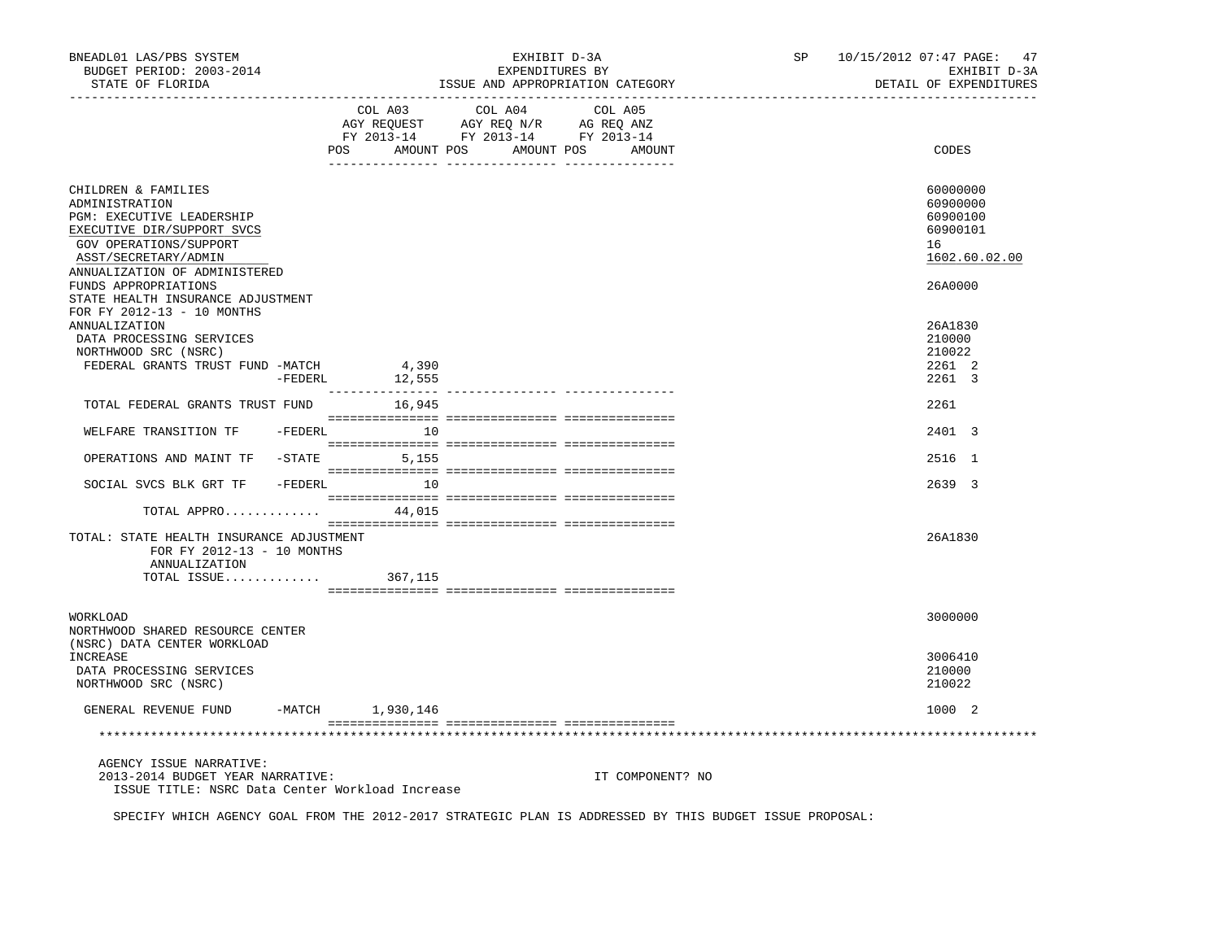BNEADL01 LAS/PBS SYSTEM — EXHIBIT D-3A — SP 10/15/2012 07:47

BUDGET PERIOD: 2003-2014 — EXPENDITURES BY — EXHIBIT D-3A

STATE OF FLORIDA — ISSUE AND APPROPRIATION CATEGORY — DETAIL OF EXPENDITURES

| | COL A03 AGY REQUEST FY 2013-14 POS AMOUNT | COL A04 AGY REQ N/R FY 2013-14 POS AMOUNT | COL A05 AG REQ ANZ FY 2013-14 POS AMOUNT | CODES |
|---|---|---|---|---|
| CHILDREN & FAMILIES | | | | 60000000 |
| ADMINISTRATION | | | | 60900000 |
| PGM: EXECUTIVE LEADERSHIP | | | | 60900100 |
| EXECUTIVE DIR/SUPPORT SVCS | | | | 60900101 |
| GOV OPERATIONS/SUPPORT | | | | 16 |
| ASST/SECRETARY/ADMIN | | | | 1602.60.02.00 |
| ANNUALIZATION OF ADMINISTERED FUNDS APPROPRIATIONS | | | | 26A0000 |
| STATE HEALTH INSURANCE ADJUSTMENT FOR FY 2012-13 - 10 MONTHS ANNUALIZATION | | | | 26A1830 |
| DATA PROCESSING SERVICES | | | | 210000 |
| NORTHWOOD SRC (NSRC) | | | | 210022 |
| FEDERAL GRANTS TRUST FUND -MATCH | 4,390 | | | 2261 2 |
| -FEDERL | 12,555 | | | 2261 3 |
| TOTAL FEDERAL GRANTS TRUST FUND | 16,945 | | | 2261 |
| WELFARE TRANSITION TF -FEDERL | 10 | | | 2401 3 |
| OPERATIONS AND MAINT TF -STATE | 5,155 | | | 2516 1 |
| SOCIAL SVCS BLK GRT TF -FEDERL | 10 | | | 2639 3 |
| TOTAL APPRO............ | 44,015 | | | |
| TOTAL: STATE HEALTH INSURANCE ADJUSTMENT FOR FY 2012-13 - 10 MONTHS ANNUALIZATION | | | | 26A1830 |
| TOTAL ISSUE............ | 367,115 | | | |
| WORKLOAD | | | | 3000000 |
| NORTHWOOD SHARED RESOURCE CENTER (NSRC) DATA CENTER WORKLOAD INCREASE | | | | 3006410 |
| DATA PROCESSING SERVICES | | | | 210000 |
| NORTHWOOD SRC (NSRC) | | | | 210022 |
| GENERAL REVENUE FUND -MATCH | 1,930,146 | | | 1000 2 |

AGENCY ISSUE NARRATIVE:

2013-2014 BUDGET YEAR NARRATIVE: IT COMPONENT? NO

ISSUE TITLE: NSRC Data Center Workload Increase

SPECIFY WHICH AGENCY GOAL FROM THE 2012-2017 STRATEGIC PLAN IS ADDRESSED BY THIS BUDGET ISSUE PROPOSAL: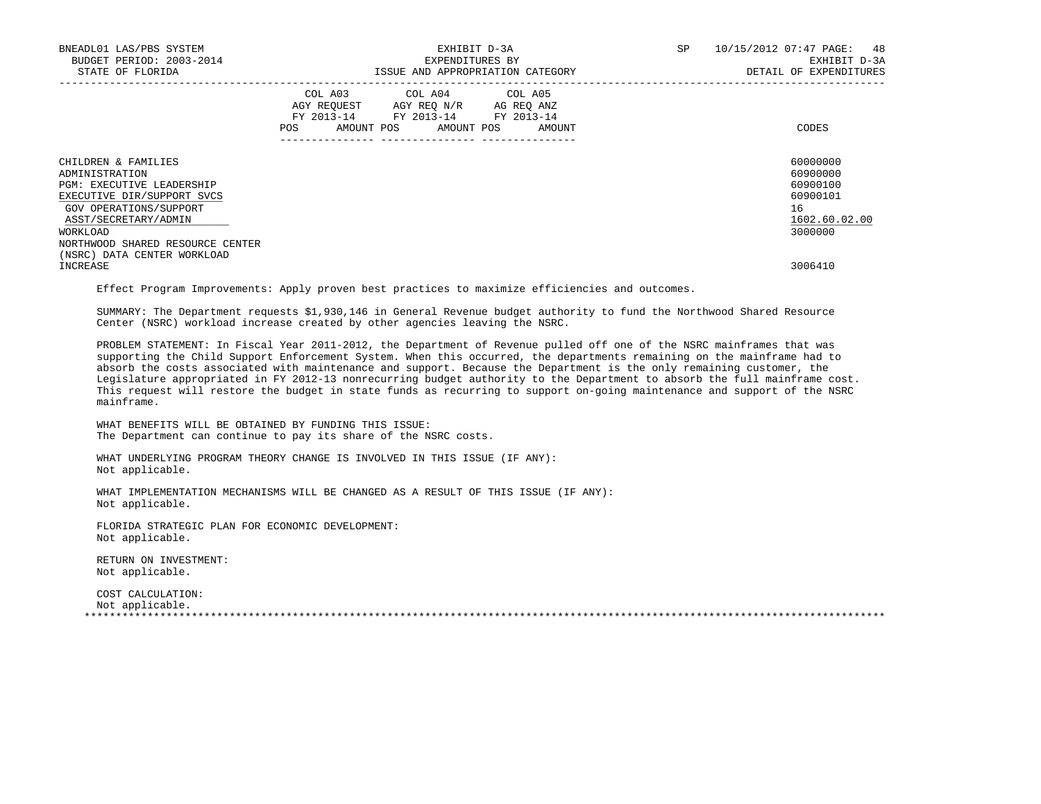| | COL A03 AGY REQUEST FY 2013-14 | | COL A04 AGY REQ N/R FY 2013-14 | | COL A05 AG REQ ANZ FY 2013-14 | | |
|---|---|---|---|---|---|---|---|
| | POS | AMOUNT | POS | AMOUNT | POS | AMOUNT | CODES |
| CHILDREN & FAMILIES | | | | | | | 60000000 |
| ADMINISTRATION | | | | | | | 60900000 |
| PGM: EXECUTIVE LEADERSHIP | | | | | | | 60900100 |
| EXECUTIVE DIR/SUPPORT SVCS | | | | | | | 60900101 |
| GOV OPERATIONS/SUPPORT | | | | | | | 16 |
| ASST/SECRETARY/ADMIN | | | | | | | 1602.60.02.00 |
| WORKLOAD | | | | | | | 3000000 |
| NORTHWOOD SHARED RESOURCE CENTER (NSRC) DATA CENTER WORKLOAD INCREASE | | | | | | | 3006410 |

Effect Program Improvements: Apply proven best practices to maximize efficiencies and outcomes.

SUMMARY: The Department requests $1,930,146 in General Revenue budget authority to fund the Northwood Shared Resource Center (NSRC) workload increase created by other agencies leaving the NSRC.

PROBLEM STATEMENT: In Fiscal Year 2011-2012, the Department of Revenue pulled off one of the NSRC mainframes that was supporting the Child Support Enforcement System. When this occurred, the departments remaining on the mainframe had to absorb the costs associated with maintenance and support. Because the Department is the only remaining customer, the Legislature appropriated in FY 2012-13 nonrecurring budget authority to the Department to absorb the full mainframe cost. This request will restore the budget in state funds as recurring to support on-going maintenance and support of the NSRC mainframe.

WHAT BENEFITS WILL BE OBTAINED BY FUNDING THIS ISSUE:
The Department can continue to pay its share of the NSRC costs.

WHAT UNDERLYING PROGRAM THEORY CHANGE IS INVOLVED IN THIS ISSUE (IF ANY):
Not applicable.

WHAT IMPLEMENTATION MECHANISMS WILL BE CHANGED AS A RESULT OF THIS ISSUE (IF ANY):
Not applicable.

FLORIDA STRATEGIC PLAN FOR ECONOMIC DEVELOPMENT:
Not applicable.

RETURN ON INVESTMENT:
Not applicable.

COST CALCULATION:
Not applicable.

*******************************************************************************************************************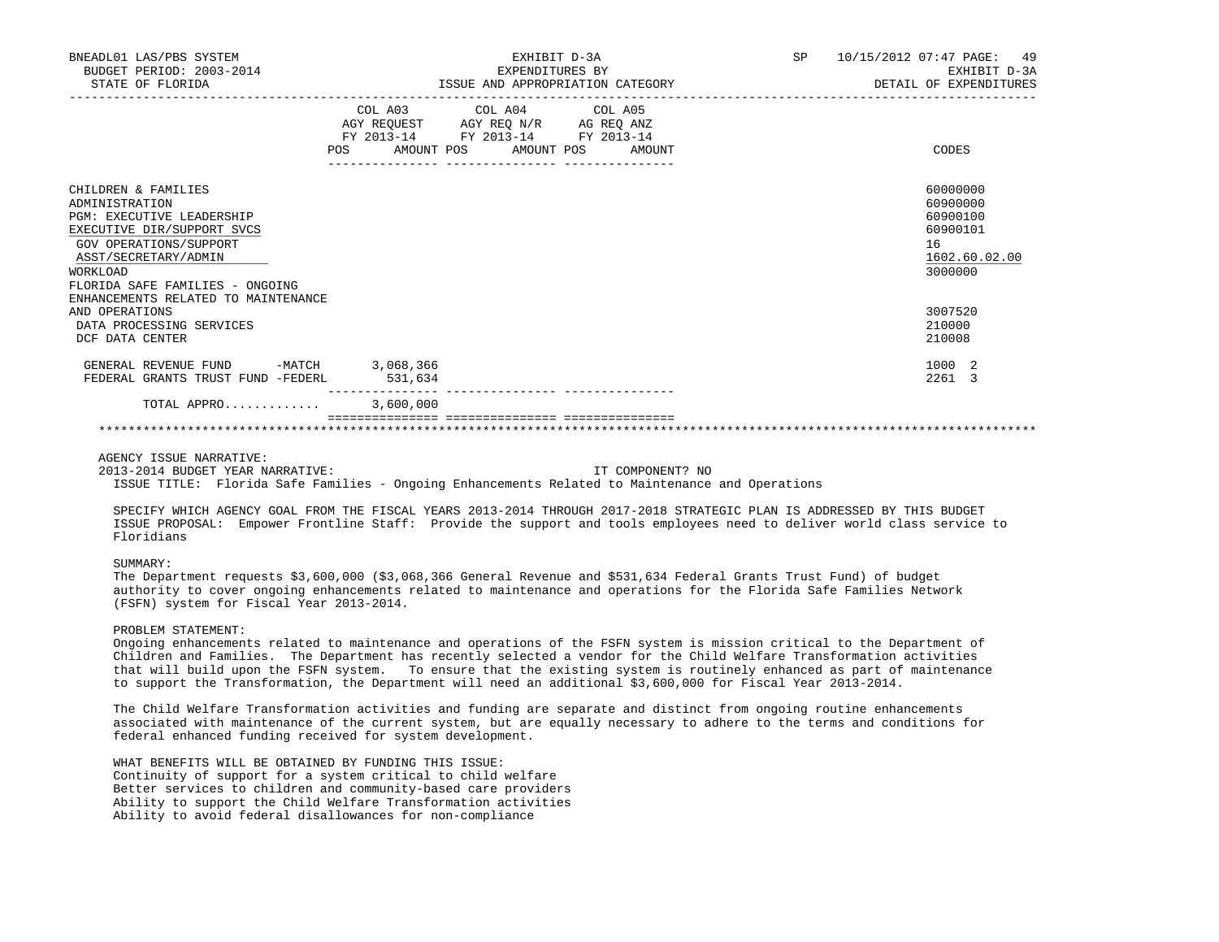BNEADL01 LAS/PBS SYSTEM — EXHIBIT D-3A — SP 10/15/2012 07:47

BUDGET PERIOD: 2003-2014 — EXPENDITURES BY — EXHIBIT D-3A

STATE OF FLORIDA — ISSUE AND APPROPRIATION CATEGORY — DETAIL OF EXPENDITURES

| | COL A03 AGY REQUEST FY 2013-14 POS AMOUNT | COL A04 AGY REQ N/R FY 2013-14 POS AMOUNT | COL A05 AG REQ ANZ FY 2013-14 POS AMOUNT | CODES |
|---|---|---|---|---|
| CHILDREN & FAMILIES | | | | 60000000 |
| ADMINISTRATION | | | | 60900000 |
| PGM: EXECUTIVE LEADERSHIP | | | | 60900100 |
| EXECUTIVE DIR/SUPPORT SVCS | | | | 60900101 |
| GOV OPERATIONS/SUPPORT | | | | 16 |
| ASST/SECRETARY/ADMIN | | | | 1602.60.02.00 |
| WORKLOAD | | | | 3000000 |
| FLORIDA SAFE FAMILIES - ONGOING ENHANCEMENTS RELATED TO MAINTENANCE AND OPERATIONS | | | | 3007520 |
| DATA PROCESSING SERVICES | | | | 210000 |
| DCF DATA CENTER | | | | 210008 |
| GENERAL REVENUE FUND -MATCH | 3,068,366 | | | 1000 2 |
| FEDERAL GRANTS TRUST FUND -FEDERL | 531,634 | | | 2261 3 |
| TOTAL APPRO............ | 3,600,000 | | | |

AGENCY ISSUE NARRATIVE:

2013-2014 BUDGET YEAR NARRATIVE: IT COMPONENT? NO

ISSUE TITLE: Florida Safe Families - Ongoing Enhancements Related to Maintenance and Operations

SPECIFY WHICH AGENCY GOAL FROM THE FISCAL YEARS 2013-2014 THROUGH 2017-2018 STRATEGIC PLAN IS ADDRESSED BY THIS BUDGET ISSUE PROPOSAL: Empower Frontline Staff: Provide the support and tools employees need to deliver world class service to Floridians

SUMMARY:

The Department requests $3,600,000 ($3,068,366 General Revenue and $531,634 Federal Grants Trust Fund) of budget authority to cover ongoing enhancements related to maintenance and operations for the Florida Safe Families Network (FSFN) system for Fiscal Year 2013-2014.

PROBLEM STATEMENT:

Ongoing enhancements related to maintenance and operations of the FSFN system is mission critical to the Department of Children and Families. The Department has recently selected a vendor for the Child Welfare Transformation activities that will build upon the FSFN system. To ensure that the existing system is routinely enhanced as part of maintenance to support the Transformation, the Department will need an additional $3,600,000 for Fiscal Year 2013-2014.

The Child Welfare Transformation activities and funding are separate and distinct from ongoing routine enhancements associated with maintenance of the current system, but are equally necessary to adhere to the terms and conditions for federal enhanced funding received for system development.

WHAT BENEFITS WILL BE OBTAINED BY FUNDING THIS ISSUE:

Continuity of support for a system critical to child welfare
Better services to children and community-based care providers
Ability to support the Child Welfare Transformation activities
Ability to avoid federal disallowances for non-compliance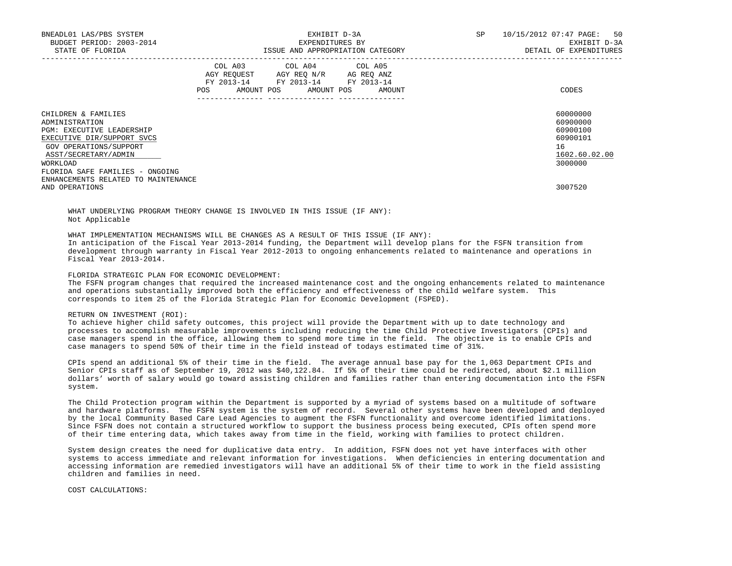| | COL A03 AGY REQUEST FY 2013-14 POS AMOUNT | COL A04 AGY REQ N/R FY 2013-14 POS AMOUNT | COL A05 AG REQ ANZ FY 2013-14 POS AMOUNT | CODES |
|---|---|---|---|---|
| CHILDREN & FAMILIES | | | | 60000000 |
| ADMINISTRATION | | | | 60900000 |
| PGM: EXECUTIVE LEADERSHIP | | | | 60900100 |
| EXECUTIVE DIR/SUPPORT SVCS | | | | 60900101 |
| GOV OPERATIONS/SUPPORT | | | | 16 |
| ASST/SECRETARY/ADMIN | | | | 1602.60.02.00 |
| WORKLOAD | | | | 3000000 |
| FLORIDA SAFE FAMILIES - ONGOING ENHANCEMENTS RELATED TO MAINTENANCE AND OPERATIONS | | | | 3007520 |

WHAT UNDERLYING PROGRAM THEORY CHANGE IS INVOLVED IN THIS ISSUE (IF ANY):
Not Applicable

WHAT IMPLEMENTATION MECHANISMS WILL BE CHANGES AS A RESULT OF THIS ISSUE (IF ANY):
In anticipation of the Fiscal Year 2013-2014 funding, the Department will develop plans for the FSFN transition from development through warranty in Fiscal Year 2012-2013 to ongoing enhancements related to maintenance and operations in Fiscal Year 2013-2014.

FLORIDA STRATEGIC PLAN FOR ECONOMIC DEVELOPMENT:
The FSFN program changes that required the increased maintenance cost and the ongoing enhancements related to maintenance and operations substantially improved both the efficiency and effectiveness of the child welfare system. This corresponds to item 25 of the Florida Strategic Plan for Economic Development (FSPED).

RETURN ON INVESTMENT (ROI):
To achieve higher child safety outcomes, this project will provide the Department with up to date technology and processes to accomplish measurable improvements including reducing the time Child Protective Investigators (CPIs) and case managers spend in the office, allowing them to spend more time in the field. The objective is to enable CPIs and case managers to spend 50% of their time in the field instead of todays estimated time of 31%.

CPIs spend an additional 5% of their time in the field. The average annual base pay for the 1,063 Department CPIs and Senior CPIs staff as of September 19, 2012 was $40,122.84. If 5% of their time could be redirected, about $2.1 million dollars' worth of salary would go toward assisting children and families rather than entering documentation into the FSFN system.

The Child Protection program within the Department is supported by a myriad of systems based on a multitude of software and hardware platforms. The FSFN system is the system of record. Several other systems have been developed and deployed by the local Community Based Care Lead Agencies to augment the FSFN functionality and overcome identified limitations. Since FSFN does not contain a structured workflow to support the business process being executed, CPIs often spend more of their time entering data, which takes away from time in the field, working with families to protect children.

System design creates the need for duplicative data entry. In addition, FSFN does not yet have interfaces with other systems to access immediate and relevant information for investigations. When deficiencies in entering documentation and accessing information are remedied investigators will have an additional 5% of their time to work in the field assisting children and families in need.

COST CALCULATIONS: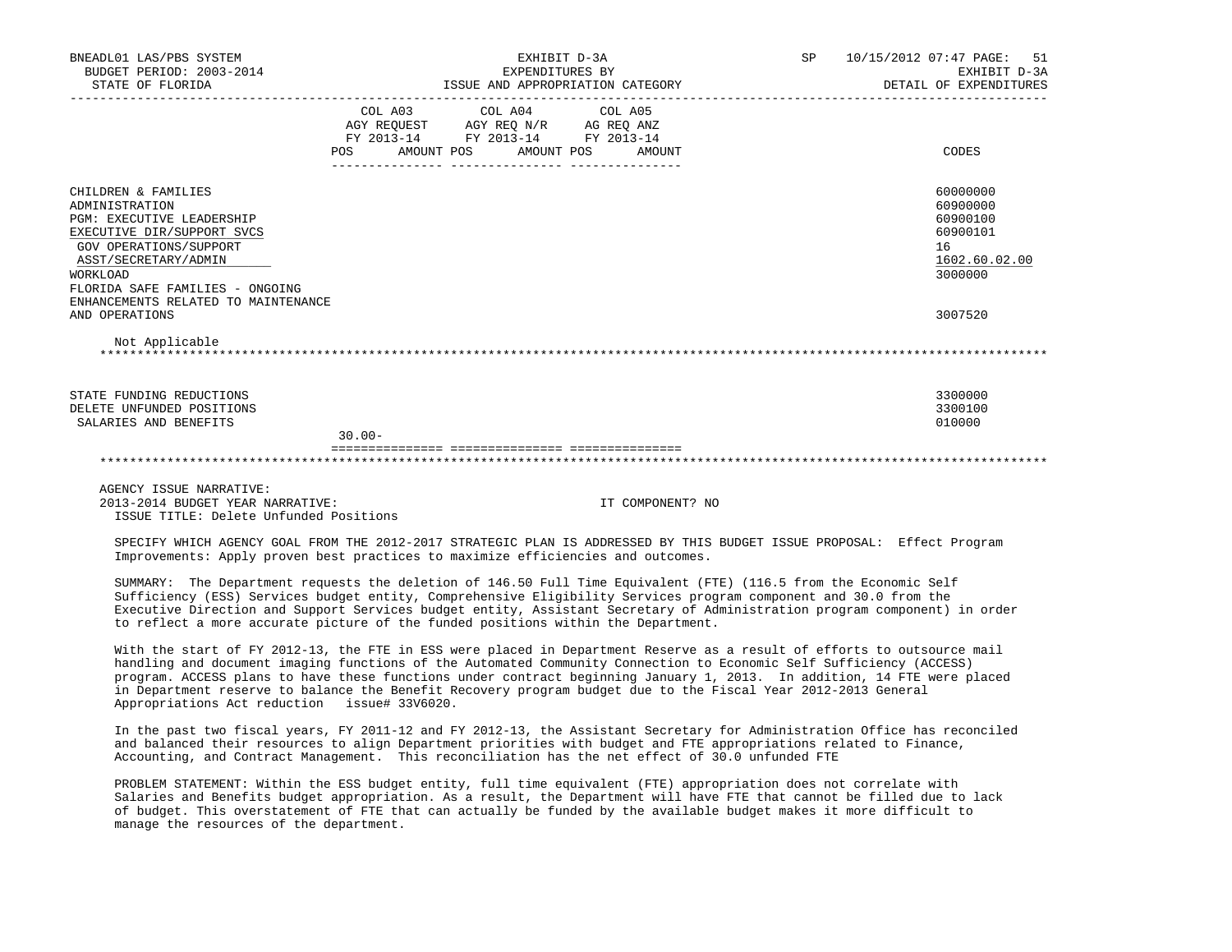| | COL A03 AGY REQUEST FY 2013-14 POS AMOUNT | COL A04 AGY REQ N/R FY 2013-14 POS AMOUNT | COL A05 AG REQ ANZ FY 2013-14 POS AMOUNT | CODES |
|---|---|---|---|---|
| CHILDREN & FAMILIES | | | | 60000000 |
| ADMINISTRATION | | | | 60900000 |
| PGM: EXECUTIVE LEADERSHIP | | | | 60900100 |
| EXECUTIVE DIR/SUPPORT SVCS | | | | 60900101 |
| GOV OPERATIONS/SUPPORT | | | | 16 |
| ASST/SECRETARY/ADMIN | | | | 1602.60.02.00 |
| WORKLOAD | | | | 3000000 |
| FLORIDA SAFE FAMILIES - ONGOING ENHANCEMENTS RELATED TO MAINTENANCE AND OPERATIONS | | | | 3007520 |
| Not Applicable | | | | |
| STATE FUNDING REDUCTIONS | | | | 3300000 |
| DELETE UNFUNDED POSITIONS | | | | 3300100 |
| SALARIES AND BENEFITS | 30.00- | | | 010000 |

AGENCY ISSUE NARRATIVE:

2013-2014 BUDGET YEAR NARRATIVE: IT COMPONENT? NO

ISSUE TITLE: Delete Unfunded Positions

SPECIFY WHICH AGENCY GOAL FROM THE 2012-2017 STRATEGIC PLAN IS ADDRESSED BY THIS BUDGET ISSUE PROPOSAL: Effect Program Improvements: Apply proven best practices to maximize efficiencies and outcomes.

SUMMARY: The Department requests the deletion of 146.50 Full Time Equivalent (FTE) (116.5 from the Economic Self Sufficiency (ESS) Services budget entity, Comprehensive Eligibility Services program component and 30.0 from the Executive Direction and Support Services budget entity, Assistant Secretary of Administration program component) in order to reflect a more accurate picture of the funded positions within the Department.

With the start of FY 2012-13, the FTE in ESS were placed in Department Reserve as a result of efforts to outsource mail handling and document imaging functions of the Automated Community Connection to Economic Self Sufficiency (ACCESS) program. ACCESS plans to have these functions under contract beginning January 1, 2013. In addition, 14 FTE were placed in Department reserve to balance the Benefit Recovery program budget due to the Fiscal Year 2012-2013 General Appropriations Act reduction issue# 33V6020.

In the past two fiscal years, FY 2011-12 and FY 2012-13, the Assistant Secretary for Administration Office has reconciled and balanced their resources to align Department priorities with budget and FTE appropriations related to Finance, Accounting, and Contract Management. This reconciliation has the net effect of 30.0 unfunded FTE

PROBLEM STATEMENT: Within the ESS budget entity, full time equivalent (FTE) appropriation does not correlate with Salaries and Benefits budget appropriation. As a result, the Department will have FTE that cannot be filled due to lack of budget. This overstatement of FTE that can actually be funded by the available budget makes it more difficult to manage the resources of the department.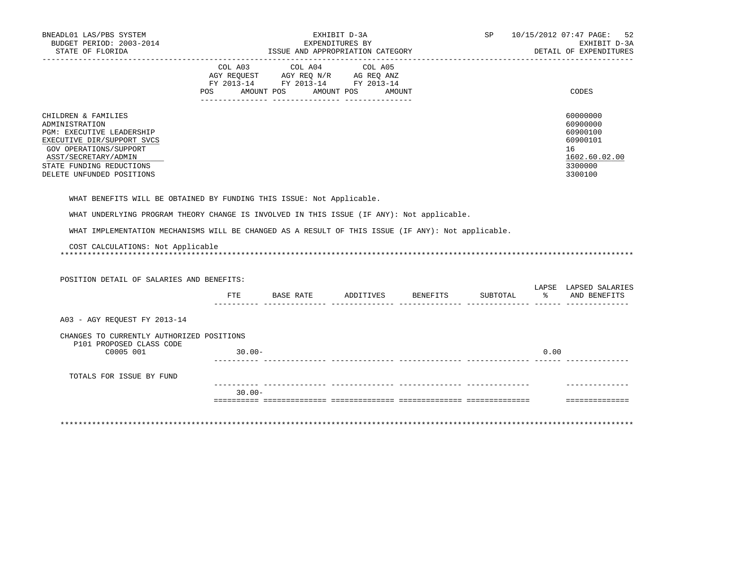BNEADL01 LAS/PBS SYSTEM — EXHIBIT D-3A — SP 10/15/2012 07:47

BUDGET PERIOD: 2003-2014 — EXPENDITURES BY — EXHIBIT D-3A

STATE OF FLORIDA — ISSUE AND APPROPRIATION CATEGORY — DETAIL OF EXPENDITURES

| | COL A03 AGY REQUEST FY 2013-14 POS AMOUNT | COL A04 AGY REQ N/R FY 2013-14 POS AMOUNT | COL A05 AG REQ ANZ FY 2013-14 POS AMOUNT | CODES |
|---|---|---|---|---|
| CHILDREN & FAMILIES | | | | 60000000 |
| ADMINISTRATION | | | | 60900000 |
| PGM: EXECUTIVE LEADERSHIP | | | | 60900100 |
| EXECUTIVE DIR/SUPPORT SVCS | | | | 60900101 |
| GOV OPERATIONS/SUPPORT | | | | 16 |
| ASST/SECRETARY/ADMIN | | | | 1602.60.02.00 |
| STATE FUNDING REDUCTIONS | | | | 3300000 |
| DELETE UNFUNDED POSITIONS | | | | 3300100 |

WHAT BENEFITS WILL BE OBTAINED BY FUNDING THIS ISSUE: Not Applicable.

WHAT UNDERLYING PROGRAM THEORY CHANGE IS INVOLVED IN THIS ISSUE (IF ANY): Not applicable.

WHAT IMPLEMENTATION MECHANISMS WILL BE CHANGED AS A RESULT OF THIS ISSUE (IF ANY): Not applicable.

COST CALCULATIONS: Not Applicable

---

POSITION DETAIL OF SALARIES AND BENEFITS:

| | FTE | BASE RATE | ADDITIVES | BENEFITS | SUBTOTAL | LAPSE % | LAPSED SALARIES AND BENEFITS |
|---|---|---|---|---|---|---|---|
| A03 - AGY REQUEST FY 2013-14 | | | | | | | |
| CHANGES TO CURRENTLY AUTHORIZED POSITIONS | | | | | | | |
| P101 PROPOSED CLASS CODE | | | | | | | |
| C0005 001 | 30.00- | | | | | 0.00 | |
| TOTALS FOR ISSUE BY FUND | | | | | | | |
| | 30.00- | | | | | | |

---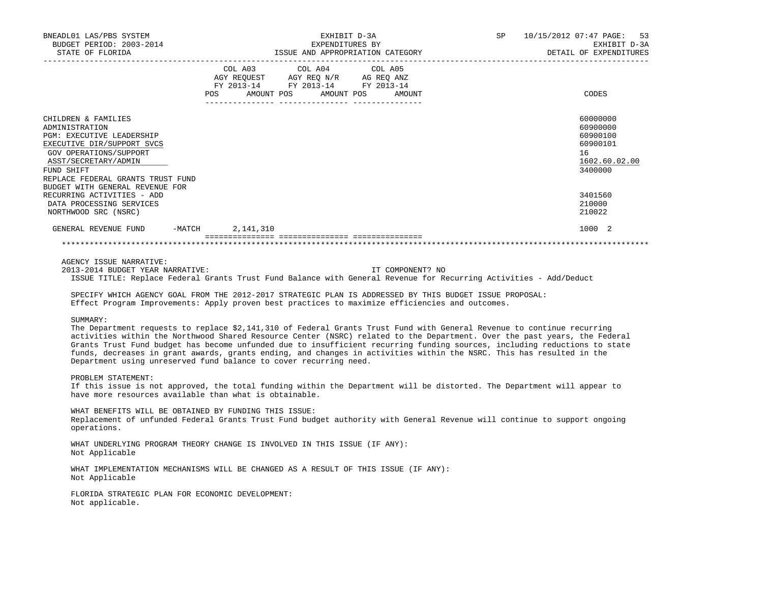BNEADL01 LAS/PBS SYSTEM — EXHIBIT D-3A — EXPENDITURES BY ISSUE AND APPROPRIATION CATEGORY — SP 10/15/2012 07:47 PAGE: 53
BUDGET PERIOD: 2003-2014 — EXHIBIT D-3A
STATE OF FLORIDA — DETAIL OF EXPENDITURES

| | COL A03 AGY REQUEST FY 2013-14 POS AMOUNT | COL A04 AGY REQ N/R FY 2013-14 POS AMOUNT | COL A05 AG REQ ANZ FY 2013-14 POS AMOUNT | CODES |
|---|---|---|---|---|
| CHILDREN & FAMILIES | | | | 60000000 |
| ADMINISTRATION | | | | 60900000 |
| PGM: EXECUTIVE LEADERSHIP | | | | 60900100 |
| EXECUTIVE DIR/SUPPORT SVCS | | | | 60900101 |
| GOV OPERATIONS/SUPPORT | | | | 16 |
| ASST/SECRETARY/ADMIN | | | | 1602.60.02.00 |
| FUND SHIFT | | | | 3400000 |
| REPLACE FEDERAL GRANTS TRUST FUND BUDGET WITH GENERAL REVENUE FOR RECURRING ACTIVITIES - ADD | | | | 3401560 |
| DATA PROCESSING SERVICES | | | | 210000 |
| NORTHWOOD SRC (NSRC) | | | | 210022 |
| GENERAL REVENUE FUND -MATCH | 2,141,310 | | | 1000 2 |

AGENCY ISSUE NARRATIVE:
2013-2014 BUDGET YEAR NARRATIVE: IT COMPONENT? NO
ISSUE TITLE: Replace Federal Grants Trust Fund Balance with General Revenue for Recurring Activities - Add/Deduct

SPECIFY WHICH AGENCY GOAL FROM THE 2012-2017 STRATEGIC PLAN IS ADDRESSED BY THIS BUDGET ISSUE PROPOSAL:
Effect Program Improvements: Apply proven best practices to maximize efficiencies and outcomes.

SUMMARY:
The Department requests to replace $2,141,310 of Federal Grants Trust Fund with General Revenue to continue recurring activities within the Northwood Shared Resource Center (NSRC) related to the Department. Over the past years, the Federal Grants Trust Fund budget has become unfunded due to insufficient recurring funding sources, including reductions to state funds, decreases in grant awards, grants ending, and changes in activities within the NSRC. This has resulted in the Department using unreserved fund balance to cover recurring need.

PROBLEM STATEMENT:
If this issue is not approved, the total funding within the Department will be distorted. The Department will appear to have more resources available than what is obtainable.

WHAT BENEFITS WILL BE OBTAINED BY FUNDING THIS ISSUE:
Replacement of unfunded Federal Grants Trust Fund budget authority with General Revenue will continue to support ongoing operations.

WHAT UNDERLYING PROGRAM THEORY CHANGE IS INVOLVED IN THIS ISSUE (IF ANY):
Not Applicable

WHAT IMPLEMENTATION MECHANISMS WILL BE CHANGED AS A RESULT OF THIS ISSUE (IF ANY):
Not Applicable

FLORIDA STRATEGIC PLAN FOR ECONOMIC DEVELOPMENT:
Not applicable.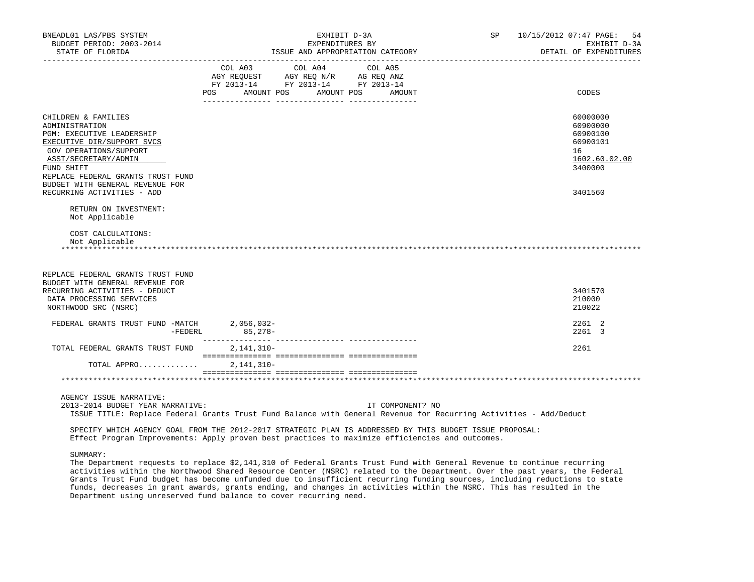BNEADL01 LAS/PBS SYSTEM — EXHIBIT D-3A — EXPENDITURES BY ISSUE AND APPROPRIATION CATEGORY — SP 10/15/2012 07:47 — EXHIBIT D-3A DETAIL OF EXPENDITURES

BUDGET PERIOD: 2003-2014
STATE OF FLORIDA

| | COL A03 AGY REQUEST FY 2013-14 POS AMOUNT | COL A04 AGY REQ N/R FY 2013-14 POS AMOUNT | COL A05 AG REQ ANZ FY 2013-14 POS AMOUNT | CODES |
|---|---|---|---|---|
| CHILDREN & FAMILIES | | | | 60000000 |
| ADMINISTRATION | | | | 60900000 |
| PGM: EXECUTIVE LEADERSHIP | | | | 60900100 |
| EXECUTIVE DIR/SUPPORT SVCS | | | | 60900101 |
| GOV OPERATIONS/SUPPORT | | | | 16 |
| ASST/SECRETARY/ADMIN | | | | 1602.60.02.00 |
| FUND SHIFT | | | | 3400000 |
| REPLACE FEDERAL GRANTS TRUST FUND BUDGET WITH GENERAL REVENUE FOR RECURRING ACTIVITIES - ADD | | | | 3401560 |

RETURN ON INVESTMENT:
Not Applicable

COST CALCULATIONS:
Not Applicable

*****************************************************************************************************************************

| | COL A03 | COL A04 | COL A05 | CODES |
|---|---|---|---|---|
| REPLACE FEDERAL GRANTS TRUST FUND BUDGET WITH GENERAL REVENUE FOR RECURRING ACTIVITIES - DEDUCT | | | | 3401570 |
| DATA PROCESSING SERVICES | | | | 210000 |
| NORTHWOOD SRC (NSRC) | | | | 210022 |
| FEDERAL GRANTS TRUST FUND -MATCH | 2,056,032- | | | 2261 2 |
| -FEDERL | 85,278- | | | 2261 3 |
| TOTAL FEDERAL GRANTS TRUST FUND | 2,141,310- | | | 2261 |
| TOTAL APPRO............ | 2,141,310- | | | |

*****************************************************************************************************************************

AGENCY ISSUE NARRATIVE:
2013-2014 BUDGET YEAR NARRATIVE: IT COMPONENT? NO

ISSUE TITLE: Replace Federal Grants Trust Fund Balance with General Revenue for Recurring Activities - Add/Deduct

SPECIFY WHICH AGENCY GOAL FROM THE 2012-2017 STRATEGIC PLAN IS ADDRESSED BY THIS BUDGET ISSUE PROPOSAL:
Effect Program Improvements: Apply proven best practices to maximize efficiencies and outcomes.

SUMMARY:
The Department requests to replace $2,141,310 of Federal Grants Trust Fund with General Revenue to continue recurring activities within the Northwood Shared Resource Center (NSRC) related to the Department. Over the past years, the Federal Grants Trust Fund budget has become unfunded due to insufficient recurring funding sources, including reductions to state funds, decreases in grant awards, grants ending, and changes in activities within the NSRC. This has resulted in the Department using unreserved fund balance to cover recurring need.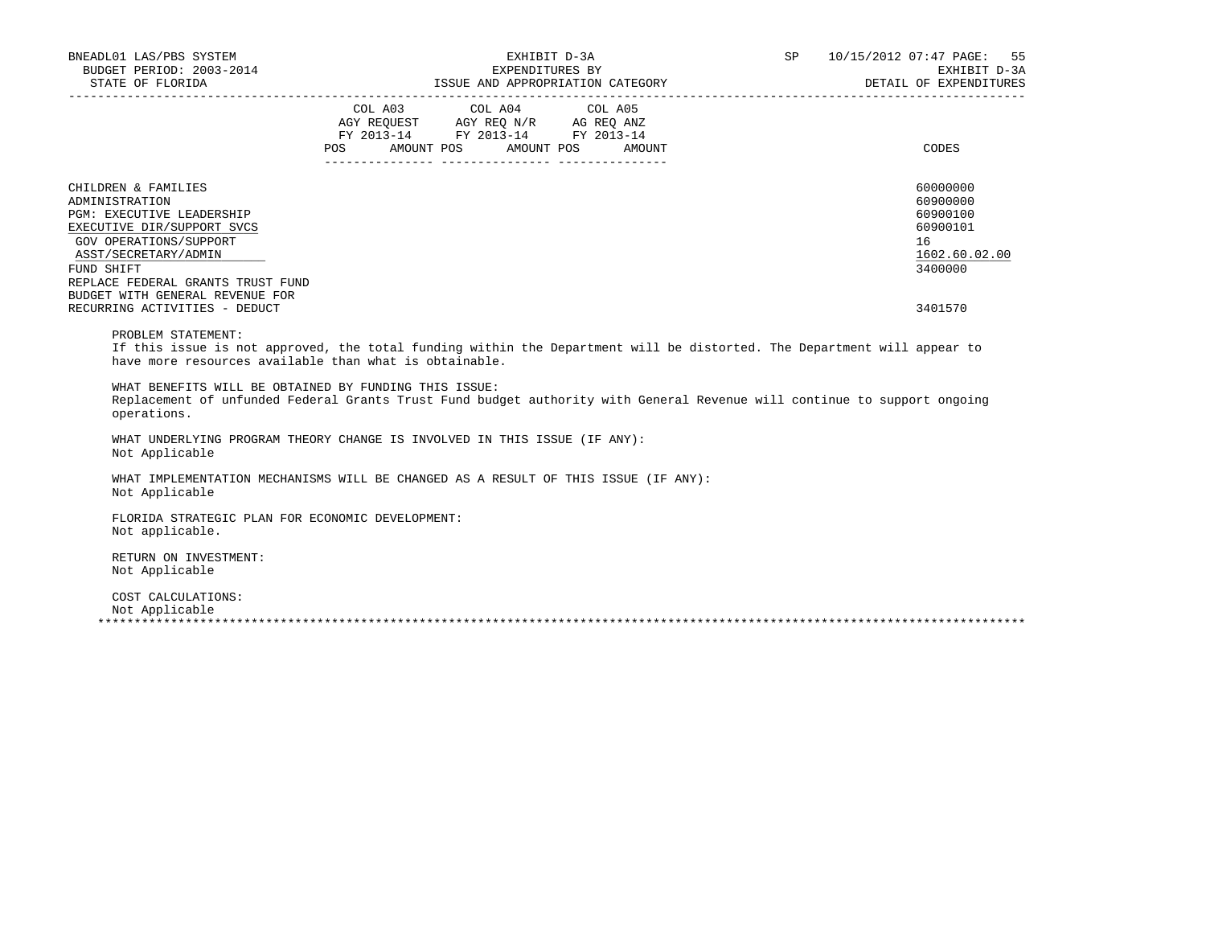| | COL A03 AGY REQUEST FY 2013-14 POS AMOUNT | COL A04 AGY REQ N/R FY 2013-14 POS AMOUNT | COL A05 AG REQ ANZ FY 2013-14 POS AMOUNT | CODES |
|---|---|---|---|---|
| CHILDREN & FAMILIES | | | | 60000000 |
| ADMINISTRATION | | | | 60900000 |
| PGM: EXECUTIVE LEADERSHIP | | | | 60900100 |
| EXECUTIVE DIR/SUPPORT SVCS | | | | 60900101 |
| GOV OPERATIONS/SUPPORT | | | | 16 |
| ASST/SECRETARY/ADMIN | | | | 1602.60.02.00 |
| FUND SHIFT | | | | 3400000 |
| REPLACE FEDERAL GRANTS TRUST FUND BUDGET WITH GENERAL REVENUE FOR RECURRING ACTIVITIES - DEDUCT | | | | 3401570 |

PROBLEM STATEMENT:
If this issue is not approved, the total funding within the Department will be distorted. The Department will appear to have more resources available than what is obtainable.

WHAT BENEFITS WILL BE OBTAINED BY FUNDING THIS ISSUE:
Replacement of unfunded Federal Grants Trust Fund budget authority with General Revenue will continue to support ongoing operations.

WHAT UNDERLYING PROGRAM THEORY CHANGE IS INVOLVED IN THIS ISSUE (IF ANY):
Not Applicable

WHAT IMPLEMENTATION MECHANISMS WILL BE CHANGED AS A RESULT OF THIS ISSUE (IF ANY):
Not Applicable

FLORIDA STRATEGIC PLAN FOR ECONOMIC DEVELOPMENT:
Not applicable.

RETURN ON INVESTMENT:
Not Applicable

COST CALCULATIONS:
Not Applicable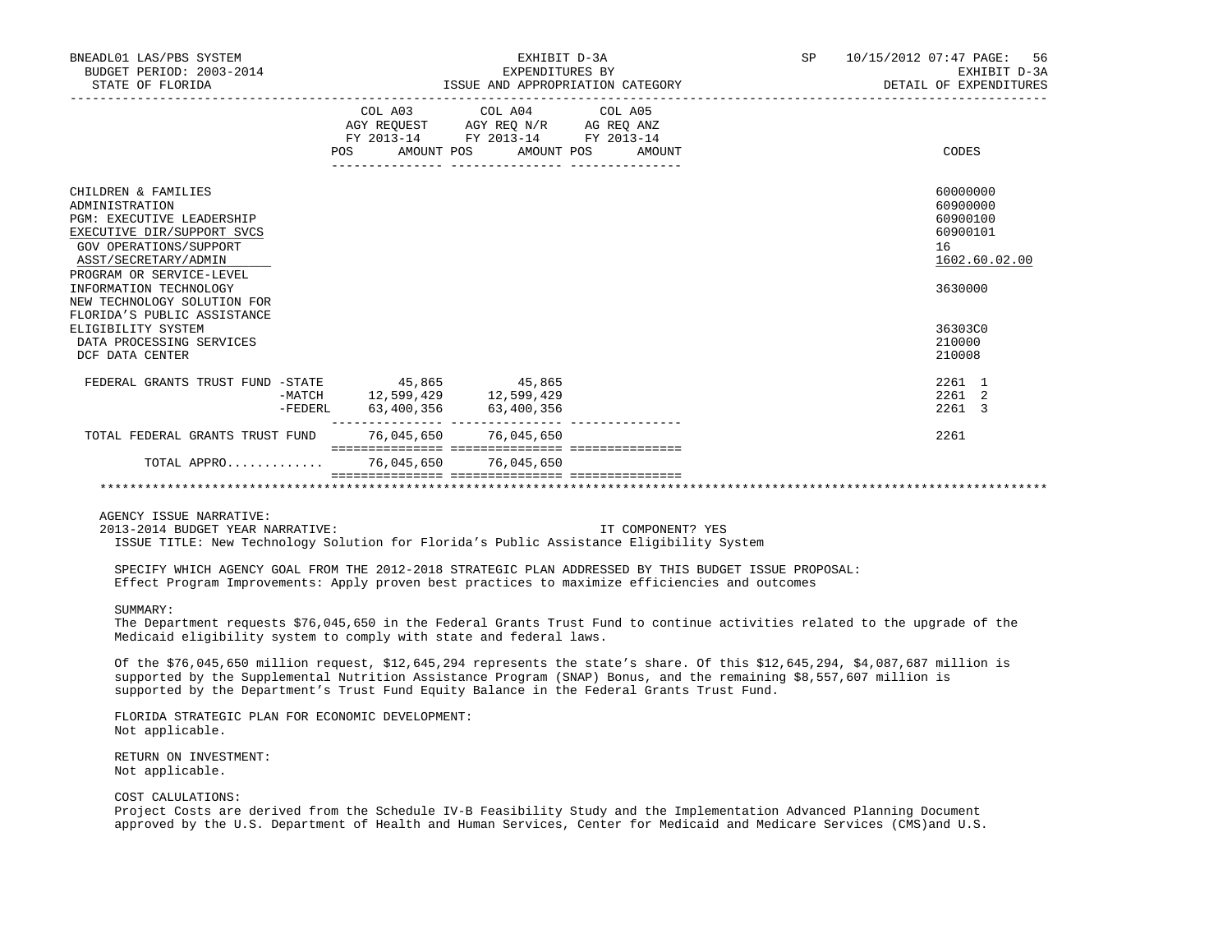BNEADL01 LAS/PBS SYSTEM — EXHIBIT D-3A — EXPENDITURES BY ISSUE AND APPROPRIATION CATEGORY — SP 10/15/2012 07:47

BUDGET PERIOD: 2003-2014 — STATE OF FLORIDA — EXHIBIT D-3A DETAIL OF EXPENDITURES

| | COL A03 AGY REQUEST FY 2013-14 POS AMOUNT | COL A04 AGY REQ N/R FY 2013-14 POS AMOUNT | COL A05 AG REQ ANZ FY 2013-14 POS AMOUNT | CODES |
|---|---|---|---|---|
| CHILDREN & FAMILIES | | | | 60000000 |
| ADMINISTRATION | | | | 60900000 |
| PGM: EXECUTIVE LEADERSHIP | | | | 60900100 |
| EXECUTIVE DIR/SUPPORT SVCS | | | | 60900101 |
| GOV OPERATIONS/SUPPORT | | | | 16 |
| ASST/SECRETARY/ADMIN | | | | 1602.60.02.00 |
| PROGRAM OR SERVICE-LEVEL INFORMATION TECHNOLOGY | | | | 3630000 |
| NEW TECHNOLOGY SOLUTION FOR FLORIDA'S PUBLIC ASSISTANCE ELIGIBILITY SYSTEM | | | | 36303C0 |
| DATA PROCESSING SERVICES | | | | 210000 |
| DCF DATA CENTER | | | | 210008 |
| FEDERAL GRANTS TRUST FUND -STATE | 45,865 | 45,865 | | 2261 1 |
| -MATCH | 12,599,429 | 12,599,429 | | 2261 2 |
| -FEDERL | 63,400,356 | 63,400,356 | | 2261 3 |
| TOTAL FEDERAL GRANTS TRUST FUND | 76,045,650 | 76,045,650 | | 2261 |
| TOTAL APPRO............ | 76,045,650 | 76,045,650 | | |

AGENCY ISSUE NARRATIVE:

2013-2014 BUDGET YEAR NARRATIVE: IT COMPONENT? YES

ISSUE TITLE: New Technology Solution for Florida's Public Assistance Eligibility System

SPECIFY WHICH AGENCY GOAL FROM THE 2012-2018 STRATEGIC PLAN ADDRESSED BY THIS BUDGET ISSUE PROPOSAL:
Effect Program Improvements: Apply proven best practices to maximize efficiencies and outcomes

SUMMARY:
The Department requests $76,045,650 in the Federal Grants Trust Fund to continue activities related to the upgrade of the Medicaid eligibility system to comply with state and federal laws.

Of the $76,045,650 million request, $12,645,294 represents the state's share. Of this $12,645,294, $4,087,687 million is supported by the Supplemental Nutrition Assistance Program (SNAP) Bonus, and the remaining $8,557,607 million is supported by the Department's Trust Fund Equity Balance in the Federal Grants Trust Fund.

FLORIDA STRATEGIC PLAN FOR ECONOMIC DEVELOPMENT:
Not applicable.

RETURN ON INVESTMENT:
Not applicable.

COST CALULATIONS:
Project Costs are derived from the Schedule IV-B Feasibility Study and the Implementation Advanced Planning Document approved by the U.S. Department of Health and Human Services, Center for Medicaid and Medicare Services (CMS)and U.S.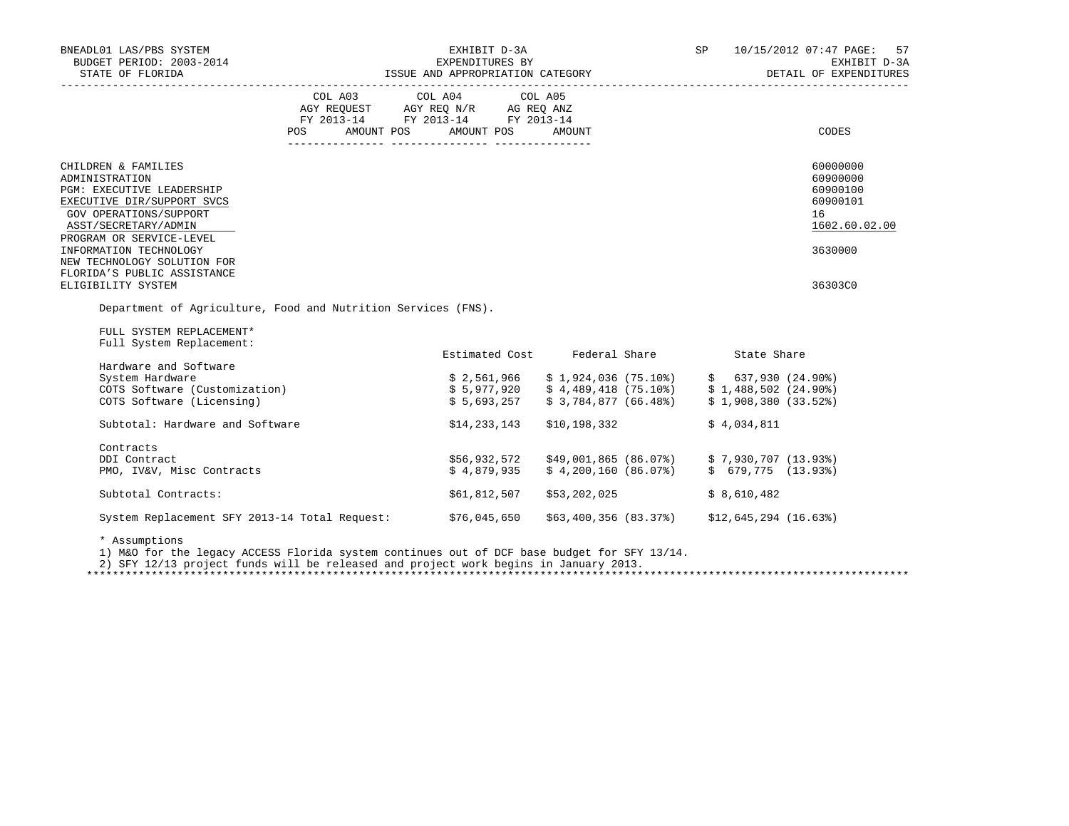BNEADL01 LAS/PBS SYSTEM — EXHIBIT D-3A — EXPENDITURES BY ISSUE AND APPROPRIATION CATEGORY — DETAIL OF EXPENDITURES

BUDGET PERIOD: 2003-2014

STATE OF FLORIDA

| | COL A03 AGY REQUEST FY 2013-14 POS AMOUNT | COL A04 AGY REQ N/R FY 2013-14 POS AMOUNT | COL A05 AG REQ ANZ FY 2013-14 POS AMOUNT | CODES |
|---|---|---|---|---|
| CHILDREN & FAMILIES | | | | 60000000 |
| ADMINISTRATION | | | | 60900000 |
| PGM: EXECUTIVE LEADERSHIP | | | | 60900100 |
| EXECUTIVE DIR/SUPPORT SVCS | | | | 60900101 |
| GOV OPERATIONS/SUPPORT | | | | 16 |
| ASST/SECRETARY/ADMIN | | | | 1602.60.02.00 |
| PROGRAM OR SERVICE-LEVEL | | | | |
| INFORMATION TECHNOLOGY | | | | 3630000 |
| NEW TECHNOLOGY SOLUTION FOR FLORIDA'S PUBLIC ASSISTANCE ELIGIBILITY SYSTEM | | | | 36303C0 |

Department of Agriculture, Food and Nutrition Services (FNS).

FULL SYSTEM REPLACEMENT*

Full System Replacement:

| | Estimated Cost | Federal Share | State Share |
|---|---|---|---|
| Hardware and Software | | | |
| System Hardware | $ 2,561,966 | $ 1,924,036 (75.10%) | $ 637,930 (24.90%) |
| COTS Software (Customization) | $ 5,977,920 | $ 4,489,418 (75.10%) | $ 1,488,502 (24.90%) |
| COTS Software (Licensing) | $ 5,693,257 | $ 3,784,877 (66.48%) | $ 1,908,380 (33.52%) |
| Subtotal: Hardware and Software | $14,233,143 | $10,198,332 | $ 4,034,811 |
| Contracts | | | |
| DDI Contract | $56,932,572 | $49,001,865 (86.07%) | $ 7,930,707 (13.93%) |
| PMO, IV&V, Misc Contracts | $ 4,879,935 | $ 4,200,160 (86.07%) | $ 679,775 (13.93%) |
| Subtotal Contracts: | $61,812,507 | $53,202,025 | $ 8,610,482 |
| System Replacement SFY 2013-14 Total Request: | $76,045,650 | $63,400,356 (83.37%) | $12,645,294 (16.63%) |

* Assumptions

1) M&O for the legacy ACCESS Florida system continues out of DCF base budget for SFY 13/14.

2) SFY 12/13 project funds will be released and project work begins in January 2013.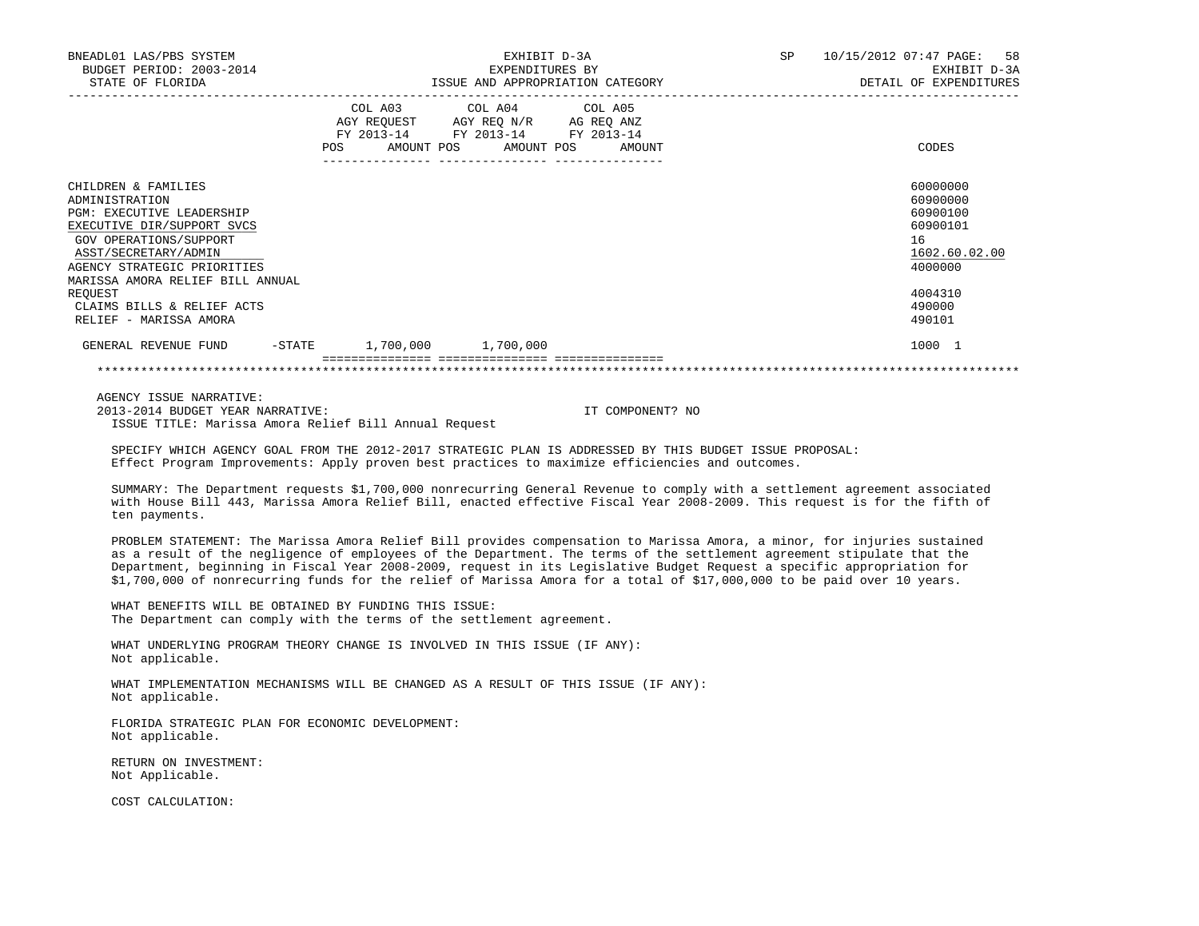BNEADL01 LAS/PBS SYSTEM | EXHIBIT D-3A | SP 10/15/2012 07:47
BUDGET PERIOD: 2003-2014 | EXPENDITURES BY | EXHIBIT D-3A
STATE OF FLORIDA | ISSUE AND APPROPRIATION CATEGORY | DETAIL OF EXPENDITURES

| | COL A03 AGY REQUEST FY 2013-14 POS AMOUNT | COL A04 AGY REQ N/R FY 2013-14 POS AMOUNT | COL A05 AG REQ ANZ FY 2013-14 POS AMOUNT | CODES |
|---|---|---|---|---|
| CHILDREN & FAMILIES | | | | 60000000 |
| ADMINISTRATION | | | | 60900000 |
| PGM: EXECUTIVE LEADERSHIP | | | | 60900100 |
| EXECUTIVE DIR/SUPPORT SVCS | | | | 60900101 |
| GOV OPERATIONS/SUPPORT | | | | 16 |
| ASST/SECRETARY/ADMIN | | | | 1602.60.02.00 |
| AGENCY STRATEGIC PRIORITIES | | | | 4000000 |
| MARISSA AMORA RELIEF BILL ANNUAL REQUEST | | | | 4004310 |
| CLAIMS BILLS & RELIEF ACTS | | | | 490000 |
| RELIEF - MARISSA AMORA | | | | 490101 |
| GENERAL REVENUE FUND -STATE | 1,700,000 | 1,700,000 | | 1000 1 |

AGENCY ISSUE NARRATIVE:
2013-2014 BUDGET YEAR NARRATIVE: IT COMPONENT? NO
ISSUE TITLE: Marissa Amora Relief Bill Annual Request

SPECIFY WHICH AGENCY GOAL FROM THE 2012-2017 STRATEGIC PLAN IS ADDRESSED BY THIS BUDGET ISSUE PROPOSAL:
Effect Program Improvements: Apply proven best practices to maximize efficiencies and outcomes.

SUMMARY: The Department requests $1,700,000 nonrecurring General Revenue to comply with a settlement agreement associated with House Bill 443, Marissa Amora Relief Bill, enacted effective Fiscal Year 2008-2009. This request is for the fifth of ten payments.

PROBLEM STATEMENT: The Marissa Amora Relief Bill provides compensation to Marissa Amora, a minor, for injuries sustained as a result of the negligence of employees of the Department. The terms of the settlement agreement stipulate that the Department, beginning in Fiscal Year 2008-2009, request in its Legislative Budget Request a specific appropriation for $1,700,000 of nonrecurring funds for the relief of Marissa Amora for a total of $17,000,000 to be paid over 10 years.

WHAT BENEFITS WILL BE OBTAINED BY FUNDING THIS ISSUE:
The Department can comply with the terms of the settlement agreement.

WHAT UNDERLYING PROGRAM THEORY CHANGE IS INVOLVED IN THIS ISSUE (IF ANY):
Not applicable.

WHAT IMPLEMENTATION MECHANISMS WILL BE CHANGED AS A RESULT OF THIS ISSUE (IF ANY):
Not applicable.

FLORIDA STRATEGIC PLAN FOR ECONOMIC DEVELOPMENT:
Not applicable.

RETURN ON INVESTMENT:
Not Applicable.

COST CALCULATION: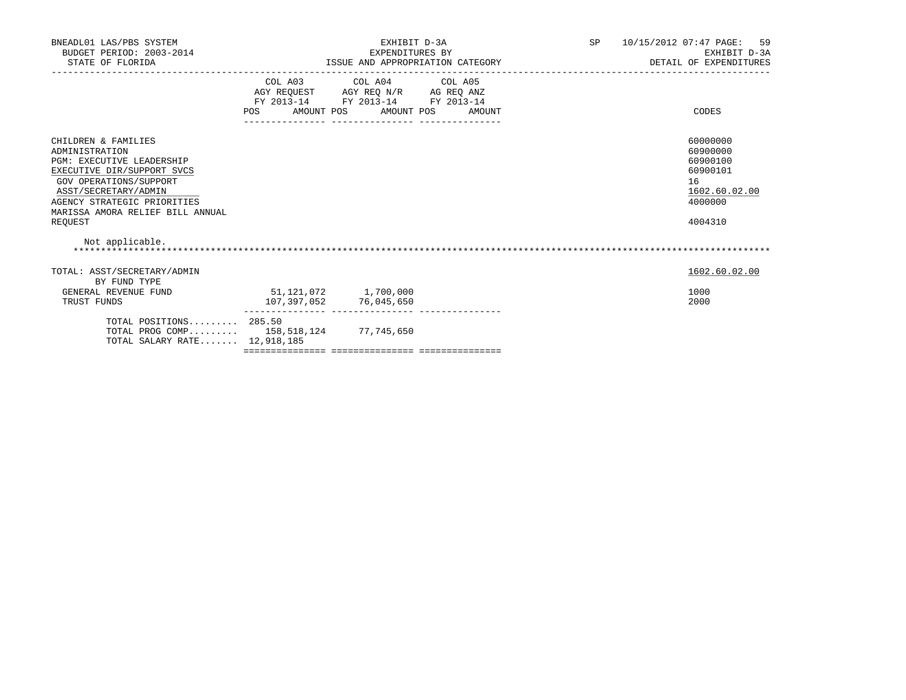BNEADL01 LAS/PBS SYSTEM
BUDGET PERIOD: 2003-2014
STATE OF FLORIDA

EXHIBIT D-3A
EXPENDITURES BY
ISSUE AND APPROPRIATION CATEGORY

SP 10/15/2012 07:47 PAGE: 59
EXHIBIT D-3A
DETAIL OF EXPENDITURES

| | COL A03 AGY REQUEST FY 2013-14 POS AMOUNT | COL A04 AGY REQ N/R FY 2013-14 POS AMOUNT | COL A05 AG REQ ANZ FY 2013-14 POS AMOUNT | CODES |
|---|---|---|---|---|
| CHILDREN & FAMILIES | | | | 60000000 |
| ADMINISTRATION | | | | 60900000 |
| PGM: EXECUTIVE LEADERSHIP | | | | 60900100 |
| EXECUTIVE DIR/SUPPORT SVCS | | | | 60900101 |
| GOV OPERATIONS/SUPPORT | | | | 16 |
| ASST/SECRETARY/ADMIN | | | | 1602.60.02.00 |
| AGENCY STRATEGIC PRIORITIES | | | | 4000000 |
| MARISSA AMORA RELIEF BILL ANNUAL REQUEST | | | | 4004310 |

Not applicable.

| | COL A03 | COL A04 | COL A05 | CODES |
|---|---|---|---|---|
| TOTAL: ASST/SECRETARY/ADMIN | | | | 1602.60.02.00 |
| BY FUND TYPE | | | | |
| GENERAL REVENUE FUND | 51,121,072 | 1,700,000 | | 1000 |
| TRUST FUNDS | 107,397,052 | 76,045,650 | | 2000 |
| TOTAL POSITIONS......... | 285.50 | | | |
| TOTAL PROG COMP......... | 158,518,124 | 77,745,650 | | |
| TOTAL SALARY RATE....... | 12,918,185 | | | |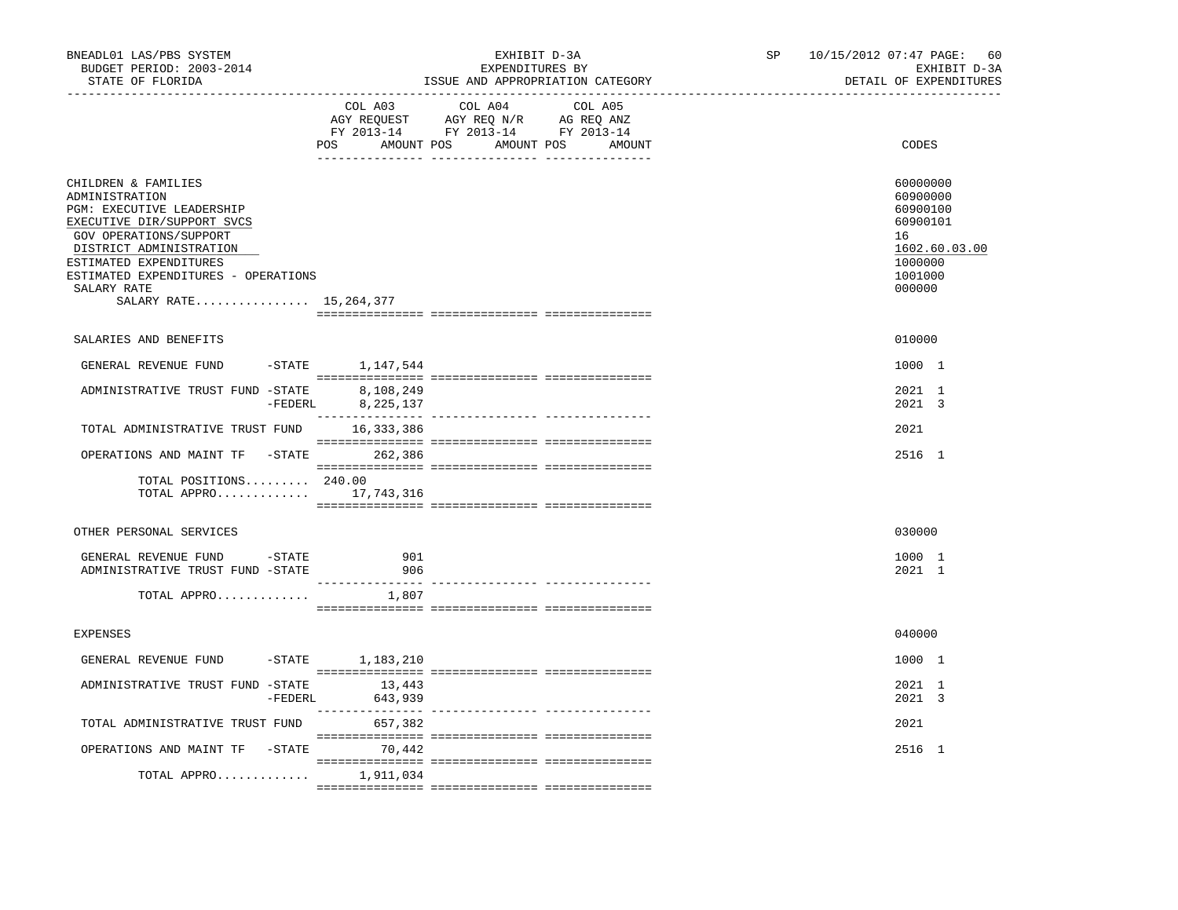BNEADL01 LAS/PBS SYSTEM
BUDGET PERIOD: 2003-2014
STATE OF FLORIDA

EXHIBIT D-3A
EXPENDITURES BY
ISSUE AND APPROPRIATION CATEGORY

SP 10/15/2012 07:47 PAGE: 60
EXHIBIT D-3A
DETAIL OF EXPENDITURES

| | COL A03 AGY REQUEST FY 2013-14 POS AMOUNT | COL A04 AGY REQ N/R FY 2013-14 POS AMOUNT | COL A05 AG REQ ANZ FY 2013-14 POS AMOUNT | CODES |
|---|---|---|---|---|
| CHILDREN & FAMILIES | | | | 60000000 |
| ADMINISTRATION | | | | 60900000 |
| PGM: EXECUTIVE LEADERSHIP | | | | 60900100 |
| EXECUTIVE DIR/SUPPORT SVCS | | | | 60900101 |
| GOV OPERATIONS/SUPPORT | | | | 16 |
| DISTRICT ADMINISTRATION | | | | 1602.60.03.00 |
| ESTIMATED EXPENDITURES | | | | 1000000 |
| ESTIMATED EXPENDITURES - OPERATIONS | | | | 1001000 |
| SALARY RATE | | | | 000000 |
| SALARY RATE................ | 15,264,377 | | | |
| SALARIES AND BENEFITS | | | | 010000 |
| GENERAL REVENUE FUND -STATE | 1,147,544 | | | 1000 1 |
| ADMINISTRATIVE TRUST FUND -STATE | 8,108,249 | | | 2021 1 |
| -FEDERL | 8,225,137 | | | 2021 3 |
| TOTAL ADMINISTRATIVE TRUST FUND | 16,333,386 | | | 2021 |
| OPERATIONS AND MAINT TF -STATE | 262,386 | | | 2516 1 |
| TOTAL POSITIONS......... | 240.00 | | | |
| TOTAL APPRO............ | 17,743,316 | | | |
| OTHER PERSONAL SERVICES | | | | 030000 |
| GENERAL REVENUE FUND -STATE | 901 | | | 1000 1 |
| ADMINISTRATIVE TRUST FUND -STATE | 906 | | | 2021 1 |
| TOTAL APPRO............ | 1,807 | | | |
| EXPENSES | | | | 040000 |
| GENERAL REVENUE FUND -STATE | 1,183,210 | | | 1000 1 |
| ADMINISTRATIVE TRUST FUND -STATE | 13,443 | | | 2021 1 |
| -FEDERL | 643,939 | | | 2021 3 |
| TOTAL ADMINISTRATIVE TRUST FUND | 657,382 | | | 2021 |
| OPERATIONS AND MAINT TF -STATE | 70,442 | | | 2516 1 |
| TOTAL APPRO............ | 1,911,034 | | | |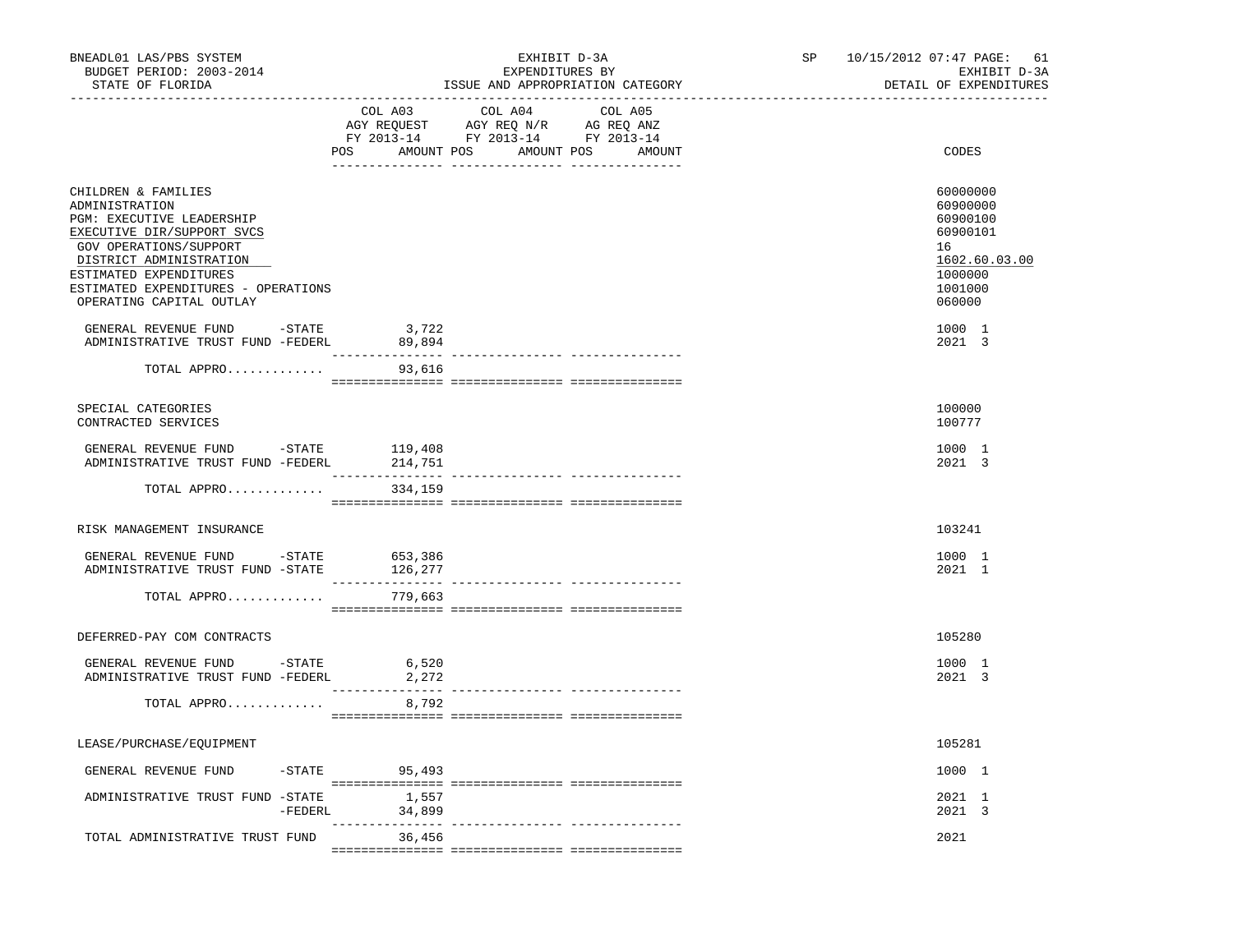BNEADL01 LAS/PBS SYSTEM — EXHIBIT D-3A — EXPENDITURES BY ISSUE AND APPROPRIATION CATEGORY
BUDGET PERIOD: 2003-2014 — STATE OF FLORIDA
SP 10/15/2012 07:47 — EXHIBIT D-3A — DETAIL OF EXPENDITURES

| | COL A03 AGY REQUEST FY 2013-14 POS AMOUNT | COL A04 AGY REQ N/R FY 2013-14 POS AMOUNT | COL A05 AG REQ ANZ FY 2013-14 POS AMOUNT | CODES |
|---|---|---|---|---|
| CHILDREN & FAMILIES | | | | 60000000 |
| ADMINISTRATION | | | | 60900000 |
| PGM: EXECUTIVE LEADERSHIP | | | | 60900100 |
| EXECUTIVE DIR/SUPPORT SVCS | | | | 60900101 |
| GOV OPERATIONS/SUPPORT | | | | 16 |
| DISTRICT ADMINISTRATION | | | | 1602.60.03.00 |
| ESTIMATED EXPENDITURES | | | | 1000000 |
| ESTIMATED EXPENDITURES - OPERATIONS | | | | 1001000 |
| OPERATING CAPITAL OUTLAY | | | | 060000 |
| GENERAL REVENUE FUND -STATE | 3,722 | | | 1000 1 |
| ADMINISTRATIVE TRUST FUND -FEDERL | 89,894 | | | 2021 3 |
| TOTAL APPRO............ | 93,616 | | | |
| SPECIAL CATEGORIES | | | | 100000 |
| CONTRACTED SERVICES | | | | 100777 |
| GENERAL REVENUE FUND -STATE | 119,408 | | | 1000 1 |
| ADMINISTRATIVE TRUST FUND -FEDERL | 214,751 | | | 2021 3 |
| TOTAL APPRO............ | 334,159 | | | |
| RISK MANAGEMENT INSURANCE | | | | 103241 |
| GENERAL REVENUE FUND -STATE | 653,386 | | | 1000 1 |
| ADMINISTRATIVE TRUST FUND -STATE | 126,277 | | | 2021 1 |
| TOTAL APPRO............ | 779,663 | | | |
| DEFERRED-PAY COM CONTRACTS | | | | 105280 |
| GENERAL REVENUE FUND -STATE | 6,520 | | | 1000 1 |
| ADMINISTRATIVE TRUST FUND -FEDERL | 2,272 | | | 2021 3 |
| TOTAL APPRO............ | 8,792 | | | |
| LEASE/PURCHASE/EQUIPMENT | | | | 105281 |
| GENERAL REVENUE FUND -STATE | 95,493 | | | 1000 1 |
| ADMINISTRATIVE TRUST FUND -STATE | 1,557 | | | 2021 1 |
| -FEDERL | 34,899 | | | 2021 3 |
| TOTAL ADMINISTRATIVE TRUST FUND | 36,456 | | | 2021 |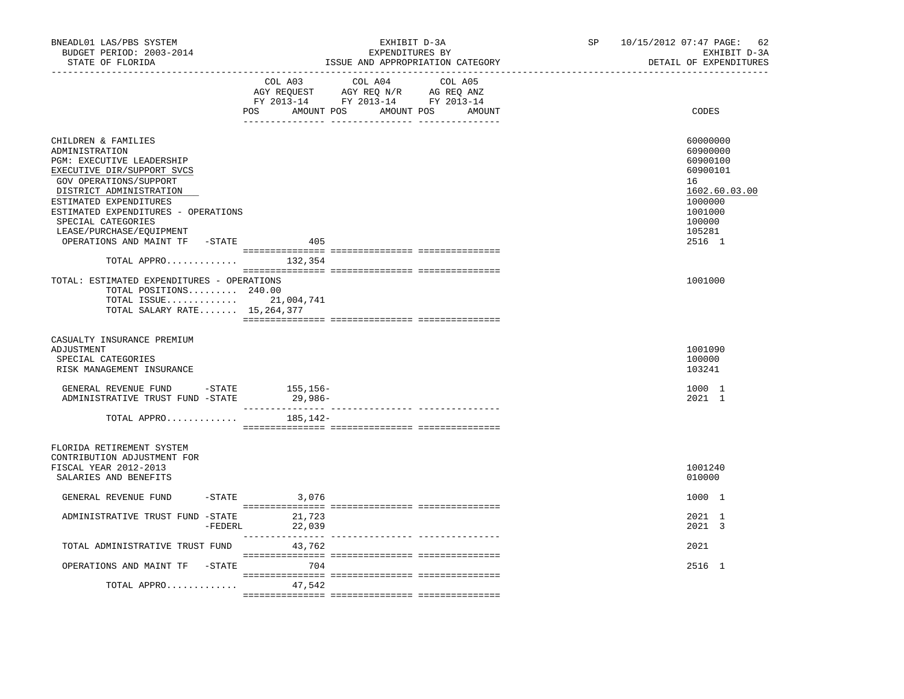BNEADL01 LAS/PBS SYSTEM | EXHIBIT D-3A | SP 10/15/2012 07:47 PAGE: 62
BUDGET PERIOD: 2003-2014 | EXPENDITURES BY | EXHIBIT D-3A
STATE OF FLORIDA | ISSUE AND APPROPRIATION CATEGORY | DETAIL OF EXPENDITURES

| | COL A03 AGY REQUEST FY 2013-14 POS AMOUNT | COL A04 AGY REQ N/R FY 2013-14 POS AMOUNT | COL A05 AG REQ ANZ FY 2013-14 POS AMOUNT | CODES |
|---|---|---|---|---|
| CHILDREN & FAMILIES | | | | 60000000 |
| ADMINISTRATION | | | | 60900000 |
| PGM: EXECUTIVE LEADERSHIP | | | | 60900100 |
| EXECUTIVE DIR/SUPPORT SVCS | | | | 60900101 |
| GOV OPERATIONS/SUPPORT | | | | 16 |
| DISTRICT ADMINISTRATION | | | | 1602.60.03.00 |
| ESTIMATED EXPENDITURES | | | | 1000000 |
| ESTIMATED EXPENDITURES - OPERATIONS | | | | 1001000 |
| SPECIAL CATEGORIES | | | | 100000 |
| LEASE/PURCHASE/EQUIPMENT | | | | 105281 |
| OPERATIONS AND MAINT TF -STATE | 405 | | | 2516 1 |
| TOTAL APPRO............ | 132,354 | | | |
| TOTAL: ESTIMATED EXPENDITURES - OPERATIONS | | | | 1001000 |
| TOTAL POSITIONS......... | 240.00 | | | |
| TOTAL ISSUE............ | 21,004,741 | | | |
| TOTAL SALARY RATE....... | 15,264,377 | | | |
| CASUALTY INSURANCE PREMIUM ADJUSTMENT | | | | 1001090 |
| SPECIAL CATEGORIES | | | | 100000 |
| RISK MANAGEMENT INSURANCE | | | | 103241 |
| GENERAL REVENUE FUND -STATE | 155,156- | | | 1000 1 |
| ADMINISTRATIVE TRUST FUND -STATE | 29,986- | | | 2021 1 |
| TOTAL APPRO............ | 185,142- | | | |
| FLORIDA RETIREMENT SYSTEM CONTRIBUTION ADJUSTMENT FOR FISCAL YEAR 2012-2013 | | | | 1001240 |
| SALARIES AND BENEFITS | | | | 010000 |
| GENERAL REVENUE FUND -STATE | 3,076 | | | 1000 1 |
| ADMINISTRATIVE TRUST FUND -STATE | 21,723 | | | 2021 1 |
| -FEDERL | 22,039 | | | 2021 3 |
| TOTAL ADMINISTRATIVE TRUST FUND | 43,762 | | | 2021 |
| OPERATIONS AND MAINT TF -STATE | 704 | | | 2516 1 |
| TOTAL APPRO............ | 47,542 | | | |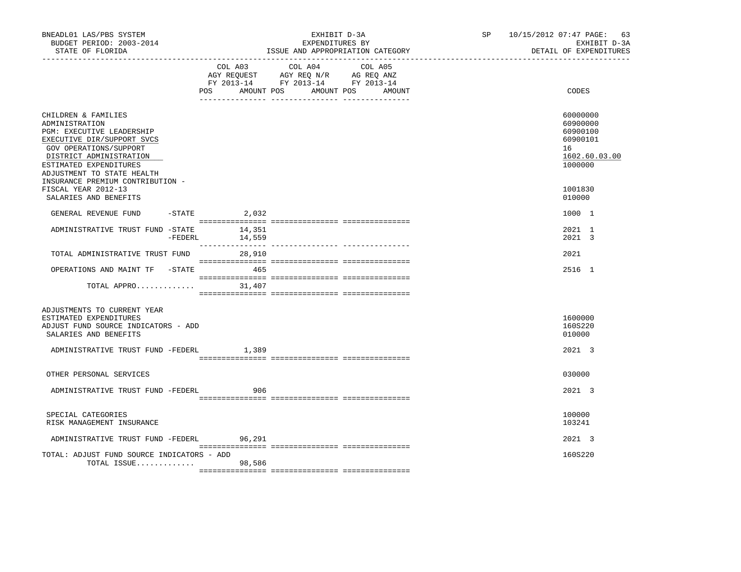BNEADL01 LAS/PBS SYSTEM | EXHIBIT D-3A | SP 10/15/2012 07:47 PAGE: 63
BUDGET PERIOD: 2003-2014 | EXPENDITURES BY | EXHIBIT D-3A
STATE OF FLORIDA | ISSUE AND APPROPRIATION CATEGORY | DETAIL OF EXPENDITURES

| | COL A03 AGY REQUEST FY 2013-14 POS AMOUNT | COL A04 AGY REQ N/R FY 2013-14 POS AMOUNT | COL A05 AG REQ ANZ FY 2013-14 POS AMOUNT | CODES |
|---|---|---|---|---|
| CHILDREN & FAMILIES | | | | 60000000 |
| ADMINISTRATION | | | | 60900000 |
| PGM: EXECUTIVE LEADERSHIP | | | | 60900100 |
| EXECUTIVE DIR/SUPPORT SVCS | | | | 60900101 |
| GOV OPERATIONS/SUPPORT | | | | 16 |
| DISTRICT ADMINISTRATION | | | | 1602.60.03.00 |
| ESTIMATED EXPENDITURES | | | | 1000000 |
| ADJUSTMENT TO STATE HEALTH INSURANCE PREMIUM CONTRIBUTION - FISCAL YEAR 2012-13 | | | | 1001830 |
| SALARIES AND BENEFITS | | | | 010000 |
| GENERAL REVENUE FUND -STATE | 2,032 | | | 1000 1 |
| ADMINISTRATIVE TRUST FUND -STATE | 14,351 | | | 2021 1 |
| -FEDERL | 14,559 | | | 2021 3 |
| TOTAL ADMINISTRATIVE TRUST FUND | 28,910 | | | 2021 |
| OPERATIONS AND MAINT TF -STATE | 465 | | | 2516 1 |
| TOTAL APPRO............. | 31,407 | | | |
| ADJUSTMENTS TO CURRENT YEAR ESTIMATED EXPENDITURES | | | | 1600000 |
| ADJUST FUND SOURCE INDICATORS - ADD | | | | 160S220 |
| SALARIES AND BENEFITS | | | | 010000 |
| ADMINISTRATIVE TRUST FUND -FEDERL | 1,389 | | | 2021 3 |
| OTHER PERSONAL SERVICES | | | | 030000 |
| ADMINISTRATIVE TRUST FUND -FEDERL | 906 | | | 2021 3 |
| SPECIAL CATEGORIES | | | | 100000 |
| RISK MANAGEMENT INSURANCE | | | | 103241 |
| ADMINISTRATIVE TRUST FUND -FEDERL | 96,291 | | | 2021 3 |
| TOTAL: ADJUST FUND SOURCE INDICATORS - ADD | | | | 160S220 |
| TOTAL ISSUE............. | 98,586 | | | |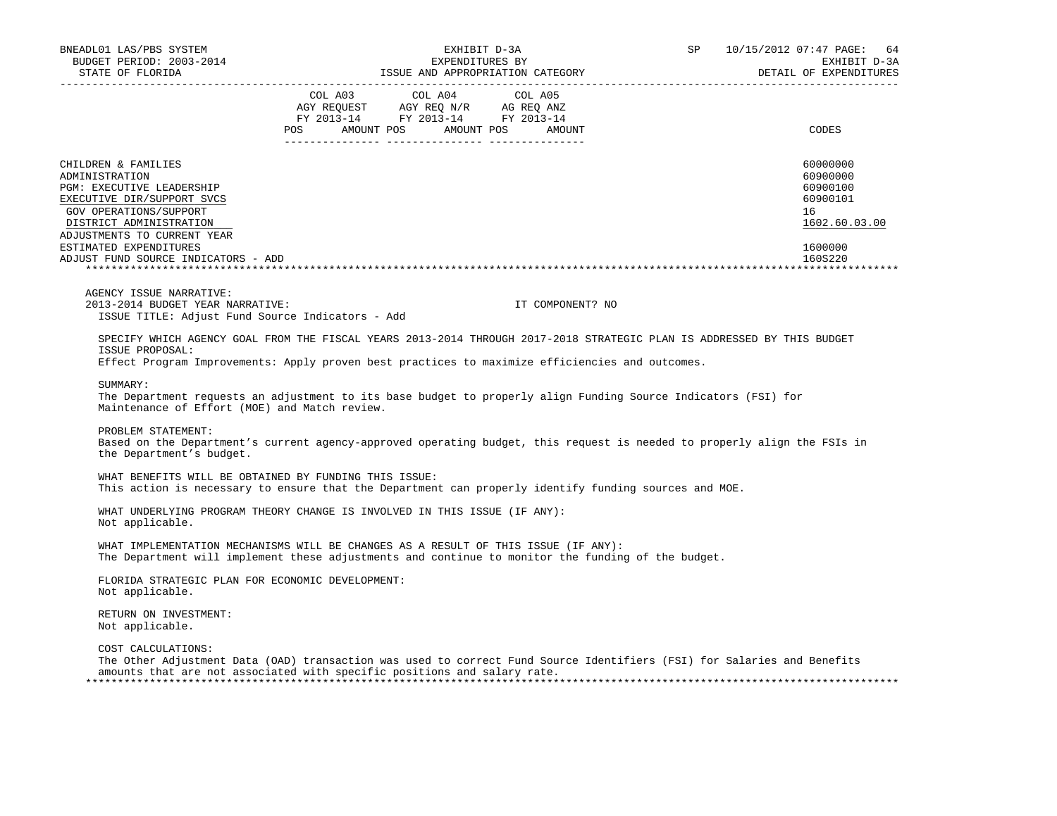BNEADL01 LAS/PBS SYSTEM | EXHIBIT D-3A | SP 10/15/2012 07:47
BUDGET PERIOD: 2003-2014 | EXPENDITURES BY | EXHIBIT D-3A
STATE OF FLORIDA | ISSUE AND APPROPRIATION CATEGORY | DETAIL OF EXPENDITURES

| | COL A03 AGY REQUEST FY 2013-14 POS AMOUNT | COL A04 AGY REQ N/R FY 2013-14 POS AMOUNT | COL A05 AG REQ ANZ FY 2013-14 POS AMOUNT | CODES |
|---|---|---|---|---|
| CHILDREN & FAMILIES | | | | 60000000 |
| ADMINISTRATION | | | | 60900000 |
| PGM: EXECUTIVE LEADERSHIP | | | | 60900100 |
| EXECUTIVE DIR/SUPPORT SVCS | | | | 60900101 |
| GOV OPERATIONS/SUPPORT | | | | 16 |
| DISTRICT ADMINISTRATION | | | | 1602.60.03.00 |
| ADJUSTMENTS TO CURRENT YEAR ESTIMATED EXPENDITURES | | | | 1600000 |
| ADJUST FUND SOURCE INDICATORS - ADD | | | | 160S220 |

AGENCY ISSUE NARRATIVE:
2013-2014 BUDGET YEAR NARRATIVE: IT COMPONENT? NO
ISSUE TITLE: Adjust Fund Source Indicators - Add

SPECIFY WHICH AGENCY GOAL FROM THE FISCAL YEARS 2013-2014 THROUGH 2017-2018 STRATEGIC PLAN IS ADDRESSED BY THIS BUDGET ISSUE PROPOSAL:
Effect Program Improvements: Apply proven best practices to maximize efficiencies and outcomes.

SUMMARY:
The Department requests an adjustment to its base budget to properly align Funding Source Indicators (FSI) for Maintenance of Effort (MOE) and Match review.

PROBLEM STATEMENT:
Based on the Department's current agency-approved operating budget, this request is needed to properly align the FSIs in the Department's budget.

WHAT BENEFITS WILL BE OBTAINED BY FUNDING THIS ISSUE:
This action is necessary to ensure that the Department can properly identify funding sources and MOE.

WHAT UNDERLYING PROGRAM THEORY CHANGE IS INVOLVED IN THIS ISSUE (IF ANY):
Not applicable.

WHAT IMPLEMENTATION MECHANISMS WILL BE CHANGES AS A RESULT OF THIS ISSUE (IF ANY):
The Department will implement these adjustments and continue to monitor the funding of the budget.

FLORIDA STRATEGIC PLAN FOR ECONOMIC DEVELOPMENT:
Not applicable.

RETURN ON INVESTMENT:
Not applicable.

COST CALCULATIONS:
The Other Adjustment Data (OAD) transaction was used to correct Fund Source Identifiers (FSI) for Salaries and Benefits amounts that are not associated with specific positions and salary rate.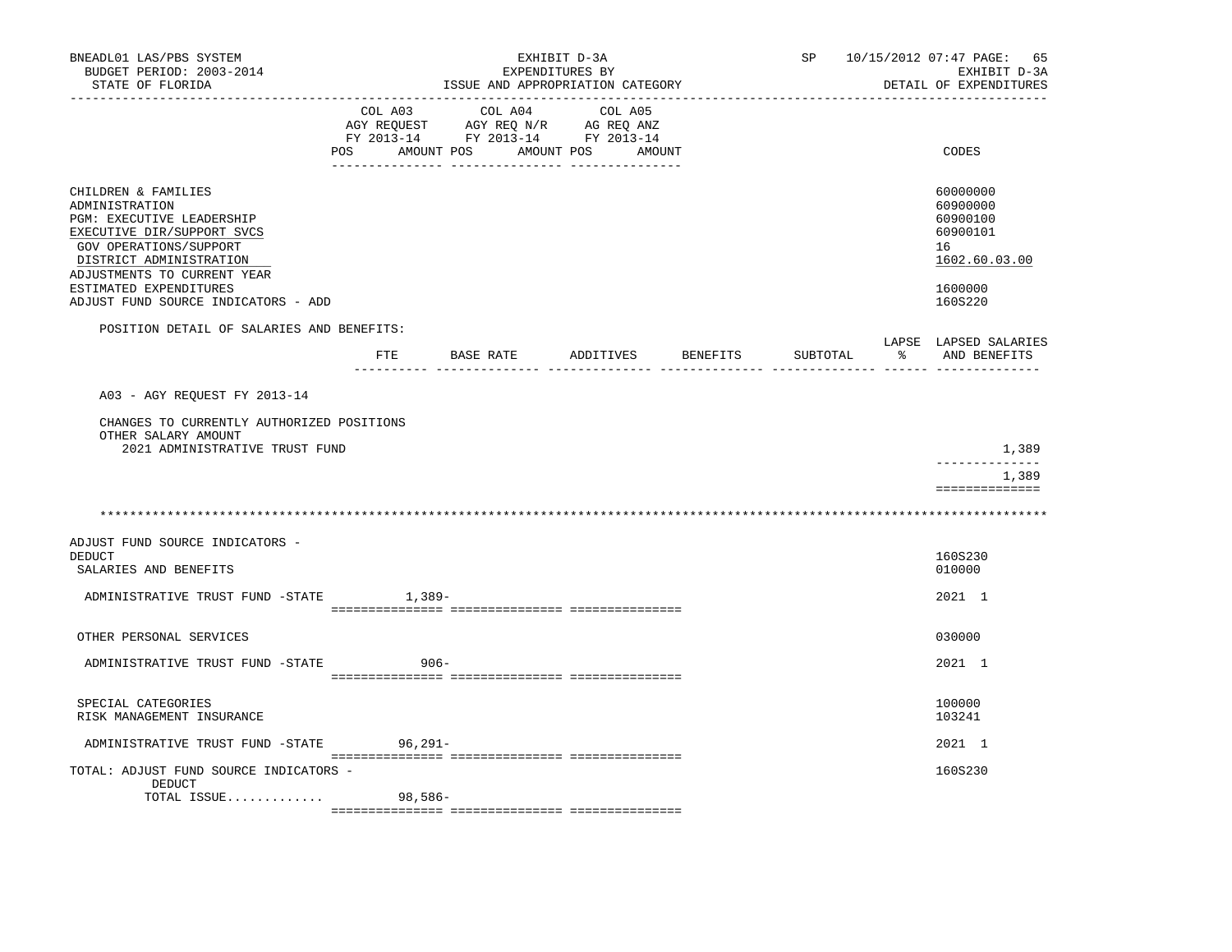BNEADL01 LAS/PBS SYSTEM — EXHIBIT D-3A — SP 10/15/2012 07:47

BUDGET PERIOD: 2003-2014 — EXPENDITURES BY — EXHIBIT D-3A

STATE OF FLORIDA — ISSUE AND APPROPRIATION CATEGORY — DETAIL OF EXPENDITURES

| | COL A03 AGY REQUEST FY 2013-14 POS AMOUNT | COL A04 AGY REQ N/R FY 2013-14 POS AMOUNT | COL A05 AG REQ ANZ FY 2013-14 POS AMOUNT | CODES |
|---|---|---|---|---|
| CHILDREN & FAMILIES | | | | 60000000 |
| ADMINISTRATION | | | | 60900000 |
| PGM: EXECUTIVE LEADERSHIP | | | | 60900100 |
| EXECUTIVE DIR/SUPPORT SVCS | | | | 60900101 |
| GOV OPERATIONS/SUPPORT | | | | 16 |
| DISTRICT ADMINISTRATION | | | | 1602.60.03.00 |
| ADJUSTMENTS TO CURRENT YEAR ESTIMATED EXPENDITURES | | | | 1600000 |
| ADJUST FUND SOURCE INDICATORS - ADD | | | | 160S220 |

POSITION DETAIL OF SALARIES AND BENEFITS:

| | FTE | BASE RATE | ADDITIVES | BENEFITS | SUBTOTAL | LAPSE % | LAPSED SALARIES AND BENEFITS |
|---|---|---|---|---|---|---|---|
| A03 - AGY REQUEST FY 2013-14 | | | | | | | |
| CHANGES TO CURRENTLY AUTHORIZED POSITIONS | | | | | | | |
| OTHER SALARY AMOUNT | | | | | | | |
| 2021 ADMINISTRATIVE TRUST FUND | | | | | | | 1,389 |
| | | | | | | | 1,389 |

******************************************************************************************************************

| | COL A03 | COL A04 | COL A05 | CODES |
|---|---|---|---|---|
| ADJUST FUND SOURCE INDICATORS - DEDUCT | | | | 160S230 |
| SALARIES AND BENEFITS | | | | 010000 |
| ADMINISTRATIVE TRUST FUND -STATE | 1,389- | | | 2021 1 |
| OTHER PERSONAL SERVICES | | | | 030000 |
| ADMINISTRATIVE TRUST FUND -STATE | 906- | | | 2021 1 |
| SPECIAL CATEGORIES | | | | 100000 |
| RISK MANAGEMENT INSURANCE | | | | 103241 |
| ADMINISTRATIVE TRUST FUND -STATE | 96,291- | | | 2021 1 |
| TOTAL: ADJUST FUND SOURCE INDICATORS - DEDUCT | | | | 160S230 |
| TOTAL ISSUE............. | 98,586- | | | |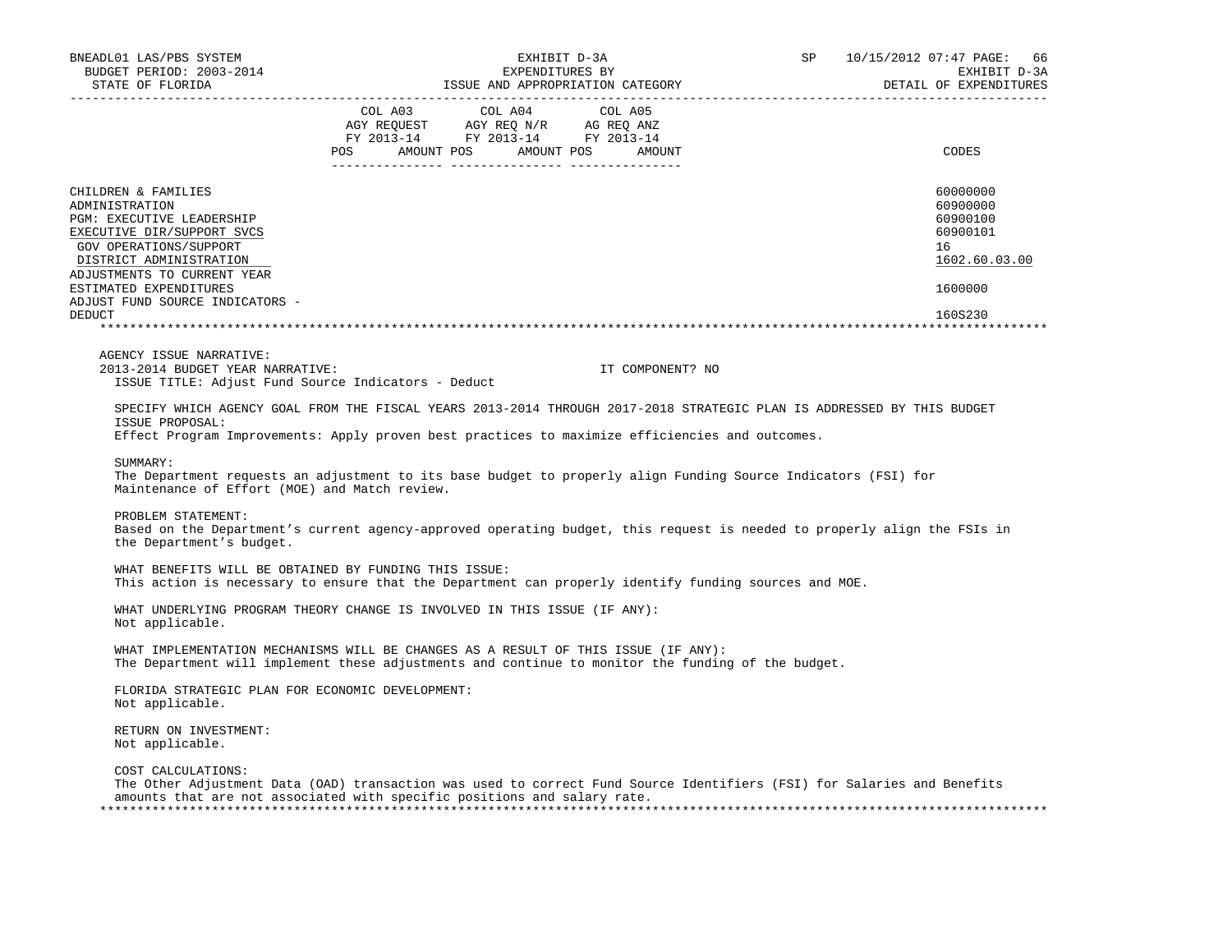BNEADL01 LAS/PBS SYSTEM — EXHIBIT D-3A — SP 10/15/2012 07:47

BUDGET PERIOD: 2003-2014 — EXPENDITURES BY — EXHIBIT D-3A

STATE OF FLORIDA — ISSUE AND APPROPRIATION CATEGORY — DETAIL OF EXPENDITURES

| | COL A03 AGY REQUEST FY 2013-14 | | COL A04 AGY REQ N/R FY 2013-14 | | COL A05 AG REQ ANZ FY 2013-14 | | |
|---|---|---|---|---|---|---|---|
| | POS | AMOUNT | POS | AMOUNT | POS | AMOUNT | CODES |
| CHILDREN & FAMILIES | | | | | | | 60000000 |
| ADMINISTRATION | | | | | | | 60900000 |
| PGM: EXECUTIVE LEADERSHIP | | | | | | | 60900100 |
| EXECUTIVE DIR/SUPPORT SVCS | | | | | | | 60900101 |
| GOV OPERATIONS/SUPPORT | | | | | | | 16 |
| DISTRICT ADMINISTRATION | | | | | | | 1602.60.03.00 |
| ADJUSTMENTS TO CURRENT YEAR ESTIMATED EXPENDITURES | | | | | | | 1600000 |
| ADJUST FUND SOURCE INDICATORS - DEDUCT | | | | | | | 160S230 |

AGENCY ISSUE NARRATIVE:

2013-2014 BUDGET YEAR NARRATIVE: IT COMPONENT? NO

ISSUE TITLE: Adjust Fund Source Indicators - Deduct

SPECIFY WHICH AGENCY GOAL FROM THE FISCAL YEARS 2013-2014 THROUGH 2017-2018 STRATEGIC PLAN IS ADDRESSED BY THIS BUDGET ISSUE PROPOSAL:
Effect Program Improvements: Apply proven best practices to maximize efficiencies and outcomes.

SUMMARY:
The Department requests an adjustment to its base budget to properly align Funding Source Indicators (FSI) for Maintenance of Effort (MOE) and Match review.

PROBLEM STATEMENT:
Based on the Department's current agency-approved operating budget, this request is needed to properly align the FSIs in the Department's budget.

WHAT BENEFITS WILL BE OBTAINED BY FUNDING THIS ISSUE:
This action is necessary to ensure that the Department can properly identify funding sources and MOE.

WHAT UNDERLYING PROGRAM THEORY CHANGE IS INVOLVED IN THIS ISSUE (IF ANY):
Not applicable.

WHAT IMPLEMENTATION MECHANISMS WILL BE CHANGES AS A RESULT OF THIS ISSUE (IF ANY):
The Department will implement these adjustments and continue to monitor the funding of the budget.

FLORIDA STRATEGIC PLAN FOR ECONOMIC DEVELOPMENT:
Not applicable.

RETURN ON INVESTMENT:
Not applicable.

COST CALCULATIONS:
The Other Adjustment Data (OAD) transaction was used to correct Fund Source Identifiers (FSI) for Salaries and Benefits amounts that are not associated with specific positions and salary rate.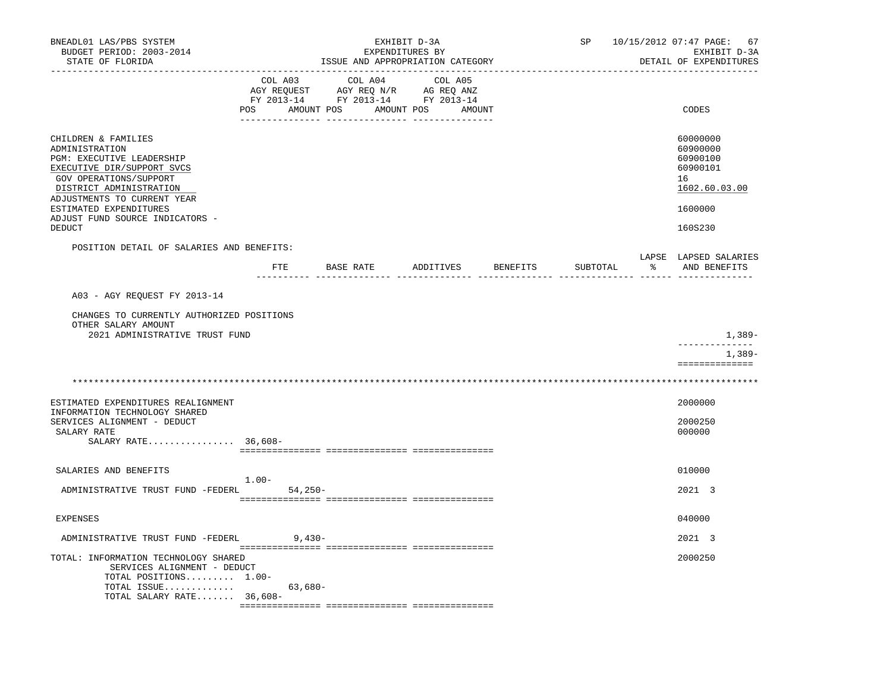BNEADL01 LAS/PBS SYSTEM | EXHIBIT D-3A | SP 10/15/2012 07:47
BUDGET PERIOD: 2003-2014 | EXPENDITURES BY | EXHIBIT D-3A
STATE OF FLORIDA | ISSUE AND APPROPRIATION CATEGORY | DETAIL OF EXPENDITURES

| | COL A03 AGY REQUEST FY 2013-14 POS AMOUNT | COL A04 AGY REQ N/R FY 2013-14 POS AMOUNT | COL A05 AG REQ ANZ FY 2013-14 POS AMOUNT | CODES |
|---|---|---|---|---|
| CHILDREN & FAMILIES | | | | 60000000 |
| ADMINISTRATION | | | | 60900000 |
| PGM: EXECUTIVE LEADERSHIP | | | | 60900100 |
| EXECUTIVE DIR/SUPPORT SVCS | | | | 60900101 |
| GOV OPERATIONS/SUPPORT | | | | 16 |
| DISTRICT ADMINISTRATION | | | | 1602.60.03.00 |
| ADJUSTMENTS TO CURRENT YEAR ESTIMATED EXPENDITURES | | | | 1600000 |
| ADJUST FUND SOURCE INDICATORS - DEDUCT | | | | 160S230 |

POSITION DETAIL OF SALARIES AND BENEFITS:

| | FTE | BASE RATE | ADDITIVES | BENEFITS | SUBTOTAL | LAPSE % | LAPSED SALARIES AND BENEFITS |
|---|---|---|---|---|---|---|---|
| A03 - AGY REQUEST FY 2013-14 | | | | | | | |
| CHANGES TO CURRENTLY AUTHORIZED POSITIONS | | | | | | | |
| OTHER SALARY AMOUNT | | | | | | | |
| 2021 ADMINISTRATIVE TRUST FUND | | | | | | | 1,389- |
| | | | | | | | 1,389- |

*****************************************************************************************************************

| | COL A03 POS | COL A03 AMOUNT | COL A04 | COL A05 | CODES |
|---|---|---|---|---|---|
| ESTIMATED EXPENDITURES REALIGNMENT | | | | | 2000000 |
| INFORMATION TECHNOLOGY SHARED SERVICES ALIGNMENT - DEDUCT | | | | | 2000250 |
| SALARY RATE | | | | | 000000 |
| SALARY RATE................ | 36,608- | | | | |
| SALARIES AND BENEFITS | | | | | 010000 |
| | 1.00- | | | | |
| ADMINISTRATIVE TRUST FUND -FEDERL | | 54,250- | | | 2021 3 |
| EXPENSES | | | | | 040000 |
| ADMINISTRATIVE TRUST FUND -FEDERL | | 9,430- | | | 2021 3 |
| TOTAL: INFORMATION TECHNOLOGY SHARED SERVICES ALIGNMENT - DEDUCT | | | | | 2000250 |
| TOTAL POSITIONS......... | 1.00- | | | | |
| TOTAL ISSUE............. | | 63,680- | | | |
| TOTAL SALARY RATE....... | 36,608- | | | | |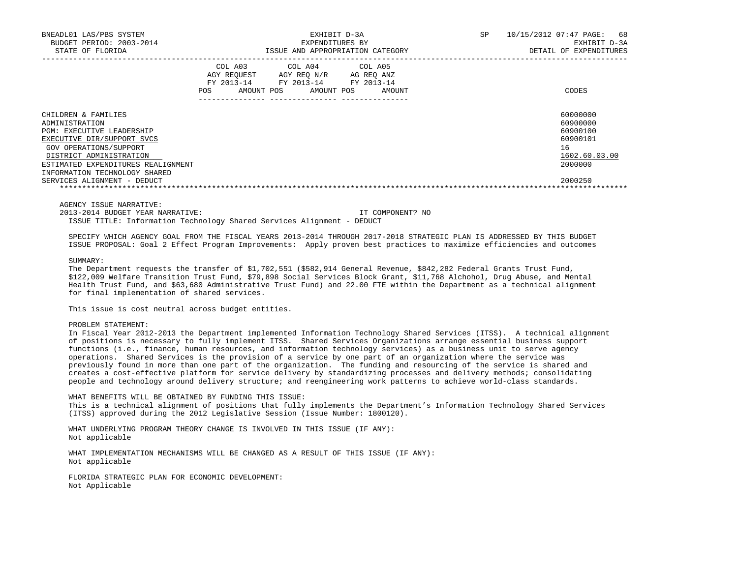| | COL A03 AGY REQUEST FY 2013-14 POS AMOUNT | COL A04 AGY REQ N/R FY 2013-14 POS AMOUNT | COL A05 AG REQ ANZ FY 2013-14 POS AMOUNT | CODES |
|---|---|---|---|---|
| CHILDREN & FAMILIES | | | | 60000000 |
| ADMINISTRATION | | | | 60900000 |
| PGM: EXECUTIVE LEADERSHIP | | | | 60900100 |
| EXECUTIVE DIR/SUPPORT SVCS | | | | 60900101 |
| GOV OPERATIONS/SUPPORT | | | | 16 |
| DISTRICT ADMINISTRATION | | | | 1602.60.03.00 |
| ESTIMATED EXPENDITURES REALIGNMENT | | | | 2000000 |
| INFORMATION TECHNOLOGY SHARED SERVICES ALIGNMENT - DEDUCT | | | | 2000250 |

AGENCY ISSUE NARRATIVE:
2013-2014 BUDGET YEAR NARRATIVE: IT COMPONENT? NO
ISSUE TITLE: Information Technology Shared Services Alignment - DEDUCT

SPECIFY WHICH AGENCY GOAL FROM THE FISCAL YEARS 2013-2014 THROUGH 2017-2018 STRATEGIC PLAN IS ADDRESSED BY THIS BUDGET ISSUE PROPOSAL: Goal 2 Effect Program Improvements: Apply proven best practices to maximize efficiencies and outcomes

SUMMARY:
The Department requests the transfer of $1,702,551 ($582,914 General Revenue, $842,282 Federal Grants Trust Fund, $122,009 Welfare Transition Trust Fund, $79,898 Social Services Block Grant, $11,768 Alchohol, Drug Abuse, and Mental Health Trust Fund, and $63,680 Administrative Trust Fund) and 22.00 FTE within the Department as a technical alignment for final implementation of shared services.

This issue is cost neutral across budget entities.

PROBLEM STATEMENT:
In Fiscal Year 2012-2013 the Department implemented Information Technology Shared Services (ITSS). A technical alignment of positions is necessary to fully implement ITSS. Shared Services Organizations arrange essential business support functions (i.e., finance, human resources, and information technology services) as a business unit to serve agency operations. Shared Services is the provision of a service by one part of an organization where the service was previously found in more than one part of the organization. The funding and resourcing of the service is shared and creates a cost-effective platform for service delivery by standardizing processes and delivery methods; consolidating people and technology around delivery structure; and reengineering work patterns to achieve world-class standards.

WHAT BENEFITS WILL BE OBTAINED BY FUNDING THIS ISSUE:
This is a technical alignment of positions that fully implements the Department's Information Technology Shared Services (ITSS) approved during the 2012 Legislative Session (Issue Number: 1800120).

WHAT UNDERLYING PROGRAM THEORY CHANGE IS INVOLVED IN THIS ISSUE (IF ANY):
Not applicable

WHAT IMPLEMENTATION MECHANISMS WILL BE CHANGED AS A RESULT OF THIS ISSUE (IF ANY):
Not applicable

FLORIDA STRATEGIC PLAN FOR ECONOMIC DEVELOPMENT:
Not Applicable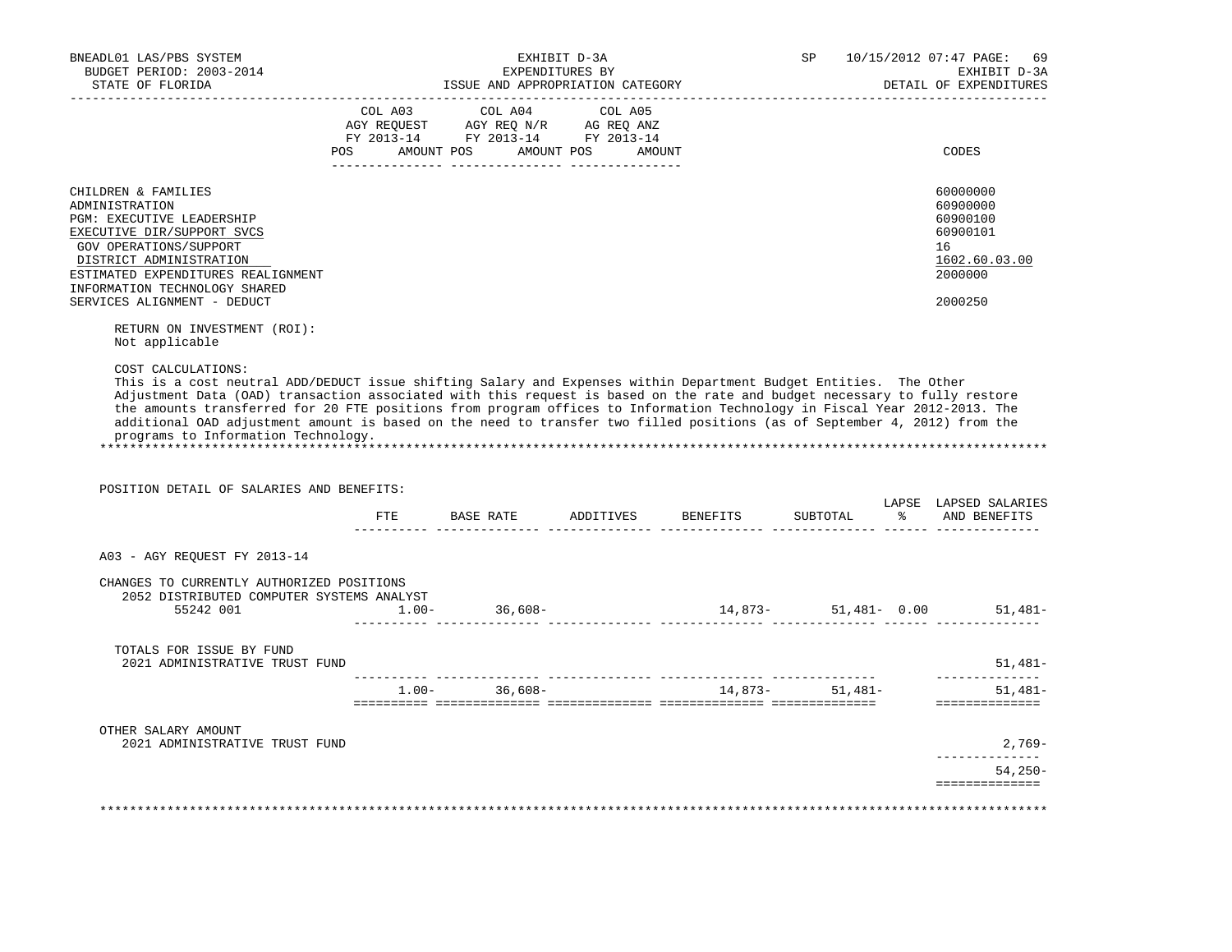BNEADL01 LAS/PBS SYSTEM
BUDGET PERIOD: 2003-2014
STATE OF FLORIDA

EXHIBIT D-3A
EXPENDITURES BY
ISSUE AND APPROPRIATION CATEGORY

SP 10/15/2012 07:47
EXHIBIT D-3A
DETAIL OF EXPENDITURES

| | COL A03 AGY REQUEST FY 2013-14 POS AMOUNT | COL A04 AGY REQ N/R FY 2013-14 POS AMOUNT | COL A05 AG REQ ANZ FY 2013-14 POS AMOUNT | CODES |
|---|---|---|---|---|
| CHILDREN & FAMILIES | | | | 60000000 |
| ADMINISTRATION | | | | 60900000 |
| PGM: EXECUTIVE LEADERSHIP | | | | 60900100 |
| EXECUTIVE DIR/SUPPORT SVCS | | | | 60900101 |
| GOV OPERATIONS/SUPPORT | | | | 16 |
| DISTRICT ADMINISTRATION | | | | 1602.60.03.00 |
| ESTIMATED EXPENDITURES REALIGNMENT | | | | 2000000 |
| INFORMATION TECHNOLOGY SHARED SERVICES ALIGNMENT - DEDUCT | | | | 2000250 |

RETURN ON INVESTMENT (ROI):
Not applicable

COST CALCULATIONS:
This is a cost neutral ADD/DEDUCT issue shifting Salary and Expenses within Department Budget Entities. The Other Adjustment Data (OAD) transaction associated with this request is based on the rate and budget necessary to fully restore the amounts transferred for 20 FTE positions from program offices to Information Technology in Fiscal Year 2012-2013. The additional OAD adjustment amount is based on the need to transfer two filled positions (as of September 4, 2012) from the programs to Information Technology.

*******************************************************************************************************************************

POSITION DETAIL OF SALARIES AND BENEFITS:

| | FTE | BASE RATE | ADDITIVES | BENEFITS | SUBTOTAL | LAPSE % | LAPSED SALARIES AND BENEFITS |
|---|---|---|---|---|---|---|---|
| A03 - AGY REQUEST FY 2013-14 | | | | | | | |
| CHANGES TO CURRENTLY AUTHORIZED POSITIONS | | | | | | | |
| 2052 DISTRIBUTED COMPUTER SYSTEMS ANALYST 55242 001 | 1.00- | 36,608- | | 14,873- | 51,481- | 0.00 | 51,481- |
| TOTALS FOR ISSUE BY FUND | | | | | | | |
| 2021 ADMINISTRATIVE TRUST FUND | | | | | | | 51,481- |
| | 1.00- | 36,608- | | 14,873- | 51,481- | | 51,481- |
| OTHER SALARY AMOUNT | | | | | | | |
| 2021 ADMINISTRATIVE TRUST FUND | | | | | | | 2,769- |
| | | | | | | | 54,250- |

*******************************************************************************************************************************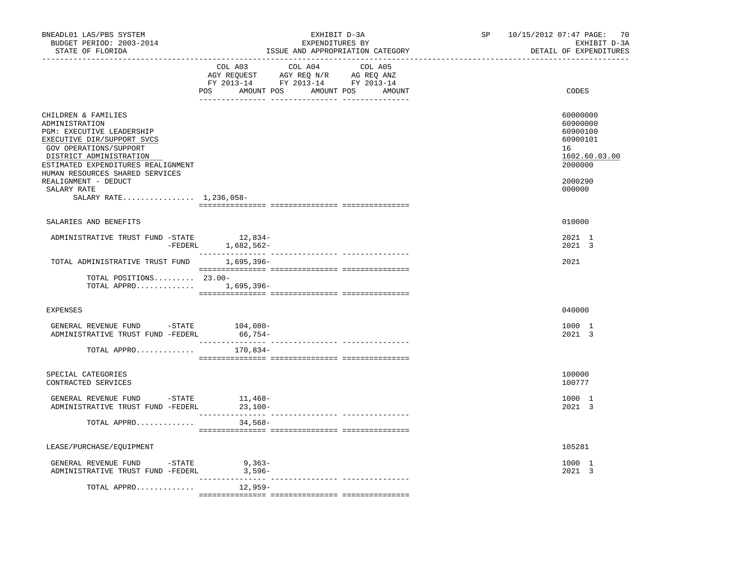BNEADL01 LAS/PBS SYSTEM
BUDGET PERIOD: 2003-2014
STATE OF FLORIDA

EXHIBIT D-3A
EXPENDITURES BY
ISSUE AND APPROPRIATION CATEGORY

SP 10/15/2012 07:47
EXHIBIT D-3A
DETAIL OF EXPENDITURES

| | COL A03 AGY REQUEST FY 2013-14 POS AMOUNT | COL A04 AGY REQ N/R FY 2013-14 POS AMOUNT | COL A05 AG REQ ANZ FY 2013-14 POS AMOUNT | CODES |
|---|---|---|---|---|
| CHILDREN & FAMILIES | | | | 60000000 |
| ADMINISTRATION | | | | 60900000 |
| PGM: EXECUTIVE LEADERSHIP | | | | 60900100 |
| EXECUTIVE DIR/SUPPORT SVCS | | | | 60900101 |
| GOV OPERATIONS/SUPPORT | | | | 16 |
| DISTRICT ADMINISTRATION | | | | 1602.60.03.00 |
| ESTIMATED EXPENDITURES REALIGNMENT | | | | 2000000 |
| HUMAN RESOURCES SHARED SERVICES REALIGNMENT - DEDUCT | | | | 2000290 |
| SALARY RATE | | | | 000000 |
| SALARY RATE................ 1,236,058- | | | | |
| SALARIES AND BENEFITS | | | | 010000 |
| ADMINISTRATIVE TRUST FUND -STATE | 12,834- | | | 2021 1 |
| -FEDERL | 1,682,562- | | | 2021 3 |
| TOTAL ADMINISTRATIVE TRUST FUND | 1,695,396- | | | 2021 |
| TOTAL POSITIONS......... | 23.00- | | | |
| TOTAL APPRO............. | 1,695,396- | | | |
| EXPENSES | | | | 040000 |
| GENERAL REVENUE FUND -STATE | 104,080- | | | 1000 1 |
| ADMINISTRATIVE TRUST FUND -FEDERL | 66,754- | | | 2021 3 |
| TOTAL APPRO............. | 170,834- | | | |
| SPECIAL CATEGORIES | | | | 100000 |
| CONTRACTED SERVICES | | | | 100777 |
| GENERAL REVENUE FUND -STATE | 11,468- | | | 1000 1 |
| ADMINISTRATIVE TRUST FUND -FEDERL | 23,100- | | | 2021 3 |
| TOTAL APPRO............. | 34,568- | | | |
| LEASE/PURCHASE/EQUIPMENT | | | | 105281 |
| GENERAL REVENUE FUND -STATE | 9,363- | | | 1000 1 |
| ADMINISTRATIVE TRUST FUND -FEDERL | 3,596- | | | 2021 3 |
| TOTAL APPRO............. | 12,959- | | | |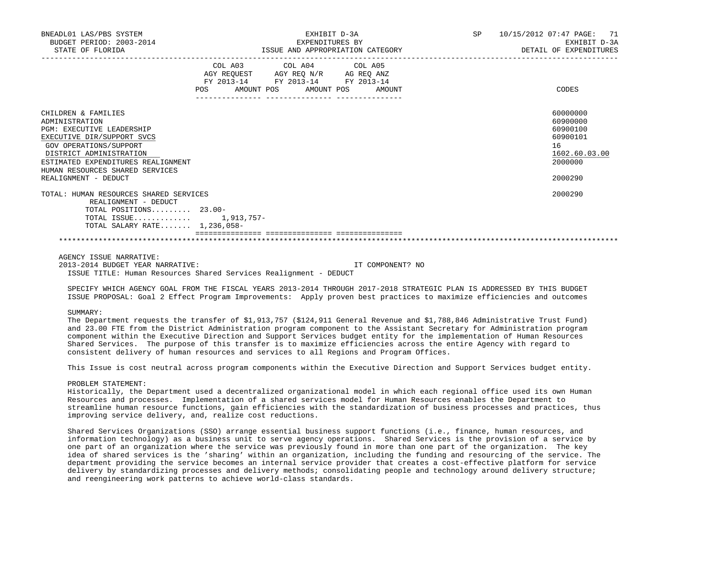| | COL A03 AGY REQUEST FY 2013-14 | | COL A04 AGY REQ N/R FY 2013-14 | | COL A05 AG REQ ANZ FY 2013-14 | | CODES |
|---|---|---|---|---|---|---|---|
| | POS | AMOUNT | POS | AMOUNT | POS | AMOUNT | |
| CHILDREN & FAMILIES | | | | | | | 60000000 |
| ADMINISTRATION | | | | | | | 60900000 |
| PGM: EXECUTIVE LEADERSHIP | | | | | | | 60900100 |
| EXECUTIVE DIR/SUPPORT SVCS | | | | | | | 60900101 |
| GOV OPERATIONS/SUPPORT | | | | | | | 16 |
| DISTRICT ADMINISTRATION | | | | | | | 1602.60.03.00 |
| ESTIMATED EXPENDITURES REALIGNMENT | | | | | | | 2000000 |
| HUMAN RESOURCES SHARED SERVICES REALIGNMENT - DEDUCT | | | | | | | 2000290 |
| TOTAL: HUMAN RESOURCES SHARED SERVICES REALIGNMENT - DEDUCT | | | | | | | 2000290 |
| TOTAL POSITIONS......... | 23.00- | | | | | | |
| TOTAL ISSUE............. | | 1,913,757- | | | | | |
| TOTAL SALARY RATE....... | 1,236,058- | | | | | | |

AGENCY ISSUE NARRATIVE:

2013-2014 BUDGET YEAR NARRATIVE: IT COMPONENT? NO

ISSUE TITLE: Human Resources Shared Services Realignment - DEDUCT

SPECIFY WHICH AGENCY GOAL FROM THE FISCAL YEARS 2013-2014 THROUGH 2017-2018 STRATEGIC PLAN IS ADDRESSED BY THIS BUDGET ISSUE PROPOSAL: Goal 2 Effect Program Improvements: Apply proven best practices to maximize efficiencies and outcomes

SUMMARY:

The Department requests the transfer of $1,913,757 ($124,911 General Revenue and $1,788,846 Administrative Trust Fund) and 23.00 FTE from the District Administration program component to the Assistant Secretary for Administration program component within the Executive Direction and Support Services budget entity for the implementation of Human Resources Shared Services. The purpose of this transfer is to maximize efficiencies across the entire Agency with regard to consistent delivery of human resources and services to all Regions and Program Offices.

This Issue is cost neutral across program components within the Executive Direction and Support Services budget entity.

PROBLEM STATEMENT:

Historically, the Department used a decentralized organizational model in which each regional office used its own Human Resources and processes. Implementation of a shared services model for Human Resources enables the Department to streamline human resource functions, gain efficiencies with the standardization of business processes and practices, thus improving service delivery, and, realize cost reductions.

Shared Services Organizations (SSO) arrange essential business support functions (i.e., finance, human resources, and information technology) as a business unit to serve agency operations. Shared Services is the provision of a service by one part of an organization where the service was previously found in more than one part of the organization. The key idea of shared services is the 'sharing' within an organization, including the funding and resourcing of the service. The department providing the service becomes an internal service provider that creates a cost-effective platform for service delivery by standardizing processes and delivery methods; consolidating people and technology around delivery structure; and reengineering work patterns to achieve world-class standards.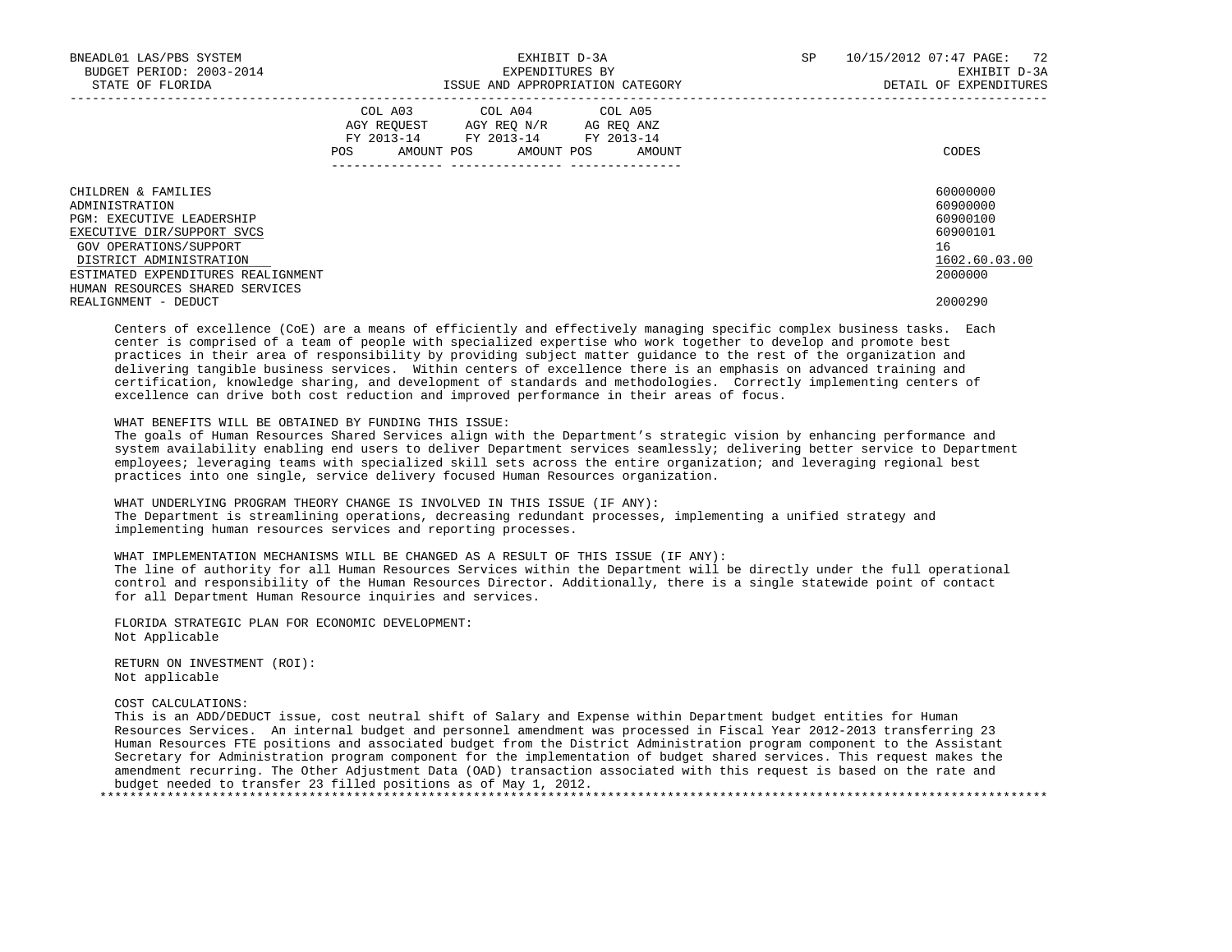| | COL A03 AGY REQUEST FY 2013-14 POS AMOUNT | COL A04 AGY REQ N/R FY 2013-14 POS AMOUNT | COL A05 AG REQ ANZ FY 2013-14 POS AMOUNT | CODES |
|---|---|---|---|---|
| CHILDREN & FAMILIES | | | | 60000000 |
| ADMINISTRATION | | | | 60900000 |
| PGM: EXECUTIVE LEADERSHIP | | | | 60900100 |
| EXECUTIVE DIR/SUPPORT SVCS | | | | 60900101 |
| GOV OPERATIONS/SUPPORT | | | | 16 |
| DISTRICT ADMINISTRATION | | | | 1602.60.03.00 |
| ESTIMATED EXPENDITURES REALIGNMENT | | | | 2000000 |
| HUMAN RESOURCES SHARED SERVICES REALIGNMENT - DEDUCT | | | | 2000290 |

Centers of excellence (CoE) are a means of efficiently and effectively managing specific complex business tasks. Each center is comprised of a team of people with specialized expertise who work together to develop and promote best practices in their area of responsibility by providing subject matter guidance to the rest of the organization and delivering tangible business services. Within centers of excellence there is an emphasis on advanced training and certification, knowledge sharing, and development of standards and methodologies. Correctly implementing centers of excellence can drive both cost reduction and improved performance in their areas of focus.

WHAT BENEFITS WILL BE OBTAINED BY FUNDING THIS ISSUE:
The goals of Human Resources Shared Services align with the Department's strategic vision by enhancing performance and system availability enabling end users to deliver Department services seamlessly; delivering better service to Department employees; leveraging teams with specialized skill sets across the entire organization; and leveraging regional best practices into one single, service delivery focused Human Resources organization.

WHAT UNDERLYING PROGRAM THEORY CHANGE IS INVOLVED IN THIS ISSUE (IF ANY):
The Department is streamlining operations, decreasing redundant processes, implementing a unified strategy and implementing human resources services and reporting processes.

WHAT IMPLEMENTATION MECHANISMS WILL BE CHANGED AS A RESULT OF THIS ISSUE (IF ANY):
The line of authority for all Human Resources Services within the Department will be directly under the full operational control and responsibility of the Human Resources Director. Additionally, there is a single statewide point of contact for all Department Human Resource inquiries and services.

FLORIDA STRATEGIC PLAN FOR ECONOMIC DEVELOPMENT:
Not Applicable

RETURN ON INVESTMENT (ROI):
Not applicable

COST CALCULATIONS:
This is an ADD/DEDUCT issue, cost neutral shift of Salary and Expense within Department budget entities for Human Resources Services. An internal budget and personnel amendment was processed in Fiscal Year 2012-2013 transferring 23 Human Resources FTE positions and associated budget from the District Administration program component to the Assistant Secretary for Administration program component for the implementation of budget shared services. This request makes the amendment recurring. The Other Adjustment Data (OAD) transaction associated with this request is based on the rate and budget needed to transfer 23 filled positions as of May 1, 2012.

*******************************************************************************************************************************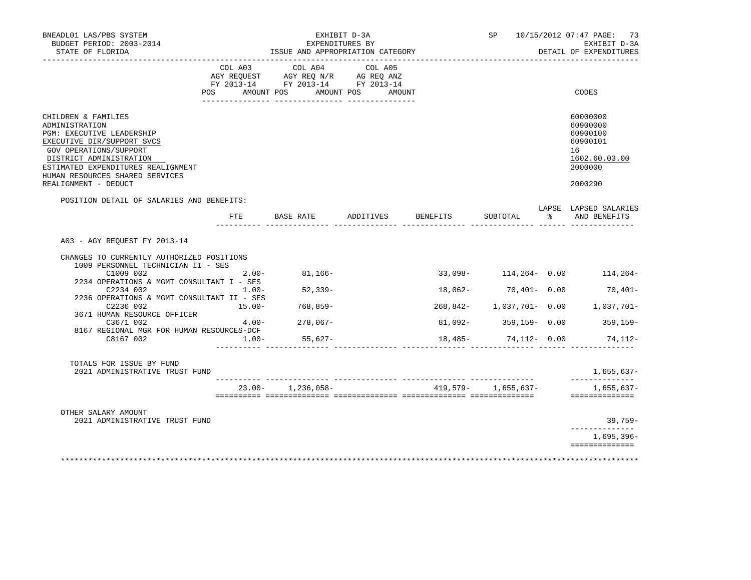BNEADL01 LAS/PBS SYSTEM | EXHIBIT D-3A | SP 10/15/2012 07:47 PAGE: 73
BUDGET PERIOD: 2003-2014 | EXPENDITURES BY | EXHIBIT D-3A
STATE OF FLORIDA | ISSUE AND APPROPRIATION CATEGORY | DETAIL OF EXPENDITURES

| | COL A03 AGY REQUEST FY 2013-14 POS AMOUNT | COL A04 AGY REQ N/R FY 2013-14 POS AMOUNT | COL A05 AG REQ ANZ FY 2013-14 POS AMOUNT | CODES |
|---|---|---|---|---|
| CHILDREN & FAMILIES | | | | 60000000 |
| ADMINISTRATION | | | | 60900000 |
| PGM: EXECUTIVE LEADERSHIP | | | | 60900100 |
| EXECUTIVE DIR/SUPPORT SVCS | | | | 60900101 |
| GOV OPERATIONS/SUPPORT | | | | 16 |
| DISTRICT ADMINISTRATION | | | | 1602.60.03.00 |
| ESTIMATED EXPENDITURES REALIGNMENT | | | | 2000000 |
| HUMAN RESOURCES SHARED SERVICES REALIGNMENT - DEDUCT | | | | 2000290 |

POSITION DETAIL OF SALARIES AND BENEFITS:

| | FTE | BASE RATE | ADDITIVES | BENEFITS | SUBTOTAL | LAPSE % | LAPSED SALARIES AND BENEFITS |
|---|---|---|---|---|---|---|---|
| A03 - AGY REQUEST FY 2013-14 | | | | | | | |
| CHANGES TO CURRENTLY AUTHORIZED POSITIONS | | | | | | | |
| 1009 PERSONNEL TECHNICIAN II - SES | | | | | | | |
| C1009 002 | 2.00- | 81,166- | | 33,098- | 114,264- | 0.00 | 114,264- |
| 2234 OPERATIONS & MGMT CONSULTANT I - SES | | | | | | | |
| C2234 002 | 1.00- | 52,339- | | 18,062- | 70,401- | 0.00 | 70,401- |
| 2236 OPERATIONS & MGMT CONSULTANT II - SES | | | | | | | |
| C2236 002 | 15.00- | 768,859- | | 268,842- | 1,037,701- | 0.00 | 1,037,701- |
| 3671 HUMAN RESOURCE OFFICER | | | | | | | |
| C3671 002 | 4.00- | 278,067- | | 81,092- | 359,159- | 0.00 | 359,159- |
| 8167 REGIONAL MGR FOR HUMAN RESOURCES-DCF | | | | | | | |
| C8167 002 | 1.00- | 55,627- | | 18,485- | 74,112- | 0.00 | 74,112- |
| TOTALS FOR ISSUE BY FUND | | | | | | | |
| 2021 ADMINISTRATIVE TRUST FUND | | | | | | | 1,655,637- |
| | 23.00- | 1,236,058- | | 419,579- | 1,655,637- | | 1,655,637- |
| OTHER SALARY AMOUNT | | | | | | | |
| 2021 ADMINISTRATIVE TRUST FUND | | | | | | | 39,759- |
| | | | | | | | 1,695,396- |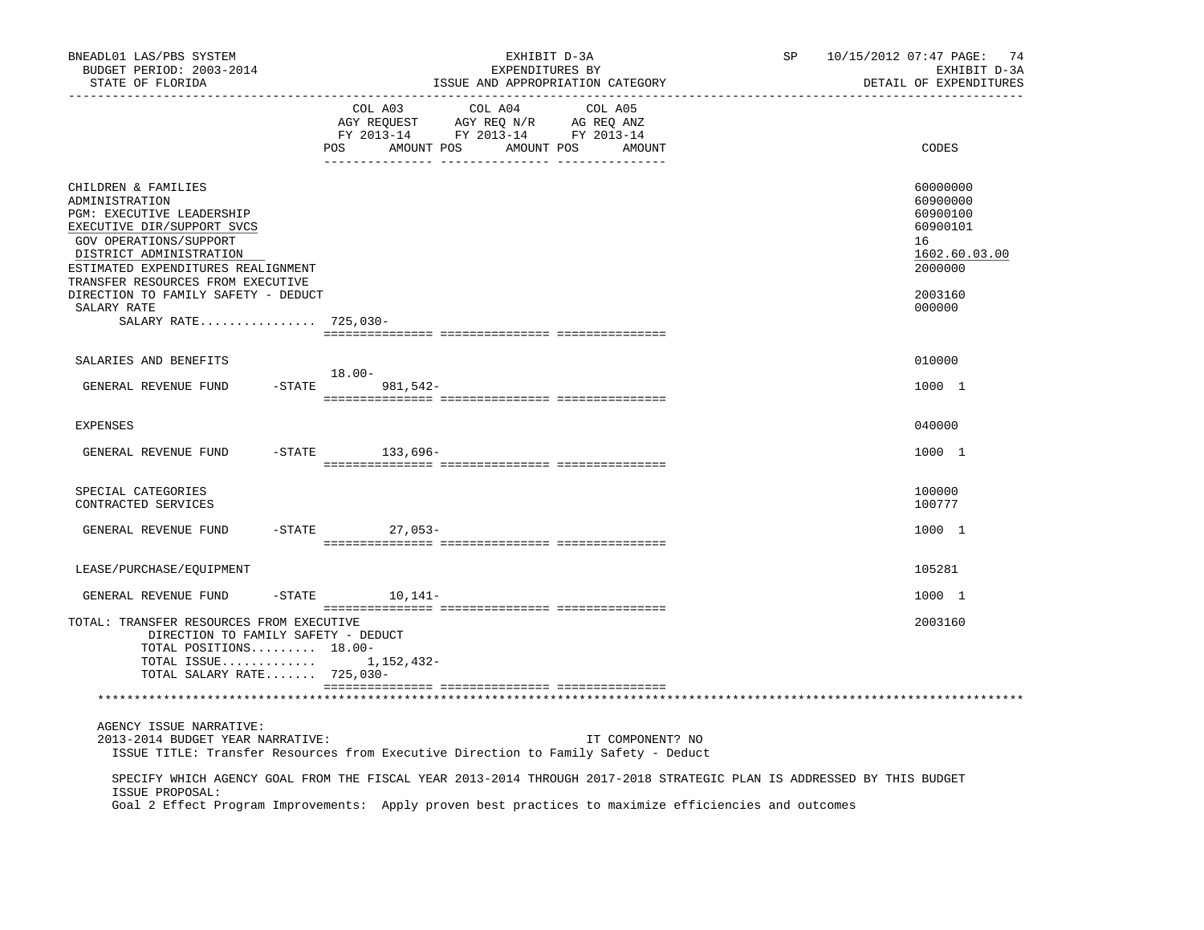| | COL A03 AGY REQUEST FY 2013-14 POS | AMOUNT | COL A04 AGY REQ N/R FY 2013-14 POS | AMOUNT | COL A05 AG REQ ANZ FY 2013-14 POS | AMOUNT | CODES |
|---|---|---|---|---|---|---|---|
| CHILDREN & FAMILIES | | | | | | | 60000000 |
| ADMINISTRATION | | | | | | | 60900000 |
| PGM: EXECUTIVE LEADERSHIP | | | | | | | 60900100 |
| EXECUTIVE DIR/SUPPORT SVCS | | | | | | | 60900101 |
| GOV OPERATIONS/SUPPORT | | | | | | | 16 |
| DISTRICT ADMINISTRATION | | | | | | | 1602.60.03.00 |
| ESTIMATED EXPENDITURES REALIGNMENT | | | | | | | 2000000 |
| TRANSFER RESOURCES FROM EXECUTIVE DIRECTION TO FAMILY SAFETY - DEDUCT | | | | | | | 2003160 |
| SALARY RATE | | | | | | | 000000 |
| SALARY RATE................ | | 725,030- | | | | | |
| SALARIES AND BENEFITS | | | | | | | 010000 |
| GENERAL REVENUE FUND -STATE | 18.00- | 981,542- | | | | | 1000 1 |
| EXPENSES | | | | | | | 040000 |
| GENERAL REVENUE FUND -STATE | | 133,696- | | | | | 1000 1 |
| SPECIAL CATEGORIES | | | | | | | 100000 |
| CONTRACTED SERVICES | | | | | | | 100777 |
| GENERAL REVENUE FUND -STATE | | 27,053- | | | | | 1000 1 |
| LEASE/PURCHASE/EQUIPMENT | | | | | | | 105281 |
| GENERAL REVENUE FUND -STATE | | 10,141- | | | | | 1000 1 |
| TOTAL: TRANSFER RESOURCES FROM EXECUTIVE DIRECTION TO FAMILY SAFETY - DEDUCT | | | | | | | 2003160 |
| TOTAL POSITIONS......... | 18.00- | | | | | | |
| TOTAL ISSUE............. | | 1,152,432- | | | | | |
| TOTAL SALARY RATE....... | | 725,030- | | | | | |

AGENCY ISSUE NARRATIVE:

2013-2014 BUDGET YEAR NARRATIVE: IT COMPONENT? NO

ISSUE TITLE: Transfer Resources from Executive Direction to Family Safety - Deduct

SPECIFY WHICH AGENCY GOAL FROM THE FISCAL YEAR 2013-2014 THROUGH 2017-2018 STRATEGIC PLAN IS ADDRESSED BY THIS BUDGET ISSUE PROPOSAL:

Goal 2 Effect Program Improvements: Apply proven best practices to maximize efficiencies and outcomes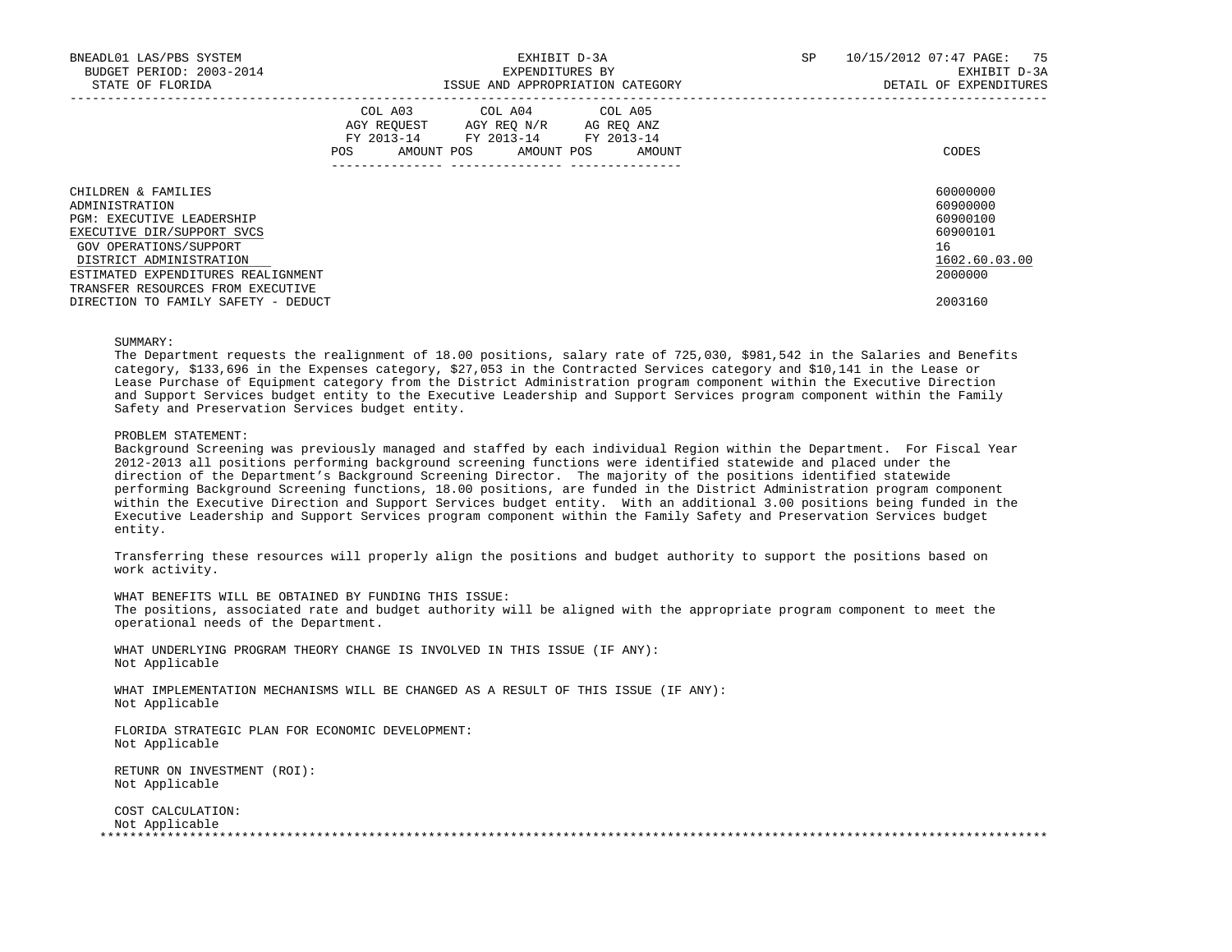| | COL A03 AGY REQUEST FY 2013-14 POS AMOUNT | COL A04 AGY REQ N/R FY 2013-14 POS AMOUNT | COL A05 AG REQ ANZ FY 2013-14 POS AMOUNT | CODES |
|---|---|---|---|---|
| CHILDREN & FAMILIES | | | | 60000000 |
| ADMINISTRATION | | | | 60900000 |
| PGM: EXECUTIVE LEADERSHIP | | | | 60900100 |
| EXECUTIVE DIR/SUPPORT SVCS | | | | 60900101 |
| GOV OPERATIONS/SUPPORT | | | | 16 |
| DISTRICT ADMINISTRATION | | | | 1602.60.03.00 |
| ESTIMATED EXPENDITURES REALIGNMENT | | | | 2000000 |
| TRANSFER RESOURCES FROM EXECUTIVE DIRECTION TO FAMILY SAFETY - DEDUCT | | | | 2003160 |

SUMMARY:
The Department requests the realignment of 18.00 positions, salary rate of 725,030, $981,542 in the Salaries and Benefits category, $133,696 in the Expenses category, $27,053 in the Contracted Services category and $10,141 in the Lease or Lease Purchase of Equipment category from the District Administration program component within the Executive Direction and Support Services budget entity to the Executive Leadership and Support Services program component within the Family Safety and Preservation Services budget entity.

PROBLEM STATEMENT:
Background Screening was previously managed and staffed by each individual Region within the Department. For Fiscal Year 2012-2013 all positions performing background screening functions were identified statewide and placed under the direction of the Department's Background Screening Director. The majority of the positions identified statewide performing Background Screening functions, 18.00 positions, are funded in the District Administration program component within the Executive Direction and Support Services budget entity. With an additional 3.00 positions being funded in the Executive Leadership and Support Services program component within the Family Safety and Preservation Services budget entity.

Transferring these resources will properly align the positions and budget authority to support the positions based on work activity.

WHAT BENEFITS WILL BE OBTAINED BY FUNDING THIS ISSUE:
The positions, associated rate and budget authority will be aligned with the appropriate program component to meet the operational needs of the Department.

WHAT UNDERLYING PROGRAM THEORY CHANGE IS INVOLVED IN THIS ISSUE (IF ANY):
Not Applicable

WHAT IMPLEMENTATION MECHANISMS WILL BE CHANGED AS A RESULT OF THIS ISSUE (IF ANY):
Not Applicable

FLORIDA STRATEGIC PLAN FOR ECONOMIC DEVELOPMENT:
Not Applicable

RETUNR ON INVESTMENT (ROI):
Not Applicable

COST CALCULATION:
Not Applicable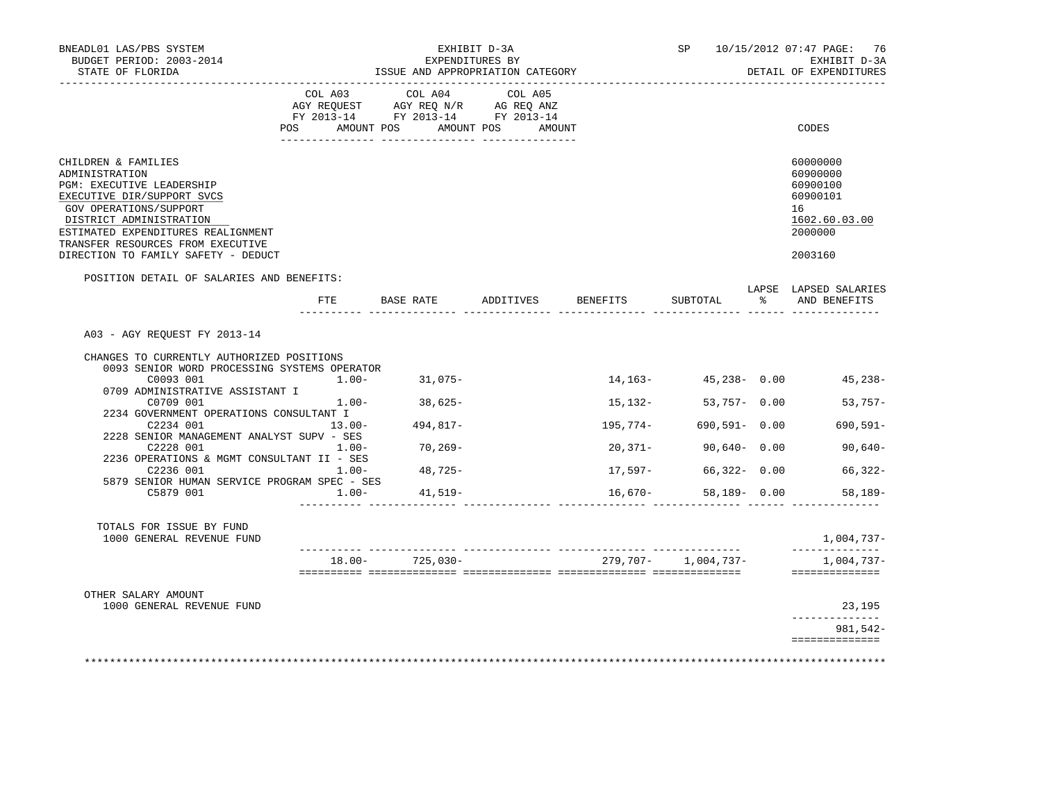BNEADL01 LAS/PBS SYSTEM
BUDGET PERIOD: 2003-2014
STATE OF FLORIDA

EXHIBIT D-3A
EXPENDITURES BY
ISSUE AND APPROPRIATION CATEGORY

SP 10/15/2012 07:47 PAGE: 76
EXHIBIT D-3A
DETAIL OF EXPENDITURES

| | COL A03 AGY REQUEST FY 2013-14 POS AMOUNT | COL A04 AGY REQ N/R FY 2013-14 POS AMOUNT | COL A05 AG REQ ANZ FY 2013-14 POS AMOUNT | CODES |
|---|---|---|---|---|
| CHILDREN & FAMILIES | | | | 60000000 |
| ADMINISTRATION | | | | 60900000 |
| PGM: EXECUTIVE LEADERSHIP | | | | 60900100 |
| EXECUTIVE DIR/SUPPORT SVCS | | | | 60900101 |
| GOV OPERATIONS/SUPPORT | | | | 16 |
| DISTRICT ADMINISTRATION | | | | 1602.60.03.00 |
| ESTIMATED EXPENDITURES REALIGNMENT | | | | 2000000 |
| TRANSFER RESOURCES FROM EXECUTIVE DIRECTION TO FAMILY SAFETY - DEDUCT | | | | 2003160 |

POSITION DETAIL OF SALARIES AND BENEFITS:

| | FTE | BASE RATE | ADDITIVES | BENEFITS | SUBTOTAL | LAPSE % | LAPSED SALARIES AND BENEFITS |
|---|---|---|---|---|---|---|---|
| A03 - AGY REQUEST FY 2013-14 | | | | | | | |
| CHANGES TO CURRENTLY AUTHORIZED POSITIONS | | | | | | | |
| 0093 SENIOR WORD PROCESSING SYSTEMS OPERATOR | | | | | | | |
| C0093 001 | 1.00- | 31,075- | | 14,163- | 45,238- | 0.00 | 45,238- |
| 0709 ADMINISTRATIVE ASSISTANT I | | | | | | | |
| C0709 001 | 1.00- | 38,625- | | 15,132- | 53,757- | 0.00 | 53,757- |
| 2234 GOVERNMENT OPERATIONS CONSULTANT I | | | | | | | |
| C2234 001 | 13.00- | 494,817- | | 195,774- | 690,591- | 0.00 | 690,591- |
| 2228 SENIOR MANAGEMENT ANALYST SUPV - SES | | | | | | | |
| C2228 001 | 1.00- | 70,269- | | 20,371- | 90,640- | 0.00 | 90,640- |
| 2236 OPERATIONS & MGMT CONSULTANT II - SES | | | | | | | |
| C2236 001 | 1.00- | 48,725- | | 17,597- | 66,322- | 0.00 | 66,322- |
| 5879 SENIOR HUMAN SERVICE PROGRAM SPEC - SES | | | | | | | |
| C5879 001 | 1.00- | 41,519- | | 16,670- | 58,189- | 0.00 | 58,189- |
| TOTALS FOR ISSUE BY FUND | | | | | | | |
| 1000 GENERAL REVENUE FUND | | | | | | | 1,004,737- |
| | 18.00- | 725,030- | | 279,707- | 1,004,737- | | 1,004,737- |
| OTHER SALARY AMOUNT | | | | | | | |
| 1000 GENERAL REVENUE FUND | | | | | | | 23,195 |
| | | | | | | | 981,542- |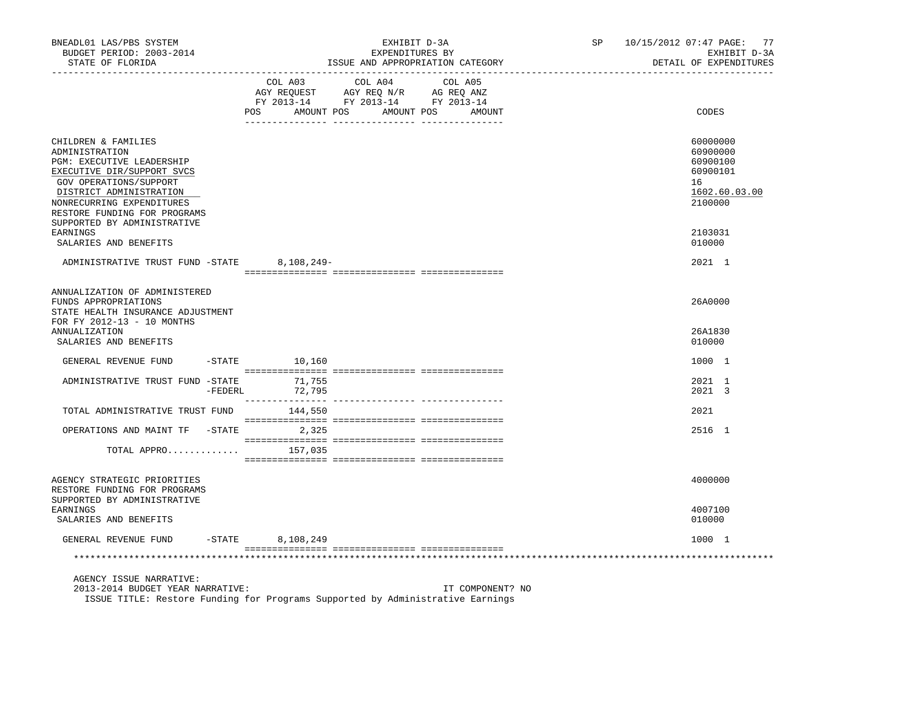BNEADL01 LAS/PBS SYSTEM | EXHIBIT D-3A | SP 10/15/2012 07:47
BUDGET PERIOD: 2003-2014 | EXPENDITURES BY | EXHIBIT D-3A
STATE OF FLORIDA | ISSUE AND APPROPRIATION CATEGORY | DETAIL OF EXPENDITURES

| | COL A03 AGY REQUEST FY 2013-14 POS AMOUNT | COL A04 AGY REQ N/R FY 2013-14 POS AMOUNT | COL A05 AG REQ ANZ FY 2013-14 POS AMOUNT | CODES |
|---|---|---|---|---|
| CHILDREN & FAMILIES | | | | 60000000 |
| ADMINISTRATION | | | | 60900000 |
| PGM: EXECUTIVE LEADERSHIP | | | | 60900100 |
| EXECUTIVE DIR/SUPPORT SVCS | | | | 60900101 |
| GOV OPERATIONS/SUPPORT | | | | 16 |
| DISTRICT ADMINISTRATION | | | | 1602.60.03.00 |
| NONRECURRING EXPENDITURES | | | | 2100000 |
| RESTORE FUNDING FOR PROGRAMS SUPPORTED BY ADMINISTRATIVE EARNINGS | | | | 2103031 |
| SALARIES AND BENEFITS | | | | 010000 |
| ADMINISTRATIVE TRUST FUND -STATE | 8,108,249- | | | 2021 1 |
| ANNUALIZATION OF ADMINISTERED FUNDS APPROPRIATIONS | | | | 26A0000 |
| STATE HEALTH INSURANCE ADJUSTMENT FOR FY 2012-13 - 10 MONTHS ANNUALIZATION | | | | 26A1830 |
| SALARIES AND BENEFITS | | | | 010000 |
| GENERAL REVENUE FUND -STATE | 10,160 | | | 1000 1 |
| ADMINISTRATIVE TRUST FUND -STATE | 71,755 | | | 2021 1 |
| -FEDERL | 72,795 | | | 2021 3 |
| TOTAL ADMINISTRATIVE TRUST FUND | 144,550 | | | 2021 |
| OPERATIONS AND MAINT TF -STATE | 2,325 | | | 2516 1 |
| TOTAL APPRO............ | 157,035 | | | |
| AGENCY STRATEGIC PRIORITIES | | | | 4000000 |
| RESTORE FUNDING FOR PROGRAMS SUPPORTED BY ADMINISTRATIVE EARNINGS | | | | 4007100 |
| SALARIES AND BENEFITS | | | | 010000 |
| GENERAL REVENUE FUND -STATE | 8,108,249 | | | 1000 1 |

AGENCY ISSUE NARRATIVE:
2013-2014 BUDGET YEAR NARRATIVE: IT COMPONENT? NO
ISSUE TITLE: Restore Funding for Programs Supported by Administrative Earnings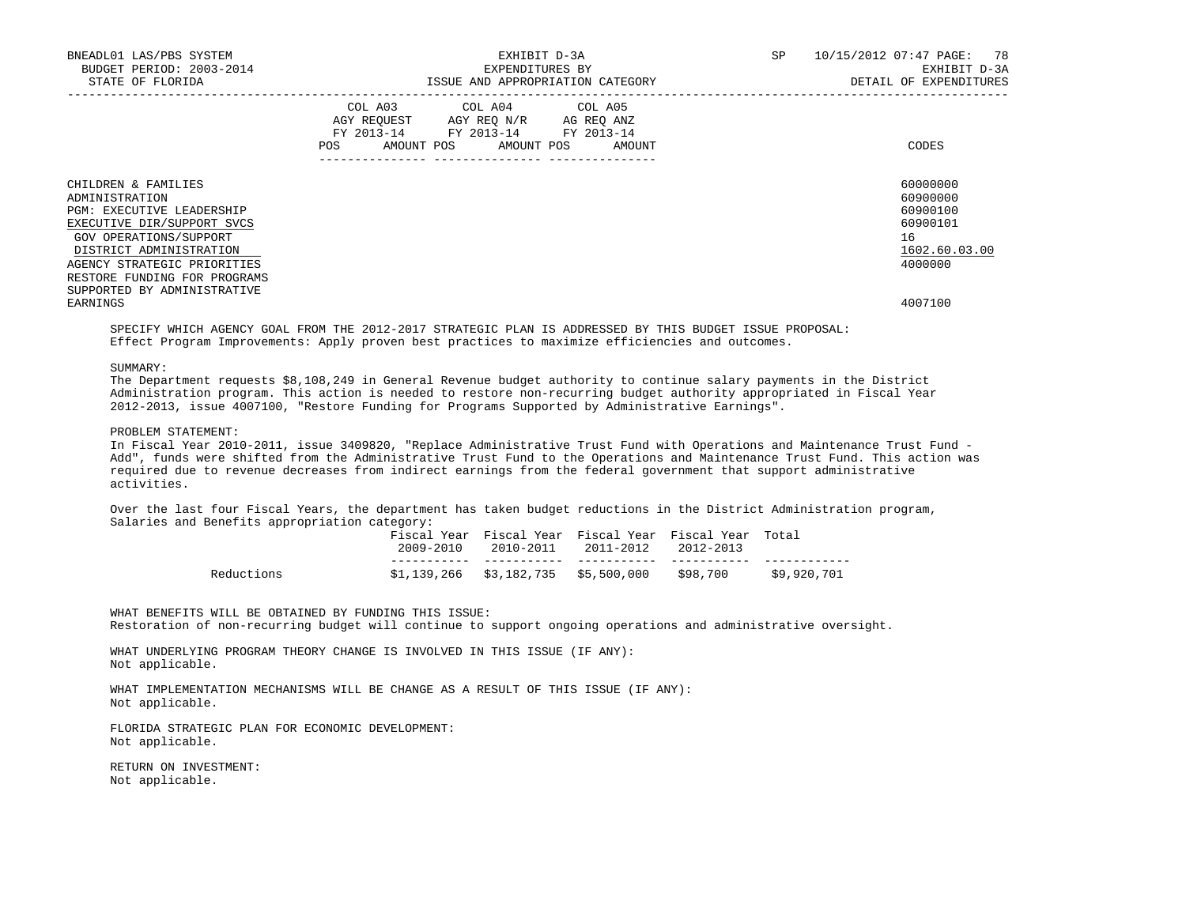| | COL A03 AGY REQUEST FY 2013-14 POS AMOUNT | COL A04 AGY REQ N/R FY 2013-14 POS AMOUNT | COL A05 AG REQ ANZ FY 2013-14 POS AMOUNT | CODES |
|---|---|---|---|---|
| CHILDREN & FAMILIES | | | | 60000000 |
| ADMINISTRATION | | | | 60900000 |
| PGM: EXECUTIVE LEADERSHIP | | | | 60900100 |
| EXECUTIVE DIR/SUPPORT SVCS | | | | 60900101 |
| GOV OPERATIONS/SUPPORT | | | | 16 |
| DISTRICT ADMINISTRATION | | | | 1602.60.03.00 |
| AGENCY STRATEGIC PRIORITIES | | | | 4000000 |
| RESTORE FUNDING FOR PROGRAMS SUPPORTED BY ADMINISTRATIVE EARNINGS | | | | 4007100 |

SPECIFY WHICH AGENCY GOAL FROM THE 2012-2017 STRATEGIC PLAN IS ADDRESSED BY THIS BUDGET ISSUE PROPOSAL:
Effect Program Improvements: Apply proven best practices to maximize efficiencies and outcomes.

SUMMARY:
The Department requests $8,108,249 in General Revenue budget authority to continue salary payments in the District Administration program. This action is needed to restore non-recurring budget authority appropriated in Fiscal Year 2012-2013, issue 4007100, "Restore Funding for Programs Supported by Administrative Earnings".

PROBLEM STATEMENT:
In Fiscal Year 2010-2011, issue 3409820, "Replace Administrative Trust Fund with Operations and Maintenance Trust Fund - Add", funds were shifted from the Administrative Trust Fund to the Operations and Maintenance Trust Fund. This action was required due to revenue decreases from indirect earnings from the federal government that support administrative activities.

Over the last four Fiscal Years, the department has taken budget reductions in the District Administration program, Salaries and Benefits appropriation category:

| | Fiscal Year 2009-2010 | Fiscal Year 2010-2011 | Fiscal Year 2011-2012 | Fiscal Year 2012-2013 | Total |
|---|---|---|---|---|---|
| Reductions | $1,139,266 | $3,182,735 | $5,500,000 | $98,700 | $9,920,701 |

WHAT BENEFITS WILL BE OBTAINED BY FUNDING THIS ISSUE:
Restoration of non-recurring budget will continue to support ongoing operations and administrative oversight.

WHAT UNDERLYING PROGRAM THEORY CHANGE IS INVOLVED IN THIS ISSUE (IF ANY):
Not applicable.

WHAT IMPLEMENTATION MECHANISMS WILL BE CHANGE AS A RESULT OF THIS ISSUE (IF ANY):
Not applicable.

FLORIDA STRATEGIC PLAN FOR ECONOMIC DEVELOPMENT:
Not applicable.

RETURN ON INVESTMENT:
Not applicable.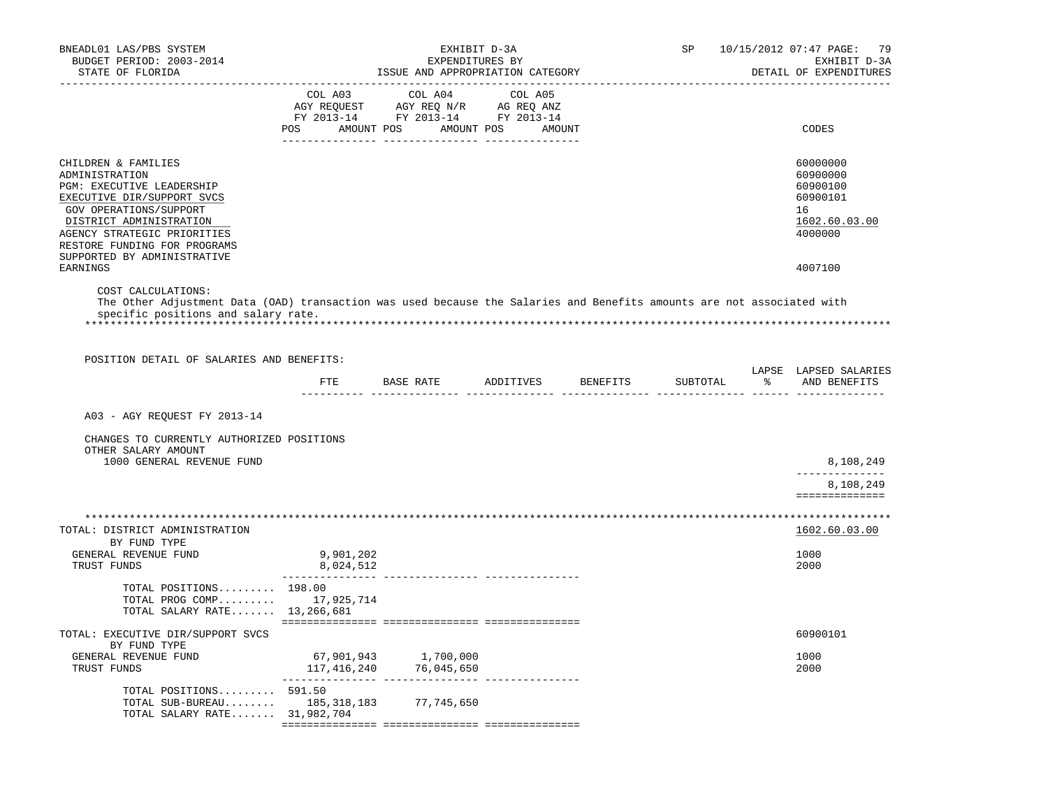BNEADL01 LAS/PBS SYSTEM — EXHIBIT D-3A — EXPENDITURES BY ISSUE AND APPROPRIATION CATEGORY
BUDGET PERIOD: 2003-2014 — STATE OF FLORIDA — SP 10/15/2012 07:47 — EXHIBIT D-3A DETAIL OF EXPENDITURES

| | COL A03 AGY REQUEST FY 2013-14 POS AMOUNT | COL A04 AGY REQ N/R FY 2013-14 POS AMOUNT | COL A05 AG REQ ANZ FY 2013-14 POS AMOUNT | CODES |
|---|---|---|---|---|
| CHILDREN & FAMILIES | | | | 60000000 |
| ADMINISTRATION | | | | 60900000 |
| PGM: EXECUTIVE LEADERSHIP | | | | 60900100 |
| EXECUTIVE DIR/SUPPORT SVCS | | | | 60900101 |
| GOV OPERATIONS/SUPPORT | | | | 16 |
| DISTRICT ADMINISTRATION | | | | 1602.60.03.00 |
| AGENCY STRATEGIC PRIORITIES | | | | 4000000 |
| RESTORE FUNDING FOR PROGRAMS SUPPORTED BY ADMINISTRATIVE EARNINGS | | | | 4007100 |

COST CALCULATIONS:
The Other Adjustment Data (OAD) transaction was used because the Salaries and Benefits amounts are not associated with specific positions and salary rate.

POSITION DETAIL OF SALARIES AND BENEFITS:

| | FTE | BASE RATE | ADDITIVES | BENEFITS | SUBTOTAL | LAPSE % | LAPSED SALARIES AND BENEFITS |
|---|---|---|---|---|---|---|---|
| A03 - AGY REQUEST FY 2013-14 | | | | | | | |
| CHANGES TO CURRENTLY AUTHORIZED POSITIONS | | | | | | | |
| OTHER SALARY AMOUNT | | | | | | | |
| 1000 GENERAL REVENUE FUND | | | | | | | 8,108,249 |
| | | | | | | | 8,108,249 |

| | COL A03 | COL A04 | COL A05 | CODES |
|---|---|---|---|---|
| TOTAL: DISTRICT ADMINISTRATION | | | | 1602.60.03.00 |
| BY FUND TYPE | | | | |
| GENERAL REVENUE FUND | 9,901,202 | | | 1000 |
| TRUST FUNDS | 8,024,512 | | | 2000 |
| TOTAL POSITIONS......... | 198.00 | | | |
| TOTAL PROG COMP......... | 17,925,714 | | | |
| TOTAL SALARY RATE....... | 13,266,681 | | | |
| TOTAL: EXECUTIVE DIR/SUPPORT SVCS | | | | 60900101 |
| BY FUND TYPE | | | | |
| GENERAL REVENUE FUND | 67,901,943 | 1,700,000 | | 1000 |
| TRUST FUNDS | 117,416,240 | 76,045,650 | | 2000 |
| TOTAL POSITIONS......... | 591.50 | | | |
| TOTAL SUB-BUREAU........ | 185,318,183 | 77,745,650 | | |
| TOTAL SALARY RATE....... | 31,982,704 | | | |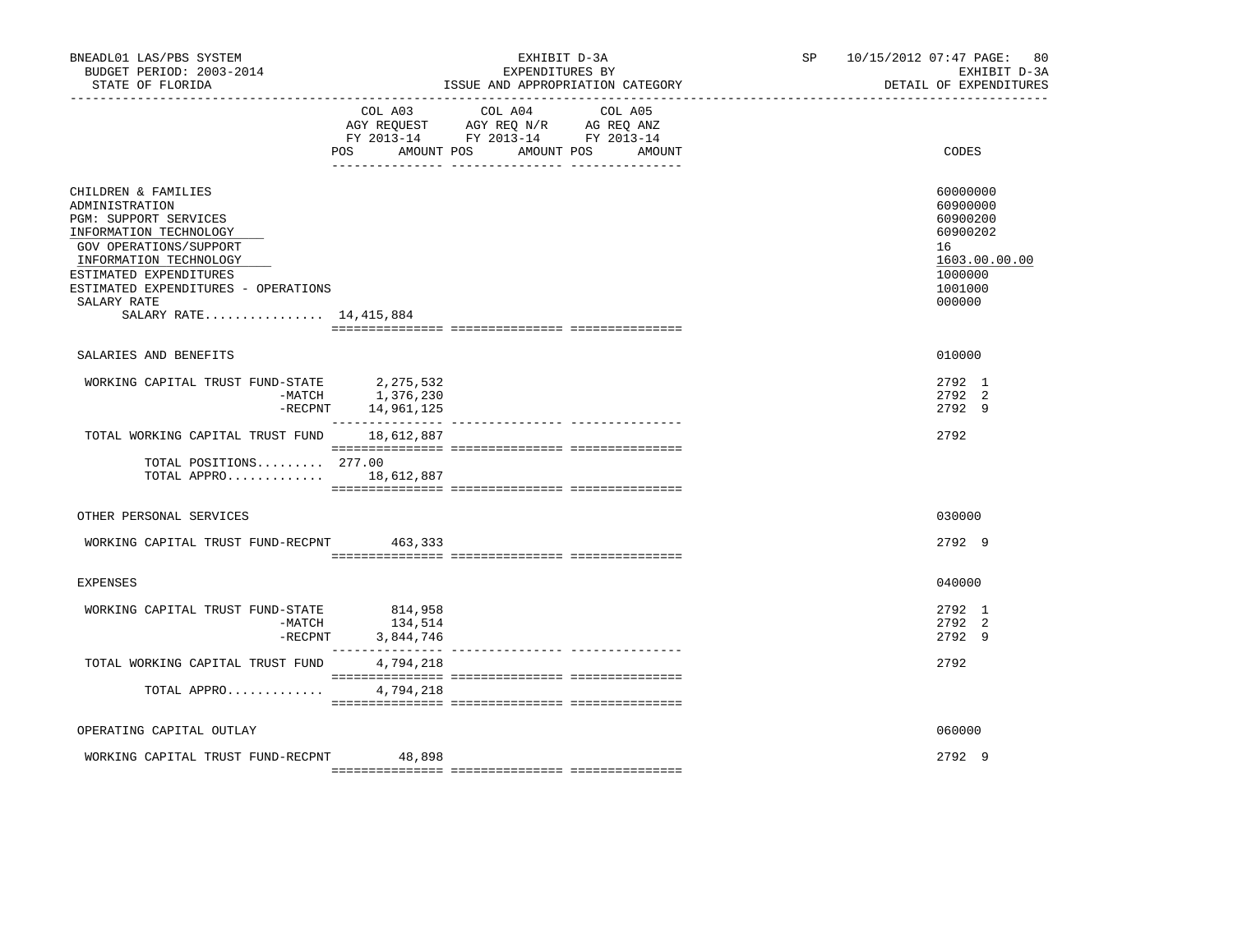BNEADL01 LAS/PBS SYSTEM | EXHIBIT D-3A | SP 10/15/2012 07:47 PAGE: 80
BUDGET PERIOD: 2003-2014 | EXPENDITURES BY | EXHIBIT D-3A
STATE OF FLORIDA | ISSUE AND APPROPRIATION CATEGORY | DETAIL OF EXPENDITURES

| | COL A03 AGY REQUEST FY 2013-14 POS | AMOUNT | COL A04 AGY REQ N/R FY 2013-14 POS | AMOUNT | COL A05 AG REQ ANZ FY 2013-14 POS | AMOUNT | CODES |
|---|---|---|---|---|---|---|---|
| CHILDREN & FAMILIES | | | | | | | 60000000 |
| ADMINISTRATION | | | | | | | 60900000 |
| PGM: SUPPORT SERVICES | | | | | | | 60900200 |
| INFORMATION TECHNOLOGY | | | | | | | 60900202 |
| GOV OPERATIONS/SUPPORT | | | | | | | 16 |
| INFORMATION TECHNOLOGY | | | | | | | 1603.00.00.00 |
| ESTIMATED EXPENDITURES | | | | | | | 1000000 |
| ESTIMATED EXPENDITURES - OPERATIONS | | | | | | | 1001000 |
| SALARY RATE | | | | | | | 000000 |
| SALARY RATE................ | 14,415,884 | | | | | | |
| SALARIES AND BENEFITS | | | | | | | 010000 |
| WORKING CAPITAL TRUST FUND-STATE | | 2,275,532 | | | | | 2792 1 |
| -MATCH | | 1,376,230 | | | | | 2792 2 |
| -RECPNT | | 14,961,125 | | | | | 2792 9 |
| TOTAL WORKING CAPITAL TRUST FUND | | 18,612,887 | | | | | 2792 |
| TOTAL POSITIONS......... | 277.00 | | | | | | |
| TOTAL APPRO............. | | 18,612,887 | | | | | |
| OTHER PERSONAL SERVICES | | | | | | | 030000 |
| WORKING CAPITAL TRUST FUND-RECPNT | | 463,333 | | | | | 2792 9 |
| EXPENSES | | | | | | | 040000 |
| WORKING CAPITAL TRUST FUND-STATE | | 814,958 | | | | | 2792 1 |
| -MATCH | | 134,514 | | | | | 2792 2 |
| -RECPNT | | 3,844,746 | | | | | 2792 9 |
| TOTAL WORKING CAPITAL TRUST FUND | | 4,794,218 | | | | | 2792 |
| TOTAL APPRO............. | | 4,794,218 | | | | | |
| OPERATING CAPITAL OUTLAY | | | | | | | 060000 |
| WORKING CAPITAL TRUST FUND-RECPNT | | 48,898 | | | | | 2792 9 |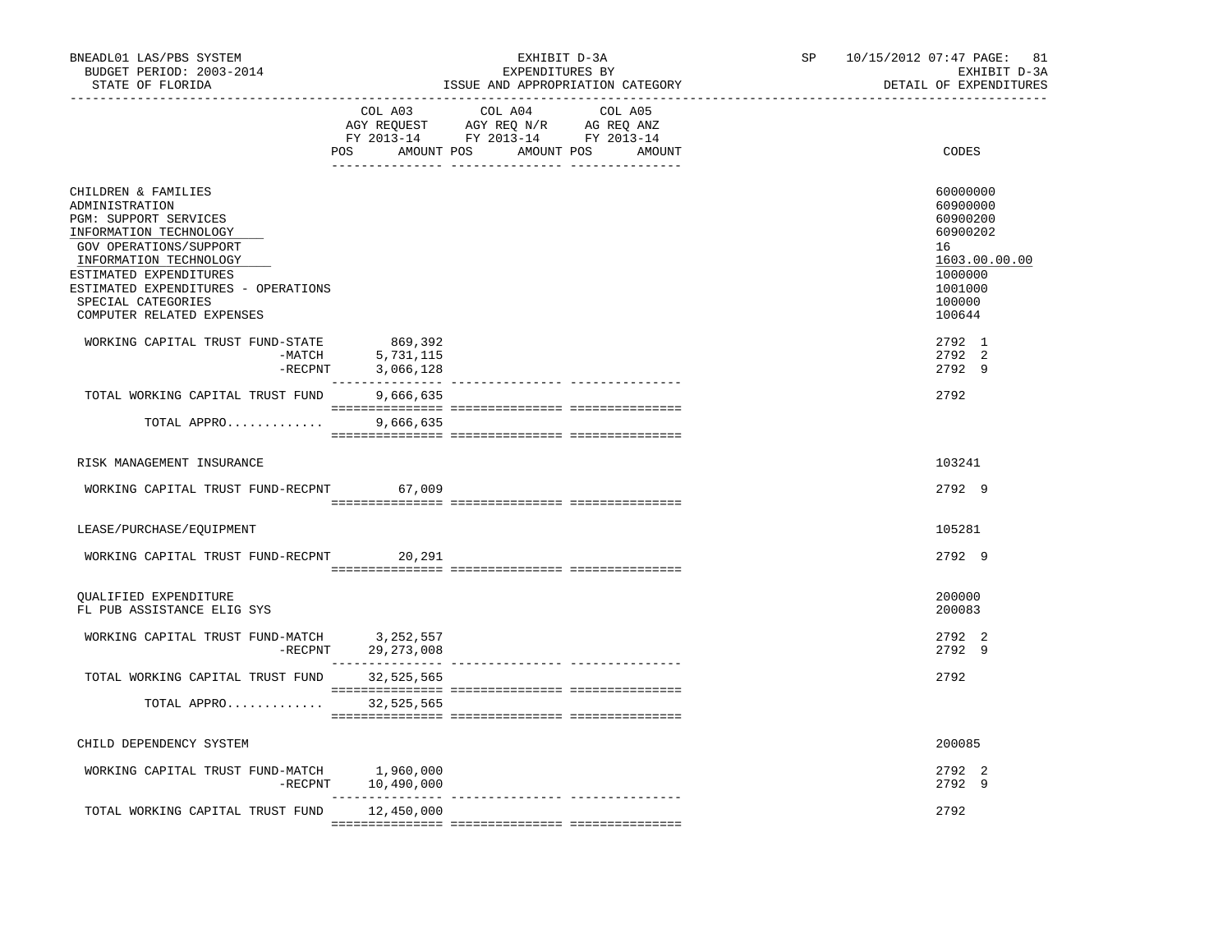BNEADL01 LAS/PBS SYSTEM
BUDGET PERIOD: 2003-2014
STATE OF FLORIDA

EXHIBIT D-3A
EXPENDITURES BY
ISSUE AND APPROPRIATION CATEGORY

SP 10/15/2012 07:47 PAGE: 81
EXHIBIT D-3A
DETAIL OF EXPENDITURES

| | COL A03 AGY REQUEST FY 2013-14 POS AMOUNT | COL A04 AGY REQ N/R FY 2013-14 POS AMOUNT | COL A05 AG REQ ANZ FY 2013-14 POS AMOUNT | CODES |
|---|---|---|---|---|
| CHILDREN & FAMILIES | | | | 60000000 |
| ADMINISTRATION | | | | 60900000 |
| PGM: SUPPORT SERVICES | | | | 60900200 |
| INFORMATION TECHNOLOGY | | | | 60900202 |
| GOV OPERATIONS/SUPPORT | | | | 16 |
| INFORMATION TECHNOLOGY | | | | 1603.00.00.00 |
| ESTIMATED EXPENDITURES | | | | 1000000 |
| ESTIMATED EXPENDITURES - OPERATIONS | | | | 1001000 |
| SPECIAL CATEGORIES | | | | 100000 |
| COMPUTER RELATED EXPENSES | | | | 100644 |
| WORKING CAPITAL TRUST FUND-STATE | 869,392 | | | 2792 1 |
| -MATCH | 5,731,115 | | | 2792 2 |
| -RECPNT | 3,066,128 | | | 2792 9 |
| TOTAL WORKING CAPITAL TRUST FUND | 9,666,635 | | | 2792 |
| TOTAL APPRO............. | 9,666,635 | | | |
| RISK MANAGEMENT INSURANCE | | | | 103241 |
| WORKING CAPITAL TRUST FUND-RECPNT | 67,009 | | | 2792 9 |
| LEASE/PURCHASE/EQUIPMENT | | | | 105281 |
| WORKING CAPITAL TRUST FUND-RECPNT | 20,291 | | | 2792 9 |
| QUALIFIED EXPENDITURE | | | | 200000 |
| FL PUB ASSISTANCE ELIG SYS | | | | 200083 |
| WORKING CAPITAL TRUST FUND-MATCH | 3,252,557 | | | 2792 2 |
| -RECPNT | 29,273,008 | | | 2792 9 |
| TOTAL WORKING CAPITAL TRUST FUND | 32,525,565 | | | 2792 |
| TOTAL APPRO............. | 32,525,565 | | | |
| CHILD DEPENDENCY SYSTEM | | | | 200085 |
| WORKING CAPITAL TRUST FUND-MATCH | 1,960,000 | | | 2792 2 |
| -RECPNT | 10,490,000 | | | 2792 9 |
| TOTAL WORKING CAPITAL TRUST FUND | 12,450,000 | | | 2792 |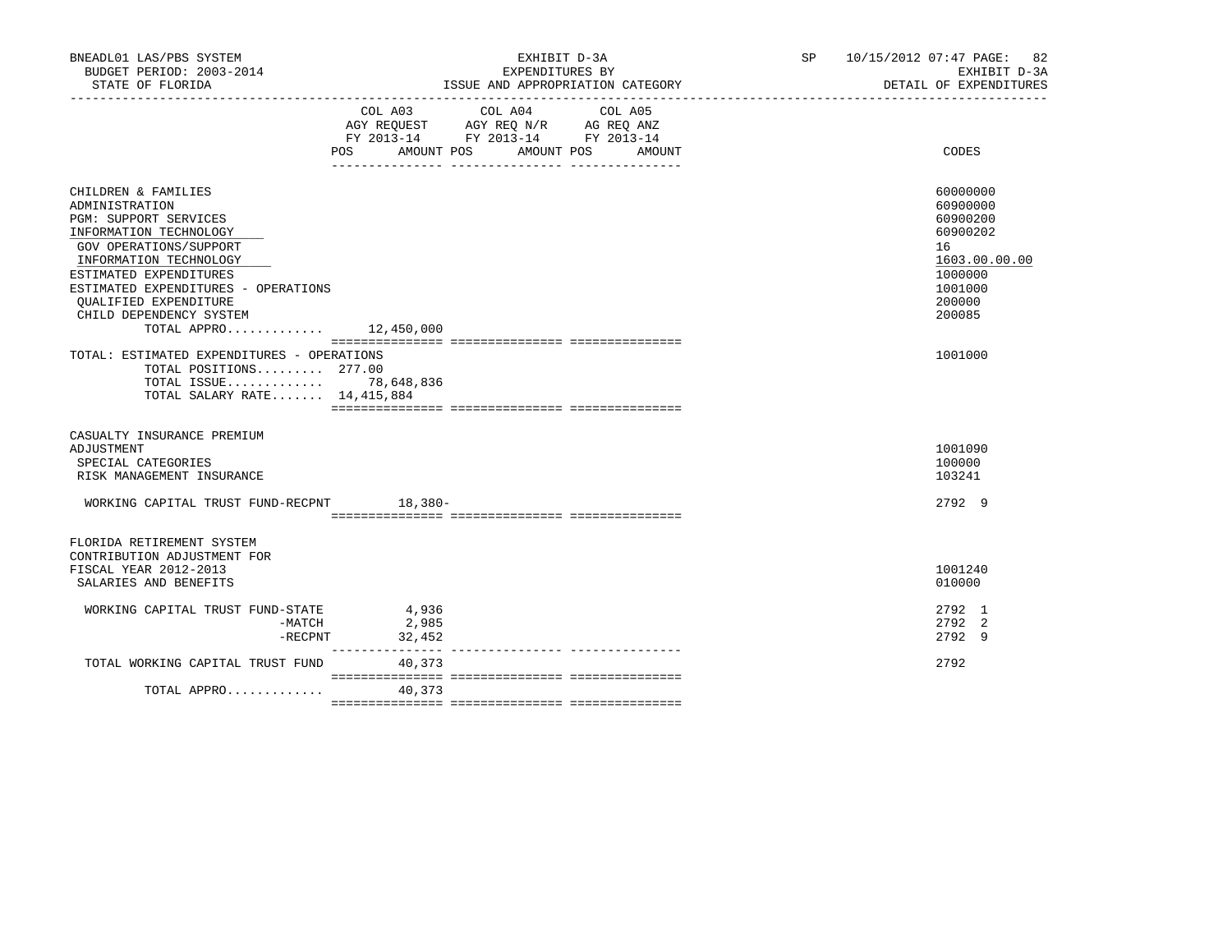BNEADL01 LAS/PBS SYSTEM
BUDGET PERIOD: 2003-2014
STATE OF FLORIDA

EXHIBIT D-3A
EXPENDITURES BY
ISSUE AND APPROPRIATION CATEGORY

SP 10/15/2012 07:47 PAGE: 82
EXHIBIT D-3A
DETAIL OF EXPENDITURES

| | COL A03 AGY REQUEST FY 2013-14 POS | AMOUNT | COL A04 AGY REQ N/R FY 2013-14 POS | AMOUNT | COL A05 AG REQ ANZ FY 2013-14 POS | AMOUNT | CODES |
|---|---|---|---|---|---|---|---|
| CHILDREN & FAMILIES | | | | | | | 60000000 |
| ADMINISTRATION | | | | | | | 60900000 |
| PGM: SUPPORT SERVICES | | | | | | | 60900200 |
| INFORMATION TECHNOLOGY | | | | | | | 60900202 |
| GOV OPERATIONS/SUPPORT | | | | | | | 16 |
| INFORMATION TECHNOLOGY | | | | | | | 1603.00.00.00 |
| ESTIMATED EXPENDITURES | | | | | | | 1000000 |
| ESTIMATED EXPENDITURES - OPERATIONS | | | | | | | 1001000 |
| QUALIFIED EXPENDITURE | | | | | | | 200000 |
| CHILD DEPENDENCY SYSTEM | | | | | | | 200085 |
| TOTAL APPRO............ | | 12,450,000 | | | | | |
| TOTAL: ESTIMATED EXPENDITURES - OPERATIONS | | | | | | | 1001000 |
| TOTAL POSITIONS......... | 277.00 | | | | | | |
| TOTAL ISSUE............ | | 78,648,836 | | | | | |
| TOTAL SALARY RATE....... | | 14,415,884 | | | | | |
| CASUALTY INSURANCE PREMIUM ADJUSTMENT | | | | | | | 1001090 |
| SPECIAL CATEGORIES | | | | | | | 100000 |
| RISK MANAGEMENT INSURANCE | | | | | | | 103241 |
| WORKING CAPITAL TRUST FUND-RECPNT | | 18,380- | | | | | 2792 9 |
| FLORIDA RETIREMENT SYSTEM CONTRIBUTION ADJUSTMENT FOR FISCAL YEAR 2012-2013 | | | | | | | 1001240 |
| SALARIES AND BENEFITS | | | | | | | 010000 |
| WORKING CAPITAL TRUST FUND-STATE | | 4,936 | | | | | 2792 1 |
| -MATCH | | 2,985 | | | | | 2792 2 |
| -RECPNT | | 32,452 | | | | | 2792 9 |
| TOTAL WORKING CAPITAL TRUST FUND | | 40,373 | | | | | 2792 |
| TOTAL APPRO............ | | 40,373 | | | | | |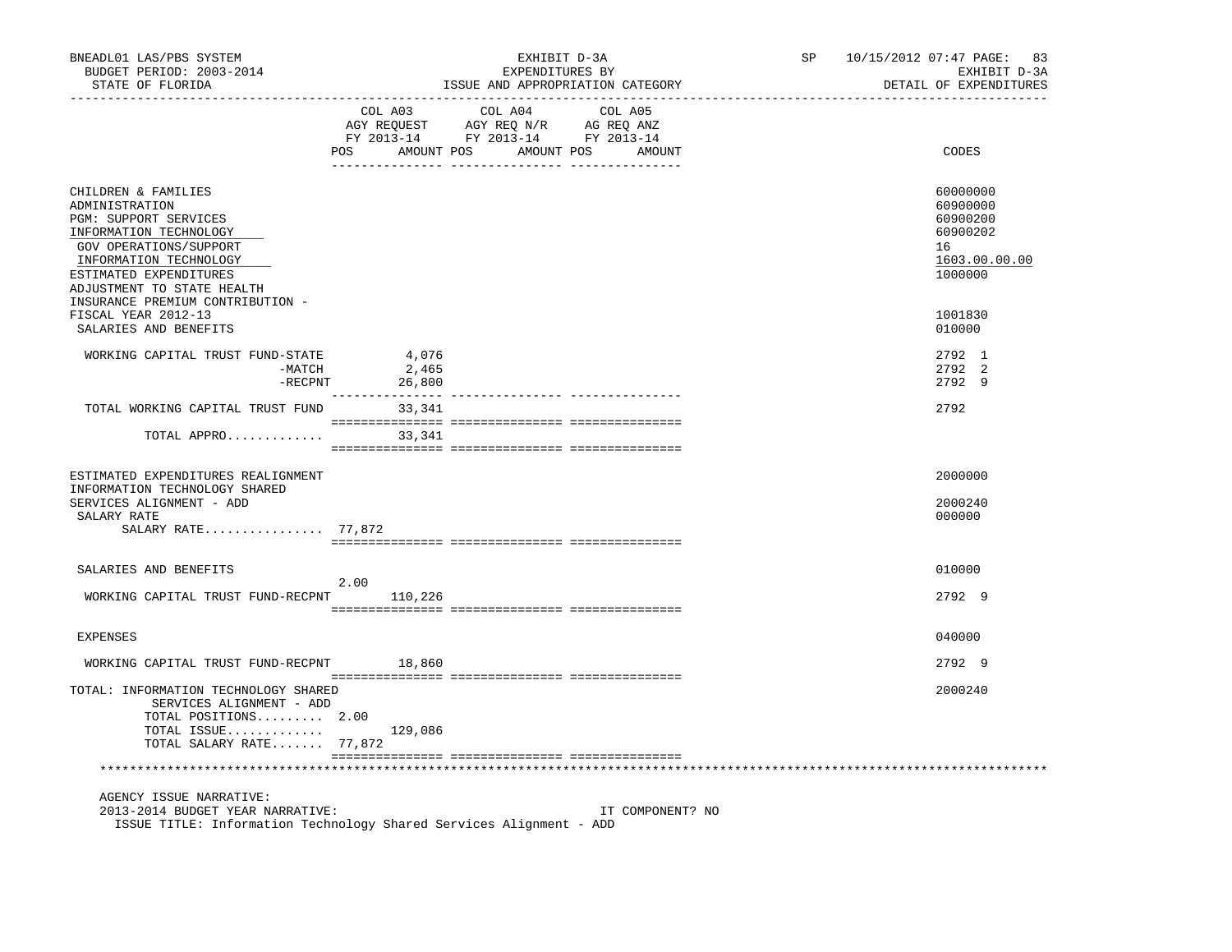BNEADL01 LAS/PBS SYSTEM | EXHIBIT D-3A | SP 10/15/2012 07:47 PAGE: 83
BUDGET PERIOD: 2003-2014 | EXPENDITURES BY | EXHIBIT D-3A
STATE OF FLORIDA | ISSUE AND APPROPRIATION CATEGORY | DETAIL OF EXPENDITURES

| | COL A03 AGY REQUEST FY 2013-14 POS | AMOUNT | COL A04 AGY REQ N/R FY 2013-14 POS | AMOUNT | COL A05 AG REQ ANZ FY 2013-14 POS | AMOUNT | CODES |
|---|---|---|---|---|---|---|---|
| CHILDREN & FAMILIES | | | | | | | 60000000 |
| ADMINISTRATION | | | | | | | 60900000 |
| PGM: SUPPORT SERVICES | | | | | | | 60900200 |
| INFORMATION TECHNOLOGY | | | | | | | 60900202 |
| GOV OPERATIONS/SUPPORT | | | | | | | 16 |
| INFORMATION TECHNOLOGY | | | | | | | 1603.00.00.00 |
| ESTIMATED EXPENDITURES | | | | | | | 1000000 |
| ADJUSTMENT TO STATE HEALTH INSURANCE PREMIUM CONTRIBUTION - FISCAL YEAR 2012-13 | | | | | | | 1001830 |
| SALARIES AND BENEFITS | | | | | | | 010000 |
| WORKING CAPITAL TRUST FUND-STATE | | 4,076 | | | | | 2792 1 |
| -MATCH | | 2,465 | | | | | 2792 2 |
| -RECPNT | | 26,800 | | | | | 2792 9 |
| TOTAL WORKING CAPITAL TRUST FUND | | 33,341 | | | | | 2792 |
| TOTAL APPRO............. | | 33,341 | | | | | |
| ESTIMATED EXPENDITURES REALIGNMENT | | | | | | | 2000000 |
| INFORMATION TECHNOLOGY SHARED SERVICES ALIGNMENT - ADD | | | | | | | 2000240 |
| SALARY RATE | | | | | | | 000000 |
| SALARY RATE................ 77,872 | | | | | | | |
| SALARIES AND BENEFITS | | | | | | | 010000 |
| WORKING CAPITAL TRUST FUND-RECPNT | 2.00 | 110,226 | | | | | 2792 9 |
| EXPENSES | | | | | | | 040000 |
| WORKING CAPITAL TRUST FUND-RECPNT | | 18,860 | | | | | 2792 9 |
| TOTAL: INFORMATION TECHNOLOGY SHARED SERVICES ALIGNMENT - ADD | | | | | | | 2000240 |
| TOTAL POSITIONS......... | 2.00 | | | | | | |
| TOTAL ISSUE............. | | 129,086 | | | | | |
| TOTAL SALARY RATE....... 77,872 | | | | | | | |

AGENCY ISSUE NARRATIVE:
2013-2014 BUDGET YEAR NARRATIVE: IT COMPONENT? NO
ISSUE TITLE: Information Technology Shared Services Alignment - ADD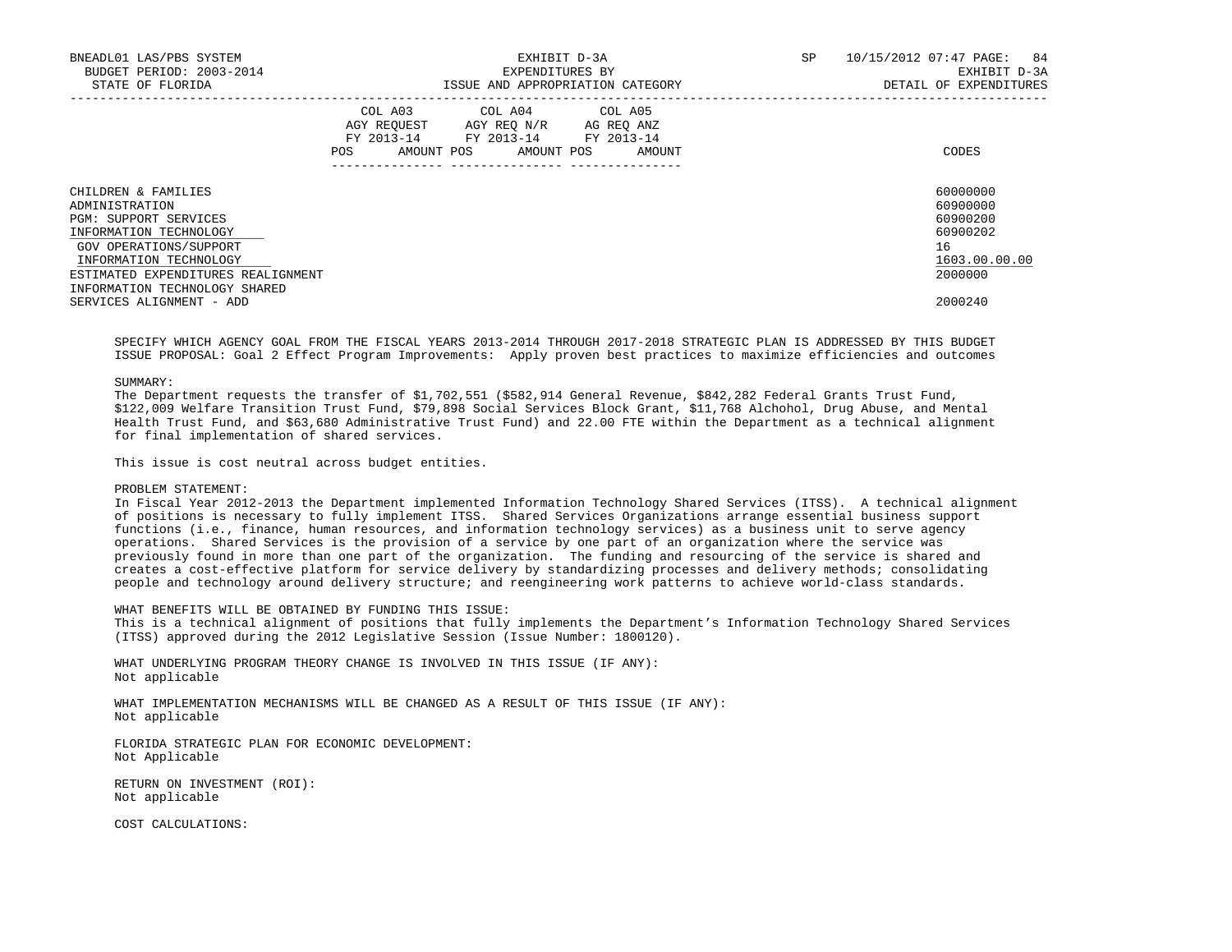| | COL A03 AGY REQUEST FY 2013-14 POS AMOUNT | COL A04 AGY REQ N/R FY 2013-14 POS AMOUNT | COL A05 AG REQ ANZ FY 2013-14 POS AMOUNT | CODES |
|---|---|---|---|---|
| CHILDREN & FAMILIES | | | | 60000000 |
| ADMINISTRATION | | | | 60900000 |
| PGM: SUPPORT SERVICES | | | | 60900200 |
| INFORMATION TECHNOLOGY | | | | 60900202 |
| GOV OPERATIONS/SUPPORT | | | | 16 |
| INFORMATION TECHNOLOGY | | | | 1603.00.00.00 |
| ESTIMATED EXPENDITURES REALIGNMENT | | | | 2000000 |
| INFORMATION TECHNOLOGY SHARED SERVICES ALIGNMENT - ADD | | | | 2000240 |

SPECIFY WHICH AGENCY GOAL FROM THE FISCAL YEARS 2013-2014 THROUGH 2017-2018 STRATEGIC PLAN IS ADDRESSED BY THIS BUDGET ISSUE PROPOSAL: Goal 2 Effect Program Improvements: Apply proven best practices to maximize efficiencies and outcomes

SUMMARY:
The Department requests the transfer of $1,702,551 ($582,914 General Revenue, $842,282 Federal Grants Trust Fund, $122,009 Welfare Transition Trust Fund, $79,898 Social Services Block Grant, $11,768 Alchohol, Drug Abuse, and Mental Health Trust Fund, and $63,680 Administrative Trust Fund) and 22.00 FTE within the Department as a technical alignment for final implementation of shared services.

This issue is cost neutral across budget entities.

PROBLEM STATEMENT:
In Fiscal Year 2012-2013 the Department implemented Information Technology Shared Services (ITSS). A technical alignment of positions is necessary to fully implement ITSS. Shared Services Organizations arrange essential business support functions (i.e., finance, human resources, and information technology services) as a business unit to serve agency operations. Shared Services is the provision of a service by one part of an organization where the service was previously found in more than one part of the organization. The funding and resourcing of the service is shared and creates a cost-effective platform for service delivery by standardizing processes and delivery methods; consolidating people and technology around delivery structure; and reengineering work patterns to achieve world-class standards.

WHAT BENEFITS WILL BE OBTAINED BY FUNDING THIS ISSUE:
This is a technical alignment of positions that fully implements the Department's Information Technology Shared Services (ITSS) approved during the 2012 Legislative Session (Issue Number: 1800120).

WHAT UNDERLYING PROGRAM THEORY CHANGE IS INVOLVED IN THIS ISSUE (IF ANY):
Not applicable

WHAT IMPLEMENTATION MECHANISMS WILL BE CHANGED AS A RESULT OF THIS ISSUE (IF ANY):
Not applicable

FLORIDA STRATEGIC PLAN FOR ECONOMIC DEVELOPMENT:
Not Applicable

RETURN ON INVESTMENT (ROI):
Not applicable

COST CALCULATIONS: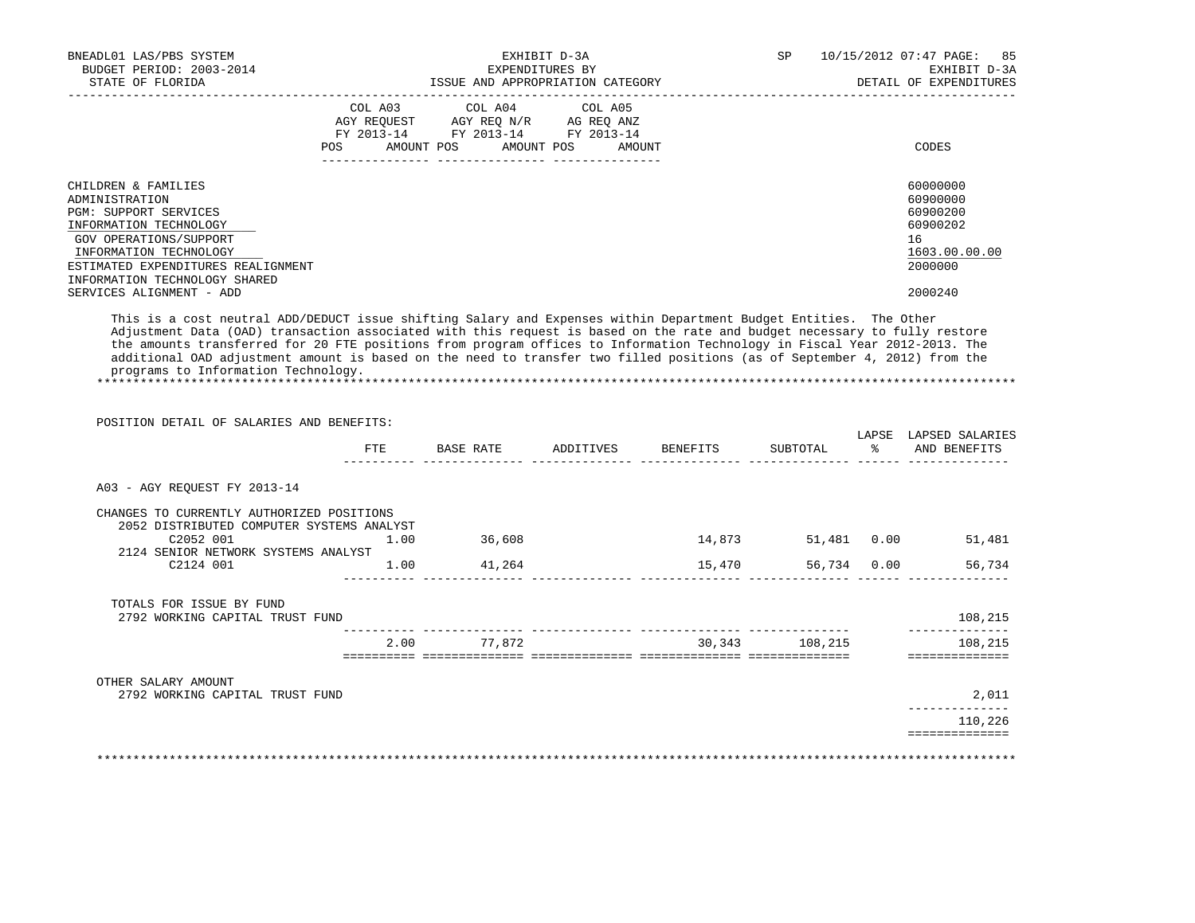BNEADL01 LAS/PBS SYSTEM | EXHIBIT D-3A | SP 10/15/2012 07:47

BUDGET PERIOD: 2003-2014 | EXPENDITURES BY | EXHIBIT D-3A

STATE OF FLORIDA | ISSUE AND APPROPRIATION CATEGORY | DETAIL OF EXPENDITURES

| | COL A03 AGY REQUEST FY 2013-14 POS AMOUNT | COL A04 AGY REQ N/R FY 2013-14 POS AMOUNT | COL A05 AG REQ ANZ FY 2013-14 POS AMOUNT | CODES |
|---|---|---|---|---|
| CHILDREN & FAMILIES | | | | 60000000 |
| ADMINISTRATION | | | | 60900000 |
| PGM: SUPPORT SERVICES | | | | 60900200 |
| INFORMATION TECHNOLOGY | | | | 60900202 |
| GOV OPERATIONS/SUPPORT | | | | 16 |
| INFORMATION TECHNOLOGY | | | | 1603.00.00.00 |
| ESTIMATED EXPENDITURES REALIGNMENT | | | | 2000000 |
| INFORMATION TECHNOLOGY SHARED SERVICES ALIGNMENT - ADD | | | | 2000240 |

This is a cost neutral ADD/DEDUCT issue shifting Salary and Expenses within Department Budget Entities. The Other Adjustment Data (OAD) transaction associated with this request is based on the rate and budget necessary to fully restore the amounts transferred for 20 FTE positions from program offices to Information Technology in Fiscal Year 2012-2013. The additional OAD adjustment amount is based on the need to transfer two filled positions (as of September 4, 2012) from the programs to Information Technology.

*******************************************************************************************************************

POSITION DETAIL OF SALARIES AND BENEFITS:

| | FTE | BASE RATE | ADDITIVES | BENEFITS | SUBTOTAL | LAPSE % | LAPSED SALARIES AND BENEFITS |
|---|---|---|---|---|---|---|---|
| A03 - AGY REQUEST FY 2013-14 | | | | | | | |
| CHANGES TO CURRENTLY AUTHORIZED POSITIONS | | | | | | | |
| 2052 DISTRIBUTED COMPUTER SYSTEMS ANALYST | | | | | | | |
| C2052 001 | 1.00 | 36,608 | | 14,873 | 51,481 | 0.00 | 51,481 |
| 2124 SENIOR NETWORK SYSTEMS ANALYST | | | | | | | |
| C2124 001 | 1.00 | 41,264 | | 15,470 | 56,734 | 0.00 | 56,734 |
| TOTALS FOR ISSUE BY FUND | | | | | | | |
| 2792 WORKING CAPITAL TRUST FUND | | | | | | | 108,215 |
| | 2.00 | 77,872 | | 30,343 | 108,215 | | 108,215 |
| OTHER SALARY AMOUNT | | | | | | | |
| 2792 WORKING CAPITAL TRUST FUND | | | | | | | 2,011 |
| | | | | | | | 110,226 |

*******************************************************************************************************************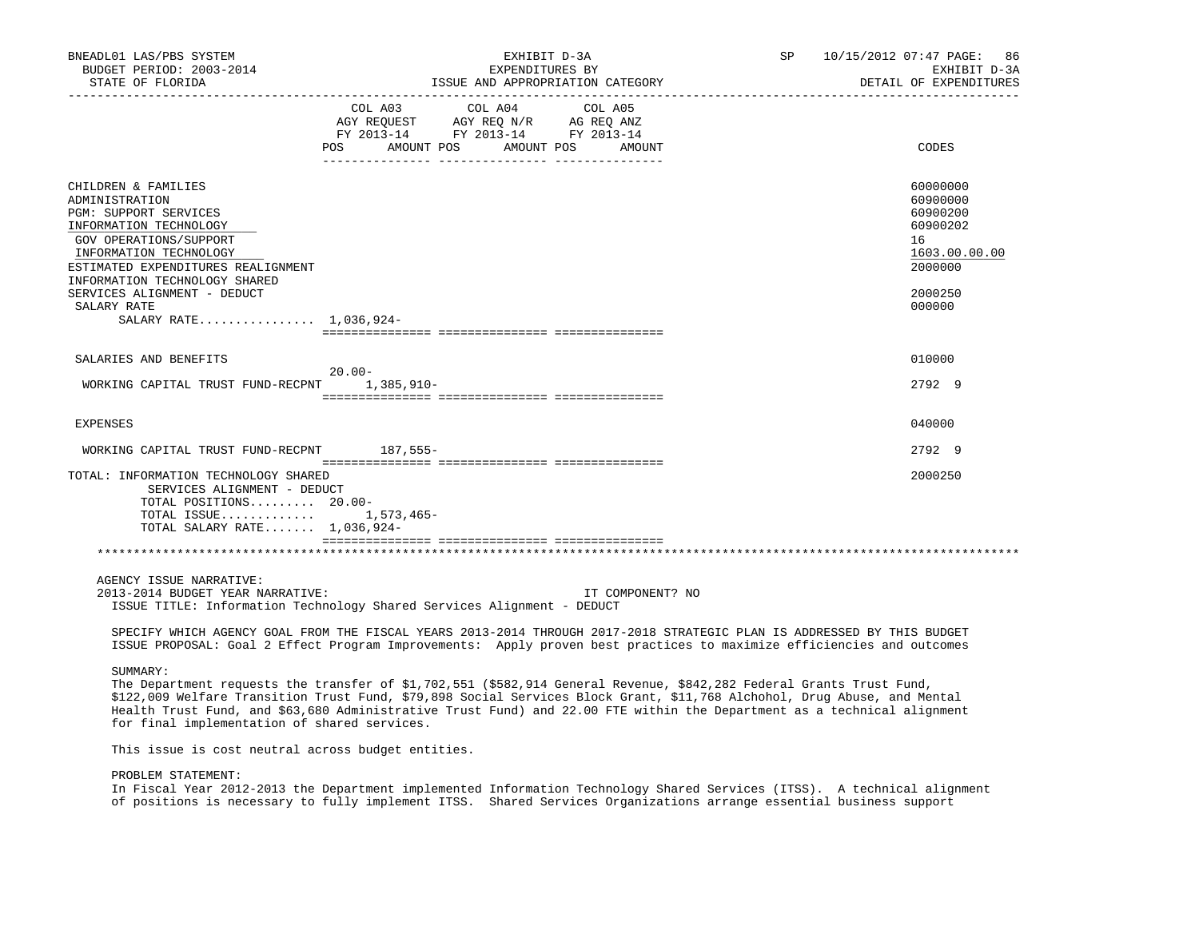| | COL A03 AGY REQUEST FY 2013-14 POS AMOUNT | COL A04 AGY REQ N/R FY 2013-14 POS AMOUNT | COL A05 AG REQ ANZ FY 2013-14 POS AMOUNT | CODES |
|---|---|---|---|---|
| CHILDREN & FAMILIES | | | | 60000000 |
| ADMINISTRATION | | | | 60900000 |
| PGM: SUPPORT SERVICES | | | | 60900200 |
| INFORMATION TECHNOLOGY | | | | 60900202 |
| GOV OPERATIONS/SUPPORT | | | | 16 |
| INFORMATION TECHNOLOGY | | | | 1603.00.00.00 |
| ESTIMATED EXPENDITURES REALIGNMENT | | | | 2000000 |
| INFORMATION TECHNOLOGY SHARED SERVICES ALIGNMENT - DEDUCT | | | | 2000250 |
| SALARY RATE | | | | 000000 |
| SALARY RATE................ | 1,036,924- | | | |
| SALARIES AND BENEFITS | | | | 010000 |
| WORKING CAPITAL TRUST FUND-RECPNT | 20.00- 1,385,910- | | | 2792 9 |
| EXPENSES | | | | 040000 |
| WORKING CAPITAL TRUST FUND-RECPNT | 187,555- | | | 2792 9 |
| TOTAL: INFORMATION TECHNOLOGY SHARED SERVICES ALIGNMENT - DEDUCT | | | | 2000250 |
| TOTAL POSITIONS......... | 20.00- | | | |
| TOTAL ISSUE............. | 1,573,465- | | | |
| TOTAL SALARY RATE....... | 1,036,924- | | | |

AGENCY ISSUE NARRATIVE:

2013-2014 BUDGET YEAR NARRATIVE: IT COMPONENT? NO

ISSUE TITLE: Information Technology Shared Services Alignment - DEDUCT

SPECIFY WHICH AGENCY GOAL FROM THE FISCAL YEARS 2013-2014 THROUGH 2017-2018 STRATEGIC PLAN IS ADDRESSED BY THIS BUDGET ISSUE PROPOSAL: Goal 2 Effect Program Improvements: Apply proven best practices to maximize efficiencies and outcomes

SUMMARY:

The Department requests the transfer of $1,702,551 ($582,914 General Revenue, $842,282 Federal Grants Trust Fund, $122,009 Welfare Transition Trust Fund, $79,898 Social Services Block Grant, $11,768 Alchohol, Drug Abuse, and Mental Health Trust Fund, and $63,680 Administrative Trust Fund) and 22.00 FTE within the Department as a technical alignment for final implementation of shared services.

This issue is cost neutral across budget entities.

PROBLEM STATEMENT:

In Fiscal Year 2012-2013 the Department implemented Information Technology Shared Services (ITSS). A technical alignment of positions is necessary to fully implement ITSS. Shared Services Organizations arrange essential business support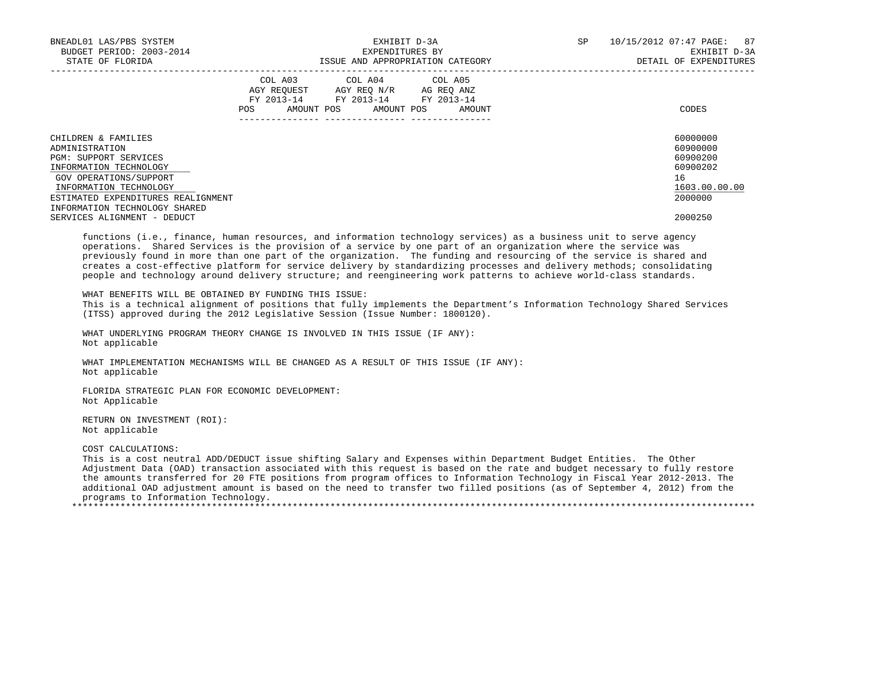| | COL A03 AGY REQUEST FY 2013-14 | | COL A04 AGY REQ N/R FY 2013-14 | | COL A05 AG REQ ANZ FY 2013-14 | | |
|---|---|---|---|---|---|---|---|
| | POS | AMOUNT | POS | AMOUNT | POS | AMOUNT | CODES |
| CHILDREN & FAMILIES | | | | | | | 60000000 |
| ADMINISTRATION | | | | | | | 60900000 |
| PGM: SUPPORT SERVICES | | | | | | | 60900200 |
| INFORMATION TECHNOLOGY | | | | | | | 60900202 |
| GOV OPERATIONS/SUPPORT | | | | | | | 16 |
| INFORMATION TECHNOLOGY | | | | | | | 1603.00.00.00 |
| ESTIMATED EXPENDITURES REALIGNMENT | | | | | | | 2000000 |
| INFORMATION TECHNOLOGY SHARED SERVICES ALIGNMENT - DEDUCT | | | | | | | 2000250 |

functions (i.e., finance, human resources, and information technology services) as a business unit to serve agency operations. Shared Services is the provision of a service by one part of an organization where the service was previously found in more than one part of the organization. The funding and resourcing of the service is shared and creates a cost-effective platform for service delivery by standardizing processes and delivery methods; consolidating people and technology around delivery structure; and reengineering work patterns to achieve world-class standards.

WHAT BENEFITS WILL BE OBTAINED BY FUNDING THIS ISSUE:
This is a technical alignment of positions that fully implements the Department's Information Technology Shared Services (ITSS) approved during the 2012 Legislative Session (Issue Number: 1800120).

WHAT UNDERLYING PROGRAM THEORY CHANGE IS INVOLVED IN THIS ISSUE (IF ANY):
Not applicable

WHAT IMPLEMENTATION MECHANISMS WILL BE CHANGED AS A RESULT OF THIS ISSUE (IF ANY):
Not applicable

FLORIDA STRATEGIC PLAN FOR ECONOMIC DEVELOPMENT:
Not Applicable

RETURN ON INVESTMENT (ROI):
Not applicable

COST CALCULATIONS:
This is a cost neutral ADD/DEDUCT issue shifting Salary and Expenses within Department Budget Entities. The Other Adjustment Data (OAD) transaction associated with this request is based on the rate and budget necessary to fully restore the amounts transferred for 20 FTE positions from program offices to Information Technology in Fiscal Year 2012-2013. The additional OAD adjustment amount is based on the need to transfer two filled positions (as of September 4, 2012) from the programs to Information Technology.

*******************************************************************************************************************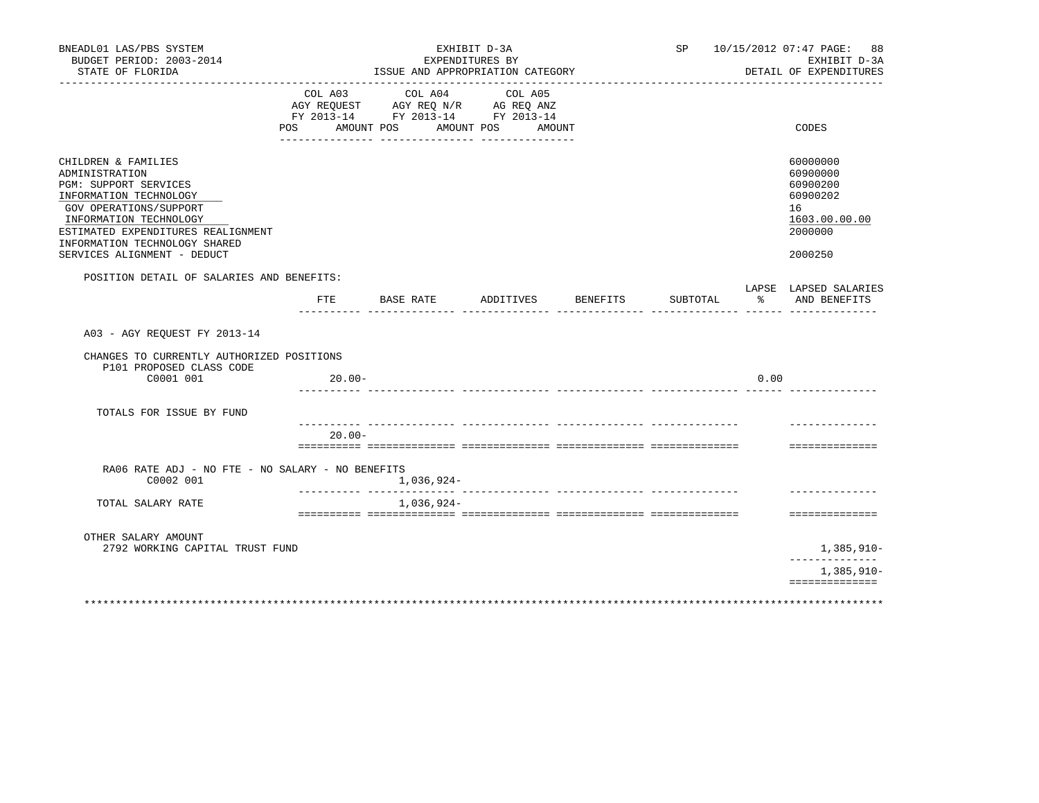BNEADL01 LAS/PBS SYSTEM — EXHIBIT D-3A — SP 10/15/2012 07:47

BUDGET PERIOD: 2003-2014 — EXPENDITURES BY — EXHIBIT D-3A

STATE OF FLORIDA — ISSUE AND APPROPRIATION CATEGORY — DETAIL OF EXPENDITURES

| | COL A03 AGY REQUEST FY 2013-14 POS AMOUNT | COL A04 AGY REQ N/R FY 2013-14 POS AMOUNT | COL A05 AG REQ ANZ FY 2013-14 POS AMOUNT | CODES |
|---|---|---|---|---|
| CHILDREN & FAMILIES | | | | 60000000 |
| ADMINISTRATION | | | | 60900000 |
| PGM: SUPPORT SERVICES | | | | 60900200 |
| INFORMATION TECHNOLOGY | | | | 60900202 |
| GOV OPERATIONS/SUPPORT | | | | 16 |
| INFORMATION TECHNOLOGY | | | | 1603.00.00.00 |
| ESTIMATED EXPENDITURES REALIGNMENT | | | | 2000000 |
| INFORMATION TECHNOLOGY SHARED SERVICES ALIGNMENT - DEDUCT | | | | 2000250 |

POSITION DETAIL OF SALARIES AND BENEFITS:

| | FTE | BASE RATE | ADDITIVES | BENEFITS | SUBTOTAL | LAPSE % | LAPSED SALARIES AND BENEFITS |
|---|---|---|---|---|---|---|---|
| A03 - AGY REQUEST FY 2013-14 | | | | | | | |
| CHANGES TO CURRENTLY AUTHORIZED POSITIONS | | | | | | | |
| P101 PROPOSED CLASS CODE | | | | | | | |
| C0001 001 | 20.00- | | | | | 0.00 | |
| TOTALS FOR ISSUE BY FUND | | | | | | | |
| | 20.00- | | | | | | |
| RA06 RATE ADJ - NO FTE - NO SALARY - NO BENEFITS | | | | | | | |
| C0002 001 | | 1,036,924- | | | | | |
| TOTAL SALARY RATE | | 1,036,924- | | | | | |
| OTHER SALARY AMOUNT | | | | | | | |
| 2792 WORKING CAPITAL TRUST FUND | | | | | | | 1,385,910- |
| | | | | | | | 1,385,910- |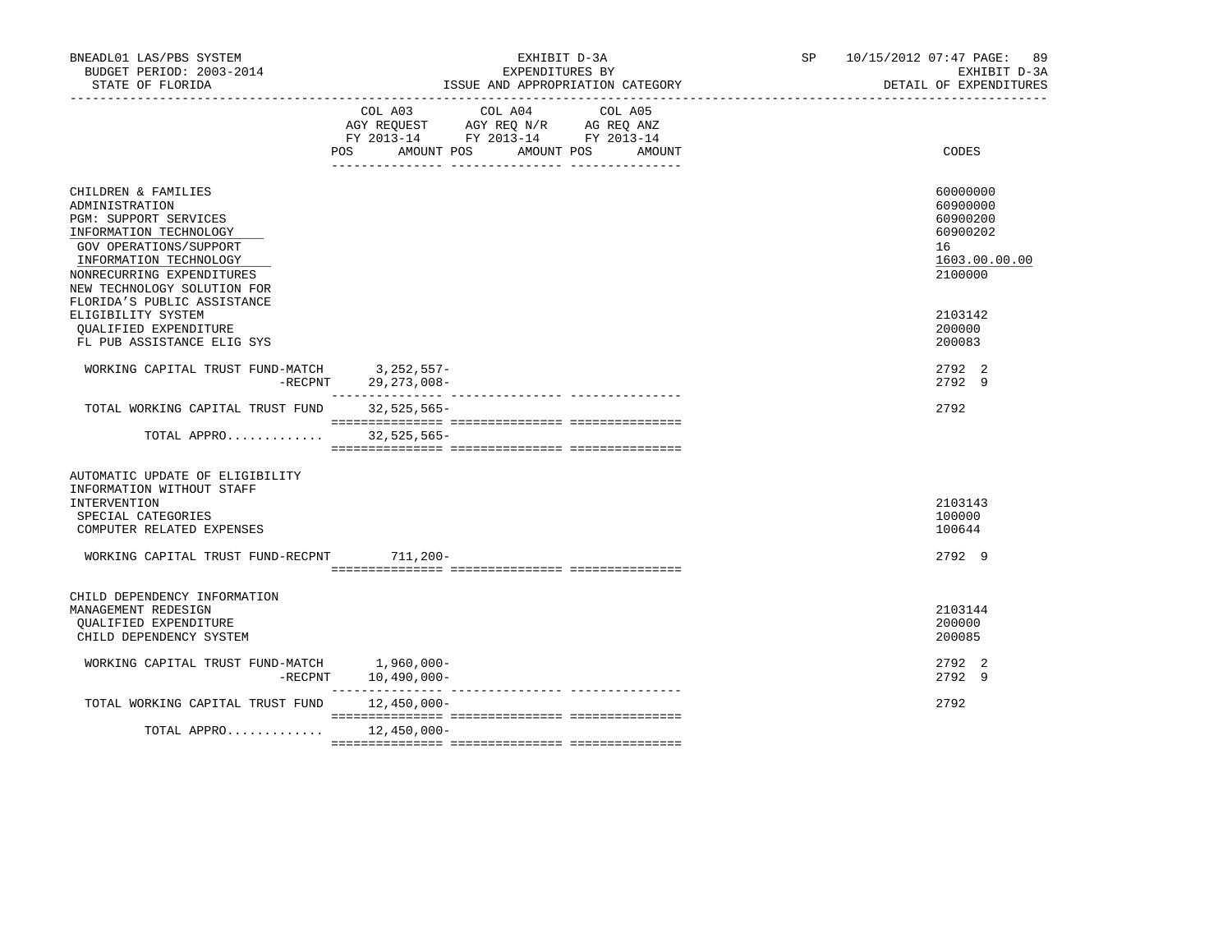| | COL A03 AGY REQUEST FY 2013-14 POS AMOUNT | COL A04 AGY REQ N/R FY 2013-14 POS AMOUNT | COL A05 AG REQ ANZ FY 2013-14 POS AMOUNT | CODES |
|---|---|---|---|---|
| CHILDREN & FAMILIES | | | | 60000000 |
| ADMINISTRATION | | | | 60900000 |
| PGM: SUPPORT SERVICES | | | | 60900200 |
| INFORMATION TECHNOLOGY | | | | 60900202 |
| GOV OPERATIONS/SUPPORT | | | | 16 |
| INFORMATION TECHNOLOGY | | | | 1603.00.00.00 |
| NONRECURRING EXPENDITURES | | | | 2100000 |
| NEW TECHNOLOGY SOLUTION FOR FLORIDA'S PUBLIC ASSISTANCE ELIGIBILITY SYSTEM | | | | 2103142 |
| QUALIFIED EXPENDITURE | | | | 200000 |
| FL PUB ASSISTANCE ELIG SYS | | | | 200083 |
| WORKING CAPITAL TRUST FUND-MATCH | 3,252,557- | | | 2792 2 |
| -RECPNT | 29,273,008- | | | 2792 9 |
| TOTAL WORKING CAPITAL TRUST FUND | 32,525,565- | | | 2792 |
| TOTAL APPRO............ | 32,525,565- | | | |
| AUTOMATIC UPDATE OF ELIGIBILITY INFORMATION WITHOUT STAFF INTERVENTION | | | | 2103143 |
| SPECIAL CATEGORIES | | | | 100000 |
| COMPUTER RELATED EXPENSES | | | | 100644 |
| WORKING CAPITAL TRUST FUND-RECPNT | 711,200- | | | 2792 9 |
| CHILD DEPENDENCY INFORMATION MANAGEMENT REDESIGN | | | | 2103144 |
| QUALIFIED EXPENDITURE | | | | 200000 |
| CHILD DEPENDENCY SYSTEM | | | | 200085 |
| WORKING CAPITAL TRUST FUND-MATCH | 1,960,000- | | | 2792 2 |
| -RECPNT | 10,490,000- | | | 2792 9 |
| TOTAL WORKING CAPITAL TRUST FUND | 12,450,000- | | | 2792 |
| TOTAL APPRO............ | 12,450,000- | | | |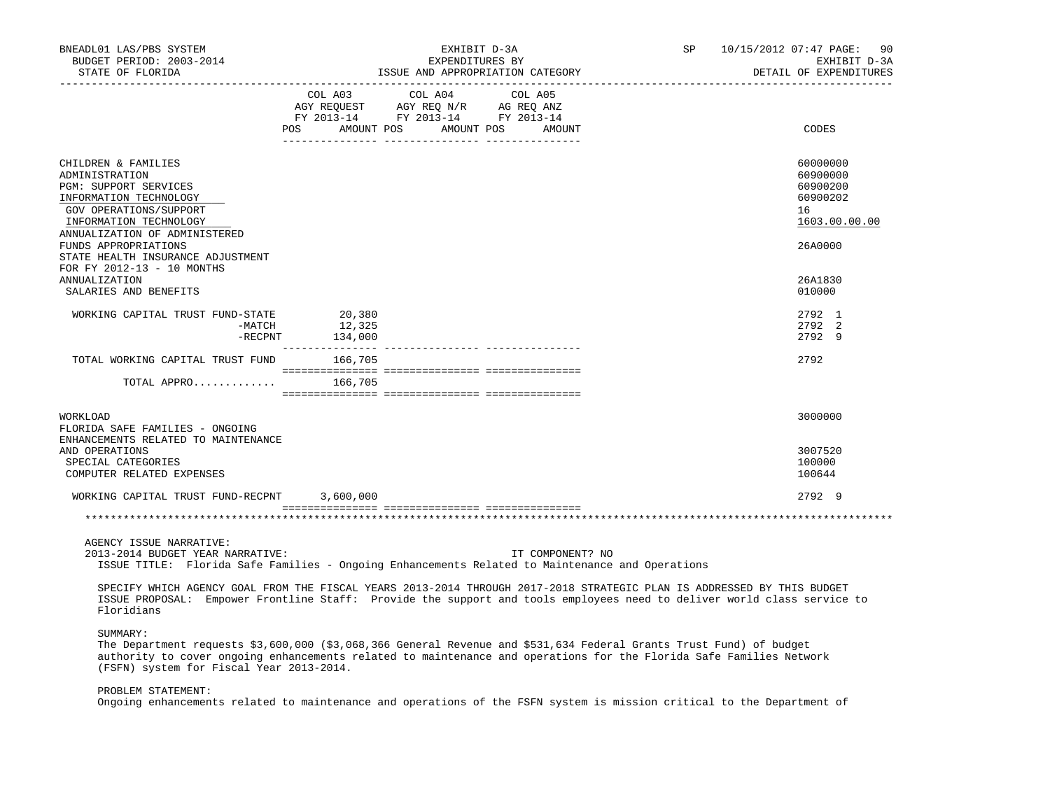| | COL A03 AGY REQUEST FY 2013-14 POS AMOUNT | COL A04 AGY REQ N/R FY 2013-14 POS AMOUNT | COL A05 AG REQ ANZ FY 2013-14 POS AMOUNT | CODES |
|---|---|---|---|---|
| CHILDREN & FAMILIES | | | | 60000000 |
| ADMINISTRATION | | | | 60900000 |
| PGM: SUPPORT SERVICES | | | | 60900200 |
| INFORMATION TECHNOLOGY | | | | 60900202 |
| GOV OPERATIONS/SUPPORT | | | | 16 |
| INFORMATION TECHNOLOGY | | | | 1603.00.00.00 |
| ANNUALIZATION OF ADMINISTERED FUNDS APPROPRIATIONS | | | | 26A0000 |
| STATE HEALTH INSURANCE ADJUSTMENT FOR FY 2012-13 - 10 MONTHS ANNUALIZATION | | | | 26A1830 |
| SALARIES AND BENEFITS | | | | 010000 |
| WORKING CAPITAL TRUST FUND-STATE | 20,380 | | | 2792 1 |
| -MATCH | 12,325 | | | 2792 2 |
| -RECPNT | 134,000 | | | 2792 9 |
| TOTAL WORKING CAPITAL TRUST FUND | 166,705 | | | 2792 |
| TOTAL APPRO............ | 166,705 | | | |
| WORKLOAD | | | | 3000000 |
| FLORIDA SAFE FAMILIES - ONGOING ENHANCEMENTS RELATED TO MAINTENANCE AND OPERATIONS | | | | 3007520 |
| SPECIAL CATEGORIES | | | | 100000 |
| COMPUTER RELATED EXPENSES | | | | 100644 |
| WORKING CAPITAL TRUST FUND-RECPNT | 3,600,000 | | | 2792 9 |

AGENCY ISSUE NARRATIVE:

2013-2014 BUDGET YEAR NARRATIVE: IT COMPONENT? NO

ISSUE TITLE: Florida Safe Families - Ongoing Enhancements Related to Maintenance and Operations

SPECIFY WHICH AGENCY GOAL FROM THE FISCAL YEARS 2013-2014 THROUGH 2017-2018 STRATEGIC PLAN IS ADDRESSED BY THIS BUDGET ISSUE PROPOSAL: Empower Frontline Staff: Provide the support and tools employees need to deliver world class service to Floridians

SUMMARY:

The Department requests $3,600,000 ($3,068,366 General Revenue and $531,634 Federal Grants Trust Fund) of budget authority to cover ongoing enhancements related to maintenance and operations for the Florida Safe Families Network (FSFN) system for Fiscal Year 2013-2014.

PROBLEM STATEMENT:

Ongoing enhancements related to maintenance and operations of the FSFN system is mission critical to the Department of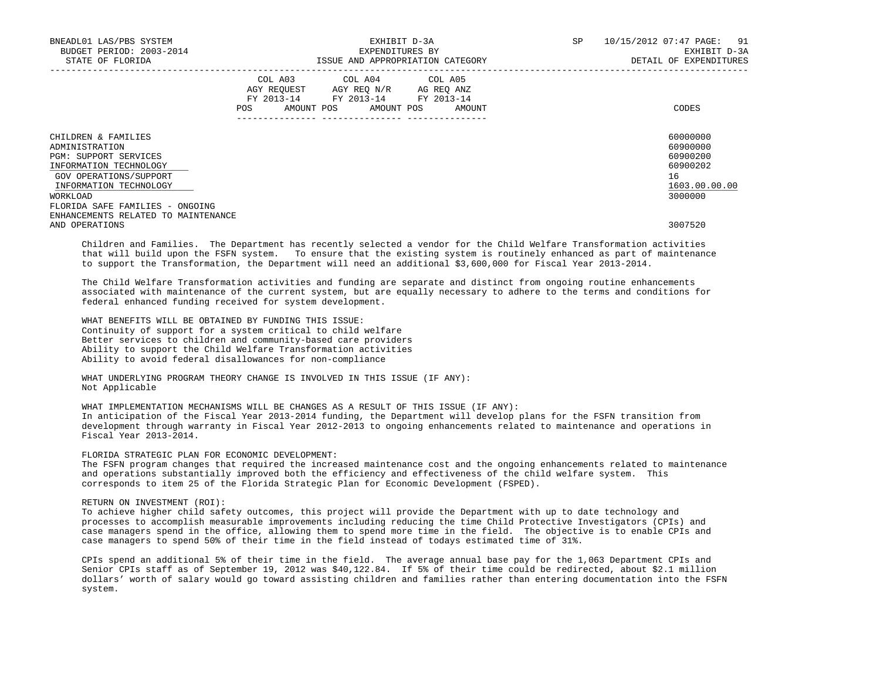| | COL A03 AGY REQUEST FY 2013-14 POS AMOUNT | COL A04 AGY REQ N/R FY 2013-14 POS AMOUNT | COL A05 AG REQ ANZ FY 2013-14 POS AMOUNT | CODES |
|---|---|---|---|---|
| CHILDREN & FAMILIES | | | | 60000000 |
| ADMINISTRATION | | | | 60900000 |
| PGM: SUPPORT SERVICES | | | | 60900200 |
| INFORMATION TECHNOLOGY | | | | 60900202 |
| GOV OPERATIONS/SUPPORT | | | | 16 |
| INFORMATION TECHNOLOGY | | | | 1603.00.00.00 |
| WORKLOAD | | | | 3000000 |
| FLORIDA SAFE FAMILIES - ONGOING ENHANCEMENTS RELATED TO MAINTENANCE AND OPERATIONS | | | | 3007520 |

Children and Families. The Department has recently selected a vendor for the Child Welfare Transformation activities that will build upon the FSFN system. To ensure that the existing system is routinely enhanced as part of maintenance to support the Transformation, the Department will need an additional $3,600,000 for Fiscal Year 2013-2014.

The Child Welfare Transformation activities and funding are separate and distinct from ongoing routine enhancements associated with maintenance of the current system, but are equally necessary to adhere to the terms and conditions for federal enhanced funding received for system development.

WHAT BENEFITS WILL BE OBTAINED BY FUNDING THIS ISSUE:
Continuity of support for a system critical to child welfare
Better services to children and community-based care providers
Ability to support the Child Welfare Transformation activities
Ability to avoid federal disallowances for non-compliance

WHAT UNDERLYING PROGRAM THEORY CHANGE IS INVOLVED IN THIS ISSUE (IF ANY):
Not Applicable

WHAT IMPLEMENTATION MECHANISMS WILL BE CHANGES AS A RESULT OF THIS ISSUE (IF ANY):
In anticipation of the Fiscal Year 2013-2014 funding, the Department will develop plans for the FSFN transition from development through warranty in Fiscal Year 2012-2013 to ongoing enhancements related to maintenance and operations in Fiscal Year 2013-2014.

FLORIDA STRATEGIC PLAN FOR ECONOMIC DEVELOPMENT:
The FSFN program changes that required the increased maintenance cost and the ongoing enhancements related to maintenance and operations substantially improved both the efficiency and effectiveness of the child welfare system. This corresponds to item 25 of the Florida Strategic Plan for Economic Development (FSPED).

RETURN ON INVESTMENT (ROI):
To achieve higher child safety outcomes, this project will provide the Department with up to date technology and processes to accomplish measurable improvements including reducing the time Child Protective Investigators (CPIs) and case managers spend in the office, allowing them to spend more time in the field. The objective is to enable CPIs and case managers to spend 50% of their time in the field instead of todays estimated time of 31%.

CPIs spend an additional 5% of their time in the field. The average annual base pay for the 1,063 Department CPIs and Senior CPIs staff as of September 19, 2012 was $40,122.84. If 5% of their time could be redirected, about $2.1 million dollars' worth of salary would go toward assisting children and families rather than entering documentation into the FSFN system.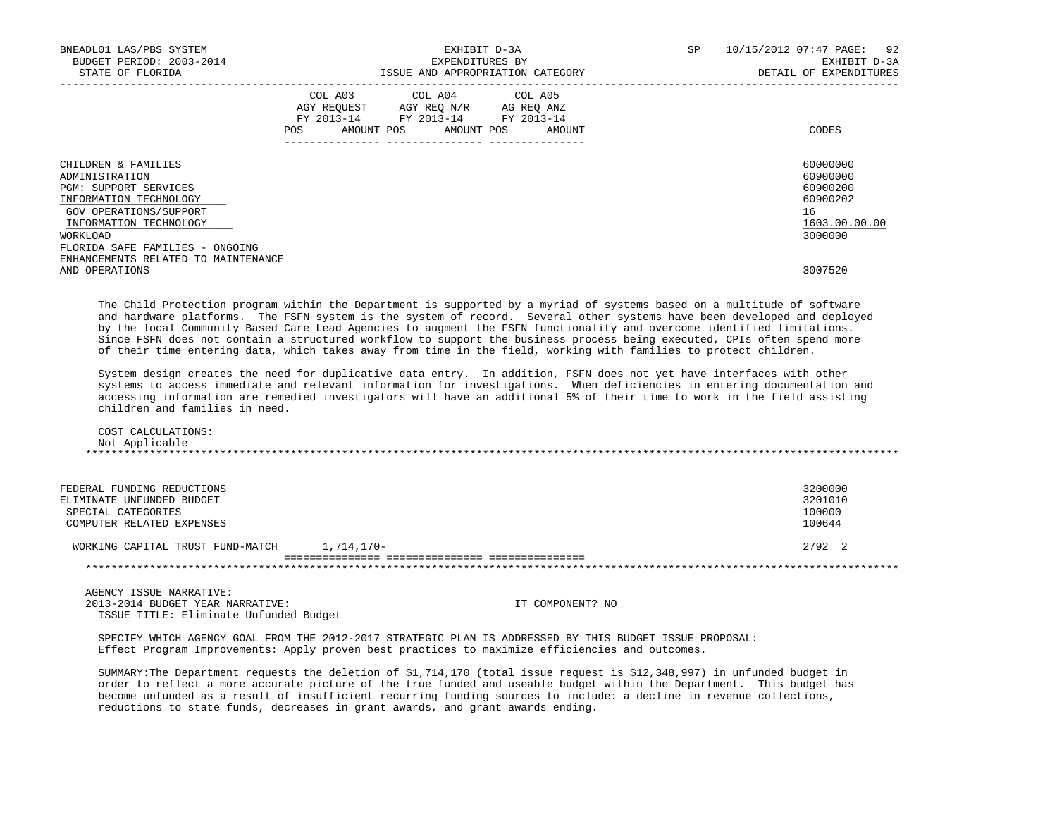| | COL A03 AGY REQUEST FY 2013-14 POS AMOUNT | COL A04 AGY REQ N/R FY 2013-14 POS AMOUNT | COL A05 AG REQ ANZ FY 2013-14 POS AMOUNT | CODES |
|---|---|---|---|---|
| CHILDREN & FAMILIES | | | | 60000000 |
| ADMINISTRATION | | | | 60900000 |
| PGM: SUPPORT SERVICES | | | | 60900200 |
| INFORMATION TECHNOLOGY | | | | 60900202 |
| GOV OPERATIONS/SUPPORT | | | | 16 |
| INFORMATION TECHNOLOGY | | | | 1603.00.00.00 |
| WORKLOAD | | | | 3000000 |
| FLORIDA SAFE FAMILIES - ONGOING ENHANCEMENTS RELATED TO MAINTENANCE AND OPERATIONS | | | | 3007520 |

The Child Protection program within the Department is supported by a myriad of systems based on a multitude of software and hardware platforms. The FSFN system is the system of record. Several other systems have been developed and deployed by the local Community Based Care Lead Agencies to augment the FSFN functionality and overcome identified limitations. Since FSFN does not contain a structured workflow to support the business process being executed, CPIs often spend more of their time entering data, which takes away from time in the field, working with families to protect children.

System design creates the need for duplicative data entry. In addition, FSFN does not yet have interfaces with other systems to access immediate and relevant information for investigations. When deficiencies in entering documentation and accessing information are remedied investigators will have an additional 5% of their time to work in the field assisting children and families in need.

COST CALCULATIONS:
Not Applicable

*******************************************************************************************************************

| | COL A03 | COL A04 | COL A05 | CODES |
|---|---|---|---|---|
| FEDERAL FUNDING REDUCTIONS | | | | 3200000 |
| ELIMINATE UNFUNDED BUDGET | | | | 3201010 |
| SPECIAL CATEGORIES | | | | 100000 |
| COMPUTER RELATED EXPENSES | | | | 100644 |
| WORKING CAPITAL TRUST FUND-MATCH | 1,714,170- | | | 2792 2 |

*******************************************************************************************************************

AGENCY ISSUE NARRATIVE:
2013-2014 BUDGET YEAR NARRATIVE: IT COMPONENT? NO
ISSUE TITLE: Eliminate Unfunded Budget

SPECIFY WHICH AGENCY GOAL FROM THE 2012-2017 STRATEGIC PLAN IS ADDRESSED BY THIS BUDGET ISSUE PROPOSAL:
Effect Program Improvements: Apply proven best practices to maximize efficiencies and outcomes.

SUMMARY:The Department requests the deletion of $1,714,170 (total issue request is $12,348,997) in unfunded budget in order to reflect a more accurate picture of the true funded and useable budget within the Department. This budget has become unfunded as a result of insufficient recurring funding sources to include: a decline in revenue collections, reductions to state funds, decreases in grant awards, and grant awards ending.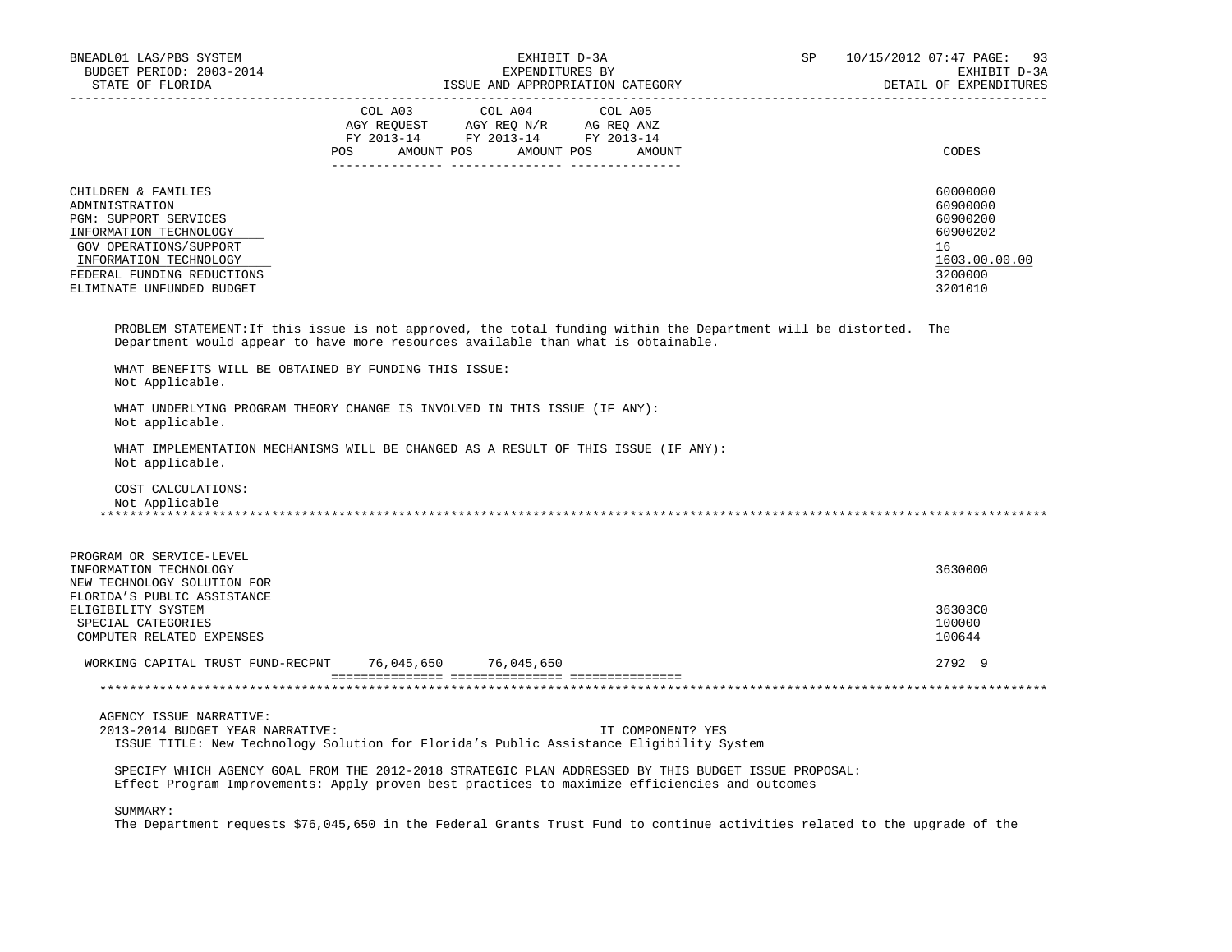| | COL A03 AGY REQUEST FY 2013-14 POS AMOUNT | COL A04 AGY REQ N/R FY 2013-14 POS AMOUNT | COL A05 AG REQ ANZ FY 2013-14 POS AMOUNT | CODES |
|---|---|---|---|---|
| CHILDREN & FAMILIES | | | | 60000000 |
| ADMINISTRATION | | | | 60900000 |
| PGM: SUPPORT SERVICES | | | | 60900200 |
| INFORMATION TECHNOLOGY | | | | 60900202 |
| GOV OPERATIONS/SUPPORT | | | | 16 |
| INFORMATION TECHNOLOGY | | | | 1603.00.00.00 |
| FEDERAL FUNDING REDUCTIONS | | | | 3200000 |
| ELIMINATE UNFUNDED BUDGET | | | | 3201010 |

PROBLEM STATEMENT:If this issue is not approved, the total funding within the Department will be distorted. The Department would appear to have more resources available than what is obtainable.

WHAT BENEFITS WILL BE OBTAINED BY FUNDING THIS ISSUE:
Not Applicable.

WHAT UNDERLYING PROGRAM THEORY CHANGE IS INVOLVED IN THIS ISSUE (IF ANY):
Not applicable.

WHAT IMPLEMENTATION MECHANISMS WILL BE CHANGED AS A RESULT OF THIS ISSUE (IF ANY):
Not applicable.

COST CALCULATIONS:
Not Applicable

*******************************************************************************************************************

| | COL A03 | COL A04 | COL A05 | CODES |
|---|---|---|---|---|
| PROGRAM OR SERVICE-LEVEL | | | | |
| INFORMATION TECHNOLOGY | | | | 3630000 |
| NEW TECHNOLOGY SOLUTION FOR FLORIDA'S PUBLIC ASSISTANCE ELIGIBILITY SYSTEM | | | | 36303C0 |
| SPECIAL CATEGORIES | | | | 100000 |
| COMPUTER RELATED EXPENSES | | | | 100644 |
| WORKING CAPITAL TRUST FUND-RECPNT | 76,045,650 | 76,045,650 | | 2792 9 |

*******************************************************************************************************************

AGENCY ISSUE NARRATIVE:
2013-2014 BUDGET YEAR NARRATIVE: IT COMPONENT? YES
ISSUE TITLE: New Technology Solution for Florida's Public Assistance Eligibility System

SPECIFY WHICH AGENCY GOAL FROM THE 2012-2018 STRATEGIC PLAN ADDRESSED BY THIS BUDGET ISSUE PROPOSAL:
Effect Program Improvements: Apply proven best practices to maximize efficiencies and outcomes

SUMMARY:
The Department requests $76,045,650 in the Federal Grants Trust Fund to continue activities related to the upgrade of the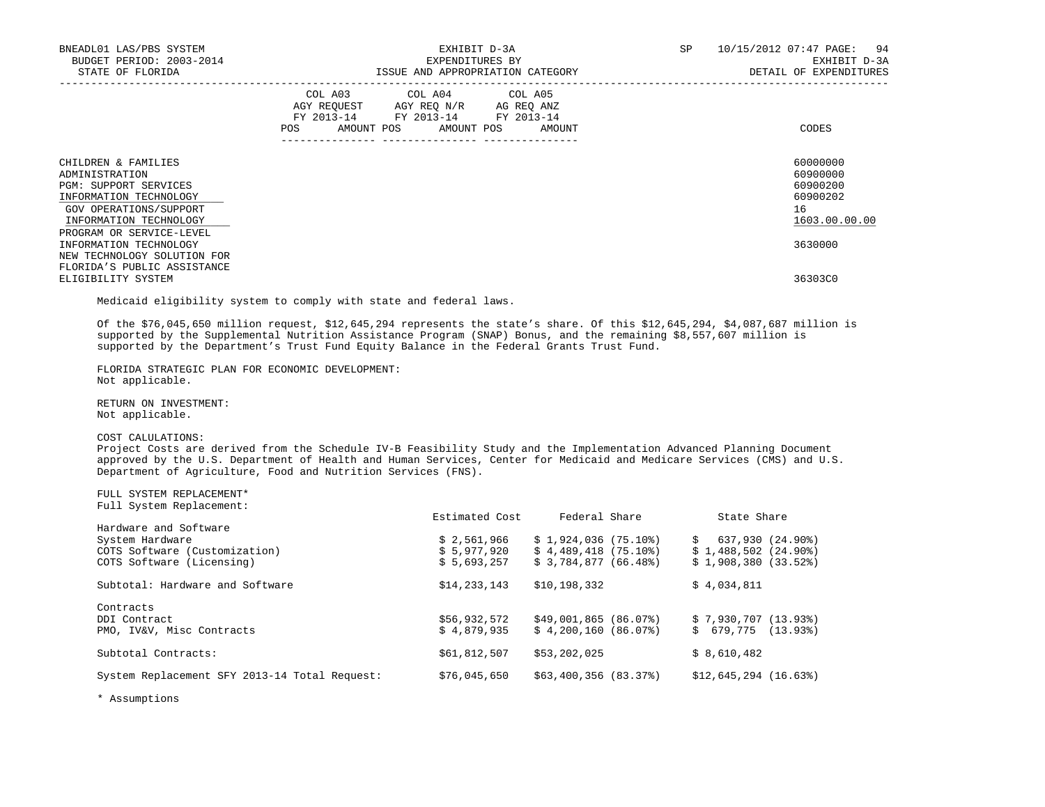| | COL A03 AGY REQUEST FY 2013-14 POS AMOUNT | COL A04 AGY REQ N/R FY 2013-14 POS AMOUNT | COL A05 AG REQ ANZ FY 2013-14 POS AMOUNT | CODES |
|---|---|---|---|---|
| CHILDREN & FAMILIES | | | | 60000000 |
| ADMINISTRATION | | | | 60900000 |
| PGM: SUPPORT SERVICES | | | | 60900200 |
| INFORMATION TECHNOLOGY | | | | 60900202 |
| GOV OPERATIONS/SUPPORT | | | | 16 |
| INFORMATION TECHNOLOGY | | | | 1603.00.00.00 |
| PROGRAM OR SERVICE-LEVEL INFORMATION TECHNOLOGY | | | | 3630000 |
| NEW TECHNOLOGY SOLUTION FOR FLORIDA'S PUBLIC ASSISTANCE ELIGIBILITY SYSTEM | | | | 36303C0 |

Medicaid eligibility system to comply with state and federal laws.

Of the $76,045,650 million request, $12,645,294 represents the state's share. Of this $12,645,294, $4,087,687 million is supported by the Supplemental Nutrition Assistance Program (SNAP) Bonus, and the remaining $8,557,607 million is supported by the Department's Trust Fund Equity Balance in the Federal Grants Trust Fund.

FLORIDA STRATEGIC PLAN FOR ECONOMIC DEVELOPMENT:
Not applicable.

RETURN ON INVESTMENT:
Not applicable.

COST CALULATIONS:
Project Costs are derived from the Schedule IV-B Feasibility Study and the Implementation Advanced Planning Document approved by the U.S. Department of Health and Human Services, Center for Medicaid and Medicare Services (CMS) and U.S. Department of Agriculture, Food and Nutrition Services (FNS).

FULL SYSTEM REPLACEMENT*
Full System Replacement:

| | Estimated Cost | Federal Share | State Share |
|---|---|---|---|
| Hardware and Software | | | |
| System Hardware | $ 2,561,966 | $ 1,924,036 (75.10%) | $ 637,930 (24.90%) |
| COTS Software (Customization) | $ 5,977,920 | $ 4,489,418 (75.10%) | $ 1,488,502 (24.90%) |
| COTS Software (Licensing) | $ 5,693,257 | $ 3,784,877 (66.48%) | $ 1,908,380 (33.52%) |
| Subtotal: Hardware and Software | $14,233,143 | $10,198,332 | $ 4,034,811 |
| Contracts | | | |
| DDI Contract | $56,932,572 | $49,001,865 (86.07%) | $ 7,930,707 (13.93%) |
| PMO, IV&V, Misc Contracts | $ 4,879,935 | $ 4,200,160 (86.07%) | $ 679,775 (13.93%) |
| Subtotal Contracts: | $61,812,507 | $53,202,025 | $ 8,610,482 |
| System Replacement SFY 2013-14 Total Request: | $76,045,650 | $63,400,356 (83.37%) | $12,645,294 (16.63%) |

* Assumptions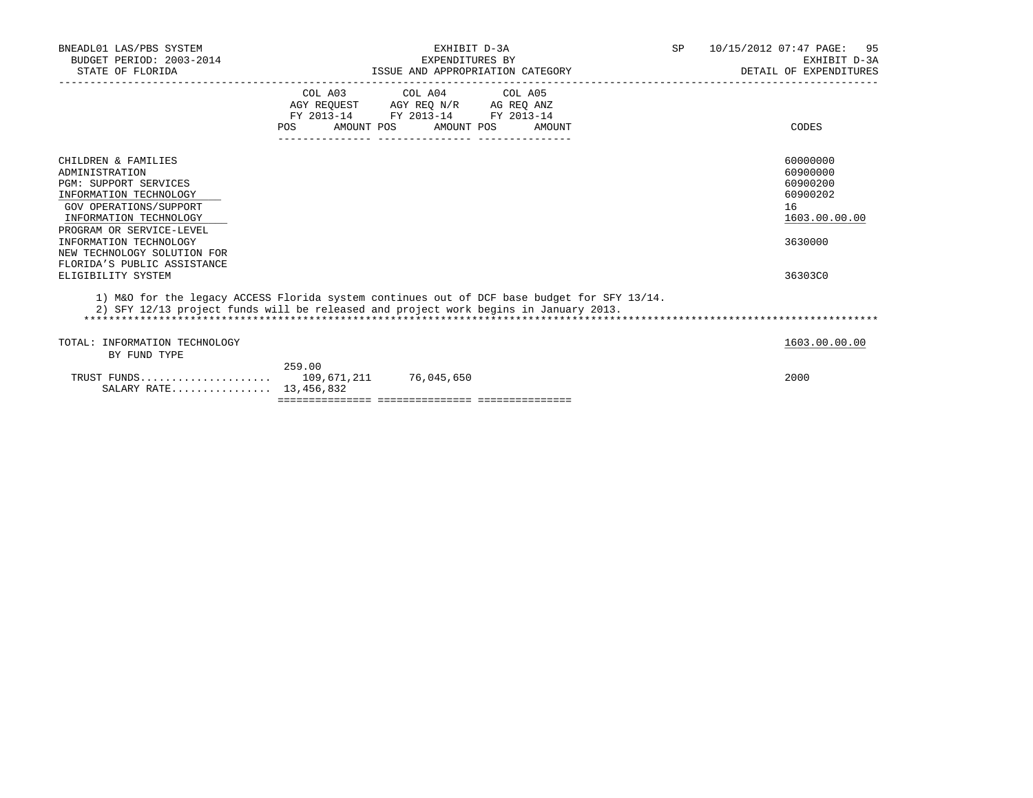BNEADL01 LAS/PBS SYSTEM — EXHIBIT D-3A — EXPENDITURES BY ISSUE AND APPROPRIATION CATEGORY — SP 10/15/2012 07:47

BUDGET PERIOD: 2003-2014 — STATE OF FLORIDA — EXHIBIT D-3A — DETAIL OF EXPENDITURES

| | COL A03 AGY REQUEST FY 2013-14 POS | AMOUNT | COL A04 AGY REQ N/R FY 2013-14 POS | AMOUNT | COL A05 AG REQ ANZ FY 2013-14 POS | AMOUNT | CODES |
|---|---|---|---|---|---|---|---|
| CHILDREN & FAMILIES | | | | | | | 60000000 |
| ADMINISTRATION | | | | | | | 60900000 |
| PGM: SUPPORT SERVICES | | | | | | | 60900200 |
| INFORMATION TECHNOLOGY | | | | | | | 60900202 |
| GOV OPERATIONS/SUPPORT | | | | | | | 16 |
| INFORMATION TECHNOLOGY | | | | | | | 1603.00.00.00 |
| PROGRAM OR SERVICE-LEVEL INFORMATION TECHNOLOGY | | | | | | | 3630000 |
| NEW TECHNOLOGY SOLUTION FOR FLORIDA'S PUBLIC ASSISTANCE ELIGIBILITY SYSTEM | | | | | | | 36303C0 |

1) M&O for the legacy ACCESS Florida system continues out of DCF base budget for SFY 13/14.
2) SFY 12/13 project funds will be released and project work begins in January 2013.

*******************************************************************************************************************************

| | COL A03 POS | AMOUNT | COL A04 POS | AMOUNT | COL A05 POS | AMOUNT | CODES |
|---|---|---|---|---|---|---|---|
| TOTAL: INFORMATION TECHNOLOGY | | | | | | | 1603.00.00.00 |
| BY FUND TYPE | | | | | | | |
| TRUST FUNDS | 259.00 | 109,671,211 | | 76,045,650 | | | 2000 |
| SALARY RATE | | 13,456,832 | | | | | |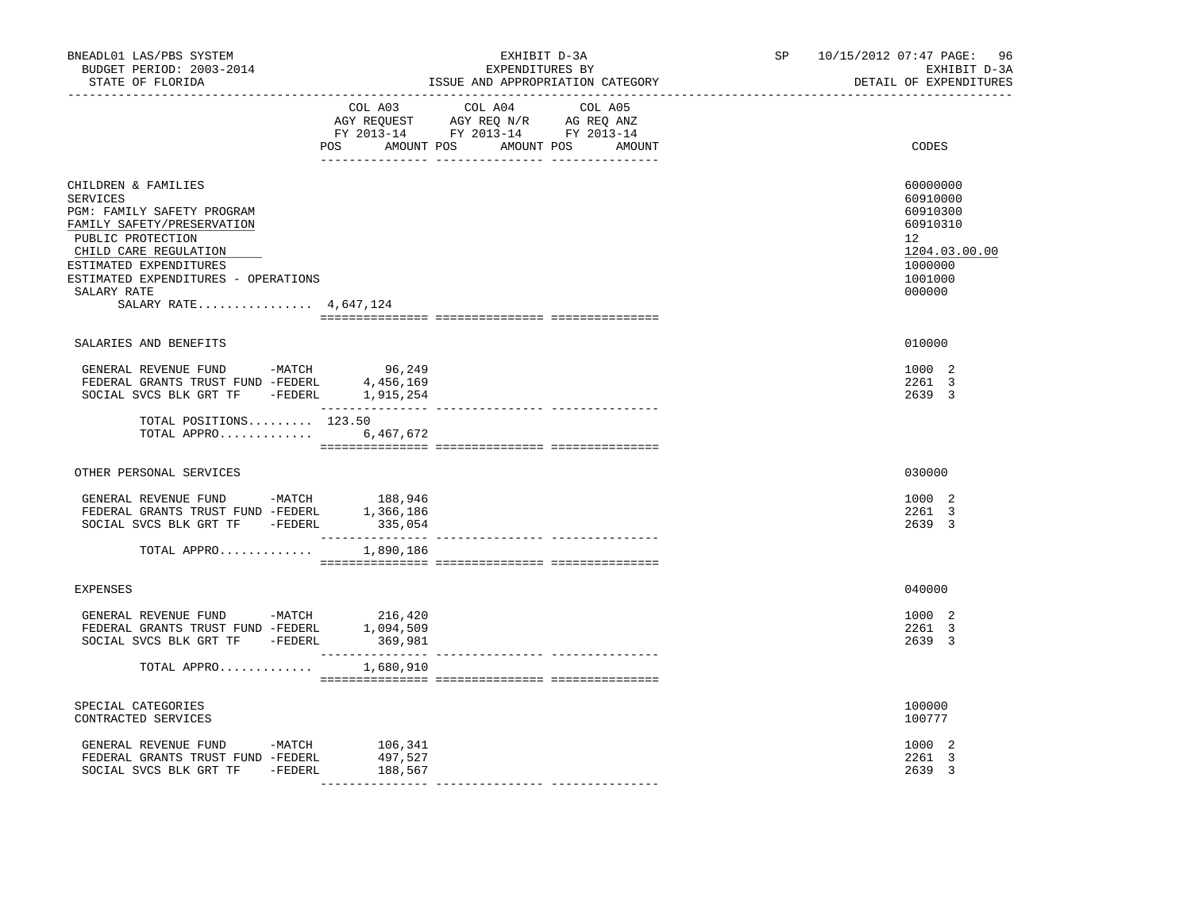BNEADL01 LAS/PBS SYSTEM | EXHIBIT D-3A | SP 10/15/2012 07:47 PAGE: 96
BUDGET PERIOD: 2003-2014 | EXPENDITURES BY | EXHIBIT D-3A
STATE OF FLORIDA | ISSUE AND APPROPRIATION CATEGORY | DETAIL OF EXPENDITURES

| | COL A03 AGY REQUEST FY 2013-14 POS AMOUNT | COL A04 AGY REQ N/R FY 2013-14 POS AMOUNT | COL A05 AG REQ ANZ FY 2013-14 POS AMOUNT | CODES |
|---|---|---|---|---|
| CHILDREN & FAMILIES | | | | 60000000 |
| SERVICES | | | | 60910000 |
| PGM: FAMILY SAFETY PROGRAM | | | | 60910300 |
| FAMILY SAFETY/PRESERVATION | | | | 60910310 |
| PUBLIC PROTECTION | | | | 12 |
| CHILD CARE REGULATION | | | | 1204.03.00.00 |
| ESTIMATED EXPENDITURES | | | | 1000000 |
| ESTIMATED EXPENDITURES - OPERATIONS | | | | 1001000 |
| SALARY RATE | | | | 000000 |
| SALARY RATE................ 4,647,124 | | | | |
| SALARIES AND BENEFITS | | | | 010000 |
| GENERAL REVENUE FUND -MATCH | 96,249 | | | 1000 2 |
| FEDERAL GRANTS TRUST FUND -FEDERL | 4,456,169 | | | 2261 3 |
| SOCIAL SVCS BLK GRT TF -FEDERL | 1,915,254 | | | 2639 3 |
| TOTAL POSITIONS......... 123.50 | | | | |
| TOTAL APPRO............ | 6,467,672 | | | |
| OTHER PERSONAL SERVICES | | | | 030000 |
| GENERAL REVENUE FUND -MATCH | 188,946 | | | 1000 2 |
| FEDERAL GRANTS TRUST FUND -FEDERL | 1,366,186 | | | 2261 3 |
| SOCIAL SVCS BLK GRT TF -FEDERL | 335,054 | | | 2639 3 |
| TOTAL APPRO............ | 1,890,186 | | | |
| EXPENSES | | | | 040000 |
| GENERAL REVENUE FUND -MATCH | 216,420 | | | 1000 2 |
| FEDERAL GRANTS TRUST FUND -FEDERL | 1,094,509 | | | 2261 3 |
| SOCIAL SVCS BLK GRT TF -FEDERL | 369,981 | | | 2639 3 |
| TOTAL APPRO............ | 1,680,910 | | | |
| SPECIAL CATEGORIES | | | | 100000 |
| CONTRACTED SERVICES | | | | 100777 |
| GENERAL REVENUE FUND -MATCH | 106,341 | | | 1000 2 |
| FEDERAL GRANTS TRUST FUND -FEDERL | 497,527 | | | 2261 3 |
| SOCIAL SVCS BLK GRT TF -FEDERL | 188,567 | | | 2639 3 |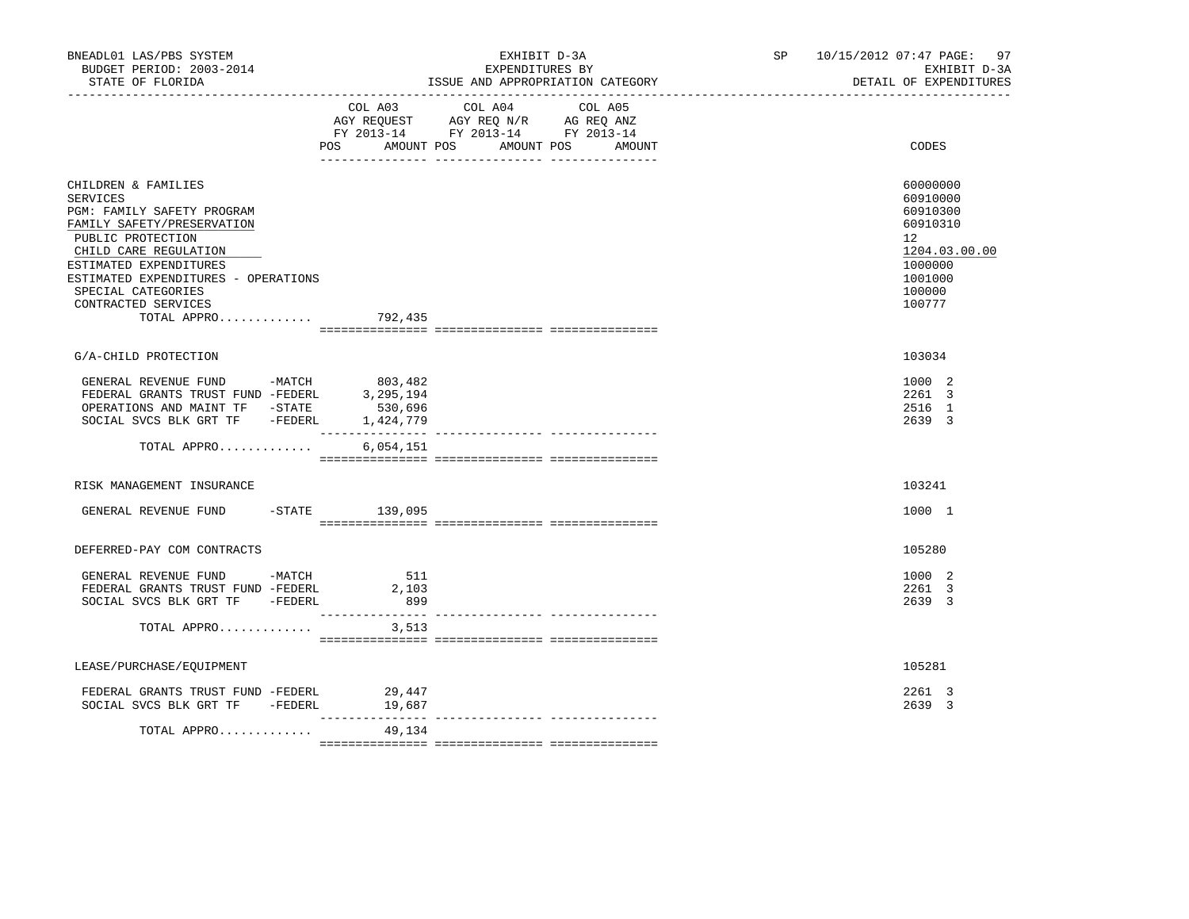BNEADL01 LAS/PBS SYSTEM — BUDGET PERIOD: 2003-2014 — STATE OF FLORIDA

EXHIBIT D-3A — EXPENDITURES BY ISSUE AND APPROPRIATION CATEGORY

SP 10/15/2012 07:47 — EXHIBIT D-3A — DETAIL OF EXPENDITURES

| | COL A03 AGY REQUEST FY 2013-14 POS AMOUNT | COL A04 AGY REQ N/R FY 2013-14 POS AMOUNT | COL A05 AG REQ ANZ FY 2013-14 POS AMOUNT | CODES |
|---|---|---|---|---|
| CHILDREN & FAMILIES | | | | 60000000 |
| SERVICES | | | | 60910000 |
| PGM: FAMILY SAFETY PROGRAM | | | | 60910300 |
| FAMILY SAFETY/PRESERVATION | | | | 60910310 |
| PUBLIC PROTECTION | | | | 12 |
| CHILD CARE REGULATION | | | | 1204.03.00.00 |
| ESTIMATED EXPENDITURES | | | | 1000000 |
| ESTIMATED EXPENDITURES - OPERATIONS | | | | 1001000 |
| SPECIAL CATEGORIES | | | | 100000 |
| CONTRACTED SERVICES | | | | 100777 |
| TOTAL APPRO............. | 792,435 | | | |
| G/A-CHILD PROTECTION | | | | 103034 |
| GENERAL REVENUE FUND -MATCH | 803,482 | | | 1000 2 |
| FEDERAL GRANTS TRUST FUND -FEDERL | 3,295,194 | | | 2261 3 |
| OPERATIONS AND MAINT TF -STATE | 530,696 | | | 2516 1 |
| SOCIAL SVCS BLK GRT TF -FEDERL | 1,424,779 | | | 2639 3 |
| TOTAL APPRO............. | 6,054,151 | | | |
| RISK MANAGEMENT INSURANCE | | | | 103241 |
| GENERAL REVENUE FUND -STATE | 139,095 | | | 1000 1 |
| DEFERRED-PAY COM CONTRACTS | | | | 105280 |
| GENERAL REVENUE FUND -MATCH | 511 | | | 1000 2 |
| FEDERAL GRANTS TRUST FUND -FEDERL | 2,103 | | | 2261 3 |
| SOCIAL SVCS BLK GRT TF -FEDERL | 899 | | | 2639 3 |
| TOTAL APPRO............. | 3,513 | | | |
| LEASE/PURCHASE/EQUIPMENT | | | | 105281 |
| FEDERAL GRANTS TRUST FUND -FEDERL | 29,447 | | | 2261 3 |
| SOCIAL SVCS BLK GRT TF -FEDERL | 19,687 | | | 2639 3 |
| TOTAL APPRO............. | 49,134 | | | |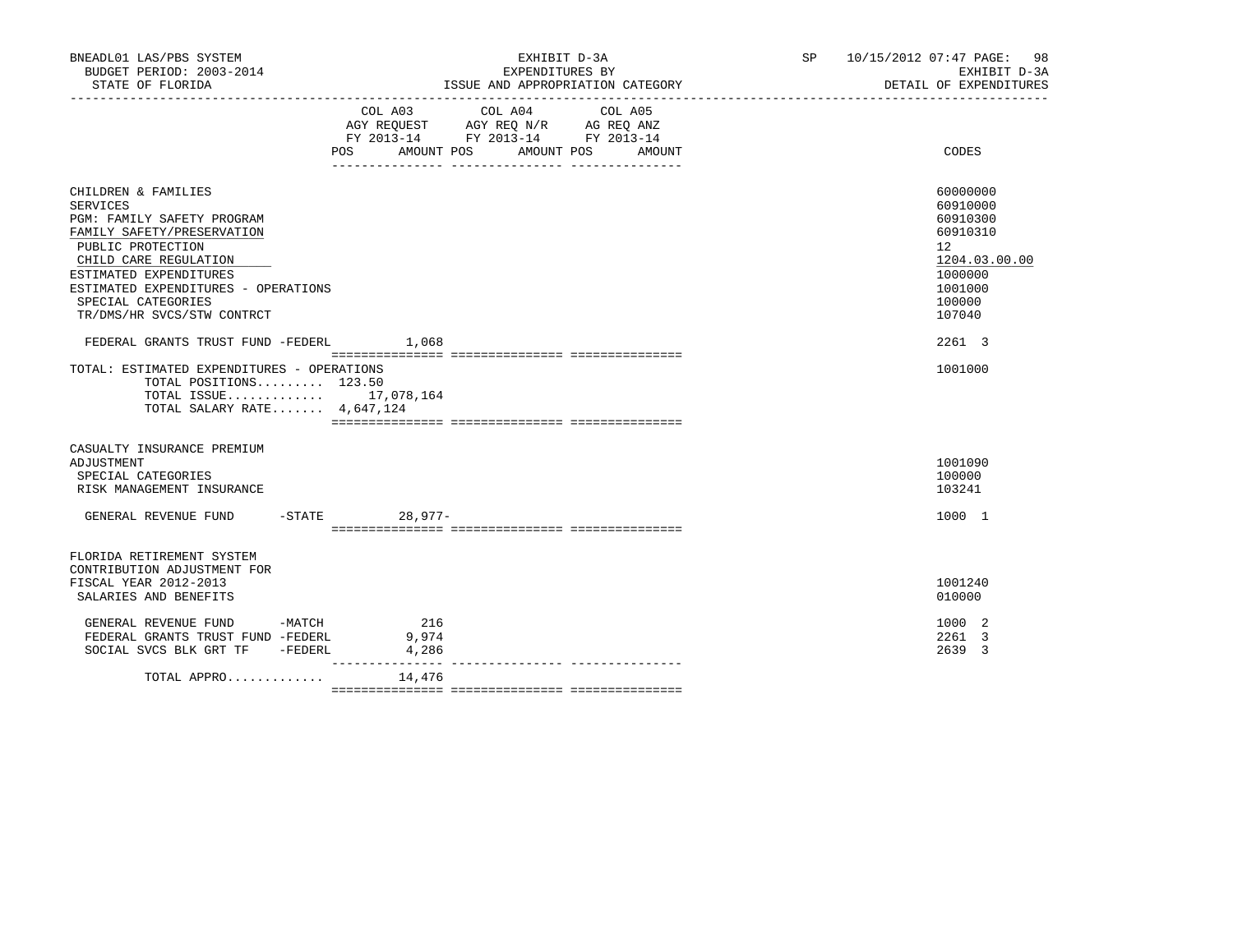BNEADL01 LAS/PBS SYSTEM | EXHIBIT D-3A | SP 10/15/2012 07:47 PAGE: 98
BUDGET PERIOD: 2003-2014 | EXPENDITURES BY | EXHIBIT D-3A
STATE OF FLORIDA | ISSUE AND APPROPRIATION CATEGORY | DETAIL OF EXPENDITURES

| | COL A03 AGY REQUEST FY 2013-14 POS AMOUNT | COL A04 AGY REQ N/R FY 2013-14 POS AMOUNT | COL A05 AG REQ ANZ FY 2013-14 POS AMOUNT | CODES |
|---|---|---|---|---|
| CHILDREN & FAMILIES | | | | 60000000 |
| SERVICES | | | | 60910000 |
| PGM: FAMILY SAFETY PROGRAM | | | | 60910300 |
| FAMILY SAFETY/PRESERVATION | | | | 60910310 |
| PUBLIC PROTECTION | | | | 12 |
| CHILD CARE REGULATION | | | | 1204.03.00.00 |
| ESTIMATED EXPENDITURES | | | | 1000000 |
| ESTIMATED EXPENDITURES - OPERATIONS | | | | 1001000 |
| SPECIAL CATEGORIES | | | | 100000 |
| TR/DMS/HR SVCS/STW CONTRCT | | | | 107040 |
| FEDERAL GRANTS TRUST FUND -FEDERL | 1,068 | | | 2261 3 |
| TOTAL: ESTIMATED EXPENDITURES - OPERATIONS | | | | 1001000 |
| TOTAL POSITIONS......... 123.50 | | | | |
| TOTAL ISSUE............. | 17,078,164 | | | |
| TOTAL SALARY RATE....... 4,647,124 | | | | |
| CASUALTY INSURANCE PREMIUM ADJUSTMENT | | | | 1001090 |
| SPECIAL CATEGORIES | | | | 100000 |
| RISK MANAGEMENT INSURANCE | | | | 103241 |
| GENERAL REVENUE FUND -STATE | 28,977- | | | 1000 1 |
| FLORIDA RETIREMENT SYSTEM CONTRIBUTION ADJUSTMENT FOR FISCAL YEAR 2012-2013 | | | | 1001240 |
| SALARIES AND BENEFITS | | | | 010000 |
| GENERAL REVENUE FUND -MATCH | 216 | | | 1000 2 |
| FEDERAL GRANTS TRUST FUND -FEDERL | 9,974 | | | 2261 3 |
| SOCIAL SVCS BLK GRT TF -FEDERL | 4,286 | | | 2639 3 |
| TOTAL APPRO............ | 14,476 | | | |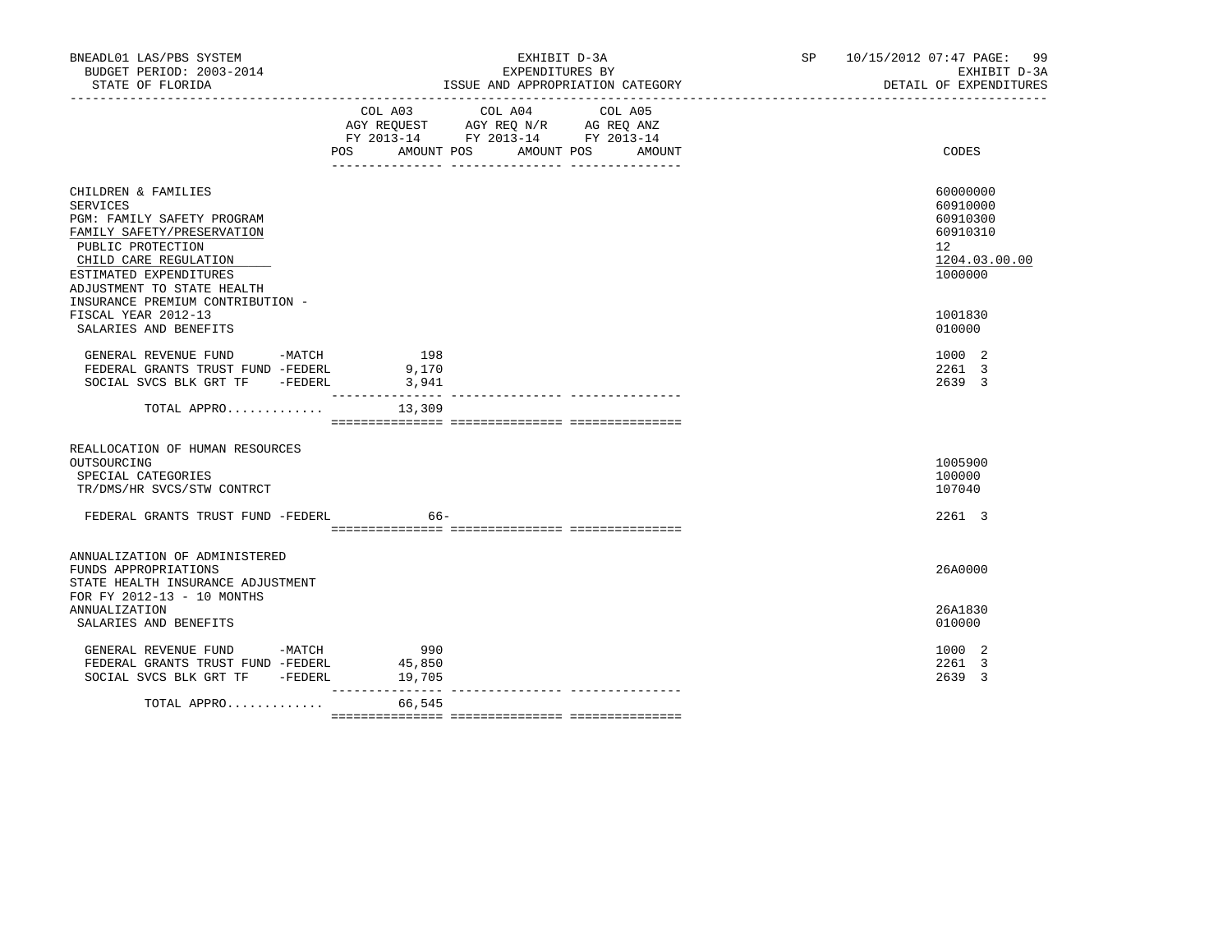BNEADL01 LAS/PBS SYSTEM — BUDGET PERIOD: 2003-2014 — STATE OF FLORIDA

EXHIBIT D-3A — EXPENDITURES BY ISSUE AND APPROPRIATION CATEGORY

SP 10/15/2012 07:47 — EXHIBIT D-3A — DETAIL OF EXPENDITURES

| | COL A03 AGY REQUEST FY 2013-14 POS AMOUNT | COL A04 AGY REQ N/R FY 2013-14 POS AMOUNT | COL A05 AG REQ ANZ FY 2013-14 POS AMOUNT | CODES |
|---|---|---|---|---|
| CHILDREN & FAMILIES | | | | 60000000 |
| SERVICES | | | | 60910000 |
| PGM: FAMILY SAFETY PROGRAM | | | | 60910300 |
| FAMILY SAFETY/PRESERVATION | | | | 60910310 |
| PUBLIC PROTECTION | | | | 12 |
| CHILD CARE REGULATION | | | | 1204.03.00.00 |
| ESTIMATED EXPENDITURES | | | | 1000000 |
| ADJUSTMENT TO STATE HEALTH INSURANCE PREMIUM CONTRIBUTION - FISCAL YEAR 2012-13 | | | | 1001830 |
| SALARIES AND BENEFITS | | | | 010000 |
| GENERAL REVENUE FUND -MATCH | 198 | | | 1000 2 |
| FEDERAL GRANTS TRUST FUND -FEDERL | 9,170 | | | 2261 3 |
| SOCIAL SVCS BLK GRT TF -FEDERL | 3,941 | | | 2639 3 |
| TOTAL APPRO............. | 13,309 | | | |
| REALLOCATION OF HUMAN RESOURCES OUTSOURCING | | | | 1005900 |
| SPECIAL CATEGORIES | | | | 100000 |
| TR/DMS/HR SVCS/STW CONTRCT | | | | 107040 |
| FEDERAL GRANTS TRUST FUND -FEDERL | 66- | | | 2261 3 |
| ANNUALIZATION OF ADMINISTERED FUNDS APPROPRIATIONS | | | | 26A0000 |
| STATE HEALTH INSURANCE ADJUSTMENT FOR FY 2012-13 - 10 MONTHS ANNUALIZATION | | | | 26A1830 |
| SALARIES AND BENEFITS | | | | 010000 |
| GENERAL REVENUE FUND -MATCH | 990 | | | 1000 2 |
| FEDERAL GRANTS TRUST FUND -FEDERL | 45,850 | | | 2261 3 |
| SOCIAL SVCS BLK GRT TF -FEDERL | 19,705 | | | 2639 3 |
| TOTAL APPRO............. | 66,545 | | | |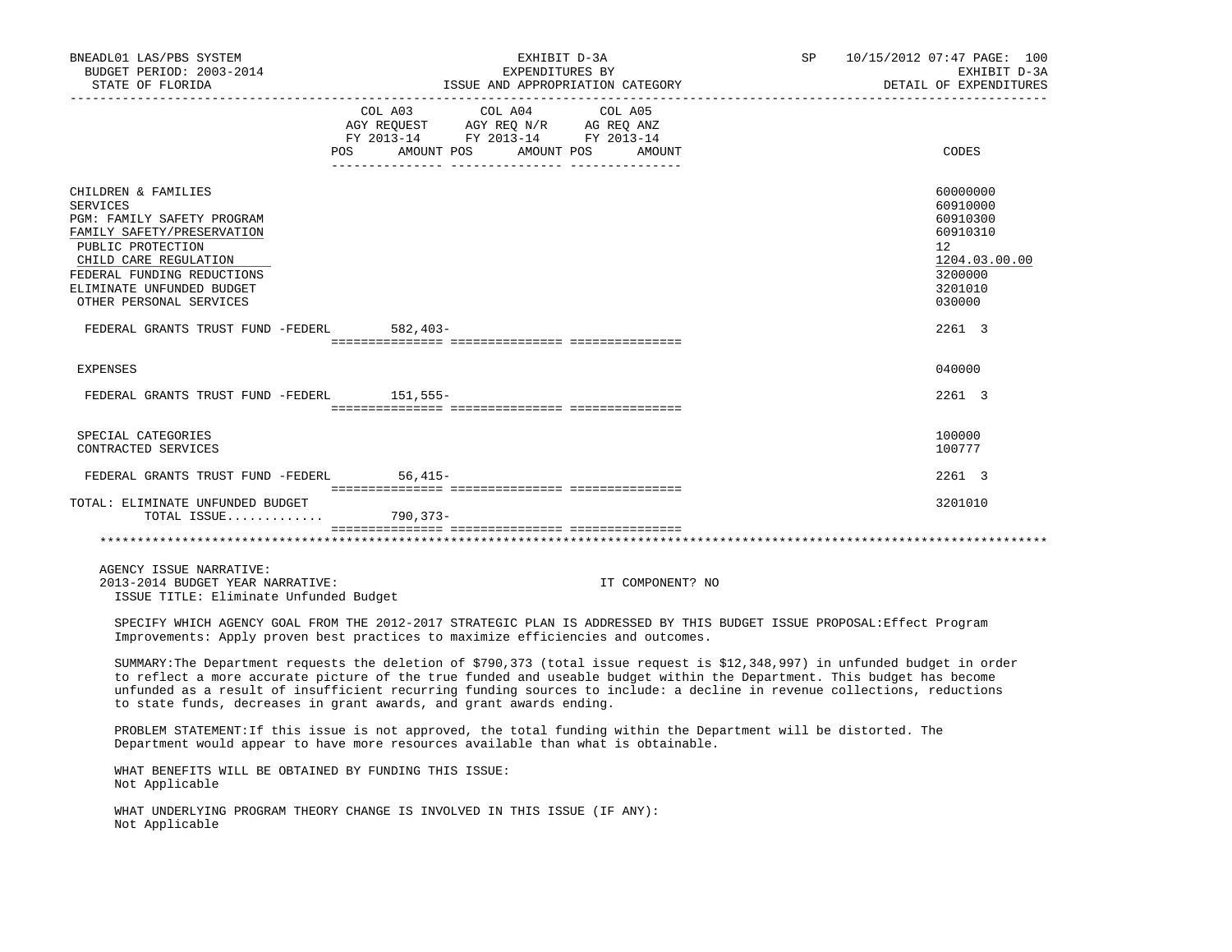BNEADL01 LAS/PBS SYSTEM　　EXHIBIT D-3A　　SP 10/15/2012 07:47
BUDGET PERIOD: 2003-2014　　EXPENDITURES BY　　EXHIBIT D-3A
STATE OF FLORIDA　　ISSUE AND APPROPRIATION CATEGORY　　DETAIL OF EXPENDITURES

| | COL A03 AGY REQUEST FY 2013-14 POS | AMOUNT | COL A04 AGY REQ N/R FY 2013-14 POS | AMOUNT | COL A05 AG REQ ANZ FY 2013-14 POS | AMOUNT | CODES |
|---|---|---|---|---|---|---|---|
| CHILDREN & FAMILIES | | | | | | | 60000000 |
| SERVICES | | | | | | | 60910000 |
| PGM: FAMILY SAFETY PROGRAM | | | | | | | 60910300 |
| FAMILY SAFETY/PRESERVATION | | | | | | | 60910310 |
| PUBLIC PROTECTION | | | | | | | 12 |
| CHILD CARE REGULATION | | | | | | | 1204.03.00.00 |
| FEDERAL FUNDING REDUCTIONS | | | | | | | 3200000 |
| ELIMINATE UNFUNDED BUDGET | | | | | | | 3201010 |
| OTHER PERSONAL SERVICES | | | | | | | 030000 |
| FEDERAL GRANTS TRUST FUND -FEDERL | | 582,403- | | | | | 2261 3 |
| EXPENSES | | | | | | | 040000 |
| FEDERAL GRANTS TRUST FUND -FEDERL | | 151,555- | | | | | 2261 3 |
| SPECIAL CATEGORIES | | | | | | | 100000 |
| CONTRACTED SERVICES | | | | | | | 100777 |
| FEDERAL GRANTS TRUST FUND -FEDERL | | 56,415- | | | | | 2261 3 |
| TOTAL: ELIMINATE UNFUNDED BUDGET | | | | | | | 3201010 |
| TOTAL ISSUE............ | | 790,373- | | | | | |

AGENCY ISSUE NARRATIVE:
2013-2014 BUDGET YEAR NARRATIVE: IT COMPONENT? NO
ISSUE TITLE: Eliminate Unfunded Budget

SPECIFY WHICH AGENCY GOAL FROM THE 2012-2017 STRATEGIC PLAN IS ADDRESSED BY THIS BUDGET ISSUE PROPOSAL:Effect Program Improvements: Apply proven best practices to maximize efficiencies and outcomes.

SUMMARY:The Department requests the deletion of $790,373 (total issue request is $12,348,997) in unfunded budget in order to reflect a more accurate picture of the true funded and useable budget within the Department. This budget has become unfunded as a result of insufficient recurring funding sources to include: a decline in revenue collections, reductions to state funds, decreases in grant awards, and grant awards ending.

PROBLEM STATEMENT:If this issue is not approved, the total funding within the Department will be distorted. The Department would appear to have more resources available than what is obtainable.

WHAT BENEFITS WILL BE OBTAINED BY FUNDING THIS ISSUE:
Not Applicable

WHAT UNDERLYING PROGRAM THEORY CHANGE IS INVOLVED IN THIS ISSUE (IF ANY):
Not Applicable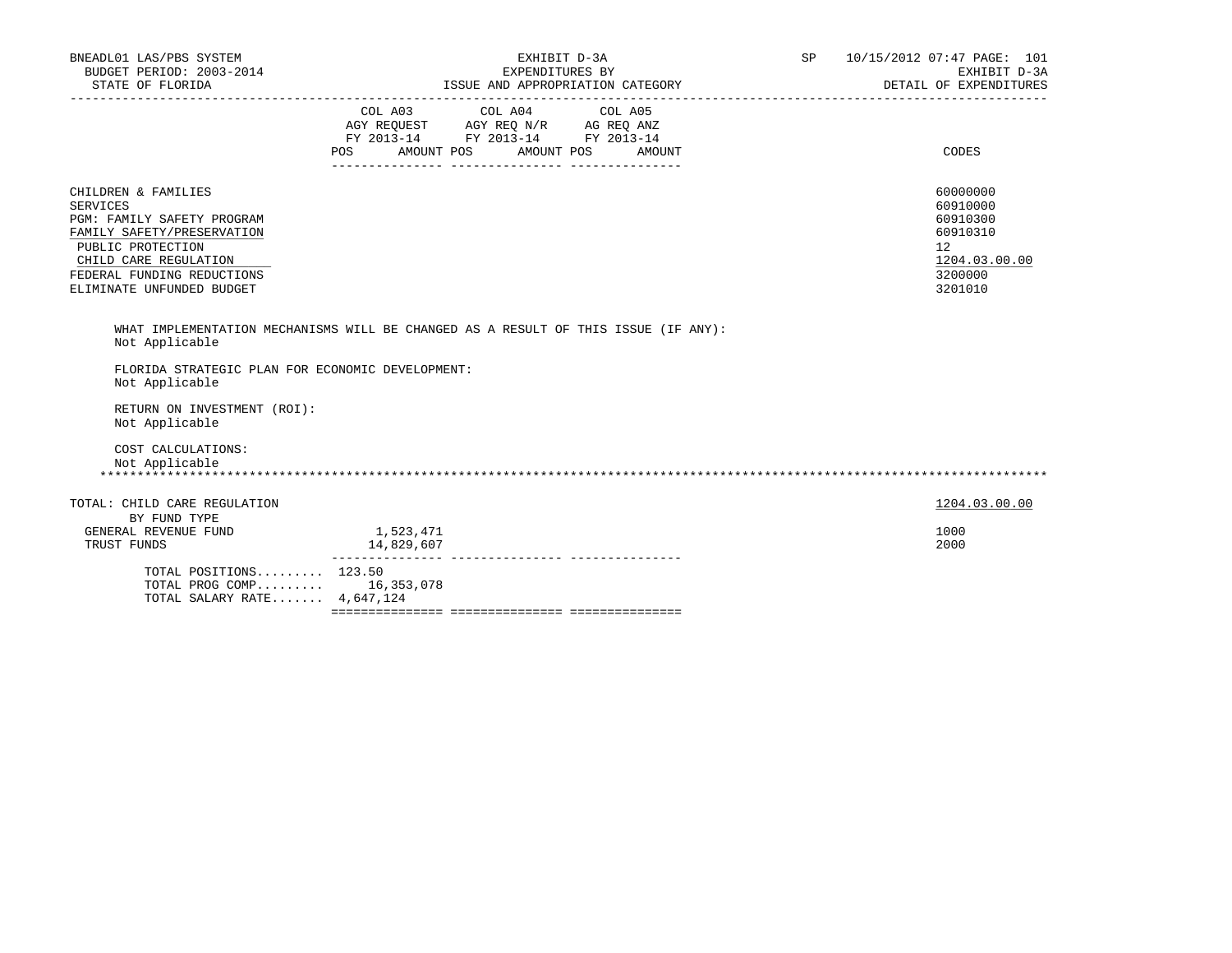BNEADL01 LAS/PBS SYSTEM | EXHIBIT D-3A | SP 10/15/2012 07:47 PAGE: 101
BUDGET PERIOD: 2003-2014 | EXPENDITURES BY | EXHIBIT D-3A
STATE OF FLORIDA | ISSUE AND APPROPRIATION CATEGORY | DETAIL OF EXPENDITURES

| | COL A03 AGY REQUEST FY 2013-14 POS AMOUNT | COL A04 AGY REQ N/R FY 2013-14 POS AMOUNT | COL A05 AG REQ ANZ FY 2013-14 POS AMOUNT | CODES |
|---|---|---|---|---|
| CHILDREN & FAMILIES | | | | 60000000 |
| SERVICES | | | | 60910000 |
| PGM: FAMILY SAFETY PROGRAM | | | | 60910300 |
| FAMILY SAFETY/PRESERVATION | | | | 60910310 |
| PUBLIC PROTECTION | | | | 12 |
| CHILD CARE REGULATION | | | | 1204.03.00.00 |
| FEDERAL FUNDING REDUCTIONS | | | | 3200000 |
| ELIMINATE UNFUNDED BUDGET | | | | 3201010 |

WHAT IMPLEMENTATION MECHANISMS WILL BE CHANGED AS A RESULT OF THIS ISSUE (IF ANY):
Not Applicable

FLORIDA STRATEGIC PLAN FOR ECONOMIC DEVELOPMENT:
Not Applicable

RETURN ON INVESTMENT (ROI):
Not Applicable

COST CALCULATIONS:
Not Applicable

*******************************************************************************************************************

| TOTAL: CHILD CARE REGULATION | COL A03 | COL A04 | COL A05 | 1204.03.00.00 |
|---|---|---|---|---|
| BY FUND TYPE | | | | |
| GENERAL REVENUE FUND | 1,523,471 | | | 1000 |
| TRUST FUNDS | 14,829,607 | | | 2000 |
| TOTAL POSITIONS......... | 123.50 | | | |
| TOTAL PROG COMP......... | 16,353,078 | | | |
| TOTAL SALARY RATE....... | 4,647,124 | | | |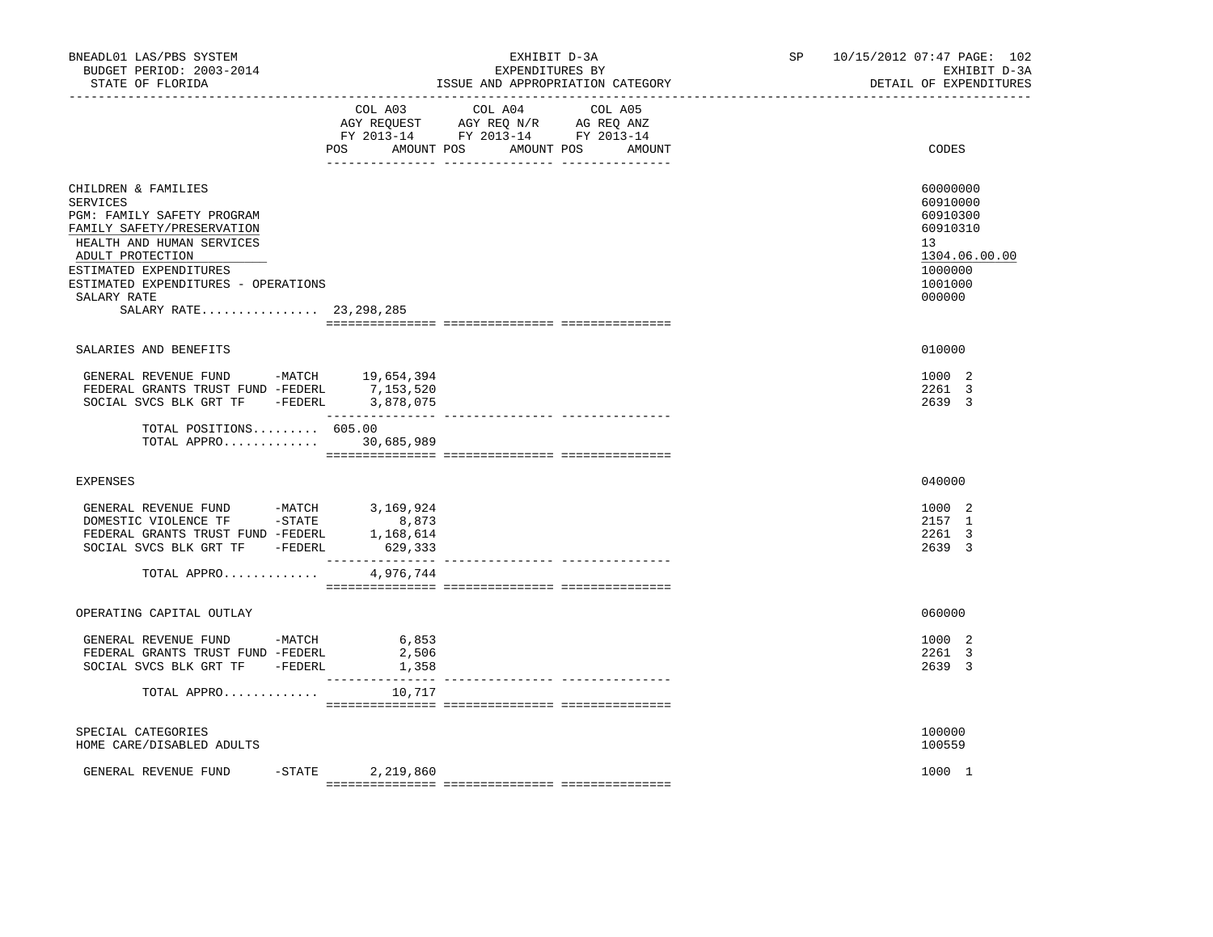BNEADL01 LAS/PBS SYSTEM | EXHIBIT D-3A | SP 10/15/2012 07:47 PAGE: 102
BUDGET PERIOD: 2003-2014 | EXPENDITURES BY | EXHIBIT D-3A
STATE OF FLORIDA | ISSUE AND APPROPRIATION CATEGORY | DETAIL OF EXPENDITURES

| | COL A03 AGY REQUEST FY 2013-14 POS AMOUNT | COL A04 AGY REQ N/R FY 2013-14 POS AMOUNT | COL A05 AG REQ ANZ FY 2013-14 POS AMOUNT | CODES |
|---|---|---|---|---|
| CHILDREN & FAMILIES | | | | 60000000 |
| SERVICES | | | | 60910000 |
| PGM: FAMILY SAFETY PROGRAM | | | | 60910300 |
| FAMILY SAFETY/PRESERVATION | | | | 60910310 |
| HEALTH AND HUMAN SERVICES | | | | 13 |
| ADULT PROTECTION | | | | 1304.06.00.00 |
| ESTIMATED EXPENDITURES | | | | 1000000 |
| ESTIMATED EXPENDITURES - OPERATIONS | | | | 1001000 |
| SALARY RATE | | | | 000000 |
| SALARY RATE................ | 23,298,285 | | | |
| SALARIES AND BENEFITS | | | | 010000 |
| GENERAL REVENUE FUND -MATCH | 19,654,394 | | | 1000 2 |
| FEDERAL GRANTS TRUST FUND -FEDERL | 7,153,520 | | | 2261 3 |
| SOCIAL SVCS BLK GRT TF -FEDERL | 3,878,075 | | | 2639 3 |
| TOTAL POSITIONS......... | 605.00 | | | |
| TOTAL APPRO............. | 30,685,989 | | | |
| EXPENSES | | | | 040000 |
| GENERAL REVENUE FUND -MATCH | 3,169,924 | | | 1000 2 |
| DOMESTIC VIOLENCE TF -STATE | 8,873 | | | 2157 1 |
| FEDERAL GRANTS TRUST FUND -FEDERL | 1,168,614 | | | 2261 3 |
| SOCIAL SVCS BLK GRT TF -FEDERL | 629,333 | | | 2639 3 |
| TOTAL APPRO............. | 4,976,744 | | | |
| OPERATING CAPITAL OUTLAY | | | | 060000 |
| GENERAL REVENUE FUND -MATCH | 6,853 | | | 1000 2 |
| FEDERAL GRANTS TRUST FUND -FEDERL | 2,506 | | | 2261 3 |
| SOCIAL SVCS BLK GRT TF -FEDERL | 1,358 | | | 2639 3 |
| TOTAL APPRO............. | 10,717 | | | |
| SPECIAL CATEGORIES | | | | 100000 |
| HOME CARE/DISABLED ADULTS | | | | 100559 |
| GENERAL REVENUE FUND -STATE | 2,219,860 | | | 1000 1 |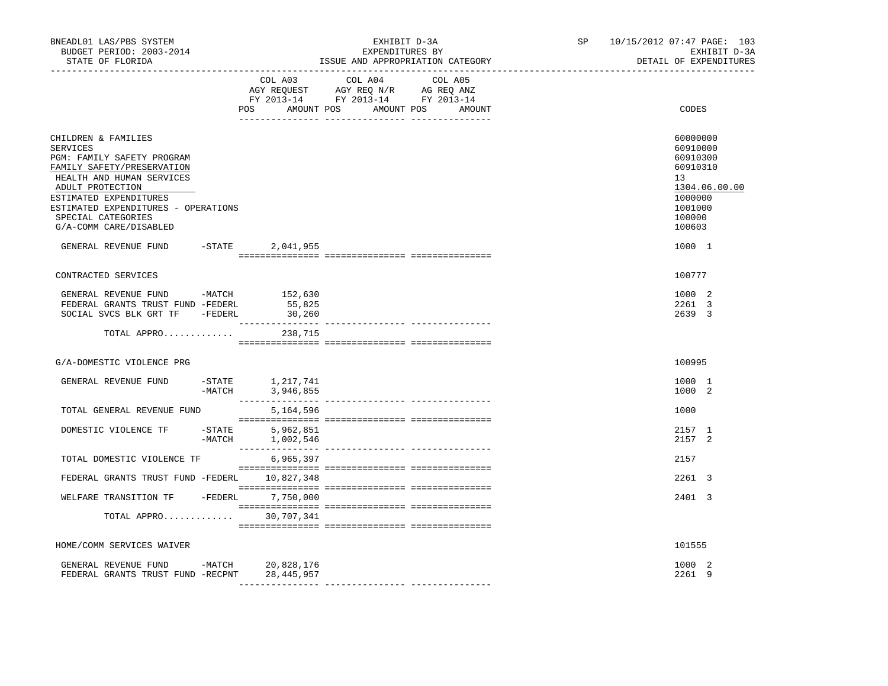BNEADL01 LAS/PBS SYSTEM — BUDGET PERIOD: 2003-2014 — STATE OF FLORIDA

EXHIBIT D-3A — EXPENDITURES BY ISSUE AND APPROPRIATION CATEGORY

SP 10/15/2012 07:47 — EXHIBIT D-3A — DETAIL OF EXPENDITURES

| | COL A03 AGY REQUEST FY 2013-14 POS AMOUNT | COL A04 AGY REQ N/R FY 2013-14 POS AMOUNT | COL A05 AG REQ ANZ FY 2013-14 POS AMOUNT | CODES |
|---|---|---|---|---|
| CHILDREN & FAMILIES | | | | 60000000 |
| SERVICES | | | | 60910000 |
| PGM: FAMILY SAFETY PROGRAM | | | | 60910300 |
| FAMILY SAFETY/PRESERVATION | | | | 60910310 |
| HEALTH AND HUMAN SERVICES | | | | 13 |
| ADULT PROTECTION | | | | 1304.06.00.00 |
| ESTIMATED EXPENDITURES | | | | 1000000 |
| ESTIMATED EXPENDITURES - OPERATIONS | | | | 1001000 |
| SPECIAL CATEGORIES | | | | 100000 |
| G/A-COMM CARE/DISABLED | | | | 100603 |
| GENERAL REVENUE FUND -STATE | 2,041,955 | | | 1000 1 |
| CONTRACTED SERVICES | | | | 100777 |
| GENERAL REVENUE FUND -MATCH | 152,630 | | | 1000 2 |
| FEDERAL GRANTS TRUST FUND -FEDERL | 55,825 | | | 2261 3 |
| SOCIAL SVCS BLK GRT TF -FEDERL | 30,260 | | | 2639 3 |
| TOTAL APPRO............ | 238,715 | | | |
| G/A-DOMESTIC VIOLENCE PRG | | | | 100995 |
| GENERAL REVENUE FUND -STATE | 1,217,741 | | | 1000 1 |
| -MATCH | 3,946,855 | | | 1000 2 |
| TOTAL GENERAL REVENUE FUND | 5,164,596 | | | 1000 |
| DOMESTIC VIOLENCE TF -STATE | 5,962,851 | | | 2157 1 |
| -MATCH | 1,002,546 | | | 2157 2 |
| TOTAL DOMESTIC VIOLENCE TF | 6,965,397 | | | 2157 |
| FEDERAL GRANTS TRUST FUND -FEDERL | 10,827,348 | | | 2261 3 |
| WELFARE TRANSITION TF -FEDERL | 7,750,000 | | | 2401 3 |
| TOTAL APPRO............ | 30,707,341 | | | |
| HOME/COMM SERVICES WAIVER | | | | 101555 |
| GENERAL REVENUE FUND -MATCH | 20,828,176 | | | 1000 2 |
| FEDERAL GRANTS TRUST FUND -RECPNT | 28,445,957 | | | 2261 9 |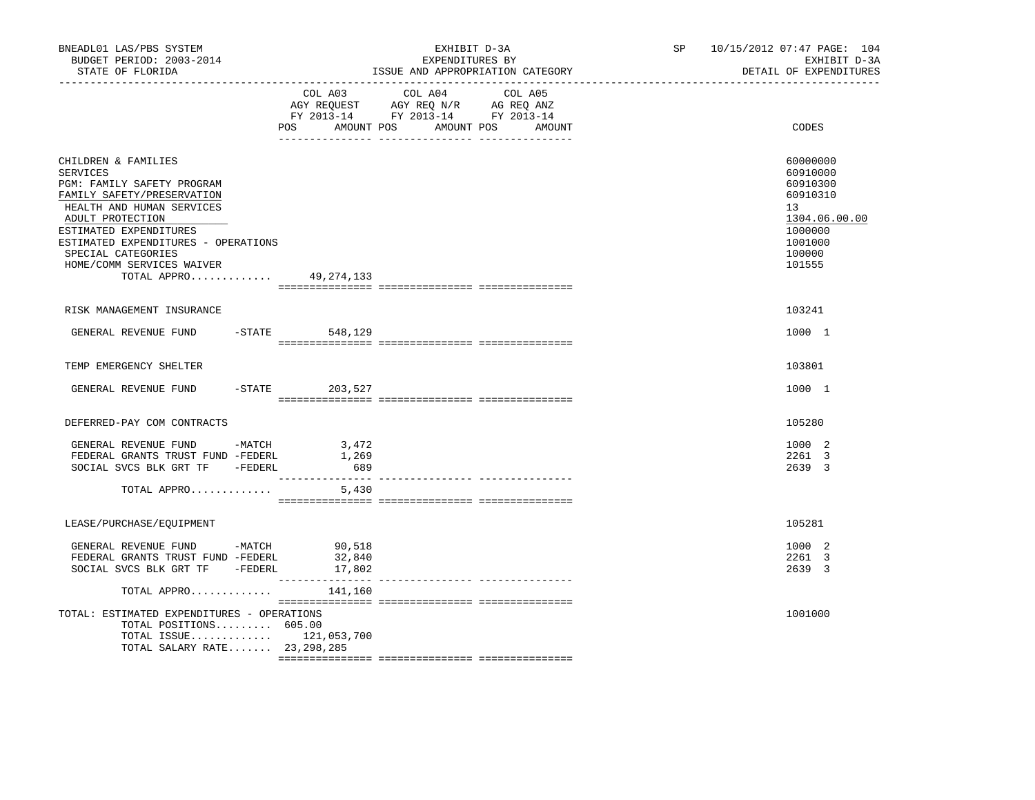BNEADL01 LAS/PBS SYSTEM | EXHIBIT D-3A | SP 10/15/2012 07:47 PAGE: 104
BUDGET PERIOD: 2003-2014 | EXPENDITURES BY | EXHIBIT D-3A
STATE OF FLORIDA | ISSUE AND APPROPRIATION CATEGORY | DETAIL OF EXPENDITURES

| | COL A03 AGY REQUEST FY 2013-14 POS AMOUNT | COL A04 AGY REQ N/R FY 2013-14 POS AMOUNT | COL A05 AG REQ ANZ FY 2013-14 POS AMOUNT | CODES |
|---|---|---|---|---|
| CHILDREN & FAMILIES | | | | 60000000 |
| SERVICES | | | | 60910000 |
| PGM: FAMILY SAFETY PROGRAM | | | | 60910300 |
| FAMILY SAFETY/PRESERVATION | | | | 60910310 |
| HEALTH AND HUMAN SERVICES | | | | 13 |
| ADULT PROTECTION | | | | 1304.06.00.00 |
| ESTIMATED EXPENDITURES | | | | 1000000 |
| ESTIMATED EXPENDITURES - OPERATIONS | | | | 1001000 |
| SPECIAL CATEGORIES | | | | 100000 |
| HOME/COMM SERVICES WAIVER | | | | 101555 |
| TOTAL APPRO............ | 49,274,133 | | | |
| RISK MANAGEMENT INSURANCE | | | | 103241 |
| GENERAL REVENUE FUND -STATE | 548,129 | | | 1000 1 |
| TEMP EMERGENCY SHELTER | | | | 103801 |
| GENERAL REVENUE FUND -STATE | 203,527 | | | 1000 1 |
| DEFERRED-PAY COM CONTRACTS | | | | 105280 |
| GENERAL REVENUE FUND -MATCH | 3,472 | | | 1000 2 |
| FEDERAL GRANTS TRUST FUND -FEDERL | 1,269 | | | 2261 3 |
| SOCIAL SVCS BLK GRT TF -FEDERL | 689 | | | 2639 3 |
| TOTAL APPRO............ | 5,430 | | | |
| LEASE/PURCHASE/EQUIPMENT | | | | 105281 |
| GENERAL REVENUE FUND -MATCH | 90,518 | | | 1000 2 |
| FEDERAL GRANTS TRUST FUND -FEDERL | 32,840 | | | 2261 3 |
| SOCIAL SVCS BLK GRT TF -FEDERL | 17,802 | | | 2639 3 |
| TOTAL APPRO............ | 141,160 | | | |
| TOTAL: ESTIMATED EXPENDITURES - OPERATIONS | | | | 1001000 |
| TOTAL POSITIONS......... | 605.00 | | | |
| TOTAL ISSUE............ | 121,053,700 | | | |
| TOTAL SALARY RATE....... | 23,298,285 | | | |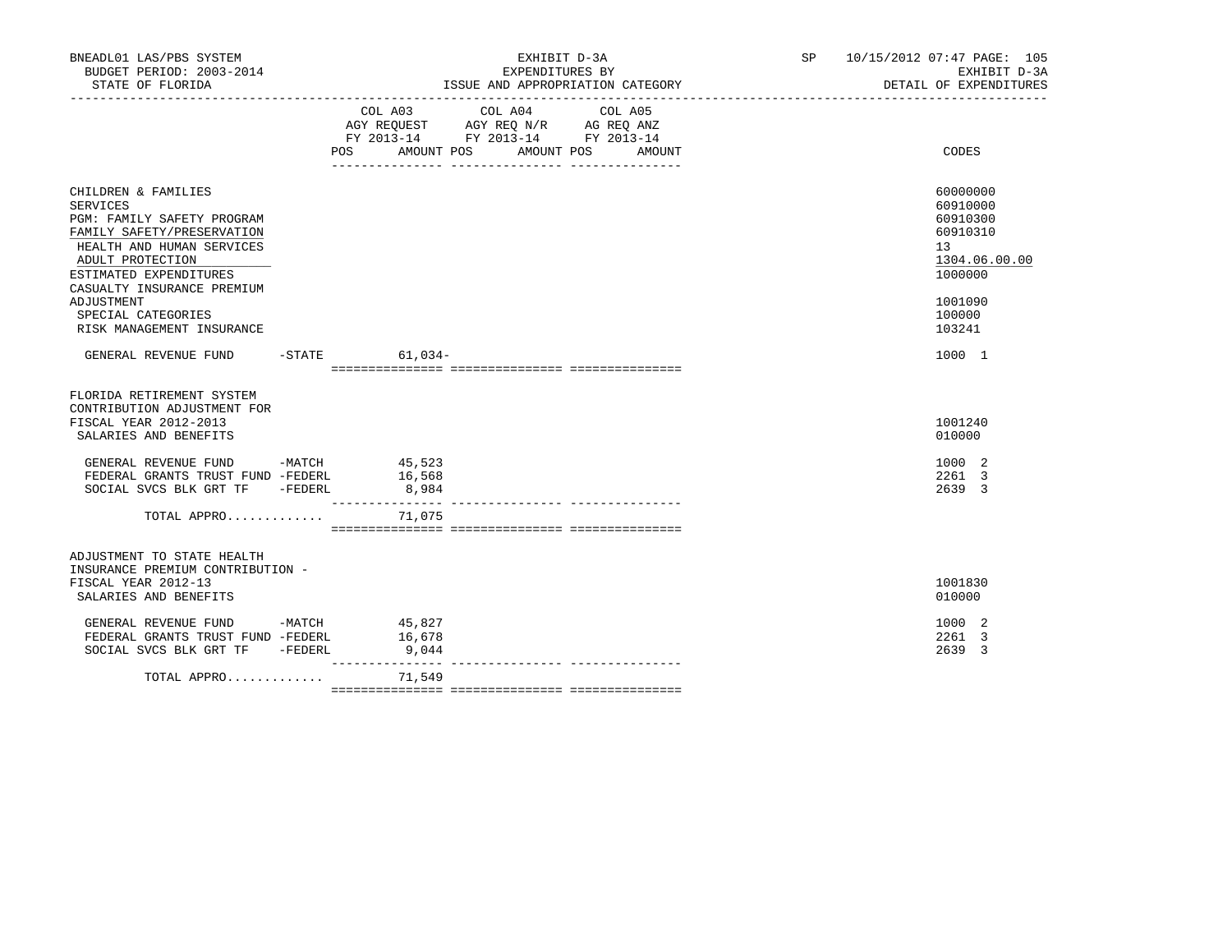BNEADL01 LAS/PBS SYSTEM — BUDGET PERIOD: 2003-2014 — STATE OF FLORIDA

EXHIBIT D-3A — EXPENDITURES BY ISSUE AND APPROPRIATION CATEGORY

SP 10/15/2012 07:47 — EXHIBIT D-3A — DETAIL OF EXPENDITURES

| | COL A03 AGY REQUEST FY 2013-14 POS AMOUNT | COL A04 AGY REQ N/R FY 2013-14 POS AMOUNT | COL A05 AG REQ ANZ FY 2013-14 POS AMOUNT | CODES |
|---|---|---|---|---|
| CHILDREN & FAMILIES | | | | 60000000 |
| SERVICES | | | | 60910000 |
| PGM: FAMILY SAFETY PROGRAM | | | | 60910300 |
| FAMILY SAFETY/PRESERVATION | | | | 60910310 |
| HEALTH AND HUMAN SERVICES | | | | 13 |
| ADULT PROTECTION | | | | 1304.06.00.00 |
| ESTIMATED EXPENDITURES | | | | 1000000 |
| CASUALTY INSURANCE PREMIUM ADJUSTMENT | | | | 1001090 |
| SPECIAL CATEGORIES | | | | 100000 |
| RISK MANAGEMENT INSURANCE | | | | 103241 |
| GENERAL REVENUE FUND -STATE | 61,034- | | | 1000 1 |
| FLORIDA RETIREMENT SYSTEM CONTRIBUTION ADJUSTMENT FOR FISCAL YEAR 2012-2013 | | | | 1001240 |
| SALARIES AND BENEFITS | | | | 010000 |
| GENERAL REVENUE FUND -MATCH | 45,523 | | | 1000 2 |
| FEDERAL GRANTS TRUST FUND -FEDERL | 16,568 | | | 2261 3 |
| SOCIAL SVCS BLK GRT TF -FEDERL | 8,984 | | | 2639 3 |
| TOTAL APPRO............. | 71,075 | | | |
| ADJUSTMENT TO STATE HEALTH INSURANCE PREMIUM CONTRIBUTION - FISCAL YEAR 2012-13 | | | | 1001830 |
| SALARIES AND BENEFITS | | | | 010000 |
| GENERAL REVENUE FUND -MATCH | 45,827 | | | 1000 2 |
| FEDERAL GRANTS TRUST FUND -FEDERL | 16,678 | | | 2261 3 |
| SOCIAL SVCS BLK GRT TF -FEDERL | 9,044 | | | 2639 3 |
| TOTAL APPRO............. | 71,549 | | | |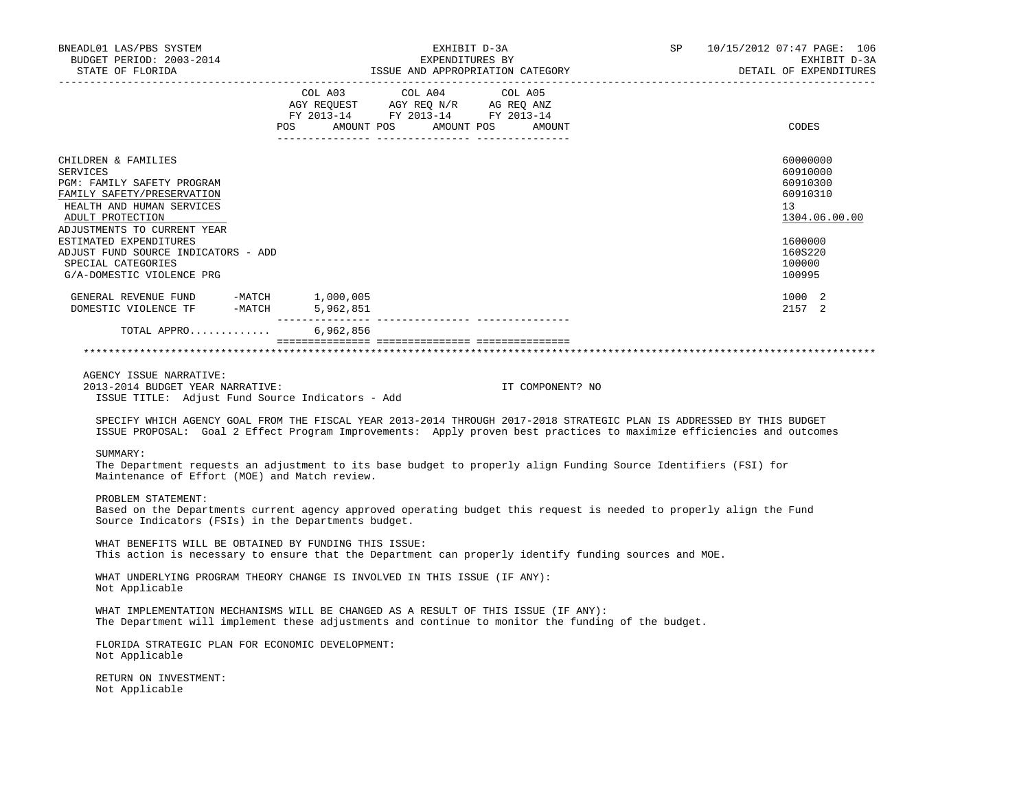| | COL A03 AGY REQUEST FY 2013-14 POS AMOUNT | COL A04 AGY REQ N/R FY 2013-14 POS AMOUNT | COL A05 AG REQ ANZ FY 2013-14 POS AMOUNT | CODES |
|---|---|---|---|---|
| CHILDREN & FAMILIES | | | | 60000000 |
| SERVICES | | | | 60910000 |
| PGM: FAMILY SAFETY PROGRAM | | | | 60910300 |
| FAMILY SAFETY/PRESERVATION | | | | 60910310 |
| HEALTH AND HUMAN SERVICES | | | | 13 |
| ADULT PROTECTION | | | | 1304.06.00.00 |
| ADJUSTMENTS TO CURRENT YEAR ESTIMATED EXPENDITURES | | | | 1600000 |
| ADJUST FUND SOURCE INDICATORS - ADD | | | | 160S220 |
| SPECIAL CATEGORIES | | | | 100000 |
| G/A-DOMESTIC VIOLENCE PRG | | | | 100995 |
| GENERAL REVENUE FUND -MATCH | 1,000,005 | | | 1000 2 |
| DOMESTIC VIOLENCE TF -MATCH | 5,962,851 | | | 2157 2 |
| TOTAL APPRO............ | 6,962,856 | | | |

AGENCY ISSUE NARRATIVE:

2013-2014 BUDGET YEAR NARRATIVE: IT COMPONENT? NO

ISSUE TITLE: Adjust Fund Source Indicators - Add

SPECIFY WHICH AGENCY GOAL FROM THE FISCAL YEAR 2013-2014 THROUGH 2017-2018 STRATEGIC PLAN IS ADDRESSED BY THIS BUDGET ISSUE PROPOSAL: Goal 2 Effect Program Improvements: Apply proven best practices to maximize efficiencies and outcomes

SUMMARY:
The Department requests an adjustment to its base budget to properly align Funding Source Identifiers (FSI) for Maintenance of Effort (MOE) and Match review.

PROBLEM STATEMENT:
Based on the Departments current agency approved operating budget this request is needed to properly align the Fund Source Indicators (FSIs) in the Departments budget.

WHAT BENEFITS WILL BE OBTAINED BY FUNDING THIS ISSUE:
This action is necessary to ensure that the Department can properly identify funding sources and MOE.

WHAT UNDERLYING PROGRAM THEORY CHANGE IS INVOLVED IN THIS ISSUE (IF ANY):
Not Applicable

WHAT IMPLEMENTATION MECHANISMS WILL BE CHANGED AS A RESULT OF THIS ISSUE (IF ANY):
The Department will implement these adjustments and continue to monitor the funding of the budget.

FLORIDA STRATEGIC PLAN FOR ECONOMIC DEVELOPMENT:
Not Applicable

RETURN ON INVESTMENT:
Not Applicable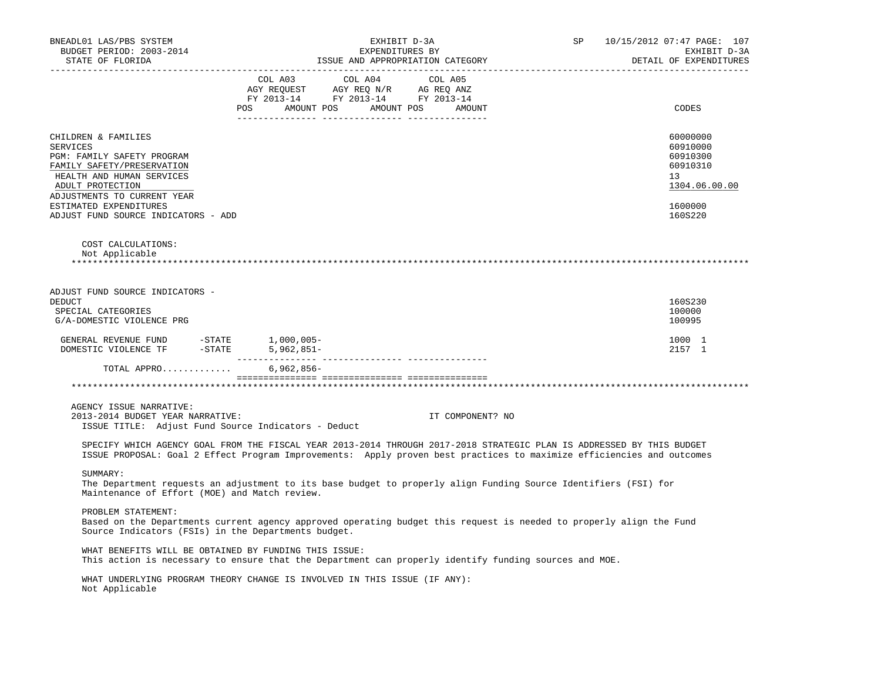| | COL A03 AGY REQUEST FY 2013-14 POS AMOUNT | COL A04 AGY REQ N/R FY 2013-14 POS AMOUNT | COL A05 AG REQ ANZ FY 2013-14 POS AMOUNT | CODES |
|---|---|---|---|---|
| CHILDREN & FAMILIES | | | | 60000000 |
| SERVICES | | | | 60910000 |
| PGM: FAMILY SAFETY PROGRAM | | | | 60910300 |
| FAMILY SAFETY/PRESERVATION | | | | 60910310 |
| HEALTH AND HUMAN SERVICES | | | | 13 |
| ADULT PROTECTION | | | | 1304.06.00.00 |
| ADJUSTMENTS TO CURRENT YEAR ESTIMATED EXPENDITURES | | | | 1600000 |
| ADJUST FUND SOURCE INDICATORS - ADD | | | | 160S220 |

COST CALCULATIONS:
Not Applicable

---

| | COL A03 | COL A04 | COL A05 | CODES |
|---|---|---|---|---|
| ADJUST FUND SOURCE INDICATORS - DEDUCT | | | | 160S230 |
| SPECIAL CATEGORIES | | | | 100000 |
| G/A-DOMESTIC VIOLENCE PRG | | | | 100995 |
| GENERAL REVENUE FUND -STATE | 1,000,005- | | | 1000 1 |
| DOMESTIC VIOLENCE TF -STATE | 5,962,851- | | | 2157 1 |
| TOTAL APPRO............ | 6,962,856- | | | |

---

AGENCY ISSUE NARRATIVE:
2013-2014 BUDGET YEAR NARRATIVE: IT COMPONENT? NO
ISSUE TITLE: Adjust Fund Source Indicators - Deduct

SPECIFY WHICH AGENCY GOAL FROM THE FISCAL YEAR 2013-2014 THROUGH 2017-2018 STRATEGIC PLAN IS ADDRESSED BY THIS BUDGET ISSUE PROPOSAL: Goal 2 Effect Program Improvements: Apply proven best practices to maximize efficiencies and outcomes

SUMMARY:
The Department requests an adjustment to its base budget to properly align Funding Source Identifiers (FSI) for Maintenance of Effort (MOE) and Match review.

PROBLEM STATEMENT:
Based on the Departments current agency approved operating budget this request is needed to properly align the Fund Source Indicators (FSIs) in the Departments budget.

WHAT BENEFITS WILL BE OBTAINED BY FUNDING THIS ISSUE:
This action is necessary to ensure that the Department can properly identify funding sources and MOE.

WHAT UNDERLYING PROGRAM THEORY CHANGE IS INVOLVED IN THIS ISSUE (IF ANY):
Not Applicable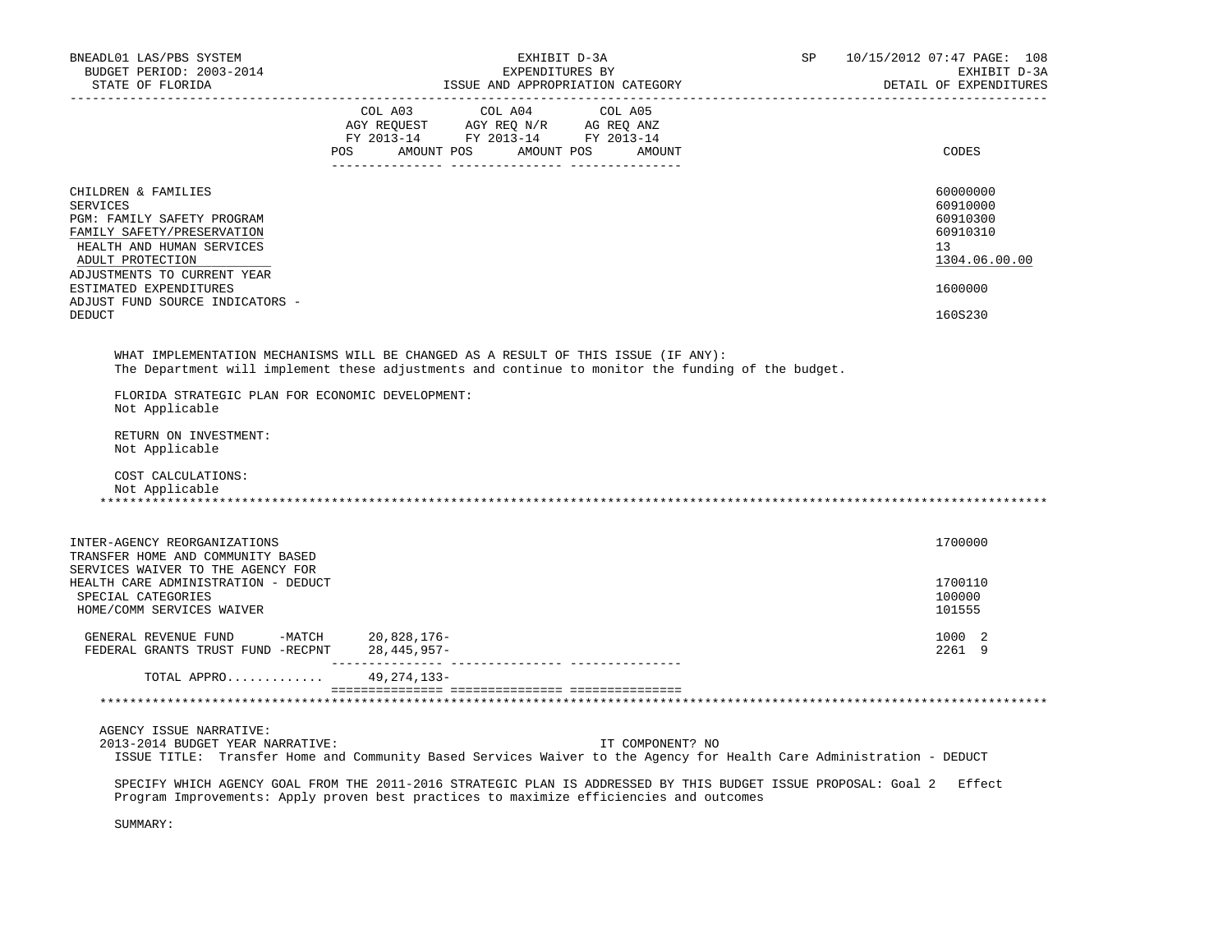| | COL A03 AGY REQUEST FY 2013-14 POS AMOUNT | COL A04 AGY REQ N/R FY 2013-14 POS AMOUNT | COL A05 AG REQ ANZ FY 2013-14 POS AMOUNT | CODES |
|---|---|---|---|---|
| CHILDREN & FAMILIES | | | | 60000000 |
| SERVICES | | | | 60910000 |
| PGM: FAMILY SAFETY PROGRAM | | | | 60910300 |
| FAMILY SAFETY/PRESERVATION | | | | 60910310 |
| HEALTH AND HUMAN SERVICES | | | | 13 |
| ADULT PROTECTION | | | | 1304.06.00.00 |
| ADJUSTMENTS TO CURRENT YEAR ESTIMATED EXPENDITURES | | | | 1600000 |
| ADJUST FUND SOURCE INDICATORS - DEDUCT | | | | 160S230 |

WHAT IMPLEMENTATION MECHANISMS WILL BE CHANGED AS A RESULT OF THIS ISSUE (IF ANY):
The Department will implement these adjustments and continue to monitor the funding of the budget.

FLORIDA STRATEGIC PLAN FOR ECONOMIC DEVELOPMENT:
Not Applicable

RETURN ON INVESTMENT:
Not Applicable

COST CALCULATIONS:
Not Applicable

******************************************************************************************************************

| | COL A03 | COL A04 | COL A05 | CODES |
|---|---|---|---|---|
| INTER-AGENCY REORGANIZATIONS | | | | 1700000 |
| TRANSFER HOME AND COMMUNITY BASED SERVICES WAIVER TO THE AGENCY FOR HEALTH CARE ADMINISTRATION - DEDUCT | | | | 1700110 |
| SPECIAL CATEGORIES | | | | 100000 |
| HOME/COMM SERVICES WAIVER | | | | 101555 |
| GENERAL REVENUE FUND -MATCH | 20,828,176- | | | 1000 2 |
| FEDERAL GRANTS TRUST FUND -RECPNT | 28,445,957- | | | 2261 9 |
| TOTAL APPRO............ | 49,274,133- | | | |

******************************************************************************************************************

AGENCY ISSUE NARRATIVE:
2013-2014 BUDGET YEAR NARRATIVE: IT COMPONENT? NO
ISSUE TITLE: Transfer Home and Community Based Services Waiver to the Agency for Health Care Administration - DEDUCT

SPECIFY WHICH AGENCY GOAL FROM THE 2011-2016 STRATEGIC PLAN IS ADDRESSED BY THIS BUDGET ISSUE PROPOSAL: Goal 2 Effect Program Improvements: Apply proven best practices to maximize efficiencies and outcomes

SUMMARY: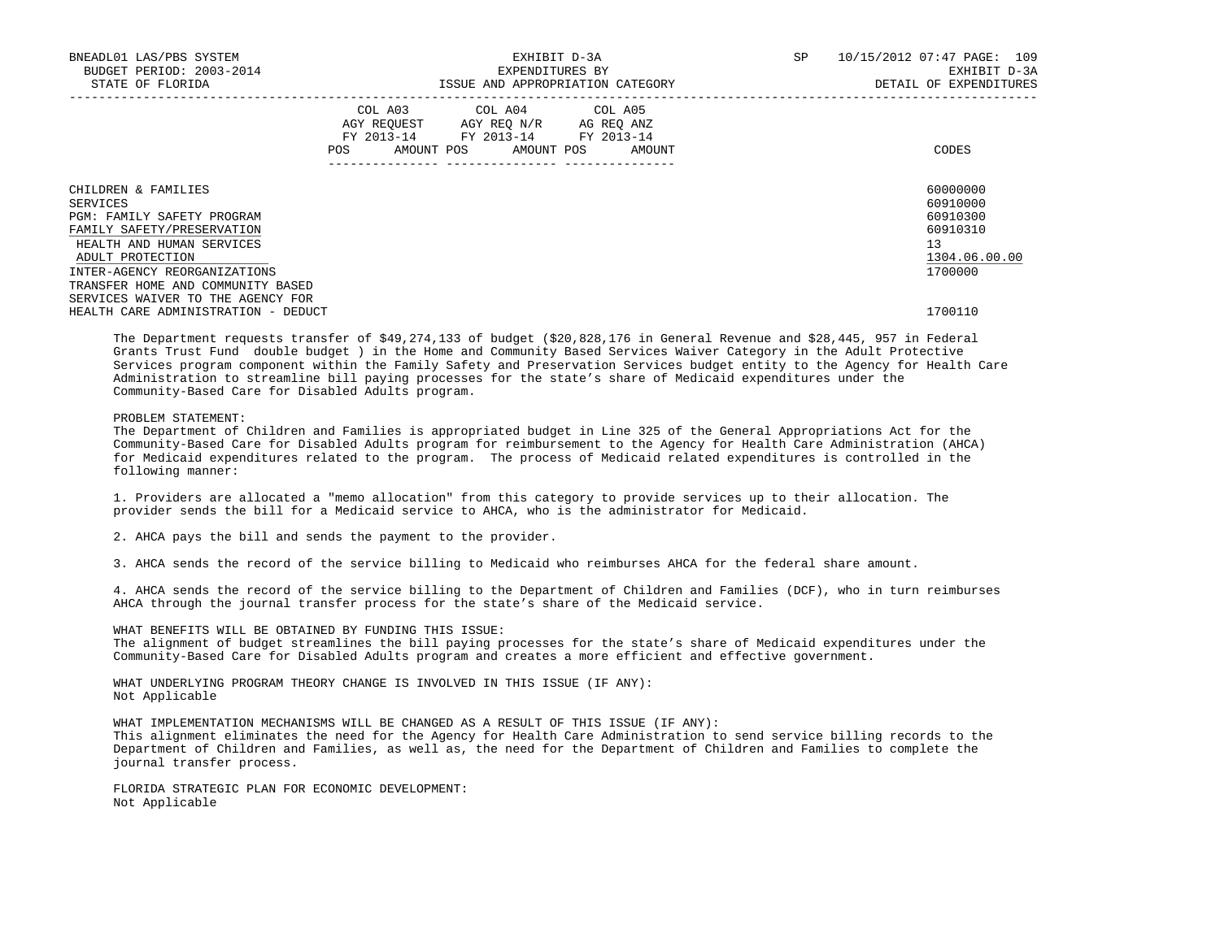| | COL A03 AGY REQUEST FY 2013-14 POS AMOUNT | COL A04 AGY REQ N/R FY 2013-14 POS AMOUNT | COL A05 AG REQ ANZ FY 2013-14 POS AMOUNT | CODES |
|---|---|---|---|---|
| CHILDREN & FAMILIES | | | | 60000000 |
| SERVICES | | | | 60910000 |
| PGM: FAMILY SAFETY PROGRAM | | | | 60910300 |
| FAMILY SAFETY/PRESERVATION | | | | 60910310 |
| HEALTH AND HUMAN SERVICES | | | | 13 |
| ADULT PROTECTION | | | | 1304.06.00.00 |
| INTER-AGENCY REORGANIZATIONS | | | | 1700000 |
| TRANSFER HOME AND COMMUNITY BASED SERVICES WAIVER TO THE AGENCY FOR HEALTH CARE ADMINISTRATION - DEDUCT | | | | 1700110 |

The Department requests transfer of $49,274,133 of budget ($20,828,176 in General Revenue and $28,445, 957 in Federal Grants Trust Fund double budget ) in the Home and Community Based Services Waiver Category in the Adult Protective Services program component within the Family Safety and Preservation Services budget entity to the Agency for Health Care Administration to streamline bill paying processes for the state's share of Medicaid expenditures under the Community-Based Care for Disabled Adults program.

PROBLEM STATEMENT:
The Department of Children and Families is appropriated budget in Line 325 of the General Appropriations Act for the Community-Based Care for Disabled Adults program for reimbursement to the Agency for Health Care Administration (AHCA) for Medicaid expenditures related to the program. The process of Medicaid related expenditures is controlled in the following manner:

1. Providers are allocated a "memo allocation" from this category to provide services up to their allocation. The provider sends the bill for a Medicaid service to AHCA, who is the administrator for Medicaid.

2. AHCA pays the bill and sends the payment to the provider.

3. AHCA sends the record of the service billing to Medicaid who reimburses AHCA for the federal share amount.

4. AHCA sends the record of the service billing to the Department of Children and Families (DCF), who in turn reimburses AHCA through the journal transfer process for the state's share of the Medicaid service.

WHAT BENEFITS WILL BE OBTAINED BY FUNDING THIS ISSUE:
The alignment of budget streamlines the bill paying processes for the state's share of Medicaid expenditures under the Community-Based Care for Disabled Adults program and creates a more efficient and effective government.

WHAT UNDERLYING PROGRAM THEORY CHANGE IS INVOLVED IN THIS ISSUE (IF ANY):
Not Applicable

WHAT IMPLEMENTATION MECHANISMS WILL BE CHANGED AS A RESULT OF THIS ISSUE (IF ANY):
This alignment eliminates the need for the Agency for Health Care Administration to send service billing records to the Department of Children and Families, as well as, the need for the Department of Children and Families to complete the journal transfer process.

FLORIDA STRATEGIC PLAN FOR ECONOMIC DEVELOPMENT:
Not Applicable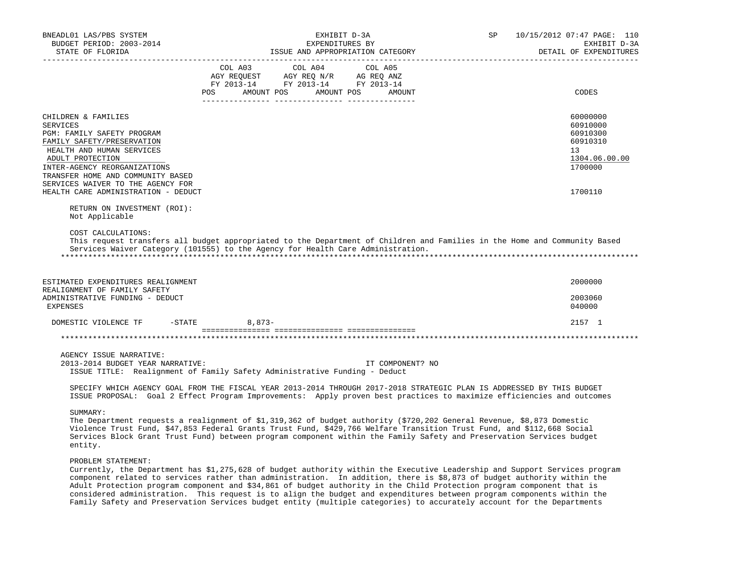| | COL A03 AGY REQUEST FY 2013-14 POS AMOUNT | COL A04 AGY REQ N/R FY 2013-14 POS AMOUNT | COL A05 AG REQ ANZ FY 2013-14 POS AMOUNT | CODES |
|---|---|---|---|---|
| CHILDREN & FAMILIES | | | | 60000000 |
| SERVICES | | | | 60910000 |
| PGM: FAMILY SAFETY PROGRAM | | | | 60910300 |
| FAMILY SAFETY/PRESERVATION | | | | 60910310 |
| HEALTH AND HUMAN SERVICES | | | | 13 |
| ADULT PROTECTION | | | | 1304.06.00.00 |
| INTER-AGENCY REORGANIZATIONS | | | | 1700000 |
| TRANSFER HOME AND COMMUNITY BASED SERVICES WAIVER TO THE AGENCY FOR HEALTH CARE ADMINISTRATION - DEDUCT | | | | 1700110 |

RETURN ON INVESTMENT (ROI):
Not Applicable

COST CALCULATIONS:
This request transfers all budget appropriated to the Department of Children and Families in the Home and Community Based Services Waiver Category (101555) to the Agency for Health Care Administration.

*****************************************************************************************************************************

| | COL A03 | COL A04 | COL A05 | CODES |
|---|---|---|---|---|
| ESTIMATED EXPENDITURES REALIGNMENT | | | | 2000000 |
| REALIGNMENT OF FAMILY SAFETY ADMINISTRATIVE FUNDING - DEDUCT | | | | 2003060 |
| EXPENSES | | | | 040000 |
| DOMESTIC VIOLENCE TF -STATE | 8,873- | | | 2157 1 |

*****************************************************************************************************************************

AGENCY ISSUE NARRATIVE:
2013-2014 BUDGET YEAR NARRATIVE: IT COMPONENT? NO
ISSUE TITLE: Realignment of Family Safety Administrative Funding - Deduct

SPECIFY WHICH AGENCY GOAL FROM THE FISCAL YEAR 2013-2014 THROUGH 2017-2018 STRATEGIC PLAN IS ADDRESSED BY THIS BUDGET ISSUE PROPOSAL: Goal 2 Effect Program Improvements: Apply proven best practices to maximize efficiencies and outcomes

SUMMARY:
The Department requests a realignment of $1,319,362 of budget authority ($720,202 General Revenue, $8,873 Domestic Violence Trust Fund, $47,853 Federal Grants Trust Fund, $429,766 Welfare Transition Trust Fund, and $112,668 Social Services Block Grant Trust Fund) between program component within the Family Safety and Preservation Services budget entity.

PROBLEM STATEMENT:
Currently, the Department has $1,275,628 of budget authority within the Executive Leadership and Support Services program component related to services rather than administration. In addition, there is $8,873 of budget authority within the Adult Protection program component and $34,861 of budget authority in the Child Protection program component that is considered administration. This request is to align the budget and expenditures between program components within the Family Safety and Preservation Services budget entity (multiple categories) to accurately account for the Departments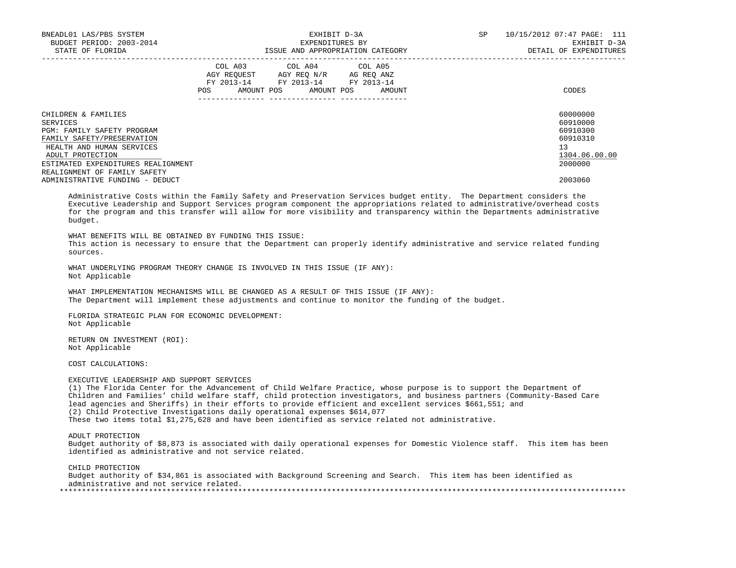| | COL A03 AGY REQUEST FY 2013-14 POS AMOUNT | COL A04 AGY REQ N/R FY 2013-14 POS AMOUNT | COL A05 AG REQ ANZ FY 2013-14 POS AMOUNT | CODES |
|---|---|---|---|---|
| CHILDREN & FAMILIES | | | | 60000000 |
| SERVICES | | | | 60910000 |
| PGM: FAMILY SAFETY PROGRAM | | | | 60910300 |
| FAMILY SAFETY/PRESERVATION | | | | 60910310 |
| HEALTH AND HUMAN SERVICES | | | | 13 |
| ADULT PROTECTION | | | | 1304.06.00.00 |
| ESTIMATED EXPENDITURES REALIGNMENT | | | | 2000000 |
| REALIGNMENT OF FAMILY SAFETY ADMINISTRATIVE FUNDING - DEDUCT | | | | 2003060 |

Administrative Costs within the Family Safety and Preservation Services budget entity. The Department considers the Executive Leadership and Support Services program component the appropriations related to administrative/overhead costs for the program and this transfer will allow for more visibility and transparency within the Departments administrative budget.

WHAT BENEFITS WILL BE OBTAINED BY FUNDING THIS ISSUE:
This action is necessary to ensure that the Department can properly identify administrative and service related funding sources.

WHAT UNDERLYING PROGRAM THEORY CHANGE IS INVOLVED IN THIS ISSUE (IF ANY):
Not Applicable

WHAT IMPLEMENTATION MECHANISMS WILL BE CHANGED AS A RESULT OF THIS ISSUE (IF ANY):
The Department will implement these adjustments and continue to monitor the funding of the budget.

FLORIDA STRATEGIC PLAN FOR ECONOMIC DEVELOPMENT:
Not Applicable

RETURN ON INVESTMENT (ROI):
Not Applicable

COST CALCULATIONS:

EXECUTIVE LEADERSHIP AND SUPPORT SERVICES
(1) The Florida Center for the Advancement of Child Welfare Practice, whose purpose is to support the Department of Children and Families' child welfare staff, child protection investigators, and business partners (Community-Based Care lead agencies and Sheriffs) in their efforts to provide efficient and excellent services $661,551; and
(2) Child Protective Investigations daily operational expenses $614,077
These two items total $1,275,628 and have been identified as service related not administrative.

ADULT PROTECTION
Budget authority of $8,873 is associated with daily operational expenses for Domestic Violence staff. This item has been identified as administrative and not service related.

CHILD PROTECTION
Budget authority of $34,861 is associated with Background Screening and Search. This item has been identified as administrative and not service related.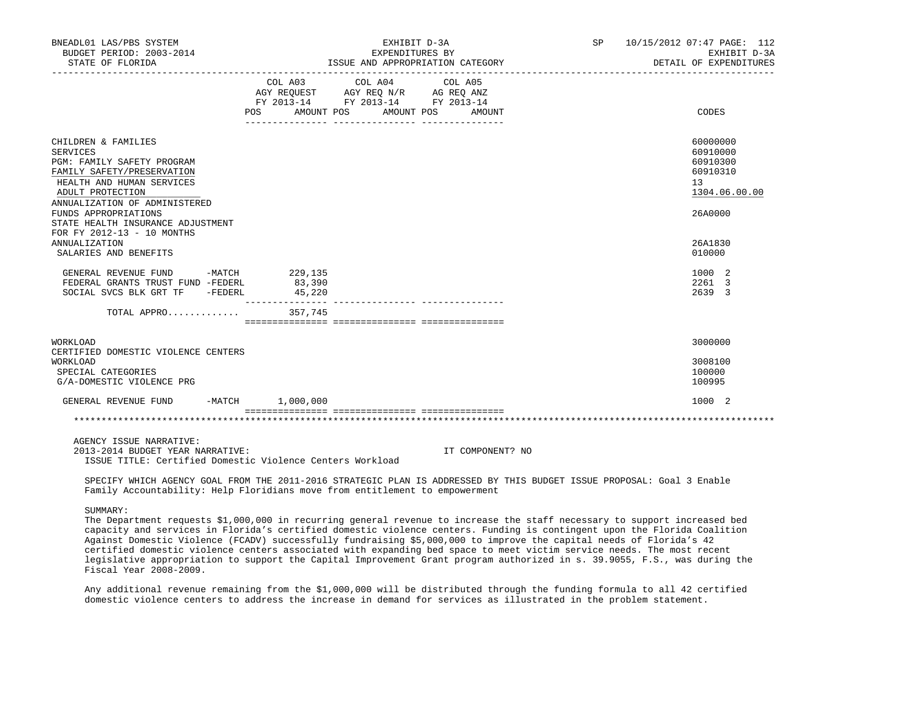BNEADL01 LAS/PBS SYSTEM | EXHIBIT D-3A | SP 10/15/2012 07:47
BUDGET PERIOD: 2003-2014 | EXPENDITURES BY | EXHIBIT D-3A
STATE OF FLORIDA | ISSUE AND APPROPRIATION CATEGORY | DETAIL OF EXPENDITURES

| | COL A03 AGY REQUEST FY 2013-14 POS AMOUNT | COL A04 AGY REQ N/R FY 2013-14 POS AMOUNT | COL A05 AG REQ ANZ FY 2013-14 POS AMOUNT | CODES |
|---|---|---|---|---|
| CHILDREN & FAMILIES | | | | 60000000 |
| SERVICES | | | | 60910000 |
| PGM: FAMILY SAFETY PROGRAM | | | | 60910300 |
| FAMILY SAFETY/PRESERVATION | | | | 60910310 |
| HEALTH AND HUMAN SERVICES | | | | 13 |
| ADULT PROTECTION | | | | 1304.06.00.00 |
| ANNUALIZATION OF ADMINISTERED FUNDS APPROPRIATIONS | | | | 26A0000 |
| STATE HEALTH INSURANCE ADJUSTMENT FOR FY 2012-13 - 10 MONTHS ANNUALIZATION | | | | 26A1830 |
| SALARIES AND BENEFITS | | | | 010000 |
| GENERAL REVENUE FUND -MATCH | 229,135 | | | 1000 2 |
| FEDERAL GRANTS TRUST FUND -FEDERL | 83,390 | | | 2261 3 |
| SOCIAL SVCS BLK GRT TF -FEDERL | 45,220 | | | 2639 3 |
| TOTAL APPRO............ | 357,745 | | | |
| WORKLOAD | | | | 3000000 |
| CERTIFIED DOMESTIC VIOLENCE CENTERS WORKLOAD | | | | 3008100 |
| SPECIAL CATEGORIES | | | | 100000 |
| G/A-DOMESTIC VIOLENCE PRG | | | | 100995 |
| GENERAL REVENUE FUND -MATCH | 1,000,000 | | | 1000 2 |

AGENCY ISSUE NARRATIVE:
2013-2014 BUDGET YEAR NARRATIVE: IT COMPONENT? NO
ISSUE TITLE: Certified Domestic Violence Centers Workload

SPECIFY WHICH AGENCY GOAL FROM THE 2011-2016 STRATEGIC PLAN IS ADDRESSED BY THIS BUDGET ISSUE PROPOSAL: Goal 3 Enable Family Accountability: Help Floridians move from entitlement to empowerment

SUMMARY:
The Department requests $1,000,000 in recurring general revenue to increase the staff necessary to support increased bed capacity and services in Florida's certified domestic violence centers. Funding is contingent upon the Florida Coalition Against Domestic Violence (FCADV) successfully fundraising $5,000,000 to improve the capital needs of Florida's 42 certified domestic violence centers associated with expanding bed space to meet victim service needs. The most recent legislative appropriation to support the Capital Improvement Grant program authorized in s. 39.9055, F.S., was during the Fiscal Year 2008-2009.

Any additional revenue remaining from the $1,000,000 will be distributed through the funding formula to all 42 certified domestic violence centers to address the increase in demand for services as illustrated in the problem statement.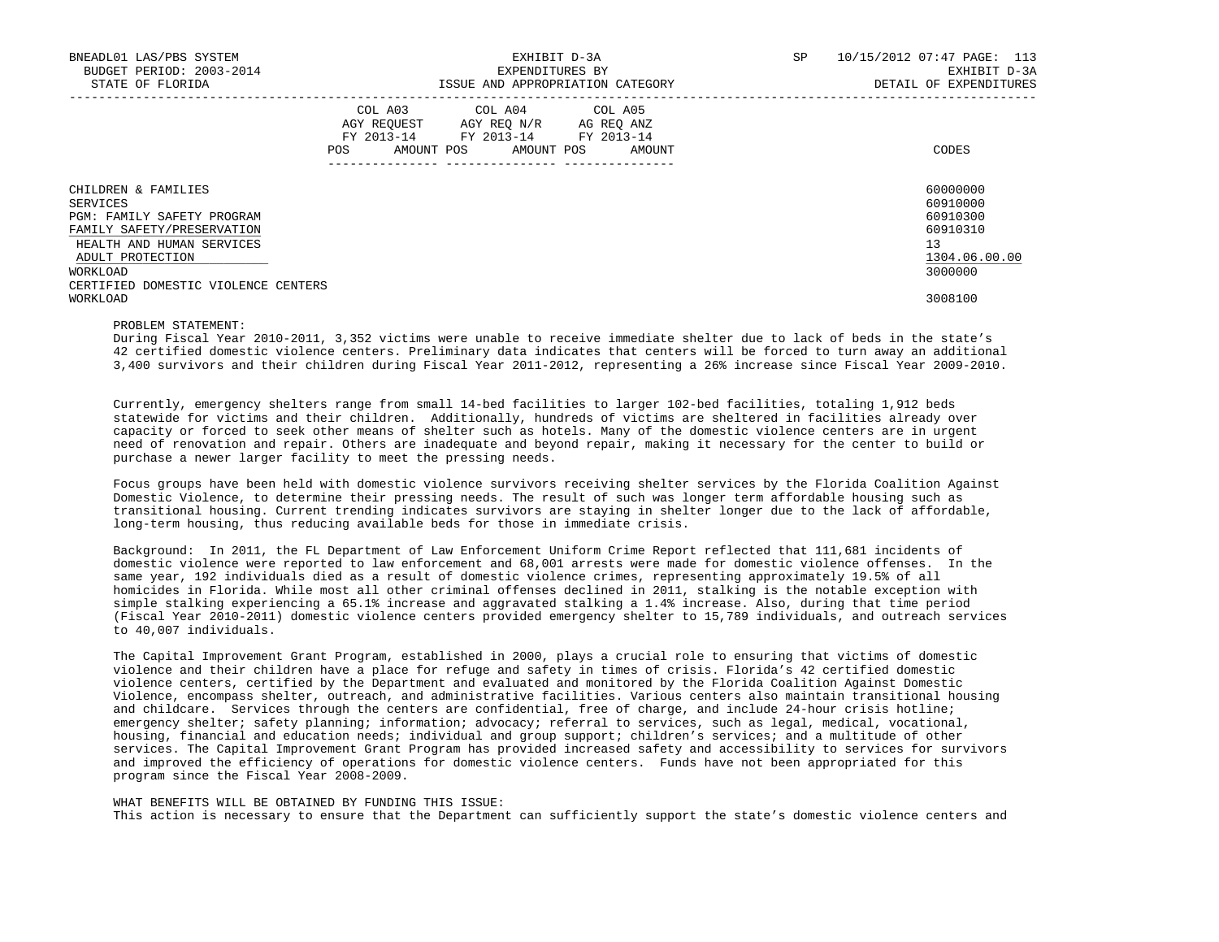| | COL A03 AGY REQUEST FY 2013-14 POS AMOUNT | COL A04 AGY REQ N/R FY 2013-14 POS AMOUNT | COL A05 AG REQ ANZ FY 2013-14 POS AMOUNT | CODES |
|---|---|---|---|---|
| CHILDREN & FAMILIES | | | | 60000000 |
| SERVICES | | | | 60910000 |
| PGM: FAMILY SAFETY PROGRAM | | | | 60910300 |
| FAMILY SAFETY/PRESERVATION | | | | 60910310 |
| HEALTH AND HUMAN SERVICES | | | | 13 |
| ADULT PROTECTION | | | | 1304.06.00.00 |
| WORKLOAD | | | | 3000000 |
| CERTIFIED DOMESTIC VIOLENCE CENTERS WORKLOAD | | | | 3008100 |

PROBLEM STATEMENT:
During Fiscal Year 2010-2011, 3,352 victims were unable to receive immediate shelter due to lack of beds in the state's 42 certified domestic violence centers. Preliminary data indicates that centers will be forced to turn away an additional 3,400 survivors and their children during Fiscal Year 2011-2012, representing a 26% increase since Fiscal Year 2009-2010.

Currently, emergency shelters range from small 14-bed facilities to larger 102-bed facilities, totaling 1,912 beds statewide for victims and their children. Additionally, hundreds of victims are sheltered in facilities already over capacity or forced to seek other means of shelter such as hotels. Many of the domestic violence centers are in urgent need of renovation and repair. Others are inadequate and beyond repair, making it necessary for the center to build or purchase a newer larger facility to meet the pressing needs.

Focus groups have been held with domestic violence survivors receiving shelter services by the Florida Coalition Against Domestic Violence, to determine their pressing needs. The result of such was longer term affordable housing such as transitional housing. Current trending indicates survivors are staying in shelter longer due to the lack of affordable, long-term housing, thus reducing available beds for those in immediate crisis.

Background: In 2011, the FL Department of Law Enforcement Uniform Crime Report reflected that 111,681 incidents of domestic violence were reported to law enforcement and 68,001 arrests were made for domestic violence offenses. In the same year, 192 individuals died as a result of domestic violence crimes, representing approximately 19.5% of all homicides in Florida. While most all other criminal offenses declined in 2011, stalking is the notable exception with simple stalking experiencing a 65.1% increase and aggravated stalking a 1.4% increase. Also, during that time period (Fiscal Year 2010-2011) domestic violence centers provided emergency shelter to 15,789 individuals, and outreach services to 40,007 individuals.

The Capital Improvement Grant Program, established in 2000, plays a crucial role to ensuring that victims of domestic violence and their children have a place for refuge and safety in times of crisis. Florida's 42 certified domestic violence centers, certified by the Department and evaluated and monitored by the Florida Coalition Against Domestic Violence, encompass shelter, outreach, and administrative facilities. Various centers also maintain transitional housing and childcare. Services through the centers are confidential, free of charge, and include 24-hour crisis hotline; emergency shelter; safety planning; information; advocacy; referral to services, such as legal, medical, vocational, housing, financial and education needs; individual and group support; children's services; and a multitude of other services. The Capital Improvement Grant Program has provided increased safety and accessibility to services for survivors and improved the efficiency of operations for domestic violence centers. Funds have not been appropriated for this program since the Fiscal Year 2008-2009.

WHAT BENEFITS WILL BE OBTAINED BY FUNDING THIS ISSUE:
This action is necessary to ensure that the Department can sufficiently support the state's domestic violence centers and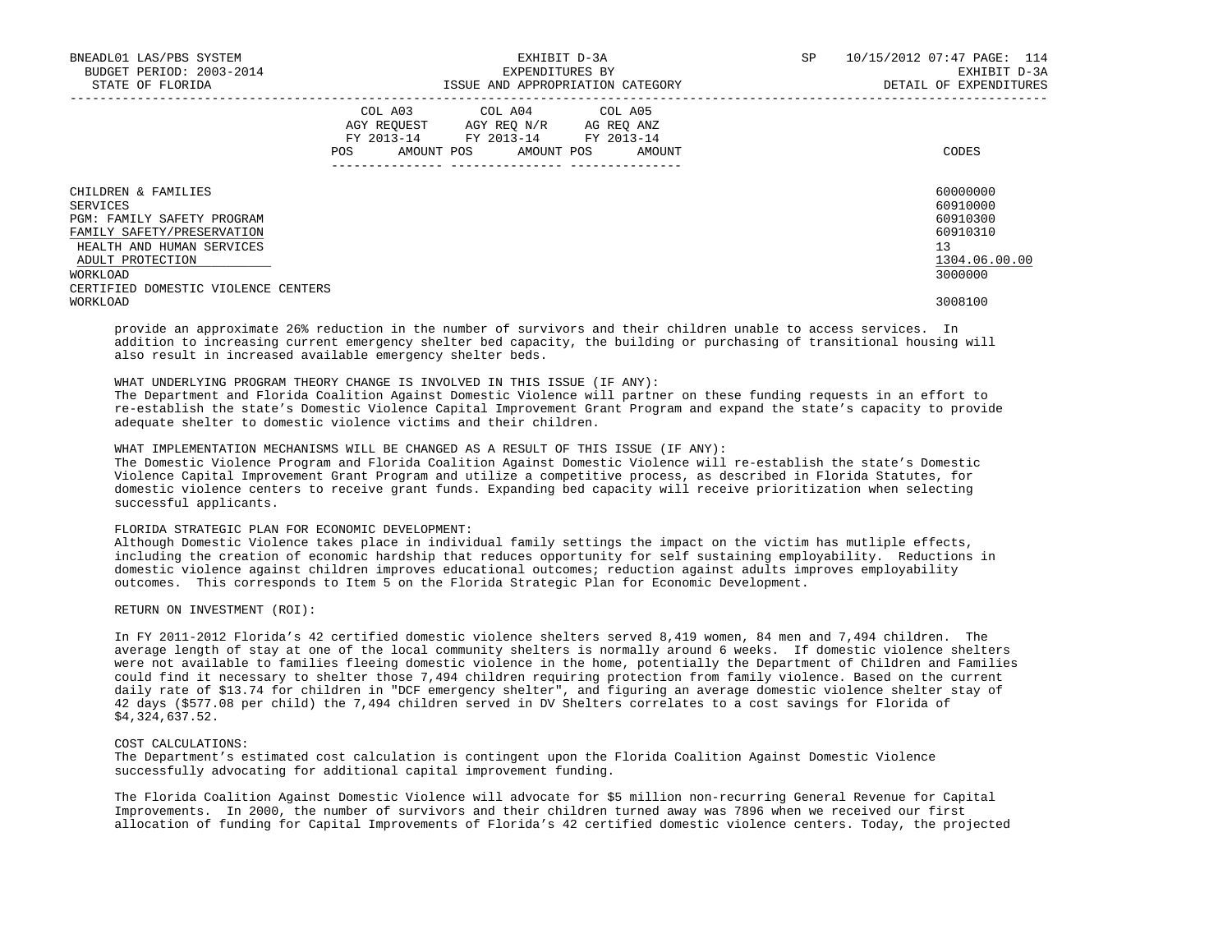| | COL A03 AGY REQUEST FY 2013-14 POS AMOUNT | COL A04 AGY REQ N/R FY 2013-14 POS AMOUNT | COL A05 AG REQ ANZ FY 2013-14 POS AMOUNT | CODES |
|---|---|---|---|---|
| CHILDREN & FAMILIES | | | | 60000000 |
| SERVICES | | | | 60910000 |
| PGM: FAMILY SAFETY PROGRAM | | | | 60910300 |
| FAMILY SAFETY/PRESERVATION | | | | 60910310 |
| HEALTH AND HUMAN SERVICES | | | | 13 |
| ADULT PROTECTION | | | | 1304.06.00.00 |
| WORKLOAD | | | | 3000000 |
| CERTIFIED DOMESTIC VIOLENCE CENTERS WORKLOAD | | | | 3008100 |

provide an approximate 26% reduction in the number of survivors and their children unable to access services. In addition to increasing current emergency shelter bed capacity, the building or purchasing of transitional housing will also result in increased available emergency shelter beds.

WHAT UNDERLYING PROGRAM THEORY CHANGE IS INVOLVED IN THIS ISSUE (IF ANY):
The Department and Florida Coalition Against Domestic Violence will partner on these funding requests in an effort to re-establish the state's Domestic Violence Capital Improvement Grant Program and expand the state's capacity to provide adequate shelter to domestic violence victims and their children.

WHAT IMPLEMENTATION MECHANISMS WILL BE CHANGED AS A RESULT OF THIS ISSUE (IF ANY):
The Domestic Violence Program and Florida Coalition Against Domestic Violence will re-establish the state's Domestic Violence Capital Improvement Grant Program and utilize a competitive process, as described in Florida Statutes, for domestic violence centers to receive grant funds. Expanding bed capacity will receive prioritization when selecting successful applicants.

FLORIDA STRATEGIC PLAN FOR ECONOMIC DEVELOPMENT:
Although Domestic Violence takes place in individual family settings the impact on the victim has mutliple effects, including the creation of economic hardship that reduces opportunity for self sustaining employability. Reductions in domestic violence against children improves educational outcomes; reduction against adults improves employability outcomes. This corresponds to Item 5 on the Florida Strategic Plan for Economic Development.

RETURN ON INVESTMENT (ROI):

In FY 2011-2012 Florida's 42 certified domestic violence shelters served 8,419 women, 84 men and 7,494 children. The average length of stay at one of the local community shelters is normally around 6 weeks. If domestic violence shelters were not available to families fleeing domestic violence in the home, potentially the Department of Children and Families could find it necessary to shelter those 7,494 children requiring protection from family violence. Based on the current daily rate of $13.74 for children in "DCF emergency shelter", and figuring an average domestic violence shelter stay of 42 days ($577.08 per child) the 7,494 children served in DV Shelters correlates to a cost savings for Florida of $4,324,637.52.

COST CALCULATIONS:
The Department's estimated cost calculation is contingent upon the Florida Coalition Against Domestic Violence successfully advocating for additional capital improvement funding.

The Florida Coalition Against Domestic Violence will advocate for $5 million non-recurring General Revenue for Capital Improvements. In 2000, the number of survivors and their children turned away was 7896 when we received our first allocation of funding for Capital Improvements of Florida's 42 certified domestic violence centers. Today, the projected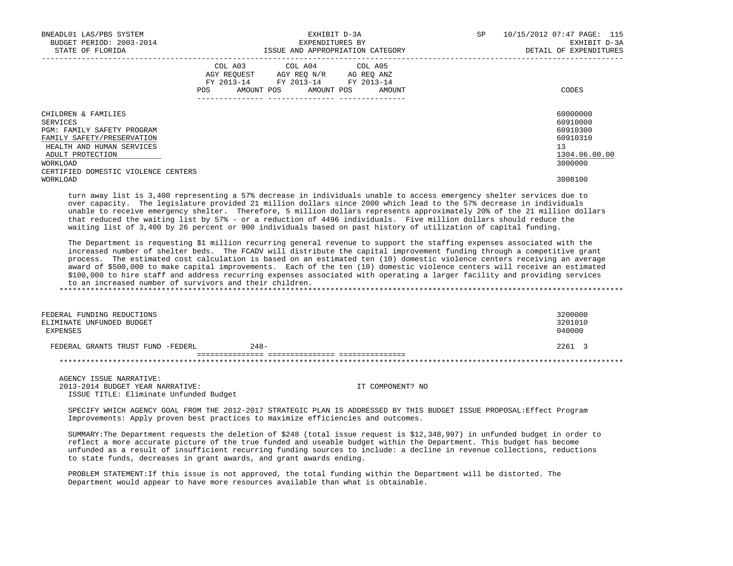| | COL A03 AGY REQUEST FY 2013-14 POS AMOUNT | COL A04 AGY REQ N/R FY 2013-14 POS AMOUNT | COL A05 AG REQ ANZ FY 2013-14 POS AMOUNT | CODES |
|---|---|---|---|---|
| CHILDREN & FAMILIES | | | | 60000000 |
| SERVICES | | | | 60910000 |
| PGM: FAMILY SAFETY PROGRAM | | | | 60910300 |
| FAMILY SAFETY/PRESERVATION | | | | 60910310 |
| HEALTH AND HUMAN SERVICES | | | | 13 |
| ADULT PROTECTION | | | | 1304.06.00.00 |
| WORKLOAD | | | | 3000000 |
| CERTIFIED DOMESTIC VIOLENCE CENTERS WORKLOAD | | | | 3008100 |

turn away list is 3,400 representing a 57% decrease in individuals unable to access emergency shelter services due to over capacity. The legislature provided 21 million dollars since 2000 which lead to the 57% decrease in individuals unable to receive emergency shelter. Therefore, 5 million dollars represents approximately 20% of the 21 million dollars that reduced the waiting list by 57% - or a reduction of 4496 individuals. Five million dollars should reduce the waiting list of 3,400 by 26 percent or 900 individuals based on past history of utilization of capital funding.

The Department is requesting $1 million recurring general revenue to support the staffing expenses associated with the increased number of shelter beds. The FCADV will distribute the capital improvement funding through a competitive grant process. The estimated cost calculation is based on an estimated ten (10) domestic violence centers receiving an average award of $500,000 to make capital improvements. Each of the ten (10) domestic violence centers will receive an estimated $100,000 to hire staff and address recurring expenses associated with operating a larger facility and providing services to an increased number of survivors and their children.

| | COL A03 | COL A04 | COL A05 | CODES |
|---|---|---|---|---|
| FEDERAL FUNDING REDUCTIONS | | | | 3200000 |
| ELIMINATE UNFUNDED BUDGET | | | | 3201010 |
| EXPENSES | | | | 040000 |
| FEDERAL GRANTS TRUST FUND -FEDERL | 248- | | | 2261 3 |

AGENCY ISSUE NARRATIVE:
2013-2014 BUDGET YEAR NARRATIVE: IT COMPONENT? NO
ISSUE TITLE: Eliminate Unfunded Budget

SPECIFY WHICH AGENCY GOAL FROM THE 2012-2017 STRATEGIC PLAN IS ADDRESSED BY THIS BUDGET ISSUE PROPOSAL:Effect Program Improvements: Apply proven best practices to maximize efficiencies and outcomes.

SUMMARY:The Department requests the deletion of $248 (total issue request is $12,348,997) in unfunded budget in order to reflect a more accurate picture of the true funded and useable budget within the Department. This budget has become unfunded as a result of insufficient recurring funding sources to include: a decline in revenue collections, reductions to state funds, decreases in grant awards, and grant awards ending.

PROBLEM STATEMENT:If this issue is not approved, the total funding within the Department will be distorted. The Department would appear to have more resources available than what is obtainable.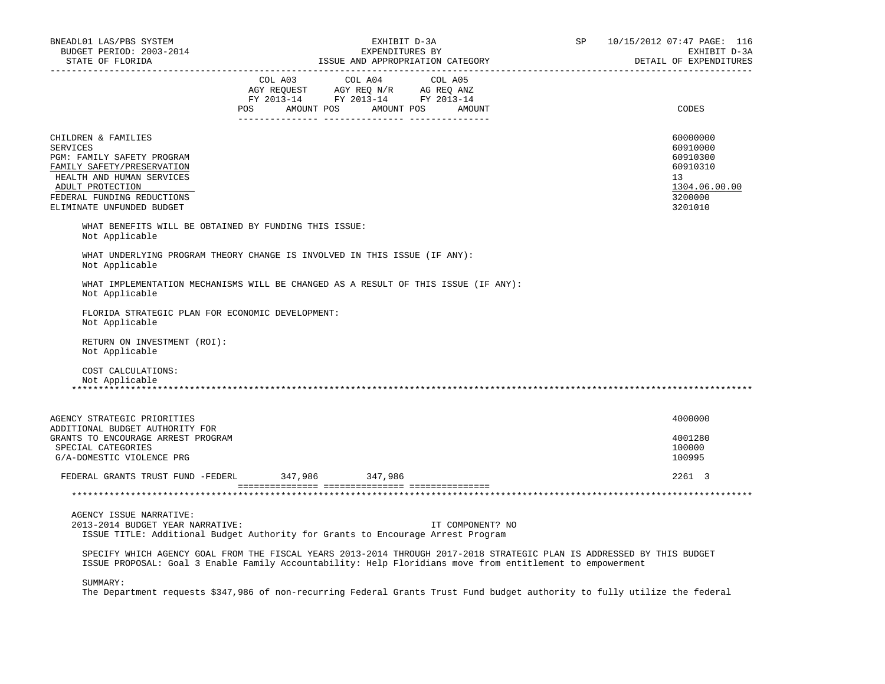| | COL A03 AGY REQUEST FY 2013-14 POS AMOUNT | COL A04 AGY REQ N/R FY 2013-14 POS AMOUNT | COL A05 AG REQ ANZ FY 2013-14 POS AMOUNT | CODES |
|---|---|---|---|---|
| CHILDREN & FAMILIES | | | | 60000000 |
| SERVICES | | | | 60910000 |
| PGM: FAMILY SAFETY PROGRAM | | | | 60910300 |
| FAMILY SAFETY/PRESERVATION | | | | 60910310 |
| HEALTH AND HUMAN SERVICES | | | | 13 |
| ADULT PROTECTION | | | | 1304.06.00.00 |
| FEDERAL FUNDING REDUCTIONS | | | | 3200000 |
| ELIMINATE UNFUNDED BUDGET | | | | 3201010 |

WHAT BENEFITS WILL BE OBTAINED BY FUNDING THIS ISSUE:
Not Applicable

WHAT UNDERLYING PROGRAM THEORY CHANGE IS INVOLVED IN THIS ISSUE (IF ANY):
Not Applicable

WHAT IMPLEMENTATION MECHANISMS WILL BE CHANGED AS A RESULT OF THIS ISSUE (IF ANY):
Not Applicable

FLORIDA STRATEGIC PLAN FOR ECONOMIC DEVELOPMENT:
Not Applicable

RETURN ON INVESTMENT (ROI):
Not Applicable

COST CALCULATIONS:
Not Applicable

*****************************************************************************************************************************

| | COL A03 | COL A04 | COL A05 | CODES |
|---|---|---|---|---|
| AGENCY STRATEGIC PRIORITIES | | | | 4000000 |
| ADDITIONAL BUDGET AUTHORITY FOR GRANTS TO ENCOURAGE ARREST PROGRAM | | | | 4001280 |
| SPECIAL CATEGORIES | | | | 100000 |
| G/A-DOMESTIC VIOLENCE PRG | | | | 100995 |
| FEDERAL GRANTS TRUST FUND -FEDERL | 347,986 | 347,986 | | 2261 3 |

*****************************************************************************************************************************

AGENCY ISSUE NARRATIVE:
2013-2014 BUDGET YEAR NARRATIVE: IT COMPONENT? NO
ISSUE TITLE: Additional Budget Authority for Grants to Encourage Arrest Program

SPECIFY WHICH AGENCY GOAL FROM THE FISCAL YEARS 2013-2014 THROUGH 2017-2018 STRATEGIC PLAN IS ADDRESSED BY THIS BUDGET ISSUE PROPOSAL: Goal 3 Enable Family Accountability: Help Floridians move from entitlement to empowerment

SUMMARY:
The Department requests $347,986 of non-recurring Federal Grants Trust Fund budget authority to fully utilize the federal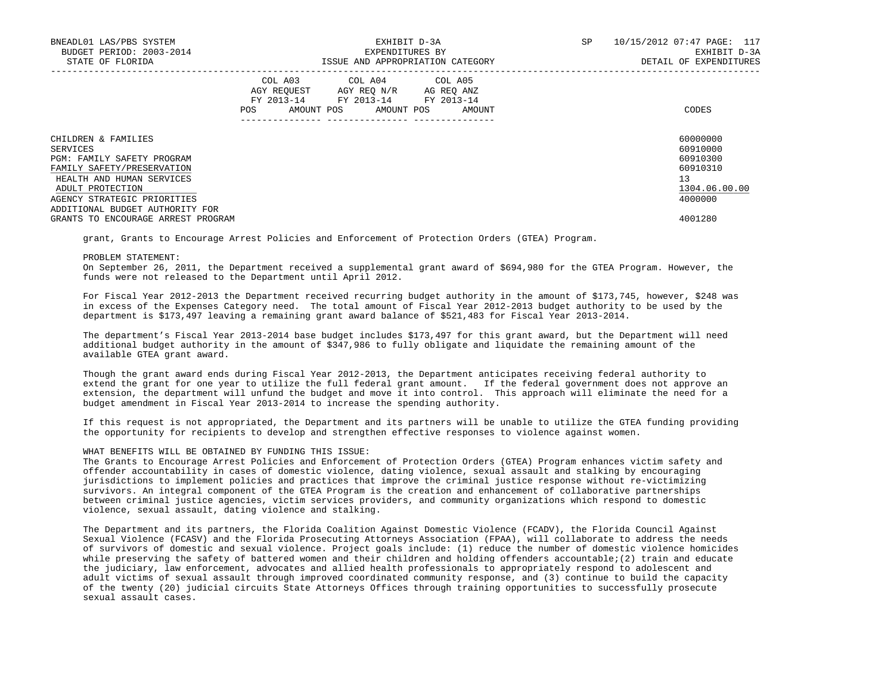| | COL A03 AGY REQUEST FY 2013-14 POS AMOUNT | COL A04 AGY REQ N/R FY 2013-14 POS AMOUNT | COL A05 AG REQ ANZ FY 2013-14 POS AMOUNT | CODES |
|---|---|---|---|---|
| CHILDREN & FAMILIES | | | | 60000000 |
| SERVICES | | | | 60910000 |
| PGM: FAMILY SAFETY PROGRAM | | | | 60910300 |
| FAMILY SAFETY/PRESERVATION | | | | 60910310 |
| HEALTH AND HUMAN SERVICES | | | | 13 |
| ADULT PROTECTION | | | | 1304.06.00.00 |
| AGENCY STRATEGIC PRIORITIES | | | | 4000000 |
| ADDITIONAL BUDGET AUTHORITY FOR GRANTS TO ENCOURAGE ARREST PROGRAM | | | | 4001280 |

grant, Grants to Encourage Arrest Policies and Enforcement of Protection Orders (GTEA) Program.

PROBLEM STATEMENT:
On September 26, 2011, the Department received a supplemental grant award of $694,980 for the GTEA Program. However, the funds were not released to the Department until April 2012.

For Fiscal Year 2012-2013 the Department received recurring budget authority in the amount of $173,745, however, $248 was in excess of the Expenses Category need. The total amount of Fiscal Year 2012-2013 budget authority to be used by the department is $173,497 leaving a remaining grant award balance of $521,483 for Fiscal Year 2013-2014.

The department's Fiscal Year 2013-2014 base budget includes $173,497 for this grant award, but the Department will need additional budget authority in the amount of $347,986 to fully obligate and liquidate the remaining amount of the available GTEA grant award.

Though the grant award ends during Fiscal Year 2012-2013, the Department anticipates receiving federal authority to extend the grant for one year to utilize the full federal grant amount. If the federal government does not approve an extension, the department will unfund the budget and move it into control. This approach will eliminate the need for a budget amendment in Fiscal Year 2013-2014 to increase the spending authority.

If this request is not appropriated, the Department and its partners will be unable to utilize the GTEA funding providing the opportunity for recipients to develop and strengthen effective responses to violence against women.

WHAT BENEFITS WILL BE OBTAINED BY FUNDING THIS ISSUE:
The Grants to Encourage Arrest Policies and Enforcement of Protection Orders (GTEA) Program enhances victim safety and offender accountability in cases of domestic violence, dating violence, sexual assault and stalking by encouraging jurisdictions to implement policies and practices that improve the criminal justice response without re-victimizing survivors. An integral component of the GTEA Program is the creation and enhancement of collaborative partnerships between criminal justice agencies, victim services providers, and community organizations which respond to domestic violence, sexual assault, dating violence and stalking.

The Department and its partners, the Florida Coalition Against Domestic Violence (FCADV), the Florida Council Against Sexual Violence (FCASV) and the Florida Prosecuting Attorneys Association (FPAA), will collaborate to address the needs of survivors of domestic and sexual violence. Project goals include: (1) reduce the number of domestic violence homicides while preserving the safety of battered women and their children and holding offenders accountable;(2) train and educate the judiciary, law enforcement, advocates and allied health professionals to appropriately respond to adolescent and adult victims of sexual assault through improved coordinated community response, and (3) continue to build the capacity of the twenty (20) judicial circuits State Attorneys Offices through training opportunities to successfully prosecute sexual assault cases.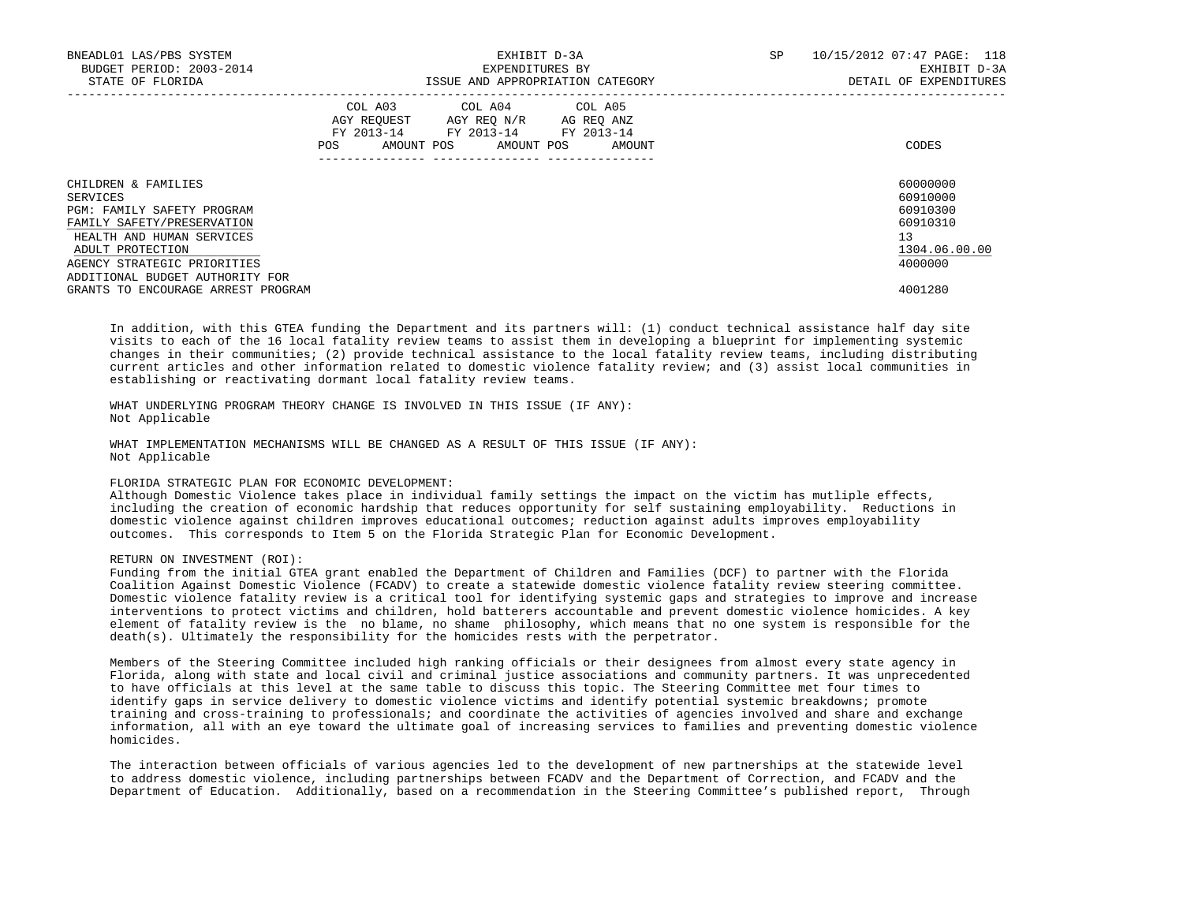| | COL A03 AGY REQUEST FY 2013-14 POS AMOUNT | COL A04 AGY REQ N/R FY 2013-14 POS AMOUNT | COL A05 AG REQ ANZ FY 2013-14 POS AMOUNT | CODES |
|---|---|---|---|---|
| CHILDREN & FAMILIES | | | | 60000000 |
| SERVICES | | | | 60910000 |
| PGM: FAMILY SAFETY PROGRAM | | | | 60910300 |
| FAMILY SAFETY/PRESERVATION | | | | 60910310 |
| HEALTH AND HUMAN SERVICES | | | | 13 |
| ADULT PROTECTION | | | | 1304.06.00.00 |
| AGENCY STRATEGIC PRIORITIES | | | | 4000000 |
| ADDITIONAL BUDGET AUTHORITY FOR GRANTS TO ENCOURAGE ARREST PROGRAM | | | | 4001280 |

In addition, with this GTEA funding the Department and its partners will: (1) conduct technical assistance half day site visits to each of the 16 local fatality review teams to assist them in developing a blueprint for implementing systemic changes in their communities; (2) provide technical assistance to the local fatality review teams, including distributing current articles and other information related to domestic violence fatality review; and (3) assist local communities in establishing or reactivating dormant local fatality review teams.

WHAT UNDERLYING PROGRAM THEORY CHANGE IS INVOLVED IN THIS ISSUE (IF ANY):
Not Applicable

WHAT IMPLEMENTATION MECHANISMS WILL BE CHANGED AS A RESULT OF THIS ISSUE (IF ANY):
Not Applicable

FLORIDA STRATEGIC PLAN FOR ECONOMIC DEVELOPMENT:
Although Domestic Violence takes place in individual family settings the impact on the victim has mutliple effects, including the creation of economic hardship that reduces opportunity for self sustaining employability. Reductions in domestic violence against children improves educational outcomes; reduction against adults improves employability outcomes. This corresponds to Item 5 on the Florida Strategic Plan for Economic Development.

RETURN ON INVESTMENT (ROI):
Funding from the initial GTEA grant enabled the Department of Children and Families (DCF) to partner with the Florida Coalition Against Domestic Violence (FCADV) to create a statewide domestic violence fatality review steering committee. Domestic violence fatality review is a critical tool for identifying systemic gaps and strategies to improve and increase interventions to protect victims and children, hold batterers accountable and prevent domestic violence homicides. A key element of fatality review is the no blame, no shame philosophy, which means that no one system is responsible for the death(s). Ultimately the responsibility for the homicides rests with the perpetrator.

Members of the Steering Committee included high ranking officials or their designees from almost every state agency in Florida, along with state and local civil and criminal justice associations and community partners. It was unprecedented to have officials at this level at the same table to discuss this topic. The Steering Committee met four times to identify gaps in service delivery to domestic violence victims and identify potential systemic breakdowns; promote training and cross-training to professionals; and coordinate the activities of agencies involved and share and exchange information, all with an eye toward the ultimate goal of increasing services to families and preventing domestic violence homicides.

The interaction between officials of various agencies led to the development of new partnerships at the statewide level to address domestic violence, including partnerships between FCADV and the Department of Correction, and FCADV and the Department of Education. Additionally, based on a recommendation in the Steering Committee's published report, Through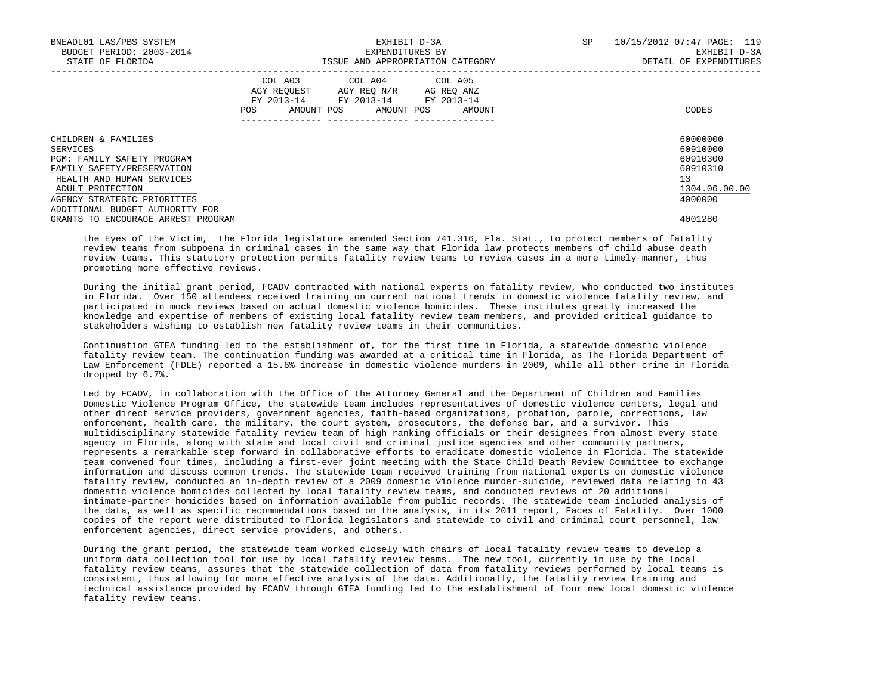| | COL A03 AGY REQUEST FY 2013-14 POS AMOUNT | COL A04 AGY REQ N/R FY 2013-14 POS AMOUNT | COL A05 AG REQ ANZ FY 2013-14 POS AMOUNT | CODES |
|---|---|---|---|---|
| CHILDREN & FAMILIES | | | | 60000000 |
| SERVICES | | | | 60910000 |
| PGM: FAMILY SAFETY PROGRAM | | | | 60910300 |
| FAMILY SAFETY/PRESERVATION | | | | 60910310 |
| HEALTH AND HUMAN SERVICES | | | | 13 |
| ADULT PROTECTION | | | | 1304.06.00.00 |
| AGENCY STRATEGIC PRIORITIES | | | | 4000000 |
| ADDITIONAL BUDGET AUTHORITY FOR GRANTS TO ENCOURAGE ARREST PROGRAM | | | | 4001280 |

the Eyes of the Victim, the Florida legislature amended Section 741.316, Fla. Stat., to protect members of fatality review teams from subpoena in criminal cases in the same way that Florida law protects members of child abuse death review teams. This statutory protection permits fatality review teams to review cases in a more timely manner, thus promoting more effective reviews.

During the initial grant period, FCADV contracted with national experts on fatality review, who conducted two institutes in Florida. Over 150 attendees received training on current national trends in domestic violence fatality review, and participated in mock reviews based on actual domestic violence homicides. These institutes greatly increased the knowledge and expertise of members of existing local fatality review team members, and provided critical guidance to stakeholders wishing to establish new fatality review teams in their communities.

Continuation GTEA funding led to the establishment of, for the first time in Florida, a statewide domestic violence fatality review team. The continuation funding was awarded at a critical time in Florida, as The Florida Department of Law Enforcement (FDLE) reported a 15.6% increase in domestic violence murders in 2009, while all other crime in Florida dropped by 6.7%.

Led by FCADV, in collaboration with the Office of the Attorney General and the Department of Children and Families Domestic Violence Program Office, the statewide team includes representatives of domestic violence centers, legal and other direct service providers, government agencies, faith-based organizations, probation, parole, corrections, law enforcement, health care, the military, the court system, prosecutors, the defense bar, and a survivor. This multidisciplinary statewide fatality review team of high ranking officials or their designees from almost every state agency in Florida, along with state and local civil and criminal justice agencies and other community partners, represents a remarkable step forward in collaborative efforts to eradicate domestic violence in Florida. The statewide team convened four times, including a first-ever joint meeting with the State Child Death Review Committee to exchange information and discuss common trends. The statewide team received training from national experts on domestic violence fatality review, conducted an in-depth review of a 2009 domestic violence murder-suicide, reviewed data relating to 43 domestic violence homicides collected by local fatality review teams, and conducted reviews of 20 additional intimate-partner homicides based on information available from public records. The statewide team included analysis of the data, as well as specific recommendations based on the analysis, in its 2011 report, Faces of Fatality. Over 1000 copies of the report were distributed to Florida legislators and statewide to civil and criminal court personnel, law enforcement agencies, direct service providers, and others.

During the grant period, the statewide team worked closely with chairs of local fatality review teams to develop a uniform data collection tool for use by local fatality review teams. The new tool, currently in use by the local fatality review teams, assures that the statewide collection of data from fatality reviews performed by local teams is consistent, thus allowing for more effective analysis of the data. Additionally, the fatality review training and technical assistance provided by FCADV through GTEA funding led to the establishment of four new local domestic violence fatality review teams.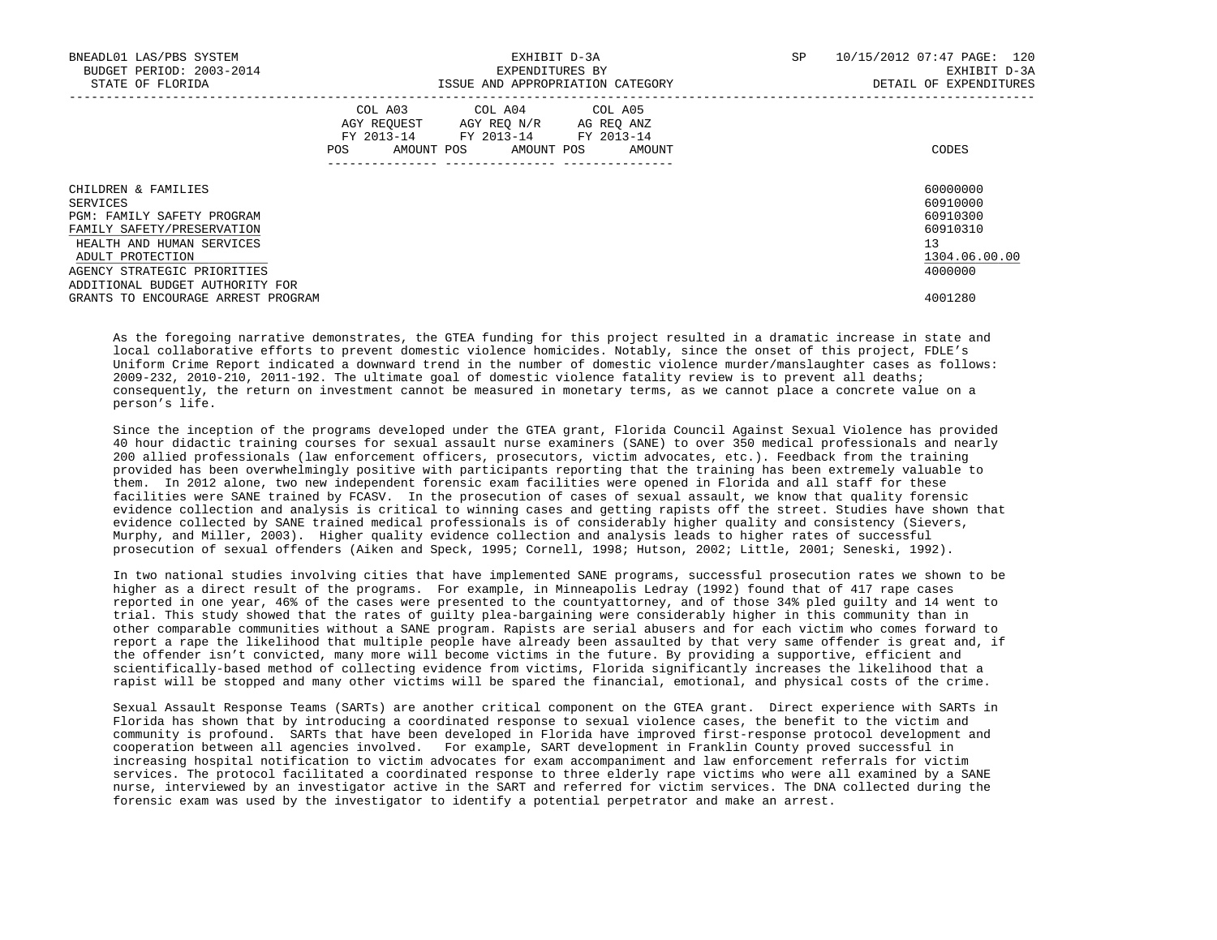| | COL A03 AGY REQUEST FY 2013-14 POS AMOUNT | COL A04 AGY REQ N/R FY 2013-14 POS AMOUNT | COL A05 AG REQ ANZ FY 2013-14 POS AMOUNT | CODES |
|---|---|---|---|---|
| CHILDREN & FAMILIES | | | | 60000000 |
| SERVICES | | | | 60910000 |
| PGM: FAMILY SAFETY PROGRAM | | | | 60910300 |
| FAMILY SAFETY/PRESERVATION | | | | 60910310 |
| HEALTH AND HUMAN SERVICES | | | | 13 |
| ADULT PROTECTION | | | | 1304.06.00.00 |
| AGENCY STRATEGIC PRIORITIES | | | | 4000000 |
| ADDITIONAL BUDGET AUTHORITY FOR GRANTS TO ENCOURAGE ARREST PROGRAM | | | | 4001280 |

As the foregoing narrative demonstrates, the GTEA funding for this project resulted in a dramatic increase in state and local collaborative efforts to prevent domestic violence homicides. Notably, since the onset of this project, FDLE's Uniform Crime Report indicated a downward trend in the number of domestic violence murder/manslaughter cases as follows: 2009-232, 2010-210, 2011-192. The ultimate goal of domestic violence fatality review is to prevent all deaths; consequently, the return on investment cannot be measured in monetary terms, as we cannot place a concrete value on a person's life.

Since the inception of the programs developed under the GTEA grant, Florida Council Against Sexual Violence has provided 40 hour didactic training courses for sexual assault nurse examiners (SANE) to over 350 medical professionals and nearly 200 allied professionals (law enforcement officers, prosecutors, victim advocates, etc.). Feedback from the training provided has been overwhelmingly positive with participants reporting that the training has been extremely valuable to them. In 2012 alone, two new independent forensic exam facilities were opened in Florida and all staff for these facilities were SANE trained by FCASV. In the prosecution of cases of sexual assault, we know that quality forensic evidence collection and analysis is critical to winning cases and getting rapists off the street. Studies have shown that evidence collected by SANE trained medical professionals is of considerably higher quality and consistency (Sievers, Murphy, and Miller, 2003). Higher quality evidence collection and analysis leads to higher rates of successful prosecution of sexual offenders (Aiken and Speck, 1995; Cornell, 1998; Hutson, 2002; Little, 2001; Seneski, 1992).

In two national studies involving cities that have implemented SANE programs, successful prosecution rates we shown to be higher as a direct result of the programs. For example, in Minneapolis Ledray (1992) found that of 417 rape cases reported in one year, 46% of the cases were presented to the countyattorney, and of those 34% pled guilty and 14 went to trial. This study showed that the rates of guilty plea-bargaining were considerably higher in this community than in other comparable communities without a SANE program. Rapists are serial abusers and for each victim who comes forward to report a rape the likelihood that multiple people have already been assaulted by that very same offender is great and, if the offender isn't convicted, many more will become victims in the future. By providing a supportive, efficient and scientifically-based method of collecting evidence from victims, Florida significantly increases the likelihood that a rapist will be stopped and many other victims will be spared the financial, emotional, and physical costs of the crime.

Sexual Assault Response Teams (SARTs) are another critical component on the GTEA grant. Direct experience with SARTs in Florida has shown that by introducing a coordinated response to sexual violence cases, the benefit to the victim and community is profound. SARTs that have been developed in Florida have improved first-response protocol development and cooperation between all agencies involved. For example, SART development in Franklin County proved successful in increasing hospital notification to victim advocates for exam accompaniment and law enforcement referrals for victim services. The protocol facilitated a coordinated response to three elderly rape victims who were all examined by a SANE nurse, interviewed by an investigator active in the SART and referred for victim services. The DNA collected during the forensic exam was used by the investigator to identify a potential perpetrator and make an arrest.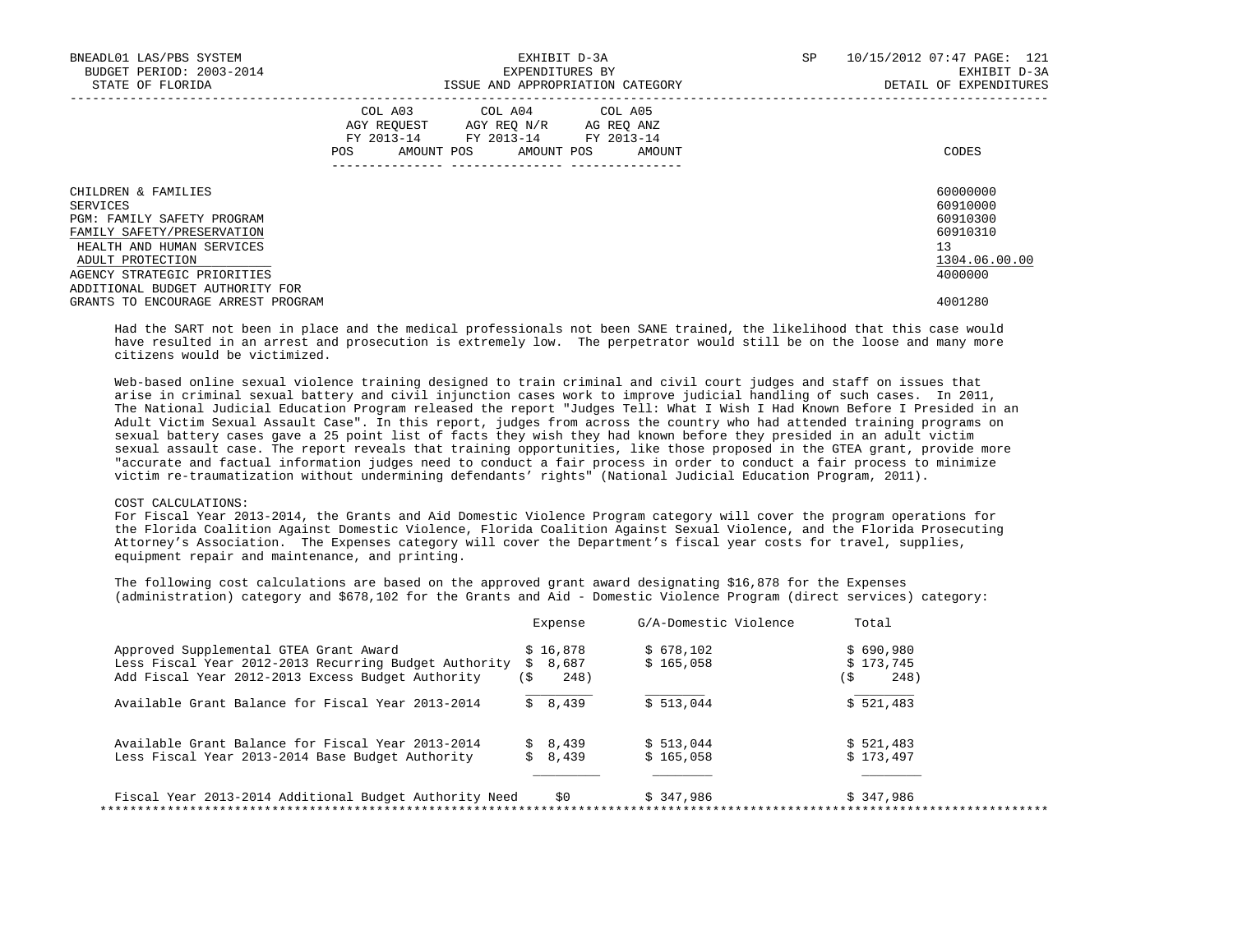| | COL A03 AGY REQUEST FY 2013-14 POS AMOUNT | COL A04 AGY REQ N/R FY 2013-14 POS AMOUNT | COL A05 AG REQ ANZ FY 2013-14 POS AMOUNT | CODES |
|---|---|---|---|---|
| CHILDREN & FAMILIES | | | | 60000000 |
| SERVICES | | | | 60910000 |
| PGM: FAMILY SAFETY PROGRAM | | | | 60910300 |
| FAMILY SAFETY/PRESERVATION | | | | 60910310 |
| HEALTH AND HUMAN SERVICES | | | | 13 |
| ADULT PROTECTION | | | | 1304.06.00.00 |
| AGENCY STRATEGIC PRIORITIES | | | | 4000000 |
| ADDITIONAL BUDGET AUTHORITY FOR GRANTS TO ENCOURAGE ARREST PROGRAM | | | | 4001280 |

Had the SART not been in place and the medical professionals not been SANE trained, the likelihood that this case would have resulted in an arrest and prosecution is extremely low. The perpetrator would still be on the loose and many more citizens would be victimized.

Web-based online sexual violence training designed to train criminal and civil court judges and staff on issues that arise in criminal sexual battery and civil injunction cases work to improve judicial handling of such cases. In 2011, The National Judicial Education Program released the report "Judges Tell: What I Wish I Had Known Before I Presided in an Adult Victim Sexual Assault Case". In this report, judges from across the country who had attended training programs on sexual battery cases gave a 25 point list of facts they wish they had known before they presided in an adult victim sexual assault case. The report reveals that training opportunities, like those proposed in the GTEA grant, provide more "accurate and factual information judges need to conduct a fair process in order to conduct a fair process to minimize victim re-traumatization without undermining defendants' rights" (National Judicial Education Program, 2011).

COST CALCULATIONS:
For Fiscal Year 2013-2014, the Grants and Aid Domestic Violence Program category will cover the program operations for the Florida Coalition Against Domestic Violence, Florida Coalition Against Sexual Violence, and the Florida Prosecuting Attorney's Association. The Expenses category will cover the Department's fiscal year costs for travel, supplies, equipment repair and maintenance, and printing.

The following cost calculations are based on the approved grant award designating $16,878 for the Expenses (administration) category and $678,102 for the Grants and Aid - Domestic Violence Program (direct services) category:

| | Expense | G/A-Domestic Violence | Total |
|---|---|---|---|
| Approved Supplemental GTEA Grant Award | $ 16,878 | $ 678,102 | $ 690,980 |
| Less Fiscal Year 2012-2013 Recurring Budget Authority | $ 8,687 | $ 165,058 | $ 173,745 |
| Add Fiscal Year 2012-2013 Excess Budget Authority | ($ 248) | | ($ 248) |
| Available Grant Balance for Fiscal Year 2013-2014 | $ 8,439 | $ 513,044 | $ 521,483 |
| | | | |
| Available Grant Balance for Fiscal Year 2013-2014 | $ 8,439 | $ 513,044 | $ 521,483 |
| Less Fiscal Year 2013-2014 Base Budget Authority | $ 8,439 | $ 165,058 | $ 173,497 |
| Fiscal Year 2013-2014 Additional Budget Authority Need | $0 | $ 347,986 | $ 347,986 |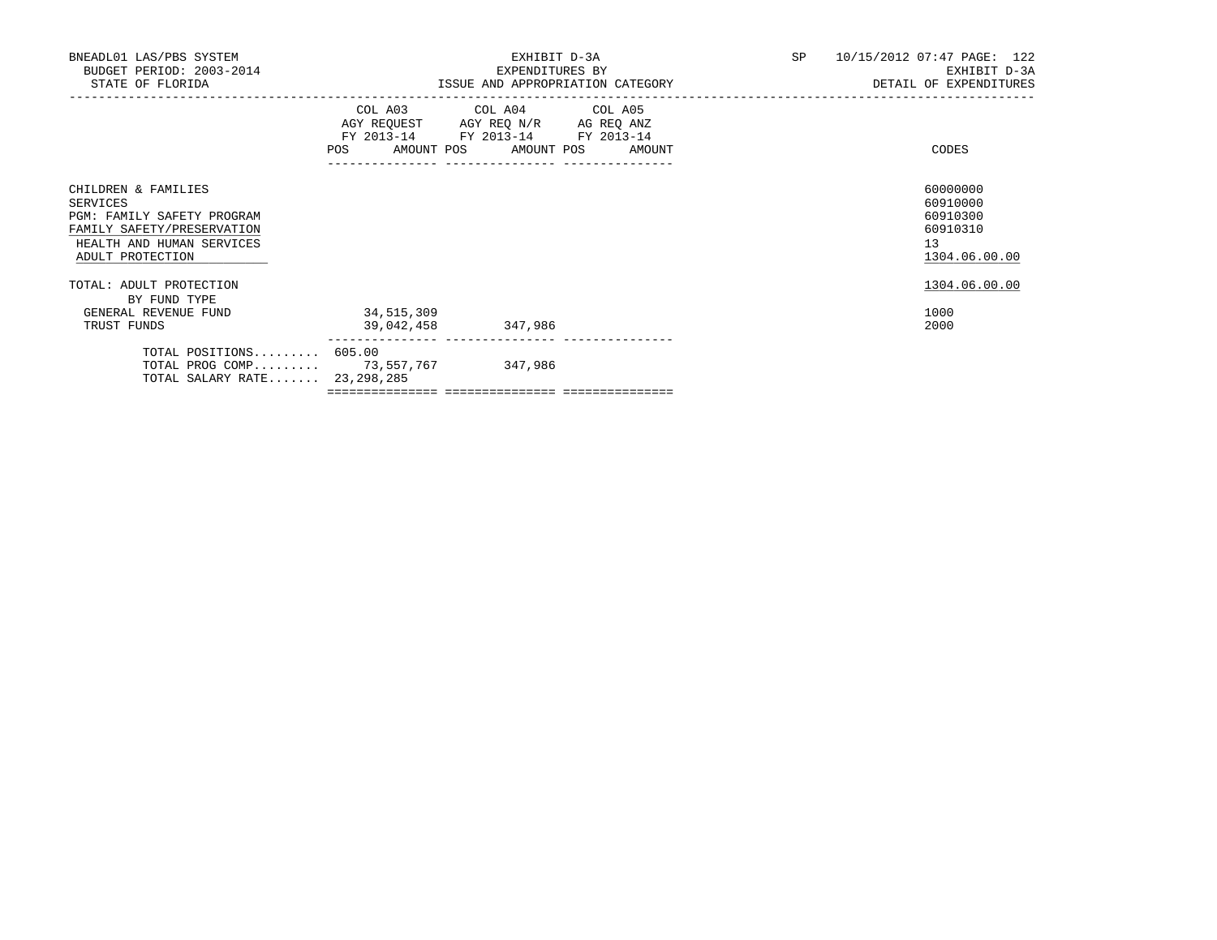BNEADL01 LAS/PBS SYSTEM
BUDGET PERIOD: 2003-2014
STATE OF FLORIDA

EXHIBIT D-3A
EXPENDITURES BY
ISSUE AND APPROPRIATION CATEGORY

SP 10/15/2012 07:47 PAGE: 122
EXHIBIT D-3A
DETAIL OF EXPENDITURES

| | COL A03 AGY REQUEST FY 2013-14 POS | AMOUNT | COL A04 AGY REQ N/R FY 2013-14 POS | AMOUNT | COL A05 AG REQ ANZ FY 2013-14 POS | AMOUNT | CODES |
|---|---|---|---|---|---|---|---|
| CHILDREN & FAMILIES | | | | | | | 60000000 |
| SERVICES | | | | | | | 60910000 |
| PGM: FAMILY SAFETY PROGRAM | | | | | | | 60910300 |
| FAMILY SAFETY/PRESERVATION | | | | | | | 60910310 |
| HEALTH AND HUMAN SERVICES | | | | | | | 13 |
| ADULT PROTECTION | | | | | | | 1304.06.00.00 |
| TOTAL: ADULT PROTECTION | | | | | | | 1304.06.00.00 |
| BY FUND TYPE | | | | | | | |
| GENERAL REVENUE FUND | | 34,515,309 | | | | | 1000 |
| TRUST FUNDS | | 39,042,458 | | 347,986 | | | 2000 |
| TOTAL POSITIONS......... | 605.00 | | | | | | |
| TOTAL PROG COMP......... | | 73,557,767 | | 347,986 | | | |
| TOTAL SALARY RATE....... | | 23,298,285 | | | | | |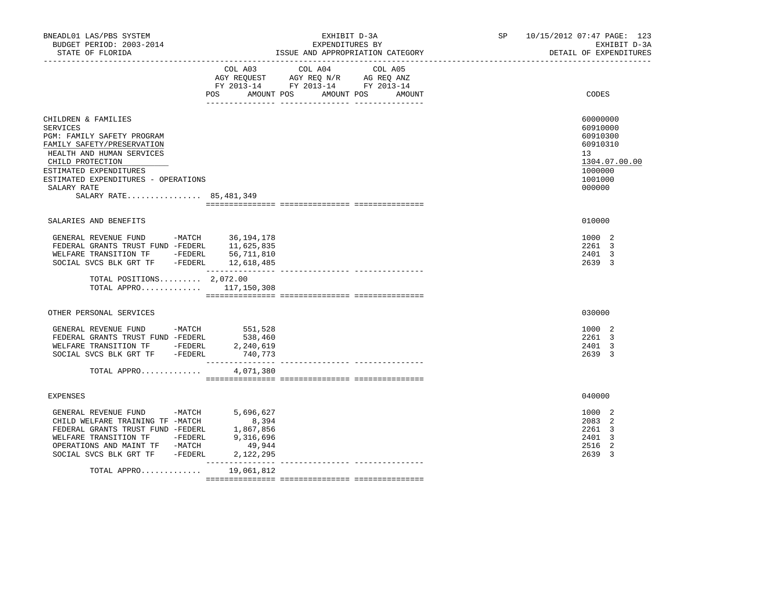BNEADL01 LAS/PBS SYSTEM — EXHIBIT D-3A — EXPENDITURES BY ISSUE AND APPROPRIATION CATEGORY — SP 10/15/2012 07:47

BUDGET PERIOD: 2003-2014 — STATE OF FLORIDA — EXHIBIT D-3A — DETAIL OF EXPENDITURES

| | COL A03 AGY REQUEST FY 2013-14 POS | AMOUNT | COL A04 AGY REQ N/R FY 2013-14 POS | AMOUNT | COL A05 AG REQ ANZ FY 2013-14 POS | AMOUNT | CODES |
|---|---|---|---|---|---|---|---|
| CHILDREN & FAMILIES | | | | | | | 60000000 |
| SERVICES | | | | | | | 60910000 |
| PGM: FAMILY SAFETY PROGRAM | | | | | | | 60910300 |
| FAMILY SAFETY/PRESERVATION | | | | | | | 60910310 |
| HEALTH AND HUMAN SERVICES | | | | | | | 13 |
| CHILD PROTECTION | | | | | | | 1304.07.00.00 |
| ESTIMATED EXPENDITURES | | | | | | | 1000000 |
| ESTIMATED EXPENDITURES - OPERATIONS | | | | | | | 1001000 |
| SALARY RATE | | | | | | | 000000 |
| SALARY RATE................ 85,481,349 | | | | | | | |
| SALARIES AND BENEFITS | | | | | | | 010000 |
| GENERAL REVENUE FUND -MATCH | | 36,194,178 | | | | | 1000 2 |
| FEDERAL GRANTS TRUST FUND -FEDERL | | 11,625,835 | | | | | 2261 3 |
| WELFARE TRANSITION TF -FEDERL | | 56,711,810 | | | | | 2401 3 |
| SOCIAL SVCS BLK GRT TF -FEDERL | | 12,618,485 | | | | | 2639 3 |
| TOTAL POSITIONS......... | 2,072.00 | | | | | | |
| TOTAL APPRO............. | | 117,150,308 | | | | | |
| OTHER PERSONAL SERVICES | | | | | | | 030000 |
| GENERAL REVENUE FUND -MATCH | | 551,528 | | | | | 1000 2 |
| FEDERAL GRANTS TRUST FUND -FEDERL | | 538,460 | | | | | 2261 3 |
| WELFARE TRANSITION TF -FEDERL | | 2,240,619 | | | | | 2401 3 |
| SOCIAL SVCS BLK GRT TF -FEDERL | | 740,773 | | | | | 2639 3 |
| TOTAL APPRO............. | | 4,071,380 | | | | | |
| EXPENSES | | | | | | | 040000 |
| GENERAL REVENUE FUND -MATCH | | 5,696,627 | | | | | 1000 2 |
| CHILD WELFARE TRAINING TF -MATCH | | 8,394 | | | | | 2083 2 |
| FEDERAL GRANTS TRUST FUND -FEDERL | | 1,867,856 | | | | | 2261 3 |
| WELFARE TRANSITION TF -FEDERL | | 9,316,696 | | | | | 2401 3 |
| OPERATIONS AND MAINT TF -MATCH | | 49,944 | | | | | 2516 2 |
| SOCIAL SVCS BLK GRT TF -FEDERL | | 2,122,295 | | | | | 2639 3 |
| TOTAL APPRO............. | | 19,061,812 | | | | | |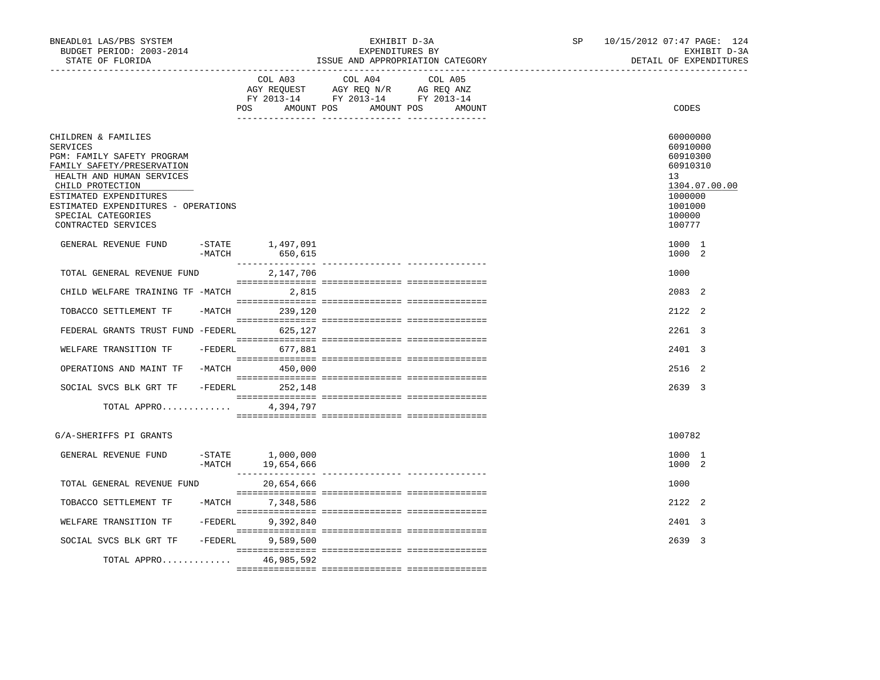BNEADL01 LAS/PBS SYSTEM | EXHIBIT D-3A | SP 10/15/2012 07:47 PAGE: 124
BUDGET PERIOD: 2003-2014 | EXPENDITURES BY | EXHIBIT D-3A
STATE OF FLORIDA | ISSUE AND APPROPRIATION CATEGORY | DETAIL OF EXPENDITURES

| | COL A03 AGY REQUEST FY 2013-14 POS AMOUNT | COL A04 AGY REQ N/R FY 2013-14 POS AMOUNT | COL A05 AG REQ ANZ FY 2013-14 POS AMOUNT | CODES |
|---|---|---|---|---|
| CHILDREN & FAMILIES | | | | 60000000 |
| SERVICES | | | | 60910000 |
| PGM: FAMILY SAFETY PROGRAM | | | | 60910300 |
| FAMILY SAFETY/PRESERVATION | | | | 60910310 |
| HEALTH AND HUMAN SERVICES | | | | 13 |
| CHILD PROTECTION | | | | 1304.07.00.00 |
| ESTIMATED EXPENDITURES | | | | 1000000 |
| ESTIMATED EXPENDITURES - OPERATIONS | | | | 1001000 |
| SPECIAL CATEGORIES | | | | 100000 |
| CONTRACTED SERVICES | | | | 100777 |
| GENERAL REVENUE FUND -STATE | 1,497,091 | | | 1000 1 |
| -MATCH | 650,615 | | | 1000 2 |
| TOTAL GENERAL REVENUE FUND | 2,147,706 | | | 1000 |
| CHILD WELFARE TRAINING TF -MATCH | 2,815 | | | 2083 2 |
| TOBACCO SETTLEMENT TF -MATCH | 239,120 | | | 2122 2 |
| FEDERAL GRANTS TRUST FUND -FEDERL | 625,127 | | | 2261 3 |
| WELFARE TRANSITION TF -FEDERL | 677,881 | | | 2401 3 |
| OPERATIONS AND MAINT TF -MATCH | 450,000 | | | 2516 2 |
| SOCIAL SVCS BLK GRT TF -FEDERL | 252,148 | | | 2639 3 |
| TOTAL APPRO............. | 4,394,797 | | | |
| G/A-SHERIFFS PI GRANTS | | | | 100782 |
| GENERAL REVENUE FUND -STATE | 1,000,000 | | | 1000 1 |
| -MATCH | 19,654,666 | | | 1000 2 |
| TOTAL GENERAL REVENUE FUND | 20,654,666 | | | 1000 |
| TOBACCO SETTLEMENT TF -MATCH | 7,348,586 | | | 2122 2 |
| WELFARE TRANSITION TF -FEDERL | 9,392,840 | | | 2401 3 |
| SOCIAL SVCS BLK GRT TF -FEDERL | 9,589,500 | | | 2639 3 |
| TOTAL APPRO............. | 46,985,592 | | | |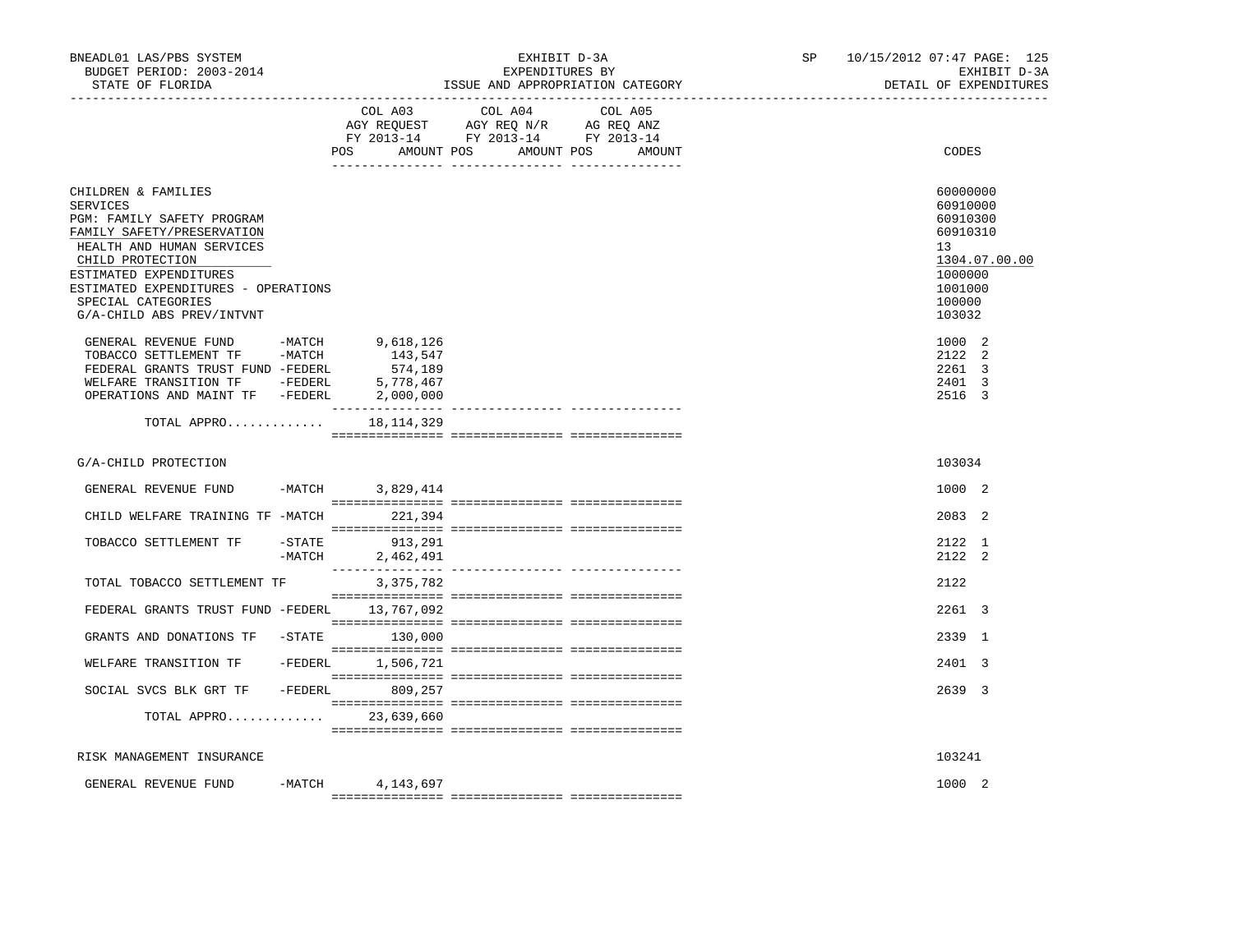BNEADL01 LAS/PBS SYSTEM — EXHIBIT D-3A — EXPENDITURES BY ISSUE AND APPROPRIATION CATEGORY — SP 10/15/2012 07:47

BUDGET PERIOD: 2003-2014 — STATE OF FLORIDA — EXHIBIT D-3A DETAIL OF EXPENDITURES

| | | COL A03 AGY REQUEST FY 2013-14 POS AMOUNT | COL A04 AGY REQ N/R FY 2013-14 POS AMOUNT | COL A05 AG REQ ANZ FY 2013-14 POS AMOUNT | CODES |
|---|---|---|---|---|---|
| CHILDREN & FAMILIES | | | | | 60000000 |
| SERVICES | | | | | 60910000 |
| PGM: FAMILY SAFETY PROGRAM | | | | | 60910300 |
| FAMILY SAFETY/PRESERVATION | | | | | 60910310 |
| HEALTH AND HUMAN SERVICES | | | | | 13 |
| CHILD PROTECTION | | | | | 1304.07.00.00 |
| ESTIMATED EXPENDITURES | | | | | 1000000 |
| ESTIMATED EXPENDITURES - OPERATIONS | | | | | 1001000 |
| SPECIAL CATEGORIES | | | | | 100000 |
| G/A-CHILD ABS PREV/INTVNT | | | | | 103032 |
| GENERAL REVENUE FUND | -MATCH | 9,618,126 | | | 1000 2 |
| TOBACCO SETTLEMENT TF | -MATCH | 143,547 | | | 2122 2 |
| FEDERAL GRANTS TRUST FUND | -FEDERL | 574,189 | | | 2261 3 |
| WELFARE TRANSITION TF | -FEDERL | 5,778,467 | | | 2401 3 |
| OPERATIONS AND MAINT TF | -FEDERL | 2,000,000 | | | 2516 3 |
| TOTAL APPRO............ | | 18,114,329 | | | |
| G/A-CHILD PROTECTION | | | | | 103034 |
| GENERAL REVENUE FUND | -MATCH | 3,829,414 | | | 1000 2 |
| CHILD WELFARE TRAINING TF | -MATCH | 221,394 | | | 2083 2 |
| TOBACCO SETTLEMENT TF | -STATE | 913,291 | | | 2122 1 |
| | -MATCH | 2,462,491 | | | 2122 2 |
| TOTAL TOBACCO SETTLEMENT TF | | 3,375,782 | | | 2122 |
| FEDERAL GRANTS TRUST FUND | -FEDERL | 13,767,092 | | | 2261 3 |
| GRANTS AND DONATIONS TF | -STATE | 130,000 | | | 2339 1 |
| WELFARE TRANSITION TF | -FEDERL | 1,506,721 | | | 2401 3 |
| SOCIAL SVCS BLK GRT TF | -FEDERL | 809,257 | | | 2639 3 |
| TOTAL APPRO............ | | 23,639,660 | | | |
| RISK MANAGEMENT INSURANCE | | | | | 103241 |
| GENERAL REVENUE FUND | -MATCH | 4,143,697 | | | 1000 2 |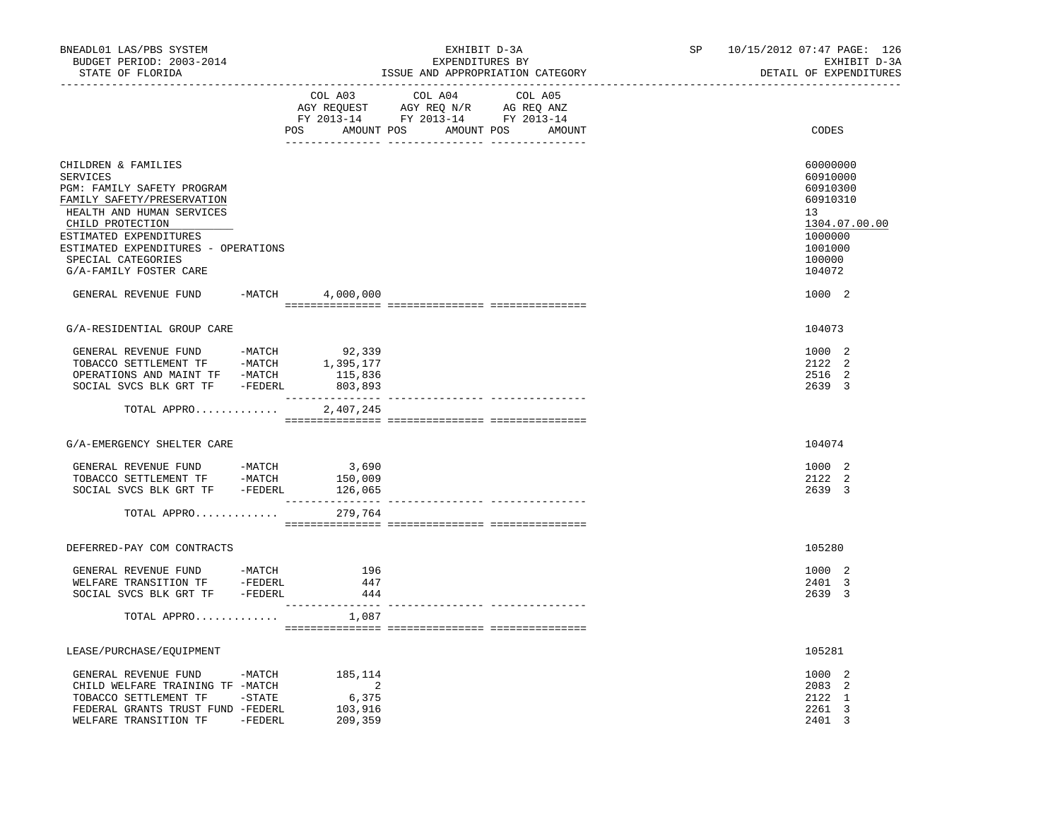BNEADL01 LAS/PBS SYSTEM — EXHIBIT D-3A — SP 10/15/2012 07:47
BUDGET PERIOD: 2003-2014 — EXPENDITURES BY — EXHIBIT D-3A
STATE OF FLORIDA — ISSUE AND APPROPRIATION CATEGORY — DETAIL OF EXPENDITURES

| | COL A03 AGY REQUEST FY 2013-14 POS AMOUNT | COL A04 AGY REQ N/R FY 2013-14 POS AMOUNT | COL A05 AG REQ ANZ FY 2013-14 POS AMOUNT | CODES |
|---|---|---|---|---|
| CHILDREN & FAMILIES | | | | 60000000 |
| SERVICES | | | | 60910000 |
| PGM: FAMILY SAFETY PROGRAM | | | | 60910300 |
| FAMILY SAFETY/PRESERVATION | | | | 60910310 |
| HEALTH AND HUMAN SERVICES | | | | 13 |
| CHILD PROTECTION | | | | 1304.07.00.00 |
| ESTIMATED EXPENDITURES | | | | 1000000 |
| ESTIMATED EXPENDITURES - OPERATIONS | | | | 1001000 |
| SPECIAL CATEGORIES | | | | 100000 |
| G/A-FAMILY FOSTER CARE | | | | 104072 |
| GENERAL REVENUE FUND -MATCH | 4,000,000 | | | 1000 2 |
| G/A-RESIDENTIAL GROUP CARE | | | | 104073 |
| GENERAL REVENUE FUND -MATCH | 92,339 | | | 1000 2 |
| TOBACCO SETTLEMENT TF -MATCH | 1,395,177 | | | 2122 2 |
| OPERATIONS AND MAINT TF -MATCH | 115,836 | | | 2516 2 |
| SOCIAL SVCS BLK GRT TF -FEDERL | 803,893 | | | 2639 3 |
| TOTAL APPRO............ | 2,407,245 | | | |
| G/A-EMERGENCY SHELTER CARE | | | | 104074 |
| GENERAL REVENUE FUND -MATCH | 3,690 | | | 1000 2 |
| TOBACCO SETTLEMENT TF -MATCH | 150,009 | | | 2122 2 |
| SOCIAL SVCS BLK GRT TF -FEDERL | 126,065 | | | 2639 3 |
| TOTAL APPRO............ | 279,764 | | | |
| DEFERRED-PAY COM CONTRACTS | | | | 105280 |
| GENERAL REVENUE FUND -MATCH | 196 | | | 1000 2 |
| WELFARE TRANSITION TF -FEDERL | 447 | | | 2401 3 |
| SOCIAL SVCS BLK GRT TF -FEDERL | 444 | | | 2639 3 |
| TOTAL APPRO............ | 1,087 | | | |
| LEASE/PURCHASE/EQUIPMENT | | | | 105281 |
| GENERAL REVENUE FUND -MATCH | 185,114 | | | 1000 2 |
| CHILD WELFARE TRAINING TF -MATCH | 2 | | | 2083 2 |
| TOBACCO SETTLEMENT TF -STATE | 6,375 | | | 2122 1 |
| FEDERAL GRANTS TRUST FUND -FEDERL | 103,916 | | | 2261 3 |
| WELFARE TRANSITION TF -FEDERL | 209,359 | | | 2401 3 |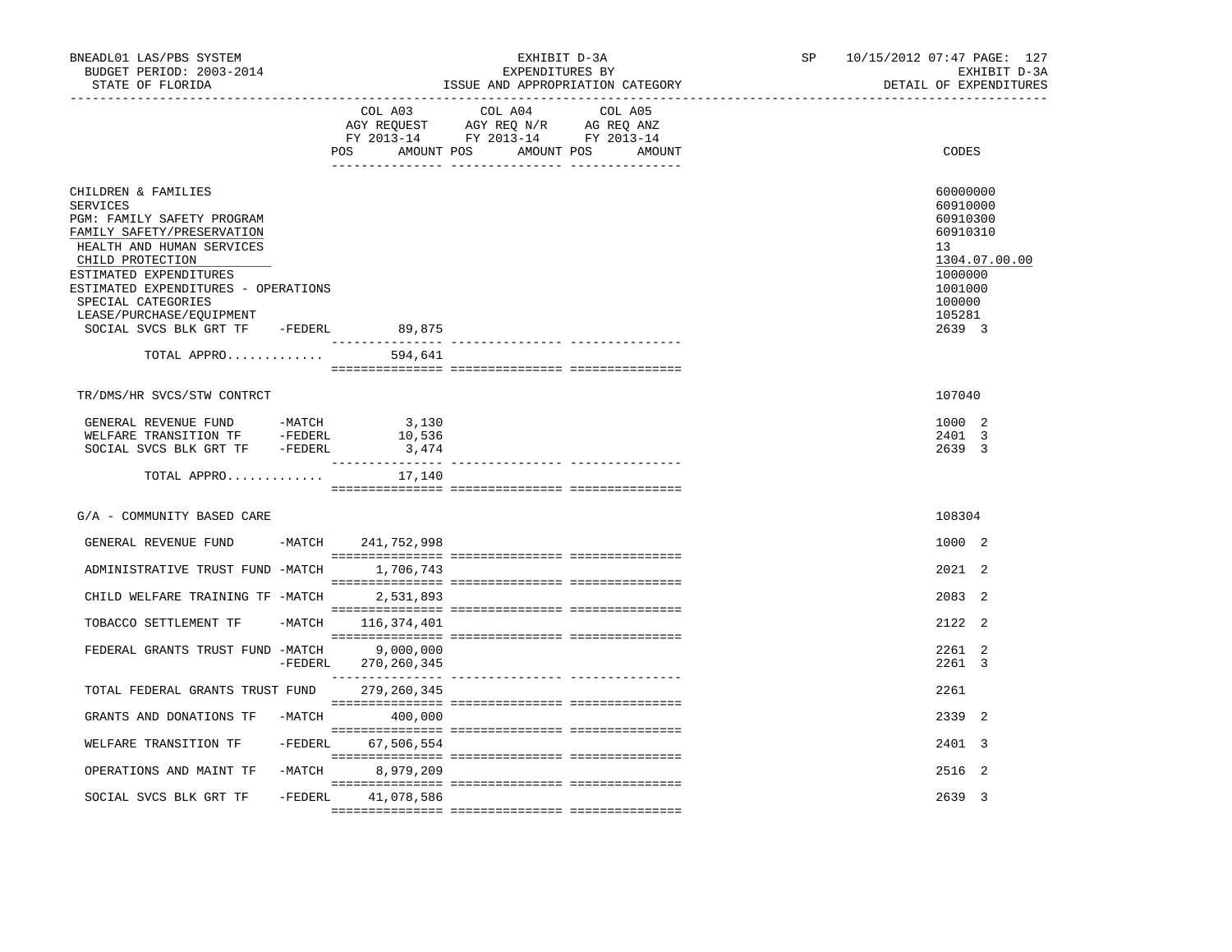BNEADL01 LAS/PBS SYSTEM | EXHIBIT D-3A | SP 10/15/2012 07:47
BUDGET PERIOD: 2003-2014 | EXPENDITURES BY | EXHIBIT D-3A
STATE OF FLORIDA | ISSUE AND APPROPRIATION CATEGORY | DETAIL OF EXPENDITURES

| | COL A03 AGY REQUEST FY 2013-14 POS AMOUNT | COL A04 AGY REQ N/R FY 2013-14 POS AMOUNT | COL A05 AG REQ ANZ FY 2013-14 POS AMOUNT | CODES |
|---|---|---|---|---|
| CHILDREN & FAMILIES | | | | 60000000 |
| SERVICES | | | | 60910000 |
| PGM: FAMILY SAFETY PROGRAM | | | | 60910300 |
| FAMILY SAFETY/PRESERVATION | | | | 60910310 |
| HEALTH AND HUMAN SERVICES | | | | 13 |
| CHILD PROTECTION | | | | 1304.07.00.00 |
| ESTIMATED EXPENDITURES | | | | 1000000 |
| ESTIMATED EXPENDITURES - OPERATIONS | | | | 1001000 |
| SPECIAL CATEGORIES | | | | 100000 |
| LEASE/PURCHASE/EQUIPMENT | | | | 105281 |
| SOCIAL SVCS BLK GRT TF -FEDERL | 89,875 | | | 2639 3 |
| TOTAL APPRO............. | 594,641 | | | |
| TR/DMS/HR SVCS/STW CONTRCT | | | | 107040 |
| GENERAL REVENUE FUND -MATCH | 3,130 | | | 1000 2 |
| WELFARE TRANSITION TF -FEDERL | 10,536 | | | 2401 3 |
| SOCIAL SVCS BLK GRT TF -FEDERL | 3,474 | | | 2639 3 |
| TOTAL APPRO............. | 17,140 | | | |
| G/A - COMMUNITY BASED CARE | | | | 108304 |
| GENERAL REVENUE FUND -MATCH | 241,752,998 | | | 1000 2 |
| ADMINISTRATIVE TRUST FUND -MATCH | 1,706,743 | | | 2021 2 |
| CHILD WELFARE TRAINING TF -MATCH | 2,531,893 | | | 2083 2 |
| TOBACCO SETTLEMENT TF -MATCH | 116,374,401 | | | 2122 2 |
| FEDERAL GRANTS TRUST FUND -MATCH | 9,000,000 | | | 2261 2 |
| -FEDERL | 270,260,345 | | | 2261 3 |
| TOTAL FEDERAL GRANTS TRUST FUND | 279,260,345 | | | 2261 |
| GRANTS AND DONATIONS TF -MATCH | 400,000 | | | 2339 2 |
| WELFARE TRANSITION TF -FEDERL | 67,506,554 | | | 2401 3 |
| OPERATIONS AND MAINT TF -MATCH | 8,979,209 | | | 2516 2 |
| SOCIAL SVCS BLK GRT TF -FEDERL | 41,078,586 | | | 2639 3 |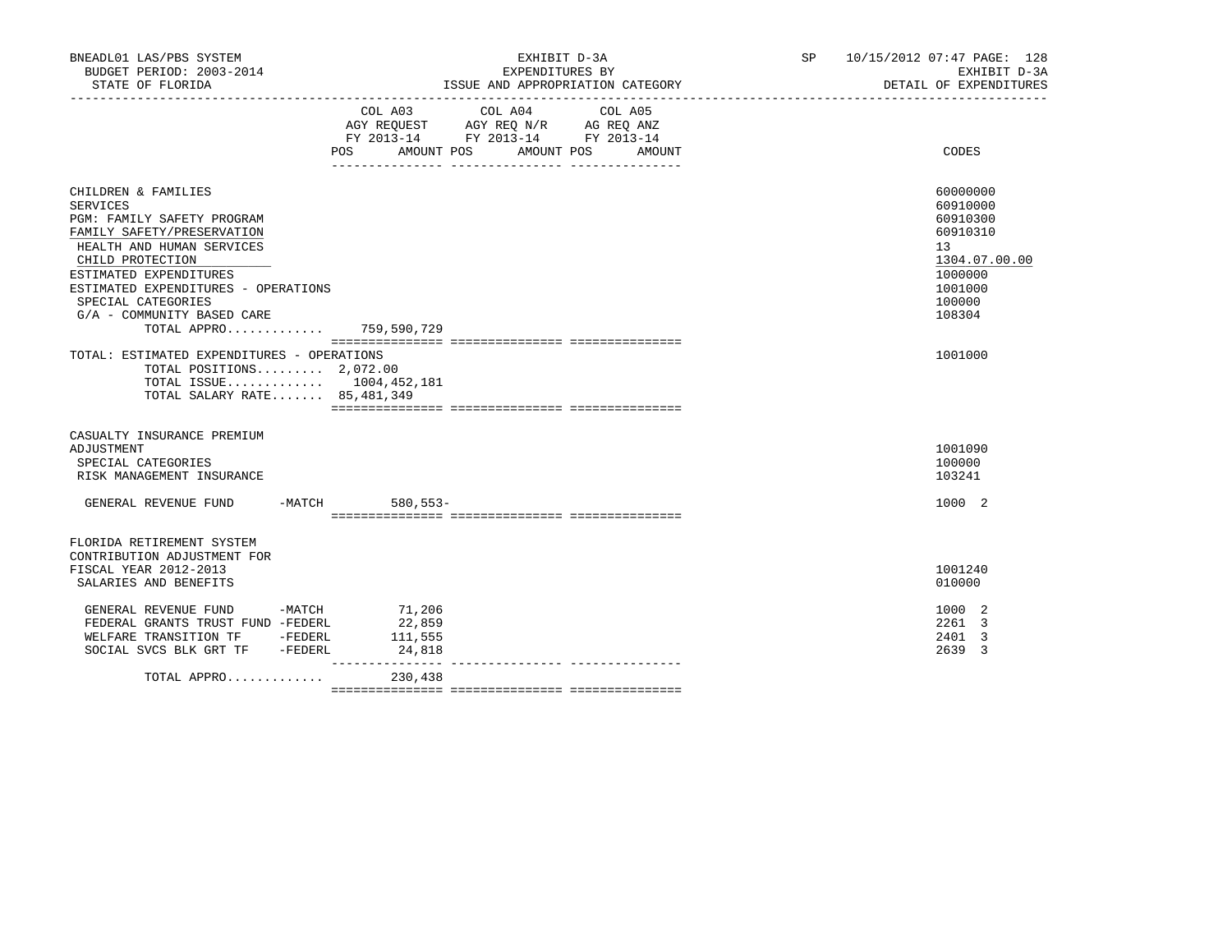BNEADL01 LAS/PBS SYSTEM | EXHIBIT D-3A | SP 10/15/2012 07:47
BUDGET PERIOD: 2003-2014 | EXPENDITURES BY | EXHIBIT D-3A
STATE OF FLORIDA | ISSUE AND APPROPRIATION CATEGORY | DETAIL OF EXPENDITURES

| | COL A03 AGY REQUEST FY 2013-14 POS AMOUNT | COL A04 AGY REQ N/R FY 2013-14 POS AMOUNT | COL A05 AG REQ ANZ FY 2013-14 POS AMOUNT | CODES |
|---|---|---|---|---|
| CHILDREN & FAMILIES | | | | 60000000 |
| SERVICES | | | | 60910000 |
| PGM: FAMILY SAFETY PROGRAM | | | | 60910300 |
| FAMILY SAFETY/PRESERVATION | | | | 60910310 |
| HEALTH AND HUMAN SERVICES | | | | 13 |
| CHILD PROTECTION | | | | 1304.07.00.00 |
| ESTIMATED EXPENDITURES | | | | 1000000 |
| ESTIMATED EXPENDITURES - OPERATIONS | | | | 1001000 |
| SPECIAL CATEGORIES | | | | 100000 |
| G/A - COMMUNITY BASED CARE | | | | 108304 |
| TOTAL APPRO............ | 759,590,729 | | | |
| TOTAL: ESTIMATED EXPENDITURES - OPERATIONS | | | | 1001000 |
| TOTAL POSITIONS......... | 2,072.00 | | | |
| TOTAL ISSUE............ | 1004,452,181 | | | |
| TOTAL SALARY RATE....... | 85,481,349 | | | |
| CASUALTY INSURANCE PREMIUM ADJUSTMENT | | | | 1001090 |
| SPECIAL CATEGORIES | | | | 100000 |
| RISK MANAGEMENT INSURANCE | | | | 103241 |
| GENERAL REVENUE FUND -MATCH | 580,553- | | | 1000 2 |
| FLORIDA RETIREMENT SYSTEM CONTRIBUTION ADJUSTMENT FOR FISCAL YEAR 2012-2013 | | | | 1001240 |
| SALARIES AND BENEFITS | | | | 010000 |
| GENERAL REVENUE FUND -MATCH | 71,206 | | | 1000 2 |
| FEDERAL GRANTS TRUST FUND -FEDERL | 22,859 | | | 2261 3 |
| WELFARE TRANSITION TF -FEDERL | 111,555 | | | 2401 3 |
| SOCIAL SVCS BLK GRT TF -FEDERL | 24,818 | | | 2639 3 |
| TOTAL APPRO............ | 230,438 | | | |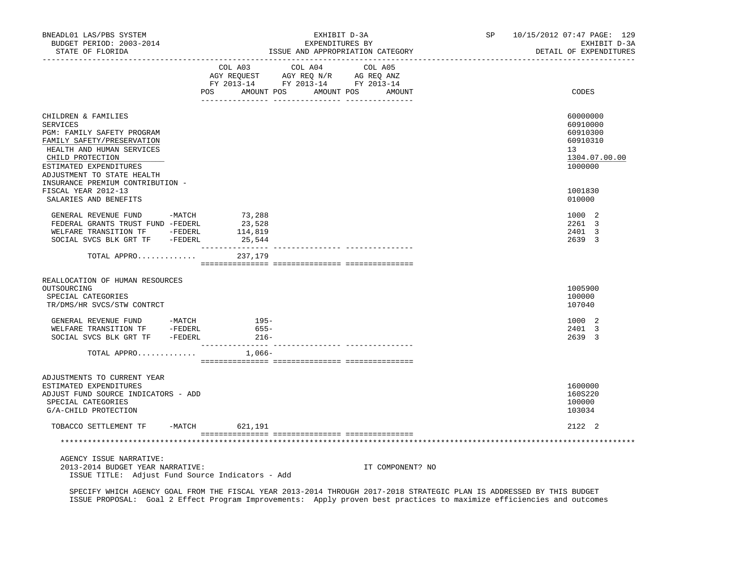BNEADL01 LAS/PBS SYSTEM | EXHIBIT D-3A | SP 10/15/2012 07:47 PAGE: 129
BUDGET PERIOD: 2003-2014 | EXPENDITURES BY | EXHIBIT D-3A
STATE OF FLORIDA | ISSUE AND APPROPRIATION CATEGORY | DETAIL OF EXPENDITURES

| | COL A03 AGY REQUEST FY 2013-14 POS AMOUNT | COL A04 AGY REQ N/R FY 2013-14 POS AMOUNT | COL A05 AG REQ ANZ FY 2013-14 POS AMOUNT | CODES |
|---|---|---|---|---|
| CHILDREN & FAMILIES | | | | 60000000 |
| SERVICES | | | | 60910000 |
| PGM: FAMILY SAFETY PROGRAM | | | | 60910300 |
| FAMILY SAFETY/PRESERVATION | | | | 60910310 |
| HEALTH AND HUMAN SERVICES | | | | 13 |
| CHILD PROTECTION | | | | 1304.07.00.00 |
| ESTIMATED EXPENDITURES | | | | 1000000 |
| ADJUSTMENT TO STATE HEALTH INSURANCE PREMIUM CONTRIBUTION - FISCAL YEAR 2012-13 | | | | 1001830 |
| SALARIES AND BENEFITS | | | | 010000 |
| GENERAL REVENUE FUND -MATCH | 73,288 | | | 1000 2 |
| FEDERAL GRANTS TRUST FUND -FEDERL | 23,528 | | | 2261 3 |
| WELFARE TRANSITION TF -FEDERL | 114,819 | | | 2401 3 |
| SOCIAL SVCS BLK GRT TF -FEDERL | 25,544 | | | 2639 3 |
| TOTAL APPRO............. | 237,179 | | | |
| REALLOCATION OF HUMAN RESOURCES OUTSOURCING | | | | 1005900 |
| SPECIAL CATEGORIES | | | | 100000 |
| TR/DMS/HR SVCS/STW CONTRCT | | | | 107040 |
| GENERAL REVENUE FUND -MATCH | 195- | | | 1000 2 |
| WELFARE TRANSITION TF -FEDERL | 655- | | | 2401 3 |
| SOCIAL SVCS BLK GRT TF -FEDERL | 216- | | | 2639 3 |
| TOTAL APPRO............. | 1,066- | | | |
| ADJUSTMENTS TO CURRENT YEAR ESTIMATED EXPENDITURES | | | | 1600000 |
| ADJUST FUND SOURCE INDICATORS - ADD | | | | 160S220 |
| SPECIAL CATEGORIES | | | | 100000 |
| G/A-CHILD PROTECTION | | | | 103034 |
| TOBACCO SETTLEMENT TF -MATCH | 621,191 | | | 2122 2 |

AGENCY ISSUE NARRATIVE:
2013-2014 BUDGET YEAR NARRATIVE: IT COMPONENT? NO
ISSUE TITLE: Adjust Fund Source Indicators - Add

SPECIFY WHICH AGENCY GOAL FROM THE FISCAL YEAR 2013-2014 THROUGH 2017-2018 STRATEGIC PLAN IS ADDRESSED BY THIS BUDGET ISSUE PROPOSAL: Goal 2 Effect Program Improvements: Apply proven best practices to maximize efficiencies and outcomes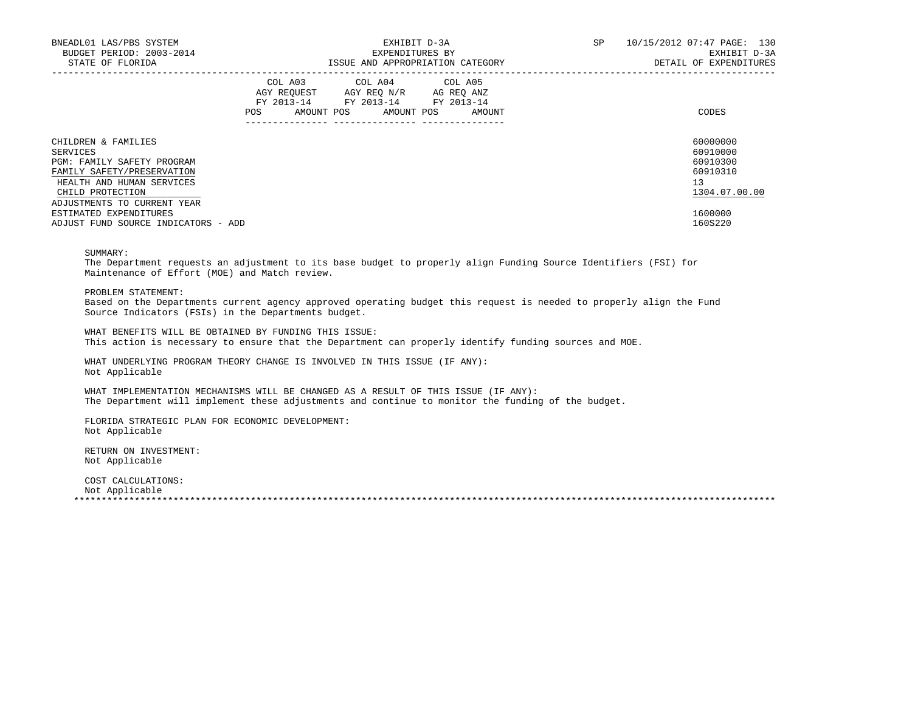| | COL A03 AGY REQUEST FY 2013-14 POS AMOUNT | COL A04 AGY REQ N/R FY 2013-14 POS AMOUNT | COL A05 AG REQ ANZ FY 2013-14 POS AMOUNT | CODES |
|---|---|---|---|---|
| CHILDREN & FAMILIES | | | | 60000000 |
| SERVICES | | | | 60910000 |
| PGM: FAMILY SAFETY PROGRAM | | | | 60910300 |
| FAMILY SAFETY/PRESERVATION | | | | 60910310 |
| HEALTH AND HUMAN SERVICES | | | | 13 |
| CHILD PROTECTION | | | | 1304.07.00.00 |
| ADJUSTMENTS TO CURRENT YEAR ESTIMATED EXPENDITURES | | | | 1600000 |
| ADJUST FUND SOURCE INDICATORS - ADD | | | | 160S220 |

SUMMARY:
The Department requests an adjustment to its base budget to properly align Funding Source Identifiers (FSI) for Maintenance of Effort (MOE) and Match review.

PROBLEM STATEMENT:
Based on the Departments current agency approved operating budget this request is needed to properly align the Fund Source Indicators (FSIs) in the Departments budget.

WHAT BENEFITS WILL BE OBTAINED BY FUNDING THIS ISSUE:
This action is necessary to ensure that the Department can properly identify funding sources and MOE.

WHAT UNDERLYING PROGRAM THEORY CHANGE IS INVOLVED IN THIS ISSUE (IF ANY):
Not Applicable

WHAT IMPLEMENTATION MECHANISMS WILL BE CHANGED AS A RESULT OF THIS ISSUE (IF ANY):
The Department will implement these adjustments and continue to monitor the funding of the budget.

FLORIDA STRATEGIC PLAN FOR ECONOMIC DEVELOPMENT:
Not Applicable

RETURN ON INVESTMENT:
Not Applicable

COST CALCULATIONS:
Not Applicable

*******************************************************************************************************************************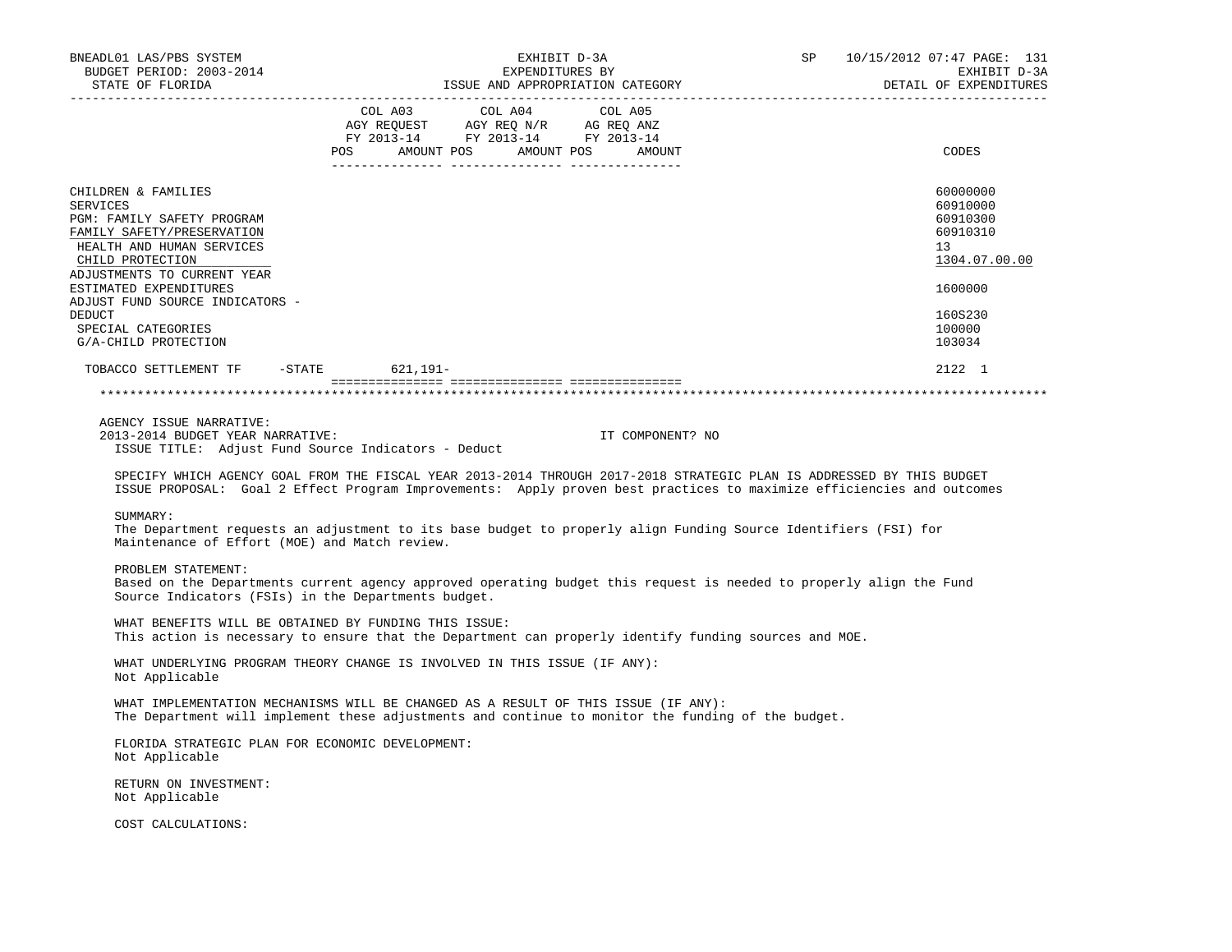BNEADL01 LAS/PBS SYSTEM
BUDGET PERIOD: 2003-2014
STATE OF FLORIDA

EXHIBIT D-3A
EXPENDITURES BY
ISSUE AND APPROPRIATION CATEGORY

SP 10/15/2012 07:47
EXHIBIT D-3A
DETAIL OF EXPENDITURES

| | COL A03 AGY REQUEST FY 2013-14 POS AMOUNT | COL A04 AGY REQ N/R FY 2013-14 POS AMOUNT | COL A05 AG REQ ANZ FY 2013-14 POS AMOUNT | CODES |
|---|---|---|---|---|
| CHILDREN & FAMILIES | | | | 60000000 |
| SERVICES | | | | 60910000 |
| PGM: FAMILY SAFETY PROGRAM | | | | 60910300 |
| FAMILY SAFETY/PRESERVATION | | | | 60910310 |
| HEALTH AND HUMAN SERVICES | | | | 13 |
| CHILD PROTECTION | | | | 1304.07.00.00 |
| ADJUSTMENTS TO CURRENT YEAR ESTIMATED EXPENDITURES | | | | 1600000 |
| ADJUST FUND SOURCE INDICATORS - DEDUCT | | | | 160S230 |
| SPECIAL CATEGORIES | | | | 100000 |
| G/A-CHILD PROTECTION | | | | 103034 |
| TOBACCO SETTLEMENT TF -STATE | 621,191- | | | 2122 1 |

AGENCY ISSUE NARRATIVE:
2013-2014 BUDGET YEAR NARRATIVE: IT COMPONENT? NO
ISSUE TITLE: Adjust Fund Source Indicators - Deduct

SPECIFY WHICH AGENCY GOAL FROM THE FISCAL YEAR 2013-2014 THROUGH 2017-2018 STRATEGIC PLAN IS ADDRESSED BY THIS BUDGET ISSUE PROPOSAL: Goal 2 Effect Program Improvements: Apply proven best practices to maximize efficiencies and outcomes

SUMMARY:
The Department requests an adjustment to its base budget to properly align Funding Source Identifiers (FSI) for Maintenance of Effort (MOE) and Match review.

PROBLEM STATEMENT:
Based on the Departments current agency approved operating budget this request is needed to properly align the Fund Source Indicators (FSIs) in the Departments budget.

WHAT BENEFITS WILL BE OBTAINED BY FUNDING THIS ISSUE:
This action is necessary to ensure that the Department can properly identify funding sources and MOE.

WHAT UNDERLYING PROGRAM THEORY CHANGE IS INVOLVED IN THIS ISSUE (IF ANY):
Not Applicable

WHAT IMPLEMENTATION MECHANISMS WILL BE CHANGED AS A RESULT OF THIS ISSUE (IF ANY):
The Department will implement these adjustments and continue to monitor the funding of the budget.

FLORIDA STRATEGIC PLAN FOR ECONOMIC DEVELOPMENT:
Not Applicable

RETURN ON INVESTMENT:
Not Applicable

COST CALCULATIONS: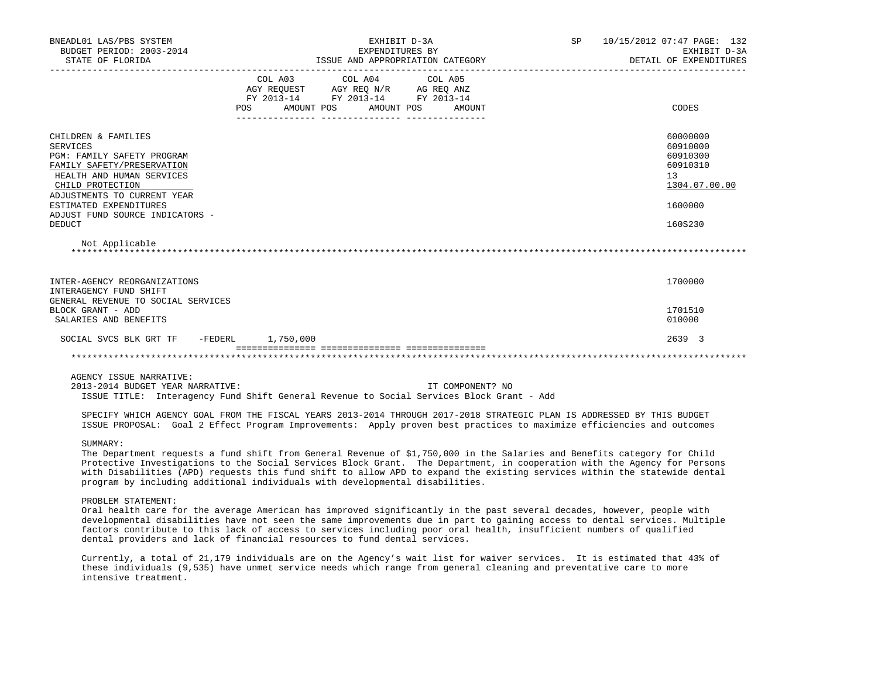| | COL A03 AGY REQUEST FY 2013-14 POS AMOUNT | COL A04 AGY REQ N/R FY 2013-14 POS AMOUNT | COL A05 AG REQ ANZ FY 2013-14 POS AMOUNT | CODES |
|---|---|---|---|---|
| CHILDREN & FAMILIES | | | | 60000000 |
| SERVICES | | | | 60910000 |
| PGM: FAMILY SAFETY PROGRAM | | | | 60910300 |
| FAMILY SAFETY/PRESERVATION | | | | 60910310 |
| HEALTH AND HUMAN SERVICES | | | | 13 |
| CHILD PROTECTION | | | | 1304.07.00.00 |
| ADJUSTMENTS TO CURRENT YEAR ESTIMATED EXPENDITURES | | | | 1600000 |
| ADJUST FUND SOURCE INDICATORS - DEDUCT | | | | 160S230 |

Not Applicable

| | COL A03 | COL A04 | COL A05 | CODES |
|---|---|---|---|---|
| INTER-AGENCY REORGANIZATIONS | | | | 1700000 |
| INTERAGENCY FUND SHIFT GENERAL REVENUE TO SOCIAL SERVICES BLOCK GRANT - ADD | | | | 1701510 |
| SALARIES AND BENEFITS | | | | 010000 |
| SOCIAL SVCS BLK GRT TF -FEDERL | 1,750,000 | | | 2639 3 |

AGENCY ISSUE NARRATIVE:

2013-2014 BUDGET YEAR NARRATIVE: IT COMPONENT? NO

ISSUE TITLE: Interagency Fund Shift General Revenue to Social Services Block Grant - Add

SPECIFY WHICH AGENCY GOAL FROM THE FISCAL YEARS 2013-2014 THROUGH 2017-2018 STRATEGIC PLAN IS ADDRESSED BY THIS BUDGET ISSUE PROPOSAL: Goal 2 Effect Program Improvements: Apply proven best practices to maximize efficiencies and outcomes

SUMMARY:

The Department requests a fund shift from General Revenue of $1,750,000 in the Salaries and Benefits category for Child Protective Investigations to the Social Services Block Grant. The Department, in cooperation with the Agency for Persons with Disabilities (APD) requests this fund shift to allow APD to expand the existing services within the statewide dental program by including additional individuals with developmental disabilities.

PROBLEM STATEMENT:

Oral health care for the average American has improved significantly in the past several decades, however, people with developmental disabilities have not seen the same improvements due in part to gaining access to dental services. Multiple factors contribute to this lack of access to services including poor oral health, insufficient numbers of qualified dental providers and lack of financial resources to fund dental services.

Currently, a total of 21,179 individuals are on the Agency's wait list for waiver services. It is estimated that 43% of these individuals (9,535) have unmet service needs which range from general cleaning and preventative care to more intensive treatment.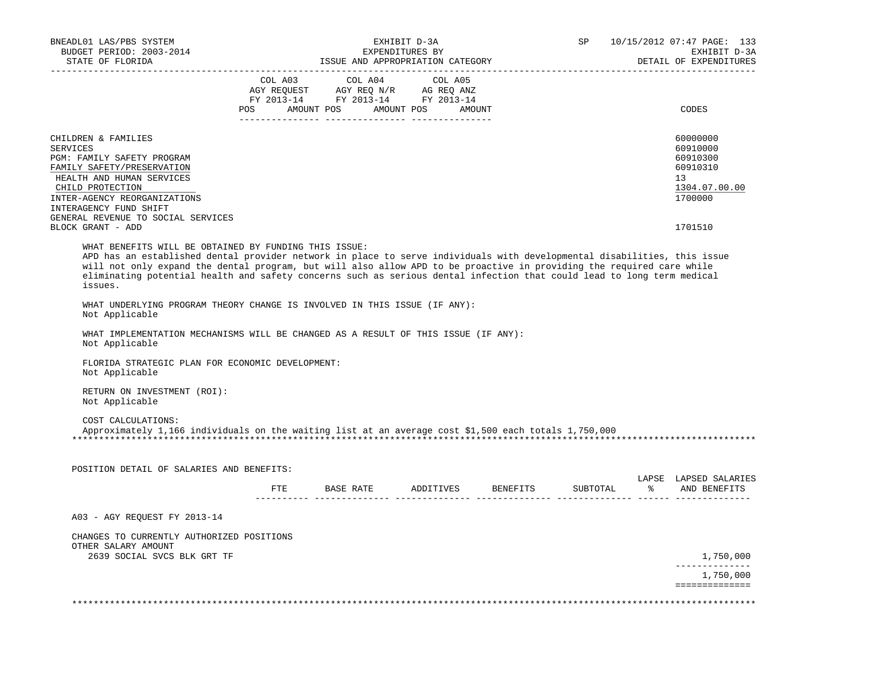| | COL A03 AGY REQUEST FY 2013-14 | | COL A04 AGY REQ N/R FY 2013-14 | | COL A05 AG REQ ANZ FY 2013-14 | | |
|---|---|---|---|---|---|---|---|
| | POS | AMOUNT | POS | AMOUNT | POS | AMOUNT | CODES |
| CHILDREN & FAMILIES | | | | | | | 60000000 |
| SERVICES | | | | | | | 60910000 |
| PGM: FAMILY SAFETY PROGRAM | | | | | | | 60910300 |
| FAMILY SAFETY/PRESERVATION | | | | | | | 60910310 |
| HEALTH AND HUMAN SERVICES | | | | | | | 13 |
| CHILD PROTECTION | | | | | | | 1304.07.00.00 |
| INTER-AGENCY REORGANIZATIONS | | | | | | | 1700000 |
| INTERAGENCY FUND SHIFT | | | | | | | |
| GENERAL REVENUE TO SOCIAL SERVICES BLOCK GRANT - ADD | | | | | | | 1701510 |

WHAT BENEFITS WILL BE OBTAINED BY FUNDING THIS ISSUE:
APD has an established dental provider network in place to serve individuals with developmental disabilities, this issue will not only expand the dental program, but will also allow APD to be proactive in providing the required care while eliminating potential health and safety concerns such as serious dental infection that could lead to long term medical issues.

WHAT UNDERLYING PROGRAM THEORY CHANGE IS INVOLVED IN THIS ISSUE (IF ANY):
Not Applicable

WHAT IMPLEMENTATION MECHANISMS WILL BE CHANGED AS A RESULT OF THIS ISSUE (IF ANY):
Not Applicable

FLORIDA STRATEGIC PLAN FOR ECONOMIC DEVELOPMENT:
Not Applicable

RETURN ON INVESTMENT (ROI):
Not Applicable

COST CALCULATIONS:
Approximately 1,166 individuals on the waiting list at an average cost $1,500 each totals 1,750,000

*******************************************************************************************************************

POSITION DETAIL OF SALARIES AND BENEFITS:

| | FTE | BASE RATE | ADDITIVES | BENEFITS | SUBTOTAL | LAPSE % | LAPSED SALARIES AND BENEFITS |
|---|---|---|---|---|---|---|---|
| A03 - AGY REQUEST FY 2013-14 | | | | | | | |
| CHANGES TO CURRENTLY AUTHORIZED POSITIONS | | | | | | | |
| OTHER SALARY AMOUNT | | | | | | | |
| 2639 SOCIAL SVCS BLK GRT TF | | | | | | | 1,750,000 |
| | | | | | | | 1,750,000 |

*******************************************************************************************************************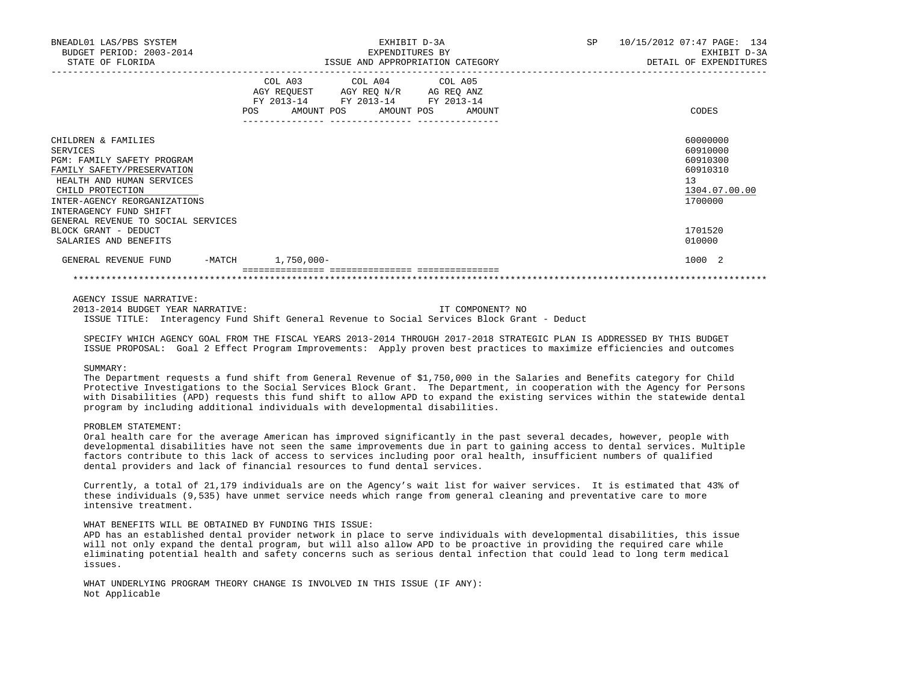| | COL A03 AGY REQUEST FY 2013-14 POS AMOUNT | COL A04 AGY REQ N/R FY 2013-14 POS AMOUNT | COL A05 AG REQ ANZ FY 2013-14 POS AMOUNT | CODES |
|---|---|---|---|---|
| CHILDREN & FAMILIES | | | | 60000000 |
| SERVICES | | | | 60910000 |
| PGM: FAMILY SAFETY PROGRAM | | | | 60910300 |
| FAMILY SAFETY/PRESERVATION | | | | 60910310 |
| HEALTH AND HUMAN SERVICES | | | | 13 |
| CHILD PROTECTION | | | | 1304.07.00.00 |
| INTER-AGENCY REORGANIZATIONS | | | | 1700000 |
| INTERAGENCY FUND SHIFT GENERAL REVENUE TO SOCIAL SERVICES BLOCK GRANT - DEDUCT | | | | 1701520 |
| SALARIES AND BENEFITS | | | | 010000 |
| GENERAL REVENUE FUND -MATCH | 1,750,000- | | | 1000 2 |

AGENCY ISSUE NARRATIVE:

2013-2014 BUDGET YEAR NARRATIVE: IT COMPONENT? NO

ISSUE TITLE: Interagency Fund Shift General Revenue to Social Services Block Grant - Deduct

SPECIFY WHICH AGENCY GOAL FROM THE FISCAL YEARS 2013-2014 THROUGH 2017-2018 STRATEGIC PLAN IS ADDRESSED BY THIS BUDGET ISSUE PROPOSAL: Goal 2 Effect Program Improvements: Apply proven best practices to maximize efficiencies and outcomes

SUMMARY:

The Department requests a fund shift from General Revenue of $1,750,000 in the Salaries and Benefits category for Child Protective Investigations to the Social Services Block Grant. The Department, in cooperation with the Agency for Persons with Disabilities (APD) requests this fund shift to allow APD to expand the existing services within the statewide dental program by including additional individuals with developmental disabilities.

PROBLEM STATEMENT:

Oral health care for the average American has improved significantly in the past several decades, however, people with developmental disabilities have not seen the same improvements due in part to gaining access to dental services. Multiple factors contribute to this lack of access to services including poor oral health, insufficient numbers of qualified dental providers and lack of financial resources to fund dental services.

Currently, a total of 21,179 individuals are on the Agency's wait list for waiver services. It is estimated that 43% of these individuals (9,535) have unmet service needs which range from general cleaning and preventative care to more intensive treatment.

WHAT BENEFITS WILL BE OBTAINED BY FUNDING THIS ISSUE:

APD has an established dental provider network in place to serve individuals with developmental disabilities, this issue will not only expand the dental program, but will also allow APD to be proactive in providing the required care while eliminating potential health and safety concerns such as serious dental infection that could lead to long term medical issues.

WHAT UNDERLYING PROGRAM THEORY CHANGE IS INVOLVED IN THIS ISSUE (IF ANY):

Not Applicable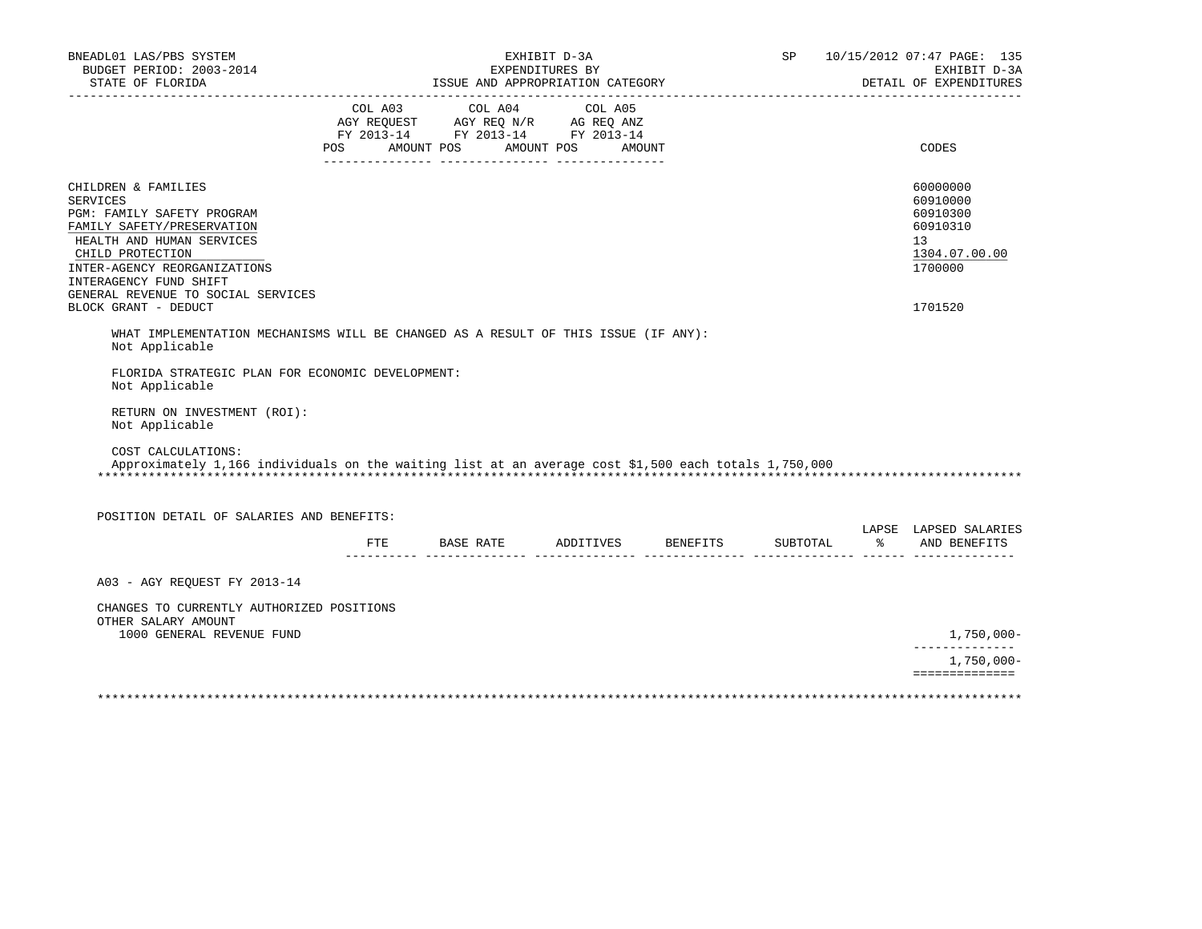BNEADL01 LAS/PBS SYSTEM | EXHIBIT D-3A | SP 10/15/2012 07:47 PAGE: 135
BUDGET PERIOD: 2003-2014 | EXPENDITURES BY | EXHIBIT D-3A
STATE OF FLORIDA | ISSUE AND APPROPRIATION CATEGORY | DETAIL OF EXPENDITURES

| | COL A03 AGY REQUEST FY 2013-14 POS AMOUNT | COL A04 AGY REQ N/R FY 2013-14 POS AMOUNT | COL A05 AG REQ ANZ FY 2013-14 POS AMOUNT | CODES |
|---|---|---|---|---|
| CHILDREN & FAMILIES | | | | 60000000 |
| SERVICES | | | | 60910000 |
| PGM: FAMILY SAFETY PROGRAM | | | | 60910300 |
| FAMILY SAFETY/PRESERVATION | | | | 60910310 |
| HEALTH AND HUMAN SERVICES | | | | 13 |
| CHILD PROTECTION | | | | 1304.07.00.00 |
| INTER-AGENCY REORGANIZATIONS | | | | 1700000 |
| INTERAGENCY FUND SHIFT GENERAL REVENUE TO SOCIAL SERVICES BLOCK GRANT - DEDUCT | | | | 1701520 |

WHAT IMPLEMENTATION MECHANISMS WILL BE CHANGED AS A RESULT OF THIS ISSUE (IF ANY):
Not Applicable

FLORIDA STRATEGIC PLAN FOR ECONOMIC DEVELOPMENT:
Not Applicable

RETURN ON INVESTMENT (ROI):
Not Applicable

COST CALCULATIONS:
Approximately 1,166 individuals on the waiting list at an average cost $1,500 each totals 1,750,000

***

POSITION DETAIL OF SALARIES AND BENEFITS:

| | FTE | BASE RATE | ADDITIVES | BENEFITS | SUBTOTAL | LAPSE % | LAPSED SALARIES AND BENEFITS |
|---|---|---|---|---|---|---|---|
| A03 - AGY REQUEST FY 2013-14 | | | | | | | |
| CHANGES TO CURRENTLY AUTHORIZED POSITIONS | | | | | | | |
| OTHER SALARY AMOUNT | | | | | | | |
| 1000 GENERAL REVENUE FUND | | | | | | | 1,750,000- |
| | | | | | | | 1,750,000- |

***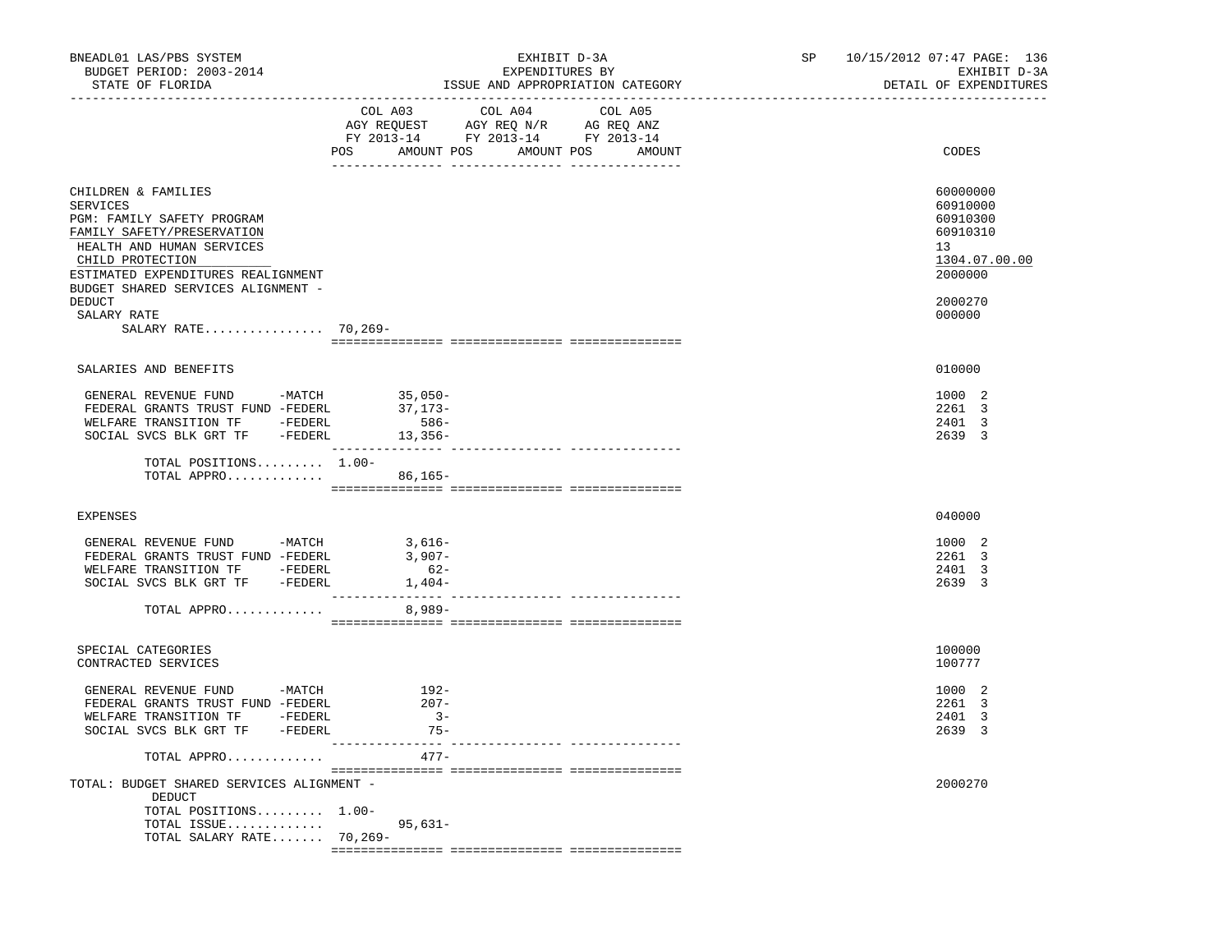BNEADL01 LAS/PBS SYSTEM
BUDGET PERIOD: 2003-2014
STATE OF FLORIDA

EXHIBIT D-3A
EXPENDITURES BY
ISSUE AND APPROPRIATION CATEGORY

SP 10/15/2012 07:47 PAGE: 136
EXHIBIT D-3A
DETAIL OF EXPENDITURES

| | COL A03 AGY REQUEST FY 2013-14 POS | AMOUNT | COL A04 AGY REQ N/R FY 2013-14 POS | AMOUNT | COL A05 AG REQ ANZ FY 2013-14 POS | AMOUNT | CODES |
|---|---|---|---|---|---|---|---|
| CHILDREN & FAMILIES | | | | | | | 60000000 |
| SERVICES | | | | | | | 60910000 |
| PGM: FAMILY SAFETY PROGRAM | | | | | | | 60910300 |
| FAMILY SAFETY/PRESERVATION | | | | | | | 60910310 |
| HEALTH AND HUMAN SERVICES | | | | | | | 13 |
| CHILD PROTECTION | | | | | | | 1304.07.00.00 |
| ESTIMATED EXPENDITURES REALIGNMENT | | | | | | | 2000000 |
| BUDGET SHARED SERVICES ALIGNMENT - DEDUCT | | | | | | | 2000270 |
| SALARY RATE | | | | | | | 000000 |
| SALARY RATE................ | 70,269- | | | | | | |
| SALARIES AND BENEFITS | | | | | | | 010000 |
| GENERAL REVENUE FUND -MATCH | | 35,050- | | | | | 1000 2 |
| FEDERAL GRANTS TRUST FUND -FEDERL | | 37,173- | | | | | 2261 3 |
| WELFARE TRANSITION TF -FEDERL | | 586- | | | | | 2401 3 |
| SOCIAL SVCS BLK GRT TF -FEDERL | | 13,356- | | | | | 2639 3 |
| TOTAL POSITIONS......... | 1.00- | | | | | | |
| TOTAL APPRO............. | | 86,165- | | | | | |
| EXPENSES | | | | | | | 040000 |
| GENERAL REVENUE FUND -MATCH | | 3,616- | | | | | 1000 2 |
| FEDERAL GRANTS TRUST FUND -FEDERL | | 3,907- | | | | | 2261 3 |
| WELFARE TRANSITION TF -FEDERL | | 62- | | | | | 2401 3 |
| SOCIAL SVCS BLK GRT TF -FEDERL | | 1,404- | | | | | 2639 3 |
| TOTAL APPRO............. | | 8,989- | | | | | |
| SPECIAL CATEGORIES | | | | | | | 100000 |
| CONTRACTED SERVICES | | | | | | | 100777 |
| GENERAL REVENUE FUND -MATCH | | 192- | | | | | 1000 2 |
| FEDERAL GRANTS TRUST FUND -FEDERL | | 207- | | | | | 2261 3 |
| WELFARE TRANSITION TF -FEDERL | | 3- | | | | | 2401 3 |
| SOCIAL SVCS BLK GRT TF -FEDERL | | 75- | | | | | 2639 3 |
| TOTAL APPRO............. | | 477- | | | | | |
| TOTAL: BUDGET SHARED SERVICES ALIGNMENT - DEDUCT | | | | | | | 2000270 |
| TOTAL POSITIONS......... | 1.00- | | | | | | |
| TOTAL ISSUE............. | | 95,631- | | | | | |
| TOTAL SALARY RATE....... | 70,269- | | | | | | |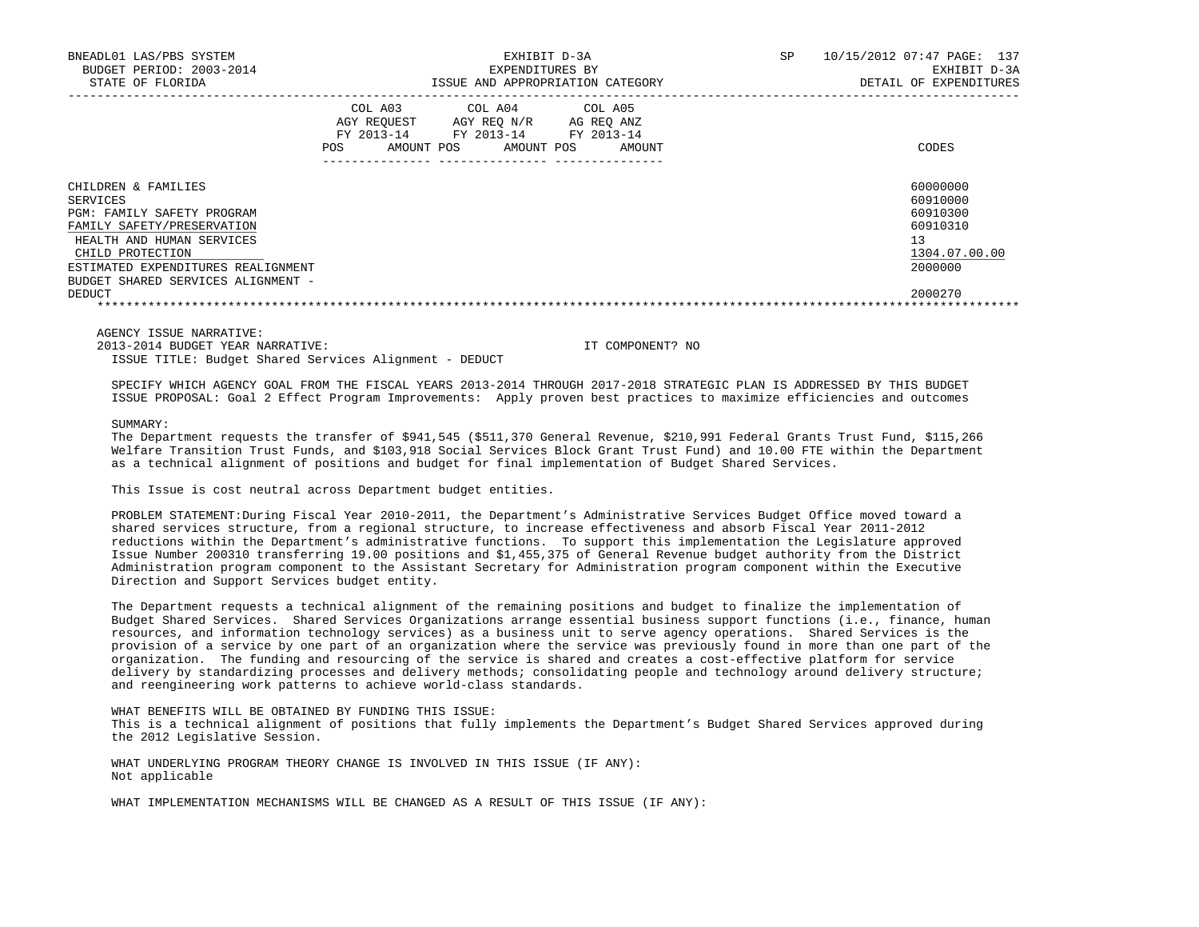| | COL A03 AGY REQUEST FY 2013-14 POS AMOUNT | COL A04 AGY REQ N/R FY 2013-14 POS AMOUNT | COL A05 AG REQ ANZ FY 2013-14 POS AMOUNT | CODES |
|---|---|---|---|---|
| CHILDREN & FAMILIES | | | | 60000000 |
| SERVICES | | | | 60910000 |
| PGM: FAMILY SAFETY PROGRAM | | | | 60910300 |
| FAMILY SAFETY/PRESERVATION | | | | 60910310 |
| HEALTH AND HUMAN SERVICES | | | | 13 |
| CHILD PROTECTION | | | | 1304.07.00.00 |
| ESTIMATED EXPENDITURES REALIGNMENT | | | | 2000000 |
| BUDGET SHARED SERVICES ALIGNMENT - DEDUCT | | | | 2000270 |

AGENCY ISSUE NARRATIVE:
2013-2014 BUDGET YEAR NARRATIVE: IT COMPONENT? NO
ISSUE TITLE: Budget Shared Services Alignment - DEDUCT

SPECIFY WHICH AGENCY GOAL FROM THE FISCAL YEARS 2013-2014 THROUGH 2017-2018 STRATEGIC PLAN IS ADDRESSED BY THIS BUDGET ISSUE PROPOSAL: Goal 2 Effect Program Improvements: Apply proven best practices to maximize efficiencies and outcomes

SUMMARY:
The Department requests the transfer of $941,545 ($511,370 General Revenue, $210,991 Federal Grants Trust Fund, $115,266 Welfare Transition Trust Funds, and $103,918 Social Services Block Grant Trust Fund) and 10.00 FTE within the Department as a technical alignment of positions and budget for final implementation of Budget Shared Services.

This Issue is cost neutral across Department budget entities.

PROBLEM STATEMENT:During Fiscal Year 2010-2011, the Department's Administrative Services Budget Office moved toward a shared services structure, from a regional structure, to increase effectiveness and absorb Fiscal Year 2011-2012 reductions within the Department's administrative functions. To support this implementation the Legislature approved Issue Number 200310 transferring 19.00 positions and $1,455,375 of General Revenue budget authority from the District Administration program component to the Assistant Secretary for Administration program component within the Executive Direction and Support Services budget entity.

The Department requests a technical alignment of the remaining positions and budget to finalize the implementation of Budget Shared Services. Shared Services Organizations arrange essential business support functions (i.e., finance, human resources, and information technology services) as a business unit to serve agency operations. Shared Services is the provision of a service by one part of an organization where the service was previously found in more than one part of the organization. The funding and resourcing of the service is shared and creates a cost-effective platform for service delivery by standardizing processes and delivery methods; consolidating people and technology around delivery structure; and reengineering work patterns to achieve world-class standards.

WHAT BENEFITS WILL BE OBTAINED BY FUNDING THIS ISSUE:
This is a technical alignment of positions that fully implements the Department's Budget Shared Services approved during the 2012 Legislative Session.

WHAT UNDERLYING PROGRAM THEORY CHANGE IS INVOLVED IN THIS ISSUE (IF ANY):
Not applicable

WHAT IMPLEMENTATION MECHANISMS WILL BE CHANGED AS A RESULT OF THIS ISSUE (IF ANY):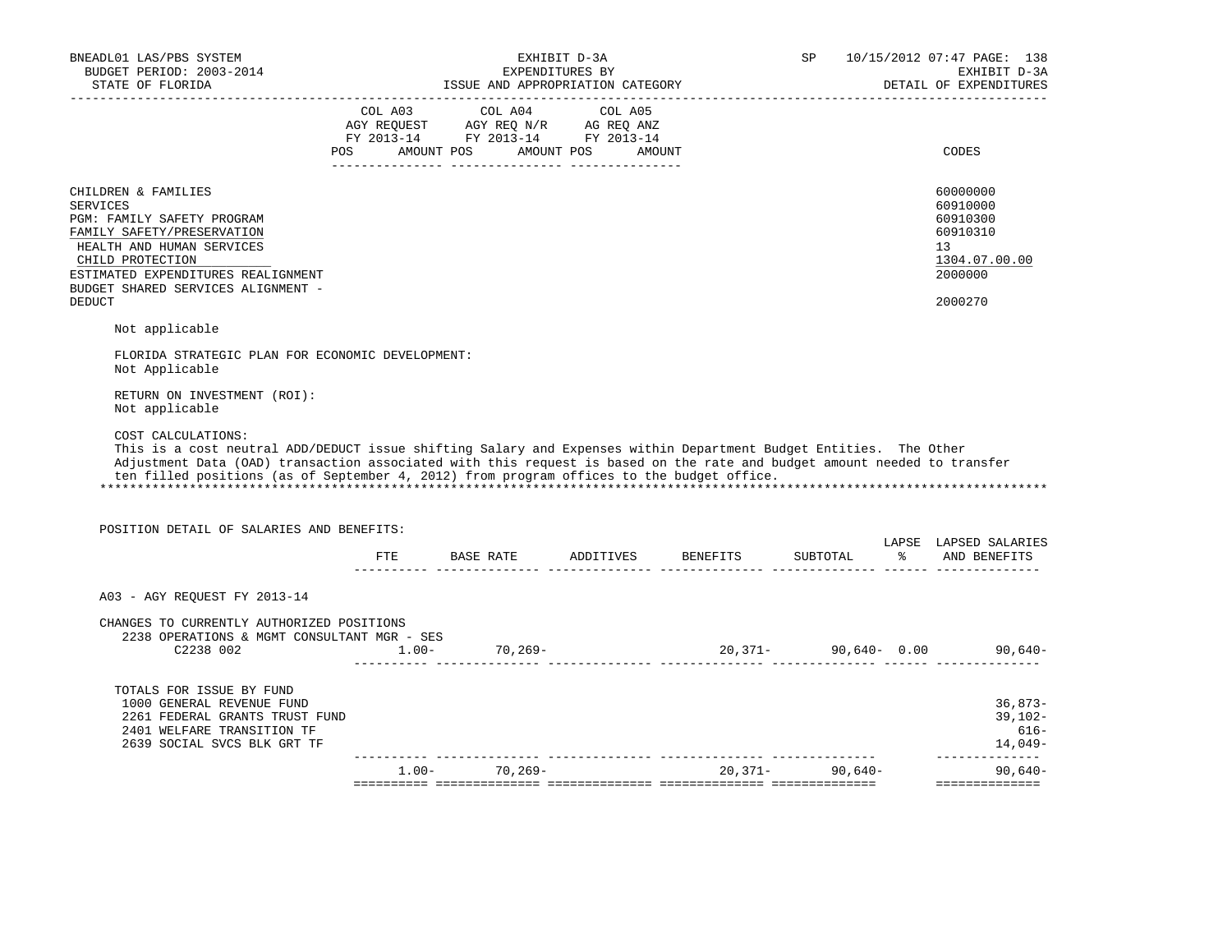BNEADL01 LAS/PBS SYSTEM | EXHIBIT D-3A | SP 10/15/2012 07:47 PAGE: 138
BUDGET PERIOD: 2003-2014 | EXPENDITURES BY | EXHIBIT D-3A
STATE OF FLORIDA | ISSUE AND APPROPRIATION CATEGORY | DETAIL OF EXPENDITURES

| | COL A03 AGY REQUEST FY 2013-14 POS AMOUNT | COL A04 AGY REQ N/R FY 2013-14 POS AMOUNT | COL A05 AG REQ ANZ FY 2013-14 POS AMOUNT | CODES |
|---|---|---|---|---|
| CHILDREN & FAMILIES | | | | 60000000 |
| SERVICES | | | | 60910000 |
| PGM: FAMILY SAFETY PROGRAM | | | | 60910300 |
| FAMILY SAFETY/PRESERVATION | | | | 60910310 |
| HEALTH AND HUMAN SERVICES | | | | 13 |
| CHILD PROTECTION | | | | 1304.07.00.00 |
| ESTIMATED EXPENDITURES REALIGNMENT | | | | 2000000 |
| BUDGET SHARED SERVICES ALIGNMENT - DEDUCT | | | | 2000270 |

Not applicable

FLORIDA STRATEGIC PLAN FOR ECONOMIC DEVELOPMENT:
Not Applicable

RETURN ON INVESTMENT (ROI):
Not applicable

COST CALCULATIONS:
This is a cost neutral ADD/DEDUCT issue shifting Salary and Expenses within Department Budget Entities. The Other Adjustment Data (OAD) transaction associated with this request is based on the rate and budget amount needed to transfer ten filled positions (as of September 4, 2012) from program offices to the budget office.

POSITION DETAIL OF SALARIES AND BENEFITS:

| | FTE | BASE RATE | ADDITIVES | BENEFITS | SUBTOTAL | LAPSE % | LAPSED SALARIES AND BENEFITS |
|---|---|---|---|---|---|---|---|
| A03 - AGY REQUEST FY 2013-14 | | | | | | | |
| CHANGES TO CURRENTLY AUTHORIZED POSITIONS | | | | | | | |
| 2238 OPERATIONS & MGMT CONSULTANT MGR - SES | | | | | | | |
| C2238 002 | 1.00- | 70,269- | | 20,371- | 90,640- | 0.00 | 90,640- |
| TOTALS FOR ISSUE BY FUND | | | | | | | |
| 1000 GENERAL REVENUE FUND | | | | | | | 36,873- |
| 2261 FEDERAL GRANTS TRUST FUND | | | | | | | 39,102- |
| 2401 WELFARE TRANSITION TF | | | | | | | 616- |
| 2639 SOCIAL SVCS BLK GRT TF | | | | | | | 14,049- |
| | 1.00- | 70,269- | | 20,371- | 90,640- | | 90,640- |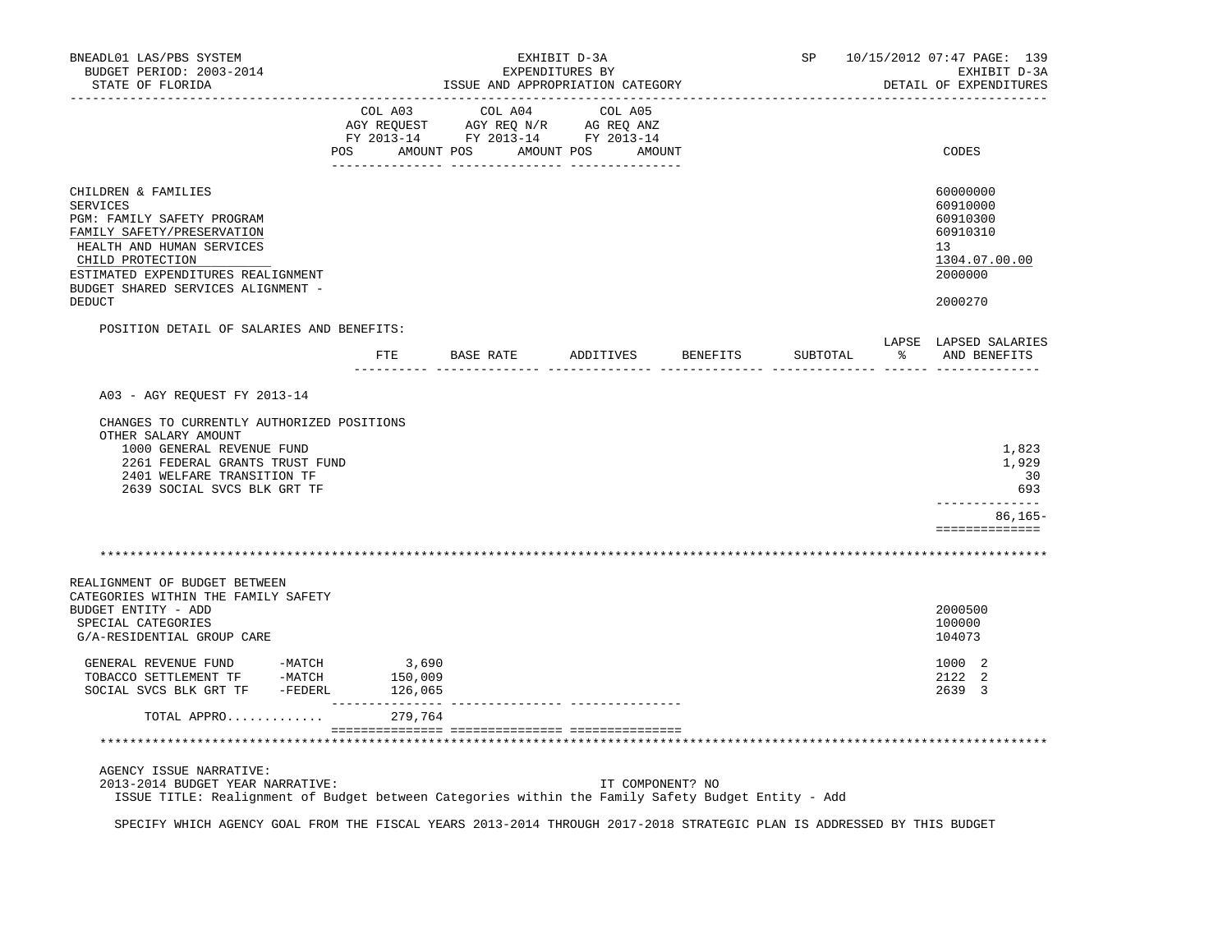BNEADL01 LAS/PBS SYSTEM — EXHIBIT D-3A — EXPENDITURES BY ISSUE AND APPROPRIATION CATEGORY
BUDGET PERIOD: 2003-2014 — STATE OF FLORIDA — SP 10/15/2012 07:47 — EXHIBIT D-3A DETAIL OF EXPENDITURES

| | COL A03 AGY REQUEST FY 2013-14 POS AMOUNT | COL A04 AGY REQ N/R FY 2013-14 POS AMOUNT | COL A05 AG REQ ANZ FY 2013-14 POS AMOUNT | CODES |
|---|---|---|---|---|
| CHILDREN & FAMILIES | | | | 60000000 |
| SERVICES | | | | 60910000 |
| PGM: FAMILY SAFETY PROGRAM | | | | 60910300 |
| FAMILY SAFETY/PRESERVATION | | | | 60910310 |
| HEALTH AND HUMAN SERVICES | | | | 13 |
| CHILD PROTECTION | | | | 1304.07.00.00 |
| ESTIMATED EXPENDITURES REALIGNMENT | | | | 2000000 |
| BUDGET SHARED SERVICES ALIGNMENT - DEDUCT | | | | 2000270 |

POSITION DETAIL OF SALARIES AND BENEFITS:

| | FTE | BASE RATE | ADDITIVES | BENEFITS | SUBTOTAL | LAPSE % | LAPSED SALARIES AND BENEFITS |
|---|---|---|---|---|---|---|---|
| A03 - AGY REQUEST FY 2013-14 | | | | | | | |
| CHANGES TO CURRENTLY AUTHORIZED POSITIONS | | | | | | | |
| OTHER SALARY AMOUNT | | | | | | | |
| 1000 GENERAL REVENUE FUND | | | | | | | 1,823 |
| 2261 FEDERAL GRANTS TRUST FUND | | | | | | | 1,929 |
| 2401 WELFARE TRANSITION TF | | | | | | | 30 |
| 2639 SOCIAL SVCS BLK GRT TF | | | | | | | 693 |
| | | | | | | | 86,165- |

**************************************************************************************************

| | COL A03 | COL A04 | COL A05 | CODES |
|---|---|---|---|---|
| REALIGNMENT OF BUDGET BETWEEN CATEGORIES WITHIN THE FAMILY SAFETY BUDGET ENTITY - ADD | | | | 2000500 |
| SPECIAL CATEGORIES | | | | 100000 |
| G/A-RESIDENTIAL GROUP CARE | | | | 104073 |
| GENERAL REVENUE FUND -MATCH | 3,690 | | | 1000 2 |
| TOBACCO SETTLEMENT TF -MATCH | 150,009 | | | 2122 2 |
| SOCIAL SVCS BLK GRT TF -FEDERL | 126,065 | | | 2639 3 |
| TOTAL APPRO............ | 279,764 | | | |

**************************************************************************************************

AGENCY ISSUE NARRATIVE:

2013-2014 BUDGET YEAR NARRATIVE: IT COMPONENT? NO

ISSUE TITLE: Realignment of Budget between Categories within the Family Safety Budget Entity - Add

SPECIFY WHICH AGENCY GOAL FROM THE FISCAL YEARS 2013-2014 THROUGH 2017-2018 STRATEGIC PLAN IS ADDRESSED BY THIS BUDGET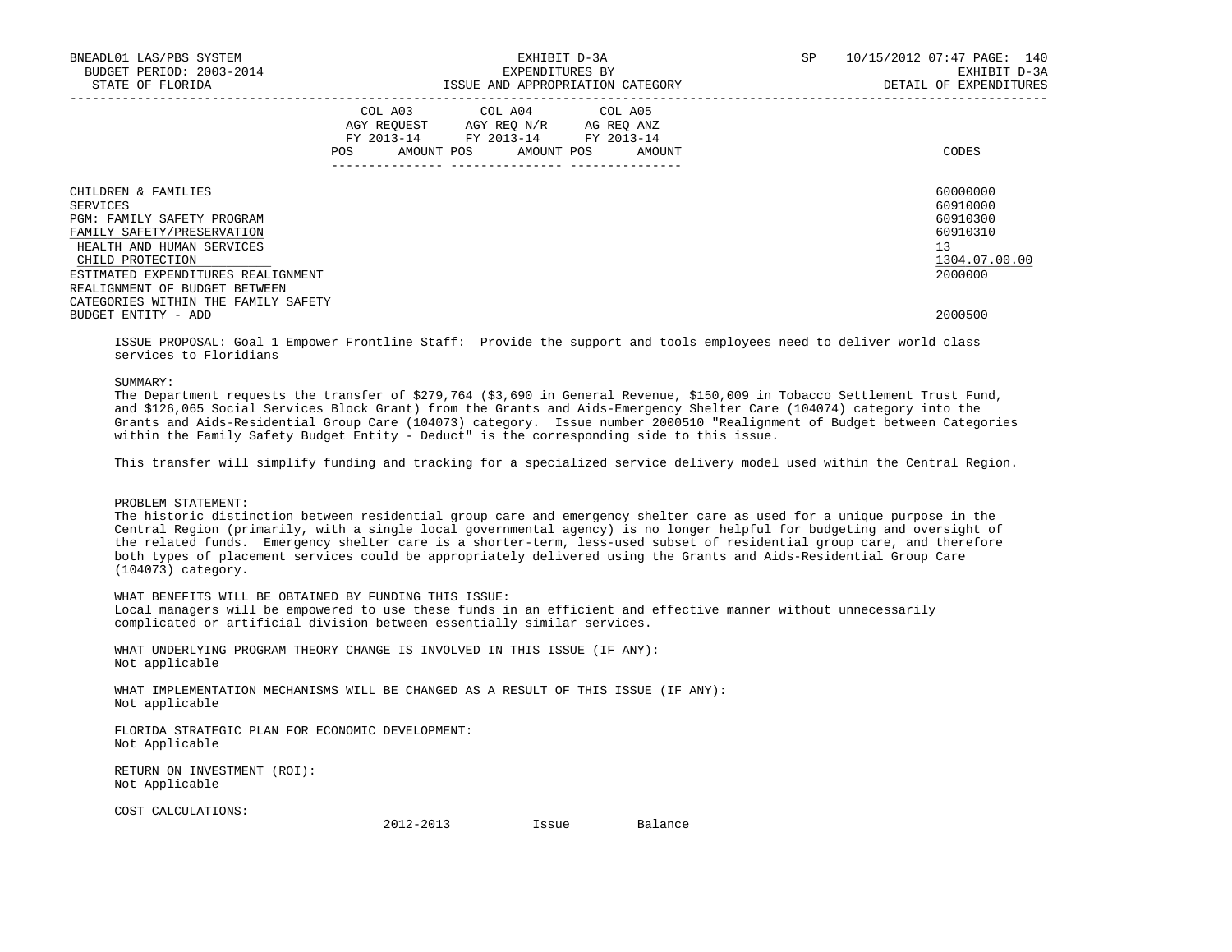BNEADL01 LAS/PBS SYSTEM | EXHIBIT D-3A | SP 10/15/2012 07:47
BUDGET PERIOD: 2003-2014 | EXPENDITURES BY | EXHIBIT D-3A
STATE OF FLORIDA | ISSUE AND APPROPRIATION CATEGORY | DETAIL OF EXPENDITURES

| | COL A03 AGY REQUEST FY 2013-14 POS AMOUNT | COL A04 AGY REQ N/R FY 2013-14 POS AMOUNT | COL A05 AG REQ ANZ FY 2013-14 POS AMOUNT | CODES |
|---|---|---|---|---|
| CHILDREN & FAMILIES | | | | 60000000 |
| SERVICES | | | | 60910000 |
| PGM: FAMILY SAFETY PROGRAM | | | | 60910300 |
| FAMILY SAFETY/PRESERVATION | | | | 60910310 |
| HEALTH AND HUMAN SERVICES | | | | 13 |
| CHILD PROTECTION | | | | 1304.07.00.00 |
| ESTIMATED EXPENDITURES REALIGNMENT | | | | 2000000 |
| REALIGNMENT OF BUDGET BETWEEN CATEGORIES WITHIN THE FAMILY SAFETY BUDGET ENTITY - ADD | | | | 2000500 |

ISSUE PROPOSAL: Goal 1 Empower Frontline Staff: Provide the support and tools employees need to deliver world class services to Floridians

SUMMARY:
The Department requests the transfer of $279,764 ($3,690 in General Revenue, $150,009 in Tobacco Settlement Trust Fund, and $126,065 Social Services Block Grant) from the Grants and Aids-Emergency Shelter Care (104074) category into the Grants and Aids-Residential Group Care (104073) category. Issue number 2000510 "Realignment of Budget between Categories within the Family Safety Budget Entity - Deduct" is the corresponding side to this issue.

This transfer will simplify funding and tracking for a specialized service delivery model used within the Central Region.

PROBLEM STATEMENT:
The historic distinction between residential group care and emergency shelter care as used for a unique purpose in the Central Region (primarily, with a single local governmental agency) is no longer helpful for budgeting and oversight of the related funds. Emergency shelter care is a shorter-term, less-used subset of residential group care, and therefore both types of placement services could be appropriately delivered using the Grants and Aids-Residential Group Care (104073) category.

WHAT BENEFITS WILL BE OBTAINED BY FUNDING THIS ISSUE:
Local managers will be empowered to use these funds in an efficient and effective manner without unnecessarily complicated or artificial division between essentially similar services.

WHAT UNDERLYING PROGRAM THEORY CHANGE IS INVOLVED IN THIS ISSUE (IF ANY):
Not applicable

WHAT IMPLEMENTATION MECHANISMS WILL BE CHANGED AS A RESULT OF THIS ISSUE (IF ANY):
Not applicable

FLORIDA STRATEGIC PLAN FOR ECONOMIC DEVELOPMENT:
Not Applicable

RETURN ON INVESTMENT (ROI):
Not Applicable

COST CALCULATIONS:

| | 2012-2013 | Issue | Balance |
|---|---|---|---|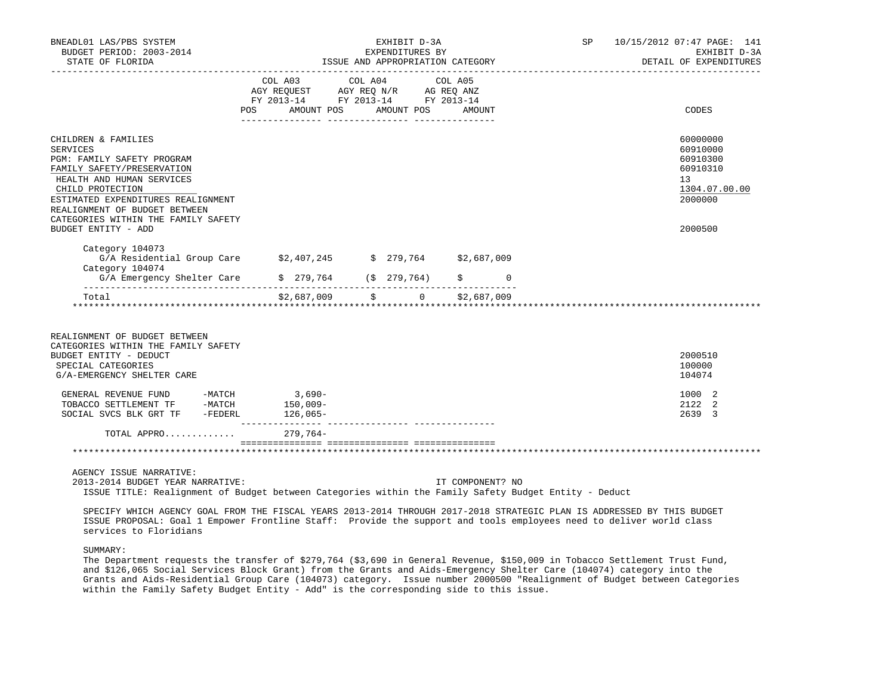| | COL A03 AGY REQUEST FY 2013-14 POS AMOUNT | COL A04 AGY REQ N/R FY 2013-14 POS AMOUNT | COL A05 AG REQ ANZ FY 2013-14 POS AMOUNT | CODES |
|---|---|---|---|---|
| CHILDREN & FAMILIES | | | | 60000000 |
| SERVICES | | | | 60910000 |
| PGM: FAMILY SAFETY PROGRAM | | | | 60910300 |
| FAMILY SAFETY/PRESERVATION | | | | 60910310 |
| HEALTH AND HUMAN SERVICES | | | | 13 |
| CHILD PROTECTION | | | | 1304.07.00.00 |
| ESTIMATED EXPENDITURES REALIGNMENT | | | | 2000000 |
| REALIGNMENT OF BUDGET BETWEEN CATEGORIES WITHIN THE FAMILY SAFETY BUDGET ENTITY - ADD | | | | 2000500 |

| | COL A03 | COL A04 | COL A05 |
|---|---|---|---|
| Category 104073 G/A Residential Group Care | $2,407,245 | $ 279,764 | $2,687,009 |
| Category 104074 G/A Emergency Shelter Care | $ 279,764 | ($ 279,764) | $ 0 |
| Total | $2,687,009 | $ 0 | $2,687,009 |

| | COL A03 | COL A04 | COL A05 | CODES |
|---|---|---|---|---|
| REALIGNMENT OF BUDGET BETWEEN CATEGORIES WITHIN THE FAMILY SAFETY BUDGET ENTITY - DEDUCT | | | | 2000510 |
| SPECIAL CATEGORIES | | | | 100000 |
| G/A-EMERGENCY SHELTER CARE | | | | 104074 |
| GENERAL REVENUE FUND -MATCH | 3,690- | | | 1000 2 |
| TOBACCO SETTLEMENT TF -MATCH | 150,009- | | | 2122 2 |
| SOCIAL SVCS BLK GRT TF -FEDERL | 126,065- | | | 2639 3 |
| TOTAL APPRO............ | 279,764- | | | |

AGENCY ISSUE NARRATIVE:

2013-2014 BUDGET YEAR NARRATIVE: IT COMPONENT? NO

ISSUE TITLE: Realignment of Budget between Categories within the Family Safety Budget Entity - Deduct

SPECIFY WHICH AGENCY GOAL FROM THE FISCAL YEARS 2013-2014 THROUGH 2017-2018 STRATEGIC PLAN IS ADDRESSED BY THIS BUDGET ISSUE PROPOSAL: Goal 1 Empower Frontline Staff: Provide the support and tools employees need to deliver world class services to Floridians

SUMMARY:

The Department requests the transfer of $279,764 ($3,690 in General Revenue, $150,009 in Tobacco Settlement Trust Fund, and $126,065 Social Services Block Grant) from the Grants and Aids-Emergency Shelter Care (104074) category into the Grants and Aids-Residential Group Care (104073) category. Issue number 2000500 "Realignment of Budget between Categories within the Family Safety Budget Entity - Add" is the corresponding side to this issue.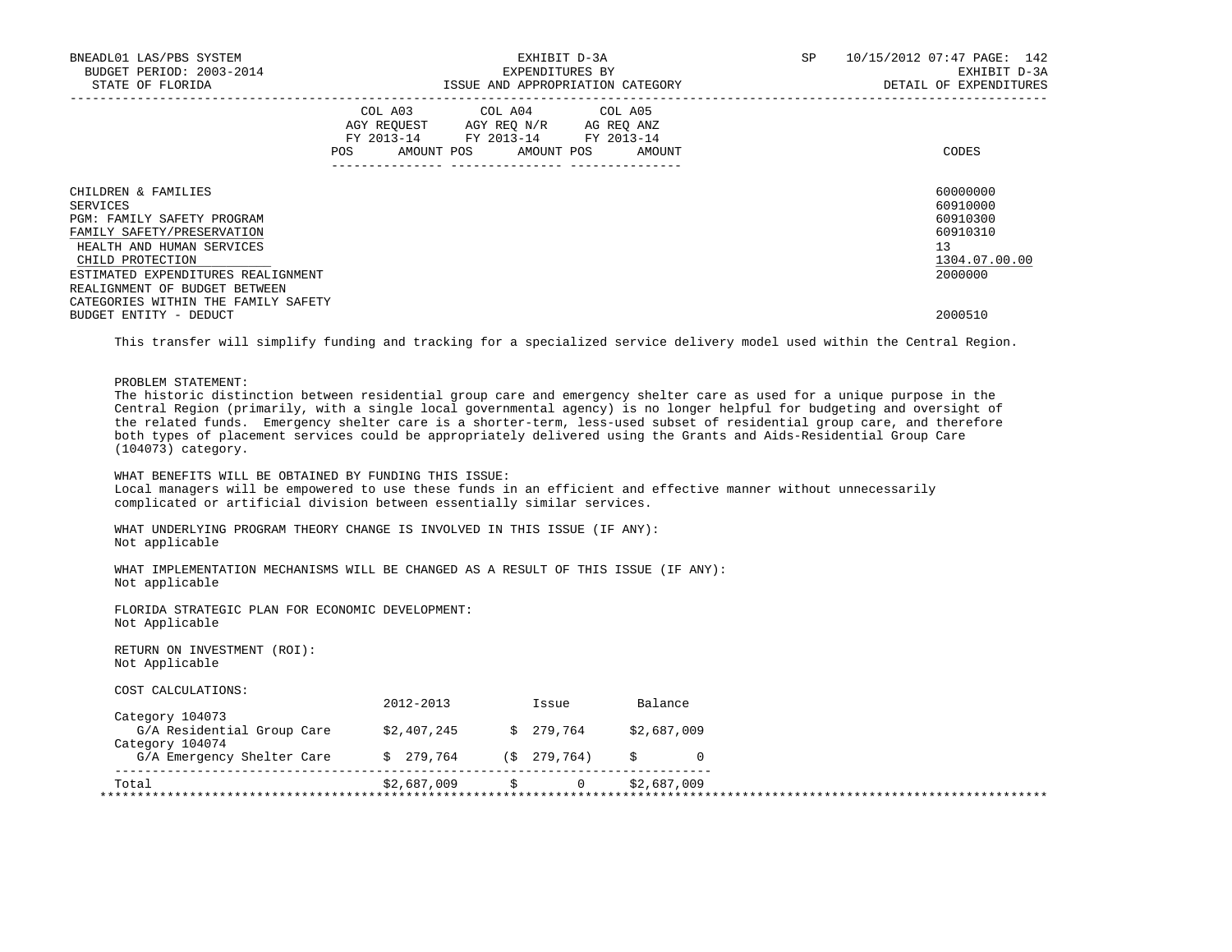BNEADL01 LAS/PBS SYSTEM
BUDGET PERIOD: 2003-2014
STATE OF FLORIDA

EXHIBIT D-3A
EXPENDITURES BY
ISSUE AND APPROPRIATION CATEGORY

SP 10/15/2012 07:47
EXHIBIT D-3A
DETAIL OF EXPENDITURES

| | COL A03 AGY REQUEST FY 2013-14 POS AMOUNT | COL A04 AGY REQ N/R FY 2013-14 POS AMOUNT | COL A05 AG REQ ANZ FY 2013-14 POS AMOUNT | CODES |
|---|---|---|---|---|
| CHILDREN & FAMILIES | | | | 60000000 |
| SERVICES | | | | 60910000 |
| PGM: FAMILY SAFETY PROGRAM | | | | 60910300 |
| FAMILY SAFETY/PRESERVATION | | | | 60910310 |
| HEALTH AND HUMAN SERVICES | | | | 13 |
| CHILD PROTECTION | | | | 1304.07.00.00 |
| ESTIMATED EXPENDITURES REALIGNMENT | | | | 2000000 |
| REALIGNMENT OF BUDGET BETWEEN CATEGORIES WITHIN THE FAMILY SAFETY BUDGET ENTITY - DEDUCT | | | | 2000510 |

This transfer will simplify funding and tracking for a specialized service delivery model used within the Central Region.

PROBLEM STATEMENT:
The historic distinction between residential group care and emergency shelter care as used for a unique purpose in the Central Region (primarily, with a single local governmental agency) is no longer helpful for budgeting and oversight of the related funds. Emergency shelter care is a shorter-term, less-used subset of residential group care, and therefore both types of placement services could be appropriately delivered using the Grants and Aids-Residential Group Care (104073) category.

WHAT BENEFITS WILL BE OBTAINED BY FUNDING THIS ISSUE:
Local managers will be empowered to use these funds in an efficient and effective manner without unnecessarily complicated or artificial division between essentially similar services.

WHAT UNDERLYING PROGRAM THEORY CHANGE IS INVOLVED IN THIS ISSUE (IF ANY):
Not applicable

WHAT IMPLEMENTATION MECHANISMS WILL BE CHANGED AS A RESULT OF THIS ISSUE (IF ANY):
Not applicable

FLORIDA STRATEGIC PLAN FOR ECONOMIC DEVELOPMENT:
Not Applicable

RETURN ON INVESTMENT (ROI):
Not Applicable

COST CALCULATIONS:

| | 2012-2013 | Issue | Balance |
|---|---|---|---|
| Category 104073 | | | |
| G/A Residential Group Care | $2,407,245 | $ 279,764 | $2,687,009 |
| Category 104074 | | | |
| G/A Emergency Shelter Care | $ 279,764 | ($ 279,764) | $ 0 |
| Total | $2,687,009 | $ 0 | $2,687,009 |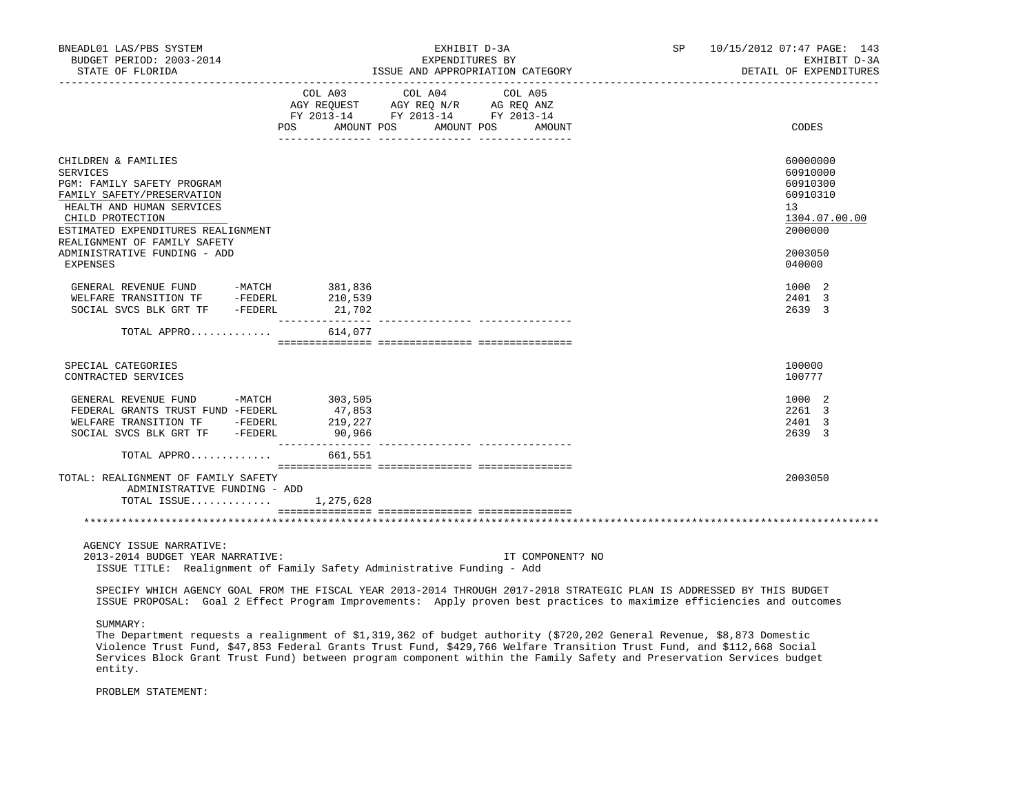| | COL A03 AGY REQUEST FY 2013-14 POS AMOUNT | COL A04 AGY REQ N/R FY 2013-14 POS AMOUNT | COL A05 AG REQ ANZ FY 2013-14 POS AMOUNT | CODES |
|---|---|---|---|---|
| CHILDREN & FAMILIES | | | | 60000000 |
| SERVICES | | | | 60910000 |
| PGM: FAMILY SAFETY PROGRAM | | | | 60910300 |
| FAMILY SAFETY/PRESERVATION | | | | 60910310 |
| HEALTH AND HUMAN SERVICES | | | | 13 |
| CHILD PROTECTION | | | | 1304.07.00.00 |
| ESTIMATED EXPENDITURES REALIGNMENT | | | | 2000000 |
| REALIGNMENT OF FAMILY SAFETY ADMINISTRATIVE FUNDING - ADD | | | | 2003050 |
| EXPENSES | | | | 040000 |
| GENERAL REVENUE FUND -MATCH | 381,836 | | | 1000 2 |
| WELFARE TRANSITION TF -FEDERL | 210,539 | | | 2401 3 |
| SOCIAL SVCS BLK GRT TF -FEDERL | 21,702 | | | 2639 3 |
| TOTAL APPRO............ | 614,077 | | | |
| SPECIAL CATEGORIES | | | | 100000 |
| CONTRACTED SERVICES | | | | 100777 |
| GENERAL REVENUE FUND -MATCH | 303,505 | | | 1000 2 |
| FEDERAL GRANTS TRUST FUND -FEDERL | 47,853 | | | 2261 3 |
| WELFARE TRANSITION TF -FEDERL | 219,227 | | | 2401 3 |
| SOCIAL SVCS BLK GRT TF -FEDERL | 90,966 | | | 2639 3 |
| TOTAL APPRO............ | 661,551 | | | |
| TOTAL: REALIGNMENT OF FAMILY SAFETY ADMINISTRATIVE FUNDING - ADD | | | | 2003050 |
| TOTAL ISSUE............ | 1,275,628 | | | |

AGENCY ISSUE NARRATIVE:
2013-2014 BUDGET YEAR NARRATIVE: IT COMPONENT? NO
ISSUE TITLE: Realignment of Family Safety Administrative Funding - Add

SPECIFY WHICH AGENCY GOAL FROM THE FISCAL YEAR 2013-2014 THROUGH 2017-2018 STRATEGIC PLAN IS ADDRESSED BY THIS BUDGET ISSUE PROPOSAL: Goal 2 Effect Program Improvements: Apply proven best practices to maximize efficiencies and outcomes

SUMMARY:
The Department requests a realignment of $1,319,362 of budget authority ($720,202 General Revenue, $8,873 Domestic Violence Trust Fund, $47,853 Federal Grants Trust Fund, $429,766 Welfare Transition Trust Fund, and $112,668 Social Services Block Grant Trust Fund) between program component within the Family Safety and Preservation Services budget entity.

PROBLEM STATEMENT: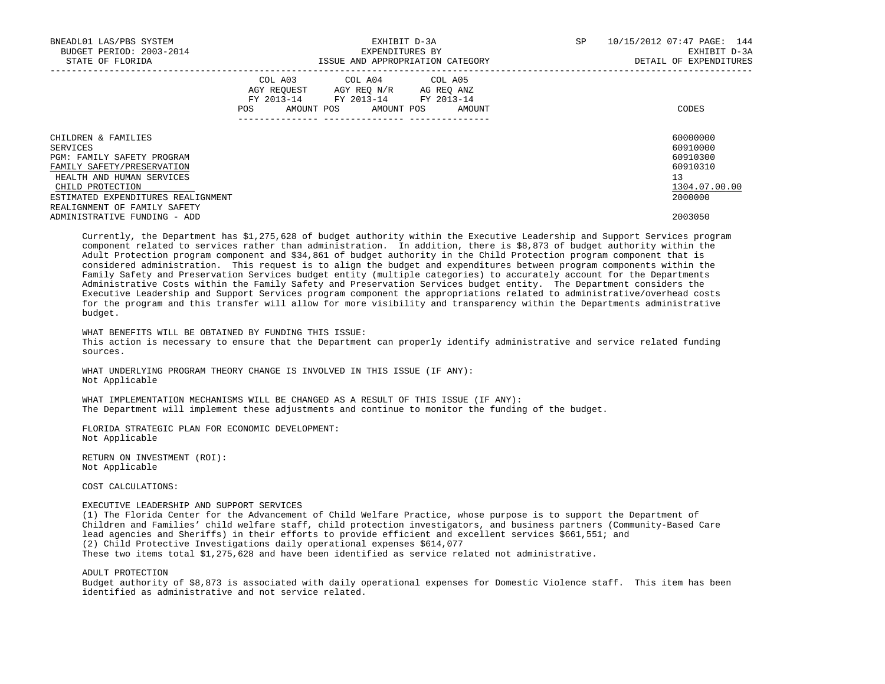| | COL A03 AGY REQUEST FY 2013-14 | | COL A04 AGY REQ N/R FY 2013-14 | | COL A05 AG REQ ANZ FY 2013-14 | | |
|---|---|---|---|---|---|---|---|
| | POS | AMOUNT | POS | AMOUNT | POS | AMOUNT | CODES |
| CHILDREN & FAMILIES | | | | | | | 60000000 |
| SERVICES | | | | | | | 60910000 |
| PGM: FAMILY SAFETY PROGRAM | | | | | | | 60910300 |
| FAMILY SAFETY/PRESERVATION | | | | | | | 60910310 |
| HEALTH AND HUMAN SERVICES | | | | | | | 13 |
| CHILD PROTECTION | | | | | | | 1304.07.00.00 |
| ESTIMATED EXPENDITURES REALIGNMENT | | | | | | | 2000000 |
| REALIGNMENT OF FAMILY SAFETY ADMINISTRATIVE FUNDING - ADD | | | | | | | 2003050 |

Currently, the Department has $1,275,628 of budget authority within the Executive Leadership and Support Services program component related to services rather than administration. In addition, there is $8,873 of budget authority within the Adult Protection program component and $34,861 of budget authority in the Child Protection program component that is considered administration. This request is to align the budget and expenditures between program components within the Family Safety and Preservation Services budget entity (multiple categories) to accurately account for the Departments Administrative Costs within the Family Safety and Preservation Services budget entity. The Department considers the Executive Leadership and Support Services program component the appropriations related to administrative/overhead costs for the program and this transfer will allow for more visibility and transparency within the Departments administrative budget.

WHAT BENEFITS WILL BE OBTAINED BY FUNDING THIS ISSUE:
This action is necessary to ensure that the Department can properly identify administrative and service related funding sources.

WHAT UNDERLYING PROGRAM THEORY CHANGE IS INVOLVED IN THIS ISSUE (IF ANY):
Not Applicable

WHAT IMPLEMENTATION MECHANISMS WILL BE CHANGED AS A RESULT OF THIS ISSUE (IF ANY):
The Department will implement these adjustments and continue to monitor the funding of the budget.

FLORIDA STRATEGIC PLAN FOR ECONOMIC DEVELOPMENT:
Not Applicable

RETURN ON INVESTMENT (ROI):
Not Applicable

COST CALCULATIONS:

EXECUTIVE LEADERSHIP AND SUPPORT SERVICES
(1) The Florida Center for the Advancement of Child Welfare Practice, whose purpose is to support the Department of Children and Families' child welfare staff, child protection investigators, and business partners (Community-Based Care lead agencies and Sheriffs) in their efforts to provide efficient and excellent services $661,551; and
(2) Child Protective Investigations daily operational expenses $614,077
These two items total $1,275,628 and have been identified as service related not administrative.

ADULT PROTECTION
Budget authority of $8,873 is associated with daily operational expenses for Domestic Violence staff. This item has been identified as administrative and not service related.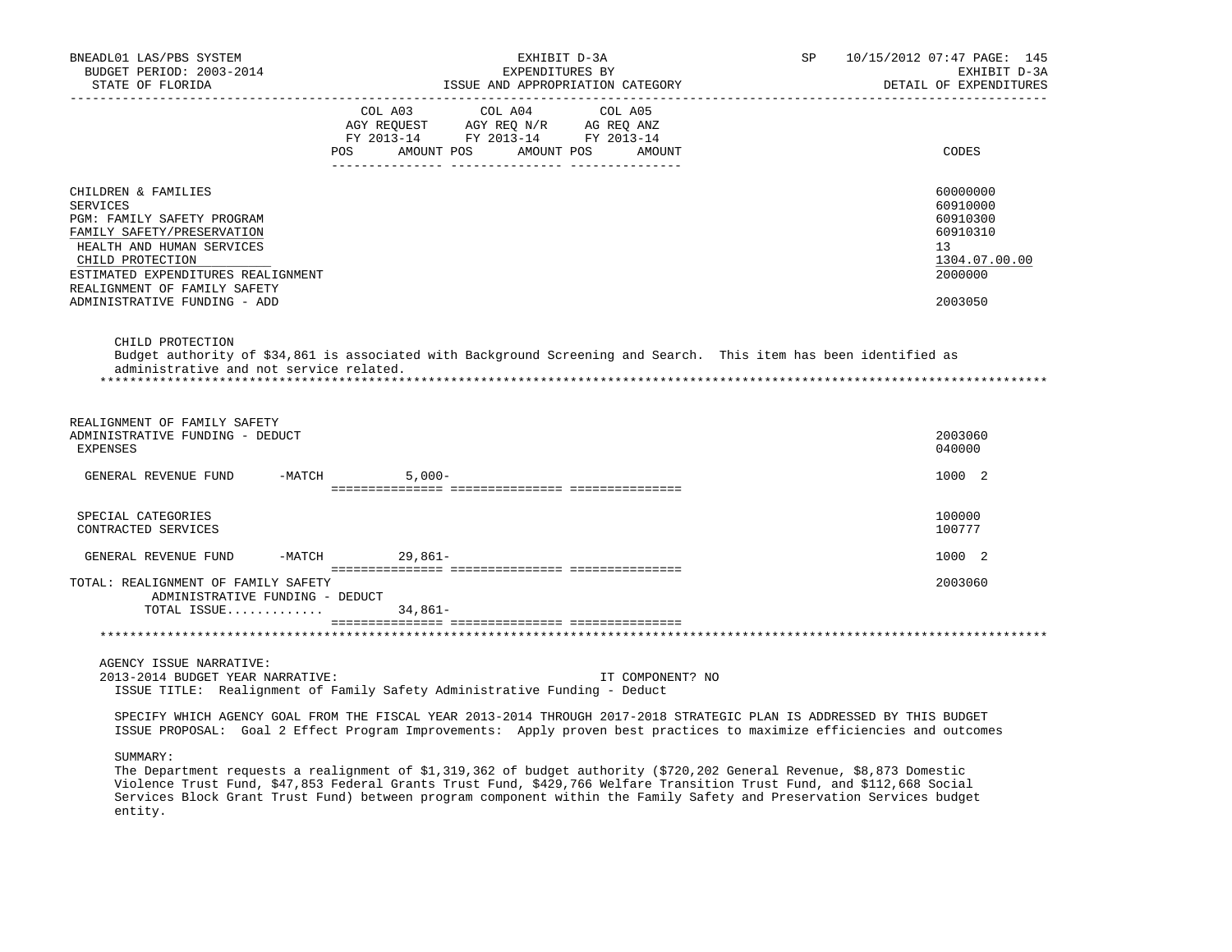BNEADL01 LAS/PBS SYSTEM — EXHIBIT D-3A — EXPENDITURES BY ISSUE AND APPROPRIATION CATEGORY — SP 10/15/2012 07:47

BUDGET PERIOD: 2003-2014 — STATE OF FLORIDA — EXHIBIT D-3A — DETAIL OF EXPENDITURES

| | COL A03 AGY REQUEST FY 2013-14 POS AMOUNT | COL A04 AGY REQ N/R FY 2013-14 POS AMOUNT | COL A05 AG REQ ANZ FY 2013-14 POS AMOUNT | CODES |
|---|---|---|---|---|
| CHILDREN & FAMILIES | | | | 60000000 |
| SERVICES | | | | 60910000 |
| PGM: FAMILY SAFETY PROGRAM | | | | 60910300 |
| FAMILY SAFETY/PRESERVATION | | | | 60910310 |
| HEALTH AND HUMAN SERVICES | | | | 13 |
| CHILD PROTECTION | | | | 1304.07.00.00 |
| ESTIMATED EXPENDITURES REALIGNMENT | | | | 2000000 |
| REALIGNMENT OF FAMILY SAFETY ADMINISTRATIVE FUNDING - ADD | | | | 2003050 |

CHILD PROTECTION
Budget authority of $34,861 is associated with Background Screening and Search. This item has been identified as administrative and not service related.

*******************************************************************************************************************

| | COL A03 | COL A04 | COL A05 | CODES |
|---|---|---|---|---|
| REALIGNMENT OF FAMILY SAFETY ADMINISTRATIVE FUNDING - DEDUCT | | | | 2003060 |
| EXPENSES | | | | 040000 |
| GENERAL REVENUE FUND -MATCH | 5,000- | | | 1000 2 |
| SPECIAL CATEGORIES | | | | 100000 |
| CONTRACTED SERVICES | | | | 100777 |
| GENERAL REVENUE FUND -MATCH | 29,861- | | | 1000 2 |
| TOTAL: REALIGNMENT OF FAMILY SAFETY ADMINISTRATIVE FUNDING - DEDUCT | | | | 2003060 |
| TOTAL ISSUE............ | 34,861- | | | |

*******************************************************************************************************************

AGENCY ISSUE NARRATIVE:
2013-2014 BUDGET YEAR NARRATIVE: IT COMPONENT? NO
ISSUE TITLE: Realignment of Family Safety Administrative Funding - Deduct

SPECIFY WHICH AGENCY GOAL FROM THE FISCAL YEAR 2013-2014 THROUGH 2017-2018 STRATEGIC PLAN IS ADDRESSED BY THIS BUDGET ISSUE PROPOSAL: Goal 2 Effect Program Improvements: Apply proven best practices to maximize efficiencies and outcomes

SUMMARY:
The Department requests a realignment of $1,319,362 of budget authority ($720,202 General Revenue, $8,873 Domestic Violence Trust Fund, $47,853 Federal Grants Trust Fund, $429,766 Welfare Transition Trust Fund, and $112,668 Social Services Block Grant Trust Fund) between program component within the Family Safety and Preservation Services budget entity.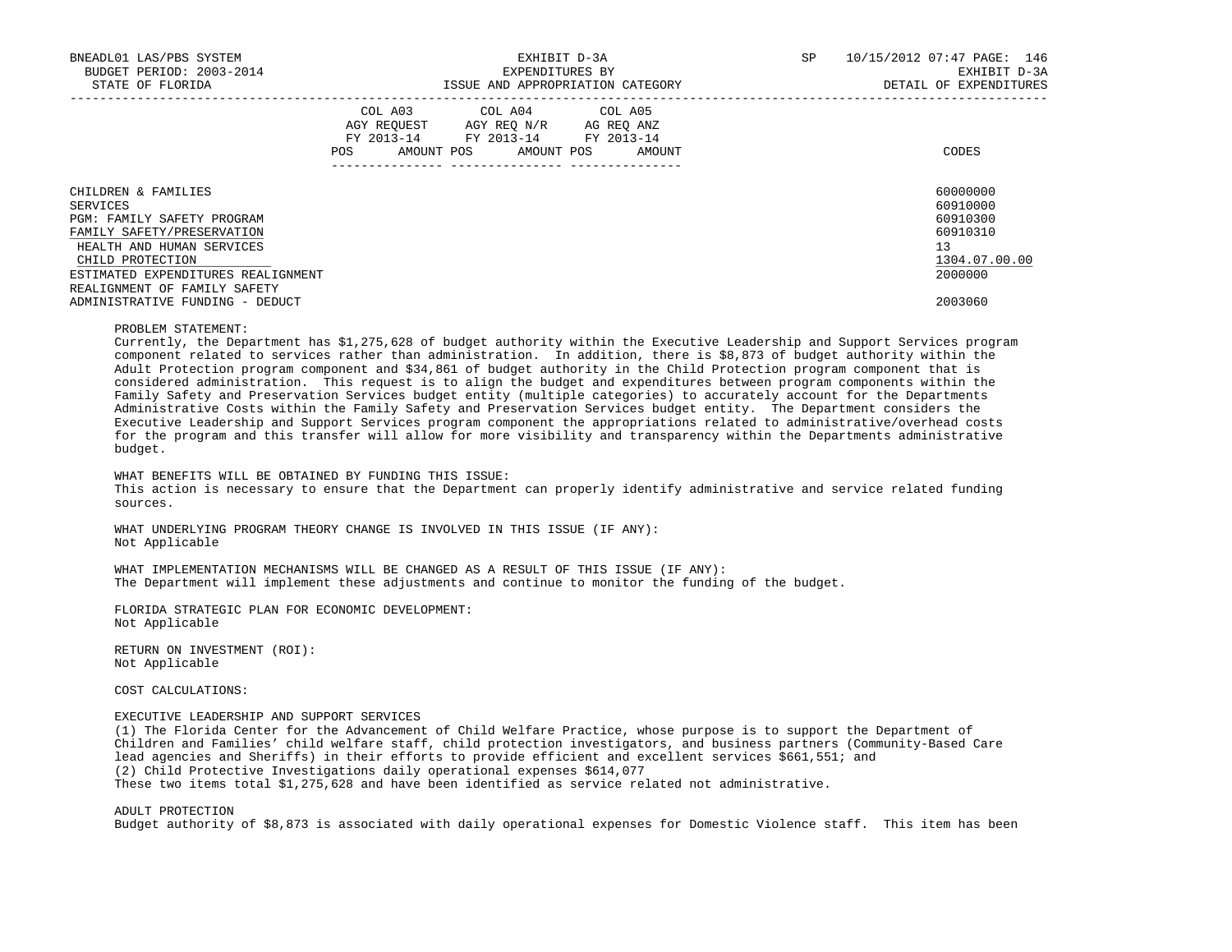| | COL A03 AGY REQUEST FY 2013-14 | | COL A04 AGY REQ N/R FY 2013-14 | | COL A05 AG REQ ANZ FY 2013-14 | | |
|---|---|---|---|---|---|---|---|
| | POS | AMOUNT | POS | AMOUNT | POS | AMOUNT | CODES |
| CHILDREN & FAMILIES | | | | | | | 60000000 |
| SERVICES | | | | | | | 60910000 |
| PGM: FAMILY SAFETY PROGRAM | | | | | | | 60910300 |
| FAMILY SAFETY/PRESERVATION | | | | | | | 60910310 |
| HEALTH AND HUMAN SERVICES | | | | | | | 13 |
| CHILD PROTECTION | | | | | | | 1304.07.00.00 |
| ESTIMATED EXPENDITURES REALIGNMENT | | | | | | | 2000000 |
| REALIGNMENT OF FAMILY SAFETY ADMINISTRATIVE FUNDING - DEDUCT | | | | | | | 2003060 |

PROBLEM STATEMENT:
Currently, the Department has $1,275,628 of budget authority within the Executive Leadership and Support Services program component related to services rather than administration. In addition, there is $8,873 of budget authority within the Adult Protection program component and $34,861 of budget authority in the Child Protection program component that is considered administration. This request is to align the budget and expenditures between program components within the Family Safety and Preservation Services budget entity (multiple categories) to accurately account for the Departments Administrative Costs within the Family Safety and Preservation Services budget entity. The Department considers the Executive Leadership and Support Services program component the appropriations related to administrative/overhead costs for the program and this transfer will allow for more visibility and transparency within the Departments administrative budget.

WHAT BENEFITS WILL BE OBTAINED BY FUNDING THIS ISSUE:
This action is necessary to ensure that the Department can properly identify administrative and service related funding sources.

WHAT UNDERLYING PROGRAM THEORY CHANGE IS INVOLVED IN THIS ISSUE (IF ANY):
Not Applicable

WHAT IMPLEMENTATION MECHANISMS WILL BE CHANGED AS A RESULT OF THIS ISSUE (IF ANY):
The Department will implement these adjustments and continue to monitor the funding of the budget.

FLORIDA STRATEGIC PLAN FOR ECONOMIC DEVELOPMENT:
Not Applicable

RETURN ON INVESTMENT (ROI):
Not Applicable

COST CALCULATIONS:

EXECUTIVE LEADERSHIP AND SUPPORT SERVICES
(1) The Florida Center for the Advancement of Child Welfare Practice, whose purpose is to support the Department of Children and Families' child welfare staff, child protection investigators, and business partners (Community-Based Care lead agencies and Sheriffs) in their efforts to provide efficient and excellent services $661,551; and
(2) Child Protective Investigations daily operational expenses $614,077
These two items total $1,275,628 and have been identified as service related not administrative.

ADULT PROTECTION
Budget authority of $8,873 is associated with daily operational expenses for Domestic Violence staff. This item has been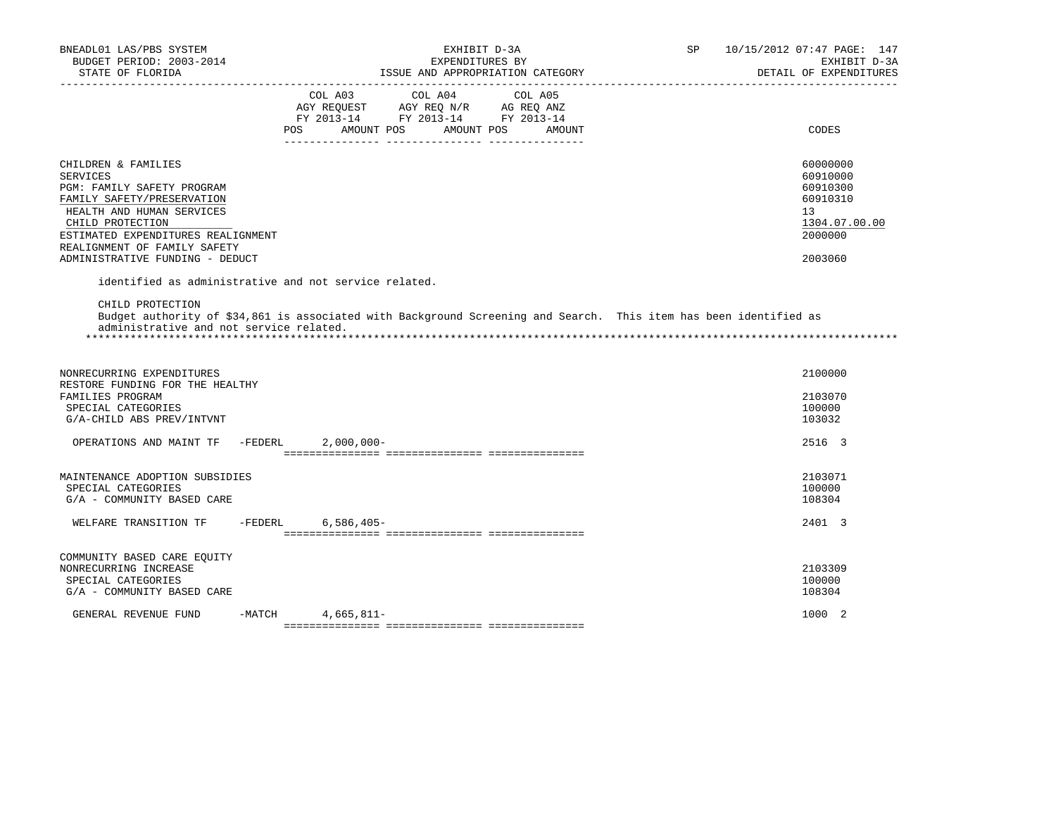| | COL A03 AGY REQUEST FY 2013-14 POS AMOUNT | COL A04 AGY REQ N/R FY 2013-14 POS AMOUNT | COL A05 AG REQ ANZ FY 2013-14 POS AMOUNT | CODES |
|---|---|---|---|---|
| CHILDREN & FAMILIES | | | | 60000000 |
| SERVICES | | | | 60910000 |
| PGM: FAMILY SAFETY PROGRAM | | | | 60910300 |
| FAMILY SAFETY/PRESERVATION | | | | 60910310 |
| HEALTH AND HUMAN SERVICES | | | | 13 |
| CHILD PROTECTION | | | | 1304.07.00.00 |
| ESTIMATED EXPENDITURES REALIGNMENT | | | | 2000000 |
| REALIGNMENT OF FAMILY SAFETY ADMINISTRATIVE FUNDING - DEDUCT | | | | 2003060 |

identified as administrative and not service related.

CHILD PROTECTION
Budget authority of $34,861 is associated with Background Screening and Search. This item has been identified as administrative and not service related.

*******************************************************************************************************************************

| | COL A03 | COL A04 | COL A05 | CODES |
|---|---|---|---|---|
| NONRECURRING EXPENDITURES | | | | 2100000 |
| RESTORE FUNDING FOR THE HEALTHY FAMILIES PROGRAM | | | | 2103070 |
| SPECIAL CATEGORIES | | | | 100000 |
| G/A-CHILD ABS PREV/INTVNT | | | | 103032 |
| OPERATIONS AND MAINT TF -FEDERL | 2,000,000- | | | 2516 3 |
| MAINTENANCE ADOPTION SUBSIDIES | | | | 2103071 |
| SPECIAL CATEGORIES | | | | 100000 |
| G/A - COMMUNITY BASED CARE | | | | 108304 |
| WELFARE TRANSITION TF -FEDERL | 6,586,405- | | | 2401 3 |
| COMMUNITY BASED CARE EQUITY NONRECURRING INCREASE | | | | 2103309 |
| SPECIAL CATEGORIES | | | | 100000 |
| G/A - COMMUNITY BASED CARE | | | | 108304 |
| GENERAL REVENUE FUND -MATCH | 4,665,811- | | | 1000 2 |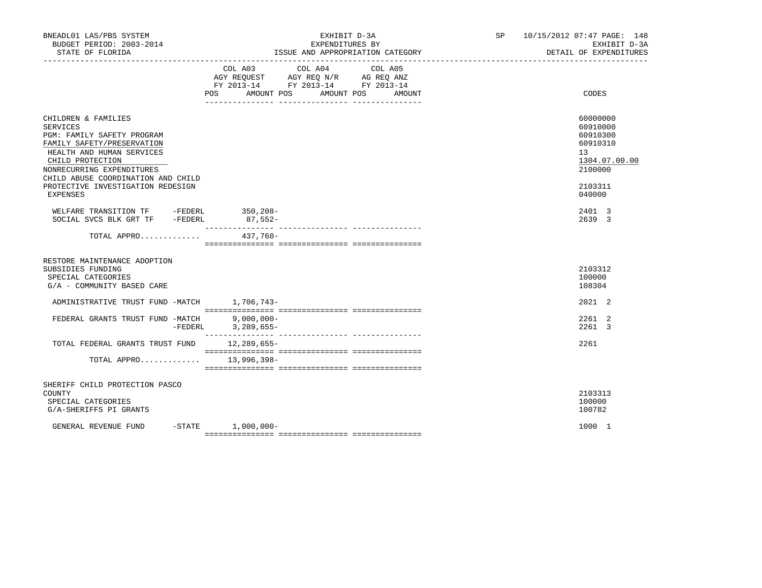BNEADL01 LAS/PBS SYSTEM
BUDGET PERIOD: 2003-2014
STATE OF FLORIDA

EXHIBIT D-3A
EXPENDITURES BY
ISSUE AND APPROPRIATION CATEGORY

SP 10/15/2012 07:47 PAGE: 148
EXHIBIT D-3A
DETAIL OF EXPENDITURES

| | COL A03 AGY REQUEST FY 2013-14 POS AMOUNT | COL A04 AGY REQ N/R FY 2013-14 POS AMOUNT | COL A05 AG REQ ANZ FY 2013-14 POS AMOUNT | CODES |
|---|---|---|---|---|
| CHILDREN & FAMILIES | | | | 60000000 |
| SERVICES | | | | 60910000 |
| PGM: FAMILY SAFETY PROGRAM | | | | 60910300 |
| FAMILY SAFETY/PRESERVATION | | | | 60910310 |
| HEALTH AND HUMAN SERVICES | | | | 13 |
| CHILD PROTECTION | | | | 1304.07.00.00 |
| NONRECURRING EXPENDITURES | | | | 2100000 |
| CHILD ABUSE COORDINATION AND CHILD PROTECTIVE INVESTIGATION REDESIGN | | | | 2103311 |
| EXPENSES | | | | 040000 |
| WELFARE TRANSITION TF -FEDERL | 350,208- | | | 2401 3 |
| SOCIAL SVCS BLK GRT TF -FEDERL | 87,552- | | | 2639 3 |
| TOTAL APPRO............. | 437,760- | | | |
| RESTORE MAINTENANCE ADOPTION SUBSIDIES FUNDING | | | | 2103312 |
| SPECIAL CATEGORIES | | | | 100000 |
| G/A - COMMUNITY BASED CARE | | | | 108304 |
| ADMINISTRATIVE TRUST FUND -MATCH | 1,706,743- | | | 2021 2 |
| FEDERAL GRANTS TRUST FUND -MATCH | 9,000,000- | | | 2261 2 |
| -FEDERL | 3,289,655- | | | 2261 3 |
| TOTAL FEDERAL GRANTS TRUST FUND | 12,289,655- | | | 2261 |
| TOTAL APPRO............. | 13,996,398- | | | |
| SHERIFF CHILD PROTECTION PASCO COUNTY | | | | 2103313 |
| SPECIAL CATEGORIES | | | | 100000 |
| G/A-SHERIFFS PI GRANTS | | | | 100782 |
| GENERAL REVENUE FUND -STATE | 1,000,000- | | | 1000 1 |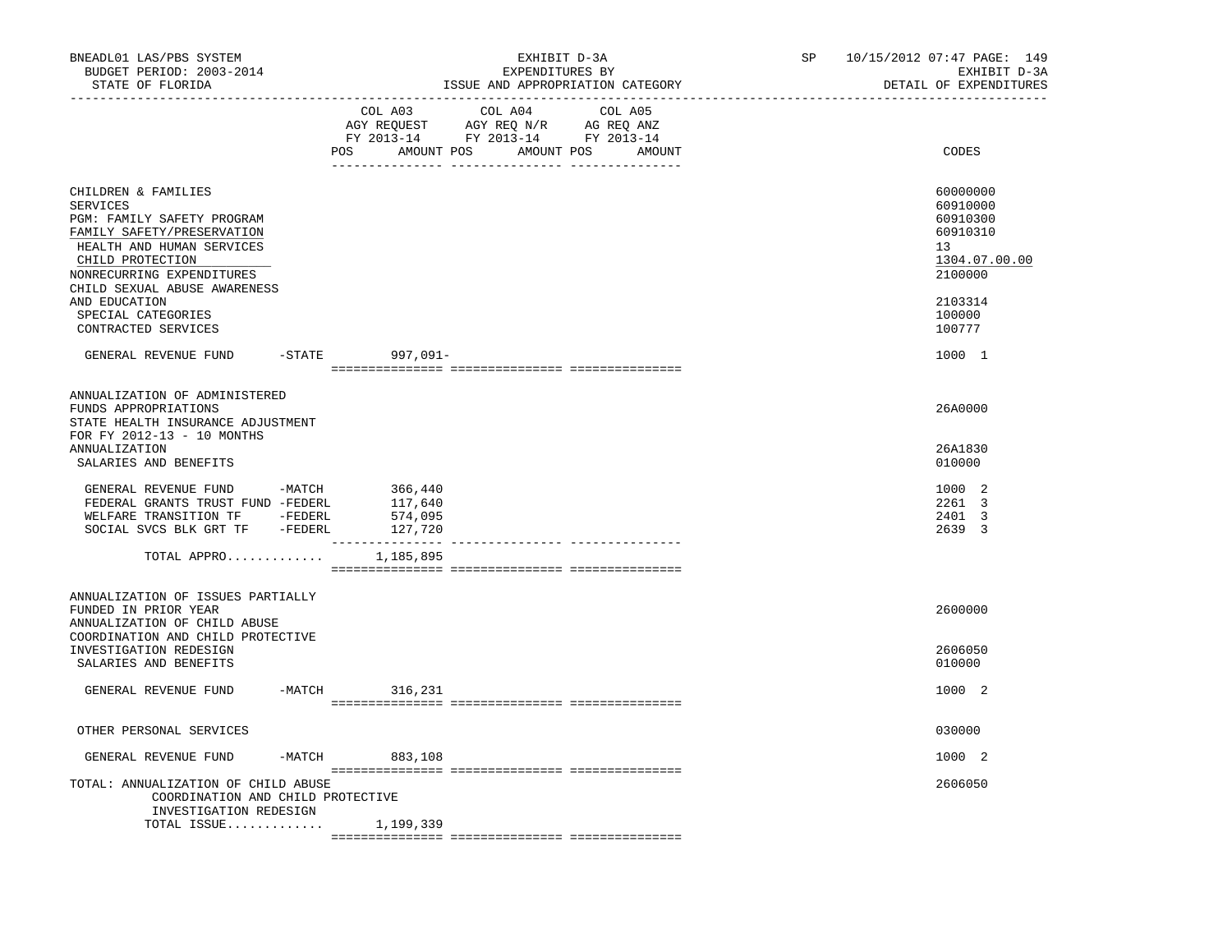BNEADL01 LAS/PBS SYSTEM — EXHIBIT D-3A — SP 10/15/2012 07:47 PAGE: 149
BUDGET PERIOD: 2003-2014 — EXPENDITURES BY — EXHIBIT D-3A
STATE OF FLORIDA — ISSUE AND APPROPRIATION CATEGORY — DETAIL OF EXPENDITURES

| | COL A03 AGY REQUEST FY 2013-14 POS AMOUNT | COL A04 AGY REQ N/R FY 2013-14 POS AMOUNT | COL A05 AG REQ ANZ FY 2013-14 POS AMOUNT | CODES |
|---|---|---|---|---|
| CHILDREN & FAMILIES | | | | 60000000 |
| SERVICES | | | | 60910000 |
| PGM: FAMILY SAFETY PROGRAM | | | | 60910300 |
| FAMILY SAFETY/PRESERVATION | | | | 60910310 |
| HEALTH AND HUMAN SERVICES | | | | 13 |
| CHILD PROTECTION | | | | 1304.07.00.00 |
| NONRECURRING EXPENDITURES | | | | 2100000 |
| CHILD SEXUAL ABUSE AWARENESS AND EDUCATION | | | | 2103314 |
| SPECIAL CATEGORIES | | | | 100000 |
| CONTRACTED SERVICES | | | | 100777 |
| GENERAL REVENUE FUND -STATE | 997,091- | | | 1000 1 |
| ANNUALIZATION OF ADMINISTERED FUNDS APPROPRIATIONS | | | | 26A0000 |
| STATE HEALTH INSURANCE ADJUSTMENT FOR FY 2012-13 - 10 MONTHS ANNUALIZATION | | | | 26A1830 |
| SALARIES AND BENEFITS | | | | 010000 |
| GENERAL REVENUE FUND -MATCH | 366,440 | | | 1000 2 |
| FEDERAL GRANTS TRUST FUND -FEDERL | 117,640 | | | 2261 3 |
| WELFARE TRANSITION TF -FEDERL | 574,095 | | | 2401 3 |
| SOCIAL SVCS BLK GRT TF -FEDERL | 127,720 | | | 2639 3 |
| TOTAL APPRO............. | 1,185,895 | | | |
| ANNUALIZATION OF ISSUES PARTIALLY FUNDED IN PRIOR YEAR | | | | 2600000 |
| ANNUALIZATION OF CHILD ABUSE COORDINATION AND CHILD PROTECTIVE INVESTIGATION REDESIGN | | | | 2606050 |
| SALARIES AND BENEFITS | | | | 010000 |
| GENERAL REVENUE FUND -MATCH | 316,231 | | | 1000 2 |
| OTHER PERSONAL SERVICES | | | | 030000 |
| GENERAL REVENUE FUND -MATCH | 883,108 | | | 1000 2 |
| TOTAL: ANNUALIZATION OF CHILD ABUSE COORDINATION AND CHILD PROTECTIVE INVESTIGATION REDESIGN | | | | 2606050 |
| TOTAL ISSUE............. | 1,199,339 | | | |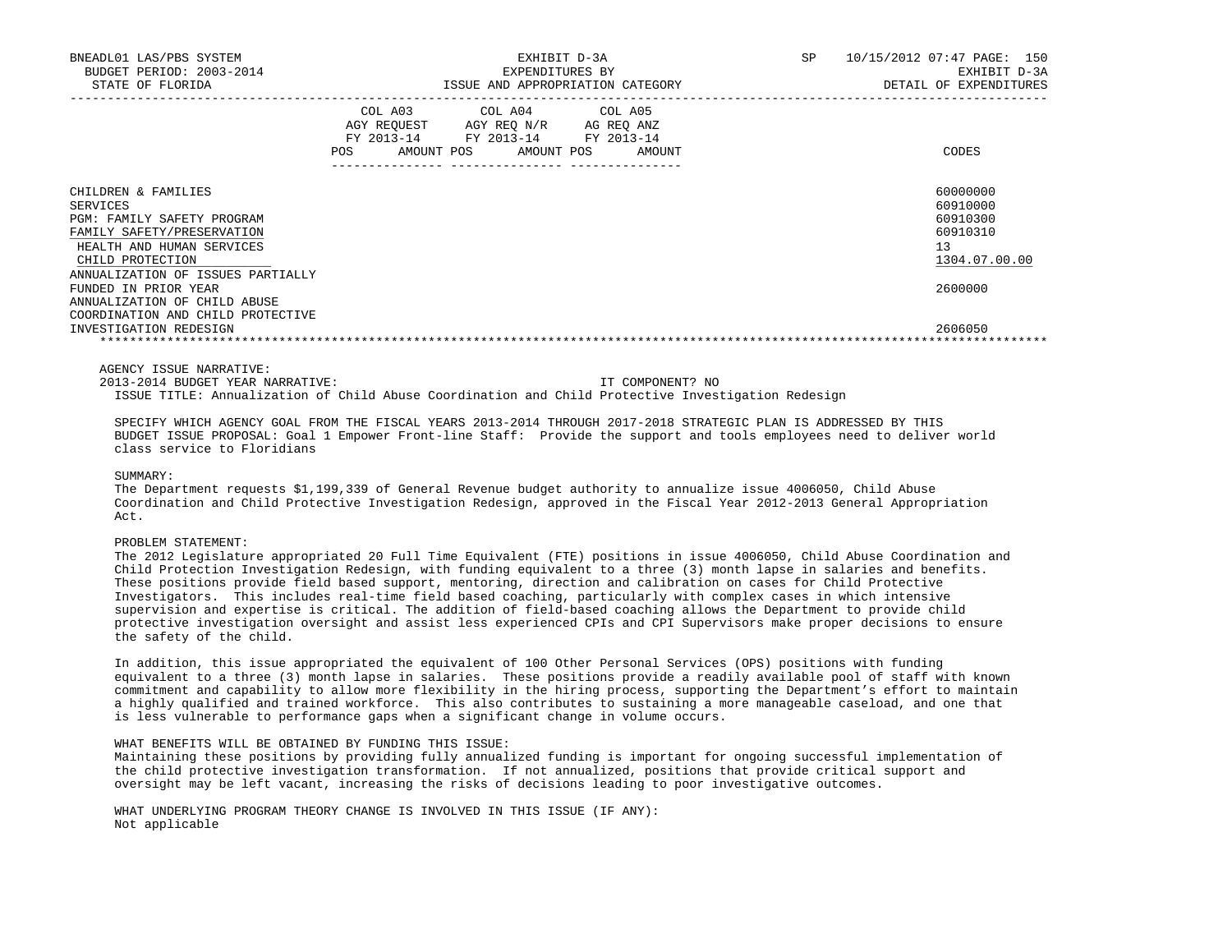| | COL A03 AGY REQUEST FY 2013-14 POS AMOUNT | COL A04 AGY REQ N/R FY 2013-14 POS AMOUNT | COL A05 AG REQ ANZ FY 2013-14 POS AMOUNT | CODES |
|---|---|---|---|---|
| CHILDREN & FAMILIES | | | | 60000000 |
| SERVICES | | | | 60910000 |
| PGM: FAMILY SAFETY PROGRAM | | | | 60910300 |
| FAMILY SAFETY/PRESERVATION | | | | 60910310 |
| HEALTH AND HUMAN SERVICES | | | | 13 |
| CHILD PROTECTION | | | | 1304.07.00.00 |
| ANNUALIZATION OF ISSUES PARTIALLY FUNDED IN PRIOR YEAR | | | | 2600000 |
| ANNUALIZATION OF CHILD ABUSE COORDINATION AND CHILD PROTECTIVE INVESTIGATION REDESIGN | | | | 2606050 |

AGENCY ISSUE NARRATIVE:

2013-2014 BUDGET YEAR NARRATIVE: IT COMPONENT? NO

ISSUE TITLE: Annualization of Child Abuse Coordination and Child Protective Investigation Redesign

SPECIFY WHICH AGENCY GOAL FROM THE FISCAL YEARS 2013-2014 THROUGH 2017-2018 STRATEGIC PLAN IS ADDRESSED BY THIS BUDGET ISSUE PROPOSAL: Goal 1 Empower Front-line Staff: Provide the support and tools employees need to deliver world class service to Floridians

SUMMARY:

The Department requests $1,199,339 of General Revenue budget authority to annualize issue 4006050, Child Abuse Coordination and Child Protective Investigation Redesign, approved in the Fiscal Year 2012-2013 General Appropriation Act.

PROBLEM STATEMENT:

The 2012 Legislature appropriated 20 Full Time Equivalent (FTE) positions in issue 4006050, Child Abuse Coordination and Child Protection Investigation Redesign, with funding equivalent to a three (3) month lapse in salaries and benefits. These positions provide field based support, mentoring, direction and calibration on cases for Child Protective Investigators. This includes real-time field based coaching, particularly with complex cases in which intensive supervision and expertise is critical. The addition of field-based coaching allows the Department to provide child protective investigation oversight and assist less experienced CPIs and CPI Supervisors make proper decisions to ensure the safety of the child.

In addition, this issue appropriated the equivalent of 100 Other Personal Services (OPS) positions with funding equivalent to a three (3) month lapse in salaries. These positions provide a readily available pool of staff with known commitment and capability to allow more flexibility in the hiring process, supporting the Department's effort to maintain a highly qualified and trained workforce. This also contributes to sustaining a more manageable caseload, and one that is less vulnerable to performance gaps when a significant change in volume occurs.

WHAT BENEFITS WILL BE OBTAINED BY FUNDING THIS ISSUE:

Maintaining these positions by providing fully annualized funding is important for ongoing successful implementation of the child protective investigation transformation. If not annualized, positions that provide critical support and oversight may be left vacant, increasing the risks of decisions leading to poor investigative outcomes.

WHAT UNDERLYING PROGRAM THEORY CHANGE IS INVOLVED IN THIS ISSUE (IF ANY):

Not applicable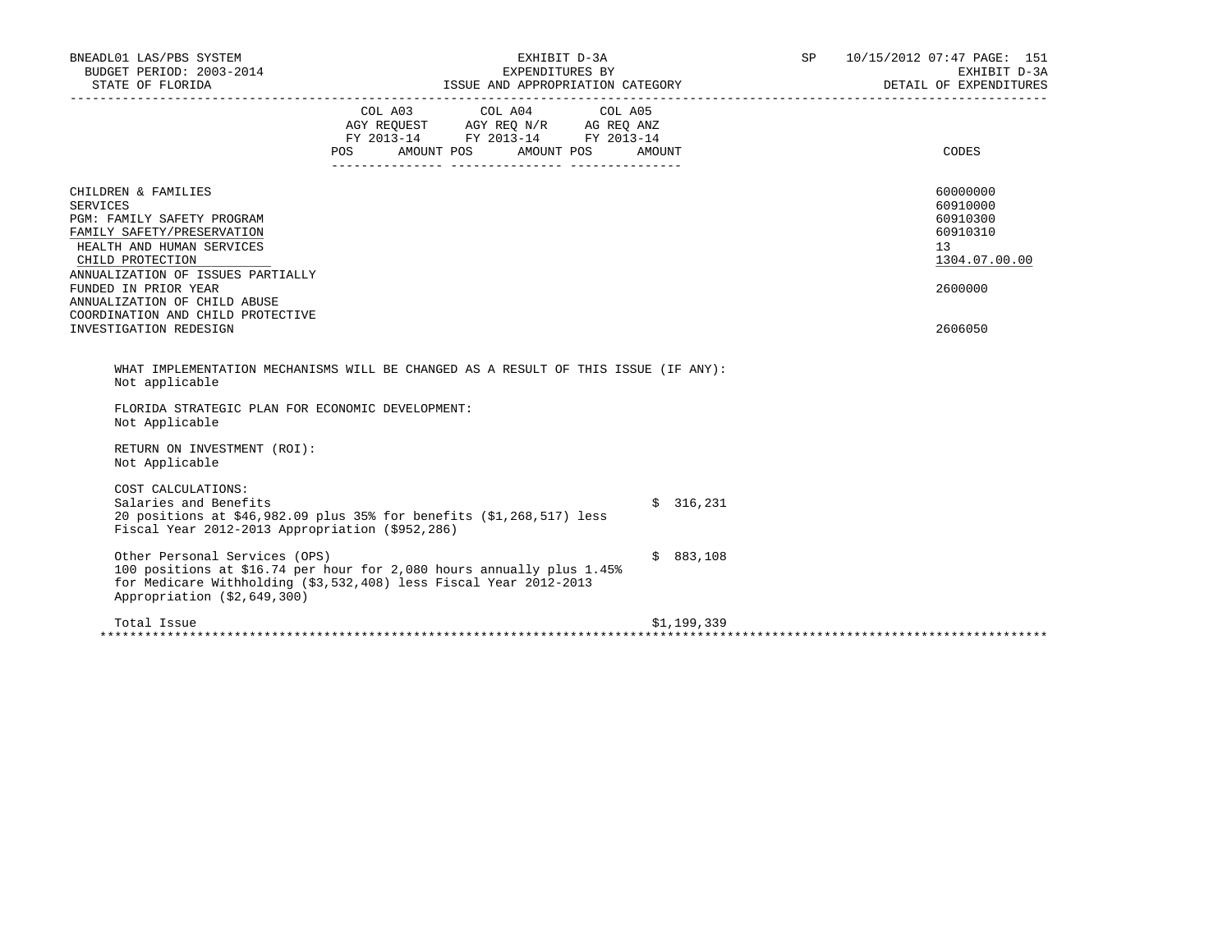| | COL A03 AGY REQUEST FY 2013-14 | | COL A04 AGY REQ N/R FY 2013-14 | | COL A05 AG REQ ANZ FY 2013-14 | | |
|---|---|---|---|---|---|---|---|
| | POS | AMOUNT | POS | AMOUNT | POS | AMOUNT | CODES |
| CHILDREN & FAMILIES | | | | | | | 60000000 |
| SERVICES | | | | | | | 60910000 |
| PGM: FAMILY SAFETY PROGRAM | | | | | | | 60910300 |
| FAMILY SAFETY/PRESERVATION | | | | | | | 60910310 |
| HEALTH AND HUMAN SERVICES | | | | | | | 13 |
| CHILD PROTECTION | | | | | | | 1304.07.00.00 |
| ANNUALIZATION OF ISSUES PARTIALLY FUNDED IN PRIOR YEAR | | | | | | | 2600000 |
| ANNUALIZATION OF CHILD ABUSE COORDINATION AND CHILD PROTECTIVE INVESTIGATION REDESIGN | | | | | | | 2606050 |

WHAT IMPLEMENTATION MECHANISMS WILL BE CHANGED AS A RESULT OF THIS ISSUE (IF ANY):
Not applicable

FLORIDA STRATEGIC PLAN FOR ECONOMIC DEVELOPMENT:
Not Applicable

RETURN ON INVESTMENT (ROI):
Not Applicable

COST CALCULATIONS:

| | |
|---|---|
| Salaries and Benefits<br>20 positions at $46,982.09 plus 35% for benefits ($1,268,517) less Fiscal Year 2012-2013 Appropriation ($952,286) | $ 316,231 |
| Other Personal Services (OPS)<br>100 positions at $16.74 per hour for 2,080 hours annually plus 1.45% for Medicare Withholding ($3,532,408) less Fiscal Year 2012-2013 Appropriation ($2,649,300) | $ 883,108 |
| Total Issue | $1,199,339 |

***************************************************************************************************************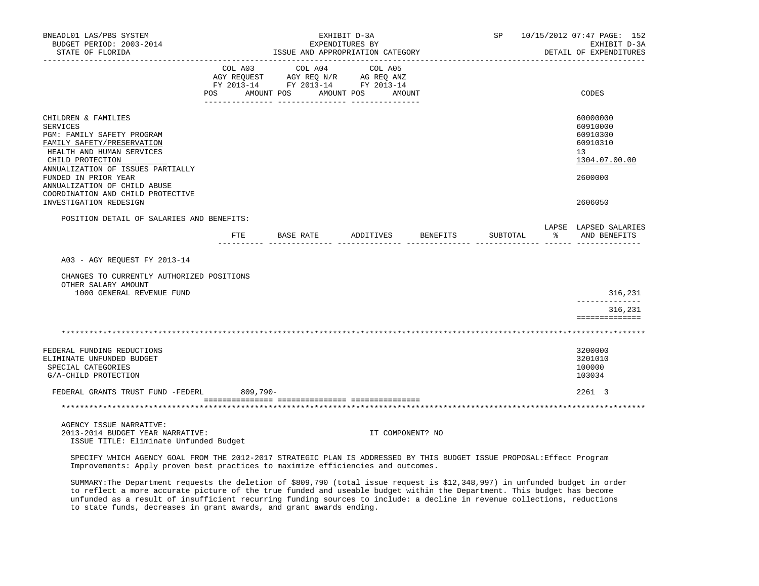BNEADL01 LAS/PBS SYSTEM — EXHIBIT D-3A — EXPENDITURES BY ISSUE AND APPROPRIATION CATEGORY

BUDGET PERIOD: 2003-2014 — STATE OF FLORIDA — SP 10/15/2012 07:47 — EXHIBIT D-3A DETAIL OF EXPENDITURES

| | COL A03 AGY REQUEST FY 2013-14 POS AMOUNT | COL A04 AGY REQ N/R FY 2013-14 POS AMOUNT | COL A05 AG REQ ANZ FY 2013-14 POS AMOUNT | CODES |
|---|---|---|---|---|
| CHILDREN & FAMILIES | | | | 60000000 |
| SERVICES | | | | 60910000 |
| PGM: FAMILY SAFETY PROGRAM | | | | 60910300 |
| FAMILY SAFETY/PRESERVATION | | | | 60910310 |
| HEALTH AND HUMAN SERVICES | | | | 13 |
| CHILD PROTECTION | | | | 1304.07.00.00 |
| ANNUALIZATION OF ISSUES PARTIALLY FUNDED IN PRIOR YEAR | | | | 2600000 |
| ANNUALIZATION OF CHILD ABUSE COORDINATION AND CHILD PROTECTIVE INVESTIGATION REDESIGN | | | | 2606050 |

POSITION DETAIL OF SALARIES AND BENEFITS:

| | FTE | BASE RATE | ADDITIVES | BENEFITS | SUBTOTAL | LAPSE % | LAPSED SALARIES AND BENEFITS |
|---|---|---|---|---|---|---|---|
| A03 - AGY REQUEST FY 2013-14 | | | | | | | |
| CHANGES TO CURRENTLY AUTHORIZED POSITIONS | | | | | | | |
| OTHER SALARY AMOUNT | | | | | | | |
| 1000 GENERAL REVENUE FUND | | | | | | | 316,231 |
| | | | | | | | 316,231 |

---

| | COL A03 | COL A04 | COL A05 | CODES |
|---|---|---|---|---|
| FEDERAL FUNDING REDUCTIONS | | | | 3200000 |
| ELIMINATE UNFUNDED BUDGET | | | | 3201010 |
| SPECIAL CATEGORIES | | | | 100000 |
| G/A-CHILD PROTECTION | | | | 103034 |
| FEDERAL GRANTS TRUST FUND -FEDERL | 809,790- | | | 2261 3 |

---

AGENCY ISSUE NARRATIVE:

2013-2014 BUDGET YEAR NARRATIVE: IT COMPONENT? NO

ISSUE TITLE: Eliminate Unfunded Budget

SPECIFY WHICH AGENCY GOAL FROM THE 2012-2017 STRATEGIC PLAN IS ADDRESSED BY THIS BUDGET ISSUE PROPOSAL:Effect Program Improvements: Apply proven best practices to maximize efficiencies and outcomes.

SUMMARY:The Department requests the deletion of $809,790 (total issue request is $12,348,997) in unfunded budget in order to reflect a more accurate picture of the true funded and useable budget within the Department. This budget has become unfunded as a result of insufficient recurring funding sources to include: a decline in revenue collections, reductions to state funds, decreases in grant awards, and grant awards ending.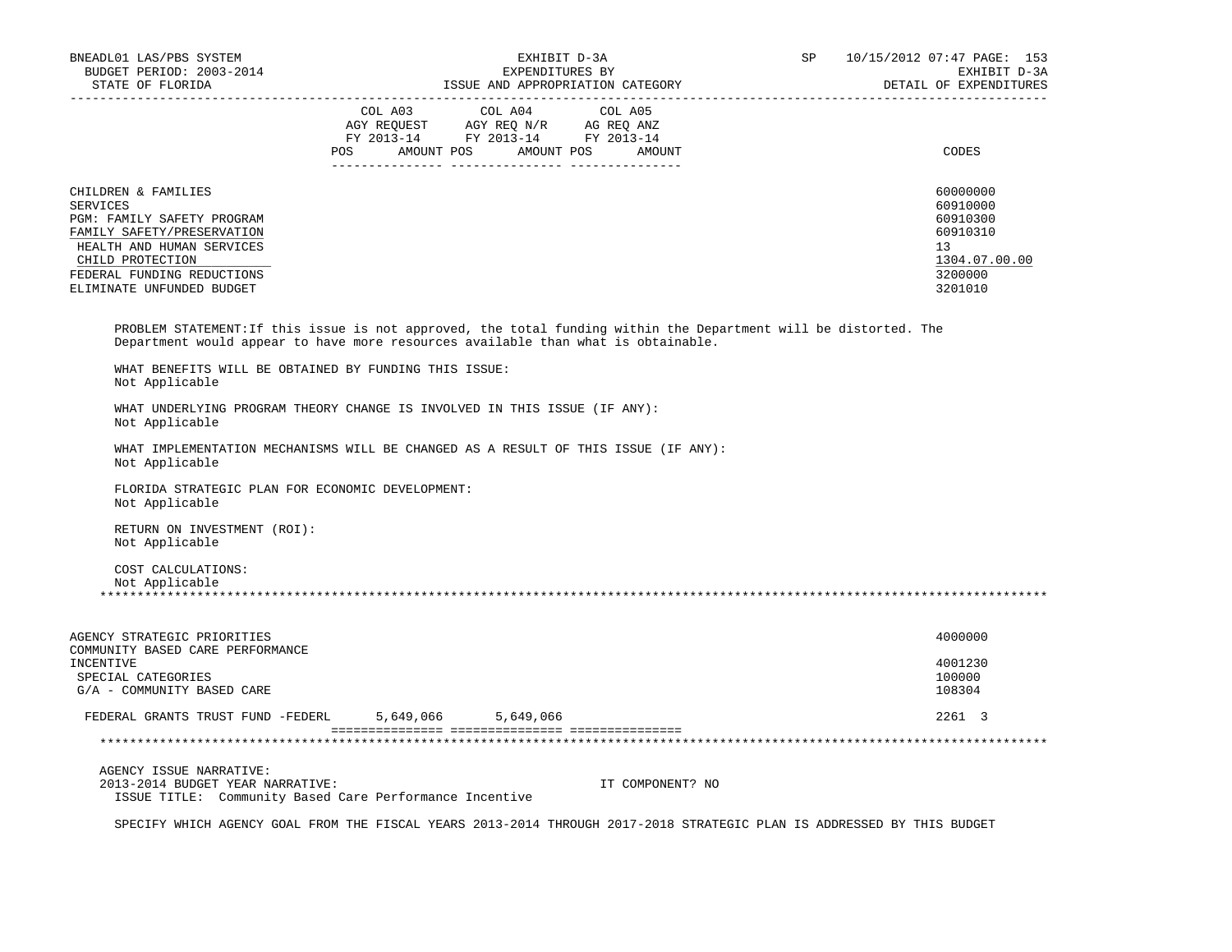| | COL A03 AGY REQUEST FY 2013-14 POS AMOUNT | COL A04 AGY REQ N/R FY 2013-14 POS AMOUNT | COL A05 AG REQ ANZ FY 2013-14 POS AMOUNT | CODES |
|---|---|---|---|---|
| CHILDREN & FAMILIES | | | | 60000000 |
| SERVICES | | | | 60910000 |
| PGM: FAMILY SAFETY PROGRAM | | | | 60910300 |
| FAMILY SAFETY/PRESERVATION | | | | 60910310 |
| HEALTH AND HUMAN SERVICES | | | | 13 |
| CHILD PROTECTION | | | | 1304.07.00.00 |
| FEDERAL FUNDING REDUCTIONS | | | | 3200000 |
| ELIMINATE UNFUNDED BUDGET | | | | 3201010 |

PROBLEM STATEMENT:If this issue is not approved, the total funding within the Department will be distorted. The Department would appear to have more resources available than what is obtainable.

WHAT BENEFITS WILL BE OBTAINED BY FUNDING THIS ISSUE:
Not Applicable

WHAT UNDERLYING PROGRAM THEORY CHANGE IS INVOLVED IN THIS ISSUE (IF ANY):
Not Applicable

WHAT IMPLEMENTATION MECHANISMS WILL BE CHANGED AS A RESULT OF THIS ISSUE (IF ANY):
Not Applicable

FLORIDA STRATEGIC PLAN FOR ECONOMIC DEVELOPMENT:
Not Applicable

RETURN ON INVESTMENT (ROI):
Not Applicable

COST CALCULATIONS:
Not Applicable

*******************************************************************************************************************************

| | COL A03 | COL A04 | COL A05 | CODES |
|---|---|---|---|---|
| AGENCY STRATEGIC PRIORITIES | | | | 4000000 |
| COMMUNITY BASED CARE PERFORMANCE INCENTIVE | | | | 4001230 |
| SPECIAL CATEGORIES | | | | 100000 |
| G/A - COMMUNITY BASED CARE | | | | 108304 |
| FEDERAL GRANTS TRUST FUND -FEDERL | 5,649,066 | 5,649,066 | | 2261 3 |

*******************************************************************************************************************************

AGENCY ISSUE NARRATIVE:
2013-2014 BUDGET YEAR NARRATIVE: IT COMPONENT? NO
ISSUE TITLE: Community Based Care Performance Incentive

SPECIFY WHICH AGENCY GOAL FROM THE FISCAL YEARS 2013-2014 THROUGH 2017-2018 STRATEGIC PLAN IS ADDRESSED BY THIS BUDGET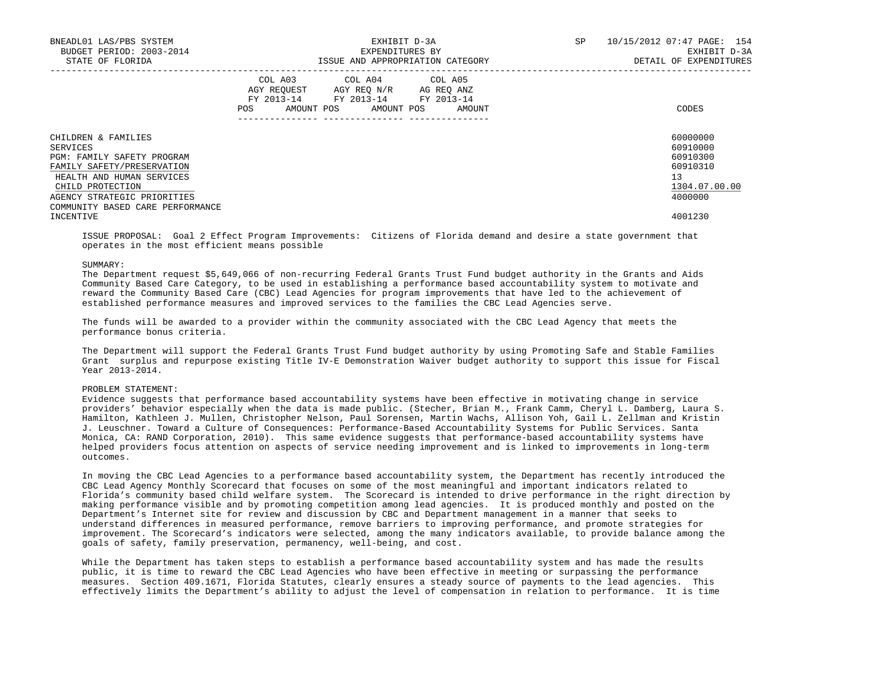| | COL A03 AGY REQUEST FY 2013-14 | | COL A04 AGY REQ N/R FY 2013-14 | | COL A05 AG REQ ANZ FY 2013-14 | | |
|---|---|---|---|---|---|---|---|
| | POS | AMOUNT | POS | AMOUNT | POS | AMOUNT | CODES |
| CHILDREN & FAMILIES | | | | | | | 60000000 |
| SERVICES | | | | | | | 60910000 |
| PGM: FAMILY SAFETY PROGRAM | | | | | | | 60910300 |
| FAMILY SAFETY/PRESERVATION | | | | | | | 60910310 |
| HEALTH AND HUMAN SERVICES | | | | | | | 13 |
| CHILD PROTECTION | | | | | | | 1304.07.00.00 |
| AGENCY STRATEGIC PRIORITIES | | | | | | | 4000000 |
| COMMUNITY BASED CARE PERFORMANCE INCENTIVE | | | | | | | 4001230 |

ISSUE PROPOSAL: Goal 2 Effect Program Improvements: Citizens of Florida demand and desire a state government that operates in the most efficient means possible

SUMMARY:
The Department request $5,649,066 of non-recurring Federal Grants Trust Fund budget authority in the Grants and Aids Community Based Care Category, to be used in establishing a performance based accountability system to motivate and reward the Community Based Care (CBC) Lead Agencies for program improvements that have led to the achievement of established performance measures and improved services to the families the CBC Lead Agencies serve.

The funds will be awarded to a provider within the community associated with the CBC Lead Agency that meets the performance bonus criteria.

The Department will support the Federal Grants Trust Fund budget authority by using Promoting Safe and Stable Families Grant surplus and repurpose existing Title IV-E Demonstration Waiver budget authority to support this issue for Fiscal Year 2013-2014.

PROBLEM STATEMENT:
Evidence suggests that performance based accountability systems have been effective in motivating change in service providers' behavior especially when the data is made public. (Stecher, Brian M., Frank Camm, Cheryl L. Damberg, Laura S. Hamilton, Kathleen J. Mullen, Christopher Nelson, Paul Sorensen, Martin Wachs, Allison Yoh, Gail L. Zellman and Kristin J. Leuschner. Toward a Culture of Consequences: Performance-Based Accountability Systems for Public Services. Santa Monica, CA: RAND Corporation, 2010). This same evidence suggests that performance-based accountability systems have helped providers focus attention on aspects of service needing improvement and is linked to improvements in long-term outcomes.

In moving the CBC Lead Agencies to a performance based accountability system, the Department has recently introduced the CBC Lead Agency Monthly Scorecard that focuses on some of the most meaningful and important indicators related to Florida's community based child welfare system. The Scorecard is intended to drive performance in the right direction by making performance visible and by promoting competition among lead agencies. It is produced monthly and posted on the Department's Internet site for review and discussion by CBC and Department management in a manner that seeks to understand differences in measured performance, remove barriers to improving performance, and promote strategies for improvement. The Scorecard's indicators were selected, among the many indicators available, to provide balance among the goals of safety, family preservation, permanency, well-being, and cost.

While the Department has taken steps to establish a performance based accountability system and has made the results public, it is time to reward the CBC Lead Agencies who have been effective in meeting or surpassing the performance measures. Section 409.1671, Florida Statutes, clearly ensures a steady source of payments to the lead agencies. This effectively limits the Department's ability to adjust the level of compensation in relation to performance. It is time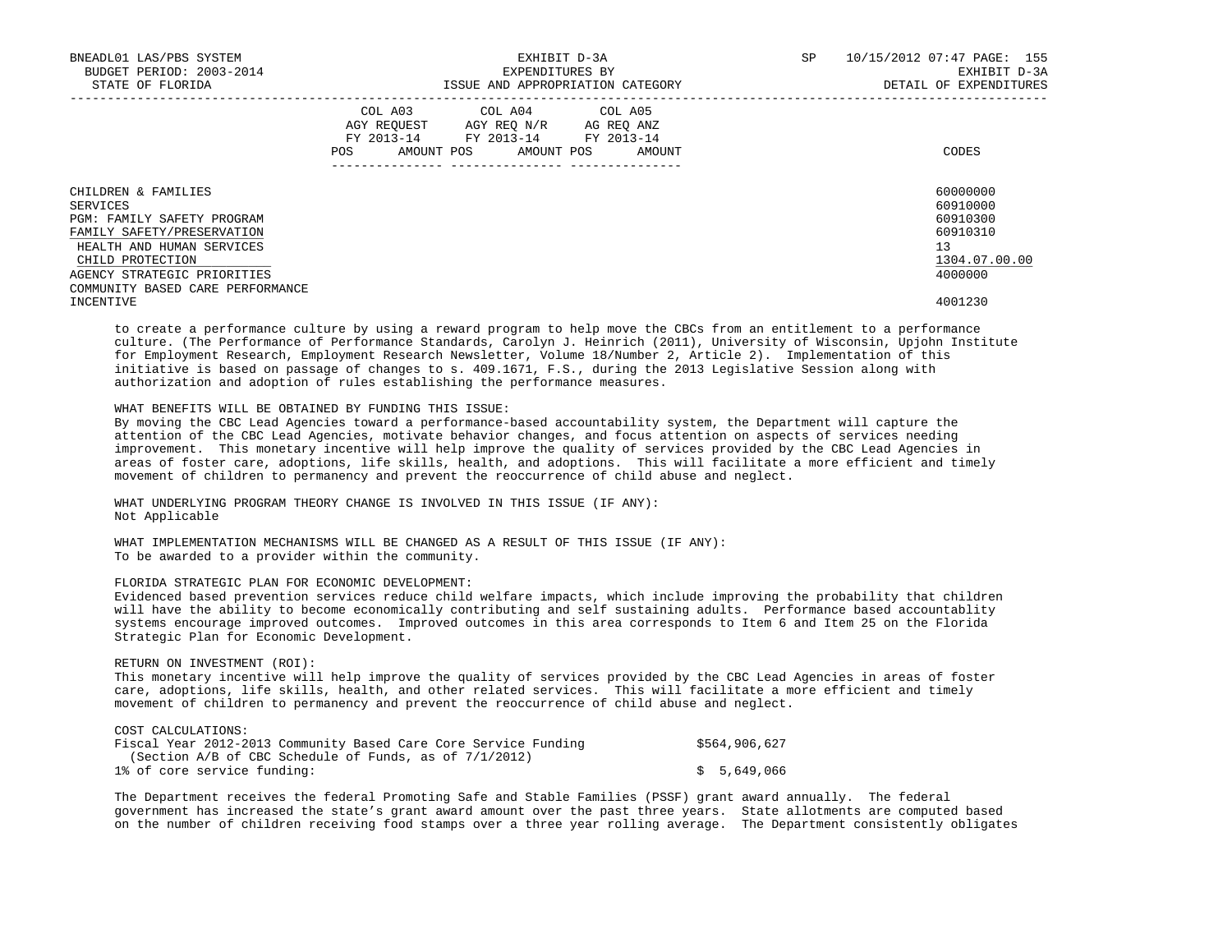| | COL A03 AGY REQUEST FY 2013-14 | | COL A04 AGY REQ N/R FY 2013-14 | | COL A05 AG REQ ANZ FY 2013-14 | | |
|---|---|---|---|---|---|---|---|
| | POS | AMOUNT | POS | AMOUNT | POS | AMOUNT | CODES |
| CHILDREN & FAMILIES | | | | | | | 60000000 |
| SERVICES | | | | | | | 60910000 |
| PGM: FAMILY SAFETY PROGRAM | | | | | | | 60910300 |
| FAMILY SAFETY/PRESERVATION | | | | | | | 60910310 |
| HEALTH AND HUMAN SERVICES | | | | | | | 13 |
| CHILD PROTECTION | | | | | | | 1304.07.00.00 |
| AGENCY STRATEGIC PRIORITIES | | | | | | | 4000000 |
| COMMUNITY BASED CARE PERFORMANCE INCENTIVE | | | | | | | 4001230 |

to create a performance culture by using a reward program to help move the CBCs from an entitlement to a performance culture. (The Performance of Performance Standards, Carolyn J. Heinrich (2011), University of Wisconsin, Upjohn Institute for Employment Research, Employment Research Newsletter, Volume 18/Number 2, Article 2). Implementation of this initiative is based on passage of changes to s. 409.1671, F.S., during the 2013 Legislative Session along with authorization and adoption of rules establishing the performance measures.

WHAT BENEFITS WILL BE OBTAINED BY FUNDING THIS ISSUE:
By moving the CBC Lead Agencies toward a performance-based accountability system, the Department will capture the attention of the CBC Lead Agencies, motivate behavior changes, and focus attention on aspects of services needing improvement. This monetary incentive will help improve the quality of services provided by the CBC Lead Agencies in areas of foster care, adoptions, life skills, health, and adoptions. This will facilitate a more efficient and timely movement of children to permanency and prevent the reoccurrence of child abuse and neglect.

WHAT UNDERLYING PROGRAM THEORY CHANGE IS INVOLVED IN THIS ISSUE (IF ANY):
Not Applicable

WHAT IMPLEMENTATION MECHANISMS WILL BE CHANGED AS A RESULT OF THIS ISSUE (IF ANY):
To be awarded to a provider within the community.

FLORIDA STRATEGIC PLAN FOR ECONOMIC DEVELOPMENT:
Evidenced based prevention services reduce child welfare impacts, which include improving the probability that children will have the ability to become economically contributing and self sustaining adults. Performance based accountablity systems encourage improved outcomes. Improved outcomes in this area corresponds to Item 6 and Item 25 on the Florida Strategic Plan for Economic Development.

RETURN ON INVESTMENT (ROI):
This monetary incentive will help improve the quality of services provided by the CBC Lead Agencies in areas of foster care, adoptions, life skills, health, and other related services. This will facilitate a more efficient and timely movement of children to permanency and prevent the reoccurrence of child abuse and neglect.

COST CALCULATIONS:

| | |
|---|---|
| Fiscal Year 2012-2013 Community Based Care Core Service Funding (Section A/B of CBC Schedule of Funds, as of 7/1/2012) | $564,906,627 |
| 1% of core service funding: | $ 5,649,066 |

The Department receives the federal Promoting Safe and Stable Families (PSSF) grant award annually. The federal government has increased the state's grant award amount over the past three years. State allotments are computed based on the number of children receiving food stamps over a three year rolling average. The Department consistently obligates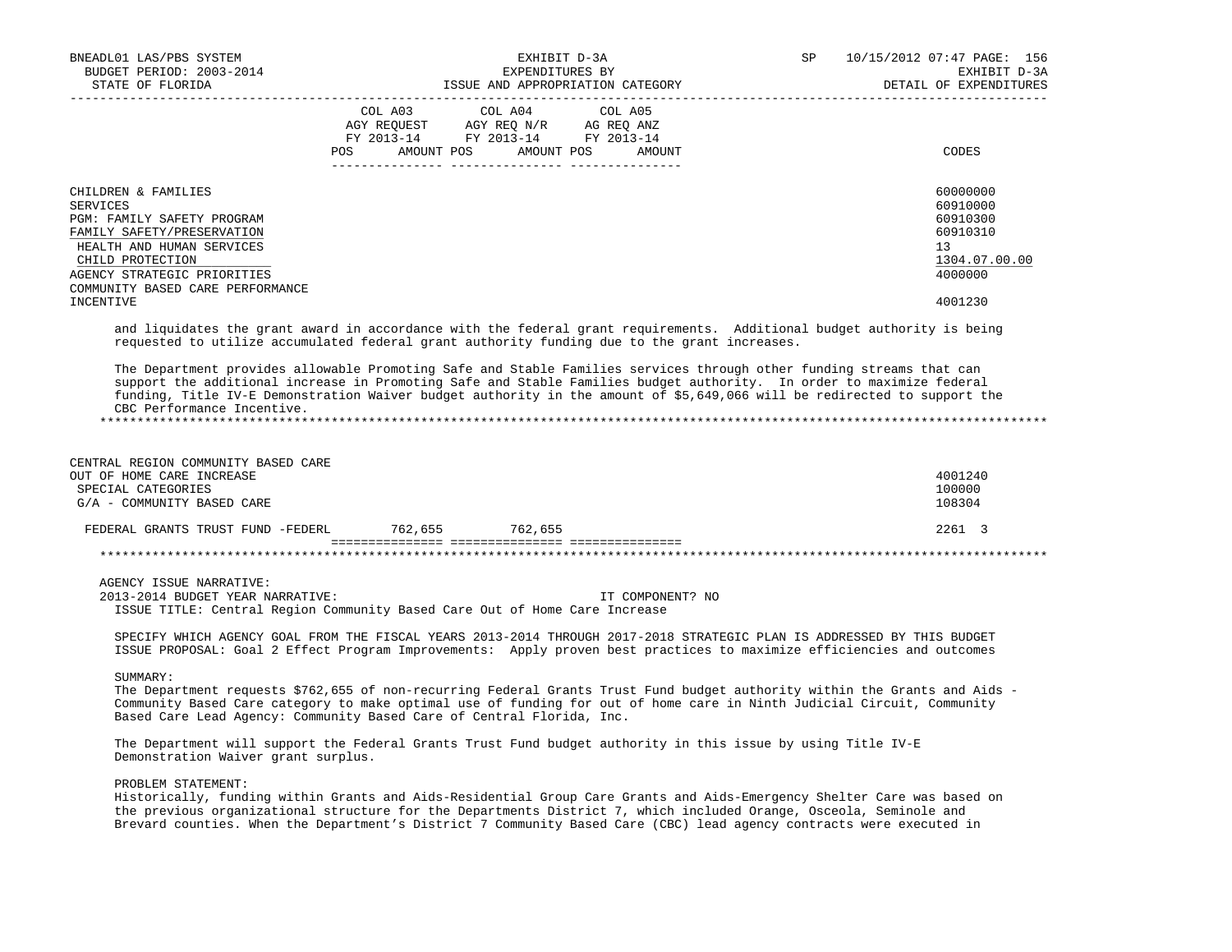| | COL A03 AGY REQUEST FY 2013-14 POS AMOUNT | COL A04 AGY REQ N/R FY 2013-14 POS AMOUNT | COL A05 AG REQ ANZ FY 2013-14 POS AMOUNT | CODES |
|---|---|---|---|---|
| CHILDREN & FAMILIES | | | | 60000000 |
| SERVICES | | | | 60910000 |
| PGM: FAMILY SAFETY PROGRAM | | | | 60910300 |
| FAMILY SAFETY/PRESERVATION | | | | 60910310 |
| HEALTH AND HUMAN SERVICES | | | | 13 |
| CHILD PROTECTION | | | | 1304.07.00.00 |
| AGENCY STRATEGIC PRIORITIES | | | | 4000000 |
| COMMUNITY BASED CARE PERFORMANCE INCENTIVE | | | | 4001230 |

and liquidates the grant award in accordance with the federal grant requirements. Additional budget authority is being requested to utilize accumulated federal grant authority funding due to the grant increases.

The Department provides allowable Promoting Safe and Stable Families services through other funding streams that can support the additional increase in Promoting Safe and Stable Families budget authority. In order to maximize federal funding, Title IV-E Demonstration Waiver budget authority in the amount of $5,649,066 will be redirected to support the CBC Performance Incentive.

| | COL A03 | COL A04 | COL A05 | CODES |
|---|---|---|---|---|
| CENTRAL REGION COMMUNITY BASED CARE OUT OF HOME CARE INCREASE | | | | 4001240 |
| SPECIAL CATEGORIES | | | | 100000 |
| G/A - COMMUNITY BASED CARE | | | | 108304 |
| FEDERAL GRANTS TRUST FUND -FEDERL | 762,655 | 762,655 | | 2261 3 |

AGENCY ISSUE NARRATIVE:

2013-2014 BUDGET YEAR NARRATIVE: IT COMPONENT? NO

ISSUE TITLE: Central Region Community Based Care Out of Home Care Increase

SPECIFY WHICH AGENCY GOAL FROM THE FISCAL YEARS 2013-2014 THROUGH 2017-2018 STRATEGIC PLAN IS ADDRESSED BY THIS BUDGET ISSUE PROPOSAL: Goal 2 Effect Program Improvements: Apply proven best practices to maximize efficiencies and outcomes

SUMMARY:

The Department requests $762,655 of non-recurring Federal Grants Trust Fund budget authority within the Grants and Aids - Community Based Care category to make optimal use of funding for out of home care in Ninth Judicial Circuit, Community Based Care Lead Agency: Community Based Care of Central Florida, Inc.

The Department will support the Federal Grants Trust Fund budget authority in this issue by using Title IV-E Demonstration Waiver grant surplus.

PROBLEM STATEMENT:

Historically, funding within Grants and Aids-Residential Group Care Grants and Aids-Emergency Shelter Care was based on the previous organizational structure for the Departments District 7, which included Orange, Osceola, Seminole and Brevard counties. When the Department's District 7 Community Based Care (CBC) lead agency contracts were executed in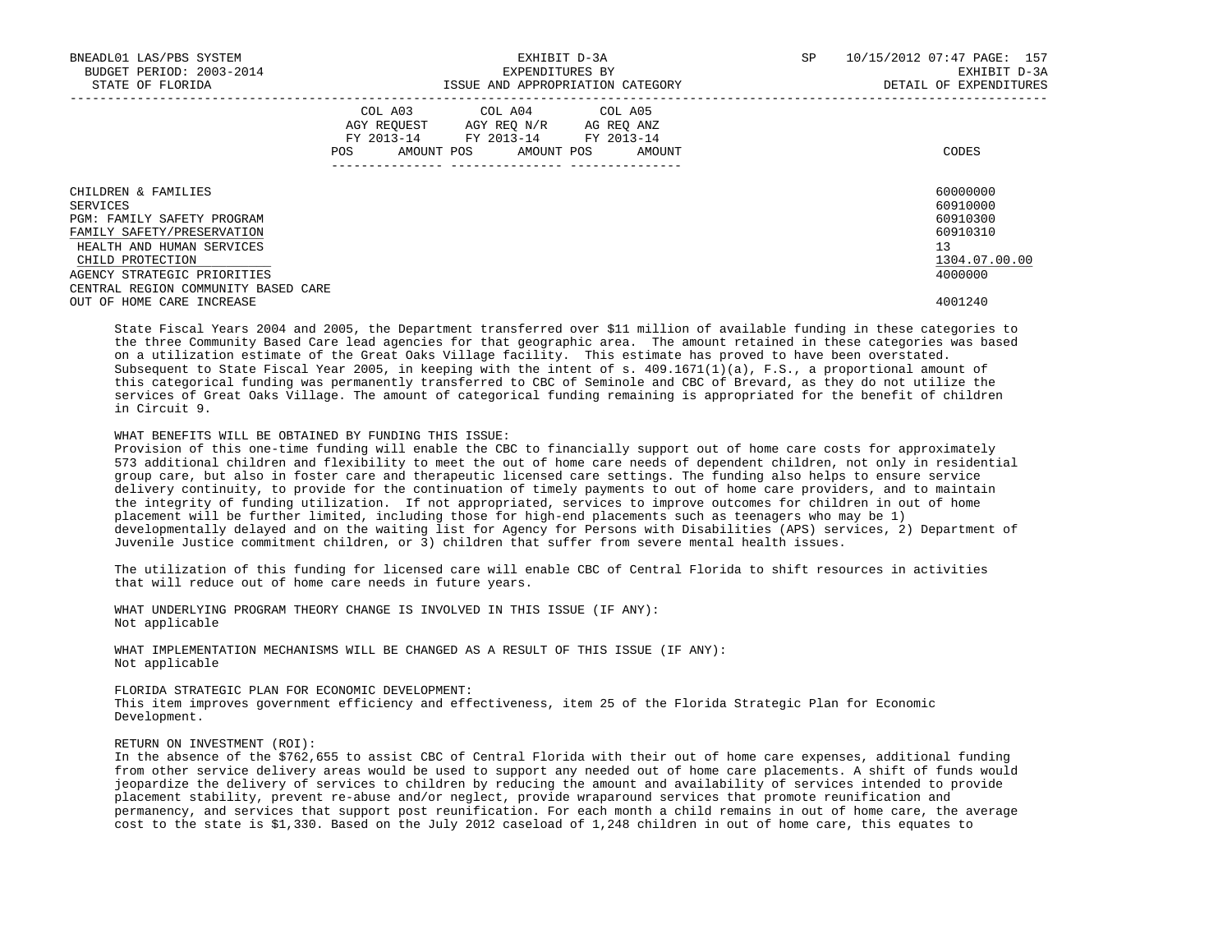| | COL A03 AGY REQUEST FY 2013-14 | | COL A04 AGY REQ N/R FY 2013-14 | | COL A05 AG REQ ANZ FY 2013-14 | | CODES |
|---|---|---|---|---|---|---|---|
| | POS | AMOUNT | POS | AMOUNT | POS | AMOUNT | |
| CHILDREN & FAMILIES | | | | | | | 60000000 |
| SERVICES | | | | | | | 60910000 |
| PGM: FAMILY SAFETY PROGRAM | | | | | | | 60910300 |
| FAMILY SAFETY/PRESERVATION | | | | | | | 60910310 |
| HEALTH AND HUMAN SERVICES | | | | | | | 13 |
| CHILD PROTECTION | | | | | | | 1304.07.00.00 |
| AGENCY STRATEGIC PRIORITIES | | | | | | | 4000000 |
| CENTRAL REGION COMMUNITY BASED CARE OUT OF HOME CARE INCREASE | | | | | | | 4001240 |

State Fiscal Years 2004 and 2005, the Department transferred over $11 million of available funding in these categories to the three Community Based Care lead agencies for that geographic area. The amount retained in these categories was based on a utilization estimate of the Great Oaks Village facility. This estimate has proved to have been overstated. Subsequent to State Fiscal Year 2005, in keeping with the intent of s. 409.1671(1)(a), F.S., a proportional amount of this categorical funding was permanently transferred to CBC of Seminole and CBC of Brevard, as they do not utilize the services of Great Oaks Village. The amount of categorical funding remaining is appropriated for the benefit of children in Circuit 9.

WHAT BENEFITS WILL BE OBTAINED BY FUNDING THIS ISSUE:
Provision of this one-time funding will enable the CBC to financially support out of home care costs for approximately 573 additional children and flexibility to meet the out of home care needs of dependent children, not only in residential group care, but also in foster care and therapeutic licensed care settings. The funding also helps to ensure service delivery continuity, to provide for the continuation of timely payments to out of home care providers, and to maintain the integrity of funding utilization. If not appropriated, services to improve outcomes for children in out of home placement will be further limited, including those for high-end placements such as teenagers who may be 1) developmentally delayed and on the waiting list for Agency for Persons with Disabilities (APS) services, 2) Department of Juvenile Justice commitment children, or 3) children that suffer from severe mental health issues.

The utilization of this funding for licensed care will enable CBC of Central Florida to shift resources in activities that will reduce out of home care needs in future years.

WHAT UNDERLYING PROGRAM THEORY CHANGE IS INVOLVED IN THIS ISSUE (IF ANY):
Not applicable

WHAT IMPLEMENTATION MECHANISMS WILL BE CHANGED AS A RESULT OF THIS ISSUE (IF ANY):
Not applicable

FLORIDA STRATEGIC PLAN FOR ECONOMIC DEVELOPMENT:
This item improves government efficiency and effectiveness, item 25 of the Florida Strategic Plan for Economic Development.

RETURN ON INVESTMENT (ROI):
In the absence of the $762,655 to assist CBC of Central Florida with their out of home care expenses, additional funding from other service delivery areas would be used to support any needed out of home care placements. A shift of funds would jeopardize the delivery of services to children by reducing the amount and availability of services intended to provide placement stability, prevent re-abuse and/or neglect, provide wraparound services that promote reunification and permanency, and services that support post reunification. For each month a child remains in out of home care, the average cost to the state is $1,330. Based on the July 2012 caseload of 1,248 children in out of home care, this equates to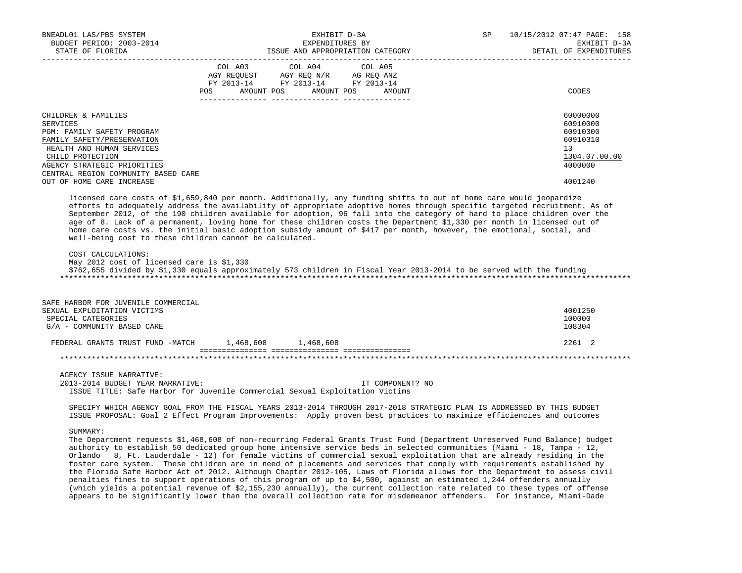| | COL A03 AGY REQUEST FY 2013-14 POS AMOUNT | COL A04 AGY REQ N/R FY 2013-14 POS AMOUNT | COL A05 AG REQ ANZ FY 2013-14 POS AMOUNT | CODES |
|---|---|---|---|---|
| CHILDREN & FAMILIES | | | | 60000000 |
| SERVICES | | | | 60910000 |
| PGM: FAMILY SAFETY PROGRAM | | | | 60910300 |
| FAMILY SAFETY/PRESERVATION | | | | 60910310 |
| HEALTH AND HUMAN SERVICES | | | | 13 |
| CHILD PROTECTION | | | | 1304.07.00.00 |
| AGENCY STRATEGIC PRIORITIES | | | | 4000000 |
| CENTRAL REGION COMMUNITY BASED CARE OUT OF HOME CARE INCREASE | | | | 4001240 |

licensed care costs of $1,659,840 per month. Additionally, any funding shifts to out of home care would jeopardize efforts to adequately address the availability of appropriate adoptive homes through specific targeted recruitment. As of September 2012, of the 190 children available for adoption, 96 fall into the category of hard to place children over the age of 8. Lack of a permanent, loving home for these children costs the Department $1,330 per month in licensed out of home care costs vs. the initial basic adoption subsidy amount of $417 per month, however, the emotional, social, and well-being cost to these children cannot be calculated.

COST CALCULATIONS:
May 2012 cost of licensed care is $1,330
$762,655 divided by $1,330 equals approximately 573 children in Fiscal Year 2013-2014 to be served with the funding

***

| | COL A03 | COL A04 | COL A05 | CODES |
|---|---|---|---|---|
| SAFE HARBOR FOR JUVENILE COMMERCIAL SEXUAL EXPLOITATION VICTIMS | | | | 4001250 |
| SPECIAL CATEGORIES | | | | 100000 |
| G/A - COMMUNITY BASED CARE | | | | 108304 |
| FEDERAL GRANTS TRUST FUND -MATCH | 1,468,608 | 1,468,608 | | 2261 2 |

***

AGENCY ISSUE NARRATIVE:
2013-2014 BUDGET YEAR NARRATIVE: IT COMPONENT? NO
ISSUE TITLE: Safe Harbor for Juvenile Commercial Sexual Exploitation Victims

SPECIFY WHICH AGENCY GOAL FROM THE FISCAL YEARS 2013-2014 THROUGH 2017-2018 STRATEGIC PLAN IS ADDRESSED BY THIS BUDGET ISSUE PROPOSAL: Goal 2 Effect Program Improvements: Apply proven best practices to maximize efficiencies and outcomes

SUMMARY:
The Department requests $1,468,608 of non-recurring Federal Grants Trust Fund (Department Unreserved Fund Balance) budget authority to establish 50 dedicated group home intensive service beds in selected communities (Miami - 18, Tampa - 12, Orlando 8, Ft. Lauderdale - 12) for female victims of commercial sexual exploitation that are already residing in the foster care system. These children are in need of placements and services that comply with requirements established by the Florida Safe Harbor Act of 2012. Although Chapter 2012-105, Laws of Florida allows for the Department to assess civil penalties fines to support operations of this program of up to $4,500, against an estimated 1,244 offenders annually (which yields a potential revenue of $2,155,230 annually), the current collection rate related to these types of offense appears to be significantly lower than the overall collection rate for misdemeanor offenders. For instance, Miami-Dade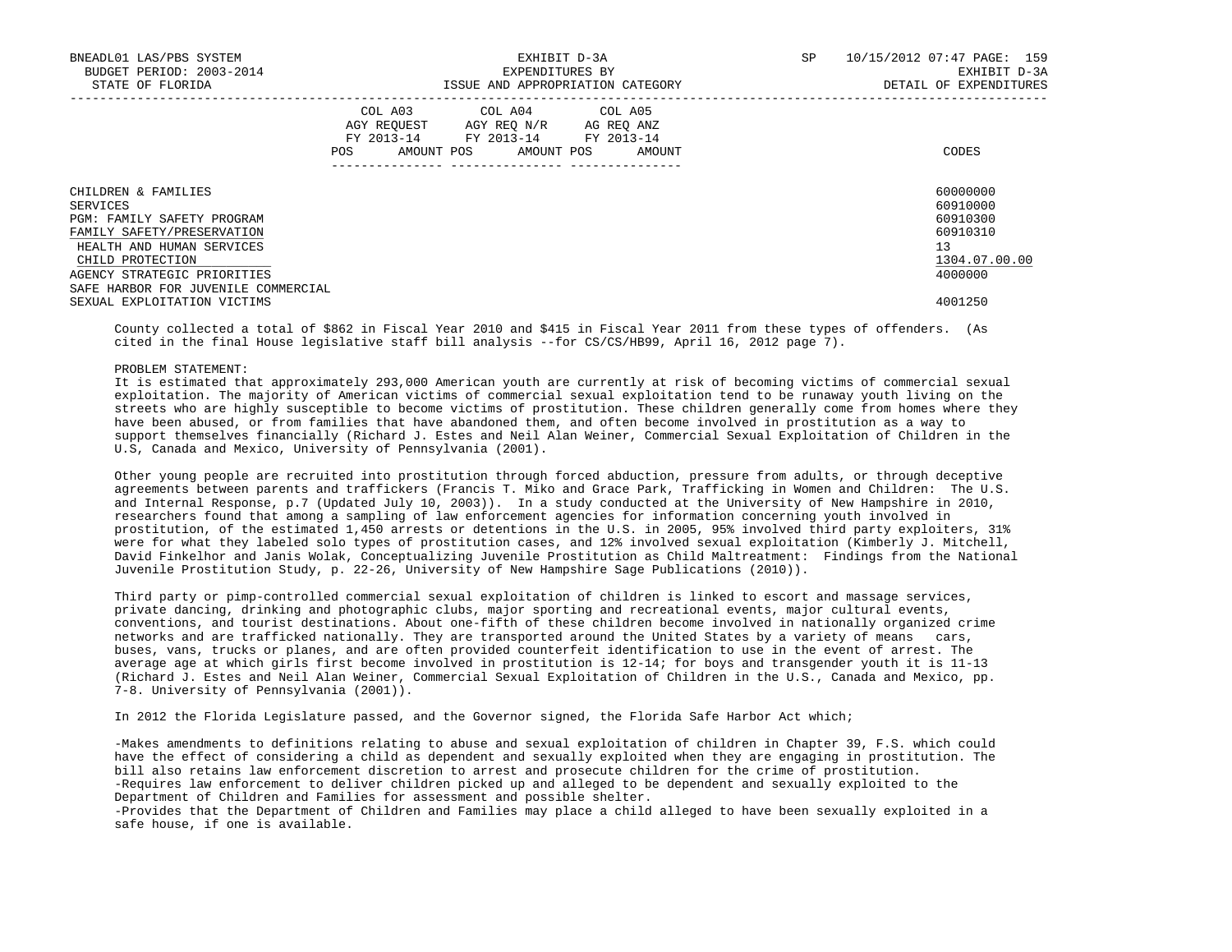| | COL A03 AGY REQUEST FY 2013-14 POS AMOUNT | COL A04 AGY REQ N/R FY 2013-14 POS AMOUNT | COL A05 AG REQ ANZ FY 2013-14 POS AMOUNT | CODES |
|---|---|---|---|---|
| CHILDREN & FAMILIES | | | | 60000000 |
| SERVICES | | | | 60910000 |
| PGM: FAMILY SAFETY PROGRAM | | | | 60910300 |
| FAMILY SAFETY/PRESERVATION | | | | 60910310 |
| HEALTH AND HUMAN SERVICES | | | | 13 |
| CHILD PROTECTION | | | | 1304.07.00.00 |
| AGENCY STRATEGIC PRIORITIES | | | | 4000000 |
| SAFE HARBOR FOR JUVENILE COMMERCIAL SEXUAL EXPLOITATION VICTIMS | | | | 4001250 |

County collected a total of $862 in Fiscal Year 2010 and $415 in Fiscal Year 2011 from these types of offenders. (As cited in the final House legislative staff bill analysis --for CS/CS/HB99, April 16, 2012 page 7).

PROBLEM STATEMENT:
It is estimated that approximately 293,000 American youth are currently at risk of becoming victims of commercial sexual exploitation. The majority of American victims of commercial sexual exploitation tend to be runaway youth living on the streets who are highly susceptible to become victims of prostitution. These children generally come from homes where they have been abused, or from families that have abandoned them, and often become involved in prostitution as a way to support themselves financially (Richard J. Estes and Neil Alan Weiner, Commercial Sexual Exploitation of Children in the U.S, Canada and Mexico, University of Pennsylvania (2001).

Other young people are recruited into prostitution through forced abduction, pressure from adults, or through deceptive agreements between parents and traffickers (Francis T. Miko and Grace Park, Trafficking in Women and Children: The U.S. and Internal Response, p.7 (Updated July 10, 2003)). In a study conducted at the University of New Hampshire in 2010, researchers found that among a sampling of law enforcement agencies for information concerning youth involved in prostitution, of the estimated 1,450 arrests or detentions in the U.S. in 2005, 95% involved third party exploiters, 31% were for what they labeled solo types of prostitution cases, and 12% involved sexual exploitation (Kimberly J. Mitchell, David Finkelhor and Janis Wolak, Conceptualizing Juvenile Prostitution as Child Maltreatment: Findings from the National Juvenile Prostitution Study, p. 22-26, University of New Hampshire Sage Publications (2010)).

Third party or pimp-controlled commercial sexual exploitation of children is linked to escort and massage services, private dancing, drinking and photographic clubs, major sporting and recreational events, major cultural events, conventions, and tourist destinations. About one-fifth of these children become involved in nationally organized crime networks and are trafficked nationally. They are transported around the United States by a variety of means cars, buses, vans, trucks or planes, and are often provided counterfeit identification to use in the event of arrest. The average age at which girls first become involved in prostitution is 12-14; for boys and transgender youth it is 11-13 (Richard J. Estes and Neil Alan Weiner, Commercial Sexual Exploitation of Children in the U.S., Canada and Mexico, pp. 7-8. University of Pennsylvania (2001)).

In 2012 the Florida Legislature passed, and the Governor signed, the Florida Safe Harbor Act which;

-Makes amendments to definitions relating to abuse and sexual exploitation of children in Chapter 39, F.S. which could have the effect of considering a child as dependent and sexually exploited when they are engaging in prostitution. The bill also retains law enforcement discretion to arrest and prosecute children for the crime of prostitution.
-Requires law enforcement to deliver children picked up and alleged to be dependent and sexually exploited to the Department of Children and Families for assessment and possible shelter.
-Provides that the Department of Children and Families may place a child alleged to have been sexually exploited in a safe house, if one is available.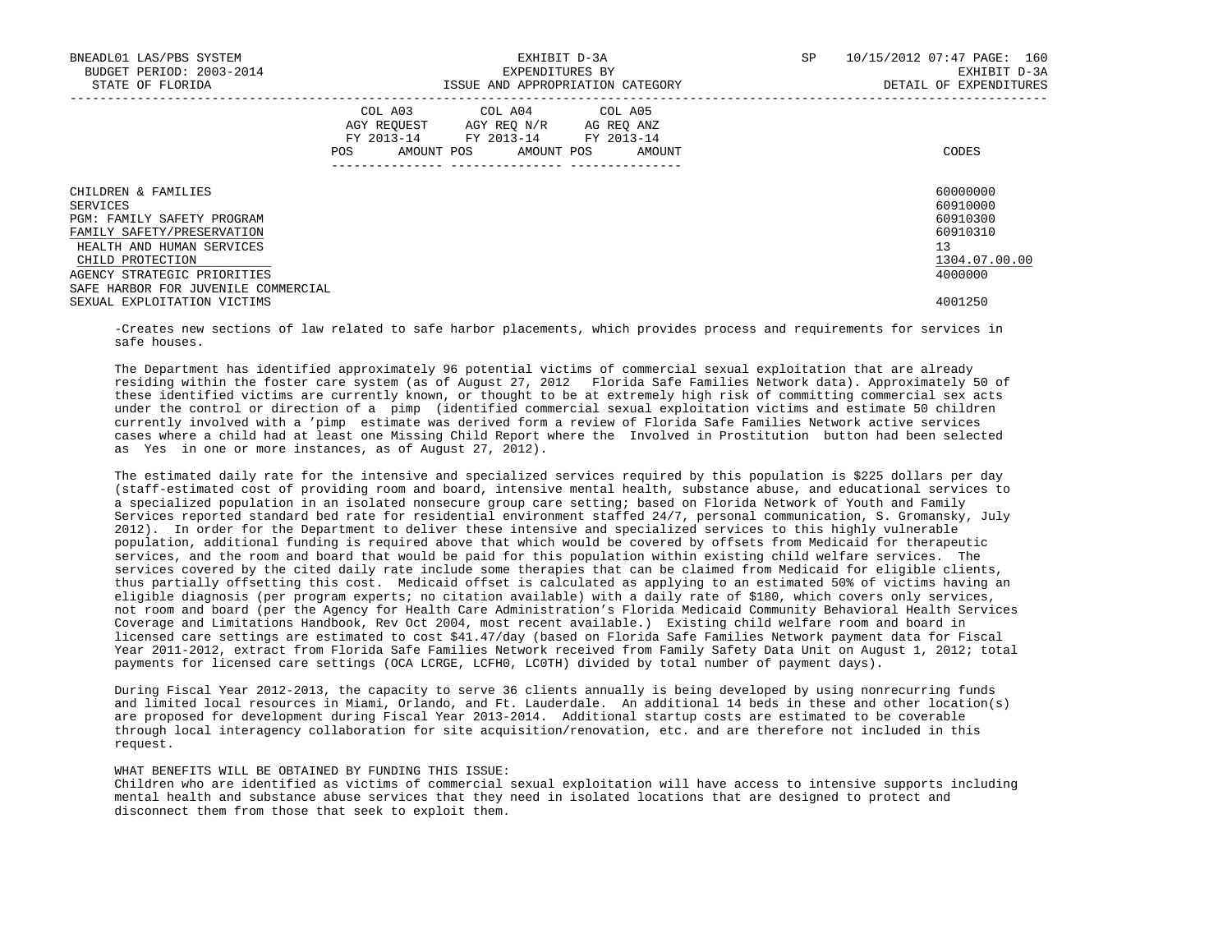| | COL A03 AGY REQUEST FY 2013-14 POS AMOUNT | COL A04 AGY REQ N/R FY 2013-14 POS AMOUNT | COL A05 AG REQ ANZ FY 2013-14 POS AMOUNT | CODES |
|---|---|---|---|---|
| CHILDREN & FAMILIES | | | | 60000000 |
| SERVICES | | | | 60910000 |
| PGM: FAMILY SAFETY PROGRAM | | | | 60910300 |
| FAMILY SAFETY/PRESERVATION | | | | 60910310 |
| HEALTH AND HUMAN SERVICES | | | | 13 |
| CHILD PROTECTION | | | | 1304.07.00.00 |
| AGENCY STRATEGIC PRIORITIES | | | | 4000000 |
| SAFE HARBOR FOR JUVENILE COMMERCIAL SEXUAL EXPLOITATION VICTIMS | | | | 4001250 |

-Creates new sections of law related to safe harbor placements, which provides process and requirements for services in safe houses.

The Department has identified approximately 96 potential victims of commercial sexual exploitation that are already residing within the foster care system (as of August 27, 2012 Florida Safe Families Network data). Approximately 50 of these identified victims are currently known, or thought to be at extremely high risk of committing commercial sex acts under the control or direction of a pimp (identified commercial sexual exploitation victims and estimate 50 children currently involved with a 'pimp estimate was derived form a review of Florida Safe Families Network active services cases where a child had at least one Missing Child Report where the Involved in Prostitution button had been selected as Yes in one or more instances, as of August 27, 2012).

The estimated daily rate for the intensive and specialized services required by this population is $225 dollars per day (staff-estimated cost of providing room and board, intensive mental health, substance abuse, and educational services to a specialized population in an isolated nonsecure group care setting; based on Florida Network of Youth and Family Services reported standard bed rate for residential environment staffed 24/7, personal communication, S. Gromansky, July 2012). In order for the Department to deliver these intensive and specialized services to this highly vulnerable population, additional funding is required above that which would be covered by offsets from Medicaid for therapeutic services, and the room and board that would be paid for this population within existing child welfare services. The services covered by the cited daily rate include some therapies that can be claimed from Medicaid for eligible clients, thus partially offsetting this cost. Medicaid offset is calculated as applying to an estimated 50% of victims having an eligible diagnosis (per program experts; no citation available) with a daily rate of $180, which covers only services, not room and board (per the Agency for Health Care Administration's Florida Medicaid Community Behavioral Health Services Coverage and Limitations Handbook, Rev Oct 2004, most recent available.) Existing child welfare room and board in licensed care settings are estimated to cost $41.47/day (based on Florida Safe Families Network payment data for Fiscal Year 2011-2012, extract from Florida Safe Families Network received from Family Safety Data Unit on August 1, 2012; total payments for licensed care settings (OCA LCRGE, LCFH0, LC0TH) divided by total number of payment days).

During Fiscal Year 2012-2013, the capacity to serve 36 clients annually is being developed by using nonrecurring funds and limited local resources in Miami, Orlando, and Ft. Lauderdale. An additional 14 beds in these and other location(s) are proposed for development during Fiscal Year 2013-2014. Additional startup costs are estimated to be coverable through local interagency collaboration for site acquisition/renovation, etc. and are therefore not included in this request.

WHAT BENEFITS WILL BE OBTAINED BY FUNDING THIS ISSUE:
Children who are identified as victims of commercial sexual exploitation will have access to intensive supports including mental health and substance abuse services that they need in isolated locations that are designed to protect and disconnect them from those that seek to exploit them.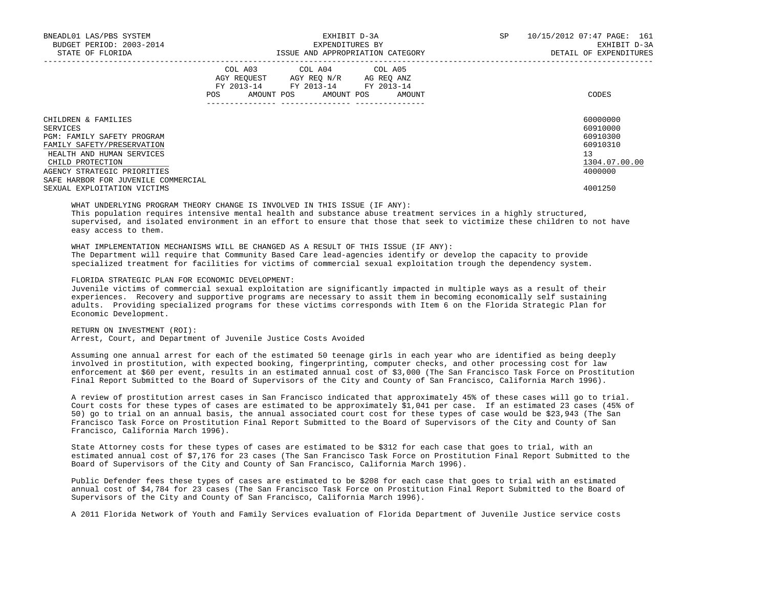| | COL A03 AGY REQUEST FY 2013-14 POS AMOUNT | COL A04 AGY REQ N/R FY 2013-14 POS AMOUNT | COL A05 AG REQ ANZ FY 2013-14 POS AMOUNT | CODES |
|---|---|---|---|---|
| CHILDREN & FAMILIES | | | | 60000000 |
| SERVICES | | | | 60910000 |
| PGM: FAMILY SAFETY PROGRAM | | | | 60910300 |
| FAMILY SAFETY/PRESERVATION | | | | 60910310 |
| HEALTH AND HUMAN SERVICES | | | | 13 |
| CHILD PROTECTION | | | | 1304.07.00.00 |
| AGENCY STRATEGIC PRIORITIES | | | | 4000000 |
| SAFE HARBOR FOR JUVENILE COMMERCIAL SEXUAL EXPLOITATION VICTIMS | | | | 4001250 |

WHAT UNDERLYING PROGRAM THEORY CHANGE IS INVOLVED IN THIS ISSUE (IF ANY):
This population requires intensive mental health and substance abuse treatment services in a highly structured, supervised, and isolated environment in an effort to ensure that those that seek to victimize these children to not have easy access to them.

WHAT IMPLEMENTATION MECHANISMS WILL BE CHANGED AS A RESULT OF THIS ISSUE (IF ANY):
The Department will require that Community Based Care lead-agencies identify or develop the capacity to provide specialized treatment for facilities for victims of commercial sexual exploitation trough the dependency system.

FLORIDA STRATEGIC PLAN FOR ECONOMIC DEVELOPMENT:
Juvenile victims of commercial sexual exploitation are significantly impacted in multiple ways as a result of their experiences. Recovery and supportive programs are necessary to assit them in becoming economically self sustaining adults. Providing specialized programs for these victims corresponds with Item 6 on the Florida Strategic Plan for Economic Development.

RETURN ON INVESTMENT (ROI):
Arrest, Court, and Department of Juvenile Justice Costs Avoided

Assuming one annual arrest for each of the estimated 50 teenage girls in each year who are identified as being deeply involved in prostitution, with expected booking, fingerprinting, computer checks, and other processing cost for law enforcement at $60 per event, results in an estimated annual cost of $3,000 (The San Francisco Task Force on Prostitution Final Report Submitted to the Board of Supervisors of the City and County of San Francisco, California March 1996).

A review of prostitution arrest cases in San Francisco indicated that approximately 45% of these cases will go to trial. Court costs for these types of cases are estimated to be approximately $1,041 per case. If an estimated 23 cases (45% of 50) go to trial on an annual basis, the annual associated court cost for these types of case would be $23,943 (The San Francisco Task Force on Prostitution Final Report Submitted to the Board of Supervisors of the City and County of San Francisco, California March 1996).

State Attorney costs for these types of cases are estimated to be $312 for each case that goes to trial, with an estimated annual cost of $7,176 for 23 cases (The San Francisco Task Force on Prostitution Final Report Submitted to the Board of Supervisors of the City and County of San Francisco, California March 1996).

Public Defender fees these types of cases are estimated to be $208 for each case that goes to trial with an estimated annual cost of $4,784 for 23 cases (The San Francisco Task Force on Prostitution Final Report Submitted to the Board of Supervisors of the City and County of San Francisco, California March 1996).

A 2011 Florida Network of Youth and Family Services evaluation of Florida Department of Juvenile Justice service costs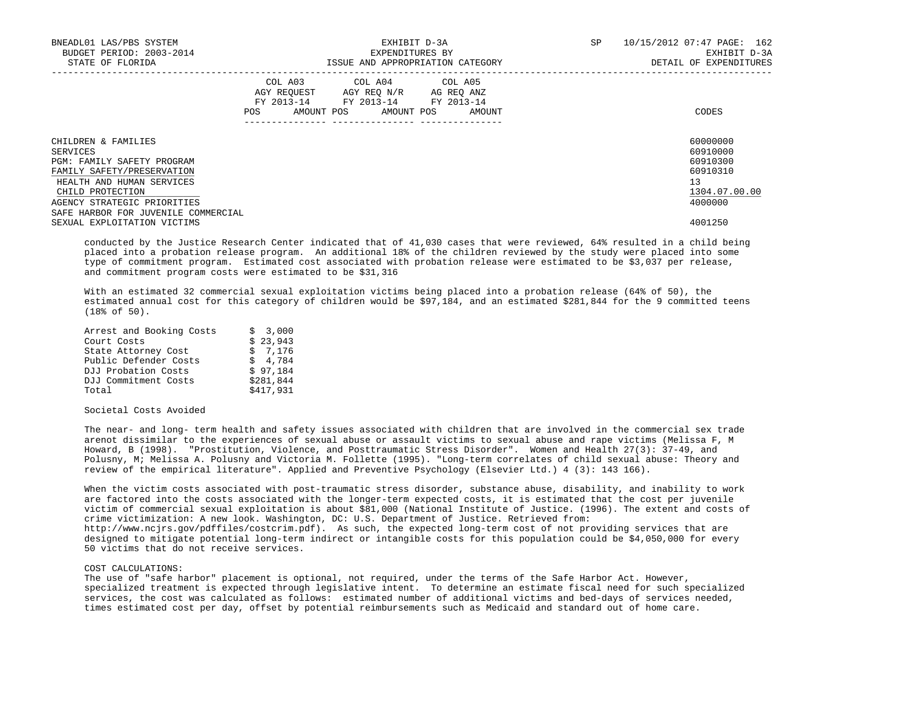| | COL A03 AGY REQUEST FY 2013-14 POS AMOUNT | COL A04 AGY REQ N/R FY 2013-14 POS AMOUNT | COL A05 AG REQ ANZ FY 2013-14 POS AMOUNT | CODES |
|---|---|---|---|---|
| CHILDREN & FAMILIES | | | | 60000000 |
| SERVICES | | | | 60910000 |
| PGM: FAMILY SAFETY PROGRAM | | | | 60910300 |
| FAMILY SAFETY/PRESERVATION | | | | 60910310 |
| HEALTH AND HUMAN SERVICES | | | | 13 |
| CHILD PROTECTION | | | | 1304.07.00.00 |
| AGENCY STRATEGIC PRIORITIES | | | | 4000000 |
| SAFE HARBOR FOR JUVENILE COMMERCIAL SEXUAL EXPLOITATION VICTIMS | | | | 4001250 |

conducted by the Justice Research Center indicated that of 41,030 cases that were reviewed, 64% resulted in a child being placed into a probation release program. An additional 18% of the children reviewed by the study were placed into some type of commitment program. Estimated cost associated with probation release were estimated to be $3,037 per release, and commitment program costs were estimated to be $31,316

With an estimated 32 commercial sexual exploitation victims being placed into a probation release (64% of 50), the estimated annual cost for this category of children would be $97,184, and an estimated $281,844 for the 9 committed teens (18% of 50).

| | |
|---|---|
| Arrest and Booking Costs | $ 3,000 |
| Court Costs | $ 23,943 |
| State Attorney Cost | $ 7,176 |
| Public Defender Costs | $ 4,784 |
| DJJ Probation Costs | $ 97,184 |
| DJJ Commitment Costs | $281,844 |
| Total | $417,931 |

Societal Costs Avoided

The near- and long- term health and safety issues associated with children that are involved in the commercial sex trade arenot dissimilar to the experiences of sexual abuse or assault victims to sexual abuse and rape victims (Melissa F, M Howard, B (1998). "Prostitution, Violence, and Posttraumatic Stress Disorder". Women and Health 27(3): 37-49, and Polusny, M; Melissa A. Polusny and Victoria M. Follette (1995). "Long-term correlates of child sexual abuse: Theory and review of the empirical literature". Applied and Preventive Psychology (Elsevier Ltd.) 4 (3): 143 166).

When the victim costs associated with post-traumatic stress disorder, substance abuse, disability, and inability to work are factored into the costs associated with the longer-term expected costs, it is estimated that the cost per juvenile victim of commercial sexual exploitation is about $81,000 (National Institute of Justice. (1996). The extent and costs of crime victimization: A new look. Washington, DC: U.S. Department of Justice. Retrieved from: http://www.ncjrs.gov/pdffiles/costcrim.pdf). As such, the expected long-term cost of not providing services that are designed to mitigate potential long-term indirect or intangible costs for this population could be $4,050,000 for every 50 victims that do not receive services.

COST CALCULATIONS:
The use of "safe harbor" placement is optional, not required, under the terms of the Safe Harbor Act. However, specialized treatment is expected through legislative intent. To determine an estimate fiscal need for such specialized services, the cost was calculated as follows: estimated number of additional victims and bed-days of services needed, times estimated cost per day, offset by potential reimbursements such as Medicaid and standard out of home care.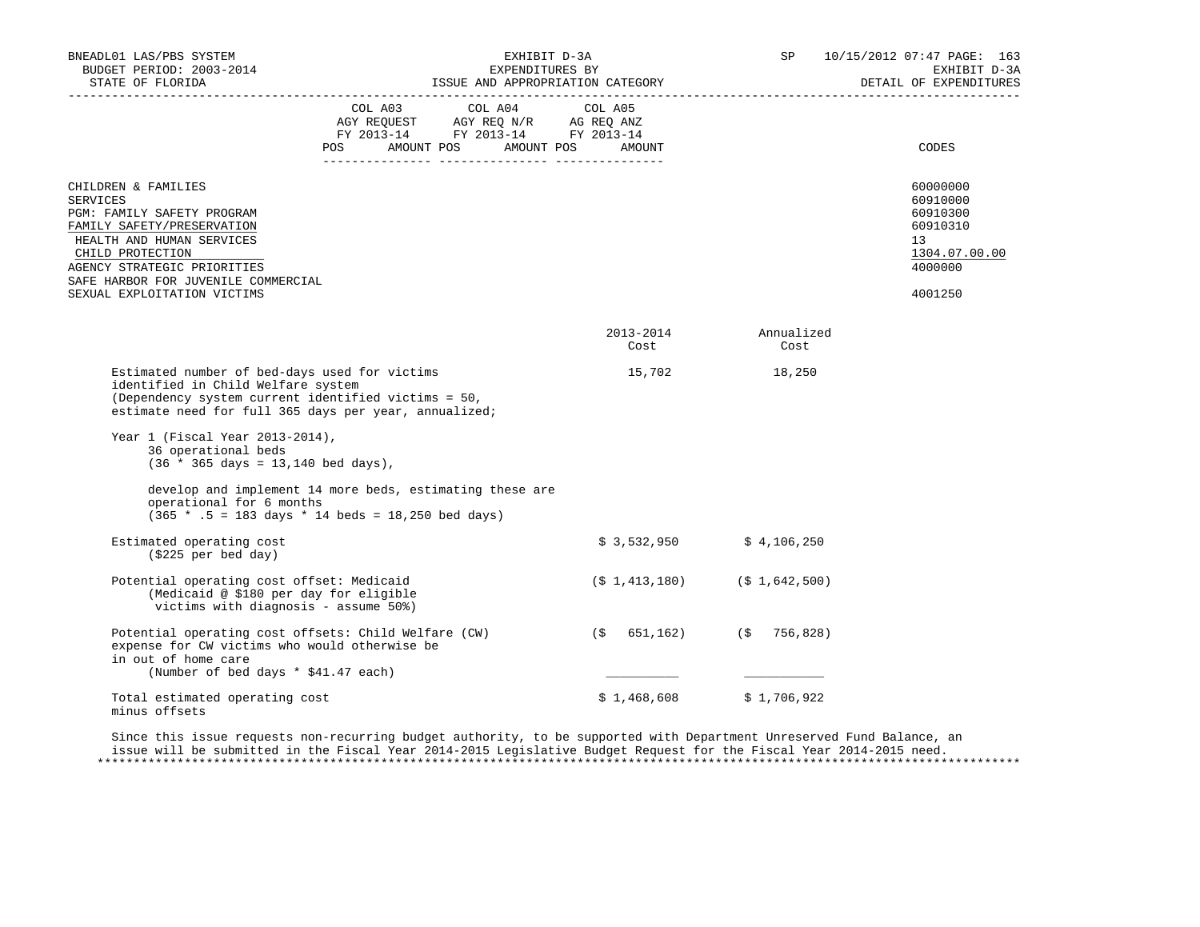| | COL A03 AGY REQUEST FY 2013-14 POS AMOUNT | COL A04 AGY REQ N/R FY 2013-14 POS AMOUNT | COL A05 AG REQ ANZ FY 2013-14 POS AMOUNT | CODES |
|---|---|---|---|---|
| CHILDREN & FAMILIES | | | | 60000000 |
| SERVICES | | | | 60910000 |
| PGM: FAMILY SAFETY PROGRAM | | | | 60910300 |
| FAMILY SAFETY/PRESERVATION | | | | 60910310 |
| HEALTH AND HUMAN SERVICES | | | | 13 |
| CHILD PROTECTION | | | | 1304.07.00.00 |
| AGENCY STRATEGIC PRIORITIES | | | | 4000000 |
| SAFE HARBOR FOR JUVENILE COMMERCIAL SEXUAL EXPLOITATION VICTIMS | | | | 4001250 |

| | 2013-2014 Cost | Annualized Cost |
|---|---|---|
| Estimated number of bed-days used for victims identified in Child Welfare system (Dependency system current identified victims = 50, estimate need for full 365 days per year, annualized; | 15,702 | 18,250 |
| Year 1 (Fiscal Year 2013-2014), 36 operational beds (36 * 365 days = 13,140 bed days), | | |
| develop and implement 14 more beds, estimating these are operational for 6 months (365 * .5 = 183 days * 14 beds = 18,250 bed days) | | |
| Estimated operating cost ($225 per bed day) | $ 3,532,950 | $ 4,106,250 |
| Potential operating cost offset: Medicaid (Medicaid @ $180 per day for eligible victims with diagnosis - assume 50%) | ($ 1,413,180) | ($ 1,642,500) |
| Potential operating cost offsets: Child Welfare (CW) expense for CW victims who would otherwise be in out of home care (Number of bed days * $41.47 each) | ($ 651,162) | ($ 756,828) |
| Total estimated operating cost minus offsets | $ 1,468,608 | $ 1,706,922 |

Since this issue requests non-recurring budget authority, to be supported with Department Unreserved Fund Balance, an issue will be submitted in the Fiscal Year 2014-2015 Legislative Budget Request for the Fiscal Year 2014-2015 need.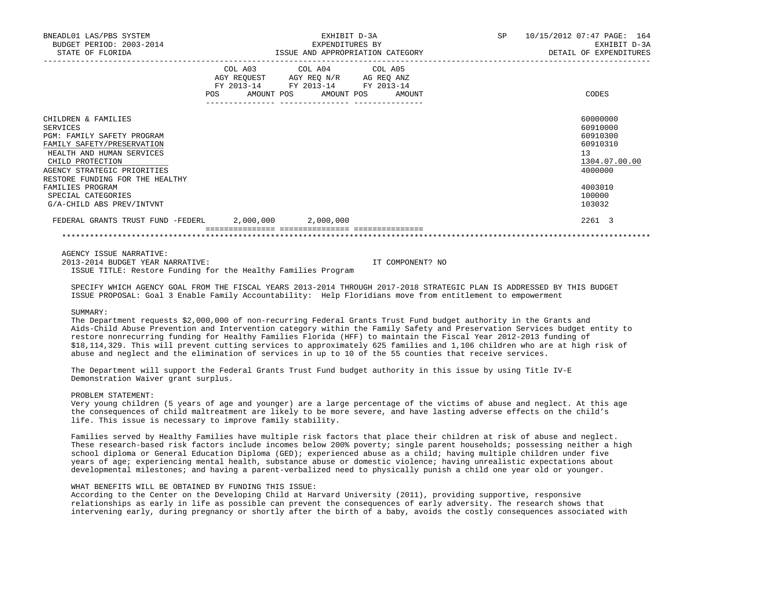| | COL A03 AGY REQUEST FY 2013-14 POS AMOUNT | COL A04 AGY REQ N/R FY 2013-14 POS AMOUNT | COL A05 AG REQ ANZ FY 2013-14 POS AMOUNT | CODES |
|---|---|---|---|---|
| CHILDREN & FAMILIES | | | | 60000000 |
| SERVICES | | | | 60910000 |
| PGM: FAMILY SAFETY PROGRAM | | | | 60910300 |
| FAMILY SAFETY/PRESERVATION | | | | 60910310 |
| HEALTH AND HUMAN SERVICES | | | | 13 |
| CHILD PROTECTION | | | | 1304.07.00.00 |
| AGENCY STRATEGIC PRIORITIES | | | | 4000000 |
| RESTORE FUNDING FOR THE HEALTHY FAMILIES PROGRAM | | | | 4003010 |
| SPECIAL CATEGORIES | | | | 100000 |
| G/A-CHILD ABS PREV/INTVNT | | | | 103032 |
| FEDERAL GRANTS TRUST FUND -FEDERL | 2,000,000 | 2,000,000 | | 2261 3 |

AGENCY ISSUE NARRATIVE:

2013-2014 BUDGET YEAR NARRATIVE: IT COMPONENT? NO

ISSUE TITLE: Restore Funding for the Healthy Families Program

SPECIFY WHICH AGENCY GOAL FROM THE FISCAL YEARS 2013-2014 THROUGH 2017-2018 STRATEGIC PLAN IS ADDRESSED BY THIS BUDGET ISSUE PROPOSAL: Goal 3 Enable Family Accountability: Help Floridians move from entitlement to empowerment

SUMMARY:

The Department requests $2,000,000 of non-recurring Federal Grants Trust Fund budget authority in the Grants and Aids-Child Abuse Prevention and Intervention category within the Family Safety and Preservation Services budget entity to restore nonrecurring funding for Healthy Families Florida (HFF) to maintain the Fiscal Year 2012-2013 funding of $18,114,329. This will prevent cutting services to approximately 625 families and 1,106 children who are at high risk of abuse and neglect and the elimination of services in up to 10 of the 55 counties that receive services.

The Department will support the Federal Grants Trust Fund budget authority in this issue by using Title IV-E Demonstration Waiver grant surplus.

PROBLEM STATEMENT:

Very young children (5 years of age and younger) are a large percentage of the victims of abuse and neglect. At this age the consequences of child maltreatment are likely to be more severe, and have lasting adverse effects on the child's life. This issue is necessary to improve family stability.

Families served by Healthy Families have multiple risk factors that place their children at risk of abuse and neglect. These research-based risk factors include incomes below 200% poverty; single parent households; possessing neither a high school diploma or General Education Diploma (GED); experienced abuse as a child; having multiple children under five years of age; experiencing mental health, substance abuse or domestic violence; having unrealistic expectations about developmental milestones; and having a parent-verbalized need to physically punish a child one year old or younger.

WHAT BENEFITS WILL BE OBTAINED BY FUNDING THIS ISSUE:

According to the Center on the Developing Child at Harvard University (2011), providing supportive, responsive relationships as early in life as possible can prevent the consequences of early adversity. The research shows that intervening early, during pregnancy or shortly after the birth of a baby, avoids the costly consequences associated with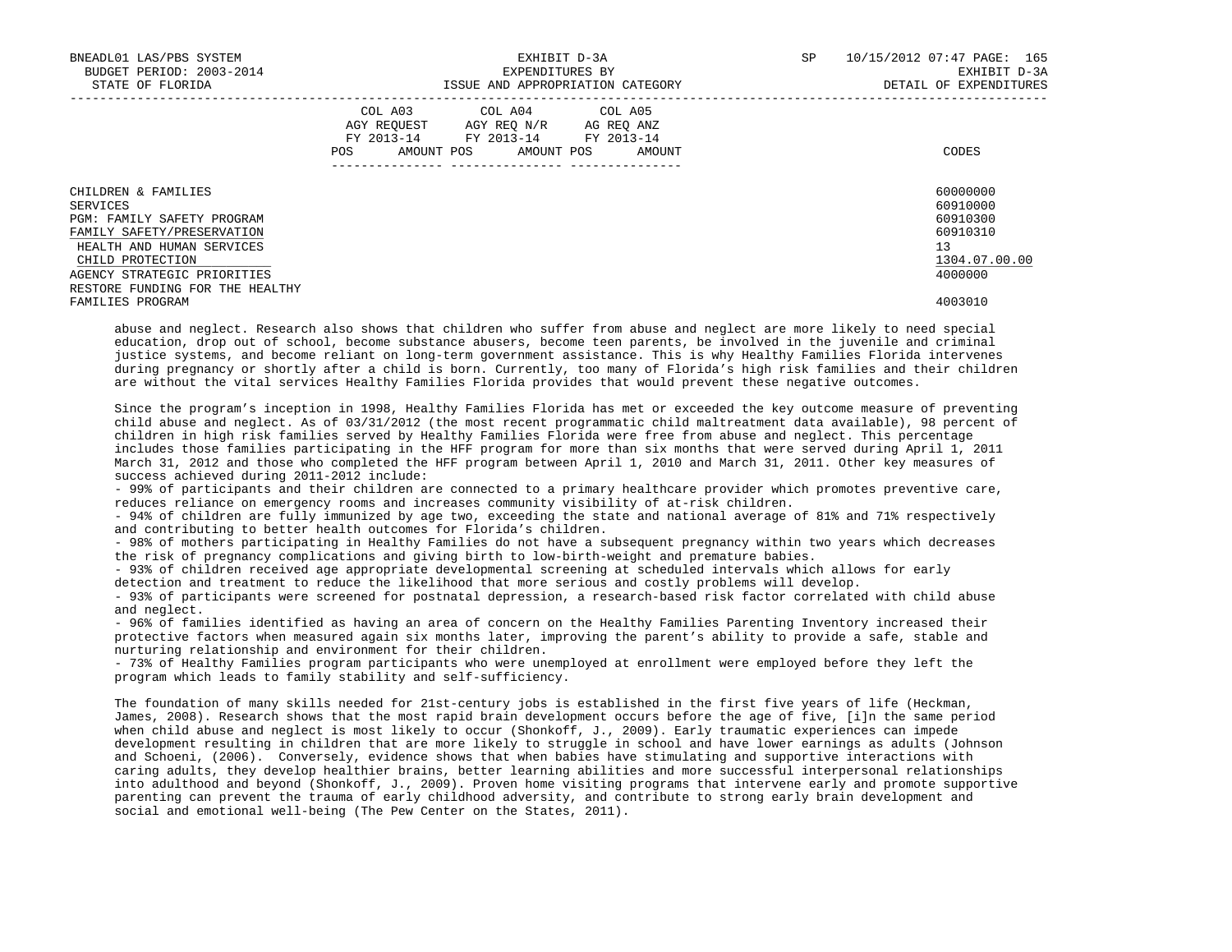| | COL A03 AGY REQUEST FY 2013-14 POS AMOUNT | COL A04 AGY REQ N/R FY 2013-14 POS AMOUNT | COL A05 AG REQ ANZ FY 2013-14 POS AMOUNT | CODES |
|---|---|---|---|---|
| CHILDREN & FAMILIES | | | | 60000000 |
| SERVICES | | | | 60910000 |
| PGM: FAMILY SAFETY PROGRAM | | | | 60910300 |
| FAMILY SAFETY/PRESERVATION | | | | 60910310 |
| HEALTH AND HUMAN SERVICES | | | | 13 |
| CHILD PROTECTION | | | | 1304.07.00.00 |
| AGENCY STRATEGIC PRIORITIES | | | | 4000000 |
| RESTORE FUNDING FOR THE HEALTHY FAMILIES PROGRAM | | | | 4003010 |

abuse and neglect. Research also shows that children who suffer from abuse and neglect are more likely to need special education, drop out of school, become substance abusers, become teen parents, be involved in the juvenile and criminal justice systems, and become reliant on long-term government assistance. This is why Healthy Families Florida intervenes during pregnancy or shortly after a child is born. Currently, too many of Florida's high risk families and their children are without the vital services Healthy Families Florida provides that would prevent these negative outcomes.

Since the program's inception in 1998, Healthy Families Florida has met or exceeded the key outcome measure of preventing child abuse and neglect. As of 03/31/2012 (the most recent programmatic child maltreatment data available), 98 percent of children in high risk families served by Healthy Families Florida were free from abuse and neglect. This percentage includes those families participating in the HFF program for more than six months that were served during April 1, 2011 March 31, 2012 and those who completed the HFF program between April 1, 2010 and March 31, 2011. Other key measures of success achieved during 2011-2012 include:

- 99% of participants and their children are connected to a primary healthcare provider which promotes preventive care, reduces reliance on emergency rooms and increases community visibility of at-risk children.
- 94% of children are fully immunized by age two, exceeding the state and national average of 81% and 71% respectively and contributing to better health outcomes for Florida's children.
- 98% of mothers participating in Healthy Families do not have a subsequent pregnancy within two years which decreases the risk of pregnancy complications and giving birth to low-birth-weight and premature babies.
- 93% of children received age appropriate developmental screening at scheduled intervals which allows for early detection and treatment to reduce the likelihood that more serious and costly problems will develop.
- 93% of participants were screened for postnatal depression, a research-based risk factor correlated with child abuse and neglect.
- 96% of families identified as having an area of concern on the Healthy Families Parenting Inventory increased their protective factors when measured again six months later, improving the parent's ability to provide a safe, stable and nurturing relationship and environment for their children.
- 73% of Healthy Families program participants who were unemployed at enrollment were employed before they left the program which leads to family stability and self-sufficiency.

The foundation of many skills needed for 21st-century jobs is established in the first five years of life (Heckman, James, 2008). Research shows that the most rapid brain development occurs before the age of five, [i]n the same period when child abuse and neglect is most likely to occur (Shonkoff, J., 2009). Early traumatic experiences can impede development resulting in children that are more likely to struggle in school and have lower earnings as adults (Johnson and Schoeni, (2006). Conversely, evidence shows that when babies have stimulating and supportive interactions with caring adults, they develop healthier brains, better learning abilities and more successful interpersonal relationships into adulthood and beyond (Shonkoff, J., 2009). Proven home visiting programs that intervene early and promote supportive parenting can prevent the trauma of early childhood adversity, and contribute to strong early brain development and social and emotional well-being (The Pew Center on the States, 2011).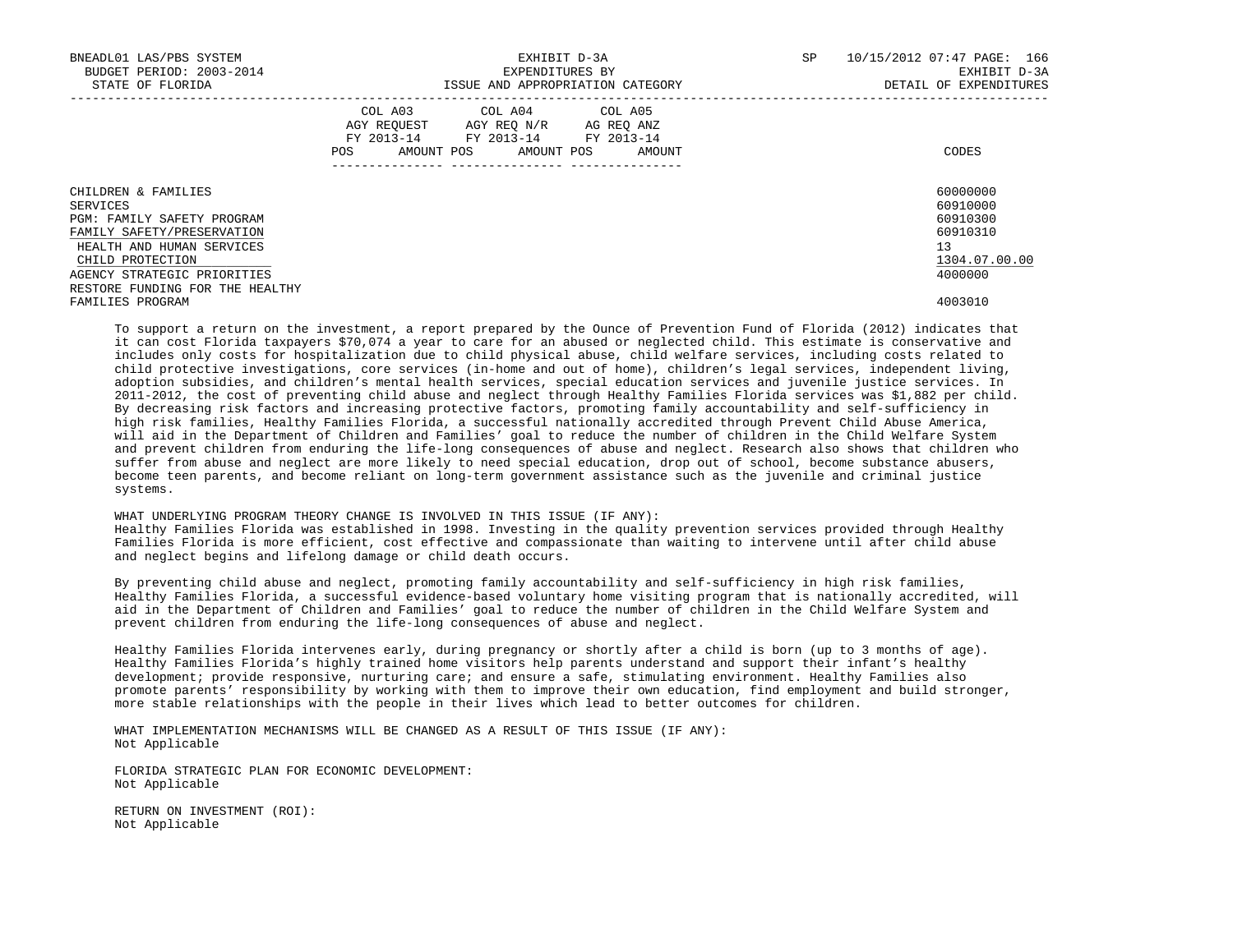| | COL A03 AGY REQUEST FY 2013-14 POS AMOUNT | COL A04 AGY REQ N/R FY 2013-14 POS AMOUNT | COL A05 AG REQ ANZ FY 2013-14 POS AMOUNT | CODES |
|---|---|---|---|---|
| CHILDREN & FAMILIES | | | | 60000000 |
| SERVICES | | | | 60910000 |
| PGM: FAMILY SAFETY PROGRAM | | | | 60910300 |
| FAMILY SAFETY/PRESERVATION | | | | 60910310 |
| HEALTH AND HUMAN SERVICES | | | | 13 |
| CHILD PROTECTION | | | | 1304.07.00.00 |
| AGENCY STRATEGIC PRIORITIES | | | | 4000000 |
| RESTORE FUNDING FOR THE HEALTHY FAMILIES PROGRAM | | | | 4003010 |

To support a return on the investment, a report prepared by the Ounce of Prevention Fund of Florida (2012) indicates that it can cost Florida taxpayers $70,074 a year to care for an abused or neglected child. This estimate is conservative and includes only costs for hospitalization due to child physical abuse, child welfare services, including costs related to child protective investigations, core services (in-home and out of home), children's legal services, independent living, adoption subsidies, and children's mental health services, special education services and juvenile justice services. In 2011-2012, the cost of preventing child abuse and neglect through Healthy Families Florida services was $1,882 per child. By decreasing risk factors and increasing protective factors, promoting family accountability and self-sufficiency in high risk families, Healthy Families Florida, a successful nationally accredited through Prevent Child Abuse America, will aid in the Department of Children and Families' goal to reduce the number of children in the Child Welfare System and prevent children from enduring the life-long consequences of abuse and neglect. Research also shows that children who suffer from abuse and neglect are more likely to need special education, drop out of school, become substance abusers, become teen parents, and become reliant on long-term government assistance such as the juvenile and criminal justice systems.

WHAT UNDERLYING PROGRAM THEORY CHANGE IS INVOLVED IN THIS ISSUE (IF ANY):
Healthy Families Florida was established in 1998. Investing in the quality prevention services provided through Healthy Families Florida is more efficient, cost effective and compassionate than waiting to intervene until after child abuse and neglect begins and lifelong damage or child death occurs.

By preventing child abuse and neglect, promoting family accountability and self-sufficiency in high risk families, Healthy Families Florida, a successful evidence-based voluntary home visiting program that is nationally accredited, will aid in the Department of Children and Families' goal to reduce the number of children in the Child Welfare System and prevent children from enduring the life-long consequences of abuse and neglect.

Healthy Families Florida intervenes early, during pregnancy or shortly after a child is born (up to 3 months of age). Healthy Families Florida's highly trained home visitors help parents understand and support their infant's healthy development; provide responsive, nurturing care; and ensure a safe, stimulating environment. Healthy Families also promote parents' responsibility by working with them to improve their own education, find employment and build stronger, more stable relationships with the people in their lives which lead to better outcomes for children.

WHAT IMPLEMENTATION MECHANISMS WILL BE CHANGED AS A RESULT OF THIS ISSUE (IF ANY):
Not Applicable

FLORIDA STRATEGIC PLAN FOR ECONOMIC DEVELOPMENT:
Not Applicable

RETURN ON INVESTMENT (ROI):
Not Applicable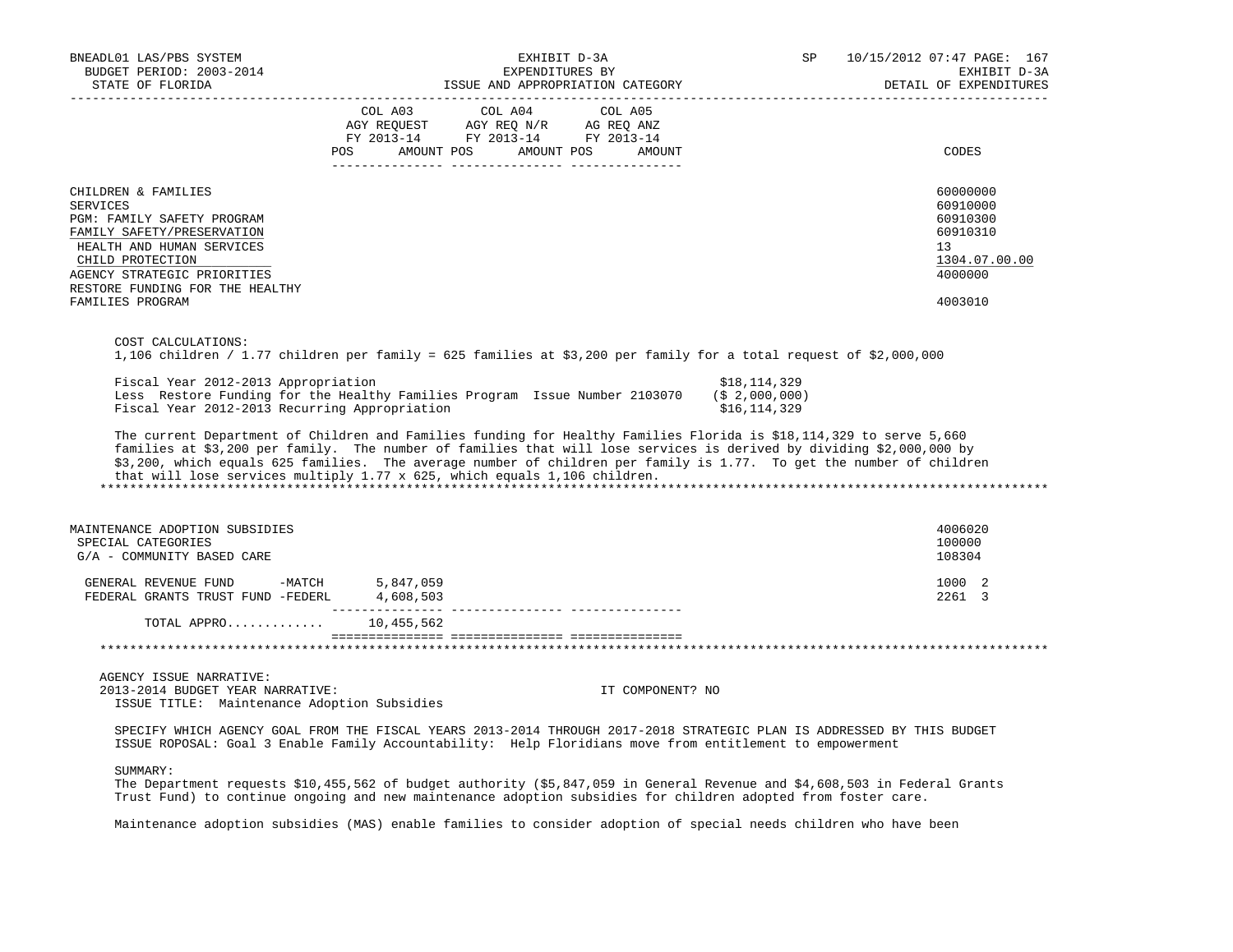| | COL A03 AGY REQUEST FY 2013-14 POS AMOUNT | COL A04 AGY REQ N/R FY 2013-14 POS AMOUNT | COL A05 AG REQ ANZ FY 2013-14 POS AMOUNT | CODES |
|---|---|---|---|---|
| CHILDREN & FAMILIES | | | | 60000000 |
| SERVICES | | | | 60910000 |
| PGM: FAMILY SAFETY PROGRAM | | | | 60910300 |
| FAMILY SAFETY/PRESERVATION | | | | 60910310 |
| HEALTH AND HUMAN SERVICES | | | | 13 |
| CHILD PROTECTION | | | | 1304.07.00.00 |
| AGENCY STRATEGIC PRIORITIES | | | | 4000000 |
| RESTORE FUNDING FOR THE HEALTHY FAMILIES PROGRAM | | | | 4003010 |

COST CALCULATIONS:
1,106 children / 1.77 children per family = 625 families at $3,200 per family for a total request of $2,000,000

| | |
|---|---|
| Fiscal Year 2012-2013 Appropriation | $18,114,329 |
| Less Restore Funding for the Healthy Families Program Issue Number 2103070 | ($ 2,000,000) |
| Fiscal Year 2012-2013 Recurring Appropriation | $16,114,329 |

The current Department of Children and Families funding for Healthy Families Florida is $18,114,329 to serve 5,660 families at $3,200 per family. The number of families that will lose services is derived by dividing $2,000,000 by $3,200, which equals 625 families. The average number of children per family is 1.77. To get the number of children that will lose services multiply 1.77 x 625, which equals 1,106 children.

*******************************************************************************************************************

| | COL A03 | COL A04 | COL A05 | CODES |
|---|---|---|---|---|
| MAINTENANCE ADOPTION SUBSIDIES | | | | 4006020 |
| SPECIAL CATEGORIES | | | | 100000 |
| G/A - COMMUNITY BASED CARE | | | | 108304 |
| GENERAL REVENUE FUND -MATCH | 5,847,059 | | | 1000 2 |
| FEDERAL GRANTS TRUST FUND -FEDERL | 4,608,503 | | | 2261 3 |
| TOTAL APPRO............ | 10,455,562 | | | |

*******************************************************************************************************************

AGENCY ISSUE NARRATIVE:
2013-2014 BUDGET YEAR NARRATIVE: IT COMPONENT? NO
ISSUE TITLE: Maintenance Adoption Subsidies

SPECIFY WHICH AGENCY GOAL FROM THE FISCAL YEARS 2013-2014 THROUGH 2017-2018 STRATEGIC PLAN IS ADDRESSED BY THIS BUDGET ISSUE ROPOSAL: Goal 3 Enable Family Accountability: Help Floridians move from entitlement to empowerment

SUMMARY:
The Department requests $10,455,562 of budget authority ($5,847,059 in General Revenue and $4,608,503 in Federal Grants Trust Fund) to continue ongoing and new maintenance adoption subsidies for children adopted from foster care.

Maintenance adoption subsidies (MAS) enable families to consider adoption of special needs children who have been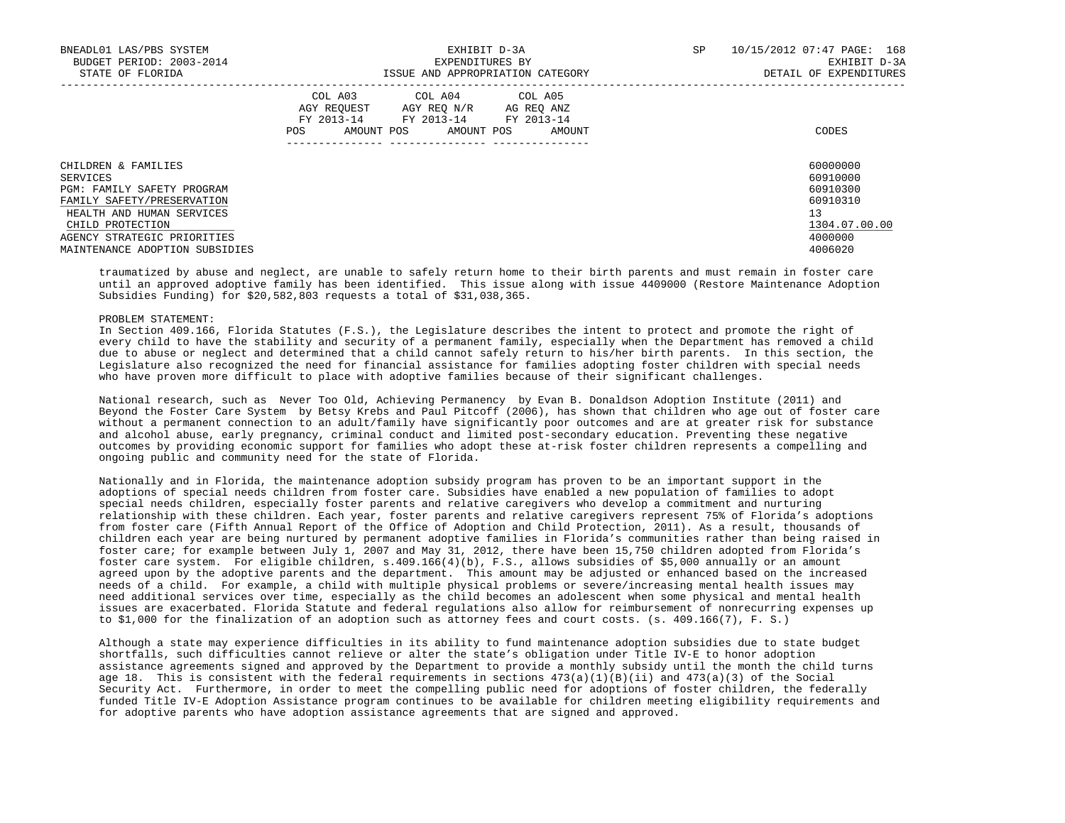| | COL A03 AGY REQUEST FY 2013-14 POS AMOUNT | COL A04 AGY REQ N/R FY 2013-14 POS AMOUNT | COL A05 AG REQ ANZ FY 2013-14 POS AMOUNT | CODES |
|---|---|---|---|---|
| CHILDREN & FAMILIES | | | | 60000000 |
| SERVICES | | | | 60910000 |
| PGM: FAMILY SAFETY PROGRAM | | | | 60910300 |
| FAMILY SAFETY/PRESERVATION | | | | 60910310 |
| HEALTH AND HUMAN SERVICES | | | | 13 |
| CHILD PROTECTION | | | | 1304.07.00.00 |
| AGENCY STRATEGIC PRIORITIES | | | | 4000000 |
| MAINTENANCE ADOPTION SUBSIDIES | | | | 4006020 |

traumatized by abuse and neglect, are unable to safely return home to their birth parents and must remain in foster care until an approved adoptive family has been identified. This issue along with issue 4409000 (Restore Maintenance Adoption Subsidies Funding) for $20,582,803 requests a total of $31,038,365.

PROBLEM STATEMENT:
In Section 409.166, Florida Statutes (F.S.), the Legislature describes the intent to protect and promote the right of every child to have the stability and security of a permanent family, especially when the Department has removed a child due to abuse or neglect and determined that a child cannot safely return to his/her birth parents. In this section, the Legislature also recognized the need for financial assistance for families adopting foster children with special needs who have proven more difficult to place with adoptive families because of their significant challenges.

National research, such as Never Too Old, Achieving Permanency by Evan B. Donaldson Adoption Institute (2011) and Beyond the Foster Care System by Betsy Krebs and Paul Pitcoff (2006), has shown that children who age out of foster care without a permanent connection to an adult/family have significantly poor outcomes and are at greater risk for substance and alcohol abuse, early pregnancy, criminal conduct and limited post-secondary education. Preventing these negative outcomes by providing economic support for families who adopt these at-risk foster children represents a compelling and ongoing public and community need for the state of Florida.

Nationally and in Florida, the maintenance adoption subsidy program has proven to be an important support in the adoptions of special needs children from foster care. Subsidies have enabled a new population of families to adopt special needs children, especially foster parents and relative caregivers who develop a commitment and nurturing relationship with these children. Each year, foster parents and relative caregivers represent 75% of Florida's adoptions from foster care (Fifth Annual Report of the Office of Adoption and Child Protection, 2011). As a result, thousands of children each year are being nurtured by permanent adoptive families in Florida's communities rather than being raised in foster care; for example between July 1, 2007 and May 31, 2012, there have been 15,750 children adopted from Florida's foster care system. For eligible children, s.409.166(4)(b), F.S., allows subsidies of $5,000 annually or an amount agreed upon by the adoptive parents and the department. This amount may be adjusted or enhanced based on the increased needs of a child. For example, a child with multiple physical problems or severe/increasing mental health issues may need additional services over time, especially as the child becomes an adolescent when some physical and mental health issues are exacerbated. Florida Statute and federal regulations also allow for reimbursement of nonrecurring expenses up to $1,000 for the finalization of an adoption such as attorney fees and court costs. (s. 409.166(7), F. S.)

Although a state may experience difficulties in its ability to fund maintenance adoption subsidies due to state budget shortfalls, such difficulties cannot relieve or alter the state's obligation under Title IV-E to honor adoption assistance agreements signed and approved by the Department to provide a monthly subsidy until the month the child turns age 18. This is consistent with the federal requirements in sections 473(a)(1)(B)(ii) and 473(a)(3) of the Social Security Act. Furthermore, in order to meet the compelling public need for adoptions of foster children, the federally funded Title IV-E Adoption Assistance program continues to be available for children meeting eligibility requirements and for adoptive parents who have adoption assistance agreements that are signed and approved.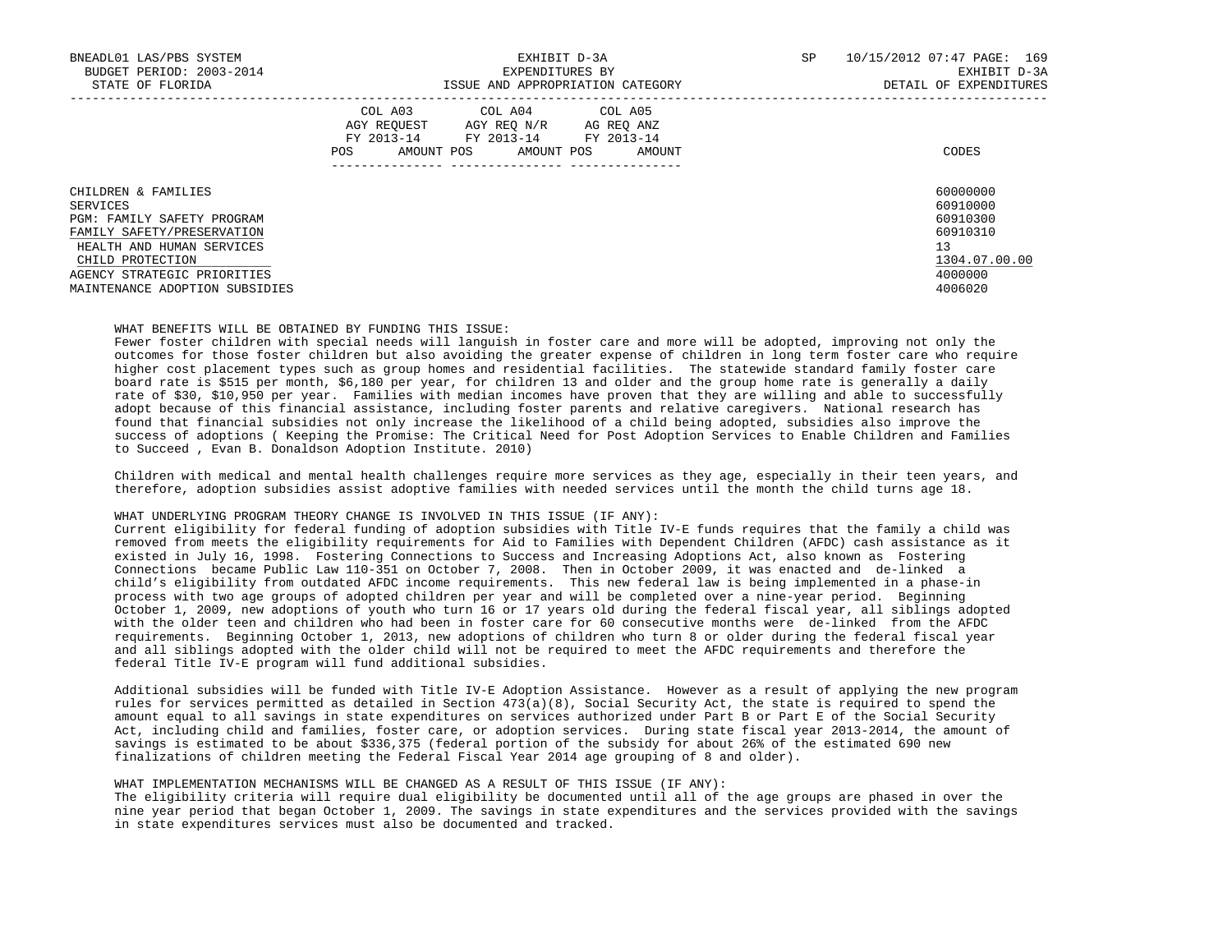| | COL A03 AGY REQUEST FY 2013-14 POS AMOUNT | COL A04 AGY REQ N/R FY 2013-14 POS AMOUNT | COL A05 AG REQ ANZ FY 2013-14 POS AMOUNT | CODES |
|---|---|---|---|---|
| CHILDREN & FAMILIES | | | | 60000000 |
| SERVICES | | | | 60910000 |
| PGM: FAMILY SAFETY PROGRAM | | | | 60910300 |
| FAMILY SAFETY/PRESERVATION | | | | 60910310 |
| HEALTH AND HUMAN SERVICES | | | | 13 |
| CHILD PROTECTION | | | | 1304.07.00.00 |
| AGENCY STRATEGIC PRIORITIES | | | | 4000000 |
| MAINTENANCE ADOPTION SUBSIDIES | | | | 4006020 |

WHAT BENEFITS WILL BE OBTAINED BY FUNDING THIS ISSUE:

Fewer foster children with special needs will languish in foster care and more will be adopted, improving not only the outcomes for those foster children but also avoiding the greater expense of children in long term foster care who require higher cost placement types such as group homes and residential facilities. The statewide standard family foster care board rate is $515 per month, $6,180 per year, for children 13 and older and the group home rate is generally a daily rate of $30, $10,950 per year. Families with median incomes have proven that they are willing and able to successfully adopt because of this financial assistance, including foster parents and relative caregivers. National research has found that financial subsidies not only increase the likelihood of a child being adopted, subsidies also improve the success of adoptions ( Keeping the Promise: The Critical Need for Post Adoption Services to Enable Children and Families to Succeed , Evan B. Donaldson Adoption Institute. 2010)

Children with medical and mental health challenges require more services as they age, especially in their teen years, and therefore, adoption subsidies assist adoptive families with needed services until the month the child turns age 18.

WHAT UNDERLYING PROGRAM THEORY CHANGE IS INVOLVED IN THIS ISSUE (IF ANY):

Current eligibility for federal funding of adoption subsidies with Title IV-E funds requires that the family a child was removed from meets the eligibility requirements for Aid to Families with Dependent Children (AFDC) cash assistance as it existed in July 16, 1998. Fostering Connections to Success and Increasing Adoptions Act, also known as Fostering Connections became Public Law 110-351 on October 7, 2008. Then in October 2009, it was enacted and de-linked a child's eligibility from outdated AFDC income requirements. This new federal law is being implemented in a phase-in process with two age groups of adopted children per year and will be completed over a nine-year period. Beginning October 1, 2009, new adoptions of youth who turn 16 or 17 years old during the federal fiscal year, all siblings adopted with the older teen and children who had been in foster care for 60 consecutive months were de-linked from the AFDC requirements. Beginning October 1, 2013, new adoptions of children who turn 8 or older during the federal fiscal year and all siblings adopted with the older child will not be required to meet the AFDC requirements and therefore the federal Title IV-E program will fund additional subsidies.

Additional subsidies will be funded with Title IV-E Adoption Assistance. However as a result of applying the new program rules for services permitted as detailed in Section 473(a)(8), Social Security Act, the state is required to spend the amount equal to all savings in state expenditures on services authorized under Part B or Part E of the Social Security Act, including child and families, foster care, or adoption services. During state fiscal year 2013-2014, the amount of savings is estimated to be about $336,375 (federal portion of the subsidy for about 26% of the estimated 690 new finalizations of children meeting the Federal Fiscal Year 2014 age grouping of 8 and older).

WHAT IMPLEMENTATION MECHANISMS WILL BE CHANGED AS A RESULT OF THIS ISSUE (IF ANY):

The eligibility criteria will require dual eligibility be documented until all of the age groups are phased in over the nine year period that began October 1, 2009. The savings in state expenditures and the services provided with the savings in state expenditures services must also be documented and tracked.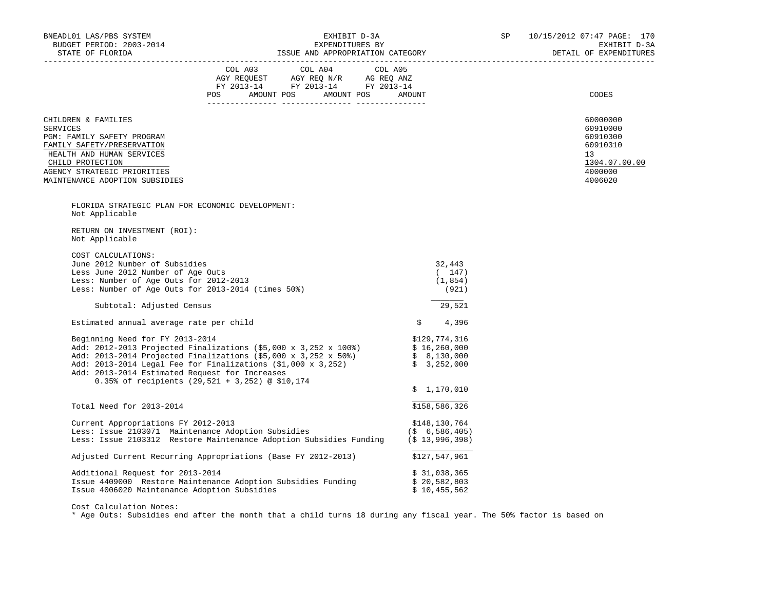| | COL A03 AGY REQUEST FY 2013-14 | | COL A04 AGY REQ N/R FY 2013-14 | | COL A05 AG REQ ANZ FY 2013-14 | | |
|---|---|---|---|---|---|---|---|
| | POS | AMOUNT | POS | AMOUNT | POS | AMOUNT | CODES |
| CHILDREN & FAMILIES | | | | | | | 60000000 |
| SERVICES | | | | | | | 60910000 |
| PGM: FAMILY SAFETY PROGRAM | | | | | | | 60910300 |
| FAMILY SAFETY/PRESERVATION | | | | | | | 60910310 |
| HEALTH AND HUMAN SERVICES | | | | | | | 13 |
| CHILD PROTECTION | | | | | | | 1304.07.00.00 |
| AGENCY STRATEGIC PRIORITIES | | | | | | | 4000000 |
| MAINTENANCE ADOPTION SUBSIDIES | | | | | | | 4006020 |

FLORIDA STRATEGIC PLAN FOR ECONOMIC DEVELOPMENT:
Not Applicable

RETURN ON INVESTMENT (ROI):
Not Applicable

COST CALCULATIONS:

| | |
|---|---|
| June 2012 Number of Subsidies | 32,443 |
| Less June 2012 Number of Age Outs | ( 147) |
| Less: Number of Age Outs for 2012-2013 | (1,854) |
| Less: Number of Age Outs for 2013-2014 (times 50%) | (921) |
| Subtotal: Adjusted Census | 29,521 |
| Estimated annual average rate per child | $ 4,396 |
| Beginning Need for FY 2013-2014 | $129,774,316 |
| Add: 2012-2013 Projected Finalizations ($5,000 x 3,252 x 100%) | $ 16,260,000 |
| Add: 2013-2014 Projected Finalizations ($5,000 x 3,252 x 50%) | $ 8,130,000 |
| Add: 2013-2014 Legal Fee for Finalizations ($1,000 x 3,252) | $ 3,252,000 |
| Add: 2013-2014 Estimated Request for Increases 0.35% of recipients (29,521 + 3,252) @ $10,174 | $ 1,170,010 |
| Total Need for 2013-2014 | $158,586,326 |
| Current Appropriations FY 2012-2013 | $148,130,764 |
| Less: Issue 2103071 Maintenance Adoption Subsidies | ($ 6,586,405) |
| Less: Issue 2103312 Restore Maintenance Adoption Subsidies Funding | ($ 13,996,398) |
| Adjusted Current Recurring Appropriations (Base FY 2012-2013) | $127,547,961 |
| Additional Request for 2013-2014 | $ 31,038,365 |
| Issue 4409000 Restore Maintenance Adoption Subsidies Funding | $ 20,582,803 |
| Issue 4006020 Maintenance Adoption Subsidies | $ 10,455,562 |

Cost Calculation Notes:
* Age Outs: Subsidies end after the month that a child turns 18 during any fiscal year. The 50% factor is based on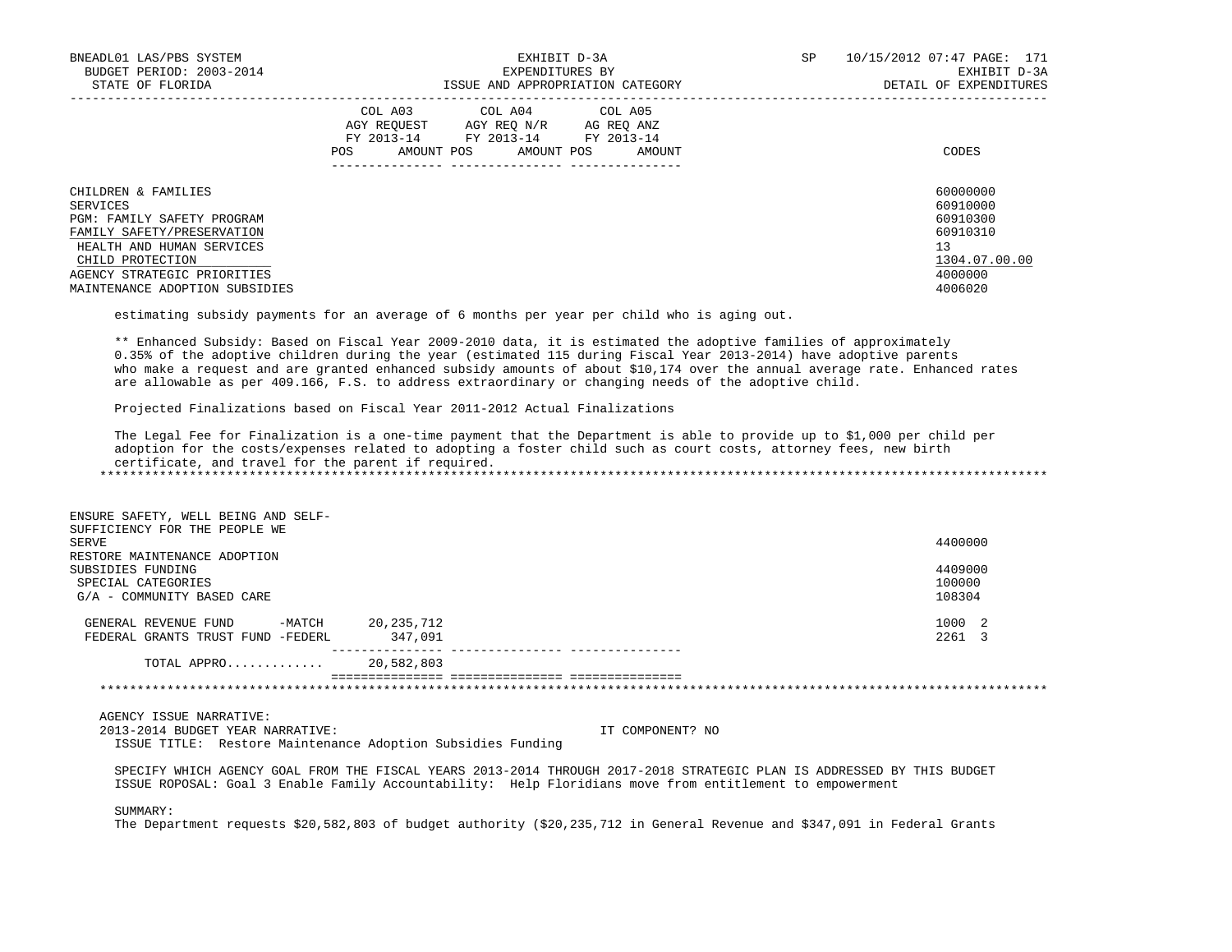CHILDREN & FAMILIES — 60000000
SERVICES — 60910000
PGM: FAMILY SAFETY PROGRAM — 60910300
FAMILY SAFETY/PRESERVATION — 60910310
HEALTH AND HUMAN SERVICES — 13
CHILD PROTECTION — 1304.07.00.00
AGENCY STRATEGIC PRIORITIES — 4000000
MAINTENANCE ADOPTION SUBSIDIES — 4006020

estimating subsidy payments for an average of 6 months per year per child who is aging out.

** Enhanced Subsidy: Based on Fiscal Year 2009-2010 data, it is estimated the adoptive families of approximately 0.35% of the adoptive children during the year (estimated 115 during Fiscal Year 2013-2014) have adoptive parents who make a request and are granted enhanced subsidy amounts of about $10,174 over the annual average rate. Enhanced rates are allowable as per 409.166, F.S. to address extraordinary or changing needs of the adoptive child.

Projected Finalizations based on Fiscal Year 2011-2012 Actual Finalizations

The Legal Fee for Finalization is a one-time payment that the Department is able to provide up to $1,000 per child per adoption for the costs/expenses related to adopting a foster child such as court costs, attorney fees, new birth certificate, and travel for the parent if required.

*******************************************************************************************************************

| | COL A03 AGY REQUEST FY 2013-14 POS | AMOUNT | COL A04 AGY REQ N/R FY 2013-14 POS | AMOUNT | COL A05 AG REQ ANZ FY 2013-14 POS | AMOUNT | CODES |
|---|---|---|---|---|---|---|---|
| ENSURE SAFETY, WELL BEING AND SELF-SUFFICIENCY FOR THE PEOPLE WE SERVE | | | | | | | 4400000 |
| RESTORE MAINTENANCE ADOPTION SUBSIDIES FUNDING | | | | | | | 4409000 |
| SPECIAL CATEGORIES | | | | | | | 100000 |
| G/A - COMMUNITY BASED CARE | | | | | | | 108304 |
| GENERAL REVENUE FUND -MATCH | | 20,235,712 | | | | | 1000 2 |
| FEDERAL GRANTS TRUST FUND -FEDERL | | 347,091 | | | | | 2261 3 |
| TOTAL APPRO............ | | 20,582,803 | | | | | |

*******************************************************************************************************************

AGENCY ISSUE NARRATIVE:
2013-2014 BUDGET YEAR NARRATIVE: IT COMPONENT? NO
ISSUE TITLE: Restore Maintenance Adoption Subsidies Funding

SPECIFY WHICH AGENCY GOAL FROM THE FISCAL YEARS 2013-2014 THROUGH 2017-2018 STRATEGIC PLAN IS ADDRESSED BY THIS BUDGET ISSUE ROPOSAL: Goal 3 Enable Family Accountability: Help Floridians move from entitlement to empowerment

SUMMARY:
The Department requests $20,582,803 of budget authority ($20,235,712 in General Revenue and $347,091 in Federal Grants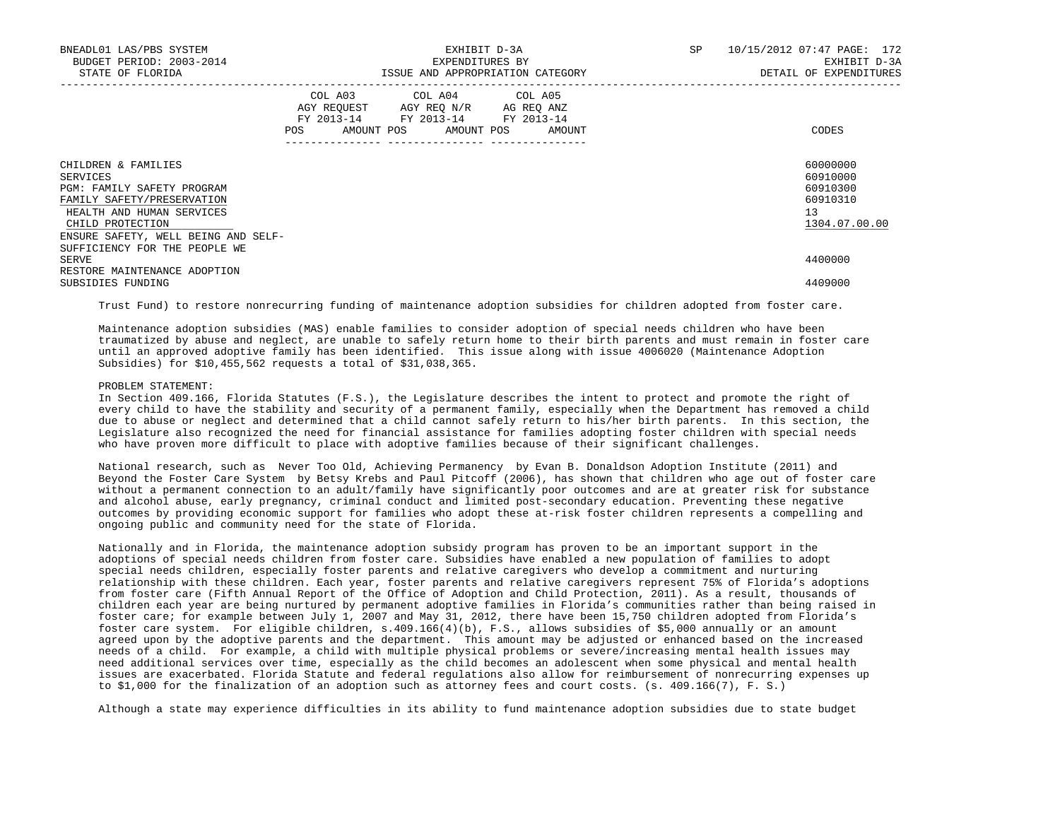| | COL A03 AGY REQUEST FY 2013-14 POS AMOUNT | COL A04 AGY REQ N/R FY 2013-14 POS AMOUNT | COL A05 AG REQ ANZ FY 2013-14 POS AMOUNT | CODES |
|---|---|---|---|---|
| CHILDREN & FAMILIES | | | | 60000000 |
| SERVICES | | | | 60910000 |
| PGM: FAMILY SAFETY PROGRAM | | | | 60910300 |
| FAMILY SAFETY/PRESERVATION | | | | 60910310 |
| HEALTH AND HUMAN SERVICES | | | | 13 |
| CHILD PROTECTION | | | | 1304.07.00.00 |
| ENSURE SAFETY, WELL BEING AND SELF-SUFFICIENCY FOR THE PEOPLE WE SERVE | | | | 4400000 |
| RESTORE MAINTENANCE ADOPTION SUBSIDIES FUNDING | | | | 4409000 |

Trust Fund) to restore nonrecurring funding of maintenance adoption subsidies for children adopted from foster care.

Maintenance adoption subsidies (MAS) enable families to consider adoption of special needs children who have been traumatized by abuse and neglect, are unable to safely return home to their birth parents and must remain in foster care until an approved adoptive family has been identified. This issue along with issue 4006020 (Maintenance Adoption Subsidies) for $10,455,562 requests a total of $31,038,365.

PROBLEM STATEMENT:
In Section 409.166, Florida Statutes (F.S.), the Legislature describes the intent to protect and promote the right of every child to have the stability and security of a permanent family, especially when the Department has removed a child due to abuse or neglect and determined that a child cannot safely return to his/her birth parents. In this section, the Legislature also recognized the need for financial assistance for families adopting foster children with special needs who have proven more difficult to place with adoptive families because of their significant challenges.

National research, such as Never Too Old, Achieving Permanency by Evan B. Donaldson Adoption Institute (2011) and Beyond the Foster Care System by Betsy Krebs and Paul Pitcoff (2006), has shown that children who age out of foster care without a permanent connection to an adult/family have significantly poor outcomes and are at greater risk for substance and alcohol abuse, early pregnancy, criminal conduct and limited post-secondary education. Preventing these negative outcomes by providing economic support for families who adopt these at-risk foster children represents a compelling and ongoing public and community need for the state of Florida.

Nationally and in Florida, the maintenance adoption subsidy program has proven to be an important support in the adoptions of special needs children from foster care. Subsidies have enabled a new population of families to adopt special needs children, especially foster parents and relative caregivers who develop a commitment and nurturing relationship with these children. Each year, foster parents and relative caregivers represent 75% of Florida's adoptions from foster care (Fifth Annual Report of the Office of Adoption and Child Protection, 2011). As a result, thousands of children each year are being nurtured by permanent adoptive families in Florida's communities rather than being raised in foster care; for example between July 1, 2007 and May 31, 2012, there have been 15,750 children adopted from Florida's foster care system. For eligible children, s.409.166(4)(b), F.S., allows subsidies of $5,000 annually or an amount agreed upon by the adoptive parents and the department. This amount may be adjusted or enhanced based on the increased needs of a child. For example, a child with multiple physical problems or severe/increasing mental health issues may need additional services over time, especially as the child becomes an adolescent when some physical and mental health issues are exacerbated. Florida Statute and federal regulations also allow for reimbursement of nonrecurring expenses up to $1,000 for the finalization of an adoption such as attorney fees and court costs. (s. 409.166(7), F. S.)

Although a state may experience difficulties in its ability to fund maintenance adoption subsidies due to state budget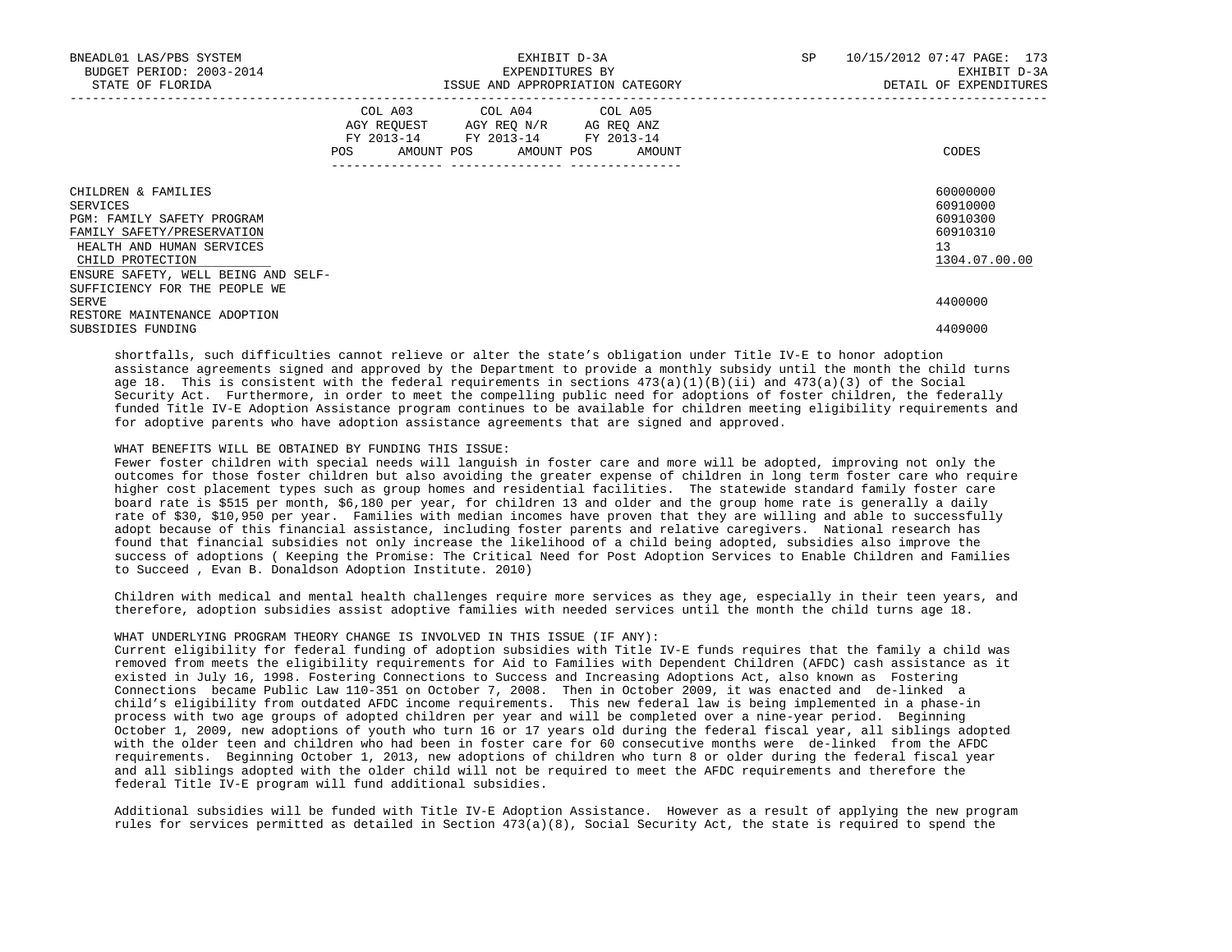| | COL A03 AGY REQUEST FY 2013-14 POS AMOUNT | COL A04 AGY REQ N/R FY 2013-14 POS AMOUNT | COL A05 AG REQ ANZ FY 2013-14 POS AMOUNT | CODES |
|---|---|---|---|---|
| CHILDREN & FAMILIES | | | | 60000000 |
| SERVICES | | | | 60910000 |
| PGM: FAMILY SAFETY PROGRAM | | | | 60910300 |
| FAMILY SAFETY/PRESERVATION | | | | 60910310 |
| HEALTH AND HUMAN SERVICES | | | | 13 |
| CHILD PROTECTION | | | | 1304.07.00.00 |
| ENSURE SAFETY, WELL BEING AND SELF-SUFFICIENCY FOR THE PEOPLE WE SERVE | | | | 4400000 |
| RESTORE MAINTENANCE ADOPTION SUBSIDIES FUNDING | | | | 4409000 |

shortfalls, such difficulties cannot relieve or alter the state's obligation under Title IV-E to honor adoption assistance agreements signed and approved by the Department to provide a monthly subsidy until the month the child turns age 18. This is consistent with the federal requirements in sections 473(a)(1)(B)(ii) and 473(a)(3) of the Social Security Act. Furthermore, in order to meet the compelling public need for adoptions of foster children, the federally funded Title IV-E Adoption Assistance program continues to be available for children meeting eligibility requirements and for adoptive parents who have adoption assistance agreements that are signed and approved.

WHAT BENEFITS WILL BE OBTAINED BY FUNDING THIS ISSUE:
Fewer foster children with special needs will languish in foster care and more will be adopted, improving not only the outcomes for those foster children but also avoiding the greater expense of children in long term foster care who require higher cost placement types such as group homes and residential facilities. The statewide standard family foster care board rate is $515 per month, $6,180 per year, for children 13 and older and the group home rate is generally a daily rate of $30, $10,950 per year. Families with median incomes have proven that they are willing and able to successfully adopt because of this financial assistance, including foster parents and relative caregivers. National research has found that financial subsidies not only increase the likelihood of a child being adopted, subsidies also improve the success of adoptions ( Keeping the Promise: The Critical Need for Post Adoption Services to Enable Children and Families to Succeed , Evan B. Donaldson Adoption Institute. 2010)

Children with medical and mental health challenges require more services as they age, especially in their teen years, and therefore, adoption subsidies assist adoptive families with needed services until the month the child turns age 18.

WHAT UNDERLYING PROGRAM THEORY CHANGE IS INVOLVED IN THIS ISSUE (IF ANY):
Current eligibility for federal funding of adoption subsidies with Title IV-E funds requires that the family a child was removed from meets the eligibility requirements for Aid to Families with Dependent Children (AFDC) cash assistance as it existed in July 16, 1998. Fostering Connections to Success and Increasing Adoptions Act, also known as Fostering Connections became Public Law 110-351 on October 7, 2008. Then in October 2009, it was enacted and de-linked a child's eligibility from outdated AFDC income requirements. This new federal law is being implemented in a phase-in process with two age groups of adopted children per year and will be completed over a nine-year period. Beginning October 1, 2009, new adoptions of youth who turn 16 or 17 years old during the federal fiscal year, all siblings adopted with the older teen and children who had been in foster care for 60 consecutive months were de-linked from the AFDC requirements. Beginning October 1, 2013, new adoptions of children who turn 8 or older during the federal fiscal year and all siblings adopted with the older child will not be required to meet the AFDC requirements and therefore the federal Title IV-E program will fund additional subsidies.

Additional subsidies will be funded with Title IV-E Adoption Assistance. However as a result of applying the new program rules for services permitted as detailed in Section 473(a)(8), Social Security Act, the state is required to spend the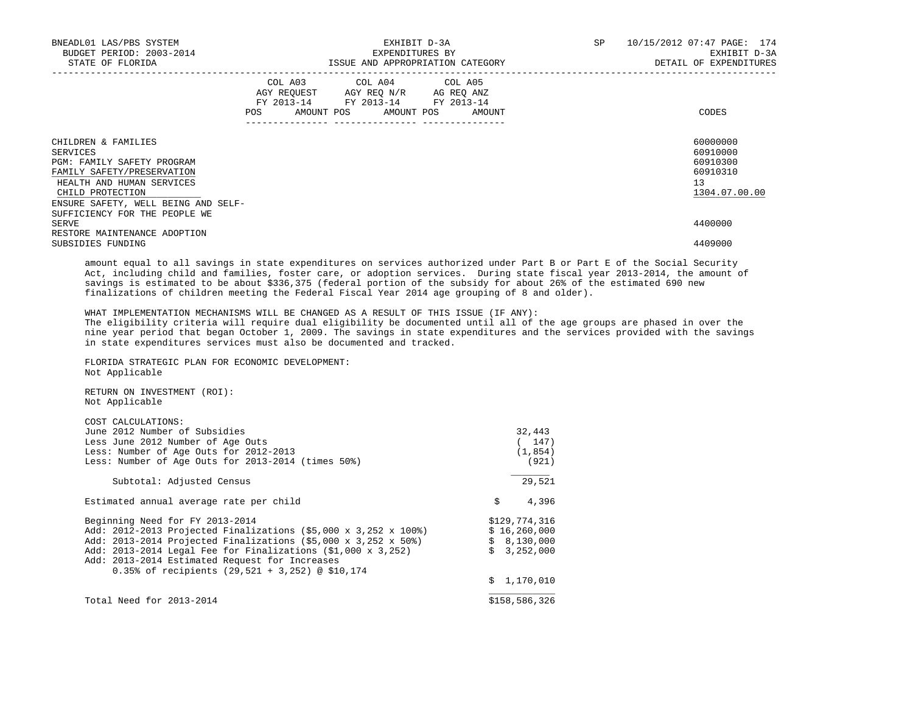| | COL A03 AGY REQUEST FY 2013-14 POS AMOUNT | COL A04 AGY REQ N/R FY 2013-14 POS AMOUNT | COL A05 AG REQ ANZ FY 2013-14 POS AMOUNT | CODES |
|---|---|---|---|---|
| CHILDREN & FAMILIES | | | | 60000000 |
| SERVICES | | | | 60910000 |
| PGM: FAMILY SAFETY PROGRAM | | | | 60910300 |
| FAMILY SAFETY/PRESERVATION | | | | 60910310 |
| HEALTH AND HUMAN SERVICES | | | | 13 |
| CHILD PROTECTION | | | | 1304.07.00.00 |
| ENSURE SAFETY, WELL BEING AND SELF-SUFFICIENCY FOR THE PEOPLE WE SERVE | | | | 4400000 |
| RESTORE MAINTENANCE ADOPTION SUBSIDIES FUNDING | | | | 4409000 |

amount equal to all savings in state expenditures on services authorized under Part B or Part E of the Social Security Act, including child and families, foster care, or adoption services. During state fiscal year 2013-2014, the amount of savings is estimated to be about $336,375 (federal portion of the subsidy for about 26% of the estimated 690 new finalizations of children meeting the Federal Fiscal Year 2014 age grouping of 8 and older).

WHAT IMPLEMENTATION MECHANISMS WILL BE CHANGED AS A RESULT OF THIS ISSUE (IF ANY):
The eligibility criteria will require dual eligibility be documented until all of the age groups are phased in over the nine year period that began October 1, 2009. The savings in state expenditures and the services provided with the savings in state expenditures services must also be documented and tracked.

FLORIDA STRATEGIC PLAN FOR ECONOMIC DEVELOPMENT:
Not Applicable

RETURN ON INVESTMENT (ROI):
Not Applicable

COST CALCULATIONS:

| | |
|---|---|
| June 2012 Number of Subsidies | 32,443 |
| Less June 2012 Number of Age Outs | ( 147) |
| Less: Number of Age Outs for 2012-2013 | (1,854) |
| Less: Number of Age Outs for 2013-2014 (times 50%) | (921) |
| Subtotal: Adjusted Census | 29,521 |
| Estimated annual average rate per child | $ 4,396 |
| Beginning Need for FY 2013-2014 | $129,774,316 |
| Add: 2012-2013 Projected Finalizations ($5,000 x 3,252 x 100%) | $ 16,260,000 |
| Add: 2013-2014 Projected Finalizations ($5,000 x 3,252 x 50%) | $ 8,130,000 |
| Add: 2013-2014 Legal Fee for Finalizations ($1,000 x 3,252) | $ 3,252,000 |
| Add: 2013-2014 Estimated Request for Increases 0.35% of recipients (29,521 + 3,252) @ $10,174 | $ 1,170,010 |
| Total Need for 2013-2014 | $158,586,326 |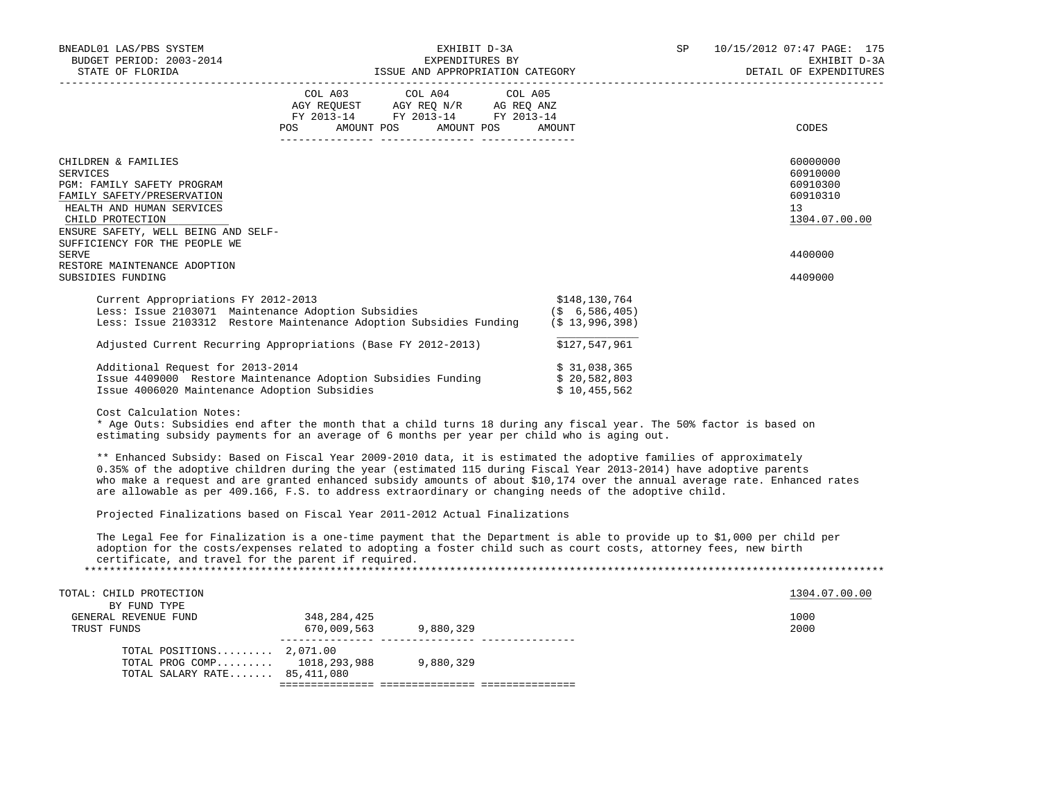| | COL A03 AGY REQUEST FY 2013-14 POS AMOUNT | COL A04 AGY REQ N/R FY 2013-14 POS AMOUNT | COL A05 AG REQ ANZ FY 2013-14 POS AMOUNT | CODES |
|---|---|---|---|---|
| CHILDREN & FAMILIES | | | | 60000000 |
| SERVICES | | | | 60910000 |
| PGM: FAMILY SAFETY PROGRAM | | | | 60910300 |
| FAMILY SAFETY/PRESERVATION | | | | 60910310 |
| HEALTH AND HUMAN SERVICES | | | | 13 |
| CHILD PROTECTION | | | | 1304.07.00.00 |
| ENSURE SAFETY, WELL BEING AND SELF-SUFFICIENCY FOR THE PEOPLE WE SERVE | | | | 4400000 |
| RESTORE MAINTENANCE ADOPTION SUBSIDIES FUNDING | | | | 4409000 |

| | |
|---|---|
| Current Appropriations FY 2012-2013 | $148,130,764 |
| Less: Issue 2103071 Maintenance Adoption Subsidies | ($ 6,586,405) |
| Less: Issue 2103312 Restore Maintenance Adoption Subsidies Funding | ($ 13,996,398) |
| Adjusted Current Recurring Appropriations (Base FY 2012-2013) | $127,547,961 |
| Additional Request for 2013-2014 | $ 31,038,365 |
| Issue 4409000 Restore Maintenance Adoption Subsidies Funding | $ 20,582,803 |
| Issue 4006020 Maintenance Adoption Subsidies | $ 10,455,562 |

Cost Calculation Notes:

* Age Outs: Subsidies end after the month that a child turns 18 during any fiscal year. The 50% factor is based on estimating subsidy payments for an average of 6 months per year per child who is aging out.

** Enhanced Subsidy: Based on Fiscal Year 2009-2010 data, it is estimated the adoptive families of approximately 0.35% of the adoptive children during the year (estimated 115 during Fiscal Year 2013-2014) have adoptive parents who make a request and are granted enhanced subsidy amounts of about $10,174 over the annual average rate. Enhanced rates are allowable as per 409.166, F.S. to address extraordinary or changing needs of the adoptive child.

Projected Finalizations based on Fiscal Year 2011-2012 Actual Finalizations

The Legal Fee for Finalization is a one-time payment that the Department is able to provide up to $1,000 per child per adoption for the costs/expenses related to adopting a foster child such as court costs, attorney fees, new birth certificate, and travel for the parent if required.

*************************************************************************************************************************

| | COL A03 | COL A04 | COL A05 | CODES |
|---|---|---|---|---|
| TOTAL: CHILD PROTECTION | | | | 1304.07.00.00 |
| BY FUND TYPE | | | | |
| GENERAL REVENUE FUND | 348,284,425 | | | 1000 |
| TRUST FUNDS | 670,009,563 | 9,880,329 | | 2000 |
| TOTAL POSITIONS......... | 2,071.00 | | | |
| TOTAL PROG COMP......... | 1018,293,988 | 9,880,329 | | |
| TOTAL SALARY RATE....... | 85,411,080 | | | |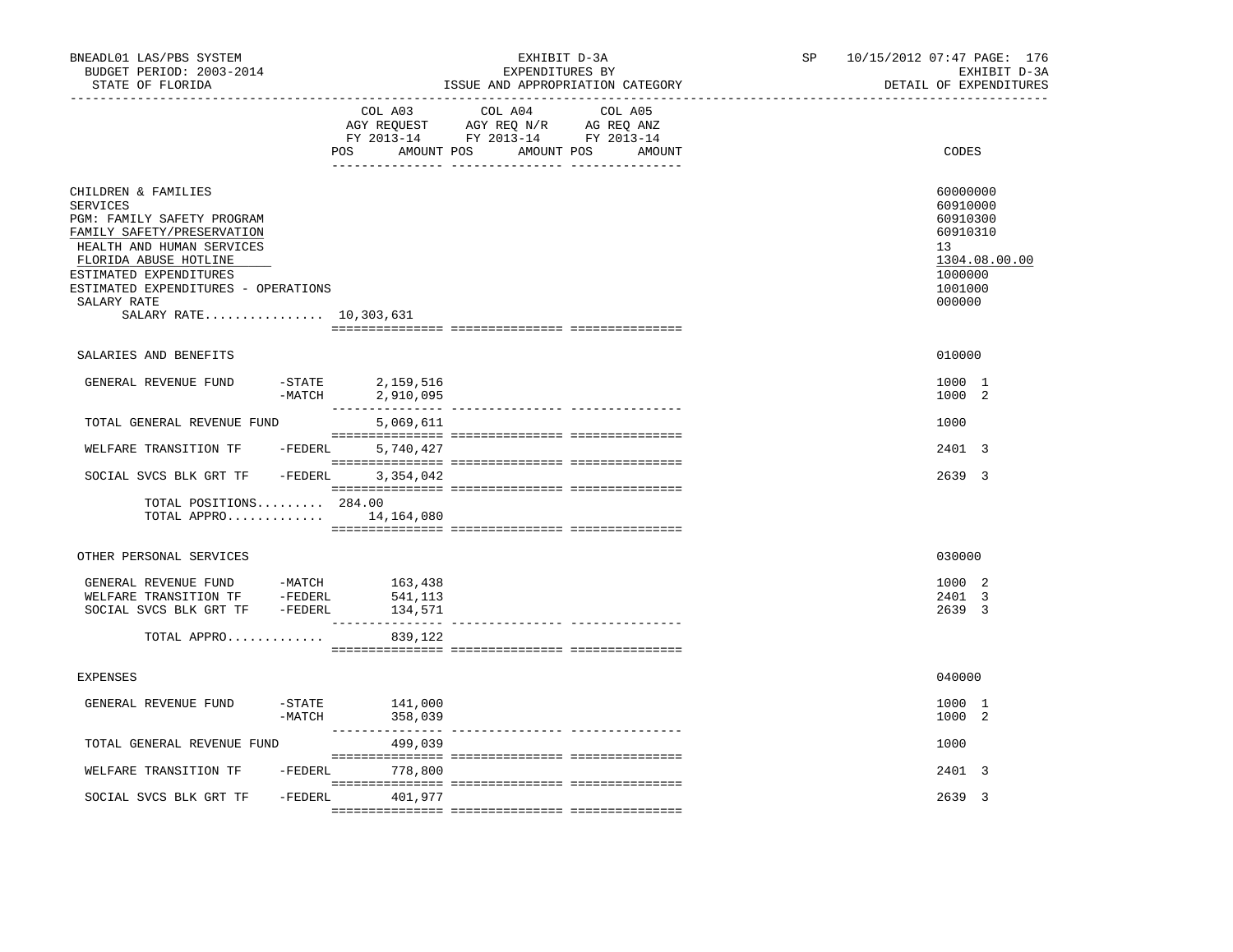BNEADL01 LAS/PBS SYSTEM | EXHIBIT D-3A | SP 10/15/2012 07:47 PAGE: 176
BUDGET PERIOD: 2003-2014 | EXPENDITURES BY | EXHIBIT D-3A
STATE OF FLORIDA | ISSUE AND APPROPRIATION CATEGORY | DETAIL OF EXPENDITURES

| | COL A03 AGY REQUEST FY 2013-14 POS AMOUNT | COL A04 AGY REQ N/R FY 2013-14 POS AMOUNT | COL A05 AG REQ ANZ FY 2013-14 POS AMOUNT | CODES |
|---|---|---|---|---|
| CHILDREN & FAMILIES | | | | 60000000 |
| SERVICES | | | | 60910000 |
| PGM: FAMILY SAFETY PROGRAM | | | | 60910300 |
| FAMILY SAFETY/PRESERVATION | | | | 60910310 |
| HEALTH AND HUMAN SERVICES | | | | 13 |
| FLORIDA ABUSE HOTLINE | | | | 1304.08.00.00 |
| ESTIMATED EXPENDITURES | | | | 1000000 |
| ESTIMATED EXPENDITURES - OPERATIONS | | | | 1001000 |
| SALARY RATE | | | | 000000 |
| SALARY RATE................ | 10,303,631 | | | |
| SALARIES AND BENEFITS | | | | 010000 |
| GENERAL REVENUE FUND -STATE | 2,159,516 | | | 1000 1 |
| -MATCH | 2,910,095 | | | 1000 2 |
| TOTAL GENERAL REVENUE FUND | 5,069,611 | | | 1000 |
| WELFARE TRANSITION TF -FEDERL | 5,740,427 | | | 2401 3 |
| SOCIAL SVCS BLK GRT TF -FEDERL | 3,354,042 | | | 2639 3 |
| TOTAL POSITIONS......... | 284.00 | | | |
| TOTAL APPRO............ | 14,164,080 | | | |
| OTHER PERSONAL SERVICES | | | | 030000 |
| GENERAL REVENUE FUND -MATCH | 163,438 | | | 1000 2 |
| WELFARE TRANSITION TF -FEDERL | 541,113 | | | 2401 3 |
| SOCIAL SVCS BLK GRT TF -FEDERL | 134,571 | | | 2639 3 |
| TOTAL APPRO............ | 839,122 | | | |
| EXPENSES | | | | 040000 |
| GENERAL REVENUE FUND -STATE | 141,000 | | | 1000 1 |
| -MATCH | 358,039 | | | 1000 2 |
| TOTAL GENERAL REVENUE FUND | 499,039 | | | 1000 |
| WELFARE TRANSITION TF -FEDERL | 778,800 | | | 2401 3 |
| SOCIAL SVCS BLK GRT TF -FEDERL | 401,977 | | | 2639 3 |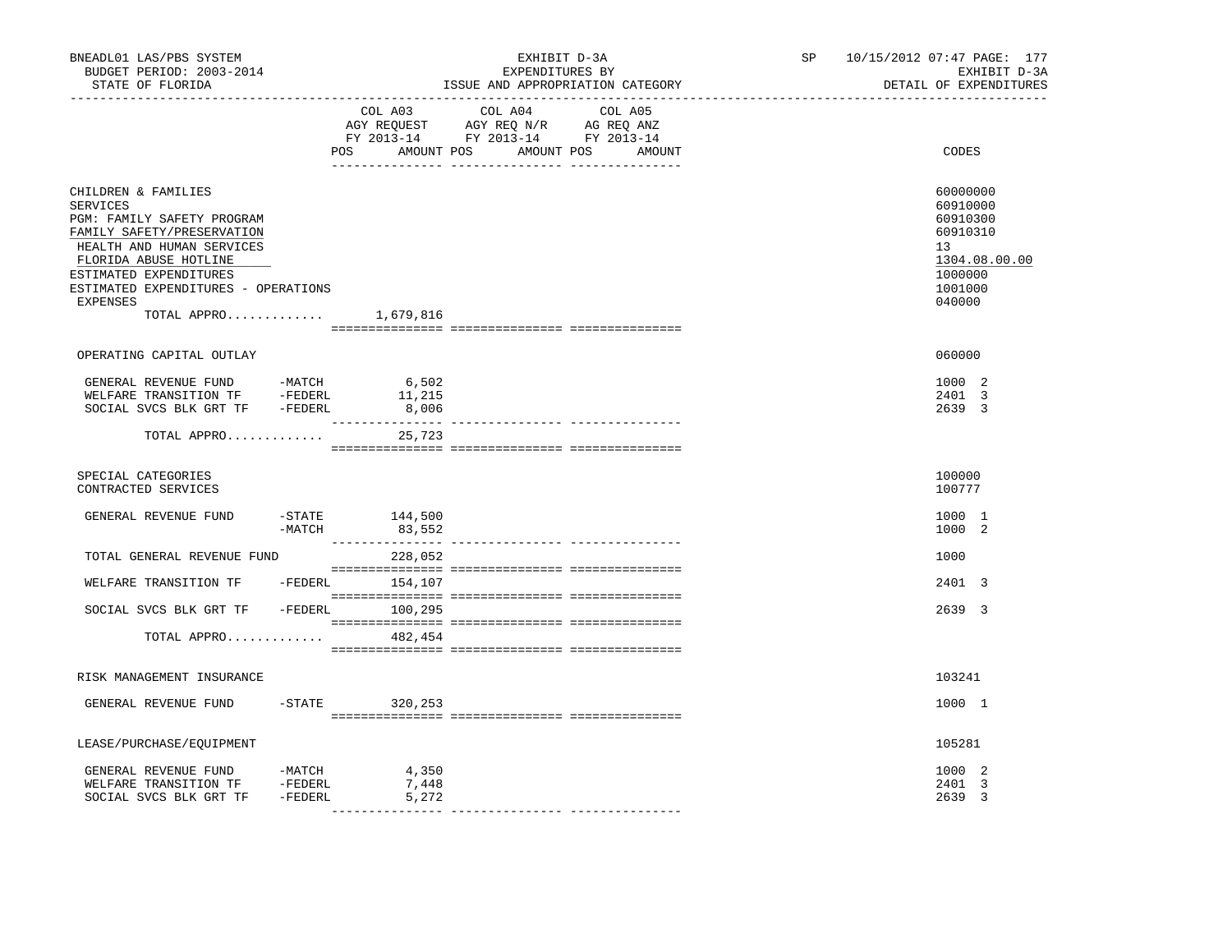BNEADL01 LAS/PBS SYSTEM | EXHIBIT D-3A | SP 10/15/2012 07:47 PAGE: 177
BUDGET PERIOD: 2003-2014 | EXPENDITURES BY | EXHIBIT D-3A
STATE OF FLORIDA | ISSUE AND APPROPRIATION CATEGORY | DETAIL OF EXPENDITURES

| | | COL A03 AGY REQUEST FY 2013-14 POS AMOUNT | COL A04 AGY REQ N/R FY 2013-14 POS AMOUNT | COL A05 AG REQ ANZ FY 2013-14 POS AMOUNT | CODES |
|---|---|---|---|---|---|
| CHILDREN & FAMILIES | | | | | 60000000 |
| SERVICES | | | | | 60910000 |
| PGM: FAMILY SAFETY PROGRAM | | | | | 60910300 |
| FAMILY SAFETY/PRESERVATION | | | | | 60910310 |
| HEALTH AND HUMAN SERVICES | | | | | 13 |
| FLORIDA ABUSE HOTLINE | | | | | 1304.08.00.00 |
| ESTIMATED EXPENDITURES | | | | | 1000000 |
| ESTIMATED EXPENDITURES - OPERATIONS | | | | | 1001000 |
| EXPENSES | | | | | 040000 |
| TOTAL APPRO............. | | 1,679,816 | | | |
| OPERATING CAPITAL OUTLAY | | | | | 060000 |
| GENERAL REVENUE FUND | -MATCH | 6,502 | | | 1000 2 |
| WELFARE TRANSITION TF | -FEDERL | 11,215 | | | 2401 3 |
| SOCIAL SVCS BLK GRT TF | -FEDERL | 8,006 | | | 2639 3 |
| TOTAL APPRO............. | | 25,723 | | | |
| SPECIAL CATEGORIES | | | | | 100000 |
| CONTRACTED SERVICES | | | | | 100777 |
| GENERAL REVENUE FUND | -STATE | 144,500 | | | 1000 1 |
| | -MATCH | 83,552 | | | 1000 2 |
| TOTAL GENERAL REVENUE FUND | | 228,052 | | | 1000 |
| WELFARE TRANSITION TF | -FEDERL | 154,107 | | | 2401 3 |
| SOCIAL SVCS BLK GRT TF | -FEDERL | 100,295 | | | 2639 3 |
| TOTAL APPRO............. | | 482,454 | | | |
| RISK MANAGEMENT INSURANCE | | | | | 103241 |
| GENERAL REVENUE FUND | -STATE | 320,253 | | | 1000 1 |
| LEASE/PURCHASE/EQUIPMENT | | | | | 105281 |
| GENERAL REVENUE FUND | -MATCH | 4,350 | | | 1000 2 |
| WELFARE TRANSITION TF | -FEDERL | 7,448 | | | 2401 3 |
| SOCIAL SVCS BLK GRT TF | -FEDERL | 5,272 | | | 2639 3 |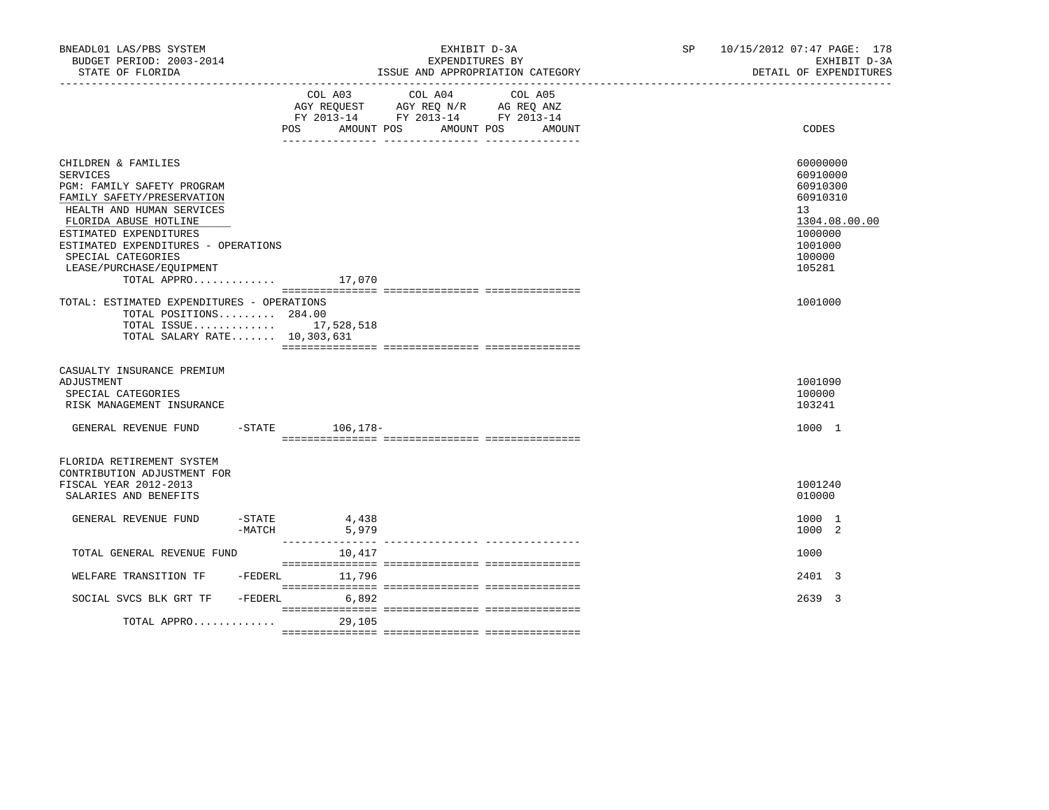BNEADL01 LAS/PBS SYSTEM — EXHIBIT D-3A — EXPENDITURES BY ISSUE AND APPROPRIATION CATEGORY — SP 10/15/2012 07:47

BUDGET PERIOD: 2003-2014 — STATE OF FLORIDA — EXHIBIT D-3A — DETAIL OF EXPENDITURES

| | COL A03 AGY REQUEST FY 2013-14 POS AMOUNT | COL A04 AGY REQ N/R FY 2013-14 POS AMOUNT | COL A05 AG REQ ANZ FY 2013-14 POS AMOUNT | CODES |
|---|---|---|---|---|
| CHILDREN & FAMILIES | | | | 60000000 |
| SERVICES | | | | 60910000 |
| PGM: FAMILY SAFETY PROGRAM | | | | 60910300 |
| FAMILY SAFETY/PRESERVATION | | | | 60910310 |
| HEALTH AND HUMAN SERVICES | | | | 13 |
| FLORIDA ABUSE HOTLINE | | | | 1304.08.00.00 |
| ESTIMATED EXPENDITURES | | | | 1000000 |
| ESTIMATED EXPENDITURES - OPERATIONS | | | | 1001000 |
| SPECIAL CATEGORIES | | | | 100000 |
| LEASE/PURCHASE/EQUIPMENT | | | | 105281 |
| TOTAL APPRO............ | 17,070 | | | |
| TOTAL: ESTIMATED EXPENDITURES - OPERATIONS | | | | 1001000 |
| TOTAL POSITIONS......... | 284.00 | | | |
| TOTAL ISSUE............ | 17,528,518 | | | |
| TOTAL SALARY RATE....... | 10,303,631 | | | |
| CASUALTY INSURANCE PREMIUM ADJUSTMENT | | | | 1001090 |
| SPECIAL CATEGORIES | | | | 100000 |
| RISK MANAGEMENT INSURANCE | | | | 103241 |
| GENERAL REVENUE FUND -STATE | 106,178- | | | 1000 1 |
| FLORIDA RETIREMENT SYSTEM CONTRIBUTION ADJUSTMENT FOR FISCAL YEAR 2012-2013 | | | | 1001240 |
| SALARIES AND BENEFITS | | | | 010000 |
| GENERAL REVENUE FUND -STATE | 4,438 | | | 1000 1 |
| -MATCH | 5,979 | | | 1000 2 |
| TOTAL GENERAL REVENUE FUND | 10,417 | | | 1000 |
| WELFARE TRANSITION TF -FEDERL | 11,796 | | | 2401 3 |
| SOCIAL SVCS BLK GRT TF -FEDERL | 6,892 | | | 2639 3 |
| TOTAL APPRO............ | 29,105 | | | |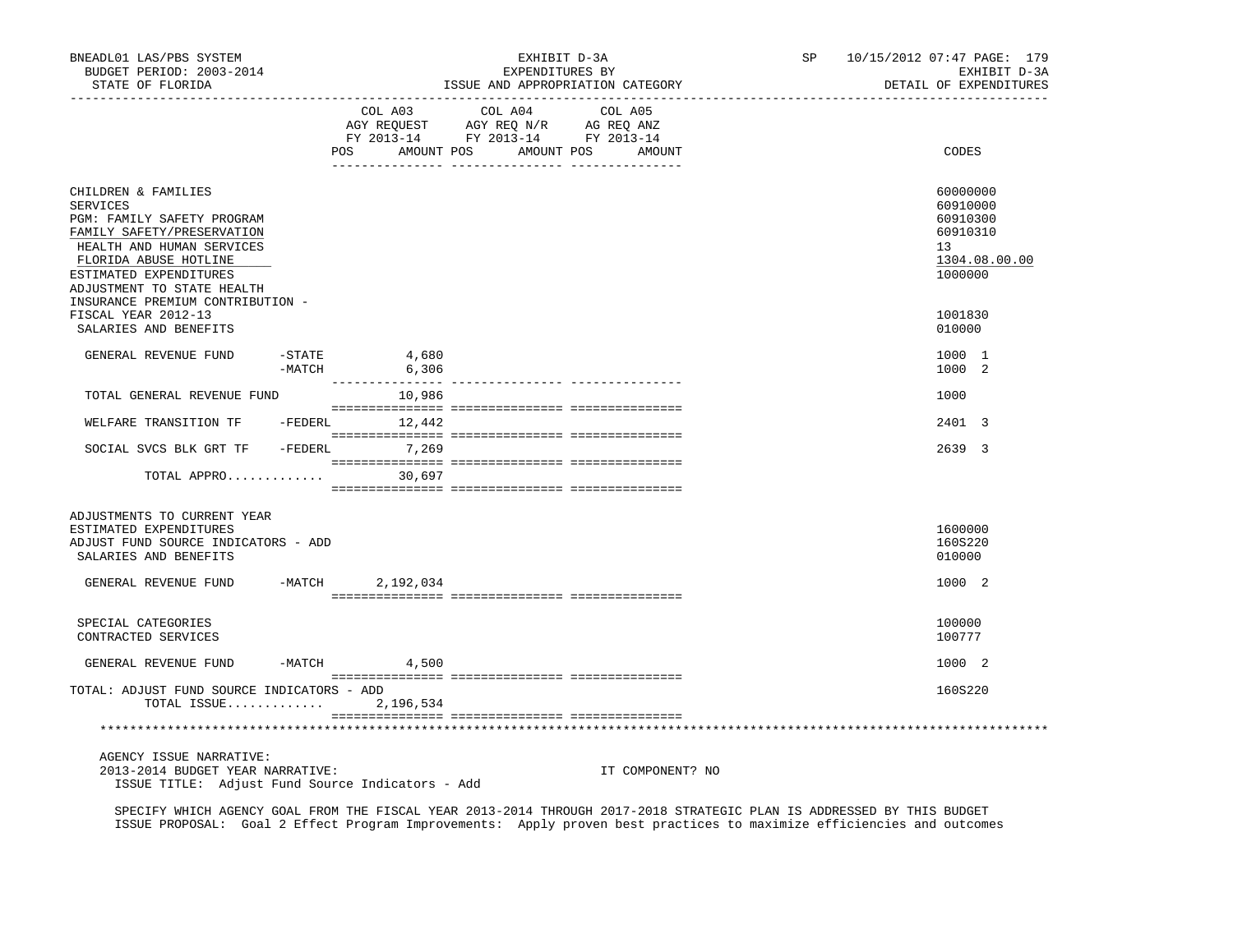BNEADL01 LAS/PBS SYSTEM — EXHIBIT D-3A — SP 10/15/2012 07:47 PAGE: 179
BUDGET PERIOD: 2003-2014 — EXPENDITURES BY — EXHIBIT D-3A
STATE OF FLORIDA — ISSUE AND APPROPRIATION CATEGORY — DETAIL OF EXPENDITURES

| | | COL A03 AGY REQUEST FY 2013-14 POS AMOUNT | COL A04 AGY REQ N/R FY 2013-14 POS AMOUNT | COL A05 AG REQ ANZ FY 2013-14 POS AMOUNT | CODES |
|---|---|---|---|---|---|
| CHILDREN & FAMILIES | | | | | 60000000 |
| SERVICES | | | | | 60910000 |
| PGM: FAMILY SAFETY PROGRAM | | | | | 60910300 |
| FAMILY SAFETY/PRESERVATION | | | | | 60910310 |
| HEALTH AND HUMAN SERVICES | | | | | 13 |
| FLORIDA ABUSE HOTLINE | | | | | 1304.08.00.00 |
| ESTIMATED EXPENDITURES | | | | | 1000000 |
| ADJUSTMENT TO STATE HEALTH INSURANCE PREMIUM CONTRIBUTION - FISCAL YEAR 2012-13 | | | | | 1001830 |
| SALARIES AND BENEFITS | | | | | 010000 |
| GENERAL REVENUE FUND | -STATE | 4,680 | | | 1000 1 |
| | -MATCH | 6,306 | | | 1000 2 |
| TOTAL GENERAL REVENUE FUND | | 10,986 | | | 1000 |
| WELFARE TRANSITION TF | -FEDERL | 12,442 | | | 2401 3 |
| SOCIAL SVCS BLK GRT TF | -FEDERL | 7,269 | | | 2639 3 |
| TOTAL APPRO............. | | 30,697 | | | |
| ADJUSTMENTS TO CURRENT YEAR ESTIMATED EXPENDITURES | | | | | 1600000 |
| ADJUST FUND SOURCE INDICATORS - ADD | | | | | 160S220 |
| SALARIES AND BENEFITS | | | | | 010000 |
| GENERAL REVENUE FUND | -MATCH | 2,192,034 | | | 1000 2 |
| SPECIAL CATEGORIES | | | | | 100000 |
| CONTRACTED SERVICES | | | | | 100777 |
| GENERAL REVENUE FUND | -MATCH | 4,500 | | | 1000 2 |
| TOTAL: ADJUST FUND SOURCE INDICATORS - ADD | | | | | 160S220 |
| TOTAL ISSUE............. | | 2,196,534 | | | |

AGENCY ISSUE NARRATIVE:
2013-2014 BUDGET YEAR NARRATIVE: IT COMPONENT? NO
ISSUE TITLE: Adjust Fund Source Indicators - Add

SPECIFY WHICH AGENCY GOAL FROM THE FISCAL YEAR 2013-2014 THROUGH 2017-2018 STRATEGIC PLAN IS ADDRESSED BY THIS BUDGET ISSUE PROPOSAL: Goal 2 Effect Program Improvements: Apply proven best practices to maximize efficiencies and outcomes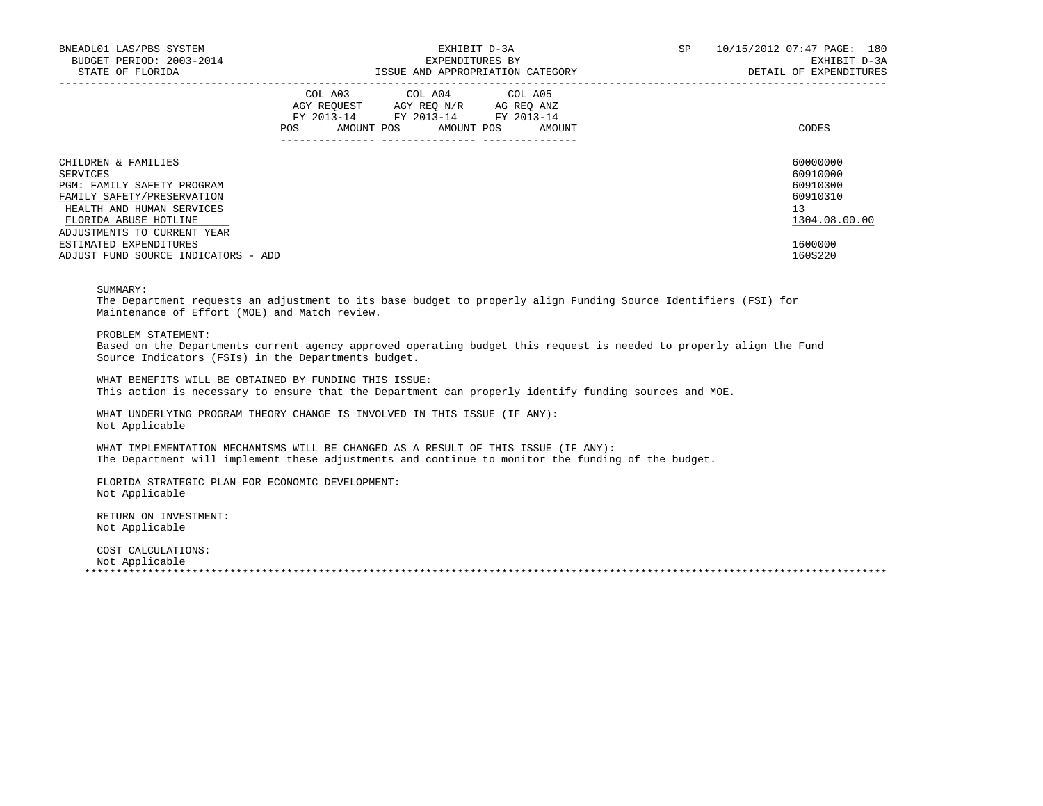BNEADL01 LAS/PBS SYSTEM | EXHIBIT D-3A | SP 10/15/2012 07:47
BUDGET PERIOD: 2003-2014 | EXPENDITURES BY | EXHIBIT D-3A
STATE OF FLORIDA | ISSUE AND APPROPRIATION CATEGORY | DETAIL OF EXPENDITURES

| | COL A03 AGY REQUEST FY 2013-14 | | COL A04 AGY REQ N/R FY 2013-14 | | COL A05 AG REQ ANZ FY 2013-14 | | |
|---|---|---|---|---|---|---|---|
| | POS | AMOUNT | POS | AMOUNT | POS | AMOUNT | CODES |
| CHILDREN & FAMILIES | | | | | | | 60000000 |
| SERVICES | | | | | | | 60910000 |
| PGM: FAMILY SAFETY PROGRAM | | | | | | | 60910300 |
| FAMILY SAFETY/PRESERVATION | | | | | | | 60910310 |
| HEALTH AND HUMAN SERVICES | | | | | | | 13 |
| FLORIDA ABUSE HOTLINE | | | | | | | 1304.08.00.00 |
| ADJUSTMENTS TO CURRENT YEAR ESTIMATED EXPENDITURES | | | | | | | 1600000 |
| ADJUST FUND SOURCE INDICATORS - ADD | | | | | | | 160S220 |

SUMMARY:
The Department requests an adjustment to its base budget to properly align Funding Source Identifiers (FSI) for Maintenance of Effort (MOE) and Match review.

PROBLEM STATEMENT:
Based on the Departments current agency approved operating budget this request is needed to properly align the Fund Source Indicators (FSIs) in the Departments budget.

WHAT BENEFITS WILL BE OBTAINED BY FUNDING THIS ISSUE:
This action is necessary to ensure that the Department can properly identify funding sources and MOE.

WHAT UNDERLYING PROGRAM THEORY CHANGE IS INVOLVED IN THIS ISSUE (IF ANY):
Not Applicable

WHAT IMPLEMENTATION MECHANISMS WILL BE CHANGED AS A RESULT OF THIS ISSUE (IF ANY):
The Department will implement these adjustments and continue to monitor the funding of the budget.

FLORIDA STRATEGIC PLAN FOR ECONOMIC DEVELOPMENT:
Not Applicable

RETURN ON INVESTMENT:
Not Applicable

COST CALCULATIONS:
Not Applicable

*******************************************************************************************************************************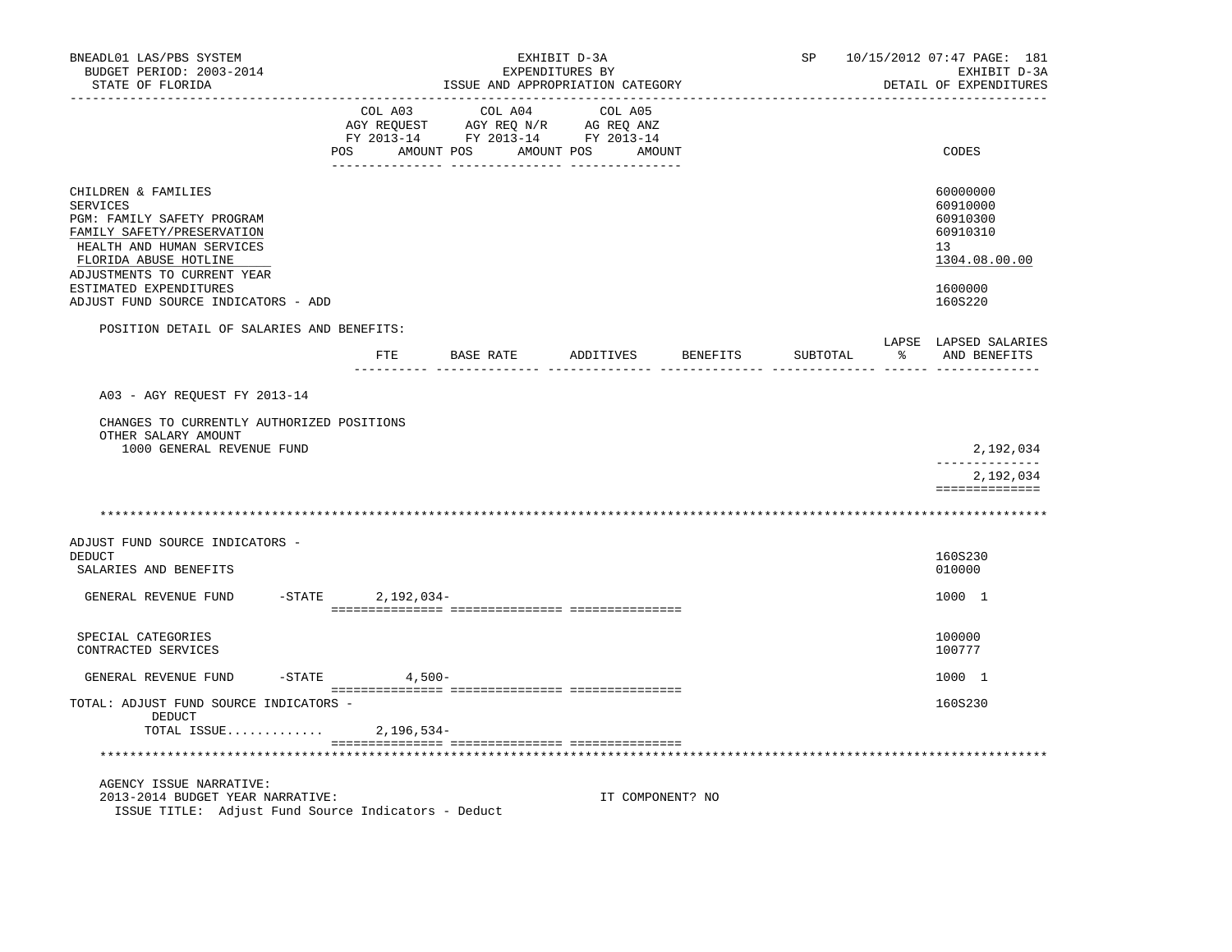BNEADL01 LAS/PBS SYSTEM — EXHIBIT D-3A — EXPENDITURES BY ISSUE AND APPROPRIATION CATEGORY — SP 10/15/2012 07:47 PAGE: 181
BUDGET PERIOD: 2003-2014 — EXHIBIT D-3A
STATE OF FLORIDA — DETAIL OF EXPENDITURES

| | COL A03 AGY REQUEST FY 2013-14 POS AMOUNT | COL A04 AGY REQ N/R FY 2013-14 POS AMOUNT | COL A05 AG REQ ANZ FY 2013-14 POS AMOUNT | CODES |
|---|---|---|---|---|
| CHILDREN & FAMILIES | | | | 60000000 |
| SERVICES | | | | 60910000 |
| PGM: FAMILY SAFETY PROGRAM | | | | 60910300 |
| FAMILY SAFETY/PRESERVATION | | | | 60910310 |
| HEALTH AND HUMAN SERVICES | | | | 13 |
| FLORIDA ABUSE HOTLINE | | | | 1304.08.00.00 |
| ADJUSTMENTS TO CURRENT YEAR ESTIMATED EXPENDITURES | | | | 1600000 |
| ADJUST FUND SOURCE INDICATORS - ADD | | | | 160S220 |

POSITION DETAIL OF SALARIES AND BENEFITS:

| | FTE | BASE RATE | ADDITIVES | BENEFITS | SUBTOTAL | LAPSE % | LAPSED SALARIES AND BENEFITS |
|---|---|---|---|---|---|---|---|
| A03 - AGY REQUEST FY 2013-14 | | | | | | | |
| CHANGES TO CURRENTLY AUTHORIZED POSITIONS | | | | | | | |
| OTHER SALARY AMOUNT | | | | | | | |
| 1000 GENERAL REVENUE FUND | | | | | | | 2,192,034 |
| | | | | | | | 2,192,034 |

***

| | COL A03 | COL A04 | COL A05 | CODES |
|---|---|---|---|---|
| ADJUST FUND SOURCE INDICATORS - DEDUCT | | | | 160S230 |
| SALARIES AND BENEFITS | | | | 010000 |
| GENERAL REVENUE FUND -STATE | 2,192,034- | | | 1000 1 |
| SPECIAL CATEGORIES | | | | 100000 |
| CONTRACTED SERVICES | | | | 100777 |
| GENERAL REVENUE FUND -STATE | 4,500- | | | 1000 1 |
| TOTAL: ADJUST FUND SOURCE INDICATORS - DEDUCT | | | | 160S230 |
| TOTAL ISSUE............ | 2,196,534- | | | |

***

AGENCY ISSUE NARRATIVE:
2013-2014 BUDGET YEAR NARRATIVE: IT COMPONENT? NO
ISSUE TITLE: Adjust Fund Source Indicators - Deduct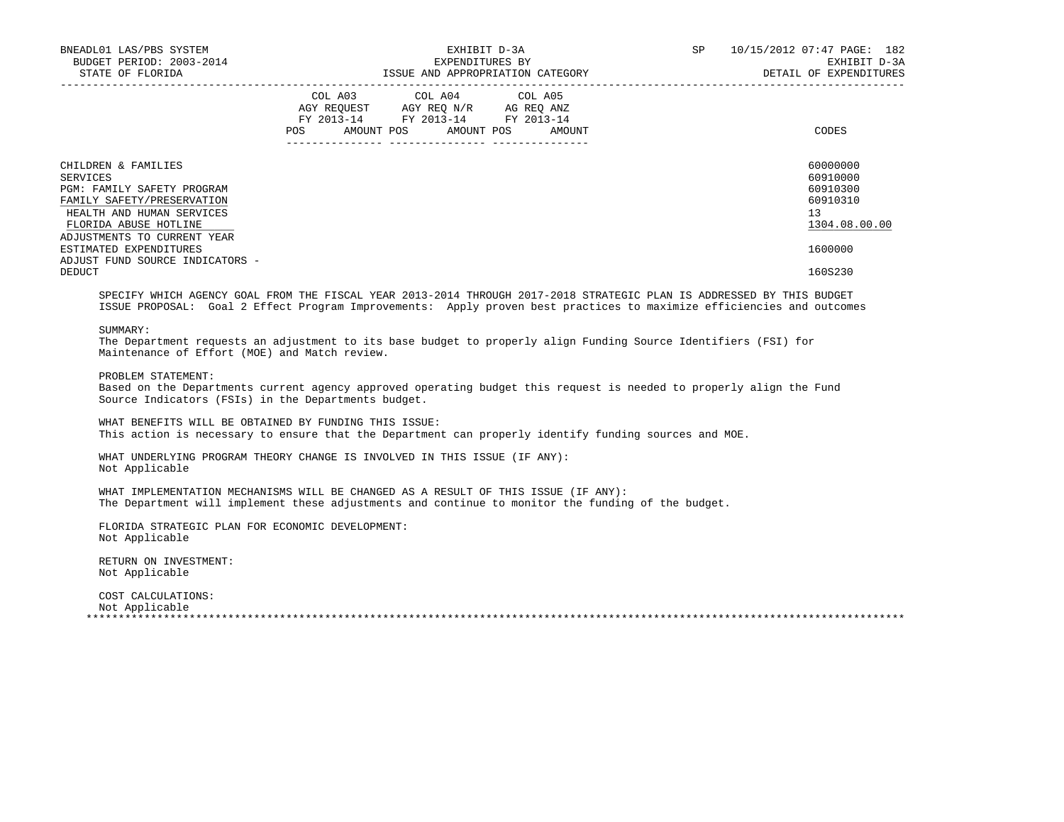| | COL A03 AGY REQUEST FY 2013-14 | | COL A04 AGY REQ N/R FY 2013-14 | | COL A05 AG REQ ANZ FY 2013-14 | | CODES |
|---|---|---|---|---|---|---|---|
| | POS | AMOUNT | POS | AMOUNT | POS | AMOUNT | |
| CHILDREN & FAMILIES | | | | | | | 60000000 |
| SERVICES | | | | | | | 60910000 |
| PGM: FAMILY SAFETY PROGRAM | | | | | | | 60910300 |
| FAMILY SAFETY/PRESERVATION | | | | | | | 60910310 |
| HEALTH AND HUMAN SERVICES | | | | | | | 13 |
| FLORIDA ABUSE HOTLINE | | | | | | | 1304.08.00.00 |
| ADJUSTMENTS TO CURRENT YEAR ESTIMATED EXPENDITURES | | | | | | | 1600000 |
| ADJUST FUND SOURCE INDICATORS - DEDUCT | | | | | | | 160S230 |

SPECIFY WHICH AGENCY GOAL FROM THE FISCAL YEAR 2013-2014 THROUGH 2017-2018 STRATEGIC PLAN IS ADDRESSED BY THIS BUDGET ISSUE PROPOSAL: Goal 2 Effect Program Improvements: Apply proven best practices to maximize efficiencies and outcomes

SUMMARY:
The Department requests an adjustment to its base budget to properly align Funding Source Identifiers (FSI) for Maintenance of Effort (MOE) and Match review.

PROBLEM STATEMENT:
Based on the Departments current agency approved operating budget this request is needed to properly align the Fund Source Indicators (FSIs) in the Departments budget.

WHAT BENEFITS WILL BE OBTAINED BY FUNDING THIS ISSUE:
This action is necessary to ensure that the Department can properly identify funding sources and MOE.

WHAT UNDERLYING PROGRAM THEORY CHANGE IS INVOLVED IN THIS ISSUE (IF ANY):
Not Applicable

WHAT IMPLEMENTATION MECHANISMS WILL BE CHANGED AS A RESULT OF THIS ISSUE (IF ANY):
The Department will implement these adjustments and continue to monitor the funding of the budget.

FLORIDA STRATEGIC PLAN FOR ECONOMIC DEVELOPMENT:
Not Applicable

RETURN ON INVESTMENT:
Not Applicable

COST CALCULATIONS:
Not Applicable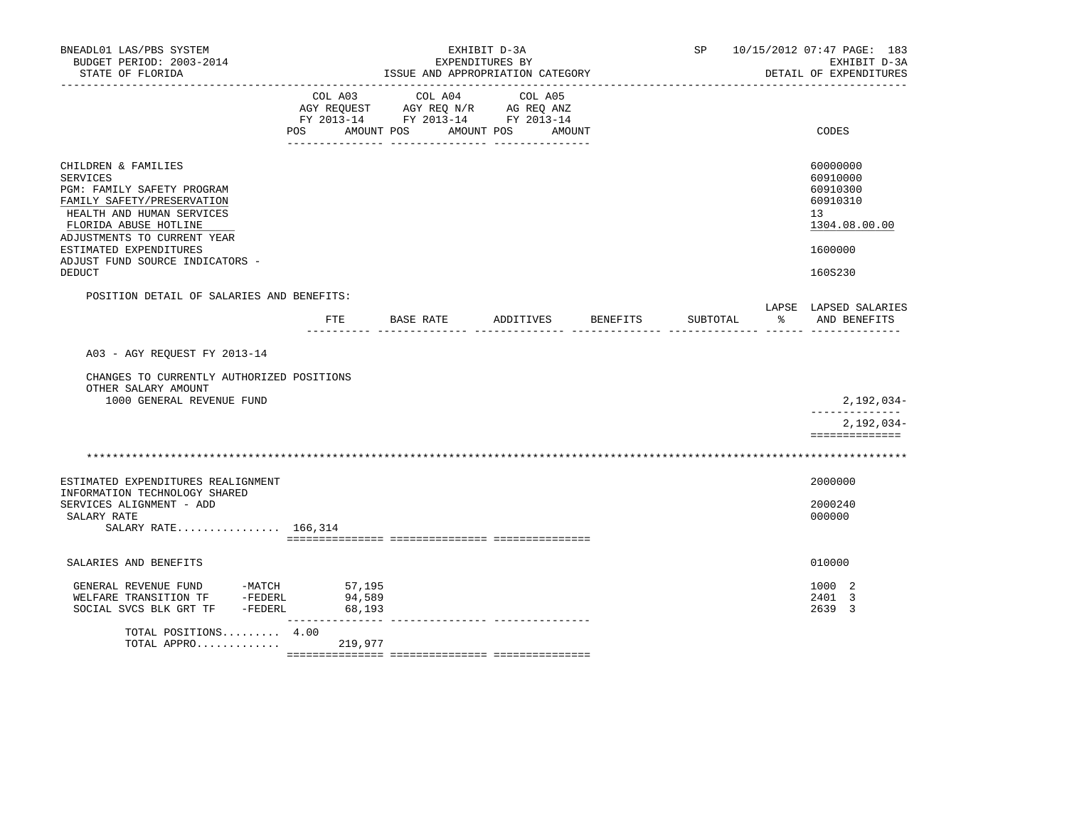BNEADL01 LAS/PBS SYSTEM — EXHIBIT D-3A — EXPENDITURES BY ISSUE AND APPROPRIATION CATEGORY — SP 10/15/2012 07:47 PAGE: 183
BUDGET PERIOD: 2003-2014 — EXHIBIT D-3A
STATE OF FLORIDA — DETAIL OF EXPENDITURES

| | COL A03 AGY REQUEST FY 2013-14 POS AMOUNT | COL A04 AGY REQ N/R FY 2013-14 POS AMOUNT | COL A05 AG REQ ANZ FY 2013-14 POS AMOUNT | CODES |
|---|---|---|---|---|
| CHILDREN & FAMILIES | | | | 60000000 |
| SERVICES | | | | 60910000 |
| PGM: FAMILY SAFETY PROGRAM | | | | 60910300 |
| FAMILY SAFETY/PRESERVATION | | | | 60910310 |
| HEALTH AND HUMAN SERVICES | | | | 13 |
| FLORIDA ABUSE HOTLINE | | | | 1304.08.00.00 |
| ADJUSTMENTS TO CURRENT YEAR ESTIMATED EXPENDITURES | | | | 1600000 |
| ADJUST FUND SOURCE INDICATORS - DEDUCT | | | | 160S230 |

POSITION DETAIL OF SALARIES AND BENEFITS:

| | FTE | BASE RATE | ADDITIVES | BENEFITS | SUBTOTAL | LAPSE % | LAPSED SALARIES AND BENEFITS |
|---|---|---|---|---|---|---|---|
| A03 - AGY REQUEST FY 2013-14 | | | | | | | |
| CHANGES TO CURRENTLY AUTHORIZED POSITIONS | | | | | | | |
| OTHER SALARY AMOUNT | | | | | | | |
| 1000 GENERAL REVENUE FUND | | | | | | | 2,192,034- |
| | | | | | | | 2,192,034- |

**********************************************************************************************************

| | COL A03 POS | COL A03 AMOUNT | COL A04 | COL A05 | CODES |
|---|---|---|---|---|---|
| ESTIMATED EXPENDITURES REALIGNMENT | | | | | 2000000 |
| INFORMATION TECHNOLOGY SHARED SERVICES ALIGNMENT - ADD | | | | | 2000240 |
| SALARY RATE | | | | | 000000 |
| SALARY RATE................ | 166,314 | | | | |
| SALARIES AND BENEFITS | | | | | 010000 |
| GENERAL REVENUE FUND -MATCH | | 57,195 | | | 1000 2 |
| WELFARE TRANSITION TF -FEDERL | | 94,589 | | | 2401 3 |
| SOCIAL SVCS BLK GRT TF -FEDERL | | 68,193 | | | 2639 3 |
| TOTAL POSITIONS......... | 4.00 | | | | |
| TOTAL APPRO............. | | 219,977 | | | |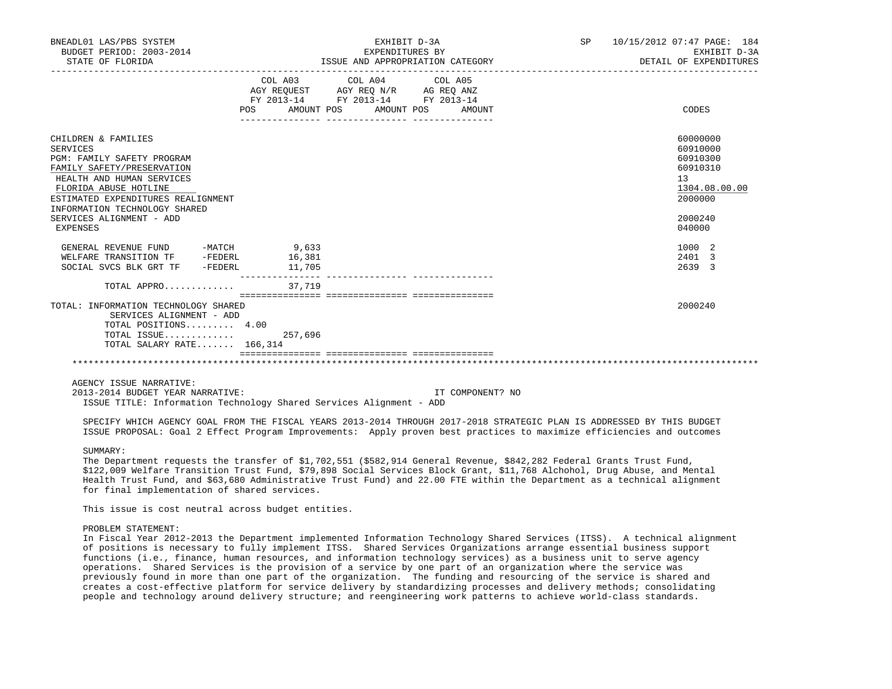BNEADL01 LAS/PBS SYSTEM — EXHIBIT D-3A — EXPENDITURES BY ISSUE AND APPROPRIATION CATEGORY — DETAIL OF EXPENDITURES

BUDGET PERIOD: 2003-2014 — STATE OF FLORIDA — SP 10/15/2012 07:47

| | COL A03 AGY REQUEST FY 2013-14 POS | AMOUNT | COL A04 AGY REQ N/R FY 2013-14 POS | AMOUNT | COL A05 AG REQ ANZ FY 2013-14 POS | AMOUNT | CODES |
|---|---|---|---|---|---|---|---|
| CHILDREN & FAMILIES | | | | | | | 60000000 |
| SERVICES | | | | | | | 60910000 |
| PGM: FAMILY SAFETY PROGRAM | | | | | | | 60910300 |
| FAMILY SAFETY/PRESERVATION | | | | | | | 60910310 |
| HEALTH AND HUMAN SERVICES | | | | | | | 13 |
| FLORIDA ABUSE HOTLINE | | | | | | | 1304.08.00.00 |
| ESTIMATED EXPENDITURES REALIGNMENT | | | | | | | 2000000 |
| INFORMATION TECHNOLOGY SHARED SERVICES ALIGNMENT - ADD | | | | | | | 2000240 |
| EXPENSES | | | | | | | 040000 |
| GENERAL REVENUE FUND -MATCH | | 9,633 | | | | | 1000 2 |
| WELFARE TRANSITION TF -FEDERL | | 16,381 | | | | | 2401 3 |
| SOCIAL SVCS BLK GRT TF -FEDERL | | 11,705 | | | | | 2639 3 |
| TOTAL APPRO............ | | 37,719 | | | | | |
| TOTAL: INFORMATION TECHNOLOGY SHARED SERVICES ALIGNMENT - ADD | | | | | | | 2000240 |
| TOTAL POSITIONS......... | 4.00 | | | | | | |
| TOTAL ISSUE............ | | 257,696 | | | | | |
| TOTAL SALARY RATE....... | | 166,314 | | | | | |

AGENCY ISSUE NARRATIVE:

2013-2014 BUDGET YEAR NARRATIVE: IT COMPONENT? NO

ISSUE TITLE: Information Technology Shared Services Alignment - ADD

SPECIFY WHICH AGENCY GOAL FROM THE FISCAL YEARS 2013-2014 THROUGH 2017-2018 STRATEGIC PLAN IS ADDRESSED BY THIS BUDGET ISSUE PROPOSAL: Goal 2 Effect Program Improvements: Apply proven best practices to maximize efficiencies and outcomes

SUMMARY:

The Department requests the transfer of $1,702,551 ($582,914 General Revenue, $842,282 Federal Grants Trust Fund, $122,009 Welfare Transition Trust Fund, $79,898 Social Services Block Grant, $11,768 Alchohol, Drug Abuse, and Mental Health Trust Fund, and $63,680 Administrative Trust Fund) and 22.00 FTE within the Department as a technical alignment for final implementation of shared services.

This issue is cost neutral across budget entities.

PROBLEM STATEMENT:

In Fiscal Year 2012-2013 the Department implemented Information Technology Shared Services (ITSS). A technical alignment of positions is necessary to fully implement ITSS. Shared Services Organizations arrange essential business support functions (i.e., finance, human resources, and information technology services) as a business unit to serve agency operations. Shared Services is the provision of a service by one part of an organization where the service was previously found in more than one part of the organization. The funding and resourcing of the service is shared and creates a cost-effective platform for service delivery by standardizing processes and delivery methods; consolidating people and technology around delivery structure; and reengineering work patterns to achieve world-class standards.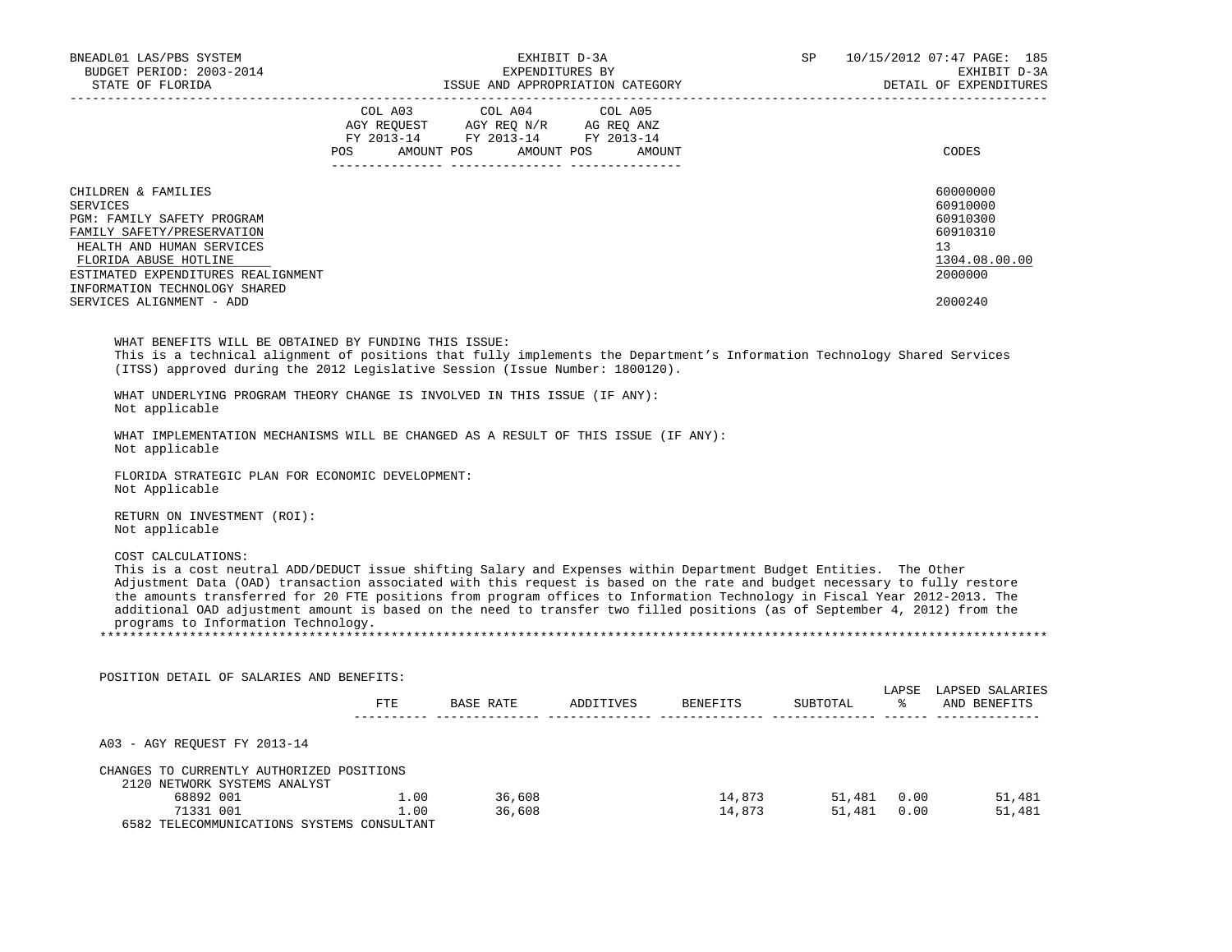| | COL A03 AGY REQUEST FY 2013-14 | | COL A04 AGY REQ N/R FY 2013-14 | | COL A05 AG REQ ANZ FY 2013-14 | | |
|---|---|---|---|---|---|---|---|
| | POS | AMOUNT | POS | AMOUNT | POS | AMOUNT | CODES |
| CHILDREN & FAMILIES | | | | | | | 60000000 |
| SERVICES | | | | | | | 60910000 |
| PGM: FAMILY SAFETY PROGRAM | | | | | | | 60910300 |
| FAMILY SAFETY/PRESERVATION | | | | | | | 60910310 |
| HEALTH AND HUMAN SERVICES | | | | | | | 13 |
| FLORIDA ABUSE HOTLINE | | | | | | | 1304.08.00.00 |
| ESTIMATED EXPENDITURES REALIGNMENT | | | | | | | 2000000 |
| INFORMATION TECHNOLOGY SHARED SERVICES ALIGNMENT - ADD | | | | | | | 2000240 |

WHAT BENEFITS WILL BE OBTAINED BY FUNDING THIS ISSUE:
This is a technical alignment of positions that fully implements the Department's Information Technology Shared Services (ITSS) approved during the 2012 Legislative Session (Issue Number: 1800120).

WHAT UNDERLYING PROGRAM THEORY CHANGE IS INVOLVED IN THIS ISSUE (IF ANY):
Not applicable

WHAT IMPLEMENTATION MECHANISMS WILL BE CHANGED AS A RESULT OF THIS ISSUE (IF ANY):
Not applicable

FLORIDA STRATEGIC PLAN FOR ECONOMIC DEVELOPMENT:
Not Applicable

RETURN ON INVESTMENT (ROI):
Not applicable

COST CALCULATIONS:
This is a cost neutral ADD/DEDUCT issue shifting Salary and Expenses within Department Budget Entities. The Other Adjustment Data (OAD) transaction associated with this request is based on the rate and budget necessary to fully restore the amounts transferred for 20 FTE positions from program offices to Information Technology in Fiscal Year 2012-2013. The additional OAD adjustment amount is based on the need to transfer two filled positions (as of September 4, 2012) from the programs to Information Technology.

*******************************************************************************************************************************

POSITION DETAIL OF SALARIES AND BENEFITS:

| | FTE | BASE RATE | ADDITIVES | BENEFITS | SUBTOTAL | LAPSE % | LAPSED SALARIES AND BENEFITS |
|---|---|---|---|---|---|---|---|
| A03 - AGY REQUEST FY 2013-14 | | | | | | | |
| CHANGES TO CURRENTLY AUTHORIZED POSITIONS | | | | | | | |
| 2120 NETWORK SYSTEMS ANALYST | | | | | | | |
| 68892 001 | 1.00 | 36,608 | | 14,873 | 51,481 | 0.00 | 51,481 |
| 71331 001 | 1.00 | 36,608 | | 14,873 | 51,481 | 0.00 | 51,481 |
| 6582 TELECOMMUNICATIONS SYSTEMS CONSULTANT | | | | | | | |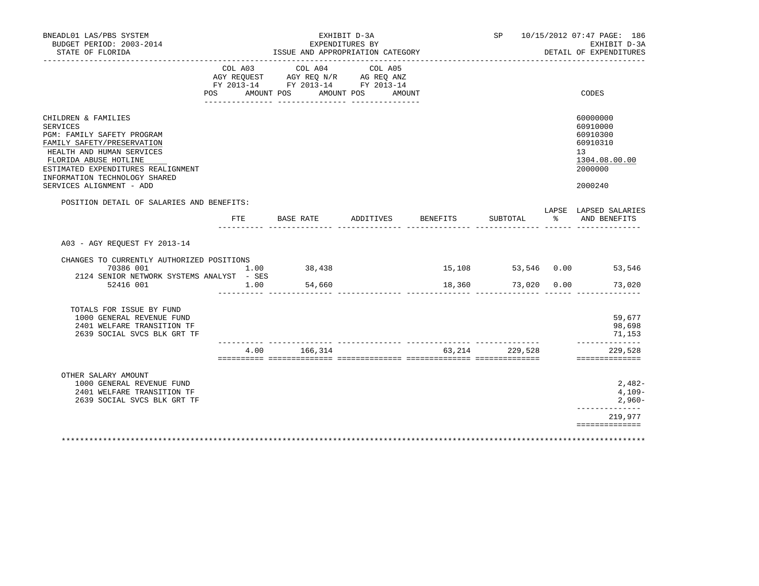BNEADL01 LAS/PBS SYSTEM
BUDGET PERIOD: 2003-2014
STATE OF FLORIDA

EXHIBIT D-3A
EXPENDITURES BY
ISSUE AND APPROPRIATION CATEGORY

SP 10/15/2012 07:47 PAGE: 186
EXHIBIT D-3A
DETAIL OF EXPENDITURES

| | COL A03 AGY REQUEST FY 2013-14 POS AMOUNT | COL A04 AGY REQ N/R FY 2013-14 POS AMOUNT | COL A05 AG REQ ANZ FY 2013-14 POS AMOUNT | CODES |
|---|---|---|---|---|
| CHILDREN & FAMILIES | | | | 60000000 |
| SERVICES | | | | 60910000 |
| PGM: FAMILY SAFETY PROGRAM | | | | 60910300 |
| FAMILY SAFETY/PRESERVATION | | | | 60910310 |
| HEALTH AND HUMAN SERVICES | | | | 13 |
| FLORIDA ABUSE HOTLINE | | | | 1304.08.00.00 |
| ESTIMATED EXPENDITURES REALIGNMENT | | | | 2000000 |
| INFORMATION TECHNOLOGY SHARED SERVICES ALIGNMENT - ADD | | | | 2000240 |

POSITION DETAIL OF SALARIES AND BENEFITS:

| | FTE | BASE RATE | ADDITIVES | BENEFITS | SUBTOTAL | LAPSE % | LAPSED SALARIES AND BENEFITS |
|---|---|---|---|---|---|---|---|
| A03 - AGY REQUEST FY 2013-14 | | | | | | | |
| CHANGES TO CURRENTLY AUTHORIZED POSITIONS | | | | | | | |
| 70386 001 | 1.00 | 38,438 | | 15,108 | 53,546 | 0.00 | 53,546 |
| 2124 SENIOR NETWORK SYSTEMS ANALYST - SES | | | | | | | |
| 52416 001 | 1.00 | 54,660 | | 18,360 | 73,020 | 0.00 | 73,020 |
| TOTALS FOR ISSUE BY FUND | | | | | | | |
| 1000 GENERAL REVENUE FUND | | | | | | | 59,677 |
| 2401 WELFARE TRANSITION TF | | | | | | | 98,698 |
| 2639 SOCIAL SVCS BLK GRT TF | | | | | | | 71,153 |
| | 4.00 | 166,314 | | 63,214 | 229,528 | | 229,528 |
| OTHER SALARY AMOUNT | | | | | | | |
| 1000 GENERAL REVENUE FUND | | | | | | | 2,482- |
| 2401 WELFARE TRANSITION TF | | | | | | | 4,109- |
| 2639 SOCIAL SVCS BLK GRT TF | | | | | | | 2,960- |
| | | | | | | | 219,977 |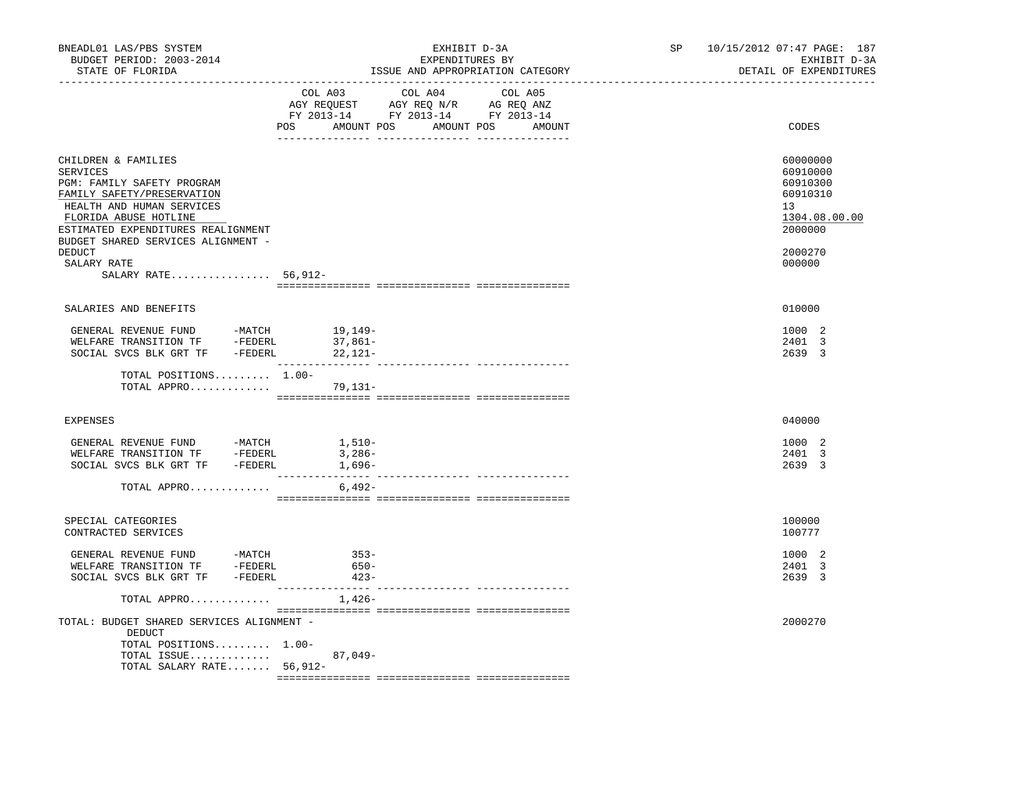BNEADL01 LAS/PBS SYSTEM
BUDGET PERIOD: 2003-2014
STATE OF FLORIDA

EXHIBIT D-3A
EXPENDITURES BY
ISSUE AND APPROPRIATION CATEGORY

SP 10/15/2012 07:47 PAGE: 187
EXHIBIT D-3A
DETAIL OF EXPENDITURES

| | COL A03 AGY REQUEST FY 2013-14 POS AMOUNT | COL A04 AGY REQ N/R FY 2013-14 POS AMOUNT | COL A05 AG REQ ANZ FY 2013-14 POS AMOUNT | CODES |
|---|---|---|---|---|
| CHILDREN & FAMILIES | | | | 60000000 |
| SERVICES | | | | 60910000 |
| PGM: FAMILY SAFETY PROGRAM | | | | 60910300 |
| FAMILY SAFETY/PRESERVATION | | | | 60910310 |
| HEALTH AND HUMAN SERVICES | | | | 13 |
| FLORIDA ABUSE HOTLINE | | | | 1304.08.00.00 |
| ESTIMATED EXPENDITURES REALIGNMENT | | | | 2000000 |
| BUDGET SHARED SERVICES ALIGNMENT - DEDUCT | | | | 2000270 |
| SALARY RATE | | | | 000000 |
| SALARY RATE................ 56,912- | | | | |
| SALARIES AND BENEFITS | | | | 010000 |
| GENERAL REVENUE FUND -MATCH | 19,149- | | | 1000 2 |
| WELFARE TRANSITION TF -FEDERL | 37,861- | | | 2401 3 |
| SOCIAL SVCS BLK GRT TF -FEDERL | 22,121- | | | 2639 3 |
| TOTAL POSITIONS......... | 1.00- | | | |
| TOTAL APPRO............. | 79,131- | | | |
| EXPENSES | | | | 040000 |
| GENERAL REVENUE FUND -MATCH | 1,510- | | | 1000 2 |
| WELFARE TRANSITION TF -FEDERL | 3,286- | | | 2401 3 |
| SOCIAL SVCS BLK GRT TF -FEDERL | 1,696- | | | 2639 3 |
| TOTAL APPRO............. | 6,492- | | | |
| SPECIAL CATEGORIES | | | | 100000 |
| CONTRACTED SERVICES | | | | 100777 |
| GENERAL REVENUE FUND -MATCH | 353- | | | 1000 2 |
| WELFARE TRANSITION TF -FEDERL | 650- | | | 2401 3 |
| SOCIAL SVCS BLK GRT TF -FEDERL | 423- | | | 2639 3 |
| TOTAL APPRO............. | 1,426- | | | |
| TOTAL: BUDGET SHARED SERVICES ALIGNMENT - DEDUCT | | | | 2000270 |
| TOTAL POSITIONS......... | 1.00- | | | |
| TOTAL ISSUE............. | 87,049- | | | |
| TOTAL SALARY RATE....... | 56,912- | | | |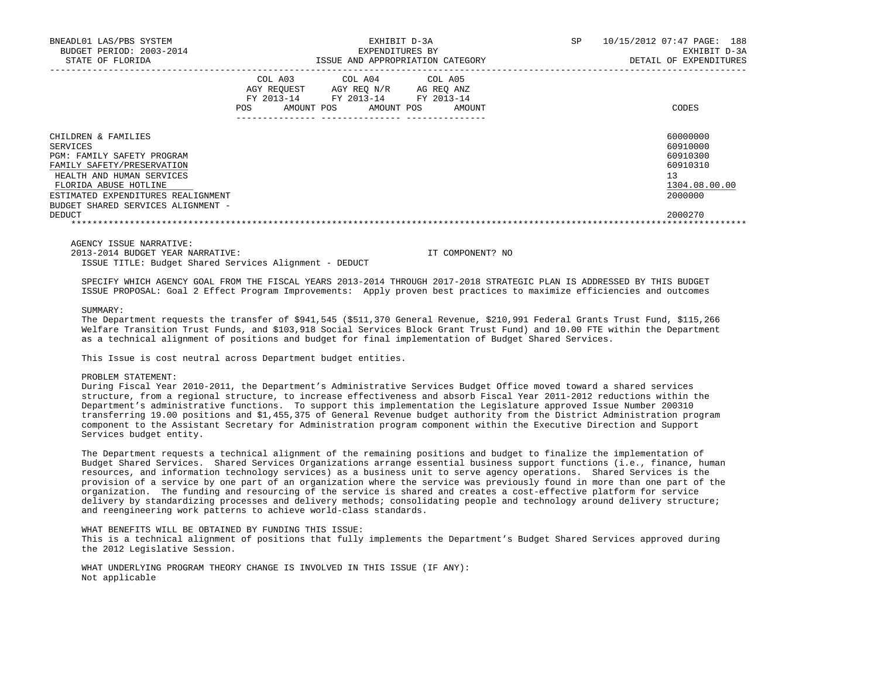| | COL A03 AGY REQUEST FY 2013-14 POS AMOUNT | COL A04 AGY REQ N/R FY 2013-14 POS AMOUNT | COL A05 AG REQ ANZ FY 2013-14 POS AMOUNT | CODES |
|---|---|---|---|---|
| CHILDREN & FAMILIES | | | | 60000000 |
| SERVICES | | | | 60910000 |
| PGM: FAMILY SAFETY PROGRAM | | | | 60910300 |
| FAMILY SAFETY/PRESERVATION | | | | 60910310 |
| HEALTH AND HUMAN SERVICES | | | | 13 |
| FLORIDA ABUSE HOTLINE | | | | 1304.08.00.00 |
| ESTIMATED EXPENDITURES REALIGNMENT | | | | 2000000 |
| BUDGET SHARED SERVICES ALIGNMENT - DEDUCT | | | | 2000270 |

AGENCY ISSUE NARRATIVE:

2013-2014 BUDGET YEAR NARRATIVE: IT COMPONENT? NO

ISSUE TITLE: Budget Shared Services Alignment - DEDUCT

SPECIFY WHICH AGENCY GOAL FROM THE FISCAL YEARS 2013-2014 THROUGH 2017-2018 STRATEGIC PLAN IS ADDRESSED BY THIS BUDGET ISSUE PROPOSAL: Goal 2 Effect Program Improvements: Apply proven best practices to maximize efficiencies and outcomes

SUMMARY:

The Department requests the transfer of $941,545 ($511,370 General Revenue, $210,991 Federal Grants Trust Fund, $115,266 Welfare Transition Trust Funds, and $103,918 Social Services Block Grant Trust Fund) and 10.00 FTE within the Department as a technical alignment of positions and budget for final implementation of Budget Shared Services.

This Issue is cost neutral across Department budget entities.

PROBLEM STATEMENT:

During Fiscal Year 2010-2011, the Department's Administrative Services Budget Office moved toward a shared services structure, from a regional structure, to increase effectiveness and absorb Fiscal Year 2011-2012 reductions within the Department's administrative functions. To support this implementation the Legislature approved Issue Number 200310 transferring 19.00 positions and $1,455,375 of General Revenue budget authority from the District Administration program component to the Assistant Secretary for Administration program component within the Executive Direction and Support Services budget entity.

The Department requests a technical alignment of the remaining positions and budget to finalize the implementation of Budget Shared Services. Shared Services Organizations arrange essential business support functions (i.e., finance, human resources, and information technology services) as a business unit to serve agency operations. Shared Services is the provision of a service by one part of an organization where the service was previously found in more than one part of the organization. The funding and resourcing of the service is shared and creates a cost-effective platform for service delivery by standardizing processes and delivery methods; consolidating people and technology around delivery structure; and reengineering work patterns to achieve world-class standards.

WHAT BENEFITS WILL BE OBTAINED BY FUNDING THIS ISSUE:

This is a technical alignment of positions that fully implements the Department's Budget Shared Services approved during the 2012 Legislative Session.

WHAT UNDERLYING PROGRAM THEORY CHANGE IS INVOLVED IN THIS ISSUE (IF ANY):

Not applicable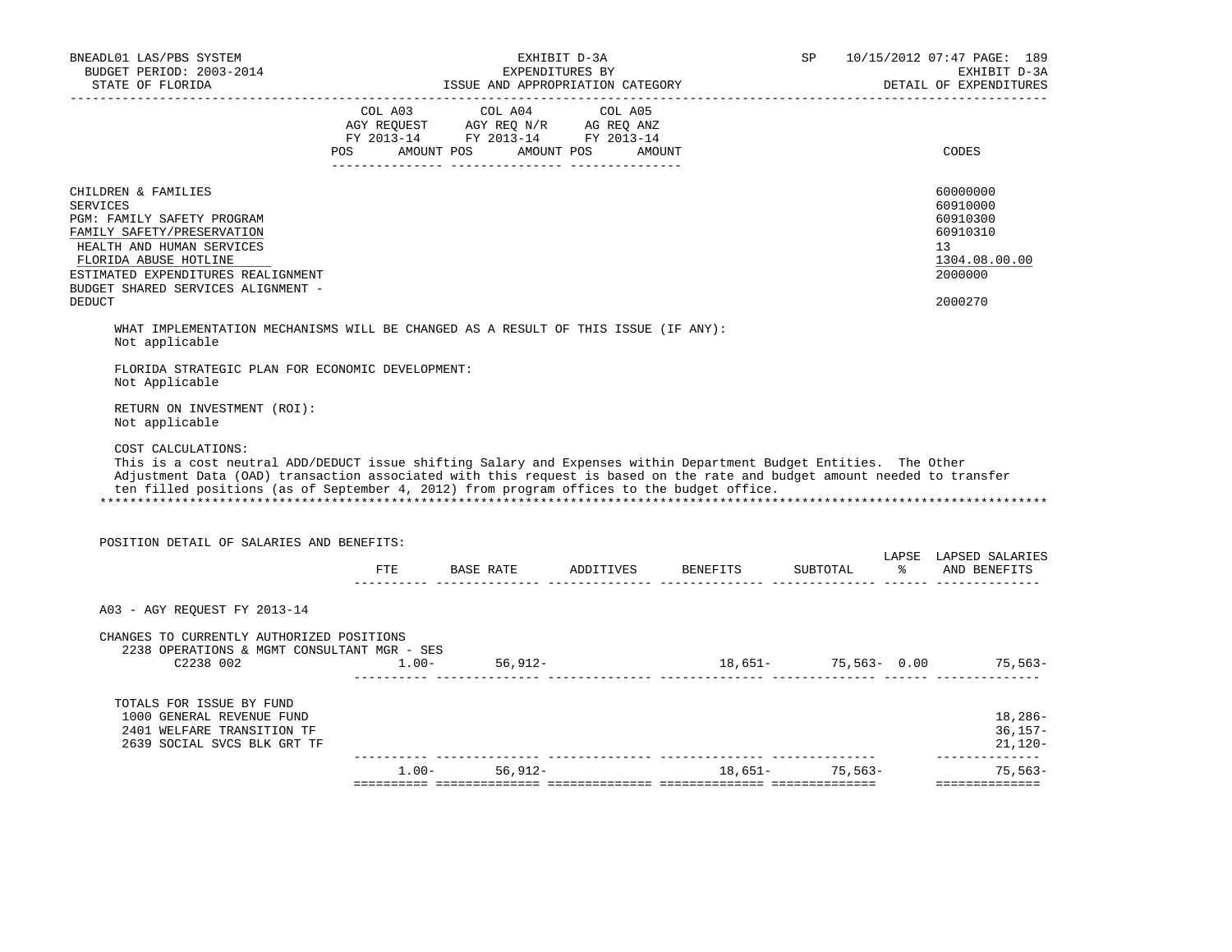BNEADL01 LAS/PBS SYSTEM — EXHIBIT D-3A — SP 10/15/2012 07:47
BUDGET PERIOD: 2003-2014 — EXPENDITURES BY — EXHIBIT D-3A
STATE OF FLORIDA — ISSUE AND APPROPRIATION CATEGORY — DETAIL OF EXPENDITURES

| | COL A03 AGY REQUEST FY 2013-14 POS AMOUNT | COL A04 AGY REQ N/R FY 2013-14 POS AMOUNT | COL A05 AG REQ ANZ FY 2013-14 POS AMOUNT | CODES |
|---|---|---|---|---|
| CHILDREN & FAMILIES | | | | 60000000 |
| SERVICES | | | | 60910000 |
| PGM: FAMILY SAFETY PROGRAM | | | | 60910300 |
| FAMILY SAFETY/PRESERVATION | | | | 60910310 |
| HEALTH AND HUMAN SERVICES | | | | 13 |
| FLORIDA ABUSE HOTLINE | | | | 1304.08.00.00 |
| ESTIMATED EXPENDITURES REALIGNMENT | | | | 2000000 |
| BUDGET SHARED SERVICES ALIGNMENT - DEDUCT | | | | 2000270 |

WHAT IMPLEMENTATION MECHANISMS WILL BE CHANGED AS A RESULT OF THIS ISSUE (IF ANY):
Not applicable

FLORIDA STRATEGIC PLAN FOR ECONOMIC DEVELOPMENT:
Not Applicable

RETURN ON INVESTMENT (ROI):
Not applicable

COST CALCULATIONS:
This is a cost neutral ADD/DEDUCT issue shifting Salary and Expenses within Department Budget Entities. The Other Adjustment Data (OAD) transaction associated with this request is based on the rate and budget amount needed to transfer ten filled positions (as of September 4, 2012) from program offices to the budget office.

*******************************************************************************************************************************

POSITION DETAIL OF SALARIES AND BENEFITS:

| | FTE | BASE RATE | ADDITIVES | BENEFITS | SUBTOTAL | LAPSE % | LAPSED SALARIES AND BENEFITS |
|---|---|---|---|---|---|---|---|
| A03 - AGY REQUEST FY 2013-14 | | | | | | | |
| CHANGES TO CURRENTLY AUTHORIZED POSITIONS | | | | | | | |
| 2238 OPERATIONS & MGMT CONSULTANT MGR - SES C2238 002 | 1.00- | 56,912- | | 18,651- | 75,563- | 0.00 | 75,563- |
| TOTALS FOR ISSUE BY FUND | | | | | | | |
| 1000 GENERAL REVENUE FUND | | | | | | | 18,286- |
| 2401 WELFARE TRANSITION TF | | | | | | | 36,157- |
| 2639 SOCIAL SVCS BLK GRT TF | | | | | | | 21,120- |
| | 1.00- | 56,912- | | 18,651- | 75,563- | | 75,563- |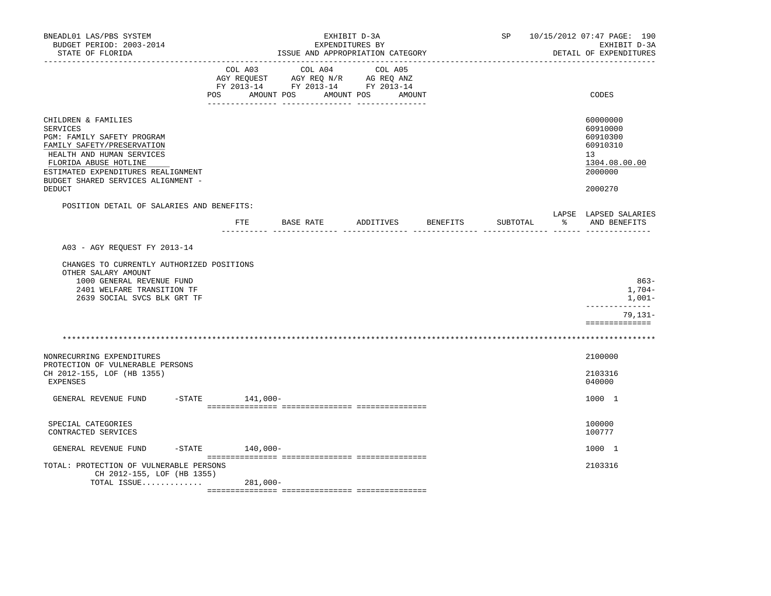BNEADL01 LAS/PBS SYSTEM | EXHIBIT D-3A | SP 10/15/2012 07:47 PAGE: 190
BUDGET PERIOD: 2003-2014 | EXPENDITURES BY | EXHIBIT D-3A
STATE OF FLORIDA | ISSUE AND APPROPRIATION CATEGORY | DETAIL OF EXPENDITURES

| | COL A03 AGY REQUEST FY 2013-14 POS AMOUNT | COL A04 AGY REQ N/R FY 2013-14 POS AMOUNT | COL A05 AG REQ ANZ FY 2013-14 POS AMOUNT | CODES |
|---|---|---|---|---|
| CHILDREN & FAMILIES | | | | 60000000 |
| SERVICES | | | | 60910000 |
| PGM: FAMILY SAFETY PROGRAM | | | | 60910300 |
| FAMILY SAFETY/PRESERVATION | | | | 60910310 |
| HEALTH AND HUMAN SERVICES | | | | 13 |
| FLORIDA ABUSE HOTLINE | | | | 1304.08.00.00 |
| ESTIMATED EXPENDITURES REALIGNMENT | | | | 2000000 |
| BUDGET SHARED SERVICES ALIGNMENT - DEDUCT | | | | 2000270 |

POSITION DETAIL OF SALARIES AND BENEFITS:

| | FTE | BASE RATE | ADDITIVES | BENEFITS | SUBTOTAL | LAPSE % | LAPSED SALARIES AND BENEFITS |
|---|---|---|---|---|---|---|---|
| A03 - AGY REQUEST FY 2013-14 | | | | | | | |
| CHANGES TO CURRENTLY AUTHORIZED POSITIONS | | | | | | | |
| OTHER SALARY AMOUNT | | | | | | | |
| 1000 GENERAL REVENUE FUND | | | | | | | 863- |
| 2401 WELFARE TRANSITION TF | | | | | | | 1,704- |
| 2639 SOCIAL SVCS BLK GRT TF | | | | | | | 1,001- |
| | | | | | | | 79,131- |

*******************************************************************************************************************

| | COL A03 | COL A04 | COL A05 | CODES |
|---|---|---|---|---|
| NONRECURRING EXPENDITURES | | | | 2100000 |
| PROTECTION OF VULNERABLE PERSONS CH 2012-155, LOF (HB 1355) | | | | 2103316 |
| EXPENSES | | | | 040000 |
| GENERAL REVENUE FUND -STATE | 141,000- | | | 1000 1 |
| SPECIAL CATEGORIES | | | | 100000 |
| CONTRACTED SERVICES | | | | 100777 |
| GENERAL REVENUE FUND -STATE | 140,000- | | | 1000 1 |
| TOTAL: PROTECTION OF VULNERABLE PERSONS CH 2012-155, LOF (HB 1355) | | | | 2103316 |
| TOTAL ISSUE............. | 281,000- | | | |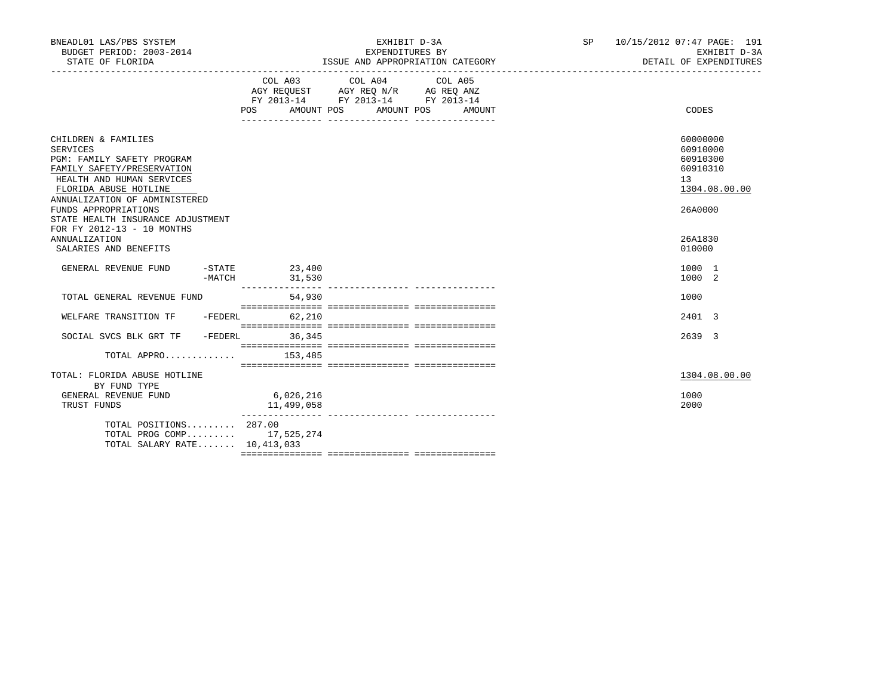BNEADL01 LAS/PBS SYSTEM — EXHIBIT D-3A — SP 10/15/2012 07:47

BUDGET PERIOD: 2003-2014 — EXPENDITURES BY — EXHIBIT D-3A

STATE OF FLORIDA — ISSUE AND APPROPRIATION CATEGORY — DETAIL OF EXPENDITURES

| | COL A03 AGY REQUEST FY 2013-14 POS AMOUNT | COL A04 AGY REQ N/R FY 2013-14 POS AMOUNT | COL A05 AG REQ ANZ FY 2013-14 POS AMOUNT | CODES |
|---|---|---|---|---|
| CHILDREN & FAMILIES | | | | 60000000 |
| SERVICES | | | | 60910000 |
| PGM: FAMILY SAFETY PROGRAM | | | | 60910300 |
| FAMILY SAFETY/PRESERVATION | | | | 60910310 |
| HEALTH AND HUMAN SERVICES | | | | 13 |
| FLORIDA ABUSE HOTLINE | | | | 1304.08.00.00 |
| ANNUALIZATION OF ADMINISTERED FUNDS APPROPRIATIONS | | | | 26A0000 |
| STATE HEALTH INSURANCE ADJUSTMENT FOR FY 2012-13 - 10 MONTHS ANNUALIZATION | | | | 26A1830 |
| SALARIES AND BENEFITS | | | | 010000 |
| GENERAL REVENUE FUND -STATE | 23,400 | | | 1000 1 |
| GENERAL REVENUE FUND -MATCH | 31,530 | | | 1000 2 |
| TOTAL GENERAL REVENUE FUND | 54,930 | | | 1000 |
| WELFARE TRANSITION TF -FEDERL | 62,210 | | | 2401 3 |
| SOCIAL SVCS BLK GRT TF -FEDERL | 36,345 | | | 2639 3 |
| TOTAL APPRO............ | 153,485 | | | |
| TOTAL: FLORIDA ABUSE HOTLINE | | | | 1304.08.00.00 |
| BY FUND TYPE | | | | |
| GENERAL REVENUE FUND | 6,026,216 | | | 1000 |
| TRUST FUNDS | 11,499,058 | | | 2000 |
| TOTAL POSITIONS......... | 287.00 | | | |
| TOTAL PROG COMP......... | 17,525,274 | | | |
| TOTAL SALARY RATE....... | 10,413,033 | | | |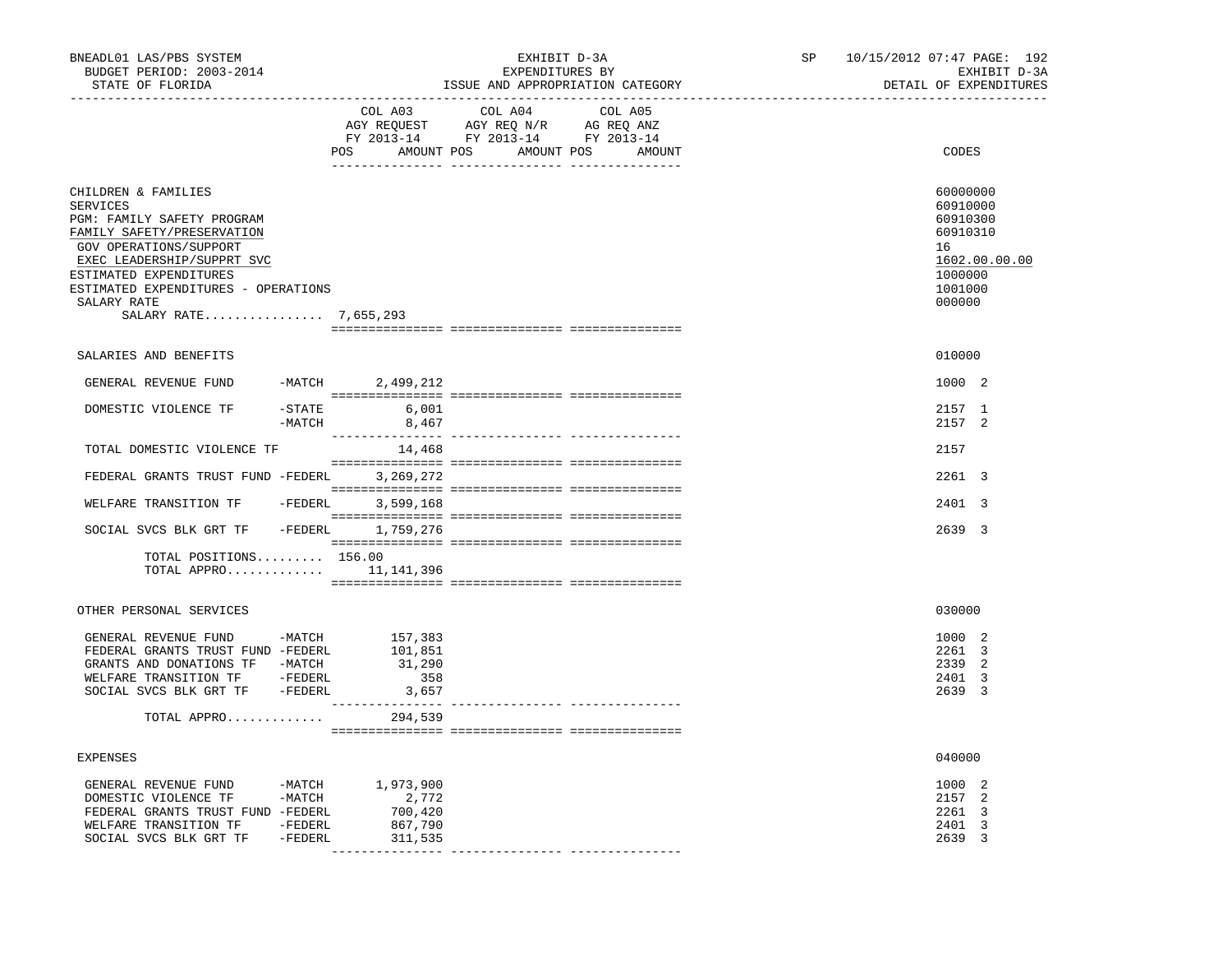BNEADL01 LAS/PBS SYSTEM — EXHIBIT D-3A — SP 10/15/2012 07:47

BUDGET PERIOD: 2003-2014 — EXPENDITURES BY — EXHIBIT D-3A

STATE OF FLORIDA — ISSUE AND APPROPRIATION CATEGORY — DETAIL OF EXPENDITURES

| | | COL A03 AGY REQUEST FY 2013-14 POS | AMOUNT | COL A04 AGY REQ N/R FY 2013-14 POS | AMOUNT | COL A05 AG REQ ANZ FY 2013-14 POS | AMOUNT | CODES |
|---|---|---|---|---|---|---|---|---|
| CHILDREN & FAMILIES | | | | | | | | 60000000 |
| SERVICES | | | | | | | | 60910000 |
| PGM: FAMILY SAFETY PROGRAM | | | | | | | | 60910300 |
| FAMILY SAFETY/PRESERVATION | | | | | | | | 60910310 |
| GOV OPERATIONS/SUPPORT | | | | | | | | 16 |
| EXEC LEADERSHIP/SUPPRT SVC | | | | | | | | 1602.00.00.00 |
| ESTIMATED EXPENDITURES | | | | | | | | 1000000 |
| ESTIMATED EXPENDITURES - OPERATIONS | | | | | | | | 1001000 |
| SALARY RATE | | | | | | | | 000000 |
| SALARY RATE................ | | 7,655,293 | | | | | | |
| SALARIES AND BENEFITS | | | | | | | | 010000 |
| GENERAL REVENUE FUND | -MATCH | | 2,499,212 | | | | | 1000 2 |
| DOMESTIC VIOLENCE TF | -STATE | | 6,001 | | | | | 2157 1 |
| | -MATCH | | 8,467 | | | | | 2157 2 |
| TOTAL DOMESTIC VIOLENCE TF | | | 14,468 | | | | | 2157 |
| FEDERAL GRANTS TRUST FUND | -FEDERL | | 3,269,272 | | | | | 2261 3 |
| WELFARE TRANSITION TF | -FEDERL | | 3,599,168 | | | | | 2401 3 |
| SOCIAL SVCS BLK GRT TF | -FEDERL | | 1,759,276 | | | | | 2639 3 |
| TOTAL POSITIONS......... | | 156.00 | | | | | | |
| TOTAL APPRO............. | | | 11,141,396 | | | | | |
| OTHER PERSONAL SERVICES | | | | | | | | 030000 |
| GENERAL REVENUE FUND | -MATCH | | 157,383 | | | | | 1000 2 |
| FEDERAL GRANTS TRUST FUND | -FEDERL | | 101,851 | | | | | 2261 3 |
| GRANTS AND DONATIONS TF | -MATCH | | 31,290 | | | | | 2339 2 |
| WELFARE TRANSITION TF | -FEDERL | | 358 | | | | | 2401 3 |
| SOCIAL SVCS BLK GRT TF | -FEDERL | | 3,657 | | | | | 2639 3 |
| TOTAL APPRO............. | | | 294,539 | | | | | |
| EXPENSES | | | | | | | | 040000 |
| GENERAL REVENUE FUND | -MATCH | | 1,973,900 | | | | | 1000 2 |
| DOMESTIC VIOLENCE TF | -MATCH | | 2,772 | | | | | 2157 2 |
| FEDERAL GRANTS TRUST FUND | -FEDERL | | 700,420 | | | | | 2261 3 |
| WELFARE TRANSITION TF | -FEDERL | | 867,790 | | | | | 2401 3 |
| SOCIAL SVCS BLK GRT TF | -FEDERL | | 311,535 | | | | | 2639 3 |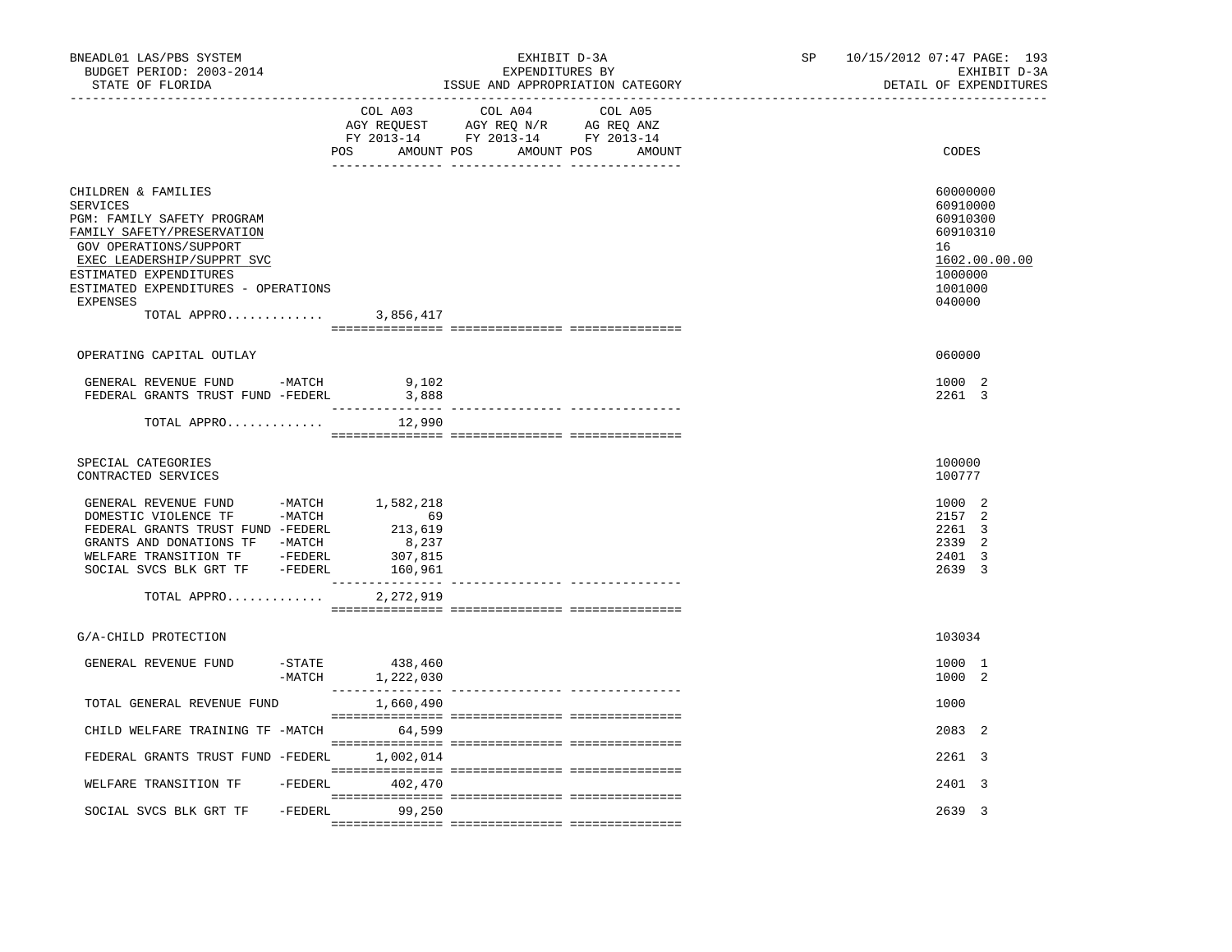BNEADL01 LAS/PBS SYSTEM | EXHIBIT D-3A | SP 10/15/2012 07:47 PAGE: 193
BUDGET PERIOD: 2003-2014 | EXPENDITURES BY | EXHIBIT D-3A
STATE OF FLORIDA | ISSUE AND APPROPRIATION CATEGORY | DETAIL OF EXPENDITURES

| | COL A03 AGY REQUEST FY 2013-14 POS AMOUNT | COL A04 AGY REQ N/R FY 2013-14 POS AMOUNT | COL A05 AG REQ ANZ FY 2013-14 POS AMOUNT | CODES |
|---|---|---|---|---|
| CHILDREN & FAMILIES | | | | 60000000 |
| SERVICES | | | | 60910000 |
| PGM: FAMILY SAFETY PROGRAM | | | | 60910300 |
| FAMILY SAFETY/PRESERVATION | | | | 60910310 |
| GOV OPERATIONS/SUPPORT | | | | 16 |
| EXEC LEADERSHIP/SUPPRT SVC | | | | 1602.00.00.00 |
| ESTIMATED EXPENDITURES | | | | 1000000 |
| ESTIMATED EXPENDITURES - OPERATIONS | | | | 1001000 |
| EXPENSES | | | | 040000 |
| TOTAL APPRO............. | 3,856,417 | | | |
| OPERATING CAPITAL OUTLAY | | | | 060000 |
| GENERAL REVENUE FUND -MATCH | 9,102 | | | 1000 2 |
| FEDERAL GRANTS TRUST FUND -FEDERL | 3,888 | | | 2261 3 |
| TOTAL APPRO............. | 12,990 | | | |
| SPECIAL CATEGORIES | | | | 100000 |
| CONTRACTED SERVICES | | | | 100777 |
| GENERAL REVENUE FUND -MATCH | 1,582,218 | | | 1000 2 |
| DOMESTIC VIOLENCE TF -MATCH | 69 | | | 2157 2 |
| FEDERAL GRANTS TRUST FUND -FEDERL | 213,619 | | | 2261 3 |
| GRANTS AND DONATIONS TF -MATCH | 8,237 | | | 2339 2 |
| WELFARE TRANSITION TF -FEDERL | 307,815 | | | 2401 3 |
| SOCIAL SVCS BLK GRT TF -FEDERL | 160,961 | | | 2639 3 |
| TOTAL APPRO............. | 2,272,919 | | | |
| G/A-CHILD PROTECTION | | | | 103034 |
| GENERAL REVENUE FUND -STATE | 438,460 | | | 1000 1 |
| -MATCH | 1,222,030 | | | 1000 2 |
| TOTAL GENERAL REVENUE FUND | 1,660,490 | | | 1000 |
| CHILD WELFARE TRAINING TF -MATCH | 64,599 | | | 2083 2 |
| FEDERAL GRANTS TRUST FUND -FEDERL | 1,002,014 | | | 2261 3 |
| WELFARE TRANSITION TF -FEDERL | 402,470 | | | 2401 3 |
| SOCIAL SVCS BLK GRT TF -FEDERL | 99,250 | | | 2639 3 |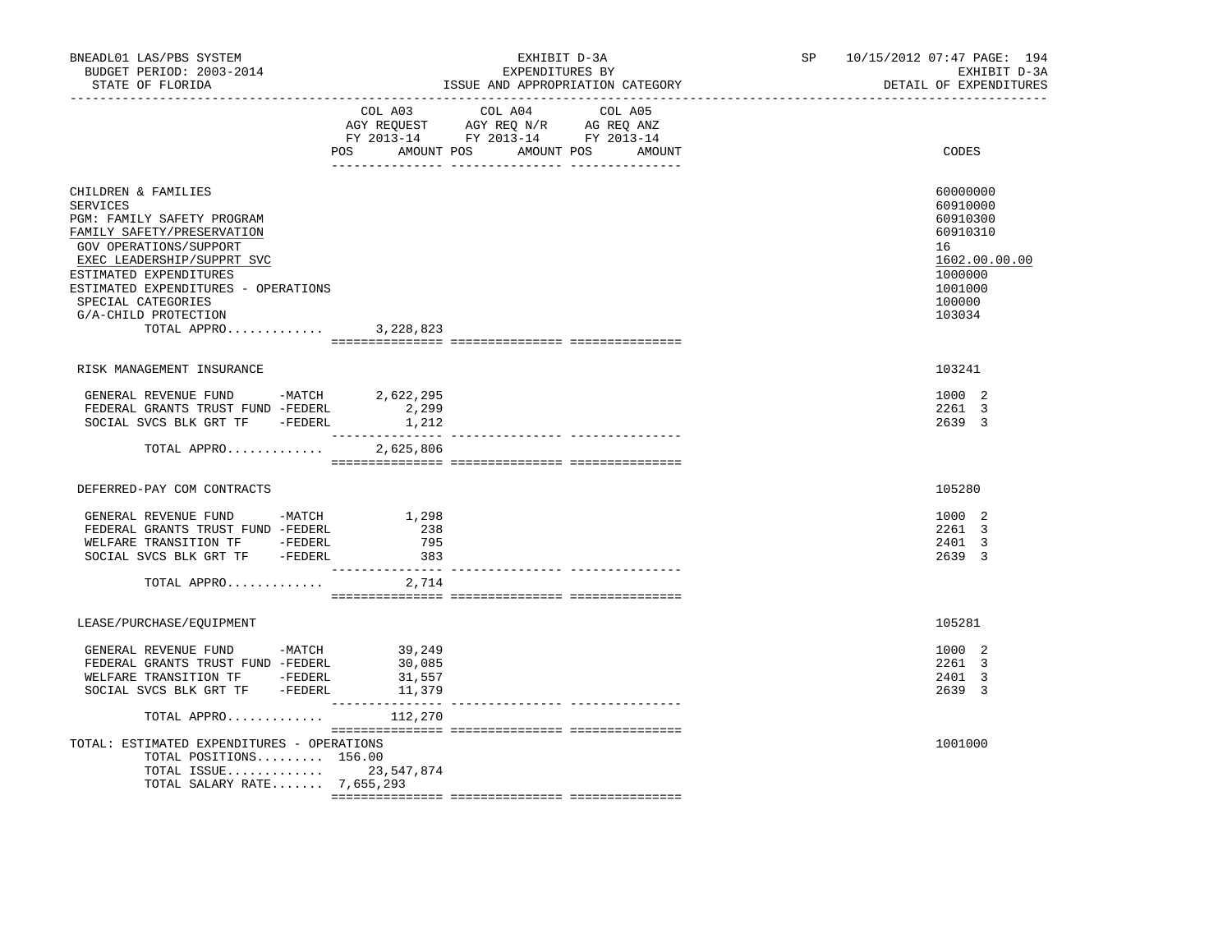BNEADL01 LAS/PBS SYSTEM | EXHIBIT D-3A | SP 10/15/2012 07:47 PAGE: 194
BUDGET PERIOD: 2003-2014 | EXPENDITURES BY | EXHIBIT D-3A
STATE OF FLORIDA | ISSUE AND APPROPRIATION CATEGORY | DETAIL OF EXPENDITURES

| | COL A03 AGY REQUEST FY 2013-14 POS AMOUNT | COL A04 AGY REQ N/R FY 2013-14 POS AMOUNT | COL A05 AG REQ ANZ FY 2013-14 POS AMOUNT | CODES |
|---|---|---|---|---|
| CHILDREN & FAMILIES | | | | 60000000 |
| SERVICES | | | | 60910000 |
| PGM: FAMILY SAFETY PROGRAM | | | | 60910300 |
| FAMILY SAFETY/PRESERVATION | | | | 60910310 |
| GOV OPERATIONS/SUPPORT | | | | 16 |
| EXEC LEADERSHIP/SUPPRT SVC | | | | 1602.00.00.00 |
| ESTIMATED EXPENDITURES | | | | 1000000 |
| ESTIMATED EXPENDITURES - OPERATIONS | | | | 1001000 |
| SPECIAL CATEGORIES | | | | 100000 |
| G/A-CHILD PROTECTION | | | | 103034 |
| TOTAL APPRO............ | 3,228,823 | | | |
| RISK MANAGEMENT INSURANCE | | | | 103241 |
| GENERAL REVENUE FUND -MATCH | 2,622,295 | | | 1000 2 |
| FEDERAL GRANTS TRUST FUND -FEDERL | 2,299 | | | 2261 3 |
| SOCIAL SVCS BLK GRT TF -FEDERL | 1,212 | | | 2639 3 |
| TOTAL APPRO............ | 2,625,806 | | | |
| DEFERRED-PAY COM CONTRACTS | | | | 105280 |
| GENERAL REVENUE FUND -MATCH | 1,298 | | | 1000 2 |
| FEDERAL GRANTS TRUST FUND -FEDERL | 238 | | | 2261 3 |
| WELFARE TRANSITION TF -FEDERL | 795 | | | 2401 3 |
| SOCIAL SVCS BLK GRT TF -FEDERL | 383 | | | 2639 3 |
| TOTAL APPRO............ | 2,714 | | | |
| LEASE/PURCHASE/EQUIPMENT | | | | 105281 |
| GENERAL REVENUE FUND -MATCH | 39,249 | | | 1000 2 |
| FEDERAL GRANTS TRUST FUND -FEDERL | 30,085 | | | 2261 3 |
| WELFARE TRANSITION TF -FEDERL | 31,557 | | | 2401 3 |
| SOCIAL SVCS BLK GRT TF -FEDERL | 11,379 | | | 2639 3 |
| TOTAL APPRO............ | 112,270 | | | |
| TOTAL: ESTIMATED EXPENDITURES - OPERATIONS | | | | 1001000 |
| TOTAL POSITIONS......... | 156.00 | | | |
| TOTAL ISSUE............ | 23,547,874 | | | |
| TOTAL SALARY RATE....... | 7,655,293 | | | |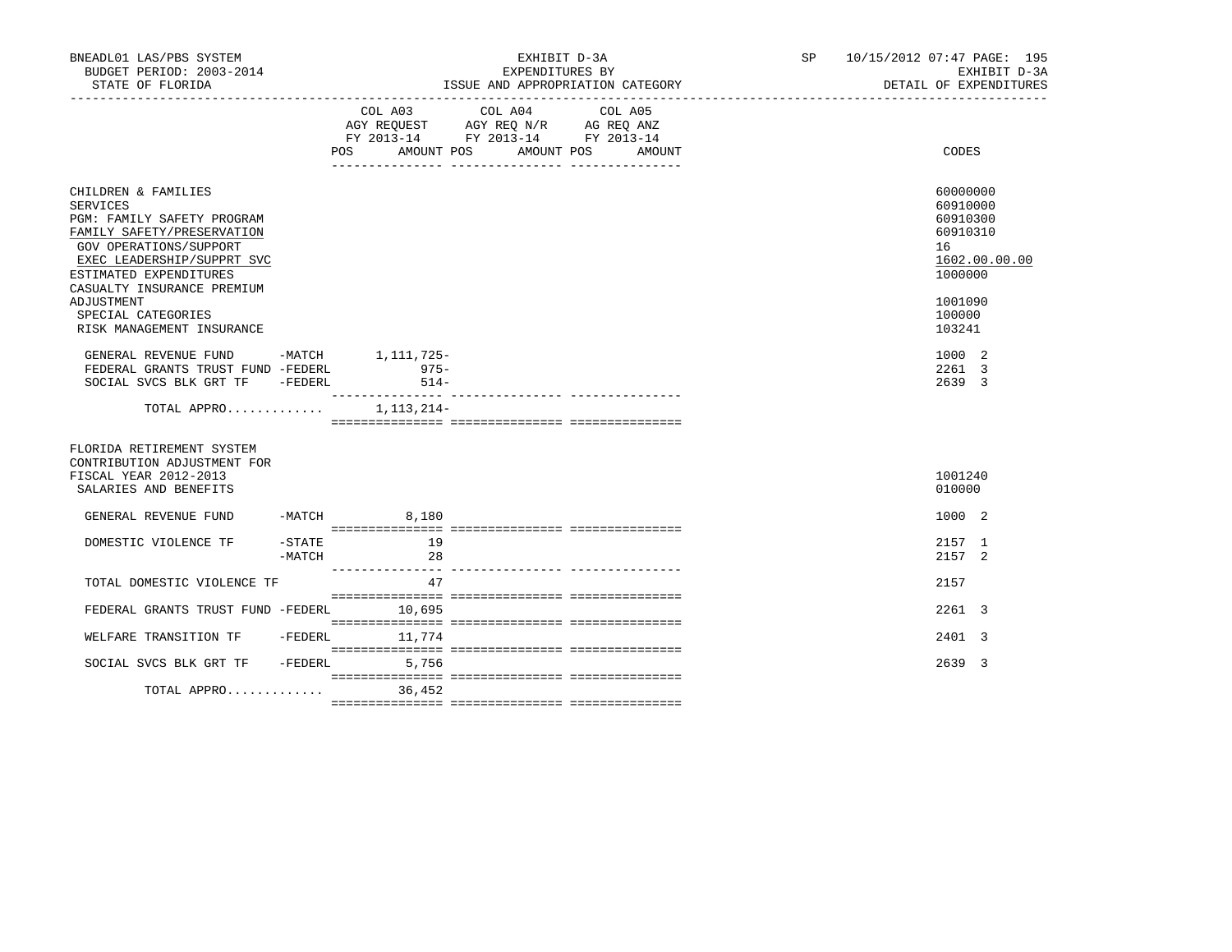BNEADL01 LAS/PBS SYSTEM | EXHIBIT D-3A | SP 10/15/2012 07:47 PAGE: 195
BUDGET PERIOD: 2003-2014 | EXPENDITURES BY | EXHIBIT D-3A
STATE OF FLORIDA | ISSUE AND APPROPRIATION CATEGORY | DETAIL OF EXPENDITURES

| | COL A03 AGY REQUEST FY 2013-14 POS AMOUNT | COL A04 AGY REQ N/R FY 2013-14 POS AMOUNT | COL A05 AG REQ ANZ FY 2013-14 POS AMOUNT | CODES |
|---|---|---|---|---|
| CHILDREN & FAMILIES | | | | 60000000 |
| SERVICES | | | | 60910000 |
| PGM: FAMILY SAFETY PROGRAM | | | | 60910300 |
| FAMILY SAFETY/PRESERVATION | | | | 60910310 |
| GOV OPERATIONS/SUPPORT | | | | 16 |
| EXEC LEADERSHIP/SUPPRT SVC | | | | 1602.00.00.00 |
| ESTIMATED EXPENDITURES | | | | 1000000 |
| CASUALTY INSURANCE PREMIUM ADJUSTMENT | | | | 1001090 |
| SPECIAL CATEGORIES | | | | 100000 |
| RISK MANAGEMENT INSURANCE | | | | 103241 |
| GENERAL REVENUE FUND -MATCH | 1,111,725- | | | 1000 2 |
| FEDERAL GRANTS TRUST FUND -FEDERL | 975- | | | 2261 3 |
| SOCIAL SVCS BLK GRT TF -FEDERL | 514- | | | 2639 3 |
| TOTAL APPRO............ | 1,113,214- | | | |
| FLORIDA RETIREMENT SYSTEM CONTRIBUTION ADJUSTMENT FOR FISCAL YEAR 2012-2013 | | | | 1001240 |
| SALARIES AND BENEFITS | | | | 010000 |
| GENERAL REVENUE FUND -MATCH | 8,180 | | | 1000 2 |
| DOMESTIC VIOLENCE TF -STATE | 19 | | | 2157 1 |
| -MATCH | 28 | | | 2157 2 |
| TOTAL DOMESTIC VIOLENCE TF | 47 | | | 2157 |
| FEDERAL GRANTS TRUST FUND -FEDERL | 10,695 | | | 2261 3 |
| WELFARE TRANSITION TF -FEDERL | 11,774 | | | 2401 3 |
| SOCIAL SVCS BLK GRT TF -FEDERL | 5,756 | | | 2639 3 |
| TOTAL APPRO............ | 36,452 | | | |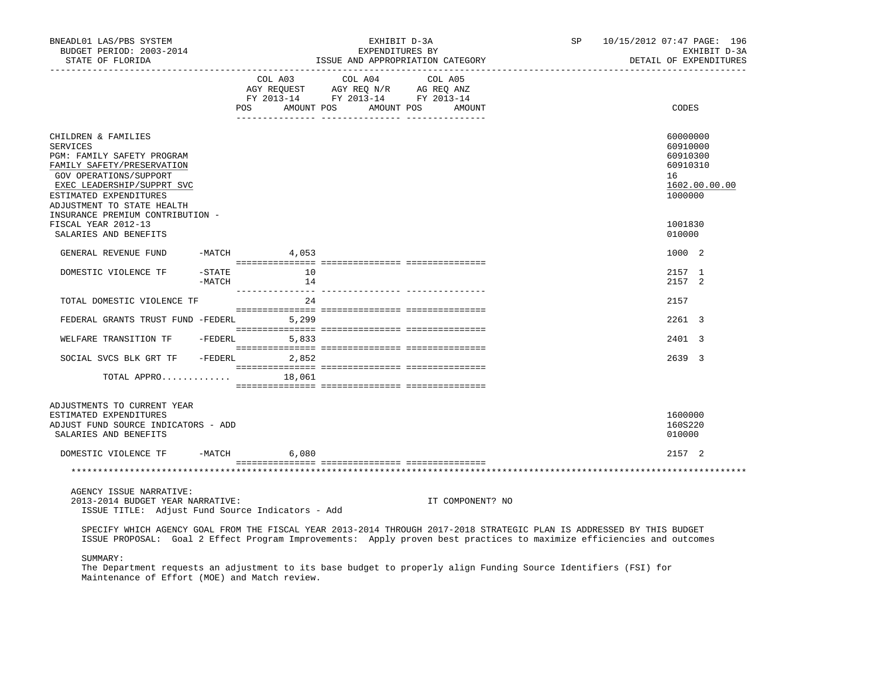BNEADL01 LAS/PBS SYSTEM
BUDGET PERIOD: 2003-2014
STATE OF FLORIDA

EXHIBIT D-3A
EXPENDITURES BY
ISSUE AND APPROPRIATION CATEGORY

SP 10/15/2012 07:47 PAGE: 196
EXHIBIT D-3A
DETAIL OF EXPENDITURES

| | COL A03 AGY REQUEST FY 2013-14 POS AMOUNT | COL A04 AGY REQ N/R FY 2013-14 POS AMOUNT | COL A05 AG REQ ANZ FY 2013-14 POS AMOUNT | CODES |
|---|---|---|---|---|
| CHILDREN & FAMILIES | | | | 60000000 |
| SERVICES | | | | 60910000 |
| PGM: FAMILY SAFETY PROGRAM | | | | 60910300 |
| FAMILY SAFETY/PRESERVATION | | | | 60910310 |
| GOV OPERATIONS/SUPPORT | | | | 16 |
| EXEC LEADERSHIP/SUPPRT SVC | | | | 1602.00.00.00 |
| ESTIMATED EXPENDITURES | | | | 1000000 |
| ADJUSTMENT TO STATE HEALTH INSURANCE PREMIUM CONTRIBUTION - FISCAL YEAR 2012-13 | | | | 1001830 |
| SALARIES AND BENEFITS | | | | 010000 |
| GENERAL REVENUE FUND -MATCH | 4,053 | | | 1000 2 |
| DOMESTIC VIOLENCE TF -STATE | 10 | | | 2157 1 |
| -MATCH | 14 | | | 2157 2 |
| TOTAL DOMESTIC VIOLENCE TF | 24 | | | 2157 |
| FEDERAL GRANTS TRUST FUND -FEDERL | 5,299 | | | 2261 3 |
| WELFARE TRANSITION TF -FEDERL | 5,833 | | | 2401 3 |
| SOCIAL SVCS BLK GRT TF -FEDERL | 2,852 | | | 2639 3 |
| TOTAL APPRO............ | 18,061 | | | |
| ADJUSTMENTS TO CURRENT YEAR ESTIMATED EXPENDITURES | | | | 1600000 |
| ADJUST FUND SOURCE INDICATORS - ADD | | | | 160S220 |
| SALARIES AND BENEFITS | | | | 010000 |
| DOMESTIC VIOLENCE TF -MATCH | 6,080 | | | 2157 2 |

AGENCY ISSUE NARRATIVE:
2013-2014 BUDGET YEAR NARRATIVE: IT COMPONENT? NO
ISSUE TITLE: Adjust Fund Source Indicators - Add

SPECIFY WHICH AGENCY GOAL FROM THE FISCAL YEAR 2013-2014 THROUGH 2017-2018 STRATEGIC PLAN IS ADDRESSED BY THIS BUDGET ISSUE PROPOSAL: Goal 2 Effect Program Improvements: Apply proven best practices to maximize efficiencies and outcomes

SUMMARY:
The Department requests an adjustment to its base budget to properly align Funding Source Identifiers (FSI) for Maintenance of Effort (MOE) and Match review.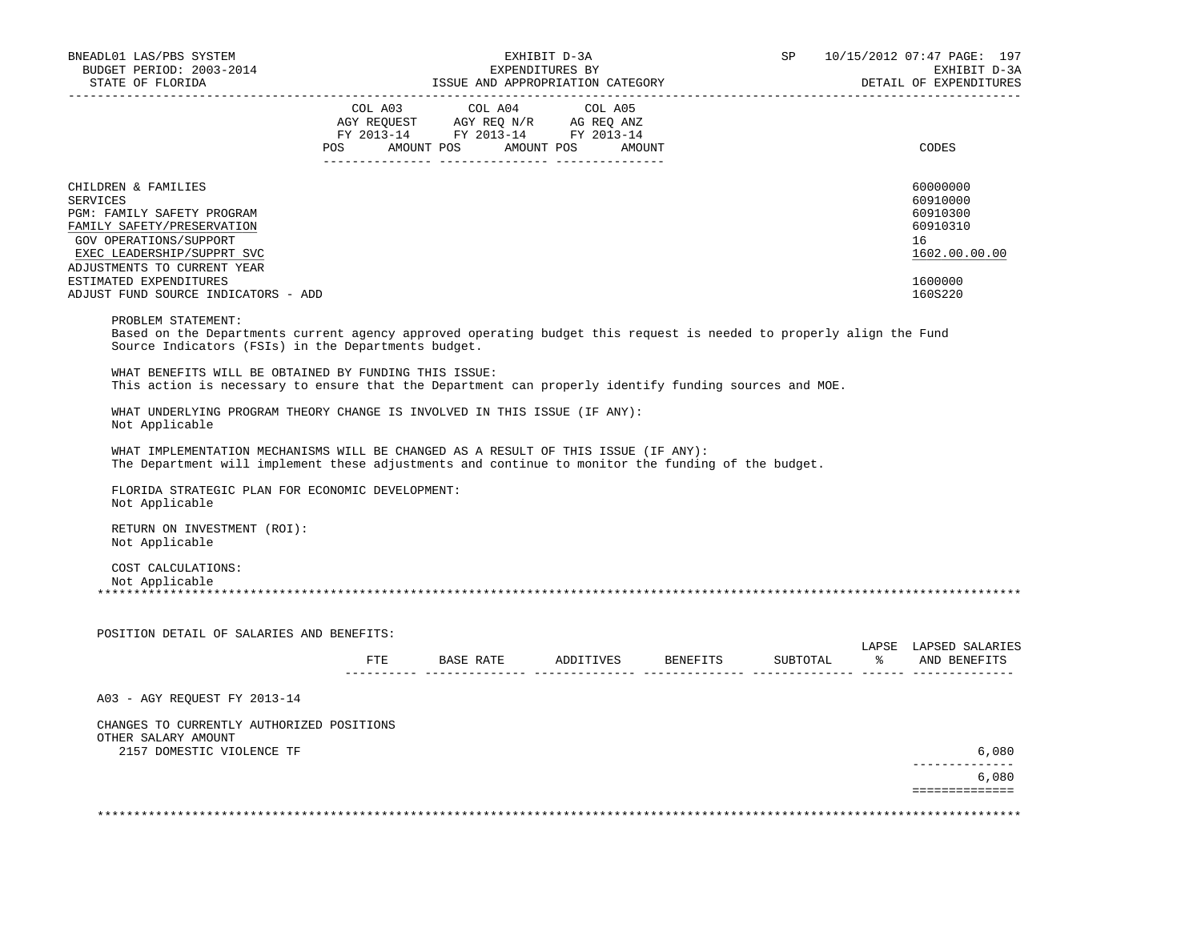| | COL A03 AGY REQUEST FY 2013-14 | | COL A04 AGY REQ N/R FY 2013-14 | | COL A05 AG REQ ANZ FY 2013-14 | | |
|---|---|---|---|---|---|---|---|
| | POS | AMOUNT | POS | AMOUNT | POS | AMOUNT | CODES |
| CHILDREN & FAMILIES | | | | | | | 60000000 |
| SERVICES | | | | | | | 60910000 |
| PGM: FAMILY SAFETY PROGRAM | | | | | | | 60910300 |
| FAMILY SAFETY/PRESERVATION | | | | | | | 60910310 |
| GOV OPERATIONS/SUPPORT | | | | | | | 16 |
| EXEC LEADERSHIP/SUPPRT SVC | | | | | | | 1602.00.00.00 |
| ADJUSTMENTS TO CURRENT YEAR ESTIMATED EXPENDITURES | | | | | | | 1600000 |
| ADJUST FUND SOURCE INDICATORS - ADD | | | | | | | 160S220 |

PROBLEM STATEMENT:
Based on the Departments current agency approved operating budget this request is needed to properly align the Fund Source Indicators (FSIs) in the Departments budget.

WHAT BENEFITS WILL BE OBTAINED BY FUNDING THIS ISSUE:
This action is necessary to ensure that the Department can properly identify funding sources and MOE.

WHAT UNDERLYING PROGRAM THEORY CHANGE IS INVOLVED IN THIS ISSUE (IF ANY):
Not Applicable

WHAT IMPLEMENTATION MECHANISMS WILL BE CHANGED AS A RESULT OF THIS ISSUE (IF ANY):
The Department will implement these adjustments and continue to monitor the funding of the budget.

FLORIDA STRATEGIC PLAN FOR ECONOMIC DEVELOPMENT:
Not Applicable

RETURN ON INVESTMENT (ROI):
Not Applicable

COST CALCULATIONS:
Not Applicable

******************************************************************************************************************

POSITION DETAIL OF SALARIES AND BENEFITS:

| | FTE | BASE RATE | ADDITIVES | BENEFITS | SUBTOTAL | LAPSE % | LAPSED SALARIES AND BENEFITS |
|---|---|---|---|---|---|---|---|
| A03 - AGY REQUEST FY 2013-14 | | | | | | | |
| CHANGES TO CURRENTLY AUTHORIZED POSITIONS | | | | | | | |
| OTHER SALARY AMOUNT | | | | | | | |
| 2157 DOMESTIC VIOLENCE TF | | | | | | | 6,080 |
| | | | | | | | 6,080 |

******************************************************************************************************************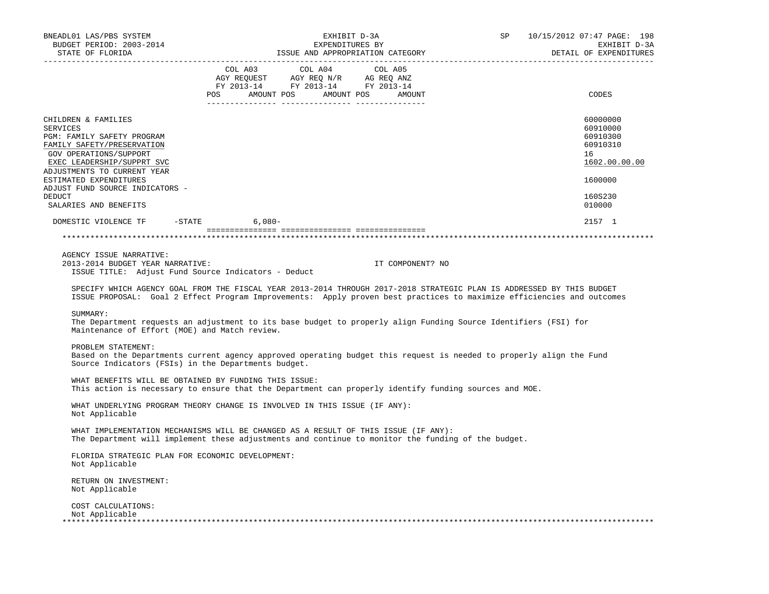| | COL A03 AGY REQUEST FY 2013-14 POS AMOUNT | COL A04 AGY REQ N/R FY 2013-14 POS AMOUNT | COL A05 AG REQ ANZ FY 2013-14 POS AMOUNT | CODES |
|---|---|---|---|---|
| CHILDREN & FAMILIES | | | | 60000000 |
| SERVICES | | | | 60910000 |
| PGM: FAMILY SAFETY PROGRAM | | | | 60910300 |
| FAMILY SAFETY/PRESERVATION | | | | 60910310 |
| GOV OPERATIONS/SUPPORT | | | | 16 |
| EXEC LEADERSHIP/SUPPRT SVC | | | | 1602.00.00.00 |
| ADJUSTMENTS TO CURRENT YEAR ESTIMATED EXPENDITURES | | | | 1600000 |
| ADJUST FUND SOURCE INDICATORS - DEDUCT | | | | 160S230 |
| SALARIES AND BENEFITS | | | | 010000 |
| DOMESTIC VIOLENCE TF -STATE | 6,080- | | | 2157 1 |

AGENCY ISSUE NARRATIVE:

2013-2014 BUDGET YEAR NARRATIVE: IT COMPONENT? NO

ISSUE TITLE: Adjust Fund Source Indicators - Deduct

SPECIFY WHICH AGENCY GOAL FROM THE FISCAL YEAR 2013-2014 THROUGH 2017-2018 STRATEGIC PLAN IS ADDRESSED BY THIS BUDGET ISSUE PROPOSAL: Goal 2 Effect Program Improvements: Apply proven best practices to maximize efficiencies and outcomes

SUMMARY:
The Department requests an adjustment to its base budget to properly align Funding Source Identifiers (FSI) for Maintenance of Effort (MOE) and Match review.

PROBLEM STATEMENT:
Based on the Departments current agency approved operating budget this request is needed to properly align the Fund Source Indicators (FSIs) in the Departments budget.

WHAT BENEFITS WILL BE OBTAINED BY FUNDING THIS ISSUE:
This action is necessary to ensure that the Department can properly identify funding sources and MOE.

WHAT UNDERLYING PROGRAM THEORY CHANGE IS INVOLVED IN THIS ISSUE (IF ANY):
Not Applicable

WHAT IMPLEMENTATION MECHANISMS WILL BE CHANGED AS A RESULT OF THIS ISSUE (IF ANY):
The Department will implement these adjustments and continue to monitor the funding of the budget.

FLORIDA STRATEGIC PLAN FOR ECONOMIC DEVELOPMENT:
Not Applicable

RETURN ON INVESTMENT:
Not Applicable

COST CALCULATIONS:
Not Applicable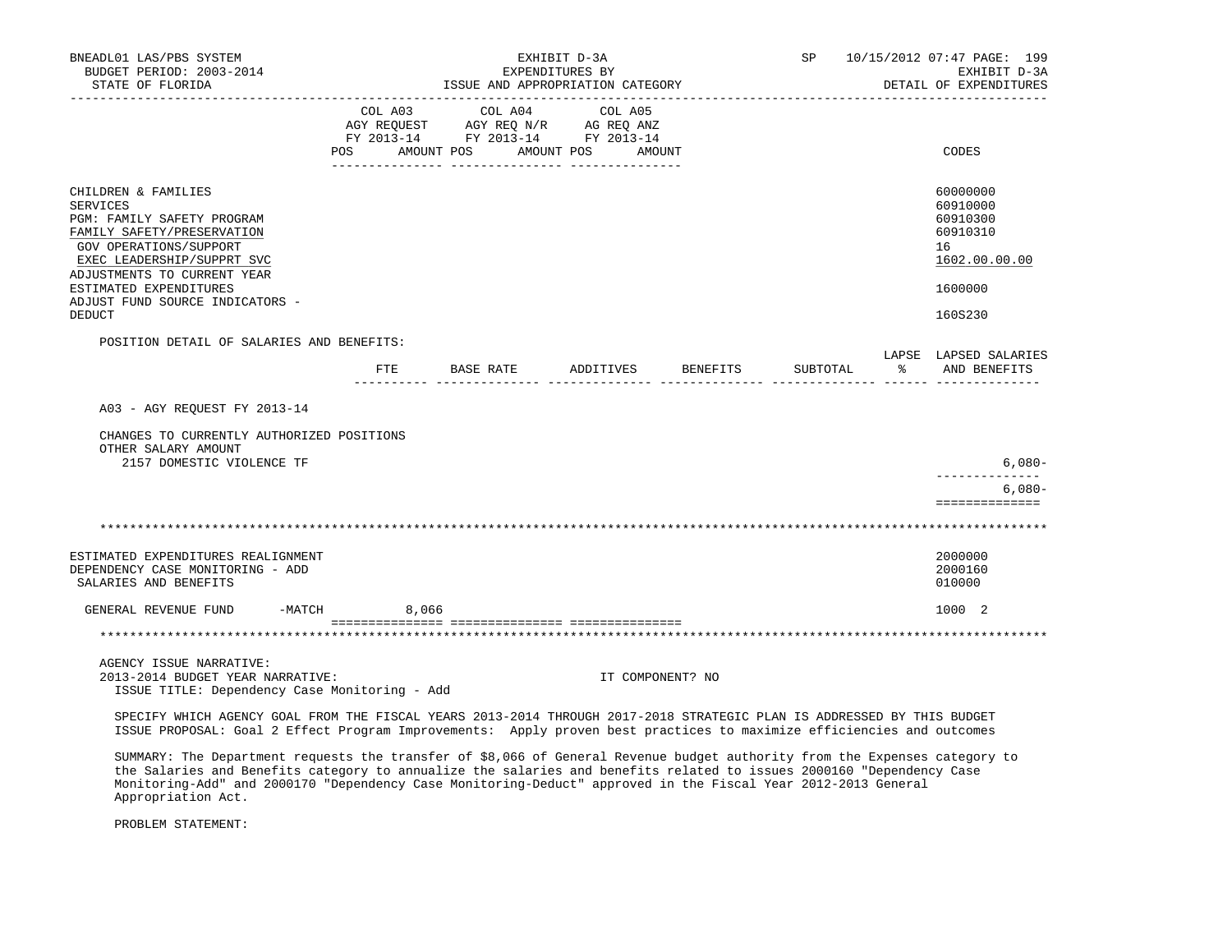BNEADL01 LAS/PBS SYSTEM — EXHIBIT D-3A — SP 10/15/2012 07:47

BUDGET PERIOD: 2003-2014 — EXPENDITURES BY — EXHIBIT D-3A

STATE OF FLORIDA — ISSUE AND APPROPRIATION CATEGORY — DETAIL OF EXPENDITURES

| | COL A03 AGY REQUEST FY 2013-14 POS AMOUNT | COL A04 AGY REQ N/R FY 2013-14 POS AMOUNT | COL A05 AG REQ ANZ FY 2013-14 POS AMOUNT | CODES |
|---|---|---|---|---|
| CHILDREN & FAMILIES | | | | 60000000 |
| SERVICES | | | | 60910000 |
| PGM: FAMILY SAFETY PROGRAM | | | | 60910300 |
| FAMILY SAFETY/PRESERVATION | | | | 60910310 |
| GOV OPERATIONS/SUPPORT | | | | 16 |
| EXEC LEADERSHIP/SUPPRT SVC | | | | 1602.00.00.00 |
| ADJUSTMENTS TO CURRENT YEAR ESTIMATED EXPENDITURES | | | | 1600000 |
| ADJUST FUND SOURCE INDICATORS - DEDUCT | | | | 160S230 |

POSITION DETAIL OF SALARIES AND BENEFITS:

| | FTE | BASE RATE | ADDITIVES | BENEFITS | SUBTOTAL | LAPSE % | LAPSED SALARIES AND BENEFITS |
|---|---|---|---|---|---|---|---|
| A03 - AGY REQUEST FY 2013-14 | | | | | | | |
| CHANGES TO CURRENTLY AUTHORIZED POSITIONS | | | | | | | |
| OTHER SALARY AMOUNT | | | | | | | |
| 2157 DOMESTIC VIOLENCE TF | | | | | | | 6,080- |
| | | | | | | | 6,080- |

\*\*\*\*\*\*\*\*\*\*\*\*\*\*\*\*\*\*\*\*\*\*\*\*\*\*\*\*\*\*\*\*\*\*\*\*\*\*\*\*\*\*\*\*\*\*\*\*\*\*\*\*\*\*\*\*\*\*\*\*\*\*\*\*\*\*\*\*\*\*\*\*\*\*\*\*\*\*\*\*\*\*\*\*\*\*\*\*\*\*\*\*\*\*\*\*\*\*\*\*\*\*\*\*\*\*\*\*\*\*\*\*\*

| | COL A03 | COL A04 | COL A05 | CODES |
|---|---|---|---|---|
| ESTIMATED EXPENDITURES REALIGNMENT | | | | 2000000 |
| DEPENDENCY CASE MONITORING - ADD | | | | 2000160 |
| SALARIES AND BENEFITS | | | | 010000 |
| GENERAL REVENUE FUND -MATCH | 8,066 | | | 1000 2 |

\*\*\*\*\*\*\*\*\*\*\*\*\*\*\*\*\*\*\*\*\*\*\*\*\*\*\*\*\*\*\*\*\*\*\*\*\*\*\*\*\*\*\*\*\*\*\*\*\*\*\*\*\*\*\*\*\*\*\*\*\*\*\*\*\*\*\*\*\*\*\*\*\*\*\*\*\*\*\*\*\*\*\*\*\*\*\*\*\*\*\*\*\*\*\*\*\*\*\*\*\*\*\*\*\*\*\*\*\*\*\*\*\*

AGENCY ISSUE NARRATIVE:

2013-2014 BUDGET YEAR NARRATIVE: IT COMPONENT? NO

ISSUE TITLE: Dependency Case Monitoring - Add

SPECIFY WHICH AGENCY GOAL FROM THE FISCAL YEARS 2013-2014 THROUGH 2017-2018 STRATEGIC PLAN IS ADDRESSED BY THIS BUDGET ISSUE PROPOSAL: Goal 2 Effect Program Improvements: Apply proven best practices to maximize efficiencies and outcomes

SUMMARY: The Department requests the transfer of $8,066 of General Revenue budget authority from the Expenses category to the Salaries and Benefits category to annualize the salaries and benefits related to issues 2000160 "Dependency Case Monitoring-Add" and 2000170 "Dependency Case Monitoring-Deduct" approved in the Fiscal Year 2012-2013 General Appropriation Act.

PROBLEM STATEMENT: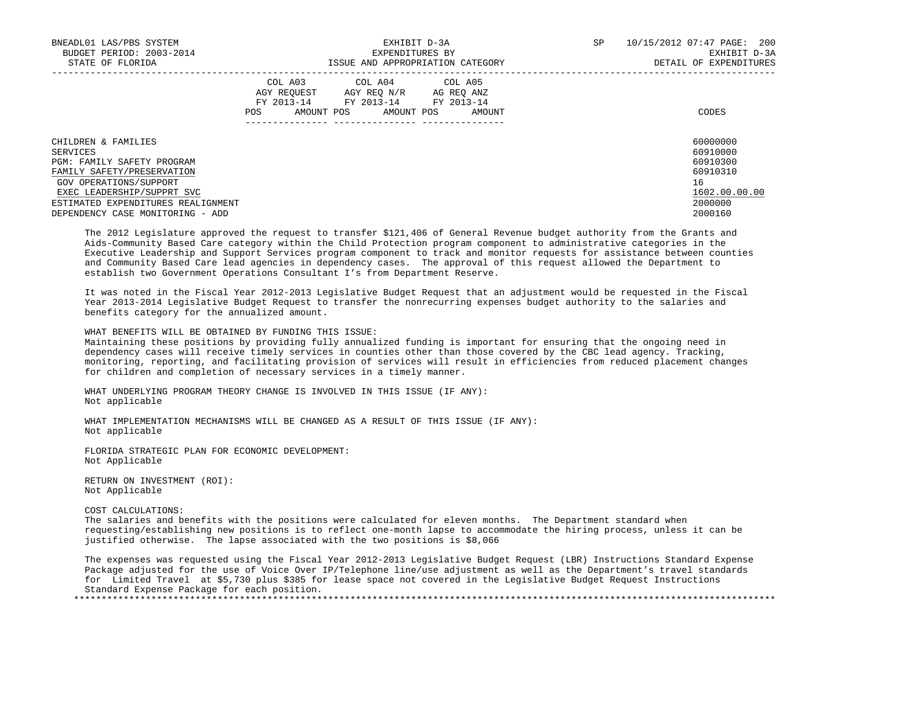| | COL A03 AGY REQUEST FY 2013-14 | | COL A04 AGY REQ N/R FY 2013-14 | | COL A05 AG REQ ANZ FY 2013-14 | | |
|---|---|---|---|---|---|---|---|
| | POS | AMOUNT | POS | AMOUNT | POS | AMOUNT | CODES |
| CHILDREN & FAMILIES | | | | | | | 60000000 |
| SERVICES | | | | | | | 60910000 |
| PGM: FAMILY SAFETY PROGRAM | | | | | | | 60910300 |
| FAMILY SAFETY/PRESERVATION | | | | | | | 60910310 |
| GOV OPERATIONS/SUPPORT | | | | | | | 16 |
| EXEC LEADERSHIP/SUPPRT SVC | | | | | | | 1602.00.00.00 |
| ESTIMATED EXPENDITURES REALIGNMENT | | | | | | | 2000000 |
| DEPENDENCY CASE MONITORING - ADD | | | | | | | 2000160 |

The 2012 Legislature approved the request to transfer $121,406 of General Revenue budget authority from the Grants and Aids-Community Based Care category within the Child Protection program component to administrative categories in the Executive Leadership and Support Services program component to track and monitor requests for assistance between counties and Community Based Care lead agencies in dependency cases. The approval of this request allowed the Department to establish two Government Operations Consultant I's from Department Reserve.

It was noted in the Fiscal Year 2012-2013 Legislative Budget Request that an adjustment would be requested in the Fiscal Year 2013-2014 Legislative Budget Request to transfer the nonrecurring expenses budget authority to the salaries and benefits category for the annualized amount.

WHAT BENEFITS WILL BE OBTAINED BY FUNDING THIS ISSUE:
Maintaining these positions by providing fully annualized funding is important for ensuring that the ongoing need in dependency cases will receive timely services in counties other than those covered by the CBC lead agency. Tracking, monitoring, reporting, and facilitating provision of services will result in efficiencies from reduced placement changes for children and completion of necessary services in a timely manner.

WHAT UNDERLYING PROGRAM THEORY CHANGE IS INVOLVED IN THIS ISSUE (IF ANY):
Not applicable

WHAT IMPLEMENTATION MECHANISMS WILL BE CHANGED AS A RESULT OF THIS ISSUE (IF ANY):
Not applicable

FLORIDA STRATEGIC PLAN FOR ECONOMIC DEVELOPMENT:
Not Applicable

RETURN ON INVESTMENT (ROI):
Not Applicable

COST CALCULATIONS:
The salaries and benefits with the positions were calculated for eleven months. The Department standard when requesting/establishing new positions is to reflect one-month lapse to accommodate the hiring process, unless it can be justified otherwise. The lapse associated with the two positions is $8,066

The expenses was requested using the Fiscal Year 2012-2013 Legislative Budget Request (LBR) Instructions Standard Expense Package adjusted for the use of Voice Over IP/Telephone line/use adjustment as well as the Department's travel standards for Limited Travel at $5,730 plus $385 for lease space not covered in the Legislative Budget Request Instructions Standard Expense Package for each position.

***************************************************************************************************************************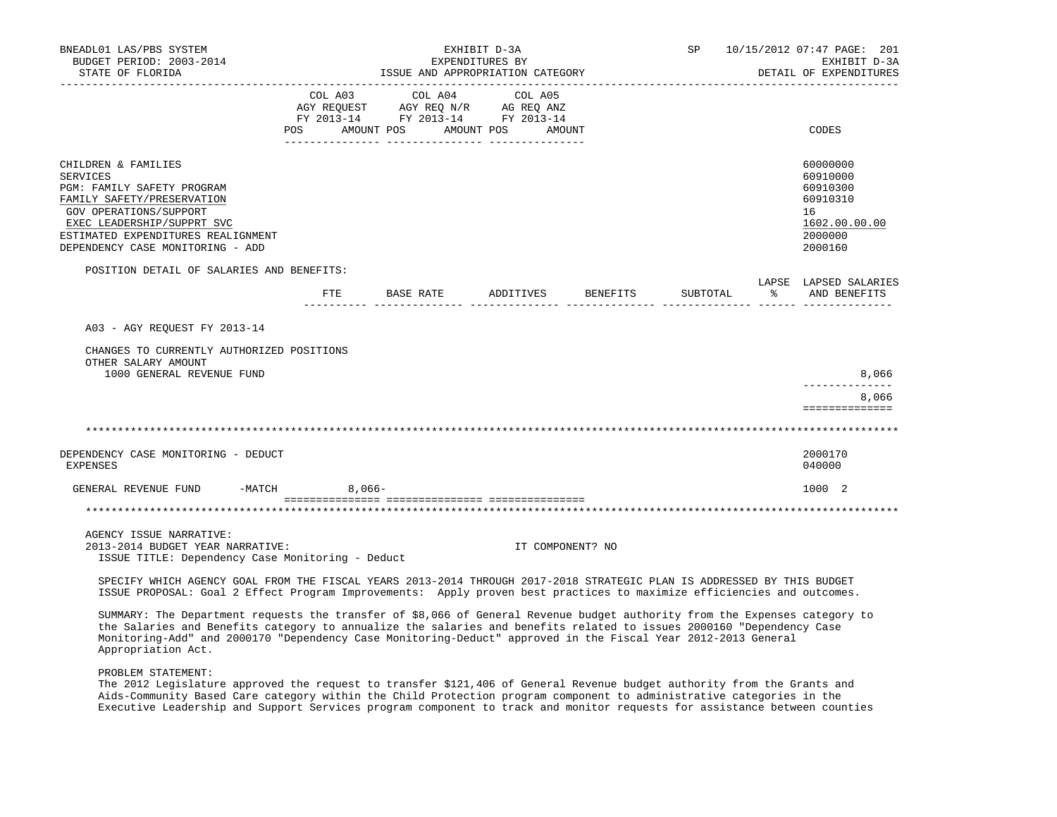BNEADL01 LAS/PBS SYSTEM — EXHIBIT D-3A — SP 10/15/2012 07:47
BUDGET PERIOD: 2003-2014 — EXPENDITURES BY — EXHIBIT D-3A
STATE OF FLORIDA — ISSUE AND APPROPRIATION CATEGORY — DETAIL OF EXPENDITURES

| | COL A03 AGY REQUEST FY 2013-14 POS AMOUNT | COL A04 AGY REQ N/R FY 2013-14 POS AMOUNT | COL A05 AG REQ ANZ FY 2013-14 POS AMOUNT | CODES |
|---|---|---|---|---|
| CHILDREN & FAMILIES | | | | 60000000 |
| SERVICES | | | | 60910000 |
| PGM: FAMILY SAFETY PROGRAM | | | | 60910300 |
| FAMILY SAFETY/PRESERVATION | | | | 60910310 |
| GOV OPERATIONS/SUPPORT | | | | 16 |
| EXEC LEADERSHIP/SUPPRT SVC | | | | 1602.00.00.00 |
| ESTIMATED EXPENDITURES REALIGNMENT | | | | 2000000 |
| DEPENDENCY CASE MONITORING - ADD | | | | 2000160 |

POSITION DETAIL OF SALARIES AND BENEFITS:

| | FTE | BASE RATE | ADDITIVES | BENEFITS | SUBTOTAL | LAPSE % | LAPSED SALARIES AND BENEFITS |
|---|---|---|---|---|---|---|---|
| A03 - AGY REQUEST FY 2013-14 | | | | | | | |
| CHANGES TO CURRENTLY AUTHORIZED POSITIONS | | | | | | | |
| OTHER SALARY AMOUNT | | | | | | | |
| 1000 GENERAL REVENUE FUND | | | | | | | 8,066 |
| | | | | | | | 8,066 |

************************************************************************************************************************

| | COL A03 | COL A04 | COL A05 | CODES |
|---|---|---|---|---|
| DEPENDENCY CASE MONITORING - DEDUCT | | | | 2000170 |
| EXPENSES | | | | 040000 |
| GENERAL REVENUE FUND -MATCH | 8,066- | | | 1000 2 |

************************************************************************************************************************

AGENCY ISSUE NARRATIVE:
2013-2014 BUDGET YEAR NARRATIVE: IT COMPONENT? NO
ISSUE TITLE: Dependency Case Monitoring - Deduct

SPECIFY WHICH AGENCY GOAL FROM THE FISCAL YEARS 2013-2014 THROUGH 2017-2018 STRATEGIC PLAN IS ADDRESSED BY THIS BUDGET ISSUE PROPOSAL: Goal 2 Effect Program Improvements: Apply proven best practices to maximize efficiencies and outcomes.

SUMMARY: The Department requests the transfer of $8,066 of General Revenue budget authority from the Expenses category to the Salaries and Benefits category to annualize the salaries and benefits related to issues 2000160 "Dependency Case Monitoring-Add" and 2000170 "Dependency Case Monitoring-Deduct" approved in the Fiscal Year 2012-2013 General Appropriation Act.

PROBLEM STATEMENT:
The 2012 Legislature approved the request to transfer $121,406 of General Revenue budget authority from the Grants and Aids-Community Based Care category within the Child Protection program component to administrative categories in the Executive Leadership and Support Services program component to track and monitor requests for assistance between counties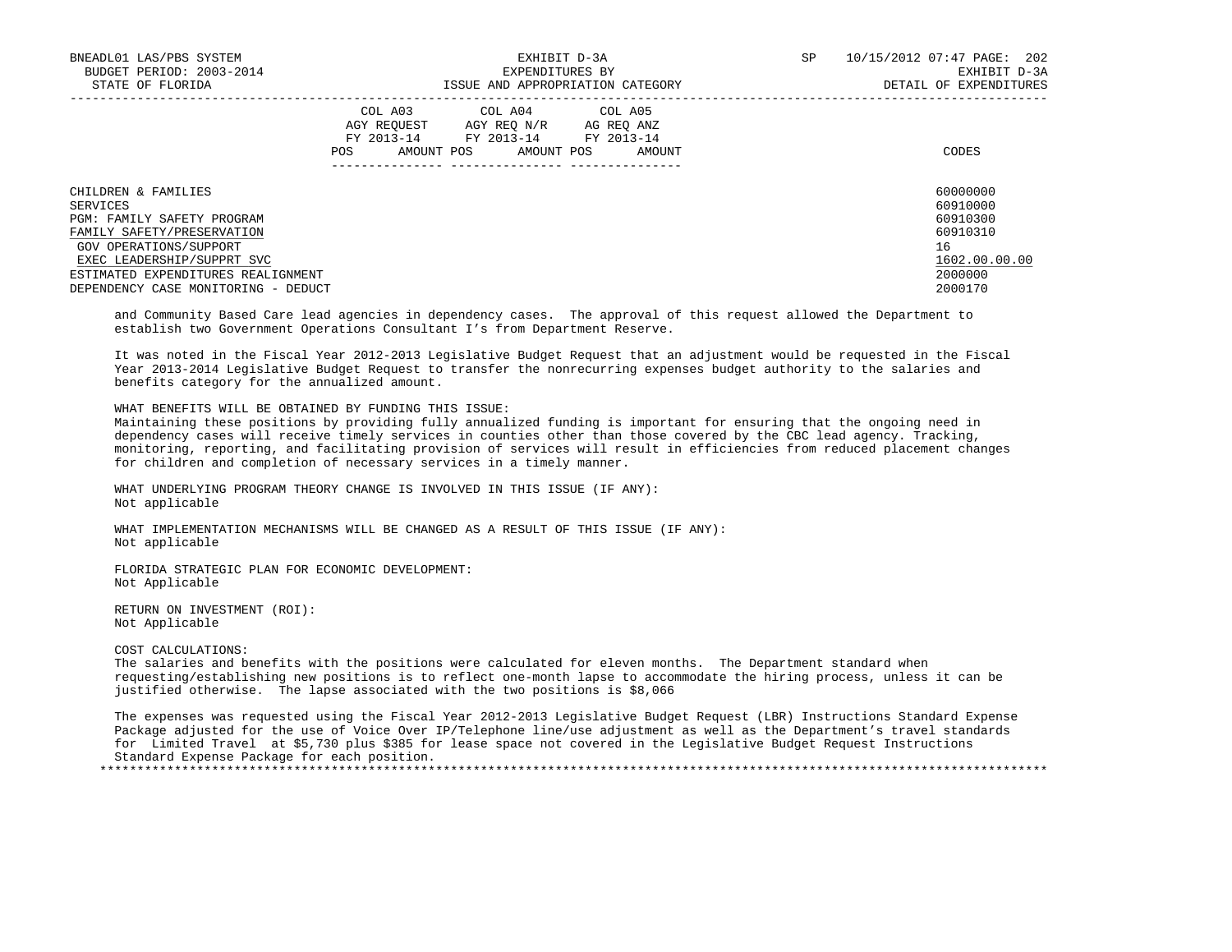| | COL A03 AGY REQUEST FY 2013-14 | | COL A04 AGY REQ N/R FY 2013-14 | | COL A05 AG REQ ANZ FY 2013-14 | | |
|---|---|---|---|---|---|---|---|
| | POS | AMOUNT | POS | AMOUNT | POS | AMOUNT | CODES |
| CHILDREN & FAMILIES | | | | | | | 60000000 |
| SERVICES | | | | | | | 60910000 |
| PGM: FAMILY SAFETY PROGRAM | | | | | | | 60910300 |
| FAMILY SAFETY/PRESERVATION | | | | | | | 60910310 |
| GOV OPERATIONS/SUPPORT | | | | | | | 16 |
| EXEC LEADERSHIP/SUPPRT SVC | | | | | | | 1602.00.00.00 |
| ESTIMATED EXPENDITURES REALIGNMENT | | | | | | | 2000000 |
| DEPENDENCY CASE MONITORING - DEDUCT | | | | | | | 2000170 |

and Community Based Care lead agencies in dependency cases. The approval of this request allowed the Department to establish two Government Operations Consultant I's from Department Reserve.

It was noted in the Fiscal Year 2012-2013 Legislative Budget Request that an adjustment would be requested in the Fiscal Year 2013-2014 Legislative Budget Request to transfer the nonrecurring expenses budget authority to the salaries and benefits category for the annualized amount.

WHAT BENEFITS WILL BE OBTAINED BY FUNDING THIS ISSUE:
Maintaining these positions by providing fully annualized funding is important for ensuring that the ongoing need in dependency cases will receive timely services in counties other than those covered by the CBC lead agency. Tracking, monitoring, reporting, and facilitating provision of services will result in efficiencies from reduced placement changes for children and completion of necessary services in a timely manner.

WHAT UNDERLYING PROGRAM THEORY CHANGE IS INVOLVED IN THIS ISSUE (IF ANY):
Not applicable

WHAT IMPLEMENTATION MECHANISMS WILL BE CHANGED AS A RESULT OF THIS ISSUE (IF ANY):
Not applicable

FLORIDA STRATEGIC PLAN FOR ECONOMIC DEVELOPMENT:
Not Applicable

RETURN ON INVESTMENT (ROI):
Not Applicable

COST CALCULATIONS:
The salaries and benefits with the positions were calculated for eleven months. The Department standard when requesting/establishing new positions is to reflect one-month lapse to accommodate the hiring process, unless it can be justified otherwise. The lapse associated with the two positions is $8,066

The expenses was requested using the Fiscal Year 2012-2013 Legislative Budget Request (LBR) Instructions Standard Expense Package adjusted for the use of Voice Over IP/Telephone line/use adjustment as well as the Department's travel standards for Limited Travel at $5,730 plus $385 for lease space not covered in the Legislative Budget Request Instructions Standard Expense Package for each position.

*******************************************************************************************************************************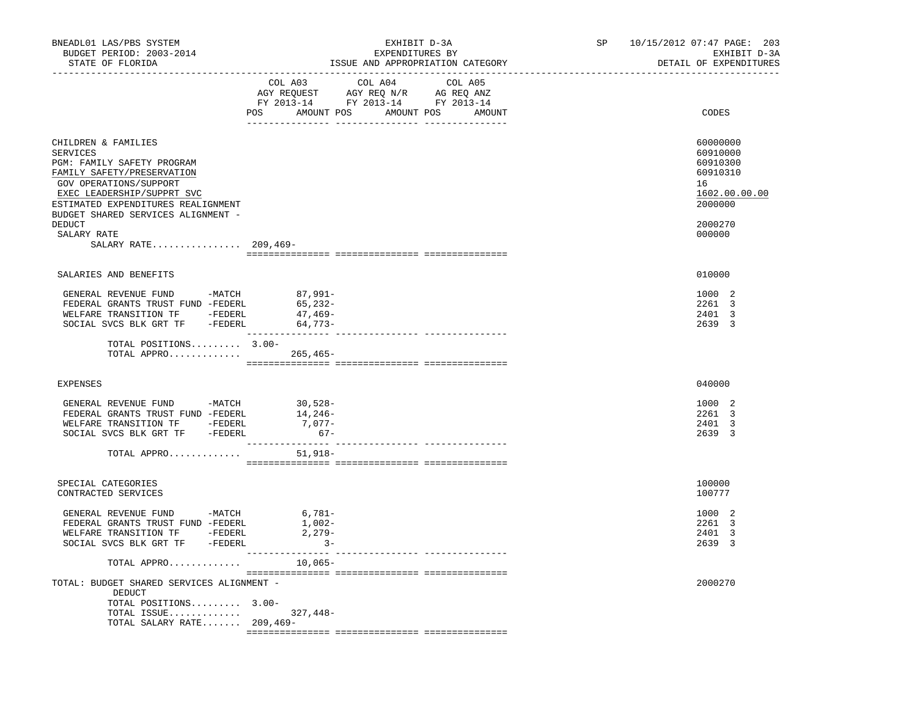BNEADL01 LAS/PBS SYSTEM — EXHIBIT D-3A — EXPENDITURES BY ISSUE AND APPROPRIATION CATEGORY
BUDGET PERIOD: 2003-2014 — STATE OF FLORIDA — SP 10/15/2012 07:47 — EXHIBIT D-3A DETAIL OF EXPENDITURES

| | COL A03 AGY REQUEST FY 2013-14 POS | AMOUNT | COL A04 AGY REQ N/R FY 2013-14 POS | AMOUNT | COL A05 AG REQ ANZ FY 2013-14 POS | AMOUNT | CODES |
|---|---|---|---|---|---|---|---|
| CHILDREN & FAMILIES | | | | | | | 60000000 |
| SERVICES | | | | | | | 60910000 |
| PGM: FAMILY SAFETY PROGRAM | | | | | | | 60910300 |
| FAMILY SAFETY/PRESERVATION | | | | | | | 60910310 |
| GOV OPERATIONS/SUPPORT | | | | | | | 16 |
| EXEC LEADERSHIP/SUPPRT SVC | | | | | | | 1602.00.00.00 |
| ESTIMATED EXPENDITURES REALIGNMENT | | | | | | | 2000000 |
| BUDGET SHARED SERVICES ALIGNMENT - DEDUCT | | | | | | | 2000270 |
| SALARY RATE | | | | | | | 000000 |
| SALARY RATE................ | 209,469- | | | | | | |
| SALARIES AND BENEFITS | | | | | | | 010000 |
| GENERAL REVENUE FUND -MATCH | | 87,991- | | | | | 1000 2 |
| FEDERAL GRANTS TRUST FUND -FEDERL | | 65,232- | | | | | 2261 3 |
| WELFARE TRANSITION TF -FEDERL | | 47,469- | | | | | 2401 3 |
| SOCIAL SVCS BLK GRT TF -FEDERL | | 64,773- | | | | | 2639 3 |
| TOTAL POSITIONS......... | 3.00- | | | | | | |
| TOTAL APPRO............. | | 265,465- | | | | | |
| EXPENSES | | | | | | | 040000 |
| GENERAL REVENUE FUND -MATCH | | 30,528- | | | | | 1000 2 |
| FEDERAL GRANTS TRUST FUND -FEDERL | | 14,246- | | | | | 2261 3 |
| WELFARE TRANSITION TF -FEDERL | | 7,077- | | | | | 2401 3 |
| SOCIAL SVCS BLK GRT TF -FEDERL | | 67- | | | | | 2639 3 |
| TOTAL APPRO............. | | 51,918- | | | | | |
| SPECIAL CATEGORIES | | | | | | | 100000 |
| CONTRACTED SERVICES | | | | | | | 100777 |
| GENERAL REVENUE FUND -MATCH | | 6,781- | | | | | 1000 2 |
| FEDERAL GRANTS TRUST FUND -FEDERL | | 1,002- | | | | | 2261 3 |
| WELFARE TRANSITION TF -FEDERL | | 2,279- | | | | | 2401 3 |
| SOCIAL SVCS BLK GRT TF -FEDERL | | 3- | | | | | 2639 3 |
| TOTAL APPRO............. | | 10,065- | | | | | |
| TOTAL: BUDGET SHARED SERVICES ALIGNMENT - DEDUCT | | | | | | | 2000270 |
| TOTAL POSITIONS......... | 3.00- | | | | | | |
| TOTAL ISSUE............. | | 327,448- | | | | | |
| TOTAL SALARY RATE....... | 209,469- | | | | | | |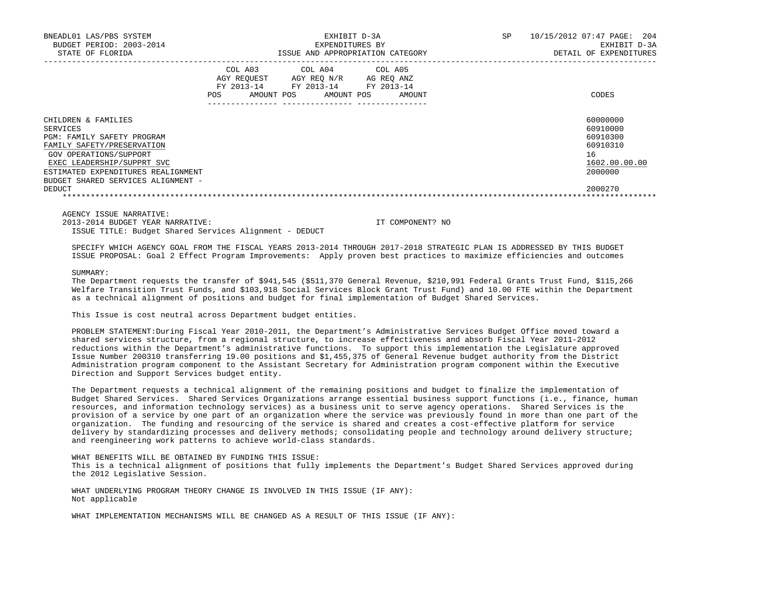| | COL A03 AGY REQUEST FY 2013-14 | | COL A04 AGY REQ N/R FY 2013-14 | | COL A05 AG REQ ANZ FY 2013-14 | | |
|---|---|---|---|---|---|---|---|
| | POS | AMOUNT | POS | AMOUNT | POS | AMOUNT | CODES |
| CHILDREN & FAMILIES | | | | | | | 60000000 |
| SERVICES | | | | | | | 60910000 |
| PGM: FAMILY SAFETY PROGRAM | | | | | | | 60910300 |
| FAMILY SAFETY/PRESERVATION | | | | | | | 60910310 |
| GOV OPERATIONS/SUPPORT | | | | | | | 16 |
| EXEC LEADERSHIP/SUPPRT SVC | | | | | | | 1602.00.00.00 |
| ESTIMATED EXPENDITURES REALIGNMENT | | | | | | | 2000000 |
| BUDGET SHARED SERVICES ALIGNMENT - DEDUCT | | | | | | | 2000270 |

AGENCY ISSUE NARRATIVE:
2013-2014 BUDGET YEAR NARRATIVE: IT COMPONENT? NO
ISSUE TITLE: Budget Shared Services Alignment - DEDUCT

SPECIFY WHICH AGENCY GOAL FROM THE FISCAL YEARS 2013-2014 THROUGH 2017-2018 STRATEGIC PLAN IS ADDRESSED BY THIS BUDGET ISSUE PROPOSAL: Goal 2 Effect Program Improvements: Apply proven best practices to maximize efficiencies and outcomes

SUMMARY:
The Department requests the transfer of $941,545 ($511,370 General Revenue, $210,991 Federal Grants Trust Fund, $115,266 Welfare Transition Trust Funds, and $103,918 Social Services Block Grant Trust Fund) and 10.00 FTE within the Department as a technical alignment of positions and budget for final implementation of Budget Shared Services.

This Issue is cost neutral across Department budget entities.

PROBLEM STATEMENT:During Fiscal Year 2010-2011, the Department's Administrative Services Budget Office moved toward a shared services structure, from a regional structure, to increase effectiveness and absorb Fiscal Year 2011-2012 reductions within the Department's administrative functions. To support this implementation the Legislature approved Issue Number 200310 transferring 19.00 positions and $1,455,375 of General Revenue budget authority from the District Administration program component to the Assistant Secretary for Administration program component within the Executive Direction and Support Services budget entity.

The Department requests a technical alignment of the remaining positions and budget to finalize the implementation of Budget Shared Services. Shared Services Organizations arrange essential business support functions (i.e., finance, human resources, and information technology services) as a business unit to serve agency operations. Shared Services is the provision of a service by one part of an organization where the service was previously found in more than one part of the organization. The funding and resourcing of the service is shared and creates a cost-effective platform for service delivery by standardizing processes and delivery methods; consolidating people and technology around delivery structure; and reengineering work patterns to achieve world-class standards.

WHAT BENEFITS WILL BE OBTAINED BY FUNDING THIS ISSUE:
This is a technical alignment of positions that fully implements the Department's Budget Shared Services approved during the 2012 Legislative Session.

WHAT UNDERLYING PROGRAM THEORY CHANGE IS INVOLVED IN THIS ISSUE (IF ANY):
Not applicable

WHAT IMPLEMENTATION MECHANISMS WILL BE CHANGED AS A RESULT OF THIS ISSUE (IF ANY):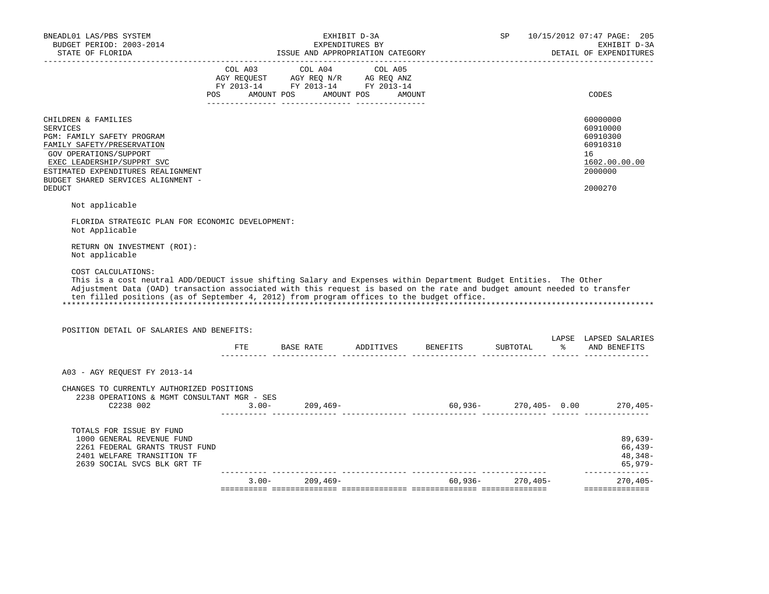BNEADL01 LAS/PBS SYSTEM
BUDGET PERIOD: 2003-2014
STATE OF FLORIDA

EXHIBIT D-3A
EXPENDITURES BY
ISSUE AND APPROPRIATION CATEGORY

SP 10/15/2012 07:47
EXHIBIT D-3A
DETAIL OF EXPENDITURES

| | COL A03 AGY REQUEST FY 2013-14 POS AMOUNT | COL A04 AGY REQ N/R FY 2013-14 POS AMOUNT | COL A05 AG REQ ANZ FY 2013-14 POS AMOUNT | CODES |
|---|---|---|---|---|
| CHILDREN & FAMILIES | | | | 60000000 |
| SERVICES | | | | 60910000 |
| PGM: FAMILY SAFETY PROGRAM | | | | 60910300 |
| FAMILY SAFETY/PRESERVATION | | | | 60910310 |
| GOV OPERATIONS/SUPPORT | | | | 16 |
| EXEC LEADERSHIP/SUPPRT SVC | | | | 1602.00.00.00 |
| ESTIMATED EXPENDITURES REALIGNMENT | | | | 2000000 |
| BUDGET SHARED SERVICES ALIGNMENT - DEDUCT | | | | 2000270 |

Not applicable

FLORIDA STRATEGIC PLAN FOR ECONOMIC DEVELOPMENT:
Not Applicable

RETURN ON INVESTMENT (ROI):
Not applicable

COST CALCULATIONS:
This is a cost neutral ADD/DEDUCT issue shifting Salary and Expenses within Department Budget Entities. The Other Adjustment Data (OAD) transaction associated with this request is based on the rate and budget amount needed to transfer ten filled positions (as of September 4, 2012) from program offices to the budget office.

********************************************************************************************************************

POSITION DETAIL OF SALARIES AND BENEFITS:

| | FTE | BASE RATE | ADDITIVES | BENEFITS | SUBTOTAL | LAPSE % | LAPSED SALARIES AND BENEFITS |
|---|---|---|---|---|---|---|---|
| A03 - AGY REQUEST FY 2013-14 | | | | | | | |
| CHANGES TO CURRENTLY AUTHORIZED POSITIONS | | | | | | | |
| 2238 OPERATIONS & MGMT CONSULTANT MGR - SES | | | | | | | |
| C2238 002 | 3.00- | 209,469- | | 60,936- | 270,405- | 0.00 | 270,405- |
| TOTALS FOR ISSUE BY FUND | | | | | | | |
| 1000 GENERAL REVENUE FUND | | | | | | | 89,639- |
| 2261 FEDERAL GRANTS TRUST FUND | | | | | | | 66,439- |
| 2401 WELFARE TRANSITION TF | | | | | | | 48,348- |
| 2639 SOCIAL SVCS BLK GRT TF | | | | | | | 65,979- |
| | 3.00- | 209,469- | | 60,936- | 270,405- | | 270,405- |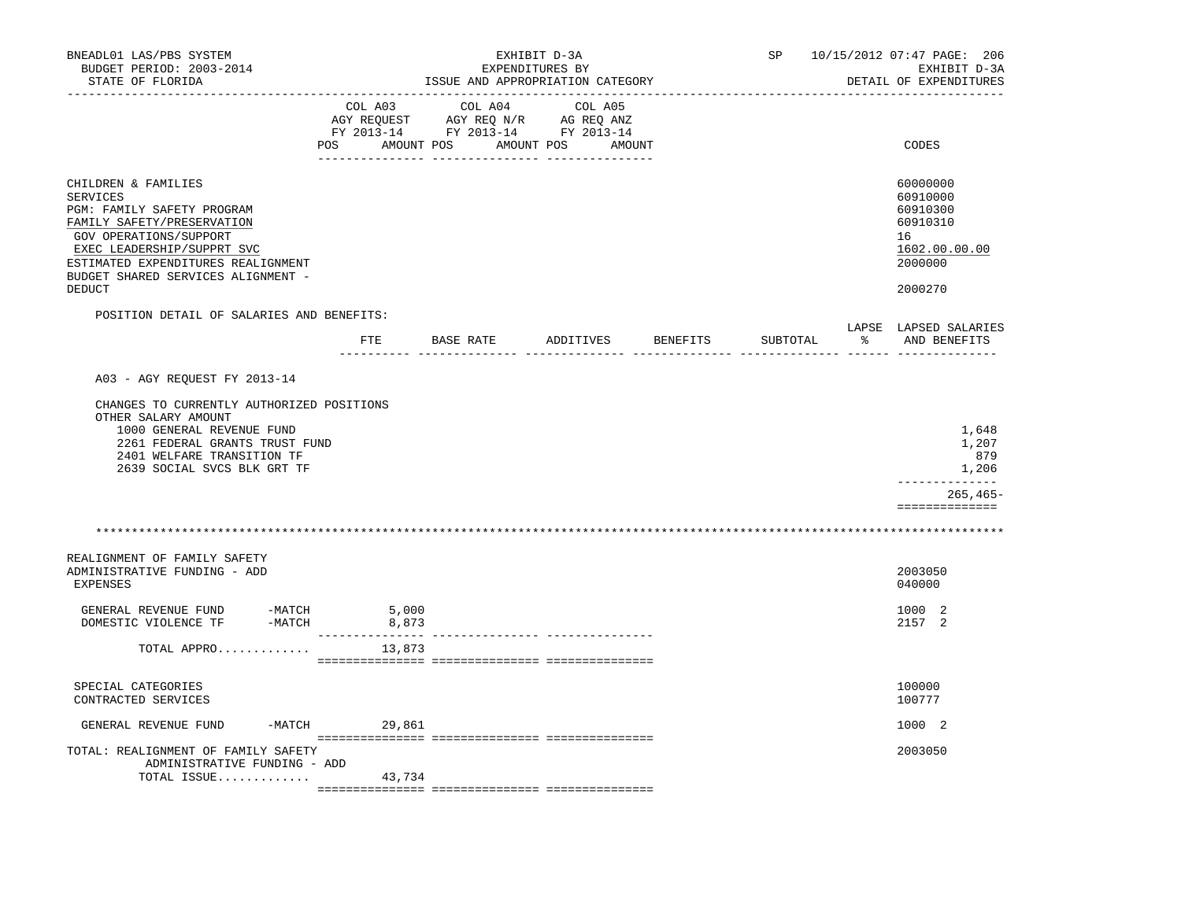BNEADL01 LAS/PBS SYSTEM — EXHIBIT D-3A — EXPENDITURES BY ISSUE AND APPROPRIATION CATEGORY
BUDGET PERIOD: 2003-2014 — STATE OF FLORIDA — SP 10/15/2012 07:47 — EXHIBIT D-3A DETAIL OF EXPENDITURES

| | COL A03 AGY REQUEST FY 2013-14 POS AMOUNT | COL A04 AGY REQ N/R FY 2013-14 POS AMOUNT | COL A05 AG REQ ANZ FY 2013-14 POS AMOUNT | CODES |
|---|---|---|---|---|
| CHILDREN & FAMILIES | | | | 60000000 |
| SERVICES | | | | 60910000 |
| PGM: FAMILY SAFETY PROGRAM | | | | 60910300 |
| FAMILY SAFETY/PRESERVATION | | | | 60910310 |
| GOV OPERATIONS/SUPPORT | | | | 16 |
| EXEC LEADERSHIP/SUPPRT SVC | | | | 1602.00.00.00 |
| ESTIMATED EXPENDITURES REALIGNMENT | | | | 2000000 |
| BUDGET SHARED SERVICES ALIGNMENT - DEDUCT | | | | 2000270 |

POSITION DETAIL OF SALARIES AND BENEFITS:

| | FTE | BASE RATE | ADDITIVES | BENEFITS | SUBTOTAL | LAPSE % | LAPSED SALARIES AND BENEFITS |
|---|---|---|---|---|---|---|---|
| A03 - AGY REQUEST FY 2013-14 | | | | | | | |
| CHANGES TO CURRENTLY AUTHORIZED POSITIONS | | | | | | | |
| OTHER SALARY AMOUNT | | | | | | | |
| 1000 GENERAL REVENUE FUND | | | | | | | 1,648 |
| 2261 FEDERAL GRANTS TRUST FUND | | | | | | | 1,207 |
| 2401 WELFARE TRANSITION TF | | | | | | | 879 |
| 2639 SOCIAL SVCS BLK GRT TF | | | | | | | 1,206 |
| | | | | | | | 265,465- |

************************************************************

| | COL A03 | COL A04 | COL A05 | CODES |
|---|---|---|---|---|
| REALIGNMENT OF FAMILY SAFETY ADMINISTRATIVE FUNDING - ADD | | | | 2003050 |
| EXPENSES | | | | 040000 |
| GENERAL REVENUE FUND -MATCH | 5,000 | | | 1000 2 |
| DOMESTIC VIOLENCE TF -MATCH | 8,873 | | | 2157 2 |
| TOTAL APPRO............ | 13,873 | | | |
| SPECIAL CATEGORIES | | | | 100000 |
| CONTRACTED SERVICES | | | | 100777 |
| GENERAL REVENUE FUND -MATCH | 29,861 | | | 1000 2 |
| TOTAL: REALIGNMENT OF FAMILY SAFETY ADMINISTRATIVE FUNDING - ADD | | | | 2003050 |
| TOTAL ISSUE............ | 43,734 | | | |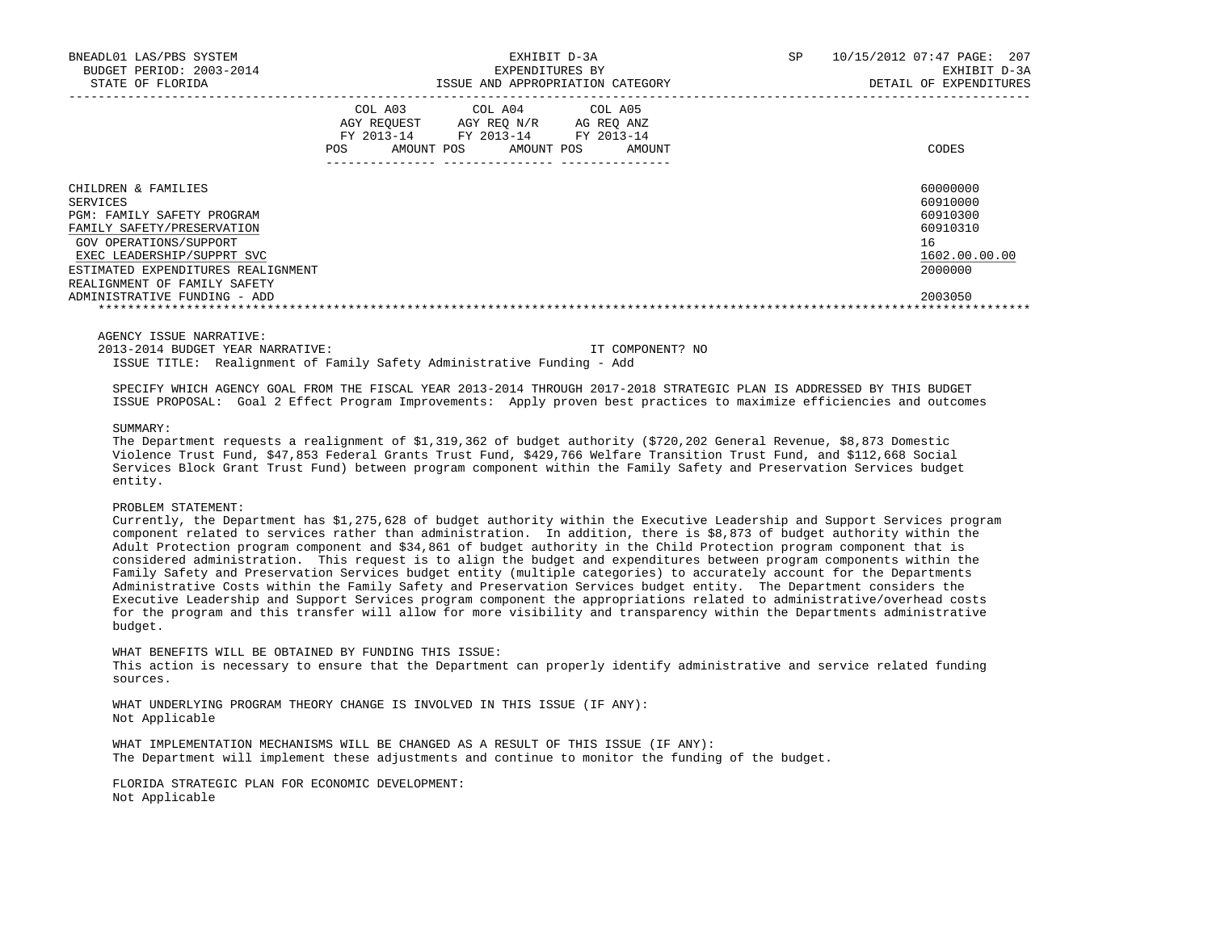| | COL A03 AGY REQUEST FY 2013-14 POS AMOUNT | COL A04 AGY REQ N/R FY 2013-14 POS AMOUNT | COL A05 AG REQ ANZ FY 2013-14 POS AMOUNT | CODES |
|---|---|---|---|---|
| CHILDREN & FAMILIES | | | | 60000000 |
| SERVICES | | | | 60910000 |
| PGM: FAMILY SAFETY PROGRAM | | | | 60910300 |
| FAMILY SAFETY/PRESERVATION | | | | 60910310 |
| GOV OPERATIONS/SUPPORT | | | | 16 |
| EXEC LEADERSHIP/SUPPRT SVC | | | | 1602.00.00.00 |
| ESTIMATED EXPENDITURES REALIGNMENT | | | | 2000000 |
| REALIGNMENT OF FAMILY SAFETY ADMINISTRATIVE FUNDING - ADD | | | | 2003050 |

AGENCY ISSUE NARRATIVE:

2013-2014 BUDGET YEAR NARRATIVE: IT COMPONENT? NO

ISSUE TITLE: Realignment of Family Safety Administrative Funding - Add

SPECIFY WHICH AGENCY GOAL FROM THE FISCAL YEAR 2013-2014 THROUGH 2017-2018 STRATEGIC PLAN IS ADDRESSED BY THIS BUDGET ISSUE PROPOSAL: Goal 2 Effect Program Improvements: Apply proven best practices to maximize efficiencies and outcomes

SUMMARY:

The Department requests a realignment of $1,319,362 of budget authority ($720,202 General Revenue, $8,873 Domestic Violence Trust Fund, $47,853 Federal Grants Trust Fund, $429,766 Welfare Transition Trust Fund, and $112,668 Social Services Block Grant Trust Fund) between program component within the Family Safety and Preservation Services budget entity.

PROBLEM STATEMENT:

Currently, the Department has $1,275,628 of budget authority within the Executive Leadership and Support Services program component related to services rather than administration. In addition, there is $8,873 of budget authority within the Adult Protection program component and $34,861 of budget authority in the Child Protection program component that is considered administration. This request is to align the budget and expenditures between program components within the Family Safety and Preservation Services budget entity (multiple categories) to accurately account for the Departments Administrative Costs within the Family Safety and Preservation Services budget entity. The Department considers the Executive Leadership and Support Services program component the appropriations related to administrative/overhead costs for the program and this transfer will allow for more visibility and transparency within the Departments administrative budget.

WHAT BENEFITS WILL BE OBTAINED BY FUNDING THIS ISSUE:

This action is necessary to ensure that the Department can properly identify administrative and service related funding sources.

WHAT UNDERLYING PROGRAM THEORY CHANGE IS INVOLVED IN THIS ISSUE (IF ANY):

Not Applicable

WHAT IMPLEMENTATION MECHANISMS WILL BE CHANGED AS A RESULT OF THIS ISSUE (IF ANY):

The Department will implement these adjustments and continue to monitor the funding of the budget.

FLORIDA STRATEGIC PLAN FOR ECONOMIC DEVELOPMENT:

Not Applicable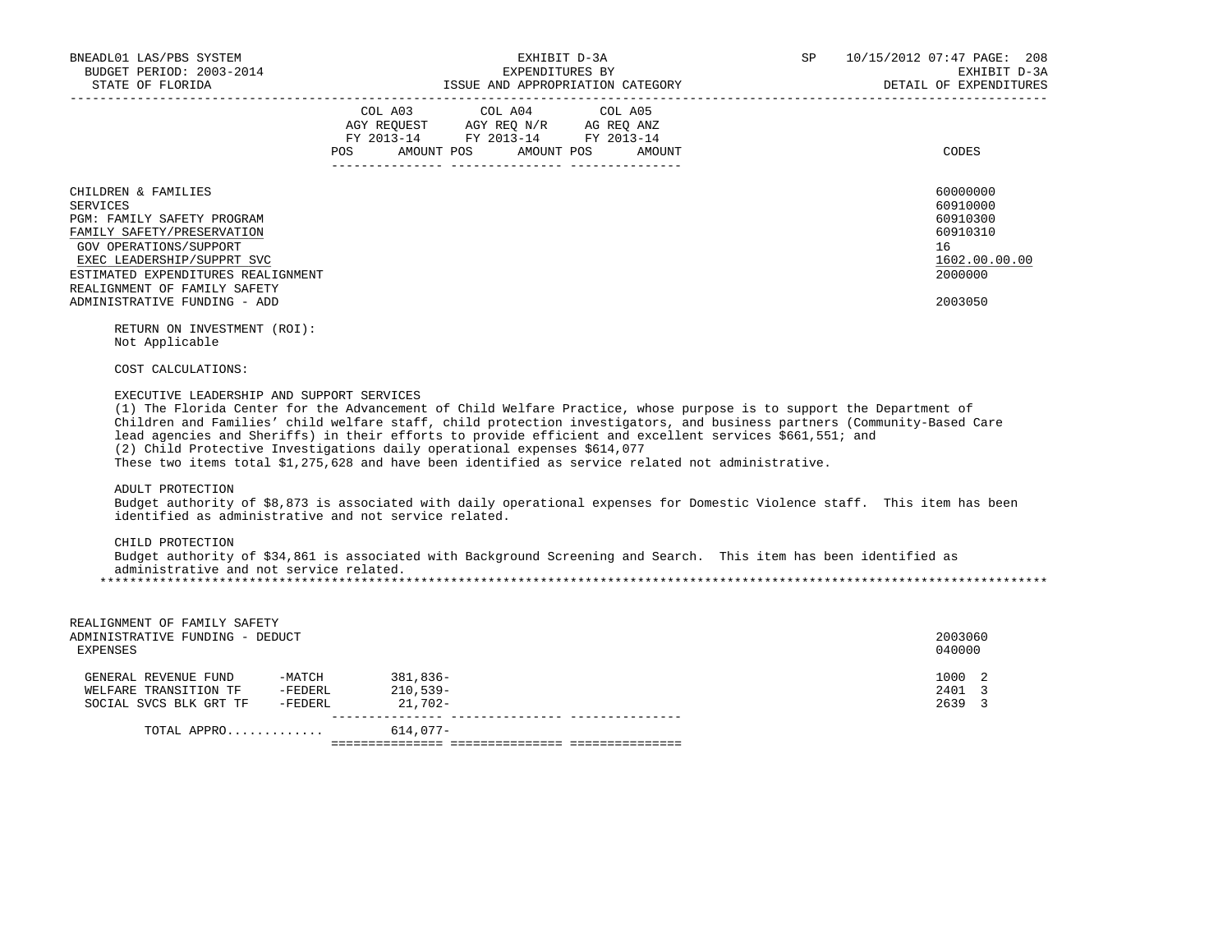BNEADL01 LAS/PBS SYSTEM — EXHIBIT D-3A — SP 10/15/2012 07:47 PAGE: 208
BUDGET PERIOD: 2003-2014 — EXPENDITURES BY — EXHIBIT D-3A
STATE OF FLORIDA — ISSUE AND APPROPRIATION CATEGORY — DETAIL OF EXPENDITURES

| | COL A03 AGY REQUEST FY 2013-14 POS AMOUNT | COL A04 AGY REQ N/R FY 2013-14 POS AMOUNT | COL A05 AG REQ ANZ FY 2013-14 POS AMOUNT | CODES |
|---|---|---|---|---|
| CHILDREN & FAMILIES | | | | 60000000 |
| SERVICES | | | | 60910000 |
| PGM: FAMILY SAFETY PROGRAM | | | | 60910300 |
| FAMILY SAFETY/PRESERVATION | | | | 60910310 |
| GOV OPERATIONS/SUPPORT | | | | 16 |
| EXEC LEADERSHIP/SUPPRT SVC | | | | 1602.00.00.00 |
| ESTIMATED EXPENDITURES REALIGNMENT | | | | 2000000 |
| REALIGNMENT OF FAMILY SAFETY ADMINISTRATIVE FUNDING - ADD | | | | 2003050 |

RETURN ON INVESTMENT (ROI):
Not Applicable

COST CALCULATIONS:

EXECUTIVE LEADERSHIP AND SUPPORT SERVICES
(1) The Florida Center for the Advancement of Child Welfare Practice, whose purpose is to support the Department of Children and Families' child welfare staff, child protection investigators, and business partners (Community-Based Care lead agencies and Sheriffs) in their efforts to provide efficient and excellent services $661,551; and
(2) Child Protective Investigations daily operational expenses $614,077
These two items total $1,275,628 and have been identified as service related not administrative.

ADULT PROTECTION
Budget authority of $8,873 is associated with daily operational expenses for Domestic Violence staff. This item has been identified as administrative and not service related.

CHILD PROTECTION
Budget authority of $34,861 is associated with Background Screening and Search. This item has been identified as administrative and not service related.

*******************************************************************************************************************************

| | COL A03 | COL A04 | COL A05 | CODES |
|---|---|---|---|---|
| REALIGNMENT OF FAMILY SAFETY ADMINISTRATIVE FUNDING - DEDUCT | | | | 2003060 |
| EXPENSES | | | | 040000 |
| GENERAL REVENUE FUND -MATCH | 381,836- | | | 1000 2 |
| WELFARE TRANSITION TF -FEDERL | 210,539- | | | 2401 3 |
| SOCIAL SVCS BLK GRT TF -FEDERL | 21,702- | | | 2639 3 |
| TOTAL APPRO............ | 614,077- | | | |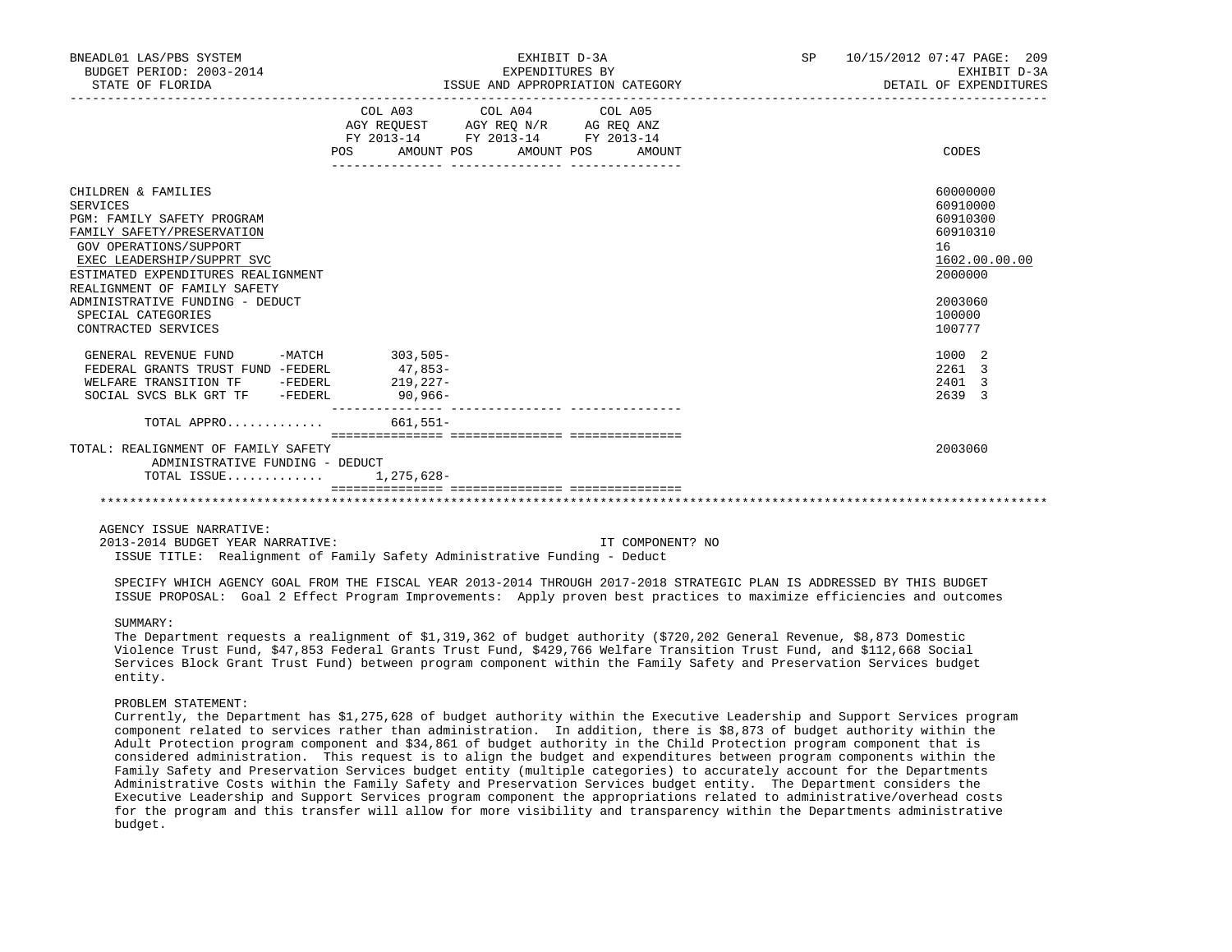BNEADL01 LAS/PBS SYSTEM | EXHIBIT D-3A | SP 10/15/2012 07:47
BUDGET PERIOD: 2003-2014 | EXPENDITURES BY | EXHIBIT D-3A
STATE OF FLORIDA | ISSUE AND APPROPRIATION CATEGORY | DETAIL OF EXPENDITURES

| | COL A03 AGY REQUEST FY 2013-14 POS AMOUNT | COL A04 AGY REQ N/R FY 2013-14 POS AMOUNT | COL A05 AG REQ ANZ FY 2013-14 POS AMOUNT | CODES |
|---|---|---|---|---|
| CHILDREN & FAMILIES | | | | 60000000 |
| SERVICES | | | | 60910000 |
| PGM: FAMILY SAFETY PROGRAM | | | | 60910300 |
| FAMILY SAFETY/PRESERVATION | | | | 60910310 |
| GOV OPERATIONS/SUPPORT | | | | 16 |
| EXEC LEADERSHIP/SUPPRT SVC | | | | 1602.00.00.00 |
| ESTIMATED EXPENDITURES REALIGNMENT | | | | 2000000 |
| REALIGNMENT OF FAMILY SAFETY ADMINISTRATIVE FUNDING - DEDUCT | | | | 2003060 |
| SPECIAL CATEGORIES | | | | 100000 |
| CONTRACTED SERVICES | | | | 100777 |
| GENERAL REVENUE FUND -MATCH | 303,505- | | | 1000 2 |
| FEDERAL GRANTS TRUST FUND -FEDERL | 47,853- | | | 2261 3 |
| WELFARE TRANSITION TF -FEDERL | 219,227- | | | 2401 3 |
| SOCIAL SVCS BLK GRT TF -FEDERL | 90,966- | | | 2639 3 |
| TOTAL APPRO............ | 661,551- | | | |
| TOTAL: REALIGNMENT OF FAMILY SAFETY ADMINISTRATIVE FUNDING - DEDUCT | | | | 2003060 |
| TOTAL ISSUE............ | 1,275,628- | | | |

AGENCY ISSUE NARRATIVE:

2013-2014 BUDGET YEAR NARRATIVE: IT COMPONENT? NO

ISSUE TITLE: Realignment of Family Safety Administrative Funding - Deduct

SPECIFY WHICH AGENCY GOAL FROM THE FISCAL YEAR 2013-2014 THROUGH 2017-2018 STRATEGIC PLAN IS ADDRESSED BY THIS BUDGET ISSUE PROPOSAL: Goal 2 Effect Program Improvements: Apply proven best practices to maximize efficiencies and outcomes

SUMMARY:

The Department requests a realignment of $1,319,362 of budget authority ($720,202 General Revenue, $8,873 Domestic Violence Trust Fund, $47,853 Federal Grants Trust Fund, $429,766 Welfare Transition Trust Fund, and $112,668 Social Services Block Grant Trust Fund) between program component within the Family Safety and Preservation Services budget entity.

PROBLEM STATEMENT:

Currently, the Department has $1,275,628 of budget authority within the Executive Leadership and Support Services program component related to services rather than administration. In addition, there is $8,873 of budget authority within the Adult Protection program component and $34,861 of budget authority in the Child Protection program component that is considered administration. This request is to align the budget and expenditures between program components within the Family Safety and Preservation Services budget entity (multiple categories) to accurately account for the Departments Administrative Costs within the Family Safety and Preservation Services budget entity. The Department considers the Executive Leadership and Support Services program component the appropriations related to administrative/overhead costs for the program and this transfer will allow for more visibility and transparency within the Departments administrative budget.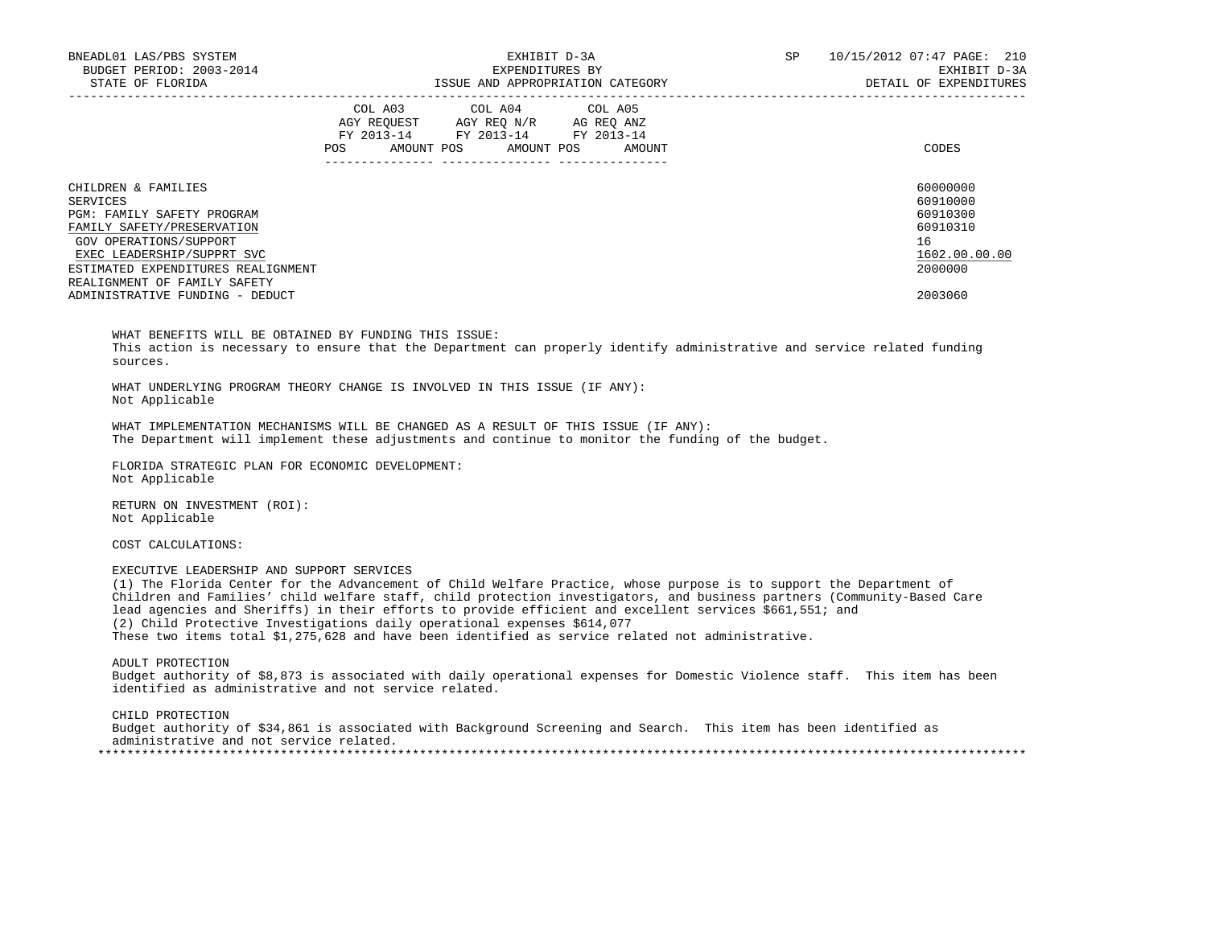| | COL A03 AGY REQUEST FY 2013-14 POS AMOUNT | COL A04 AGY REQ N/R FY 2013-14 POS AMOUNT | COL A05 AG REQ ANZ FY 2013-14 POS AMOUNT | CODES |
|---|---|---|---|---|
| CHILDREN & FAMILIES | | | | 60000000 |
| SERVICES | | | | 60910000 |
| PGM: FAMILY SAFETY PROGRAM | | | | 60910300 |
| FAMILY SAFETY/PRESERVATION | | | | 60910310 |
| GOV OPERATIONS/SUPPORT | | | | 16 |
| EXEC LEADERSHIP/SUPPRT SVC | | | | 1602.00.00.00 |
| ESTIMATED EXPENDITURES REALIGNMENT | | | | 2000000 |
| REALIGNMENT OF FAMILY SAFETY ADMINISTRATIVE FUNDING - DEDUCT | | | | 2003060 |

WHAT BENEFITS WILL BE OBTAINED BY FUNDING THIS ISSUE:
This action is necessary to ensure that the Department can properly identify administrative and service related funding sources.

WHAT UNDERLYING PROGRAM THEORY CHANGE IS INVOLVED IN THIS ISSUE (IF ANY):
Not Applicable

WHAT IMPLEMENTATION MECHANISMS WILL BE CHANGED AS A RESULT OF THIS ISSUE (IF ANY):
The Department will implement these adjustments and continue to monitor the funding of the budget.

FLORIDA STRATEGIC PLAN FOR ECONOMIC DEVELOPMENT:
Not Applicable

RETURN ON INVESTMENT (ROI):
Not Applicable

COST CALCULATIONS:

EXECUTIVE LEADERSHIP AND SUPPORT SERVICES
(1) The Florida Center for the Advancement of Child Welfare Practice, whose purpose is to support the Department of Children and Families' child welfare staff, child protection investigators, and business partners (Community-Based Care lead agencies and Sheriffs) in their efforts to provide efficient and excellent services $661,551; and
(2) Child Protective Investigations daily operational expenses $614,077
These two items total $1,275,628 and have been identified as service related not administrative.

ADULT PROTECTION
Budget authority of $8,873 is associated with daily operational expenses for Domestic Violence staff. This item has been identified as administrative and not service related.

CHILD PROTECTION
Budget authority of $34,861 is associated with Background Screening and Search. This item has been identified as administrative and not service related.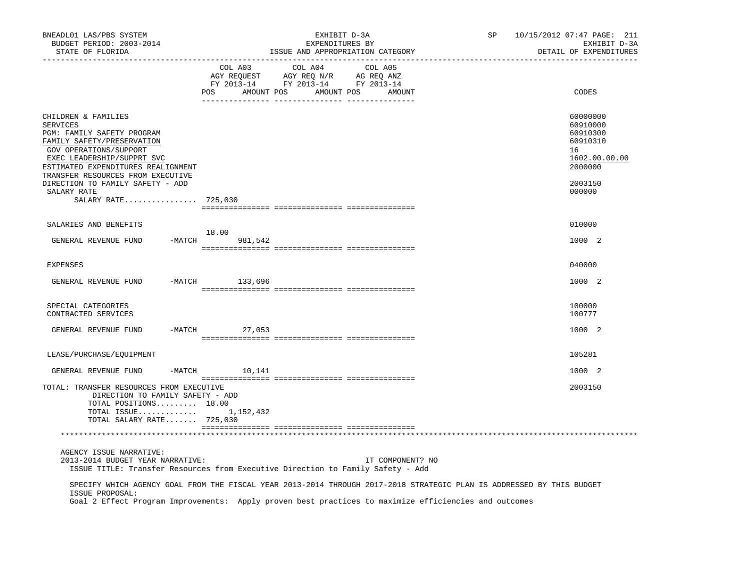BNEADL01 LAS/PBS SYSTEM — EXHIBIT D-3A — EXPENDITURES BY ISSUE AND APPROPRIATION CATEGORY — SP 10/15/2012 07:47 PAGE: 211

BUDGET PERIOD: 2003-2014 — EXHIBIT D-3A

STATE OF FLORIDA — DETAIL OF EXPENDITURES

| | COL A03 AGY REQUEST FY 2013-14 POS | AMOUNT | COL A04 AGY REQ N/R FY 2013-14 POS | AMOUNT | COL A05 AG REQ ANZ FY 2013-14 POS | AMOUNT | CODES |
|---|---|---|---|---|---|---|---|
| CHILDREN & FAMILIES | | | | | | | 60000000 |
| SERVICES | | | | | | | 60910000 |
| PGM: FAMILY SAFETY PROGRAM | | | | | | | 60910300 |
| FAMILY SAFETY/PRESERVATION | | | | | | | 60910310 |
| GOV OPERATIONS/SUPPORT | | | | | | | 16 |
| EXEC LEADERSHIP/SUPPRT SVC | | | | | | | 1602.00.00.00 |
| ESTIMATED EXPENDITURES REALIGNMENT | | | | | | | 2000000 |
| TRANSFER RESOURCES FROM EXECUTIVE DIRECTION TO FAMILY SAFETY - ADD | | | | | | | 2003150 |
| SALARY RATE | | | | | | | 000000 |
| SALARY RATE................ 725,030 | | | | | | | |
| SALARIES AND BENEFITS | | | | | | | 010000 |
| GENERAL REVENUE FUND -MATCH | 18.00 | 981,542 | | | | | 1000 2 |
| EXPENSES | | | | | | | 040000 |
| GENERAL REVENUE FUND -MATCH | | 133,696 | | | | | 1000 2 |
| SPECIAL CATEGORIES | | | | | | | 100000 |
| CONTRACTED SERVICES | | | | | | | 100777 |
| GENERAL REVENUE FUND -MATCH | | 27,053 | | | | | 1000 2 |
| LEASE/PURCHASE/EQUIPMENT | | | | | | | 105281 |
| GENERAL REVENUE FUND -MATCH | | 10,141 | | | | | 1000 2 |
| TOTAL: TRANSFER RESOURCES FROM EXECUTIVE DIRECTION TO FAMILY SAFETY - ADD | | | | | | | 2003150 |
| TOTAL POSITIONS......... 18.00 | | | | | | | |
| TOTAL ISSUE............. | | 1,152,432 | | | | | |
| TOTAL SALARY RATE....... 725,030 | | | | | | | |

AGENCY ISSUE NARRATIVE:

2013-2014 BUDGET YEAR NARRATIVE: IT COMPONENT? NO

ISSUE TITLE: Transfer Resources from Executive Direction to Family Safety - Add

SPECIFY WHICH AGENCY GOAL FROM THE FISCAL YEAR 2013-2014 THROUGH 2017-2018 STRATEGIC PLAN IS ADDRESSED BY THIS BUDGET ISSUE PROPOSAL:

Goal 2 Effect Program Improvements: Apply proven best practices to maximize efficiencies and outcomes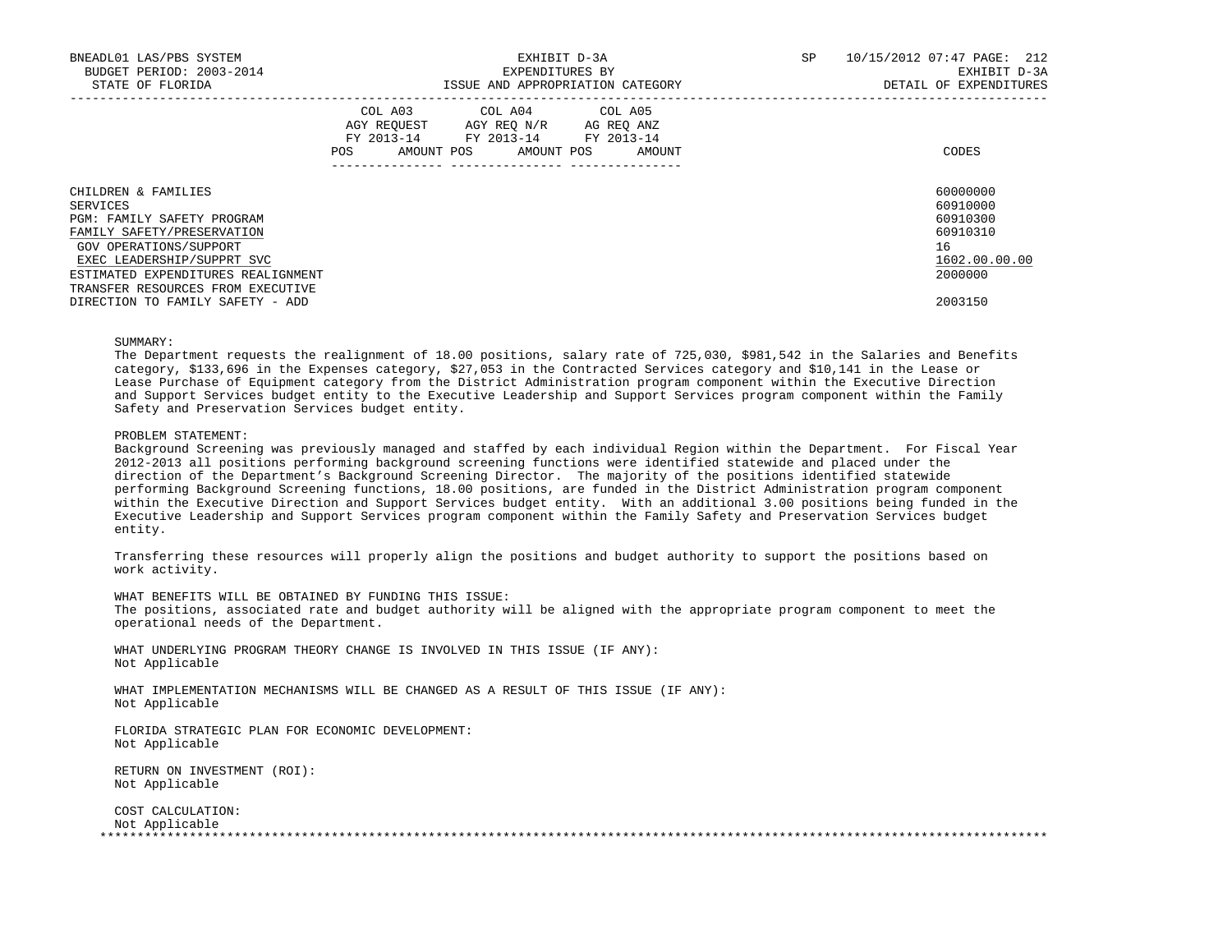| | COL A03 AGY REQUEST FY 2013-14 | | COL A04 AGY REQ N/R FY 2013-14 | | COL A05 AG REQ ANZ FY 2013-14 | | |
|---|---|---|---|---|---|---|---|
| | POS | AMOUNT | POS | AMOUNT | POS | AMOUNT | CODES |
| CHILDREN & FAMILIES | | | | | | | 60000000 |
| SERVICES | | | | | | | 60910000 |
| PGM: FAMILY SAFETY PROGRAM | | | | | | | 60910300 |
| FAMILY SAFETY/PRESERVATION | | | | | | | 60910310 |
| GOV OPERATIONS/SUPPORT | | | | | | | 16 |
| EXEC LEADERSHIP/SUPPRT SVC | | | | | | | 1602.00.00.00 |
| ESTIMATED EXPENDITURES REALIGNMENT | | | | | | | 2000000 |
| TRANSFER RESOURCES FROM EXECUTIVE DIRECTION TO FAMILY SAFETY - ADD | | | | | | | 2003150 |

SUMMARY:
The Department requests the realignment of 18.00 positions, salary rate of 725,030, $981,542 in the Salaries and Benefits category, $133,696 in the Expenses category, $27,053 in the Contracted Services category and $10,141 in the Lease or Lease Purchase of Equipment category from the District Administration program component within the Executive Direction and Support Services budget entity to the Executive Leadership and Support Services program component within the Family Safety and Preservation Services budget entity.

PROBLEM STATEMENT:
Background Screening was previously managed and staffed by each individual Region within the Department. For Fiscal Year 2012-2013 all positions performing background screening functions were identified statewide and placed under the direction of the Department's Background Screening Director. The majority of the positions identified statewide performing Background Screening functions, 18.00 positions, are funded in the District Administration program component within the Executive Direction and Support Services budget entity. With an additional 3.00 positions being funded in the Executive Leadership and Support Services program component within the Family Safety and Preservation Services budget entity.

Transferring these resources will properly align the positions and budget authority to support the positions based on work activity.

WHAT BENEFITS WILL BE OBTAINED BY FUNDING THIS ISSUE:
The positions, associated rate and budget authority will be aligned with the appropriate program component to meet the operational needs of the Department.

WHAT UNDERLYING PROGRAM THEORY CHANGE IS INVOLVED IN THIS ISSUE (IF ANY):
Not Applicable

WHAT IMPLEMENTATION MECHANISMS WILL BE CHANGED AS A RESULT OF THIS ISSUE (IF ANY):
Not Applicable

FLORIDA STRATEGIC PLAN FOR ECONOMIC DEVELOPMENT:
Not Applicable

RETURN ON INVESTMENT (ROI):
Not Applicable

COST CALCULATION:
Not Applicable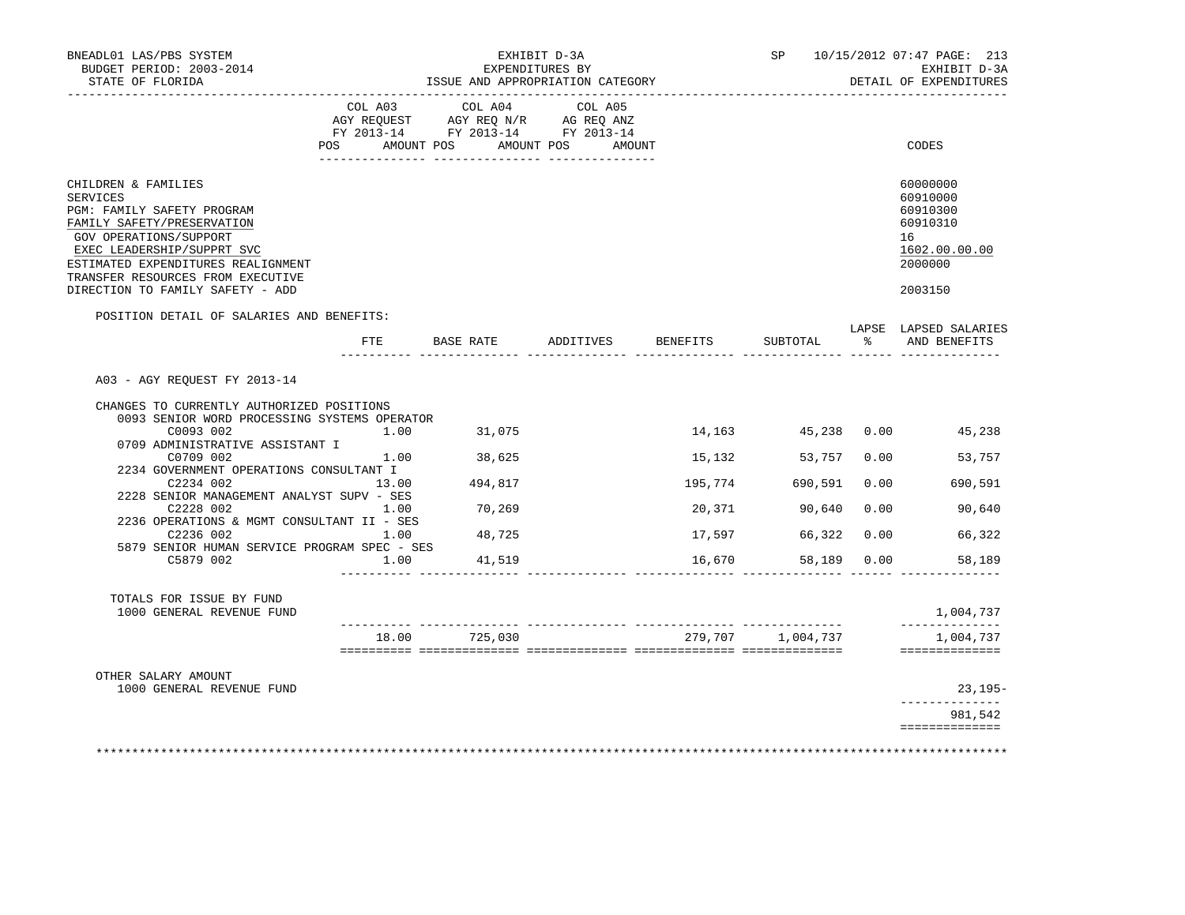BNEADL01 LAS/PBS SYSTEM — EXHIBIT D-3A — SP 10/15/2012 07:47 PAGE: 213
BUDGET PERIOD: 2003-2014 — EXPENDITURES BY — EXHIBIT D-3A
STATE OF FLORIDA — ISSUE AND APPROPRIATION CATEGORY — DETAIL OF EXPENDITURES

| | COL A03 AGY REQUEST FY 2013-14 POS AMOUNT | COL A04 AGY REQ N/R FY 2013-14 POS AMOUNT | COL A05 AG REQ ANZ FY 2013-14 POS AMOUNT | CODES |
|---|---|---|---|---|
| CHILDREN & FAMILIES | | | | 60000000 |
| SERVICES | | | | 60910000 |
| PGM: FAMILY SAFETY PROGRAM | | | | 60910300 |
| FAMILY SAFETY/PRESERVATION | | | | 60910310 |
| GOV OPERATIONS/SUPPORT | | | | 16 |
| EXEC LEADERSHIP/SUPPRT SVC | | | | 1602.00.00.00 |
| ESTIMATED EXPENDITURES REALIGNMENT | | | | 2000000 |
| TRANSFER RESOURCES FROM EXECUTIVE DIRECTION TO FAMILY SAFETY - ADD | | | | 2003150 |

POSITION DETAIL OF SALARIES AND BENEFITS:

| | FTE | BASE RATE | ADDITIVES | BENEFITS | SUBTOTAL | LAPSE % | LAPSED SALARIES AND BENEFITS |
|---|---|---|---|---|---|---|---|
| A03 - AGY REQUEST FY 2013-14 | | | | | | | |
| CHANGES TO CURRENTLY AUTHORIZED POSITIONS | | | | | | | |
| 0093 SENIOR WORD PROCESSING SYSTEMS OPERATOR | | | | | | | |
| C0093 002 | 1.00 | 31,075 | | 14,163 | 45,238 | 0.00 | 45,238 |
| 0709 ADMINISTRATIVE ASSISTANT I | | | | | | | |
| C0709 002 | 1.00 | 38,625 | | 15,132 | 53,757 | 0.00 | 53,757 |
| 2234 GOVERNMENT OPERATIONS CONSULTANT I | | | | | | | |
| C2234 002 | 13.00 | 494,817 | | 195,774 | 690,591 | 0.00 | 690,591 |
| 2228 SENIOR MANAGEMENT ANALYST SUPV - SES | | | | | | | |
| C2228 002 | 1.00 | 70,269 | | 20,371 | 90,640 | 0.00 | 90,640 |
| 2236 OPERATIONS & MGMT CONSULTANT II - SES | | | | | | | |
| C2236 002 | 1.00 | 48,725 | | 17,597 | 66,322 | 0.00 | 66,322 |
| 5879 SENIOR HUMAN SERVICE PROGRAM SPEC - SES | | | | | | | |
| C5879 002 | 1.00 | 41,519 | | 16,670 | 58,189 | 0.00 | 58,189 |
| TOTALS FOR ISSUE BY FUND | | | | | | | |
| 1000 GENERAL REVENUE FUND | | | | | | | 1,004,737 |
| | 18.00 | 725,030 | | 279,707 | 1,004,737 | | 1,004,737 |
| OTHER SALARY AMOUNT | | | | | | | |
| 1000 GENERAL REVENUE FUND | | | | | | | 23,195- |
| | | | | | | | 981,542 |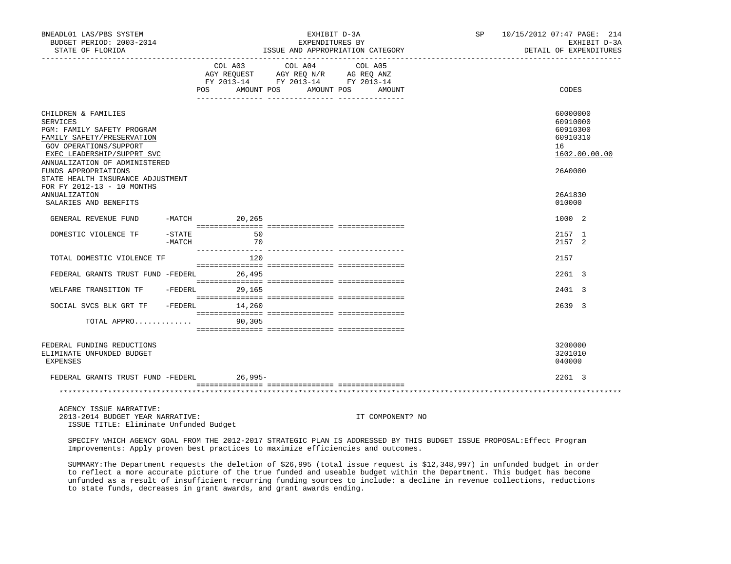BNEADL01 LAS/PBS SYSTEM | EXHIBIT D-3A | SP 10/15/2012 07:47 PAGE: 214
BUDGET PERIOD: 2003-2014 | EXPENDITURES BY | EXHIBIT D-3A
STATE OF FLORIDA | ISSUE AND APPROPRIATION CATEGORY | DETAIL OF EXPENDITURES

| | COL A03 AGY REQUEST FY 2013-14 POS AMOUNT | COL A04 AGY REQ N/R FY 2013-14 POS AMOUNT | COL A05 AG REQ ANZ FY 2013-14 POS AMOUNT | CODES |
|---|---|---|---|---|
| CHILDREN & FAMILIES | | | | 60000000 |
| SERVICES | | | | 60910000 |
| PGM: FAMILY SAFETY PROGRAM | | | | 60910300 |
| FAMILY SAFETY/PRESERVATION | | | | 60910310 |
| GOV OPERATIONS/SUPPORT | | | | 16 |
| EXEC LEADERSHIP/SUPPRT SVC | | | | 1602.00.00.00 |
| ANNUALIZATION OF ADMINISTERED FUNDS APPROPRIATIONS | | | | 26A0000 |
| STATE HEALTH INSURANCE ADJUSTMENT FOR FY 2012-13 - 10 MONTHS ANNUALIZATION | | | | 26A1830 |
| SALARIES AND BENEFITS | | | | 010000 |
| GENERAL REVENUE FUND -MATCH | 20,265 | | | 1000 2 |
| DOMESTIC VIOLENCE TF -STATE | 50 | | | 2157 1 |
| -MATCH | 70 | | | 2157 2 |
| TOTAL DOMESTIC VIOLENCE TF | 120 | | | 2157 |
| FEDERAL GRANTS TRUST FUND -FEDERL | 26,495 | | | 2261 3 |
| WELFARE TRANSITION TF -FEDERL | 29,165 | | | 2401 3 |
| SOCIAL SVCS BLK GRT TF -FEDERL | 14,260 | | | 2639 3 |
| TOTAL APPRO............. | 90,305 | | | |
| FEDERAL FUNDING REDUCTIONS | | | | 3200000 |
| ELIMINATE UNFUNDED BUDGET | | | | 3201010 |
| EXPENSES | | | | 040000 |
| FEDERAL GRANTS TRUST FUND -FEDERL | 26,995- | | | 2261 3 |

AGENCY ISSUE NARRATIVE:
2013-2014 BUDGET YEAR NARRATIVE: IT COMPONENT? NO
ISSUE TITLE: Eliminate Unfunded Budget

SPECIFY WHICH AGENCY GOAL FROM THE 2012-2017 STRATEGIC PLAN IS ADDRESSED BY THIS BUDGET ISSUE PROPOSAL:Effect Program Improvements: Apply proven best practices to maximize efficiencies and outcomes.

SUMMARY:The Department requests the deletion of $26,995 (total issue request is $12,348,997) in unfunded budget in order to reflect a more accurate picture of the true funded and useable budget within the Department. This budget has become unfunded as a result of insufficient recurring funding sources to include: a decline in revenue collections, reductions to state funds, decreases in grant awards, and grant awards ending.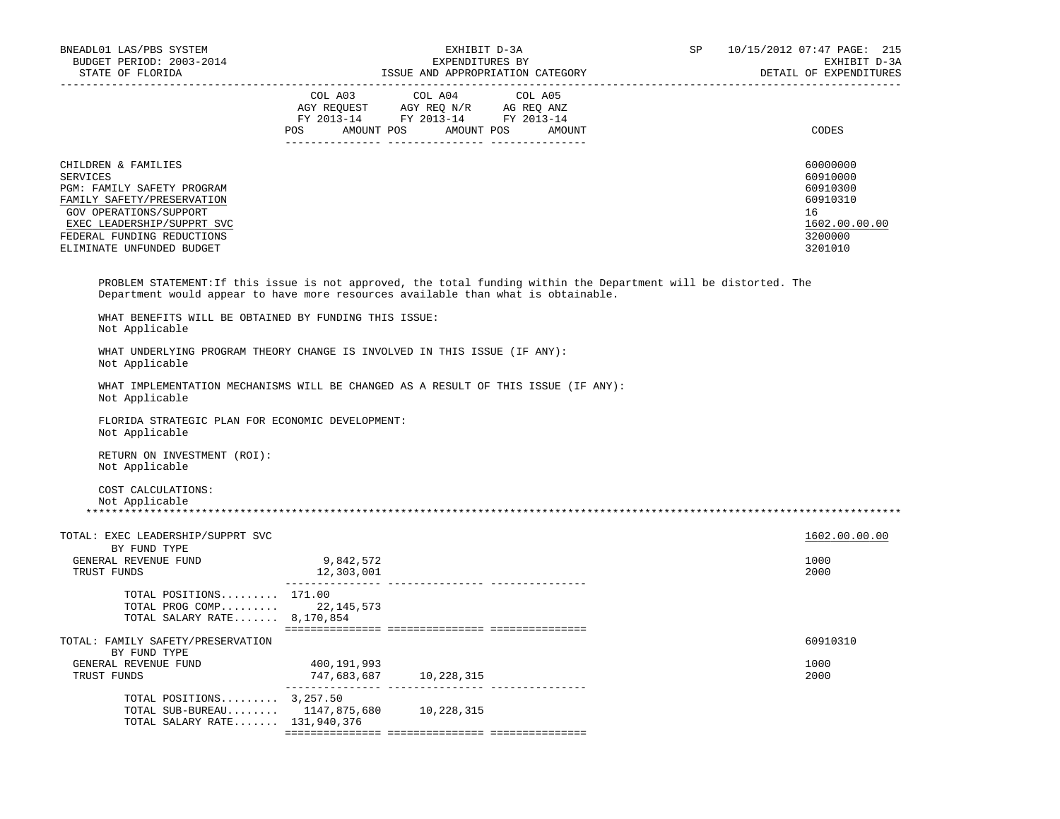| | COL A03 AGY REQUEST FY 2013-14 | | COL A04 AGY REQ N/R FY 2013-14 | | COL A05 AG REQ ANZ FY 2013-14 | | |
|---|---|---|---|---|---|---|---|
| | POS | AMOUNT | POS | AMOUNT | POS | AMOUNT | CODES |
| CHILDREN & FAMILIES | | | | | | | 60000000 |
| SERVICES | | | | | | | 60910000 |
| PGM: FAMILY SAFETY PROGRAM | | | | | | | 60910300 |
| FAMILY SAFETY/PRESERVATION | | | | | | | 60910310 |
| GOV OPERATIONS/SUPPORT | | | | | | | 16 |
| EXEC LEADERSHIP/SUPPRT SVC | | | | | | | 1602.00.00.00 |
| FEDERAL FUNDING REDUCTIONS | | | | | | | 3200000 |
| ELIMINATE UNFUNDED BUDGET | | | | | | | 3201010 |

PROBLEM STATEMENT:If this issue is not approved, the total funding within the Department will be distorted. The Department would appear to have more resources available than what is obtainable.

WHAT BENEFITS WILL BE OBTAINED BY FUNDING THIS ISSUE:
Not Applicable

WHAT UNDERLYING PROGRAM THEORY CHANGE IS INVOLVED IN THIS ISSUE (IF ANY):
Not Applicable

WHAT IMPLEMENTATION MECHANISMS WILL BE CHANGED AS A RESULT OF THIS ISSUE (IF ANY):
Not Applicable

FLORIDA STRATEGIC PLAN FOR ECONOMIC DEVELOPMENT:
Not Applicable

RETURN ON INVESTMENT (ROI):
Not Applicable

COST CALCULATIONS:
Not Applicable

*******************************************************************************************************************

| | COL A03 POS | COL A03 AMOUNT | COL A04 POS | COL A04 AMOUNT | COL A05 POS | COL A05 AMOUNT | CODES |
|---|---|---|---|---|---|---|---|
| TOTAL: EXEC LEADERSHIP/SUPPRT SVC | | | | | | | 1602.00.00.00 |
| BY FUND TYPE | | | | | | | |
| GENERAL REVENUE FUND | | 9,842,572 | | | | | 1000 |
| TRUST FUNDS | | 12,303,001 | | | | | 2000 |
| TOTAL POSITIONS......... | 171.00 | | | | | | |
| TOTAL PROG COMP......... | | 22,145,573 | | | | | |
| TOTAL SALARY RATE....... | | 8,170,854 | | | | | |
| TOTAL: FAMILY SAFETY/PRESERVATION | | | | | | | 60910310 |
| BY FUND TYPE | | | | | | | |
| GENERAL REVENUE FUND | | 400,191,993 | | | | | 1000 |
| TRUST FUNDS | | 747,683,687 | | 10,228,315 | | | 2000 |
| TOTAL POSITIONS......... | 3,257.50 | | | | | | |
| TOTAL SUB-BUREAU........ | | 1147,875,680 | | 10,228,315 | | | |
| TOTAL SALARY RATE....... | | 131,940,376 | | | | | |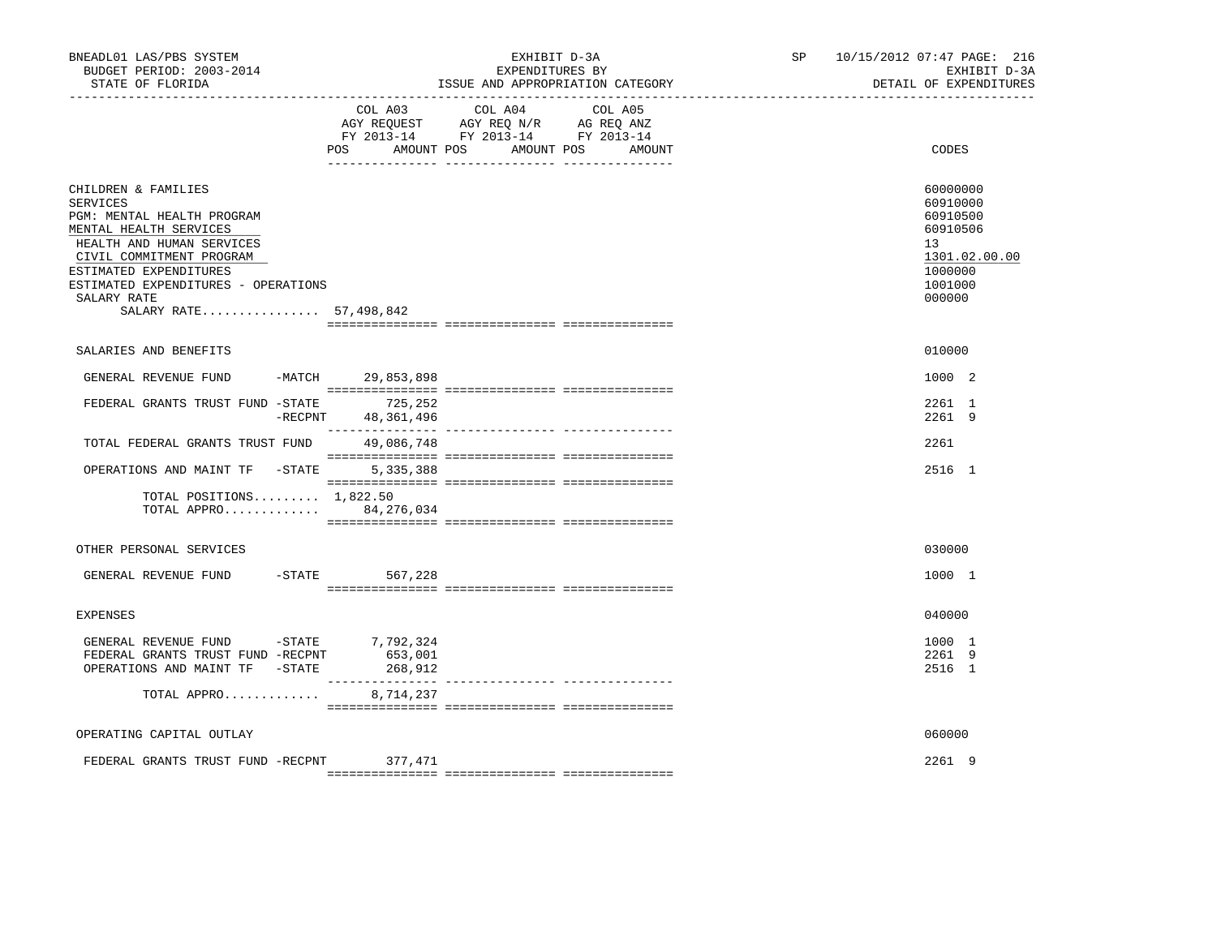BNEADL01 LAS/PBS SYSTEM
BUDGET PERIOD: 2003-2014
STATE OF FLORIDA

EXHIBIT D-3A
EXPENDITURES BY
ISSUE AND APPROPRIATION CATEGORY

SP 10/15/2012 07:47 PAGE: 216
EXHIBIT D-3A
DETAIL OF EXPENDITURES

| | COL A03 AGY REQUEST FY 2013-14 POS AMOUNT | COL A04 AGY REQ N/R FY 2013-14 POS AMOUNT | COL A05 AG REQ ANZ FY 2013-14 POS AMOUNT | CODES |
|---|---|---|---|---|
| CHILDREN & FAMILIES | | | | 60000000 |
| SERVICES | | | | 60910000 |
| PGM: MENTAL HEALTH PROGRAM | | | | 60910500 |
| MENTAL HEALTH SERVICES | | | | 60910506 |
| HEALTH AND HUMAN SERVICES | | | | 13 |
| CIVIL COMMITMENT PROGRAM | | | | 1301.02.00.00 |
| ESTIMATED EXPENDITURES | | | | 1000000 |
| ESTIMATED EXPENDITURES - OPERATIONS | | | | 1001000 |
| SALARY RATE | | | | 000000 |
| SALARY RATE................ | 57,498,842 | | | |
| SALARIES AND BENEFITS | | | | 010000 |
| GENERAL REVENUE FUND -MATCH | 29,853,898 | | | 1000 2 |
| FEDERAL GRANTS TRUST FUND -STATE | 725,252 | | | 2261 1 |
| -RECPNT | 48,361,496 | | | 2261 9 |
| TOTAL FEDERAL GRANTS TRUST FUND | 49,086,748 | | | 2261 |
| OPERATIONS AND MAINT TF -STATE | 5,335,388 | | | 2516 1 |
| TOTAL POSITIONS......... | 1,822.50 | | | |
| TOTAL APPRO............. | 84,276,034 | | | |
| OTHER PERSONAL SERVICES | | | | 030000 |
| GENERAL REVENUE FUND -STATE | 567,228 | | | 1000 1 |
| EXPENSES | | | | 040000 |
| GENERAL REVENUE FUND -STATE | 7,792,324 | | | 1000 1 |
| FEDERAL GRANTS TRUST FUND -RECPNT | 653,001 | | | 2261 9 |
| OPERATIONS AND MAINT TF -STATE | 268,912 | | | 2516 1 |
| TOTAL APPRO............. | 8,714,237 | | | |
| OPERATING CAPITAL OUTLAY | | | | 060000 |
| FEDERAL GRANTS TRUST FUND -RECPNT | 377,471 | | | 2261 9 |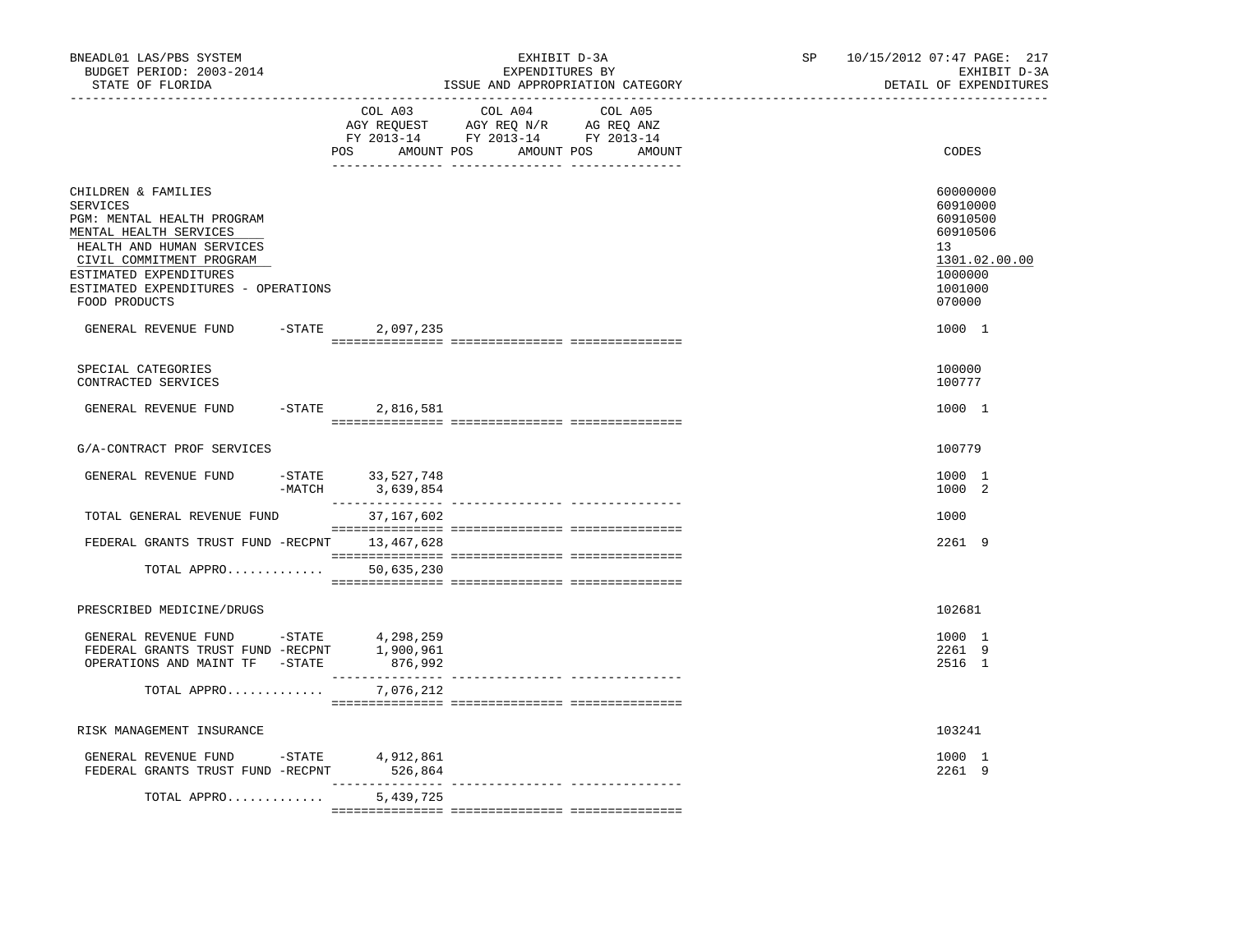BNEADL01 LAS/PBS SYSTEM — EXHIBIT D-3A — EXPENDITURES BY ISSUE AND APPROPRIATION CATEGORY — SP 10/15/2012 07:47

BUDGET PERIOD: 2003-2014 — STATE OF FLORIDA — EXHIBIT D-3A DETAIL OF EXPENDITURES

| | COL A03 AGY REQUEST FY 2013-14 POS AMOUNT | COL A04 AGY REQ N/R FY 2013-14 POS AMOUNT | COL A05 AG REQ ANZ FY 2013-14 POS AMOUNT | CODES |
|---|---|---|---|---|
| CHILDREN & FAMILIES | | | | 60000000 |
| SERVICES | | | | 60910000 |
| PGM: MENTAL HEALTH PROGRAM | | | | 60910500 |
| MENTAL HEALTH SERVICES | | | | 60910506 |
| HEALTH AND HUMAN SERVICES | | | | 13 |
| CIVIL COMMITMENT PROGRAM | | | | 1301.02.00.00 |
| ESTIMATED EXPENDITURES | | | | 1000000 |
| ESTIMATED EXPENDITURES - OPERATIONS | | | | 1001000 |
| FOOD PRODUCTS | | | | 070000 |
| GENERAL REVENUE FUND -STATE | 2,097,235 | | | 1000 1 |
| SPECIAL CATEGORIES | | | | 100000 |
| CONTRACTED SERVICES | | | | 100777 |
| GENERAL REVENUE FUND -STATE | 2,816,581 | | | 1000 1 |
| G/A-CONTRACT PROF SERVICES | | | | 100779 |
| GENERAL REVENUE FUND -STATE | 33,527,748 | | | 1000 1 |
| -MATCH | 3,639,854 | | | 1000 2 |
| TOTAL GENERAL REVENUE FUND | 37,167,602 | | | 1000 |
| FEDERAL GRANTS TRUST FUND -RECPNT | 13,467,628 | | | 2261 9 |
| TOTAL APPRO............. | 50,635,230 | | | |
| PRESCRIBED MEDICINE/DRUGS | | | | 102681 |
| GENERAL REVENUE FUND -STATE | 4,298,259 | | | 1000 1 |
| FEDERAL GRANTS TRUST FUND -RECPNT | 1,900,961 | | | 2261 9 |
| OPERATIONS AND MAINT TF -STATE | 876,992 | | | 2516 1 |
| TOTAL APPRO............. | 7,076,212 | | | |
| RISK MANAGEMENT INSURANCE | | | | 103241 |
| GENERAL REVENUE FUND -STATE | 4,912,861 | | | 1000 1 |
| FEDERAL GRANTS TRUST FUND -RECPNT | 526,864 | | | 2261 9 |
| TOTAL APPRO............. | 5,439,725 | | | |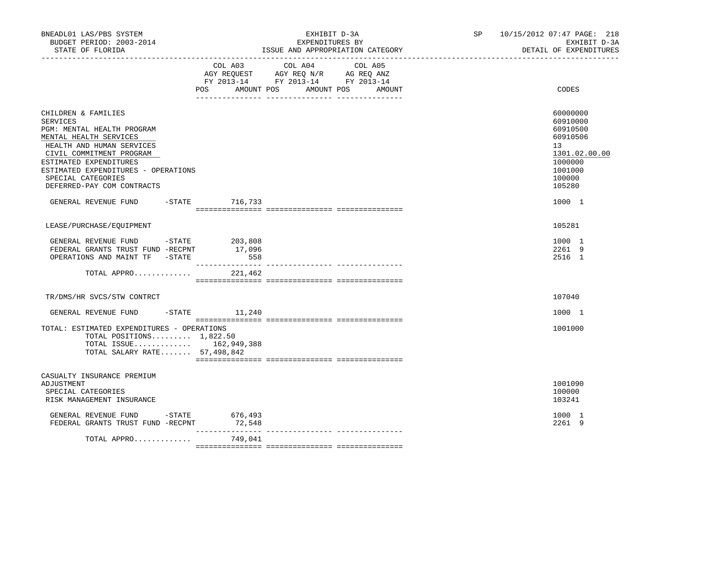BNEADL01 LAS/PBS SYSTEM — EXHIBIT D-3A — EXPENDITURES BY ISSUE AND APPROPRIATION CATEGORY
BUDGET PERIOD: 2003-2014 — STATE OF FLORIDA — SP 10/15/2012 07:47 — EXHIBIT D-3A DETAIL OF EXPENDITURES

| | COL A03 AGY REQUEST FY 2013-14 POS AMOUNT | COL A04 AGY REQ N/R FY 2013-14 POS AMOUNT | COL A05 AG REQ ANZ FY 2013-14 POS AMOUNT | CODES |
|---|---|---|---|---|
| CHILDREN & FAMILIES | | | | 60000000 |
| SERVICES | | | | 60910000 |
| PGM: MENTAL HEALTH PROGRAM | | | | 60910500 |
| MENTAL HEALTH SERVICES | | | | 60910506 |
| HEALTH AND HUMAN SERVICES | | | | 13 |
| CIVIL COMMITMENT PROGRAM | | | | 1301.02.00.00 |
| ESTIMATED EXPENDITURES | | | | 1000000 |
| ESTIMATED EXPENDITURES - OPERATIONS | | | | 1001000 |
| SPECIAL CATEGORIES | | | | 100000 |
| DEFERRED-PAY COM CONTRACTS | | | | 105280 |
| GENERAL REVENUE FUND -STATE | 716,733 | | | 1000 1 |
| LEASE/PURCHASE/EQUIPMENT | | | | 105281 |
| GENERAL REVENUE FUND -STATE | 203,808 | | | 1000 1 |
| FEDERAL GRANTS TRUST FUND -RECPNT | 17,096 | | | 2261 9 |
| OPERATIONS AND MAINT TF -STATE | 558 | | | 2516 1 |
| TOTAL APPRO............ | 221,462 | | | |
| TR/DMS/HR SVCS/STW CONTRCT | | | | 107040 |
| GENERAL REVENUE FUND -STATE | 11,240 | | | 1000 1 |
| TOTAL: ESTIMATED EXPENDITURES - OPERATIONS | | | | 1001000 |
| TOTAL POSITIONS......... 1,822.50 | | | | |
| TOTAL ISSUE............ | 162,949,388 | | | |
| TOTAL SALARY RATE....... 57,498,842 | | | | |
| CASUALTY INSURANCE PREMIUM ADJUSTMENT | | | | 1001090 |
| SPECIAL CATEGORIES | | | | 100000 |
| RISK MANAGEMENT INSURANCE | | | | 103241 |
| GENERAL REVENUE FUND -STATE | 676,493 | | | 1000 1 |
| FEDERAL GRANTS TRUST FUND -RECPNT | 72,548 | | | 2261 9 |
| TOTAL APPRO............ | 749,041 | | | |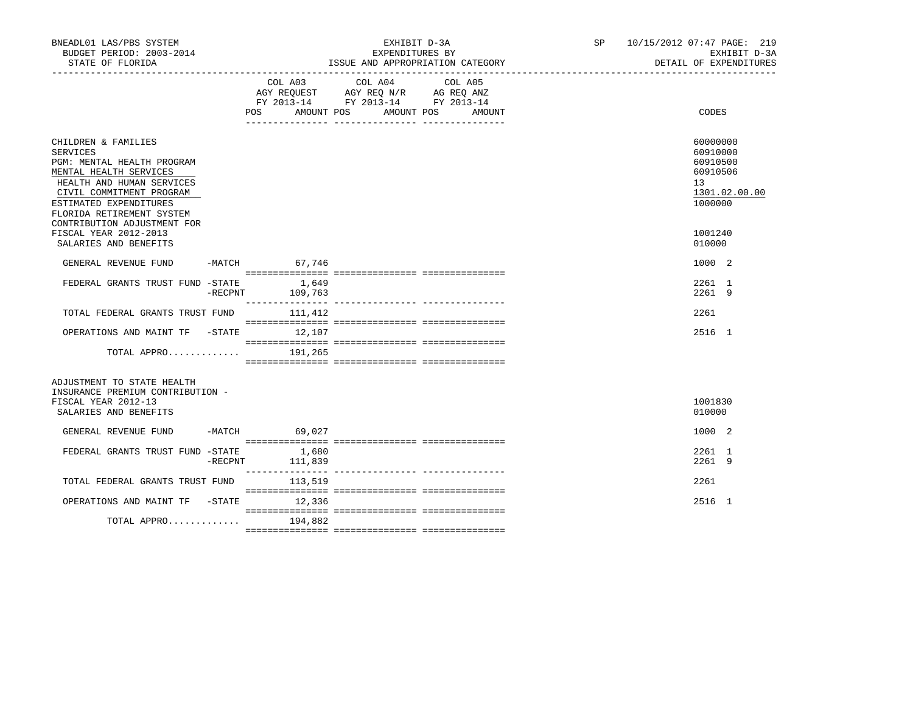BNEADL01 LAS/PBS SYSTEM
BUDGET PERIOD: 2003-2014
STATE OF FLORIDA

EXHIBIT D-3A
EXPENDITURES BY
ISSUE AND APPROPRIATION CATEGORY

SP 10/15/2012 07:47 PAGE: 219
EXHIBIT D-3A
DETAIL OF EXPENDITURES

| | COL A03 AGY REQUEST FY 2013-14 POS AMOUNT | COL A04 AGY REQ N/R FY 2013-14 POS AMOUNT | COL A05 AG REQ ANZ FY 2013-14 POS AMOUNT | CODES |
|---|---|---|---|---|
| CHILDREN & FAMILIES | | | | 60000000 |
| SERVICES | | | | 60910000 |
| PGM: MENTAL HEALTH PROGRAM | | | | 60910500 |
| MENTAL HEALTH SERVICES | | | | 60910506 |
| HEALTH AND HUMAN SERVICES | | | | 13 |
| CIVIL COMMITMENT PROGRAM | | | | 1301.02.00.00 |
| ESTIMATED EXPENDITURES | | | | 1000000 |
| FLORIDA RETIREMENT SYSTEM CONTRIBUTION ADJUSTMENT FOR FISCAL YEAR 2012-2013 | | | | 1001240 |
| SALARIES AND BENEFITS | | | | 010000 |
| GENERAL REVENUE FUND -MATCH | 67,746 | | | 1000 2 |
| FEDERAL GRANTS TRUST FUND -STATE | 1,649 | | | 2261 1 |
| -RECPNT | 109,763 | | | 2261 9 |
| TOTAL FEDERAL GRANTS TRUST FUND | 111,412 | | | 2261 |
| OPERATIONS AND MAINT TF -STATE | 12,107 | | | 2516 1 |
| TOTAL APPRO............. | 191,265 | | | |
| ADJUSTMENT TO STATE HEALTH INSURANCE PREMIUM CONTRIBUTION - FISCAL YEAR 2012-13 | | | | 1001830 |
| SALARIES AND BENEFITS | | | | 010000 |
| GENERAL REVENUE FUND -MATCH | 69,027 | | | 1000 2 |
| FEDERAL GRANTS TRUST FUND -STATE | 1,680 | | | 2261 1 |
| -RECPNT | 111,839 | | | 2261 9 |
| TOTAL FEDERAL GRANTS TRUST FUND | 113,519 | | | 2261 |
| OPERATIONS AND MAINT TF -STATE | 12,336 | | | 2516 1 |
| TOTAL APPRO............. | 194,882 | | | |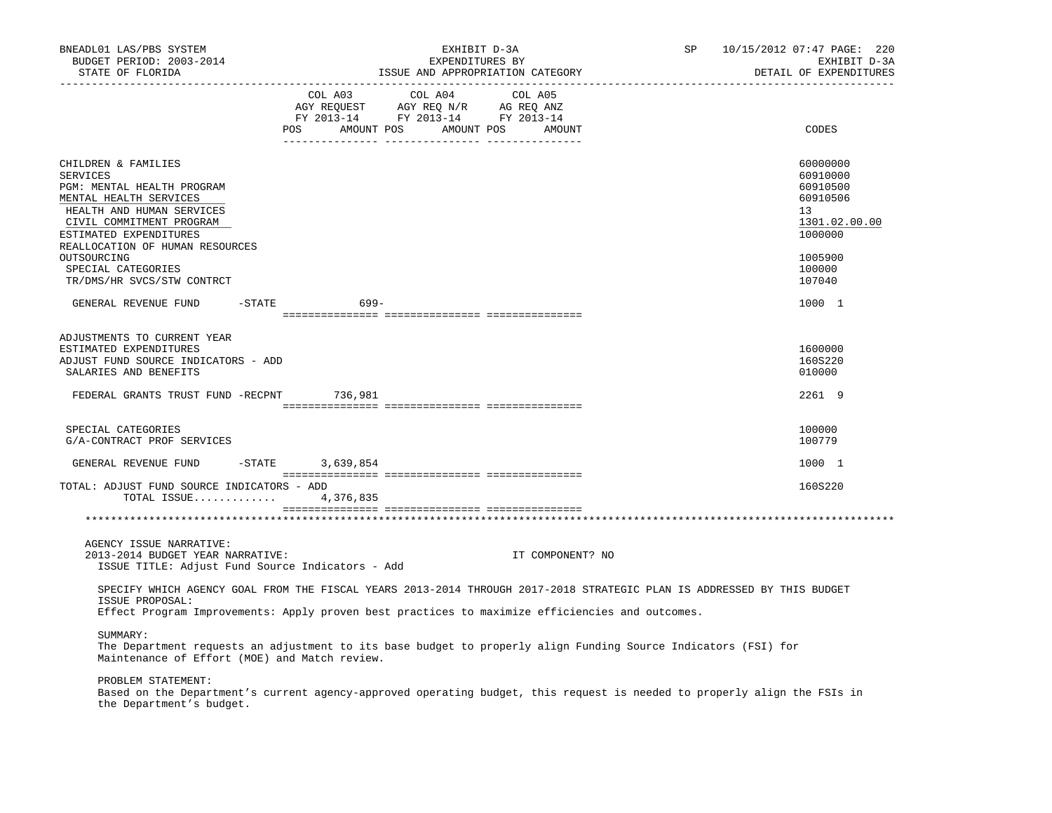| | COL A03 AGY REQUEST FY 2013-14 POS AMOUNT | COL A04 AGY REQ N/R FY 2013-14 POS AMOUNT | COL A05 AG REQ ANZ FY 2013-14 POS AMOUNT | CODES |
|---|---|---|---|---|
| CHILDREN & FAMILIES | | | | 60000000 |
| SERVICES | | | | 60910000 |
| PGM: MENTAL HEALTH PROGRAM | | | | 60910500 |
| MENTAL HEALTH SERVICES | | | | 60910506 |
| HEALTH AND HUMAN SERVICES | | | | 13 |
| CIVIL COMMITMENT PROGRAM | | | | 1301.02.00.00 |
| ESTIMATED EXPENDITURES | | | | 1000000 |
| REALLOCATION OF HUMAN RESOURCES OUTSOURCING | | | | 1005900 |
| SPECIAL CATEGORIES | | | | 100000 |
| TR/DMS/HR SVCS/STW CONTRCT | | | | 107040 |
| GENERAL REVENUE FUND -STATE | 699- | | | 1000 1 |
| ADJUSTMENTS TO CURRENT YEAR ESTIMATED EXPENDITURES | | | | 1600000 |
| ADJUST FUND SOURCE INDICATORS - ADD | | | | 160S220 |
| SALARIES AND BENEFITS | | | | 010000 |
| FEDERAL GRANTS TRUST FUND -RECPNT | 736,981 | | | 2261 9 |
| SPECIAL CATEGORIES | | | | 100000 |
| G/A-CONTRACT PROF SERVICES | | | | 100779 |
| GENERAL REVENUE FUND -STATE | 3,639,854 | | | 1000 1 |
| TOTAL: ADJUST FUND SOURCE INDICATORS - ADD | | | | 160S220 |
| TOTAL ISSUE............. | 4,376,835 | | | |

AGENCY ISSUE NARRATIVE:
2013-2014 BUDGET YEAR NARRATIVE: IT COMPONENT? NO
ISSUE TITLE: Adjust Fund Source Indicators - Add

SPECIFY WHICH AGENCY GOAL FROM THE FISCAL YEARS 2013-2014 THROUGH 2017-2018 STRATEGIC PLAN IS ADDRESSED BY THIS BUDGET ISSUE PROPOSAL:
Effect Program Improvements: Apply proven best practices to maximize efficiencies and outcomes.

SUMMARY:
The Department requests an adjustment to its base budget to properly align Funding Source Indicators (FSI) for Maintenance of Effort (MOE) and Match review.

PROBLEM STATEMENT:
Based on the Department's current agency-approved operating budget, this request is needed to properly align the FSIs in the Department's budget.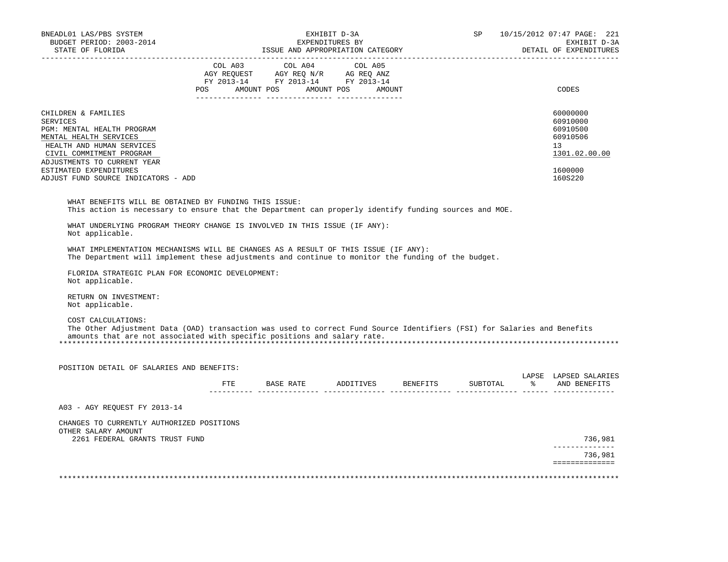| | COL A03 AGY REQUEST FY 2013-14 | | COL A04 AGY REQ N/R FY 2013-14 | | COL A05 AG REQ ANZ FY 2013-14 | | |
|---|---|---|---|---|---|---|---|
| | POS | AMOUNT | POS | AMOUNT | POS | AMOUNT | CODES |
| CHILDREN & FAMILIES | | | | | | | 60000000 |
| SERVICES | | | | | | | 60910000 |
| PGM: MENTAL HEALTH PROGRAM | | | | | | | 60910500 |
| MENTAL HEALTH SERVICES | | | | | | | 60910506 |
| HEALTH AND HUMAN SERVICES | | | | | | | 13 |
| CIVIL COMMITMENT PROGRAM | | | | | | | 1301.02.00.00 |
| ADJUSTMENTS TO CURRENT YEAR ESTIMATED EXPENDITURES | | | | | | | 1600000 |
| ADJUST FUND SOURCE INDICATORS - ADD | | | | | | | 160S220 |

WHAT BENEFITS WILL BE OBTAINED BY FUNDING THIS ISSUE:
This action is necessary to ensure that the Department can properly identify funding sources and MOE.

WHAT UNDERLYING PROGRAM THEORY CHANGE IS INVOLVED IN THIS ISSUE (IF ANY):
Not applicable.

WHAT IMPLEMENTATION MECHANISMS WILL BE CHANGES AS A RESULT OF THIS ISSUE (IF ANY):
The Department will implement these adjustments and continue to monitor the funding of the budget.

FLORIDA STRATEGIC PLAN FOR ECONOMIC DEVELOPMENT:
Not applicable.

RETURN ON INVESTMENT:
Not applicable.

COST CALCULATIONS:
The Other Adjustment Data (OAD) transaction was used to correct Fund Source Identifiers (FSI) for Salaries and Benefits amounts that are not associated with specific positions and salary rate.

POSITION DETAIL OF SALARIES AND BENEFITS:

| | FTE | BASE RATE | ADDITIVES | BENEFITS | SUBTOTAL | LAPSE % | LAPSED SALARIES AND BENEFITS |
|---|---|---|---|---|---|---|---|
| A03 - AGY REQUEST FY 2013-14 | | | | | | | |
| CHANGES TO CURRENTLY AUTHORIZED POSITIONS | | | | | | | |
| OTHER SALARY AMOUNT | | | | | | | |
| 2261 FEDERAL GRANTS TRUST FUND | | | | | | | 736,981 |
| | | | | | | | 736,981 |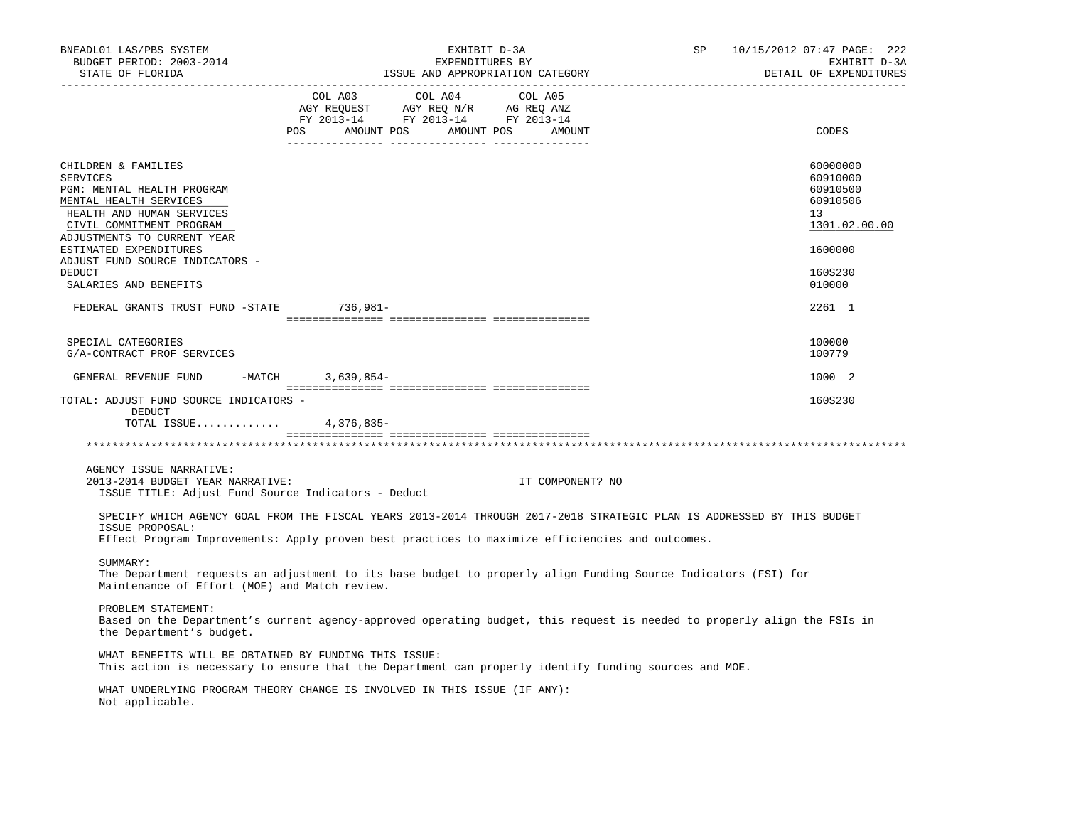| | COL A03 AGY REQUEST FY 2013-14 POS AMOUNT | COL A04 AGY REQ N/R FY 2013-14 POS AMOUNT | COL A05 AG REQ ANZ FY 2013-14 POS AMOUNT | CODES |
|---|---|---|---|---|
| CHILDREN & FAMILIES | | | | 60000000 |
| SERVICES | | | | 60910000 |
| PGM: MENTAL HEALTH PROGRAM | | | | 60910500 |
| MENTAL HEALTH SERVICES | | | | 60910506 |
| HEALTH AND HUMAN SERVICES | | | | 13 |
| CIVIL COMMITMENT PROGRAM | | | | 1301.02.00.00 |
| ADJUSTMENTS TO CURRENT YEAR ESTIMATED EXPENDITURES | | | | 1600000 |
| ADJUST FUND SOURCE INDICATORS - DEDUCT | | | | 160S230 |
| SALARIES AND BENEFITS | | | | 010000 |
| FEDERAL GRANTS TRUST FUND -STATE | 736,981- | | | 2261 1 |
| SPECIAL CATEGORIES | | | | 100000 |
| G/A-CONTRACT PROF SERVICES | | | | 100779 |
| GENERAL REVENUE FUND -MATCH | 3,639,854- | | | 1000 2 |
| TOTAL: ADJUST FUND SOURCE INDICATORS - DEDUCT | | | | 160S230 |
| TOTAL ISSUE............ | 4,376,835- | | | |

AGENCY ISSUE NARRATIVE:

2013-2014 BUDGET YEAR NARRATIVE: IT COMPONENT? NO

ISSUE TITLE: Adjust Fund Source Indicators - Deduct

SPECIFY WHICH AGENCY GOAL FROM THE FISCAL YEARS 2013-2014 THROUGH 2017-2018 STRATEGIC PLAN IS ADDRESSED BY THIS BUDGET ISSUE PROPOSAL:
Effect Program Improvements: Apply proven best practices to maximize efficiencies and outcomes.

SUMMARY:
The Department requests an adjustment to its base budget to properly align Funding Source Indicators (FSI) for Maintenance of Effort (MOE) and Match review.

PROBLEM STATEMENT:
Based on the Department's current agency-approved operating budget, this request is needed to properly align the FSIs in the Department's budget.

WHAT BENEFITS WILL BE OBTAINED BY FUNDING THIS ISSUE:
This action is necessary to ensure that the Department can properly identify funding sources and MOE.

WHAT UNDERLYING PROGRAM THEORY CHANGE IS INVOLVED IN THIS ISSUE (IF ANY):
Not applicable.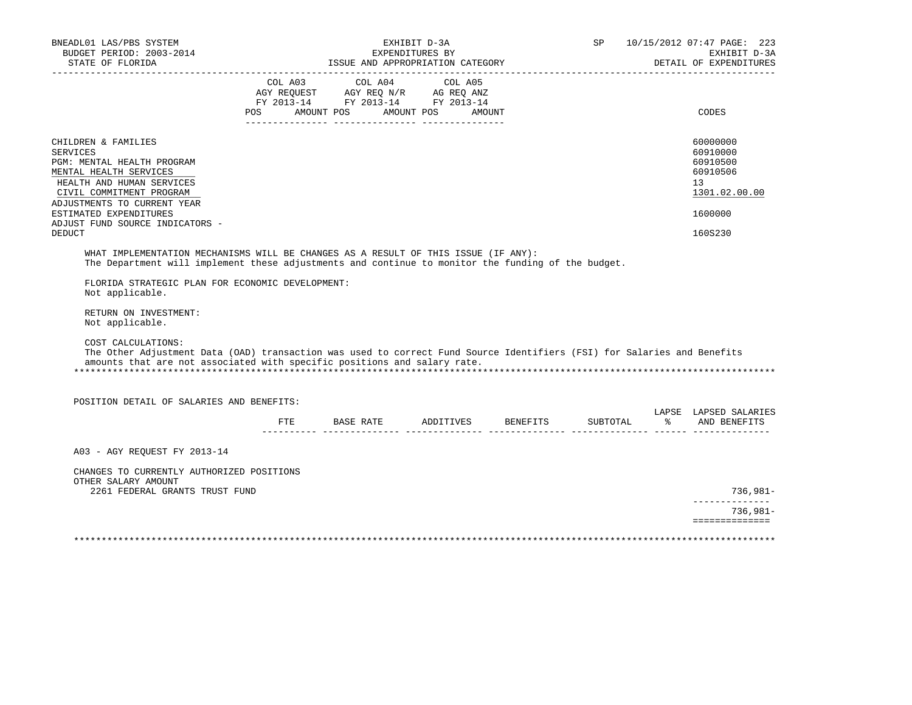| | COL A03 AGY REQUEST FY 2013-14 | | COL A04 AGY REQ N/R FY 2013-14 | | COL A05 AG REQ ANZ FY 2013-14 | | |
|---|---|---|---|---|---|---|---|
| | POS | AMOUNT | POS | AMOUNT | POS | AMOUNT | CODES |
| CHILDREN & FAMILIES | | | | | | | 60000000 |
| SERVICES | | | | | | | 60910000 |
| PGM: MENTAL HEALTH PROGRAM | | | | | | | 60910500 |
| MENTAL HEALTH SERVICES | | | | | | | 60910506 |
| HEALTH AND HUMAN SERVICES | | | | | | | 13 |
| CIVIL COMMITMENT PROGRAM | | | | | | | 1301.02.00.00 |
| ADJUSTMENTS TO CURRENT YEAR ESTIMATED EXPENDITURES | | | | | | | 1600000 |
| ADJUST FUND SOURCE INDICATORS - DEDUCT | | | | | | | 160S230 |

WHAT IMPLEMENTATION MECHANISMS WILL BE CHANGES AS A RESULT OF THIS ISSUE (IF ANY):
The Department will implement these adjustments and continue to monitor the funding of the budget.

FLORIDA STRATEGIC PLAN FOR ECONOMIC DEVELOPMENT:
Not applicable.

RETURN ON INVESTMENT:
Not applicable.

COST CALCULATIONS:
The Other Adjustment Data (OAD) transaction was used to correct Fund Source Identifiers (FSI) for Salaries and Benefits amounts that are not associated with specific positions and salary rate.

POSITION DETAIL OF SALARIES AND BENEFITS:

| | FTE | BASE RATE | ADDITIVES | BENEFITS | SUBTOTAL | LAPSE % | LAPSED SALARIES AND BENEFITS |
|---|---|---|---|---|---|---|---|
| A03 - AGY REQUEST FY 2013-14 | | | | | | | |
| CHANGES TO CURRENTLY AUTHORIZED POSITIONS | | | | | | | |
| OTHER SALARY AMOUNT | | | | | | | |
| 2261 FEDERAL GRANTS TRUST FUND | | | | | | | 736,981- |
| | | | | | | | 736,981- |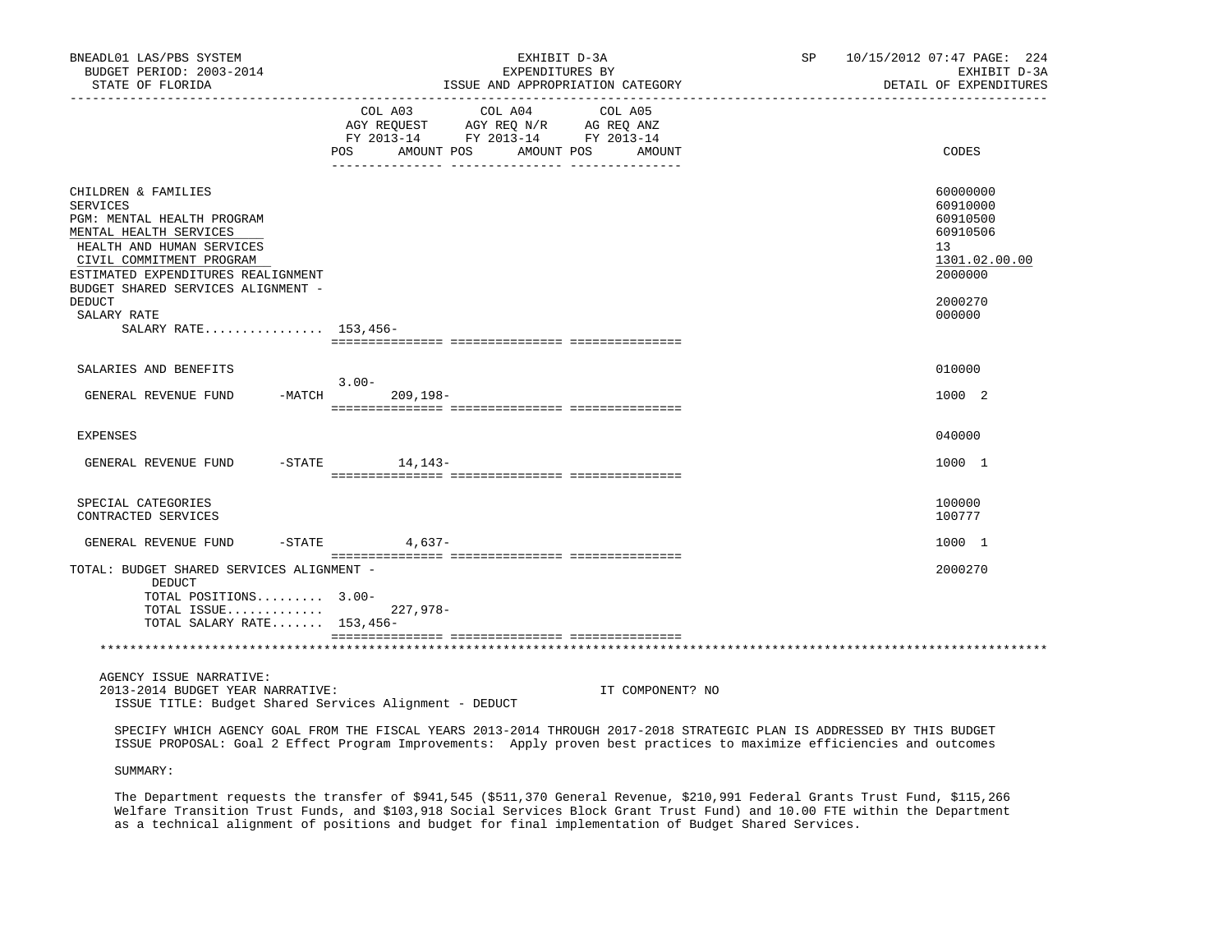| | COL A03 AGY REQUEST FY 2013-14 POS | AMOUNT | COL A04 AGY REQ N/R FY 2013-14 POS | AMOUNT | COL A05 AG REQ ANZ FY 2013-14 POS | AMOUNT | CODES |
|---|---|---|---|---|---|---|---|
| CHILDREN & FAMILIES | | | | | | | 60000000 |
| SERVICES | | | | | | | 60910000 |
| PGM: MENTAL HEALTH PROGRAM | | | | | | | 60910500 |
| MENTAL HEALTH SERVICES | | | | | | | 60910506 |
| HEALTH AND HUMAN SERVICES | | | | | | | 13 |
| CIVIL COMMITMENT PROGRAM | | | | | | | 1301.02.00.00 |
| ESTIMATED EXPENDITURES REALIGNMENT | | | | | | | 2000000 |
| BUDGET SHARED SERVICES ALIGNMENT - DEDUCT | | | | | | | 2000270 |
| SALARY RATE | | | | | | | 000000 |
| SALARY RATE................ | 153,456- | | | | | | |
| SALARIES AND BENEFITS | | | | | | | 010000 |
| GENERAL REVENUE FUND -MATCH | 3.00- | 209,198- | | | | | 1000 2 |
| EXPENSES | | | | | | | 040000 |
| GENERAL REVENUE FUND -STATE | | 14,143- | | | | | 1000 1 |
| SPECIAL CATEGORIES | | | | | | | 100000 |
| CONTRACTED SERVICES | | | | | | | 100777 |
| GENERAL REVENUE FUND -STATE | | 4,637- | | | | | 1000 1 |
| TOTAL: BUDGET SHARED SERVICES ALIGNMENT - DEDUCT | | | | | | | 2000270 |
| TOTAL POSITIONS......... | 3.00- | | | | | | |
| TOTAL ISSUE............. | | 227,978- | | | | | |
| TOTAL SALARY RATE....... | 153,456- | | | | | | |

AGENCY ISSUE NARRATIVE:
2013-2014 BUDGET YEAR NARRATIVE: IT COMPONENT? NO
ISSUE TITLE: Budget Shared Services Alignment - DEDUCT

SPECIFY WHICH AGENCY GOAL FROM THE FISCAL YEARS 2013-2014 THROUGH 2017-2018 STRATEGIC PLAN IS ADDRESSED BY THIS BUDGET ISSUE PROPOSAL: Goal 2 Effect Program Improvements: Apply proven best practices to maximize efficiencies and outcomes

SUMMARY:

The Department requests the transfer of $941,545 ($511,370 General Revenue, $210,991 Federal Grants Trust Fund, $115,266 Welfare Transition Trust Funds, and $103,918 Social Services Block Grant Trust Fund) and 10.00 FTE within the Department as a technical alignment of positions and budget for final implementation of Budget Shared Services.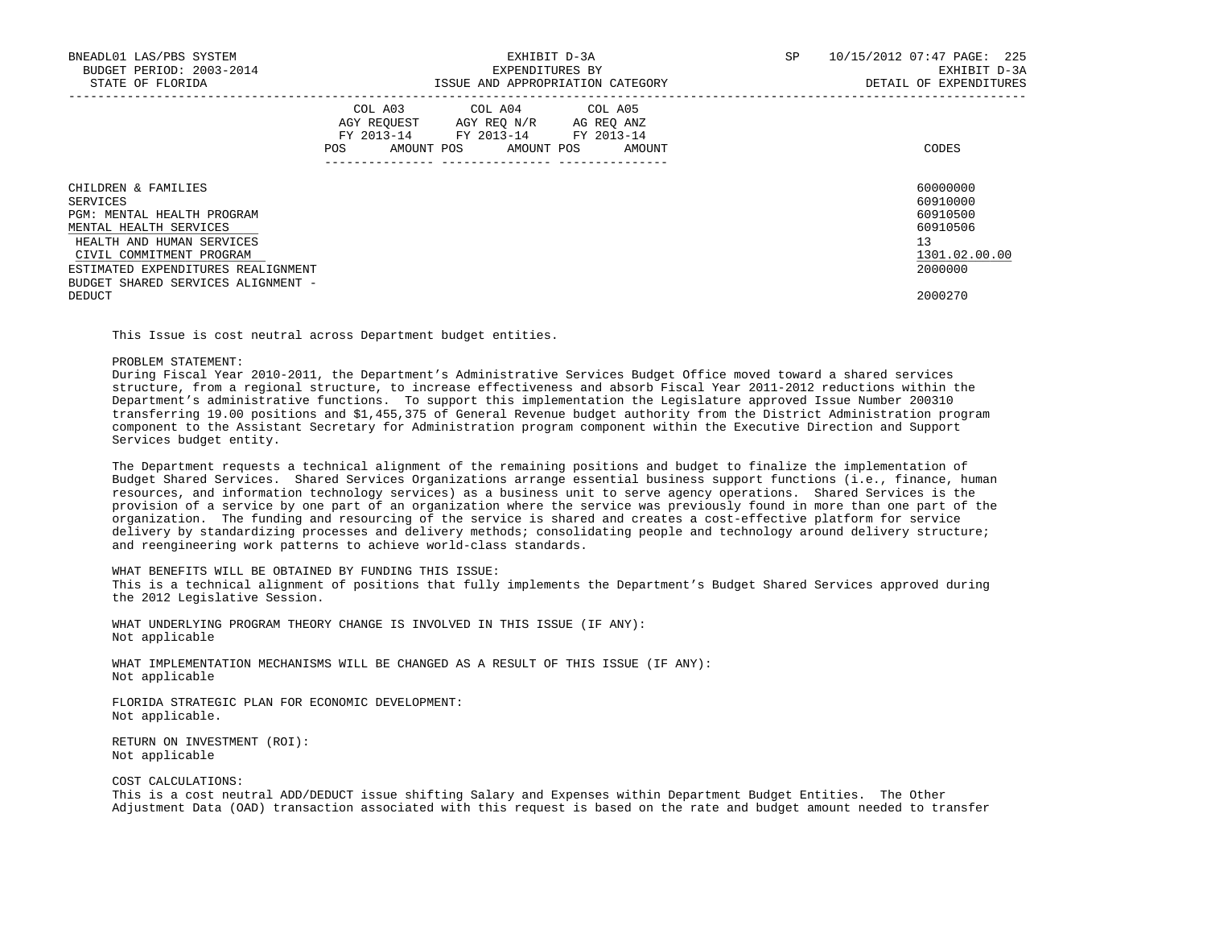| | COL A03 AGY REQUEST FY 2013-14 POS AMOUNT | COL A04 AGY REQ N/R FY 2013-14 POS AMOUNT | COL A05 AG REQ ANZ FY 2013-14 POS AMOUNT | CODES |
|---|---|---|---|---|
| CHILDREN & FAMILIES | | | | 60000000 |
| SERVICES | | | | 60910000 |
| PGM: MENTAL HEALTH PROGRAM | | | | 60910500 |
| MENTAL HEALTH SERVICES | | | | 60910506 |
| HEALTH AND HUMAN SERVICES | | | | 13 |
| CIVIL COMMITMENT PROGRAM | | | | 1301.02.00.00 |
| ESTIMATED EXPENDITURES REALIGNMENT | | | | 2000000 |
| BUDGET SHARED SERVICES ALIGNMENT - DEDUCT | | | | 2000270 |

This Issue is cost neutral across Department budget entities.

PROBLEM STATEMENT:
During Fiscal Year 2010-2011, the Department's Administrative Services Budget Office moved toward a shared services structure, from a regional structure, to increase effectiveness and absorb Fiscal Year 2011-2012 reductions within the Department's administrative functions. To support this implementation the Legislature approved Issue Number 200310 transferring 19.00 positions and $1,455,375 of General Revenue budget authority from the District Administration program component to the Assistant Secretary for Administration program component within the Executive Direction and Support Services budget entity.

The Department requests a technical alignment of the remaining positions and budget to finalize the implementation of Budget Shared Services. Shared Services Organizations arrange essential business support functions (i.e., finance, human resources, and information technology services) as a business unit to serve agency operations. Shared Services is the provision of a service by one part of an organization where the service was previously found in more than one part of the organization. The funding and resourcing of the service is shared and creates a cost-effective platform for service delivery by standardizing processes and delivery methods; consolidating people and technology around delivery structure; and reengineering work patterns to achieve world-class standards.

WHAT BENEFITS WILL BE OBTAINED BY FUNDING THIS ISSUE:
This is a technical alignment of positions that fully implements the Department's Budget Shared Services approved during the 2012 Legislative Session.

WHAT UNDERLYING PROGRAM THEORY CHANGE IS INVOLVED IN THIS ISSUE (IF ANY):
Not applicable

WHAT IMPLEMENTATION MECHANISMS WILL BE CHANGED AS A RESULT OF THIS ISSUE (IF ANY):
Not applicable

FLORIDA STRATEGIC PLAN FOR ECONOMIC DEVELOPMENT:
Not applicable.

RETURN ON INVESTMENT (ROI):
Not applicable

COST CALCULATIONS:
This is a cost neutral ADD/DEDUCT issue shifting Salary and Expenses within Department Budget Entities. The Other Adjustment Data (OAD) transaction associated with this request is based on the rate and budget amount needed to transfer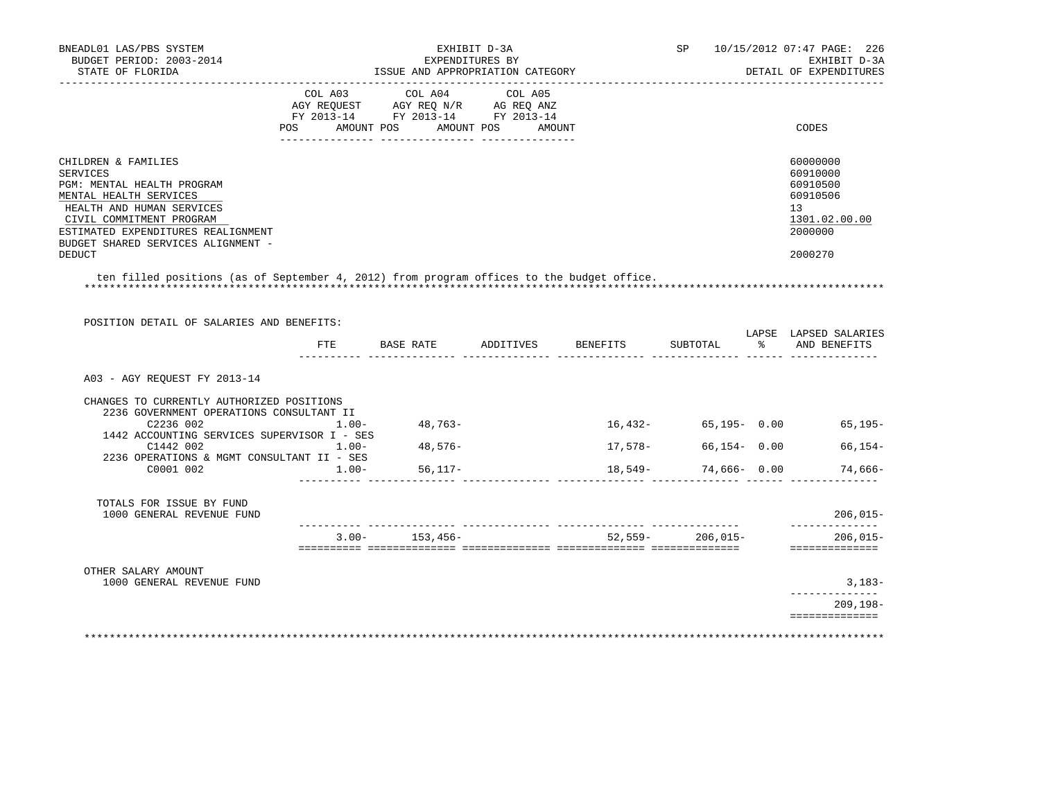BNEADL01 LAS/PBS SYSTEM | EXHIBIT D-3A | SP 10/15/2012 07:47 PAGE: 226
BUDGET PERIOD: 2003-2014 | EXPENDITURES BY | EXHIBIT D-3A
STATE OF FLORIDA | ISSUE AND APPROPRIATION CATEGORY | DETAIL OF EXPENDITURES

| | COL A03 AGY REQUEST FY 2013-14 POS AMOUNT | COL A04 AGY REQ N/R FY 2013-14 POS AMOUNT | COL A05 AG REQ ANZ FY 2013-14 POS AMOUNT | CODES |
|---|---|---|---|---|
| CHILDREN & FAMILIES | | | | 60000000 |
| SERVICES | | | | 60910000 |
| PGM: MENTAL HEALTH PROGRAM | | | | 60910500 |
| MENTAL HEALTH SERVICES | | | | 60910506 |
| HEALTH AND HUMAN SERVICES | | | | 13 |
| CIVIL COMMITMENT PROGRAM | | | | 1301.02.00.00 |
| ESTIMATED EXPENDITURES REALIGNMENT | | | | 2000000 |
| BUDGET SHARED SERVICES ALIGNMENT - DEDUCT | | | | 2000270 |

ten filled positions (as of September 4, 2012) from program offices to the budget office.

*******************************************************************************************************************************

POSITION DETAIL OF SALARIES AND BENEFITS:

| | FTE | BASE RATE | ADDITIVES | BENEFITS | SUBTOTAL | LAPSE % | LAPSED SALARIES AND BENEFITS |
|---|---|---|---|---|---|---|---|
| A03 - AGY REQUEST FY 2013-14 | | | | | | | |
| CHANGES TO CURRENTLY AUTHORIZED POSITIONS | | | | | | | |
| 2236 GOVERNMENT OPERATIONS CONSULTANT II | | | | | | | |
| C2236 002 | 1.00- | 48,763- | | 16,432- | 65,195- | 0.00 | 65,195- |
| 1442 ACCOUNTING SERVICES SUPERVISOR I - SES | | | | | | | |
| C1442 002 | 1.00- | 48,576- | | 17,578- | 66,154- | 0.00 | 66,154- |
| 2236 OPERATIONS & MGMT CONSULTANT II - SES | | | | | | | |
| C0001 002 | 1.00- | 56,117- | | 18,549- | 74,666- | 0.00 | 74,666- |
| TOTALS FOR ISSUE BY FUND | | | | | | | |
| 1000 GENERAL REVENUE FUND | | | | | | | 206,015- |
| | 3.00- | 153,456- | | 52,559- | 206,015- | | 206,015- |
| OTHER SALARY AMOUNT | | | | | | | |
| 1000 GENERAL REVENUE FUND | | | | | | | 3,183- |
| | | | | | | | 209,198- |

*******************************************************************************************************************************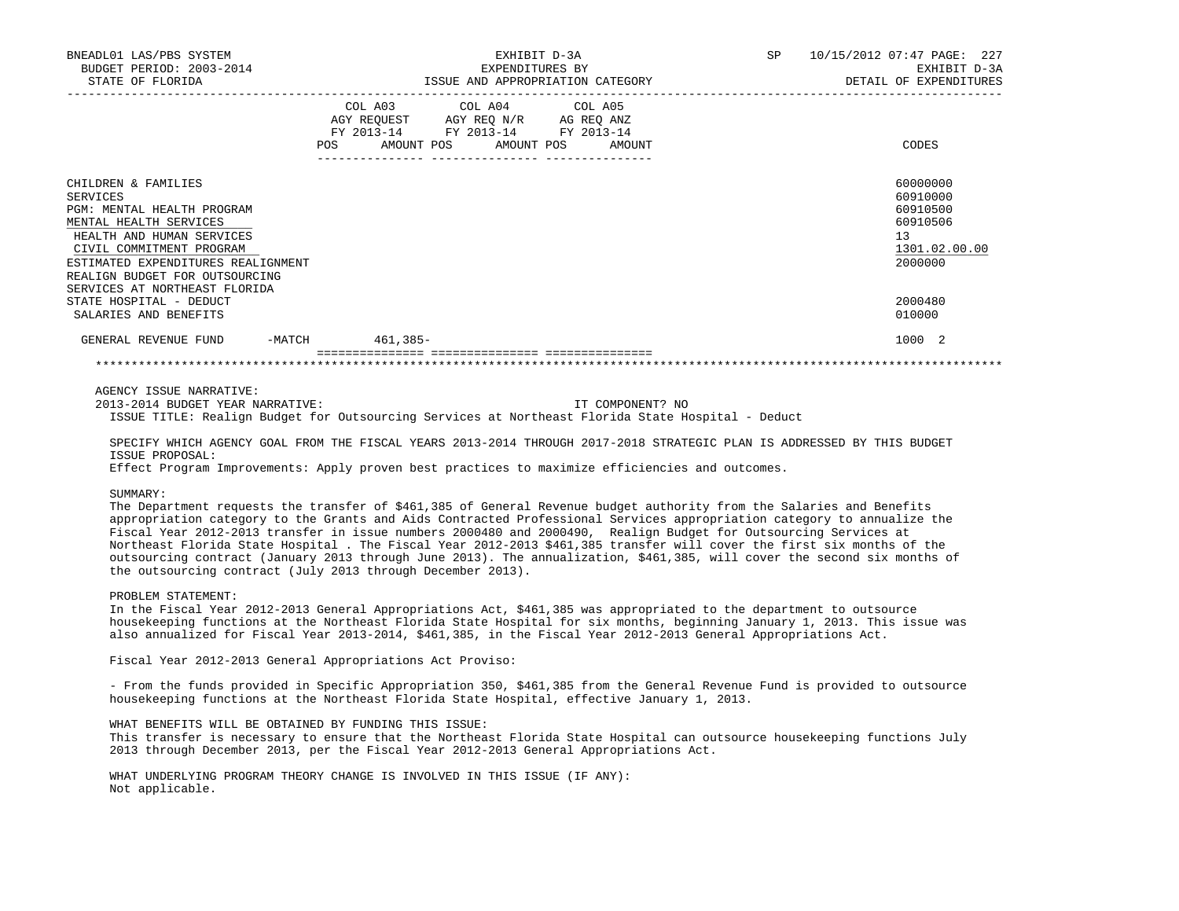| | COL A03 AGY REQUEST FY 2013-14 POS AMOUNT | COL A04 AGY REQ N/R FY 2013-14 POS AMOUNT | COL A05 AG REQ ANZ FY 2013-14 POS AMOUNT | CODES |
|---|---|---|---|---|
| CHILDREN & FAMILIES | | | | 60000000 |
| SERVICES | | | | 60910000 |
| PGM: MENTAL HEALTH PROGRAM | | | | 60910500 |
| MENTAL HEALTH SERVICES | | | | 60910506 |
| HEALTH AND HUMAN SERVICES | | | | 13 |
| CIVIL COMMITMENT PROGRAM | | | | 1301.02.00.00 |
| ESTIMATED EXPENDITURES REALIGNMENT | | | | 2000000 |
| REALIGN BUDGET FOR OUTSOURCING SERVICES AT NORTHEAST FLORIDA STATE HOSPITAL - DEDUCT | | | | 2000480 |
| SALARIES AND BENEFITS | | | | 010000 |
| GENERAL REVENUE FUND -MATCH | 461,385- | | | 1000 2 |

AGENCY ISSUE NARRATIVE:

2013-2014 BUDGET YEAR NARRATIVE: IT COMPONENT? NO

ISSUE TITLE: Realign Budget for Outsourcing Services at Northeast Florida State Hospital - Deduct

SPECIFY WHICH AGENCY GOAL FROM THE FISCAL YEARS 2013-2014 THROUGH 2017-2018 STRATEGIC PLAN IS ADDRESSED BY THIS BUDGET ISSUE PROPOSAL:
Effect Program Improvements: Apply proven best practices to maximize efficiencies and outcomes.

SUMMARY:
The Department requests the transfer of $461,385 of General Revenue budget authority from the Salaries and Benefits appropriation category to the Grants and Aids Contracted Professional Services appropriation category to annualize the Fiscal Year 2012-2013 transfer in issue numbers 2000480 and 2000490, Realign Budget for Outsourcing Services at Northeast Florida State Hospital . The Fiscal Year 2012-2013 $461,385 transfer will cover the first six months of the outsourcing contract (January 2013 through June 2013). The annualization, $461,385, will cover the second six months of the outsourcing contract (July 2013 through December 2013).

PROBLEM STATEMENT:
In the Fiscal Year 2012-2013 General Appropriations Act, $461,385 was appropriated to the department to outsource housekeeping functions at the Northeast Florida State Hospital for six months, beginning January 1, 2013. This issue was also annualized for Fiscal Year 2013-2014, $461,385, in the Fiscal Year 2012-2013 General Appropriations Act.

Fiscal Year 2012-2013 General Appropriations Act Proviso:

- From the funds provided in Specific Appropriation 350, $461,385 from the General Revenue Fund is provided to outsource housekeeping functions at the Northeast Florida State Hospital, effective January 1, 2013.

WHAT BENEFITS WILL BE OBTAINED BY FUNDING THIS ISSUE:
This transfer is necessary to ensure that the Northeast Florida State Hospital can outsource housekeeping functions July 2013 through December 2013, per the Fiscal Year 2012-2013 General Appropriations Act.

WHAT UNDERLYING PROGRAM THEORY CHANGE IS INVOLVED IN THIS ISSUE (IF ANY):
Not applicable.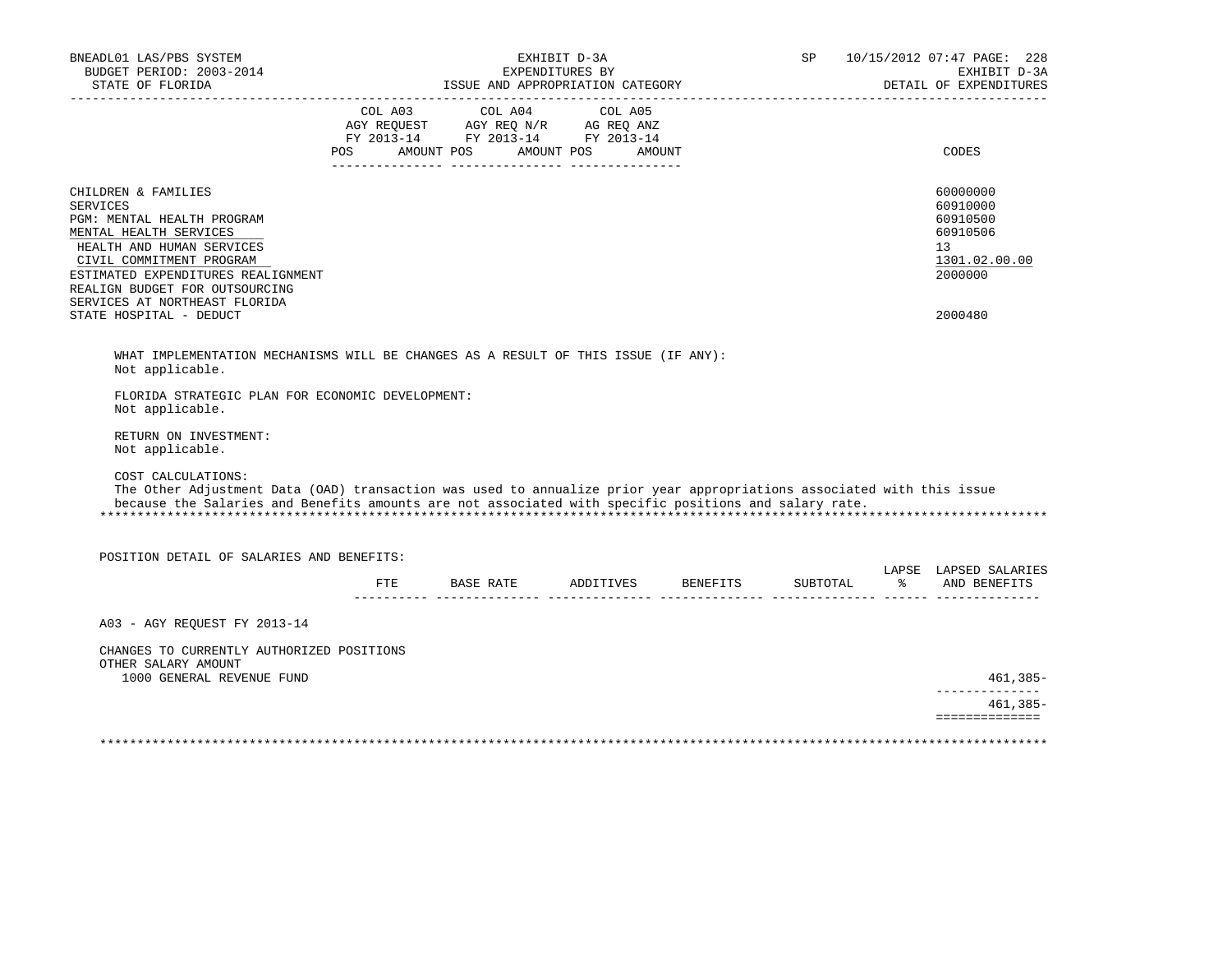| | COL A03 AGY REQUEST FY 2013-14 POS AMOUNT | COL A04 AGY REQ N/R FY 2013-14 POS AMOUNT | COL A05 AG REQ ANZ FY 2013-14 POS AMOUNT | CODES |
|---|---|---|---|---|
| CHILDREN & FAMILIES | | | | 60000000 |
| SERVICES | | | | 60910000 |
| PGM: MENTAL HEALTH PROGRAM | | | | 60910500 |
| MENTAL HEALTH SERVICES | | | | 60910506 |
| HEALTH AND HUMAN SERVICES | | | | 13 |
| CIVIL COMMITMENT PROGRAM | | | | 1301.02.00.00 |
| ESTIMATED EXPENDITURES REALIGNMENT | | | | 2000000 |
| REALIGN BUDGET FOR OUTSOURCING SERVICES AT NORTHEAST FLORIDA STATE HOSPITAL - DEDUCT | | | | 2000480 |

WHAT IMPLEMENTATION MECHANISMS WILL BE CHANGES AS A RESULT OF THIS ISSUE (IF ANY):
Not applicable.

FLORIDA STRATEGIC PLAN FOR ECONOMIC DEVELOPMENT:
Not applicable.

RETURN ON INVESTMENT:
Not applicable.

COST CALCULATIONS:
The Other Adjustment Data (OAD) transaction was used to annualize prior year appropriations associated with this issue because the Salaries and Benefits amounts are not associated with specific positions and salary rate.

******************************************************************************************************************************

POSITION DETAIL OF SALARIES AND BENEFITS:

| | FTE | BASE RATE | ADDITIVES | BENEFITS | SUBTOTAL | LAPSE % | LAPSED SALARIES AND BENEFITS |
|---|---|---|---|---|---|---|---|
| A03 - AGY REQUEST FY 2013-14 | | | | | | | |
| CHANGES TO CURRENTLY AUTHORIZED POSITIONS | | | | | | | |
| OTHER SALARY AMOUNT | | | | | | | |
| 1000 GENERAL REVENUE FUND | | | | | | | 461,385- |
| | | | | | | | 461,385- |

******************************************************************************************************************************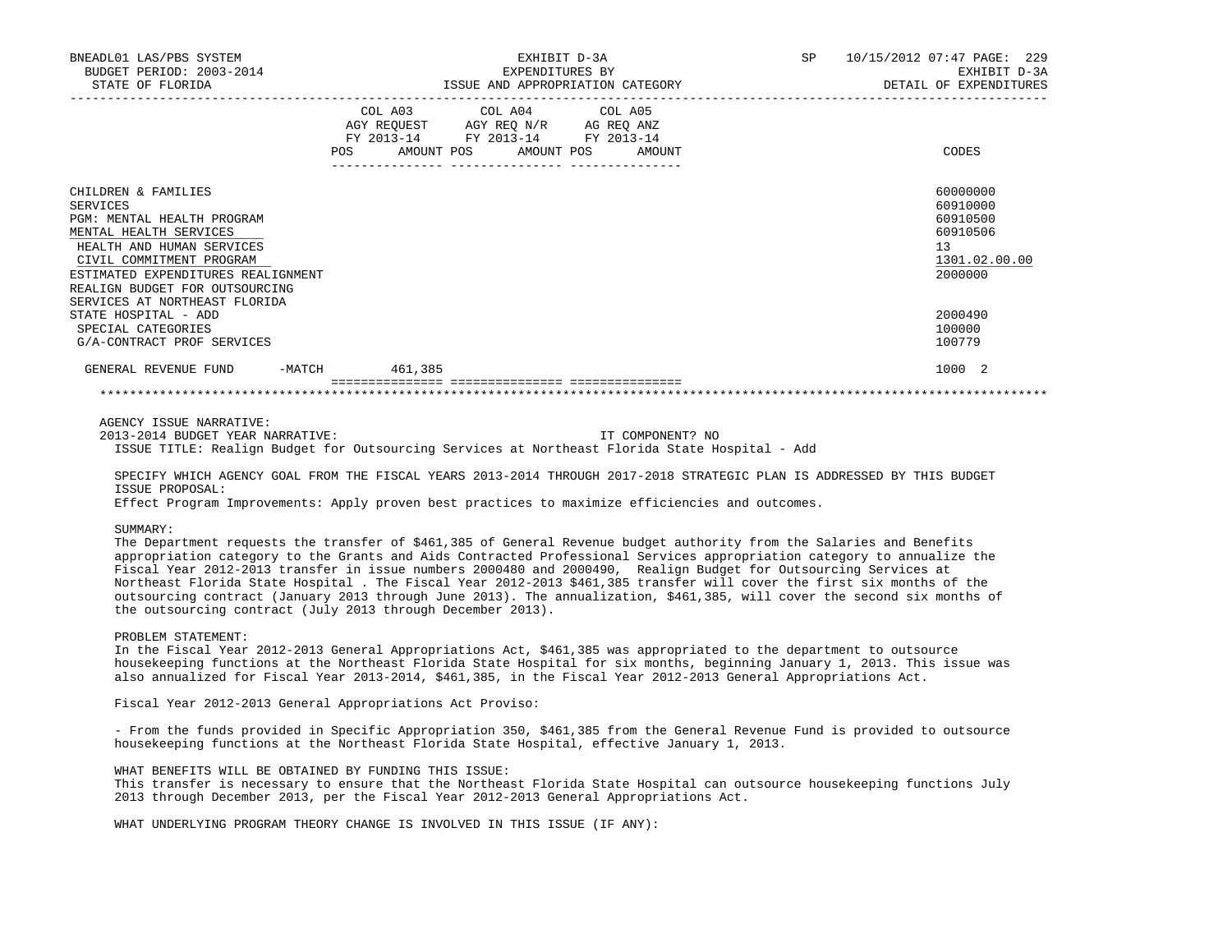| | COL A03 AGY REQUEST FY 2013-14 POS AMOUNT | COL A04 AGY REQ N/R FY 2013-14 POS AMOUNT | COL A05 AG REQ ANZ FY 2013-14 POS AMOUNT | CODES |
|---|---|---|---|---|
| CHILDREN & FAMILIES | | | | 60000000 |
| SERVICES | | | | 60910000 |
| PGM: MENTAL HEALTH PROGRAM | | | | 60910500 |
| MENTAL HEALTH SERVICES | | | | 60910506 |
| HEALTH AND HUMAN SERVICES | | | | 13 |
| CIVIL COMMITMENT PROGRAM | | | | 1301.02.00.00 |
| ESTIMATED EXPENDITURES REALIGNMENT | | | | 2000000 |
| REALIGN BUDGET FOR OUTSOURCING SERVICES AT NORTHEAST FLORIDA STATE HOSPITAL - ADD | | | | 2000490 |
| SPECIAL CATEGORIES | | | | 100000 |
| G/A-CONTRACT PROF SERVICES | | | | 100779 |
| GENERAL REVENUE FUND -MATCH | 461,385 | | | 1000 2 |

AGENCY ISSUE NARRATIVE:

2013-2014 BUDGET YEAR NARRATIVE: IT COMPONENT? NO

ISSUE TITLE: Realign Budget for Outsourcing Services at Northeast Florida State Hospital - Add

SPECIFY WHICH AGENCY GOAL FROM THE FISCAL YEARS 2013-2014 THROUGH 2017-2018 STRATEGIC PLAN IS ADDRESSED BY THIS BUDGET ISSUE PROPOSAL:

Effect Program Improvements: Apply proven best practices to maximize efficiencies and outcomes.

SUMMARY:

The Department requests the transfer of $461,385 of General Revenue budget authority from the Salaries and Benefits appropriation category to the Grants and Aids Contracted Professional Services appropriation category to annualize the Fiscal Year 2012-2013 transfer in issue numbers 2000480 and 2000490, Realign Budget for Outsourcing Services at Northeast Florida State Hospital . The Fiscal Year 2012-2013 $461,385 transfer will cover the first six months of the outsourcing contract (January 2013 through June 2013). The annualization, $461,385, will cover the second six months of the outsourcing contract (July 2013 through December 2013).

PROBLEM STATEMENT:

In the Fiscal Year 2012-2013 General Appropriations Act, $461,385 was appropriated to the department to outsource housekeeping functions at the Northeast Florida State Hospital for six months, beginning January 1, 2013. This issue was also annualized for Fiscal Year 2013-2014, $461,385, in the Fiscal Year 2012-2013 General Appropriations Act.

Fiscal Year 2012-2013 General Appropriations Act Proviso:

- From the funds provided in Specific Appropriation 350, $461,385 from the General Revenue Fund is provided to outsource housekeeping functions at the Northeast Florida State Hospital, effective January 1, 2013.

WHAT BENEFITS WILL BE OBTAINED BY FUNDING THIS ISSUE:

This transfer is necessary to ensure that the Northeast Florida State Hospital can outsource housekeeping functions July 2013 through December 2013, per the Fiscal Year 2012-2013 General Appropriations Act.

WHAT UNDERLYING PROGRAM THEORY CHANGE IS INVOLVED IN THIS ISSUE (IF ANY):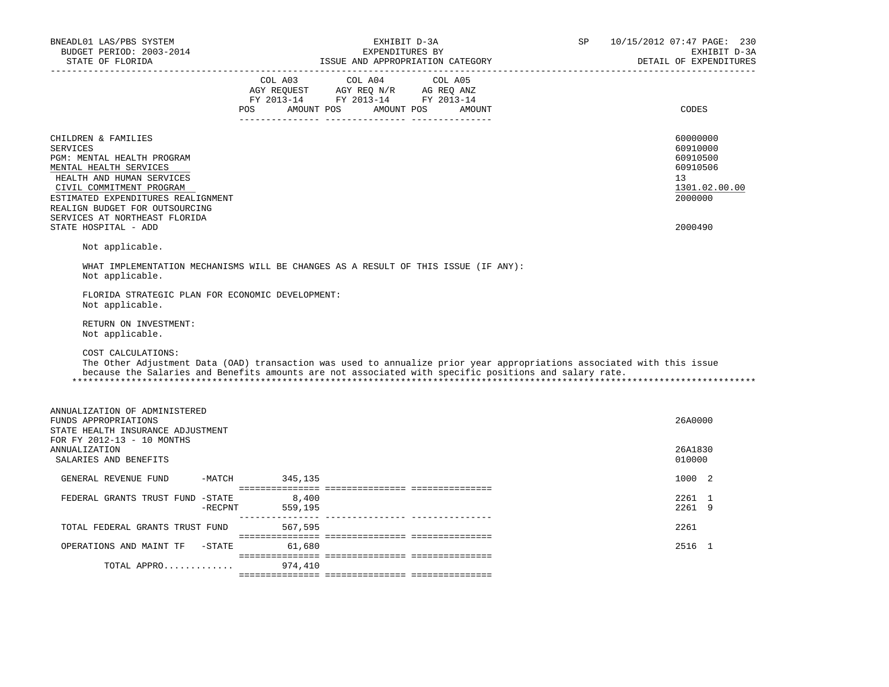| | COL A03 AGY REQUEST FY 2013-14 POS AMOUNT | COL A04 AGY REQ N/R FY 2013-14 POS AMOUNT | COL A05 AG REQ ANZ FY 2013-14 POS AMOUNT | CODES |
|---|---|---|---|---|
| CHILDREN & FAMILIES | | | | 60000000 |
| SERVICES | | | | 60910000 |
| PGM: MENTAL HEALTH PROGRAM | | | | 60910500 |
| MENTAL HEALTH SERVICES | | | | 60910506 |
| HEALTH AND HUMAN SERVICES | | | | 13 |
| CIVIL COMMITMENT PROGRAM | | | | 1301.02.00.00 |
| ESTIMATED EXPENDITURES REALIGNMENT | | | | 2000000 |
| REALIGN BUDGET FOR OUTSOURCING SERVICES AT NORTHEAST FLORIDA STATE HOSPITAL - ADD | | | | 2000490 |

Not applicable.

WHAT IMPLEMENTATION MECHANISMS WILL BE CHANGES AS A RESULT OF THIS ISSUE (IF ANY):
Not applicable.

FLORIDA STRATEGIC PLAN FOR ECONOMIC DEVELOPMENT:
Not applicable.

RETURN ON INVESTMENT:
Not applicable.

COST CALCULATIONS:
The Other Adjustment Data (OAD) transaction was used to annualize prior year appropriations associated with this issue because the Salaries and Benefits amounts are not associated with specific positions and salary rate.

*******************************************************************************************************************************

| | COL A03 | COL A04 | COL A05 | CODES |
|---|---|---|---|---|
| ANNUALIZATION OF ADMINISTERED FUNDS APPROPRIATIONS | | | | 26A0000 |
| STATE HEALTH INSURANCE ADJUSTMENT FOR FY 2012-13 - 10 MONTHS ANNUALIZATION | | | | 26A1830 |
| SALARIES AND BENEFITS | | | | 010000 |
| GENERAL REVENUE FUND -MATCH | 345,135 | | | 1000 2 |
| FEDERAL GRANTS TRUST FUND -STATE | 8,400 | | | 2261 1 |
| -RECPNT | 559,195 | | | 2261 9 |
| TOTAL FEDERAL GRANTS TRUST FUND | 567,595 | | | 2261 |
| OPERATIONS AND MAINT TF -STATE | 61,680 | | | 2516 1 |
| TOTAL APPRO............ | 974,410 | | | |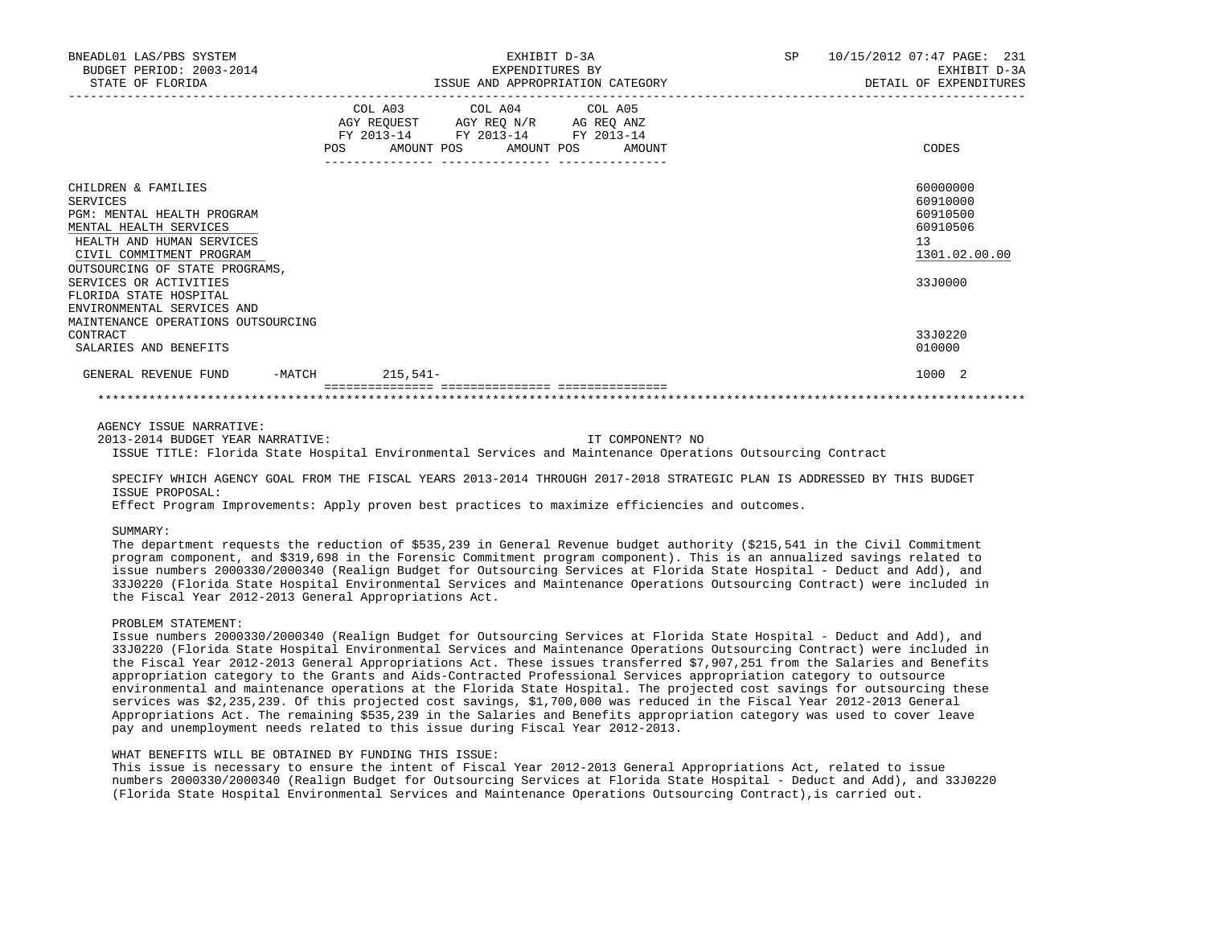| | COL A03 AGY REQUEST FY 2013-14 POS AMOUNT | COL A04 AGY REQ N/R FY 2013-14 POS AMOUNT | COL A05 AG REQ ANZ FY 2013-14 POS AMOUNT | CODES |
|---|---|---|---|---|
| CHILDREN & FAMILIES | | | | 60000000 |
| SERVICES | | | | 60910000 |
| PGM: MENTAL HEALTH PROGRAM | | | | 60910500 |
| MENTAL HEALTH SERVICES | | | | 60910506 |
| HEALTH AND HUMAN SERVICES | | | | 13 |
| CIVIL COMMITMENT PROGRAM | | | | 1301.02.00.00 |
| OUTSOURCING OF STATE PROGRAMS, SERVICES OR ACTIVITIES | | | | 33J0000 |
| FLORIDA STATE HOSPITAL ENVIRONMENTAL SERVICES AND MAINTENANCE OPERATIONS OUTSOURCING CONTRACT | | | | 33J0220 |
| SALARIES AND BENEFITS | | | | 010000 |
| GENERAL REVENUE FUND -MATCH | 215,541- | | | 1000 2 |

AGENCY ISSUE NARRATIVE:

2013-2014 BUDGET YEAR NARRATIVE: IT COMPONENT? NO

ISSUE TITLE: Florida State Hospital Environmental Services and Maintenance Operations Outsourcing Contract

SPECIFY WHICH AGENCY GOAL FROM THE FISCAL YEARS 2013-2014 THROUGH 2017-2018 STRATEGIC PLAN IS ADDRESSED BY THIS BUDGET ISSUE PROPOSAL:

Effect Program Improvements: Apply proven best practices to maximize efficiencies and outcomes.

SUMMARY:

The department requests the reduction of $535,239 in General Revenue budget authority ($215,541 in the Civil Commitment program component, and $319,698 in the Forensic Commitment program component). This is an annualized savings related to issue numbers 2000330/2000340 (Realign Budget for Outsourcing Services at Florida State Hospital - Deduct and Add), and 33J0220 (Florida State Hospital Environmental Services and Maintenance Operations Outsourcing Contract) were included in the Fiscal Year 2012-2013 General Appropriations Act.

PROBLEM STATEMENT:

Issue numbers 2000330/2000340 (Realign Budget for Outsourcing Services at Florida State Hospital - Deduct and Add), and 33J0220 (Florida State Hospital Environmental Services and Maintenance Operations Outsourcing Contract) were included in the Fiscal Year 2012-2013 General Appropriations Act. These issues transferred $7,907,251 from the Salaries and Benefits appropriation category to the Grants and Aids-Contracted Professional Services appropriation category to outsource environmental and maintenance operations at the Florida State Hospital. The projected cost savings for outsourcing these services was $2,235,239. Of this projected cost savings, $1,700,000 was reduced in the Fiscal Year 2012-2013 General Appropriations Act. The remaining $535,239 in the Salaries and Benefits appropriation category was used to cover leave pay and unemployment needs related to this issue during Fiscal Year 2012-2013.

WHAT BENEFITS WILL BE OBTAINED BY FUNDING THIS ISSUE:

This issue is necessary to ensure the intent of Fiscal Year 2012-2013 General Appropriations Act, related to issue numbers 2000330/2000340 (Realign Budget for Outsourcing Services at Florida State Hospital - Deduct and Add), and 33J0220 (Florida State Hospital Environmental Services and Maintenance Operations Outsourcing Contract),is carried out.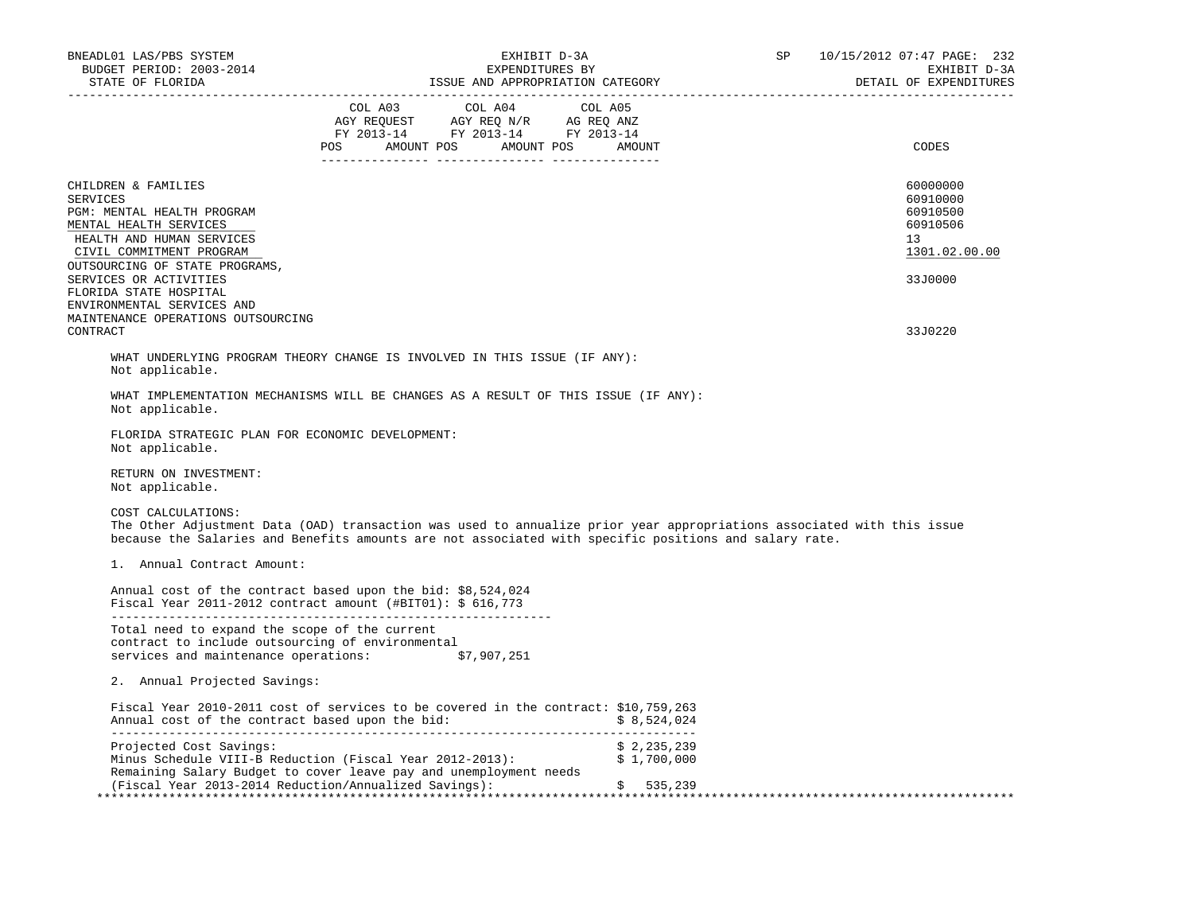| | COL A03 AGY REQUEST FY 2013-14 POS AMOUNT | COL A04 AGY REQ N/R FY 2013-14 POS AMOUNT | COL A05 AG REQ ANZ FY 2013-14 POS AMOUNT | CODES |
|---|---|---|---|---|
| CHILDREN & FAMILIES | | | | 60000000 |
| SERVICES | | | | 60910000 |
| PGM: MENTAL HEALTH PROGRAM | | | | 60910500 |
| MENTAL HEALTH SERVICES | | | | 60910506 |
| HEALTH AND HUMAN SERVICES | | | | 13 |
| CIVIL COMMITMENT PROGRAM | | | | 1301.02.00.00 |
| OUTSOURCING OF STATE PROGRAMS, SERVICES OR ACTIVITIES | | | | 33J0000 |
| FLORIDA STATE HOSPITAL ENVIRONMENTAL SERVICES AND MAINTENANCE OPERATIONS OUTSOURCING CONTRACT | | | | 33J0220 |

WHAT UNDERLYING PROGRAM THEORY CHANGE IS INVOLVED IN THIS ISSUE (IF ANY):
Not applicable.

WHAT IMPLEMENTATION MECHANISMS WILL BE CHANGES AS A RESULT OF THIS ISSUE (IF ANY):
Not applicable.

FLORIDA STRATEGIC PLAN FOR ECONOMIC DEVELOPMENT:
Not applicable.

RETURN ON INVESTMENT:
Not applicable.

COST CALCULATIONS:
The Other Adjustment Data (OAD) transaction was used to annualize prior year appropriations associated with this issue because the Salaries and Benefits amounts are not associated with specific positions and salary rate.

1. Annual Contract Amount:

| | |
|---|---|
| Annual cost of the contract based upon the bid: | $8,524,024 |
| Fiscal Year 2011-2012 contract amount (#BIT01): | $ 616,773 |
| Total need to expand the scope of the current contract to include outsourcing of environmental services and maintenance operations: | $7,907,251 |

2. Annual Projected Savings:

| | |
|---|---|
| Fiscal Year 2010-2011 cost of services to be covered in the contract: | $10,759,263 |
| Annual cost of the contract based upon the bid: | $ 8,524,024 |
| Projected Cost Savings: | $ 2,235,239 |
| Minus Schedule VIII-B Reduction (Fiscal Year 2012-2013): | $ 1,700,000 |
| Remaining Salary Budget to cover leave pay and unemployment needs (Fiscal Year 2013-2014 Reduction/Annualized Savings): | $ 535,239 |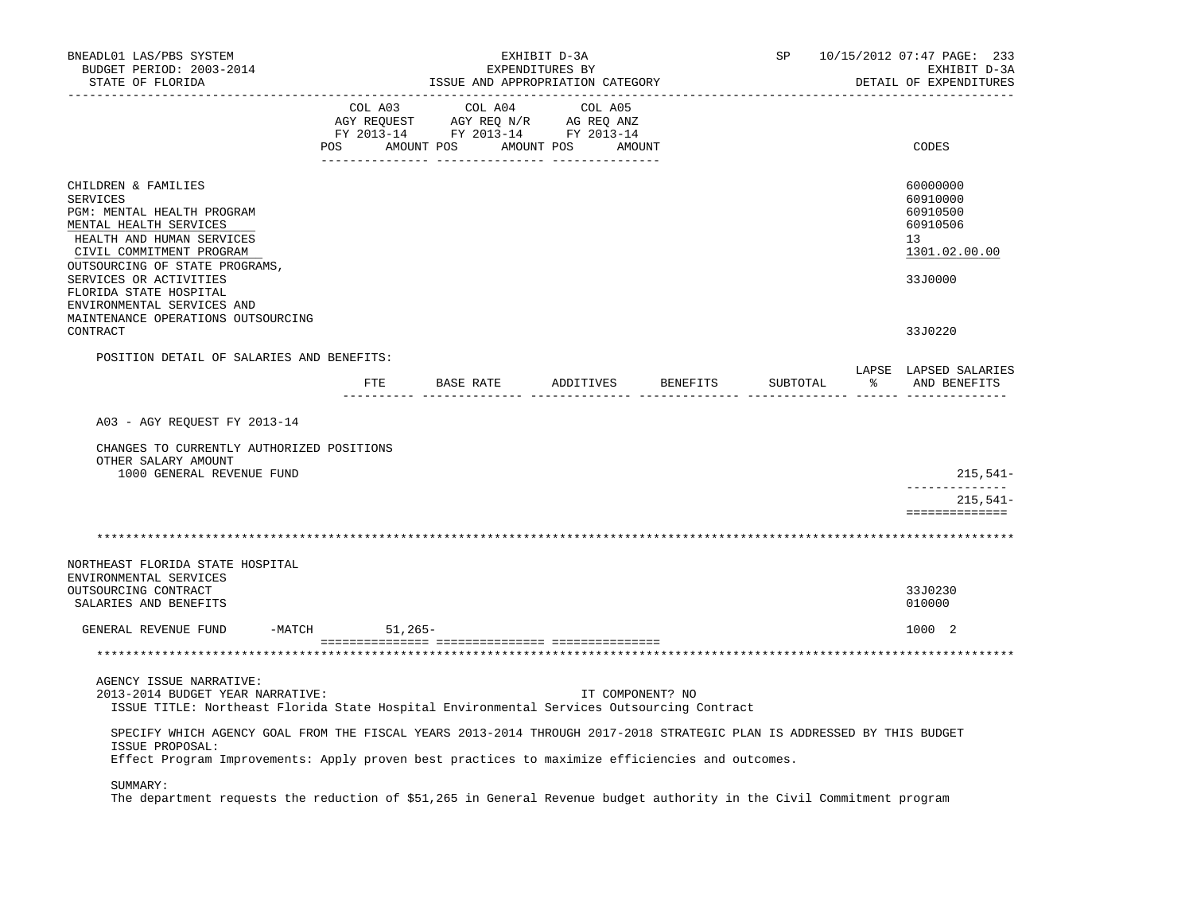| | COL A03 AGY REQUEST FY 2013-14 | COL A04 AGY REQ N/R FY 2013-14 | COL A05 AG REQ ANZ FY 2013-14 | CODES |
|---|---|---|---|---|
| | POS AMOUNT | POS AMOUNT | POS AMOUNT | |
| CHILDREN & FAMILIES | | | | 60000000 |
| SERVICES | | | | 60910000 |
| PGM: MENTAL HEALTH PROGRAM | | | | 60910500 |
| MENTAL HEALTH SERVICES | | | | 60910506 |
| HEALTH AND HUMAN SERVICES | | | | 13 |
| CIVIL COMMITMENT PROGRAM | | | | 1301.02.00.00 |
| OUTSOURCING OF STATE PROGRAMS, SERVICES OR ACTIVITIES | | | | 33J0000 |
| FLORIDA STATE HOSPITAL ENVIRONMENTAL SERVICES AND MAINTENANCE OPERATIONS OUTSOURCING CONTRACT | | | | 33J0220 |

POSITION DETAIL OF SALARIES AND BENEFITS:

| | FTE | BASE RATE | ADDITIVES | BENEFITS | SUBTOTAL | LAPSE % | LAPSED SALARIES AND BENEFITS |
|---|---|---|---|---|---|---|---|
| A03 - AGY REQUEST FY 2013-14 | | | | | | | |
| CHANGES TO CURRENTLY AUTHORIZED POSITIONS | | | | | | | |
| OTHER SALARY AMOUNT | | | | | | | |
| 1000 GENERAL REVENUE FUND | | | | | | | 215,541- |
| | | | | | | | 215,541- |

| | COL A03 | COL A04 | COL A05 | CODES |
|---|---|---|---|---|
| NORTHEAST FLORIDA STATE HOSPITAL ENVIRONMENTAL SERVICES OUTSOURCING CONTRACT | | | | 33J0230 |
| SALARIES AND BENEFITS | | | | 010000 |
| GENERAL REVENUE FUND -MATCH | 51,265- | | | 1000 2 |

AGENCY ISSUE NARRATIVE:

2013-2014 BUDGET YEAR NARRATIVE: IT COMPONENT? NO

ISSUE TITLE: Northeast Florida State Hospital Environmental Services Outsourcing Contract

SPECIFY WHICH AGENCY GOAL FROM THE FISCAL YEARS 2013-2014 THROUGH 2017-2018 STRATEGIC PLAN IS ADDRESSED BY THIS BUDGET ISSUE PROPOSAL:

Effect Program Improvements: Apply proven best practices to maximize efficiencies and outcomes.

SUMMARY:

The department requests the reduction of $51,265 in General Revenue budget authority in the Civil Commitment program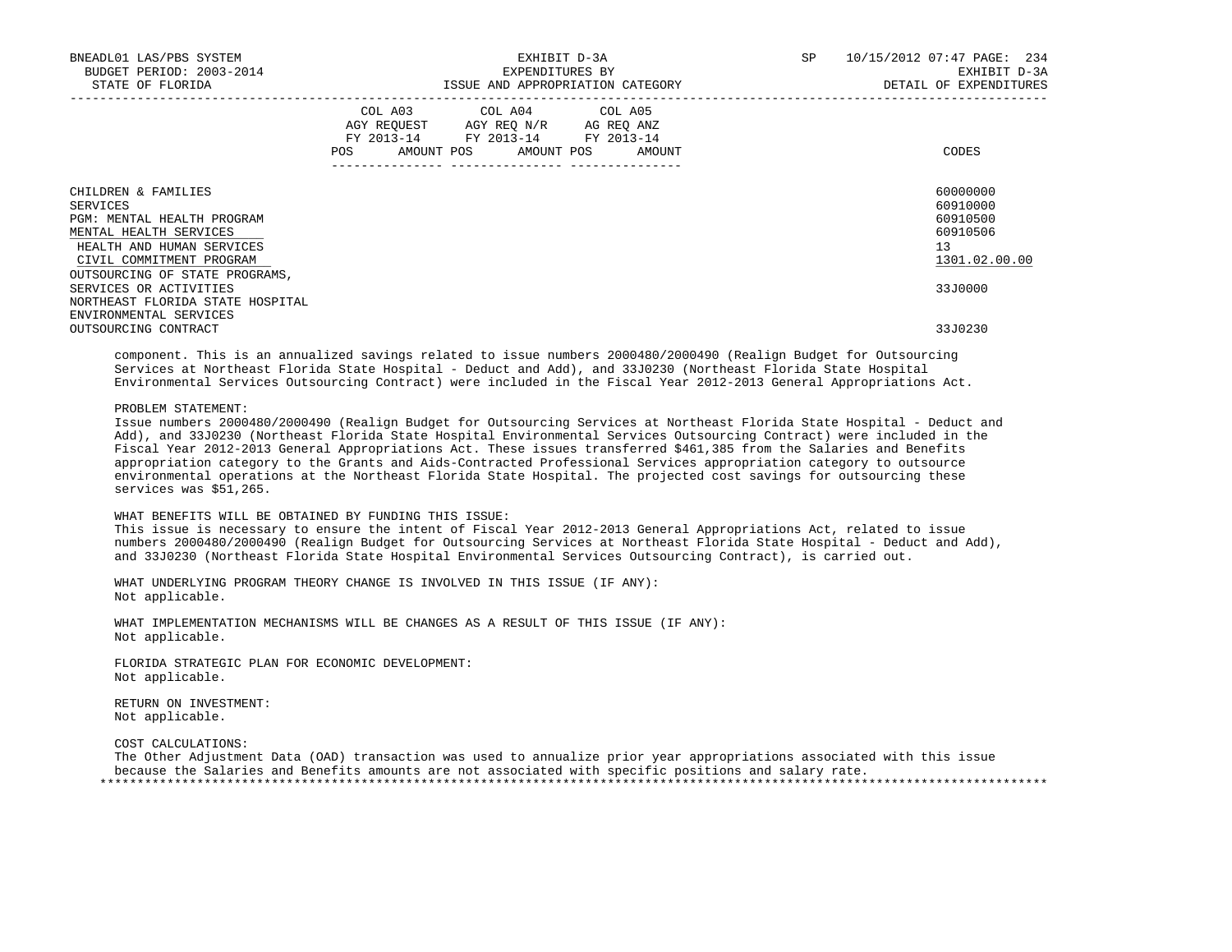| | COL A03 AGY REQUEST FY 2013-14 POS AMOUNT | COL A04 AGY REQ N/R FY 2013-14 POS AMOUNT | COL A05 AG REQ ANZ FY 2013-14 POS AMOUNT | CODES |
|---|---|---|---|---|
| CHILDREN & FAMILIES | | | | 60000000 |
| SERVICES | | | | 60910000 |
| PGM: MENTAL HEALTH PROGRAM | | | | 60910500 |
| MENTAL HEALTH SERVICES | | | | 60910506 |
| HEALTH AND HUMAN SERVICES | | | | 13 |
| CIVIL COMMITMENT PROGRAM | | | | 1301.02.00.00 |
| OUTSOURCING OF STATE PROGRAMS, SERVICES OR ACTIVITIES | | | | 33J0000 |
| NORTHEAST FLORIDA STATE HOSPITAL ENVIRONMENTAL SERVICES OUTSOURCING CONTRACT | | | | 33J0230 |

component. This is an annualized savings related to issue numbers 2000480/2000490 (Realign Budget for Outsourcing Services at Northeast Florida State Hospital - Deduct and Add), and 33J0230 (Northeast Florida State Hospital Environmental Services Outsourcing Contract) were included in the Fiscal Year 2012-2013 General Appropriations Act.

PROBLEM STATEMENT:
Issue numbers 2000480/2000490 (Realign Budget for Outsourcing Services at Northeast Florida State Hospital - Deduct and Add), and 33J0230 (Northeast Florida State Hospital Environmental Services Outsourcing Contract) were included in the Fiscal Year 2012-2013 General Appropriations Act. These issues transferred $461,385 from the Salaries and Benefits appropriation category to the Grants and Aids-Contracted Professional Services appropriation category to outsource environmental operations at the Northeast Florida State Hospital. The projected cost savings for outsourcing these services was $51,265.

WHAT BENEFITS WILL BE OBTAINED BY FUNDING THIS ISSUE:
This issue is necessary to ensure the intent of Fiscal Year 2012-2013 General Appropriations Act, related to issue numbers 2000480/2000490 (Realign Budget for Outsourcing Services at Northeast Florida State Hospital - Deduct and Add), and 33J0230 (Northeast Florida State Hospital Environmental Services Outsourcing Contract), is carried out.

WHAT UNDERLYING PROGRAM THEORY CHANGE IS INVOLVED IN THIS ISSUE (IF ANY):
Not applicable.

WHAT IMPLEMENTATION MECHANISMS WILL BE CHANGES AS A RESULT OF THIS ISSUE (IF ANY):
Not applicable.

FLORIDA STRATEGIC PLAN FOR ECONOMIC DEVELOPMENT:
Not applicable.

RETURN ON INVESTMENT:
Not applicable.

COST CALCULATIONS:
The Other Adjustment Data (OAD) transaction was used to annualize prior year appropriations associated with this issue because the Salaries and Benefits amounts are not associated with specific positions and salary rate.

*******************************************************************************************************************************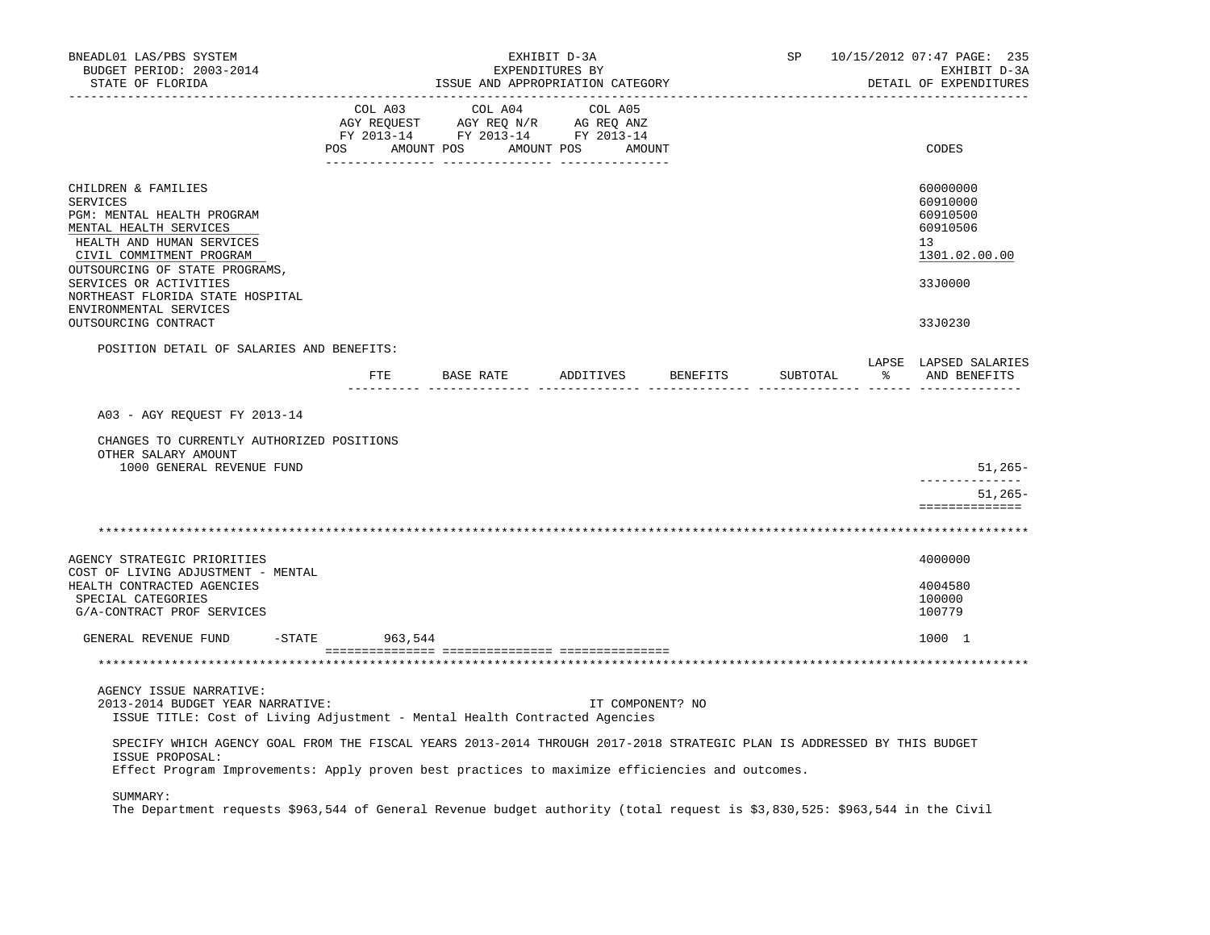BNEADL01 LAS/PBS SYSTEM — EXHIBIT D-3A — EXPENDITURES BY ISSUE AND APPROPRIATION CATEGORY
BUDGET PERIOD: 2003-2014 — STATE OF FLORIDA — SP 10/15/2012 07:47 — EXHIBIT D-3A DETAIL OF EXPENDITURES

| | COL A03 AGY REQUEST FY 2013-14 POS AMOUNT | COL A04 AGY REQ N/R FY 2013-14 POS AMOUNT | COL A05 AG REQ ANZ FY 2013-14 POS AMOUNT | CODES |
|---|---|---|---|---|
| CHILDREN & FAMILIES | | | | 60000000 |
| SERVICES | | | | 60910000 |
| PGM: MENTAL HEALTH PROGRAM | | | | 60910500 |
| MENTAL HEALTH SERVICES | | | | 60910506 |
| HEALTH AND HUMAN SERVICES | | | | 13 |
| CIVIL COMMITMENT PROGRAM | | | | 1301.02.00.00 |
| OUTSOURCING OF STATE PROGRAMS, SERVICES OR ACTIVITIES | | | | 33J0000 |
| NORTHEAST FLORIDA STATE HOSPITAL ENVIRONMENTAL SERVICES OUTSOURCING CONTRACT | | | | 33J0230 |

POSITION DETAIL OF SALARIES AND BENEFITS:

| | FTE | BASE RATE | ADDITIVES | BENEFITS | SUBTOTAL | LAPSE % | LAPSED SALARIES AND BENEFITS |
|---|---|---|---|---|---|---|---|
| A03 - AGY REQUEST FY 2013-14 | | | | | | | |
| CHANGES TO CURRENTLY AUTHORIZED POSITIONS | | | | | | | |
| OTHER SALARY AMOUNT | | | | | | | |
| 1000 GENERAL REVENUE FUND | | | | | | | 51,265- |
| | | | | | | | 51,265- |

*******************************************************************************************************************

| | COL A03 | COL A04 | COL A05 | CODES |
|---|---|---|---|---|
| AGENCY STRATEGIC PRIORITIES | | | | 4000000 |
| COST OF LIVING ADJUSTMENT - MENTAL HEALTH CONTRACTED AGENCIES | | | | 4004580 |
| SPECIAL CATEGORIES | | | | 100000 |
| G/A-CONTRACT PROF SERVICES | | | | 100779 |
| GENERAL REVENUE FUND -STATE | 963,544 | | | 1000 1 |

*******************************************************************************************************************

AGENCY ISSUE NARRATIVE:

2013-2014 BUDGET YEAR NARRATIVE: IT COMPONENT? NO

ISSUE TITLE: Cost of Living Adjustment - Mental Health Contracted Agencies

SPECIFY WHICH AGENCY GOAL FROM THE FISCAL YEARS 2013-2014 THROUGH 2017-2018 STRATEGIC PLAN IS ADDRESSED BY THIS BUDGET ISSUE PROPOSAL:

Effect Program Improvements: Apply proven best practices to maximize efficiencies and outcomes.

SUMMARY:

The Department requests $963,544 of General Revenue budget authority (total request is $3,830,525: $963,544 in the Civil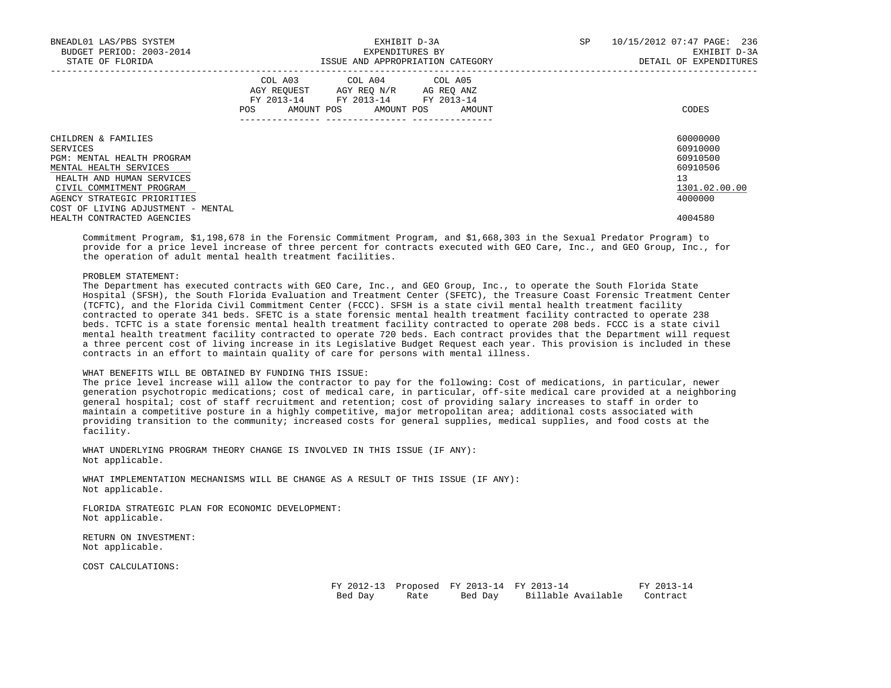| | COL A03 AGY REQUEST FY 2013-14 | | COL A04 AGY REQ N/R FY 2013-14 | | COL A05 AG REQ ANZ FY 2013-14 | | |
|---|---|---|---|---|---|---|---|
| | POS | AMOUNT | POS | AMOUNT | POS | AMOUNT | CODES |
| CHILDREN & FAMILIES | | | | | | | 60000000 |
| SERVICES | | | | | | | 60910000 |
| PGM: MENTAL HEALTH PROGRAM | | | | | | | 60910500 |
| MENTAL HEALTH SERVICES | | | | | | | 60910506 |
| HEALTH AND HUMAN SERVICES | | | | | | | 13 |
| CIVIL COMMITMENT PROGRAM | | | | | | | 1301.02.00.00 |
| AGENCY STRATEGIC PRIORITIES | | | | | | | 4000000 |
| COST OF LIVING ADJUSTMENT - MENTAL HEALTH CONTRACTED AGENCIES | | | | | | | 4004580 |

Commitment Program, $1,198,678 in the Forensic Commitment Program, and $1,668,303 in the Sexual Predator Program) to provide for a price level increase of three percent for contracts executed with GEO Care, Inc., and GEO Group, Inc., for the operation of adult mental health treatment facilities.

PROBLEM STATEMENT:
The Department has executed contracts with GEO Care, Inc., and GEO Group, Inc., to operate the South Florida State Hospital (SFSH), the South Florida Evaluation and Treatment Center (SFETC), the Treasure Coast Forensic Treatment Center (TCFTC), and the Florida Civil Commitment Center (FCCC). SFSH is a state civil mental health treatment facility contracted to operate 341 beds. SFETC is a state forensic mental health treatment facility contracted to operate 238 beds. TCFTC is a state forensic mental health treatment facility contracted to operate 208 beds. FCCC is a state civil mental health treatment facility contracted to operate 720 beds. Each contract provides that the Department will request a three percent cost of living increase in its Legislative Budget Request each year. This provision is included in these contracts in an effort to maintain quality of care for persons with mental illness.

WHAT BENEFITS WILL BE OBTAINED BY FUNDING THIS ISSUE:
The price level increase will allow the contractor to pay for the following: Cost of medications, in particular, newer generation psychotropic medications; cost of medical care, in particular, off-site medical care provided at a neighboring general hospital; cost of staff recruitment and retention; cost of providing salary increases to staff in order to maintain a competitive posture in a highly competitive, major metropolitan area; additional costs associated with providing transition to the community; increased costs for general supplies, medical supplies, and food costs at the facility.

WHAT UNDERLYING PROGRAM THEORY CHANGE IS INVOLVED IN THIS ISSUE (IF ANY):
Not applicable.

WHAT IMPLEMENTATION MECHANISMS WILL BE CHANGE AS A RESULT OF THIS ISSUE (IF ANY):
Not applicable.

FLORIDA STRATEGIC PLAN FOR ECONOMIC DEVELOPMENT:
Not applicable.

RETURN ON INVESTMENT:
Not applicable.

COST CALCULATIONS:

| FY 2012-13 Bed Day | Proposed Rate | FY 2013-14 Bed Day | FY 2013-14 Billable Available | FY 2013-14 Contract |
|---|---|---|---|---|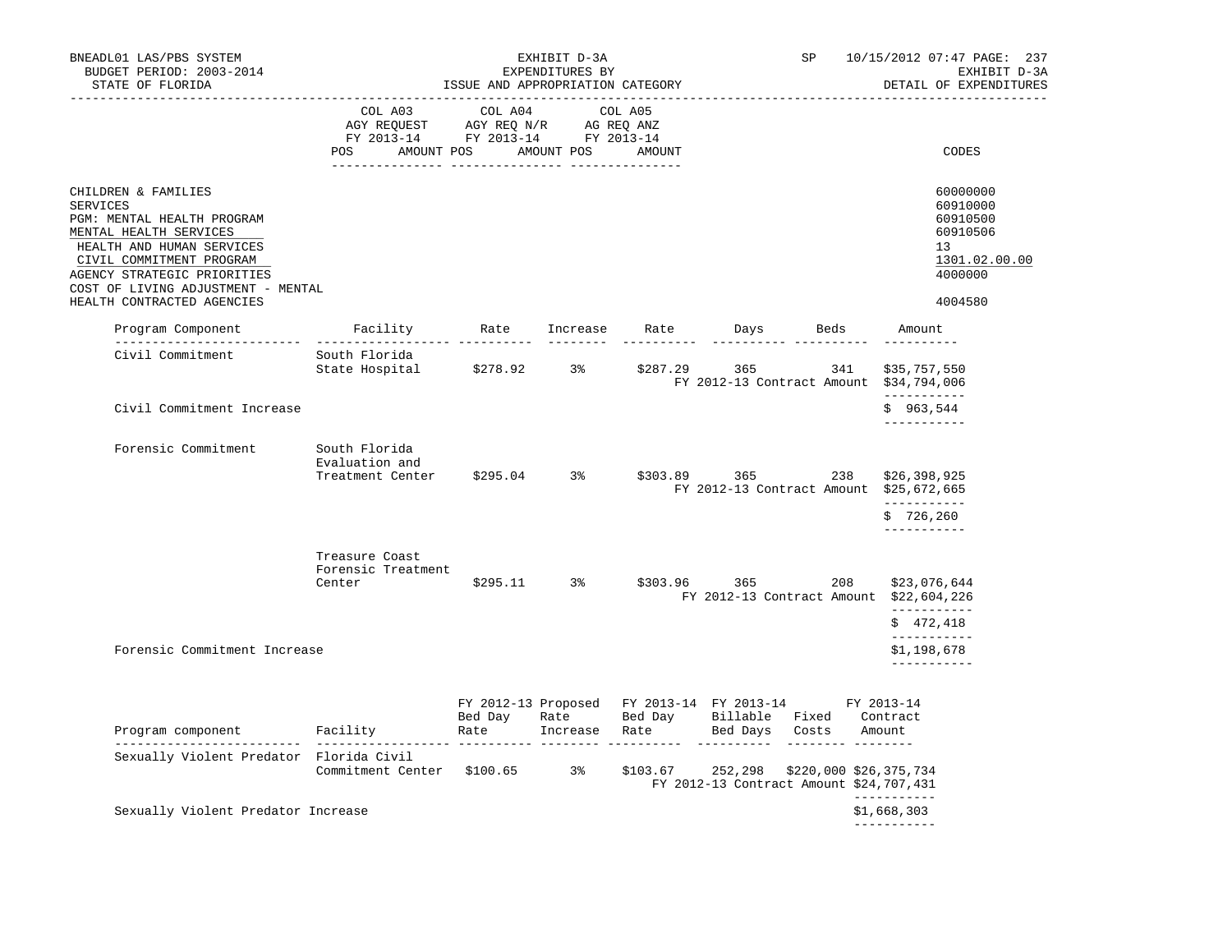| | COL A03 AGY REQUEST FY 2013-14 | | COL A04 AGY REQ N/R FY 2013-14 | | COL A05 AG REQ ANZ FY 2013-14 | |
|---|---|---|---|---|---|---|
| | POS | AMOUNT | POS | AMOUNT | POS | AMOUNT | CODES |

| | CODES |
|---|---|
| CHILDREN & FAMILIES | 60000000 |
| SERVICES | 60910000 |
| PGM: MENTAL HEALTH PROGRAM | 60910500 |
| MENTAL HEALTH SERVICES | 60910506 |
| HEALTH AND HUMAN SERVICES | 13 |
| CIVIL COMMITMENT PROGRAM | 1301.02.00.00 |
| AGENCY STRATEGIC PRIORITIES | 4000000 |
| COST OF LIVING ADJUSTMENT - MENTAL HEALTH CONTRACTED AGENCIES | 4004580 |

| Program Component | Facility | Rate | Increase | Rate | Days | Beds | Amount |
|---|---|---|---|---|---|---|---|
| Civil Commitment | South Florida State Hospital | $278.92 | 3% | $287.29 | 365 | 341 | $35,757,550 |
| | | | | | FY 2012-13 Contract Amount | | $34,794,006 |
| Civil Commitment Increase | | | | | | | $ 963,544 |
| Forensic Commitment | South Florida Evaluation and Treatment Center | $295.04 | 3% | $303.89 | 365 | 238 | $26,398,925 |
| | | | | | FY 2012-13 Contract Amount | | $25,672,665 |
| | | | | | | | $ 726,260 |
| | Treasure Coast Forensic Treatment Center | $295.11 | 3% | $303.96 | 365 | 208 | $23,076,644 |
| | | | | | FY 2012-13 Contract Amount | | $22,604,226 |
| | | | | | | | $ 472,418 |
| Forensic Commitment Increase | | | | | | | $1,198,678 |

| Program component | Facility | FY 2012-13 Bed Day Rate | Proposed Rate Increase | FY 2013-14 Bed Day Rate | FY 2013-14 Billable Bed Days | Fixed Costs | FY 2013-14 Contract Amount |
|---|---|---|---|---|---|---|---|
| Sexually Violent Predator | Florida Civil Commitment Center | $100.65 | 3% | $103.67 | 252,298 | $220,000 | $26,375,734 |
| | | | | | FY 2012-13 Contract Amount | | $24,707,431 |
| Sexually Violent Predator Increase | | | | | | | $1,668,303 |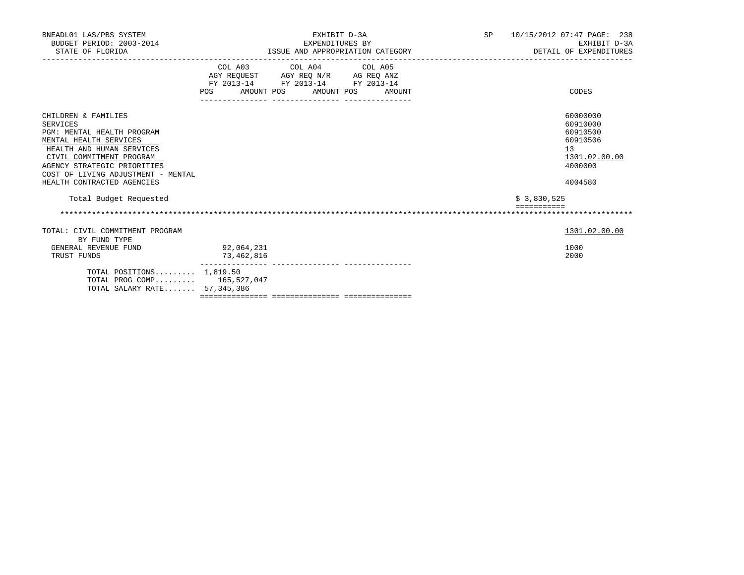BNEADL01 LAS/PBS SYSTEM | EXHIBIT D-3A | SP 10/15/2012 07:47 PAGE: 238
BUDGET PERIOD: 2003-2014 | EXPENDITURES BY | EXHIBIT D-3A
STATE OF FLORIDA | ISSUE AND APPROPRIATION CATEGORY | DETAIL OF EXPENDITURES

| | COL A03 AGY REQUEST FY 2013-14 POS AMOUNT | COL A04 AGY REQ N/R FY 2013-14 POS AMOUNT | COL A05 AG REQ ANZ FY 2013-14 POS AMOUNT | CODES |
|---|---|---|---|---|
| CHILDREN & FAMILIES | | | | 60000000 |
| SERVICES | | | | 60910000 |
| PGM: MENTAL HEALTH PROGRAM | | | | 60910500 |
| MENTAL HEALTH SERVICES | | | | 60910506 |
| HEALTH AND HUMAN SERVICES | | | | 13 |
| CIVIL COMMITMENT PROGRAM | | | | 1301.02.00.00 |
| AGENCY STRATEGIC PRIORITIES | | | | 4000000 |
| COST OF LIVING ADJUSTMENT - MENTAL HEALTH CONTRACTED AGENCIES | | | | 4004580 |
| Total Budget Requested | | | | $ 3,830,525 |

| | COL A03 | COL A04 | COL A05 | CODES |
|---|---|---|---|---|
| TOTAL: CIVIL COMMITMENT PROGRAM | | | | 1301.02.00.00 |
| BY FUND TYPE | | | | |
| GENERAL REVENUE FUND | 92,064,231 | | | 1000 |
| TRUST FUNDS | 73,462,816 | | | 2000 |
| TOTAL POSITIONS......... | 1,819.50 | | | |
| TOTAL PROG COMP......... | 165,527,047 | | | |
| TOTAL SALARY RATE....... | 57,345,386 | | | |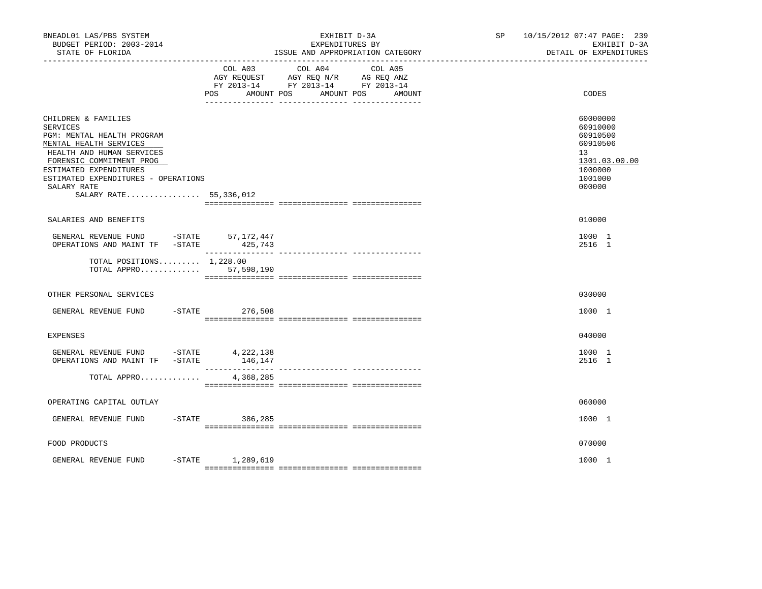BNEADL01 LAS/PBS SYSTEM
BUDGET PERIOD: 2003-2014
STATE OF FLORIDA

EXHIBIT D-3A
EXPENDITURES BY
ISSUE AND APPROPRIATION CATEGORY

SP 10/15/2012 07:47
EXHIBIT D-3A
DETAIL OF EXPENDITURES

| | COL A03 AGY REQUEST FY 2013-14 POS AMOUNT | COL A04 AGY REQ N/R FY 2013-14 POS AMOUNT | COL A05 AG REQ ANZ FY 2013-14 POS AMOUNT | CODES |
|---|---|---|---|---|
| CHILDREN & FAMILIES | | | | 60000000 |
| SERVICES | | | | 60910000 |
| PGM: MENTAL HEALTH PROGRAM | | | | 60910500 |
| MENTAL HEALTH SERVICES | | | | 60910506 |
| HEALTH AND HUMAN SERVICES | | | | 13 |
| FORENSIC COMMITMENT PROG | | | | 1301.03.00.00 |
| ESTIMATED EXPENDITURES | | | | 1000000 |
| ESTIMATED EXPENDITURES - OPERATIONS | | | | 1001000 |
| SALARY RATE | | | | 000000 |
| SALARY RATE................ | 55,336,012 | | | |
| SALARIES AND BENEFITS | | | | 010000 |
| GENERAL REVENUE FUND -STATE | 57,172,447 | | | 1000 1 |
| OPERATIONS AND MAINT TF -STATE | 425,743 | | | 2516 1 |
| TOTAL POSITIONS......... | 1,228.00 | | | |
| TOTAL APPRO............. | 57,598,190 | | | |
| OTHER PERSONAL SERVICES | | | | 030000 |
| GENERAL REVENUE FUND -STATE | 276,508 | | | 1000 1 |
| EXPENSES | | | | 040000 |
| GENERAL REVENUE FUND -STATE | 4,222,138 | | | 1000 1 |
| OPERATIONS AND MAINT TF -STATE | 146,147 | | | 2516 1 |
| TOTAL APPRO............. | 4,368,285 | | | |
| OPERATING CAPITAL OUTLAY | | | | 060000 |
| GENERAL REVENUE FUND -STATE | 386,285 | | | 1000 1 |
| FOOD PRODUCTS | | | | 070000 |
| GENERAL REVENUE FUND -STATE | 1,289,619 | | | 1000 1 |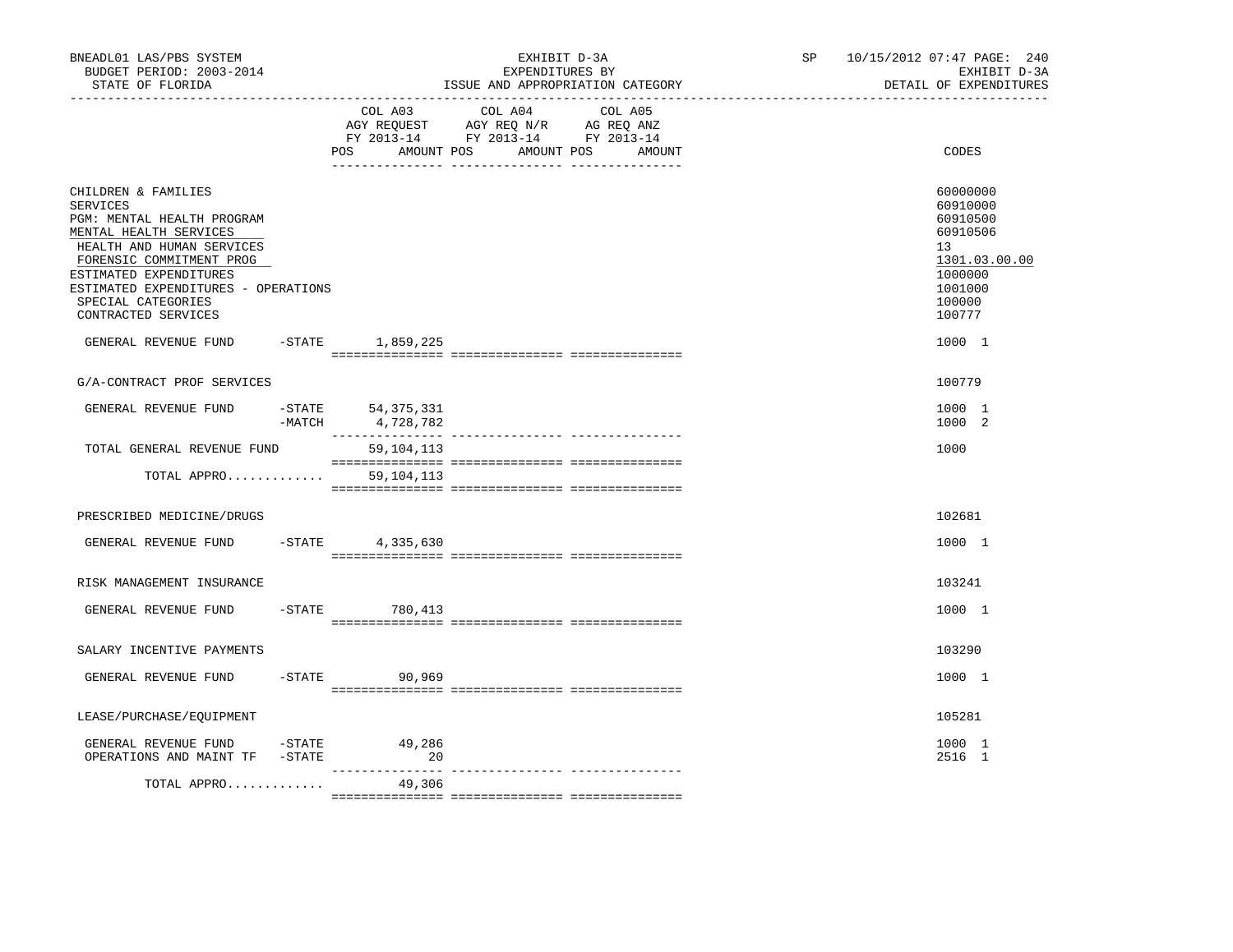BNEADL01 LAS/PBS SYSTEM — EXHIBIT D-3A — SP 10/15/2012 07:47
BUDGET PERIOD: 2003-2014 — EXPENDITURES BY — EXHIBIT D-3A
STATE OF FLORIDA — ISSUE AND APPROPRIATION CATEGORY — DETAIL OF EXPENDITURES

| | COL A03 AGY REQUEST FY 2013-14 POS AMOUNT | COL A04 AGY REQ N/R FY 2013-14 POS AMOUNT | COL A05 AG REQ ANZ FY 2013-14 POS AMOUNT | CODES |
|---|---|---|---|---|
| CHILDREN & FAMILIES | | | | 60000000 |
| SERVICES | | | | 60910000 |
| PGM: MENTAL HEALTH PROGRAM | | | | 60910500 |
| MENTAL HEALTH SERVICES | | | | 60910506 |
| HEALTH AND HUMAN SERVICES | | | | 13 |
| FORENSIC COMMITMENT PROG | | | | 1301.03.00.00 |
| ESTIMATED EXPENDITURES | | | | 1000000 |
| ESTIMATED EXPENDITURES - OPERATIONS | | | | 1001000 |
| SPECIAL CATEGORIES | | | | 100000 |
| CONTRACTED SERVICES | | | | 100777 |
| GENERAL REVENUE FUND -STATE | 1,859,225 | | | 1000 1 |
| G/A-CONTRACT PROF SERVICES | | | | 100779 |
| GENERAL REVENUE FUND -STATE | 54,375,331 | | | 1000 1 |
| -MATCH | 4,728,782 | | | 1000 2 |
| TOTAL GENERAL REVENUE FUND | 59,104,113 | | | 1000 |
| TOTAL APPRO............ | 59,104,113 | | | |
| PRESCRIBED MEDICINE/DRUGS | | | | 102681 |
| GENERAL REVENUE FUND -STATE | 4,335,630 | | | 1000 1 |
| RISK MANAGEMENT INSURANCE | | | | 103241 |
| GENERAL REVENUE FUND -STATE | 780,413 | | | 1000 1 |
| SALARY INCENTIVE PAYMENTS | | | | 103290 |
| GENERAL REVENUE FUND -STATE | 90,969 | | | 1000 1 |
| LEASE/PURCHASE/EQUIPMENT | | | | 105281 |
| GENERAL REVENUE FUND -STATE | 49,286 | | | 1000 1 |
| OPERATIONS AND MAINT TF -STATE | 20 | | | 2516 1 |
| TOTAL APPRO............ | 49,306 | | | |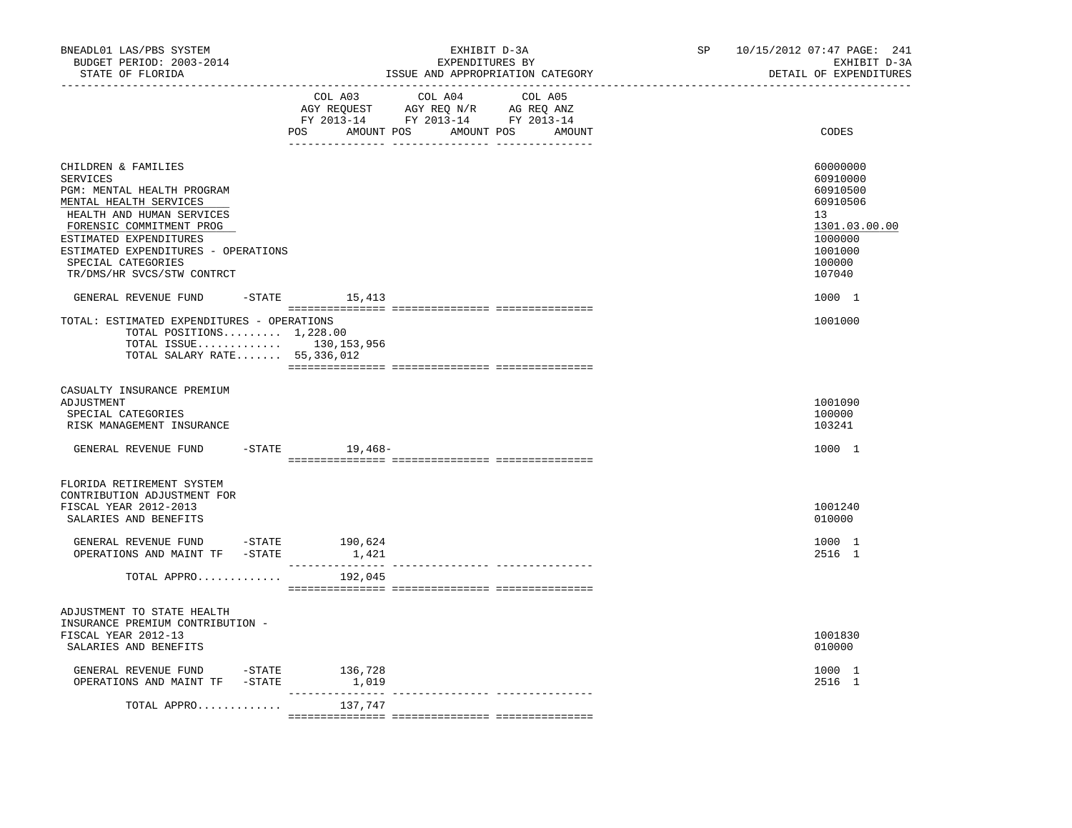BNEADL01 LAS/PBS SYSTEM — EXHIBIT D-3A — EXPENDITURES BY ISSUE AND APPROPRIATION CATEGORY
BUDGET PERIOD: 2003-2014 — STATE OF FLORIDA
SP 10/15/2012 07:47 — EXHIBIT D-3A — DETAIL OF EXPENDITURES

| | COL A03 AGY REQUEST FY 2013-14 POS AMOUNT | COL A04 AGY REQ N/R FY 2013-14 POS AMOUNT | COL A05 AG REQ ANZ FY 2013-14 POS AMOUNT | CODES |
|---|---|---|---|---|
| CHILDREN & FAMILIES | | | | 60000000 |
| SERVICES | | | | 60910000 |
| PGM: MENTAL HEALTH PROGRAM | | | | 60910500 |
| MENTAL HEALTH SERVICES | | | | 60910506 |
| HEALTH AND HUMAN SERVICES | | | | 13 |
| FORENSIC COMMITMENT PROG | | | | 1301.03.00.00 |
| ESTIMATED EXPENDITURES | | | | 1000000 |
| ESTIMATED EXPENDITURES - OPERATIONS | | | | 1001000 |
| SPECIAL CATEGORIES | | | | 100000 |
| TR/DMS/HR SVCS/STW CONTRCT | | | | 107040 |
| GENERAL REVENUE FUND -STATE | 15,413 | | | 1000 1 |
| TOTAL: ESTIMATED EXPENDITURES - OPERATIONS | | | | 1001000 |
| TOTAL POSITIONS......... 1,228.00 | | | | |
| TOTAL ISSUE............. 130,153,956 | | | | |
| TOTAL SALARY RATE....... 55,336,012 | | | | |
| CASUALTY INSURANCE PREMIUM ADJUSTMENT | | | | 1001090 |
| SPECIAL CATEGORIES | | | | 100000 |
| RISK MANAGEMENT INSURANCE | | | | 103241 |
| GENERAL REVENUE FUND -STATE | 19,468- | | | 1000 1 |
| FLORIDA RETIREMENT SYSTEM CONTRIBUTION ADJUSTMENT FOR FISCAL YEAR 2012-2013 | | | | 1001240 |
| SALARIES AND BENEFITS | | | | 010000 |
| GENERAL REVENUE FUND -STATE | 190,624 | | | 1000 1 |
| OPERATIONS AND MAINT TF -STATE | 1,421 | | | 2516 1 |
| TOTAL APPRO............ | 192,045 | | | |
| ADJUSTMENT TO STATE HEALTH INSURANCE PREMIUM CONTRIBUTION - FISCAL YEAR 2012-13 | | | | 1001830 |
| SALARIES AND BENEFITS | | | | 010000 |
| GENERAL REVENUE FUND -STATE | 136,728 | | | 1000 1 |
| OPERATIONS AND MAINT TF -STATE | 1,019 | | | 2516 1 |
| TOTAL APPRO............ | 137,747 | | | |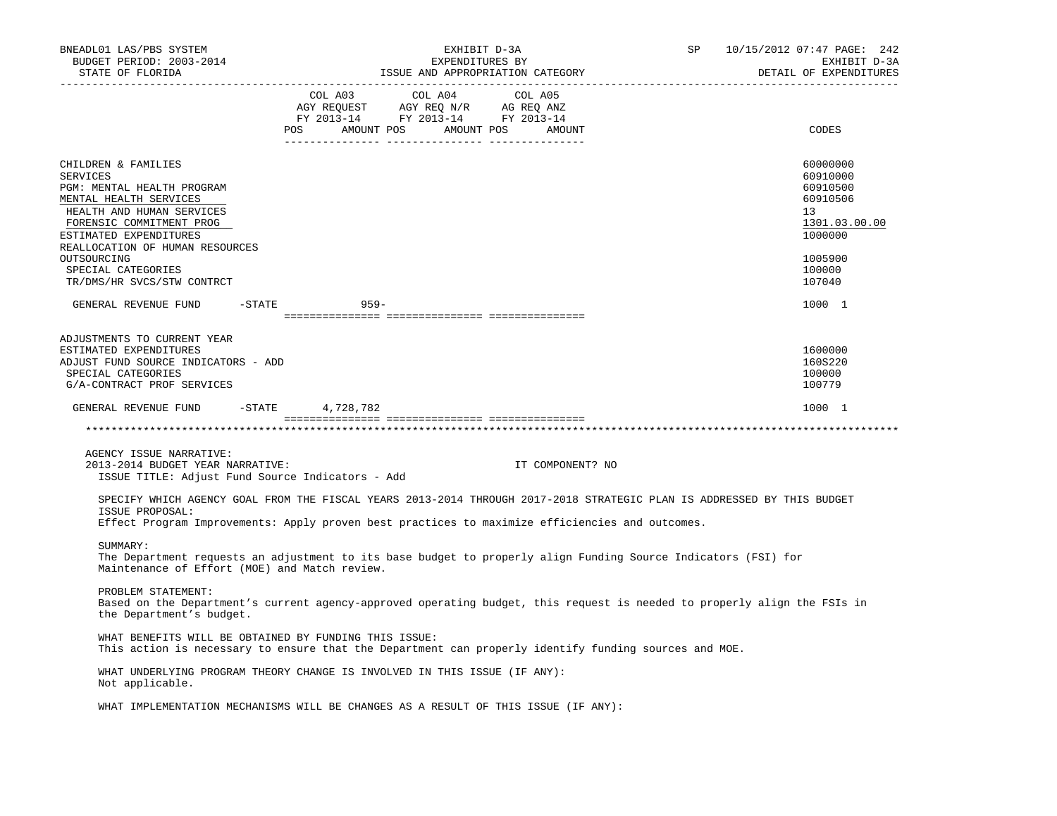BNEADL01 LAS/PBS SYSTEM
BUDGET PERIOD: 2003-2014
STATE OF FLORIDA

EXHIBIT D-3A
EXPENDITURES BY
ISSUE AND APPROPRIATION CATEGORY

SP 10/15/2012 07:47 PAGE: 242
EXHIBIT D-3A
DETAIL OF EXPENDITURES

| | COL A03 AGY REQUEST FY 2013-14 POS AMOUNT | COL A04 AGY REQ N/R FY 2013-14 POS AMOUNT | COL A05 AG REQ ANZ FY 2013-14 POS AMOUNT | CODES |
|---|---|---|---|---|
| CHILDREN & FAMILIES | | | | 60000000 |
| SERVICES | | | | 60910000 |
| PGM: MENTAL HEALTH PROGRAM | | | | 60910500 |
| MENTAL HEALTH SERVICES | | | | 60910506 |
| HEALTH AND HUMAN SERVICES | | | | 13 |
| FORENSIC COMMITMENT PROG | | | | 1301.03.00.00 |
| ESTIMATED EXPENDITURES | | | | 1000000 |
| REALLOCATION OF HUMAN RESOURCES OUTSOURCING | | | | 1005900 |
| SPECIAL CATEGORIES | | | | 100000 |
| TR/DMS/HR SVCS/STW CONTRCT | | | | 107040 |
| GENERAL REVENUE FUND -STATE | 959- | | | 1000 1 |
| ADJUSTMENTS TO CURRENT YEAR ESTIMATED EXPENDITURES | | | | 1600000 |
| ADJUST FUND SOURCE INDICATORS - ADD | | | | 160S220 |
| SPECIAL CATEGORIES | | | | 100000 |
| G/A-CONTRACT PROF SERVICES | | | | 100779 |
| GENERAL REVENUE FUND -STATE | 4,728,782 | | | 1000 1 |

AGENCY ISSUE NARRATIVE:
2013-2014 BUDGET YEAR NARRATIVE: IT COMPONENT? NO

ISSUE TITLE: Adjust Fund Source Indicators - Add

SPECIFY WHICH AGENCY GOAL FROM THE FISCAL YEARS 2013-2014 THROUGH 2017-2018 STRATEGIC PLAN IS ADDRESSED BY THIS BUDGET ISSUE PROPOSAL:
Effect Program Improvements: Apply proven best practices to maximize efficiencies and outcomes.

SUMMARY:
The Department requests an adjustment to its base budget to properly align Funding Source Indicators (FSI) for Maintenance of Effort (MOE) and Match review.

PROBLEM STATEMENT:
Based on the Department's current agency-approved operating budget, this request is needed to properly align the FSIs in the Department's budget.

WHAT BENEFITS WILL BE OBTAINED BY FUNDING THIS ISSUE:
This action is necessary to ensure that the Department can properly identify funding sources and MOE.

WHAT UNDERLYING PROGRAM THEORY CHANGE IS INVOLVED IN THIS ISSUE (IF ANY):
Not applicable.

WHAT IMPLEMENTATION MECHANISMS WILL BE CHANGES AS A RESULT OF THIS ISSUE (IF ANY):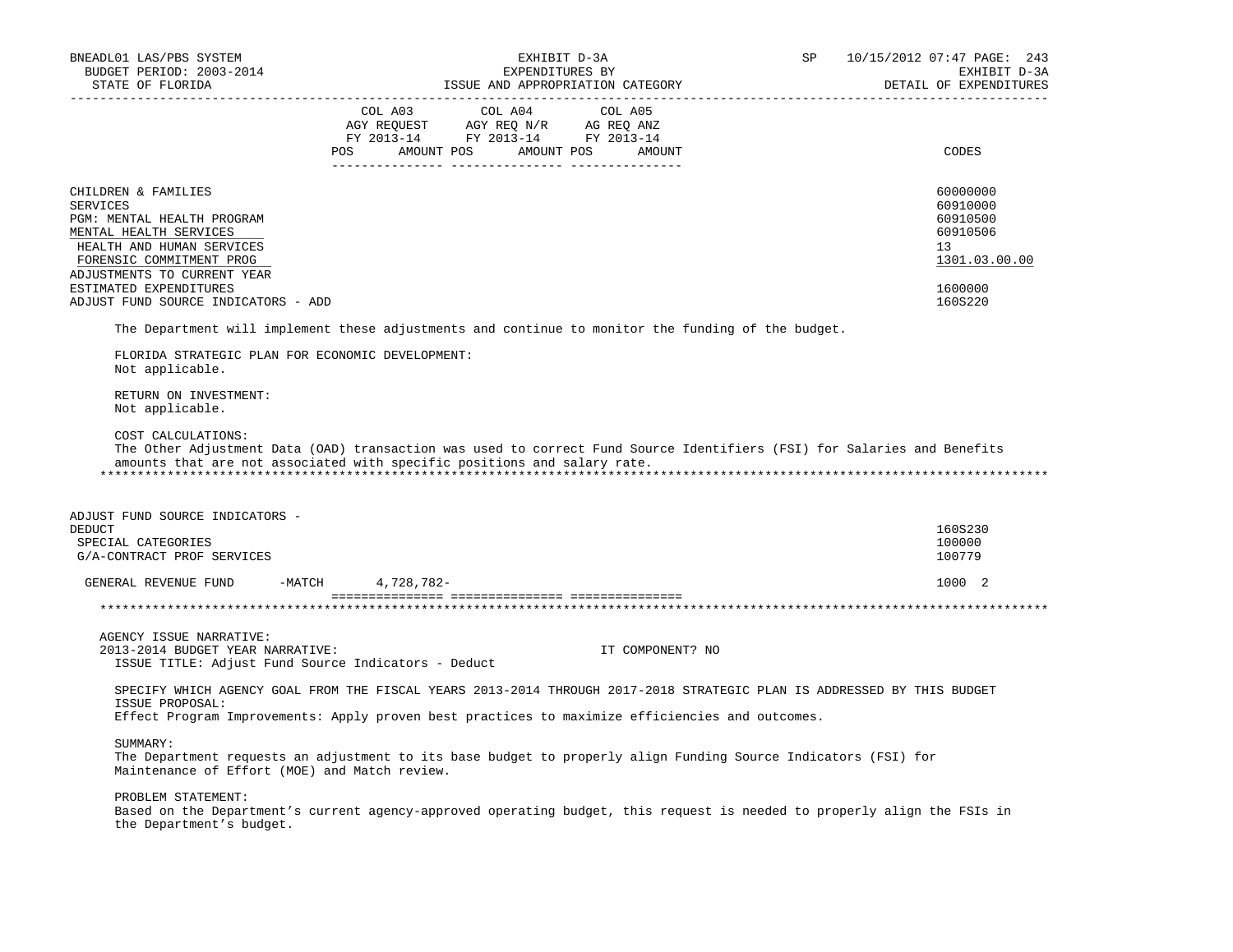| | COL A03 AGY REQUEST FY 2013-14 POS AMOUNT | COL A04 AGY REQ N/R FY 2013-14 POS AMOUNT | COL A05 AG REQ ANZ FY 2013-14 POS AMOUNT | CODES |
|---|---|---|---|---|
| CHILDREN & FAMILIES | | | | 60000000 |
| SERVICES | | | | 60910000 |
| PGM: MENTAL HEALTH PROGRAM | | | | 60910500 |
| MENTAL HEALTH SERVICES | | | | 60910506 |
| HEALTH AND HUMAN SERVICES | | | | 13 |
| FORENSIC COMMITMENT PROG | | | | 1301.03.00.00 |
| ADJUSTMENTS TO CURRENT YEAR ESTIMATED EXPENDITURES | | | | 1600000 |
| ADJUST FUND SOURCE INDICATORS - ADD | | | | 160S220 |

The Department will implement these adjustments and continue to monitor the funding of the budget.

FLORIDA STRATEGIC PLAN FOR ECONOMIC DEVELOPMENT:
Not applicable.

RETURN ON INVESTMENT:
Not applicable.

COST CALCULATIONS:
The Other Adjustment Data (OAD) transaction was used to correct Fund Source Identifiers (FSI) for Salaries and Benefits amounts that are not associated with specific positions and salary rate.

*******************************************************************************************************************

| | COL A03 | COL A04 | COL A05 | CODES |
|---|---|---|---|---|
| ADJUST FUND SOURCE INDICATORS - DEDUCT | | | | 160S230 |
| SPECIAL CATEGORIES | | | | 100000 |
| G/A-CONTRACT PROF SERVICES | | | | 100779 |
| GENERAL REVENUE FUND -MATCH | 4,728,782- | | | 1000 2 |

*******************************************************************************************************************

AGENCY ISSUE NARRATIVE:
2013-2014 BUDGET YEAR NARRATIVE: IT COMPONENT? NO
ISSUE TITLE: Adjust Fund Source Indicators - Deduct

SPECIFY WHICH AGENCY GOAL FROM THE FISCAL YEARS 2013-2014 THROUGH 2017-2018 STRATEGIC PLAN IS ADDRESSED BY THIS BUDGET ISSUE PROPOSAL:
Effect Program Improvements: Apply proven best practices to maximize efficiencies and outcomes.

SUMMARY:
The Department requests an adjustment to its base budget to properly align Funding Source Indicators (FSI) for Maintenance of Effort (MOE) and Match review.

PROBLEM STATEMENT:
Based on the Department's current agency-approved operating budget, this request is needed to properly align the FSIs in the Department's budget.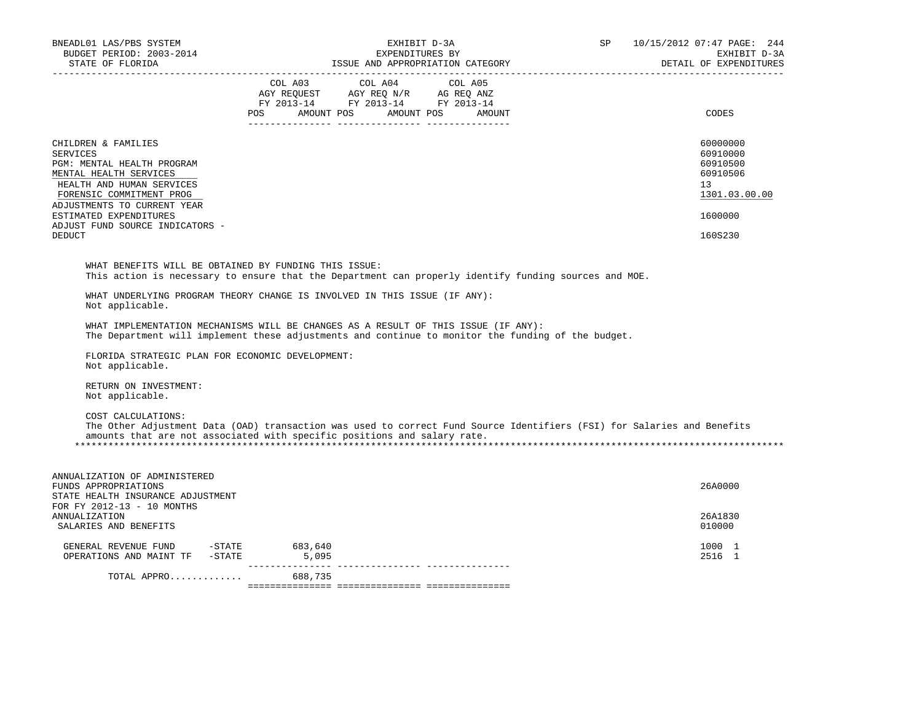BNEADL01 LAS/PBS SYSTEM — EXHIBIT D-3A — SP 10/15/2012 07:47
BUDGET PERIOD: 2003-2014 — EXPENDITURES BY — EXHIBIT D-3A
STATE OF FLORIDA — ISSUE AND APPROPRIATION CATEGORY — DETAIL OF EXPENDITURES

| | COL A03 AGY REQUEST FY 2013-14 POS AMOUNT | COL A04 AGY REQ N/R FY 2013-14 POS AMOUNT | COL A05 AG REQ ANZ FY 2013-14 POS AMOUNT | CODES |
|---|---|---|---|---|
| CHILDREN & FAMILIES | | | | 60000000 |
| SERVICES | | | | 60910000 |
| PGM: MENTAL HEALTH PROGRAM | | | | 60910500 |
| MENTAL HEALTH SERVICES | | | | 60910506 |
| HEALTH AND HUMAN SERVICES | | | | 13 |
| FORENSIC COMMITMENT PROG | | | | 1301.03.00.00 |
| ADJUSTMENTS TO CURRENT YEAR ESTIMATED EXPENDITURES | | | | 1600000 |
| ADJUST FUND SOURCE INDICATORS - DEDUCT | | | | 160S230 |

WHAT BENEFITS WILL BE OBTAINED BY FUNDING THIS ISSUE:
This action is necessary to ensure that the Department can properly identify funding sources and MOE.

WHAT UNDERLYING PROGRAM THEORY CHANGE IS INVOLVED IN THIS ISSUE (IF ANY):
Not applicable.

WHAT IMPLEMENTATION MECHANISMS WILL BE CHANGES AS A RESULT OF THIS ISSUE (IF ANY):
The Department will implement these adjustments and continue to monitor the funding of the budget.

FLORIDA STRATEGIC PLAN FOR ECONOMIC DEVELOPMENT:
Not applicable.

RETURN ON INVESTMENT:
Not applicable.

COST CALCULATIONS:
The Other Adjustment Data (OAD) transaction was used to correct Fund Source Identifiers (FSI) for Salaries and Benefits amounts that are not associated with specific positions and salary rate.

*******************************************************************************************************************************

| | COL A03 | COL A04 | COL A05 | CODES |
|---|---|---|---|---|
| ANNUALIZATION OF ADMINISTERED FUNDS APPROPRIATIONS | | | | 26A0000 |
| STATE HEALTH INSURANCE ADJUSTMENT FOR FY 2012-13 - 10 MONTHS ANNUALIZATION | | | | 26A1830 |
| SALARIES AND BENEFITS | | | | 010000 |
| GENERAL REVENUE FUND -STATE | 683,640 | | | 1000 1 |
| OPERATIONS AND MAINT TF -STATE | 5,095 | | | 2516 1 |
| TOTAL APPRO............ | 688,735 | | | |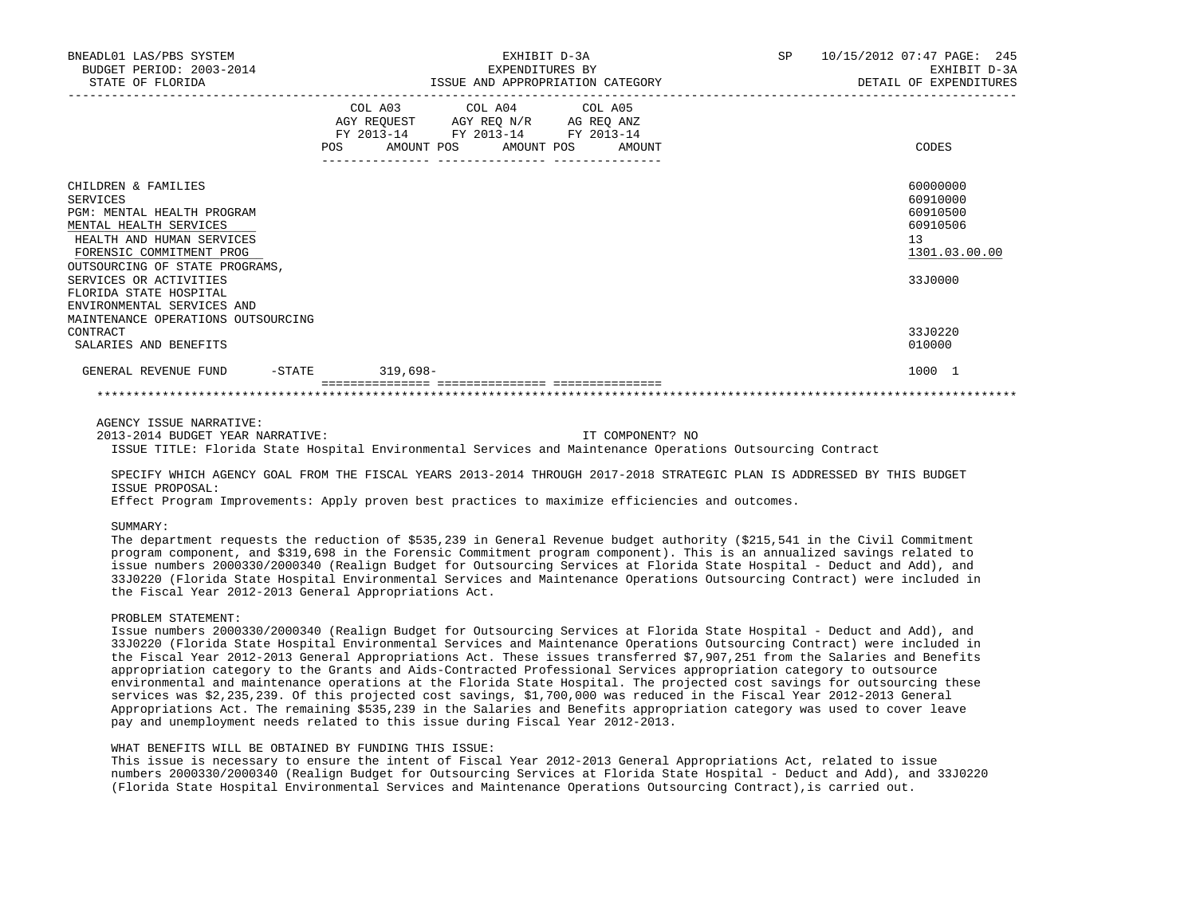| | COL A03 AGY REQUEST FY 2013-14 POS AMOUNT | COL A04 AGY REQ N/R FY 2013-14 POS AMOUNT | COL A05 AG REQ ANZ FY 2013-14 POS AMOUNT | CODES |
|---|---|---|---|---|
| CHILDREN & FAMILIES | | | | 60000000 |
| SERVICES | | | | 60910000 |
| PGM: MENTAL HEALTH PROGRAM | | | | 60910500 |
| MENTAL HEALTH SERVICES | | | | 60910506 |
| HEALTH AND HUMAN SERVICES | | | | 13 |
| FORENSIC COMMITMENT PROG | | | | 1301.03.00.00 |
| OUTSOURCING OF STATE PROGRAMS, SERVICES OR ACTIVITIES | | | | 33J0000 |
| FLORIDA STATE HOSPITAL ENVIRONMENTAL SERVICES AND MAINTENANCE OPERATIONS OUTSOURCING CONTRACT | | | | 33J0220 |
| SALARIES AND BENEFITS | | | | 010000 |
| GENERAL REVENUE FUND -STATE | 319,698- | | | 1000 1 |

AGENCY ISSUE NARRATIVE:

2013-2014 BUDGET YEAR NARRATIVE: IT COMPONENT? NO

ISSUE TITLE: Florida State Hospital Environmental Services and Maintenance Operations Outsourcing Contract

SPECIFY WHICH AGENCY GOAL FROM THE FISCAL YEARS 2013-2014 THROUGH 2017-2018 STRATEGIC PLAN IS ADDRESSED BY THIS BUDGET ISSUE PROPOSAL:

Effect Program Improvements: Apply proven best practices to maximize efficiencies and outcomes.

SUMMARY:

The department requests the reduction of $535,239 in General Revenue budget authority ($215,541 in the Civil Commitment program component, and $319,698 in the Forensic Commitment program component). This is an annualized savings related to issue numbers 2000330/2000340 (Realign Budget for Outsourcing Services at Florida State Hospital - Deduct and Add), and 33J0220 (Florida State Hospital Environmental Services and Maintenance Operations Outsourcing Contract) were included in the Fiscal Year 2012-2013 General Appropriations Act.

PROBLEM STATEMENT:

Issue numbers 2000330/2000340 (Realign Budget for Outsourcing Services at Florida State Hospital - Deduct and Add), and 33J0220 (Florida State Hospital Environmental Services and Maintenance Operations Outsourcing Contract) were included in the Fiscal Year 2012-2013 General Appropriations Act. These issues transferred $7,907,251 from the Salaries and Benefits appropriation category to the Grants and Aids-Contracted Professional Services appropriation category to outsource environmental and maintenance operations at the Florida State Hospital. The projected cost savings for outsourcing these services was $2,235,239. Of this projected cost savings, $1,700,000 was reduced in the Fiscal Year 2012-2013 General Appropriations Act. The remaining $535,239 in the Salaries and Benefits appropriation category was used to cover leave pay and unemployment needs related to this issue during Fiscal Year 2012-2013.

WHAT BENEFITS WILL BE OBTAINED BY FUNDING THIS ISSUE:

This issue is necessary to ensure the intent of Fiscal Year 2012-2013 General Appropriations Act, related to issue numbers 2000330/2000340 (Realign Budget for Outsourcing Services at Florida State Hospital - Deduct and Add), and 33J0220 (Florida State Hospital Environmental Services and Maintenance Operations Outsourcing Contract),is carried out.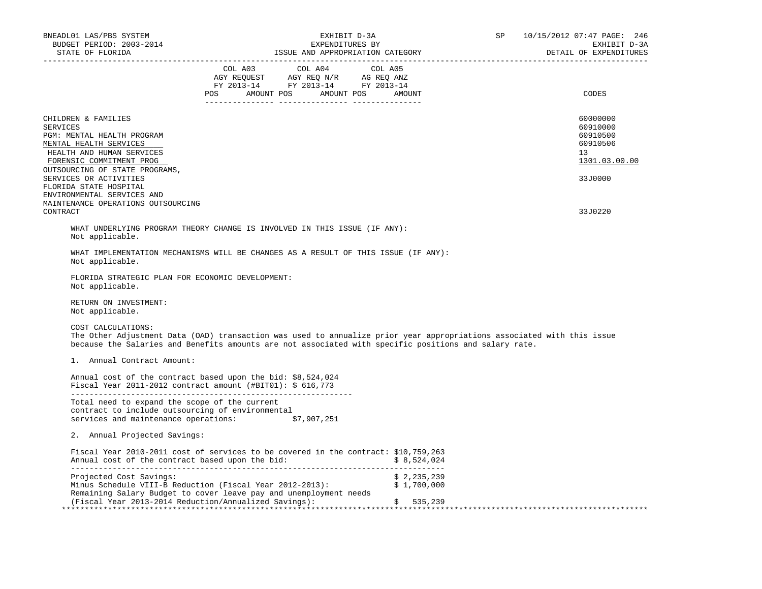| | COL A03 AGY REQUEST FY 2013-14 POS AMOUNT | COL A04 AGY REQ N/R FY 2013-14 POS AMOUNT | COL A05 AG REQ ANZ FY 2013-14 POS AMOUNT | CODES |
|---|---|---|---|---|
| CHILDREN & FAMILIES | | | | 60000000 |
| SERVICES | | | | 60910000 |
| PGM: MENTAL HEALTH PROGRAM | | | | 60910500 |
| MENTAL HEALTH SERVICES | | | | 60910506 |
| HEALTH AND HUMAN SERVICES | | | | 13 |
| FORENSIC COMMITMENT PROG | | | | 1301.03.00.00 |
| OUTSOURCING OF STATE PROGRAMS, SERVICES OR ACTIVITIES | | | | 33J0000 |
| FLORIDA STATE HOSPITAL ENVIRONMENTAL SERVICES AND MAINTENANCE OPERATIONS OUTSOURCING CONTRACT | | | | 33J0220 |

WHAT UNDERLYING PROGRAM THEORY CHANGE IS INVOLVED IN THIS ISSUE (IF ANY):
Not applicable.

WHAT IMPLEMENTATION MECHANISMS WILL BE CHANGES AS A RESULT OF THIS ISSUE (IF ANY):
Not applicable.

FLORIDA STRATEGIC PLAN FOR ECONOMIC DEVELOPMENT:
Not applicable.

RETURN ON INVESTMENT:
Not applicable.

COST CALCULATIONS:
The Other Adjustment Data (OAD) transaction was used to annualize prior year appropriations associated with this issue because the Salaries and Benefits amounts are not associated with specific positions and salary rate.

1. Annual Contract Amount:

Annual cost of the contract based upon the bid: $8,524,024
Fiscal Year 2011-2012 contract amount (#BIT01): $ 616,773

Total need to expand the scope of the current contract to include outsourcing of environmental services and maintenance operations: $7,907,251

2. Annual Projected Savings:

| | |
|---|---|
| Fiscal Year 2010-2011 cost of services to be covered in the contract: | $10,759,263 |
| Annual cost of the contract based upon the bid: | $ 8,524,024 |
| Projected Cost Savings: | $ 2,235,239 |
| Minus Schedule VIII-B Reduction (Fiscal Year 2012-2013): | $ 1,700,000 |
| Remaining Salary Budget to cover leave pay and unemployment needs (Fiscal Year 2013-2014 Reduction/Annualized Savings): | $ 535,239 |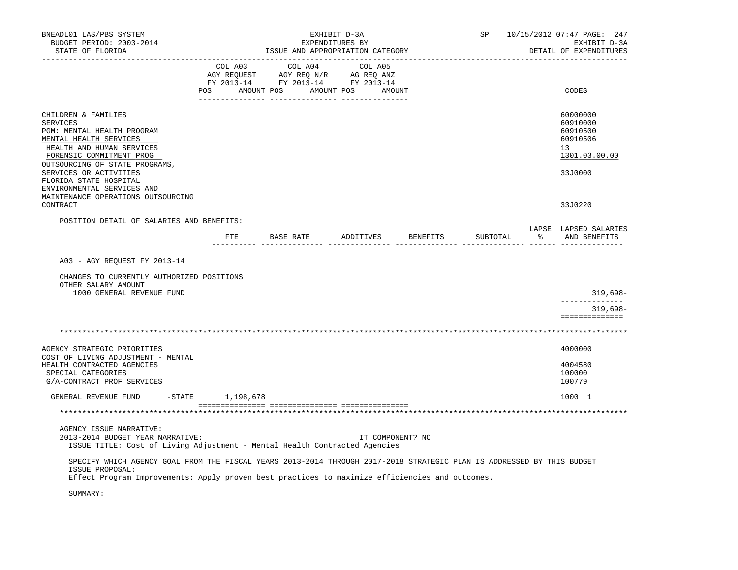BNEADL01 LAS/PBS SYSTEM — EXHIBIT D-3A — EXPENDITURES BY ISSUE AND APPROPRIATION CATEGORY
BUDGET PERIOD: 2003-2014 — SP 10/15/2012 07:47 — EXHIBIT D-3A
STATE OF FLORIDA — DETAIL OF EXPENDITURES

| | COL A03 AGY REQUEST FY 2013-14 POS AMOUNT | COL A04 AGY REQ N/R FY 2013-14 POS AMOUNT | COL A05 AG REQ ANZ FY 2013-14 POS AMOUNT | CODES |
|---|---|---|---|---|
| CHILDREN & FAMILIES | | | | 60000000 |
| SERVICES | | | | 60910000 |
| PGM: MENTAL HEALTH PROGRAM | | | | 60910500 |
| MENTAL HEALTH SERVICES | | | | 60910506 |
| HEALTH AND HUMAN SERVICES | | | | 13 |
| FORENSIC COMMITMENT PROG | | | | 1301.03.00.00 |
| OUTSOURCING OF STATE PROGRAMS, SERVICES OR ACTIVITIES | | | | 33J0000 |
| FLORIDA STATE HOSPITAL ENVIRONMENTAL SERVICES AND MAINTENANCE OPERATIONS OUTSOURCING CONTRACT | | | | 33J0220 |

POSITION DETAIL OF SALARIES AND BENEFITS:

| | FTE | BASE RATE | ADDITIVES | BENEFITS | SUBTOTAL | LAPSE % | LAPSED SALARIES AND BENEFITS |
|---|---|---|---|---|---|---|---|
| A03 - AGY REQUEST FY 2013-14 | | | | | | | |
| CHANGES TO CURRENTLY AUTHORIZED POSITIONS | | | | | | | |
| OTHER SALARY AMOUNT | | | | | | | |
| 1000 GENERAL REVENUE FUND | | | | | | | 319,698- |
| | | | | | | | 319,698- |

************************************************************************************************************

| | COL A03 | COL A04 | COL A05 | CODES |
|---|---|---|---|---|
| AGENCY STRATEGIC PRIORITIES | | | | 4000000 |
| COST OF LIVING ADJUSTMENT - MENTAL HEALTH CONTRACTED AGENCIES | | | | 4004580 |
| SPECIAL CATEGORIES | | | | 100000 |
| G/A-CONTRACT PROF SERVICES | | | | 100779 |
| GENERAL REVENUE FUND -STATE | 1,198,678 | | | 1000 1 |

************************************************************************************************************

AGENCY ISSUE NARRATIVE:
2013-2014 BUDGET YEAR NARRATIVE: IT COMPONENT? NO
ISSUE TITLE: Cost of Living Adjustment - Mental Health Contracted Agencies

SPECIFY WHICH AGENCY GOAL FROM THE FISCAL YEARS 2013-2014 THROUGH 2017-2018 STRATEGIC PLAN IS ADDRESSED BY THIS BUDGET ISSUE PROPOSAL:
Effect Program Improvements: Apply proven best practices to maximize efficiencies and outcomes.

SUMMARY: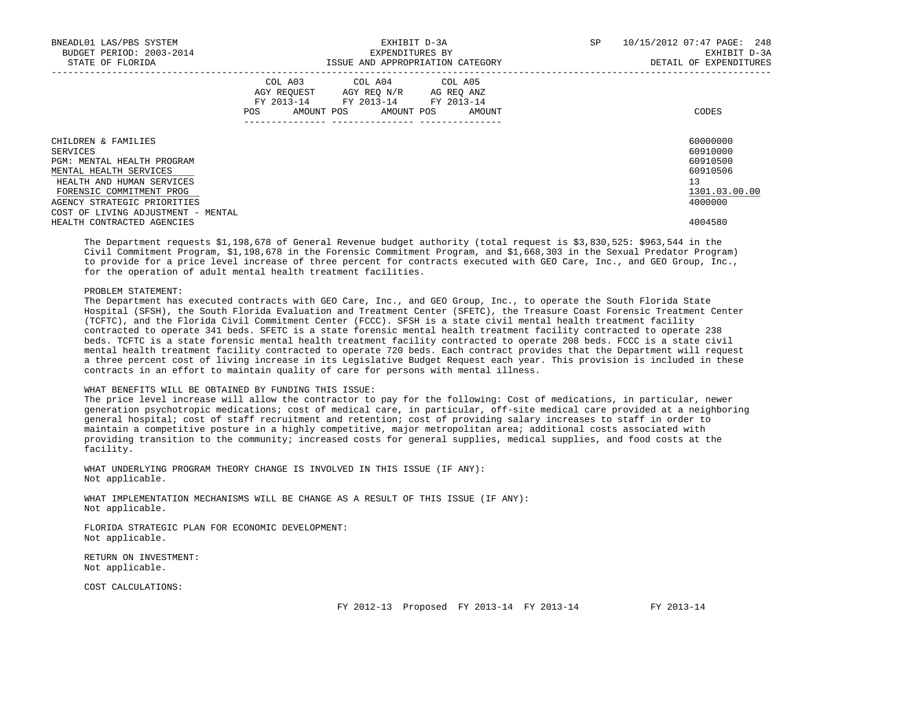| | COL A03 AGY REQUEST FY 2013-14 | | COL A04 AGY REQ N/R FY 2013-14 | | COL A05 AG REQ ANZ FY 2013-14 | | |
|---|---|---|---|---|---|---|---|
| | POS | AMOUNT | POS | AMOUNT | POS | AMOUNT | CODES |
| CHILDREN & FAMILIES | | | | | | | 60000000 |
| SERVICES | | | | | | | 60910000 |
| PGM: MENTAL HEALTH PROGRAM | | | | | | | 60910500 |
| MENTAL HEALTH SERVICES | | | | | | | 60910506 |
| HEALTH AND HUMAN SERVICES | | | | | | | 13 |
| FORENSIC COMMITMENT PROG | | | | | | | 1301.03.00.00 |
| AGENCY STRATEGIC PRIORITIES | | | | | | | 4000000 |
| COST OF LIVING ADJUSTMENT - MENTAL HEALTH CONTRACTED AGENCIES | | | | | | | 4004580 |

The Department requests $1,198,678 of General Revenue budget authority (total request is $3,830,525: $963,544 in the Civil Commitment Program, $1,198,678 in the Forensic Commitment Program, and $1,668,303 in the Sexual Predator Program) to provide for a price level increase of three percent for contracts executed with GEO Care, Inc., and GEO Group, Inc., for the operation of adult mental health treatment facilities.

PROBLEM STATEMENT:
The Department has executed contracts with GEO Care, Inc., and GEO Group, Inc., to operate the South Florida State Hospital (SFSH), the South Florida Evaluation and Treatment Center (SFETC), the Treasure Coast Forensic Treatment Center (TCFTC), and the Florida Civil Commitment Center (FCCC). SFSH is a state civil mental health treatment facility contracted to operate 341 beds. SFETC is a state forensic mental health treatment facility contracted to operate 238 beds. TCFTC is a state forensic mental health treatment facility contracted to operate 208 beds. FCCC is a state civil mental health treatment facility contracted to operate 720 beds. Each contract provides that the Department will request a three percent cost of living increase in its Legislative Budget Request each year. This provision is included in these contracts in an effort to maintain quality of care for persons with mental illness.

WHAT BENEFITS WILL BE OBTAINED BY FUNDING THIS ISSUE:
The price level increase will allow the contractor to pay for the following: Cost of medications, in particular, newer generation psychotropic medications; cost of medical care, in particular, off-site medical care provided at a neighboring general hospital; cost of staff recruitment and retention; cost of providing salary increases to staff in order to maintain a competitive posture in a highly competitive, major metropolitan area; additional costs associated with providing transition to the community; increased costs for general supplies, medical supplies, and food costs at the facility.

WHAT UNDERLYING PROGRAM THEORY CHANGE IS INVOLVED IN THIS ISSUE (IF ANY):
Not applicable.

WHAT IMPLEMENTATION MECHANISMS WILL BE CHANGE AS A RESULT OF THIS ISSUE (IF ANY):
Not applicable.

FLORIDA STRATEGIC PLAN FOR ECONOMIC DEVELOPMENT:
Not applicable.

RETURN ON INVESTMENT:
Not applicable.

COST CALCULATIONS:

FY 2012-13 Proposed FY 2013-14 FY 2013-14 FY 2013-14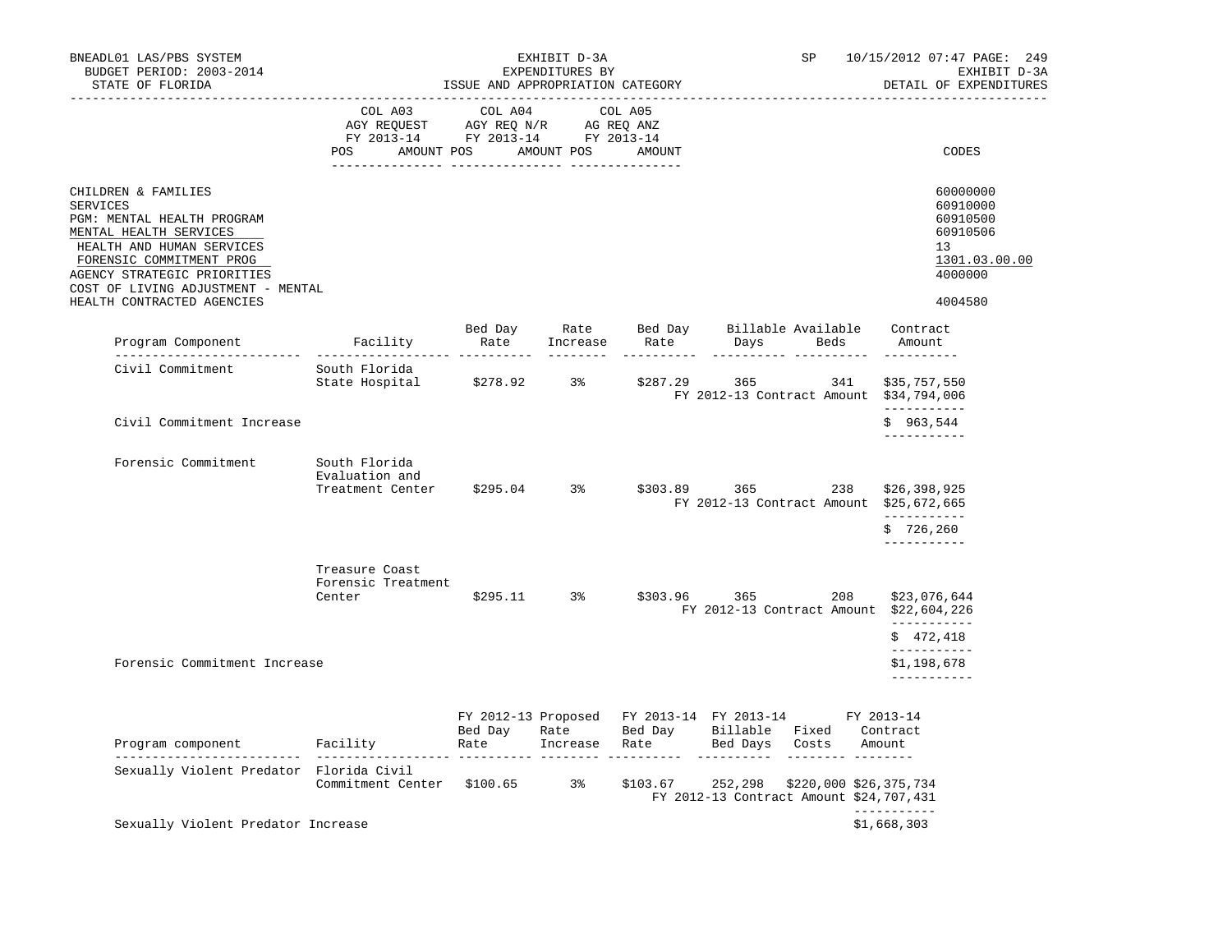BNEADL01 LAS/PBS SYSTEM
BUDGET PERIOD: 2003-2014
STATE OF FLORIDA

EXHIBIT D-3A
EXPENDITURES BY
ISSUE AND APPROPRIATION CATEGORY

SP 10/15/2012 07:47

EXHIBIT D-3A
DETAIL OF EXPENDITURES

| | COL A03 AGY REQUEST FY 2013-14 POS AMOUNT | COL A04 AGY REQ N/R FY 2013-14 POS AMOUNT | COL A05 AG REQ ANZ FY 2013-14 POS AMOUNT | CODES |
|---|---|---|---|---|
| CHILDREN & FAMILIES | | | | 60000000 |
| SERVICES | | | | 60910000 |
| PGM: MENTAL HEALTH PROGRAM | | | | 60910500 |
| MENTAL HEALTH SERVICES | | | | 60910506 |
| HEALTH AND HUMAN SERVICES | | | | 13 |
| FORENSIC COMMITMENT PROG | | | | 1301.03.00.00 |
| AGENCY STRATEGIC PRIORITIES | | | | 4000000 |
| COST OF LIVING ADJUSTMENT - MENTAL HEALTH CONTRACTED AGENCIES | | | | 4004580 |

| Program Component | Facility | Bed Day Rate | Rate Increase | Bed Day Rate | Billable Days | Available Beds | Contract Amount |
|---|---|---|---|---|---|---|---|
| Civil Commitment | South Florida State Hospital | $278.92 | 3% | $287.29 | 365 | 341 | $35,757,550 |
| | | | | | FY 2012-13 Contract Amount | | $34,794,006 |
| Civil Commitment Increase | | | | | | | $ 963,544 |
| Forensic Commitment | South Florida Evaluation and Treatment Center | $295.04 | 3% | $303.89 | 365 | 238 | $26,398,925 |
| | | | | | FY 2012-13 Contract Amount | | $25,672,665 |
| | | | | | | | $ 726,260 |
| | Treasure Coast Forensic Treatment Center | $295.11 | 3% | $303.96 | 365 | 208 | $23,076,644 |
| | | | | | FY 2012-13 Contract Amount | | $22,604,226 |
| | | | | | | | $ 472,418 |
| Forensic Commitment Increase | | | | | | | $1,198,678 |

| Program component | Facility | FY 2012-13 Bed Day Rate | Proposed Rate Increase | FY 2013-14 Bed Day Rate | FY 2013-14 Billable Bed Days | Fixed Costs | FY 2013-14 Contract Amount |
|---|---|---|---|---|---|---|---|
| Sexually Violent Predator | Florida Civil Commitment Center | $100.65 | 3% | $103.67 | 252,298 | $220,000 | $26,375,734 |
| | | | | | FY 2012-13 Contract Amount | | $24,707,431 |
| Sexually Violent Predator Increase | | | | | | | $1,668,303 |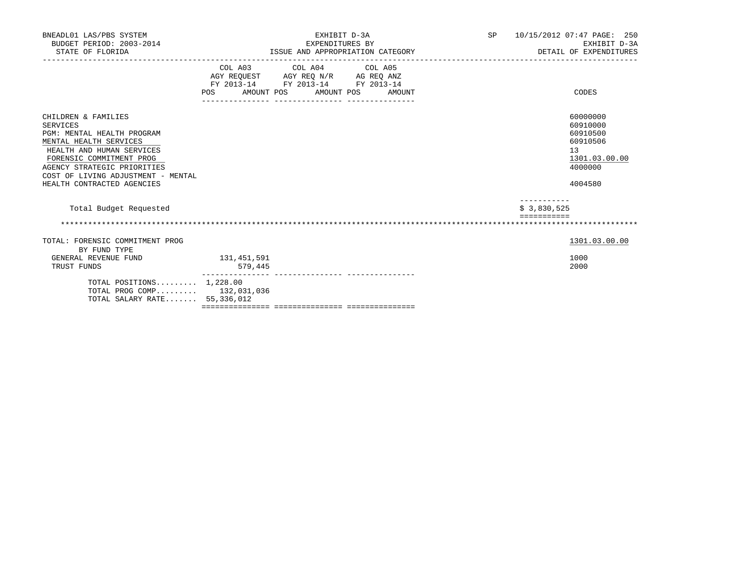BNEADL01 LAS/PBS SYSTEM | EXHIBIT D-3A | SP 10/15/2012 07:47

BUDGET PERIOD: 2003-2014 | EXPENDITURES BY | EXHIBIT D-3A

STATE OF FLORIDA | ISSUE AND APPROPRIATION CATEGORY | DETAIL OF EXPENDITURES

| | COL A03 AGY REQUEST FY 2013-14 POS AMOUNT | COL A04 AGY REQ N/R FY 2013-14 POS AMOUNT | COL A05 AG REQ ANZ FY 2013-14 POS AMOUNT | CODES |
|---|---|---|---|---|
| CHILDREN & FAMILIES | | | | 60000000 |
| SERVICES | | | | 60910000 |
| PGM: MENTAL HEALTH PROGRAM | | | | 60910500 |
| MENTAL HEALTH SERVICES | | | | 60910506 |
| HEALTH AND HUMAN SERVICES | | | | 13 |
| FORENSIC COMMITMENT PROG | | | | 1301.03.00.00 |
| AGENCY STRATEGIC PRIORITIES | | | | 4000000 |
| COST OF LIVING ADJUSTMENT - MENTAL HEALTH CONTRACTED AGENCIES | | | | 4004580 |
| Total Budget Requested | | | | $ 3,830,525 |

| | COL A03 | COL A04 | COL A05 | CODES |
|---|---|---|---|---|
| TOTAL: FORENSIC COMMITMENT PROG | | | | 1301.03.00.00 |
| BY FUND TYPE | | | | |
| GENERAL REVENUE FUND | 131,451,591 | | | 1000 |
| TRUST FUNDS | 579,445 | | | 2000 |
| TOTAL POSITIONS......... | 1,228.00 | | | |
| TOTAL PROG COMP......... | 132,031,036 | | | |
| TOTAL SALARY RATE....... | 55,336,012 | | | |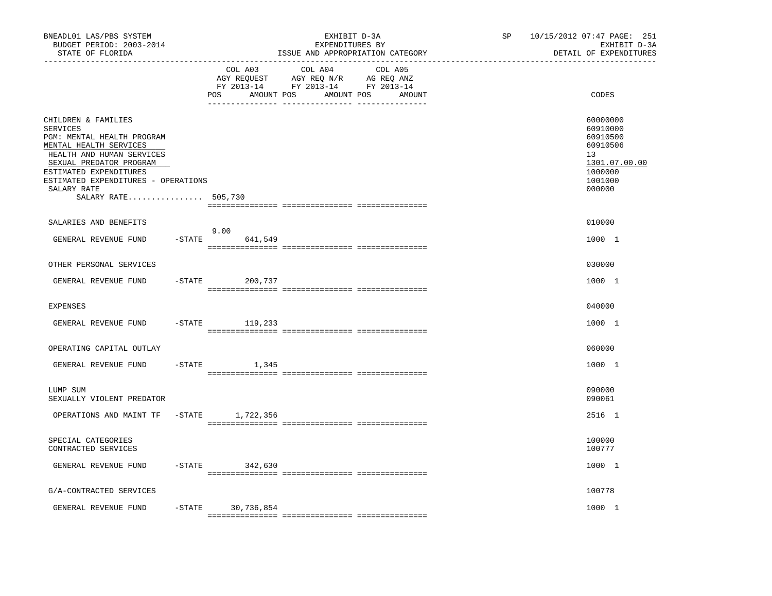BNEADL01 LAS/PBS SYSTEM
BUDGET PERIOD: 2003-2014
STATE OF FLORIDA

EXHIBIT D-3A
EXPENDITURES BY
ISSUE AND APPROPRIATION CATEGORY

SP 10/15/2012 07:47
EXHIBIT D-3A
DETAIL OF EXPENDITURES

| | | COL A03 AGY REQUEST FY 2013-14 POS | AMOUNT | COL A04 AGY REQ N/R FY 2013-14 POS | AMOUNT | COL A05 AG REQ ANZ FY 2013-14 POS | AMOUNT | CODES |
|---|---|---|---|---|---|---|---|---|
| CHILDREN & FAMILIES | | | | | | | | 60000000 |
| SERVICES | | | | | | | | 60910000 |
| PGM: MENTAL HEALTH PROGRAM | | | | | | | | 60910500 |
| MENTAL HEALTH SERVICES | | | | | | | | 60910506 |
| HEALTH AND HUMAN SERVICES | | | | | | | | 13 |
| SEXUAL PREDATOR PROGRAM | | | | | | | | 1301.07.00.00 |
| ESTIMATED EXPENDITURES | | | | | | | | 1000000 |
| ESTIMATED EXPENDITURES - OPERATIONS | | | | | | | | 1001000 |
| SALARY RATE | | | | | | | | 000000 |
| SALARY RATE................ | | 505,730 | | | | | | |
| SALARIES AND BENEFITS | | | | | | | | 010000 |
| GENERAL REVENUE FUND | -STATE | 9.00 | 641,549 | | | | | 1000 1 |
| OTHER PERSONAL SERVICES | | | | | | | | 030000 |
| GENERAL REVENUE FUND | -STATE | | 200,737 | | | | | 1000 1 |
| EXPENSES | | | | | | | | 040000 |
| GENERAL REVENUE FUND | -STATE | | 119,233 | | | | | 1000 1 |
| OPERATING CAPITAL OUTLAY | | | | | | | | 060000 |
| GENERAL REVENUE FUND | -STATE | | 1,345 | | | | | 1000 1 |
| LUMP SUM | | | | | | | | 090000 |
| SEXUALLY VIOLENT PREDATOR | | | | | | | | 090061 |
| OPERATIONS AND MAINT TF | -STATE | | 1,722,356 | | | | | 2516 1 |
| SPECIAL CATEGORIES | | | | | | | | 100000 |
| CONTRACTED SERVICES | | | | | | | | 100777 |
| GENERAL REVENUE FUND | -STATE | | 342,630 | | | | | 1000 1 |
| G/A-CONTRACTED SERVICES | | | | | | | | 100778 |
| GENERAL REVENUE FUND | -STATE | | 30,736,854 | | | | | 1000 1 |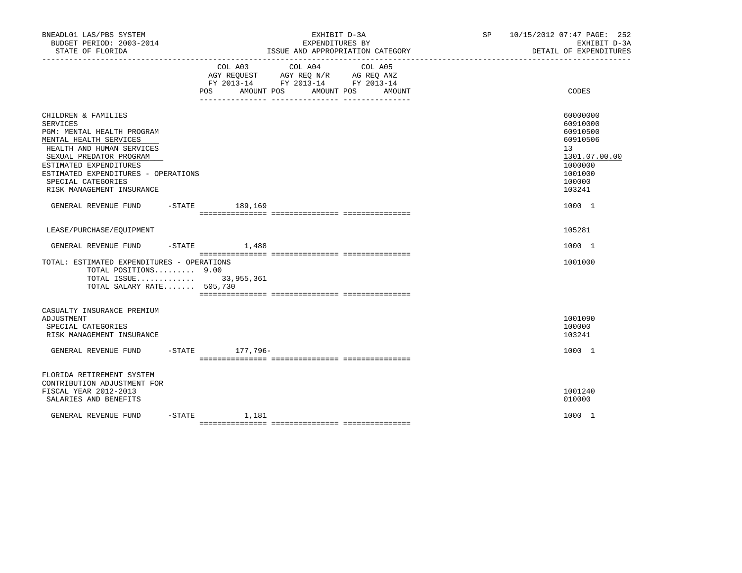BNEADL01 LAS/PBS SYSTEM
BUDGET PERIOD: 2003-2014
STATE OF FLORIDA

EXHIBIT D-3A
EXPENDITURES BY
ISSUE AND APPROPRIATION CATEGORY

SP 10/15/2012 07:47 PAGE: 252
EXHIBIT D-3A
DETAIL OF EXPENDITURES

| | COL A03 AGY REQUEST FY 2013-14 POS AMOUNT | COL A04 AGY REQ N/R FY 2013-14 POS AMOUNT | COL A05 AG REQ ANZ FY 2013-14 POS AMOUNT | CODES |
|---|---|---|---|---|
| CHILDREN & FAMILIES | | | | 60000000 |
| SERVICES | | | | 60910000 |
| PGM: MENTAL HEALTH PROGRAM | | | | 60910500 |
| MENTAL HEALTH SERVICES | | | | 60910506 |
| HEALTH AND HUMAN SERVICES | | | | 13 |
| SEXUAL PREDATOR PROGRAM | | | | 1301.07.00.00 |
| ESTIMATED EXPENDITURES | | | | 1000000 |
| ESTIMATED EXPENDITURES - OPERATIONS | | | | 1001000 |
| SPECIAL CATEGORIES | | | | 100000 |
| RISK MANAGEMENT INSURANCE | | | | 103241 |
| GENERAL REVENUE FUND -STATE | 189,169 | | | 1000 1 |
| LEASE/PURCHASE/EQUIPMENT | | | | 105281 |
| GENERAL REVENUE FUND -STATE | 1,488 | | | 1000 1 |
| TOTAL: ESTIMATED EXPENDITURES - OPERATIONS | | | | 1001000 |
| TOTAL POSITIONS......... 9.00 | | | | |
| TOTAL ISSUE............. 33,955,361 | | | | |
| TOTAL SALARY RATE....... 505,730 | | | | |
| CASUALTY INSURANCE PREMIUM ADJUSTMENT | | | | 1001090 |
| SPECIAL CATEGORIES | | | | 100000 |
| RISK MANAGEMENT INSURANCE | | | | 103241 |
| GENERAL REVENUE FUND -STATE | 177,796- | | | 1000 1 |
| FLORIDA RETIREMENT SYSTEM CONTRIBUTION ADJUSTMENT FOR FISCAL YEAR 2012-2013 | | | | 1001240 |
| SALARIES AND BENEFITS | | | | 010000 |
| GENERAL REVENUE FUND -STATE | 1,181 | | | 1000 1 |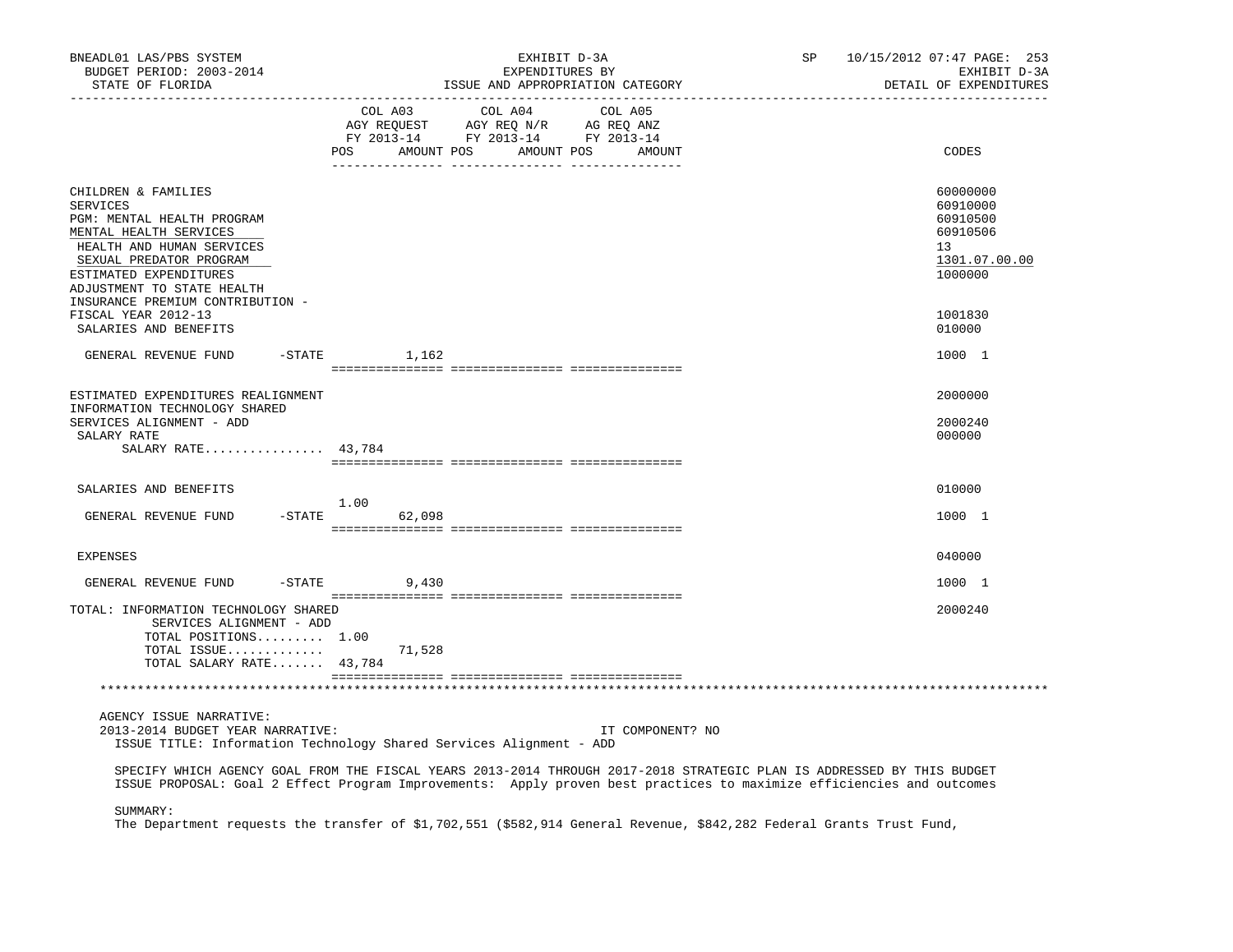BNEADL01 LAS/PBS SYSTEM — EXHIBIT D-3A — EXPENDITURES BY ISSUE AND APPROPRIATION CATEGORY — DETAIL OF EXPENDITURES

BUDGET PERIOD: 2003-2014 — STATE OF FLORIDA — SP 10/15/2012 07:47

| | COL A03 AGY REQUEST FY 2013-14 POS | AMOUNT | COL A04 AGY REQ N/R FY 2013-14 POS | AMOUNT | COL A05 AG REQ ANZ FY 2013-14 POS | AMOUNT | CODES |
|---|---|---|---|---|---|---|---|
| CHILDREN & FAMILIES | | | | | | | 60000000 |
| SERVICES | | | | | | | 60910000 |
| PGM: MENTAL HEALTH PROGRAM | | | | | | | 60910500 |
| MENTAL HEALTH SERVICES | | | | | | | 60910506 |
| HEALTH AND HUMAN SERVICES | | | | | | | 13 |
| SEXUAL PREDATOR PROGRAM | | | | | | | 1301.07.00.00 |
| ESTIMATED EXPENDITURES | | | | | | | 1000000 |
| ADJUSTMENT TO STATE HEALTH INSURANCE PREMIUM CONTRIBUTION - FISCAL YEAR 2012-13 | | | | | | | 1001830 |
| SALARIES AND BENEFITS | | | | | | | 010000 |
| GENERAL REVENUE FUND -STATE | | 1,162 | | | | | 1000 1 |
| ESTIMATED EXPENDITURES REALIGNMENT | | | | | | | 2000000 |
| INFORMATION TECHNOLOGY SHARED SERVICES ALIGNMENT - ADD | | | | | | | 2000240 |
| SALARY RATE | | | | | | | 000000 |
| SALARY RATE................ | 43,784 | | | | | | |
| SALARIES AND BENEFITS | | | | | | | 010000 |
| GENERAL REVENUE FUND -STATE | 1.00 | 62,098 | | | | | 1000 1 |
| EXPENSES | | | | | | | 040000 |
| GENERAL REVENUE FUND -STATE | | 9,430 | | | | | 1000 1 |
| TOTAL: INFORMATION TECHNOLOGY SHARED SERVICES ALIGNMENT - ADD | | | | | | | 2000240 |
| TOTAL POSITIONS......... | 1.00 | | | | | | |
| TOTAL ISSUE............. | | 71,528 | | | | | |
| TOTAL SALARY RATE....... | 43,784 | | | | | | |

AGENCY ISSUE NARRATIVE:

2013-2014 BUDGET YEAR NARRATIVE: IT COMPONENT? NO

ISSUE TITLE: Information Technology Shared Services Alignment - ADD

SPECIFY WHICH AGENCY GOAL FROM THE FISCAL YEARS 2013-2014 THROUGH 2017-2018 STRATEGIC PLAN IS ADDRESSED BY THIS BUDGET ISSUE PROPOSAL: Goal 2 Effect Program Improvements: Apply proven best practices to maximize efficiencies and outcomes

SUMMARY:

The Department requests the transfer of $1,702,551 ($582,914 General Revenue, $842,282 Federal Grants Trust Fund,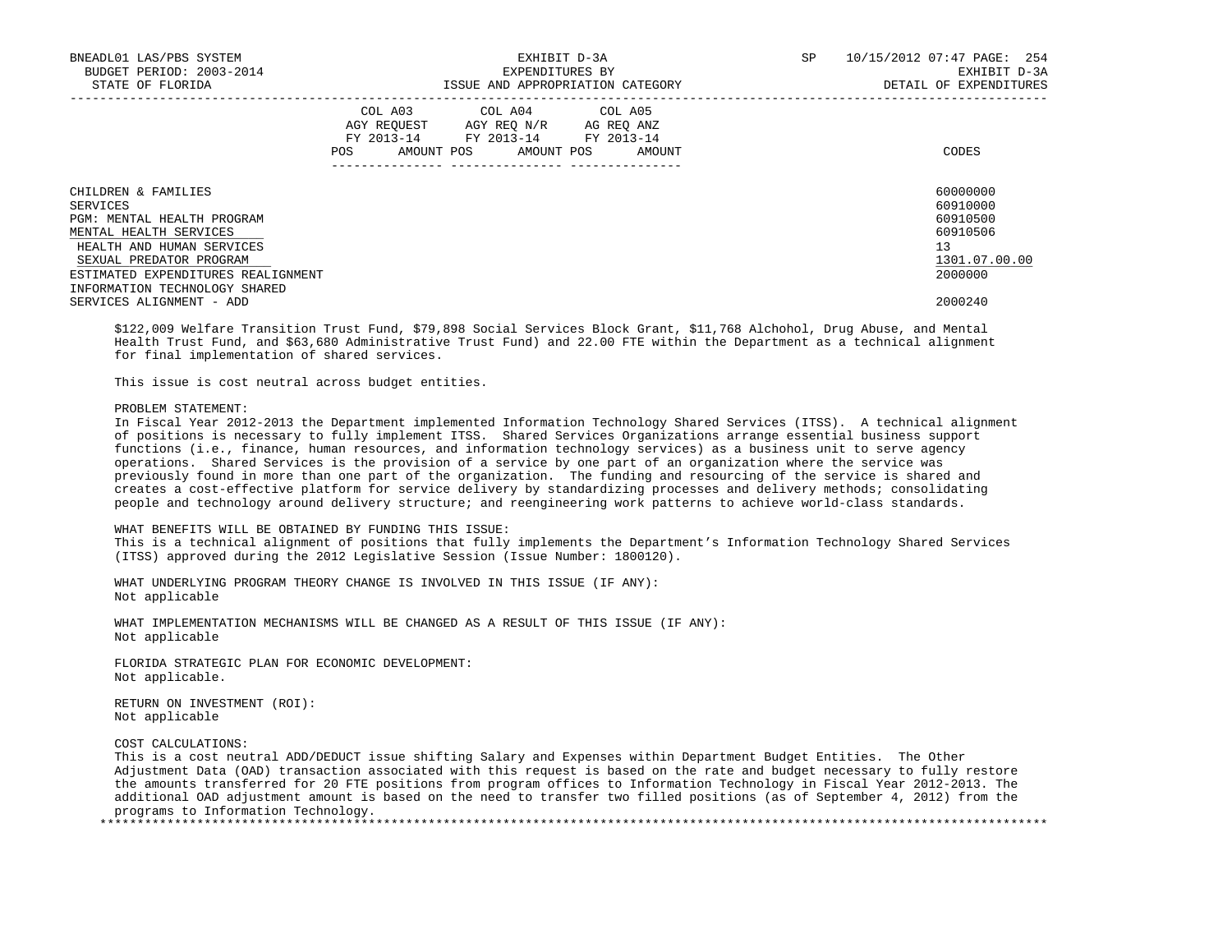| | COL A03 AGY REQUEST FY 2013-14 POS AMOUNT | COL A04 AGY REQ N/R FY 2013-14 POS AMOUNT | COL A05 AG REQ ANZ FY 2013-14 POS AMOUNT | CODES |
|---|---|---|---|---|
| CHILDREN & FAMILIES | | | | 60000000 |
| SERVICES | | | | 60910000 |
| PGM: MENTAL HEALTH PROGRAM | | | | 60910500 |
| MENTAL HEALTH SERVICES | | | | 60910506 |
| HEALTH AND HUMAN SERVICES | | | | 13 |
| SEXUAL PREDATOR PROGRAM | | | | 1301.07.00.00 |
| ESTIMATED EXPENDITURES REALIGNMENT | | | | 2000000 |
| INFORMATION TECHNOLOGY SHARED SERVICES ALIGNMENT - ADD | | | | 2000240 |

$122,009 Welfare Transition Trust Fund, $79,898 Social Services Block Grant, $11,768 Alchohol, Drug Abuse, and Mental Health Trust Fund, and $63,680 Administrative Trust Fund) and 22.00 FTE within the Department as a technical alignment for final implementation of shared services.

This issue is cost neutral across budget entities.

PROBLEM STATEMENT:
In Fiscal Year 2012-2013 the Department implemented Information Technology Shared Services (ITSS). A technical alignment of positions is necessary to fully implement ITSS. Shared Services Organizations arrange essential business support functions (i.e., finance, human resources, and information technology services) as a business unit to serve agency operations. Shared Services is the provision of a service by one part of an organization where the service was previously found in more than one part of the organization. The funding and resourcing of the service is shared and creates a cost-effective platform for service delivery by standardizing processes and delivery methods; consolidating people and technology around delivery structure; and reengineering work patterns to achieve world-class standards.

WHAT BENEFITS WILL BE OBTAINED BY FUNDING THIS ISSUE:
This is a technical alignment of positions that fully implements the Department's Information Technology Shared Services (ITSS) approved during the 2012 Legislative Session (Issue Number: 1800120).

WHAT UNDERLYING PROGRAM THEORY CHANGE IS INVOLVED IN THIS ISSUE (IF ANY):
Not applicable

WHAT IMPLEMENTATION MECHANISMS WILL BE CHANGED AS A RESULT OF THIS ISSUE (IF ANY):
Not applicable

FLORIDA STRATEGIC PLAN FOR ECONOMIC DEVELOPMENT:
Not applicable.

RETURN ON INVESTMENT (ROI):
Not applicable

COST CALCULATIONS:
This is a cost neutral ADD/DEDUCT issue shifting Salary and Expenses within Department Budget Entities. The Other Adjustment Data (OAD) transaction associated with this request is based on the rate and budget necessary to fully restore the amounts transferred for 20 FTE positions from program offices to Information Technology in Fiscal Year 2012-2013. The additional OAD adjustment amount is based on the need to transfer two filled positions (as of September 4, 2012) from the programs to Information Technology.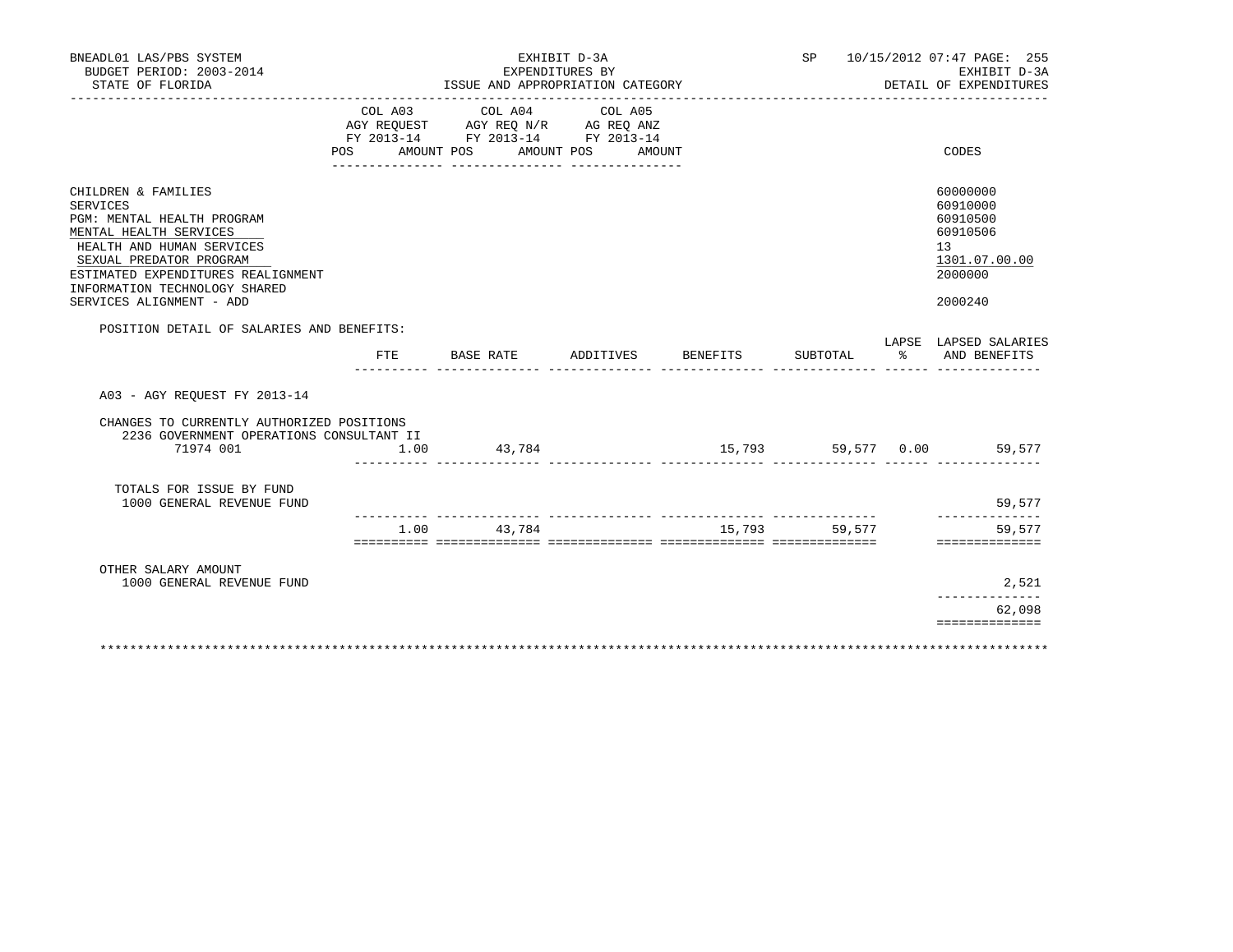BNEADL01 LAS/PBS SYSTEM
BUDGET PERIOD: 2003-2014
STATE OF FLORIDA

EXHIBIT D-3A
EXPENDITURES BY
ISSUE AND APPROPRIATION CATEGORY

SP 10/15/2012 07:47 PAGE: 255
EXHIBIT D-3A
DETAIL OF EXPENDITURES

| | COL A03 AGY REQUEST FY 2013-14 POS AMOUNT | COL A04 AGY REQ N/R FY 2013-14 POS AMOUNT | COL A05 AG REQ ANZ FY 2013-14 POS AMOUNT | CODES |
|---|---|---|---|---|
| CHILDREN & FAMILIES | | | | 60000000 |
| SERVICES | | | | 60910000 |
| PGM: MENTAL HEALTH PROGRAM | | | | 60910500 |
| MENTAL HEALTH SERVICES | | | | 60910506 |
| HEALTH AND HUMAN SERVICES | | | | 13 |
| SEXUAL PREDATOR PROGRAM | | | | 1301.07.00.00 |
| ESTIMATED EXPENDITURES REALIGNMENT | | | | 2000000 |
| INFORMATION TECHNOLOGY SHARED SERVICES ALIGNMENT - ADD | | | | 2000240 |

POSITION DETAIL OF SALARIES AND BENEFITS:

| | FTE | BASE RATE | ADDITIVES | BENEFITS | SUBTOTAL | LAPSE % | LAPSED SALARIES AND BENEFITS |
|---|---|---|---|---|---|---|---|
| A03 - AGY REQUEST FY 2013-14 | | | | | | | |
| CHANGES TO CURRENTLY AUTHORIZED POSITIONS | | | | | | | |
| 2236 GOVERNMENT OPERATIONS CONSULTANT II 71974 001 | 1.00 | 43,784 | | 15,793 | 59,577 | 0.00 | 59,577 |
| TOTALS FOR ISSUE BY FUND | | | | | | | |
| 1000 GENERAL REVENUE FUND | | | | | | | 59,577 |
| | 1.00 | 43,784 | | 15,793 | 59,577 | | 59,577 |
| OTHER SALARY AMOUNT | | | | | | | |
| 1000 GENERAL REVENUE FUND | | | | | | | 2,521 |
| | | | | | | | 62,098 |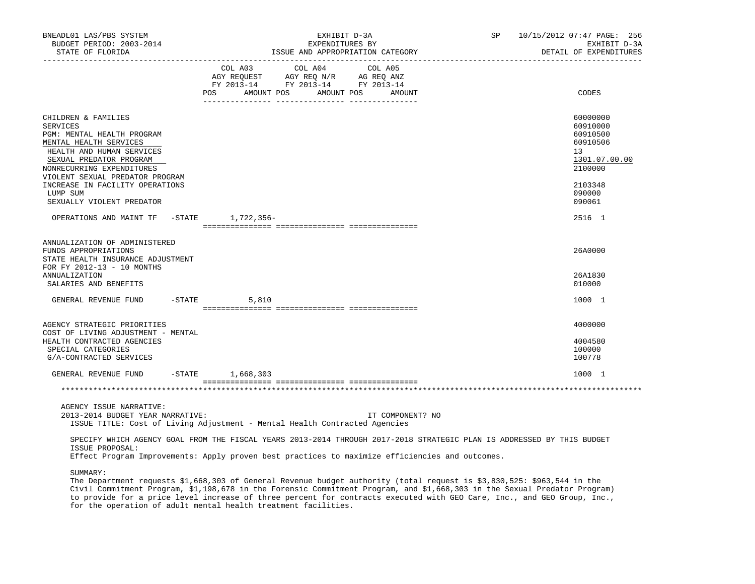BNEADL01 LAS/PBS SYSTEM | EXHIBIT D-3A | SP 10/15/2012 07:47
BUDGET PERIOD: 2003-2014 | EXPENDITURES BY | EXHIBIT D-3A
STATE OF FLORIDA | ISSUE AND APPROPRIATION CATEGORY | DETAIL OF EXPENDITURES

| | COL A03 AGY REQUEST FY 2013-14 POS AMOUNT | COL A04 AGY REQ N/R FY 2013-14 POS AMOUNT | COL A05 AG REQ ANZ FY 2013-14 POS AMOUNT | CODES |
|---|---|---|---|---|
| CHILDREN & FAMILIES | | | | 60000000 |
| SERVICES | | | | 60910000 |
| PGM: MENTAL HEALTH PROGRAM | | | | 60910500 |
| MENTAL HEALTH SERVICES | | | | 60910506 |
| HEALTH AND HUMAN SERVICES | | | | 13 |
| SEXUAL PREDATOR PROGRAM | | | | 1301.07.00.00 |
| NONRECURRING EXPENDITURES | | | | 2100000 |
| VIOLENT SEXUAL PREDATOR PROGRAM INCREASE IN FACILITY OPERATIONS | | | | 2103348 |
| LUMP SUM | | | | 090000 |
| SEXUALLY VIOLENT PREDATOR | | | | 090061 |
| OPERATIONS AND MAINT TF -STATE | 1,722,356- | | | 2516 1 |
| ANNUALIZATION OF ADMINISTERED FUNDS APPROPRIATIONS | | | | 26A0000 |
| STATE HEALTH INSURANCE ADJUSTMENT FOR FY 2012-13 - 10 MONTHS ANNUALIZATION | | | | 26A1830 |
| SALARIES AND BENEFITS | | | | 010000 |
| GENERAL REVENUE FUND -STATE | 5,810 | | | 1000 1 |
| AGENCY STRATEGIC PRIORITIES | | | | 4000000 |
| COST OF LIVING ADJUSTMENT - MENTAL HEALTH CONTRACTED AGENCIES | | | | 4004580 |
| SPECIAL CATEGORIES | | | | 100000 |
| G/A-CONTRACTED SERVICES | | | | 100778 |
| GENERAL REVENUE FUND -STATE | 1,668,303 | | | 1000 1 |

AGENCY ISSUE NARRATIVE:
2013-2014 BUDGET YEAR NARRATIVE: IT COMPONENT? NO
ISSUE TITLE: Cost of Living Adjustment - Mental Health Contracted Agencies

SPECIFY WHICH AGENCY GOAL FROM THE FISCAL YEARS 2013-2014 THROUGH 2017-2018 STRATEGIC PLAN IS ADDRESSED BY THIS BUDGET ISSUE PROPOSAL:
Effect Program Improvements: Apply proven best practices to maximize efficiencies and outcomes.

SUMMARY:
The Department requests $1,668,303 of General Revenue budget authority (total request is $3,830,525: $963,544 in the Civil Commitment Program, $1,198,678 in the Forensic Commitment Program, and $1,668,303 in the Sexual Predator Program) to provide for a price level increase of three percent for contracts executed with GEO Care, Inc., and GEO Group, Inc., for the operation of adult mental health treatment facilities.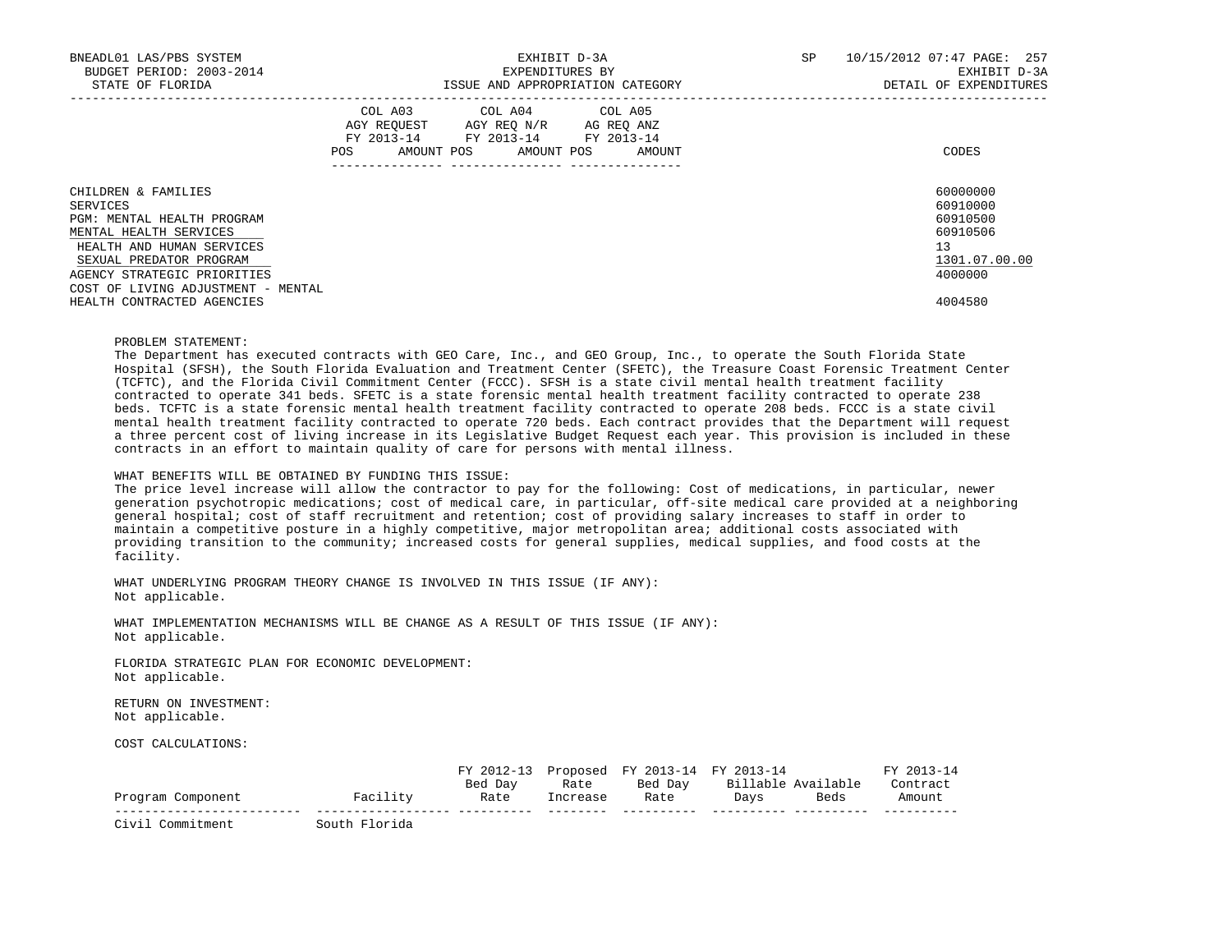| | COL A03 AGY REQUEST FY 2013-14 | | COL A04 AGY REQ N/R FY 2013-14 | | COL A05 AG REQ ANZ FY 2013-14 | | |
|---|---|---|---|---|---|---|---|
| | POS | AMOUNT | POS | AMOUNT | POS | AMOUNT | CODES |
| CHILDREN & FAMILIES | | | | | | | 60000000 |
| SERVICES | | | | | | | 60910000 |
| PGM: MENTAL HEALTH PROGRAM | | | | | | | 60910500 |
| MENTAL HEALTH SERVICES | | | | | | | 60910506 |
| HEALTH AND HUMAN SERVICES | | | | | | | 13 |
| SEXUAL PREDATOR PROGRAM | | | | | | | 1301.07.00.00 |
| AGENCY STRATEGIC PRIORITIES | | | | | | | 4000000 |
| COST OF LIVING ADJUSTMENT - MENTAL HEALTH CONTRACTED AGENCIES | | | | | | | 4004580 |

PROBLEM STATEMENT:
The Department has executed contracts with GEO Care, Inc., and GEO Group, Inc., to operate the South Florida State Hospital (SFSH), the South Florida Evaluation and Treatment Center (SFETC), the Treasure Coast Forensic Treatment Center (TCFTC), and the Florida Civil Commitment Center (FCCC). SFSH is a state civil mental health treatment facility contracted to operate 341 beds. SFETC is a state forensic mental health treatment facility contracted to operate 238 beds. TCFTC is a state forensic mental health treatment facility contracted to operate 208 beds. FCCC is a state civil mental health treatment facility contracted to operate 720 beds. Each contract provides that the Department will request a three percent cost of living increase in its Legislative Budget Request each year. This provision is included in these contracts in an effort to maintain quality of care for persons with mental illness.

WHAT BENEFITS WILL BE OBTAINED BY FUNDING THIS ISSUE:
The price level increase will allow the contractor to pay for the following: Cost of medications, in particular, newer generation psychotropic medications; cost of medical care, in particular, off-site medical care provided at a neighboring general hospital; cost of staff recruitment and retention; cost of providing salary increases to staff in order to maintain a competitive posture in a highly competitive, major metropolitan area; additional costs associated with providing transition to the community; increased costs for general supplies, medical supplies, and food costs at the facility.

WHAT UNDERLYING PROGRAM THEORY CHANGE IS INVOLVED IN THIS ISSUE (IF ANY):
Not applicable.

WHAT IMPLEMENTATION MECHANISMS WILL BE CHANGE AS A RESULT OF THIS ISSUE (IF ANY):
Not applicable.

FLORIDA STRATEGIC PLAN FOR ECONOMIC DEVELOPMENT:
Not applicable.

RETURN ON INVESTMENT:
Not applicable.

COST CALCULATIONS:

| Program Component | Facility | FY 2012-13 Bed Day Rate | Proposed Rate Increase | FY 2013-14 Bed Day Rate | FY 2013-14 Billable Days | Available Beds | FY 2013-14 Contract Amount |
|---|---|---|---|---|---|---|---|
| Civil Commitment | South Florida | | | | | | |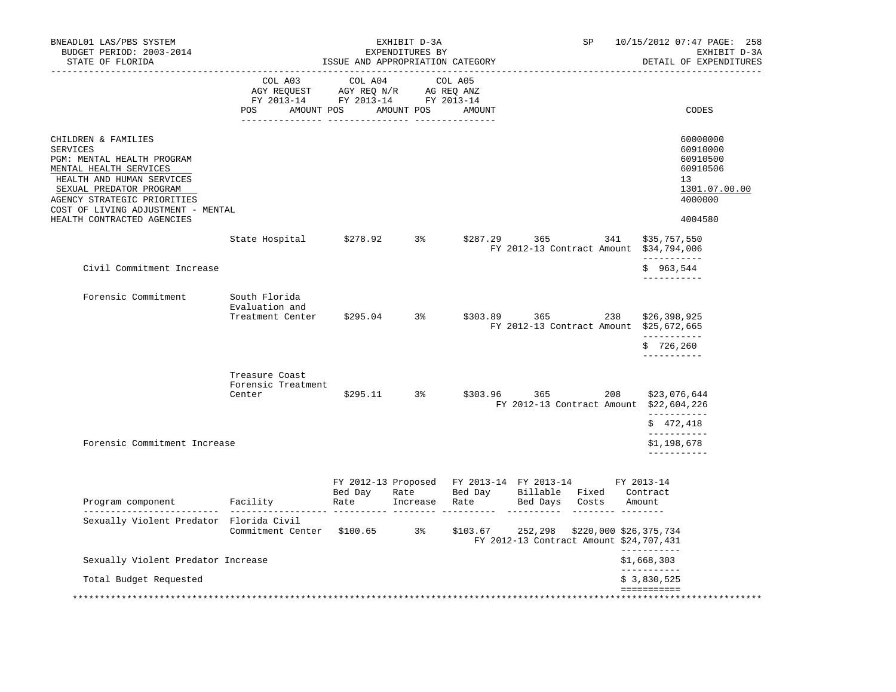BNEADL01 LAS/PBS SYSTEM — EXHIBIT D-3A — EXPENDITURES BY ISSUE AND APPROPRIATION CATEGORY — SP 10/15/2012 07:47 PAGE: 258
BUDGET PERIOD: 2003-2014 — EXHIBIT D-3A
STATE OF FLORIDA — DETAIL OF EXPENDITURES

| | COL A03 AGY REQUEST FY 2013-14 POS AMOUNT | COL A04 AGY REQ N/R FY 2013-14 POS AMOUNT | COL A05 AG REQ ANZ FY 2013-14 POS AMOUNT | CODES |
|---|---|---|---|---|
| CHILDREN & FAMILIES | | | | 60000000 |
| SERVICES | | | | 60910000 |
| PGM: MENTAL HEALTH PROGRAM | | | | 60910500 |
| MENTAL HEALTH SERVICES | | | | 60910506 |
| HEALTH AND HUMAN SERVICES | | | | 13 |
| SEXUAL PREDATOR PROGRAM | | | | 1301.07.00.00 |
| AGENCY STRATEGIC PRIORITIES | | | | 4000000 |
| COST OF LIVING ADJUSTMENT - MENTAL HEALTH CONTRACTED AGENCIES | | | | 4004580 |

| Program component | Facility | Bed Day Rate | Rate Increase | Bed Day Rate | Days | Beds | Amount |
|---|---|---|---|---|---|---|---|
| | State Hospital | $278.92 | 3% | $287.29 | 365 | 341 | $35,757,550 |
| | | | | | FY 2012-13 Contract Amount | | $34,794,006 |
| Civil Commitment Increase | | | | | | | $ 963,544 |
| Forensic Commitment | South Florida Evaluation and Treatment Center | $295.04 | 3% | $303.89 | 365 | 238 | $26,398,925 |
| | | | | | FY 2012-13 Contract Amount | | $25,672,665 |
| | | | | | | | $ 726,260 |
| | Treasure Coast Forensic Treatment Center | $295.11 | 3% | $303.96 | 365 | 208 | $23,076,644 |
| | | | | | FY 2012-13 Contract Amount | | $22,604,226 |
| | | | | | | | $ 472,418 |
| Forensic Commitment Increase | | | | | | | $1,198,678 |

| Program component | Facility | FY 2012-13 Bed Day Rate | Proposed Rate Increase | FY 2013-14 Bed Day Rate | FY 2013-14 Billable Bed Days | Fixed Costs | FY 2013-14 Contract Amount |
|---|---|---|---|---|---|---|---|
| Sexually Violent Predator | Florida Civil Commitment Center | $100.65 | 3% | $103.67 | 252,298 | $220,000 | $26,375,734 |
| | | | | | FY 2012-13 Contract Amount | | $24,707,431 |
| Sexually Violent Predator Increase | | | | | | | $1,668,303 |
| Total Budget Requested | | | | | | | $ 3,830,525 |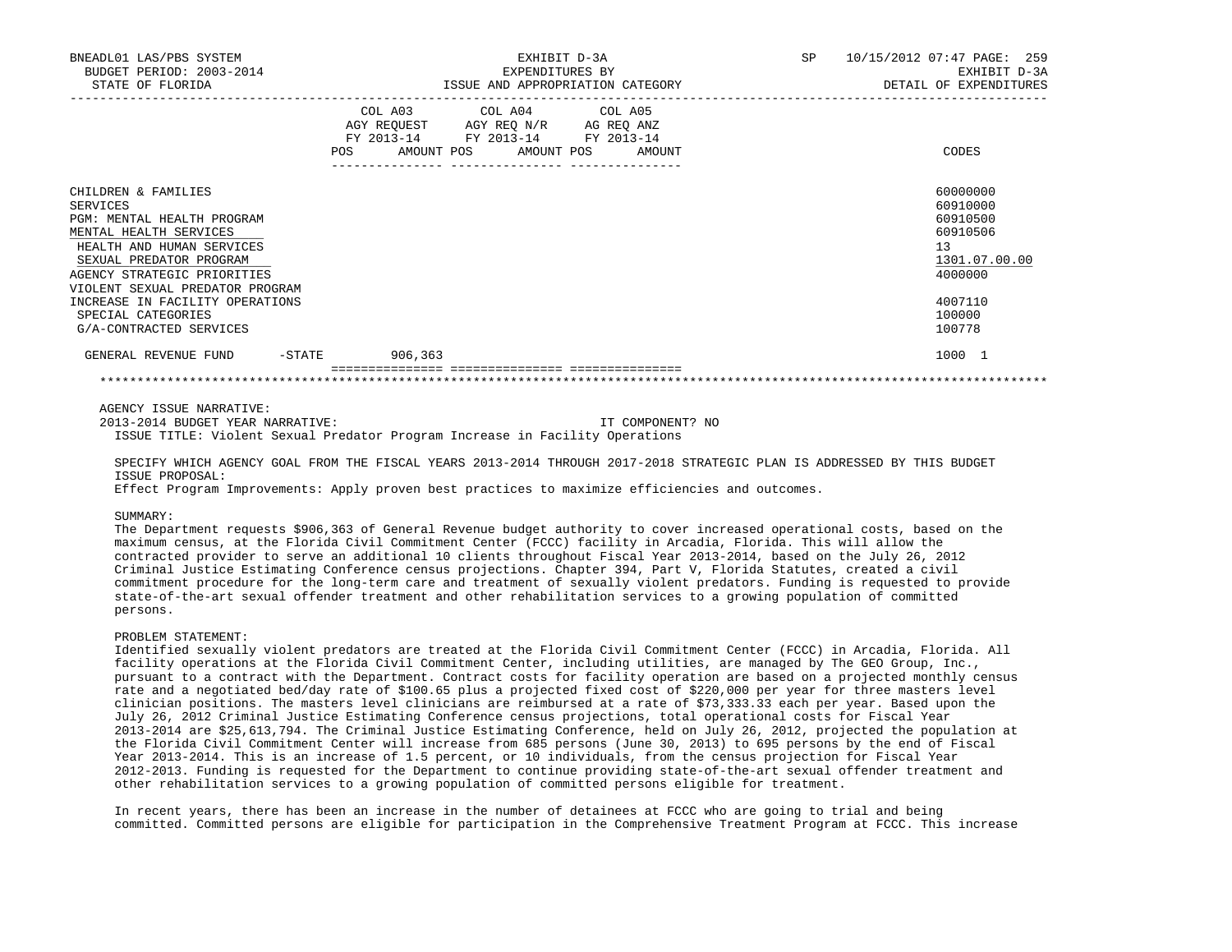| | COL A03 AGY REQUEST FY 2013-14 POS AMOUNT | COL A04 AGY REQ N/R FY 2013-14 POS AMOUNT | COL A05 AG REQ ANZ FY 2013-14 POS AMOUNT | CODES |
|---|---|---|---|---|
| CHILDREN & FAMILIES | | | | 60000000 |
| SERVICES | | | | 60910000 |
| PGM: MENTAL HEALTH PROGRAM | | | | 60910500 |
| MENTAL HEALTH SERVICES | | | | 60910506 |
| HEALTH AND HUMAN SERVICES | | | | 13 |
| SEXUAL PREDATOR PROGRAM | | | | 1301.07.00.00 |
| AGENCY STRATEGIC PRIORITIES | | | | 4000000 |
| VIOLENT SEXUAL PREDATOR PROGRAM | | | | |
| INCREASE IN FACILITY OPERATIONS | | | | 4007110 |
| SPECIAL CATEGORIES | | | | 100000 |
| G/A-CONTRACTED SERVICES | | | | 100778 |
| GENERAL REVENUE FUND -STATE | 906,363 | | | 1000 1 |

AGENCY ISSUE NARRATIVE:

2013-2014 BUDGET YEAR NARRATIVE: IT COMPONENT? NO

ISSUE TITLE: Violent Sexual Predator Program Increase in Facility Operations

SPECIFY WHICH AGENCY GOAL FROM THE FISCAL YEARS 2013-2014 THROUGH 2017-2018 STRATEGIC PLAN IS ADDRESSED BY THIS BUDGET ISSUE PROPOSAL:
Effect Program Improvements: Apply proven best practices to maximize efficiencies and outcomes.

SUMMARY:
The Department requests $906,363 of General Revenue budget authority to cover increased operational costs, based on the maximum census, at the Florida Civil Commitment Center (FCCC) facility in Arcadia, Florida. This will allow the contracted provider to serve an additional 10 clients throughout Fiscal Year 2013-2014, based on the July 26, 2012 Criminal Justice Estimating Conference census projections. Chapter 394, Part V, Florida Statutes, created a civil commitment procedure for the long-term care and treatment of sexually violent predators. Funding is requested to provide state-of-the-art sexual offender treatment and other rehabilitation services to a growing population of committed persons.

PROBLEM STATEMENT:
Identified sexually violent predators are treated at the Florida Civil Commitment Center (FCCC) in Arcadia, Florida. All facility operations at the Florida Civil Commitment Center, including utilities, are managed by The GEO Group, Inc., pursuant to a contract with the Department. Contract costs for facility operation are based on a projected monthly census rate and a negotiated bed/day rate of $100.65 plus a projected fixed cost of $220,000 per year for three masters level clinician positions. The masters level clinicians are reimbursed at a rate of $73,333.33 each per year. Based upon the July 26, 2012 Criminal Justice Estimating Conference census projections, total operational costs for Fiscal Year 2013-2014 are $25,613,794. The Criminal Justice Estimating Conference, held on July 26, 2012, projected the population at the Florida Civil Commitment Center will increase from 685 persons (June 30, 2013) to 695 persons by the end of Fiscal Year 2013-2014. This is an increase of 1.5 percent, or 10 individuals, from the census projection for Fiscal Year 2012-2013. Funding is requested for the Department to continue providing state-of-the-art sexual offender treatment and other rehabilitation services to a growing population of committed persons eligible for treatment.

In recent years, there has been an increase in the number of detainees at FCCC who are going to trial and being committed. Committed persons are eligible for participation in the Comprehensive Treatment Program at FCCC. This increase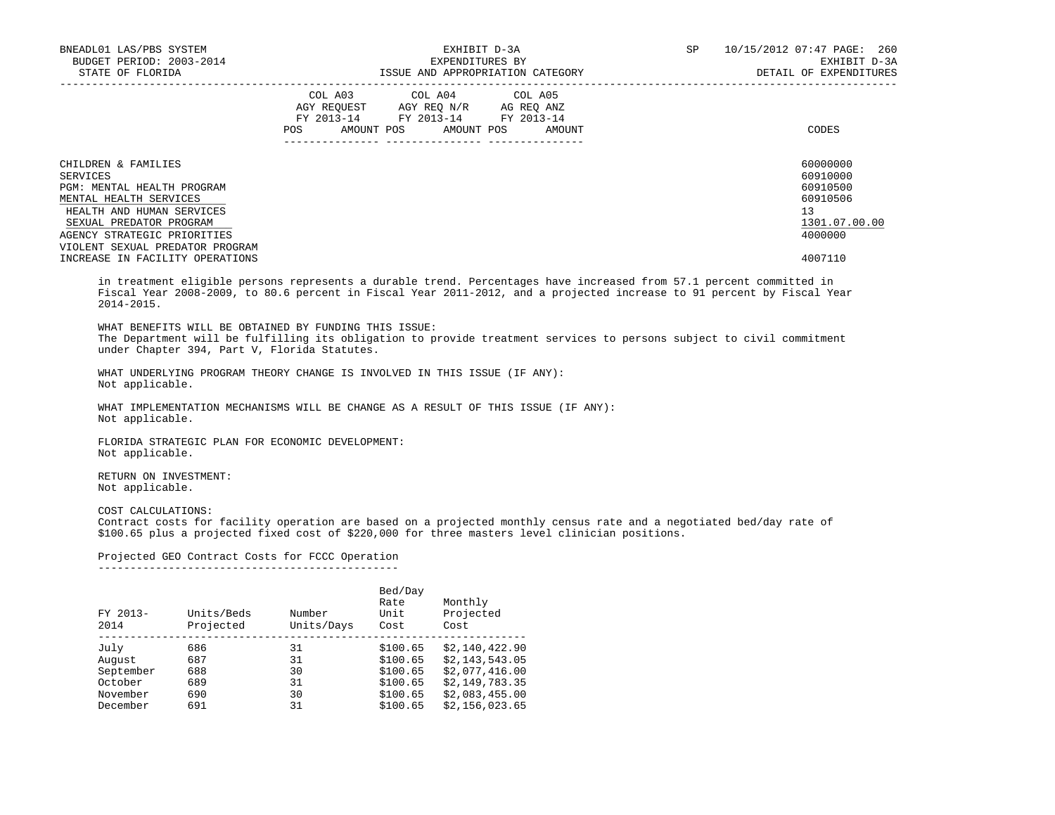CHILDREN & FAMILIES 60000000
SERVICES 60910000
PGM: MENTAL HEALTH PROGRAM 60910500
MENTAL HEALTH SERVICES 60910506
HEALTH AND HUMAN SERVICES 13
SEXUAL PREDATOR PROGRAM 1301.07.00.00
AGENCY STRATEGIC PRIORITIES 4000000
VIOLENT SEXUAL PREDATOR PROGRAM
INCREASE IN FACILITY OPERATIONS 4007110

| COL A03 AGY REQUEST FY 2013-14 POS | AMOUNT | COL A04 AGY REQ N/R FY 2013-14 POS | AMOUNT | COL A05 AG REQ ANZ FY 2013-14 POS | AMOUNT | CODES |
|---|---|---|---|---|---|---|

in treatment eligible persons represents a durable trend. Percentages have increased from 57.1 percent committed in Fiscal Year 2008-2009, to 80.6 percent in Fiscal Year 2011-2012, and a projected increase to 91 percent by Fiscal Year 2014-2015.

WHAT BENEFITS WILL BE OBTAINED BY FUNDING THIS ISSUE:
The Department will be fulfilling its obligation to provide treatment services to persons subject to civil commitment under Chapter 394, Part V, Florida Statutes.

WHAT UNDERLYING PROGRAM THEORY CHANGE IS INVOLVED IN THIS ISSUE (IF ANY):
Not applicable.

WHAT IMPLEMENTATION MECHANISMS WILL BE CHANGE AS A RESULT OF THIS ISSUE (IF ANY):
Not applicable.

FLORIDA STRATEGIC PLAN FOR ECONOMIC DEVELOPMENT:
Not applicable.

RETURN ON INVESTMENT:
Not applicable.

COST CALCULATIONS:
Contract costs for facility operation are based on a projected monthly census rate and a negotiated bed/day rate of $100.65 plus a projected fixed cost of $220,000 for three masters level clinician positions.

Projected GEO Contract Costs for FCCC Operation

| FY 2013-2014 | Units/Beds Projected | Number Units/Days | Bed/Day Rate Unit Cost | Monthly Projected Cost |
|---|---|---|---|---|
| July | 686 | 31 | $100.65 | $2,140,422.90 |
| August | 687 | 31 | $100.65 | $2,143,543.05 |
| September | 688 | 30 | $100.65 | $2,077,416.00 |
| October | 689 | 31 | $100.65 | $2,149,783.35 |
| November | 690 | 30 | $100.65 | $2,083,455.00 |
| December | 691 | 31 | $100.65 | $2,156,023.65 |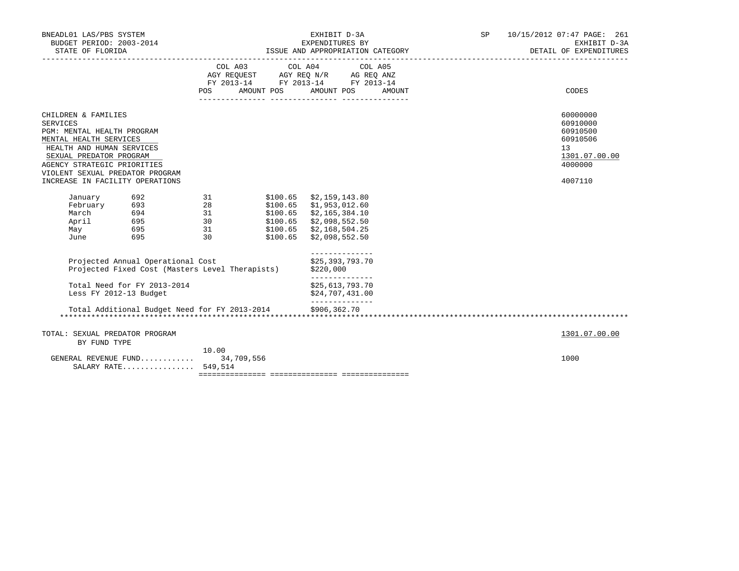BNEADL01 LAS/PBS SYSTEM — EXHIBIT D-3A — SP 10/15/2012 07:47

BUDGET PERIOD: 2003-2014 — EXPENDITURES BY — EXHIBIT D-3A

STATE OF FLORIDA — ISSUE AND APPROPRIATION CATEGORY — DETAIL OF EXPENDITURES

| | COL A03 AGY REQUEST FY 2013-14 | | COL A04 AGY REQ N/R FY 2013-14 | | COL A05 AG REQ ANZ FY 2013-14 | | CODES |
|---|---|---|---|---|---|---|---|
| | POS | AMOUNT | POS | AMOUNT | POS | AMOUNT | |
| CHILDREN & FAMILIES | | | | | | | 60000000 |
| SERVICES | | | | | | | 60910000 |
| PGM: MENTAL HEALTH PROGRAM | | | | | | | 60910500 |
| MENTAL HEALTH SERVICES | | | | | | | 60910506 |
| HEALTH AND HUMAN SERVICES | | | | | | | 13 |
| SEXUAL PREDATOR PROGRAM | | | | | | | 1301.07.00.00 |
| AGENCY STRATEGIC PRIORITIES | | | | | | | 4000000 |
| VIOLENT SEXUAL PREDATOR PROGRAM | | | | | | | |
| INCREASE IN FACILITY OPERATIONS | | | | | | | 4007110 |

| Month | | | | |
|---|---|---|---|---|
| January | 692 | 31 | $100.65 | $2,159,143.80 |
| February | 693 | 28 | $100.65 | $1,953,012.60 |
| March | 694 | 31 | $100.65 | $2,165,384.10 |
| April | 695 | 30 | $100.65 | $2,098,552.50 |
| May | 695 | 31 | $100.65 | $2,168,504.25 |
| June | 695 | 30 | $100.65 | $2,098,552.50 |

| | |
|---|---|
| Projected Annual Operational Cost | $25,393,793.70 |
| Projected Fixed Cost (Masters Level Therapists) | $220,000 |
| Total Need for FY 2013-2014 | $25,613,793.70 |
| Less FY 2012-13 Budget | $24,707,431.00 |
| Total Additional Budget Need for FY 2013-2014 | $906,362.70 |

***

| TOTAL: SEXUAL PREDATOR PROGRAM BY FUND TYPE | POS | AMOUNT | CODES |
|---|---|---|---|
| | | | 1301.07.00.00 |
| GENERAL REVENUE FUND | 10.00 | 34,709,556 | 1000 |
| SALARY RATE | | 549,514 | |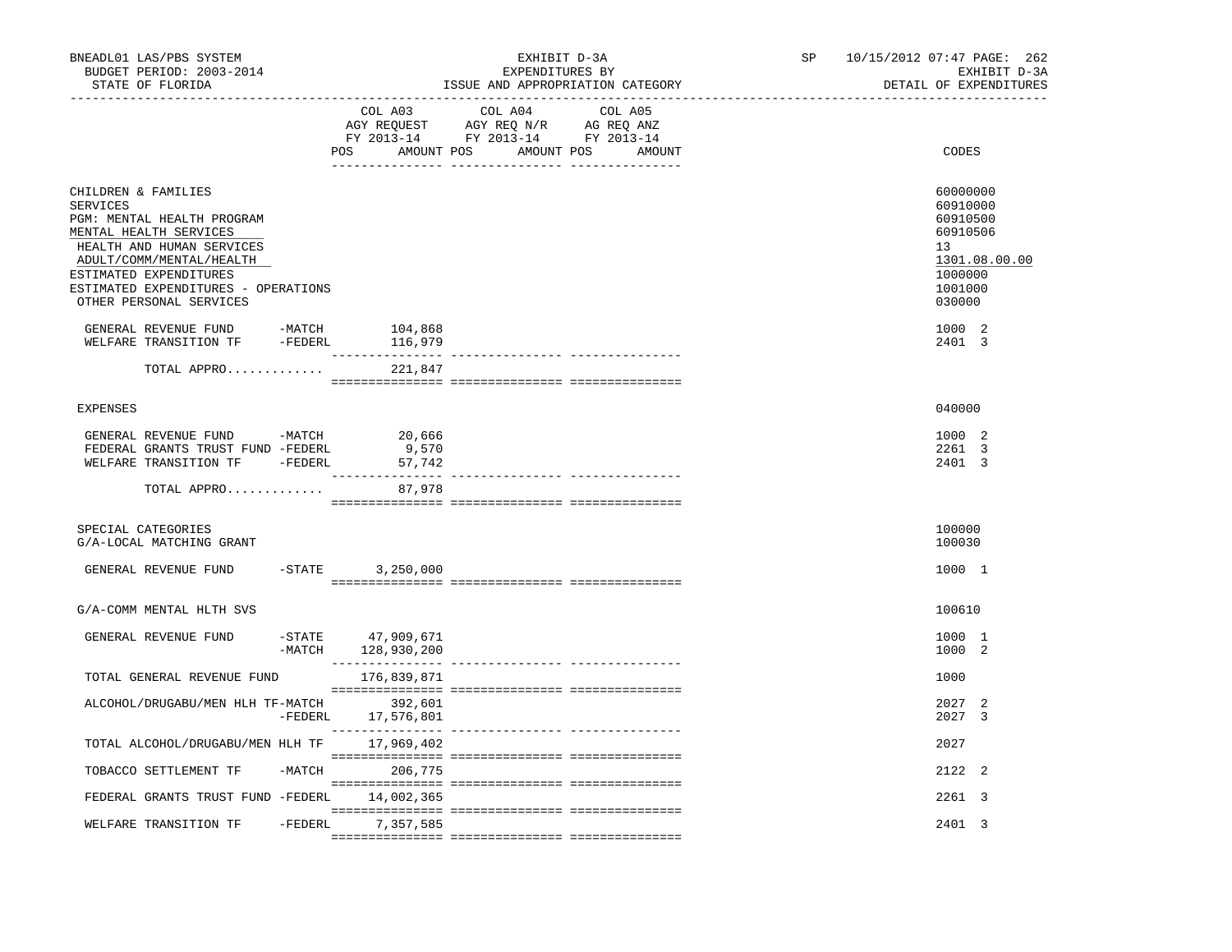BNEADL01 LAS/PBS SYSTEM | EXHIBIT D-3A | SP 10/15/2012 07:47

BUDGET PERIOD: 2003-2014 | EXPENDITURES BY | EXHIBIT D-3A

STATE OF FLORIDA | ISSUE AND APPROPRIATION CATEGORY | DETAIL OF EXPENDITURES

| | COL A03 AGY REQUEST FY 2013-14 POS AMOUNT | COL A04 AGY REQ N/R FY 2013-14 POS AMOUNT | COL A05 AG REQ ANZ FY 2013-14 POS AMOUNT | CODES |
|---|---|---|---|---|
| CHILDREN & FAMILIES | | | | 60000000 |
| SERVICES | | | | 60910000 |
| PGM: MENTAL HEALTH PROGRAM | | | | 60910500 |
| MENTAL HEALTH SERVICES | | | | 60910506 |
| HEALTH AND HUMAN SERVICES | | | | 13 |
| ADULT/COMM/MENTAL/HEALTH | | | | 1301.08.00.00 |
| ESTIMATED EXPENDITURES | | | | 1000000 |
| ESTIMATED EXPENDITURES - OPERATIONS | | | | 1001000 |
| OTHER PERSONAL SERVICES | | | | 030000 |
| GENERAL REVENUE FUND -MATCH | 104,868 | | | 1000 2 |
| WELFARE TRANSITION TF -FEDERL | 116,979 | | | 2401 3 |
| TOTAL APPRO............. | 221,847 | | | |
| EXPENSES | | | | 040000 |
| GENERAL REVENUE FUND -MATCH | 20,666 | | | 1000 2 |
| FEDERAL GRANTS TRUST FUND -FEDERL | 9,570 | | | 2261 3 |
| WELFARE TRANSITION TF -FEDERL | 57,742 | | | 2401 3 |
| TOTAL APPRO............. | 87,978 | | | |
| SPECIAL CATEGORIES | | | | 100000 |
| G/A-LOCAL MATCHING GRANT | | | | 100030 |
| GENERAL REVENUE FUND -STATE | 3,250,000 | | | 1000 1 |
| G/A-COMM MENTAL HLTH SVS | | | | 100610 |
| GENERAL REVENUE FUND -STATE | 47,909,671 | | | 1000 1 |
| -MATCH | 128,930,200 | | | 1000 2 |
| TOTAL GENERAL REVENUE FUND | 176,839,871 | | | 1000 |
| ALCOHOL/DRUGABU/MEN HLH TF-MATCH | 392,601 | | | 2027 2 |
| -FEDERL | 17,576,801 | | | 2027 3 |
| TOTAL ALCOHOL/DRUGABU/MEN HLH TF | 17,969,402 | | | 2027 |
| TOBACCO SETTLEMENT TF -MATCH | 206,775 | | | 2122 2 |
| FEDERAL GRANTS TRUST FUND -FEDERL | 14,002,365 | | | 2261 3 |
| WELFARE TRANSITION TF -FEDERL | 7,357,585 | | | 2401 3 |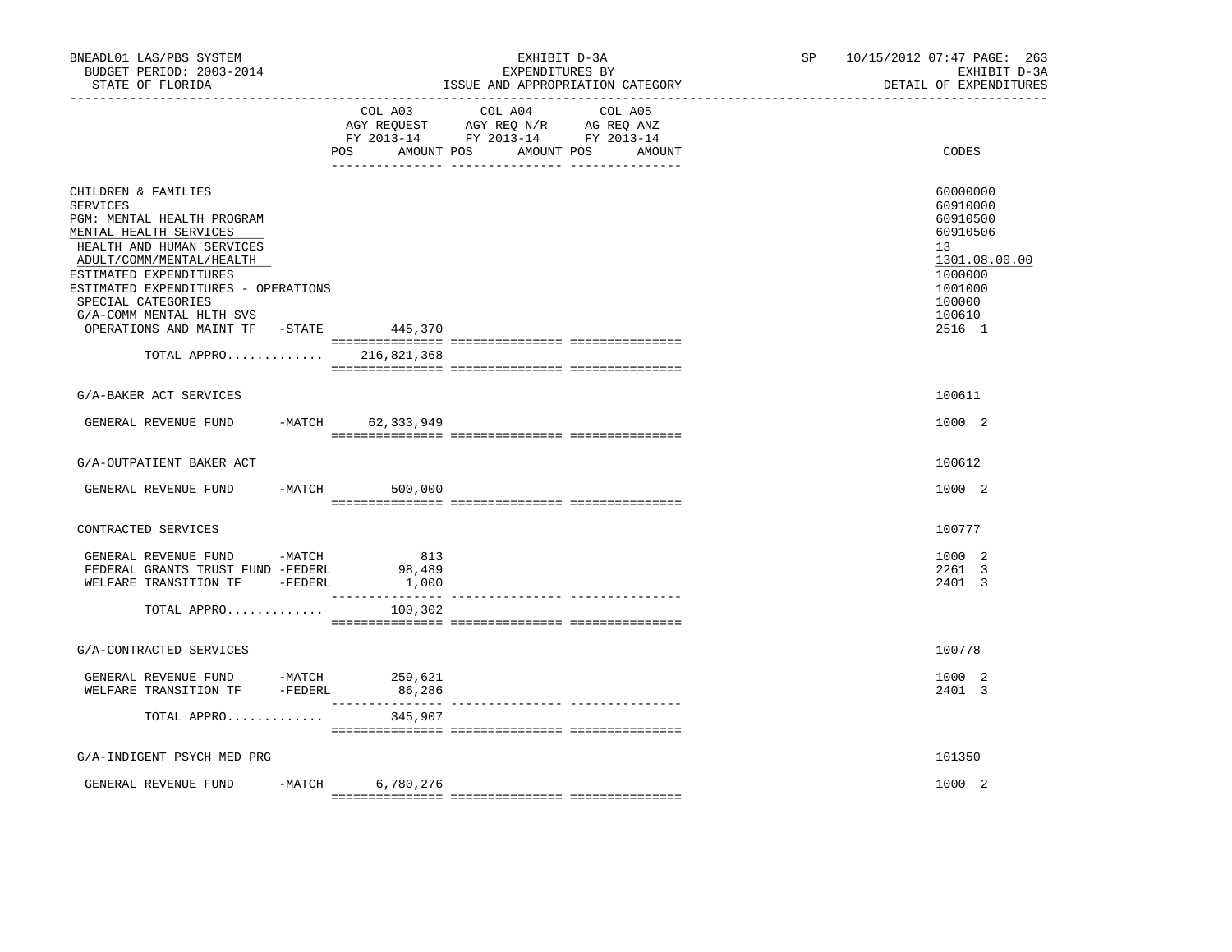BNEADL01 LAS/PBS SYSTEM | EXHIBIT D-3A | SP 10/15/2012 07:47 PAGE: 263
BUDGET PERIOD: 2003-2014 | EXPENDITURES BY | EXHIBIT D-3A
STATE OF FLORIDA | ISSUE AND APPROPRIATION CATEGORY | DETAIL OF EXPENDITURES

| | COL A03 AGY REQUEST FY 2013-14 POS AMOUNT | COL A04 AGY REQ N/R FY 2013-14 POS AMOUNT | COL A05 AG REQ ANZ FY 2013-14 POS AMOUNT | CODES |
|---|---|---|---|---|
| CHILDREN & FAMILIES | | | | 60000000 |
| SERVICES | | | | 60910000 |
| PGM: MENTAL HEALTH PROGRAM | | | | 60910500 |
| MENTAL HEALTH SERVICES | | | | 60910506 |
| HEALTH AND HUMAN SERVICES | | | | 13 |
| ADULT/COMM/MENTAL/HEALTH | | | | 1301.08.00.00 |
| ESTIMATED EXPENDITURES | | | | 1000000 |
| ESTIMATED EXPENDITURES - OPERATIONS | | | | 1001000 |
| SPECIAL CATEGORIES | | | | 100000 |
| G/A-COMM MENTAL HLTH SVS | | | | 100610 |
| OPERATIONS AND MAINT TF -STATE | 445,370 | | | 2516 1 |
| TOTAL APPRO............ | 216,821,368 | | | |
| G/A-BAKER ACT SERVICES | | | | 100611 |
| GENERAL REVENUE FUND -MATCH | 62,333,949 | | | 1000 2 |
| G/A-OUTPATIENT BAKER ACT | | | | 100612 |
| GENERAL REVENUE FUND -MATCH | 500,000 | | | 1000 2 |
| CONTRACTED SERVICES | | | | 100777 |
| GENERAL REVENUE FUND -MATCH | 813 | | | 1000 2 |
| FEDERAL GRANTS TRUST FUND -FEDERL | 98,489 | | | 2261 3 |
| WELFARE TRANSITION TF -FEDERL | 1,000 | | | 2401 3 |
| TOTAL APPRO............ | 100,302 | | | |
| G/A-CONTRACTED SERVICES | | | | 100778 |
| GENERAL REVENUE FUND -MATCH | 259,621 | | | 1000 2 |
| WELFARE TRANSITION TF -FEDERL | 86,286 | | | 2401 3 |
| TOTAL APPRO............ | 345,907 | | | |
| G/A-INDIGENT PSYCH MED PRG | | | | 101350 |
| GENERAL REVENUE FUND -MATCH | 6,780,276 | | | 1000 2 |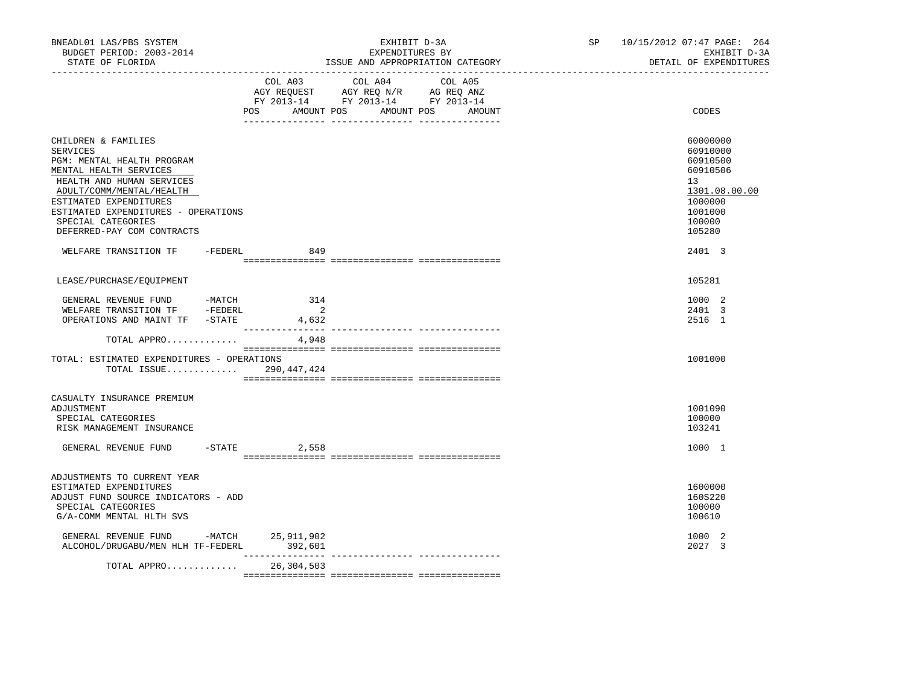BNEADL01 LAS/PBS SYSTEM | EXHIBIT D-3A | SP 10/15/2012 07:47 PAGE: 264
BUDGET PERIOD: 2003-2014 | EXPENDITURES BY | EXHIBIT D-3A
STATE OF FLORIDA | ISSUE AND APPROPRIATION CATEGORY | DETAIL OF EXPENDITURES

| | COL A03 AGY REQUEST FY 2013-14 POS AMOUNT | COL A04 AGY REQ N/R FY 2013-14 POS AMOUNT | COL A05 AG REQ ANZ FY 2013-14 POS AMOUNT | CODES |
|---|---|---|---|---|
| CHILDREN & FAMILIES | | | | 60000000 |
| SERVICES | | | | 60910000 |
| PGM: MENTAL HEALTH PROGRAM | | | | 60910500 |
| MENTAL HEALTH SERVICES | | | | 60910506 |
| HEALTH AND HUMAN SERVICES | | | | 13 |
| ADULT/COMM/MENTAL/HEALTH | | | | 1301.08.00.00 |
| ESTIMATED EXPENDITURES | | | | 1000000 |
| ESTIMATED EXPENDITURES - OPERATIONS | | | | 1001000 |
| SPECIAL CATEGORIES | | | | 100000 |
| DEFERRED-PAY COM CONTRACTS | | | | 105280 |
| WELFARE TRANSITION TF -FEDERL | 849 | | | 2401 3 |
| LEASE/PURCHASE/EQUIPMENT | | | | 105281 |
| GENERAL REVENUE FUND -MATCH | 314 | | | 1000 2 |
| WELFARE TRANSITION TF -FEDERL | 2 | | | 2401 3 |
| OPERATIONS AND MAINT TF -STATE | 4,632 | | | 2516 1 |
| TOTAL APPRO............ | 4,948 | | | |
| TOTAL: ESTIMATED EXPENDITURES - OPERATIONS | | | | 1001000 |
| TOTAL ISSUE............ | 290,447,424 | | | |
| CASUALTY INSURANCE PREMIUM ADJUSTMENT | | | | 1001090 |
| SPECIAL CATEGORIES | | | | 100000 |
| RISK MANAGEMENT INSURANCE | | | | 103241 |
| GENERAL REVENUE FUND -STATE | 2,558 | | | 1000 1 |
| ADJUSTMENTS TO CURRENT YEAR ESTIMATED EXPENDITURES | | | | 1600000 |
| ADJUST FUND SOURCE INDICATORS - ADD | | | | 160S220 |
| SPECIAL CATEGORIES | | | | 100000 |
| G/A-COMM MENTAL HLTH SVS | | | | 100610 |
| GENERAL REVENUE FUND -MATCH | 25,911,902 | | | 1000 2 |
| ALCOHOL/DRUGABU/MEN HLH TF-FEDERL | 392,601 | | | 2027 3 |
| TOTAL APPRO............ | 26,304,503 | | | |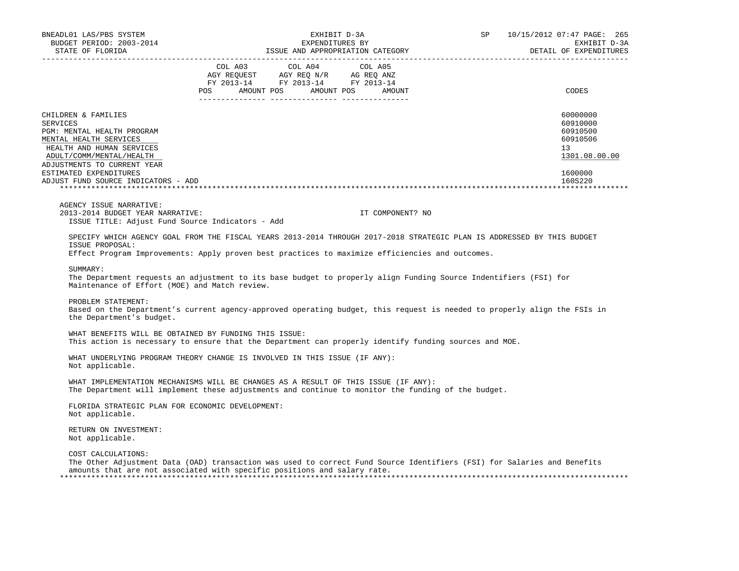| | COL A03 AGY REQUEST FY 2013-14 POS AMOUNT | COL A04 AGY REQ N/R FY 2013-14 POS AMOUNT | COL A05 AG REQ ANZ FY 2013-14 POS AMOUNT | CODES |
|---|---|---|---|---|
| CHILDREN & FAMILIES | | | | 60000000 |
| SERVICES | | | | 60910000 |
| PGM: MENTAL HEALTH PROGRAM | | | | 60910500 |
| MENTAL HEALTH SERVICES | | | | 60910506 |
| HEALTH AND HUMAN SERVICES | | | | 13 |
| ADULT/COMM/MENTAL/HEALTH | | | | 1301.08.00.00 |
| ADJUSTMENTS TO CURRENT YEAR ESTIMATED EXPENDITURES | | | | 1600000 |
| ADJUST FUND SOURCE INDICATORS - ADD | | | | 160S220 |

AGENCY ISSUE NARRATIVE:
2013-2014 BUDGET YEAR NARRATIVE: IT COMPONENT? NO
ISSUE TITLE: Adjust Fund Source Indicators - Add

SPECIFY WHICH AGENCY GOAL FROM THE FISCAL YEARS 2013-2014 THROUGH 2017-2018 STRATEGIC PLAN IS ADDRESSED BY THIS BUDGET ISSUE PROPOSAL:
Effect Program Improvements: Apply proven best practices to maximize efficiencies and outcomes.

SUMMARY:
The Department requests an adjustment to its base budget to properly align Funding Source Indentifiers (FSI) for Maintenance of Effort (MOE) and Match review.

PROBLEM STATEMENT:
Based on the Department's current agency-approved operating budget, this request is needed to properly align the FSIs in the Department's budget.

WHAT BENEFITS WILL BE OBTAINED BY FUNDING THIS ISSUE:
This action is necessary to ensure that the Department can properly identify funding sources and MOE.

WHAT UNDERLYING PROGRAM THEORY CHANGE IS INVOLVED IN THIS ISSUE (IF ANY):
Not applicable.

WHAT IMPLEMENTATION MECHANISMS WILL BE CHANGES AS A RESULT OF THIS ISSUE (IF ANY):
The Department will implement these adjustments and continue to monitor the funding of the budget.

FLORIDA STRATEGIC PLAN FOR ECONOMIC DEVELOPMENT:
Not applicable.

RETURN ON INVESTMENT:
Not applicable.

COST CALCULATIONS:
The Other Adjustment Data (OAD) transaction was used to correct Fund Source Identifiers (FSI) for Salaries and Benefits amounts that are not associated with specific positions and salary rate.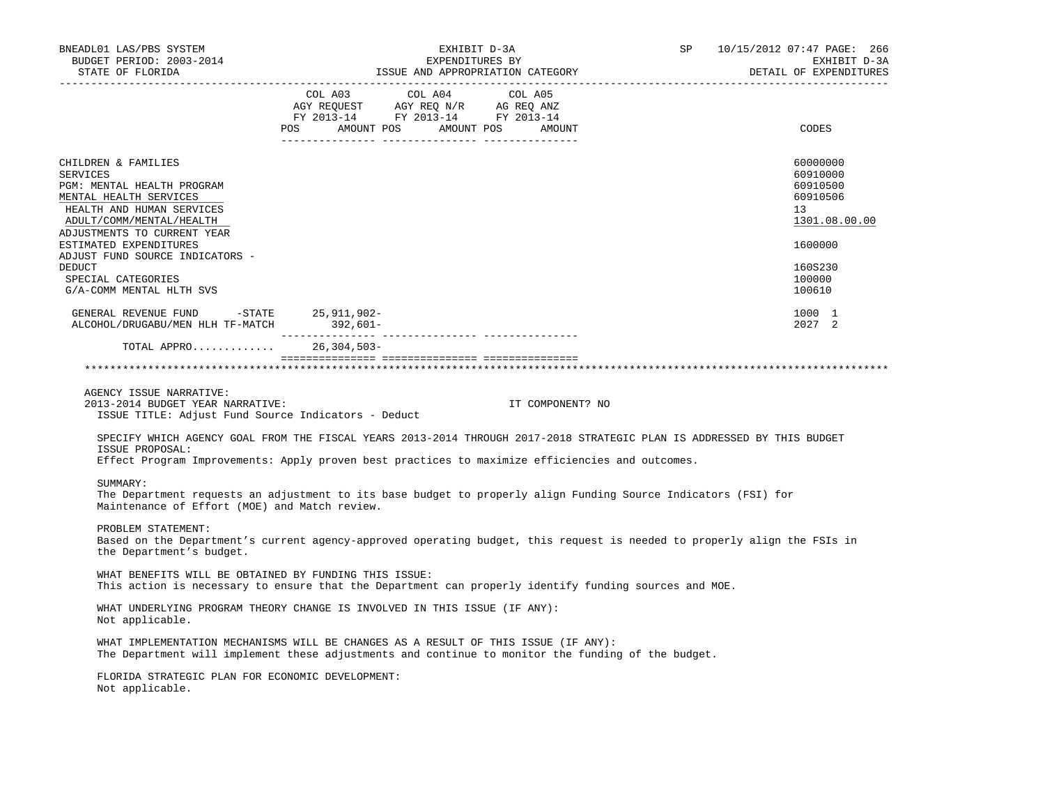BNEADL01 LAS/PBS SYSTEM | EXHIBIT D-3A | SP 10/15/2012 07:47 PAGE: 266
BUDGET PERIOD: 2003-2014 | EXPENDITURES BY | EXHIBIT D-3A
STATE OF FLORIDA | ISSUE AND APPROPRIATION CATEGORY | DETAIL OF EXPENDITURES

| | COL A03 AGY REQUEST FY 2013-14 POS AMOUNT | COL A04 AGY REQ N/R FY 2013-14 POS AMOUNT | COL A05 AG REQ ANZ FY 2013-14 POS AMOUNT | CODES |
|---|---|---|---|---|
| CHILDREN & FAMILIES | | | | 60000000 |
| SERVICES | | | | 60910000 |
| PGM: MENTAL HEALTH PROGRAM | | | | 60910500 |
| MENTAL HEALTH SERVICES | | | | 60910506 |
| HEALTH AND HUMAN SERVICES | | | | 13 |
| ADULT/COMM/MENTAL/HEALTH | | | | 1301.08.00.00 |
| ADJUSTMENTS TO CURRENT YEAR ESTIMATED EXPENDITURES | | | | 1600000 |
| ADJUST FUND SOURCE INDICATORS - DEDUCT | | | | 160S230 |
| SPECIAL CATEGORIES | | | | 100000 |
| G/A-COMM MENTAL HLTH SVS | | | | 100610 |
| GENERAL REVENUE FUND -STATE | 25,911,902- | | | 1000 1 |
| ALCOHOL/DRUGABU/MEN HLH TF-MATCH | 392,601- | | | 2027 2 |
| TOTAL APPRO............ | 26,304,503- | | | |

AGENCY ISSUE NARRATIVE:
2013-2014 BUDGET YEAR NARRATIVE: IT COMPONENT? NO
ISSUE TITLE: Adjust Fund Source Indicators - Deduct

SPECIFY WHICH AGENCY GOAL FROM THE FISCAL YEARS 2013-2014 THROUGH 2017-2018 STRATEGIC PLAN IS ADDRESSED BY THIS BUDGET ISSUE PROPOSAL:
Effect Program Improvements: Apply proven best practices to maximize efficiencies and outcomes.

SUMMARY:
The Department requests an adjustment to its base budget to properly align Funding Source Indicators (FSI) for Maintenance of Effort (MOE) and Match review.

PROBLEM STATEMENT:
Based on the Department's current agency-approved operating budget, this request is needed to properly align the FSIs in the Department's budget.

WHAT BENEFITS WILL BE OBTAINED BY FUNDING THIS ISSUE:
This action is necessary to ensure that the Department can properly identify funding sources and MOE.

WHAT UNDERLYING PROGRAM THEORY CHANGE IS INVOLVED IN THIS ISSUE (IF ANY):
Not applicable.

WHAT IMPLEMENTATION MECHANISMS WILL BE CHANGES AS A RESULT OF THIS ISSUE (IF ANY):
The Department will implement these adjustments and continue to monitor the funding of the budget.

FLORIDA STRATEGIC PLAN FOR ECONOMIC DEVELOPMENT:
Not applicable.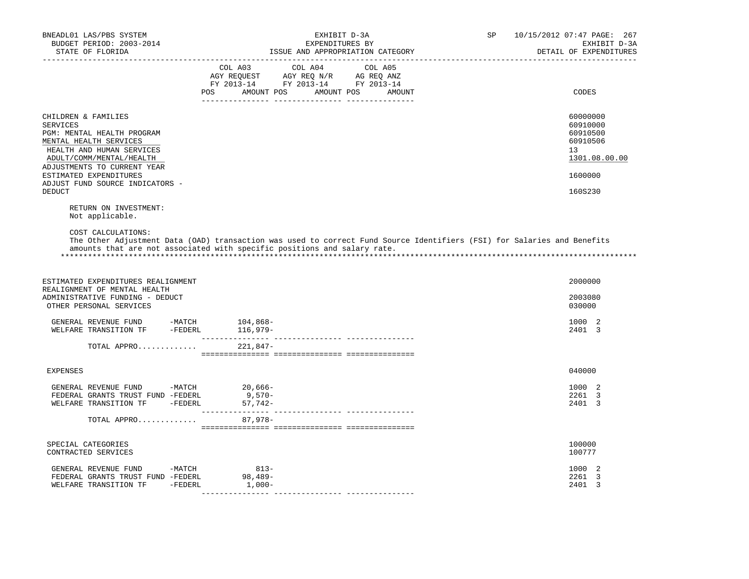| | COL A03 AGY REQUEST FY 2013-14 POS AMOUNT | COL A04 AGY REQ N/R FY 2013-14 POS AMOUNT | COL A05 AG REQ ANZ FY 2013-14 POS AMOUNT | CODES |
|---|---|---|---|---|
| CHILDREN & FAMILIES | | | | 60000000 |
| SERVICES | | | | 60910000 |
| PGM: MENTAL HEALTH PROGRAM | | | | 60910500 |
| MENTAL HEALTH SERVICES | | | | 60910506 |
| HEALTH AND HUMAN SERVICES | | | | 13 |
| ADULT/COMM/MENTAL/HEALTH | | | | 1301.08.00.00 |
| ADJUSTMENTS TO CURRENT YEAR ESTIMATED EXPENDITURES | | | | 1600000 |
| ADJUST FUND SOURCE INDICATORS - DEDUCT | | | | 160S230 |

RETURN ON INVESTMENT:
Not applicable.

COST CALCULATIONS:
The Other Adjustment Data (OAD) transaction was used to correct Fund Source Identifiers (FSI) for Salaries and Benefits amounts that are not associated with specific positions and salary rate.

*******************************************************************************************************************************

| | COL A03 | COL A04 | COL A05 | CODES |
|---|---|---|---|---|
| ESTIMATED EXPENDITURES REALIGNMENT | | | | 2000000 |
| REALIGNMENT OF MENTAL HEALTH ADMINISTRATIVE FUNDING - DEDUCT | | | | 2003080 |
| OTHER PERSONAL SERVICES | | | | 030000 |
| GENERAL REVENUE FUND -MATCH | 104,868- | | | 1000 2 |
| WELFARE TRANSITION TF -FEDERL | 116,979- | | | 2401 3 |
| TOTAL APPRO............. | 221,847- | | | |
| EXPENSES | | | | 040000 |
| GENERAL REVENUE FUND -MATCH | 20,666- | | | 1000 2 |
| FEDERAL GRANTS TRUST FUND -FEDERL | 9,570- | | | 2261 3 |
| WELFARE TRANSITION TF -FEDERL | 57,742- | | | 2401 3 |
| TOTAL APPRO............. | 87,978- | | | |
| SPECIAL CATEGORIES | | | | 100000 |
| CONTRACTED SERVICES | | | | 100777 |
| GENERAL REVENUE FUND -MATCH | 813- | | | 1000 2 |
| FEDERAL GRANTS TRUST FUND -FEDERL | 98,489- | | | 2261 3 |
| WELFARE TRANSITION TF -FEDERL | 1,000- | | | 2401 3 |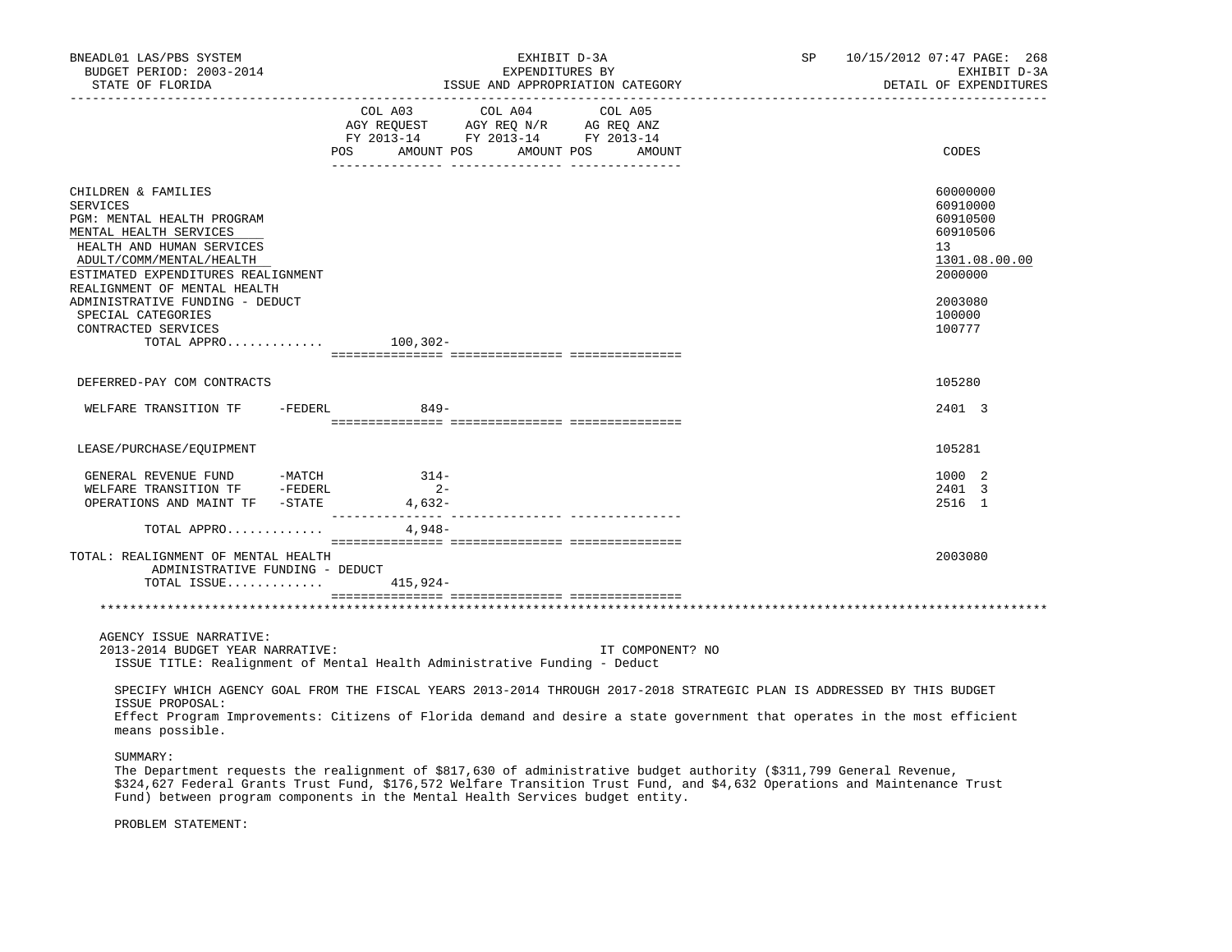EXHIBIT D-3A
EXPENDITURES BY
ISSUE AND APPROPRIATION CATEGORY

BNEADL01 LAS/PBS SYSTEM — BUDGET PERIOD: 2003-2014 — STATE OF FLORIDA — SP 10/15/2012 07:47 — EXHIBIT D-3A — DETAIL OF EXPENDITURES

| | COL A03 AGY REQUEST FY 2013-14 POS | AMOUNT | COL A04 AGY REQ N/R FY 2013-14 POS | AMOUNT | COL A05 AG REQ ANZ FY 2013-14 POS | AMOUNT | CODES |
|---|---|---|---|---|---|---|---|
| CHILDREN & FAMILIES | | | | | | | 60000000 |
| SERVICES | | | | | | | 60910000 |
| PGM: MENTAL HEALTH PROGRAM | | | | | | | 60910500 |
| MENTAL HEALTH SERVICES | | | | | | | 60910506 |
| HEALTH AND HUMAN SERVICES | | | | | | | 13 |
| ADULT/COMM/MENTAL/HEALTH | | | | | | | 1301.08.00.00 |
| ESTIMATED EXPENDITURES REALIGNMENT | | | | | | | 2000000 |
| REALIGNMENT OF MENTAL HEALTH ADMINISTRATIVE FUNDING - DEDUCT | | | | | | | 2003080 |
| SPECIAL CATEGORIES | | | | | | | 100000 |
| CONTRACTED SERVICES | | | | | | | 100777 |
| TOTAL APPRO............ | | 100,302- | | | | | |
| DEFERRED-PAY COM CONTRACTS | | | | | | | 105280 |
| WELFARE TRANSITION TF -FEDERL | | 849- | | | | | 2401 3 |
| LEASE/PURCHASE/EQUIPMENT | | | | | | | 105281 |
| GENERAL REVENUE FUND -MATCH | | 314- | | | | | 1000 2 |
| WELFARE TRANSITION TF -FEDERL | | 2- | | | | | 2401 3 |
| OPERATIONS AND MAINT TF -STATE | | 4,632- | | | | | 2516 1 |
| TOTAL APPRO............ | | 4,948- | | | | | |
| TOTAL: REALIGNMENT OF MENTAL HEALTH ADMINISTRATIVE FUNDING - DEDUCT | | | | | | | 2003080 |
| TOTAL ISSUE............ | | 415,924- | | | | | |

AGENCY ISSUE NARRATIVE:
2013-2014 BUDGET YEAR NARRATIVE: IT COMPONENT? NO
ISSUE TITLE: Realignment of Mental Health Administrative Funding - Deduct

SPECIFY WHICH AGENCY GOAL FROM THE FISCAL YEARS 2013-2014 THROUGH 2017-2018 STRATEGIC PLAN IS ADDRESSED BY THIS BUDGET ISSUE PROPOSAL:
Effect Program Improvements: Citizens of Florida demand and desire a state government that operates in the most efficient means possible.

SUMMARY:
The Department requests the realignment of $817,630 of administrative budget authority ($311,799 General Revenue, $324,627 Federal Grants Trust Fund, $176,572 Welfare Transition Trust Fund, and $4,632 Operations and Maintenance Trust Fund) between program components in the Mental Health Services budget entity.

PROBLEM STATEMENT: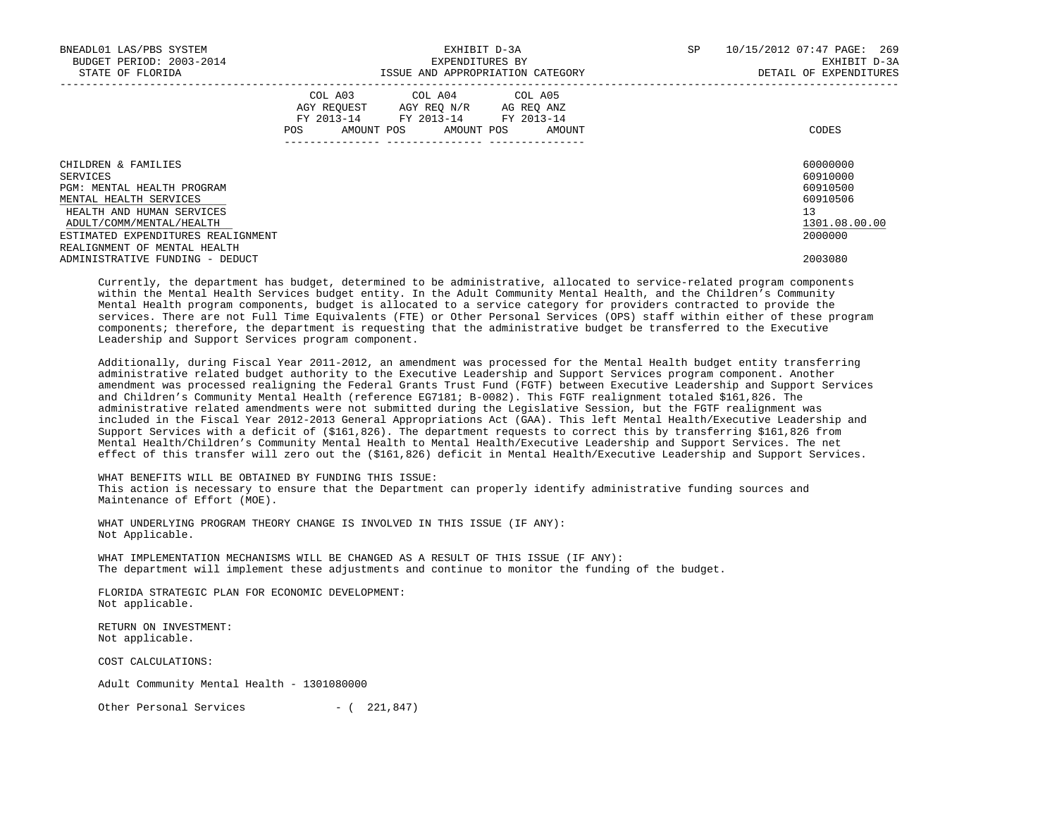| | COL A03 AGY REQUEST FY 2013-14 | | COL A04 AGY REQ N/R FY 2013-14 | | COL A05 AG REQ ANZ FY 2013-14 | | |
|---|---|---|---|---|---|---|---|
| | POS | AMOUNT | POS | AMOUNT | POS | AMOUNT | CODES |
| CHILDREN & FAMILIES | | | | | | | 60000000 |
| SERVICES | | | | | | | 60910000 |
| PGM: MENTAL HEALTH PROGRAM | | | | | | | 60910500 |
| MENTAL HEALTH SERVICES | | | | | | | 60910506 |
| HEALTH AND HUMAN SERVICES | | | | | | | 13 |
| ADULT/COMM/MENTAL/HEALTH | | | | | | | 1301.08.00.00 |
| ESTIMATED EXPENDITURES REALIGNMENT | | | | | | | 2000000 |
| REALIGNMENT OF MENTAL HEALTH ADMINISTRATIVE FUNDING - DEDUCT | | | | | | | 2003080 |

Currently, the department has budget, determined to be administrative, allocated to service-related program components within the Mental Health Services budget entity. In the Adult Community Mental Health, and the Children's Community Mental Health program components, budget is allocated to a service category for providers contracted to provide the services. There are not Full Time Equivalents (FTE) or Other Personal Services (OPS) staff within either of these program components; therefore, the department is requesting that the administrative budget be transferred to the Executive Leadership and Support Services program component.

Additionally, during Fiscal Year 2011-2012, an amendment was processed for the Mental Health budget entity transferring administrative related budget authority to the Executive Leadership and Support Services program component. Another amendment was processed realigning the Federal Grants Trust Fund (FGTF) between Executive Leadership and Support Services and Children's Community Mental Health (reference EG7181; B-0082). This FGTF realignment totaled $161,826. The administrative related amendments were not submitted during the Legislative Session, but the FGTF realignment was included in the Fiscal Year 2012-2013 General Appropriations Act (GAA). This left Mental Health/Executive Leadership and Support Services with a deficit of ($161,826). The department requests to correct this by transferring $161,826 from Mental Health/Children's Community Mental Health to Mental Health/Executive Leadership and Support Services. The net effect of this transfer will zero out the ($161,826) deficit in Mental Health/Executive Leadership and Support Services.

WHAT BENEFITS WILL BE OBTAINED BY FUNDING THIS ISSUE:
This action is necessary to ensure that the Department can properly identify administrative funding sources and Maintenance of Effort (MOE).

WHAT UNDERLYING PROGRAM THEORY CHANGE IS INVOLVED IN THIS ISSUE (IF ANY):
Not Applicable.

WHAT IMPLEMENTATION MECHANISMS WILL BE CHANGED AS A RESULT OF THIS ISSUE (IF ANY):
The department will implement these adjustments and continue to monitor the funding of the budget.

FLORIDA STRATEGIC PLAN FOR ECONOMIC DEVELOPMENT:
Not applicable.

RETURN ON INVESTMENT:
Not applicable.

COST CALCULATIONS:

Adult Community Mental Health - 1301080000

Other Personal Services - ( 221,847)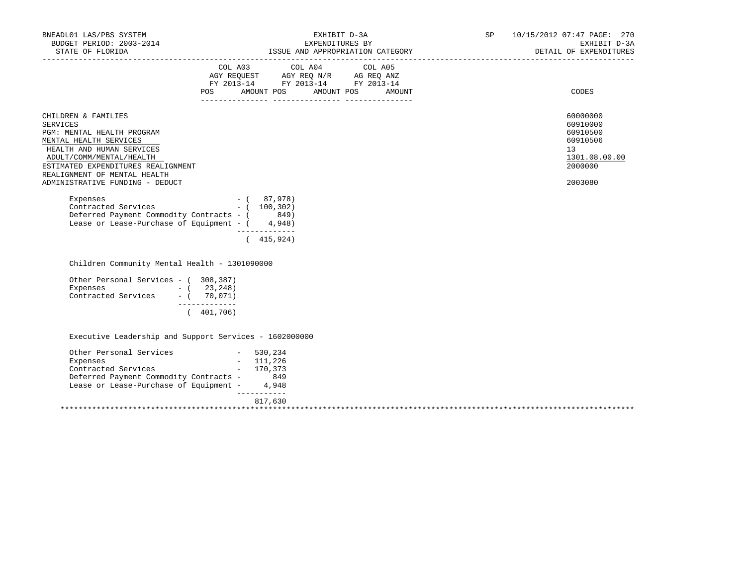| | COL A03 AGY REQUEST FY 2013-14 POS AMOUNT | COL A04 AGY REQ N/R FY 2013-14 POS AMOUNT | COL A05 AG REQ ANZ FY 2013-14 POS AMOUNT | CODES |
|---|---|---|---|---|
| CHILDREN & FAMILIES | | | | 60000000 |
| SERVICES | | | | 60910000 |
| PGM: MENTAL HEALTH PROGRAM | | | | 60910500 |
| MENTAL HEALTH SERVICES | | | | 60910506 |
| HEALTH AND HUMAN SERVICES | | | | 13 |
| ADULT/COMM/MENTAL/HEALTH | | | | 1301.08.00.00 |
| ESTIMATED EXPENDITURES REALIGNMENT | | | | 2000000 |
| REALIGNMENT OF MENTAL HEALTH ADMINISTRATIVE FUNDING - DEDUCT | | | | 2003080 |

```
Expenses                              - (  87,978)
Contracted Services                   - ( 100,302)
Deferred Payment Commodity Contracts - (     849)
Lease or Lease-Purchase of Equipment - (   4,948)
                                        -------------
                                        ( 415,924)
```

Children Community Mental Health - 1301090000

```
Other Personal Services - ( 308,387)
Expenses                - (  23,248)
Contracted Services     - (  70,071)
                          -------------
                          ( 401,706)
```

Executive Leadership and Support Services - 1602000000

```
Other Personal Services              -   530,234
Expenses                             -   111,226
Contracted Services                  -   170,373
Deferred Payment Commodity Contracts -       849
Lease or Lease-Purchase of Equipment -     4,948
                                        -----------
                                         817,630
```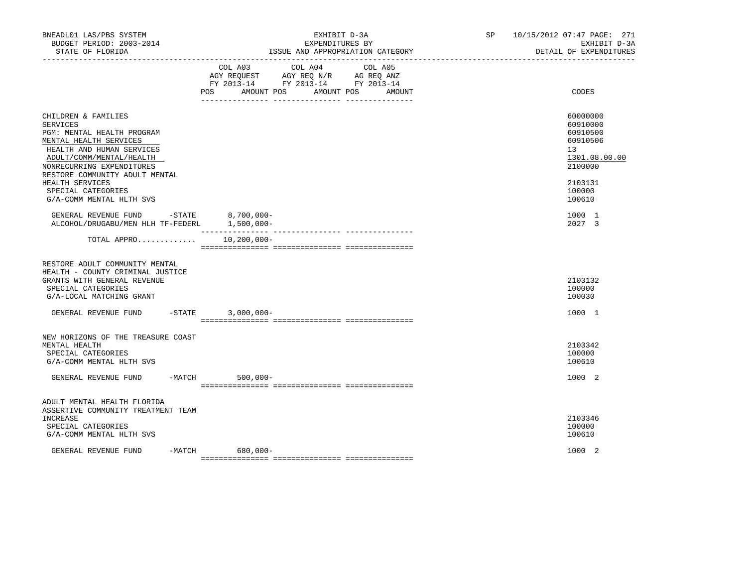BNEADL01 LAS/PBS SYSTEM — EXHIBIT D-3A — SP 10/15/2012 07:47 PAGE: 271
BUDGET PERIOD: 2003-2014 — EXPENDITURES BY — EXHIBIT D-3A
STATE OF FLORIDA — ISSUE AND APPROPRIATION CATEGORY — DETAIL OF EXPENDITURES

| | COL A03 AGY REQUEST FY 2013-14 POS AMOUNT | COL A04 AGY REQ N/R FY 2013-14 POS AMOUNT | COL A05 AG REQ ANZ FY 2013-14 POS AMOUNT | CODES |
|---|---|---|---|---|
| CHILDREN & FAMILIES | | | | 60000000 |
| SERVICES | | | | 60910000 |
| PGM: MENTAL HEALTH PROGRAM | | | | 60910500 |
| MENTAL HEALTH SERVICES | | | | 60910506 |
| HEALTH AND HUMAN SERVICES | | | | 13 |
| ADULT/COMM/MENTAL/HEALTH | | | | 1301.08.00.00 |
| NONRECURRING EXPENDITURES | | | | 2100000 |
| RESTORE COMMUNITY ADULT MENTAL HEALTH SERVICES | | | | 2103131 |
| SPECIAL CATEGORIES | | | | 100000 |
| G/A-COMM MENTAL HLTH SVS | | | | 100610 |
| GENERAL REVENUE FUND -STATE | 8,700,000- | | | 1000 1 |
| ALCOHOL/DRUGABU/MEN HLH TF-FEDERL | 1,500,000- | | | 2027 3 |
| TOTAL APPRO............ | 10,200,000- | | | |
| RESTORE ADULT COMMUNITY MENTAL HEALTH - COUNTY CRIMINAL JUSTICE GRANTS WITH GENERAL REVENUE | | | | 2103132 |
| SPECIAL CATEGORIES | | | | 100000 |
| G/A-LOCAL MATCHING GRANT | | | | 100030 |
| GENERAL REVENUE FUND -STATE | 3,000,000- | | | 1000 1 |
| NEW HORIZONS OF THE TREASURE COAST MENTAL HEALTH | | | | 2103342 |
| SPECIAL CATEGORIES | | | | 100000 |
| G/A-COMM MENTAL HLTH SVS | | | | 100610 |
| GENERAL REVENUE FUND -MATCH | 500,000- | | | 1000 2 |
| ADULT MENTAL HEALTH FLORIDA ASSERTIVE COMMUNITY TREATMENT TEAM INCREASE | | | | 2103346 |
| SPECIAL CATEGORIES | | | | 100000 |
| G/A-COMM MENTAL HLTH SVS | | | | 100610 |
| GENERAL REVENUE FUND -MATCH | 680,000- | | | 1000 2 |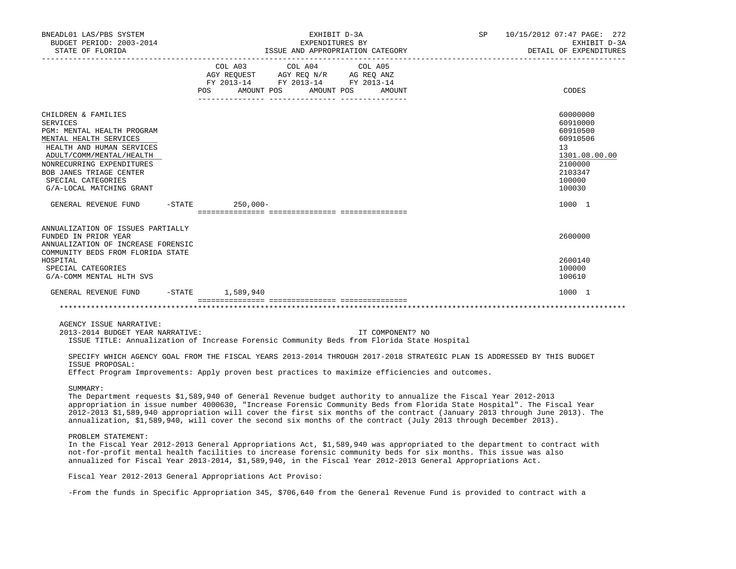| | COL A03 AGY REQUEST FY 2013-14 POS AMOUNT | COL A04 AGY REQ N/R FY 2013-14 POS AMOUNT | COL A05 AG REQ ANZ FY 2013-14 POS AMOUNT | CODES |
|---|---|---|---|---|
| CHILDREN & FAMILIES | | | | 60000000 |
| SERVICES | | | | 60910000 |
| PGM: MENTAL HEALTH PROGRAM | | | | 60910500 |
| MENTAL HEALTH SERVICES | | | | 60910506 |
| HEALTH AND HUMAN SERVICES | | | | 13 |
| ADULT/COMM/MENTAL/HEALTH | | | | 1301.08.00.00 |
| NONRECURRING EXPENDITURES | | | | 2100000 |
| BOB JANES TRIAGE CENTER | | | | 2103347 |
| SPECIAL CATEGORIES | | | | 100000 |
| G/A-LOCAL MATCHING GRANT | | | | 100030 |
| GENERAL REVENUE FUND -STATE | 250,000- | | | 1000 1 |
| ANNUALIZATION OF ISSUES PARTIALLY FUNDED IN PRIOR YEAR | | | | 2600000 |
| ANNUALIZATION OF INCREASE FORENSIC COMMUNITY BEDS FROM FLORIDA STATE HOSPITAL | | | | 2600140 |
| SPECIAL CATEGORIES | | | | 100000 |
| G/A-COMM MENTAL HLTH SVS | | | | 100610 |
| GENERAL REVENUE FUND -STATE | 1,589,940 | | | 1000 1 |

AGENCY ISSUE NARRATIVE:

2013-2014 BUDGET YEAR NARRATIVE: IT COMPONENT? NO

ISSUE TITLE: Annualization of Increase Forensic Community Beds from Florida State Hospital

SPECIFY WHICH AGENCY GOAL FROM THE FISCAL YEARS 2013-2014 THROUGH 2017-2018 STRATEGIC PLAN IS ADDRESSED BY THIS BUDGET ISSUE PROPOSAL:
Effect Program Improvements: Apply proven best practices to maximize efficiencies and outcomes.

SUMMARY:
The Department requests $1,589,940 of General Revenue budget authority to annualize the Fiscal Year 2012-2013 appropriation in issue number 4000630, "Increase Forensic Community Beds from Florida State Hospital". The Fiscal Year 2012-2013 $1,589,940 appropriation will cover the first six months of the contract (January 2013 through June 2013). The annualization, $1,589,940, will cover the second six months of the contract (July 2013 through December 2013).

PROBLEM STATEMENT:
In the Fiscal Year 2012-2013 General Appropriations Act, $1,589,940 was appropriated to the department to contract with not-for-profit mental health facilities to increase forensic community beds for six months. This issue was also annualized for Fiscal Year 2013-2014, $1,589,940, in the Fiscal Year 2012-2013 General Appropriations Act.

Fiscal Year 2012-2013 General Appropriations Act Proviso:

-From the funds in Specific Appropriation 345, $706,640 from the General Revenue Fund is provided to contract with a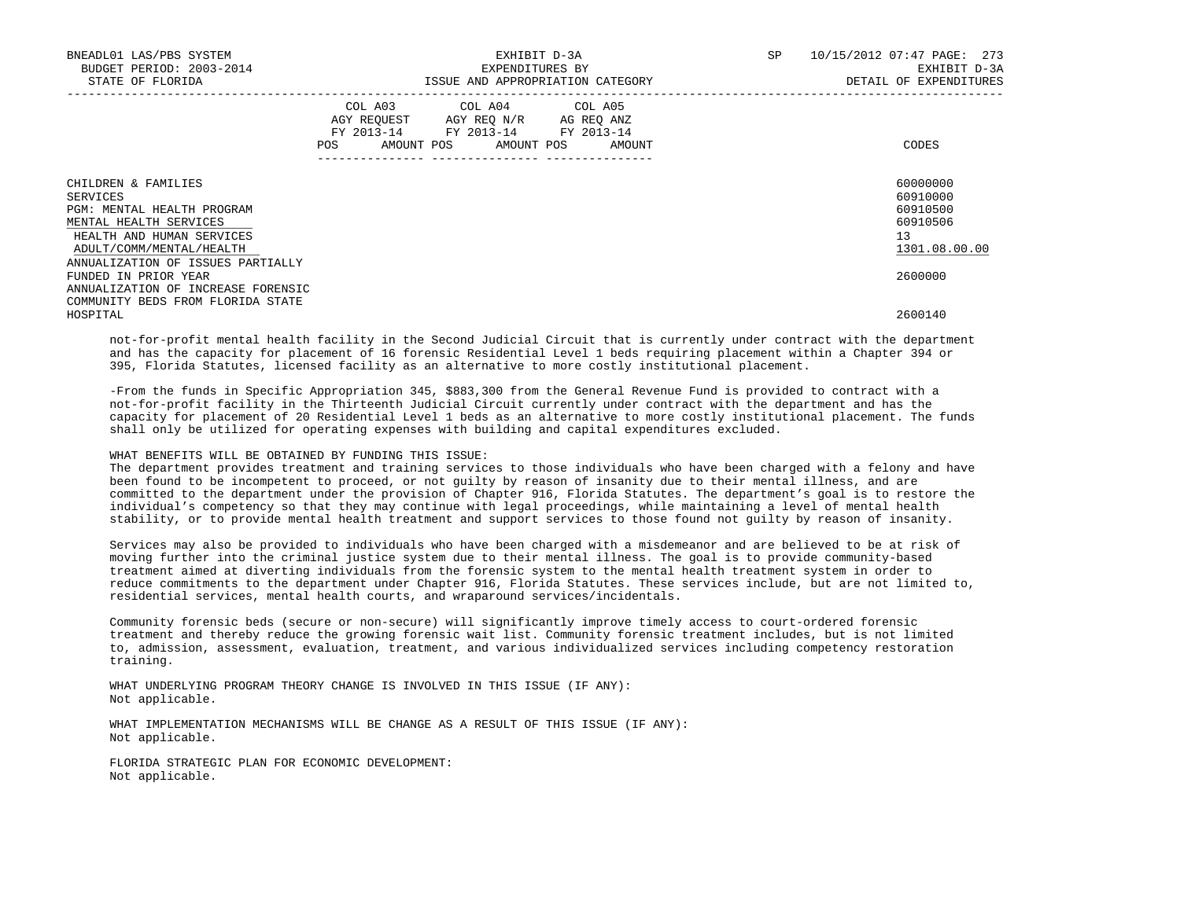| | COL A03 AGY REQUEST FY 2013-14 POS AMOUNT | COL A04 AGY REQ N/R FY 2013-14 POS AMOUNT | COL A05 AG REQ ANZ FY 2013-14 POS AMOUNT | CODES |
|---|---|---|---|---|
| CHILDREN & FAMILIES | | | | 60000000 |
| SERVICES | | | | 60910000 |
| PGM: MENTAL HEALTH PROGRAM | | | | 60910500 |
| MENTAL HEALTH SERVICES | | | | 60910506 |
| HEALTH AND HUMAN SERVICES | | | | 13 |
| ADULT/COMM/MENTAL/HEALTH | | | | 1301.08.00.00 |
| ANNUALIZATION OF ISSUES PARTIALLY FUNDED IN PRIOR YEAR | | | | 2600000 |
| ANNUALIZATION OF INCREASE FORENSIC COMMUNITY BEDS FROM FLORIDA STATE HOSPITAL | | | | 2600140 |

not-for-profit mental health facility in the Second Judicial Circuit that is currently under contract with the department and has the capacity for placement of 16 forensic Residential Level 1 beds requiring placement within a Chapter 394 or 395, Florida Statutes, licensed facility as an alternative to more costly institutional placement.

-From the funds in Specific Appropriation 345, $883,300 from the General Revenue Fund is provided to contract with a not-for-profit facility in the Thirteenth Judicial Circuit currently under contract with the department and has the capacity for placement of 20 Residential Level 1 beds as an alternative to more costly institutional placement. The funds shall only be utilized for operating expenses with building and capital expenditures excluded.

WHAT BENEFITS WILL BE OBTAINED BY FUNDING THIS ISSUE:
The department provides treatment and training services to those individuals who have been charged with a felony and have been found to be incompetent to proceed, or not guilty by reason of insanity due to their mental illness, and are committed to the department under the provision of Chapter 916, Florida Statutes. The department's goal is to restore the individual's competency so that they may continue with legal proceedings, while maintaining a level of mental health stability, or to provide mental health treatment and support services to those found not guilty by reason of insanity.

Services may also be provided to individuals who have been charged with a misdemeanor and are believed to be at risk of moving further into the criminal justice system due to their mental illness. The goal is to provide community-based treatment aimed at diverting individuals from the forensic system to the mental health treatment system in order to reduce commitments to the department under Chapter 916, Florida Statutes. These services include, but are not limited to, residential services, mental health courts, and wraparound services/incidentals.

Community forensic beds (secure or non-secure) will significantly improve timely access to court-ordered forensic treatment and thereby reduce the growing forensic wait list. Community forensic treatment includes, but is not limited to, admission, assessment, evaluation, treatment, and various individualized services including competency restoration training.

WHAT UNDERLYING PROGRAM THEORY CHANGE IS INVOLVED IN THIS ISSUE (IF ANY):
Not applicable.

WHAT IMPLEMENTATION MECHANISMS WILL BE CHANGE AS A RESULT OF THIS ISSUE (IF ANY):
Not applicable.

FLORIDA STRATEGIC PLAN FOR ECONOMIC DEVELOPMENT:
Not applicable.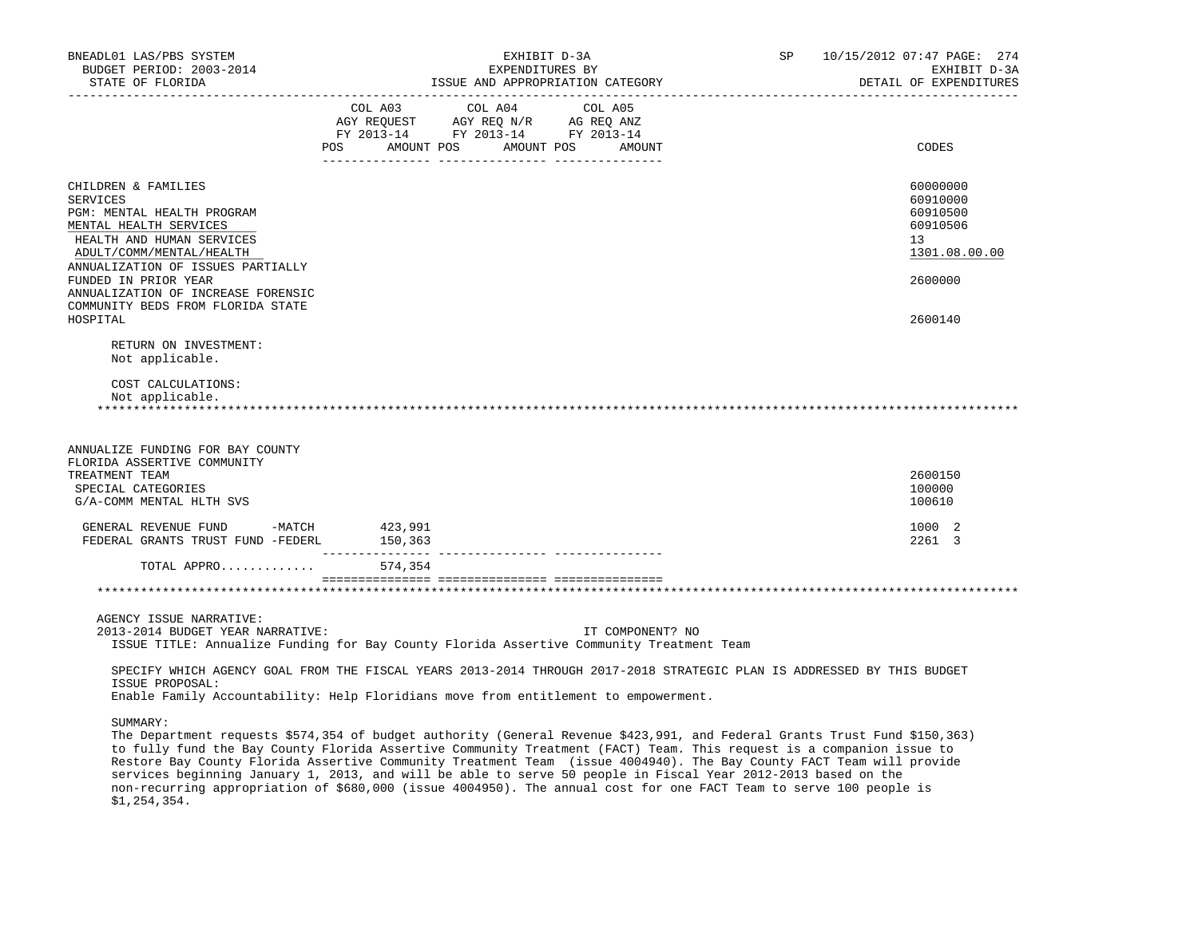| | COL A03 AGY REQUEST FY 2013-14 POS AMOUNT | COL A04 AGY REQ N/R FY 2013-14 POS AMOUNT | COL A05 AG REQ ANZ FY 2013-14 POS AMOUNT | CODES |
|---|---|---|---|---|
| CHILDREN & FAMILIES | | | | 60000000 |
| SERVICES | | | | 60910000 |
| PGM: MENTAL HEALTH PROGRAM | | | | 60910500 |
| MENTAL HEALTH SERVICES | | | | 60910506 |
| HEALTH AND HUMAN SERVICES | | | | 13 |
| ADULT/COMM/MENTAL/HEALTH | | | | 1301.08.00.00 |
| ANNUALIZATION OF ISSUES PARTIALLY FUNDED IN PRIOR YEAR | | | | 2600000 |
| ANNUALIZATION OF INCREASE FORENSIC COMMUNITY BEDS FROM FLORIDA STATE HOSPITAL | | | | 2600140 |

RETURN ON INVESTMENT:
Not applicable.

COST CALCULATIONS:
Not applicable.

*****************************************************************************************************************

| | COL A03 | COL A04 | COL A05 | CODES |
|---|---|---|---|---|
| ANNUALIZE FUNDING FOR BAY COUNTY FLORIDA ASSERTIVE COMMUNITY TREATMENT TEAM | | | | 2600150 |
| SPECIAL CATEGORIES | | | | 100000 |
| G/A-COMM MENTAL HLTH SVS | | | | 100610 |
| GENERAL REVENUE FUND -MATCH | 423,991 | | | 1000 2 |
| FEDERAL GRANTS TRUST FUND -FEDERL | 150,363 | | | 2261 3 |
| TOTAL APPRO............ | 574,354 | | | |

*****************************************************************************************************************

AGENCY ISSUE NARRATIVE:
2013-2014 BUDGET YEAR NARRATIVE: IT COMPONENT? NO
ISSUE TITLE: Annualize Funding for Bay County Florida Assertive Community Treatment Team

SPECIFY WHICH AGENCY GOAL FROM THE FISCAL YEARS 2013-2014 THROUGH 2017-2018 STRATEGIC PLAN IS ADDRESSED BY THIS BUDGET ISSUE PROPOSAL:
Enable Family Accountability: Help Floridians move from entitlement to empowerment.

SUMMARY:
The Department requests $574,354 of budget authority (General Revenue $423,991, and Federal Grants Trust Fund $150,363) to fully fund the Bay County Florida Assertive Community Treatment (FACT) Team. This request is a companion issue to Restore Bay County Florida Assertive Community Treatment Team (issue 4004940). The Bay County FACT Team will provide services beginning January 1, 2013, and will be able to serve 50 people in Fiscal Year 2012-2013 based on the non-recurring appropriation of $680,000 (issue 4004950). The annual cost for one FACT Team to serve 100 people is $1,254,354.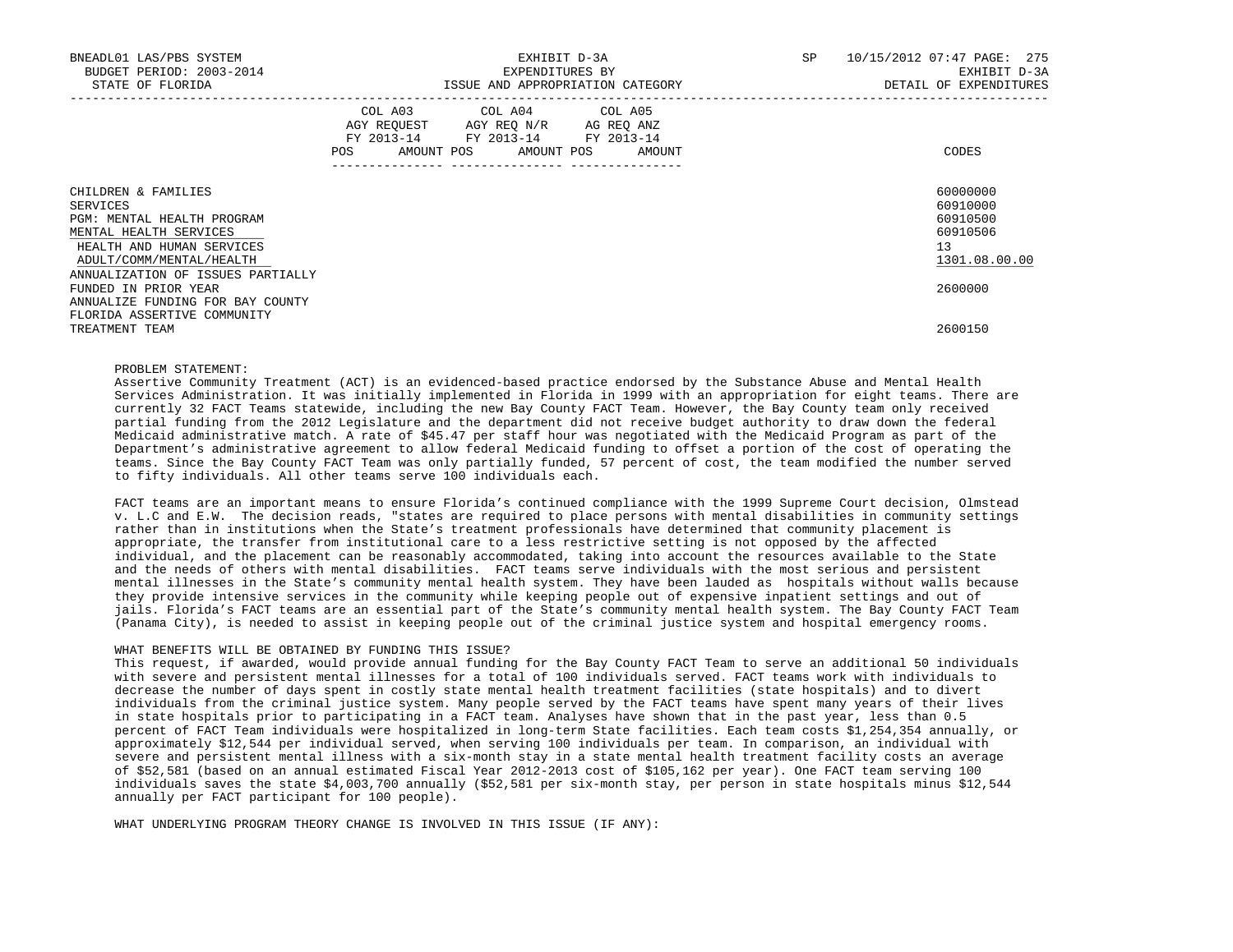| | COL A03 AGY REQUEST FY 2013-14 POS AMOUNT | COL A04 AGY REQ N/R FY 2013-14 POS AMOUNT | COL A05 AG REQ ANZ FY 2013-14 POS AMOUNT | CODES |
|---|---|---|---|---|
| CHILDREN & FAMILIES | | | | 60000000 |
| SERVICES | | | | 60910000 |
| PGM: MENTAL HEALTH PROGRAM | | | | 60910500 |
| MENTAL HEALTH SERVICES | | | | 60910506 |
| HEALTH AND HUMAN SERVICES | | | | 13 |
| ADULT/COMM/MENTAL/HEALTH | | | | 1301.08.00.00 |
| ANNUALIZATION OF ISSUES PARTIALLY FUNDED IN PRIOR YEAR | | | | 2600000 |
| ANNUALIZE FUNDING FOR BAY COUNTY FLORIDA ASSERTIVE COMMUNITY TREATMENT TEAM | | | | 2600150 |

PROBLEM STATEMENT:
Assertive Community Treatment (ACT) is an evidenced-based practice endorsed by the Substance Abuse and Mental Health Services Administration. It was initially implemented in Florida in 1999 with an appropriation for eight teams. There are currently 32 FACT Teams statewide, including the new Bay County FACT Team. However, the Bay County team only received partial funding from the 2012 Legislature and the department did not receive budget authority to draw down the federal Medicaid administrative match. A rate of $45.47 per staff hour was negotiated with the Medicaid Program as part of the Department's administrative agreement to allow federal Medicaid funding to offset a portion of the cost of operating the teams. Since the Bay County FACT Team was only partially funded, 57 percent of cost, the team modified the number served to fifty individuals. All other teams serve 100 individuals each.

FACT teams are an important means to ensure Florida's continued compliance with the 1999 Supreme Court decision, Olmstead v. L.C and E.W. The decision reads, "states are required to place persons with mental disabilities in community settings rather than in institutions when the State's treatment professionals have determined that community placement is appropriate, the transfer from institutional care to a less restrictive setting is not opposed by the affected individual, and the placement can be reasonably accommodated, taking into account the resources available to the State and the needs of others with mental disabilities. FACT teams serve individuals with the most serious and persistent mental illnesses in the State's community mental health system. They have been lauded as hospitals without walls because they provide intensive services in the community while keeping people out of expensive inpatient settings and out of jails. Florida's FACT teams are an essential part of the State's community mental health system. The Bay County FACT Team (Panama City), is needed to assist in keeping people out of the criminal justice system and hospital emergency rooms.

WHAT BENEFITS WILL BE OBTAINED BY FUNDING THIS ISSUE?
This request, if awarded, would provide annual funding for the Bay County FACT Team to serve an additional 50 individuals with severe and persistent mental illnesses for a total of 100 individuals served. FACT teams work with individuals to decrease the number of days spent in costly state mental health treatment facilities (state hospitals) and to divert individuals from the criminal justice system. Many people served by the FACT teams have spent many years of their lives in state hospitals prior to participating in a FACT team. Analyses have shown that in the past year, less than 0.5 percent of FACT Team individuals were hospitalized in long-term State facilities. Each team costs $1,254,354 annually, or approximately $12,544 per individual served, when serving 100 individuals per team. In comparison, an individual with severe and persistent mental illness with a six-month stay in a state mental health treatment facility costs an average of $52,581 (based on an annual estimated Fiscal Year 2012-2013 cost of $105,162 per year). One FACT team serving 100 individuals saves the state $4,003,700 annually ($52,581 per six-month stay, per person in state hospitals minus $12,544 annually per FACT participant for 100 people).

WHAT UNDERLYING PROGRAM THEORY CHANGE IS INVOLVED IN THIS ISSUE (IF ANY):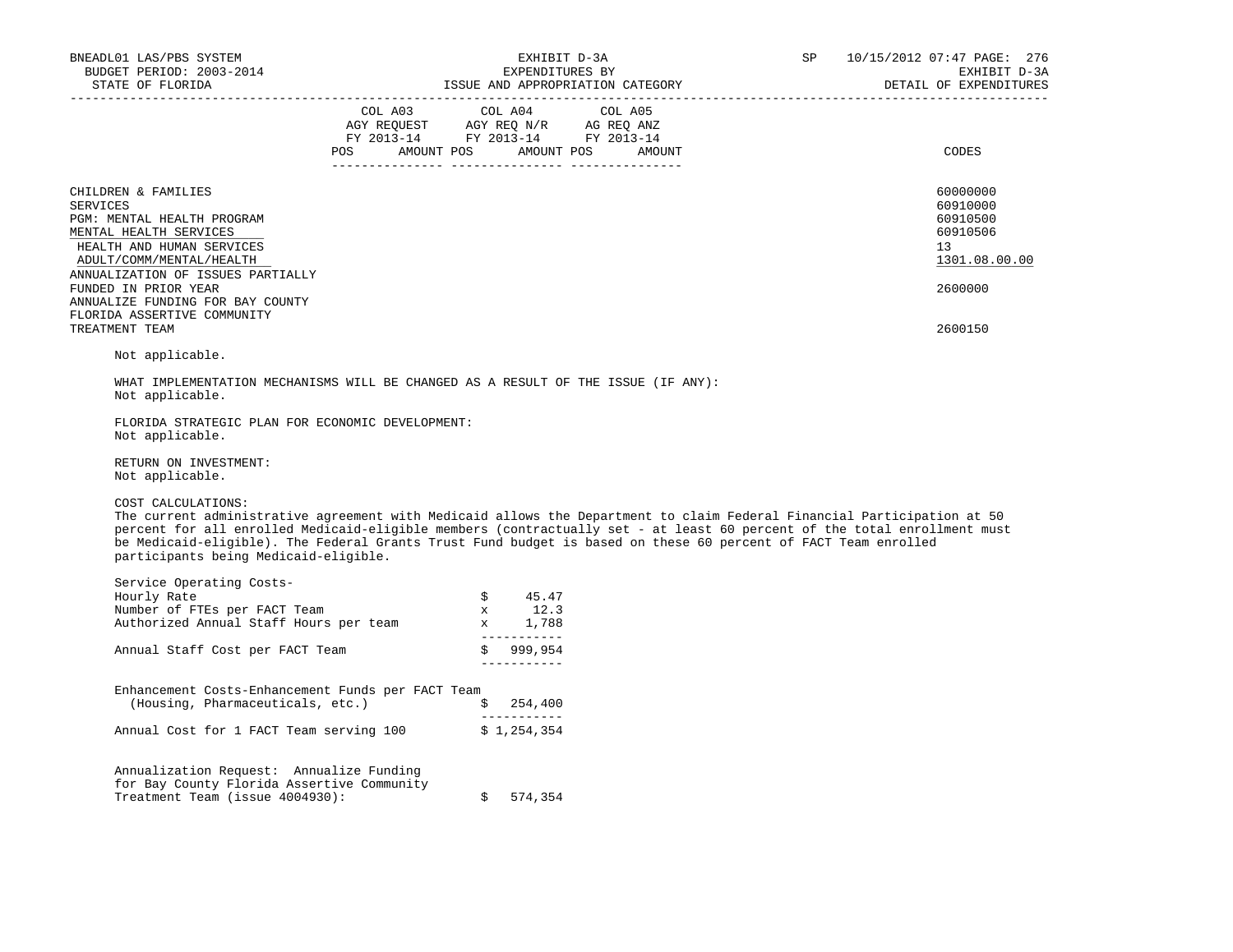| | COL A03 AGY REQUEST FY 2013-14 POS AMOUNT | COL A04 AGY REQ N/R FY 2013-14 POS AMOUNT | COL A05 AG REQ ANZ FY 2013-14 POS AMOUNT | CODES |
|---|---|---|---|---|
| CHILDREN & FAMILIES | | | | 60000000 |
| SERVICES | | | | 60910000 |
| PGM: MENTAL HEALTH PROGRAM | | | | 60910500 |
| MENTAL HEALTH SERVICES | | | | 60910506 |
| HEALTH AND HUMAN SERVICES | | | | 13 |
| ADULT/COMM/MENTAL/HEALTH | | | | 1301.08.00.00 |
| ANNUALIZATION OF ISSUES PARTIALLY FUNDED IN PRIOR YEAR | | | | 2600000 |
| ANNUALIZE FUNDING FOR BAY COUNTY FLORIDA ASSERTIVE COMMUNITY TREATMENT TEAM | | | | 2600150 |

Not applicable.

WHAT IMPLEMENTATION MECHANISMS WILL BE CHANGED AS A RESULT OF THE ISSUE (IF ANY):
Not applicable.

FLORIDA STRATEGIC PLAN FOR ECONOMIC DEVELOPMENT:
Not applicable.

RETURN ON INVESTMENT:
Not applicable.

COST CALCULATIONS:
The current administrative agreement with Medicaid allows the Department to claim Federal Financial Participation at 50 percent for all enrolled Medicaid-eligible members (contractually set - at least 60 percent of the total enrollment must be Medicaid-eligible). The Federal Grants Trust Fund budget is based on these 60 percent of FACT Team enrolled participants being Medicaid-eligible.

| Service Operating Costs- | |
|---|---|
| Hourly Rate | $ 45.47 |
| Number of FTEs per FACT Team | x 12.3 |
| Authorized Annual Staff Hours per team | x 1,788 |
| Annual Staff Cost per FACT Team | $ 999,954 |
| Enhancement Costs-Enhancement Funds per FACT Team (Housing, Pharmaceuticals, etc.) | $ 254,400 |
| Annual Cost for 1 FACT Team serving 100 | $ 1,254,354 |
| Annualization Request: Annualize Funding for Bay County Florida Assertive Community Treatment Team (issue 4004930): | $ 574,354 |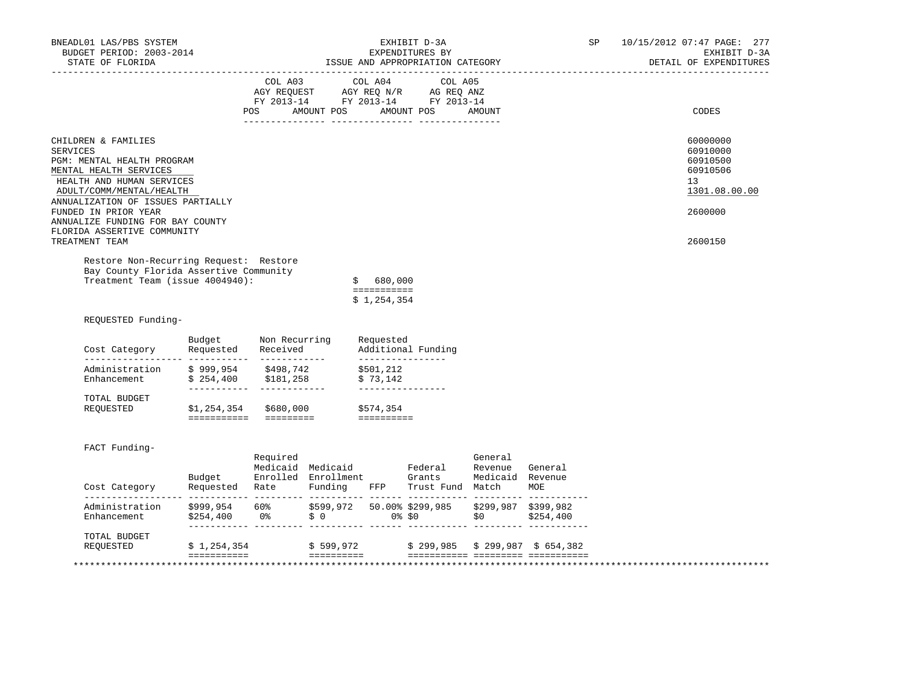| | COL A03 AGY REQUEST FY 2013-14 | | COL A04 AGY REQ N/R FY 2013-14 | | COL A05 AG REQ ANZ FY 2013-14 | | CODES |
|---|---|---|---|---|---|---|---|
| | POS | AMOUNT | POS | AMOUNT | POS | AMOUNT | |
| CHILDREN & FAMILIES | | | | | | | 60000000 |
| SERVICES | | | | | | | 60910000 |
| PGM: MENTAL HEALTH PROGRAM | | | | | | | 60910500 |
| MENTAL HEALTH SERVICES | | | | | | | 60910506 |
| HEALTH AND HUMAN SERVICES | | | | | | | 13 |
| ADULT/COMM/MENTAL/HEALTH | | | | | | | 1301.08.00.00 |
| ANNUALIZATION OF ISSUES PARTIALLY FUNDED IN PRIOR YEAR | | | | | | | 2600000 |
| ANNUALIZE FUNDING FOR BAY COUNTY FLORIDA ASSERTIVE COMMUNITY TREATMENT TEAM | | | | | | | 2600150 |

Restore Non-Recurring Request: Restore Bay County Florida Assertive Community Treatment Team (issue 4004940): $ 680,000

$ 1,254,354

REQUESTED Funding-

| Cost Category | Budget Requested | Non Recurring Received | Requested Additional Funding |
|---|---|---|---|
| Administration | $ 999,954 | $498,742 | $501,212 |
| Enhancement | $ 254,400 | $181,258 | $ 73,142 |
| TOTAL BUDGET REQUESTED | $1,254,354 | $680,000 | $574,354 |

FACT Funding-

| Cost Category | Budget Requested | Required Medicaid Enrolled Rate | Medicaid Enrollment Funding | FFP | Federal Grants Trust Fund | General Revenue Medicaid Match | General Revenue MOE |
|---|---|---|---|---|---|---|---|
| Administration | $999,954 | 60% | $599,972 | 50.00% | $299,985 | $299,987 | $399,982 |
| Enhancement | $254,400 | 0% | $ 0 | 0% | $0 | $0 | $254,400 |
| TOTAL BUDGET REQUESTED | $ 1,254,354 | | $ 599,972 | | $ 299,985 | $ 299,987 | $ 654,382 |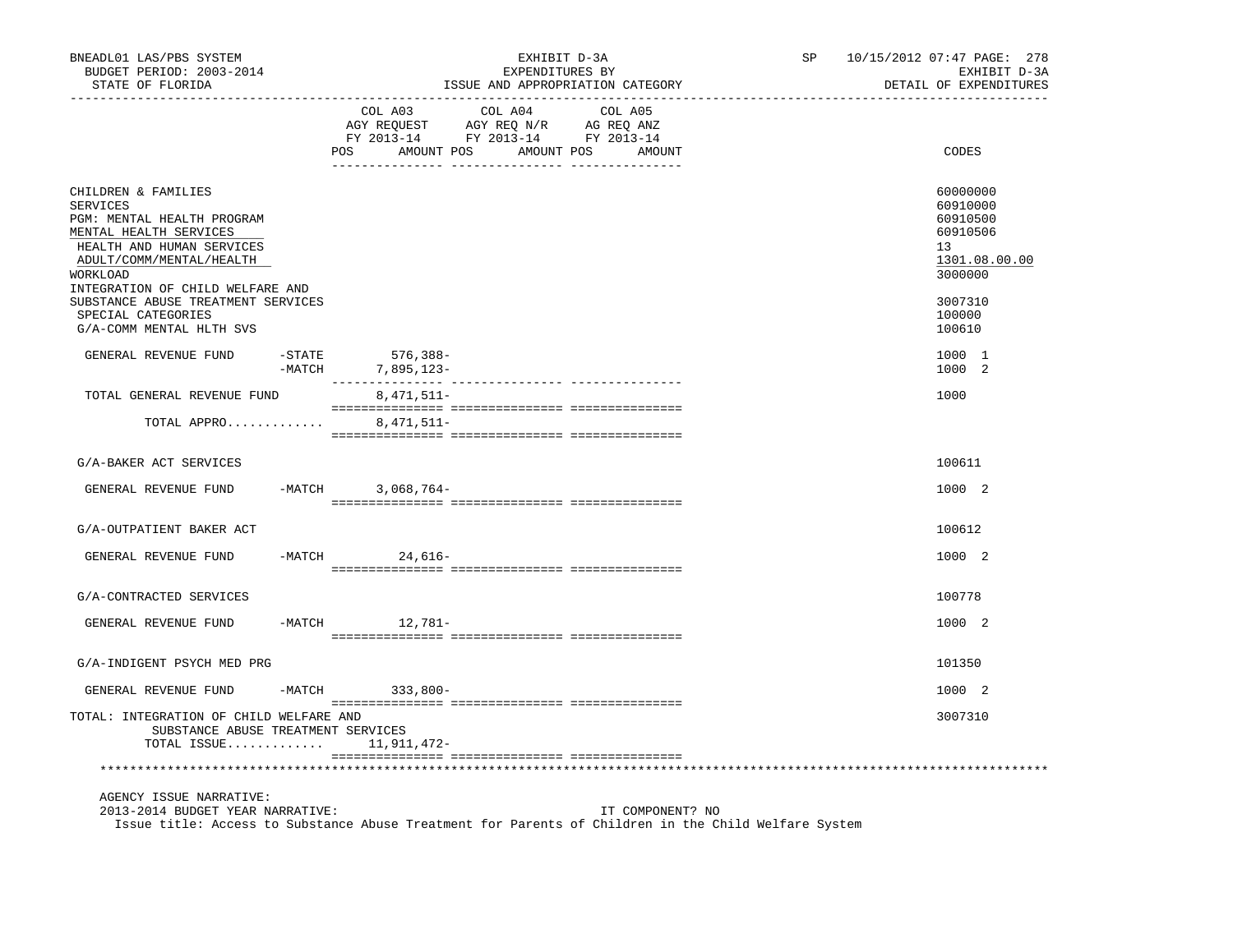BNEADL01 LAS/PBS SYSTEM | EXHIBIT D-3A | SP 10/15/2012 07:47
BUDGET PERIOD: 2003-2014 | EXPENDITURES BY | EXHIBIT D-3A
STATE OF FLORIDA | ISSUE AND APPROPRIATION CATEGORY | DETAIL OF EXPENDITURES

| | COL A03 AGY REQUEST FY 2013-14 POS AMOUNT | COL A04 AGY REQ N/R FY 2013-14 POS AMOUNT | COL A05 AG REQ ANZ FY 2013-14 POS AMOUNT | CODES |
|---|---|---|---|---|
| CHILDREN & FAMILIES | | | | 60000000 |
| SERVICES | | | | 60910000 |
| PGM: MENTAL HEALTH PROGRAM | | | | 60910500 |
| MENTAL HEALTH SERVICES | | | | 60910506 |
| HEALTH AND HUMAN SERVICES | | | | 13 |
| ADULT/COMM/MENTAL/HEALTH | | | | 1301.08.00.00 |
| WORKLOAD | | | | 3000000 |
| INTEGRATION OF CHILD WELFARE AND SUBSTANCE ABUSE TREATMENT SERVICES | | | | 3007310 |
| SPECIAL CATEGORIES | | | | 100000 |
| G/A-COMM MENTAL HLTH SVS | | | | 100610 |
| GENERAL REVENUE FUND -STATE | 576,388- | | | 1000 1 |
| -MATCH | 7,895,123- | | | 1000 2 |
| TOTAL GENERAL REVENUE FUND | 8,471,511- | | | 1000 |
| TOTAL APPRO............ | 8,471,511- | | | |
| G/A-BAKER ACT SERVICES | | | | 100611 |
| GENERAL REVENUE FUND -MATCH | 3,068,764- | | | 1000 2 |
| G/A-OUTPATIENT BAKER ACT | | | | 100612 |
| GENERAL REVENUE FUND -MATCH | 24,616- | | | 1000 2 |
| G/A-CONTRACTED SERVICES | | | | 100778 |
| GENERAL REVENUE FUND -MATCH | 12,781- | | | 1000 2 |
| G/A-INDIGENT PSYCH MED PRG | | | | 101350 |
| GENERAL REVENUE FUND -MATCH | 333,800- | | | 1000 2 |
| TOTAL: INTEGRATION OF CHILD WELFARE AND SUBSTANCE ABUSE TREATMENT SERVICES | | | | 3007310 |
| TOTAL ISSUE............ | 11,911,472- | | | |

AGENCY ISSUE NARRATIVE:
2013-2014 BUDGET YEAR NARRATIVE: IT COMPONENT? NO
Issue title: Access to Substance Abuse Treatment for Parents of Children in the Child Welfare System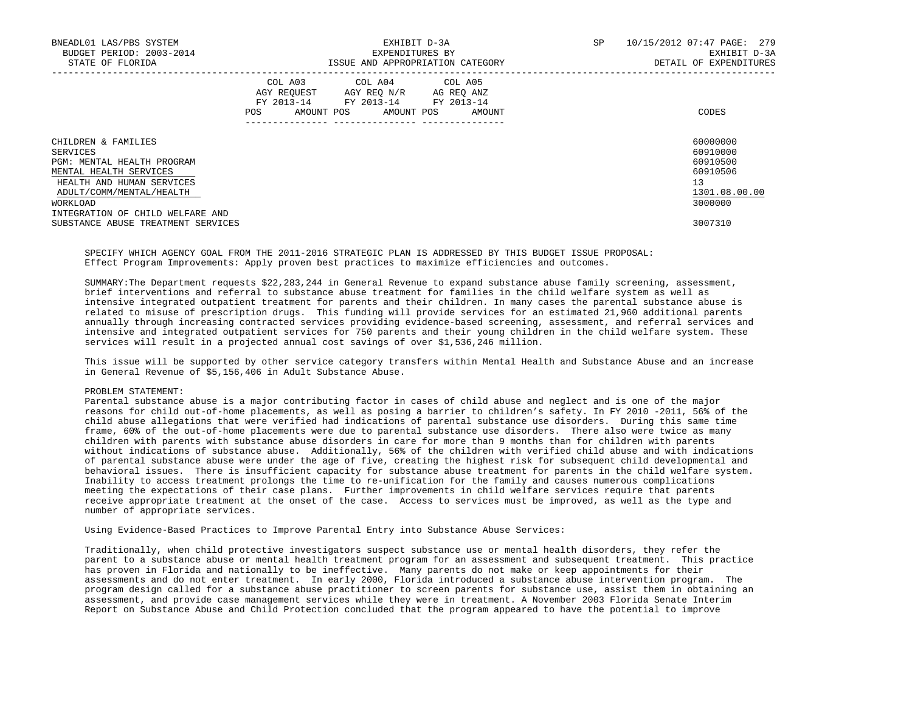| | COL A03 AGY REQUEST FY 2013-14 POS AMOUNT | COL A04 AGY REQ N/R FY 2013-14 POS AMOUNT | COL A05 AG REQ ANZ FY 2013-14 POS AMOUNT | CODES |
|---|---|---|---|---|
| CHILDREN & FAMILIES | | | | 60000000 |
| SERVICES | | | | 60910000 |
| PGM: MENTAL HEALTH PROGRAM | | | | 60910500 |
| MENTAL HEALTH SERVICES | | | | 60910506 |
| HEALTH AND HUMAN SERVICES | | | | 13 |
| ADULT/COMM/MENTAL/HEALTH | | | | 1301.08.00.00 |
| WORKLOAD | | | | 3000000 |
| INTEGRATION OF CHILD WELFARE AND SUBSTANCE ABUSE TREATMENT SERVICES | | | | 3007310 |

SPECIFY WHICH AGENCY GOAL FROM THE 2011-2016 STRATEGIC PLAN IS ADDRESSED BY THIS BUDGET ISSUE PROPOSAL:
Effect Program Improvements: Apply proven best practices to maximize efficiencies and outcomes.

SUMMARY:The Department requests $22,283,244 in General Revenue to expand substance abuse family screening, assessment, brief interventions and referral to substance abuse treatment for families in the child welfare system as well as intensive integrated outpatient treatment for parents and their children. In many cases the parental substance abuse is related to misuse of prescription drugs. This funding will provide services for an estimated 21,960 additional parents annually through increasing contracted services providing evidence-based screening, assessment, and referral services and intensive and integrated outpatient services for 750 parents and their young children in the child welfare system. These services will result in a projected annual cost savings of over $1,536,246 million.

This issue will be supported by other service category transfers within Mental Health and Substance Abuse and an increase in General Revenue of $5,156,406 in Adult Substance Abuse.

PROBLEM STATEMENT:
Parental substance abuse is a major contributing factor in cases of child abuse and neglect and is one of the major reasons for child out-of-home placements, as well as posing a barrier to children's safety. In FY 2010 -2011, 56% of the child abuse allegations that were verified had indications of parental substance use disorders. During this same time frame, 60% of the out-of-home placements were due to parental substance use disorders. There also were twice as many children with parents with substance abuse disorders in care for more than 9 months than for children with parents without indications of substance abuse. Additionally, 56% of the children with verified child abuse and with indications of parental substance abuse were under the age of five, creating the highest risk for subsequent child developmental and behavioral issues. There is insufficient capacity for substance abuse treatment for parents in the child welfare system. Inability to access treatment prolongs the time to re-unification for the family and causes numerous complications meeting the expectations of their case plans. Further improvements in child welfare services require that parents receive appropriate treatment at the onset of the case. Access to services must be improved, as well as the type and number of appropriate services.

Using Evidence-Based Practices to Improve Parental Entry into Substance Abuse Services:

Traditionally, when child protective investigators suspect substance use or mental health disorders, they refer the parent to a substance abuse or mental health treatment program for an assessment and subsequent treatment. This practice has proven in Florida and nationally to be ineffective. Many parents do not make or keep appointments for their assessments and do not enter treatment. In early 2000, Florida introduced a substance abuse intervention program. The program design called for a substance abuse practitioner to screen parents for substance use, assist them in obtaining an assessment, and provide case management services while they were in treatment. A November 2003 Florida Senate Interim Report on Substance Abuse and Child Protection concluded that the program appeared to have the potential to improve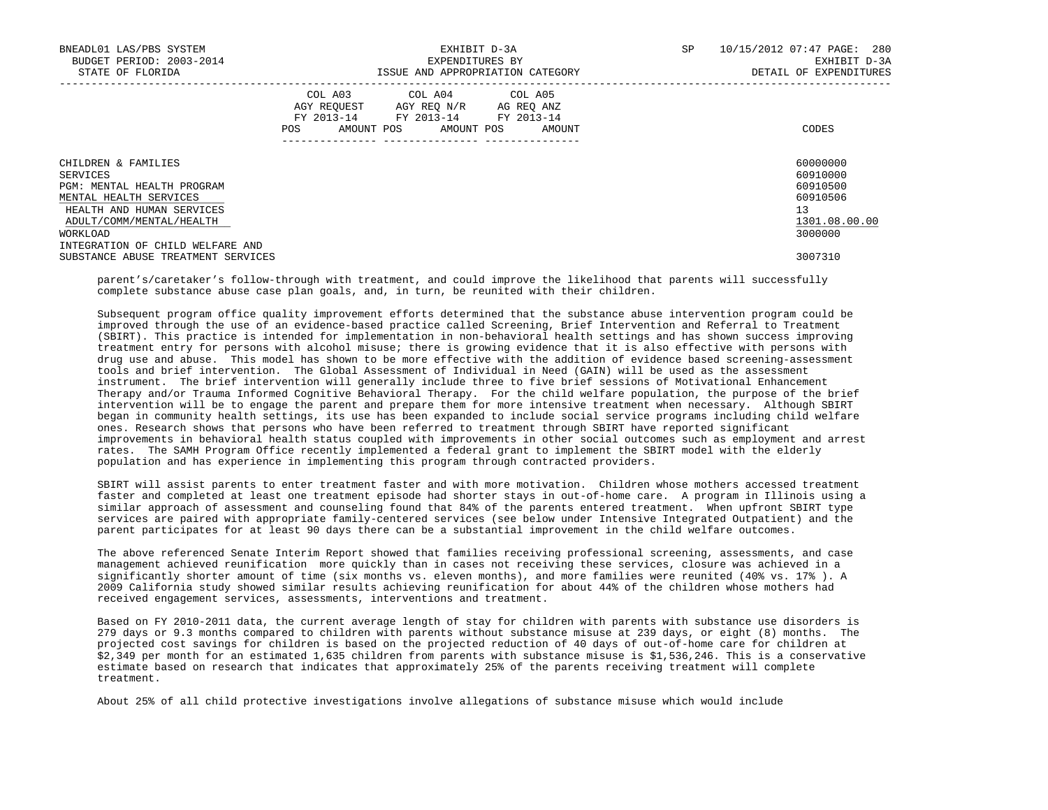| | COL A03 AGY REQUEST FY 2013-14 POS AMOUNT | COL A04 AGY REQ N/R FY 2013-14 POS AMOUNT | COL A05 AG REQ ANZ FY 2013-14 POS AMOUNT | CODES |
|---|---|---|---|---|
| CHILDREN & FAMILIES | | | | 60000000 |
| SERVICES | | | | 60910000 |
| PGM: MENTAL HEALTH PROGRAM | | | | 60910500 |
| MENTAL HEALTH SERVICES | | | | 60910506 |
| HEALTH AND HUMAN SERVICES | | | | 13 |
| ADULT/COMM/MENTAL/HEALTH | | | | 1301.08.00.00 |
| WORKLOAD | | | | 3000000 |
| INTEGRATION OF CHILD WELFARE AND SUBSTANCE ABUSE TREATMENT SERVICES | | | | 3007310 |

parent's/caretaker's follow-through with treatment, and could improve the likelihood that parents will successfully complete substance abuse case plan goals, and, in turn, be reunited with their children.

Subsequent program office quality improvement efforts determined that the substance abuse intervention program could be improved through the use of an evidence-based practice called Screening, Brief Intervention and Referral to Treatment (SBIRT). This practice is intended for implementation in non-behavioral health settings and has shown success improving treatment entry for persons with alcohol misuse; there is growing evidence that it is also effective with persons with drug use and abuse. This model has shown to be more effective with the addition of evidence based screening-assessment tools and brief intervention. The Global Assessment of Individual in Need (GAIN) will be used as the assessment instrument. The brief intervention will generally include three to five brief sessions of Motivational Enhancement Therapy and/or Trauma Informed Cognitive Behavioral Therapy. For the child welfare population, the purpose of the brief intervention will be to engage the parent and prepare them for more intensive treatment when necessary. Although SBIRT began in community health settings, its use has been expanded to include social service programs including child welfare ones. Research shows that persons who have been referred to treatment through SBIRT have reported significant improvements in behavioral health status coupled with improvements in other social outcomes such as employment and arrest rates. The SAMH Program Office recently implemented a federal grant to implement the SBIRT model with the elderly population and has experience in implementing this program through contracted providers.

SBIRT will assist parents to enter treatment faster and with more motivation. Children whose mothers accessed treatment faster and completed at least one treatment episode had shorter stays in out-of-home care. A program in Illinois using a similar approach of assessment and counseling found that 84% of the parents entered treatment. When upfront SBIRT type services are paired with appropriate family-centered services (see below under Intensive Integrated Outpatient) and the parent participates for at least 90 days there can be a substantial improvement in the child welfare outcomes.

The above referenced Senate Interim Report showed that families receiving professional screening, assessments, and case management achieved reunification more quickly than in cases not receiving these services, closure was achieved in a significantly shorter amount of time (six months vs. eleven months), and more families were reunited (40% vs. 17% ). A 2009 California study showed similar results achieving reunification for about 44% of the children whose mothers had received engagement services, assessments, interventions and treatment.

Based on FY 2010-2011 data, the current average length of stay for children with parents with substance use disorders is 279 days or 9.3 months compared to children with parents without substance misuse at 239 days, or eight (8) months. The projected cost savings for children is based on the projected reduction of 40 days of out-of-home care for children at $2,349 per month for an estimated 1,635 children from parents with substance misuse is $1,536,246. This is a conservative estimate based on research that indicates that approximately 25% of the parents receiving treatment will complete treatment.

About 25% of all child protective investigations involve allegations of substance misuse which would include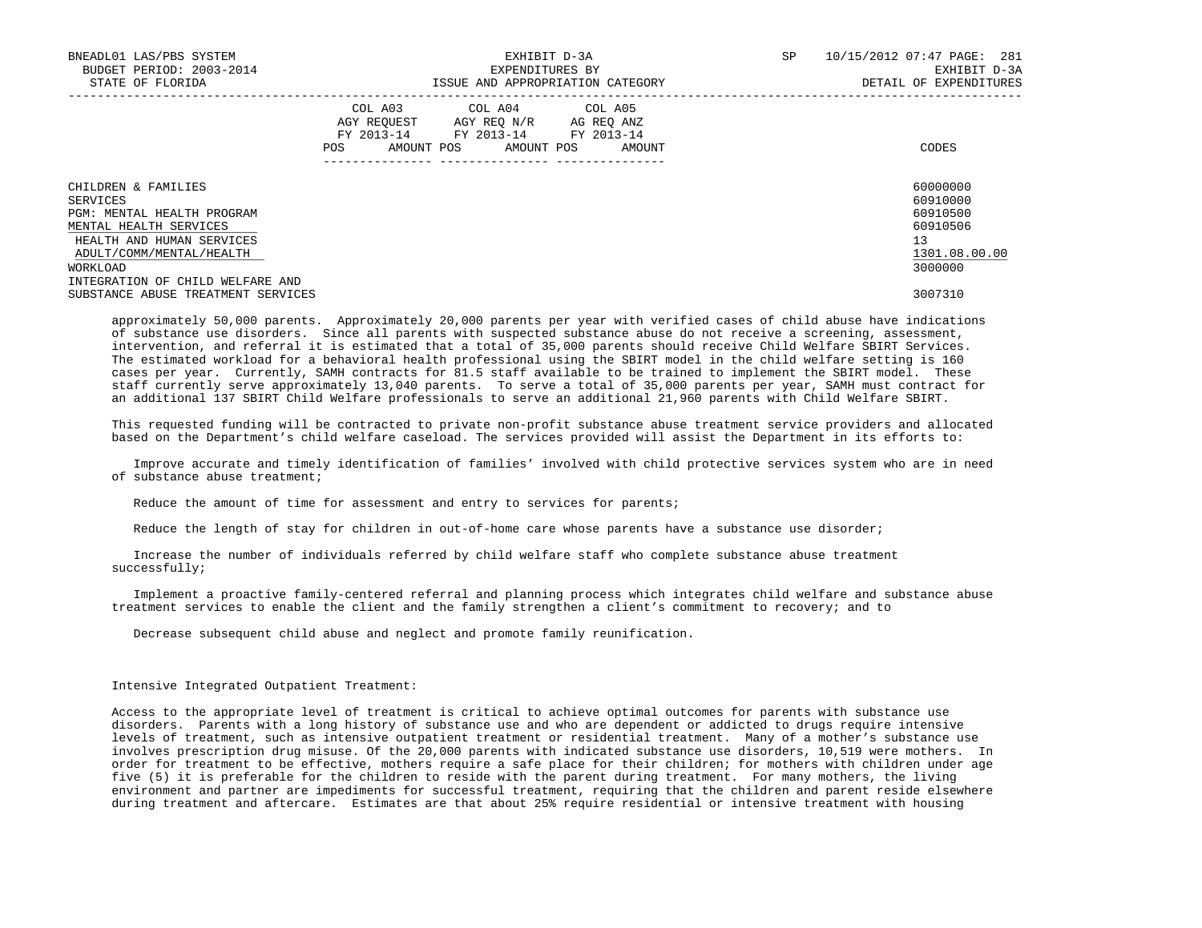| | COL A03 AGY REQUEST FY 2013-14 | | COL A04 AGY REQ N/R FY 2013-14 | | COL A05 AG REQ ANZ FY 2013-14 | | |
|---|---|---|---|---|---|---|---|
| | POS | AMOUNT | POS | AMOUNT | POS | AMOUNT | CODES |
| CHILDREN & FAMILIES | | | | | | | 60000000 |
| SERVICES | | | | | | | 60910000 |
| PGM: MENTAL HEALTH PROGRAM | | | | | | | 60910500 |
| MENTAL HEALTH SERVICES | | | | | | | 60910506 |
| HEALTH AND HUMAN SERVICES | | | | | | | 13 |
| ADULT/COMM/MENTAL/HEALTH | | | | | | | 1301.08.00.00 |
| WORKLOAD | | | | | | | 3000000 |
| INTEGRATION OF CHILD WELFARE AND SUBSTANCE ABUSE TREATMENT SERVICES | | | | | | | 3007310 |

approximately 50,000 parents. Approximately 20,000 parents per year with verified cases of child abuse have indications of substance use disorders. Since all parents with suspected substance abuse do not receive a screening, assessment, intervention, and referral it is estimated that a total of 35,000 parents should receive Child Welfare SBIRT Services. The estimated workload for a behavioral health professional using the SBIRT model in the child welfare setting is 160 cases per year. Currently, SAMH contracts for 81.5 staff available to be trained to implement the SBIRT model. These staff currently serve approximately 13,040 parents. To serve a total of 35,000 parents per year, SAMH must contract for an additional 137 SBIRT Child Welfare professionals to serve an additional 21,960 parents with Child Welfare SBIRT.

This requested funding will be contracted to private non-profit substance abuse treatment service providers and allocated based on the Department's child welfare caseload. The services provided will assist the Department in its efforts to:

Improve accurate and timely identification of families' involved with child protective services system who are in need of substance abuse treatment;

Reduce the amount of time for assessment and entry to services for parents;

Reduce the length of stay for children in out-of-home care whose parents have a substance use disorder;

Increase the number of individuals referred by child welfare staff who complete substance abuse treatment successfully;

Implement a proactive family-centered referral and planning process which integrates child welfare and substance abuse treatment services to enable the client and the family strengthen a client's commitment to recovery; and to

Decrease subsequent child abuse and neglect and promote family reunification.

Intensive Integrated Outpatient Treatment:

Access to the appropriate level of treatment is critical to achieve optimal outcomes for parents with substance use disorders. Parents with a long history of substance use and who are dependent or addicted to drugs require intensive levels of treatment, such as intensive outpatient treatment or residential treatment. Many of a mother's substance use involves prescription drug misuse. Of the 20,000 parents with indicated substance use disorders, 10,519 were mothers. In order for treatment to be effective, mothers require a safe place for their children; for mothers with children under age five (5) it is preferable for the children to reside with the parent during treatment. For many mothers, the living environment and partner are impediments for successful treatment, requiring that the children and parent reside elsewhere during treatment and aftercare. Estimates are that about 25% require residential or intensive treatment with housing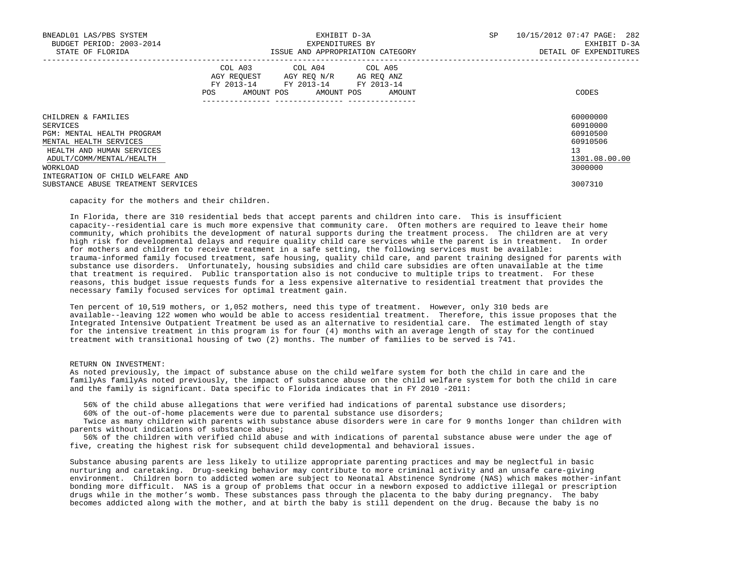| | COL A03 AGY REQUEST FY 2013-14 POS AMOUNT | COL A04 AGY REQ N/R FY 2013-14 POS AMOUNT | COL A05 AG REQ ANZ FY 2013-14 POS AMOUNT | CODES |
|---|---|---|---|---|
| CHILDREN & FAMILIES | | | | 60000000 |
| SERVICES | | | | 60910000 |
| PGM: MENTAL HEALTH PROGRAM | | | | 60910500 |
| MENTAL HEALTH SERVICES | | | | 60910506 |
| HEALTH AND HUMAN SERVICES | | | | 13 |
| ADULT/COMM/MENTAL/HEALTH | | | | 1301.08.00.00 |
| WORKLOAD | | | | 3000000 |
| INTEGRATION OF CHILD WELFARE AND SUBSTANCE ABUSE TREATMENT SERVICES | | | | 3007310 |

capacity for the mothers and their children.

In Florida, there are 310 residential beds that accept parents and children into care. This is insufficient capacity--residential care is much more expensive that community care. Often mothers are required to leave their home community, which prohibits the development of natural supports during the treatment process. The children are at very high risk for developmental delays and require quality child care services while the parent is in treatment. In order for mothers and children to receive treatment in a safe setting, the following services must be available: trauma-informed family focused treatment, safe housing, quality child care, and parent training designed for parents with substance use disorders. Unfortunately, housing subsidies and child care subsidies are often unavailable at the time that treatment is required. Public transportation also is not conducive to multiple trips to treatment. For these reasons, this budget issue requests funds for a less expensive alternative to residential treatment that provides the necessary family focused services for optimal treatment gain.

Ten percent of 10,519 mothers, or 1,052 mothers, need this type of treatment. However, only 310 beds are available--leaving 122 women who would be able to access residential treatment. Therefore, this issue proposes that the Integrated Intensive Outpatient Treatment be used as an alternative to residential care. The estimated length of stay for the intensive treatment in this program is for four (4) months with an average length of stay for the continued treatment with transitional housing of two (2) months. The number of families to be served is 741.

RETURN ON INVESTMENT:
As noted previously, the impact of substance abuse on the child welfare system for both the child in care and the familyAs familyAs noted previously, the impact of substance abuse on the child welfare system for both the child in care and the family is significant. Data specific to Florida indicates that in FY 2010 -2011:

56% of the child abuse allegations that were verified had indications of parental substance use disorders;
60% of the out-of-home placements were due to parental substance use disorders;
Twice as many children with parents with substance abuse disorders were in care for 9 months longer than children with parents without indications of substance abuse;
56% of the children with verified child abuse and with indications of parental substance abuse were under the age of five, creating the highest risk for subsequent child developmental and behavioral issues.

Substance abusing parents are less likely to utilize appropriate parenting practices and may be neglectful in basic nurturing and caretaking. Drug-seeking behavior may contribute to more criminal activity and an unsafe care-giving environment. Children born to addicted women are subject to Neonatal Abstinence Syndrome (NAS) which makes mother-infant bonding more difficult. NAS is a group of problems that occur in a newborn exposed to addictive illegal or prescription drugs while in the mother's womb. These substances pass through the placenta to the baby during pregnancy. The baby becomes addicted along with the mother, and at birth the baby is still dependent on the drug. Because the baby is no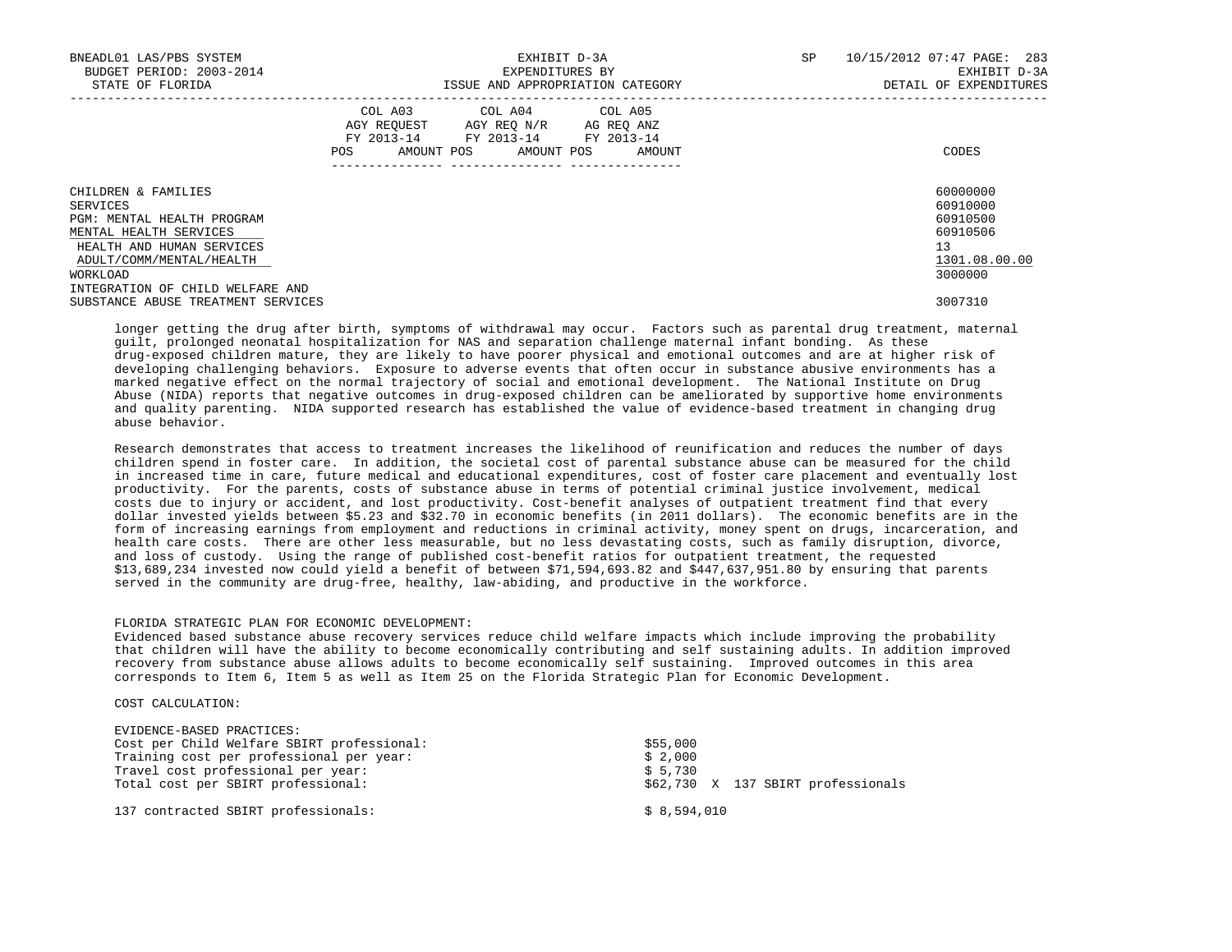| | COL A03 AGY REQUEST FY 2013-14 POS AMOUNT | COL A04 AGY REQ N/R FY 2013-14 POS AMOUNT | COL A05 AG REQ ANZ FY 2013-14 POS AMOUNT | CODES |
|---|---|---|---|---|
| CHILDREN & FAMILIES | | | | 60000000 |
| SERVICES | | | | 60910000 |
| PGM: MENTAL HEALTH PROGRAM | | | | 60910500 |
| MENTAL HEALTH SERVICES | | | | 60910506 |
| HEALTH AND HUMAN SERVICES | | | | 13 |
| ADULT/COMM/MENTAL/HEALTH | | | | 1301.08.00.00 |
| WORKLOAD | | | | 3000000 |
| INTEGRATION OF CHILD WELFARE AND SUBSTANCE ABUSE TREATMENT SERVICES | | | | 3007310 |

longer getting the drug after birth, symptoms of withdrawal may occur. Factors such as parental drug treatment, maternal guilt, prolonged neonatal hospitalization for NAS and separation challenge maternal infant bonding. As these drug-exposed children mature, they are likely to have poorer physical and emotional outcomes and are at higher risk of developing challenging behaviors. Exposure to adverse events that often occur in substance abusive environments has a marked negative effect on the normal trajectory of social and emotional development. The National Institute on Drug Abuse (NIDA) reports that negative outcomes in drug-exposed children can be ameliorated by supportive home environments and quality parenting. NIDA supported research has established the value of evidence-based treatment in changing drug abuse behavior.

Research demonstrates that access to treatment increases the likelihood of reunification and reduces the number of days children spend in foster care. In addition, the societal cost of parental substance abuse can be measured for the child in increased time in care, future medical and educational expenditures, cost of foster care placement and eventually lost productivity. For the parents, costs of substance abuse in terms of potential criminal justice involvement, medical costs due to injury or accident, and lost productivity. Cost-benefit analyses of outpatient treatment find that every dollar invested yields between $5.23 and $32.70 in economic benefits (in 2011 dollars). The economic benefits are in the form of increasing earnings from employment and reductions in criminal activity, money spent on drugs, incarceration, and health care costs. There are other less measurable, but no less devastating costs, such as family disruption, divorce, and loss of custody. Using the range of published cost-benefit ratios for outpatient treatment, the requested $13,689,234 invested now could yield a benefit of between $71,594,693.82 and $447,637,951.80 by ensuring that parents served in the community are drug-free, healthy, law-abiding, and productive in the workforce.

FLORIDA STRATEGIC PLAN FOR ECONOMIC DEVELOPMENT:
Evidenced based substance abuse recovery services reduce child welfare impacts which include improving the probability that children will have the ability to become economically contributing and self sustaining adults. In addition improved recovery from substance abuse allows adults to become economically self sustaining. Improved outcomes in this area corresponds to Item 6, Item 5 as well as Item 25 on the Florida Strategic Plan for Economic Development.

COST CALCULATION:

EVIDENCE-BASED PRACTICES:

| | |
|---|---|
| Cost per Child Welfare SBIRT professional: | $55,000 |
| Training cost per professional per year: | $ 2,000 |
| Travel cost professional per year: | $ 5,730 |
| Total cost per SBIRT professional: | $62,730 X 137 SBIRT professionals |
| 137 contracted SBIRT professionals: | $ 8,594,010 |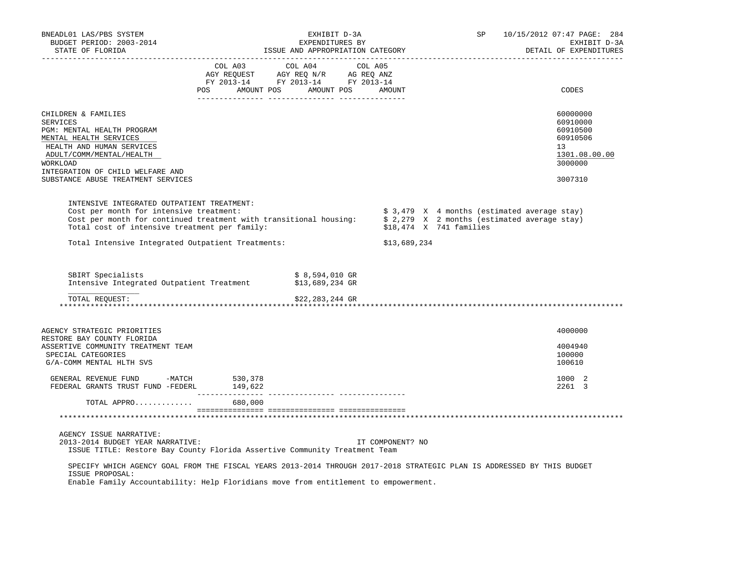| | COL A03 AGY REQUEST FY 2013-14 POS AMOUNT | COL A04 AGY REQ N/R FY 2013-14 POS AMOUNT | COL A05 AG REQ ANZ FY 2013-14 POS AMOUNT | CODES |
|---|---|---|---|---|
| CHILDREN & FAMILIES | | | | 60000000 |
| SERVICES | | | | 60910000 |
| PGM: MENTAL HEALTH PROGRAM | | | | 60910500 |
| MENTAL HEALTH SERVICES | | | | 60910506 |
| HEALTH AND HUMAN SERVICES | | | | 13 |
| ADULT/COMM/MENTAL/HEALTH | | | | 1301.08.00.00 |
| WORKLOAD | | | | 3000000 |
| INTEGRATION OF CHILD WELFARE AND SUBSTANCE ABUSE TREATMENT SERVICES | | | | 3007310 |

INTENSIVE INTEGRATED OUTPATIENT TREATMENT:

Cost per month for intensive treatment: $ 3,479 X 4 months (estimated average stay)

Cost per month for continued treatment with transitional housing: $ 2,279 X 2 months (estimated average stay)

Total cost of intensive treatment per family: $18,474 X 741 families

Total Intensive Integrated Outpatient Treatments: $13,689,234

| | |
|---|---|
| SBIRT Specialists | $ 8,594,010 GR |
| Intensive Integrated Outpatient Treatment | $13,689,234 GR |
| TOTAL REQUEST: | $22,283,244 GR |

******************************************************************************************************************

| | COL A03 | COL A04 | COL A05 | CODES |
|---|---|---|---|---|
| AGENCY STRATEGIC PRIORITIES | | | | 4000000 |
| RESTORE BAY COUNTY FLORIDA ASSERTIVE COMMUNITY TREATMENT TEAM | | | | 4004940 |
| SPECIAL CATEGORIES | | | | 100000 |
| G/A-COMM MENTAL HLTH SVS | | | | 100610 |
| GENERAL REVENUE FUND -MATCH | 530,378 | | | 1000 2 |
| FEDERAL GRANTS TRUST FUND -FEDERL | 149,622 | | | 2261 3 |
| TOTAL APPRO............ | 680,000 | | | |

******************************************************************************************************************

AGENCY ISSUE NARRATIVE:

2013-2014 BUDGET YEAR NARRATIVE: IT COMPONENT? NO

ISSUE TITLE: Restore Bay County Florida Assertive Community Treatment Team

SPECIFY WHICH AGENCY GOAL FROM THE FISCAL YEARS 2013-2014 THROUGH 2017-2018 STRATEGIC PLAN IS ADDRESSED BY THIS BUDGET ISSUE PROPOSAL:

Enable Family Accountability: Help Floridians move from entitlement to empowerment.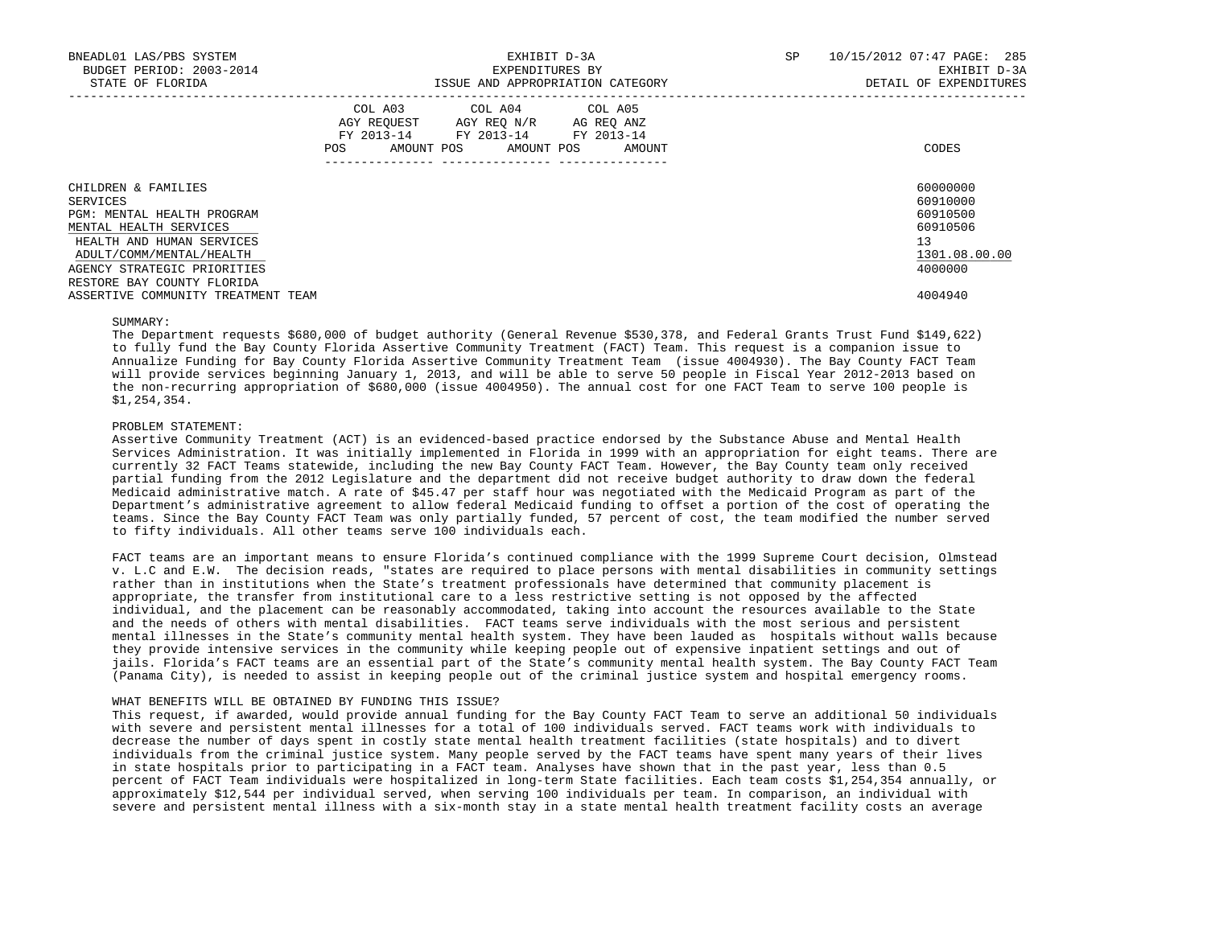| | COL A03 AGY REQUEST FY 2013-14 POS AMOUNT | COL A04 AGY REQ N/R FY 2013-14 POS AMOUNT | COL A05 AG REQ ANZ FY 2013-14 POS AMOUNT | CODES |
|---|---|---|---|---|
| CHILDREN & FAMILIES | | | | 60000000 |
| SERVICES | | | | 60910000 |
| PGM: MENTAL HEALTH PROGRAM | | | | 60910500 |
| MENTAL HEALTH SERVICES | | | | 60910506 |
| HEALTH AND HUMAN SERVICES | | | | 13 |
| ADULT/COMM/MENTAL/HEALTH | | | | 1301.08.00.00 |
| AGENCY STRATEGIC PRIORITIES | | | | 4000000 |
| RESTORE BAY COUNTY FLORIDA | | | | |
| ASSERTIVE COMMUNITY TREATMENT TEAM | | | | 4004940 |

SUMMARY:
The Department requests $680,000 of budget authority (General Revenue $530,378, and Federal Grants Trust Fund $149,622) to fully fund the Bay County Florida Assertive Community Treatment (FACT) Team. This request is a companion issue to Annualize Funding for Bay County Florida Assertive Community Treatment Team (issue 4004930). The Bay County FACT Team will provide services beginning January 1, 2013, and will be able to serve 50 people in Fiscal Year 2012-2013 based on the non-recurring appropriation of $680,000 (issue 4004950). The annual cost for one FACT Team to serve 100 people is $1,254,354.

PROBLEM STATEMENT:
Assertive Community Treatment (ACT) is an evidenced-based practice endorsed by the Substance Abuse and Mental Health Services Administration. It was initially implemented in Florida in 1999 with an appropriation for eight teams. There are currently 32 FACT Teams statewide, including the new Bay County FACT Team. However, the Bay County team only received partial funding from the 2012 Legislature and the department did not receive budget authority to draw down the federal Medicaid administrative match. A rate of $45.47 per staff hour was negotiated with the Medicaid Program as part of the Department's administrative agreement to allow federal Medicaid funding to offset a portion of the cost of operating the teams. Since the Bay County FACT Team was only partially funded, 57 percent of cost, the team modified the number served to fifty individuals. All other teams serve 100 individuals each.

FACT teams are an important means to ensure Florida's continued compliance with the 1999 Supreme Court decision, Olmstead v. L.C and E.W. The decision reads, "states are required to place persons with mental disabilities in community settings rather than in institutions when the State's treatment professionals have determined that community placement is appropriate, the transfer from institutional care to a less restrictive setting is not opposed by the affected individual, and the placement can be reasonably accommodated, taking into account the resources available to the State and the needs of others with mental disabilities. FACT teams serve individuals with the most serious and persistent mental illnesses in the State's community mental health system. They have been lauded as hospitals without walls because they provide intensive services in the community while keeping people out of expensive inpatient settings and out of jails. Florida's FACT teams are an essential part of the State's community mental health system. The Bay County FACT Team (Panama City), is needed to assist in keeping people out of the criminal justice system and hospital emergency rooms.

WHAT BENEFITS WILL BE OBTAINED BY FUNDING THIS ISSUE?
This request, if awarded, would provide annual funding for the Bay County FACT Team to serve an additional 50 individuals with severe and persistent mental illnesses for a total of 100 individuals served. FACT teams work with individuals to decrease the number of days spent in costly state mental health treatment facilities (state hospitals) and to divert individuals from the criminal justice system. Many people served by the FACT teams have spent many years of their lives in state hospitals prior to participating in a FACT team. Analyses have shown that in the past year, less than 0.5 percent of FACT Team individuals were hospitalized in long-term State facilities. Each team costs $1,254,354 annually, or approximately $12,544 per individual served, when serving 100 individuals per team. In comparison, an individual with severe and persistent mental illness with a six-month stay in a state mental health treatment facility costs an average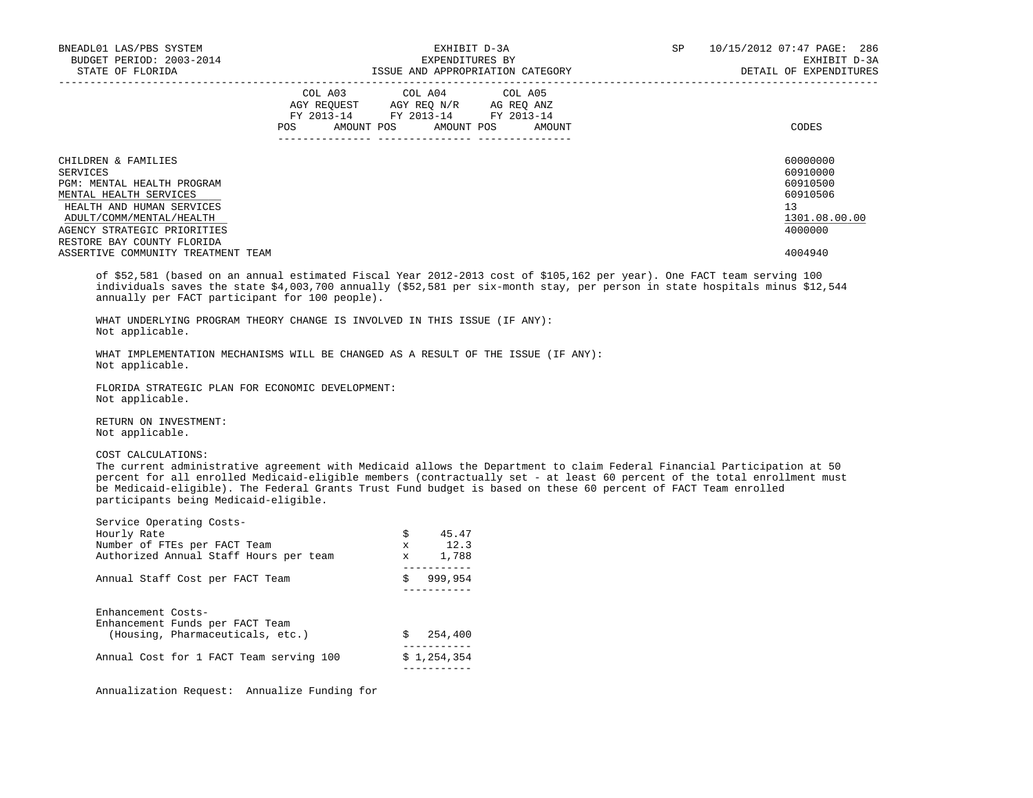| | COL A03 AGY REQUEST FY 2013-14 POS AMOUNT | COL A04 AGY REQ N/R FY 2013-14 POS AMOUNT | COL A05 AG REQ ANZ FY 2013-14 POS AMOUNT | CODES |
|---|---|---|---|---|
| CHILDREN & FAMILIES | | | | 60000000 |
| SERVICES | | | | 60910000 |
| PGM: MENTAL HEALTH PROGRAM | | | | 60910500 |
| MENTAL HEALTH SERVICES | | | | 60910506 |
| HEALTH AND HUMAN SERVICES | | | | 13 |
| ADULT/COMM/MENTAL/HEALTH | | | | 1301.08.00.00 |
| AGENCY STRATEGIC PRIORITIES | | | | 4000000 |
| RESTORE BAY COUNTY FLORIDA | | | | |
| ASSERTIVE COMMUNITY TREATMENT TEAM | | | | 4004940 |

of $52,581 (based on an annual estimated Fiscal Year 2012-2013 cost of $105,162 per year). One FACT team serving 100 individuals saves the state $4,003,700 annually ($52,581 per six-month stay, per person in state hospitals minus $12,544 annually per FACT participant for 100 people).

WHAT UNDERLYING PROGRAM THEORY CHANGE IS INVOLVED IN THIS ISSUE (IF ANY):
Not applicable.

WHAT IMPLEMENTATION MECHANISMS WILL BE CHANGED AS A RESULT OF THE ISSUE (IF ANY):
Not applicable.

FLORIDA STRATEGIC PLAN FOR ECONOMIC DEVELOPMENT:
Not applicable.

RETURN ON INVESTMENT:
Not applicable.

COST CALCULATIONS:
The current administrative agreement with Medicaid allows the Department to claim Federal Financial Participation at 50 percent for all enrolled Medicaid-eligible members (contractually set - at least 60 percent of the total enrollment must be Medicaid-eligible). The Federal Grants Trust Fund budget is based on these 60 percent of FACT Team enrolled participants being Medicaid-eligible.

Service Operating Costs-

| | | |
|---|---|---|
| Hourly Rate | $ | 45.47 |
| Number of FTEs per FACT Team | x | 12.3 |
| Authorized Annual Staff Hours per team | x | 1,788 |
| Annual Staff Cost per FACT Team | $ | 999,954 |

Enhancement Costs-

| | | |
|---|---|---|
| Enhancement Funds per FACT Team (Housing, Pharmaceuticals, etc.) | $ | 254,400 |
| Annual Cost for 1 FACT Team serving 100 | $ | 1,254,354 |

Annualization Request: Annualize Funding for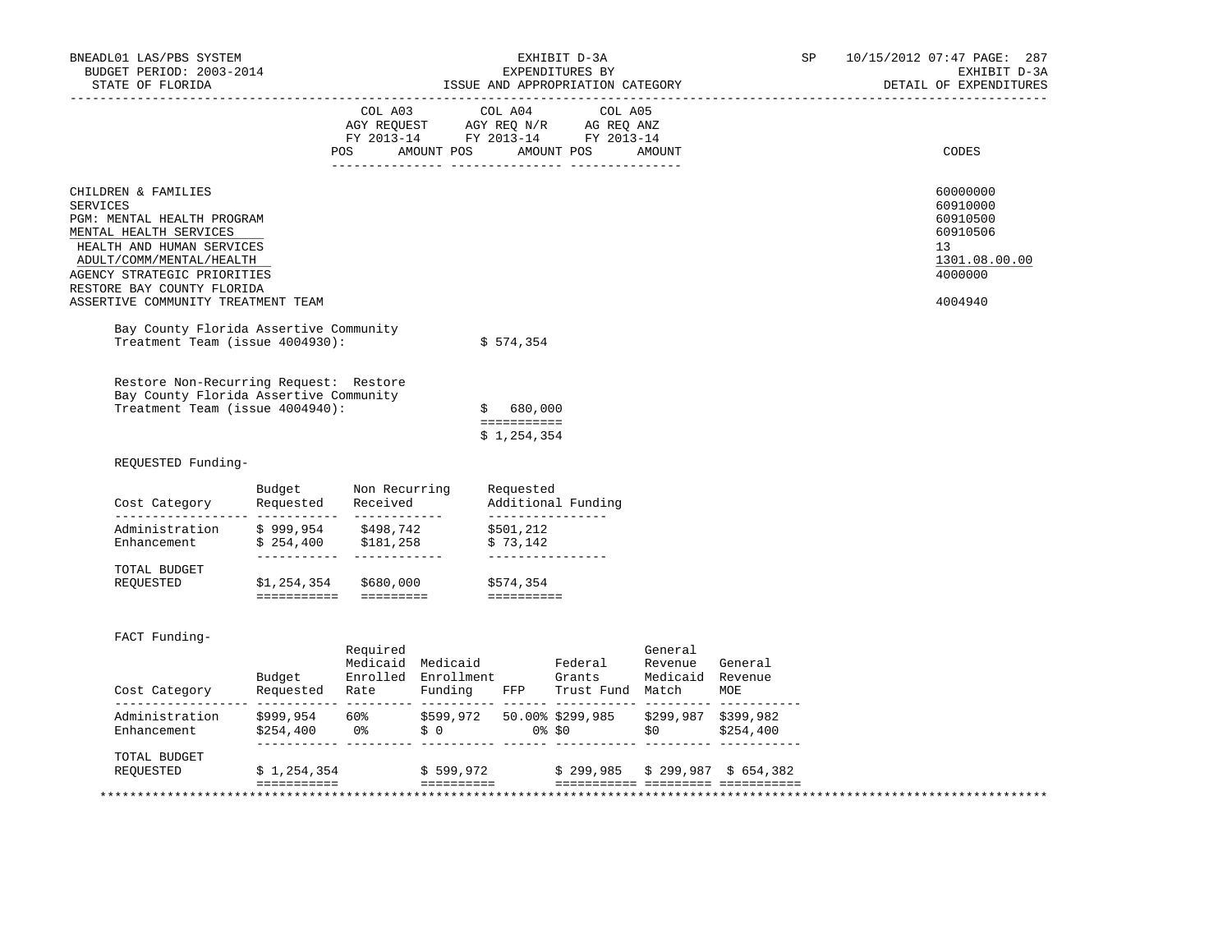BNEADL01 LAS/PBS SYSTEM
BUDGET PERIOD: 2003-2014
STATE OF FLORIDA

EXHIBIT D-3A
EXPENDITURES BY
ISSUE AND APPROPRIATION CATEGORY

SP 10/15/2012 07:47
EXHIBIT D-3A
DETAIL OF EXPENDITURES

| | COL A03 AGY REQUEST FY 2013-14 POS AMOUNT | COL A04 AGY REQ N/R FY 2013-14 POS AMOUNT | COL A05 AG REQ ANZ FY 2013-14 POS AMOUNT | CODES |
|---|---|---|---|---|
| CHILDREN & FAMILIES | | | | 60000000 |
| SERVICES | | | | 60910000 |
| PGM: MENTAL HEALTH PROGRAM | | | | 60910500 |
| MENTAL HEALTH SERVICES | | | | 60910506 |
| HEALTH AND HUMAN SERVICES | | | | 13 |
| ADULT/COMM/MENTAL/HEALTH | | | | 1301.08.00.00 |
| AGENCY STRATEGIC PRIORITIES | | | | 4000000 |
| RESTORE BAY COUNTY FLORIDA | | | | |
| ASSERTIVE COMMUNITY TREATMENT TEAM | | | | 4004940 |

Bay County Florida Assertive Community Treatment Team (issue 4004930): $ 574,354

Restore Non-Recurring Request: Restore Bay County Florida Assertive Community Treatment Team (issue 4004940): $ 680,000

===========

$ 1,254,354

REQUESTED Funding-

| Cost Category | Budget Requested | Non Recurring Received | Requested Additional Funding |
|---|---|---|---|
| Administration | $ 999,954 | $498,742 | $501,212 |
| Enhancement | $ 254,400 | $181,258 | $ 73,142 |
| TOTAL BUDGET REQUESTED | $1,254,354 | $680,000 | $574,354 |

FACT Funding-

| Cost Category | Budget Requested | Required Medicaid Enrolled Rate | Medicaid Enrollment Funding | FFP | Federal Grants Trust Fund | General Revenue Medicaid Match | General Revenue MOE |
|---|---|---|---|---|---|---|---|
| Administration | $999,954 | 60% | $599,972 | 50.00% | $299,985 | $299,987 | $399,982 |
| Enhancement | $254,400 | 0% | $ 0 | 0% | $0 | $0 | $254,400 |
| TOTAL BUDGET REQUESTED | $ 1,254,354 | | $ 599,972 | | $ 299,985 | $ 299,987 | $ 654,382 |

*****************************************************************************************************************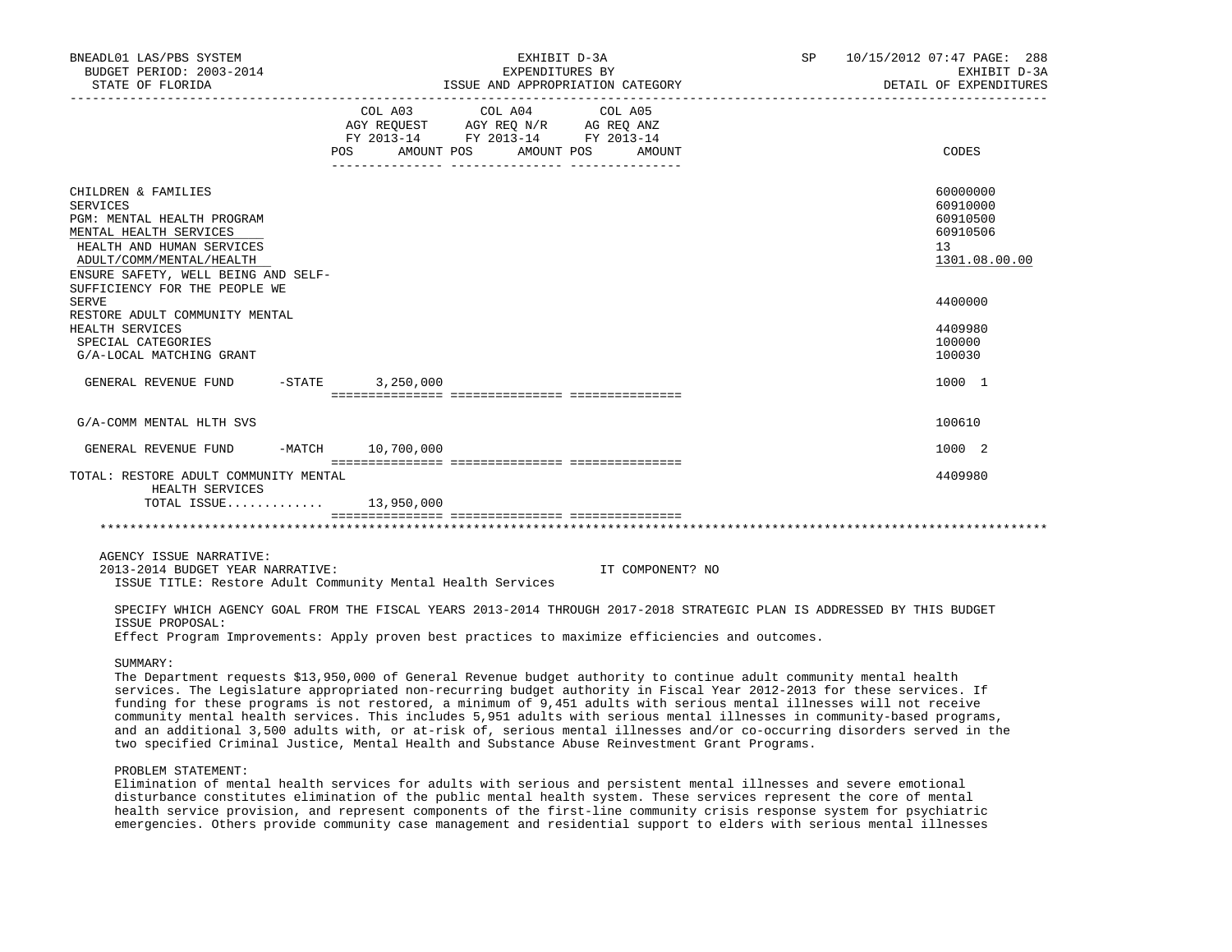BNEADL01 LAS/PBS SYSTEM | EXHIBIT D-3A | SP 10/15/2012 07:47
BUDGET PERIOD: 2003-2014 | EXPENDITURES BY | EXHIBIT D-3A
STATE OF FLORIDA | ISSUE AND APPROPRIATION CATEGORY | DETAIL OF EXPENDITURES

| | COL A03 AGY REQUEST FY 2013-14 POS AMOUNT | COL A04 AGY REQ N/R FY 2013-14 POS AMOUNT | COL A05 AG REQ ANZ FY 2013-14 POS AMOUNT | CODES |
|---|---|---|---|---|
| CHILDREN & FAMILIES | | | | 60000000 |
| SERVICES | | | | 60910000 |
| PGM: MENTAL HEALTH PROGRAM | | | | 60910500 |
| MENTAL HEALTH SERVICES | | | | 60910506 |
| HEALTH AND HUMAN SERVICES | | | | 13 |
| ADULT/COMM/MENTAL/HEALTH | | | | 1301.08.00.00 |
| ENSURE SAFETY, WELL BEING AND SELF-SUFFICIENCY FOR THE PEOPLE WE SERVE | | | | 4400000 |
| RESTORE ADULT COMMUNITY MENTAL HEALTH SERVICES | | | | 4409980 |
| SPECIAL CATEGORIES | | | | 100000 |
| G/A-LOCAL MATCHING GRANT | | | | 100030 |
| GENERAL REVENUE FUND -STATE | 3,250,000 | | | 1000 1 |
| G/A-COMM MENTAL HLTH SVS | | | | 100610 |
| GENERAL REVENUE FUND -MATCH | 10,700,000 | | | 1000 2 |
| TOTAL: RESTORE ADULT COMMUNITY MENTAL HEALTH SERVICES | | | | 4409980 |
| TOTAL ISSUE............ | 13,950,000 | | | |

AGENCY ISSUE NARRATIVE:

2013-2014 BUDGET YEAR NARRATIVE: IT COMPONENT? NO

ISSUE TITLE: Restore Adult Community Mental Health Services

SPECIFY WHICH AGENCY GOAL FROM THE FISCAL YEARS 2013-2014 THROUGH 2017-2018 STRATEGIC PLAN IS ADDRESSED BY THIS BUDGET ISSUE PROPOSAL:

Effect Program Improvements: Apply proven best practices to maximize efficiencies and outcomes.

SUMMARY:

The Department requests $13,950,000 of General Revenue budget authority to continue adult community mental health services. The Legislature appropriated non-recurring budget authority in Fiscal Year 2012-2013 for these services. If funding for these programs is not restored, a minimum of 9,451 adults with serious mental illnesses will not receive community mental health services. This includes 5,951 adults with serious mental illnesses in community-based programs, and an additional 3,500 adults with, or at-risk of, serious mental illnesses and/or co-occurring disorders served in the two specified Criminal Justice, Mental Health and Substance Abuse Reinvestment Grant Programs.

PROBLEM STATEMENT:

Elimination of mental health services for adults with serious and persistent mental illnesses and severe emotional disturbance constitutes elimination of the public mental health system. These services represent the core of mental health service provision, and represent components of the first-line community crisis response system for psychiatric emergencies. Others provide community case management and residential support to elders with serious mental illnesses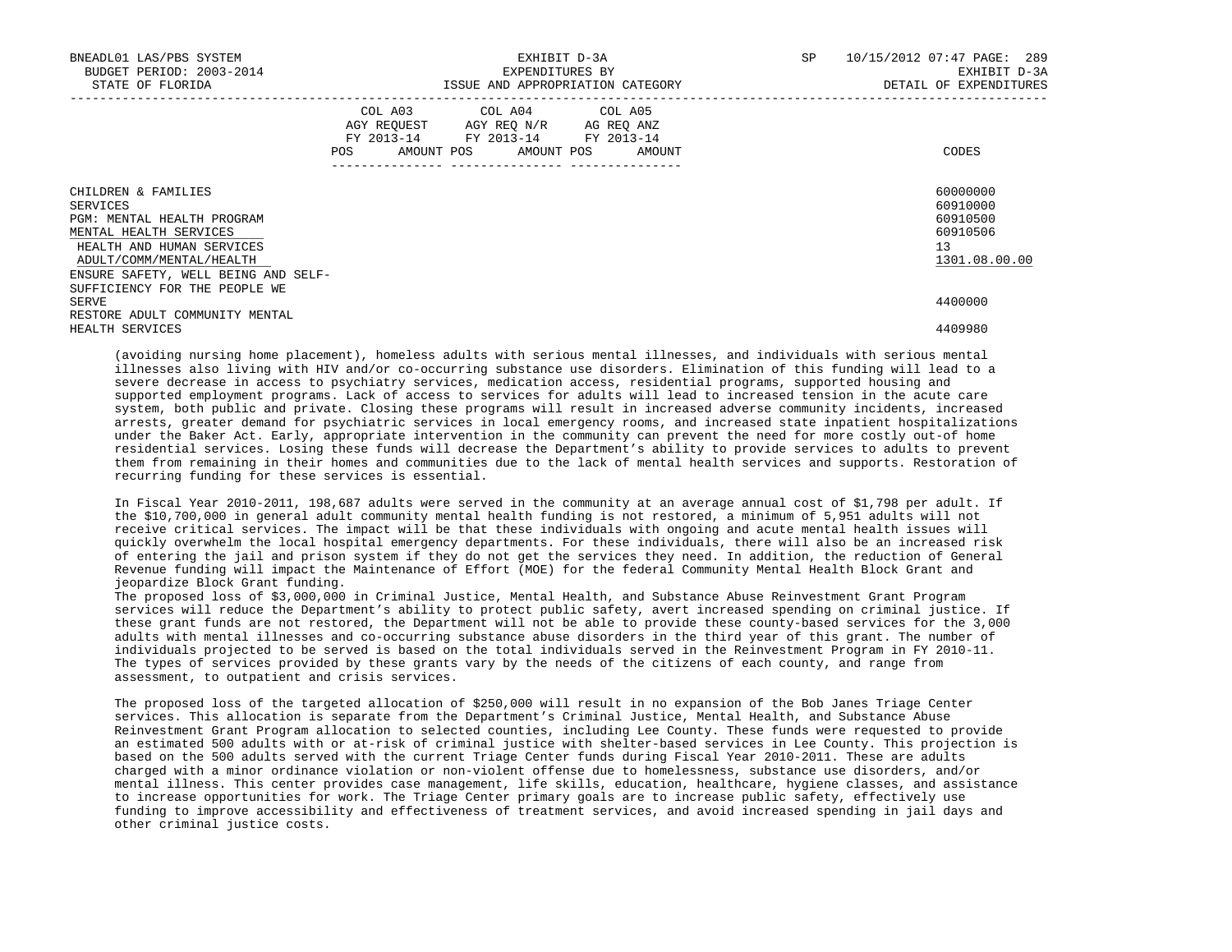| | COL A03 AGY REQUEST FY 2013-14 | | COL A04 AGY REQ N/R FY 2013-14 | | COL A05 AG REQ ANZ FY 2013-14 | | CODES |
|---|---|---|---|---|---|---|---|
| | POS | AMOUNT | POS | AMOUNT | POS | AMOUNT | |
| CHILDREN & FAMILIES | | | | | | | 60000000 |
| SERVICES | | | | | | | 60910000 |
| PGM: MENTAL HEALTH PROGRAM | | | | | | | 60910500 |
| MENTAL HEALTH SERVICES | | | | | | | 60910506 |
| HEALTH AND HUMAN SERVICES | | | | | | | 13 |
| ADULT/COMM/MENTAL/HEALTH | | | | | | | 1301.08.00.00 |
| ENSURE SAFETY, WELL BEING AND SELF-SUFFICIENCY FOR THE PEOPLE WE SERVE | | | | | | | 4400000 |
| RESTORE ADULT COMMUNITY MENTAL HEALTH SERVICES | | | | | | | 4409980 |

(avoiding nursing home placement), homeless adults with serious mental illnesses, and individuals with serious mental illnesses also living with HIV and/or co-occurring substance use disorders. Elimination of this funding will lead to a severe decrease in access to psychiatry services, medication access, residential programs, supported housing and supported employment programs. Lack of access to services for adults will lead to increased tension in the acute care system, both public and private. Closing these programs will result in increased adverse community incidents, increased arrests, greater demand for psychiatric services in local emergency rooms, and increased state inpatient hospitalizations under the Baker Act. Early, appropriate intervention in the community can prevent the need for more costly out-of home residential services. Losing these funds will decrease the Department's ability to provide services to adults to prevent them from remaining in their homes and communities due to the lack of mental health services and supports. Restoration of recurring funding for these services is essential.

In Fiscal Year 2010-2011, 198,687 adults were served in the community at an average annual cost of $1,798 per adult. If the $10,700,000 in general adult community mental health funding is not restored, a minimum of 5,951 adults will not receive critical services. The impact will be that these individuals with ongoing and acute mental health issues will quickly overwhelm the local hospital emergency departments. For these individuals, there will also be an increased risk of entering the jail and prison system if they do not get the services they need. In addition, the reduction of General Revenue funding will impact the Maintenance of Effort (MOE) for the federal Community Mental Health Block Grant and jeopardize Block Grant funding.

The proposed loss of $3,000,000 in Criminal Justice, Mental Health, and Substance Abuse Reinvestment Grant Program services will reduce the Department's ability to protect public safety, avert increased spending on criminal justice. If these grant funds are not restored, the Department will not be able to provide these county-based services for the 3,000 adults with mental illnesses and co-occurring substance abuse disorders in the third year of this grant. The number of individuals projected to be served is based on the total individuals served in the Reinvestment Program in FY 2010-11. The types of services provided by these grants vary by the needs of the citizens of each county, and range from assessment, to outpatient and crisis services.

The proposed loss of the targeted allocation of $250,000 will result in no expansion of the Bob Janes Triage Center services. This allocation is separate from the Department's Criminal Justice, Mental Health, and Substance Abuse Reinvestment Grant Program allocation to selected counties, including Lee County. These funds were requested to provide an estimated 500 adults with or at-risk of criminal justice with shelter-based services in Lee County. This projection is based on the 500 adults served with the current Triage Center funds during Fiscal Year 2010-2011. These are adults charged with a minor ordinance violation or non-violent offense due to homelessness, substance use disorders, and/or mental illness. This center provides case management, life skills, education, healthcare, hygiene classes, and assistance to increase opportunities for work. The Triage Center primary goals are to increase public safety, effectively use funding to improve accessibility and effectiveness of treatment services, and avoid increased spending in jail days and other criminal justice costs.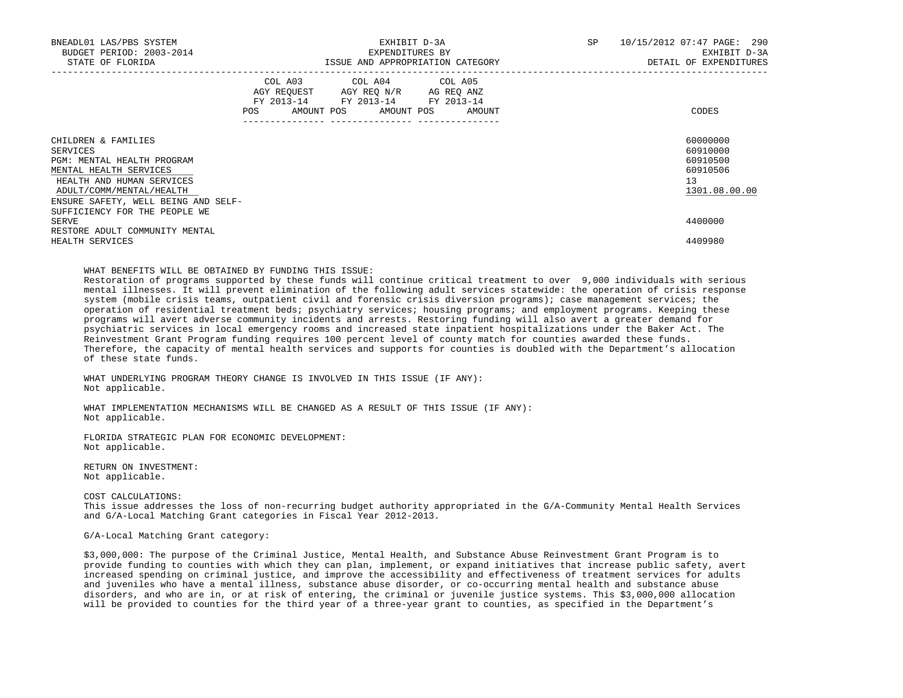| | COL A03 AGY REQUEST FY 2013-14 POS AMOUNT | COL A04 AGY REQ N/R FY 2013-14 POS AMOUNT | COL A05 AG REQ ANZ FY 2013-14 POS AMOUNT | CODES |
|---|---|---|---|---|
| CHILDREN & FAMILIES | | | | 60000000 |
| SERVICES | | | | 60910000 |
| PGM: MENTAL HEALTH PROGRAM | | | | 60910500 |
| MENTAL HEALTH SERVICES | | | | 60910506 |
| HEALTH AND HUMAN SERVICES | | | | 13 |
| ADULT/COMM/MENTAL/HEALTH | | | | 1301.08.00.00 |
| ENSURE SAFETY, WELL BEING AND SELF-SUFFICIENCY FOR THE PEOPLE WE SERVE | | | | 4400000 |
| RESTORE ADULT COMMUNITY MENTAL HEALTH SERVICES | | | | 4409980 |

WHAT BENEFITS WILL BE OBTAINED BY FUNDING THIS ISSUE:
Restoration of programs supported by these funds will continue critical treatment to over 9,000 individuals with serious mental illnesses. It will prevent elimination of the following adult services statewide: the operation of crisis response system (mobile crisis teams, outpatient civil and forensic crisis diversion programs); case management services; the operation of residential treatment beds; psychiatry services; housing programs; and employment programs. Keeping these programs will avert adverse community incidents and arrests. Restoring funding will also avert a greater demand for psychiatric services in local emergency rooms and increased state inpatient hospitalizations under the Baker Act. The Reinvestment Grant Program funding requires 100 percent level of county match for counties awarded these funds. Therefore, the capacity of mental health services and supports for counties is doubled with the Department's allocation of these state funds.

WHAT UNDERLYING PROGRAM THEORY CHANGE IS INVOLVED IN THIS ISSUE (IF ANY):
Not applicable.

WHAT IMPLEMENTATION MECHANISMS WILL BE CHANGED AS A RESULT OF THIS ISSUE (IF ANY):
Not applicable.

FLORIDA STRATEGIC PLAN FOR ECONOMIC DEVELOPMENT:
Not applicable.

RETURN ON INVESTMENT:
Not applicable.

COST CALCULATIONS:
This issue addresses the loss of non-recurring budget authority appropriated in the G/A-Community Mental Health Services and G/A-Local Matching Grant categories in Fiscal Year 2012-2013.

G/A-Local Matching Grant category:

$3,000,000: The purpose of the Criminal Justice, Mental Health, and Substance Abuse Reinvestment Grant Program is to provide funding to counties with which they can plan, implement, or expand initiatives that increase public safety, avert increased spending on criminal justice, and improve the accessibility and effectiveness of treatment services for adults and juveniles who have a mental illness, substance abuse disorder, or co-occurring mental health and substance abuse disorders, and who are in, or at risk of entering, the criminal or juvenile justice systems. This $3,000,000 allocation will be provided to counties for the third year of a three-year grant to counties, as specified in the Department's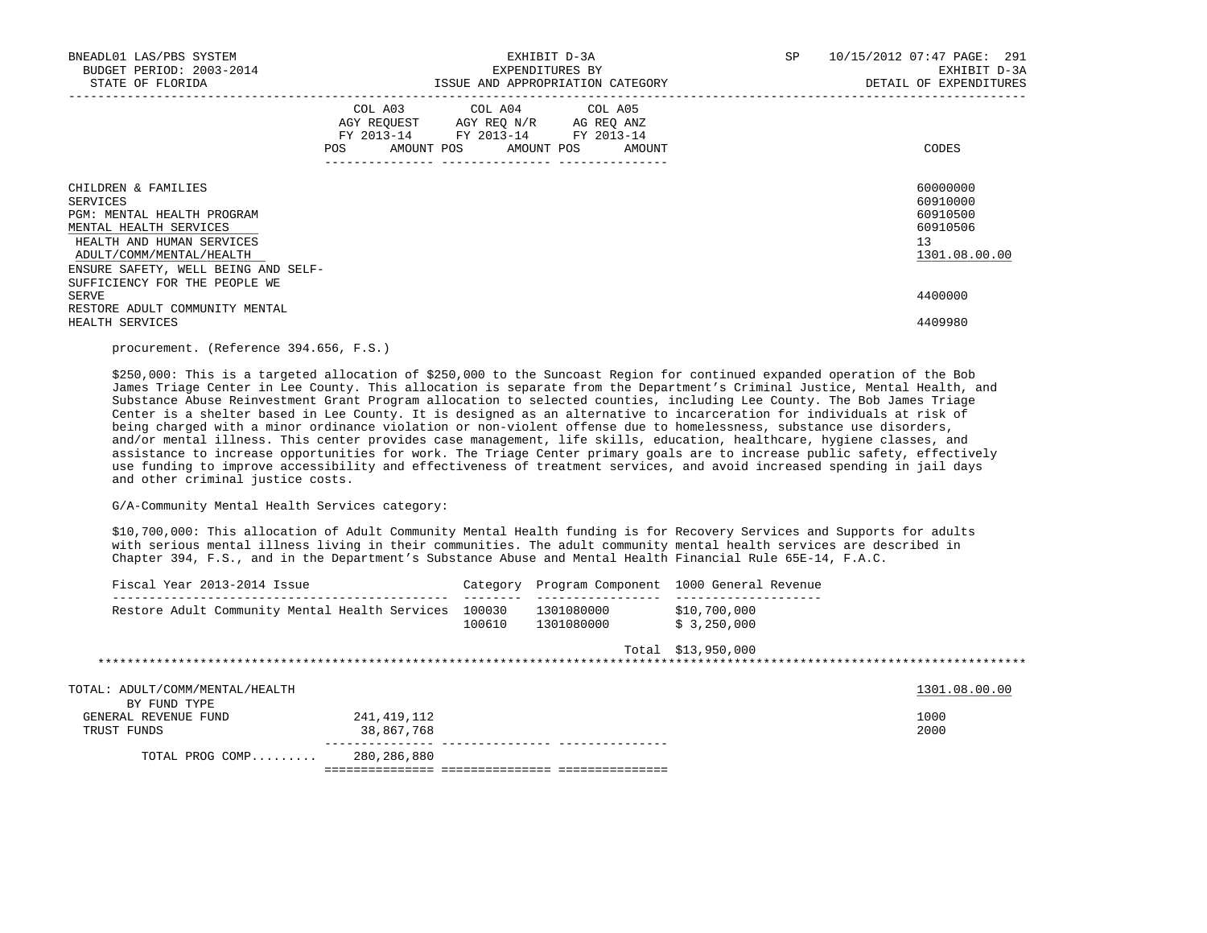| | COL A03 AGY REQUEST FY 2013-14 POS AMOUNT | COL A04 AGY REQ N/R FY 2013-14 POS AMOUNT | COL A05 AG REQ ANZ FY 2013-14 POS AMOUNT | CODES |
|---|---|---|---|---|
| CHILDREN & FAMILIES | | | | 60000000 |
| SERVICES | | | | 60910000 |
| PGM: MENTAL HEALTH PROGRAM | | | | 60910500 |
| MENTAL HEALTH SERVICES | | | | 60910506 |
| HEALTH AND HUMAN SERVICES | | | | 13 |
| ADULT/COMM/MENTAL/HEALTH | | | | 1301.08.00.00 |
| ENSURE SAFETY, WELL BEING AND SELF-SUFFICIENCY FOR THE PEOPLE WE SERVE | | | | 4400000 |
| RESTORE ADULT COMMUNITY MENTAL HEALTH SERVICES | | | | 4409980 |

procurement. (Reference 394.656, F.S.)

$250,000: This is a targeted allocation of $250,000 to the Suncoast Region for continued expanded operation of the Bob James Triage Center in Lee County. This allocation is separate from the Department's Criminal Justice, Mental Health, and Substance Abuse Reinvestment Grant Program allocation to selected counties, including Lee County. The Bob James Triage Center is a shelter based in Lee County. It is designed as an alternative to incarceration for individuals at risk of being charged with a minor ordinance violation or non-violent offense due to homelessness, substance use disorders, and/or mental illness. This center provides case management, life skills, education, healthcare, hygiene classes, and assistance to increase opportunities for work. The Triage Center primary goals are to increase public safety, effectively use funding to improve accessibility and effectiveness of treatment services, and avoid increased spending in jail days and other criminal justice costs.

G/A-Community Mental Health Services category:

$10,700,000: This allocation of Adult Community Mental Health funding is for Recovery Services and Supports for adults with serious mental illness living in their communities. The adult community mental health services are described in Chapter 394, F.S., and in the Department's Substance Abuse and Mental Health Financial Rule 65E-14, F.A.C.

| Fiscal Year 2013-2014 Issue | Category | Program Component | 1000 General Revenue |
|---|---|---|---|
| Restore Adult Community Mental Health Services | 100030 | 1301080000 | $10,700,000 |
| | 100610 | 1301080000 | $ 3,250,000 |
| | | Total | $13,950,000 |

*****************************************************************************************************************************

| TOTAL: ADULT/COMM/MENTAL/HEALTH | COL A03 | COL A04 | COL A05 | 1301.08.00.00 |
|---|---|---|---|---|
| BY FUND TYPE | | | | |
| GENERAL REVENUE FUND | 241,419,112 | | | 1000 |
| TRUST FUNDS | 38,867,768 | | | 2000 |
| TOTAL PROG COMP......... | 280,286,880 | | | |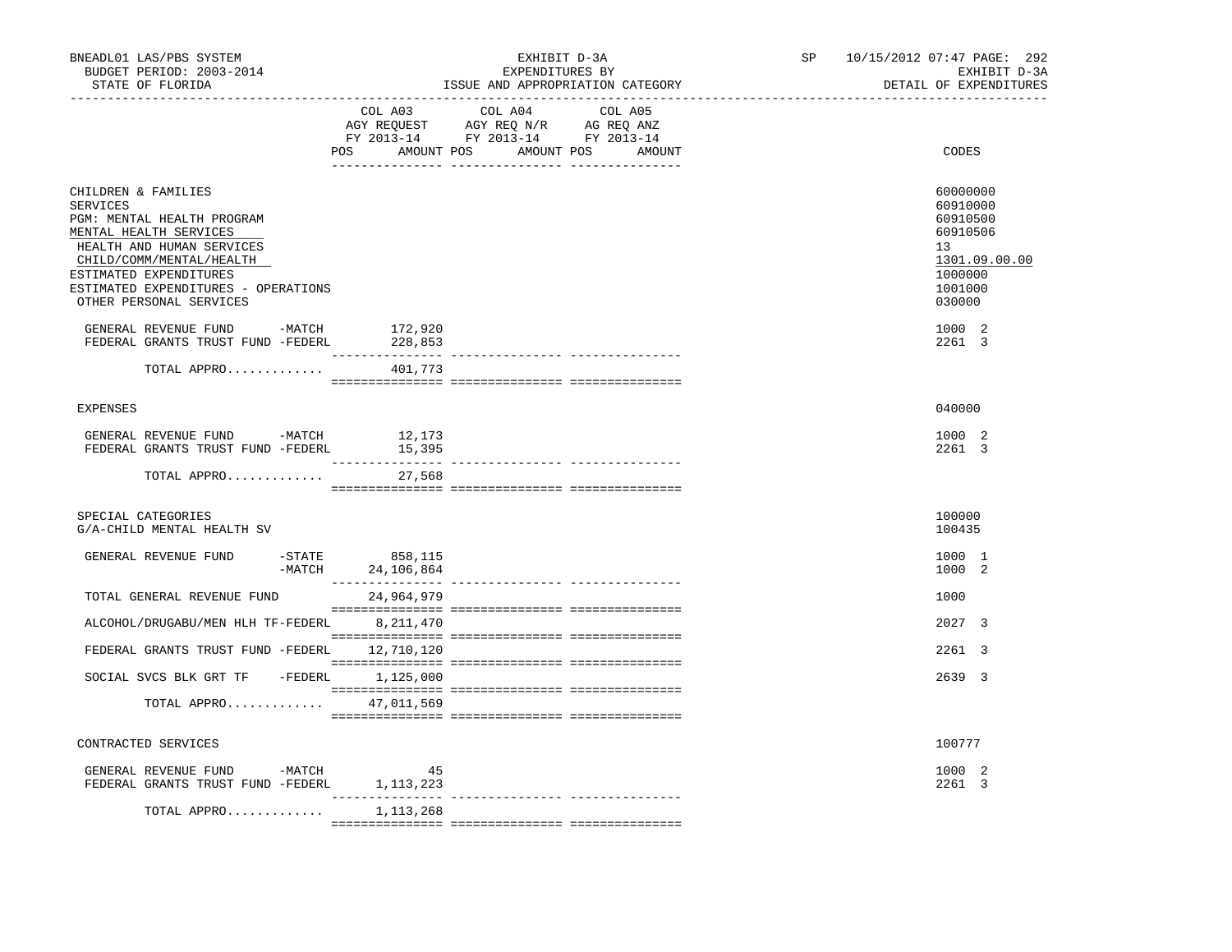BNEADL01 LAS/PBS SYSTEM — EXHIBIT D-3A — SP 10/15/2012 07:47 PAGE: 292
BUDGET PERIOD: 2003-2014 — EXPENDITURES BY — EXHIBIT D-3A
STATE OF FLORIDA — ISSUE AND APPROPRIATION CATEGORY — DETAIL OF EXPENDITURES

| | COL A03 AGY REQUEST FY 2013-14 POS AMOUNT | COL A04 AGY REQ N/R FY 2013-14 POS AMOUNT | COL A05 AG REQ ANZ FY 2013-14 POS AMOUNT | CODES |
|---|---|---|---|---|
| CHILDREN & FAMILIES | | | | 60000000 |
| SERVICES | | | | 60910000 |
| PGM: MENTAL HEALTH PROGRAM | | | | 60910500 |
| MENTAL HEALTH SERVICES | | | | 60910506 |
| HEALTH AND HUMAN SERVICES | | | | 13 |
| CHILD/COMM/MENTAL/HEALTH | | | | 1301.09.00.00 |
| ESTIMATED EXPENDITURES | | | | 1000000 |
| ESTIMATED EXPENDITURES - OPERATIONS | | | | 1001000 |
| OTHER PERSONAL SERVICES | | | | 030000 |
| GENERAL REVENUE FUND -MATCH | 172,920 | | | 1000 2 |
| FEDERAL GRANTS TRUST FUND -FEDERL | 228,853 | | | 2261 3 |
| TOTAL APPRO............. | 401,773 | | | |
| EXPENSES | | | | 040000 |
| GENERAL REVENUE FUND -MATCH | 12,173 | | | 1000 2 |
| FEDERAL GRANTS TRUST FUND -FEDERL | 15,395 | | | 2261 3 |
| TOTAL APPRO............. | 27,568 | | | |
| SPECIAL CATEGORIES | | | | 100000 |
| G/A-CHILD MENTAL HEALTH SV | | | | 100435 |
| GENERAL REVENUE FUND -STATE | 858,115 | | | 1000 1 |
| -MATCH | 24,106,864 | | | 1000 2 |
| TOTAL GENERAL REVENUE FUND | 24,964,979 | | | 1000 |
| ALCOHOL/DRUGABU/MEN HLH TF-FEDERL | 8,211,470 | | | 2027 3 |
| FEDERAL GRANTS TRUST FUND -FEDERL | 12,710,120 | | | 2261 3 |
| SOCIAL SVCS BLK GRT TF -FEDERL | 1,125,000 | | | 2639 3 |
| TOTAL APPRO............. | 47,011,569 | | | |
| CONTRACTED SERVICES | | | | 100777 |
| GENERAL REVENUE FUND -MATCH | 45 | | | 1000 2 |
| FEDERAL GRANTS TRUST FUND -FEDERL | 1,113,223 | | | 2261 3 |
| TOTAL APPRO............. | 1,113,268 | | | |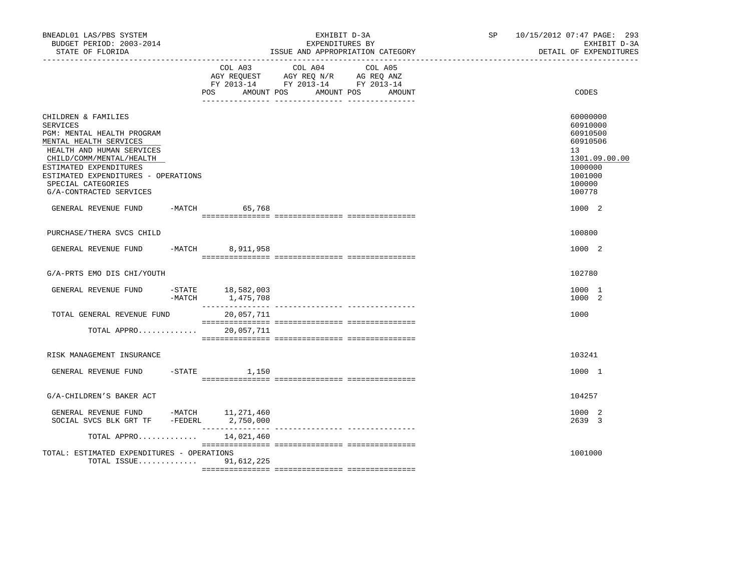BNEADL01 LAS/PBS SYSTEM | EXHIBIT D-3A | SP 10/15/2012 07:47 PAGE: 293
BUDGET PERIOD: 2003-2014 | EXPENDITURES BY | EXHIBIT D-3A
STATE OF FLORIDA | ISSUE AND APPROPRIATION CATEGORY | DETAIL OF EXPENDITURES

| | COL A03 AGY REQUEST FY 2013-14 POS AMOUNT | COL A04 AGY REQ N/R FY 2013-14 POS AMOUNT | COL A05 AG REQ ANZ FY 2013-14 POS AMOUNT | CODES |
|---|---|---|---|---|
| CHILDREN & FAMILIES | | | | 60000000 |
| SERVICES | | | | 60910000 |
| PGM: MENTAL HEALTH PROGRAM | | | | 60910500 |
| MENTAL HEALTH SERVICES | | | | 60910506 |
| HEALTH AND HUMAN SERVICES | | | | 13 |
| CHILD/COMM/MENTAL/HEALTH | | | | 1301.09.00.00 |
| ESTIMATED EXPENDITURES | | | | 1000000 |
| ESTIMATED EXPENDITURES - OPERATIONS | | | | 1001000 |
| SPECIAL CATEGORIES | | | | 100000 |
| G/A-CONTRACTED SERVICES | | | | 100778 |
| GENERAL REVENUE FUND -MATCH | 65,768 | | | 1000 2 |
| PURCHASE/THERA SVCS CHILD | | | | 100800 |
| GENERAL REVENUE FUND -MATCH | 8,911,958 | | | 1000 2 |
| G/A-PRTS EMO DIS CHI/YOUTH | | | | 102780 |
| GENERAL REVENUE FUND -STATE | 18,582,003 | | | 1000 1 |
| -MATCH | 1,475,708 | | | 1000 2 |
| TOTAL GENERAL REVENUE FUND | 20,057,711 | | | 1000 |
| TOTAL APPRO............. | 20,057,711 | | | |
| RISK MANAGEMENT INSURANCE | | | | 103241 |
| GENERAL REVENUE FUND -STATE | 1,150 | | | 1000 1 |
| G/A-CHILDREN'S BAKER ACT | | | | 104257 |
| GENERAL REVENUE FUND -MATCH | 11,271,460 | | | 1000 2 |
| SOCIAL SVCS BLK GRT TF -FEDERL | 2,750,000 | | | 2639 3 |
| TOTAL APPRO............. | 14,021,460 | | | |
| TOTAL: ESTIMATED EXPENDITURES - OPERATIONS | | | | 1001000 |
| TOTAL ISSUE............. | 91,612,225 | | | |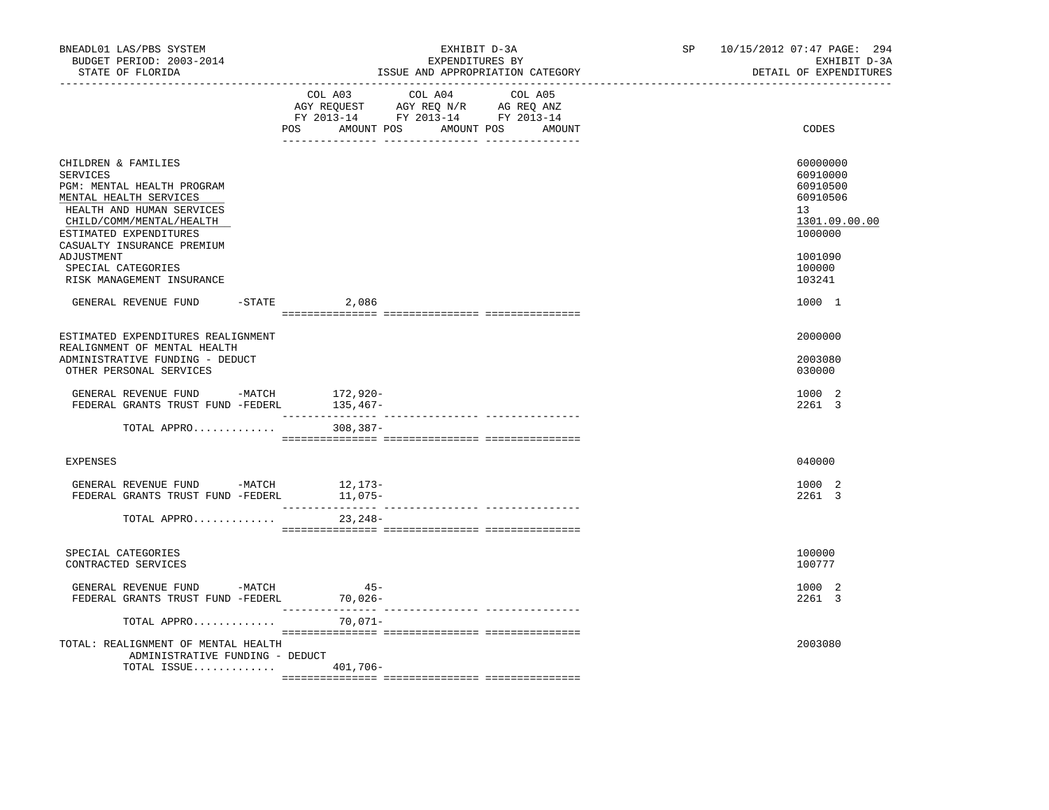BNEADL01 LAS/PBS SYSTEM — EXHIBIT D-3A — SP 10/15/2012 07:47 PAGE: 294
BUDGET PERIOD: 2003-2014 — EXPENDITURES BY — EXHIBIT D-3A
STATE OF FLORIDA — ISSUE AND APPROPRIATION CATEGORY — DETAIL OF EXPENDITURES

| | COL A03 AGY REQUEST FY 2013-14 POS AMOUNT | COL A04 AGY REQ N/R FY 2013-14 POS AMOUNT | COL A05 AG REQ ANZ FY 2013-14 POS AMOUNT | CODES |
|---|---|---|---|---|
| CHILDREN & FAMILIES | | | | 60000000 |
| SERVICES | | | | 60910000 |
| PGM: MENTAL HEALTH PROGRAM | | | | 60910500 |
| MENTAL HEALTH SERVICES | | | | 60910506 |
| HEALTH AND HUMAN SERVICES | | | | 13 |
| CHILD/COMM/MENTAL/HEALTH | | | | 1301.09.00.00 |
| ESTIMATED EXPENDITURES | | | | 1000000 |
| CASUALTY INSURANCE PREMIUM ADJUSTMENT | | | | 1001090 |
| SPECIAL CATEGORIES | | | | 100000 |
| RISK MANAGEMENT INSURANCE | | | | 103241 |
| GENERAL REVENUE FUND -STATE | 2,086 | | | 1000 1 |
| ESTIMATED EXPENDITURES REALIGNMENT | | | | 2000000 |
| REALIGNMENT OF MENTAL HEALTH ADMINISTRATIVE FUNDING - DEDUCT | | | | 2003080 |
| OTHER PERSONAL SERVICES | | | | 030000 |
| GENERAL REVENUE FUND -MATCH | 172,920- | | | 1000 2 |
| FEDERAL GRANTS TRUST FUND -FEDERL | 135,467- | | | 2261 3 |
| TOTAL APPRO............. | 308,387- | | | |
| EXPENSES | | | | 040000 |
| GENERAL REVENUE FUND -MATCH | 12,173- | | | 1000 2 |
| FEDERAL GRANTS TRUST FUND -FEDERL | 11,075- | | | 2261 3 |
| TOTAL APPRO............. | 23,248- | | | |
| SPECIAL CATEGORIES | | | | 100000 |
| CONTRACTED SERVICES | | | | 100777 |
| GENERAL REVENUE FUND -MATCH | 45- | | | 1000 2 |
| FEDERAL GRANTS TRUST FUND -FEDERL | 70,026- | | | 2261 3 |
| TOTAL APPRO............. | 70,071- | | | |
| TOTAL: REALIGNMENT OF MENTAL HEALTH ADMINISTRATIVE FUNDING - DEDUCT | | | | 2003080 |
| TOTAL ISSUE............. | 401,706- | | | |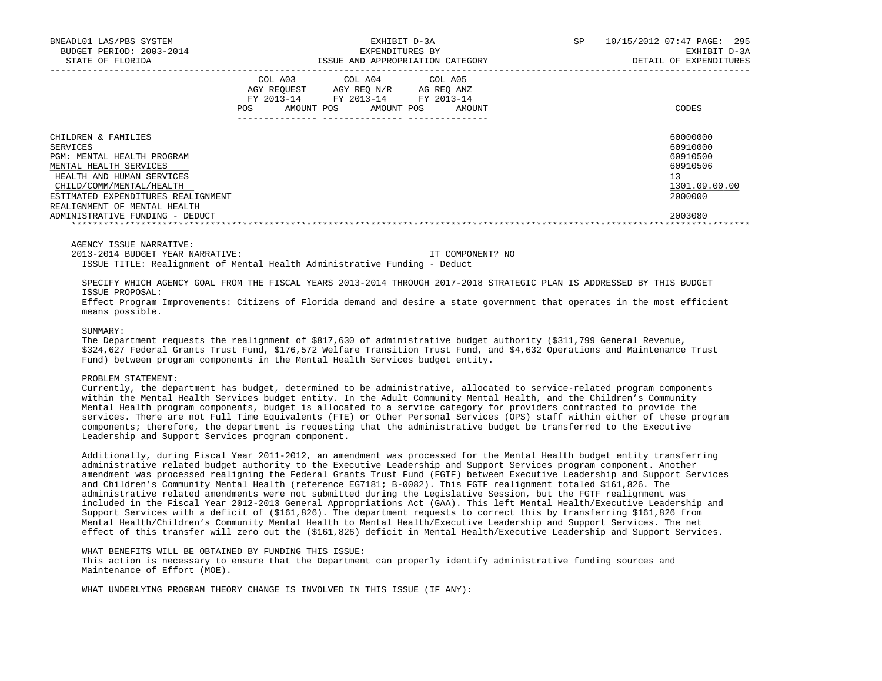| | COL A03 AGY REQUEST FY 2013-14 POS AMOUNT | COL A04 AGY REQ N/R FY 2013-14 POS AMOUNT | COL A05 AG REQ ANZ FY 2013-14 POS AMOUNT | CODES |
|---|---|---|---|---|
| CHILDREN & FAMILIES | | | | 60000000 |
| SERVICES | | | | 60910000 |
| PGM: MENTAL HEALTH PROGRAM | | | | 60910500 |
| MENTAL HEALTH SERVICES | | | | 60910506 |
| HEALTH AND HUMAN SERVICES | | | | 13 |
| CHILD/COMM/MENTAL/HEALTH | | | | 1301.09.00.00 |
| ESTIMATED EXPENDITURES REALIGNMENT | | | | 2000000 |
| REALIGNMENT OF MENTAL HEALTH ADMINISTRATIVE FUNDING - DEDUCT | | | | 2003080 |

AGENCY ISSUE NARRATIVE:

2013-2014 BUDGET YEAR NARRATIVE: IT COMPONENT? NO

ISSUE TITLE: Realignment of Mental Health Administrative Funding - Deduct

SPECIFY WHICH AGENCY GOAL FROM THE FISCAL YEARS 2013-2014 THROUGH 2017-2018 STRATEGIC PLAN IS ADDRESSED BY THIS BUDGET ISSUE PROPOSAL:
Effect Program Improvements: Citizens of Florida demand and desire a state government that operates in the most efficient means possible.

SUMMARY:
The Department requests the realignment of $817,630 of administrative budget authority ($311,799 General Revenue, $324,627 Federal Grants Trust Fund, $176,572 Welfare Transition Trust Fund, and $4,632 Operations and Maintenance Trust Fund) between program components in the Mental Health Services budget entity.

PROBLEM STATEMENT:
Currently, the department has budget, determined to be administrative, allocated to service-related program components within the Mental Health Services budget entity. In the Adult Community Mental Health, and the Children's Community Mental Health program components, budget is allocated to a service category for providers contracted to provide the services. There are not Full Time Equivalents (FTE) or Other Personal Services (OPS) staff within either of these program components; therefore, the department is requesting that the administrative budget be transferred to the Executive Leadership and Support Services program component.

Additionally, during Fiscal Year 2011-2012, an amendment was processed for the Mental Health budget entity transferring administrative related budget authority to the Executive Leadership and Support Services program component. Another amendment was processed realigning the Federal Grants Trust Fund (FGTF) between Executive Leadership and Support Services and Children's Community Mental Health (reference EG7181; B-0082). This FGTF realignment totaled $161,826. The administrative related amendments were not submitted during the Legislative Session, but the FGTF realignment was included in the Fiscal Year 2012-2013 General Appropriations Act (GAA). This left Mental Health/Executive Leadership and Support Services with a deficit of ($161,826). The department requests to correct this by transferring $161,826 from Mental Health/Children's Community Mental Health to Mental Health/Executive Leadership and Support Services. The net effect of this transfer will zero out the ($161,826) deficit in Mental Health/Executive Leadership and Support Services.

WHAT BENEFITS WILL BE OBTAINED BY FUNDING THIS ISSUE:
This action is necessary to ensure that the Department can properly identify administrative funding sources and Maintenance of Effort (MOE).

WHAT UNDERLYING PROGRAM THEORY CHANGE IS INVOLVED IN THIS ISSUE (IF ANY):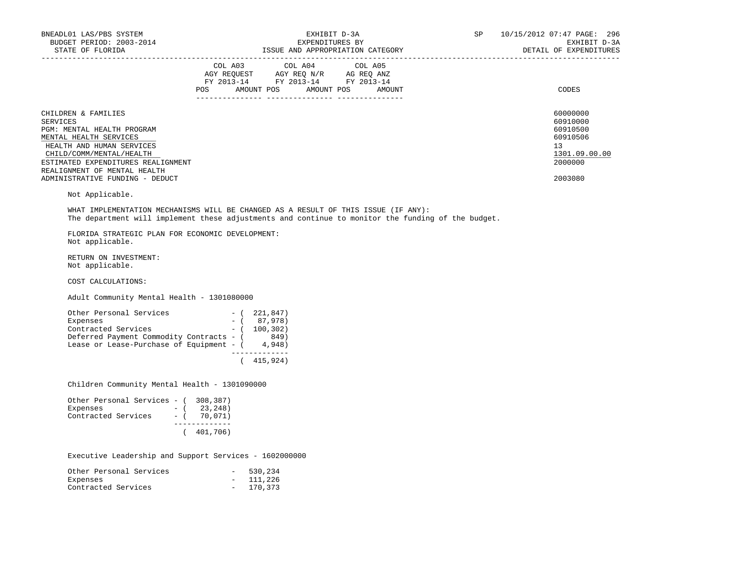| | COL A03 AGY REQUEST FY 2013-14 | | COL A04 AGY REQ N/R FY 2013-14 | | COL A05 AG REQ ANZ FY 2013-14 | | |
|---|---|---|---|---|---|---|---|
| | POS | AMOUNT | POS | AMOUNT | POS | AMOUNT | CODES |
| CHILDREN & FAMILIES | | | | | | | 60000000 |
| SERVICES | | | | | | | 60910000 |
| PGM: MENTAL HEALTH PROGRAM | | | | | | | 60910500 |
| MENTAL HEALTH SERVICES | | | | | | | 60910506 |
| HEALTH AND HUMAN SERVICES | | | | | | | 13 |
| CHILD/COMM/MENTAL/HEALTH | | | | | | | 1301.09.00.00 |
| ESTIMATED EXPENDITURES REALIGNMENT | | | | | | | 2000000 |
| REALIGNMENT OF MENTAL HEALTH ADMINISTRATIVE FUNDING - DEDUCT | | | | | | | 2003080 |

Not Applicable.

WHAT IMPLEMENTATION MECHANISMS WILL BE CHANGED AS A RESULT OF THIS ISSUE (IF ANY):
The department will implement these adjustments and continue to monitor the funding of the budget.

FLORIDA STRATEGIC PLAN FOR ECONOMIC DEVELOPMENT:
Not applicable.

RETURN ON INVESTMENT:
Not applicable.

COST CALCULATIONS:

Adult Community Mental Health - 1301080000

```
Other Personal Services             - (  221,847)
Expenses                            - (   87,978)
Contracted Services                 - (  100,302)
Deferred Payment Commodity Contracts - (     849)
Lease or Lease-Purchase of Equipment - (    4,948)
                                      -------------
                                       (  415,924)
```

Children Community Mental Health - 1301090000

```
Other Personal Services - (  308,387)
Expenses                - (   23,248)
Contracted Services     - (   70,071)
                          -------------
                           (  401,706)
```

Executive Leadership and Support Services - 1602000000

```
Other Personal Services             -   530,234
Expenses                            -   111,226
Contracted Services                 -   170,373
```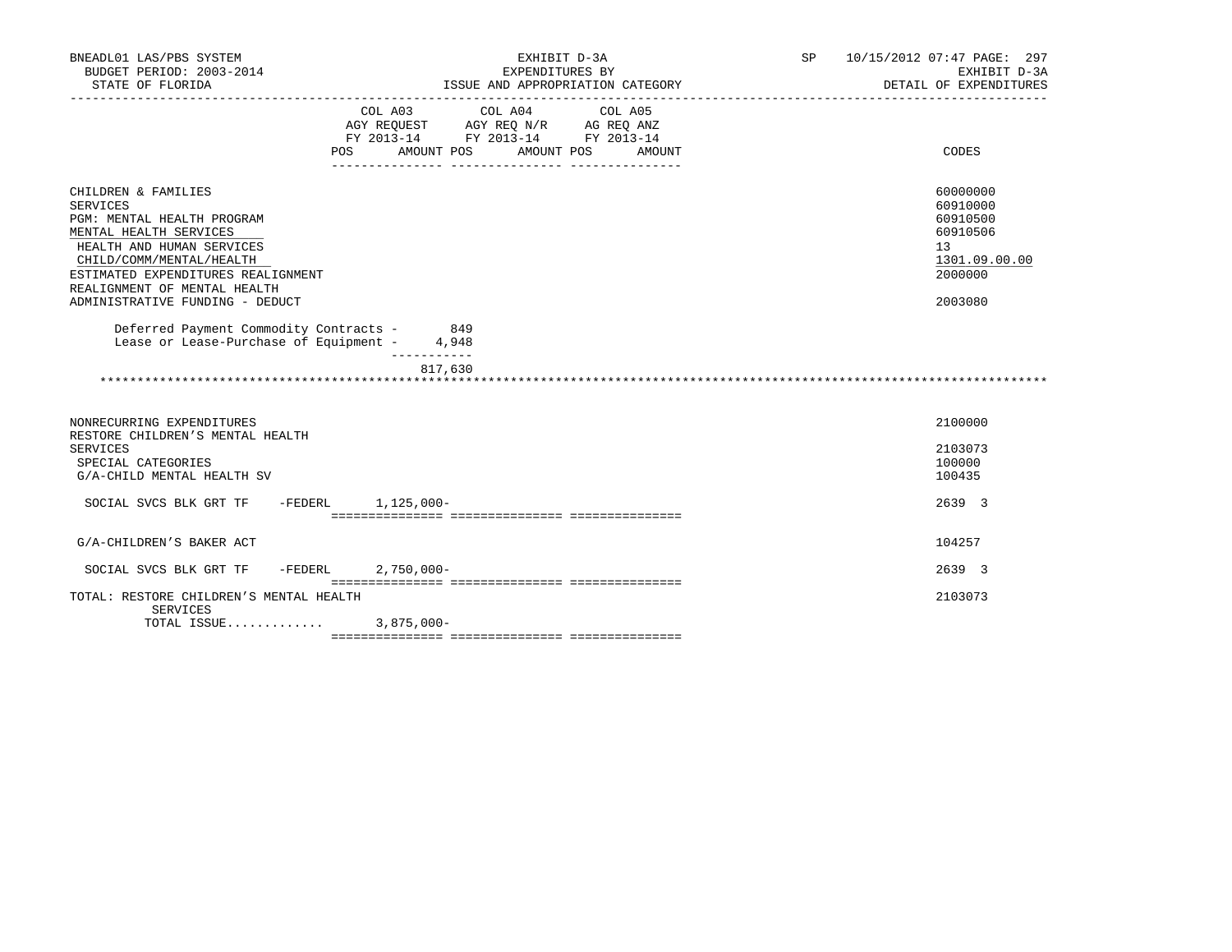| | COL A03 AGY REQUEST FY 2013-14 POS AMOUNT | COL A04 AGY REQ N/R FY 2013-14 POS AMOUNT | COL A05 AG REQ ANZ FY 2013-14 POS AMOUNT | CODES |
|---|---|---|---|---|
| CHILDREN & FAMILIES | | | | 60000000 |
| SERVICES | | | | 60910000 |
| PGM: MENTAL HEALTH PROGRAM | | | | 60910500 |
| MENTAL HEALTH SERVICES | | | | 60910506 |
| HEALTH AND HUMAN SERVICES | | | | 13 |
| CHILD/COMM/MENTAL/HEALTH | | | | 1301.09.00.00 |
| ESTIMATED EXPENDITURES REALIGNMENT | | | | 2000000 |
| REALIGNMENT OF MENTAL HEALTH ADMINISTRATIVE FUNDING - DEDUCT | | | | 2003080 |
| Deferred Payment Commodity Contracts - | 849 | | | |
| Lease or Lease-Purchase of Equipment - | 4,948 | | | |
| | 817,630 | | | |

| | COL A03 | COL A04 | COL A05 | CODES |
|---|---|---|---|---|
| NONRECURRING EXPENDITURES | | | | 2100000 |
| RESTORE CHILDREN'S MENTAL HEALTH SERVICES | | | | 2103073 |
| SPECIAL CATEGORIES | | | | 100000 |
| G/A-CHILD MENTAL HEALTH SV | | | | 100435 |
| SOCIAL SVCS BLK GRT TF -FEDERL | 1,125,000- | | | 2639 3 |
| G/A-CHILDREN'S BAKER ACT | | | | 104257 |
| SOCIAL SVCS BLK GRT TF -FEDERL | 2,750,000- | | | 2639 3 |
| TOTAL: RESTORE CHILDREN'S MENTAL HEALTH SERVICES | | | | 2103073 |
| TOTAL ISSUE............. | 3,875,000- | | | |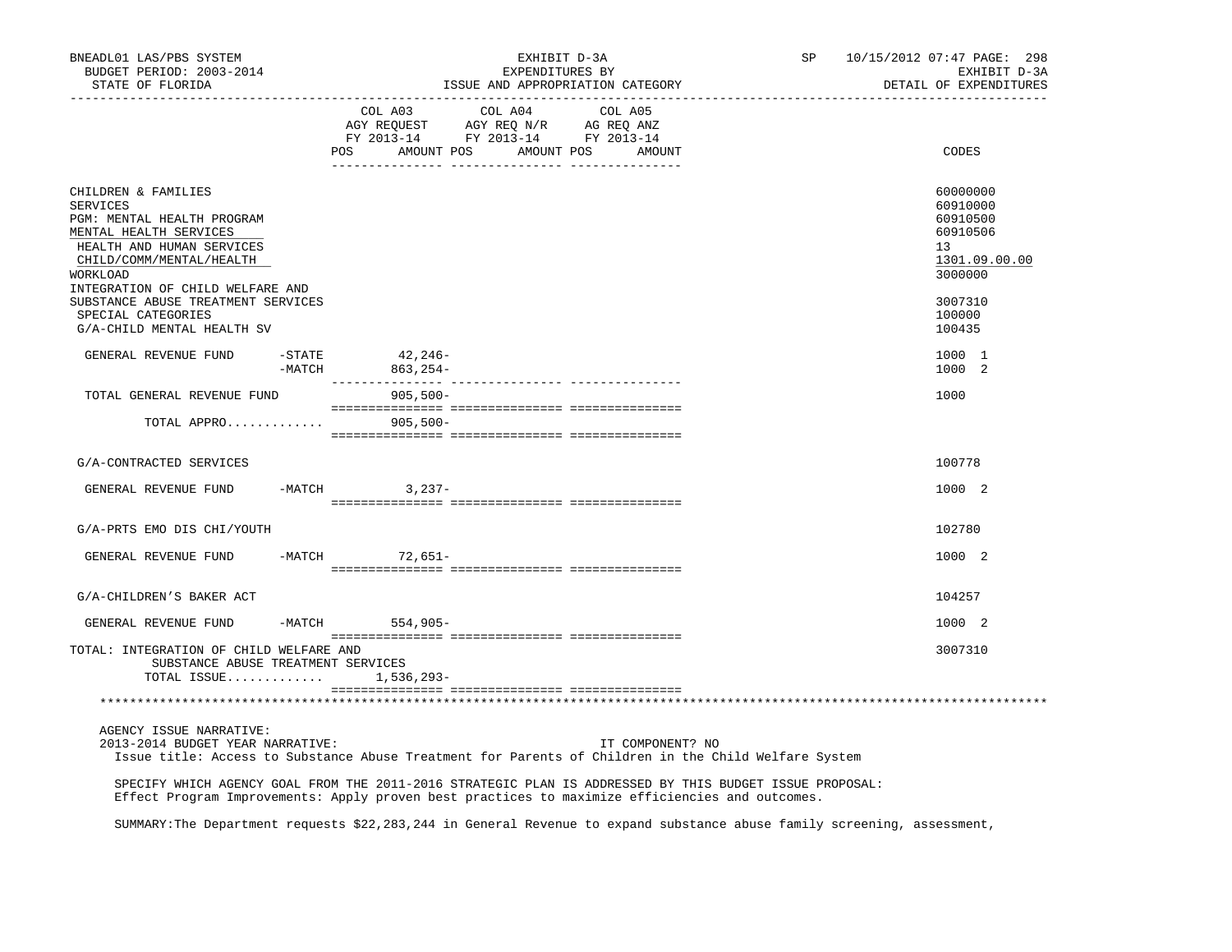BNEADL01 LAS/PBS SYSTEM | EXHIBIT D-3A | SP 10/15/2012 07:47 PAGE: 298
BUDGET PERIOD: 2003-2014 | EXPENDITURES BY | EXHIBIT D-3A
STATE OF FLORIDA | ISSUE AND APPROPRIATION CATEGORY | DETAIL OF EXPENDITURES

| | COL A03 AGY REQUEST FY 2013-14 POS AMOUNT | COL A04 AGY REQ N/R FY 2013-14 POS AMOUNT | COL A05 AG REQ ANZ FY 2013-14 POS AMOUNT | CODES |
|---|---|---|---|---|
| CHILDREN & FAMILIES | | | | 60000000 |
| SERVICES | | | | 60910000 |
| PGM: MENTAL HEALTH PROGRAM | | | | 60910500 |
| MENTAL HEALTH SERVICES | | | | 60910506 |
| HEALTH AND HUMAN SERVICES | | | | 13 |
| CHILD/COMM/MENTAL/HEALTH | | | | 1301.09.00.00 |
| WORKLOAD | | | | 3000000 |
| INTEGRATION OF CHILD WELFARE AND SUBSTANCE ABUSE TREATMENT SERVICES | | | | 3007310 |
| SPECIAL CATEGORIES | | | | 100000 |
| G/A-CHILD MENTAL HEALTH SV | | | | 100435 |
| GENERAL REVENUE FUND -STATE | 42,246- | | | 1000 1 |
| -MATCH | 863,254- | | | 1000 2 |
| TOTAL GENERAL REVENUE FUND | 905,500- | | | 1000 |
| TOTAL APPRO............. | 905,500- | | | |
| G/A-CONTRACTED SERVICES | | | | 100778 |
| GENERAL REVENUE FUND -MATCH | 3,237- | | | 1000 2 |
| G/A-PRTS EMO DIS CHI/YOUTH | | | | 102780 |
| GENERAL REVENUE FUND -MATCH | 72,651- | | | 1000 2 |
| G/A-CHILDREN'S BAKER ACT | | | | 104257 |
| GENERAL REVENUE FUND -MATCH | 554,905- | | | 1000 2 |
| TOTAL: INTEGRATION OF CHILD WELFARE AND SUBSTANCE ABUSE TREATMENT SERVICES | | | | 3007310 |
| TOTAL ISSUE............. | 1,536,293- | | | |

AGENCY ISSUE NARRATIVE:

2013-2014 BUDGET YEAR NARRATIVE: IT COMPONENT? NO

Issue title: Access to Substance Abuse Treatment for Parents of Children in the Child Welfare System

SPECIFY WHICH AGENCY GOAL FROM THE 2011-2016 STRATEGIC PLAN IS ADDRESSED BY THIS BUDGET ISSUE PROPOSAL:
Effect Program Improvements: Apply proven best practices to maximize efficiencies and outcomes.

SUMMARY:The Department requests $22,283,244 in General Revenue to expand substance abuse family screening, assessment,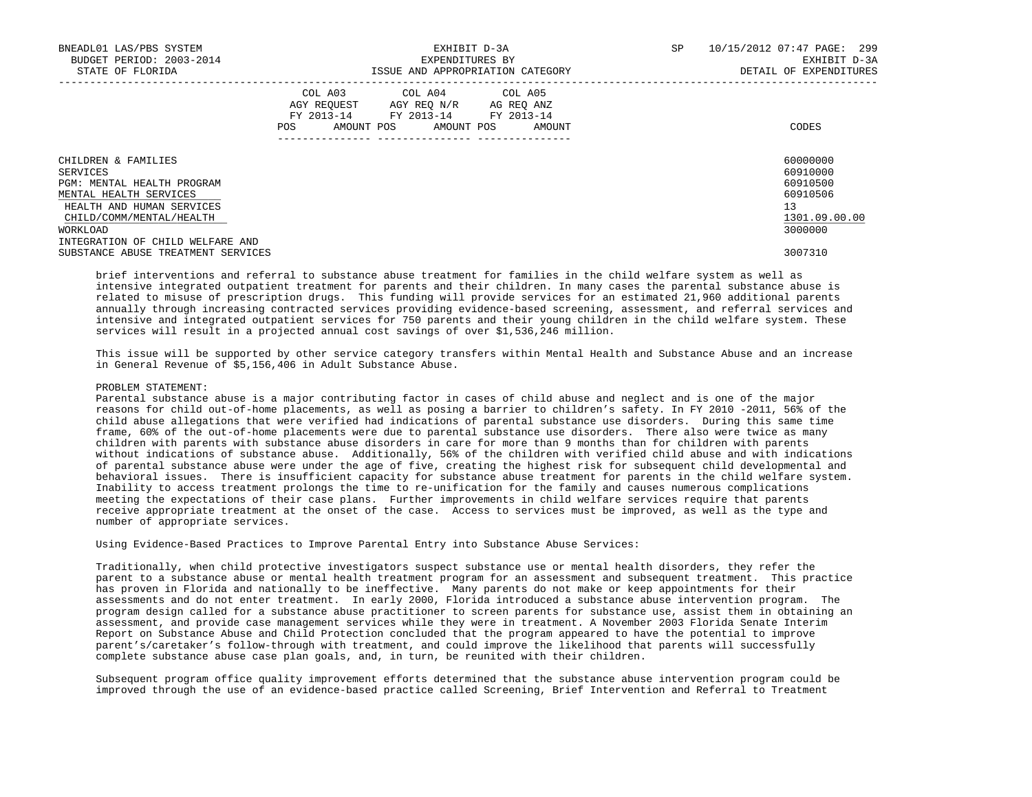| | COL A03 AGY REQUEST FY 2013-14 POS AMOUNT | COL A04 AGY REQ N/R FY 2013-14 POS AMOUNT | COL A05 AG REQ ANZ FY 2013-14 POS AMOUNT | CODES |
|---|---|---|---|---|
| CHILDREN & FAMILIES | | | | 60000000 |
| SERVICES | | | | 60910000 |
| PGM: MENTAL HEALTH PROGRAM | | | | 60910500 |
| MENTAL HEALTH SERVICES | | | | 60910506 |
| HEALTH AND HUMAN SERVICES | | | | 13 |
| CHILD/COMM/MENTAL/HEALTH | | | | 1301.09.00.00 |
| WORKLOAD | | | | 3000000 |
| INTEGRATION OF CHILD WELFARE AND SUBSTANCE ABUSE TREATMENT SERVICES | | | | 3007310 |

brief interventions and referral to substance abuse treatment for families in the child welfare system as well as intensive integrated outpatient treatment for parents and their children. In many cases the parental substance abuse is related to misuse of prescription drugs. This funding will provide services for an estimated 21,960 additional parents annually through increasing contracted services providing evidence-based screening, assessment, and referral services and intensive and integrated outpatient services for 750 parents and their young children in the child welfare system. These services will result in a projected annual cost savings of over $1,536,246 million.

This issue will be supported by other service category transfers within Mental Health and Substance Abuse and an increase in General Revenue of $5,156,406 in Adult Substance Abuse.

PROBLEM STATEMENT:
Parental substance abuse is a major contributing factor in cases of child abuse and neglect and is one of the major reasons for child out-of-home placements, as well as posing a barrier to children's safety. In FY 2010 -2011, 56% of the child abuse allegations that were verified had indications of parental substance use disorders. During this same time frame, 60% of the out-of-home placements were due to parental substance use disorders. There also were twice as many children with parents with substance abuse disorders in care for more than 9 months than for children with parents without indications of substance abuse. Additionally, 56% of the children with verified child abuse and with indications of parental substance abuse were under the age of five, creating the highest risk for subsequent child developmental and behavioral issues. There is insufficient capacity for substance abuse treatment for parents in the child welfare system. Inability to access treatment prolongs the time to re-unification for the family and causes numerous complications meeting the expectations of their case plans. Further improvements in child welfare services require that parents receive appropriate treatment at the onset of the case. Access to services must be improved, as well as the type and number of appropriate services.

Using Evidence-Based Practices to Improve Parental Entry into Substance Abuse Services:

Traditionally, when child protective investigators suspect substance use or mental health disorders, they refer the parent to a substance abuse or mental health treatment program for an assessment and subsequent treatment. This practice has proven in Florida and nationally to be ineffective. Many parents do not make or keep appointments for their assessments and do not enter treatment. In early 2000, Florida introduced a substance abuse intervention program. The program design called for a substance abuse practitioner to screen parents for substance use, assist them in obtaining an assessment, and provide case management services while they were in treatment. A November 2003 Florida Senate Interim Report on Substance Abuse and Child Protection concluded that the program appeared to have the potential to improve parent's/caretaker's follow-through with treatment, and could improve the likelihood that parents will successfully complete substance abuse case plan goals, and, in turn, be reunited with their children.

Subsequent program office quality improvement efforts determined that the substance abuse intervention program could be improved through the use of an evidence-based practice called Screening, Brief Intervention and Referral to Treatment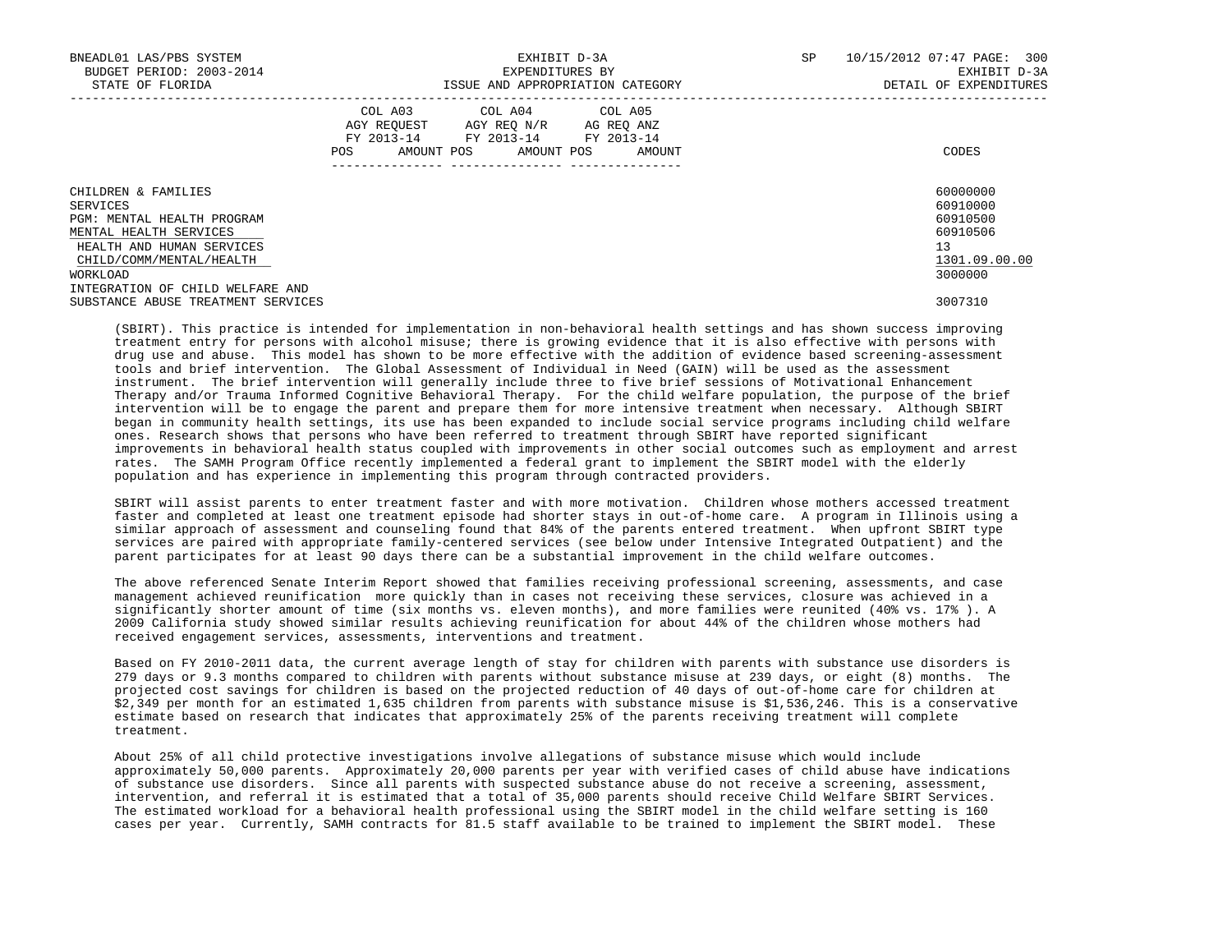| | COL A03 AGY REQUEST FY 2013-14 POS AMOUNT | COL A04 AGY REQ N/R FY 2013-14 POS AMOUNT | COL A05 AG REQ ANZ FY 2013-14 POS AMOUNT | CODES |
|---|---|---|---|---|
| CHILDREN & FAMILIES | | | | 60000000 |
| SERVICES | | | | 60910000 |
| PGM: MENTAL HEALTH PROGRAM | | | | 60910500 |
| MENTAL HEALTH SERVICES | | | | 60910506 |
| HEALTH AND HUMAN SERVICES | | | | 13 |
| CHILD/COMM/MENTAL/HEALTH | | | | 1301.09.00.00 |
| WORKLOAD | | | | 3000000 |
| INTEGRATION OF CHILD WELFARE AND SUBSTANCE ABUSE TREATMENT SERVICES | | | | 3007310 |

(SBIRT). This practice is intended for implementation in non-behavioral health settings and has shown success improving treatment entry for persons with alcohol misuse; there is growing evidence that it is also effective with persons with drug use and abuse. This model has shown to be more effective with the addition of evidence based screening-assessment tools and brief intervention. The Global Assessment of Individual in Need (GAIN) will be used as the assessment instrument. The brief intervention will generally include three to five brief sessions of Motivational Enhancement Therapy and/or Trauma Informed Cognitive Behavioral Therapy. For the child welfare population, the purpose of the brief intervention will be to engage the parent and prepare them for more intensive treatment when necessary. Although SBIRT began in community health settings, its use has been expanded to include social service programs including child welfare ones. Research shows that persons who have been referred to treatment through SBIRT have reported significant improvements in behavioral health status coupled with improvements in other social outcomes such as employment and arrest rates. The SAMH Program Office recently implemented a federal grant to implement the SBIRT model with the elderly population and has experience in implementing this program through contracted providers.

SBIRT will assist parents to enter treatment faster and with more motivation. Children whose mothers accessed treatment faster and completed at least one treatment episode had shorter stays in out-of-home care. A program in Illinois using a similar approach of assessment and counseling found that 84% of the parents entered treatment. When upfront SBIRT type services are paired with appropriate family-centered services (see below under Intensive Integrated Outpatient) and the parent participates for at least 90 days there can be a substantial improvement in the child welfare outcomes.

The above referenced Senate Interim Report showed that families receiving professional screening, assessments, and case management achieved reunification more quickly than in cases not receiving these services, closure was achieved in a significantly shorter amount of time (six months vs. eleven months), and more families were reunited (40% vs. 17% ). A 2009 California study showed similar results achieving reunification for about 44% of the children whose mothers had received engagement services, assessments, interventions and treatment.

Based on FY 2010-2011 data, the current average length of stay for children with parents with substance use disorders is 279 days or 9.3 months compared to children with parents without substance misuse at 239 days, or eight (8) months. The projected cost savings for children is based on the projected reduction of 40 days of out-of-home care for children at $2,349 per month for an estimated 1,635 children from parents with substance misuse is $1,536,246. This is a conservative estimate based on research that indicates that approximately 25% of the parents receiving treatment will complete treatment.

About 25% of all child protective investigations involve allegations of substance misuse which would include approximately 50,000 parents. Approximately 20,000 parents per year with verified cases of child abuse have indications of substance use disorders. Since all parents with suspected substance abuse do not receive a screening, assessment, intervention, and referral it is estimated that a total of 35,000 parents should receive Child Welfare SBIRT Services. The estimated workload for a behavioral health professional using the SBIRT model in the child welfare setting is 160 cases per year. Currently, SAMH contracts for 81.5 staff available to be trained to implement the SBIRT model. These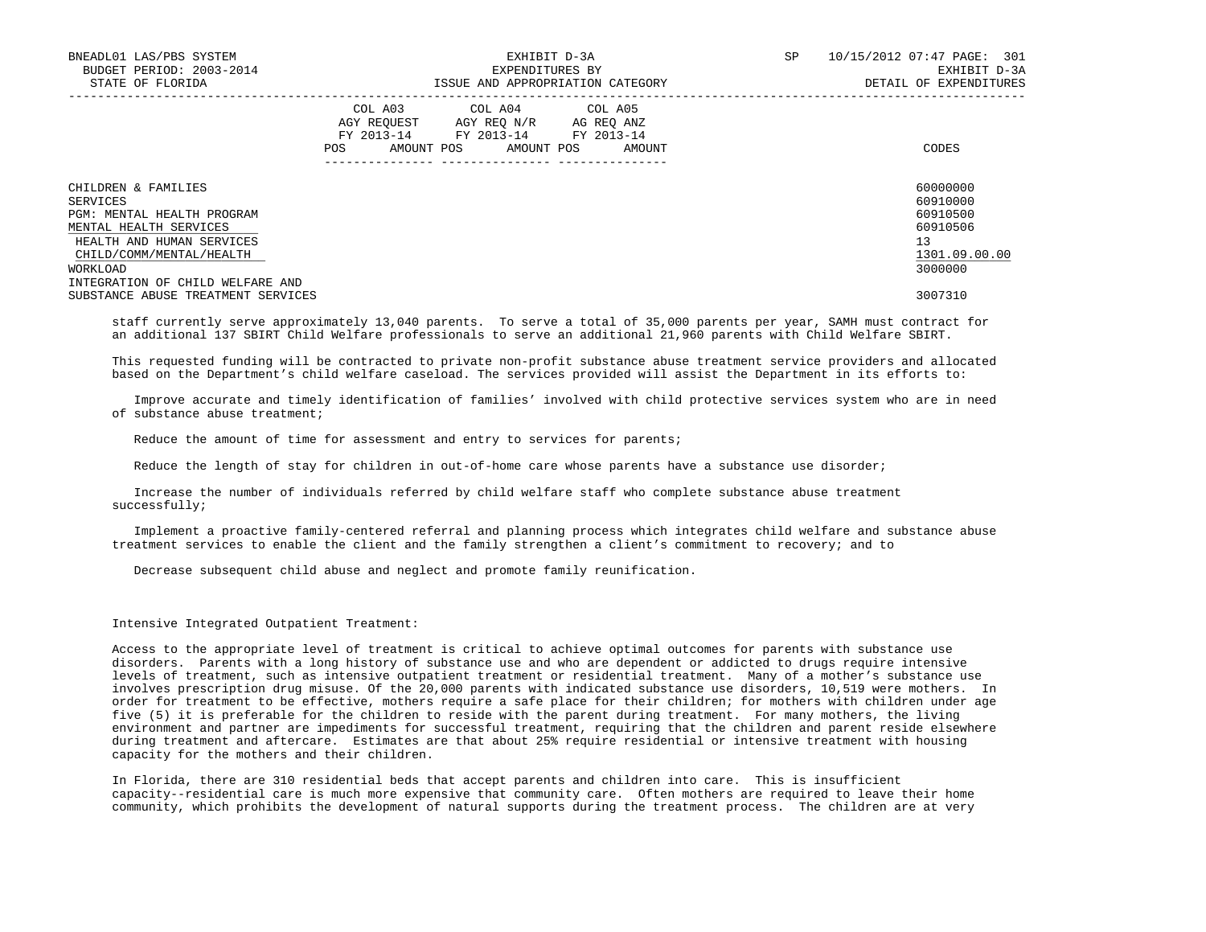| | COL A03 AGY REQUEST FY 2013-14 | | COL A04 AGY REQ N/R FY 2013-14 | | COL A05 AG REQ ANZ FY 2013-14 | | CODES |
|---|---|---|---|---|---|---|---|
| | POS | AMOUNT | POS | AMOUNT | POS | AMOUNT | |
| CHILDREN & FAMILIES | | | | | | | 60000000 |
| SERVICES | | | | | | | 60910000 |
| PGM: MENTAL HEALTH PROGRAM | | | | | | | 60910500 |
| MENTAL HEALTH SERVICES | | | | | | | 60910506 |
| HEALTH AND HUMAN SERVICES | | | | | | | 13 |
| CHILD/COMM/MENTAL/HEALTH | | | | | | | 1301.09.00.00 |
| WORKLOAD | | | | | | | 3000000 |
| INTEGRATION OF CHILD WELFARE AND SUBSTANCE ABUSE TREATMENT SERVICES | | | | | | | 3007310 |

staff currently serve approximately 13,040 parents. To serve a total of 35,000 parents per year, SAMH must contract for an additional 137 SBIRT Child Welfare professionals to serve an additional 21,960 parents with Child Welfare SBIRT.

This requested funding will be contracted to private non-profit substance abuse treatment service providers and allocated based on the Department's child welfare caseload. The services provided will assist the Department in its efforts to:

Improve accurate and timely identification of families' involved with child protective services system who are in need of substance abuse treatment;

Reduce the amount of time for assessment and entry to services for parents;

Reduce the length of stay for children in out-of-home care whose parents have a substance use disorder;

Increase the number of individuals referred by child welfare staff who complete substance abuse treatment successfully;

Implement a proactive family-centered referral and planning process which integrates child welfare and substance abuse treatment services to enable the client and the family strengthen a client's commitment to recovery; and to

Decrease subsequent child abuse and neglect and promote family reunification.

Intensive Integrated Outpatient Treatment:

Access to the appropriate level of treatment is critical to achieve optimal outcomes for parents with substance use disorders. Parents with a long history of substance use and who are dependent or addicted to drugs require intensive levels of treatment, such as intensive outpatient treatment or residential treatment. Many of a mother's substance use involves prescription drug misuse. Of the 20,000 parents with indicated substance use disorders, 10,519 were mothers. In order for treatment to be effective, mothers require a safe place for their children; for mothers with children under age five (5) it is preferable for the children to reside with the parent during treatment. For many mothers, the living environment and partner are impediments for successful treatment, requiring that the children and parent reside elsewhere during treatment and aftercare. Estimates are that about 25% require residential or intensive treatment with housing capacity for the mothers and their children.

In Florida, there are 310 residential beds that accept parents and children into care. This is insufficient capacity--residential care is much more expensive that community care. Often mothers are required to leave their home community, which prohibits the development of natural supports during the treatment process. The children are at very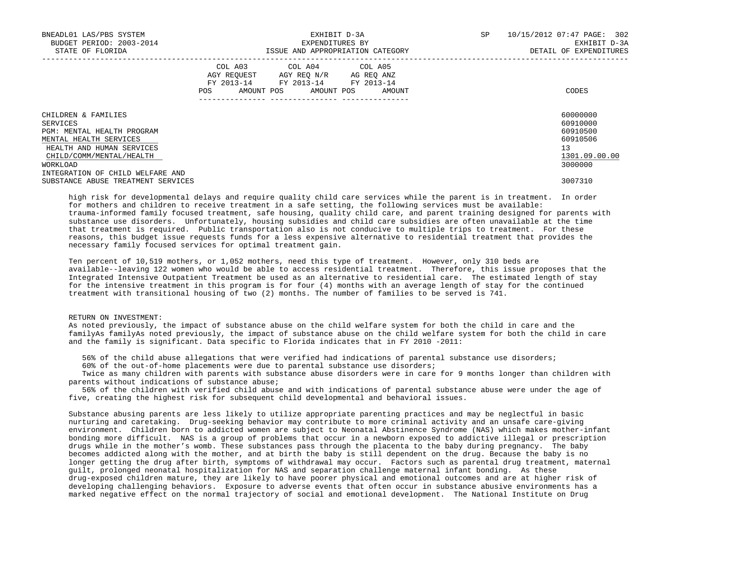| | COL A03 AGY REQUEST FY 2013-14 POS AMOUNT | COL A04 AGY REQ N/R FY 2013-14 POS AMOUNT | COL A05 AG REQ ANZ FY 2013-14 POS AMOUNT | CODES |
|---|---|---|---|---|
| CHILDREN & FAMILIES | | | | 60000000 |
| SERVICES | | | | 60910000 |
| PGM: MENTAL HEALTH PROGRAM | | | | 60910500 |
| MENTAL HEALTH SERVICES | | | | 60910506 |
| HEALTH AND HUMAN SERVICES | | | | 13 |
| CHILD/COMM/MENTAL/HEALTH | | | | 1301.09.00.00 |
| WORKLOAD | | | | 3000000 |
| INTEGRATION OF CHILD WELFARE AND SUBSTANCE ABUSE TREATMENT SERVICES | | | | 3007310 |

high risk for developmental delays and require quality child care services while the parent is in treatment. In order for mothers and children to receive treatment in a safe setting, the following services must be available: trauma-informed family focused treatment, safe housing, quality child care, and parent training designed for parents with substance use disorders. Unfortunately, housing subsidies and child care subsidies are often unavailable at the time that treatment is required. Public transportation also is not conducive to multiple trips to treatment. For these reasons, this budget issue requests funds for a less expensive alternative to residential treatment that provides the necessary family focused services for optimal treatment gain.

Ten percent of 10,519 mothers, or 1,052 mothers, need this type of treatment. However, only 310 beds are available--leaving 122 women who would be able to access residential treatment. Therefore, this issue proposes that the Integrated Intensive Outpatient Treatment be used as an alternative to residential care. The estimated length of stay for the intensive treatment in this program is for four (4) months with an average length of stay for the continued treatment with transitional housing of two (2) months. The number of families to be served is 741.

RETURN ON INVESTMENT:
As noted previously, the impact of substance abuse on the child welfare system for both the child in care and the familyAs familyAs noted previously, the impact of substance abuse on the child welfare system for both the child in care and the family is significant. Data specific to Florida indicates that in FY 2010 -2011:

56% of the child abuse allegations that were verified had indications of parental substance use disorders;
60% of the out-of-home placements were due to parental substance use disorders;
Twice as many children with parents with substance abuse disorders were in care for 9 months longer than children with parents without indications of substance abuse;
56% of the children with verified child abuse and with indications of parental substance abuse were under the age of five, creating the highest risk for subsequent child developmental and behavioral issues.

Substance abusing parents are less likely to utilize appropriate parenting practices and may be neglectful in basic nurturing and caretaking. Drug-seeking behavior may contribute to more criminal activity and an unsafe care-giving environment. Children born to addicted women are subject to Neonatal Abstinence Syndrome (NAS) which makes mother-infant bonding more difficult. NAS is a group of problems that occur in a newborn exposed to addictive illegal or prescription drugs while in the mother's womb. These substances pass through the placenta to the baby during pregnancy. The baby becomes addicted along with the mother, and at birth the baby is still dependent on the drug. Because the baby is no longer getting the drug after birth, symptoms of withdrawal may occur. Factors such as parental drug treatment, maternal guilt, prolonged neonatal hospitalization for NAS and separation challenge maternal infant bonding. As these drug-exposed children mature, they are likely to have poorer physical and emotional outcomes and are at higher risk of developing challenging behaviors. Exposure to adverse events that often occur in substance abusive environments has a marked negative effect on the normal trajectory of social and emotional development. The National Institute on Drug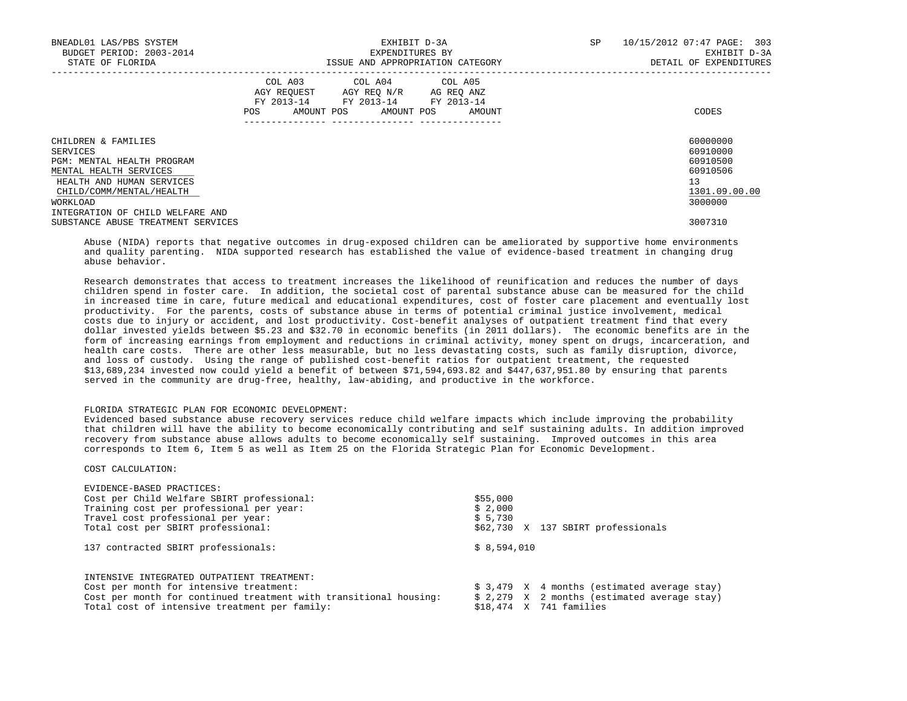CHILDREN & FAMILIES 60000000
SERVICES 60910000
PGM: MENTAL HEALTH PROGRAM 60910500
MENTAL HEALTH SERVICES 60910506
HEALTH AND HUMAN SERVICES 13
CHILD/COMM/MENTAL/HEALTH 1301.09.00.00
WORKLOAD 3000000
INTEGRATION OF CHILD WELFARE AND
SUBSTANCE ABUSE TREATMENT SERVICES 3007310

Abuse (NIDA) reports that negative outcomes in drug-exposed children can be ameliorated by supportive home environments and quality parenting. NIDA supported research has established the value of evidence-based treatment in changing drug abuse behavior.

Research demonstrates that access to treatment increases the likelihood of reunification and reduces the number of days children spend in foster care. In addition, the societal cost of parental substance abuse can be measured for the child in increased time in care, future medical and educational expenditures, cost of foster care placement and eventually lost productivity. For the parents, costs of substance abuse in terms of potential criminal justice involvement, medical costs due to injury or accident, and lost productivity. Cost-benefit analyses of outpatient treatment find that every dollar invested yields between $5.23 and $32.70 in economic benefits (in 2011 dollars). The economic benefits are in the form of increasing earnings from employment and reductions in criminal activity, money spent on drugs, incarceration, and health care costs. There are other less measurable, but no less devastating costs, such as family disruption, divorce, and loss of custody. Using the range of published cost-benefit ratios for outpatient treatment, the requested $13,689,234 invested now could yield a benefit of between $71,594,693.82 and $447,637,951.80 by ensuring that parents served in the community are drug-free, healthy, law-abiding, and productive in the workforce.

FLORIDA STRATEGIC PLAN FOR ECONOMIC DEVELOPMENT:
Evidenced based substance abuse recovery services reduce child welfare impacts which include improving the probability that children will have the ability to become economically contributing and self sustaining adults. In addition improved recovery from substance abuse allows adults to become economically self sustaining. Improved outcomes in this area corresponds to Item 6, Item 5 as well as Item 25 on the Florida Strategic Plan for Economic Development.

COST CALCULATION:

EVIDENCE-BASED PRACTICES:

| | |
|---|---|
| Cost per Child Welfare SBIRT professional: | $55,000 |
| Training cost per professional per year: | $ 2,000 |
| Travel cost professional per year: | $ 5,730 |
| Total cost per SBIRT professional: | $62,730 X 137 SBIRT professionals |
| 137 contracted SBIRT professionals: | $ 8,594,010 |

INTENSIVE INTEGRATED OUTPATIENT TREATMENT:

| | |
|---|---|
| Cost per month for intensive treatment: | $ 3,479 X 4 months (estimated average stay) |
| Cost per month for continued treatment with transitional housing: | $ 2,279 X 2 months (estimated average stay) |
| Total cost of intensive treatment per family: | $18,474 X 741 families |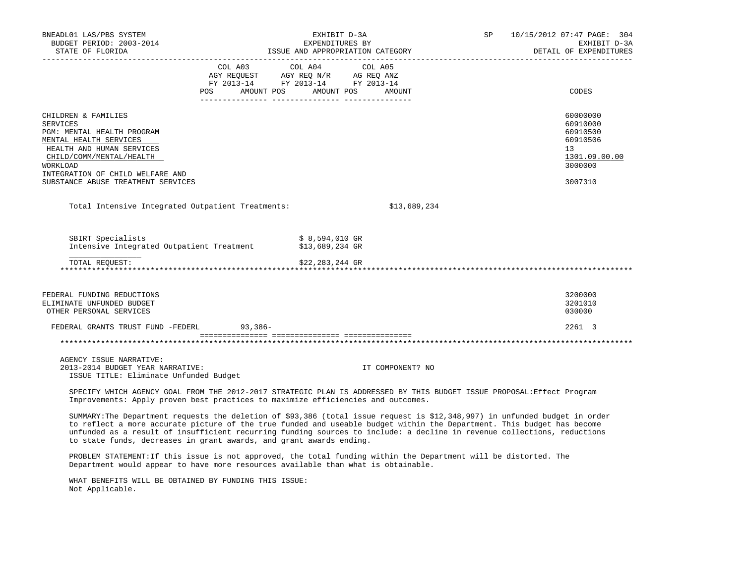| | COL A03 AGY REQUEST FY 2013-14 POS AMOUNT | COL A04 AGY REQ N/R FY 2013-14 POS AMOUNT | COL A05 AG REQ ANZ FY 2013-14 POS AMOUNT | CODES |
|---|---|---|---|---|
| CHILDREN & FAMILIES | | | | 60000000 |
| SERVICES | | | | 60910000 |
| PGM: MENTAL HEALTH PROGRAM | | | | 60910500 |
| MENTAL HEALTH SERVICES | | | | 60910506 |
| HEALTH AND HUMAN SERVICES | | | | 13 |
| CHILD/COMM/MENTAL/HEALTH | | | | 1301.09.00.00 |
| WORKLOAD | | | | 3000000 |
| INTEGRATION OF CHILD WELFARE AND SUBSTANCE ABUSE TREATMENT SERVICES | | | | 3007310 |

Total Intensive Integrated Outpatient Treatments: $13,689,234

SBIRT Specialists $ 8,594,010 GR
Intensive Integrated Outpatient Treatment $13,689,234 GR

TOTAL REQUEST: $22,283,244 GR

*******************************************************************************************************************

| | COL A03 | COL A04 | COL A05 | CODES |
|---|---|---|---|---|
| FEDERAL FUNDING REDUCTIONS | | | | 3200000 |
| ELIMINATE UNFUNDED BUDGET | | | | 3201010 |
| OTHER PERSONAL SERVICES | | | | 030000 |
| FEDERAL GRANTS TRUST FUND -FEDERL | 93,386- | | | 2261 3 |

*******************************************************************************************************************

AGENCY ISSUE NARRATIVE:
2013-2014 BUDGET YEAR NARRATIVE: IT COMPONENT? NO
ISSUE TITLE: Eliminate Unfunded Budget

SPECIFY WHICH AGENCY GOAL FROM THE 2012-2017 STRATEGIC PLAN IS ADDRESSED BY THIS BUDGET ISSUE PROPOSAL:Effect Program Improvements: Apply proven best practices to maximize efficiencies and outcomes.

SUMMARY:The Department requests the deletion of $93,386 (total issue request is $12,348,997) in unfunded budget in order to reflect a more accurate picture of the true funded and useable budget within the Department. This budget has become unfunded as a result of insufficient recurring funding sources to include: a decline in revenue collections, reductions to state funds, decreases in grant awards, and grant awards ending.

PROBLEM STATEMENT:If this issue is not approved, the total funding within the Department will be distorted. The Department would appear to have more resources available than what is obtainable.

WHAT BENEFITS WILL BE OBTAINED BY FUNDING THIS ISSUE:
Not Applicable.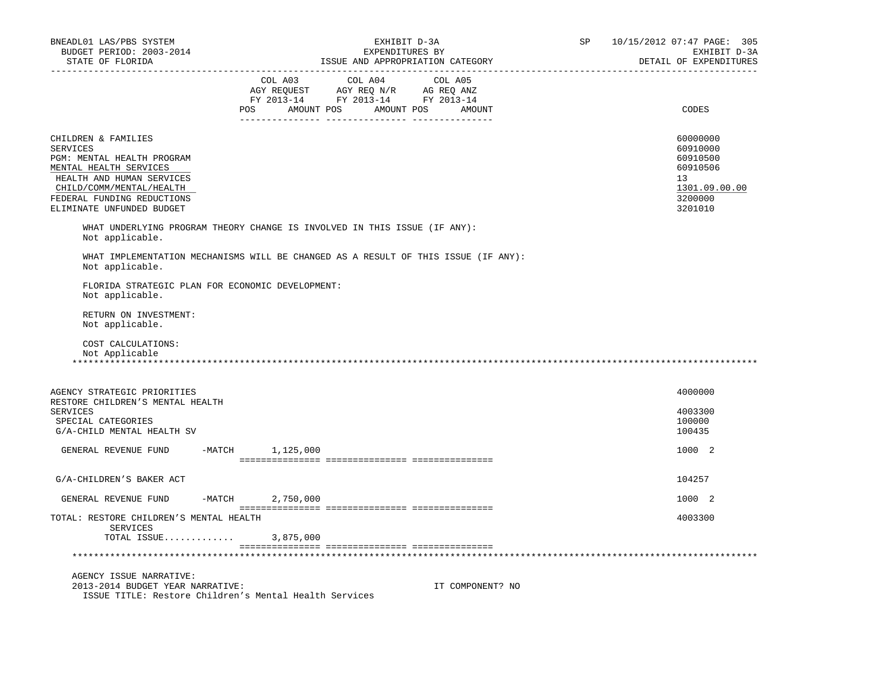BNEADL01 LAS/PBS SYSTEM
BUDGET PERIOD: 2003-2014
STATE OF FLORIDA

EXHIBIT D-3A
EXPENDITURES BY
ISSUE AND APPROPRIATION CATEGORY

SP 10/15/2012 07:47 PAGE: 305
EXHIBIT D-3A
DETAIL OF EXPENDITURES

| | COL A03 AGY REQUEST FY 2013-14 POS AMOUNT | COL A04 AGY REQ N/R FY 2013-14 POS AMOUNT | COL A05 AG REQ ANZ FY 2013-14 POS AMOUNT | CODES |
|---|---|---|---|---|
| CHILDREN & FAMILIES | | | | 60000000 |
| SERVICES | | | | 60910000 |
| PGM: MENTAL HEALTH PROGRAM | | | | 60910500 |
| MENTAL HEALTH SERVICES | | | | 60910506 |
| HEALTH AND HUMAN SERVICES | | | | 13 |
| CHILD/COMM/MENTAL/HEALTH | | | | 1301.09.00.00 |
| FEDERAL FUNDING REDUCTIONS | | | | 3200000 |
| ELIMINATE UNFUNDED BUDGET | | | | 3201010 |

WHAT UNDERLYING PROGRAM THEORY CHANGE IS INVOLVED IN THIS ISSUE (IF ANY):
Not applicable.

WHAT IMPLEMENTATION MECHANISMS WILL BE CHANGED AS A RESULT OF THIS ISSUE (IF ANY):
Not applicable.

FLORIDA STRATEGIC PLAN FOR ECONOMIC DEVELOPMENT:
Not applicable.

RETURN ON INVESTMENT:
Not applicable.

COST CALCULATIONS:
Not Applicable

***

| | COL A03 | COL A04 | COL A05 | CODES |
|---|---|---|---|---|
| AGENCY STRATEGIC PRIORITIES | | | | 4000000 |
| RESTORE CHILDREN'S MENTAL HEALTH SERVICES | | | | 4003300 |
| SPECIAL CATEGORIES | | | | 100000 |
| G/A-CHILD MENTAL HEALTH SV | | | | 100435 |
| GENERAL REVENUE FUND -MATCH | 1,125,000 | | | 1000 2 |
| G/A-CHILDREN'S BAKER ACT | | | | 104257 |
| GENERAL REVENUE FUND -MATCH | 2,750,000 | | | 1000 2 |
| TOTAL: RESTORE CHILDREN'S MENTAL HEALTH SERVICES | | | | 4003300 |
| TOTAL ISSUE............ | 3,875,000 | | | |

***

AGENCY ISSUE NARRATIVE:
2013-2014 BUDGET YEAR NARRATIVE: IT COMPONENT? NO
ISSUE TITLE: Restore Children's Mental Health Services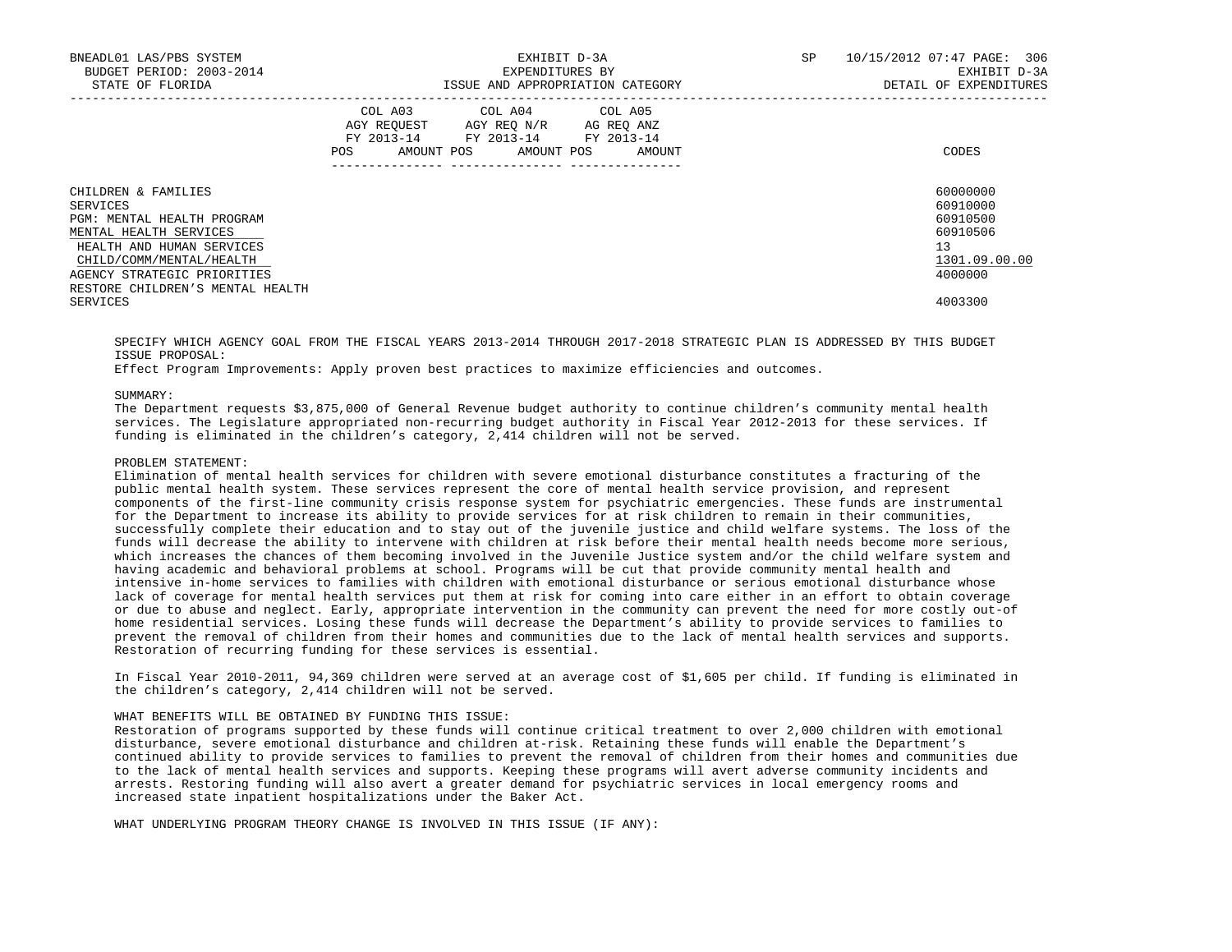| | COL A03 AGY REQUEST FY 2013-14 POS AMOUNT | COL A04 AGY REQ N/R FY 2013-14 POS AMOUNT | COL A05 AG REQ ANZ FY 2013-14 POS AMOUNT | CODES |
|---|---|---|---|---|
| CHILDREN & FAMILIES | | | | 60000000 |
| SERVICES | | | | 60910000 |
| PGM: MENTAL HEALTH PROGRAM | | | | 60910500 |
| MENTAL HEALTH SERVICES | | | | 60910506 |
| HEALTH AND HUMAN SERVICES | | | | 13 |
| CHILD/COMM/MENTAL/HEALTH | | | | 1301.09.00.00 |
| AGENCY STRATEGIC PRIORITIES | | | | 4000000 |
| RESTORE CHILDREN'S MENTAL HEALTH SERVICES | | | | 4003300 |

SPECIFY WHICH AGENCY GOAL FROM THE FISCAL YEARS 2013-2014 THROUGH 2017-2018 STRATEGIC PLAN IS ADDRESSED BY THIS BUDGET ISSUE PROPOSAL:

Effect Program Improvements: Apply proven best practices to maximize efficiencies and outcomes.

SUMMARY:

The Department requests $3,875,000 of General Revenue budget authority to continue children's community mental health services. The Legislature appropriated non-recurring budget authority in Fiscal Year 2012-2013 for these services. If funding is eliminated in the children's category, 2,414 children will not be served.

PROBLEM STATEMENT:

Elimination of mental health services for children with severe emotional disturbance constitutes a fracturing of the public mental health system. These services represent the core of mental health service provision, and represent components of the first-line community crisis response system for psychiatric emergencies. These funds are instrumental for the Department to increase its ability to provide services for at risk children to remain in their communities, successfully complete their education and to stay out of the juvenile justice and child welfare systems. The loss of the funds will decrease the ability to intervene with children at risk before their mental health needs become more serious, which increases the chances of them becoming involved in the Juvenile Justice system and/or the child welfare system and having academic and behavioral problems at school. Programs will be cut that provide community mental health and intensive in-home services to families with children with emotional disturbance or serious emotional disturbance whose lack of coverage for mental health services put them at risk for coming into care either in an effort to obtain coverage or due to abuse and neglect. Early, appropriate intervention in the community can prevent the need for more costly out-of home residential services. Losing these funds will decrease the Department's ability to provide services to families to prevent the removal of children from their homes and communities due to the lack of mental health services and supports. Restoration of recurring funding for these services is essential.

In Fiscal Year 2010-2011, 94,369 children were served at an average cost of $1,605 per child. If funding is eliminated in the children's category, 2,414 children will not be served.

WHAT BENEFITS WILL BE OBTAINED BY FUNDING THIS ISSUE:

Restoration of programs supported by these funds will continue critical treatment to over 2,000 children with emotional disturbance, severe emotional disturbance and children at-risk. Retaining these funds will enable the Department's continued ability to provide services to families to prevent the removal of children from their homes and communities due to the lack of mental health services and supports. Keeping these programs will avert adverse community incidents and arrests. Restoring funding will also avert a greater demand for psychiatric services in local emergency rooms and increased state inpatient hospitalizations under the Baker Act.

WHAT UNDERLYING PROGRAM THEORY CHANGE IS INVOLVED IN THIS ISSUE (IF ANY):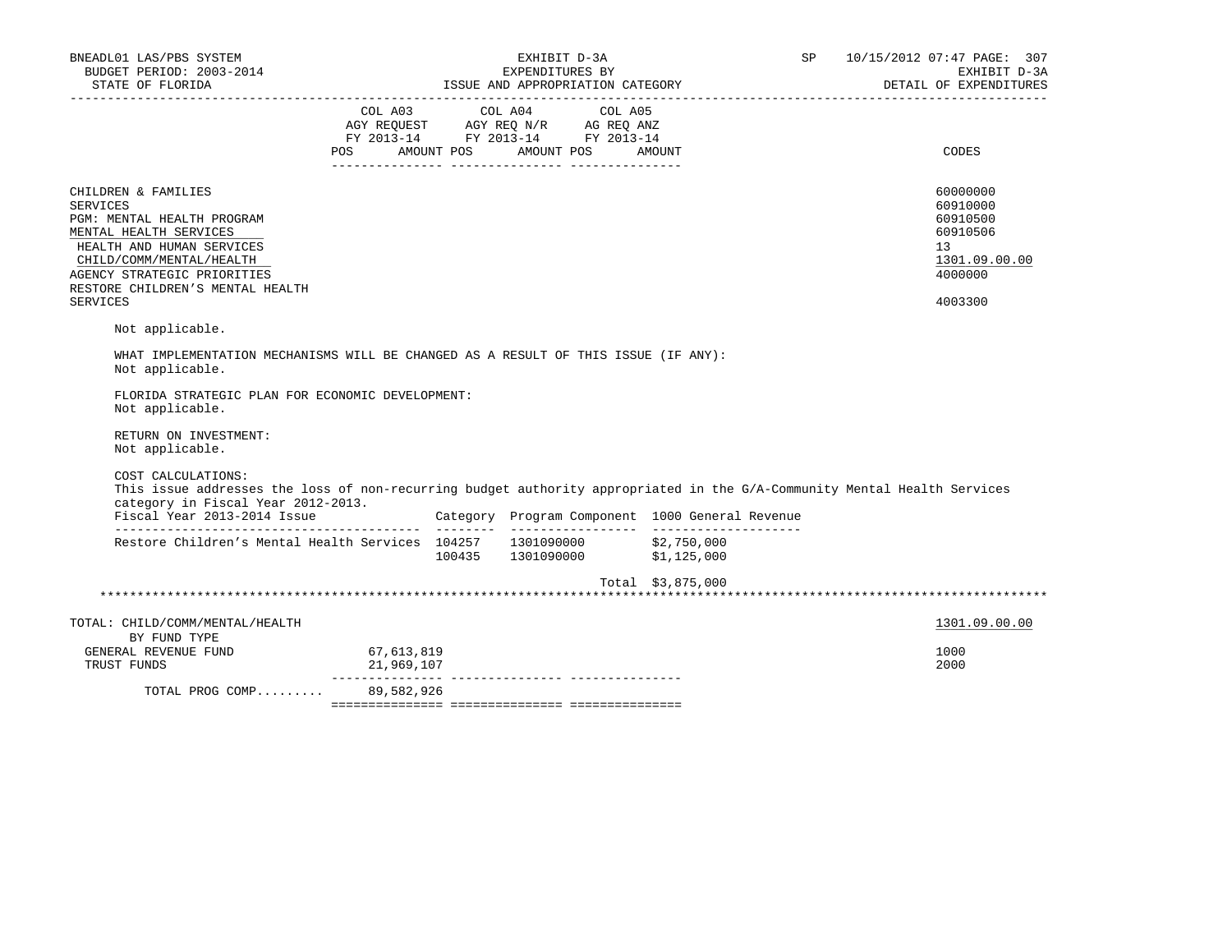| | COL A03 AGY REQUEST FY 2013-14 POS AMOUNT | COL A04 AGY REQ N/R FY 2013-14 POS AMOUNT | COL A05 AG REQ ANZ FY 2013-14 POS AMOUNT | CODES |
|---|---|---|---|---|
| CHILDREN & FAMILIES | | | | 60000000 |
| SERVICES | | | | 60910000 |
| PGM: MENTAL HEALTH PROGRAM | | | | 60910500 |
| MENTAL HEALTH SERVICES | | | | 60910506 |
| HEALTH AND HUMAN SERVICES | | | | 13 |
| CHILD/COMM/MENTAL/HEALTH | | | | 1301.09.00.00 |
| AGENCY STRATEGIC PRIORITIES | | | | 4000000 |
| RESTORE CHILDREN'S MENTAL HEALTH SERVICES | | | | 4003300 |

Not applicable.

WHAT IMPLEMENTATION MECHANISMS WILL BE CHANGED AS A RESULT OF THIS ISSUE (IF ANY):
Not applicable.

FLORIDA STRATEGIC PLAN FOR ECONOMIC DEVELOPMENT:
Not applicable.

RETURN ON INVESTMENT:
Not applicable.

COST CALCULATIONS:
This issue addresses the loss of non-recurring budget authority appropriated in the G/A-Community Mental Health Services category in Fiscal Year 2012-2013.

| Fiscal Year 2013-2014 Issue | Category | Program Component | 1000 General Revenue |
|---|---|---|---|
| Restore Children's Mental Health Services | 104257 | 1301090000 | $2,750,000 |
| | 100435 | 1301090000 | $1,125,000 |
| | | Total | $3,875,000 |

| TOTAL: CHILD/COMM/MENTAL/HEALTH | COL A03 | COL A04 | COL A05 | 1301.09.00.00 |
|---|---|---|---|---|
| BY FUND TYPE | | | | |
| GENERAL REVENUE FUND | 67,613,819 | | | 1000 |
| TRUST FUNDS | 21,969,107 | | | 2000 |
| TOTAL PROG COMP......... | 89,582,926 | | | |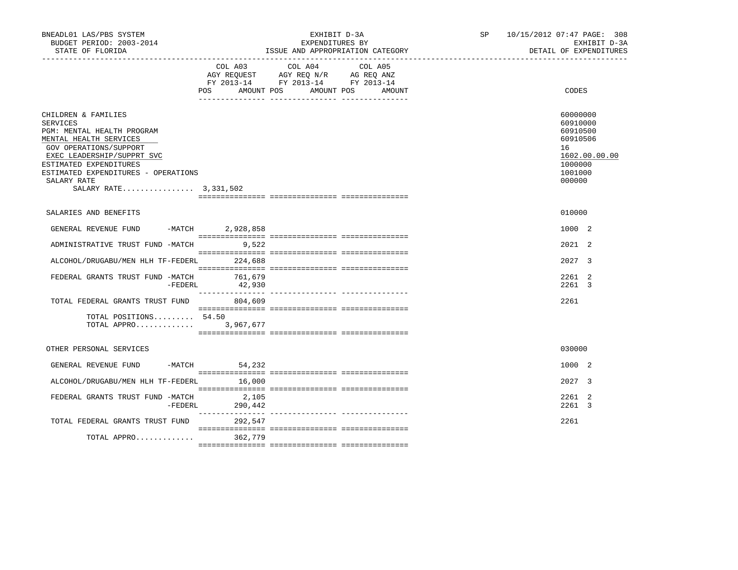BNEADL01 LAS/PBS SYSTEM
BUDGET PERIOD: 2003-2014
STATE OF FLORIDA

EXHIBIT D-3A
EXPENDITURES BY
ISSUE AND APPROPRIATION CATEGORY

SP 10/15/2012 07:47 PAGE: 308
EXHIBIT D-3A
DETAIL OF EXPENDITURES

| | COL A03 AGY REQUEST FY 2013-14 POS AMOUNT | COL A04 AGY REQ N/R FY 2013-14 POS AMOUNT | COL A05 AG REQ ANZ FY 2013-14 POS AMOUNT | CODES |
|---|---|---|---|---|
| CHILDREN & FAMILIES | | | | 60000000 |
| SERVICES | | | | 60910000 |
| PGM: MENTAL HEALTH PROGRAM | | | | 60910500 |
| MENTAL HEALTH SERVICES | | | | 60910506 |
| GOV OPERATIONS/SUPPORT | | | | 16 |
| EXEC LEADERSHIP/SUPPRT SVC | | | | 1602.00.00.00 |
| ESTIMATED EXPENDITURES | | | | 1000000 |
| ESTIMATED EXPENDITURES - OPERATIONS | | | | 1001000 |
| SALARY RATE | | | | 000000 |
| SALARY RATE................ | 3,331,502 | | | |
| SALARIES AND BENEFITS | | | | 010000 |
| GENERAL REVENUE FUND -MATCH | 2,928,858 | | | 1000 2 |
| ADMINISTRATIVE TRUST FUND -MATCH | 9,522 | | | 2021 2 |
| ALCOHOL/DRUGABU/MEN HLH TF-FEDERL | 224,688 | | | 2027 3 |
| FEDERAL GRANTS TRUST FUND -MATCH | 761,679 | | | 2261 2 |
| -FEDERL | 42,930 | | | 2261 3 |
| TOTAL FEDERAL GRANTS TRUST FUND | 804,609 | | | 2261 |
| TOTAL POSITIONS......... | 54.50 | | | |
| TOTAL APPRO............. | 3,967,677 | | | |
| OTHER PERSONAL SERVICES | | | | 030000 |
| GENERAL REVENUE FUND -MATCH | 54,232 | | | 1000 2 |
| ALCOHOL/DRUGABU/MEN HLH TF-FEDERL | 16,000 | | | 2027 3 |
| FEDERAL GRANTS TRUST FUND -MATCH | 2,105 | | | 2261 2 |
| -FEDERL | 290,442 | | | 2261 3 |
| TOTAL FEDERAL GRANTS TRUST FUND | 292,547 | | | 2261 |
| TOTAL APPRO............. | 362,779 | | | |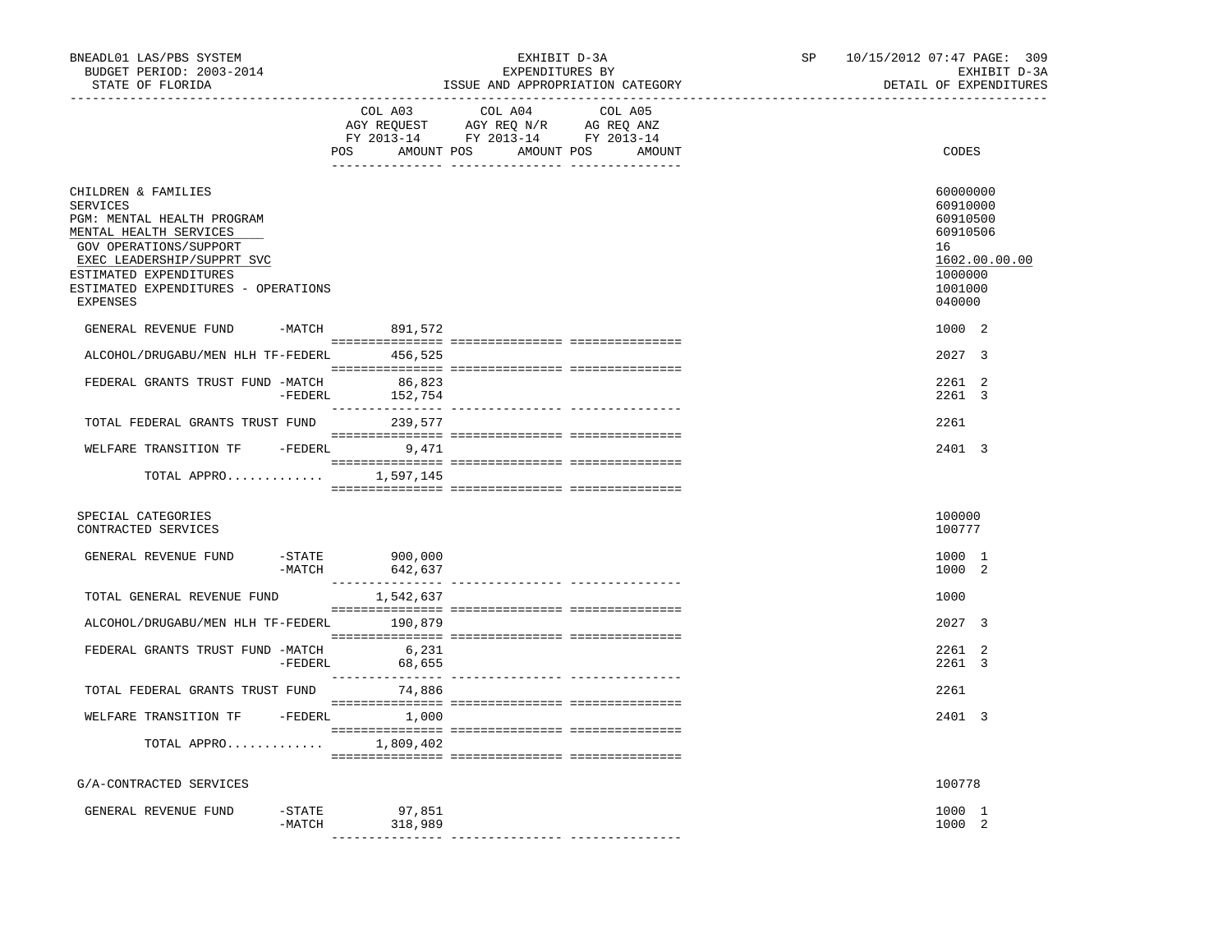BNEADL01 LAS/PBS SYSTEM
BUDGET PERIOD: 2003-2014
STATE OF FLORIDA

EXHIBIT D-3A
EXPENDITURES BY
ISSUE AND APPROPRIATION CATEGORY

SP 10/15/2012 07:47 PAGE: 309
EXHIBIT D-3A
DETAIL OF EXPENDITURES

| | COL A03 AGY REQUEST FY 2013-14 POS AMOUNT | COL A04 AGY REQ N/R FY 2013-14 POS AMOUNT | COL A05 AG REQ ANZ FY 2013-14 POS AMOUNT | CODES |
|---|---|---|---|---|
| CHILDREN & FAMILIES | | | | 60000000 |
| SERVICES | | | | 60910000 |
| PGM: MENTAL HEALTH PROGRAM | | | | 60910500 |
| MENTAL HEALTH SERVICES | | | | 60910506 |
| GOV OPERATIONS/SUPPORT | | | | 16 |
| EXEC LEADERSHIP/SUPPRT SVC | | | | 1602.00.00.00 |
| ESTIMATED EXPENDITURES | | | | 1000000 |
| ESTIMATED EXPENDITURES - OPERATIONS | | | | 1001000 |
| EXPENSES | | | | 040000 |
| GENERAL REVENUE FUND -MATCH | 891,572 | | | 1000 2 |
| ALCOHOL/DRUGABU/MEN HLH TF-FEDERL | 456,525 | | | 2027 3 |
| FEDERAL GRANTS TRUST FUND -MATCH | 86,823 | | | 2261 2 |
| -FEDERL | 152,754 | | | 2261 3 |
| TOTAL FEDERAL GRANTS TRUST FUND | 239,577 | | | 2261 |
| WELFARE TRANSITION TF -FEDERL | 9,471 | | | 2401 3 |
| TOTAL APPRO............. | 1,597,145 | | | |
| SPECIAL CATEGORIES | | | | 100000 |
| CONTRACTED SERVICES | | | | 100777 |
| GENERAL REVENUE FUND -STATE | 900,000 | | | 1000 1 |
| -MATCH | 642,637 | | | 1000 2 |
| TOTAL GENERAL REVENUE FUND | 1,542,637 | | | 1000 |
| ALCOHOL/DRUGABU/MEN HLH TF-FEDERL | 190,879 | | | 2027 3 |
| FEDERAL GRANTS TRUST FUND -MATCH | 6,231 | | | 2261 2 |
| -FEDERL | 68,655 | | | 2261 3 |
| TOTAL FEDERAL GRANTS TRUST FUND | 74,886 | | | 2261 |
| WELFARE TRANSITION TF -FEDERL | 1,000 | | | 2401 3 |
| TOTAL APPRO............. | 1,809,402 | | | |
| G/A-CONTRACTED SERVICES | | | | 100778 |
| GENERAL REVENUE FUND -STATE | 97,851 | | | 1000 1 |
| -MATCH | 318,989 | | | 1000 2 |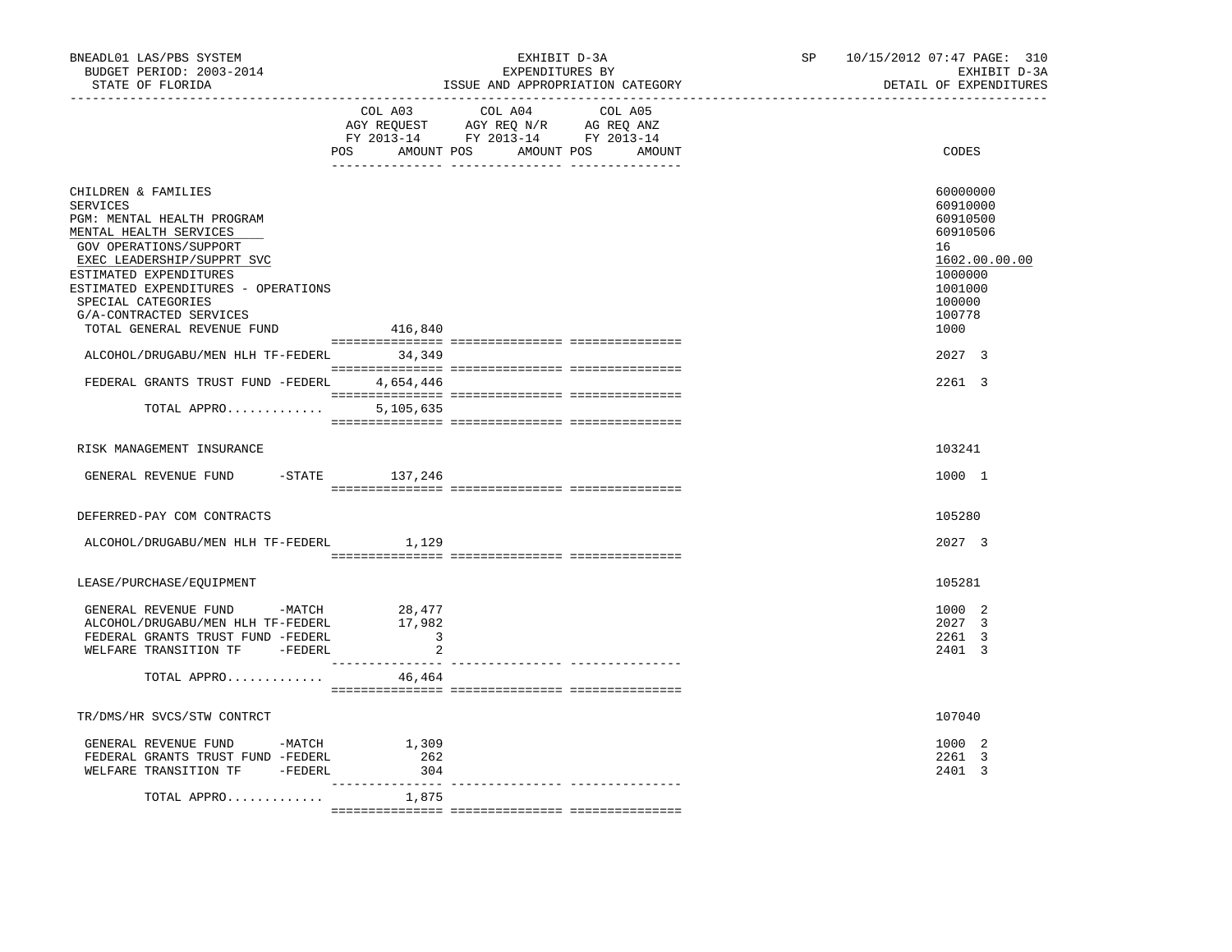BNEADL01 LAS/PBS SYSTEM — EXHIBIT D-3A — EXPENDITURES BY ISSUE AND APPROPRIATION CATEGORY — SP 10/15/2012 07:47 PAGE: 310

BUDGET PERIOD: 2003-2014 — EXHIBIT D-3A

STATE OF FLORIDA — DETAIL OF EXPENDITURES

| | COL A03 AGY REQUEST FY 2013-14 POS AMOUNT | COL A04 AGY REQ N/R FY 2013-14 POS AMOUNT | COL A05 AG REQ ANZ FY 2013-14 POS AMOUNT | CODES |
|---|---|---|---|---|
| CHILDREN & FAMILIES | | | | 60000000 |
| SERVICES | | | | 60910000 |
| PGM: MENTAL HEALTH PROGRAM | | | | 60910500 |
| MENTAL HEALTH SERVICES | | | | 60910506 |
| GOV OPERATIONS/SUPPORT | | | | 16 |
| EXEC LEADERSHIP/SUPPRT SVC | | | | 1602.00.00.00 |
| ESTIMATED EXPENDITURES | | | | 1000000 |
| ESTIMATED EXPENDITURES - OPERATIONS | | | | 1001000 |
| SPECIAL CATEGORIES | | | | 100000 |
| G/A-CONTRACTED SERVICES | | | | 100778 |
| TOTAL GENERAL REVENUE FUND | 416,840 | | | 1000 |
| ALCOHOL/DRUGABU/MEN HLH TF-FEDERL | 34,349 | | | 2027 3 |
| FEDERAL GRANTS TRUST FUND -FEDERL | 4,654,446 | | | 2261 3 |
| TOTAL APPRO............. | 5,105,635 | | | |
| RISK MANAGEMENT INSURANCE | | | | 103241 |
| GENERAL REVENUE FUND -STATE | 137,246 | | | 1000 1 |
| DEFERRED-PAY COM CONTRACTS | | | | 105280 |
| ALCOHOL/DRUGABU/MEN HLH TF-FEDERL | 1,129 | | | 2027 3 |
| LEASE/PURCHASE/EQUIPMENT | | | | 105281 |
| GENERAL REVENUE FUND -MATCH | 28,477 | | | 1000 2 |
| ALCOHOL/DRUGABU/MEN HLH TF-FEDERL | 17,982 | | | 2027 3 |
| FEDERAL GRANTS TRUST FUND -FEDERL | 3 | | | 2261 3 |
| WELFARE TRANSITION TF -FEDERL | 2 | | | 2401 3 |
| TOTAL APPRO............. | 46,464 | | | |
| TR/DMS/HR SVCS/STW CONTRCT | | | | 107040 |
| GENERAL REVENUE FUND -MATCH | 1,309 | | | 1000 2 |
| FEDERAL GRANTS TRUST FUND -FEDERL | 262 | | | 2261 3 |
| WELFARE TRANSITION TF -FEDERL | 304 | | | 2401 3 |
| TOTAL APPRO............. | 1,875 | | | |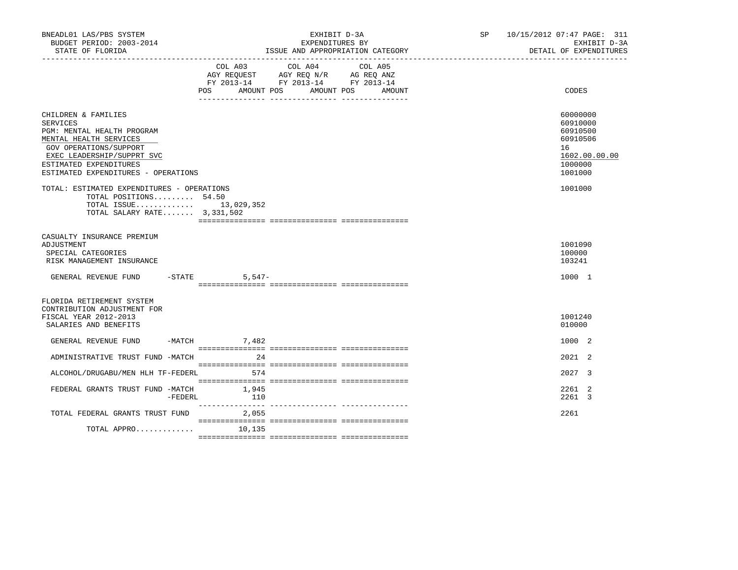BNEADL01 LAS/PBS SYSTEM — BUDGET PERIOD: 2003-2014 — STATE OF FLORIDA

EXHIBIT D-3A — EXPENDITURES BY ISSUE AND APPROPRIATION CATEGORY

SP 10/15/2012 07:47 — EXHIBIT D-3A — DETAIL OF EXPENDITURES

| | COL A03 AGY REQUEST FY 2013-14 POS AMOUNT | COL A04 AGY REQ N/R FY 2013-14 POS AMOUNT | COL A05 AG REQ ANZ FY 2013-14 POS AMOUNT | CODES |
|---|---|---|---|---|
| CHILDREN & FAMILIES | | | | 60000000 |
| SERVICES | | | | 60910000 |
| PGM: MENTAL HEALTH PROGRAM | | | | 60910500 |
| MENTAL HEALTH SERVICES | | | | 60910506 |
| GOV OPERATIONS/SUPPORT | | | | 16 |
| EXEC LEADERSHIP/SUPPRT SVC | | | | 1602.00.00.00 |
| ESTIMATED EXPENDITURES | | | | 1000000 |
| ESTIMATED EXPENDITURES - OPERATIONS | | | | 1001000 |
| TOTAL: ESTIMATED EXPENDITURES - OPERATIONS | | | | 1001000 |
| TOTAL POSITIONS......... 54.50 | | | | |
| TOTAL ISSUE............. | 13,029,352 | | | |
| TOTAL SALARY RATE....... 3,331,502 | | | | |
| CASUALTY INSURANCE PREMIUM ADJUSTMENT | | | | 1001090 |
| SPECIAL CATEGORIES | | | | 100000 |
| RISK MANAGEMENT INSURANCE | | | | 103241 |
| GENERAL REVENUE FUND -STATE | 5,547- | | | 1000 1 |
| FLORIDA RETIREMENT SYSTEM CONTRIBUTION ADJUSTMENT FOR FISCAL YEAR 2012-2013 | | | | 1001240 |
| SALARIES AND BENEFITS | | | | 010000 |
| GENERAL REVENUE FUND -MATCH | 7,482 | | | 1000 2 |
| ADMINISTRATIVE TRUST FUND -MATCH | 24 | | | 2021 2 |
| ALCOHOL/DRUGABU/MEN HLH TF-FEDERL | 574 | | | 2027 3 |
| FEDERAL GRANTS TRUST FUND -MATCH | 1,945 | | | 2261 2 |
| -FEDERL | 110 | | | 2261 3 |
| TOTAL FEDERAL GRANTS TRUST FUND | 2,055 | | | 2261 |
| TOTAL APPRO............. | 10,135 | | | |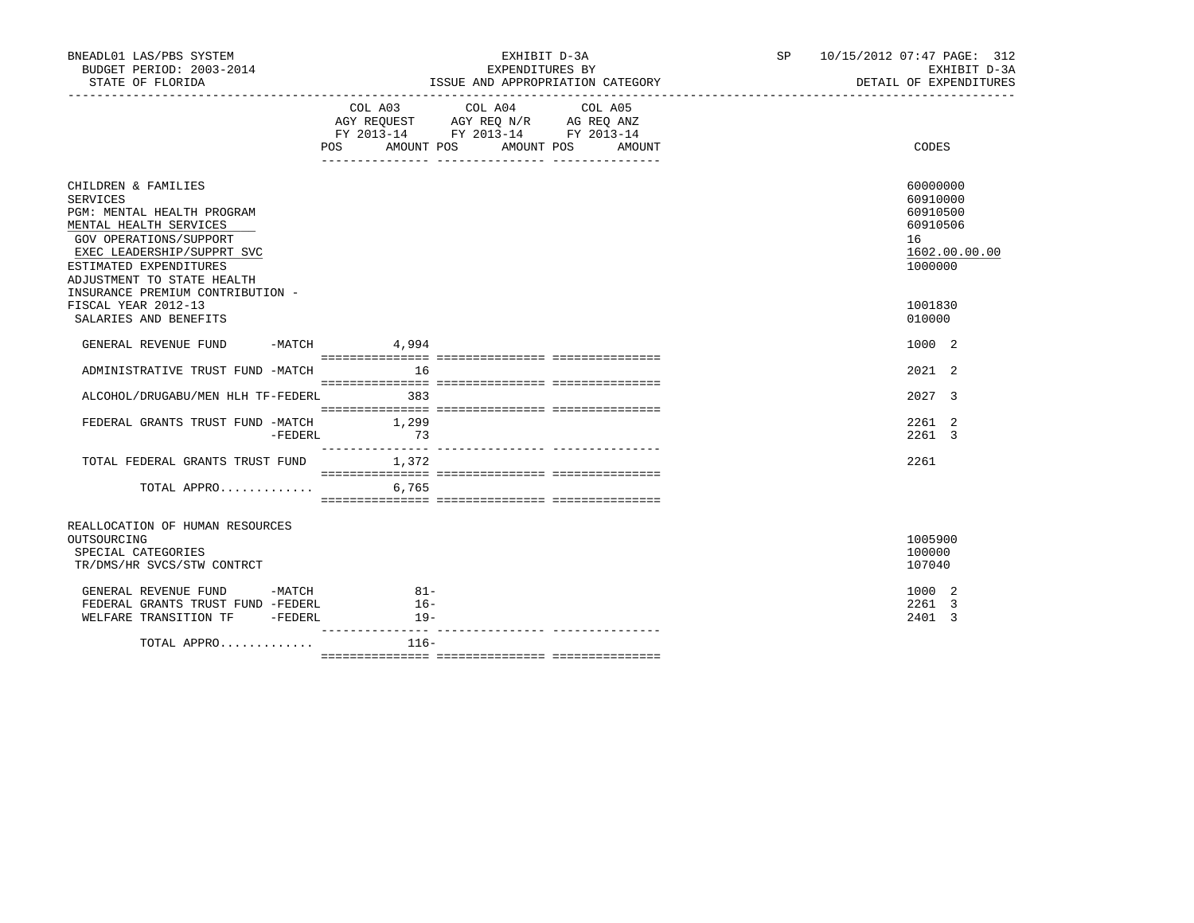BNEADL01 LAS/PBS SYSTEM | EXHIBIT D-3A | SP 10/15/2012 07:47 PAGE: 312
BUDGET PERIOD: 2003-2014 | EXPENDITURES BY | EXHIBIT D-3A
STATE OF FLORIDA | ISSUE AND APPROPRIATION CATEGORY | DETAIL OF EXPENDITURES

| | COL A03 AGY REQUEST FY 2013-14 POS | AMOUNT | COL A04 AGY REQ N/R FY 2013-14 POS | AMOUNT | COL A05 AG REQ ANZ FY 2013-14 POS | AMOUNT | CODES |
|---|---|---|---|---|---|---|---|
| CHILDREN & FAMILIES | | | | | | | 60000000 |
| SERVICES | | | | | | | 60910000 |
| PGM: MENTAL HEALTH PROGRAM | | | | | | | 60910500 |
| MENTAL HEALTH SERVICES | | | | | | | 60910506 |
| GOV OPERATIONS/SUPPORT | | | | | | | 16 |
| EXEC LEADERSHIP/SUPPRT SVC | | | | | | | 1602.00.00.00 |
| ESTIMATED EXPENDITURES | | | | | | | 1000000 |
| ADJUSTMENT TO STATE HEALTH INSURANCE PREMIUM CONTRIBUTION - FISCAL YEAR 2012-13 | | | | | | | 1001830 |
| SALARIES AND BENEFITS | | | | | | | 010000 |
| GENERAL REVENUE FUND -MATCH | | 4,994 | | | | | 1000 2 |
| ADMINISTRATIVE TRUST FUND -MATCH | | 16 | | | | | 2021 2 |
| ALCOHOL/DRUGABU/MEN HLH TF-FEDERL | | 383 | | | | | 2027 3 |
| FEDERAL GRANTS TRUST FUND -MATCH | | 1,299 | | | | | 2261 2 |
| -FEDERL | | 73 | | | | | 2261 3 |
| TOTAL FEDERAL GRANTS TRUST FUND | | 1,372 | | | | | 2261 |
| TOTAL APPRO............. | | 6,765 | | | | | |
| REALLOCATION OF HUMAN RESOURCES OUTSOURCING | | | | | | | 1005900 |
| SPECIAL CATEGORIES | | | | | | | 100000 |
| TR/DMS/HR SVCS/STW CONTRCT | | | | | | | 107040 |
| GENERAL REVENUE FUND -MATCH | | 81- | | | | | 1000 2 |
| FEDERAL GRANTS TRUST FUND -FEDERL | | 16- | | | | | 2261 3 |
| WELFARE TRANSITION TF -FEDERL | | 19- | | | | | 2401 3 |
| TOTAL APPRO............. | | 116- | | | | | |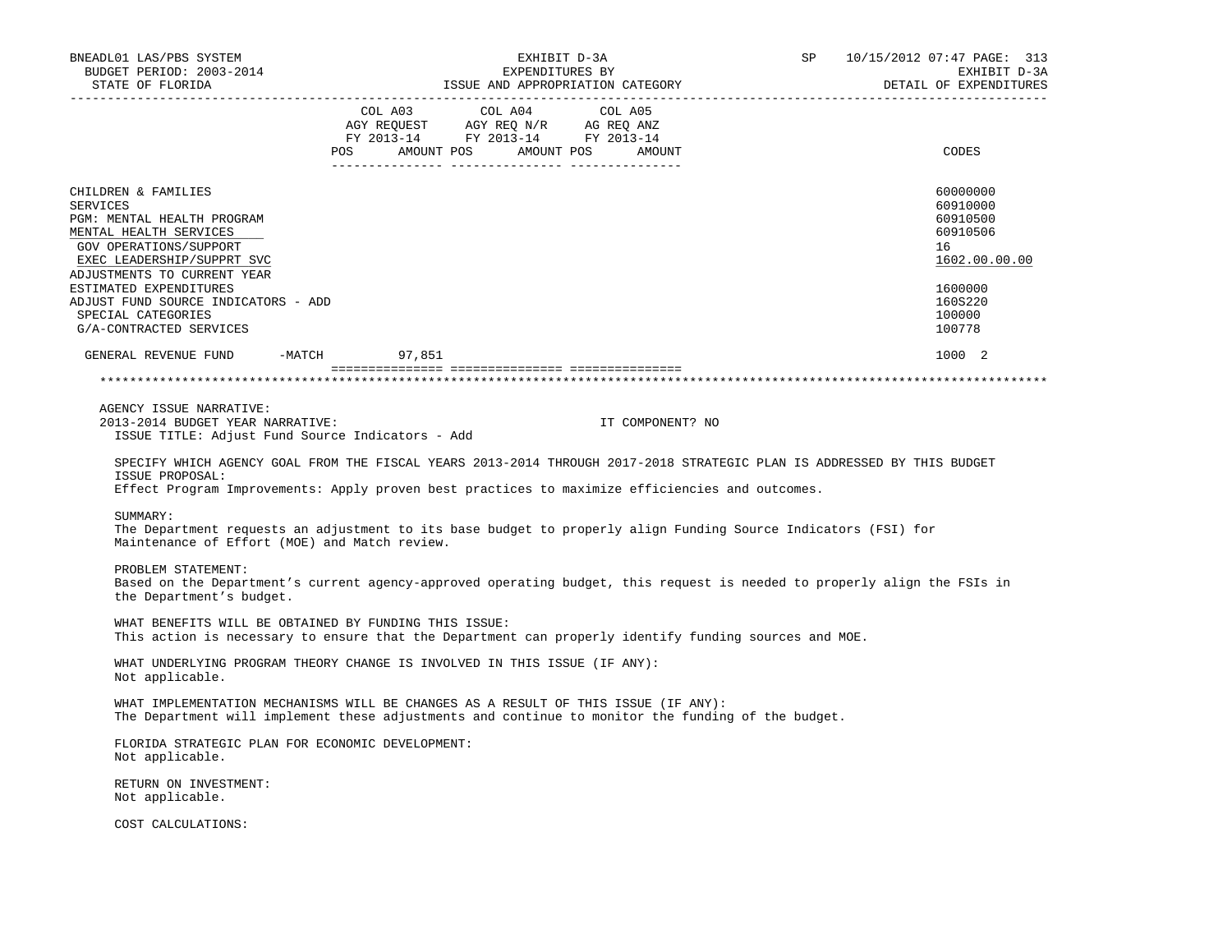BNEADL01 LAS/PBS SYSTEM
BUDGET PERIOD: 2003-2014
STATE OF FLORIDA

EXHIBIT D-3A
EXPENDITURES BY
ISSUE AND APPROPRIATION CATEGORY

SP 10/15/2012 07:47

EXHIBIT D-3A
DETAIL OF EXPENDITURES

| | COL A03 AGY REQUEST FY 2013-14 POS AMOUNT | COL A04 AGY REQ N/R FY 2013-14 POS AMOUNT | COL A05 AG REQ ANZ FY 2013-14 POS AMOUNT | CODES |
|---|---|---|---|---|
| CHILDREN & FAMILIES | | | | 60000000 |
| SERVICES | | | | 60910000 |
| PGM: MENTAL HEALTH PROGRAM | | | | 60910500 |
| MENTAL HEALTH SERVICES | | | | 60910506 |
| GOV OPERATIONS/SUPPORT | | | | 16 |
| EXEC LEADERSHIP/SUPPRT SVC | | | | 1602.00.00.00 |
| ADJUSTMENTS TO CURRENT YEAR | | | | |
| ESTIMATED EXPENDITURES | | | | 1600000 |
| ADJUST FUND SOURCE INDICATORS - ADD | | | | 160S220 |
| SPECIAL CATEGORIES | | | | 100000 |
| G/A-CONTRACTED SERVICES | | | | 100778 |
| GENERAL REVENUE FUND -MATCH | 97,851 | | | 1000 2 |

AGENCY ISSUE NARRATIVE:

2013-2014 BUDGET YEAR NARRATIVE: IT COMPONENT? NO

ISSUE TITLE: Adjust Fund Source Indicators - Add

SPECIFY WHICH AGENCY GOAL FROM THE FISCAL YEARS 2013-2014 THROUGH 2017-2018 STRATEGIC PLAN IS ADDRESSED BY THIS BUDGET ISSUE PROPOSAL:
Effect Program Improvements: Apply proven best practices to maximize efficiencies and outcomes.

SUMMARY:
The Department requests an adjustment to its base budget to properly align Funding Source Indicators (FSI) for Maintenance of Effort (MOE) and Match review.

PROBLEM STATEMENT:
Based on the Department's current agency-approved operating budget, this request is needed to properly align the FSIs in the Department's budget.

WHAT BENEFITS WILL BE OBTAINED BY FUNDING THIS ISSUE:
This action is necessary to ensure that the Department can properly identify funding sources and MOE.

WHAT UNDERLYING PROGRAM THEORY CHANGE IS INVOLVED IN THIS ISSUE (IF ANY):
Not applicable.

WHAT IMPLEMENTATION MECHANISMS WILL BE CHANGES AS A RESULT OF THIS ISSUE (IF ANY):
The Department will implement these adjustments and continue to monitor the funding of the budget.

FLORIDA STRATEGIC PLAN FOR ECONOMIC DEVELOPMENT:
Not applicable.

RETURN ON INVESTMENT:
Not applicable.

COST CALCULATIONS: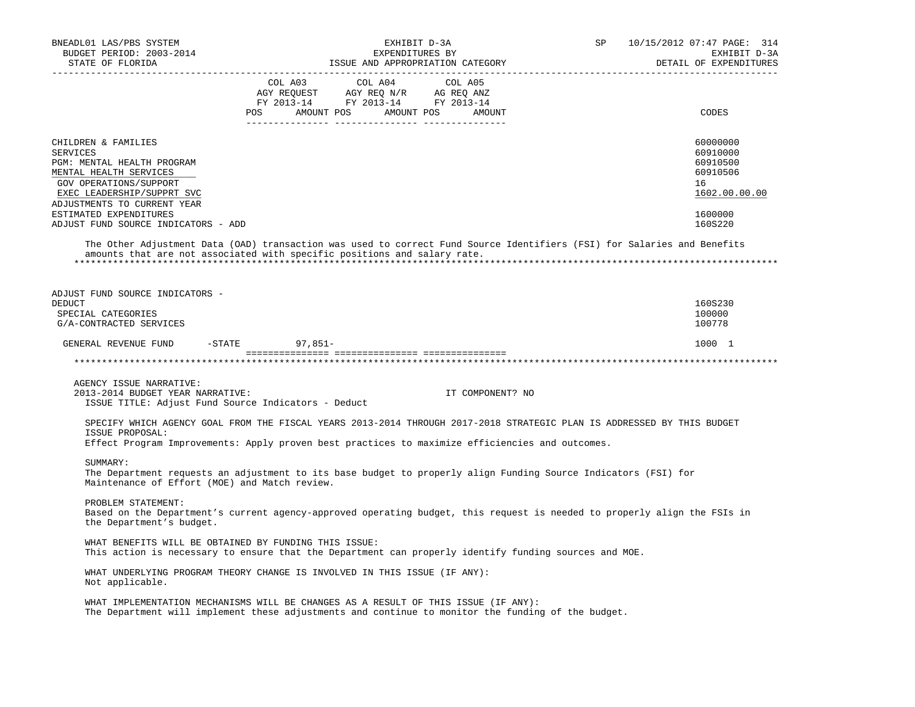| | COL A03 AGY REQUEST FY 2013-14 POS AMOUNT | COL A04 AGY REQ N/R FY 2013-14 POS AMOUNT | COL A05 AG REQ ANZ FY 2013-14 POS AMOUNT | CODES |
|---|---|---|---|---|
| CHILDREN & FAMILIES | | | | 60000000 |
| SERVICES | | | | 60910000 |
| PGM: MENTAL HEALTH PROGRAM | | | | 60910500 |
| MENTAL HEALTH SERVICES | | | | 60910506 |
| GOV OPERATIONS/SUPPORT | | | | 16 |
| EXEC LEADERSHIP/SUPPRT SVC | | | | 1602.00.00.00 |
| ADJUSTMENTS TO CURRENT YEAR ESTIMATED EXPENDITURES | | | | 1600000 |
| ADJUST FUND SOURCE INDICATORS - ADD | | | | 160S220 |

The Other Adjustment Data (OAD) transaction was used to correct Fund Source Identifiers (FSI) for Salaries and Benefits amounts that are not associated with specific positions and salary rate.

*******************************************************************************************************************

| | COL A03 | COL A04 | COL A05 | CODES |
|---|---|---|---|---|
| ADJUST FUND SOURCE INDICATORS - DEDUCT | | | | 160S230 |
| SPECIAL CATEGORIES | | | | 100000 |
| G/A-CONTRACTED SERVICES | | | | 100778 |
| GENERAL REVENUE FUND -STATE | 97,851- | | | 1000 1 |

*******************************************************************************************************************

AGENCY ISSUE NARRATIVE:
2013-2014 BUDGET YEAR NARRATIVE: IT COMPONENT? NO
ISSUE TITLE: Adjust Fund Source Indicators - Deduct

SPECIFY WHICH AGENCY GOAL FROM THE FISCAL YEARS 2013-2014 THROUGH 2017-2018 STRATEGIC PLAN IS ADDRESSED BY THIS BUDGET ISSUE PROPOSAL:
Effect Program Improvements: Apply proven best practices to maximize efficiencies and outcomes.

SUMMARY:
The Department requests an adjustment to its base budget to properly align Funding Source Indicators (FSI) for Maintenance of Effort (MOE) and Match review.

PROBLEM STATEMENT:
Based on the Department's current agency-approved operating budget, this request is needed to properly align the FSIs in the Department's budget.

WHAT BENEFITS WILL BE OBTAINED BY FUNDING THIS ISSUE:
This action is necessary to ensure that the Department can properly identify funding sources and MOE.

WHAT UNDERLYING PROGRAM THEORY CHANGE IS INVOLVED IN THIS ISSUE (IF ANY):
Not applicable.

WHAT IMPLEMENTATION MECHANISMS WILL BE CHANGES AS A RESULT OF THIS ISSUE (IF ANY):
The Department will implement these adjustments and continue to monitor the funding of the budget.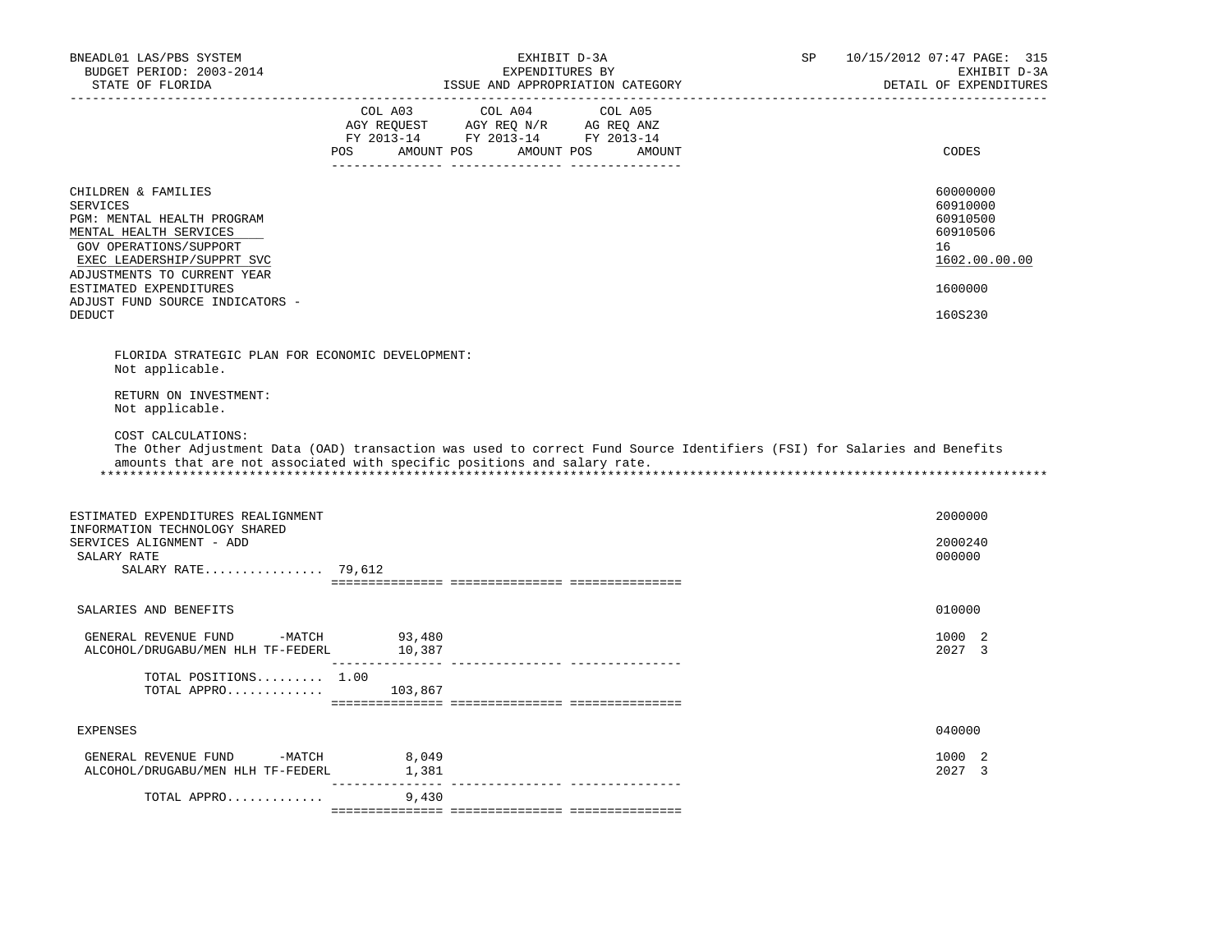BNEADL01 LAS/PBS SYSTEM — EXHIBIT D-3A — EXPENDITURES BY ISSUE AND APPROPRIATION CATEGORY — SP 10/15/2012 07:47 — EXHIBIT D-3A DETAIL OF EXPENDITURES

BUDGET PERIOD: 2003-2014

STATE OF FLORIDA

| | COL A03 AGY REQUEST FY 2013-14 POS | AMOUNT | COL A04 AGY REQ N/R FY 2013-14 POS | AMOUNT | COL A05 AG REQ ANZ FY 2013-14 POS | AMOUNT | CODES |
|---|---|---|---|---|---|---|---|
| CHILDREN & FAMILIES | | | | | | | 60000000 |
| SERVICES | | | | | | | 60910000 |
| PGM: MENTAL HEALTH PROGRAM | | | | | | | 60910500 |
| MENTAL HEALTH SERVICES | | | | | | | 60910506 |
| GOV OPERATIONS/SUPPORT | | | | | | | 16 |
| EXEC LEADERSHIP/SUPPRT SVC | | | | | | | 1602.00.00.00 |
| ADJUSTMENTS TO CURRENT YEAR ESTIMATED EXPENDITURES | | | | | | | 1600000 |
| ADJUST FUND SOURCE INDICATORS - DEDUCT | | | | | | | 160S230 |

FLORIDA STRATEGIC PLAN FOR ECONOMIC DEVELOPMENT:
Not applicable.

RETURN ON INVESTMENT:
Not applicable.

COST CALCULATIONS:
The Other Adjustment Data (OAD) transaction was used to correct Fund Source Identifiers (FSI) for Salaries and Benefits amounts that are not associated with specific positions and salary rate.

*******************************************************************************************************************************

| | COL A03 POS | AMOUNT | COL A04 POS | AMOUNT | COL A05 POS | AMOUNT | CODES |
|---|---|---|---|---|---|---|---|
| ESTIMATED EXPENDITURES REALIGNMENT | | | | | | | 2000000 |
| INFORMATION TECHNOLOGY SHARED SERVICES ALIGNMENT - ADD | | | | | | | 2000240 |
| SALARY RATE | | | | | | | 000000 |
| SALARY RATE................ | 79,612 | | | | | | |
| SALARIES AND BENEFITS | | | | | | | 010000 |
| GENERAL REVENUE FUND -MATCH | | 93,480 | | | | | 1000 2 |
| ALCOHOL/DRUGABU/MEN HLH TF-FEDERL | | 10,387 | | | | | 2027 3 |
| TOTAL POSITIONS......... | 1.00 | | | | | | |
| TOTAL APPRO............ | | 103,867 | | | | | |
| EXPENSES | | | | | | | 040000 |
| GENERAL REVENUE FUND -MATCH | | 8,049 | | | | | 1000 2 |
| ALCOHOL/DRUGABU/MEN HLH TF-FEDERL | | 1,381 | | | | | 2027 3 |
| TOTAL APPRO............ | | 9,430 | | | | | |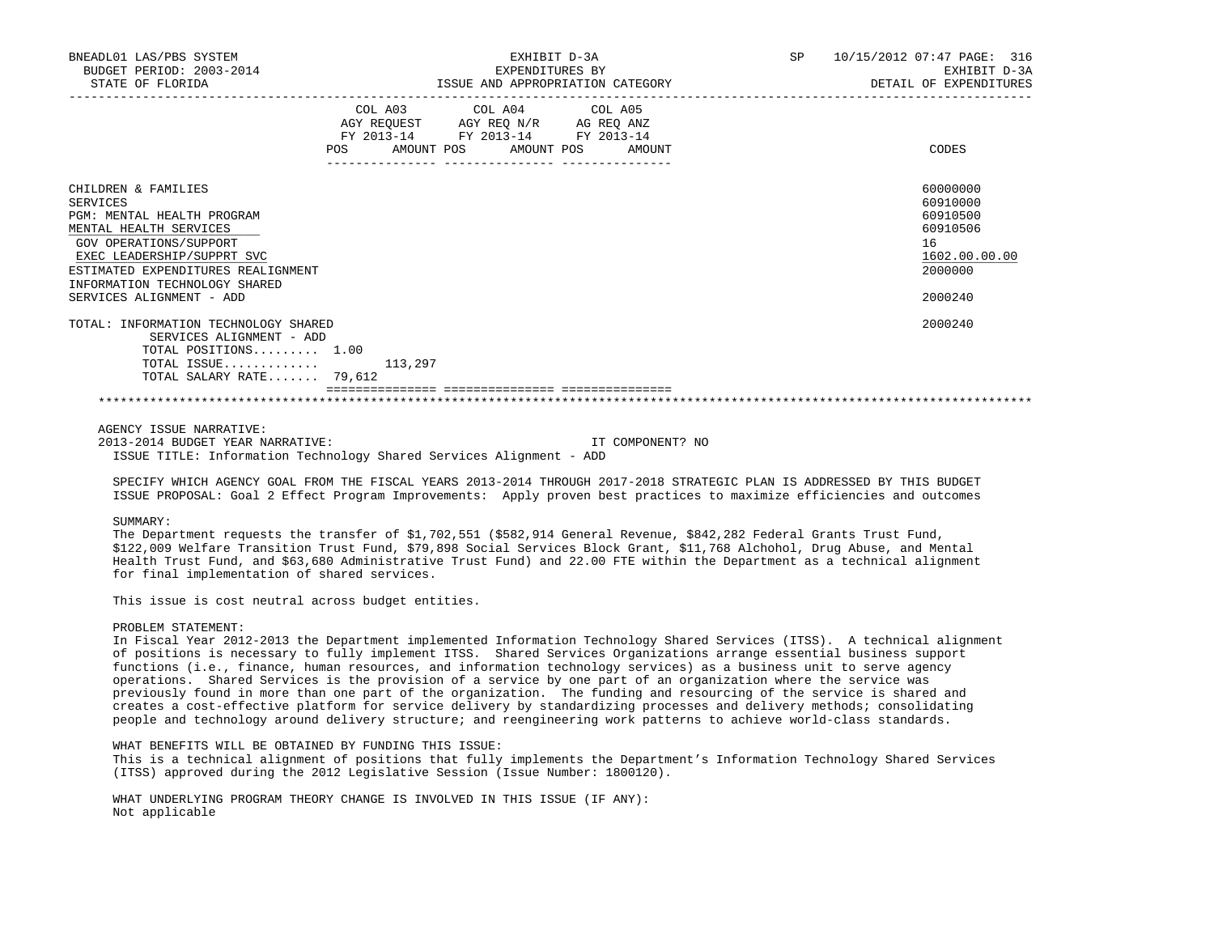BNEADL01 LAS/PBS SYSTEM | EXHIBIT D-3A | SP 10/15/2012 07:47 PAGE: 316
BUDGET PERIOD: 2003-2014 | EXPENDITURES BY | EXHIBIT D-3A
STATE OF FLORIDA | ISSUE AND APPROPRIATION CATEGORY | DETAIL OF EXPENDITURES

| | COL A03 AGY REQUEST FY 2013-14 POS AMOUNT | COL A04 AGY REQ N/R FY 2013-14 POS AMOUNT | COL A05 AG REQ ANZ FY 2013-14 POS AMOUNT | CODES |
|---|---|---|---|---|
| CHILDREN & FAMILIES | | | | 60000000 |
| SERVICES | | | | 60910000 |
| PGM: MENTAL HEALTH PROGRAM | | | | 60910500 |
| MENTAL HEALTH SERVICES | | | | 60910506 |
| GOV OPERATIONS/SUPPORT | | | | 16 |
| EXEC LEADERSHIP/SUPPRT SVC | | | | 1602.00.00.00 |
| ESTIMATED EXPENDITURES REALIGNMENT | | | | 2000000 |
| INFORMATION TECHNOLOGY SHARED SERVICES ALIGNMENT - ADD | | | | 2000240 |
| TOTAL: INFORMATION TECHNOLOGY SHARED SERVICES ALIGNMENT - ADD | | | | 2000240 |
| TOTAL POSITIONS......... | 1.00 | | | |
| TOTAL ISSUE............. | 113,297 | | | |
| TOTAL SALARY RATE....... | 79,612 | | | |

AGENCY ISSUE NARRATIVE:
2013-2014 BUDGET YEAR NARRATIVE: IT COMPONENT? NO
ISSUE TITLE: Information Technology Shared Services Alignment - ADD

SPECIFY WHICH AGENCY GOAL FROM THE FISCAL YEARS 2013-2014 THROUGH 2017-2018 STRATEGIC PLAN IS ADDRESSED BY THIS BUDGET ISSUE PROPOSAL: Goal 2 Effect Program Improvements: Apply proven best practices to maximize efficiencies and outcomes

SUMMARY:
The Department requests the transfer of $1,702,551 ($582,914 General Revenue, $842,282 Federal Grants Trust Fund, $122,009 Welfare Transition Trust Fund, $79,898 Social Services Block Grant, $11,768 Alchohol, Drug Abuse, and Mental Health Trust Fund, and $63,680 Administrative Trust Fund) and 22.00 FTE within the Department as a technical alignment for final implementation of shared services.

This issue is cost neutral across budget entities.

PROBLEM STATEMENT:
In Fiscal Year 2012-2013 the Department implemented Information Technology Shared Services (ITSS). A technical alignment of positions is necessary to fully implement ITSS. Shared Services Organizations arrange essential business support functions (i.e., finance, human resources, and information technology services) as a business unit to serve agency operations. Shared Services is the provision of a service by one part of an organization where the service was previously found in more than one part of the organization. The funding and resourcing of the service is shared and creates a cost-effective platform for service delivery by standardizing processes and delivery methods; consolidating people and technology around delivery structure; and reengineering work patterns to achieve world-class standards.

WHAT BENEFITS WILL BE OBTAINED BY FUNDING THIS ISSUE:
This is a technical alignment of positions that fully implements the Department's Information Technology Shared Services (ITSS) approved during the 2012 Legislative Session (Issue Number: 1800120).

WHAT UNDERLYING PROGRAM THEORY CHANGE IS INVOLVED IN THIS ISSUE (IF ANY):
Not applicable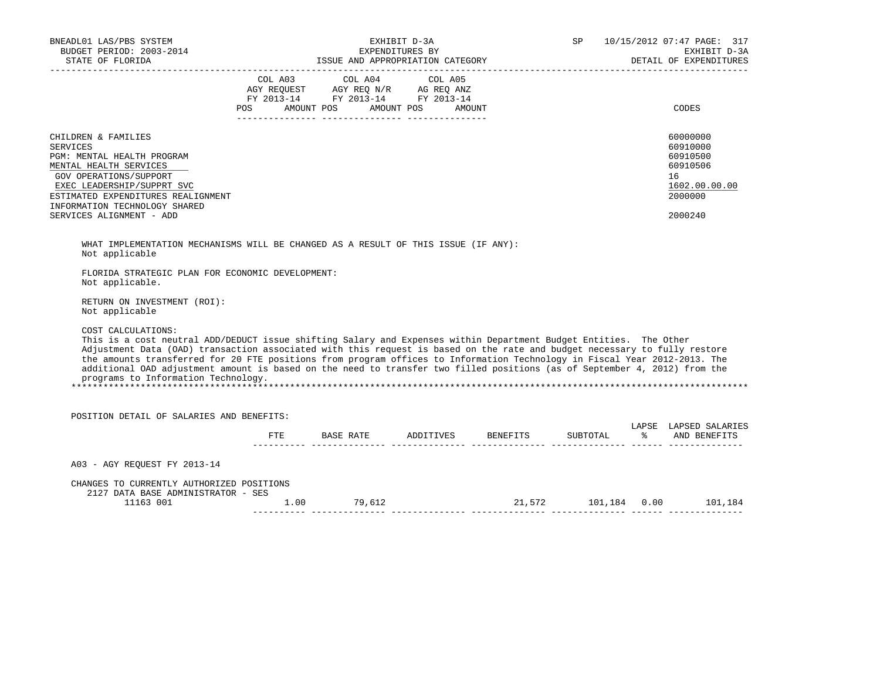| | COL A03 AGY REQUEST FY 2013-14 | | COL A04 AGY REQ N/R FY 2013-14 | | COL A05 AG REQ ANZ FY 2013-14 | | |
|---|---|---|---|---|---|---|---|
| | POS | AMOUNT | POS | AMOUNT | POS | AMOUNT | CODES |
| CHILDREN & FAMILIES | | | | | | | 60000000 |
| SERVICES | | | | | | | 60910000 |
| PGM: MENTAL HEALTH PROGRAM | | | | | | | 60910500 |
| MENTAL HEALTH SERVICES | | | | | | | 60910506 |
| GOV OPERATIONS/SUPPORT | | | | | | | 16 |
| EXEC LEADERSHIP/SUPPRT SVC | | | | | | | 1602.00.00.00 |
| ESTIMATED EXPENDITURES REALIGNMENT | | | | | | | 2000000 |
| INFORMATION TECHNOLOGY SHARED SERVICES ALIGNMENT - ADD | | | | | | | 2000240 |

WHAT IMPLEMENTATION MECHANISMS WILL BE CHANGED AS A RESULT OF THIS ISSUE (IF ANY):
Not applicable

FLORIDA STRATEGIC PLAN FOR ECONOMIC DEVELOPMENT:
Not applicable.

RETURN ON INVESTMENT (ROI):
Not applicable

COST CALCULATIONS:
This is a cost neutral ADD/DEDUCT issue shifting Salary and Expenses within Department Budget Entities. The Other Adjustment Data (OAD) transaction associated with this request is based on the rate and budget necessary to fully restore the amounts transferred for 20 FTE positions from program offices to Information Technology in Fiscal Year 2012-2013. The additional OAD adjustment amount is based on the need to transfer two filled positions (as of September 4, 2012) from the programs to Information Technology.

*******************************************************************************************************************************

POSITION DETAIL OF SALARIES AND BENEFITS:

| | FTE | BASE RATE | ADDITIVES | BENEFITS | SUBTOTAL | LAPSE % | LAPSED SALARIES AND BENEFITS |
|---|---|---|---|---|---|---|---|
| A03 - AGY REQUEST FY 2013-14 | | | | | | | |
| CHANGES TO CURRENTLY AUTHORIZED POSITIONS | | | | | | | |
| 2127 DATA BASE ADMINISTRATOR - SES | | | | | | | |
| 11163 001 | 1.00 | 79,612 | | 21,572 | 101,184 | 0.00 | 101,184 |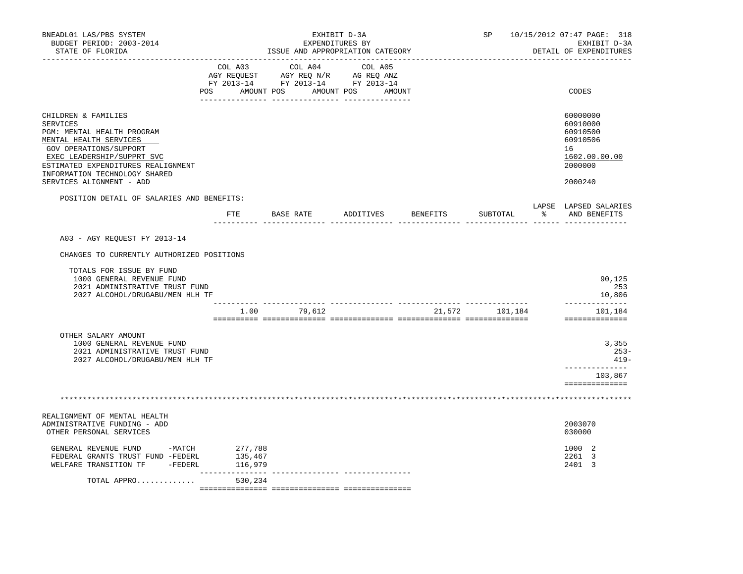BNEADL01 LAS/PBS SYSTEM
BUDGET PERIOD: 2003-2014
STATE OF FLORIDA

EXHIBIT D-3A
EXPENDITURES BY
ISSUE AND APPROPRIATION CATEGORY

SP 10/15/2012 07:47 PAGE: 318
EXHIBIT D-3A
DETAIL OF EXPENDITURES

| | COL A03 AGY REQUEST FY 2013-14 POS AMOUNT | COL A04 AGY REQ N/R FY 2013-14 POS AMOUNT | COL A05 AG REQ ANZ FY 2013-14 POS AMOUNT | CODES |
|---|---|---|---|---|
| CHILDREN & FAMILIES | | | | 60000000 |
| SERVICES | | | | 60910000 |
| PGM: MENTAL HEALTH PROGRAM | | | | 60910500 |
| MENTAL HEALTH SERVICES | | | | 60910506 |
| GOV OPERATIONS/SUPPORT | | | | 16 |
| EXEC LEADERSHIP/SUPPRT SVC | | | | 1602.00.00.00 |
| ESTIMATED EXPENDITURES REALIGNMENT | | | | 2000000 |
| INFORMATION TECHNOLOGY SHARED SERVICES ALIGNMENT - ADD | | | | 2000240 |

POSITION DETAIL OF SALARIES AND BENEFITS:

| | FTE | BASE RATE | ADDITIVES | BENEFITS | SUBTOTAL | LAPSE % | LAPSED SALARIES AND BENEFITS |
|---|---|---|---|---|---|---|---|
| A03 - AGY REQUEST FY 2013-14 | | | | | | | |
| CHANGES TO CURRENTLY AUTHORIZED POSITIONS | | | | | | | |
| TOTALS FOR ISSUE BY FUND | | | | | | | |
| 1000 GENERAL REVENUE FUND | | | | | | | 90,125 |
| 2021 ADMINISTRATIVE TRUST FUND | | | | | | | 253 |
| 2027 ALCOHOL/DRUGABU/MEN HLH TF | | | | | | | 10,806 |
| | 1.00 | 79,612 | | 21,572 | 101,184 | | 101,184 |
| OTHER SALARY AMOUNT | | | | | | | |
| 1000 GENERAL REVENUE FUND | | | | | | | 3,355 |
| 2021 ADMINISTRATIVE TRUST FUND | | | | | | | 253- |
| 2027 ALCOHOL/DRUGABU/MEN HLH TF | | | | | | | 419- |
| | | | | | | | 103,867 |

*******************************************************************************************************************

| | COL A03 | COL A04 | COL A05 | CODES |
|---|---|---|---|---|
| REALIGNMENT OF MENTAL HEALTH ADMINISTRATIVE FUNDING - ADD | | | | 2003070 |
| OTHER PERSONAL SERVICES | | | | 030000 |
| GENERAL REVENUE FUND -MATCH | 277,788 | | | 1000 2 |
| FEDERAL GRANTS TRUST FUND -FEDERL | 135,467 | | | 2261 3 |
| WELFARE TRANSITION TF -FEDERL | 116,979 | | | 2401 3 |
| TOTAL APPRO............. | 530,234 | | | |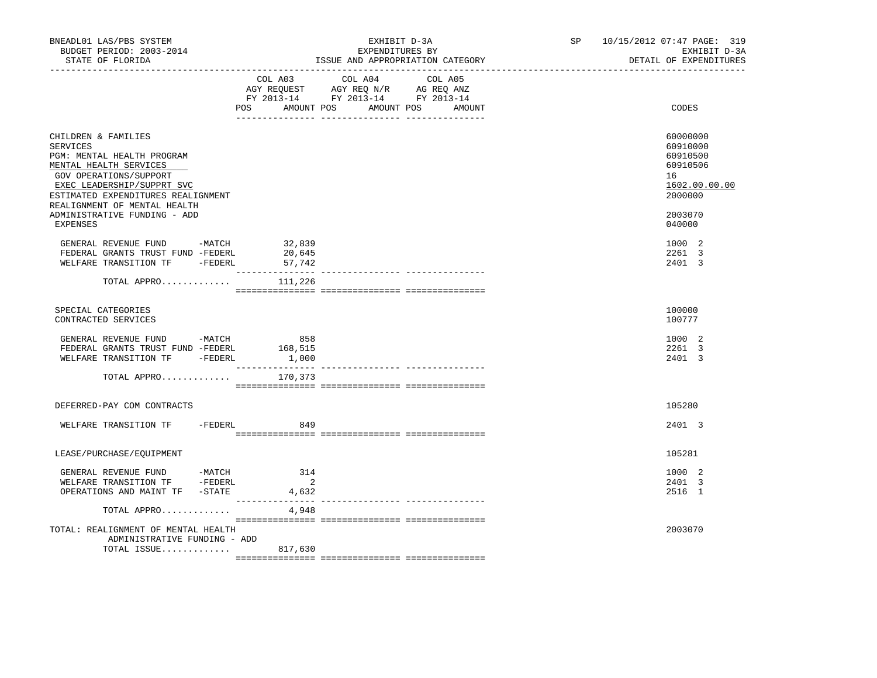BNEADL01 LAS/PBS SYSTEM
BUDGET PERIOD: 2003-2014
STATE OF FLORIDA

EXHIBIT D-3A
EXPENDITURES BY
ISSUE AND APPROPRIATION CATEGORY

SP 10/15/2012 07:47 PAGE: 319
EXHIBIT D-3A
DETAIL OF EXPENDITURES

| | COL A03 AGY REQUEST FY 2013-14 POS AMOUNT | COL A04 AGY REQ N/R FY 2013-14 POS AMOUNT | COL A05 AG REQ ANZ FY 2013-14 POS AMOUNT | CODES |
|---|---|---|---|---|
| CHILDREN & FAMILIES | | | | 60000000 |
| SERVICES | | | | 60910000 |
| PGM: MENTAL HEALTH PROGRAM | | | | 60910500 |
| MENTAL HEALTH SERVICES | | | | 60910506 |
| GOV OPERATIONS/SUPPORT | | | | 16 |
| EXEC LEADERSHIP/SUPPRT SVC | | | | 1602.00.00.00 |
| ESTIMATED EXPENDITURES REALIGNMENT | | | | 2000000 |
| REALIGNMENT OF MENTAL HEALTH ADMINISTRATIVE FUNDING - ADD | | | | 2003070 |
| EXPENSES | | | | 040000 |
| GENERAL REVENUE FUND -MATCH | 32,839 | | | 1000 2 |
| FEDERAL GRANTS TRUST FUND -FEDERL | 20,645 | | | 2261 3 |
| WELFARE TRANSITION TF -FEDERL | 57,742 | | | 2401 3 |
| TOTAL APPRO............ | 111,226 | | | |
| SPECIAL CATEGORIES | | | | 100000 |
| CONTRACTED SERVICES | | | | 100777 |
| GENERAL REVENUE FUND -MATCH | 858 | | | 1000 2 |
| FEDERAL GRANTS TRUST FUND -FEDERL | 168,515 | | | 2261 3 |
| WELFARE TRANSITION TF -FEDERL | 1,000 | | | 2401 3 |
| TOTAL APPRO............ | 170,373 | | | |
| DEFERRED-PAY COM CONTRACTS | | | | 105280 |
| WELFARE TRANSITION TF -FEDERL | 849 | | | 2401 3 |
| LEASE/PURCHASE/EQUIPMENT | | | | 105281 |
| GENERAL REVENUE FUND -MATCH | 314 | | | 1000 2 |
| WELFARE TRANSITION TF -FEDERL | 2 | | | 2401 3 |
| OPERATIONS AND MAINT TF -STATE | 4,632 | | | 2516 1 |
| TOTAL APPRO............ | 4,948 | | | |
| TOTAL: REALIGNMENT OF MENTAL HEALTH ADMINISTRATIVE FUNDING - ADD | | | | 2003070 |
| TOTAL ISSUE............ | 817,630 | | | |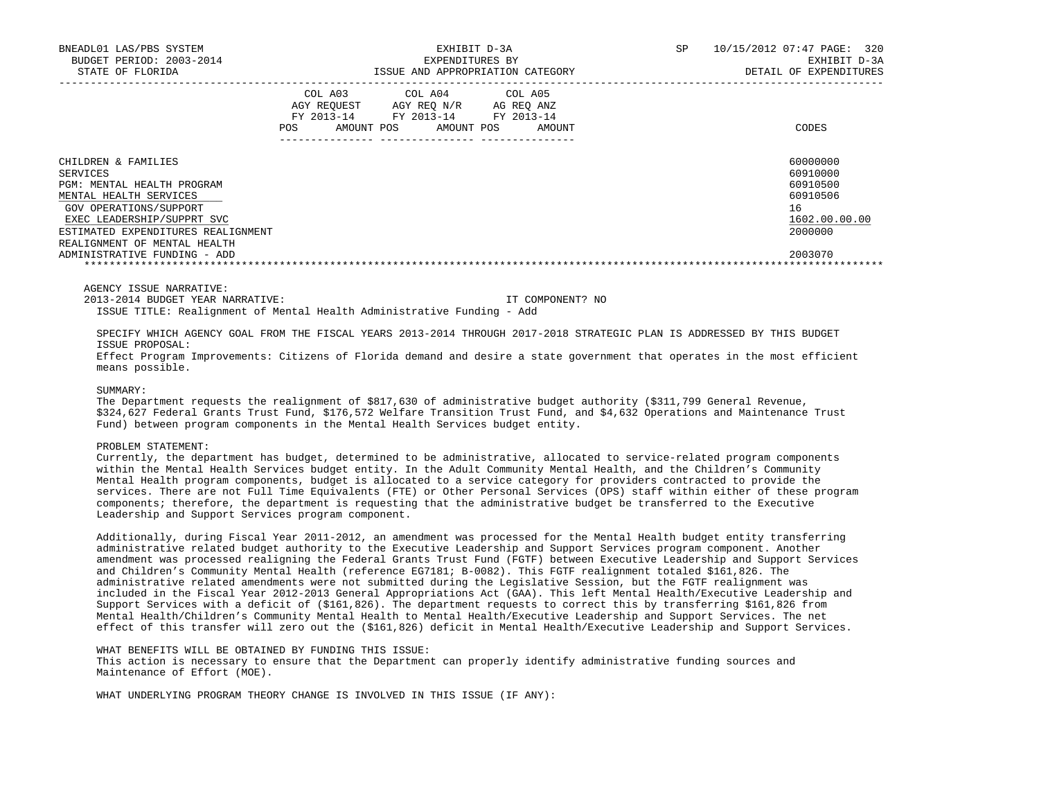| | COL A03 AGY REQUEST FY 2013-14 | | COL A04 AGY REQ N/R FY 2013-14 | | COL A05 AG REQ ANZ FY 2013-14 | | |
|---|---|---|---|---|---|---|---|
| | POS | AMOUNT | POS | AMOUNT | POS | AMOUNT | CODES |
| CHILDREN & FAMILIES | | | | | | | 60000000 |
| SERVICES | | | | | | | 60910000 |
| PGM: MENTAL HEALTH PROGRAM | | | | | | | 60910500 |
| MENTAL HEALTH SERVICES | | | | | | | 60910506 |
| GOV OPERATIONS/SUPPORT | | | | | | | 16 |
| EXEC LEADERSHIP/SUPPRT SVC | | | | | | | 1602.00.00.00 |
| ESTIMATED EXPENDITURES REALIGNMENT | | | | | | | 2000000 |
| REALIGNMENT OF MENTAL HEALTH ADMINISTRATIVE FUNDING - ADD | | | | | | | 2003070 |

AGENCY ISSUE NARRATIVE:

2013-2014 BUDGET YEAR NARRATIVE: IT COMPONENT? NO

ISSUE TITLE: Realignment of Mental Health Administrative Funding - Add

SPECIFY WHICH AGENCY GOAL FROM THE FISCAL YEARS 2013-2014 THROUGH 2017-2018 STRATEGIC PLAN IS ADDRESSED BY THIS BUDGET ISSUE PROPOSAL:

Effect Program Improvements: Citizens of Florida demand and desire a state government that operates in the most efficient means possible.

SUMMARY:

The Department requests the realignment of $817,630 of administrative budget authority ($311,799 General Revenue, $324,627 Federal Grants Trust Fund, $176,572 Welfare Transition Trust Fund, and $4,632 Operations and Maintenance Trust Fund) between program components in the Mental Health Services budget entity.

PROBLEM STATEMENT:

Currently, the department has budget, determined to be administrative, allocated to service-related program components within the Mental Health Services budget entity. In the Adult Community Mental Health, and the Children's Community Mental Health program components, budget is allocated to a service category for providers contracted to provide the services. There are not Full Time Equivalents (FTE) or Other Personal Services (OPS) staff within either of these program components; therefore, the department is requesting that the administrative budget be transferred to the Executive Leadership and Support Services program component.

Additionally, during Fiscal Year 2011-2012, an amendment was processed for the Mental Health budget entity transferring administrative related budget authority to the Executive Leadership and Support Services program component. Another amendment was processed realigning the Federal Grants Trust Fund (FGTF) between Executive Leadership and Support Services and Children's Community Mental Health (reference EG7181; B-0082). This FGTF realignment totaled $161,826. The administrative related amendments were not submitted during the Legislative Session, but the FGTF realignment was included in the Fiscal Year 2012-2013 General Appropriations Act (GAA). This left Mental Health/Executive Leadership and Support Services with a deficit of ($161,826). The department requests to correct this by transferring $161,826 from Mental Health/Children's Community Mental Health to Mental Health/Executive Leadership and Support Services. The net effect of this transfer will zero out the ($161,826) deficit in Mental Health/Executive Leadership and Support Services.

WHAT BENEFITS WILL BE OBTAINED BY FUNDING THIS ISSUE:

This action is necessary to ensure that the Department can properly identify administrative funding sources and Maintenance of Effort (MOE).

WHAT UNDERLYING PROGRAM THEORY CHANGE IS INVOLVED IN THIS ISSUE (IF ANY):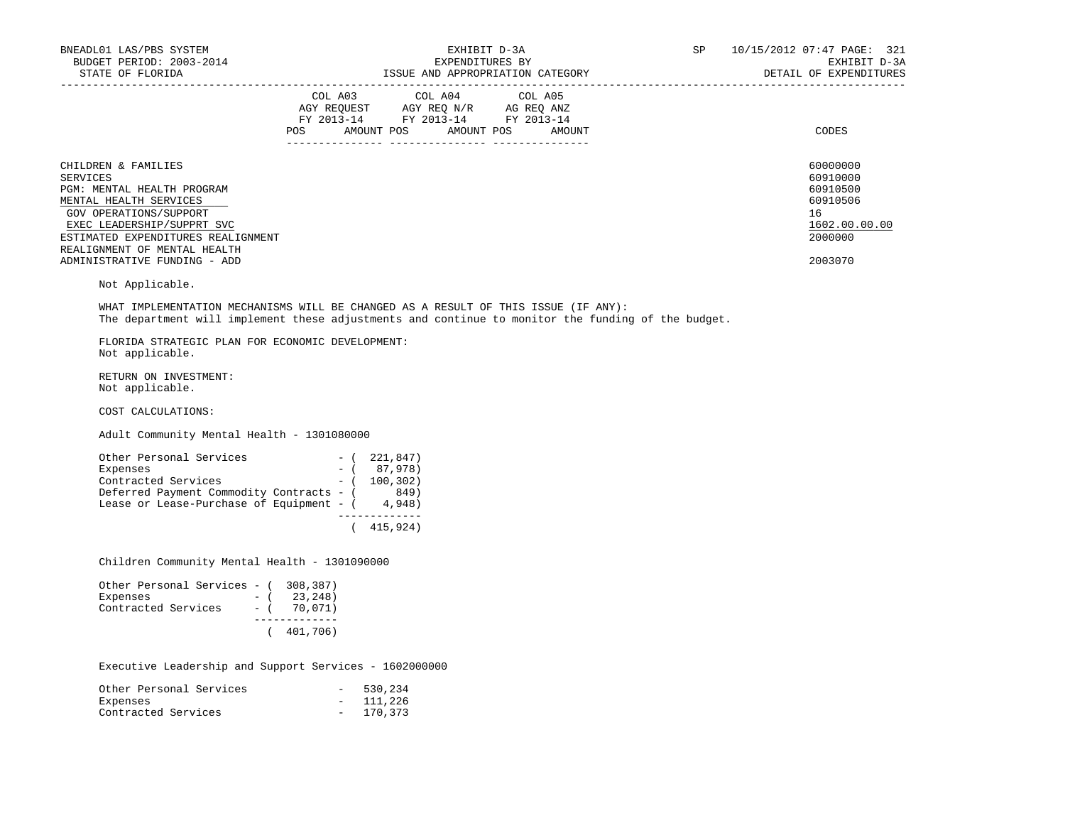| | COL A03 AGY REQUEST FY 2013-14 POS AMOUNT | COL A04 AGY REQ N/R FY 2013-14 POS AMOUNT | COL A05 AG REQ ANZ FY 2013-14 POS AMOUNT | CODES |
|---|---|---|---|---|
| CHILDREN & FAMILIES | | | | 60000000 |
| SERVICES | | | | 60910000 |
| PGM: MENTAL HEALTH PROGRAM | | | | 60910500 |
| MENTAL HEALTH SERVICES | | | | 60910506 |
| GOV OPERATIONS/SUPPORT | | | | 16 |
| EXEC LEADERSHIP/SUPPRT SVC | | | | 1602.00.00.00 |
| ESTIMATED EXPENDITURES REALIGNMENT | | | | 2000000 |
| REALIGNMENT OF MENTAL HEALTH ADMINISTRATIVE FUNDING - ADD | | | | 2003070 |

Not Applicable.

WHAT IMPLEMENTATION MECHANISMS WILL BE CHANGED AS A RESULT OF THIS ISSUE (IF ANY):
The department will implement these adjustments and continue to monitor the funding of the budget.

FLORIDA STRATEGIC PLAN FOR ECONOMIC DEVELOPMENT:
Not applicable.

RETURN ON INVESTMENT:
Not applicable.

COST CALCULATIONS:

Adult Community Mental Health - 1301080000

```
Other Personal Services              - (  221,847)
Expenses                             - (   87,978)
Contracted Services                  - (  100,302)
Deferred Payment Commodity Contracts - (      849)
Lease or Lease-Purchase of Equipment - (    4,948)
                                       -------------
                                       (  415,924)
```

Children Community Mental Health - 1301090000

```
Other Personal Services - (  308,387)
Expenses                - (   23,248)
Contracted Services     - (   70,071)
                          -------------
                          (  401,706)
```

Executive Leadership and Support Services - 1602000000

```
Other Personal Services              -   530,234
Expenses                             -   111,226
Contracted Services                  -   170,373
```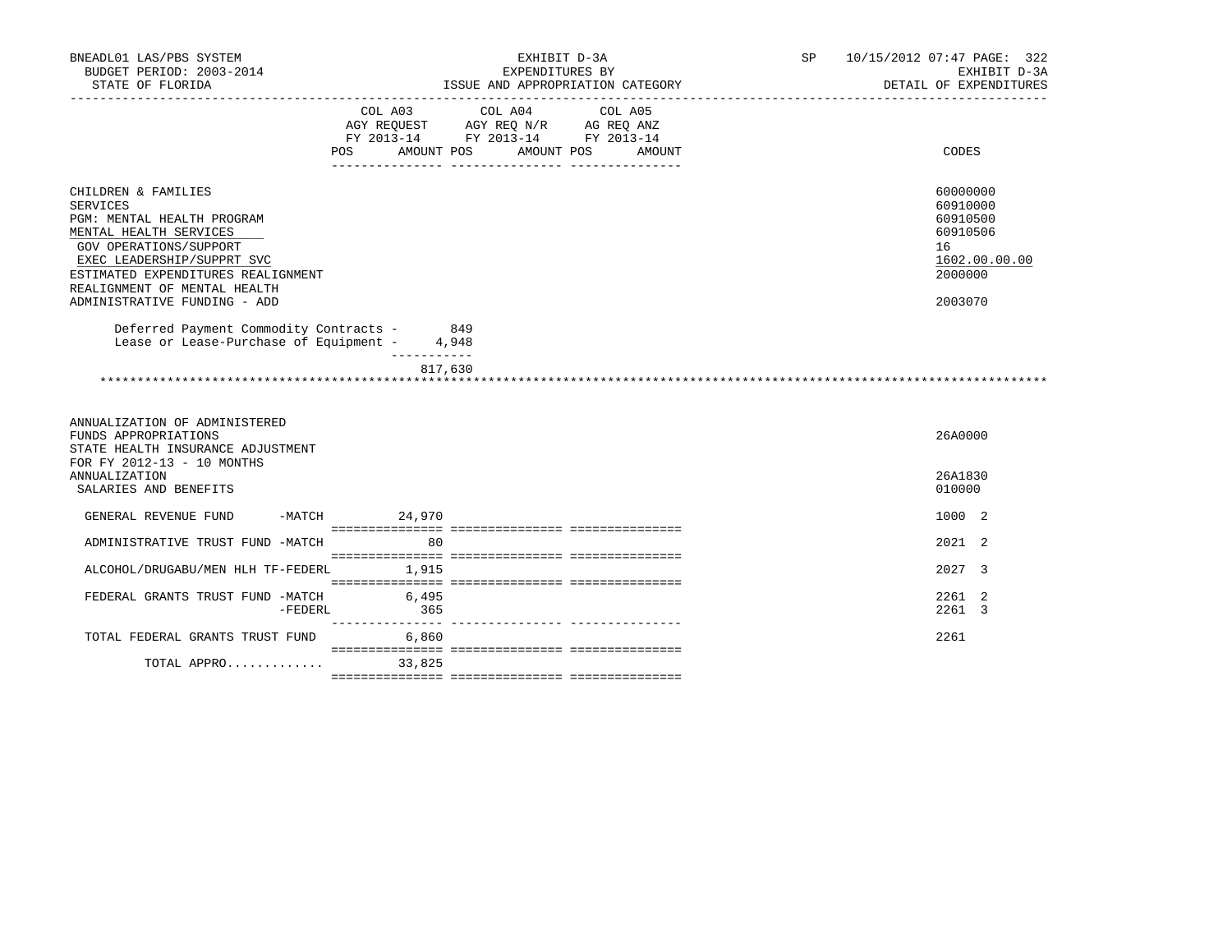| | COL A03 AGY REQUEST FY 2013-14 POS AMOUNT | COL A04 AGY REQ N/R FY 2013-14 POS AMOUNT | COL A05 AG REQ ANZ FY 2013-14 POS AMOUNT | CODES |
|---|---|---|---|---|
| CHILDREN & FAMILIES | | | | 60000000 |
| SERVICES | | | | 60910000 |
| PGM: MENTAL HEALTH PROGRAM | | | | 60910500 |
| MENTAL HEALTH SERVICES | | | | 60910506 |
| GOV OPERATIONS/SUPPORT | | | | 16 |
| EXEC LEADERSHIP/SUPPRT SVC | | | | 1602.00.00.00 |
| ESTIMATED EXPENDITURES REALIGNMENT | | | | 2000000 |
| REALIGNMENT OF MENTAL HEALTH ADMINISTRATIVE FUNDING - ADD | | | | 2003070 |

Deferred Payment Commodity Contracts - 849
Lease or Lease-Purchase of Equipment - 4,948

817,630

| | COL A03 AGY REQUEST FY 2013-14 POS AMOUNT | COL A04 AGY REQ N/R FY 2013-14 POS AMOUNT | COL A05 AG REQ ANZ FY 2013-14 POS AMOUNT | CODES |
|---|---|---|---|---|
| ANNUALIZATION OF ADMINISTERED FUNDS APPROPRIATIONS | | | | 26A0000 |
| STATE HEALTH INSURANCE ADJUSTMENT FOR FY 2012-13 - 10 MONTHS ANNUALIZATION | | | | 26A1830 |
| SALARIES AND BENEFITS | | | | 010000 |
| GENERAL REVENUE FUND -MATCH | 24,970 | | | 1000 2 |
| ADMINISTRATIVE TRUST FUND -MATCH | 80 | | | 2021 2 |
| ALCOHOL/DRUGABU/MEN HLH TF-FEDERL | 1,915 | | | 2027 3 |
| FEDERAL GRANTS TRUST FUND -MATCH | 6,495 | | | 2261 2 |
| -FEDERL | 365 | | | 2261 3 |
| TOTAL FEDERAL GRANTS TRUST FUND | 6,860 | | | 2261 |
| TOTAL APPRO............ | 33,825 | | | |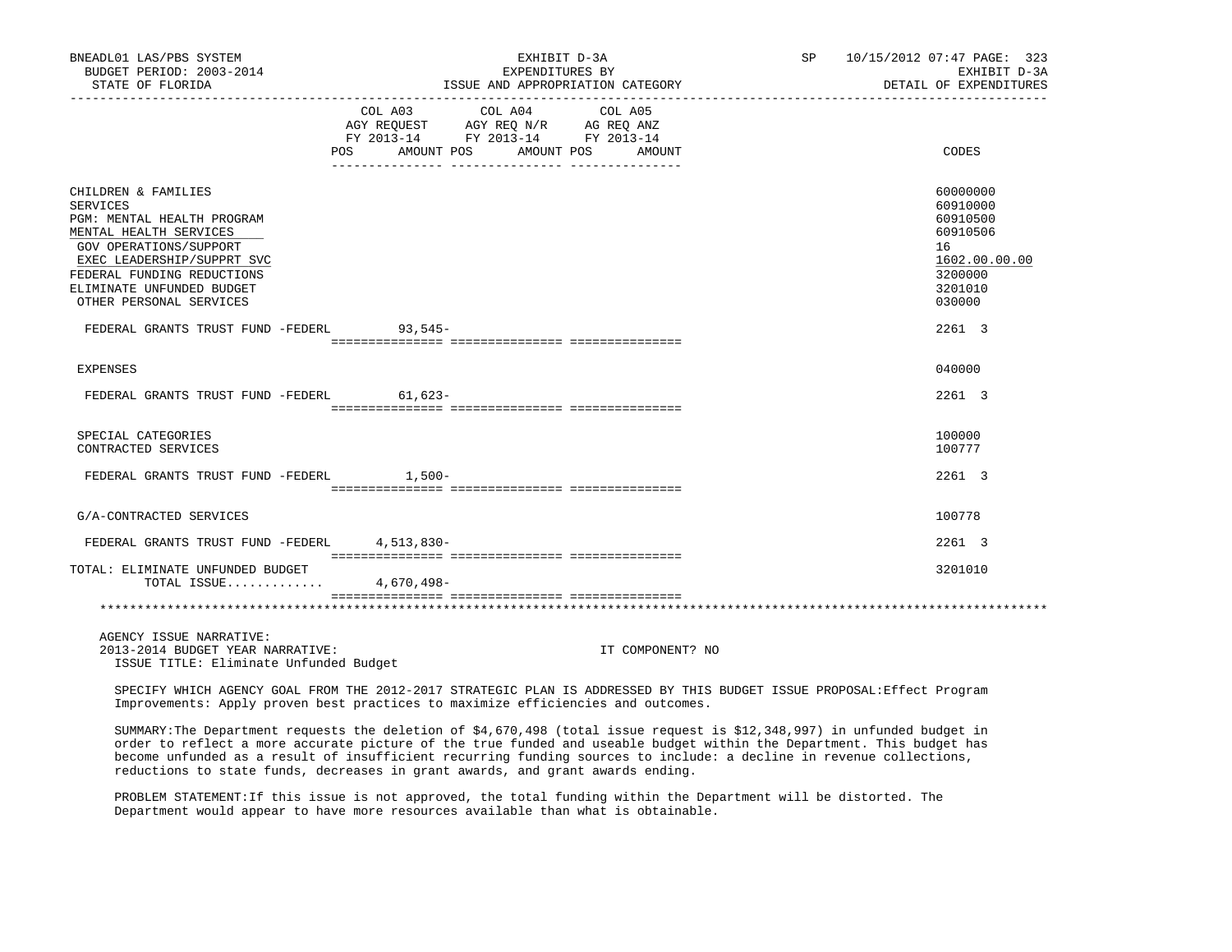BNEADL01 LAS/PBS SYSTEM | EXHIBIT D-3A | SP 10/15/2012 07:47
BUDGET PERIOD: 2003-2014 | EXPENDITURES BY | EXHIBIT D-3A
STATE OF FLORIDA | ISSUE AND APPROPRIATION CATEGORY | DETAIL OF EXPENDITURES

| | COL A03 AGY REQUEST FY 2013-14 POS AMOUNT | COL A04 AGY REQ N/R FY 2013-14 POS AMOUNT | COL A05 AG REQ ANZ FY 2013-14 POS AMOUNT | CODES |
|---|---|---|---|---|
| CHILDREN & FAMILIES | | | | 60000000 |
| SERVICES | | | | 60910000 |
| PGM: MENTAL HEALTH PROGRAM | | | | 60910500 |
| MENTAL HEALTH SERVICES | | | | 60910506 |
| GOV OPERATIONS/SUPPORT | | | | 16 |
| EXEC LEADERSHIP/SUPPRT SVC | | | | 1602.00.00.00 |
| FEDERAL FUNDING REDUCTIONS | | | | 3200000 |
| ELIMINATE UNFUNDED BUDGET | | | | 3201010 |
| OTHER PERSONAL SERVICES | | | | 030000 |
| FEDERAL GRANTS TRUST FUND -FEDERL | 93,545- | | | 2261 3 |
| EXPENSES | | | | 040000 |
| FEDERAL GRANTS TRUST FUND -FEDERL | 61,623- | | | 2261 3 |
| SPECIAL CATEGORIES | | | | 100000 |
| CONTRACTED SERVICES | | | | 100777 |
| FEDERAL GRANTS TRUST FUND -FEDERL | 1,500- | | | 2261 3 |
| G/A-CONTRACTED SERVICES | | | | 100778 |
| FEDERAL GRANTS TRUST FUND -FEDERL | 4,513,830- | | | 2261 3 |
| TOTAL: ELIMINATE UNFUNDED BUDGET | | | | 3201010 |
| TOTAL ISSUE............ | 4,670,498- | | | |

AGENCY ISSUE NARRATIVE:
2013-2014 BUDGET YEAR NARRATIVE: IT COMPONENT? NO
ISSUE TITLE: Eliminate Unfunded Budget

SPECIFY WHICH AGENCY GOAL FROM THE 2012-2017 STRATEGIC PLAN IS ADDRESSED BY THIS BUDGET ISSUE PROPOSAL:Effect Program Improvements: Apply proven best practices to maximize efficiencies and outcomes.

SUMMARY:The Department requests the deletion of $4,670,498 (total issue request is $12,348,997) in unfunded budget in order to reflect a more accurate picture of the true funded and useable budget within the Department. This budget has become unfunded as a result of insufficient recurring funding sources to include: a decline in revenue collections, reductions to state funds, decreases in grant awards, and grant awards ending.

PROBLEM STATEMENT:If this issue is not approved, the total funding within the Department will be distorted. The Department would appear to have more resources available than what is obtainable.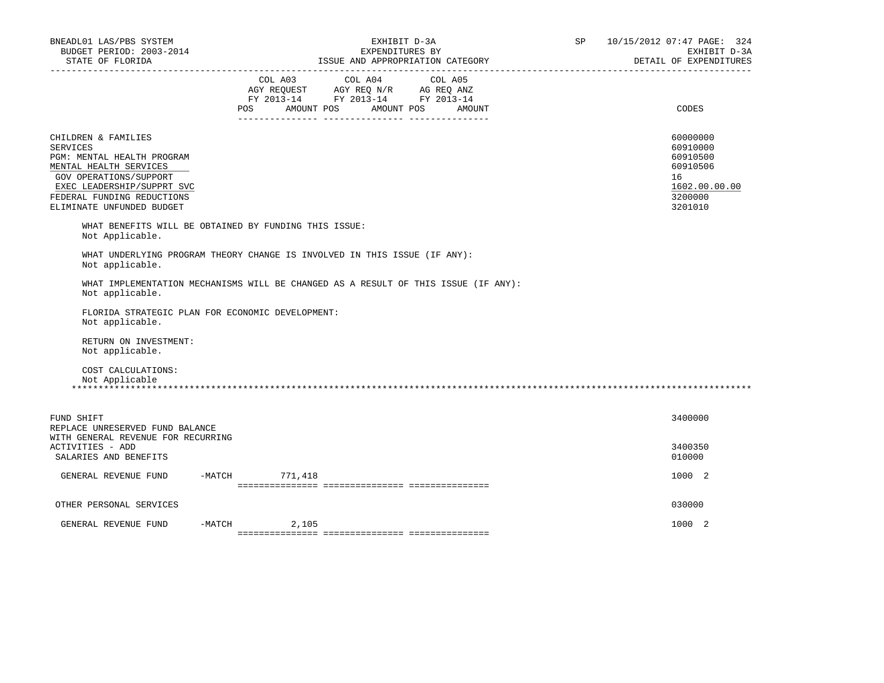| | COL A03 AGY REQUEST FY 2013-14 POS AMOUNT | COL A04 AGY REQ N/R FY 2013-14 POS AMOUNT | COL A05 AG REQ ANZ FY 2013-14 POS AMOUNT | CODES |
|---|---|---|---|---|
| CHILDREN & FAMILIES | | | | 60000000 |
| SERVICES | | | | 60910000 |
| PGM: MENTAL HEALTH PROGRAM | | | | 60910500 |
| MENTAL HEALTH SERVICES | | | | 60910506 |
| GOV OPERATIONS/SUPPORT | | | | 16 |
| EXEC LEADERSHIP/SUPPRT SVC | | | | 1602.00.00.00 |
| FEDERAL FUNDING REDUCTIONS | | | | 3200000 |
| ELIMINATE UNFUNDED BUDGET | | | | 3201010 |

WHAT BENEFITS WILL BE OBTAINED BY FUNDING THIS ISSUE:
Not Applicable.

WHAT UNDERLYING PROGRAM THEORY CHANGE IS INVOLVED IN THIS ISSUE (IF ANY):
Not applicable.

WHAT IMPLEMENTATION MECHANISMS WILL BE CHANGED AS A RESULT OF THIS ISSUE (IF ANY):
Not applicable.

FLORIDA STRATEGIC PLAN FOR ECONOMIC DEVELOPMENT:
Not applicable.

RETURN ON INVESTMENT:
Not applicable.

COST CALCULATIONS:
Not Applicable

*******************************************************************************************************************************

| | COL A03 | COL A04 | COL A05 | CODES |
|---|---|---|---|---|
| FUND SHIFT | | | | 3400000 |
| REPLACE UNRESERVED FUND BALANCE WITH GENERAL REVENUE FOR RECURRING ACTIVITIES - ADD | | | | 3400350 |
| SALARIES AND BENEFITS | | | | 010000 |
| GENERAL REVENUE FUND -MATCH | 771,418 | | | 1000 2 |
| OTHER PERSONAL SERVICES | | | | 030000 |
| GENERAL REVENUE FUND -MATCH | 2,105 | | | 1000 2 |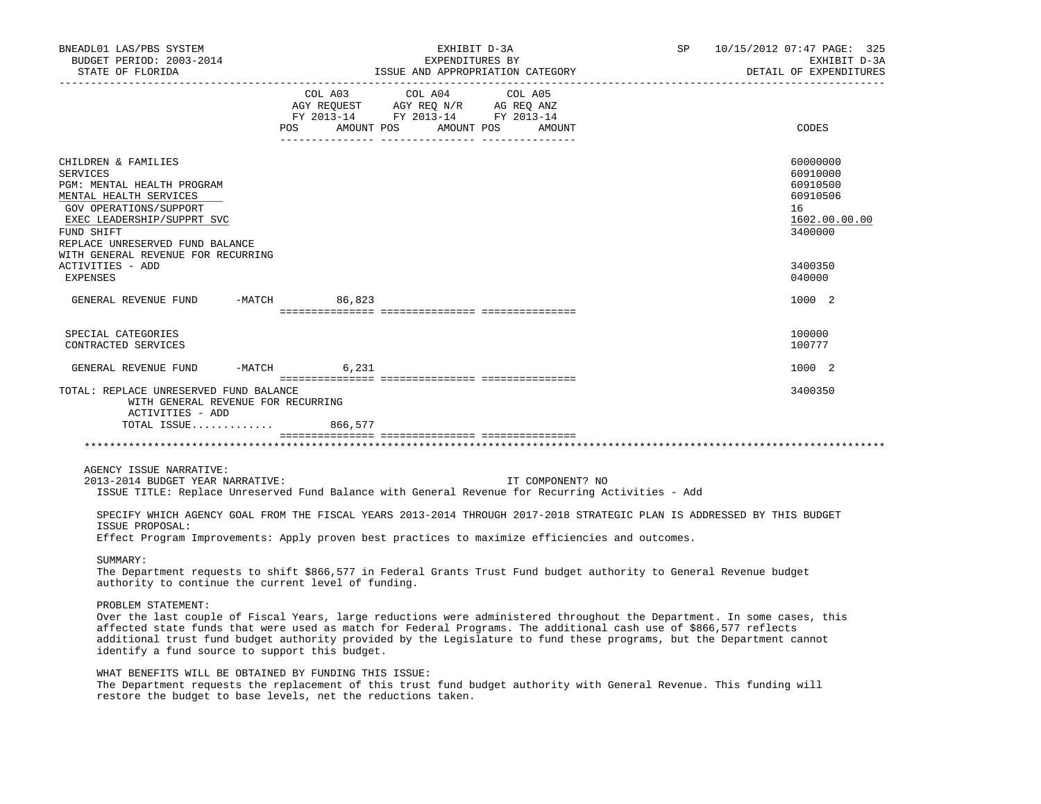BNEADL01 LAS/PBS SYSTEM | EXHIBIT D-3A | SP 10/15/2012 07:47 PAGE: 325
BUDGET PERIOD: 2003-2014 | EXPENDITURES BY | EXHIBIT D-3A
STATE OF FLORIDA | ISSUE AND APPROPRIATION CATEGORY | DETAIL OF EXPENDITURES

| | COL A03 AGY REQUEST FY 2013-14 POS AMOUNT | COL A04 AGY REQ N/R FY 2013-14 POS AMOUNT | COL A05 AG REQ ANZ FY 2013-14 POS AMOUNT | CODES |
|---|---|---|---|---|
| CHILDREN & FAMILIES | | | | 60000000 |
| SERVICES | | | | 60910000 |
| PGM: MENTAL HEALTH PROGRAM | | | | 60910500 |
| MENTAL HEALTH SERVICES | | | | 60910506 |
| GOV OPERATIONS/SUPPORT | | | | 16 |
| EXEC LEADERSHIP/SUPPRT SVC | | | | 1602.00.00.00 |
| FUND SHIFT | | | | 3400000 |
| REPLACE UNRESERVED FUND BALANCE WITH GENERAL REVENUE FOR RECURRING ACTIVITIES - ADD | | | | 3400350 |
| EXPENSES | | | | 040000 |
| GENERAL REVENUE FUND -MATCH | 86,823 | | | 1000 2 |
| SPECIAL CATEGORIES | | | | 100000 |
| CONTRACTED SERVICES | | | | 100777 |
| GENERAL REVENUE FUND -MATCH | 6,231 | | | 1000 2 |
| TOTAL: REPLACE UNRESERVED FUND BALANCE WITH GENERAL REVENUE FOR RECURRING ACTIVITIES - ADD | | | | 3400350 |
| TOTAL ISSUE............ | 866,577 | | | |

AGENCY ISSUE NARRATIVE:

2013-2014 BUDGET YEAR NARRATIVE: IT COMPONENT? NO

ISSUE TITLE: Replace Unreserved Fund Balance with General Revenue for Recurring Activities - Add

SPECIFY WHICH AGENCY GOAL FROM THE FISCAL YEARS 2013-2014 THROUGH 2017-2018 STRATEGIC PLAN IS ADDRESSED BY THIS BUDGET ISSUE PROPOSAL:
Effect Program Improvements: Apply proven best practices to maximize efficiencies and outcomes.

SUMMARY:
The Department requests to shift $866,577 in Federal Grants Trust Fund budget authority to General Revenue budget authority to continue the current level of funding.

PROBLEM STATEMENT:
Over the last couple of Fiscal Years, large reductions were administered throughout the Department. In some cases, this affected state funds that were used as match for Federal Programs. The additional cash use of $866,577 reflects additional trust fund budget authority provided by the Legislature to fund these programs, but the Department cannot identify a fund source to support this budget.

WHAT BENEFITS WILL BE OBTAINED BY FUNDING THIS ISSUE:
The Department requests the replacement of this trust fund budget authority with General Revenue. This funding will restore the budget to base levels, net the reductions taken.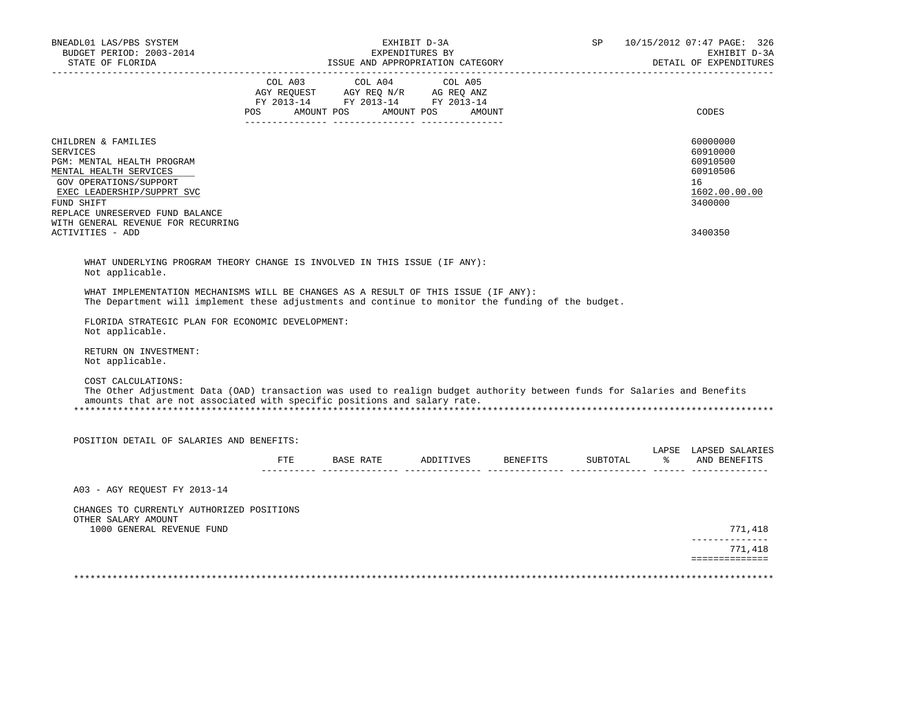| | COL A03 AGY REQUEST FY 2013-14 POS AMOUNT | COL A04 AGY REQ N/R FY 2013-14 POS AMOUNT | COL A05 AG REQ ANZ FY 2013-14 POS AMOUNT | CODES |
|---|---|---|---|---|
| CHILDREN & FAMILIES | | | | 60000000 |
| SERVICES | | | | 60910000 |
| PGM: MENTAL HEALTH PROGRAM | | | | 60910500 |
| MENTAL HEALTH SERVICES | | | | 60910506 |
| GOV OPERATIONS/SUPPORT | | | | 16 |
| EXEC LEADERSHIP/SUPPRT SVC | | | | 1602.00.00.00 |
| FUND SHIFT | | | | 3400000 |
| REPLACE UNRESERVED FUND BALANCE WITH GENERAL REVENUE FOR RECURRING ACTIVITIES - ADD | | | | 3400350 |

WHAT UNDERLYING PROGRAM THEORY CHANGE IS INVOLVED IN THIS ISSUE (IF ANY):
Not applicable.

WHAT IMPLEMENTATION MECHANISMS WILL BE CHANGES AS A RESULT OF THIS ISSUE (IF ANY):
The Department will implement these adjustments and continue to monitor the funding of the budget.

FLORIDA STRATEGIC PLAN FOR ECONOMIC DEVELOPMENT:
Not applicable.

RETURN ON INVESTMENT:
Not applicable.

COST CALCULATIONS:
The Other Adjustment Data (OAD) transaction was used to realign budget authority between funds for Salaries and Benefits amounts that are not associated with specific positions and salary rate.

POSITION DETAIL OF SALARIES AND BENEFITS:

| | FTE | BASE RATE | ADDITIVES | BENEFITS | SUBTOTAL | LAPSE % | LAPSED SALARIES AND BENEFITS |
|---|---|---|---|---|---|---|---|
| A03 - AGY REQUEST FY 2013-14 | | | | | | | |
| CHANGES TO CURRENTLY AUTHORIZED POSITIONS | | | | | | | |
| OTHER SALARY AMOUNT | | | | | | | |
| 1000 GENERAL REVENUE FUND | | | | | | | 771,418 |
| | | | | | | | 771,418 |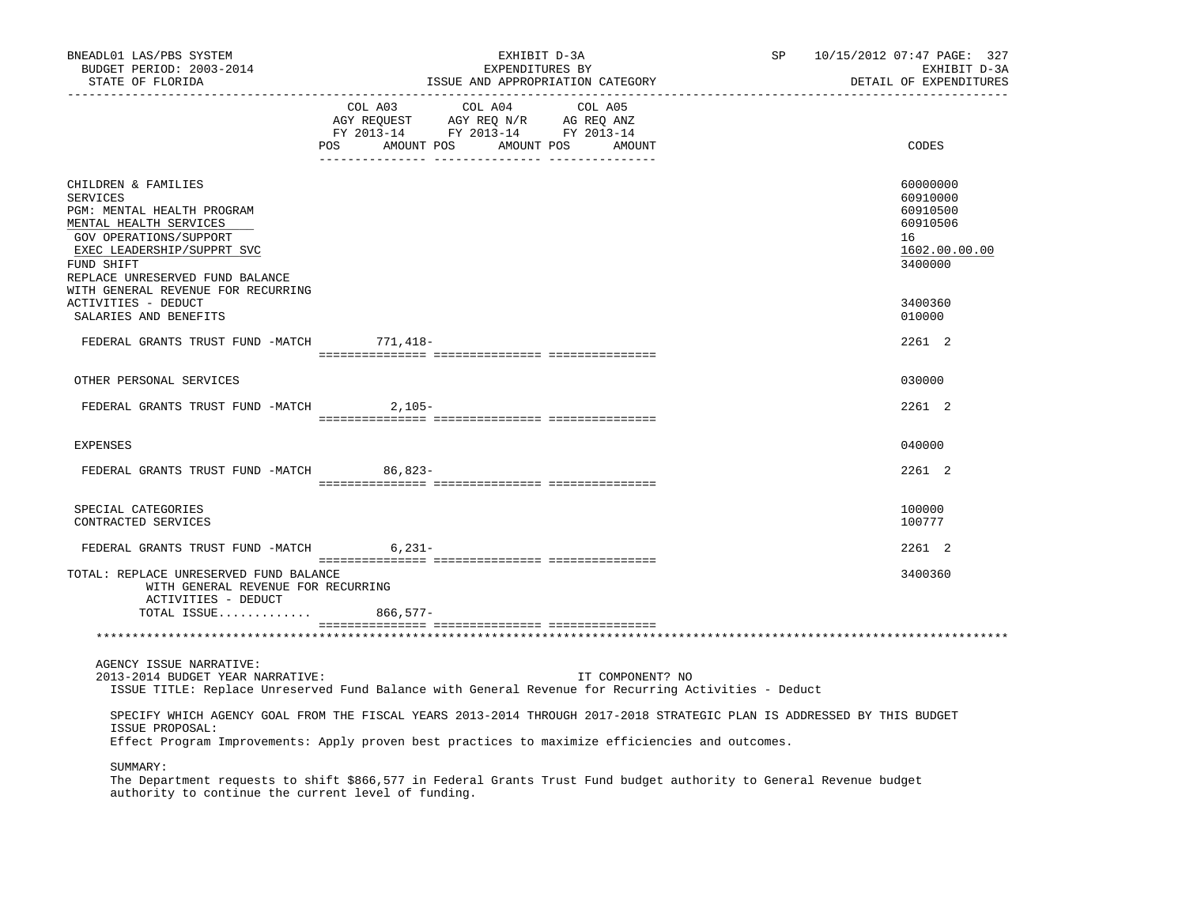BNEADL01 LAS/PBS SYSTEM | EXHIBIT D-3A | SP 10/15/2012 07:47 PAGE: 327
BUDGET PERIOD: 2003-2014 | EXPENDITURES BY | EXHIBIT D-3A
STATE OF FLORIDA | ISSUE AND APPROPRIATION CATEGORY | DETAIL OF EXPENDITURES

| | COL A03 AGY REQUEST FY 2013-14 POS AMOUNT | COL A04 AGY REQ N/R FY 2013-14 POS AMOUNT | COL A05 AG REQ ANZ FY 2013-14 POS AMOUNT | CODES |
|---|---|---|---|---|
| CHILDREN & FAMILIES | | | | 60000000 |
| SERVICES | | | | 60910000 |
| PGM: MENTAL HEALTH PROGRAM | | | | 60910500 |
| MENTAL HEALTH SERVICES | | | | 60910506 |
| GOV OPERATIONS/SUPPORT | | | | 16 |
| EXEC LEADERSHIP/SUPPRT SVC | | | | 1602.00.00.00 |
| FUND SHIFT | | | | 3400000 |
| REPLACE UNRESERVED FUND BALANCE WITH GENERAL REVENUE FOR RECURRING ACTIVITIES - DEDUCT | | | | 3400360 |
| SALARIES AND BENEFITS | | | | 010000 |
| FEDERAL GRANTS TRUST FUND -MATCH | 771,418- | | | 2261 2 |
| OTHER PERSONAL SERVICES | | | | 030000 |
| FEDERAL GRANTS TRUST FUND -MATCH | 2,105- | | | 2261 2 |
| EXPENSES | | | | 040000 |
| FEDERAL GRANTS TRUST FUND -MATCH | 86,823- | | | 2261 2 |
| SPECIAL CATEGORIES | | | | 100000 |
| CONTRACTED SERVICES | | | | 100777 |
| FEDERAL GRANTS TRUST FUND -MATCH | 6,231- | | | 2261 2 |
| TOTAL: REPLACE UNRESERVED FUND BALANCE WITH GENERAL REVENUE FOR RECURRING ACTIVITIES - DEDUCT | | | | 3400360 |
| TOTAL ISSUE............ | 866,577- | | | |

AGENCY ISSUE NARRATIVE:

2013-2014 BUDGET YEAR NARRATIVE: IT COMPONENT? NO

ISSUE TITLE: Replace Unreserved Fund Balance with General Revenue for Recurring Activities - Deduct

SPECIFY WHICH AGENCY GOAL FROM THE FISCAL YEARS 2013-2014 THROUGH 2017-2018 STRATEGIC PLAN IS ADDRESSED BY THIS BUDGET ISSUE PROPOSAL:
Effect Program Improvements: Apply proven best practices to maximize efficiencies and outcomes.

SUMMARY:
The Department requests to shift $866,577 in Federal Grants Trust Fund budget authority to General Revenue budget authority to continue the current level of funding.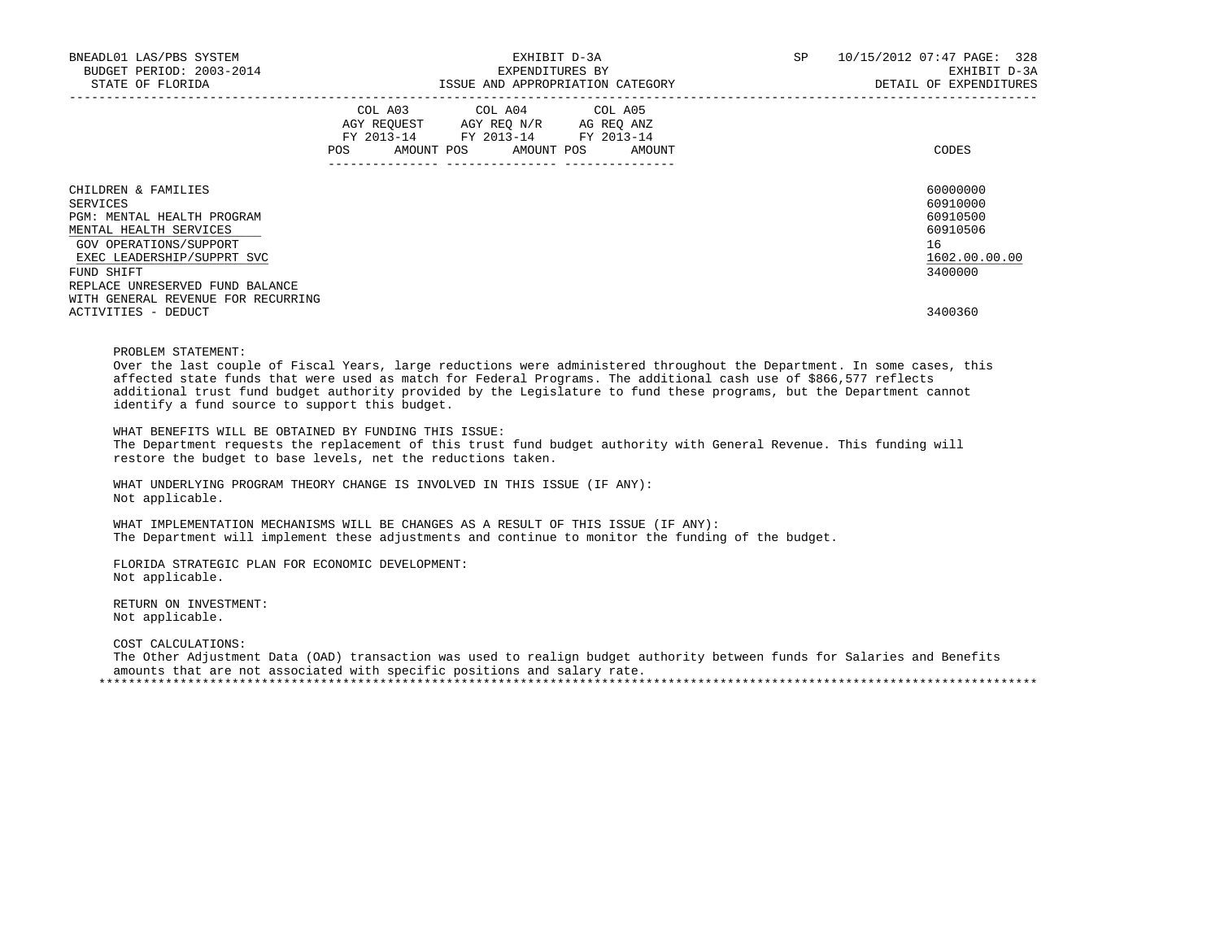| | COL A03 AGY REQUEST FY 2013-14 | | COL A04 AGY REQ N/R FY 2013-14 | | COL A05 AG REQ ANZ FY 2013-14 | | |
|---|---|---|---|---|---|---|---|
| | POS | AMOUNT | POS | AMOUNT | POS | AMOUNT | CODES |
| CHILDREN & FAMILIES | | | | | | | 60000000 |
| SERVICES | | | | | | | 60910000 |
| PGM: MENTAL HEALTH PROGRAM | | | | | | | 60910500 |
| MENTAL HEALTH SERVICES | | | | | | | 60910506 |
| GOV OPERATIONS/SUPPORT | | | | | | | 16 |
| EXEC LEADERSHIP/SUPPRT SVC | | | | | | | 1602.00.00.00 |
| FUND SHIFT | | | | | | | 3400000 |
| REPLACE UNRESERVED FUND BALANCE WITH GENERAL REVENUE FOR RECURRING ACTIVITIES - DEDUCT | | | | | | | 3400360 |

PROBLEM STATEMENT:
Over the last couple of Fiscal Years, large reductions were administered throughout the Department. In some cases, this affected state funds that were used as match for Federal Programs. The additional cash use of $866,577 reflects additional trust fund budget authority provided by the Legislature to fund these programs, but the Department cannot identify a fund source to support this budget.

WHAT BENEFITS WILL BE OBTAINED BY FUNDING THIS ISSUE:
The Department requests the replacement of this trust fund budget authority with General Revenue. This funding will restore the budget to base levels, net the reductions taken.

WHAT UNDERLYING PROGRAM THEORY CHANGE IS INVOLVED IN THIS ISSUE (IF ANY):
Not applicable.

WHAT IMPLEMENTATION MECHANISMS WILL BE CHANGES AS A RESULT OF THIS ISSUE (IF ANY):
The Department will implement these adjustments and continue to monitor the funding of the budget.

FLORIDA STRATEGIC PLAN FOR ECONOMIC DEVELOPMENT:
Not applicable.

RETURN ON INVESTMENT:
Not applicable.

COST CALCULATIONS:
The Other Adjustment Data (OAD) transaction was used to realign budget authority between funds for Salaries and Benefits amounts that are not associated with specific positions and salary rate.

*****************************************************************************************************************************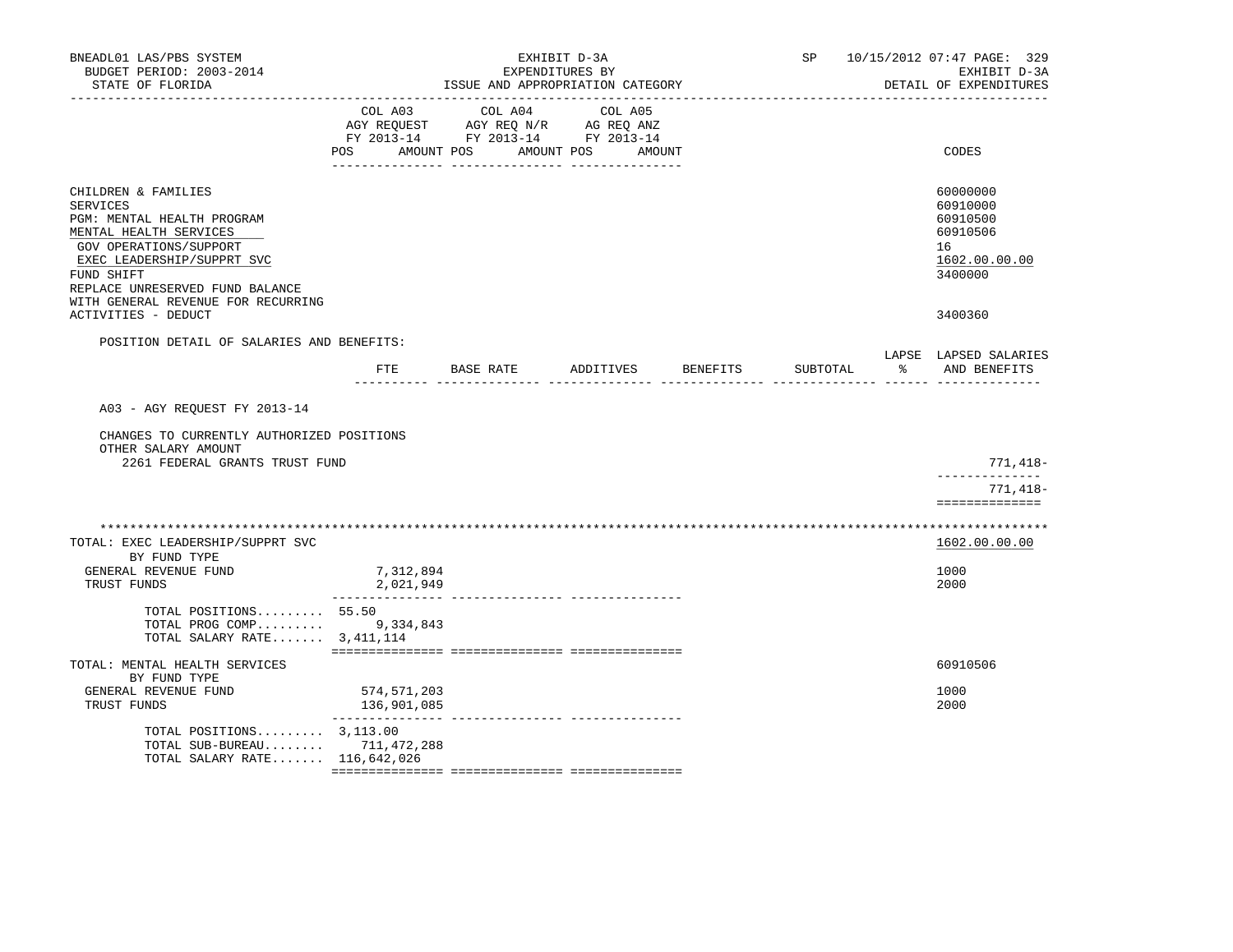BNEADL01 LAS/PBS SYSTEM — EXHIBIT D-3A — SP 10/15/2012 07:47

BUDGET PERIOD: 2003-2014 — EXPENDITURES BY — EXHIBIT D-3A

STATE OF FLORIDA — ISSUE AND APPROPRIATION CATEGORY — DETAIL OF EXPENDITURES

| | COL A03 AGY REQUEST FY 2013-14 POS AMOUNT | COL A04 AGY REQ N/R FY 2013-14 POS AMOUNT | COL A05 AG REQ ANZ FY 2013-14 POS AMOUNT | CODES |
|---|---|---|---|---|
| CHILDREN & FAMILIES | | | | 60000000 |
| SERVICES | | | | 60910000 |
| PGM: MENTAL HEALTH PROGRAM | | | | 60910500 |
| MENTAL HEALTH SERVICES | | | | 60910506 |
| GOV OPERATIONS/SUPPORT | | | | 16 |
| EXEC LEADERSHIP/SUPPRT SVC | | | | 1602.00.00.00 |
| FUND SHIFT | | | | 3400000 |
| REPLACE UNRESERVED FUND BALANCE WITH GENERAL REVENUE FOR RECURRING ACTIVITIES - DEDUCT | | | | 3400360 |

POSITION DETAIL OF SALARIES AND BENEFITS:

| | FTE | BASE RATE | ADDITIVES | BENEFITS | SUBTOTAL | LAPSE % | LAPSED SALARIES AND BENEFITS |
|---|---|---|---|---|---|---|---|
| A03 - AGY REQUEST FY 2013-14 | | | | | | | |
| CHANGES TO CURRENTLY AUTHORIZED POSITIONS | | | | | | | |
| OTHER SALARY AMOUNT | | | | | | | |
| 2261 FEDERAL GRANTS TRUST FUND | | | | | | | 771,418- |
| | | | | | | | 771,418- |

| | COL A03 | COL A04 | COL A05 | CODES |
|---|---|---|---|---|
| TOTAL: EXEC LEADERSHIP/SUPPRT SVC | | | | 1602.00.00.00 |
| BY FUND TYPE | | | | |
| GENERAL REVENUE FUND | 7,312,894 | | | 1000 |
| TRUST FUNDS | 2,021,949 | | | 2000 |
| TOTAL POSITIONS......... | 55.50 | | | |
| TOTAL PROG COMP......... | 9,334,843 | | | |
| TOTAL SALARY RATE....... | 3,411,114 | | | |
| TOTAL: MENTAL HEALTH SERVICES | | | | 60910506 |
| BY FUND TYPE | | | | |
| GENERAL REVENUE FUND | 574,571,203 | | | 1000 |
| TRUST FUNDS | 136,901,085 | | | 2000 |
| TOTAL POSITIONS......... | 3,113.00 | | | |
| TOTAL SUB-BUREAU........ | 711,472,288 | | | |
| TOTAL SALARY RATE....... | 116,642,026 | | | |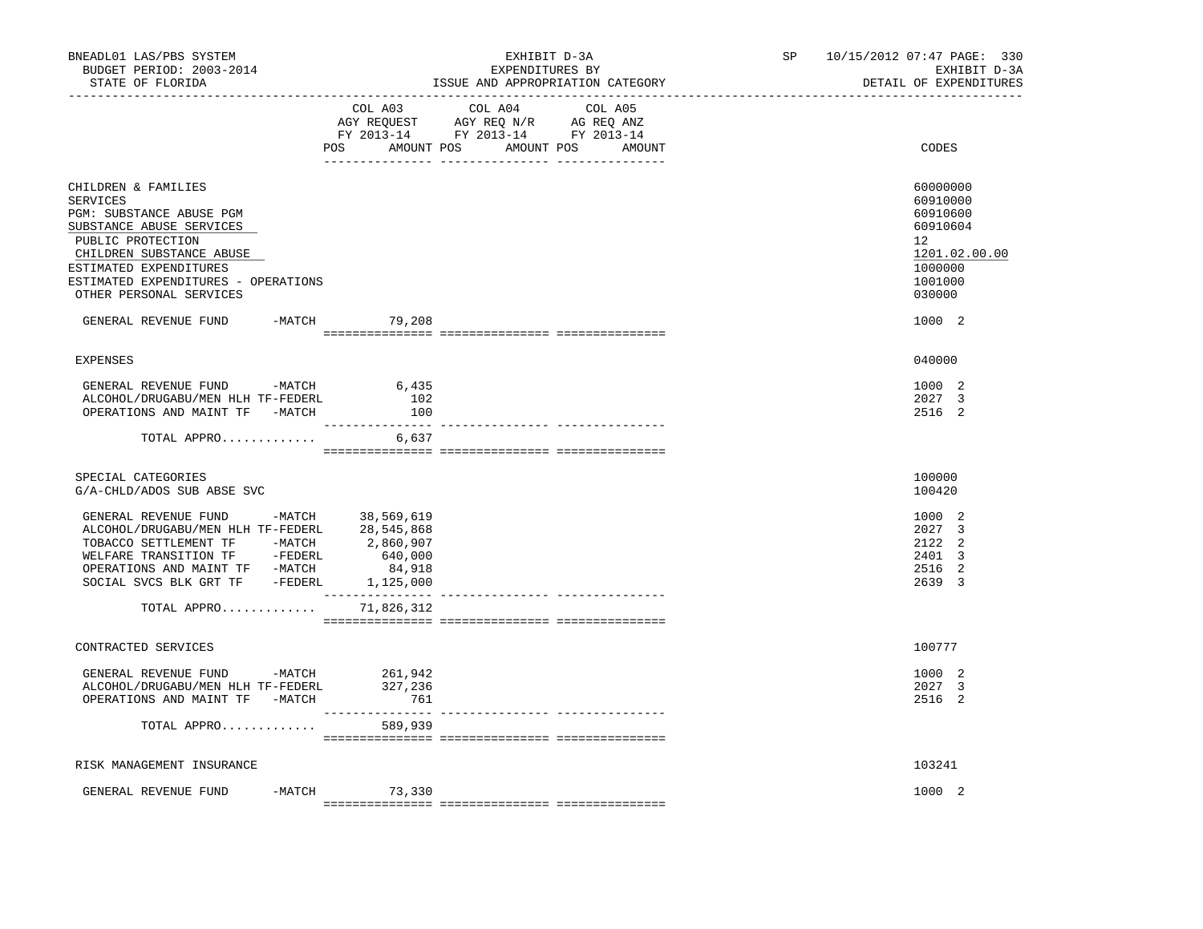BNEADL01 LAS/PBS SYSTEM
BUDGET PERIOD: 2003-2014
STATE OF FLORIDA

EXHIBIT D-3A
EXPENDITURES BY
ISSUE AND APPROPRIATION CATEGORY

SP 10/15/2012 07:47 PAGE: 330
EXHIBIT D-3A
DETAIL OF EXPENDITURES

| | COL A03 AGY REQUEST FY 2013-14 POS AMOUNT | COL A04 AGY REQ N/R FY 2013-14 POS AMOUNT | COL A05 AG REQ ANZ FY 2013-14 POS AMOUNT | CODES |
|---|---|---|---|---|
| CHILDREN & FAMILIES | | | | 60000000 |
| SERVICES | | | | 60910000 |
| PGM: SUBSTANCE ABUSE PGM | | | | 60910600 |
| SUBSTANCE ABUSE SERVICES | | | | 60910604 |
| PUBLIC PROTECTION | | | | 12 |
| CHILDREN SUBSTANCE ABUSE | | | | 1201.02.00.00 |
| ESTIMATED EXPENDITURES | | | | 1000000 |
| ESTIMATED EXPENDITURES - OPERATIONS | | | | 1001000 |
| OTHER PERSONAL SERVICES | | | | 030000 |
| GENERAL REVENUE FUND -MATCH | 79,208 | | | 1000 2 |
| EXPENSES | | | | 040000 |
| GENERAL REVENUE FUND -MATCH | 6,435 | | | 1000 2 |
| ALCOHOL/DRUGABU/MEN HLH TF-FEDERL | 102 | | | 2027 3 |
| OPERATIONS AND MAINT TF -MATCH | 100 | | | 2516 2 |
| TOTAL APPRO............ | 6,637 | | | |
| SPECIAL CATEGORIES | | | | 100000 |
| G/A-CHLD/ADOS SUB ABSE SVC | | | | 100420 |
| GENERAL REVENUE FUND -MATCH | 38,569,619 | | | 1000 2 |
| ALCOHOL/DRUGABU/MEN HLH TF-FEDERL | 28,545,868 | | | 2027 3 |
| TOBACCO SETTLEMENT TF -MATCH | 2,860,907 | | | 2122 2 |
| WELFARE TRANSITION TF -FEDERL | 640,000 | | | 2401 3 |
| OPERATIONS AND MAINT TF -MATCH | 84,918 | | | 2516 2 |
| SOCIAL SVCS BLK GRT TF -FEDERL | 1,125,000 | | | 2639 3 |
| TOTAL APPRO............ | 71,826,312 | | | |
| CONTRACTED SERVICES | | | | 100777 |
| GENERAL REVENUE FUND -MATCH | 261,942 | | | 1000 2 |
| ALCOHOL/DRUGABU/MEN HLH TF-FEDERL | 327,236 | | | 2027 3 |
| OPERATIONS AND MAINT TF -MATCH | 761 | | | 2516 2 |
| TOTAL APPRO............ | 589,939 | | | |
| RISK MANAGEMENT INSURANCE | | | | 103241 |
| GENERAL REVENUE FUND -MATCH | 73,330 | | | 1000 2 |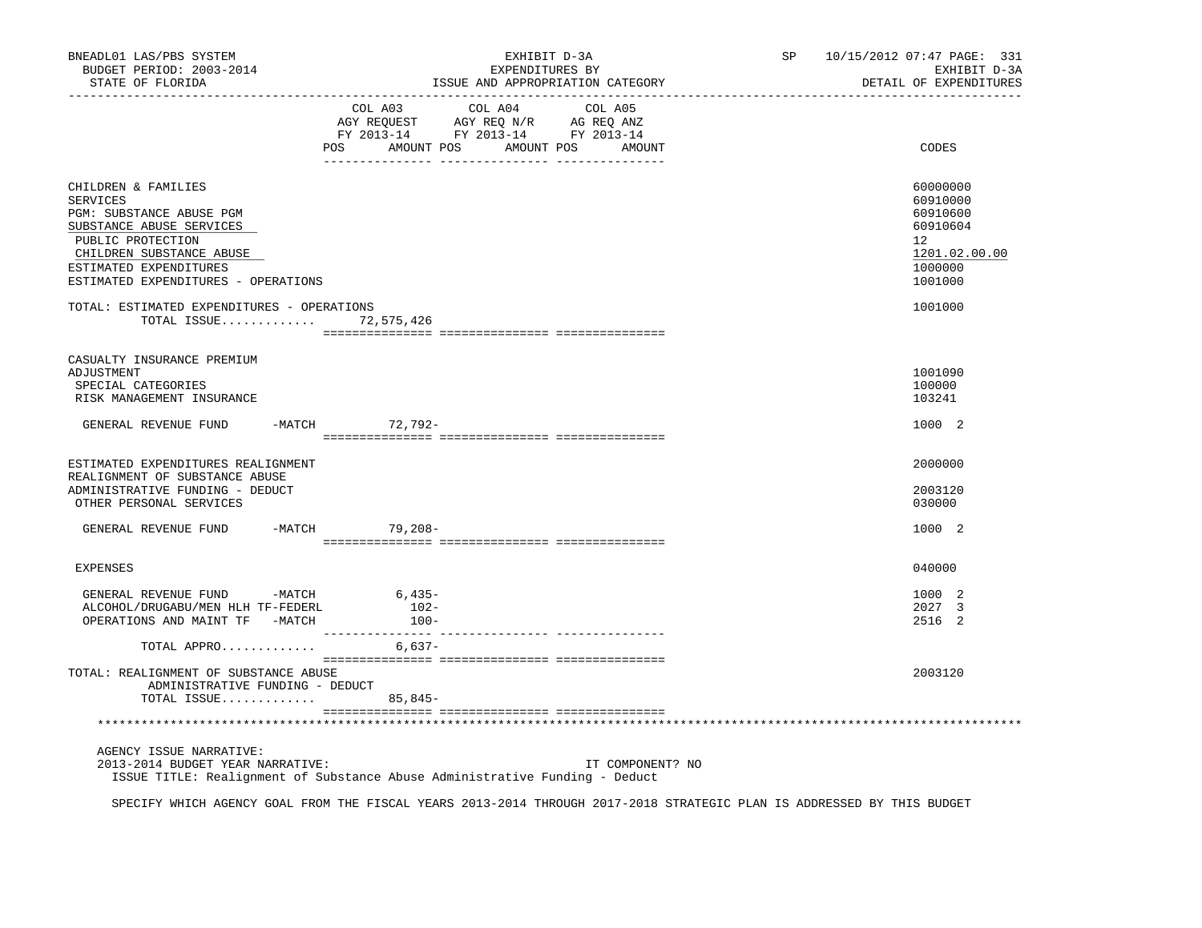BNEADL01 LAS/PBS SYSTEM — EXHIBIT D-3A — SP 10/15/2012 07:47 PAGE: 331
BUDGET PERIOD: 2003-2014 — EXPENDITURES BY — EXHIBIT D-3A
STATE OF FLORIDA — ISSUE AND APPROPRIATION CATEGORY — DETAIL OF EXPENDITURES

| | COL A03 AGY REQUEST FY 2013-14 POS AMOUNT | COL A04 AGY REQ N/R FY 2013-14 POS AMOUNT | COL A05 AG REQ ANZ FY 2013-14 POS AMOUNT | CODES |
|---|---|---|---|---|
| CHILDREN & FAMILIES | | | | 60000000 |
| SERVICES | | | | 60910000 |
| PGM: SUBSTANCE ABUSE PGM | | | | 60910600 |
| SUBSTANCE ABUSE SERVICES | | | | 60910604 |
| PUBLIC PROTECTION | | | | 12 |
| CHILDREN SUBSTANCE ABUSE | | | | 1201.02.00.00 |
| ESTIMATED EXPENDITURES | | | | 1000000 |
| ESTIMATED EXPENDITURES - OPERATIONS | | | | 1001000 |
| TOTAL: ESTIMATED EXPENDITURES - OPERATIONS | | | | 1001000 |
| TOTAL ISSUE............ | 72,575,426 | | | |
| CASUALTY INSURANCE PREMIUM ADJUSTMENT | | | | 1001090 |
| SPECIAL CATEGORIES | | | | 100000 |
| RISK MANAGEMENT INSURANCE | | | | 103241 |
| GENERAL REVENUE FUND -MATCH | 72,792- | | | 1000 2 |
| ESTIMATED EXPENDITURES REALIGNMENT | | | | 2000000 |
| REALIGNMENT OF SUBSTANCE ABUSE ADMINISTRATIVE FUNDING - DEDUCT | | | | 2003120 |
| OTHER PERSONAL SERVICES | | | | 030000 |
| GENERAL REVENUE FUND -MATCH | 79,208- | | | 1000 2 |
| EXPENSES | | | | 040000 |
| GENERAL REVENUE FUND -MATCH | 6,435- | | | 1000 2 |
| ALCOHOL/DRUGABU/MEN HLH TF-FEDERL | 102- | | | 2027 3 |
| OPERATIONS AND MAINT TF -MATCH | 100- | | | 2516 2 |
| TOTAL APPRO............ | 6,637- | | | |
| TOTAL: REALIGNMENT OF SUBSTANCE ABUSE ADMINISTRATIVE FUNDING - DEDUCT | | | | 2003120 |
| TOTAL ISSUE............ | 85,845- | | | |

AGENCY ISSUE NARRATIVE:
2013-2014 BUDGET YEAR NARRATIVE: IT COMPONENT? NO
ISSUE TITLE: Realignment of Substance Abuse Administrative Funding - Deduct

SPECIFY WHICH AGENCY GOAL FROM THE FISCAL YEARS 2013-2014 THROUGH 2017-2018 STRATEGIC PLAN IS ADDRESSED BY THIS BUDGET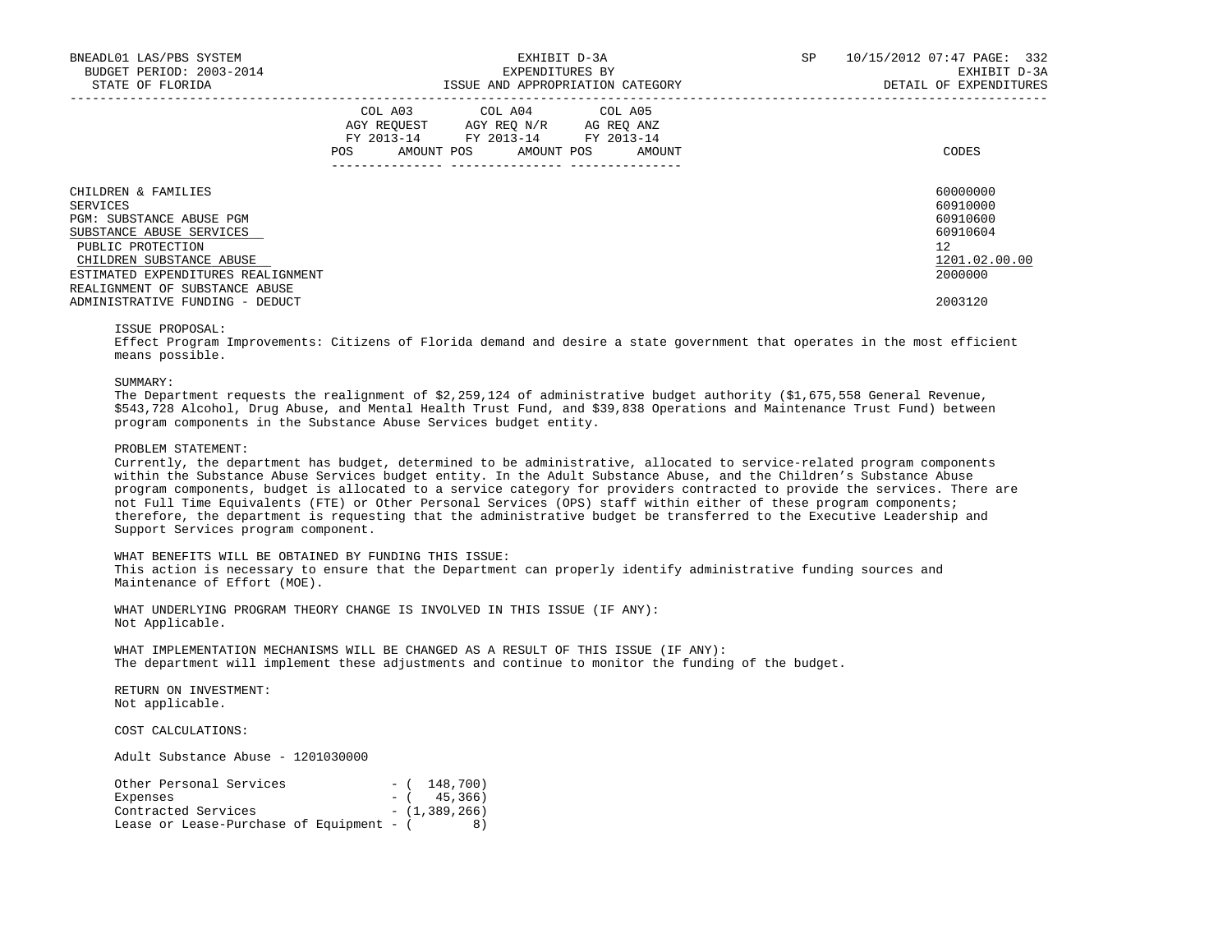| | COL A03 AGY REQUEST FY 2013-14 | | COL A04 AGY REQ N/R FY 2013-14 | | COL A05 AG REQ ANZ FY 2013-14 | | |
|---|---|---|---|---|---|---|---|
| | POS | AMOUNT | POS | AMOUNT | POS | AMOUNT | CODES |
| CHILDREN & FAMILIES | | | | | | | 60000000 |
| SERVICES | | | | | | | 60910000 |
| PGM: SUBSTANCE ABUSE PGM | | | | | | | 60910600 |
| SUBSTANCE ABUSE SERVICES | | | | | | | 60910604 |
| PUBLIC PROTECTION | | | | | | | 12 |
| CHILDREN SUBSTANCE ABUSE | | | | | | | 1201.02.00.00 |
| ESTIMATED EXPENDITURES REALIGNMENT | | | | | | | 2000000 |
| REALIGNMENT OF SUBSTANCE ABUSE ADMINISTRATIVE FUNDING - DEDUCT | | | | | | | 2003120 |

ISSUE PROPOSAL:
Effect Program Improvements: Citizens of Florida demand and desire a state government that operates in the most efficient means possible.

SUMMARY:
The Department requests the realignment of $2,259,124 of administrative budget authority ($1,675,558 General Revenue, $543,728 Alcohol, Drug Abuse, and Mental Health Trust Fund, and $39,838 Operations and Maintenance Trust Fund) between program components in the Substance Abuse Services budget entity.

PROBLEM STATEMENT:
Currently, the department has budget, determined to be administrative, allocated to service-related program components within the Substance Abuse Services budget entity. In the Adult Substance Abuse, and the Children's Substance Abuse program components, budget is allocated to a service category for providers contracted to provide the services. There are not Full Time Equivalents (FTE) or Other Personal Services (OPS) staff within either of these program components; therefore, the department is requesting that the administrative budget be transferred to the Executive Leadership and Support Services program component.

WHAT BENEFITS WILL BE OBTAINED BY FUNDING THIS ISSUE:
This action is necessary to ensure that the Department can properly identify administrative funding sources and Maintenance of Effort (MOE).

WHAT UNDERLYING PROGRAM THEORY CHANGE IS INVOLVED IN THIS ISSUE (IF ANY):
Not Applicable.

WHAT IMPLEMENTATION MECHANISMS WILL BE CHANGED AS A RESULT OF THIS ISSUE (IF ANY):
The department will implement these adjustments and continue to monitor the funding of the budget.

RETURN ON INVESTMENT:
Not applicable.

COST CALCULATIONS:

Adult Substance Abuse - 1201030000

```
Other Personal Services             - (  148,700)
Expenses                            - (   45,366)
Contracted Services                 - (1,389,266)
Lease or Lease-Purchase of Equipment - (        8)
```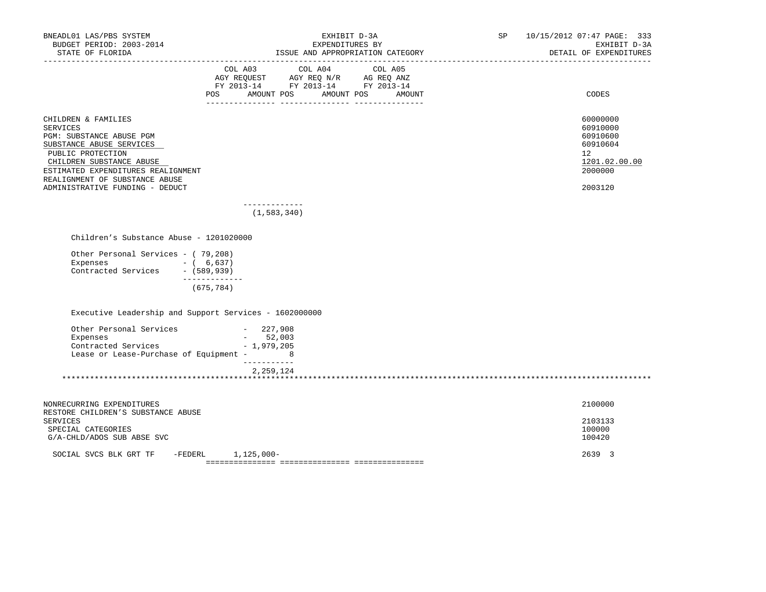BNEADL01 LAS/PBS SYSTEM — EXHIBIT D-3A — EXPENDITURES BY ISSUE AND APPROPRIATION CATEGORY — DETAIL OF EXPENDITURES

BUDGET PERIOD: 2003-2014

STATE OF FLORIDA

| | COL A03 AGY REQUEST FY 2013-14 POS | AMOUNT | COL A04 AGY REQ N/R FY 2013-14 POS | AMOUNT | COL A05 AG REQ ANZ FY 2013-14 POS | AMOUNT | CODES |
|---|---|---|---|---|---|---|---|
| CHILDREN & FAMILIES | | | | | | | 60000000 |
| SERVICES | | | | | | | 60910000 |
| PGM: SUBSTANCE ABUSE PGM | | | | | | | 60910600 |
| SUBSTANCE ABUSE SERVICES | | | | | | | 60910604 |
| PUBLIC PROTECTION | | | | | | | 12 |
| CHILDREN SUBSTANCE ABUSE | | | | | | | 1201.02.00.00 |
| ESTIMATED EXPENDITURES REALIGNMENT | | | | | | | 2000000 |
| REALIGNMENT OF SUBSTANCE ABUSE ADMINISTRATIVE FUNDING - DEDUCT | | | | | | | 2003120 |
| | | (1,583,340) | | | | | |

Children's Substance Abuse - 1201020000

```
Other Personal Services - ( 79,208)
Expenses                - (  6,637)
Contracted Services     - (589,939)
                        -------------
                          (675,784)
```

Executive Leadership and Support Services - 1602000000

```
Other Personal Services              -   227,908
Expenses                             -    52,003
Contracted Services                  - 1,979,205
Lease or Lease-Purchase of Equipment -         8
                                       -----------
                                       2,259,124
```

| | COL A03 POS | AMOUNT | COL A04 POS | AMOUNT | COL A05 POS | AMOUNT | CODES |
|---|---|---|---|---|---|---|---|
| NONRECURRING EXPENDITURES | | | | | | | 2100000 |
| RESTORE CHILDREN'S SUBSTANCE ABUSE SERVICES | | | | | | | 2103133 |
| SPECIAL CATEGORIES | | | | | | | 100000 |
| G/A-CHLD/ADOS SUB ABSE SVC | | | | | | | 100420 |
| SOCIAL SVCS BLK GRT TF -FEDERL | | 1,125,000- | | | | | 2639 3 |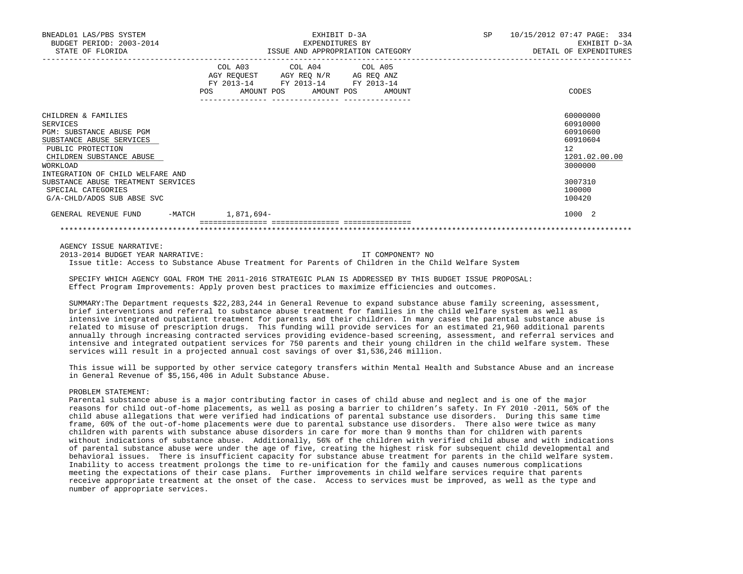BNEADL01 LAS/PBS SYSTEM — EXHIBIT D-3A — SP 10/15/2012 07:47 PAGE: 334
BUDGET PERIOD: 2003-2014 — EXPENDITURES BY — EXHIBIT D-3A
STATE OF FLORIDA — ISSUE AND APPROPRIATION CATEGORY — DETAIL OF EXPENDITURES

| | COL A03 AGY REQUEST FY 2013-14 POS AMOUNT | COL A04 AGY REQ N/R FY 2013-14 POS AMOUNT | COL A05 AG REQ ANZ FY 2013-14 POS AMOUNT | CODES |
|---|---|---|---|---|
| CHILDREN & FAMILIES | | | | 60000000 |
| SERVICES | | | | 60910000 |
| PGM: SUBSTANCE ABUSE PGM | | | | 60910600 |
| SUBSTANCE ABUSE SERVICES | | | | 60910604 |
| PUBLIC PROTECTION | | | | 12 |
| CHILDREN SUBSTANCE ABUSE | | | | 1201.02.00.00 |
| WORKLOAD | | | | 3000000 |
| INTEGRATION OF CHILD WELFARE AND SUBSTANCE ABUSE TREATMENT SERVICES | | | | 3007310 |
| SPECIAL CATEGORIES | | | | 100000 |
| G/A-CHLD/ADOS SUB ABSE SVC | | | | 100420 |
| GENERAL REVENUE FUND -MATCH | 1,871,694- | | | 1000 2 |

AGENCY ISSUE NARRATIVE:

2013-2014 BUDGET YEAR NARRATIVE: IT COMPONENT? NO

Issue title: Access to Substance Abuse Treatment for Parents of Children in the Child Welfare System

SPECIFY WHICH AGENCY GOAL FROM THE 2011-2016 STRATEGIC PLAN IS ADDRESSED BY THIS BUDGET ISSUE PROPOSAL:
Effect Program Improvements: Apply proven best practices to maximize efficiencies and outcomes.

SUMMARY:The Department requests $22,283,244 in General Revenue to expand substance abuse family screening, assessment, brief interventions and referral to substance abuse treatment for families in the child welfare system as well as intensive integrated outpatient treatment for parents and their children. In many cases the parental substance abuse is related to misuse of prescription drugs. This funding will provide services for an estimated 21,960 additional parents annually through increasing contracted services providing evidence-based screening, assessment, and referral services and intensive and integrated outpatient services for 750 parents and their young children in the child welfare system. These services will result in a projected annual cost savings of over $1,536,246 million.

This issue will be supported by other service category transfers within Mental Health and Substance Abuse and an increase in General Revenue of $5,156,406 in Adult Substance Abuse.

PROBLEM STATEMENT:
Parental substance abuse is a major contributing factor in cases of child abuse and neglect and is one of the major reasons for child out-of-home placements, as well as posing a barrier to children's safety. In FY 2010 -2011, 56% of the child abuse allegations that were verified had indications of parental substance use disorders. During this same time frame, 60% of the out-of-home placements were due to parental substance use disorders. There also were twice as many children with parents with substance abuse disorders in care for more than 9 months than for children with parents without indications of substance abuse. Additionally, 56% of the children with verified child abuse and with indications of parental substance abuse were under the age of five, creating the highest risk for subsequent child developmental and behavioral issues. There is insufficient capacity for substance abuse treatment for parents in the child welfare system. Inability to access treatment prolongs the time to re-unification for the family and causes numerous complications meeting the expectations of their case plans. Further improvements in child welfare services require that parents receive appropriate treatment at the onset of the case. Access to services must be improved, as well as the type and number of appropriate services.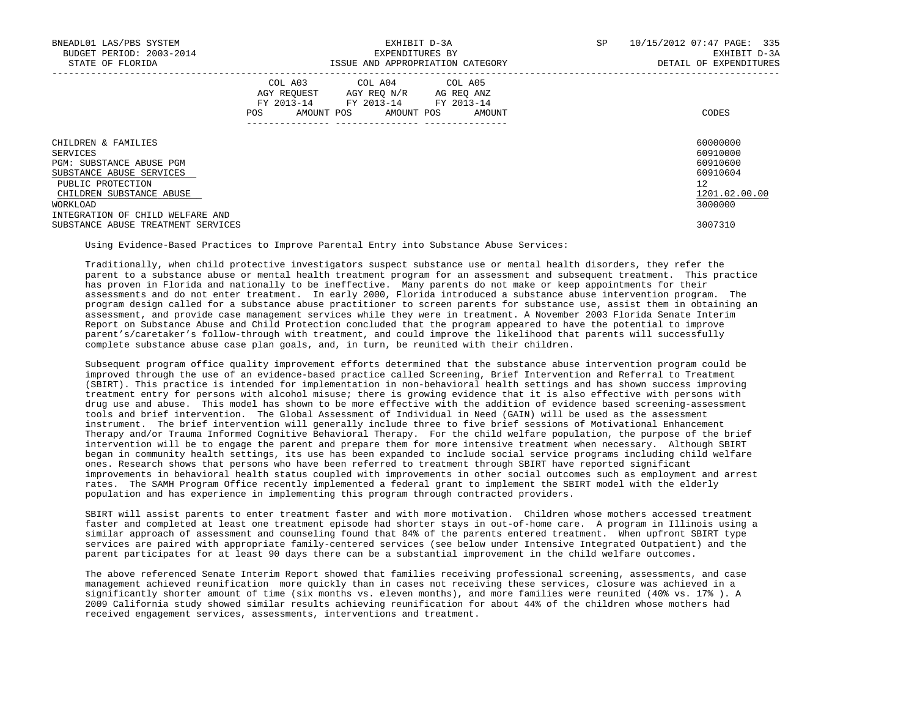BNEADL01 LAS/PBS SYSTEM EXHIBIT D-3A SP 10/15/2012 07:47 PAGE: 335
BUDGET PERIOD: 2003-2014 EXPENDITURES BY EXHIBIT D-3A
STATE OF FLORIDA ISSUE AND APPROPRIATION CATEGORY DETAIL OF EXPENDITURES

| | COL A03 AGY REQUEST FY 2013-14 POS AMOUNT | COL A04 AGY REQ N/R FY 2013-14 POS AMOUNT | COL A05 AG REQ ANZ FY 2013-14 POS AMOUNT | CODES |
|---|---|---|---|---|
| CHILDREN & FAMILIES | | | | 60000000 |
| SERVICES | | | | 60910000 |
| PGM: SUBSTANCE ABUSE PGM | | | | 60910600 |
| SUBSTANCE ABUSE SERVICES | | | | 60910604 |
| PUBLIC PROTECTION | | | | 12 |
| CHILDREN SUBSTANCE ABUSE | | | | 1201.02.00.00 |
| WORKLOAD | | | | 3000000 |
| INTEGRATION OF CHILD WELFARE AND SUBSTANCE ABUSE TREATMENT SERVICES | | | | 3007310 |

Using Evidence-Based Practices to Improve Parental Entry into Substance Abuse Services:

Traditionally, when child protective investigators suspect substance use or mental health disorders, they refer the parent to a substance abuse or mental health treatment program for an assessment and subsequent treatment. This practice has proven in Florida and nationally to be ineffective. Many parents do not make or keep appointments for their assessments and do not enter treatment. In early 2000, Florida introduced a substance abuse intervention program. The program design called for a substance abuse practitioner to screen parents for substance use, assist them in obtaining an assessment, and provide case management services while they were in treatment. A November 2003 Florida Senate Interim Report on Substance Abuse and Child Protection concluded that the program appeared to have the potential to improve parent's/caretaker's follow-through with treatment, and could improve the likelihood that parents will successfully complete substance abuse case plan goals, and, in turn, be reunited with their children.

Subsequent program office quality improvement efforts determined that the substance abuse intervention program could be improved through the use of an evidence-based practice called Screening, Brief Intervention and Referral to Treatment (SBIRT). This practice is intended for implementation in non-behavioral health settings and has shown success improving treatment entry for persons with alcohol misuse; there is growing evidence that it is also effective with persons with drug use and abuse. This model has shown to be more effective with the addition of evidence based screening-assessment tools and brief intervention. The Global Assessment of Individual in Need (GAIN) will be used as the assessment instrument. The brief intervention will generally include three to five brief sessions of Motivational Enhancement Therapy and/or Trauma Informed Cognitive Behavioral Therapy. For the child welfare population, the purpose of the brief intervention will be to engage the parent and prepare them for more intensive treatment when necessary. Although SBIRT began in community health settings, its use has been expanded to include social service programs including child welfare ones. Research shows that persons who have been referred to treatment through SBIRT have reported significant improvements in behavioral health status coupled with improvements in other social outcomes such as employment and arrest rates. The SAMH Program Office recently implemented a federal grant to implement the SBIRT model with the elderly population and has experience in implementing this program through contracted providers.

SBIRT will assist parents to enter treatment faster and with more motivation. Children whose mothers accessed treatment faster and completed at least one treatment episode had shorter stays in out-of-home care. A program in Illinois using a similar approach of assessment and counseling found that 84% of the parents entered treatment. When upfront SBIRT type services are paired with appropriate family-centered services (see below under Intensive Integrated Outpatient) and the parent participates for at least 90 days there can be a substantial improvement in the child welfare outcomes.

The above referenced Senate Interim Report showed that families receiving professional screening, assessments, and case management achieved reunification more quickly than in cases not receiving these services, closure was achieved in a significantly shorter amount of time (six months vs. eleven months), and more families were reunited (40% vs. 17% ). A 2009 California study showed similar results achieving reunification for about 44% of the children whose mothers had received engagement services, assessments, interventions and treatment.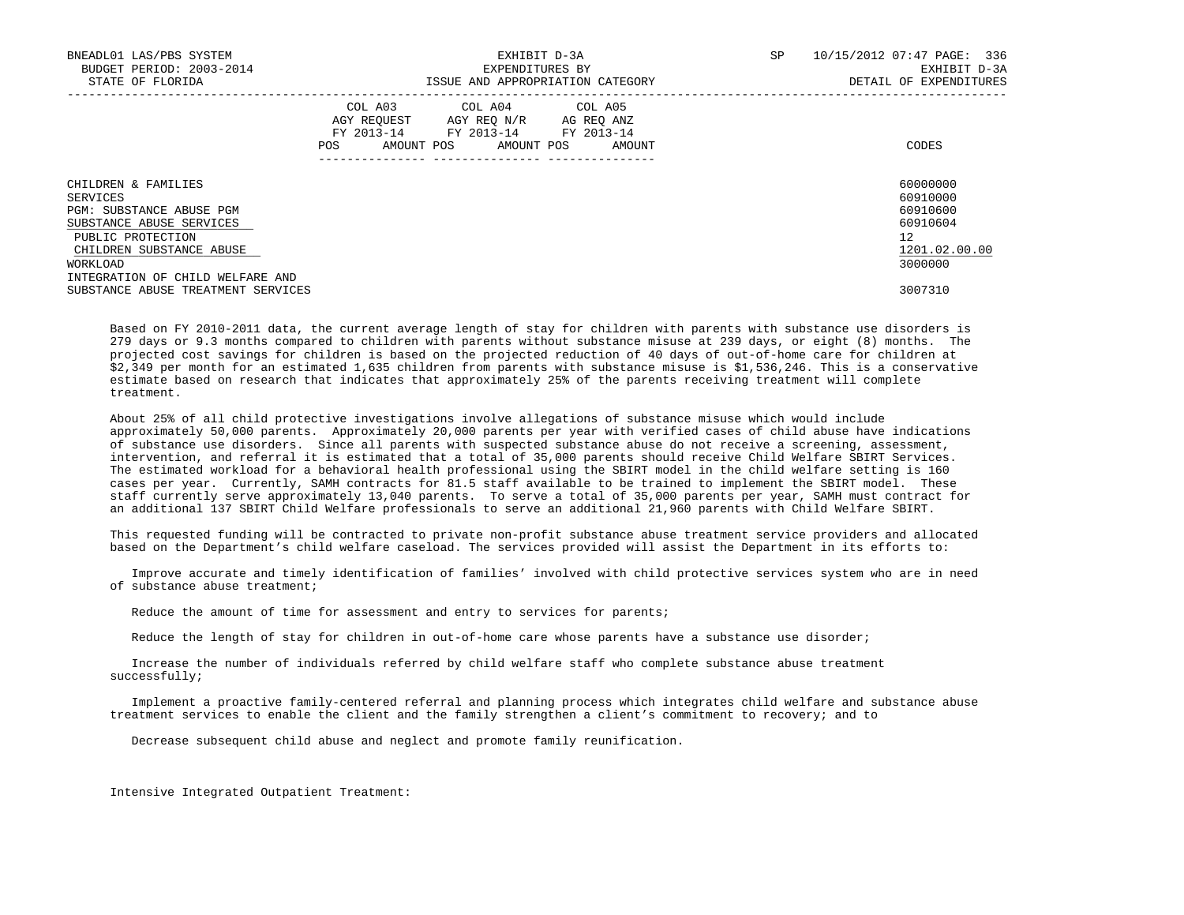| | COL A03 AGY REQUEST FY 2013-14 | | COL A04 AGY REQ N/R FY 2013-14 | | COL A05 AG REQ ANZ FY 2013-14 | | |
|---|---|---|---|---|---|---|---|
| | POS | AMOUNT | POS | AMOUNT | POS | AMOUNT | CODES |
| CHILDREN & FAMILIES | | | | | | | 60000000 |
| SERVICES | | | | | | | 60910000 |
| PGM: SUBSTANCE ABUSE PGM | | | | | | | 60910600 |
| SUBSTANCE ABUSE SERVICES | | | | | | | 60910604 |
| PUBLIC PROTECTION | | | | | | | 12 |
| CHILDREN SUBSTANCE ABUSE | | | | | | | 1201.02.00.00 |
| WORKLOAD | | | | | | | 3000000 |
| INTEGRATION OF CHILD WELFARE AND SUBSTANCE ABUSE TREATMENT SERVICES | | | | | | | 3007310 |

Based on FY 2010-2011 data, the current average length of stay for children with parents with substance use disorders is 279 days or 9.3 months compared to children with parents without substance misuse at 239 days, or eight (8) months. The projected cost savings for children is based on the projected reduction of 40 days of out-of-home care for children at $2,349 per month for an estimated 1,635 children from parents with substance misuse is $1,536,246. This is a conservative estimate based on research that indicates that approximately 25% of the parents receiving treatment will complete treatment.

About 25% of all child protective investigations involve allegations of substance misuse which would include approximately 50,000 parents. Approximately 20,000 parents per year with verified cases of child abuse have indications of substance use disorders. Since all parents with suspected substance abuse do not receive a screening, assessment, intervention, and referral it is estimated that a total of 35,000 parents should receive Child Welfare SBIRT Services. The estimated workload for a behavioral health professional using the SBIRT model in the child welfare setting is 160 cases per year. Currently, SAMH contracts for 81.5 staff available to be trained to implement the SBIRT model. These staff currently serve approximately 13,040 parents. To serve a total of 35,000 parents per year, SAMH must contract for an additional 137 SBIRT Child Welfare professionals to serve an additional 21,960 parents with Child Welfare SBIRT.

This requested funding will be contracted to private non-profit substance abuse treatment service providers and allocated based on the Department's child welfare caseload. The services provided will assist the Department in its efforts to:

Improve accurate and timely identification of families' involved with child protective services system who are in need of substance abuse treatment;

Reduce the amount of time for assessment and entry to services for parents;

Reduce the length of stay for children in out-of-home care whose parents have a substance use disorder;

Increase the number of individuals referred by child welfare staff who complete substance abuse treatment successfully;

Implement a proactive family-centered referral and planning process which integrates child welfare and substance abuse treatment services to enable the client and the family strengthen a client's commitment to recovery; and to

Decrease subsequent child abuse and neglect and promote family reunification.

Intensive Integrated Outpatient Treatment: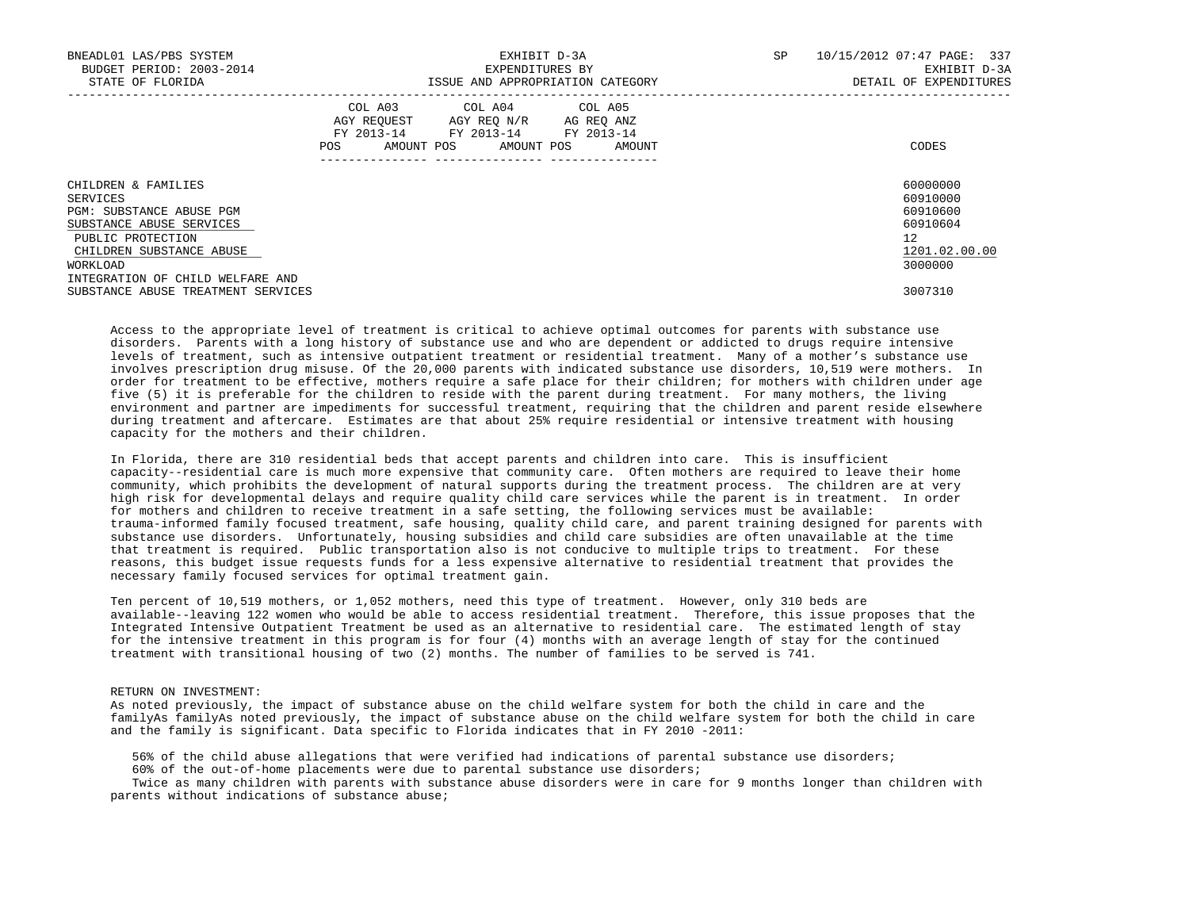| | COL A03 AGY REQUEST FY 2013-14 POS AMOUNT | COL A04 AGY REQ N/R FY 2013-14 POS AMOUNT | COL A05 AG REQ ANZ FY 2013-14 POS AMOUNT | CODES |
|---|---|---|---|---|
| CHILDREN & FAMILIES | | | | 60000000 |
| SERVICES | | | | 60910000 |
| PGM: SUBSTANCE ABUSE PGM | | | | 60910600 |
| SUBSTANCE ABUSE SERVICES | | | | 60910604 |
| PUBLIC PROTECTION | | | | 12 |
| CHILDREN SUBSTANCE ABUSE | | | | 1201.02.00.00 |
| WORKLOAD | | | | 3000000 |
| INTEGRATION OF CHILD WELFARE AND SUBSTANCE ABUSE TREATMENT SERVICES | | | | 3007310 |

Access to the appropriate level of treatment is critical to achieve optimal outcomes for parents with substance use disorders. Parents with a long history of substance use and who are dependent or addicted to drugs require intensive levels of treatment, such as intensive outpatient treatment or residential treatment. Many of a mother's substance use involves prescription drug misuse. Of the 20,000 parents with indicated substance use disorders, 10,519 were mothers. In order for treatment to be effective, mothers require a safe place for their children; for mothers with children under age five (5) it is preferable for the children to reside with the parent during treatment. For many mothers, the living environment and partner are impediments for successful treatment, requiring that the children and parent reside elsewhere during treatment and aftercare. Estimates are that about 25% require residential or intensive treatment with housing capacity for the mothers and their children.

In Florida, there are 310 residential beds that accept parents and children into care. This is insufficient capacity--residential care is much more expensive that community care. Often mothers are required to leave their home community, which prohibits the development of natural supports during the treatment process. The children are at very high risk for developmental delays and require quality child care services while the parent is in treatment. In order for mothers and children to receive treatment in a safe setting, the following services must be available: trauma-informed family focused treatment, safe housing, quality child care, and parent training designed for parents with substance use disorders. Unfortunately, housing subsidies and child care subsidies are often unavailable at the time that treatment is required. Public transportation also is not conducive to multiple trips to treatment. For these reasons, this budget issue requests funds for a less expensive alternative to residential treatment that provides the necessary family focused services for optimal treatment gain.

Ten percent of 10,519 mothers, or 1,052 mothers, need this type of treatment. However, only 310 beds are available--leaving 122 women who would be able to access residential treatment. Therefore, this issue proposes that the Integrated Intensive Outpatient Treatment be used as an alternative to residential care. The estimated length of stay for the intensive treatment in this program is for four (4) months with an average length of stay for the continued treatment with transitional housing of two (2) months. The number of families to be served is 741.

RETURN ON INVESTMENT:
As noted previously, the impact of substance abuse on the child welfare system for both the child in care and the familyAs familyAs noted previously, the impact of substance abuse on the child welfare system for both the child in care and the family is significant. Data specific to Florida indicates that in FY 2010 -2011:

56% of the child abuse allegations that were verified had indications of parental substance use disorders;
60% of the out-of-home placements were due to parental substance use disorders;
Twice as many children with parents with substance abuse disorders were in care for 9 months longer than children with parents without indications of substance abuse;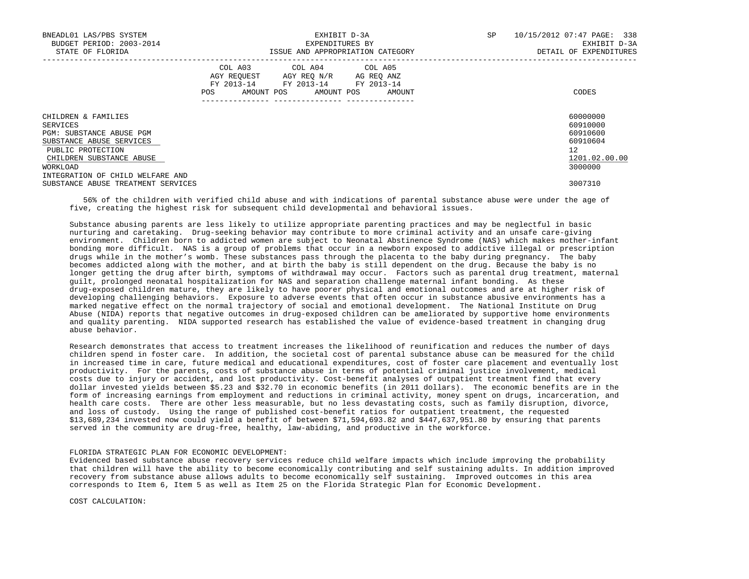| | COL A03 AGY REQUEST FY 2013-14 POS AMOUNT | COL A04 AGY REQ N/R FY 2013-14 POS AMOUNT | COL A05 AG REQ ANZ FY 2013-14 POS AMOUNT | CODES |
|---|---|---|---|---|
| CHILDREN & FAMILIES | | | | 60000000 |
| SERVICES | | | | 60910000 |
| PGM: SUBSTANCE ABUSE PGM | | | | 60910600 |
| SUBSTANCE ABUSE SERVICES | | | | 60910604 |
| PUBLIC PROTECTION | | | | 12 |
| CHILDREN SUBSTANCE ABUSE | | | | 1201.02.00.00 |
| WORKLOAD | | | | 3000000 |
| INTEGRATION OF CHILD WELFARE AND SUBSTANCE ABUSE TREATMENT SERVICES | | | | 3007310 |

56% of the children with verified child abuse and with indications of parental substance abuse were under the age of five, creating the highest risk for subsequent child developmental and behavioral issues.

Substance abusing parents are less likely to utilize appropriate parenting practices and may be neglectful in basic nurturing and caretaking. Drug-seeking behavior may contribute to more criminal activity and an unsafe care-giving environment. Children born to addicted women are subject to Neonatal Abstinence Syndrome (NAS) which makes mother-infant bonding more difficult. NAS is a group of problems that occur in a newborn exposed to addictive illegal or prescription drugs while in the mother's womb. These substances pass through the placenta to the baby during pregnancy. The baby becomes addicted along with the mother, and at birth the baby is still dependent on the drug. Because the baby is no longer getting the drug after birth, symptoms of withdrawal may occur. Factors such as parental drug treatment, maternal guilt, prolonged neonatal hospitalization for NAS and separation challenge maternal infant bonding. As these drug-exposed children mature, they are likely to have poorer physical and emotional outcomes and are at higher risk of developing challenging behaviors. Exposure to adverse events that often occur in substance abusive environments has a marked negative effect on the normal trajectory of social and emotional development. The National Institute on Drug Abuse (NIDA) reports that negative outcomes in drug-exposed children can be ameliorated by supportive home environments and quality parenting. NIDA supported research has established the value of evidence-based treatment in changing drug abuse behavior.

Research demonstrates that access to treatment increases the likelihood of reunification and reduces the number of days children spend in foster care. In addition, the societal cost of parental substance abuse can be measured for the child in increased time in care, future medical and educational expenditures, cost of foster care placement and eventually lost productivity. For the parents, costs of substance abuse in terms of potential criminal justice involvement, medical costs due to injury or accident, and lost productivity. Cost-benefit analyses of outpatient treatment find that every dollar invested yields between $5.23 and $32.70 in economic benefits (in 2011 dollars). The economic benefits are in the form of increasing earnings from employment and reductions in criminal activity, money spent on drugs, incarceration, and health care costs. There are other less measurable, but no less devastating costs, such as family disruption, divorce, and loss of custody. Using the range of published cost-benefit ratios for outpatient treatment, the requested $13,689,234 invested now could yield a benefit of between $71,594,693.82 and $447,637,951.80 by ensuring that parents served in the community are drug-free, healthy, law-abiding, and productive in the workforce.

FLORIDA STRATEGIC PLAN FOR ECONOMIC DEVELOPMENT:
Evidenced based substance abuse recovery services reduce child welfare impacts which include improving the probability that children will have the ability to become economically contributing and self sustaining adults. In addition improved recovery from substance abuse allows adults to become economically self sustaining. Improved outcomes in this area corresponds to Item 6, Item 5 as well as Item 25 on the Florida Strategic Plan for Economic Development.

COST CALCULATION: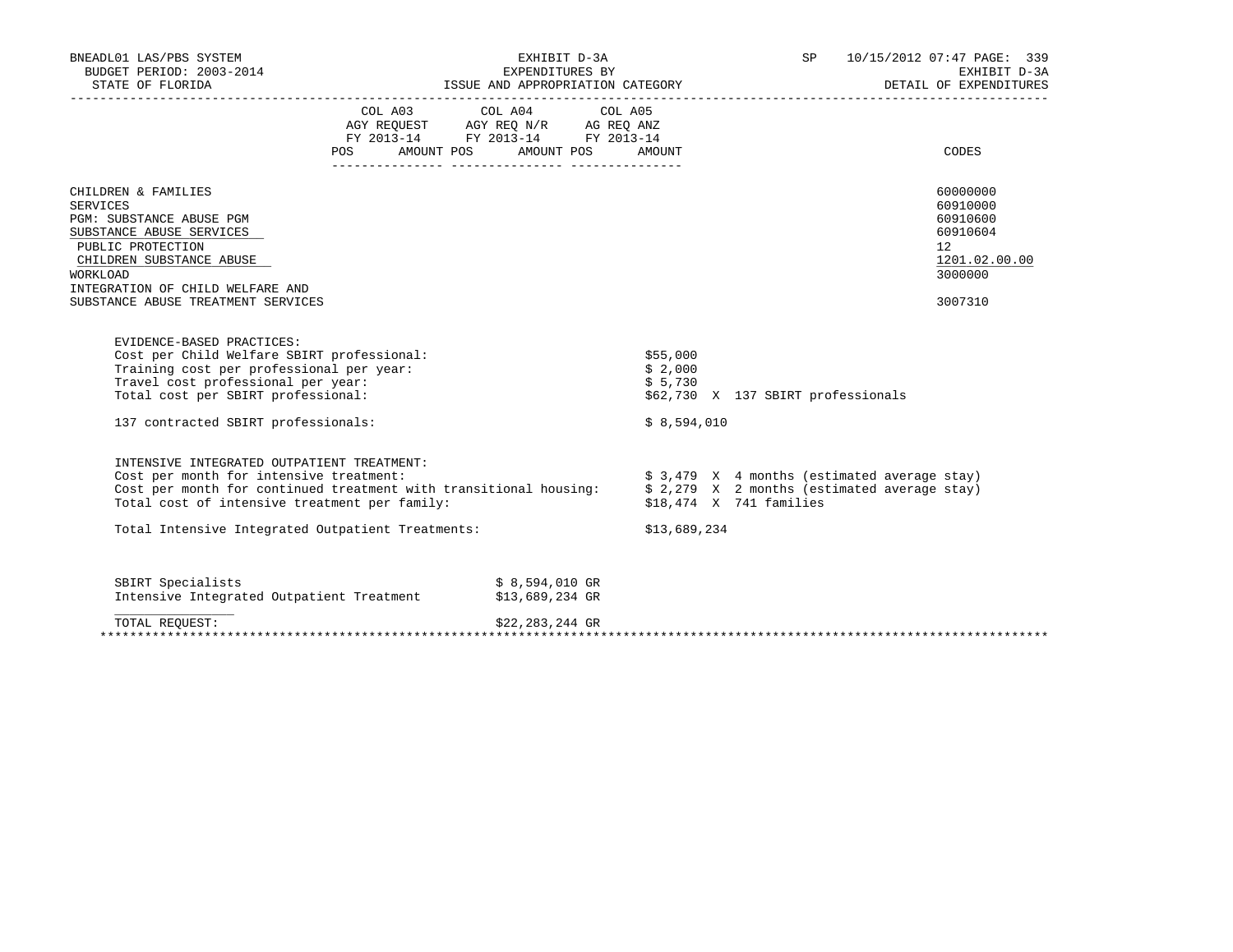| | COL A03 AGY REQUEST FY 2013-14 | | COL A04 AGY REQ N/R FY 2013-14 | | COL A05 AG REQ ANZ FY 2013-14 | | |
|---|---|---|---|---|---|---|---|
| | POS | AMOUNT | POS | AMOUNT | POS | AMOUNT | CODES |
| CHILDREN & FAMILIES | | | | | | | 60000000 |
| SERVICES | | | | | | | 60910000 |
| PGM: SUBSTANCE ABUSE PGM | | | | | | | 60910600 |
| SUBSTANCE ABUSE SERVICES | | | | | | | 60910604 |
| PUBLIC PROTECTION | | | | | | | 12 |
| CHILDREN SUBSTANCE ABUSE | | | | | | | 1201.02.00.00 |
| WORKLOAD | | | | | | | 3000000 |
| INTEGRATION OF CHILD WELFARE AND SUBSTANCE ABUSE TREATMENT SERVICES | | | | | | | 3007310 |

EVIDENCE-BASED PRACTICES:

| | | |
|---|---|---|
| Cost per Child Welfare SBIRT professional: | $55,000 | |
| Training cost per professional per year: | $ 2,000 | |
| Travel cost professional per year: | $ 5,730 | |
| Total cost per SBIRT professional: | $62,730 | X 137 SBIRT professionals |
| 137 contracted SBIRT professionals: | $ 8,594,010 | |

INTENSIVE INTEGRATED OUTPATIENT TREATMENT:

| | | |
|---|---|---|
| Cost per month for intensive treatment: | $ 3,479 | X 4 months (estimated average stay) |
| Cost per month for continued treatment with transitional housing: | $ 2,279 | X 2 months (estimated average stay) |
| Total cost of intensive treatment per family: | $18,474 | X 741 families |
| Total Intensive Integrated Outpatient Treatments: | $13,689,234 | |

| | |
|---|---|
| SBIRT Specialists | $ 8,594,010 GR |
| Intensive Integrated Outpatient Treatment | $13,689,234 GR |
| TOTAL REQUEST: | $22,283,244 GR |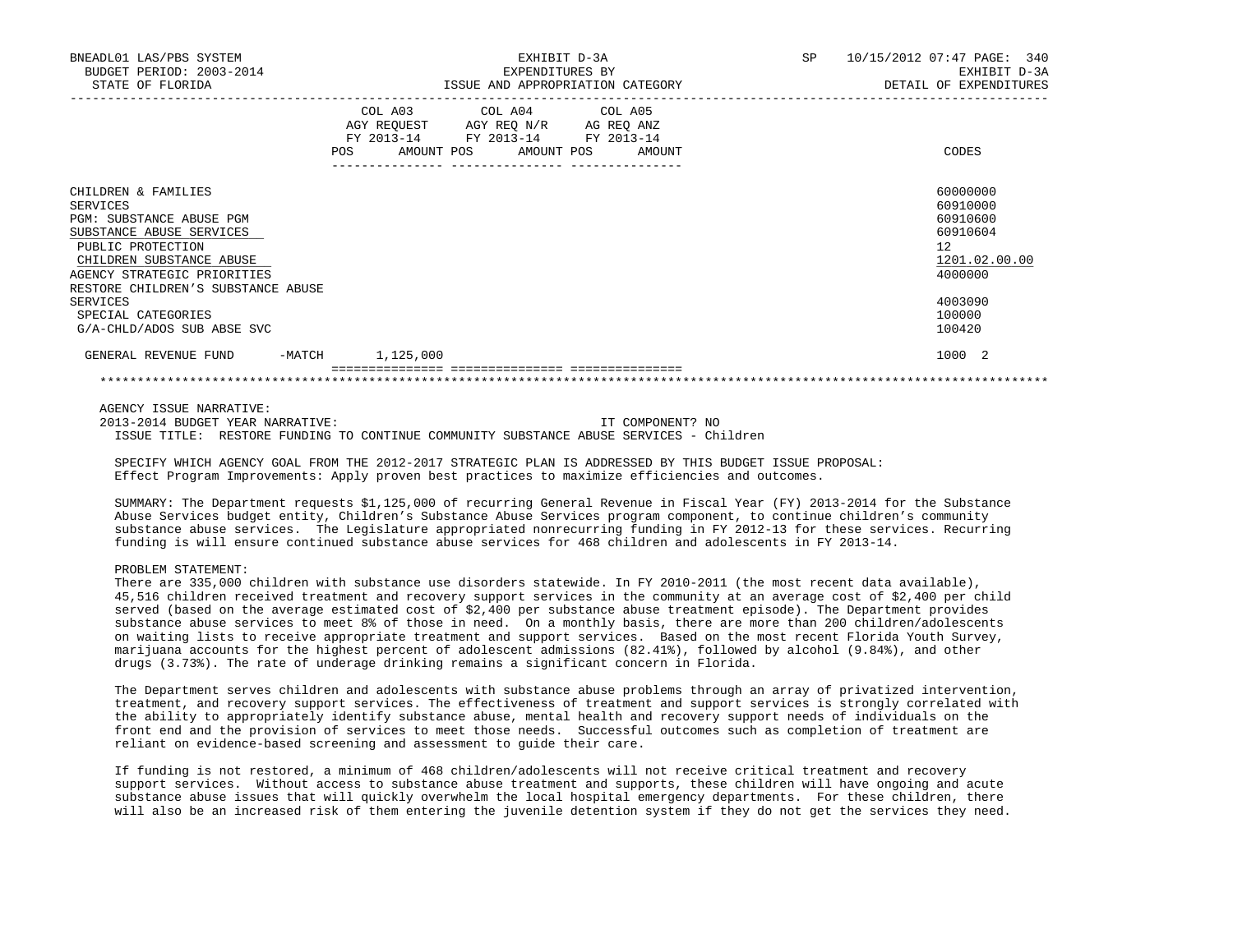BNEADL01 LAS/PBS SYSTEM | EXHIBIT D-3A | SP 10/15/2012 07:47 PAGE: 340
BUDGET PERIOD: 2003-2014 | EXPENDITURES BY | EXHIBIT D-3A
STATE OF FLORIDA | ISSUE AND APPROPRIATION CATEGORY | DETAIL OF EXPENDITURES

| | COL A03 AGY REQUEST FY 2013-14 POS AMOUNT | COL A04 AGY REQ N/R FY 2013-14 POS AMOUNT | COL A05 AG REQ ANZ FY 2013-14 POS AMOUNT | CODES |
|---|---|---|---|---|
| CHILDREN & FAMILIES | | | | 60000000 |
| SERVICES | | | | 60910000 |
| PGM: SUBSTANCE ABUSE PGM | | | | 60910600 |
| SUBSTANCE ABUSE SERVICES | | | | 60910604 |
| PUBLIC PROTECTION | | | | 12 |
| CHILDREN SUBSTANCE ABUSE | | | | 1201.02.00.00 |
| AGENCY STRATEGIC PRIORITIES | | | | 4000000 |
| RESTORE CHILDREN'S SUBSTANCE ABUSE SERVICES | | | | 4003090 |
| SPECIAL CATEGORIES | | | | 100000 |
| G/A-CHLD/ADOS SUB ABSE SVC | | | | 100420 |
| GENERAL REVENUE FUND -MATCH | 1,125,000 | | | 1000 2 |

AGENCY ISSUE NARRATIVE:
2013-2014 BUDGET YEAR NARRATIVE: IT COMPONENT? NO
ISSUE TITLE: RESTORE FUNDING TO CONTINUE COMMUNITY SUBSTANCE ABUSE SERVICES - Children

SPECIFY WHICH AGENCY GOAL FROM THE 2012-2017 STRATEGIC PLAN IS ADDRESSED BY THIS BUDGET ISSUE PROPOSAL:
Effect Program Improvements: Apply proven best practices to maximize efficiencies and outcomes.

SUMMARY: The Department requests $1,125,000 of recurring General Revenue in Fiscal Year (FY) 2013-2014 for the Substance Abuse Services budget entity, Children's Substance Abuse Services program component, to continue children's community substance abuse services. The Legislature appropriated nonrecurring funding in FY 2012-13 for these services. Recurring funding is will ensure continued substance abuse services for 468 children and adolescents in FY 2013-14.

PROBLEM STATEMENT:
There are 335,000 children with substance use disorders statewide. In FY 2010-2011 (the most recent data available), 45,516 children received treatment and recovery support services in the community at an average cost of $2,400 per child served (based on the average estimated cost of $2,400 per substance abuse treatment episode). The Department provides substance abuse services to meet 8% of those in need. On a monthly basis, there are more than 200 children/adolescents on waiting lists to receive appropriate treatment and support services. Based on the most recent Florida Youth Survey, marijuana accounts for the highest percent of adolescent admissions (82.41%), followed by alcohol (9.84%), and other drugs (3.73%). The rate of underage drinking remains a significant concern in Florida.

The Department serves children and adolescents with substance abuse problems through an array of privatized intervention, treatment, and recovery support services. The effectiveness of treatment and support services is strongly correlated with the ability to appropriately identify substance abuse, mental health and recovery support needs of individuals on the front end and the provision of services to meet those needs. Successful outcomes such as completion of treatment are reliant on evidence-based screening and assessment to guide their care.

If funding is not restored, a minimum of 468 children/adolescents will not receive critical treatment and recovery support services. Without access to substance abuse treatment and supports, these children will have ongoing and acute substance abuse issues that will quickly overwhelm the local hospital emergency departments. For these children, there will also be an increased risk of them entering the juvenile detention system if they do not get the services they need.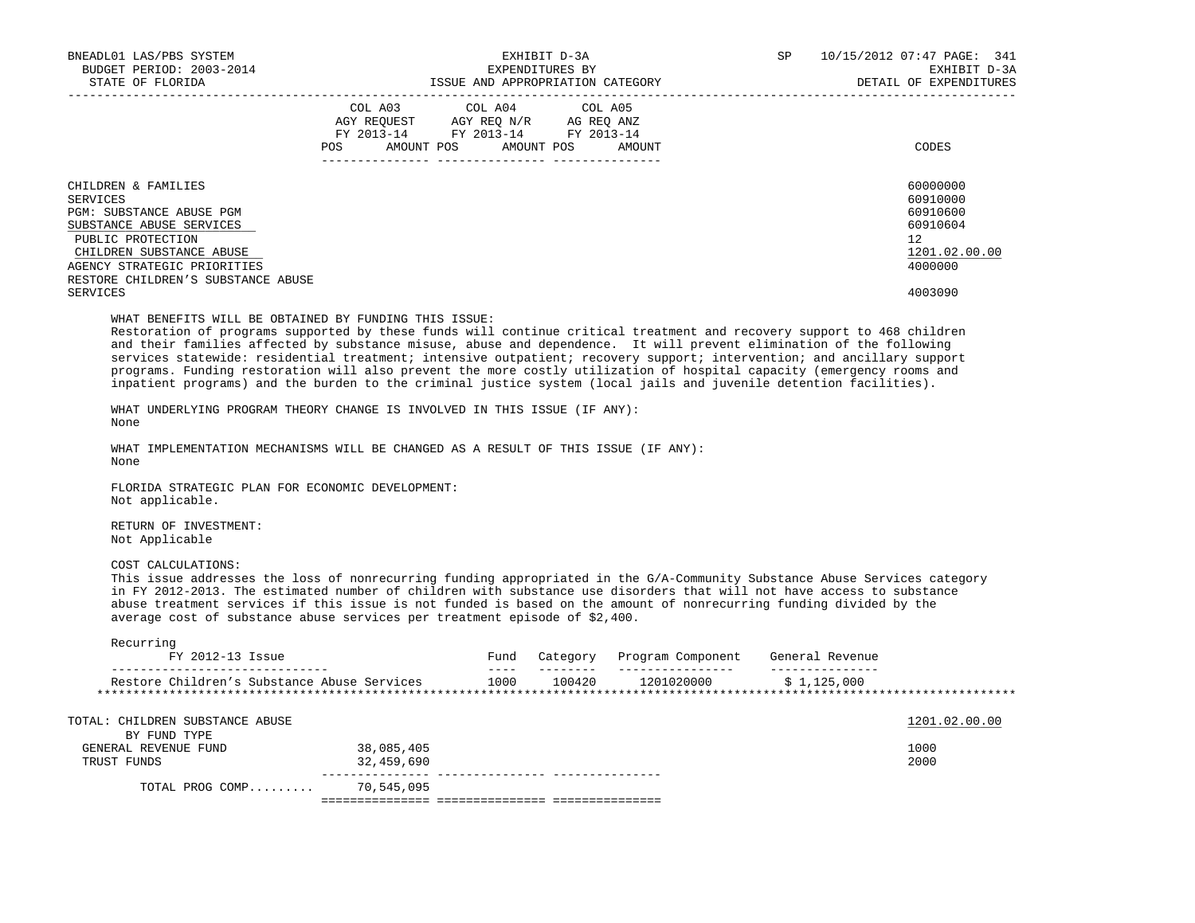| | COL A03 AGY REQUEST FY 2013-14 POS AMOUNT | COL A04 AGY REQ N/R FY 2013-14 POS AMOUNT | COL A05 AG REQ ANZ FY 2013-14 POS AMOUNT | CODES |
|---|---|---|---|---|
| CHILDREN & FAMILIES | | | | 60000000 |
| SERVICES | | | | 60910000 |
| PGM: SUBSTANCE ABUSE PGM | | | | 60910600 |
| SUBSTANCE ABUSE SERVICES | | | | 60910604 |
| PUBLIC PROTECTION | | | | 12 |
| CHILDREN SUBSTANCE ABUSE | | | | 1201.02.00.00 |
| AGENCY STRATEGIC PRIORITIES | | | | 4000000 |
| RESTORE CHILDREN'S SUBSTANCE ABUSE SERVICES | | | | 4003090 |

WHAT BENEFITS WILL BE OBTAINED BY FUNDING THIS ISSUE:
Restoration of programs supported by these funds will continue critical treatment and recovery support to 468 children and their families affected by substance misuse, abuse and dependence. It will prevent elimination of the following services statewide: residential treatment; intensive outpatient; recovery support; intervention; and ancillary support programs. Funding restoration will also prevent the more costly utilization of hospital capacity (emergency rooms and inpatient programs) and the burden to the criminal justice system (local jails and juvenile detention facilities).

WHAT UNDERLYING PROGRAM THEORY CHANGE IS INVOLVED IN THIS ISSUE (IF ANY):
None

WHAT IMPLEMENTATION MECHANISMS WILL BE CHANGED AS A RESULT OF THIS ISSUE (IF ANY):
None

FLORIDA STRATEGIC PLAN FOR ECONOMIC DEVELOPMENT:
Not applicable.

RETURN OF INVESTMENT:
Not Applicable

COST CALCULATIONS:
This issue addresses the loss of nonrecurring funding appropriated in the G/A-Community Substance Abuse Services category in FY 2012-2013. The estimated number of children with substance use disorders that will not have access to substance abuse treatment services if this issue is not funded is based on the amount of nonrecurring funding divided by the average cost of substance abuse services per treatment episode of $2,400.

Recurring

| FY 2012-13 Issue | Fund | Category | Program Component | General Revenue |
|---|---|---|---|---|
| Restore Children's Substance Abuse Services | 1000 | 100420 | 1201020000 | $ 1,125,000 |

| TOTAL: CHILDREN SUBSTANCE ABUSE | COL A03 | COL A04 | COL A05 | 1201.02.00.00 |
|---|---|---|---|---|
| BY FUND TYPE | | | | |
| GENERAL REVENUE FUND | 38,085,405 | | | 1000 |
| TRUST FUNDS | 32,459,690 | | | 2000 |
| TOTAL PROG COMP......... | 70,545,095 | | | |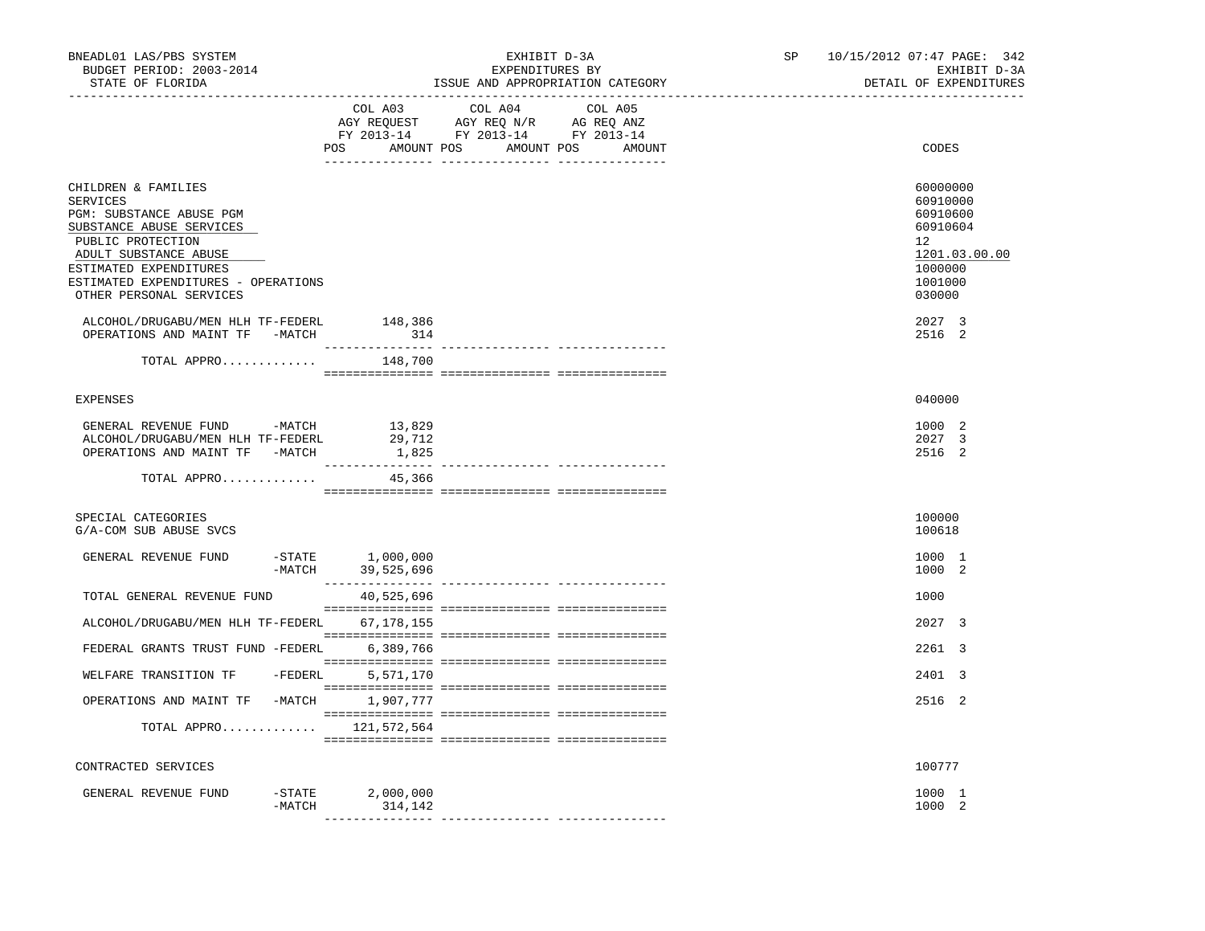BNEADL01 LAS/PBS SYSTEM — EXHIBIT D-3A — SP 10/15/2012 07:47 PAGE: 342
BUDGET PERIOD: 2003-2014 — EXPENDITURES BY — EXHIBIT D-3A
STATE OF FLORIDA — ISSUE AND APPROPRIATION CATEGORY — DETAIL OF EXPENDITURES

| | COL A03 AGY REQUEST FY 2013-14 POS AMOUNT | COL A04 AGY REQ N/R FY 2013-14 POS AMOUNT | COL A05 AG REQ ANZ FY 2013-14 POS AMOUNT | CODES |
|---|---|---|---|---|
| CHILDREN & FAMILIES | | | | 60000000 |
| SERVICES | | | | 60910000 |
| PGM: SUBSTANCE ABUSE PGM | | | | 60910600 |
| SUBSTANCE ABUSE SERVICES | | | | 60910604 |
| PUBLIC PROTECTION | | | | 12 |
| ADULT SUBSTANCE ABUSE | | | | 1201.03.00.00 |
| ESTIMATED EXPENDITURES | | | | 1000000 |
| ESTIMATED EXPENDITURES - OPERATIONS | | | | 1001000 |
| OTHER PERSONAL SERVICES | | | | 030000 |
| ALCOHOL/DRUGABU/MEN HLH TF-FEDERL | 148,386 | | | 2027 3 |
| OPERATIONS AND MAINT TF -MATCH | 314 | | | 2516 2 |
| TOTAL APPRO............ | 148,700 | | | |
| EXPENSES | | | | 040000 |
| GENERAL REVENUE FUND -MATCH | 13,829 | | | 1000 2 |
| ALCOHOL/DRUGABU/MEN HLH TF-FEDERL | 29,712 | | | 2027 3 |
| OPERATIONS AND MAINT TF -MATCH | 1,825 | | | 2516 2 |
| TOTAL APPRO............ | 45,366 | | | |
| SPECIAL CATEGORIES | | | | 100000 |
| G/A-COM SUB ABUSE SVCS | | | | 100618 |
| GENERAL REVENUE FUND -STATE | 1,000,000 | | | 1000 1 |
| -MATCH | 39,525,696 | | | 1000 2 |
| TOTAL GENERAL REVENUE FUND | 40,525,696 | | | 1000 |
| ALCOHOL/DRUGABU/MEN HLH TF-FEDERL | 67,178,155 | | | 2027 3 |
| FEDERAL GRANTS TRUST FUND -FEDERL | 6,389,766 | | | 2261 3 |
| WELFARE TRANSITION TF -FEDERL | 5,571,170 | | | 2401 3 |
| OPERATIONS AND MAINT TF -MATCH | 1,907,777 | | | 2516 2 |
| TOTAL APPRO............ | 121,572,564 | | | |
| CONTRACTED SERVICES | | | | 100777 |
| GENERAL REVENUE FUND -STATE | 2,000,000 | | | 1000 1 |
| -MATCH | 314,142 | | | 1000 2 |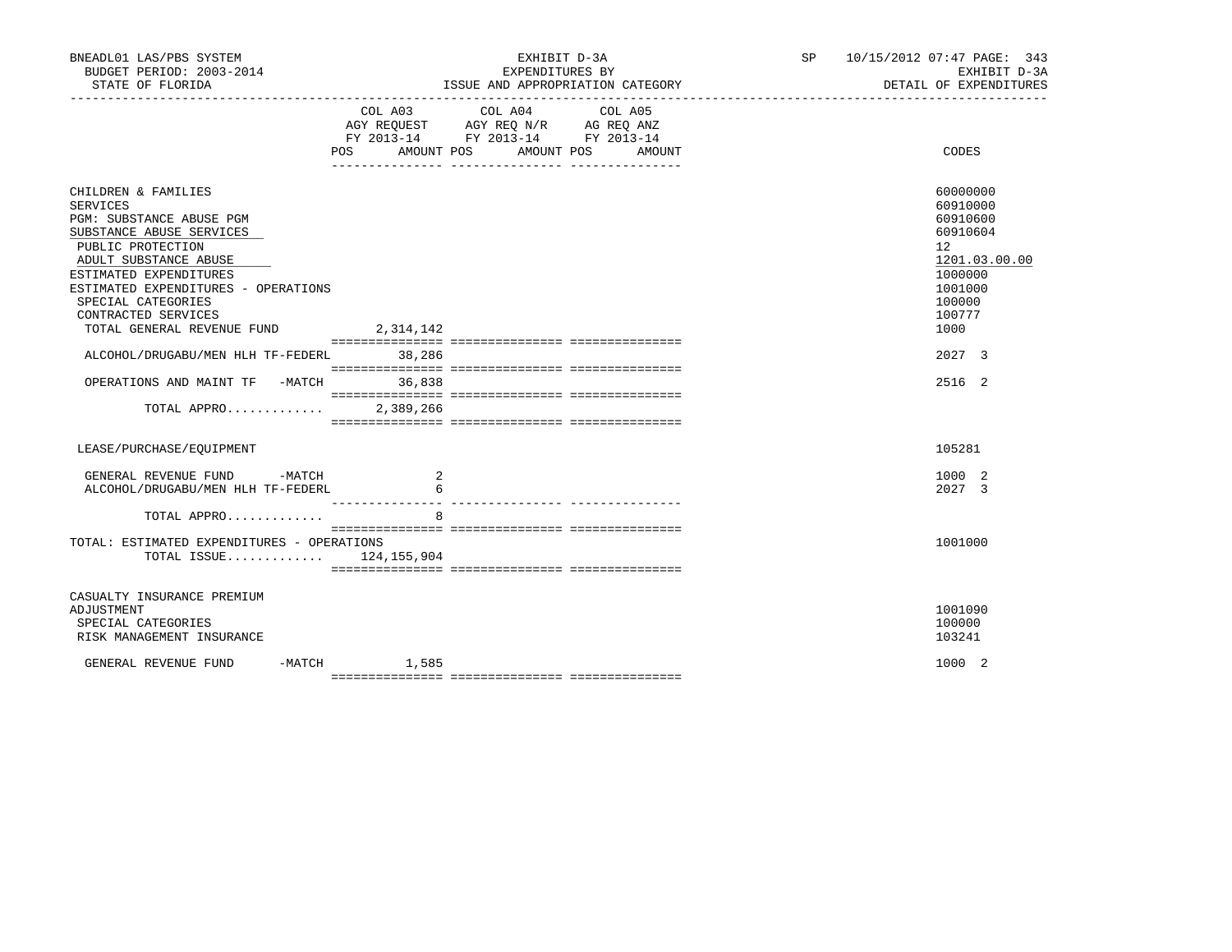BNEADL01 LAS/PBS SYSTEM
BUDGET PERIOD: 2003-2014
STATE OF FLORIDA

EXHIBIT D-3A
EXPENDITURES BY
ISSUE AND APPROPRIATION CATEGORY

SP 10/15/2012 07:47 PAGE: 343
EXHIBIT D-3A
DETAIL OF EXPENDITURES

| | COL A03 AGY REQUEST FY 2013-14 POS AMOUNT | COL A04 AGY REQ N/R FY 2013-14 POS AMOUNT | COL A05 AG REQ ANZ FY 2013-14 POS AMOUNT | CODES |
|---|---|---|---|---|
| CHILDREN & FAMILIES | | | | 60000000 |
| SERVICES | | | | 60910000 |
| PGM: SUBSTANCE ABUSE PGM | | | | 60910600 |
| SUBSTANCE ABUSE SERVICES | | | | 60910604 |
| PUBLIC PROTECTION | | | | 12 |
| ADULT SUBSTANCE ABUSE | | | | 1201.03.00.00 |
| ESTIMATED EXPENDITURES | | | | 1000000 |
| ESTIMATED EXPENDITURES - OPERATIONS | | | | 1001000 |
| SPECIAL CATEGORIES | | | | 100000 |
| CONTRACTED SERVICES | | | | 100777 |
| TOTAL GENERAL REVENUE FUND | 2,314,142 | | | 1000 |
| ALCOHOL/DRUGABU/MEN HLH TF-FEDERL | 38,286 | | | 2027 3 |
| OPERATIONS AND MAINT TF -MATCH | 36,838 | | | 2516 2 |
| TOTAL APPRO............ | 2,389,266 | | | |
| LEASE/PURCHASE/EQUIPMENT | | | | 105281 |
| GENERAL REVENUE FUND -MATCH | 2 | | | 1000 2 |
| ALCOHOL/DRUGABU/MEN HLH TF-FEDERL | 6 | | | 2027 3 |
| TOTAL APPRO............ | 8 | | | |
| TOTAL: ESTIMATED EXPENDITURES - OPERATIONS | | | | 1001000 |
| TOTAL ISSUE............ | 124,155,904 | | | |
| CASUALTY INSURANCE PREMIUM ADJUSTMENT | | | | 1001090 |
| SPECIAL CATEGORIES | | | | 100000 |
| RISK MANAGEMENT INSURANCE | | | | 103241 |
| GENERAL REVENUE FUND -MATCH | 1,585 | | | 1000 2 |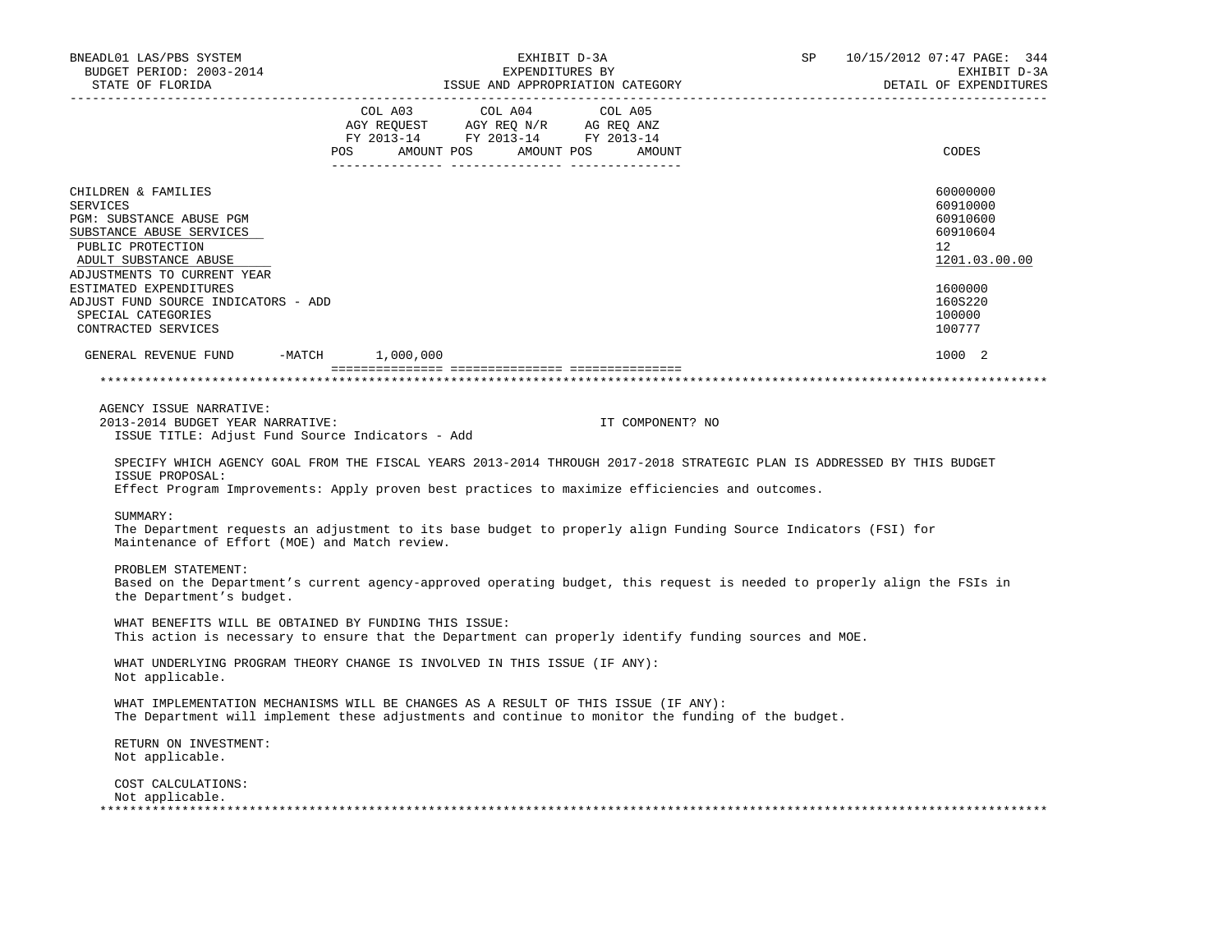BNEADL01 LAS/PBS SYSTEM | EXHIBIT D-3A | SP 10/15/2012 07:47 PAGE: 344
BUDGET PERIOD: 2003-2014 | EXPENDITURES BY | EXHIBIT D-3A
STATE OF FLORIDA | ISSUE AND APPROPRIATION CATEGORY | DETAIL OF EXPENDITURES

| | COL A03 AGY REQUEST FY 2013-14 POS | AMOUNT | COL A04 AGY REQ N/R FY 2013-14 POS | AMOUNT | COL A05 AG REQ ANZ FY 2013-14 POS | AMOUNT | CODES |
|---|---|---|---|---|---|---|---|
| CHILDREN & FAMILIES | | | | | | | 60000000 |
| SERVICES | | | | | | | 60910000 |
| PGM: SUBSTANCE ABUSE PGM | | | | | | | 60910600 |
| SUBSTANCE ABUSE SERVICES | | | | | | | 60910604 |
| PUBLIC PROTECTION | | | | | | | 12 |
| ADULT SUBSTANCE ABUSE | | | | | | | 1201.03.00.00 |
| ADJUSTMENTS TO CURRENT YEAR ESTIMATED EXPENDITURES | | | | | | | 1600000 |
| ADJUST FUND SOURCE INDICATORS - ADD | | | | | | | 160S220 |
| SPECIAL CATEGORIES | | | | | | | 100000 |
| CONTRACTED SERVICES | | | | | | | 100777 |
| GENERAL REVENUE FUND -MATCH | | 1,000,000 | | | | | 1000 2 |

AGENCY ISSUE NARRATIVE:
2013-2014 BUDGET YEAR NARRATIVE: IT COMPONENT? NO
ISSUE TITLE: Adjust Fund Source Indicators - Add

SPECIFY WHICH AGENCY GOAL FROM THE FISCAL YEARS 2013-2014 THROUGH 2017-2018 STRATEGIC PLAN IS ADDRESSED BY THIS BUDGET ISSUE PROPOSAL:
Effect Program Improvements: Apply proven best practices to maximize efficiencies and outcomes.

SUMMARY:
The Department requests an adjustment to its base budget to properly align Funding Source Indicators (FSI) for Maintenance of Effort (MOE) and Match review.

PROBLEM STATEMENT:
Based on the Department's current agency-approved operating budget, this request is needed to properly align the FSIs in the Department's budget.

WHAT BENEFITS WILL BE OBTAINED BY FUNDING THIS ISSUE:
This action is necessary to ensure that the Department can properly identify funding sources and MOE.

WHAT UNDERLYING PROGRAM THEORY CHANGE IS INVOLVED IN THIS ISSUE (IF ANY):
Not applicable.

WHAT IMPLEMENTATION MECHANISMS WILL BE CHANGES AS A RESULT OF THIS ISSUE (IF ANY):
The Department will implement these adjustments and continue to monitor the funding of the budget.

RETURN ON INVESTMENT:
Not applicable.

COST CALCULATIONS:
Not applicable.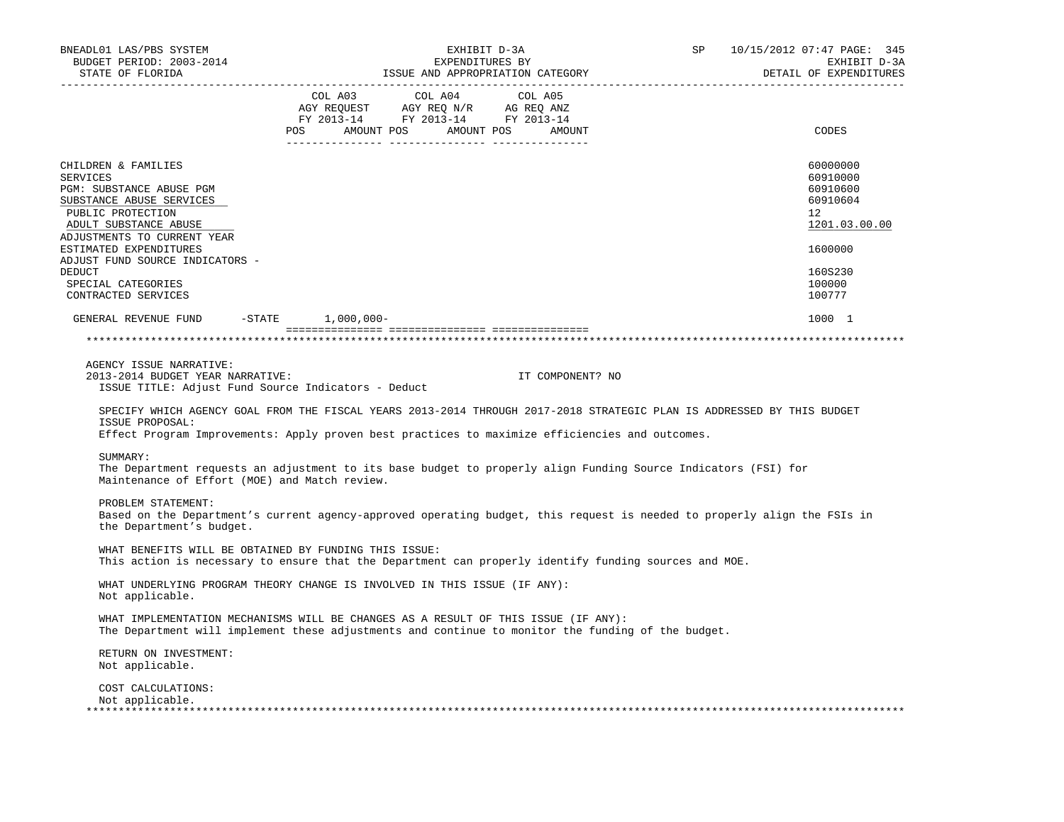BNEADL01 LAS/PBS SYSTEM
BUDGET PERIOD: 2003-2014
STATE OF FLORIDA

EXHIBIT D-3A
EXPENDITURES BY
ISSUE AND APPROPRIATION CATEGORY

SP 10/15/2012 07:47

EXHIBIT D-3A
DETAIL OF EXPENDITURES

| | COL A03 AGY REQUEST FY 2013-14 POS AMOUNT | COL A04 AGY REQ N/R FY 2013-14 POS AMOUNT | COL A05 AG REQ ANZ FY 2013-14 POS AMOUNT | CODES |
|---|---|---|---|---|
| CHILDREN & FAMILIES | | | | 60000000 |
| SERVICES | | | | 60910000 |
| PGM: SUBSTANCE ABUSE PGM | | | | 60910600 |
| SUBSTANCE ABUSE SERVICES | | | | 60910604 |
| PUBLIC PROTECTION | | | | 12 |
| ADULT SUBSTANCE ABUSE | | | | 1201.03.00.00 |
| ADJUSTMENTS TO CURRENT YEAR ESTIMATED EXPENDITURES | | | | 1600000 |
| ADJUST FUND SOURCE INDICATORS - DEDUCT | | | | 160S230 |
| SPECIAL CATEGORIES | | | | 100000 |
| CONTRACTED SERVICES | | | | 100777 |
| GENERAL REVENUE FUND -STATE | 1,000,000- | | | 1000 1 |

AGENCY ISSUE NARRATIVE:
2013-2014 BUDGET YEAR NARRATIVE: IT COMPONENT? NO
ISSUE TITLE: Adjust Fund Source Indicators - Deduct

SPECIFY WHICH AGENCY GOAL FROM THE FISCAL YEARS 2013-2014 THROUGH 2017-2018 STRATEGIC PLAN IS ADDRESSED BY THIS BUDGET ISSUE PROPOSAL:
Effect Program Improvements: Apply proven best practices to maximize efficiencies and outcomes.

SUMMARY:
The Department requests an adjustment to its base budget to properly align Funding Source Indicators (FSI) for Maintenance of Effort (MOE) and Match review.

PROBLEM STATEMENT:
Based on the Department's current agency-approved operating budget, this request is needed to properly align the FSIs in the Department's budget.

WHAT BENEFITS WILL BE OBTAINED BY FUNDING THIS ISSUE:
This action is necessary to ensure that the Department can properly identify funding sources and MOE.

WHAT UNDERLYING PROGRAM THEORY CHANGE IS INVOLVED IN THIS ISSUE (IF ANY):
Not applicable.

WHAT IMPLEMENTATION MECHANISMS WILL BE CHANGES AS A RESULT OF THIS ISSUE (IF ANY):
The Department will implement these adjustments and continue to monitor the funding of the budget.

RETURN ON INVESTMENT:
Not applicable.

COST CALCULATIONS:
Not applicable.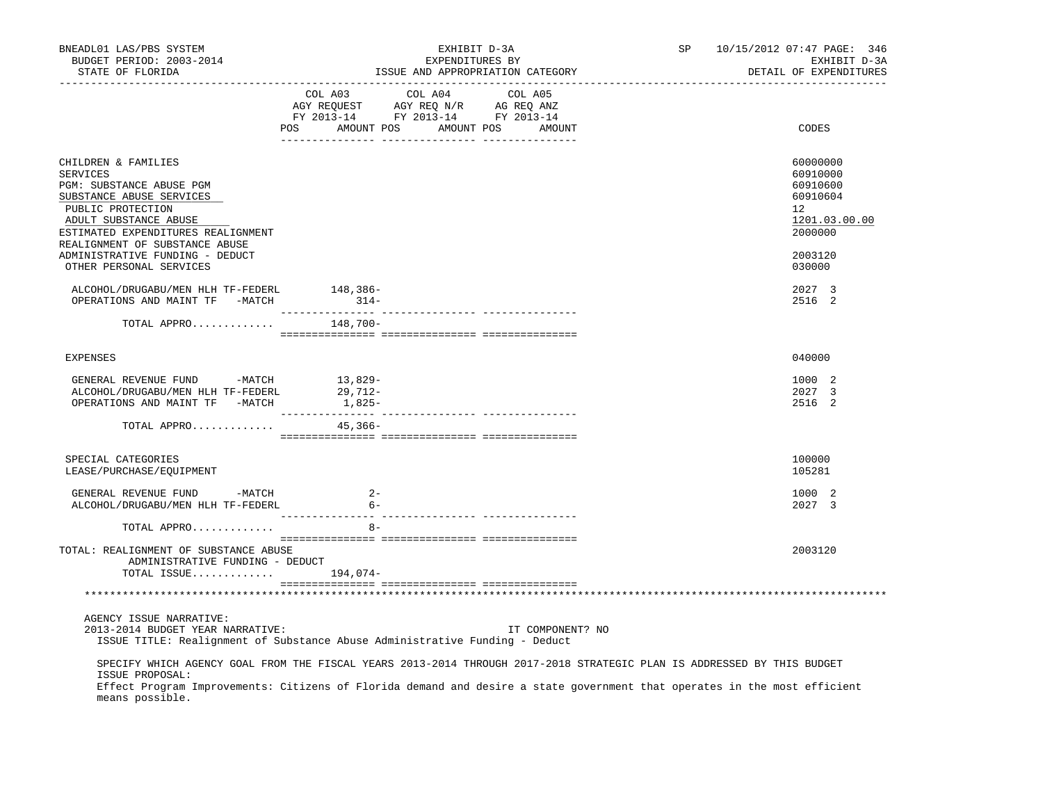| | COL A03 AGY REQUEST FY 2013-14 POS AMOUNT | COL A04 AGY REQ N/R FY 2013-14 POS AMOUNT | COL A05 AG REQ ANZ FY 2013-14 POS AMOUNT | CODES |
|---|---|---|---|---|
| CHILDREN & FAMILIES | | | | 60000000 |
| SERVICES | | | | 60910000 |
| PGM: SUBSTANCE ABUSE PGM | | | | 60910600 |
| SUBSTANCE ABUSE SERVICES | | | | 60910604 |
| PUBLIC PROTECTION | | | | 12 |
| ADULT SUBSTANCE ABUSE | | | | 1201.03.00.00 |
| ESTIMATED EXPENDITURES REALIGNMENT | | | | 2000000 |
| REALIGNMENT OF SUBSTANCE ABUSE ADMINISTRATIVE FUNDING - DEDUCT | | | | 2003120 |
| OTHER PERSONAL SERVICES | | | | 030000 |
| ALCOHOL/DRUGABU/MEN HLH TF-FEDERL | 148,386- | | | 2027 3 |
| OPERATIONS AND MAINT TF -MATCH | 314- | | | 2516 2 |
| TOTAL APPRO............ | 148,700- | | | |
| EXPENSES | | | | 040000 |
| GENERAL REVENUE FUND -MATCH | 13,829- | | | 1000 2 |
| ALCOHOL/DRUGABU/MEN HLH TF-FEDERL | 29,712- | | | 2027 3 |
| OPERATIONS AND MAINT TF -MATCH | 1,825- | | | 2516 2 |
| TOTAL APPRO............ | 45,366- | | | |
| SPECIAL CATEGORIES | | | | 100000 |
| LEASE/PURCHASE/EQUIPMENT | | | | 105281 |
| GENERAL REVENUE FUND -MATCH | 2- | | | 1000 2 |
| ALCOHOL/DRUGABU/MEN HLH TF-FEDERL | 6- | | | 2027 3 |
| TOTAL APPRO............ | 8- | | | |
| TOTAL: REALIGNMENT OF SUBSTANCE ABUSE ADMINISTRATIVE FUNDING - DEDUCT | | | | 2003120 |
| TOTAL ISSUE............ | 194,074- | | | |

AGENCY ISSUE NARRATIVE:

2013-2014 BUDGET YEAR NARRATIVE: IT COMPONENT? NO

ISSUE TITLE: Realignment of Substance Abuse Administrative Funding - Deduct

SPECIFY WHICH AGENCY GOAL FROM THE FISCAL YEARS 2013-2014 THROUGH 2017-2018 STRATEGIC PLAN IS ADDRESSED BY THIS BUDGET ISSUE PROPOSAL:

Effect Program Improvements: Citizens of Florida demand and desire a state government that operates in the most efficient means possible.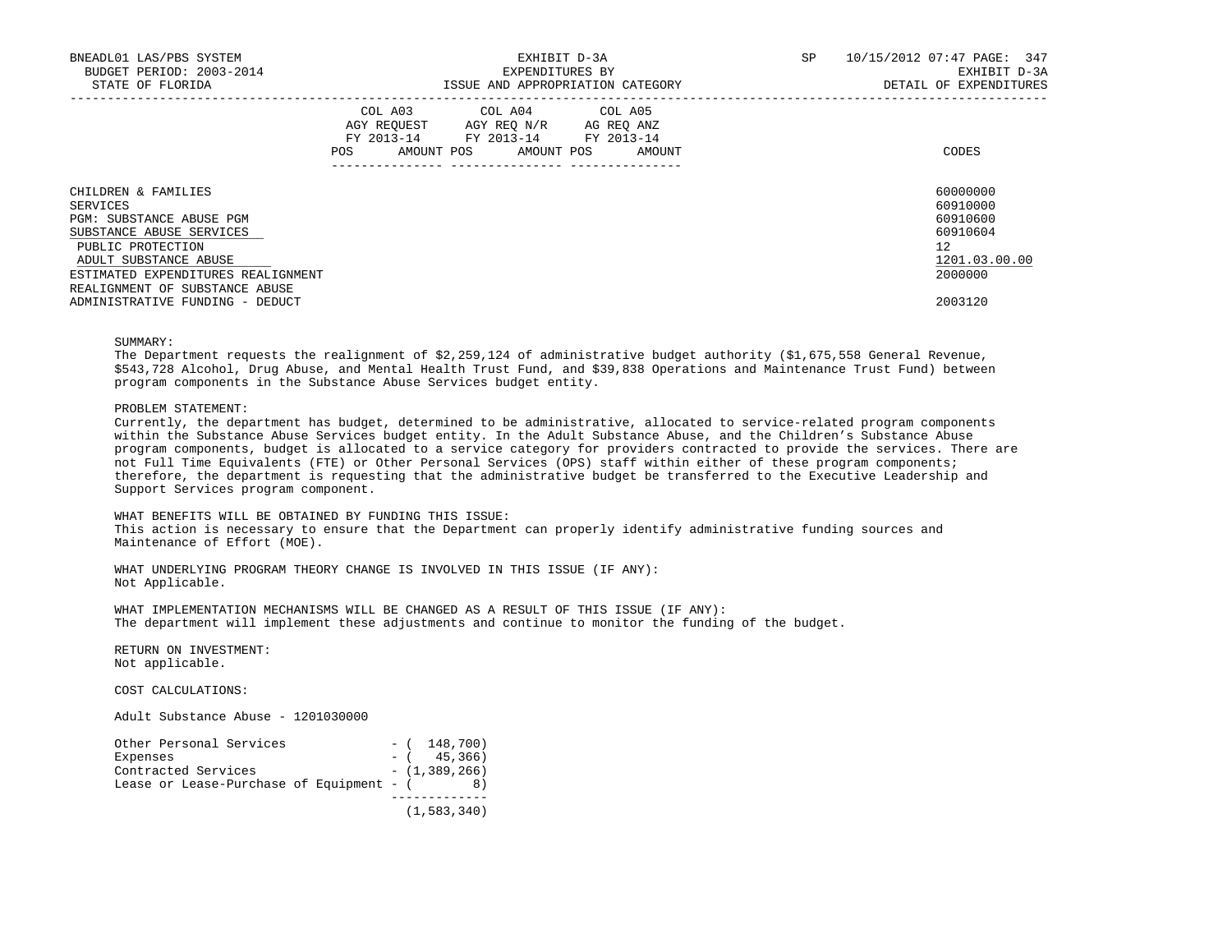| | COL A03 AGY REQUEST FY 2013-14 | | COL A04 AGY REQ N/R FY 2013-14 | | COL A05 AG REQ ANZ FY 2013-14 | | |
|---|---|---|---|---|---|---|---|
| | POS | AMOUNT | POS | AMOUNT | POS | AMOUNT | CODES |
| CHILDREN & FAMILIES | | | | | | | 60000000 |
| SERVICES | | | | | | | 60910000 |
| PGM: SUBSTANCE ABUSE PGM | | | | | | | 60910600 |
| SUBSTANCE ABUSE SERVICES | | | | | | | 60910604 |
| PUBLIC PROTECTION | | | | | | | 12 |
| ADULT SUBSTANCE ABUSE | | | | | | | 1201.03.00.00 |
| ESTIMATED EXPENDITURES REALIGNMENT | | | | | | | 2000000 |
| REALIGNMENT OF SUBSTANCE ABUSE ADMINISTRATIVE FUNDING - DEDUCT | | | | | | | 2003120 |

SUMMARY:
The Department requests the realignment of $2,259,124 of administrative budget authority ($1,675,558 General Revenue, $543,728 Alcohol, Drug Abuse, and Mental Health Trust Fund, and $39,838 Operations and Maintenance Trust Fund) between program components in the Substance Abuse Services budget entity.

PROBLEM STATEMENT:
Currently, the department has budget, determined to be administrative, allocated to service-related program components within the Substance Abuse Services budget entity. In the Adult Substance Abuse, and the Children's Substance Abuse program components, budget is allocated to a service category for providers contracted to provide the services. There are not Full Time Equivalents (FTE) or Other Personal Services (OPS) staff within either of these program components; therefore, the department is requesting that the administrative budget be transferred to the Executive Leadership and Support Services program component.

WHAT BENEFITS WILL BE OBTAINED BY FUNDING THIS ISSUE:
This action is necessary to ensure that the Department can properly identify administrative funding sources and Maintenance of Effort (MOE).

WHAT UNDERLYING PROGRAM THEORY CHANGE IS INVOLVED IN THIS ISSUE (IF ANY):
Not Applicable.

WHAT IMPLEMENTATION MECHANISMS WILL BE CHANGED AS A RESULT OF THIS ISSUE (IF ANY):
The department will implement these adjustments and continue to monitor the funding of the budget.

RETURN ON INVESTMENT:
Not applicable.

COST CALCULATIONS:

Adult Substance Abuse - 1201030000

| | |
|---|---|
| Other Personal Services | - ( 148,700) |
| Expenses | - ( 45,366) |
| Contracted Services | - (1,389,266) |
| Lease or Lease-Purchase of Equipment | - ( 8) |
| | (1,583,340) |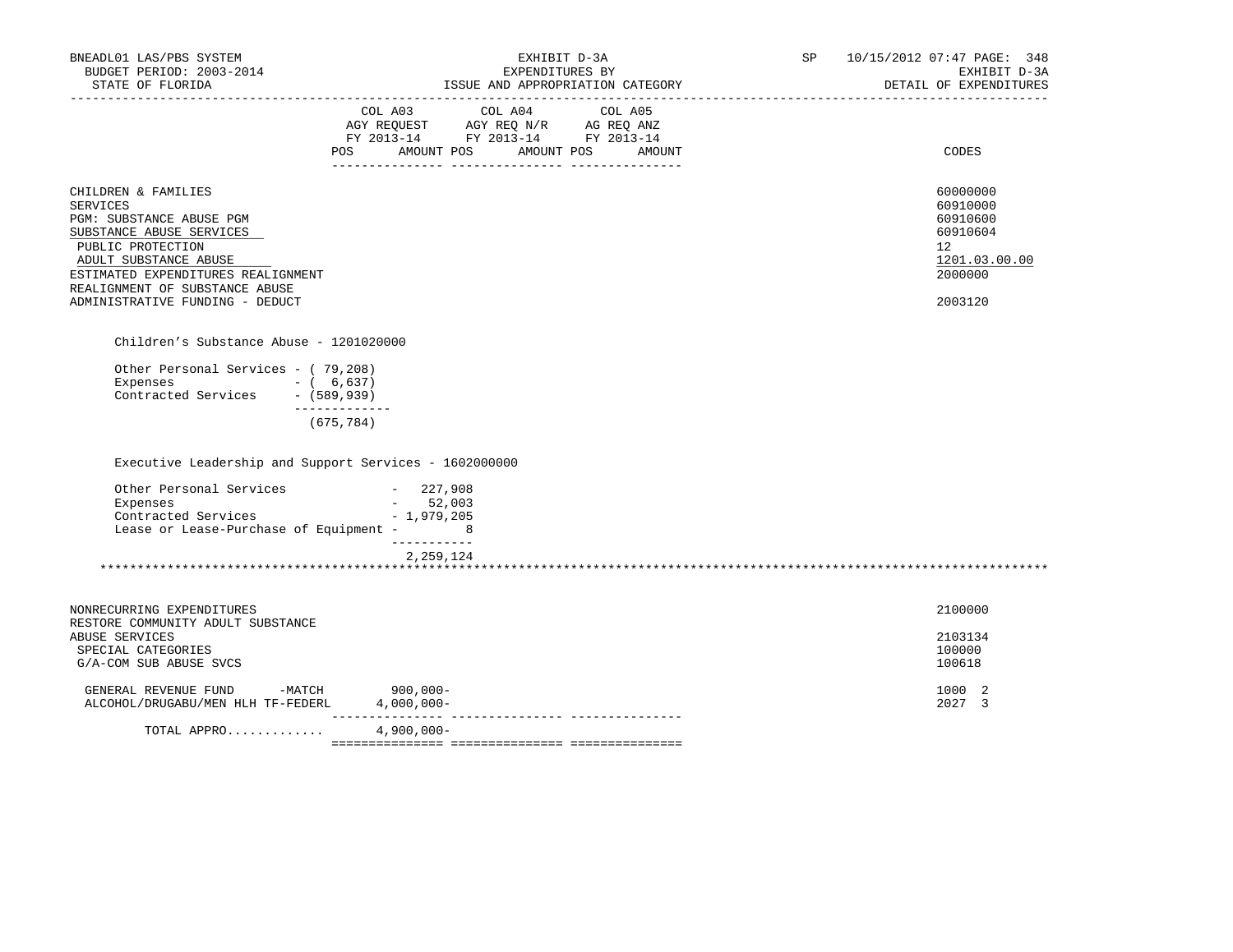BNEADL01 LAS/PBS SYSTEM
BUDGET PERIOD: 2003-2014
STATE OF FLORIDA

EXHIBIT D-3A
EXPENDITURES BY
ISSUE AND APPROPRIATION CATEGORY

SP 10/15/2012 07:47 PAGE: 348
EXHIBIT D-3A
DETAIL OF EXPENDITURES

| | COL A03 AGY REQUEST FY 2013-14 POS AMOUNT | COL A04 AGY REQ N/R FY 2013-14 POS AMOUNT | COL A05 AG REQ ANZ FY 2013-14 POS AMOUNT | CODES |
|---|---|---|---|---|
| CHILDREN & FAMILIES | | | | 60000000 |
| SERVICES | | | | 60910000 |
| PGM: SUBSTANCE ABUSE PGM | | | | 60910600 |
| SUBSTANCE ABUSE SERVICES | | | | 60910604 |
| PUBLIC PROTECTION | | | | 12 |
| ADULT SUBSTANCE ABUSE | | | | 1201.03.00.00 |
| ESTIMATED EXPENDITURES REALIGNMENT | | | | 2000000 |
| REALIGNMENT OF SUBSTANCE ABUSE ADMINISTRATIVE FUNDING - DEDUCT | | | | 2003120 |

Children's Substance Abuse - 1201020000

```
Other Personal Services - ( 79,208)
Expenses                - (  6,637)
Contracted Services     - (589,939)
                        -------------
                          (675,784)
```

Executive Leadership and Support Services - 1602000000

```
Other Personal Services             -   227,908
Expenses                            -    52,003
Contracted Services                 - 1,979,205
Lease or Lease-Purchase of Equipment -        8
                                      -----------
                                      2,259,124
```

| | COL A03 | COL A04 | COL A05 | CODES |
|---|---|---|---|---|
| NONRECURRING EXPENDITURES | | | | 2100000 |
| RESTORE COMMUNITY ADULT SUBSTANCE ABUSE SERVICES | | | | 2103134 |
| SPECIAL CATEGORIES | | | | 100000 |
| G/A-COM SUB ABUSE SVCS | | | | 100618 |
| GENERAL REVENUE FUND -MATCH | 900,000- | | | 1000 2 |
| ALCOHOL/DRUGABU/MEN HLH TF-FEDERL | 4,000,000- | | | 2027 3 |
| TOTAL APPRO............ | 4,900,000- | | | |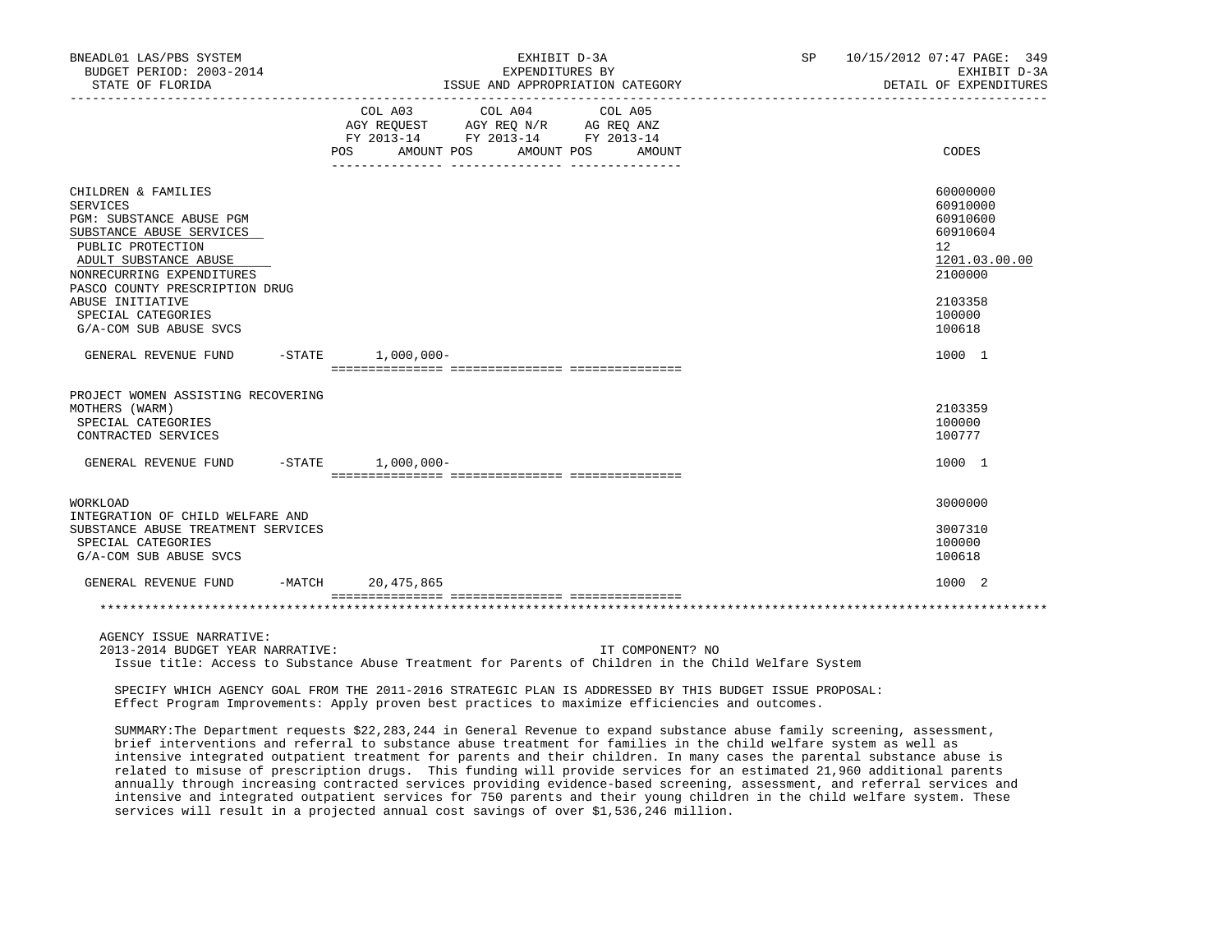| | COL A03 AGY REQUEST FY 2013-14 POS AMOUNT | COL A04 AGY REQ N/R FY 2013-14 POS AMOUNT | COL A05 AG REQ ANZ FY 2013-14 POS AMOUNT | CODES |
|---|---|---|---|---|
| CHILDREN & FAMILIES | | | | 60000000 |
| SERVICES | | | | 60910000 |
| PGM: SUBSTANCE ABUSE PGM | | | | 60910600 |
| SUBSTANCE ABUSE SERVICES | | | | 60910604 |
| PUBLIC PROTECTION | | | | 12 |
| ADULT SUBSTANCE ABUSE | | | | 1201.03.00.00 |
| NONRECURRING EXPENDITURES | | | | 2100000 |
| PASCO COUNTY PRESCRIPTION DRUG ABUSE INITIATIVE | | | | 2103358 |
| SPECIAL CATEGORIES | | | | 100000 |
| G/A-COM SUB ABUSE SVCS | | | | 100618 |
| GENERAL REVENUE FUND -STATE | 1,000,000- | | | 1000 1 |
| PROJECT WOMEN ASSISTING RECOVERING MOTHERS (WARM) | | | | 2103359 |
| SPECIAL CATEGORIES | | | | 100000 |
| CONTRACTED SERVICES | | | | 100777 |
| GENERAL REVENUE FUND -STATE | 1,000,000- | | | 1000 1 |
| WORKLOAD | | | | 3000000 |
| INTEGRATION OF CHILD WELFARE AND SUBSTANCE ABUSE TREATMENT SERVICES | | | | 3007310 |
| SPECIAL CATEGORIES | | | | 100000 |
| G/A-COM SUB ABUSE SVCS | | | | 100618 |
| GENERAL REVENUE FUND -MATCH | 20,475,865 | | | 1000 2 |

AGENCY ISSUE NARRATIVE:

2013-2014 BUDGET YEAR NARRATIVE: IT COMPONENT? NO

Issue title: Access to Substance Abuse Treatment for Parents of Children in the Child Welfare System

SPECIFY WHICH AGENCY GOAL FROM THE 2011-2016 STRATEGIC PLAN IS ADDRESSED BY THIS BUDGET ISSUE PROPOSAL:
Effect Program Improvements: Apply proven best practices to maximize efficiencies and outcomes.

SUMMARY:The Department requests $22,283,244 in General Revenue to expand substance abuse family screening, assessment, brief interventions and referral to substance abuse treatment for families in the child welfare system as well as intensive integrated outpatient treatment for parents and their children. In many cases the parental substance abuse is related to misuse of prescription drugs. This funding will provide services for an estimated 21,960 additional parents annually through increasing contracted services providing evidence-based screening, assessment, and referral services and intensive and integrated outpatient services for 750 parents and their young children in the child welfare system. These services will result in a projected annual cost savings of over $1,536,246 million.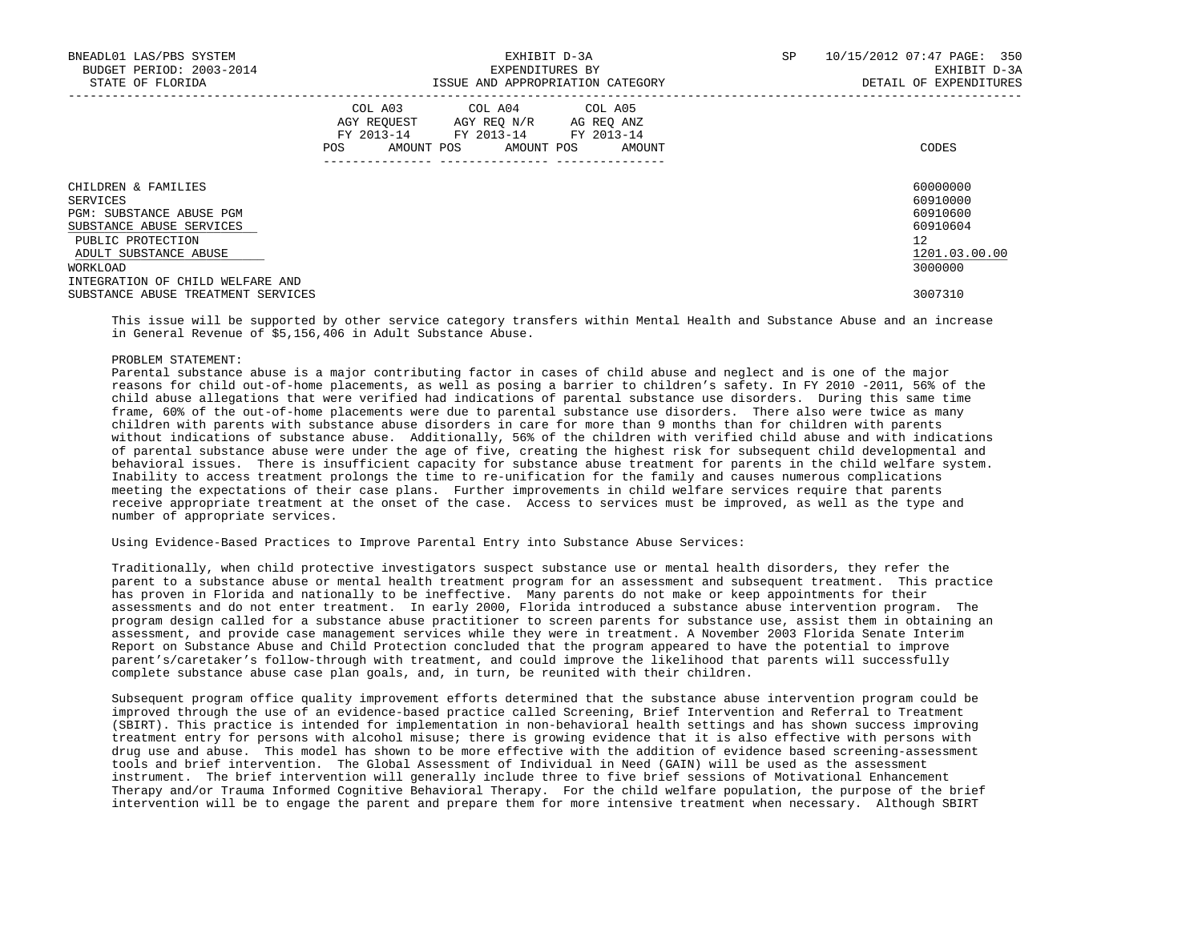| | COL A03 AGY REQUEST FY 2013-14 POS AMOUNT | COL A04 AGY REQ N/R FY 2013-14 POS AMOUNT | COL A05 AG REQ ANZ FY 2013-14 POS AMOUNT | CODES |
|---|---|---|---|---|
| CHILDREN & FAMILIES | | | | 60000000 |
| SERVICES | | | | 60910000 |
| PGM: SUBSTANCE ABUSE PGM | | | | 60910600 |
| SUBSTANCE ABUSE SERVICES | | | | 60910604 |
| PUBLIC PROTECTION | | | | 12 |
| ADULT SUBSTANCE ABUSE | | | | 1201.03.00.00 |
| WORKLOAD | | | | 3000000 |
| INTEGRATION OF CHILD WELFARE AND SUBSTANCE ABUSE TREATMENT SERVICES | | | | 3007310 |

This issue will be supported by other service category transfers within Mental Health and Substance Abuse and an increase in General Revenue of $5,156,406 in Adult Substance Abuse.

PROBLEM STATEMENT:
Parental substance abuse is a major contributing factor in cases of child abuse and neglect and is one of the major reasons for child out-of-home placements, as well as posing a barrier to children's safety. In FY 2010 -2011, 56% of the child abuse allegations that were verified had indications of parental substance use disorders. During this same time frame, 60% of the out-of-home placements were due to parental substance use disorders. There also were twice as many children with parents with substance abuse disorders in care for more than 9 months than for children with parents without indications of substance abuse. Additionally, 56% of the children with verified child abuse and with indications of parental substance abuse were under the age of five, creating the highest risk for subsequent child developmental and behavioral issues. There is insufficient capacity for substance abuse treatment for parents in the child welfare system. Inability to access treatment prolongs the time to re-unification for the family and causes numerous complications meeting the expectations of their case plans. Further improvements in child welfare services require that parents receive appropriate treatment at the onset of the case. Access to services must be improved, as well as the type and number of appropriate services.

Using Evidence-Based Practices to Improve Parental Entry into Substance Abuse Services:

Traditionally, when child protective investigators suspect substance use or mental health disorders, they refer the parent to a substance abuse or mental health treatment program for an assessment and subsequent treatment. This practice has proven in Florida and nationally to be ineffective. Many parents do not make or keep appointments for their assessments and do not enter treatment. In early 2000, Florida introduced a substance abuse intervention program. The program design called for a substance abuse practitioner to screen parents for substance use, assist them in obtaining an assessment, and provide case management services while they were in treatment. A November 2003 Florida Senate Interim Report on Substance Abuse and Child Protection concluded that the program appeared to have the potential to improve parent's/caretaker's follow-through with treatment, and could improve the likelihood that parents will successfully complete substance abuse case plan goals, and, in turn, be reunited with their children.

Subsequent program office quality improvement efforts determined that the substance abuse intervention program could be improved through the use of an evidence-based practice called Screening, Brief Intervention and Referral to Treatment (SBIRT). This practice is intended for implementation in non-behavioral health settings and has shown success improving treatment entry for persons with alcohol misuse; there is growing evidence that it is also effective with persons with drug use and abuse. This model has shown to be more effective with the addition of evidence based screening-assessment tools and brief intervention. The Global Assessment of Individual in Need (GAIN) will be used as the assessment instrument. The brief intervention will generally include three to five brief sessions of Motivational Enhancement Therapy and/or Trauma Informed Cognitive Behavioral Therapy. For the child welfare population, the purpose of the brief intervention will be to engage the parent and prepare them for more intensive treatment when necessary. Although SBIRT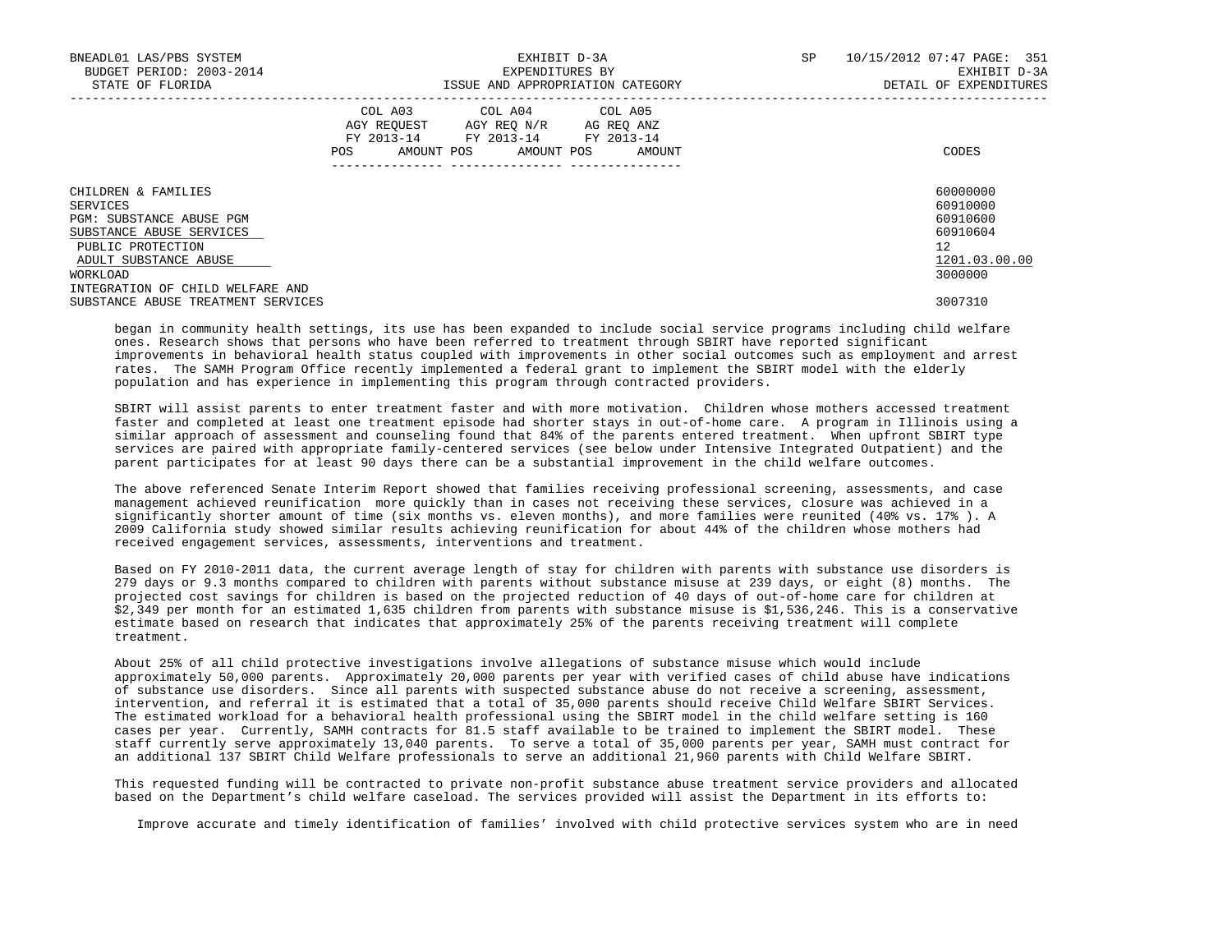| | COL A03 AGY REQUEST FY 2013-14 POS AMOUNT | COL A04 AGY REQ N/R FY 2013-14 POS AMOUNT | COL A05 AG REQ ANZ FY 2013-14 POS AMOUNT | CODES |
|---|---|---|---|---|
| CHILDREN & FAMILIES | | | | 60000000 |
| SERVICES | | | | 60910000 |
| PGM: SUBSTANCE ABUSE PGM | | | | 60910600 |
| SUBSTANCE ABUSE SERVICES | | | | 60910604 |
| PUBLIC PROTECTION | | | | 12 |
| ADULT SUBSTANCE ABUSE | | | | 1201.03.00.00 |
| WORKLOAD | | | | 3000000 |
| INTEGRATION OF CHILD WELFARE AND SUBSTANCE ABUSE TREATMENT SERVICES | | | | 3007310 |

began in community health settings, its use has been expanded to include social service programs including child welfare ones. Research shows that persons who have been referred to treatment through SBIRT have reported significant improvements in behavioral health status coupled with improvements in other social outcomes such as employment and arrest rates. The SAMH Program Office recently implemented a federal grant to implement the SBIRT model with the elderly population and has experience in implementing this program through contracted providers.

SBIRT will assist parents to enter treatment faster and with more motivation. Children whose mothers accessed treatment faster and completed at least one treatment episode had shorter stays in out-of-home care. A program in Illinois using a similar approach of assessment and counseling found that 84% of the parents entered treatment. When upfront SBIRT type services are paired with appropriate family-centered services (see below under Intensive Integrated Outpatient) and the parent participates for at least 90 days there can be a substantial improvement in the child welfare outcomes.

The above referenced Senate Interim Report showed that families receiving professional screening, assessments, and case management achieved reunification more quickly than in cases not receiving these services, closure was achieved in a significantly shorter amount of time (six months vs. eleven months), and more families were reunited (40% vs. 17% ). A 2009 California study showed similar results achieving reunification for about 44% of the children whose mothers had received engagement services, assessments, interventions and treatment.

Based on FY 2010-2011 data, the current average length of stay for children with parents with substance use disorders is 279 days or 9.3 months compared to children with parents without substance misuse at 239 days, or eight (8) months. The projected cost savings for children is based on the projected reduction of 40 days of out-of-home care for children at $2,349 per month for an estimated 1,635 children from parents with substance misuse is $1,536,246. This is a conservative estimate based on research that indicates that approximately 25% of the parents receiving treatment will complete treatment.

About 25% of all child protective investigations involve allegations of substance misuse which would include approximately 50,000 parents. Approximately 20,000 parents per year with verified cases of child abuse have indications of substance use disorders. Since all parents with suspected substance abuse do not receive a screening, assessment, intervention, and referral it is estimated that a total of 35,000 parents should receive Child Welfare SBIRT Services. The estimated workload for a behavioral health professional using the SBIRT model in the child welfare setting is 160 cases per year. Currently, SAMH contracts for 81.5 staff available to be trained to implement the SBIRT model. These staff currently serve approximately 13,040 parents. To serve a total of 35,000 parents per year, SAMH must contract for an additional 137 SBIRT Child Welfare professionals to serve an additional 21,960 parents with Child Welfare SBIRT.

This requested funding will be contracted to private non-profit substance abuse treatment service providers and allocated based on the Department's child welfare caseload. The services provided will assist the Department in its efforts to:

Improve accurate and timely identification of families' involved with child protective services system who are in need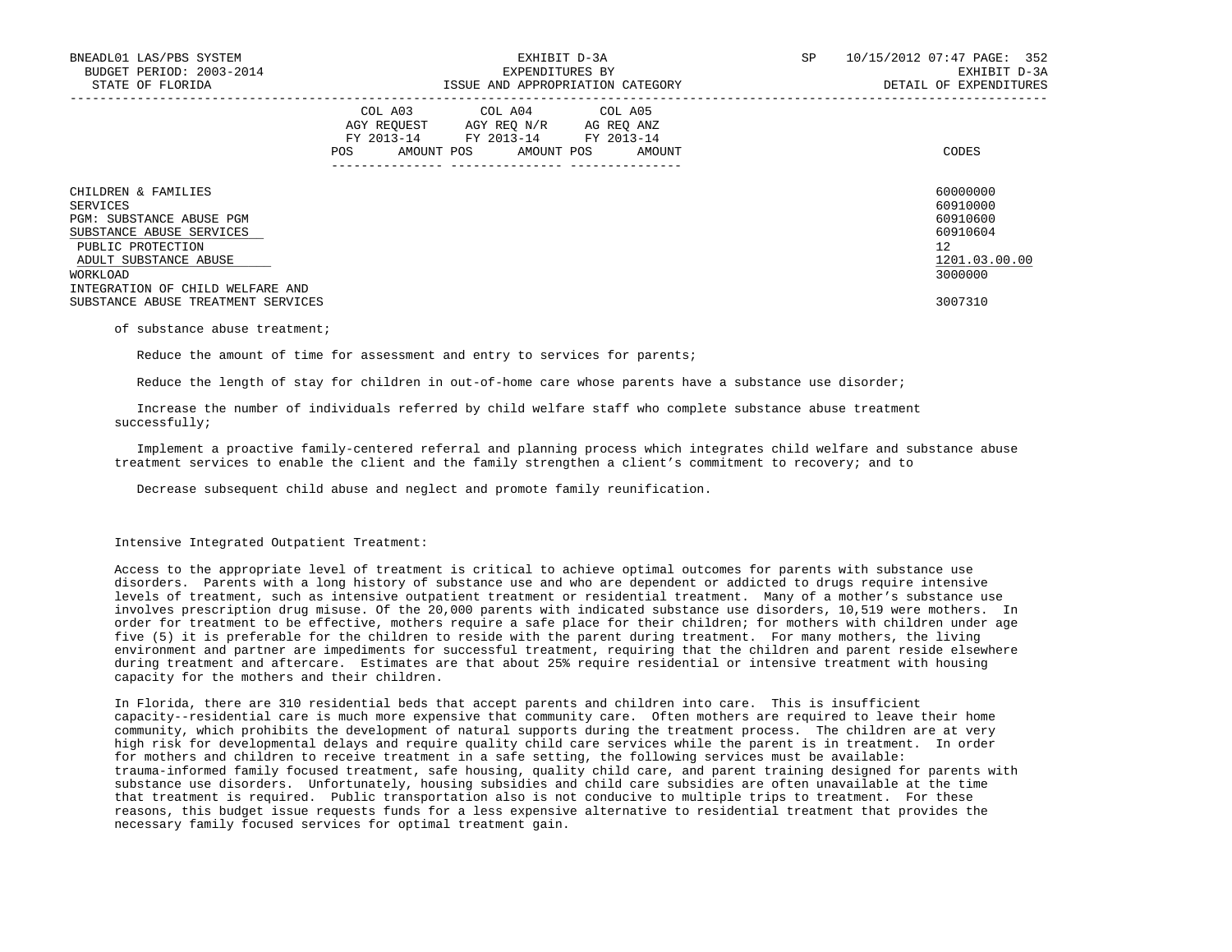| | COL A03 AGY REQUEST FY 2013-14 | | COL A04 AGY REQ N/R FY 2013-14 | | COL A05 AG REQ ANZ FY 2013-14 | | |
|---|---|---|---|---|---|---|---|
| | POS | AMOUNT | POS | AMOUNT | POS | AMOUNT | CODES |
| CHILDREN & FAMILIES | | | | | | | 60000000 |
| SERVICES | | | | | | | 60910000 |
| PGM: SUBSTANCE ABUSE PGM | | | | | | | 60910600 |
| SUBSTANCE ABUSE SERVICES | | | | | | | 60910604 |
| PUBLIC PROTECTION | | | | | | | 12 |
| ADULT SUBSTANCE ABUSE | | | | | | | 1201.03.00.00 |
| WORKLOAD | | | | | | | 3000000 |
| INTEGRATION OF CHILD WELFARE AND SUBSTANCE ABUSE TREATMENT SERVICES | | | | | | | 3007310 |

of substance abuse treatment;

Reduce the amount of time for assessment and entry to services for parents;

Reduce the length of stay for children in out-of-home care whose parents have a substance use disorder;

Increase the number of individuals referred by child welfare staff who complete substance abuse treatment successfully;

Implement a proactive family-centered referral and planning process which integrates child welfare and substance abuse treatment services to enable the client and the family strengthen a client's commitment to recovery; and to

Decrease subsequent child abuse and neglect and promote family reunification.

Intensive Integrated Outpatient Treatment:

Access to the appropriate level of treatment is critical to achieve optimal outcomes for parents with substance use disorders. Parents with a long history of substance use and who are dependent or addicted to drugs require intensive levels of treatment, such as intensive outpatient treatment or residential treatment. Many of a mother's substance use involves prescription drug misuse. Of the 20,000 parents with indicated substance use disorders, 10,519 were mothers. In order for treatment to be effective, mothers require a safe place for their children; for mothers with children under age five (5) it is preferable for the children to reside with the parent during treatment. For many mothers, the living environment and partner are impediments for successful treatment, requiring that the children and parent reside elsewhere during treatment and aftercare. Estimates are that about 25% require residential or intensive treatment with housing capacity for the mothers and their children.

In Florida, there are 310 residential beds that accept parents and children into care. This is insufficient capacity--residential care is much more expensive that community care. Often mothers are required to leave their home community, which prohibits the development of natural supports during the treatment process. The children are at very high risk for developmental delays and require quality child care services while the parent is in treatment. In order for mothers and children to receive treatment in a safe setting, the following services must be available: trauma-informed family focused treatment, safe housing, quality child care, and parent training designed for parents with substance use disorders. Unfortunately, housing subsidies and child care subsidies are often unavailable at the time that treatment is required. Public transportation also is not conducive to multiple trips to treatment. For these reasons, this budget issue requests funds for a less expensive alternative to residential treatment that provides the necessary family focused services for optimal treatment gain.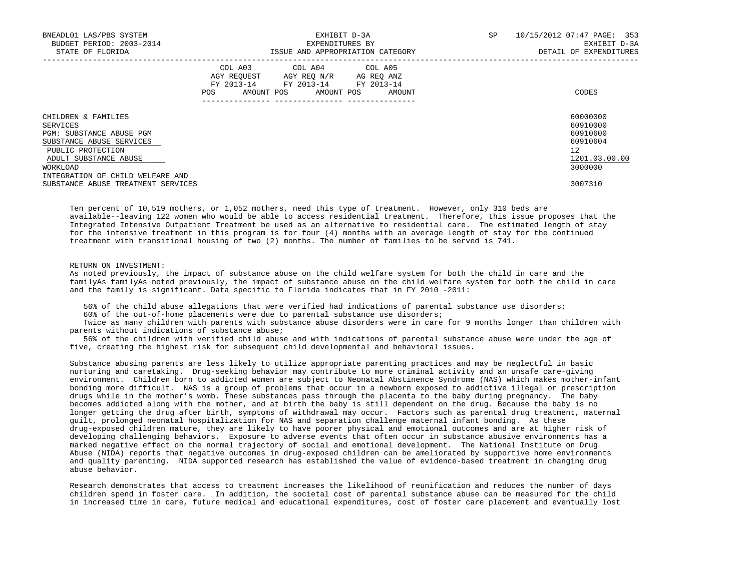| | COL A03 AGY REQUEST FY 2013-14 | | COL A04 AGY REQ N/R FY 2013-14 | | COL A05 AG REQ ANZ FY 2013-14 | | CODES |
|---|---|---|---|---|---|---|---|
| | POS | AMOUNT | POS | AMOUNT | POS | AMOUNT | |
| CHILDREN & FAMILIES | | | | | | | 60000000 |
| SERVICES | | | | | | | 60910000 |
| PGM: SUBSTANCE ABUSE PGM | | | | | | | 60910600 |
| SUBSTANCE ABUSE SERVICES | | | | | | | 60910604 |
| PUBLIC PROTECTION | | | | | | | 12 |
| ADULT SUBSTANCE ABUSE | | | | | | | 1201.03.00.00 |
| WORKLOAD | | | | | | | 3000000 |
| INTEGRATION OF CHILD WELFARE AND SUBSTANCE ABUSE TREATMENT SERVICES | | | | | | | 3007310 |

Ten percent of 10,519 mothers, or 1,052 mothers, need this type of treatment. However, only 310 beds are available--leaving 122 women who would be able to access residential treatment. Therefore, this issue proposes that the Integrated Intensive Outpatient Treatment be used as an alternative to residential care. The estimated length of stay for the intensive treatment in this program is for four (4) months with an average length of stay for the continued treatment with transitional housing of two (2) months. The number of families to be served is 741.

RETURN ON INVESTMENT:
As noted previously, the impact of substance abuse on the child welfare system for both the child in care and the familyAs familyAs noted previously, the impact of substance abuse on the child welfare system for both the child in care and the family is significant. Data specific to Florida indicates that in FY 2010 -2011:

56% of the child abuse allegations that were verified had indications of parental substance use disorders;
60% of the out-of-home placements were due to parental substance use disorders;
Twice as many children with parents with substance abuse disorders were in care for 9 months longer than children with parents without indications of substance abuse;
56% of the children with verified child abuse and with indications of parental substance abuse were under the age of five, creating the highest risk for subsequent child developmental and behavioral issues.

Substance abusing parents are less likely to utilize appropriate parenting practices and may be neglectful in basic nurturing and caretaking. Drug-seeking behavior may contribute to more criminal activity and an unsafe care-giving environment. Children born to addicted women are subject to Neonatal Abstinence Syndrome (NAS) which makes mother-infant bonding more difficult. NAS is a group of problems that occur in a newborn exposed to addictive illegal or prescription drugs while in the mother's womb. These substances pass through the placenta to the baby during pregnancy. The baby becomes addicted along with the mother, and at birth the baby is still dependent on the drug. Because the baby is no longer getting the drug after birth, symptoms of withdrawal may occur. Factors such as parental drug treatment, maternal guilt, prolonged neonatal hospitalization for NAS and separation challenge maternal infant bonding. As these drug-exposed children mature, they are likely to have poorer physical and emotional outcomes and are at higher risk of developing challenging behaviors. Exposure to adverse events that often occur in substance abusive environments has a marked negative effect on the normal trajectory of social and emotional development. The National Institute on Drug Abuse (NIDA) reports that negative outcomes in drug-exposed children can be ameliorated by supportive home environments and quality parenting. NIDA supported research has established the value of evidence-based treatment in changing drug abuse behavior.

Research demonstrates that access to treatment increases the likelihood of reunification and reduces the number of days children spend in foster care. In addition, the societal cost of parental substance abuse can be measured for the child in increased time in care, future medical and educational expenditures, cost of foster care placement and eventually lost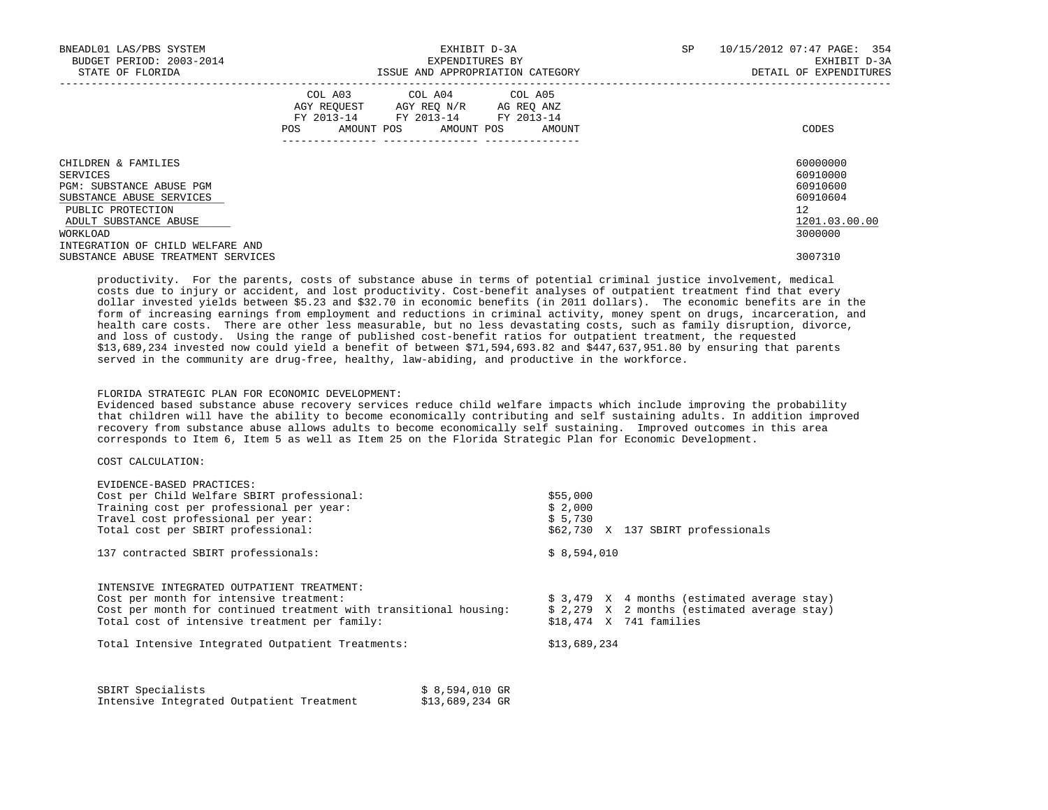| | COL A03 AGY REQUEST FY 2013-14 POS AMOUNT | COL A04 AGY REQ N/R FY 2013-14 POS AMOUNT | COL A05 AG REQ ANZ FY 2013-14 POS AMOUNT | CODES |
|---|---|---|---|---|
| CHILDREN & FAMILIES | | | | 60000000 |
| SERVICES | | | | 60910000 |
| PGM: SUBSTANCE ABUSE PGM | | | | 60910600 |
| SUBSTANCE ABUSE SERVICES | | | | 60910604 |
| PUBLIC PROTECTION | | | | 12 |
| ADULT SUBSTANCE ABUSE | | | | 1201.03.00.00 |
| WORKLOAD | | | | 3000000 |
| INTEGRATION OF CHILD WELFARE AND SUBSTANCE ABUSE TREATMENT SERVICES | | | | 3007310 |

productivity. For the parents, costs of substance abuse in terms of potential criminal justice involvement, medical costs due to injury or accident, and lost productivity. Cost-benefit analyses of outpatient treatment find that every dollar invested yields between $5.23 and $32.70 in economic benefits (in 2011 dollars). The economic benefits are in the form of increasing earnings from employment and reductions in criminal activity, money spent on drugs, incarceration, and health care costs. There are other less measurable, but no less devastating costs, such as family disruption, divorce, and loss of custody. Using the range of published cost-benefit ratios for outpatient treatment, the requested $13,689,234 invested now could yield a benefit of between $71,594,693.82 and $447,637,951.80 by ensuring that parents served in the community are drug-free, healthy, law-abiding, and productive in the workforce.

FLORIDA STRATEGIC PLAN FOR ECONOMIC DEVELOPMENT:
Evidenced based substance abuse recovery services reduce child welfare impacts which include improving the probability that children will have the ability to become economically contributing and self sustaining adults. In addition improved recovery from substance abuse allows adults to become economically self sustaining. Improved outcomes in this area corresponds to Item 6, Item 5 as well as Item 25 on the Florida Strategic Plan for Economic Development.

COST CALCULATION:

EVIDENCE-BASED PRACTICES:

| | | |
|---|---|---|
| Cost per Child Welfare SBIRT professional: | $55,000 | |
| Training cost per professional per year: | $ 2,000 | |
| Travel cost professional per year: | $ 5,730 | |
| Total cost per SBIRT professional: | $62,730 | X 137 SBIRT professionals |
| 137 contracted SBIRT professionals: | $ 8,594,010 | |

INTENSIVE INTEGRATED OUTPATIENT TREATMENT:

| | | |
|---|---|---|
| Cost per month for intensive treatment: | $ 3,479 | X 4 months (estimated average stay) |
| Cost per month for continued treatment with transitional housing: | $ 2,279 | X 2 months (estimated average stay) |
| Total cost of intensive treatment per family: | $18,474 | X 741 families |
| Total Intensive Integrated Outpatient Treatments: | $13,689,234 | |

| | |
|---|---|
| SBIRT Specialists | $ 8,594,010 GR |
| Intensive Integrated Outpatient Treatment | $13,689,234 GR |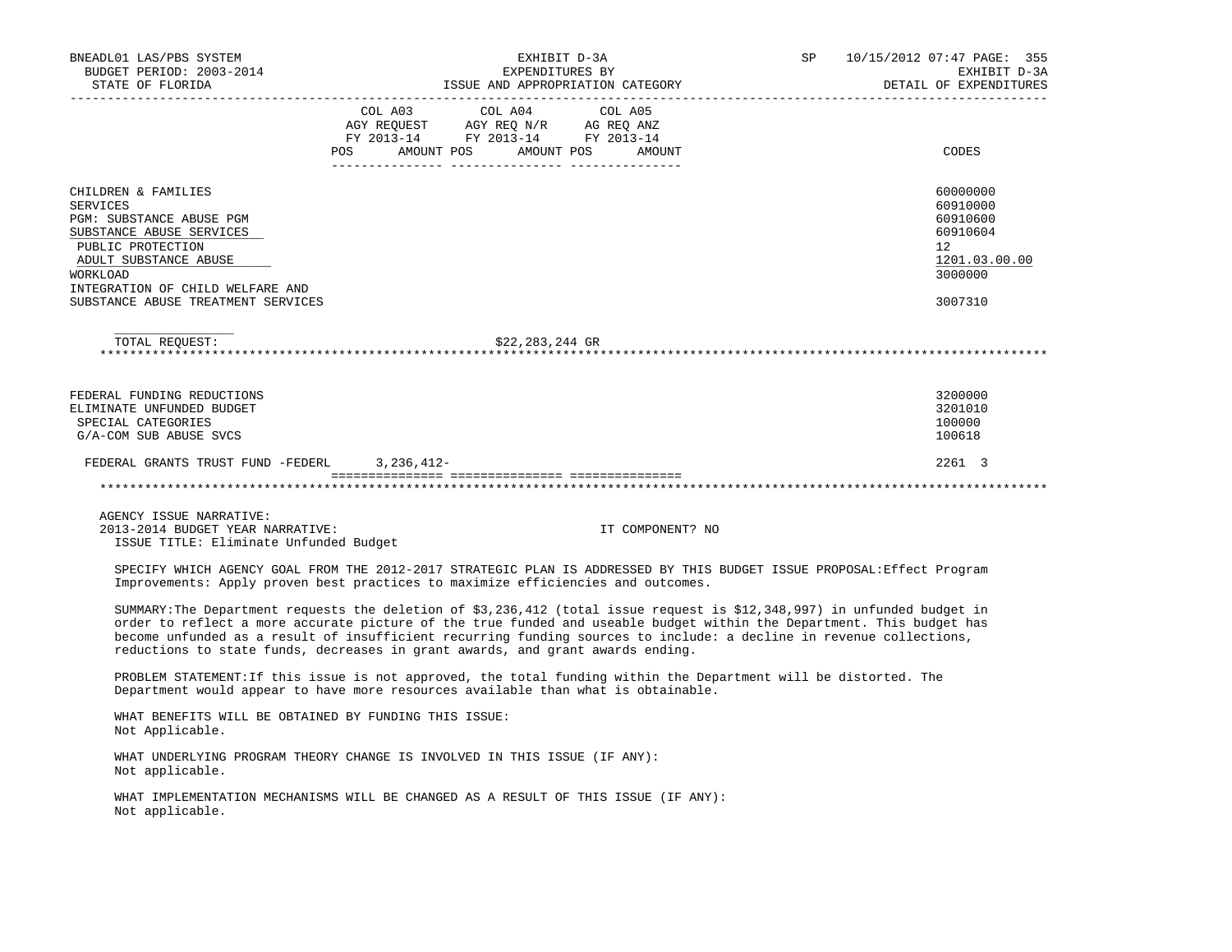BNEADL01 LAS/PBS SYSTEM — EXHIBIT D-3A — EXPENDITURES BY ISSUE AND APPROPRIATION CATEGORY — DETAIL OF EXPENDITURES
BUDGET PERIOD: 2003-2014
STATE OF FLORIDA

| | COL A03 AGY REQUEST FY 2013-14 POS AMOUNT | COL A04 AGY REQ N/R FY 2013-14 POS AMOUNT | COL A05 AG REQ ANZ FY 2013-14 POS AMOUNT | CODES |
|---|---|---|---|---|
| CHILDREN & FAMILIES | | | | 60000000 |
| SERVICES | | | | 60910000 |
| PGM: SUBSTANCE ABUSE PGM | | | | 60910600 |
| SUBSTANCE ABUSE SERVICES | | | | 60910604 |
| PUBLIC PROTECTION | | | | 12 |
| ADULT SUBSTANCE ABUSE | | | | 1201.03.00.00 |
| WORKLOAD | | | | 3000000 |
| INTEGRATION OF CHILD WELFARE AND SUBSTANCE ABUSE TREATMENT SERVICES | | | | 3007310 |
| TOTAL REQUEST: | | $22,283,244 GR | | |
| FEDERAL FUNDING REDUCTIONS | | | | 3200000 |
| ELIMINATE UNFUNDED BUDGET | | | | 3201010 |
| SPECIAL CATEGORIES | | | | 100000 |
| G/A-COM SUB ABUSE SVCS | | | | 100618 |
| FEDERAL GRANTS TRUST FUND -FEDERL | 3,236,412- | | | 2261 3 |

AGENCY ISSUE NARRATIVE:
2013-2014 BUDGET YEAR NARRATIVE: IT COMPONENT? NO
ISSUE TITLE: Eliminate Unfunded Budget

SPECIFY WHICH AGENCY GOAL FROM THE 2012-2017 STRATEGIC PLAN IS ADDRESSED BY THIS BUDGET ISSUE PROPOSAL:Effect Program Improvements: Apply proven best practices to maximize efficiencies and outcomes.

SUMMARY:The Department requests the deletion of $3,236,412 (total issue request is $12,348,997) in unfunded budget in order to reflect a more accurate picture of the true funded and useable budget within the Department. This budget has become unfunded as a result of insufficient recurring funding sources to include: a decline in revenue collections, reductions to state funds, decreases in grant awards, and grant awards ending.

PROBLEM STATEMENT:If this issue is not approved, the total funding within the Department will be distorted. The Department would appear to have more resources available than what is obtainable.

WHAT BENEFITS WILL BE OBTAINED BY FUNDING THIS ISSUE:
Not Applicable.

WHAT UNDERLYING PROGRAM THEORY CHANGE IS INVOLVED IN THIS ISSUE (IF ANY):
Not applicable.

WHAT IMPLEMENTATION MECHANISMS WILL BE CHANGED AS A RESULT OF THIS ISSUE (IF ANY):
Not applicable.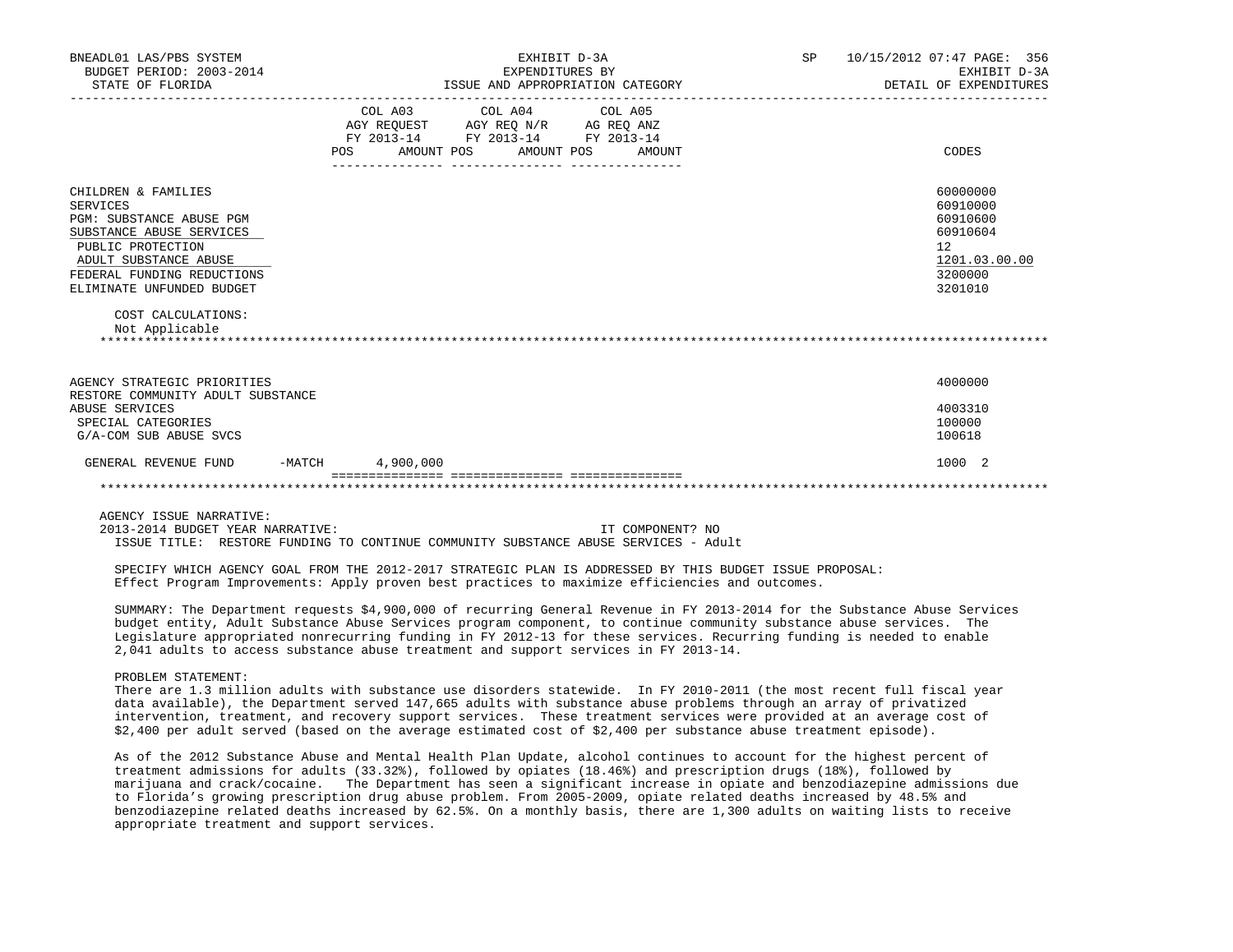| | COL A03 AGY REQUEST FY 2013-14 POS AMOUNT | COL A04 AGY REQ N/R FY 2013-14 POS AMOUNT | COL A05 AG REQ ANZ FY 2013-14 POS AMOUNT | CODES |
|---|---|---|---|---|
| CHILDREN & FAMILIES | | | | 60000000 |
| SERVICES | | | | 60910000 |
| PGM: SUBSTANCE ABUSE PGM | | | | 60910600 |
| SUBSTANCE ABUSE SERVICES | | | | 60910604 |
| PUBLIC PROTECTION | | | | 12 |
| ADULT SUBSTANCE ABUSE | | | | 1201.03.00.00 |
| FEDERAL FUNDING REDUCTIONS | | | | 3200000 |
| ELIMINATE UNFUNDED BUDGET | | | | 3201010 |

COST CALCULATIONS:
Not Applicable

| | COL A03 | COL A04 | COL A05 | CODES |
|---|---|---|---|---|
| AGENCY STRATEGIC PRIORITIES | | | | 4000000 |
| RESTORE COMMUNITY ADULT SUBSTANCE ABUSE SERVICES | | | | 4003310 |
| SPECIAL CATEGORIES | | | | 100000 |
| G/A-COM SUB ABUSE SVCS | | | | 100618 |
| GENERAL REVENUE FUND -MATCH | 4,900,000 | | | 1000 2 |

AGENCY ISSUE NARRATIVE:
2013-2014 BUDGET YEAR NARRATIVE: IT COMPONENT? NO
ISSUE TITLE: RESTORE FUNDING TO CONTINUE COMMUNITY SUBSTANCE ABUSE SERVICES - Adult

SPECIFY WHICH AGENCY GOAL FROM THE 2012-2017 STRATEGIC PLAN IS ADDRESSED BY THIS BUDGET ISSUE PROPOSAL:
Effect Program Improvements: Apply proven best practices to maximize efficiencies and outcomes.

SUMMARY: The Department requests $4,900,000 of recurring General Revenue in FY 2013-2014 for the Substance Abuse Services budget entity, Adult Substance Abuse Services program component, to continue community substance abuse services. The Legislature appropriated nonrecurring funding in FY 2012-13 for these services. Recurring funding is needed to enable 2,041 adults to access substance abuse treatment and support services in FY 2013-14.

PROBLEM STATEMENT:
There are 1.3 million adults with substance use disorders statewide. In FY 2010-2011 (the most recent full fiscal year data available), the Department served 147,665 adults with substance abuse problems through an array of privatized intervention, treatment, and recovery support services. These treatment services were provided at an average cost of $2,400 per adult served (based on the average estimated cost of $2,400 per substance abuse treatment episode).

As of the 2012 Substance Abuse and Mental Health Plan Update, alcohol continues to account for the highest percent of treatment admissions for adults (33.32%), followed by opiates (18.46%) and prescription drugs (18%), followed by marijuana and crack/cocaine. The Department has seen a significant increase in opiate and benzodiazepine admissions due to Florida's growing prescription drug abuse problem. From 2005-2009, opiate related deaths increased by 48.5% and benzodiazepine related deaths increased by 62.5%. On a monthly basis, there are 1,300 adults on waiting lists to receive appropriate treatment and support services.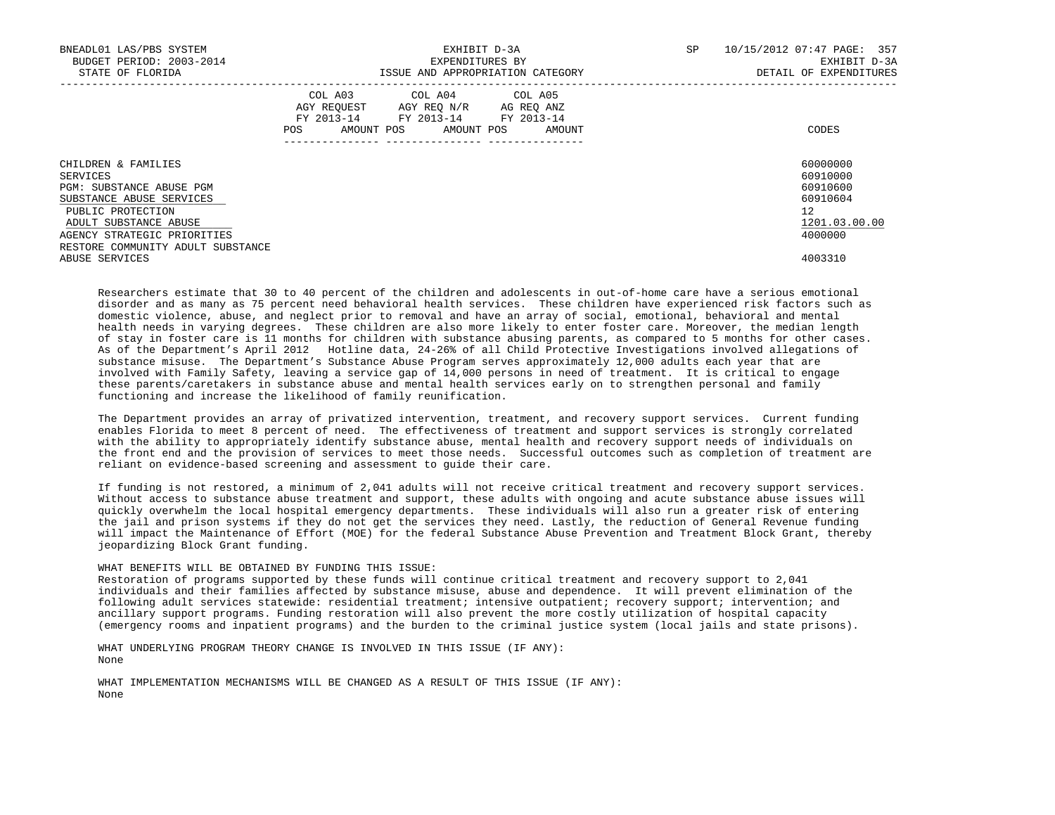| | COL A03 AGY REQUEST FY 2013-14 POS AMOUNT | COL A04 AGY REQ N/R FY 2013-14 POS AMOUNT | COL A05 AG REQ ANZ FY 2013-14 POS AMOUNT | CODES |
|---|---|---|---|---|
| CHILDREN & FAMILIES | | | | 60000000 |
| SERVICES | | | | 60910000 |
| PGM: SUBSTANCE ABUSE PGM | | | | 60910600 |
| SUBSTANCE ABUSE SERVICES | | | | 60910604 |
| PUBLIC PROTECTION | | | | 12 |
| ADULT SUBSTANCE ABUSE | | | | 1201.03.00.00 |
| AGENCY STRATEGIC PRIORITIES | | | | 4000000 |
| RESTORE COMMUNITY ADULT SUBSTANCE ABUSE SERVICES | | | | 4003310 |

Researchers estimate that 30 to 40 percent of the children and adolescents in out-of-home care have a serious emotional disorder and as many as 75 percent need behavioral health services. These children have experienced risk factors such as domestic violence, abuse, and neglect prior to removal and have an array of social, emotional, behavioral and mental health needs in varying degrees. These children are also more likely to enter foster care. Moreover, the median length of stay in foster care is 11 months for children with substance abusing parents, as compared to 5 months for other cases. As of the Department's April 2012 Hotline data, 24-26% of all Child Protective Investigations involved allegations of substance misuse. The Department's Substance Abuse Program serves approximately 12,000 adults each year that are involved with Family Safety, leaving a service gap of 14,000 persons in need of treatment. It is critical to engage these parents/caretakers in substance abuse and mental health services early on to strengthen personal and family functioning and increase the likelihood of family reunification.

The Department provides an array of privatized intervention, treatment, and recovery support services. Current funding enables Florida to meet 8 percent of need. The effectiveness of treatment and support services is strongly correlated with the ability to appropriately identify substance abuse, mental health and recovery support needs of individuals on the front end and the provision of services to meet those needs. Successful outcomes such as completion of treatment are reliant on evidence-based screening and assessment to guide their care.

If funding is not restored, a minimum of 2,041 adults will not receive critical treatment and recovery support services. Without access to substance abuse treatment and support, these adults with ongoing and acute substance abuse issues will quickly overwhelm the local hospital emergency departments. These individuals will also run a greater risk of entering the jail and prison systems if they do not get the services they need. Lastly, the reduction of General Revenue funding will impact the Maintenance of Effort (MOE) for the federal Substance Abuse Prevention and Treatment Block Grant, thereby jeopardizing Block Grant funding.

WHAT BENEFITS WILL BE OBTAINED BY FUNDING THIS ISSUE:
Restoration of programs supported by these funds will continue critical treatment and recovery support to 2,041 individuals and their families affected by substance misuse, abuse and dependence. It will prevent elimination of the following adult services statewide: residential treatment; intensive outpatient; recovery support; intervention; and ancillary support programs. Funding restoration will also prevent the more costly utilization of hospital capacity (emergency rooms and inpatient programs) and the burden to the criminal justice system (local jails and state prisons).

WHAT UNDERLYING PROGRAM THEORY CHANGE IS INVOLVED IN THIS ISSUE (IF ANY):
None

WHAT IMPLEMENTATION MECHANISMS WILL BE CHANGED AS A RESULT OF THIS ISSUE (IF ANY):
None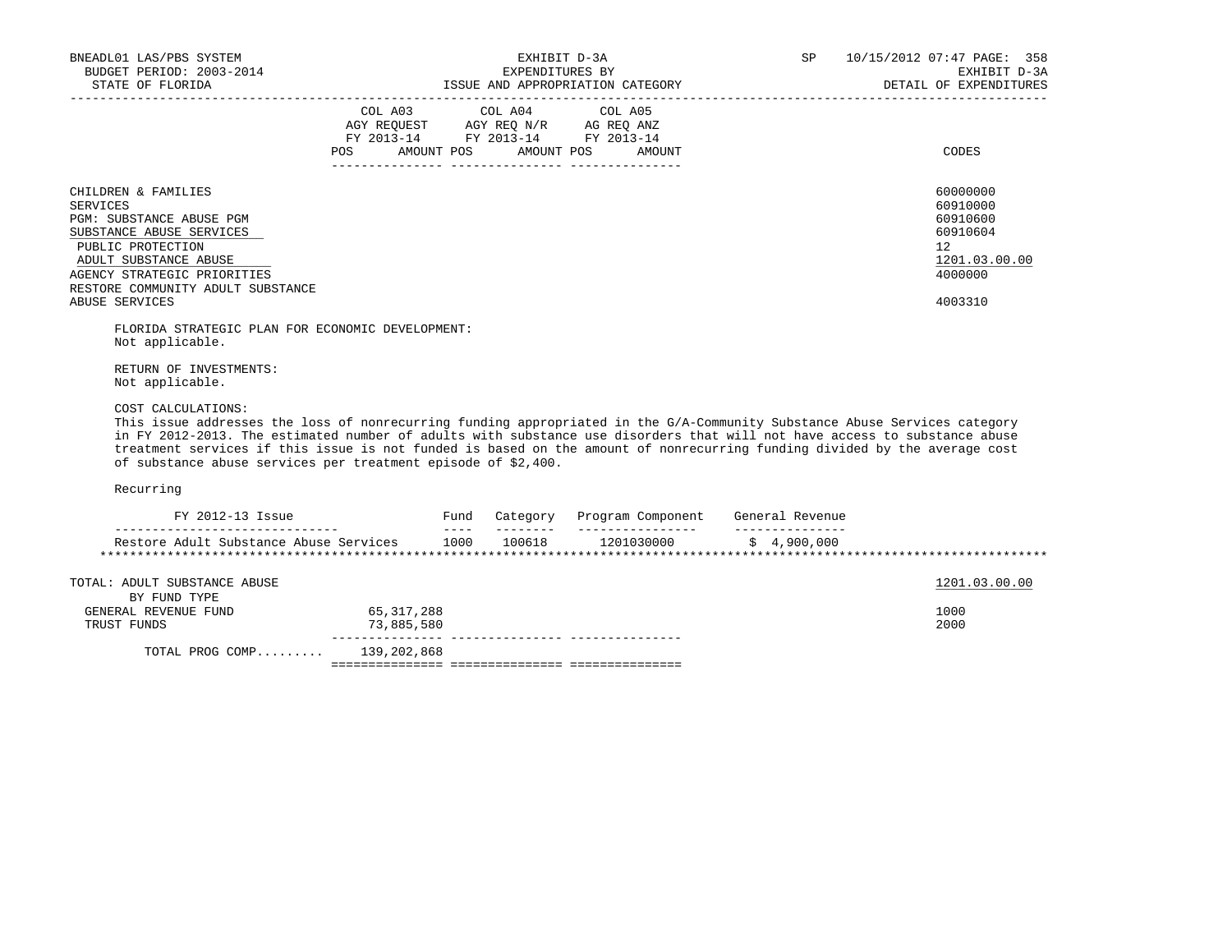| | COL A03 AGY REQUEST FY 2013-14 | | COL A04 AGY REQ N/R FY 2013-14 | | COL A05 AG REQ ANZ FY 2013-14 | | |
|---|---|---|---|---|---|---|---|
| | POS | AMOUNT | POS | AMOUNT | POS | AMOUNT | CODES |
| CHILDREN & FAMILIES | | | | | | | 60000000 |
| SERVICES | | | | | | | 60910000 |
| PGM: SUBSTANCE ABUSE PGM | | | | | | | 60910600 |
| SUBSTANCE ABUSE SERVICES | | | | | | | 60910604 |
| PUBLIC PROTECTION | | | | | | | 12 |
| ADULT SUBSTANCE ABUSE | | | | | | | 1201.03.00.00 |
| AGENCY STRATEGIC PRIORITIES | | | | | | | 4000000 |
| RESTORE COMMUNITY ADULT SUBSTANCE ABUSE SERVICES | | | | | | | 4003310 |

FLORIDA STRATEGIC PLAN FOR ECONOMIC DEVELOPMENT:
Not applicable.

RETURN OF INVESTMENTS:
Not applicable.

COST CALCULATIONS:
This issue addresses the loss of nonrecurring funding appropriated in the G/A-Community Substance Abuse Services category in FY 2012-2013. The estimated number of adults with substance use disorders that will not have access to substance abuse treatment services if this issue is not funded is based on the amount of nonrecurring funding divided by the average cost of substance abuse services per treatment episode of $2,400.

Recurring

| FY 2012-13 Issue | Fund | Category | Program Component | General Revenue |
|---|---|---|---|---|
| Restore Adult Substance Abuse Services | 1000 | 100618 | 1201030000 | $ 4,900,000 |

| TOTAL: ADULT SUBSTANCE ABUSE | AGY REQUEST AMOUNT | | | CODES |
|---|---|---|---|---|
| BY FUND TYPE | | | | 1201.03.00.00 |
| GENERAL REVENUE FUND | 65,317,288 | | | 1000 |
| TRUST FUNDS | 73,885,580 | | | 2000 |
| TOTAL PROG COMP......... | 139,202,868 | | | |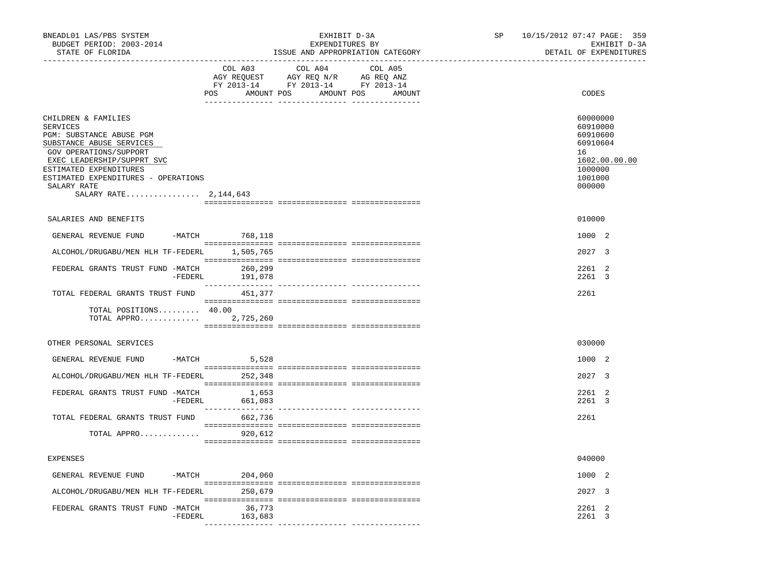BNEADL01 LAS/PBS SYSTEM | EXHIBIT D-3A | SP 10/15/2012 07:47 PAGE: 359
BUDGET PERIOD: 2003-2014 | EXPENDITURES BY | EXHIBIT D-3A
STATE OF FLORIDA | ISSUE AND APPROPRIATION CATEGORY | DETAIL OF EXPENDITURES

| | COL A03 AGY REQUEST FY 2013-14 POS AMOUNT | COL A04 AGY REQ N/R FY 2013-14 POS AMOUNT | COL A05 AG REQ ANZ FY 2013-14 POS AMOUNT | CODES |
|---|---|---|---|---|
| CHILDREN & FAMILIES | | | | 60000000 |
| SERVICES | | | | 60910000 |
| PGM: SUBSTANCE ABUSE PGM | | | | 60910600 |
| SUBSTANCE ABUSE SERVICES | | | | 60910604 |
| GOV OPERATIONS/SUPPORT | | | | 16 |
| EXEC LEADERSHIP/SUPPRT SVC | | | | 1602.00.00.00 |
| ESTIMATED EXPENDITURES | | | | 1000000 |
| ESTIMATED EXPENDITURES - OPERATIONS | | | | 1001000 |
| SALARY RATE | | | | 000000 |
| SALARY RATE................ 2,144,643 | | | | |
| SALARIES AND BENEFITS | | | | 010000 |
| GENERAL REVENUE FUND -MATCH | 768,118 | | | 1000 2 |
| ALCOHOL/DRUGABU/MEN HLH TF-FEDERL | 1,505,765 | | | 2027 3 |
| FEDERAL GRANTS TRUST FUND -MATCH | 260,299 | | | 2261 2 |
| -FEDERL | 191,078 | | | 2261 3 |
| TOTAL FEDERAL GRANTS TRUST FUND | 451,377 | | | 2261 |
| TOTAL POSITIONS......... | 40.00 | | | |
| TOTAL APPRO............. | 2,725,260 | | | |
| OTHER PERSONAL SERVICES | | | | 030000 |
| GENERAL REVENUE FUND -MATCH | 5,528 | | | 1000 2 |
| ALCOHOL/DRUGABU/MEN HLH TF-FEDERL | 252,348 | | | 2027 3 |
| FEDERAL GRANTS TRUST FUND -MATCH | 1,653 | | | 2261 2 |
| -FEDERL | 661,083 | | | 2261 3 |
| TOTAL FEDERAL GRANTS TRUST FUND | 662,736 | | | 2261 |
| TOTAL APPRO............. | 920,612 | | | |
| EXPENSES | | | | 040000 |
| GENERAL REVENUE FUND -MATCH | 204,060 | | | 1000 2 |
| ALCOHOL/DRUGABU/MEN HLH TF-FEDERL | 250,679 | | | 2027 3 |
| FEDERAL GRANTS TRUST FUND -MATCH | 36,773 | | | 2261 2 |
| -FEDERL | 163,683 | | | 2261 3 |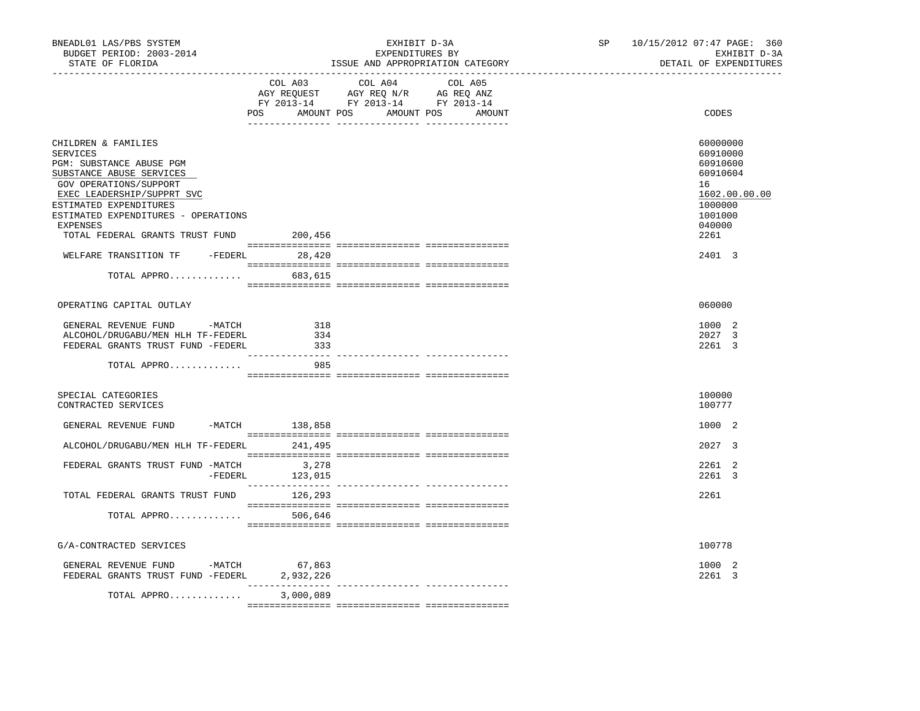BNEADL01 LAS/PBS SYSTEM | EXHIBIT D-3A | SP 10/15/2012 07:47 PAGE: 360
BUDGET PERIOD: 2003-2014 | EXPENDITURES BY | EXHIBIT D-3A
STATE OF FLORIDA | ISSUE AND APPROPRIATION CATEGORY | DETAIL OF EXPENDITURES

| | COL A03 AGY REQUEST FY 2013-14 POS AMOUNT | COL A04 AGY REQ N/R FY 2013-14 POS AMOUNT | COL A05 AG REQ ANZ FY 2013-14 POS AMOUNT | CODES |
|---|---|---|---|---|
| CHILDREN & FAMILIES | | | | 60000000 |
| SERVICES | | | | 60910000 |
| PGM: SUBSTANCE ABUSE PGM | | | | 60910600 |
| SUBSTANCE ABUSE SERVICES | | | | 60910604 |
| GOV OPERATIONS/SUPPORT | | | | 16 |
| EXEC LEADERSHIP/SUPPRT SVC | | | | 1602.00.00.00 |
| ESTIMATED EXPENDITURES | | | | 1000000 |
| ESTIMATED EXPENDITURES - OPERATIONS | | | | 1001000 |
| EXPENSES | | | | 040000 |
| TOTAL FEDERAL GRANTS TRUST FUND | 200,456 | | | 2261 |
| WELFARE TRANSITION TF -FEDERL | 28,420 | | | 2401 3 |
| TOTAL APPRO............. | 683,615 | | | |
| OPERATING CAPITAL OUTLAY | | | | 060000 |
| GENERAL REVENUE FUND -MATCH | 318 | | | 1000 2 |
| ALCOHOL/DRUGABU/MEN HLH TF-FEDERL | 334 | | | 2027 3 |
| FEDERAL GRANTS TRUST FUND -FEDERL | 333 | | | 2261 3 |
| TOTAL APPRO............. | 985 | | | |
| SPECIAL CATEGORIES | | | | 100000 |
| CONTRACTED SERVICES | | | | 100777 |
| GENERAL REVENUE FUND -MATCH | 138,858 | | | 1000 2 |
| ALCOHOL/DRUGABU/MEN HLH TF-FEDERL | 241,495 | | | 2027 3 |
| FEDERAL GRANTS TRUST FUND -MATCH | 3,278 | | | 2261 2 |
| -FEDERL | 123,015 | | | 2261 3 |
| TOTAL FEDERAL GRANTS TRUST FUND | 126,293 | | | 2261 |
| TOTAL APPRO............. | 506,646 | | | |
| G/A-CONTRACTED SERVICES | | | | 100778 |
| GENERAL REVENUE FUND -MATCH | 67,863 | | | 1000 2 |
| FEDERAL GRANTS TRUST FUND -FEDERL | 2,932,226 | | | 2261 3 |
| TOTAL APPRO............. | 3,000,089 | | | |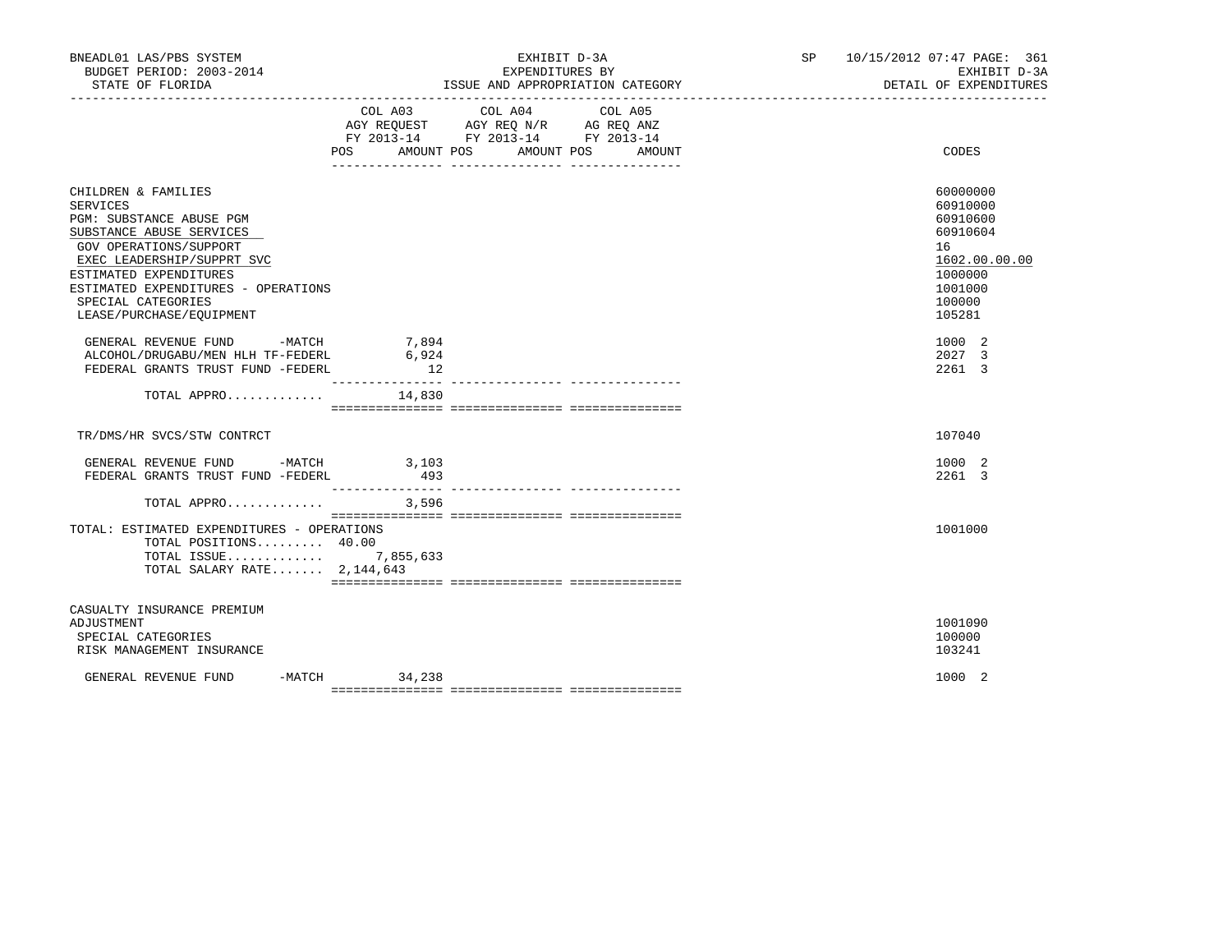BNEADL01 LAS/PBS SYSTEM | EXHIBIT D-3A | SP 10/15/2012 07:47 PAGE: 361
BUDGET PERIOD: 2003-2014 | EXPENDITURES BY | EXHIBIT D-3A
STATE OF FLORIDA | ISSUE AND APPROPRIATION CATEGORY | DETAIL OF EXPENDITURES

| | COL A03 AGY REQUEST FY 2013-14 POS AMOUNT | COL A04 AGY REQ N/R FY 2013-14 POS AMOUNT | COL A05 AG REQ ANZ FY 2013-14 POS AMOUNT | CODES |
|---|---|---|---|---|
| CHILDREN & FAMILIES | | | | 60000000 |
| SERVICES | | | | 60910000 |
| PGM: SUBSTANCE ABUSE PGM | | | | 60910600 |
| SUBSTANCE ABUSE SERVICES | | | | 60910604 |
| GOV OPERATIONS/SUPPORT | | | | 16 |
| EXEC LEADERSHIP/SUPPRT SVC | | | | 1602.00.00.00 |
| ESTIMATED EXPENDITURES | | | | 1000000 |
| ESTIMATED EXPENDITURES - OPERATIONS | | | | 1001000 |
| SPECIAL CATEGORIES | | | | 100000 |
| LEASE/PURCHASE/EQUIPMENT | | | | 105281 |
| GENERAL REVENUE FUND -MATCH | 7,894 | | | 1000 2 |
| ALCOHOL/DRUGABU/MEN HLH TF-FEDERL | 6,924 | | | 2027 3 |
| FEDERAL GRANTS TRUST FUND -FEDERL | 12 | | | 2261 3 |
| TOTAL APPRO............ | 14,830 | | | |
| TR/DMS/HR SVCS/STW CONTRCT | | | | 107040 |
| GENERAL REVENUE FUND -MATCH | 3,103 | | | 1000 2 |
| FEDERAL GRANTS TRUST FUND -FEDERL | 493 | | | 2261 3 |
| TOTAL APPRO............ | 3,596 | | | |
| TOTAL: ESTIMATED EXPENDITURES - OPERATIONS | | | | 1001000 |
| TOTAL POSITIONS......... | 40.00 | | | |
| TOTAL ISSUE............ | 7,855,633 | | | |
| TOTAL SALARY RATE....... | 2,144,643 | | | |
| CASUALTY INSURANCE PREMIUM ADJUSTMENT | | | | 1001090 |
| SPECIAL CATEGORIES | | | | 100000 |
| RISK MANAGEMENT INSURANCE | | | | 103241 |
| GENERAL REVENUE FUND -MATCH | 34,238 | | | 1000 2 |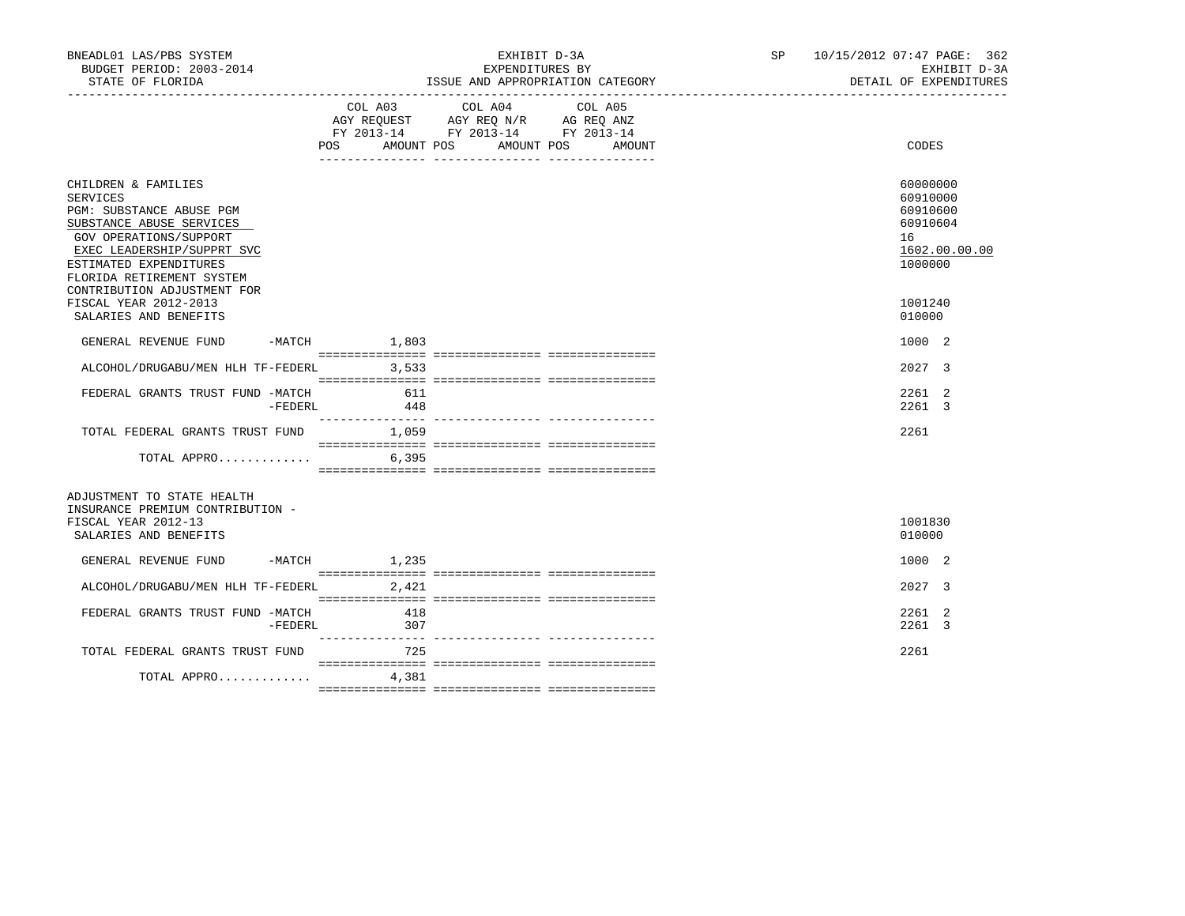BNEADL01 LAS/PBS SYSTEM | EXHIBIT D-3A | SP 10/15/2012 07:47 PAGE: 362
BUDGET PERIOD: 2003-2014 | EXPENDITURES BY | EXHIBIT D-3A
STATE OF FLORIDA | ISSUE AND APPROPRIATION CATEGORY | DETAIL OF EXPENDITURES

| | COL A03 AGY REQUEST FY 2013-14 POS AMOUNT | COL A04 AGY REQ N/R FY 2013-14 POS AMOUNT | COL A05 AG REQ ANZ FY 2013-14 POS AMOUNT | CODES |
|---|---|---|---|---|
| CHILDREN & FAMILIES | | | | 60000000 |
| SERVICES | | | | 60910000 |
| PGM: SUBSTANCE ABUSE PGM | | | | 60910600 |
| SUBSTANCE ABUSE SERVICES | | | | 60910604 |
| GOV OPERATIONS/SUPPORT | | | | 16 |
| EXEC LEADERSHIP/SUPPRT SVC | | | | 1602.00.00.00 |
| ESTIMATED EXPENDITURES | | | | 1000000 |
| FLORIDA RETIREMENT SYSTEM CONTRIBUTION ADJUSTMENT FOR FISCAL YEAR 2012-2013 | | | | 1001240 |
| SALARIES AND BENEFITS | | | | 010000 |
| GENERAL REVENUE FUND -MATCH | 1,803 | | | 1000 2 |
| ALCOHOL/DRUGABU/MEN HLH TF-FEDERL | 3,533 | | | 2027 3 |
| FEDERAL GRANTS TRUST FUND -MATCH | 611 | | | 2261 2 |
| -FEDERL | 448 | | | 2261 3 |
| TOTAL FEDERAL GRANTS TRUST FUND | 1,059 | | | 2261 |
| TOTAL APPRO............. | 6,395 | | | |
| ADJUSTMENT TO STATE HEALTH INSURANCE PREMIUM CONTRIBUTION - FISCAL YEAR 2012-13 | | | | 1001830 |
| SALARIES AND BENEFITS | | | | 010000 |
| GENERAL REVENUE FUND -MATCH | 1,235 | | | 1000 2 |
| ALCOHOL/DRUGABU/MEN HLH TF-FEDERL | 2,421 | | | 2027 3 |
| FEDERAL GRANTS TRUST FUND -MATCH | 418 | | | 2261 2 |
| -FEDERL | 307 | | | 2261 3 |
| TOTAL FEDERAL GRANTS TRUST FUND | 725 | | | 2261 |
| TOTAL APPRO............. | 4,381 | | | |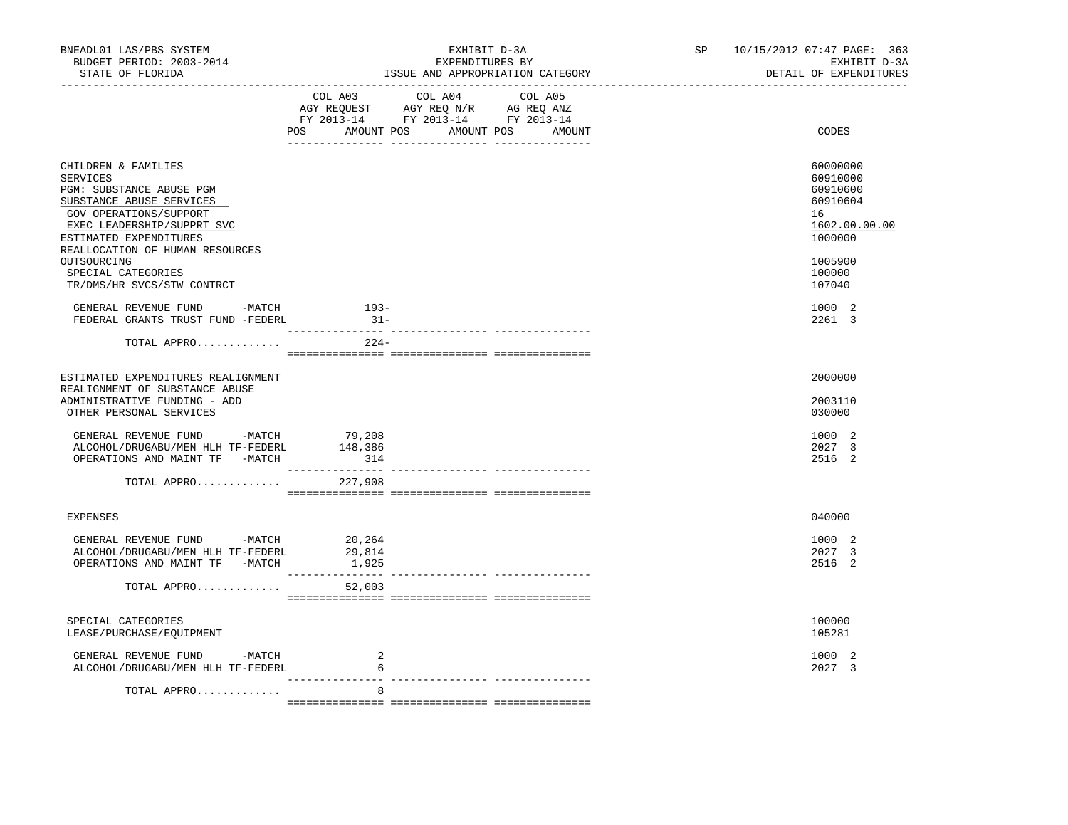BNEADL01 LAS/PBS SYSTEM — EXHIBIT D-3A — EXPENDITURES BY ISSUE AND APPROPRIATION CATEGORY — SP 10/15/2012 07:47

BUDGET PERIOD: 2003-2014 — STATE OF FLORIDA — EXHIBIT D-3A DETAIL OF EXPENDITURES

| | COL A03 AGY REQUEST FY 2013-14 POS AMOUNT | COL A04 AGY REQ N/R FY 2013-14 POS AMOUNT | COL A05 AG REQ ANZ FY 2013-14 POS AMOUNT | CODES |
|---|---|---|---|---|
| CHILDREN & FAMILIES | | | | 60000000 |
| SERVICES | | | | 60910000 |
| PGM: SUBSTANCE ABUSE PGM | | | | 60910600 |
| SUBSTANCE ABUSE SERVICES | | | | 60910604 |
| GOV OPERATIONS/SUPPORT | | | | 16 |
| EXEC LEADERSHIP/SUPPRT SVC | | | | 1602.00.00.00 |
| ESTIMATED EXPENDITURES | | | | 1000000 |
| REALLOCATION OF HUMAN RESOURCES OUTSOURCING | | | | 1005900 |
| SPECIAL CATEGORIES | | | | 100000 |
| TR/DMS/HR SVCS/STW CONTRCT | | | | 107040 |
| GENERAL REVENUE FUND -MATCH | 193- | | | 1000 2 |
| FEDERAL GRANTS TRUST FUND -FEDERL | 31- | | | 2261 3 |
| TOTAL APPRO............. | 224- | | | |
| ESTIMATED EXPENDITURES REALIGNMENT | | | | 2000000 |
| REALIGNMENT OF SUBSTANCE ABUSE ADMINISTRATIVE FUNDING - ADD | | | | 2003110 |
| OTHER PERSONAL SERVICES | | | | 030000 |
| GENERAL REVENUE FUND -MATCH | 79,208 | | | 1000 2 |
| ALCOHOL/DRUGABU/MEN HLH TF-FEDERL | 148,386 | | | 2027 3 |
| OPERATIONS AND MAINT TF -MATCH | 314 | | | 2516 2 |
| TOTAL APPRO............. | 227,908 | | | |
| EXPENSES | | | | 040000 |
| GENERAL REVENUE FUND -MATCH | 20,264 | | | 1000 2 |
| ALCOHOL/DRUGABU/MEN HLH TF-FEDERL | 29,814 | | | 2027 3 |
| OPERATIONS AND MAINT TF -MATCH | 1,925 | | | 2516 2 |
| TOTAL APPRO............. | 52,003 | | | |
| SPECIAL CATEGORIES | | | | 100000 |
| LEASE/PURCHASE/EQUIPMENT | | | | 105281 |
| GENERAL REVENUE FUND -MATCH | 2 | | | 1000 2 |
| ALCOHOL/DRUGABU/MEN HLH TF-FEDERL | 6 | | | 2027 3 |
| TOTAL APPRO............. | 8 | | | |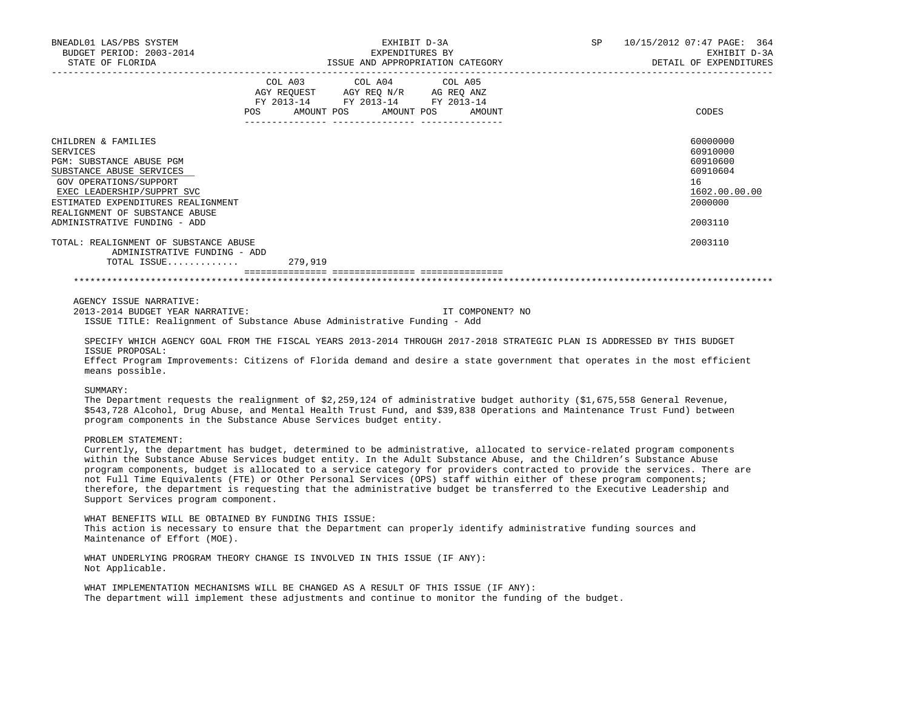BNEADL01 LAS/PBS SYSTEM — EXHIBIT D-3A — SP 10/15/2012 07:47
BUDGET PERIOD: 2003-2014 — EXPENDITURES BY — EXHIBIT D-3A
STATE OF FLORIDA — ISSUE AND APPROPRIATION CATEGORY — DETAIL OF EXPENDITURES

| | COL A03 AGY REQUEST FY 2013-14 POS AMOUNT | COL A04 AGY REQ N/R FY 2013-14 POS AMOUNT | COL A05 AG REQ ANZ FY 2013-14 POS AMOUNT | CODES |
|---|---|---|---|---|
| CHILDREN & FAMILIES | | | | 60000000 |
| SERVICES | | | | 60910000 |
| PGM: SUBSTANCE ABUSE PGM | | | | 60910600 |
| SUBSTANCE ABUSE SERVICES | | | | 60910604 |
| GOV OPERATIONS/SUPPORT | | | | 16 |
| EXEC LEADERSHIP/SUPPRT SVC | | | | 1602.00.00.00 |
| ESTIMATED EXPENDITURES REALIGNMENT | | | | 2000000 |
| REALIGNMENT OF SUBSTANCE ABUSE ADMINISTRATIVE FUNDING - ADD | | | | 2003110 |
| TOTAL: REALIGNMENT OF SUBSTANCE ABUSE ADMINISTRATIVE FUNDING - ADD | | | | 2003110 |
| TOTAL ISSUE............ | 279,919 | | | |

AGENCY ISSUE NARRATIVE:

2013-2014 BUDGET YEAR NARRATIVE: IT COMPONENT? NO

ISSUE TITLE: Realignment of Substance Abuse Administrative Funding - Add

SPECIFY WHICH AGENCY GOAL FROM THE FISCAL YEARS 2013-2014 THROUGH 2017-2018 STRATEGIC PLAN IS ADDRESSED BY THIS BUDGET ISSUE PROPOSAL:
Effect Program Improvements: Citizens of Florida demand and desire a state government that operates in the most efficient means possible.

SUMMARY:
The Department requests the realignment of $2,259,124 of administrative budget authority ($1,675,558 General Revenue, $543,728 Alcohol, Drug Abuse, and Mental Health Trust Fund, and $39,838 Operations and Maintenance Trust Fund) between program components in the Substance Abuse Services budget entity.

PROBLEM STATEMENT:
Currently, the department has budget, determined to be administrative, allocated to service-related program components within the Substance Abuse Services budget entity. In the Adult Substance Abuse, and the Children's Substance Abuse program components, budget is allocated to a service category for providers contracted to provide the services. There are not Full Time Equivalents (FTE) or Other Personal Services (OPS) staff within either of these program components; therefore, the department is requesting that the administrative budget be transferred to the Executive Leadership and Support Services program component.

WHAT BENEFITS WILL BE OBTAINED BY FUNDING THIS ISSUE:
This action is necessary to ensure that the Department can properly identify administrative funding sources and Maintenance of Effort (MOE).

WHAT UNDERLYING PROGRAM THEORY CHANGE IS INVOLVED IN THIS ISSUE (IF ANY):
Not Applicable.

WHAT IMPLEMENTATION MECHANISMS WILL BE CHANGED AS A RESULT OF THIS ISSUE (IF ANY):
The department will implement these adjustments and continue to monitor the funding of the budget.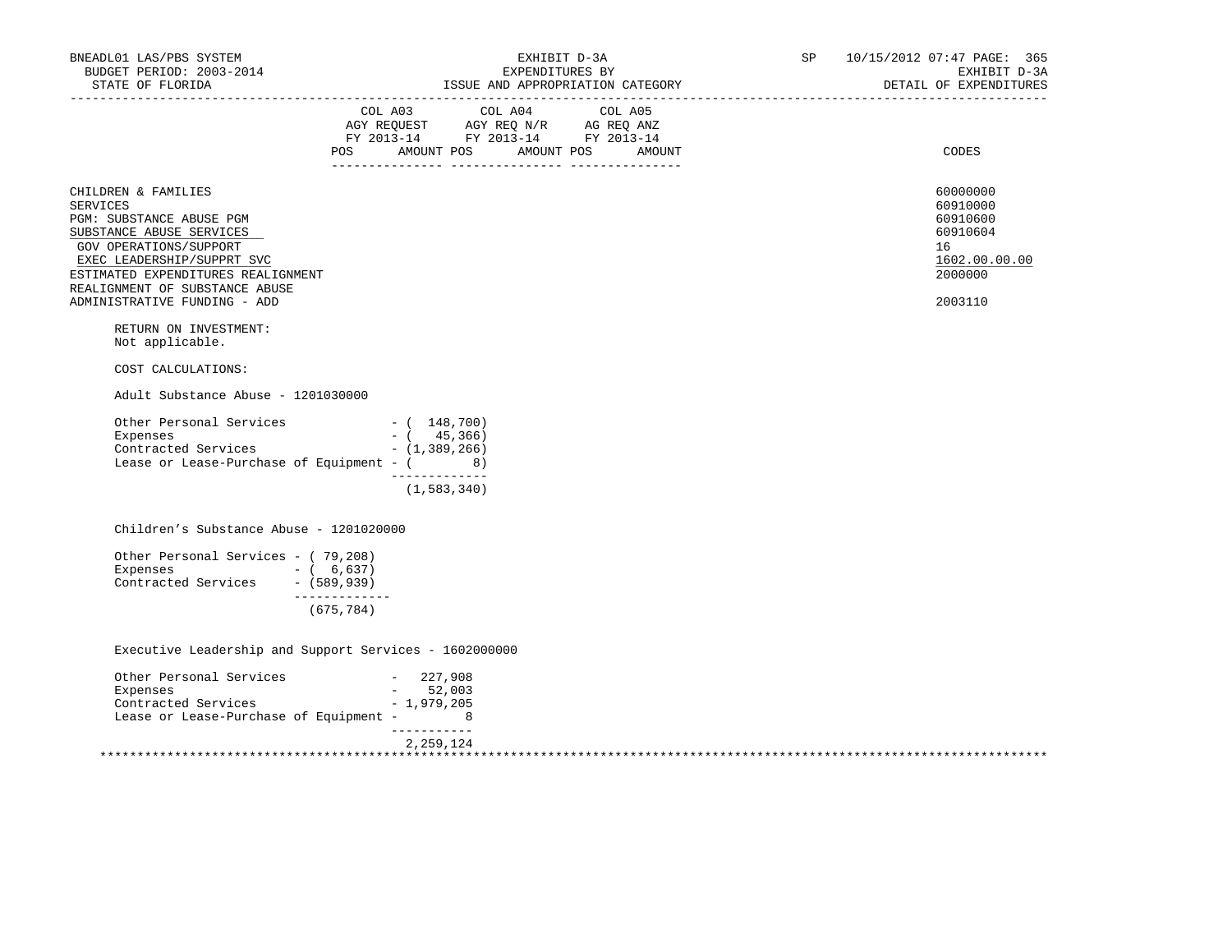BNEADL01 LAS/PBS SYSTEM — BUDGET PERIOD: 2003-2014 — STATE OF FLORIDA

EXHIBIT D-3A — EXPENDITURES BY ISSUE AND APPROPRIATION CATEGORY

SP 10/15/2012 07:47 — EXHIBIT D-3A — DETAIL OF EXPENDITURES

| | COL A03 AGY REQUEST FY 2013-14 POS AMOUNT | COL A04 AGY REQ N/R FY 2013-14 POS AMOUNT | COL A05 AG REQ ANZ FY 2013-14 POS AMOUNT | CODES |
|---|---|---|---|---|
| CHILDREN & FAMILIES | | | | 60000000 |
| SERVICES | | | | 60910000 |
| PGM: SUBSTANCE ABUSE PGM | | | | 60910600 |
| SUBSTANCE ABUSE SERVICES | | | | 60910604 |
| GOV OPERATIONS/SUPPORT | | | | 16 |
| EXEC LEADERSHIP/SUPPRT SVC | | | | 1602.00.00.00 |
| ESTIMATED EXPENDITURES REALIGNMENT | | | | 2000000 |
| REALIGNMENT OF SUBSTANCE ABUSE ADMINISTRATIVE FUNDING - ADD | | | | 2003110 |

RETURN ON INVESTMENT:
Not applicable.

COST CALCULATIONS:

Adult Substance Abuse - 1201030000

```
Other Personal Services              - (  148,700)
Expenses                             - (   45,366)
Contracted Services                  - (1,389,266)
Lease or Lease-Purchase of Equipment - (        8)
                                       -------------
                                       (1,583,340)
```

Children's Substance Abuse - 1201020000

```
Other Personal Services - ( 79,208)
Expenses                - (  6,637)
Contracted Services     - (589,939)
                          -------------
                          (675,784)
```

Executive Leadership and Support Services - 1602000000

```
Other Personal Services              -   227,908
Expenses                             -    52,003
Contracted Services                  - 1,979,205
Lease or Lease-Purchase of Equipment -         8
                                       -----------
                                       2,259,124
```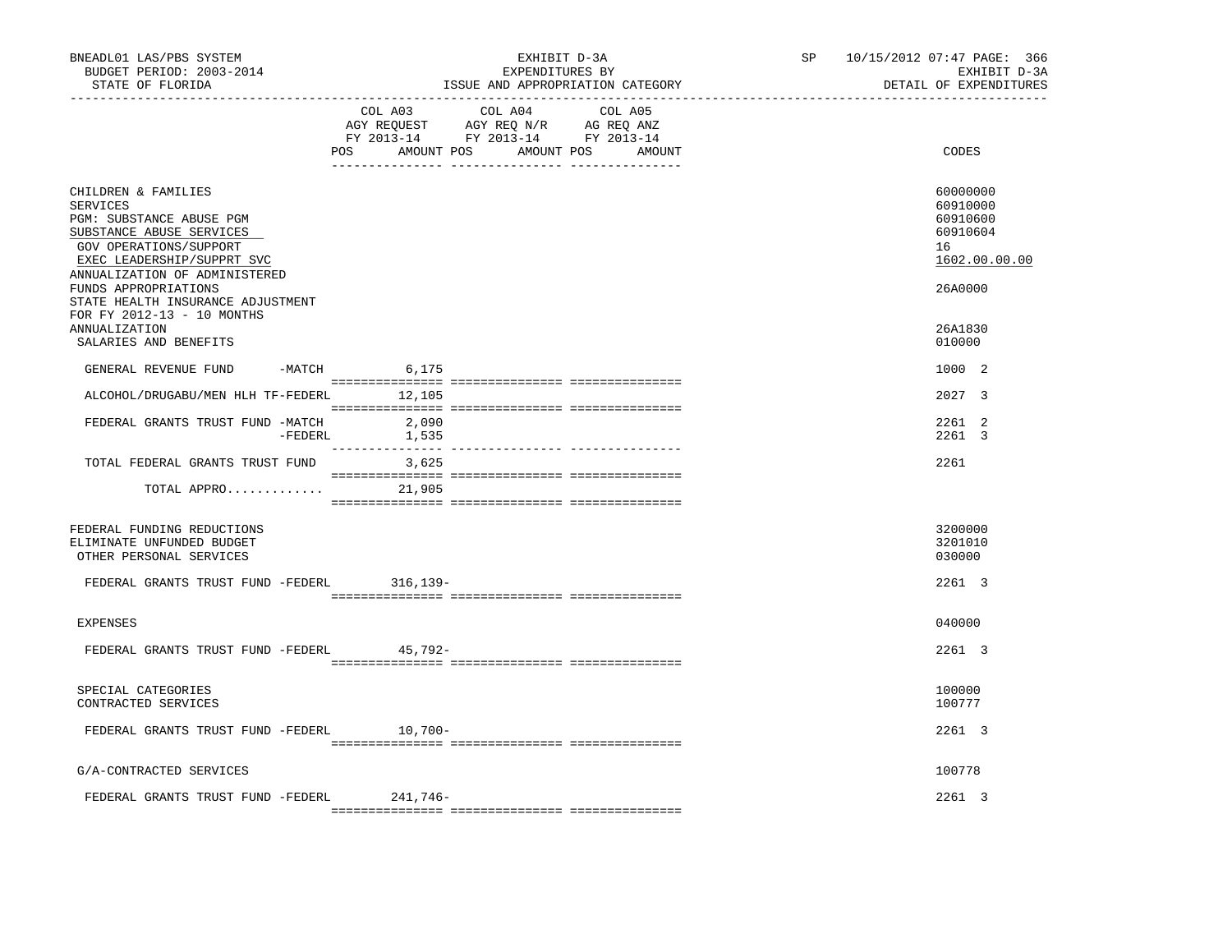BNEADL01 LAS/PBS SYSTEM — BUDGET PERIOD: 2003-2014 — STATE OF FLORIDA

EXHIBIT D-3A — EXPENDITURES BY ISSUE AND APPROPRIATION CATEGORY

SP 10/15/2012 07:47 — EXHIBIT D-3A — DETAIL OF EXPENDITURES

| | COL A03 AGY REQUEST FY 2013-14 POS AMOUNT | COL A04 AGY REQ N/R FY 2013-14 POS AMOUNT | COL A05 AG REQ ANZ FY 2013-14 POS AMOUNT | CODES |
|---|---|---|---|---|
| CHILDREN & FAMILIES | | | | 60000000 |
| SERVICES | | | | 60910000 |
| PGM: SUBSTANCE ABUSE PGM | | | | 60910600 |
| SUBSTANCE ABUSE SERVICES | | | | 60910604 |
| GOV OPERATIONS/SUPPORT | | | | 16 |
| EXEC LEADERSHIP/SUPPRT SVC | | | | 1602.00.00.00 |
| ANNUALIZATION OF ADMINISTERED FUNDS APPROPRIATIONS | | | | 26A0000 |
| STATE HEALTH INSURANCE ADJUSTMENT FOR FY 2012-13 - 10 MONTHS ANNUALIZATION | | | | 26A1830 |
| SALARIES AND BENEFITS | | | | 010000 |
| GENERAL REVENUE FUND -MATCH | 6,175 | | | 1000 2 |
| ALCOHOL/DRUGABU/MEN HLH TF-FEDERL | 12,105 | | | 2027 3 |
| FEDERAL GRANTS TRUST FUND -MATCH | 2,090 | | | 2261 2 |
| -FEDERL | 1,535 | | | 2261 3 |
| TOTAL FEDERAL GRANTS TRUST FUND | 3,625 | | | 2261 |
| TOTAL APPRO............ | 21,905 | | | |
| FEDERAL FUNDING REDUCTIONS | | | | 3200000 |
| ELIMINATE UNFUNDED BUDGET | | | | 3201010 |
| OTHER PERSONAL SERVICES | | | | 030000 |
| FEDERAL GRANTS TRUST FUND -FEDERL | 316,139- | | | 2261 3 |
| EXPENSES | | | | 040000 |
| FEDERAL GRANTS TRUST FUND -FEDERL | 45,792- | | | 2261 3 |
| SPECIAL CATEGORIES | | | | 100000 |
| CONTRACTED SERVICES | | | | 100777 |
| FEDERAL GRANTS TRUST FUND -FEDERL | 10,700- | | | 2261 3 |
| G/A-CONTRACTED SERVICES | | | | 100778 |
| FEDERAL GRANTS TRUST FUND -FEDERL | 241,746- | | | 2261 3 |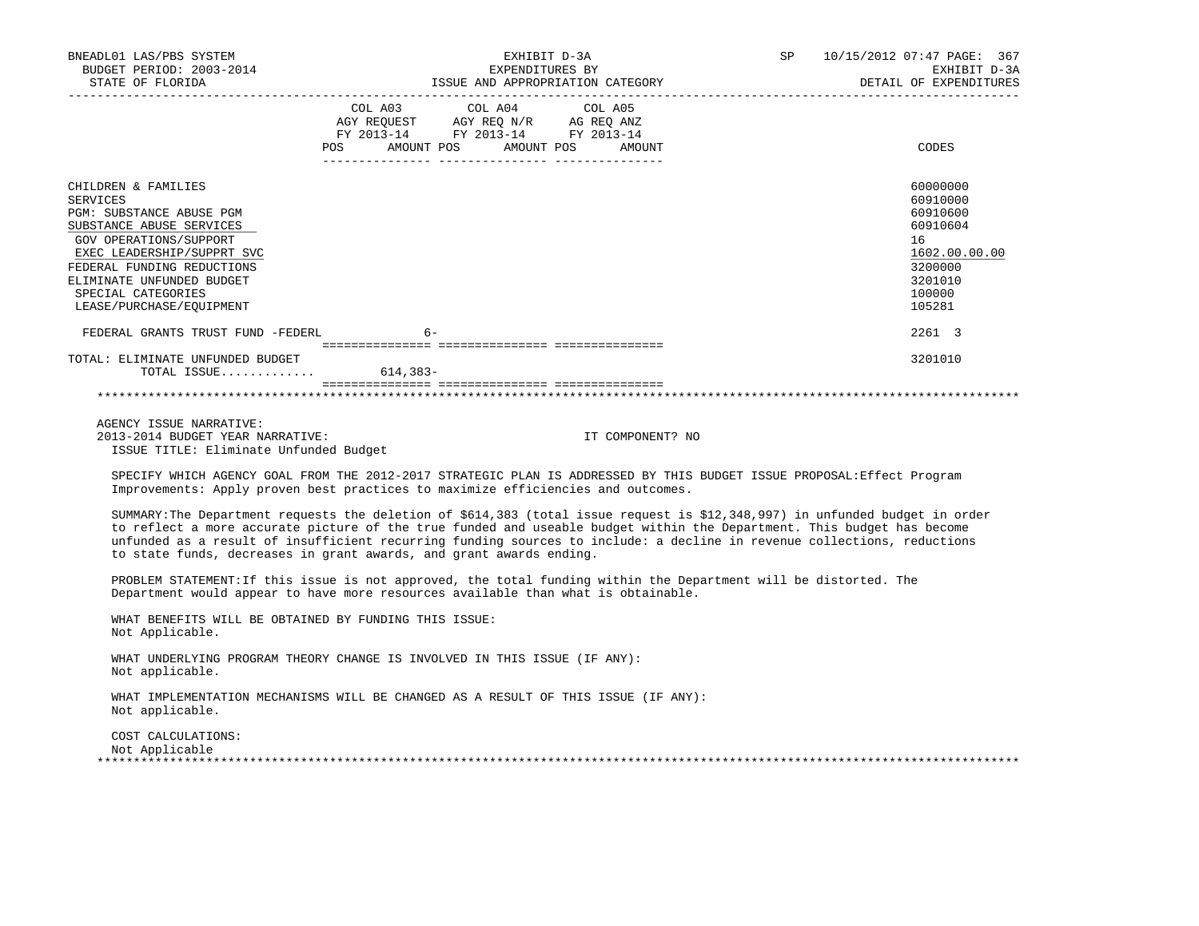BNEADL01 LAS/PBS SYSTEM | EXHIBIT D-3A | SP 10/15/2012 07:47 PAGE: 367
BUDGET PERIOD: 2003-2014 | EXPENDITURES BY | EXHIBIT D-3A
STATE OF FLORIDA | ISSUE AND APPROPRIATION CATEGORY | DETAIL OF EXPENDITURES

| | COL A03 AGY REQUEST FY 2013-14 POS AMOUNT | COL A04 AGY REQ N/R FY 2013-14 POS AMOUNT | COL A05 AG REQ ANZ FY 2013-14 POS AMOUNT | CODES |
|---|---|---|---|---|
| CHILDREN & FAMILIES | | | | 60000000 |
| SERVICES | | | | 60910000 |
| PGM: SUBSTANCE ABUSE PGM | | | | 60910600 |
| SUBSTANCE ABUSE SERVICES | | | | 60910604 |
| GOV OPERATIONS/SUPPORT | | | | 16 |
| EXEC LEADERSHIP/SUPPRT SVC | | | | 1602.00.00.00 |
| FEDERAL FUNDING REDUCTIONS | | | | 3200000 |
| ELIMINATE UNFUNDED BUDGET | | | | 3201010 |
| SPECIAL CATEGORIES | | | | 100000 |
| LEASE/PURCHASE/EQUIPMENT | | | | 105281 |
| FEDERAL GRANTS TRUST FUND -FEDERL | 6- | | | 2261 3 |
| TOTAL: ELIMINATE UNFUNDED BUDGET | | | | 3201010 |
| TOTAL ISSUE............ | 614,383- | | | |

AGENCY ISSUE NARRATIVE:
2013-2014 BUDGET YEAR NARRATIVE: IT COMPONENT? NO
ISSUE TITLE: Eliminate Unfunded Budget

SPECIFY WHICH AGENCY GOAL FROM THE 2012-2017 STRATEGIC PLAN IS ADDRESSED BY THIS BUDGET ISSUE PROPOSAL:Effect Program Improvements: Apply proven best practices to maximize efficiencies and outcomes.

SUMMARY:The Department requests the deletion of $614,383 (total issue request is $12,348,997) in unfunded budget in order to reflect a more accurate picture of the true funded and useable budget within the Department. This budget has become unfunded as a result of insufficient recurring funding sources to include: a decline in revenue collections, reductions to state funds, decreases in grant awards, and grant awards ending.

PROBLEM STATEMENT:If this issue is not approved, the total funding within the Department will be distorted. The Department would appear to have more resources available than what is obtainable.

WHAT BENEFITS WILL BE OBTAINED BY FUNDING THIS ISSUE:
Not Applicable.

WHAT UNDERLYING PROGRAM THEORY CHANGE IS INVOLVED IN THIS ISSUE (IF ANY):
Not applicable.

WHAT IMPLEMENTATION MECHANISMS WILL BE CHANGED AS A RESULT OF THIS ISSUE (IF ANY):
Not applicable.

COST CALCULATIONS:
Not Applicable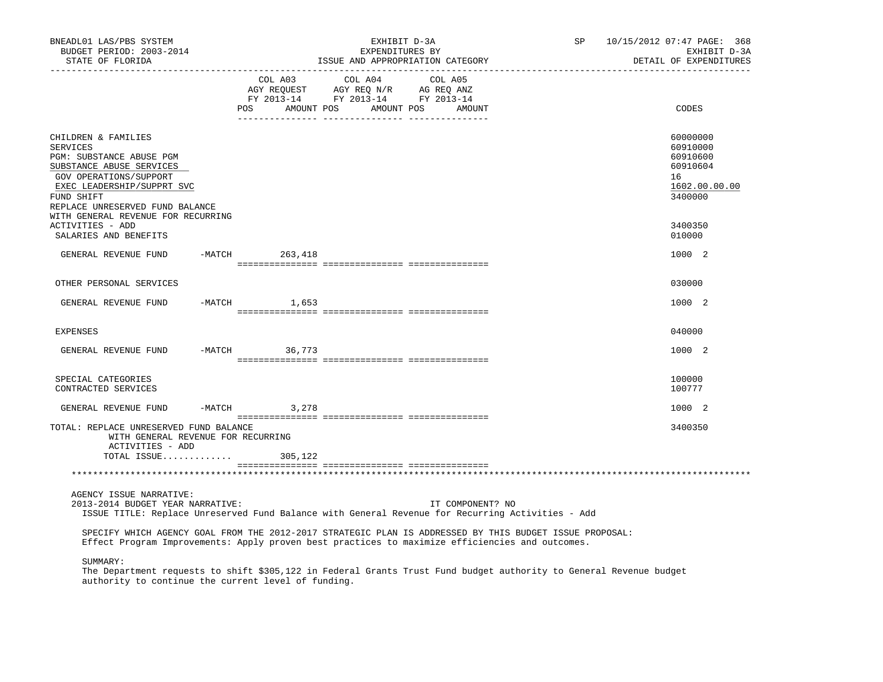BNEADL01 LAS/PBS SYSTEM | EXHIBIT D-3A | SP 10/15/2012 07:47 PAGE: 368
BUDGET PERIOD: 2003-2014 | EXPENDITURES BY | EXHIBIT D-3A
STATE OF FLORIDA | ISSUE AND APPROPRIATION CATEGORY | DETAIL OF EXPENDITURES

| | COL A03 AGY REQUEST FY 2013-14 POS AMOUNT | COL A04 AGY REQ N/R FY 2013-14 POS AMOUNT | COL A05 AG REQ ANZ FY 2013-14 POS AMOUNT | CODES |
|---|---|---|---|---|
| CHILDREN & FAMILIES | | | | 60000000 |
| SERVICES | | | | 60910000 |
| PGM: SUBSTANCE ABUSE PGM | | | | 60910600 |
| SUBSTANCE ABUSE SERVICES | | | | 60910604 |
| GOV OPERATIONS/SUPPORT | | | | 16 |
| EXEC LEADERSHIP/SUPPRT SVC | | | | 1602.00.00.00 |
| FUND SHIFT | | | | 3400000 |
| REPLACE UNRESERVED FUND BALANCE WITH GENERAL REVENUE FOR RECURRING ACTIVITIES - ADD | | | | 3400350 |
| SALARIES AND BENEFITS | | | | 010000 |
| GENERAL REVENUE FUND -MATCH | 263,418 | | | 1000 2 |
| OTHER PERSONAL SERVICES | | | | 030000 |
| GENERAL REVENUE FUND -MATCH | 1,653 | | | 1000 2 |
| EXPENSES | | | | 040000 |
| GENERAL REVENUE FUND -MATCH | 36,773 | | | 1000 2 |
| SPECIAL CATEGORIES | | | | 100000 |
| CONTRACTED SERVICES | | | | 100777 |
| GENERAL REVENUE FUND -MATCH | 3,278 | | | 1000 2 |
| TOTAL: REPLACE UNRESERVED FUND BALANCE WITH GENERAL REVENUE FOR RECURRING ACTIVITIES - ADD | | | | 3400350 |
| TOTAL ISSUE............ | 305,122 | | | |

AGENCY ISSUE NARRATIVE:
2013-2014 BUDGET YEAR NARRATIVE: IT COMPONENT? NO
ISSUE TITLE: Replace Unreserved Fund Balance with General Revenue for Recurring Activities - Add

SPECIFY WHICH AGENCY GOAL FROM THE 2012-2017 STRATEGIC PLAN IS ADDRESSED BY THIS BUDGET ISSUE PROPOSAL:
Effect Program Improvements: Apply proven best practices to maximize efficiencies and outcomes.

SUMMARY:
The Department requests to shift $305,122 in Federal Grants Trust Fund budget authority to General Revenue budget authority to continue the current level of funding.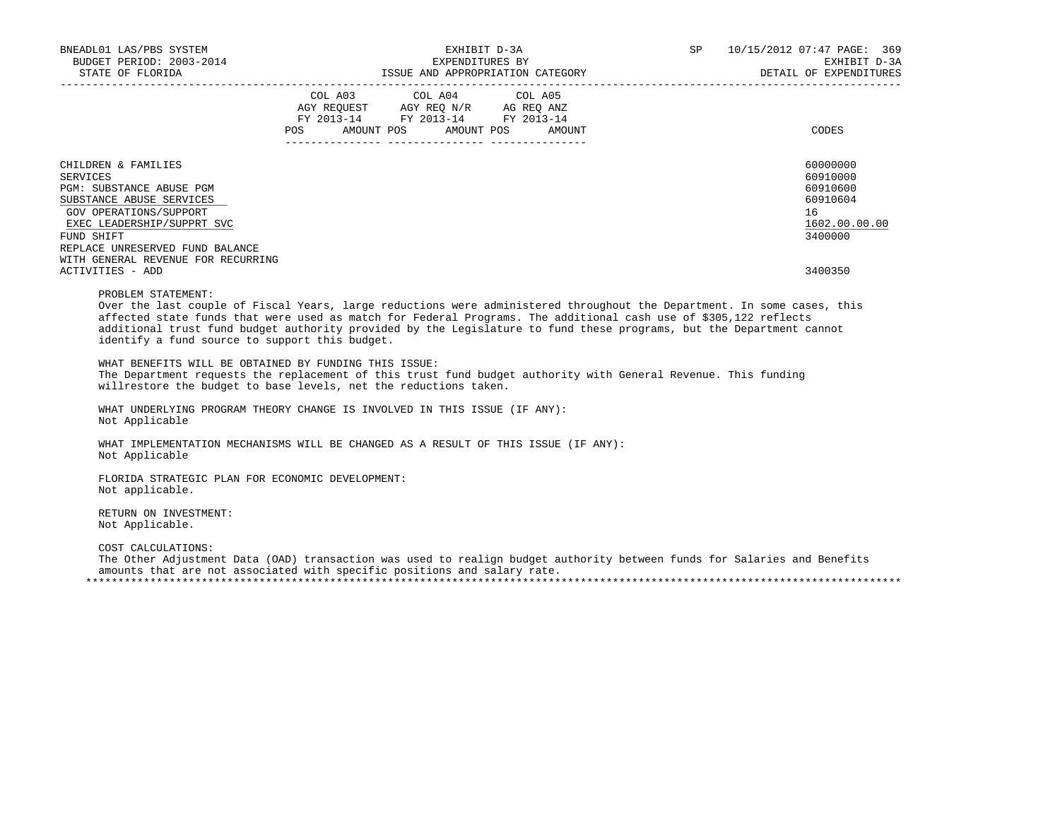| | COL A03 AGY REQUEST FY 2013-14 | | COL A04 AGY REQ N/R FY 2013-14 | | COL A05 AG REQ ANZ FY 2013-14 | | CODES |
|---|---|---|---|---|---|---|---|
| | POS | AMOUNT | POS | AMOUNT | POS | AMOUNT | |
| CHILDREN & FAMILIES | | | | | | | 60000000 |
| SERVICES | | | | | | | 60910000 |
| PGM: SUBSTANCE ABUSE PGM | | | | | | | 60910600 |
| SUBSTANCE ABUSE SERVICES | | | | | | | 60910604 |
| GOV OPERATIONS/SUPPORT | | | | | | | 16 |
| EXEC LEADERSHIP/SUPPRT SVC | | | | | | | 1602.00.00.00 |
| FUND SHIFT | | | | | | | 3400000 |
| REPLACE UNRESERVED FUND BALANCE WITH GENERAL REVENUE FOR RECURRING ACTIVITIES - ADD | | | | | | | 3400350 |

PROBLEM STATEMENT:
Over the last couple of Fiscal Years, large reductions were administered throughout the Department. In some cases, this affected state funds that were used as match for Federal Programs. The additional cash use of $305,122 reflects additional trust fund budget authority provided by the Legislature to fund these programs, but the Department cannot identify a fund source to support this budget.

WHAT BENEFITS WILL BE OBTAINED BY FUNDING THIS ISSUE:
The Department requests the replacement of this trust fund budget authority with General Revenue. This funding willrestore the budget to base levels, net the reductions taken.

WHAT UNDERLYING PROGRAM THEORY CHANGE IS INVOLVED IN THIS ISSUE (IF ANY):
Not Applicable

WHAT IMPLEMENTATION MECHANISMS WILL BE CHANGED AS A RESULT OF THIS ISSUE (IF ANY):
Not Applicable

FLORIDA STRATEGIC PLAN FOR ECONOMIC DEVELOPMENT:
Not applicable.

RETURN ON INVESTMENT:
Not Applicable.

COST CALCULATIONS:
The Other Adjustment Data (OAD) transaction was used to realign budget authority between funds for Salaries and Benefits amounts that are not associated with specific positions and salary rate.

*******************************************************************************************************************************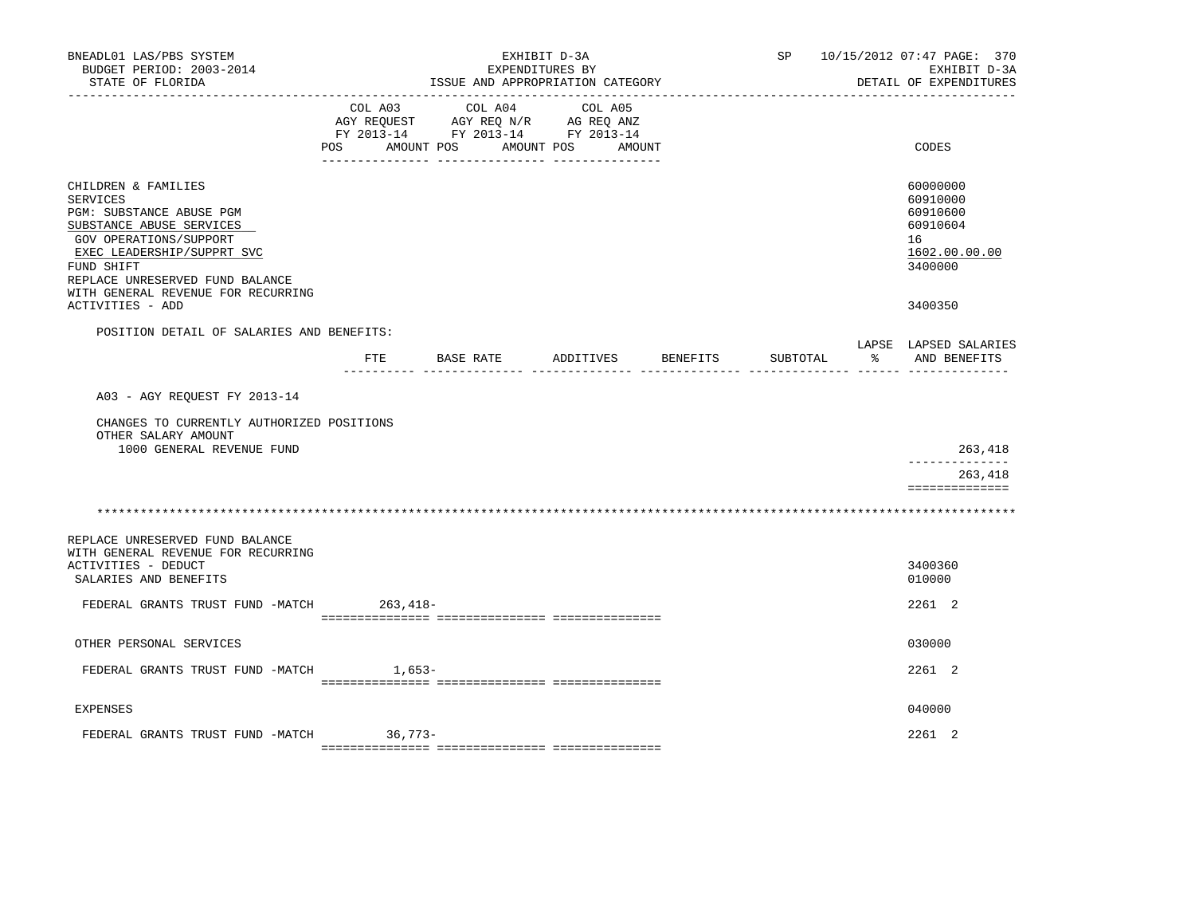BNEADL01 LAS/PBS SYSTEM | EXHIBIT D-3A | SP 10/15/2012 07:47 PAGE: 370
BUDGET PERIOD: 2003-2014 | EXPENDITURES BY | EXHIBIT D-3A
STATE OF FLORIDA | ISSUE AND APPROPRIATION CATEGORY | DETAIL OF EXPENDITURES

| | COL A03 AGY REQUEST FY 2013-14 POS AMOUNT | COL A04 AGY REQ N/R FY 2013-14 POS AMOUNT | COL A05 AG REQ ANZ FY 2013-14 POS AMOUNT | CODES |
|---|---|---|---|---|
| CHILDREN & FAMILIES | | | | 60000000 |
| SERVICES | | | | 60910000 |
| PGM: SUBSTANCE ABUSE PGM | | | | 60910600 |
| SUBSTANCE ABUSE SERVICES | | | | 60910604 |
| GOV OPERATIONS/SUPPORT | | | | 16 |
| EXEC LEADERSHIP/SUPPRT SVC | | | | 1602.00.00.00 |
| FUND SHIFT | | | | 3400000 |
| REPLACE UNRESERVED FUND BALANCE WITH GENERAL REVENUE FOR RECURRING ACTIVITIES - ADD | | | | 3400350 |

POSITION DETAIL OF SALARIES AND BENEFITS:

| | FTE | BASE RATE | ADDITIVES | BENEFITS | SUBTOTAL | LAPSE % | LAPSED SALARIES AND BENEFITS |
|---|---|---|---|---|---|---|---|
| A03 - AGY REQUEST FY 2013-14 | | | | | | | |
| CHANGES TO CURRENTLY AUTHORIZED POSITIONS | | | | | | | |
| OTHER SALARY AMOUNT | | | | | | | |
| 1000 GENERAL REVENUE FUND | | | | | | | 263,418 |
| | | | | | | | 263,418 |

*****************************************************************************************************************

| | COL A03 | COL A04 | COL A05 | CODES |
|---|---|---|---|---|
| REPLACE UNRESERVED FUND BALANCE WITH GENERAL REVENUE FOR RECURRING ACTIVITIES - DEDUCT | | | | 3400360 |
| SALARIES AND BENEFITS | | | | 010000 |
| FEDERAL GRANTS TRUST FUND -MATCH | 263,418- | | | 2261 2 |
| OTHER PERSONAL SERVICES | | | | 030000 |
| FEDERAL GRANTS TRUST FUND -MATCH | 1,653- | | | 2261 2 |
| EXPENSES | | | | 040000 |
| FEDERAL GRANTS TRUST FUND -MATCH | 36,773- | | | 2261 2 |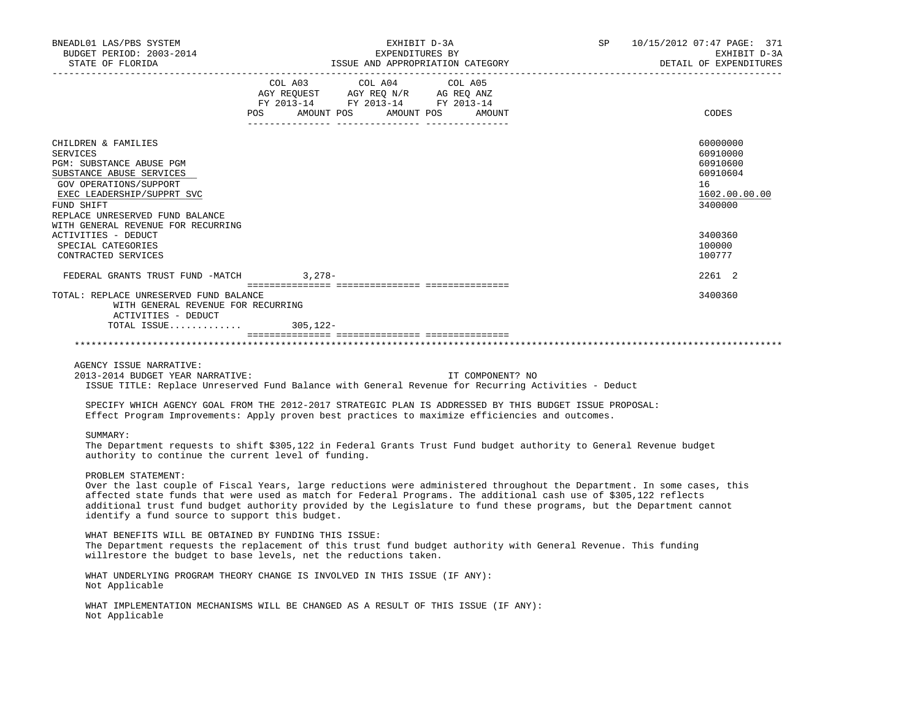| | COL A03 AGY REQUEST FY 2013-14 POS AMOUNT | COL A04 AGY REQ N/R FY 2013-14 POS AMOUNT | COL A05 AG REQ ANZ FY 2013-14 POS AMOUNT | CODES |
|---|---|---|---|---|
| CHILDREN & FAMILIES | | | | 60000000 |
| SERVICES | | | | 60910000 |
| PGM: SUBSTANCE ABUSE PGM | | | | 60910600 |
| SUBSTANCE ABUSE SERVICES | | | | 60910604 |
| GOV OPERATIONS/SUPPORT | | | | 16 |
| EXEC LEADERSHIP/SUPPRT SVC | | | | 1602.00.00.00 |
| FUND SHIFT | | | | 3400000 |
| REPLACE UNRESERVED FUND BALANCE WITH GENERAL REVENUE FOR RECURRING ACTIVITIES - DEDUCT | | | | 3400360 |
| SPECIAL CATEGORIES | | | | 100000 |
| CONTRACTED SERVICES | | | | 100777 |
| FEDERAL GRANTS TRUST FUND -MATCH | 3,278- | | | 2261 2 |
| TOTAL: REPLACE UNRESERVED FUND BALANCE WITH GENERAL REVENUE FOR RECURRING ACTIVITIES - DEDUCT | | | | 3400360 |
| TOTAL ISSUE............ | 305,122- | | | |

AGENCY ISSUE NARRATIVE:

2013-2014 BUDGET YEAR NARRATIVE: IT COMPONENT? NO

ISSUE TITLE: Replace Unreserved Fund Balance with General Revenue for Recurring Activities - Deduct

SPECIFY WHICH AGENCY GOAL FROM THE 2012-2017 STRATEGIC PLAN IS ADDRESSED BY THIS BUDGET ISSUE PROPOSAL:
Effect Program Improvements: Apply proven best practices to maximize efficiencies and outcomes.

SUMMARY:
The Department requests to shift $305,122 in Federal Grants Trust Fund budget authority to General Revenue budget authority to continue the current level of funding.

PROBLEM STATEMENT:
Over the last couple of Fiscal Years, large reductions were administered throughout the Department. In some cases, this affected state funds that were used as match for Federal Programs. The additional cash use of $305,122 reflects additional trust fund budget authority provided by the Legislature to fund these programs, but the Department cannot identify a fund source to support this budget.

WHAT BENEFITS WILL BE OBTAINED BY FUNDING THIS ISSUE:
The Department requests the replacement of this trust fund budget authority with General Revenue. This funding willrestore the budget to base levels, net the reductions taken.

WHAT UNDERLYING PROGRAM THEORY CHANGE IS INVOLVED IN THIS ISSUE (IF ANY):
Not Applicable

WHAT IMPLEMENTATION MECHANISMS WILL BE CHANGED AS A RESULT OF THIS ISSUE (IF ANY):
Not Applicable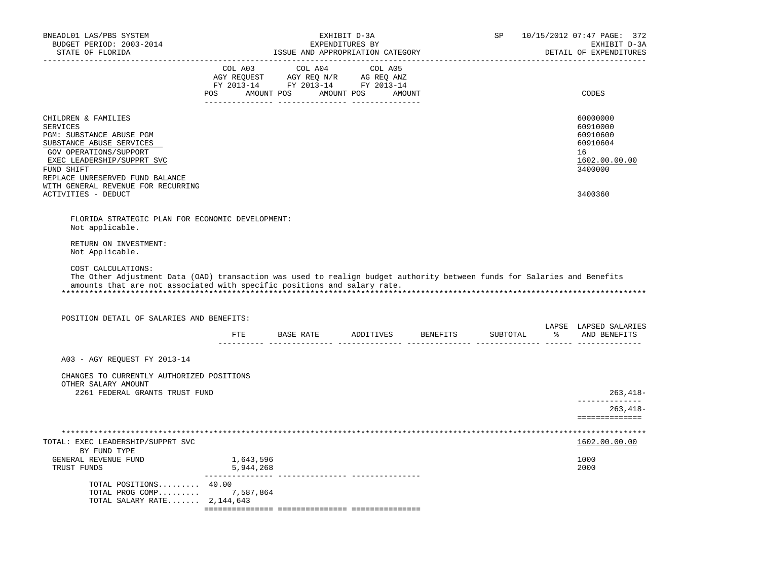BNEADL01 LAS/PBS SYSTEM — BUDGET PERIOD: 2003-2014 — STATE OF FLORIDA

EXHIBIT D-3A — EXPENDITURES BY ISSUE AND APPROPRIATION CATEGORY

SP 10/15/2012 07:47 — EXHIBIT D-3A — DETAIL OF EXPENDITURES

| | COL A03 AGY REQUEST FY 2013-14 POS AMOUNT | COL A04 AGY REQ N/R FY 2013-14 POS AMOUNT | COL A05 AG REQ ANZ FY 2013-14 POS AMOUNT | CODES |
|---|---|---|---|---|
| CHILDREN & FAMILIES | | | | 60000000 |
| SERVICES | | | | 60910000 |
| PGM: SUBSTANCE ABUSE PGM | | | | 60910600 |
| SUBSTANCE ABUSE SERVICES | | | | 60910604 |
| GOV OPERATIONS/SUPPORT | | | | 16 |
| EXEC LEADERSHIP/SUPPRT SVC | | | | 1602.00.00.00 |
| FUND SHIFT | | | | 3400000 |
| REPLACE UNRESERVED FUND BALANCE WITH GENERAL REVENUE FOR RECURRING ACTIVITIES - DEDUCT | | | | 3400360 |

FLORIDA STRATEGIC PLAN FOR ECONOMIC DEVELOPMENT:
Not applicable.

RETURN ON INVESTMENT:
Not Applicable.

COST CALCULATIONS:
The Other Adjustment Data (OAD) transaction was used to realign budget authority between funds for Salaries and Benefits amounts that are not associated with specific positions and salary rate.

POSITION DETAIL OF SALARIES AND BENEFITS:

| | FTE | BASE RATE | ADDITIVES | BENEFITS | SUBTOTAL | LAPSE % | LAPSED SALARIES AND BENEFITS |
|---|---|---|---|---|---|---|---|
| A03 - AGY REQUEST FY 2013-14 | | | | | | | |
| CHANGES TO CURRENTLY AUTHORIZED POSITIONS | | | | | | | |
| OTHER SALARY AMOUNT | | | | | | | |
| 2261 FEDERAL GRANTS TRUST FUND | | | | | | | 263,418- |
| | | | | | | | 263,418- |

| TOTAL: EXEC LEADERSHIP/SUPPRT SVC BY FUND TYPE | COL A03 | COL A04 | COL A05 | CODES |
|---|---|---|---|---|
| | | | | 1602.00.00.00 |
| GENERAL REVENUE FUND | 1,643,596 | | | 1000 |
| TRUST FUNDS | 5,944,268 | | | 2000 |
| TOTAL POSITIONS......... | 40.00 | | | |
| TOTAL PROG COMP......... | 7,587,864 | | | |
| TOTAL SALARY RATE....... | 2,144,643 | | | |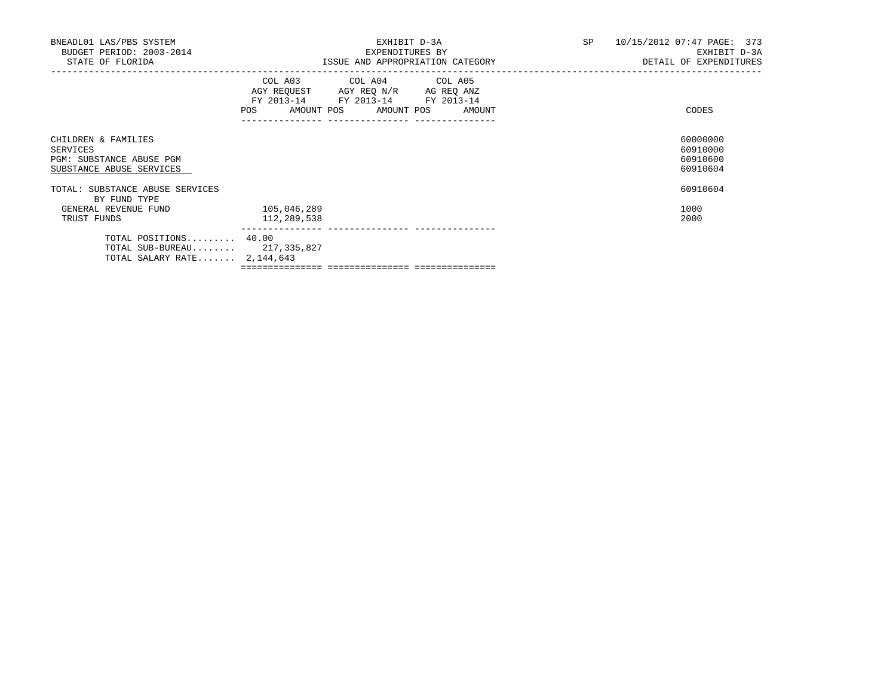BNEADL01 LAS/PBS SYSTEM
BUDGET PERIOD: 2003-2014
STATE OF FLORIDA

EXHIBIT D-3A
EXPENDITURES BY
ISSUE AND APPROPRIATION CATEGORY

SP 10/15/2012 07:47 PAGE: 373
EXHIBIT D-3A
DETAIL OF EXPENDITURES

| | COL A03 AGY REQUEST FY 2013-14 POS AMOUNT | COL A04 AGY REQ N/R FY 2013-14 POS AMOUNT | COL A05 AG REQ ANZ FY 2013-14 POS AMOUNT | CODES |
|---|---|---|---|---|
| CHILDREN & FAMILIES | | | | 60000000 |
| SERVICES | | | | 60910000 |
| PGM: SUBSTANCE ABUSE PGM | | | | 60910600 |
| SUBSTANCE ABUSE SERVICES | | | | 60910604 |
| TOTAL: SUBSTANCE ABUSE SERVICES | | | | 60910604 |
| BY FUND TYPE | | | | |
| GENERAL REVENUE FUND | 105,046,289 | | | 1000 |
| TRUST FUNDS | 112,289,538 | | | 2000 |
| TOTAL POSITIONS......... | 40.00 | | | |
| TOTAL SUB-BUREAU........ | 217,335,827 | | | |
| TOTAL SALARY RATE....... | 2,144,643 | | | |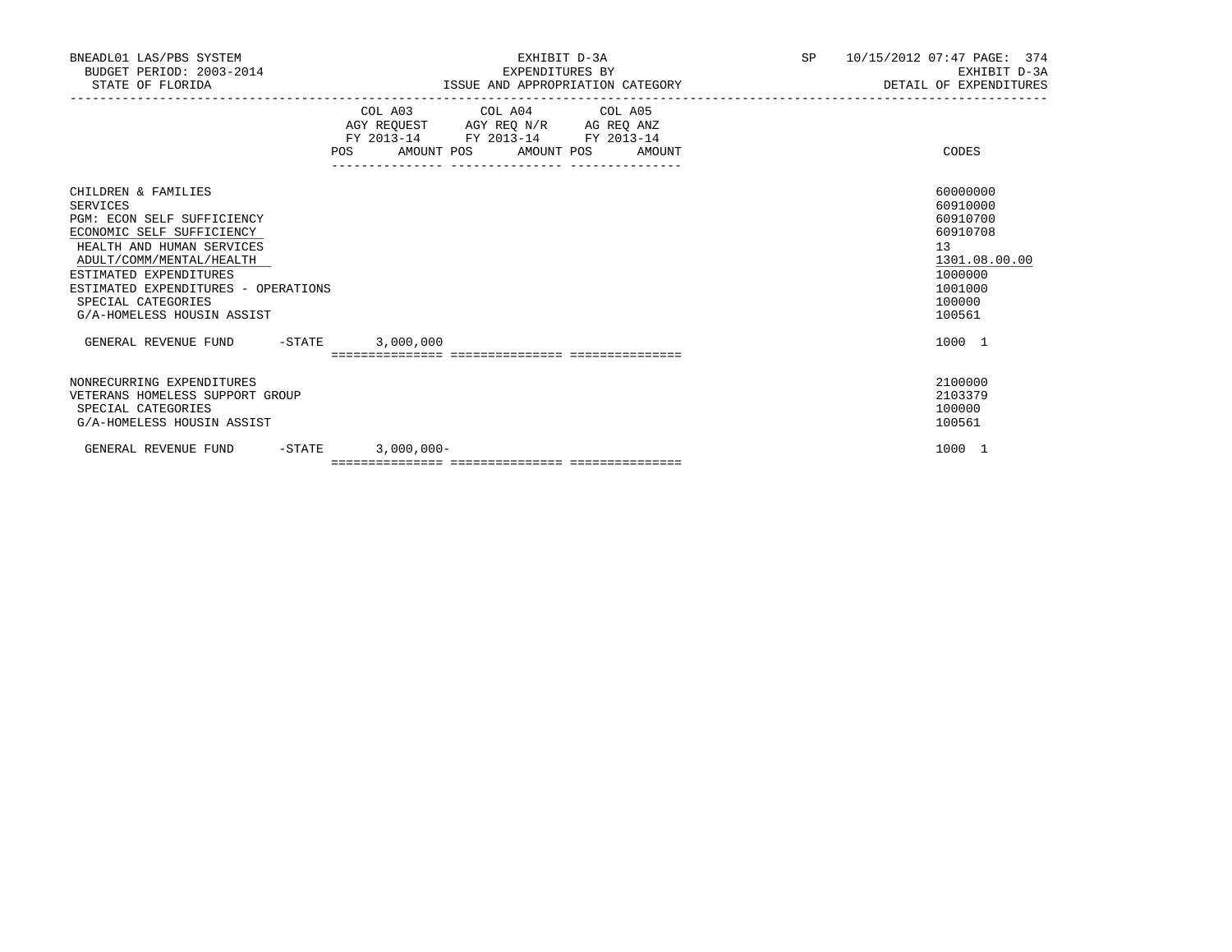BNEADL01 LAS/PBS SYSTEM
BUDGET PERIOD: 2003-2014
STATE OF FLORIDA

EXHIBIT D-3A
EXPENDITURES BY
ISSUE AND APPROPRIATION CATEGORY

SP 10/15/2012 07:47 PAGE: 374
EXHIBIT D-3A
DETAIL OF EXPENDITURES

| | COL A03 AGY REQUEST FY 2013-14 POS AMOUNT | COL A04 AGY REQ N/R FY 2013-14 POS AMOUNT | COL A05 AG REQ ANZ FY 2013-14 POS AMOUNT | CODES |
|---|---|---|---|---|
| CHILDREN & FAMILIES | | | | 60000000 |
| SERVICES | | | | 60910000 |
| PGM: ECON SELF SUFFICIENCY | | | | 60910700 |
| ECONOMIC SELF SUFFICIENCY | | | | 60910708 |
| HEALTH AND HUMAN SERVICES | | | | 13 |
| ADULT/COMM/MENTAL/HEALTH | | | | 1301.08.00.00 |
| ESTIMATED EXPENDITURES | | | | 1000000 |
| ESTIMATED EXPENDITURES - OPERATIONS | | | | 1001000 |
| SPECIAL CATEGORIES | | | | 100000 |
| G/A-HOMELESS HOUSIN ASSIST | | | | 100561 |
| GENERAL REVENUE FUND -STATE | 3,000,000 | | | 1000 1 |
| NONRECURRING EXPENDITURES | | | | 2100000 |
| VETERANS HOMELESS SUPPORT GROUP | | | | 2103379 |
| SPECIAL CATEGORIES | | | | 100000 |
| G/A-HOMELESS HOUSIN ASSIST | | | | 100561 |
| GENERAL REVENUE FUND -STATE | 3,000,000- | | | 1000 1 |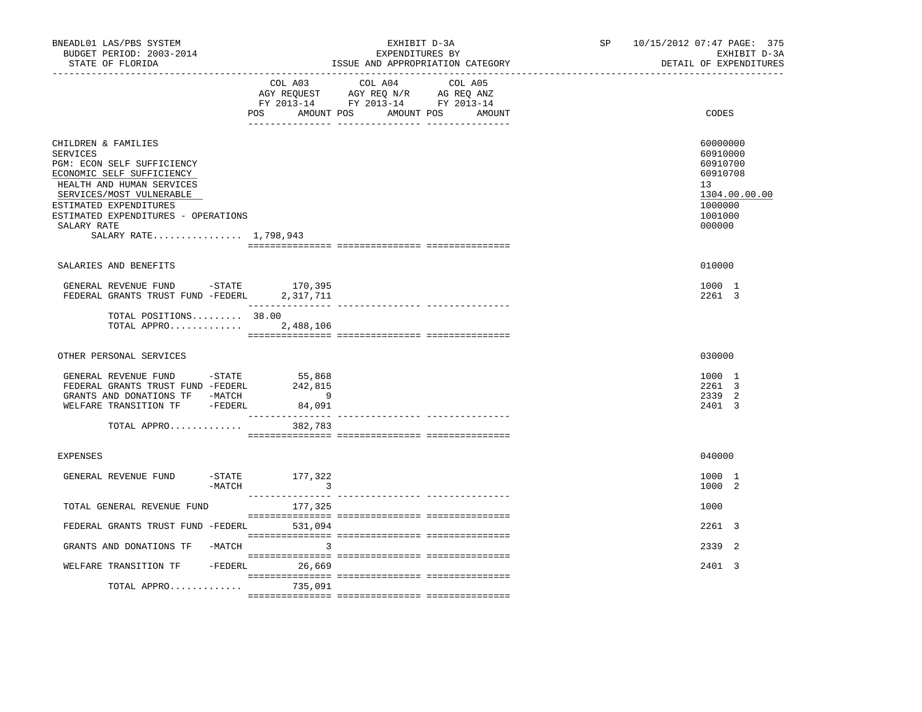BNEADL01 LAS/PBS SYSTEM — EXHIBIT D-3A — SP 10/15/2012 07:47

BUDGET PERIOD: 2003-2014 — EXPENDITURES BY — EXHIBIT D-3A

STATE OF FLORIDA — ISSUE AND APPROPRIATION CATEGORY — DETAIL OF EXPENDITURES

| | COL A03 AGY REQUEST FY 2013-14 POS AMOUNT | COL A04 AGY REQ N/R FY 2013-14 POS AMOUNT | COL A05 AG REQ ANZ FY 2013-14 POS AMOUNT | CODES |
|---|---|---|---|---|
| CHILDREN & FAMILIES | | | | 60000000 |
| SERVICES | | | | 60910000 |
| PGM: ECON SELF SUFFICIENCY | | | | 60910700 |
| ECONOMIC SELF SUFFICIENCY | | | | 60910708 |
| HEALTH AND HUMAN SERVICES | | | | 13 |
| SERVICES/MOST VULNERABLE | | | | 1304.00.00.00 |
| ESTIMATED EXPENDITURES | | | | 1000000 |
| ESTIMATED EXPENDITURES - OPERATIONS | | | | 1001000 |
| SALARY RATE | | | | 000000 |
| SALARY RATE................ | 1,798,943 | | | |
| SALARIES AND BENEFITS | | | | 010000 |
| GENERAL REVENUE FUND -STATE | 170,395 | | | 1000 1 |
| FEDERAL GRANTS TRUST FUND -FEDERL | 2,317,711 | | | 2261 3 |
| TOTAL POSITIONS......... | 38.00 | | | |
| TOTAL APPRO............. | 2,488,106 | | | |
| OTHER PERSONAL SERVICES | | | | 030000 |
| GENERAL REVENUE FUND -STATE | 55,868 | | | 1000 1 |
| FEDERAL GRANTS TRUST FUND -FEDERL | 242,815 | | | 2261 3 |
| GRANTS AND DONATIONS TF -MATCH | 9 | | | 2339 2 |
| WELFARE TRANSITION TF -FEDERL | 84,091 | | | 2401 3 |
| TOTAL APPRO............. | 382,783 | | | |
| EXPENSES | | | | 040000 |
| GENERAL REVENUE FUND -STATE | 177,322 | | | 1000 1 |
| -MATCH | 3 | | | 1000 2 |
| TOTAL GENERAL REVENUE FUND | 177,325 | | | 1000 |
| FEDERAL GRANTS TRUST FUND -FEDERL | 531,094 | | | 2261 3 |
| GRANTS AND DONATIONS TF -MATCH | 3 | | | 2339 2 |
| WELFARE TRANSITION TF -FEDERL | 26,669 | | | 2401 3 |
| TOTAL APPRO............. | 735,091 | | | |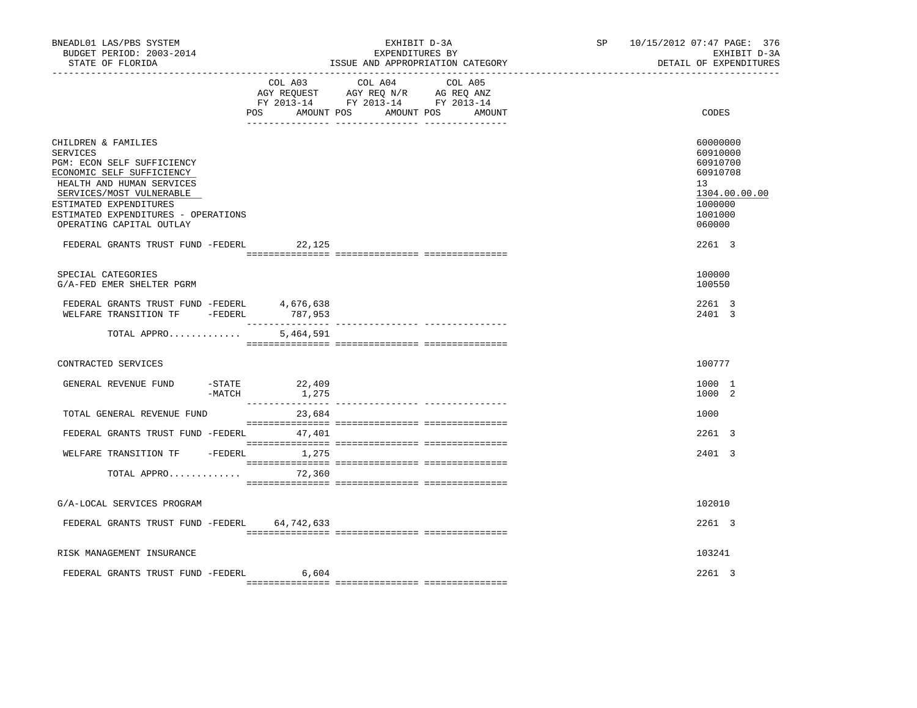BNEADL01 LAS/PBS SYSTEM | EXHIBIT D-3A | SP 10/15/2012 07:47 PAGE: 376
BUDGET PERIOD: 2003-2014 | EXPENDITURES BY | EXHIBIT D-3A
STATE OF FLORIDA | ISSUE AND APPROPRIATION CATEGORY | DETAIL OF EXPENDITURES

| | COL A03 AGY REQUEST FY 2013-14 POS AMOUNT | COL A04 AGY REQ N/R FY 2013-14 POS AMOUNT | COL A05 AG REQ ANZ FY 2013-14 POS AMOUNT | CODES |
|---|---|---|---|---|
| CHILDREN & FAMILIES | | | | 60000000 |
| SERVICES | | | | 60910000 |
| PGM: ECON SELF SUFFICIENCY | | | | 60910700 |
| ECONOMIC SELF SUFFICIENCY | | | | 60910708 |
| HEALTH AND HUMAN SERVICES | | | | 13 |
| SERVICES/MOST VULNERABLE | | | | 1304.00.00.00 |
| ESTIMATED EXPENDITURES | | | | 1000000 |
| ESTIMATED EXPENDITURES - OPERATIONS | | | | 1001000 |
| OPERATING CAPITAL OUTLAY | | | | 060000 |
| FEDERAL GRANTS TRUST FUND -FEDERL | 22,125 | | | 2261 3 |
| SPECIAL CATEGORIES | | | | 100000 |
| G/A-FED EMER SHELTER PGRM | | | | 100550 |
| FEDERAL GRANTS TRUST FUND -FEDERL | 4,676,638 | | | 2261 3 |
| WELFARE TRANSITION TF -FEDERL | 787,953 | | | 2401 3 |
| TOTAL APPRO............. | 5,464,591 | | | |
| CONTRACTED SERVICES | | | | 100777 |
| GENERAL REVENUE FUND -STATE | 22,409 | | | 1000 1 |
| -MATCH | 1,275 | | | 1000 2 |
| TOTAL GENERAL REVENUE FUND | 23,684 | | | 1000 |
| FEDERAL GRANTS TRUST FUND -FEDERL | 47,401 | | | 2261 3 |
| WELFARE TRANSITION TF -FEDERL | 1,275 | | | 2401 3 |
| TOTAL APPRO............. | 72,360 | | | |
| G/A-LOCAL SERVICES PROGRAM | | | | 102010 |
| FEDERAL GRANTS TRUST FUND -FEDERL | 64,742,633 | | | 2261 3 |
| RISK MANAGEMENT INSURANCE | | | | 103241 |
| FEDERAL GRANTS TRUST FUND -FEDERL | 6,604 | | | 2261 3 |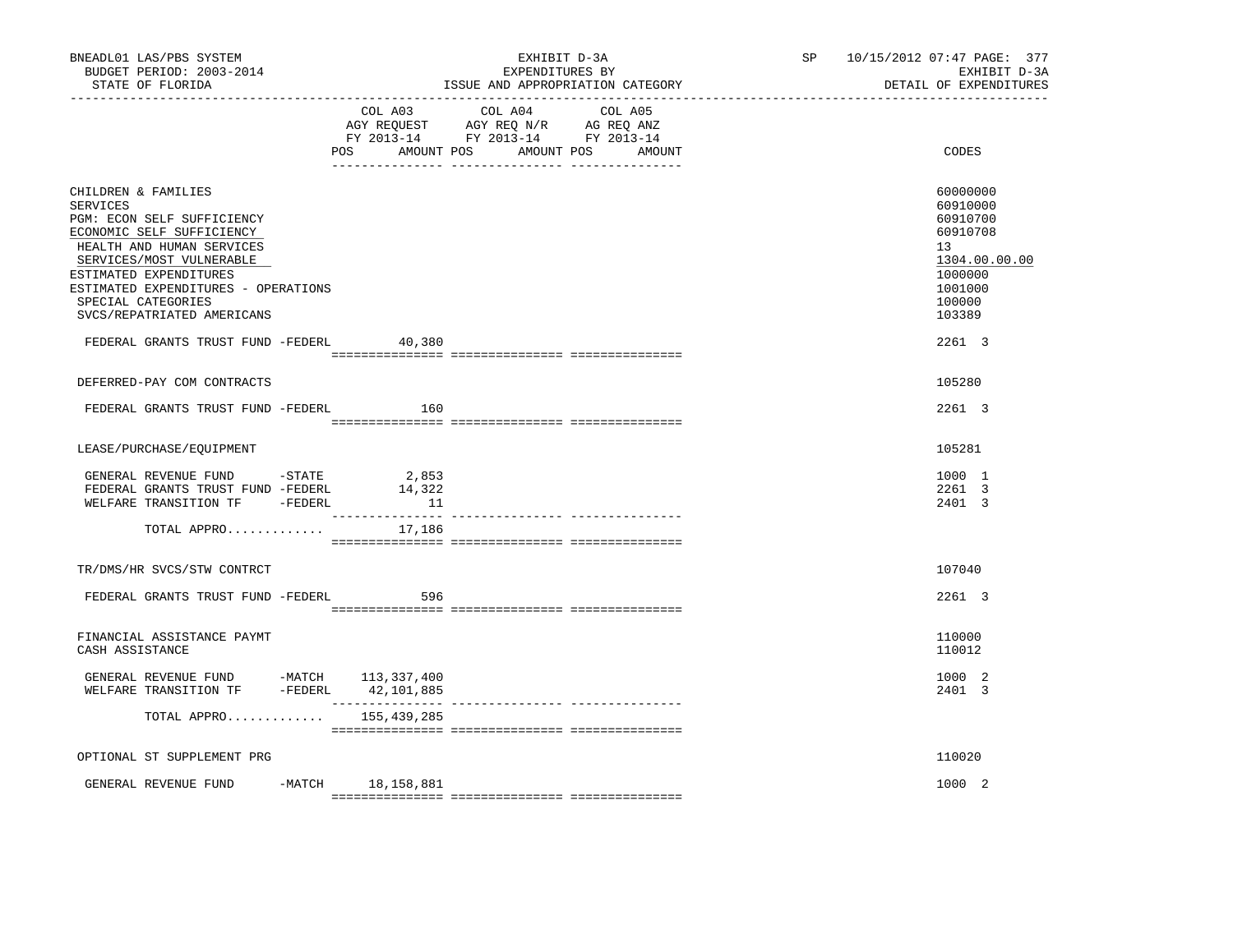BNEADL01 LAS/PBS SYSTEM — EXHIBIT D-3A — SP 10/15/2012 07:47 PAGE: 377
BUDGET PERIOD: 2003-2014 — EXPENDITURES BY — EXHIBIT D-3A
STATE OF FLORIDA — ISSUE AND APPROPRIATION CATEGORY — DETAIL OF EXPENDITURES

| | COL A03 AGY REQUEST FY 2013-14 POS AMOUNT | COL A04 AGY REQ N/R FY 2013-14 POS AMOUNT | COL A05 AG REQ ANZ FY 2013-14 POS AMOUNT | CODES |
|---|---|---|---|---|
| CHILDREN & FAMILIES | | | | 60000000 |
| SERVICES | | | | 60910000 |
| PGM: ECON SELF SUFFICIENCY | | | | 60910700 |
| ECONOMIC SELF SUFFICIENCY | | | | 60910708 |
| HEALTH AND HUMAN SERVICES | | | | 13 |
| SERVICES/MOST VULNERABLE | | | | 1304.00.00.00 |
| ESTIMATED EXPENDITURES | | | | 1000000 |
| ESTIMATED EXPENDITURES - OPERATIONS | | | | 1001000 |
| SPECIAL CATEGORIES | | | | 100000 |
| SVCS/REPATRIATED AMERICANS | | | | 103389 |
| FEDERAL GRANTS TRUST FUND -FEDERL | 40,380 | | | 2261 3 |
| DEFERRED-PAY COM CONTRACTS | | | | 105280 |
| FEDERAL GRANTS TRUST FUND -FEDERL | 160 | | | 2261 3 |
| LEASE/PURCHASE/EQUIPMENT | | | | 105281 |
| GENERAL REVENUE FUND -STATE | 2,853 | | | 1000 1 |
| FEDERAL GRANTS TRUST FUND -FEDERL | 14,322 | | | 2261 3 |
| WELFARE TRANSITION TF -FEDERL | 11 | | | 2401 3 |
| TOTAL APPRO............ | 17,186 | | | |
| TR/DMS/HR SVCS/STW CONTRCT | | | | 107040 |
| FEDERAL GRANTS TRUST FUND -FEDERL | 596 | | | 2261 3 |
| FINANCIAL ASSISTANCE PAYMT | | | | 110000 |
| CASH ASSISTANCE | | | | 110012 |
| GENERAL REVENUE FUND -MATCH | 113,337,400 | | | 1000 2 |
| WELFARE TRANSITION TF -FEDERL | 42,101,885 | | | 2401 3 |
| TOTAL APPRO............ | 155,439,285 | | | |
| OPTIONAL ST SUPPLEMENT PRG | | | | 110020 |
| GENERAL REVENUE FUND -MATCH | 18,158,881 | | | 1000 2 |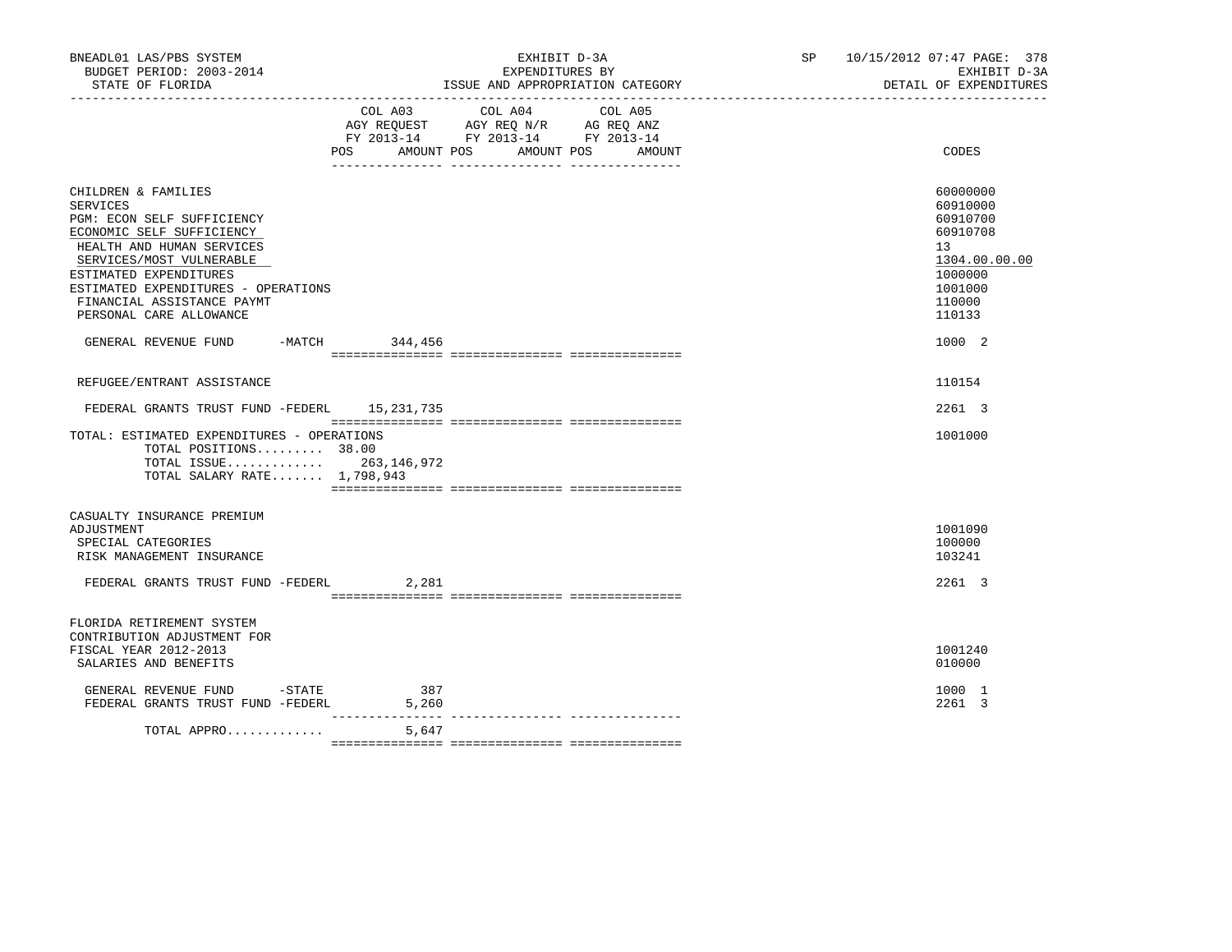BNEADL01 LAS/PBS SYSTEM
BUDGET PERIOD: 2003-2014
STATE OF FLORIDA

EXHIBIT D-3A
EXPENDITURES BY
ISSUE AND APPROPRIATION CATEGORY

SP 10/15/2012 07:47 PAGE: 378
EXHIBIT D-3A
DETAIL OF EXPENDITURES

| | COL A03 AGY REQUEST FY 2013-14 POS AMOUNT | COL A04 AGY REQ N/R FY 2013-14 POS AMOUNT | COL A05 AG REQ ANZ FY 2013-14 POS AMOUNT | CODES |
|---|---|---|---|---|
| CHILDREN & FAMILIES | | | | 60000000 |
| SERVICES | | | | 60910000 |
| PGM: ECON SELF SUFFICIENCY | | | | 60910700 |
| ECONOMIC SELF SUFFICIENCY | | | | 60910708 |
| HEALTH AND HUMAN SERVICES | | | | 13 |
| SERVICES/MOST VULNERABLE | | | | 1304.00.00.00 |
| ESTIMATED EXPENDITURES | | | | 1000000 |
| ESTIMATED EXPENDITURES - OPERATIONS | | | | 1001000 |
| FINANCIAL ASSISTANCE PAYMT | | | | 110000 |
| PERSONAL CARE ALLOWANCE | | | | 110133 |
| GENERAL REVENUE FUND -MATCH | 344,456 | | | 1000 2 |
| REFUGEE/ENTRANT ASSISTANCE | | | | 110154 |
| FEDERAL GRANTS TRUST FUND -FEDERL | 15,231,735 | | | 2261 3 |
| TOTAL: ESTIMATED EXPENDITURES - OPERATIONS | | | | 1001000 |
| TOTAL POSITIONS......... 38.00 | | | | |
| TOTAL ISSUE............. | 263,146,972 | | | |
| TOTAL SALARY RATE....... 1,798,943 | | | | |
| CASUALTY INSURANCE PREMIUM ADJUSTMENT | | | | 1001090 |
| SPECIAL CATEGORIES | | | | 100000 |
| RISK MANAGEMENT INSURANCE | | | | 103241 |
| FEDERAL GRANTS TRUST FUND -FEDERL | 2,281 | | | 2261 3 |
| FLORIDA RETIREMENT SYSTEM CONTRIBUTION ADJUSTMENT FOR FISCAL YEAR 2012-2013 | | | | 1001240 |
| SALARIES AND BENEFITS | | | | 010000 |
| GENERAL REVENUE FUND -STATE | 387 | | | 1000 1 |
| FEDERAL GRANTS TRUST FUND -FEDERL | 5,260 | | | 2261 3 |
| TOTAL APPRO............ | 5,647 | | | |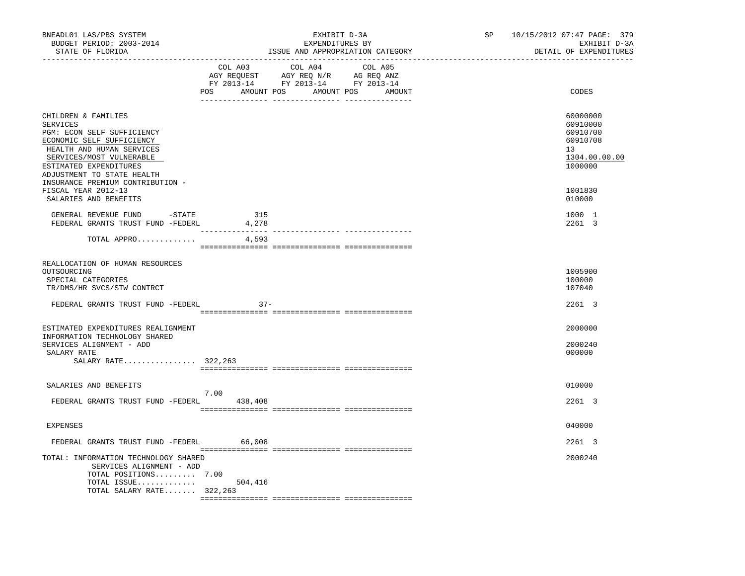BNEADL01 LAS/PBS SYSTEM | EXHIBIT D-3A | SP 10/15/2012 07:47 PAGE: 379
BUDGET PERIOD: 2003-2014 | EXPENDITURES BY | EXHIBIT D-3A
STATE OF FLORIDA | ISSUE AND APPROPRIATION CATEGORY | DETAIL OF EXPENDITURES

| | COL A03 AGY REQUEST FY 2013-14 POS | AMOUNT | COL A04 AGY REQ N/R FY 2013-14 POS | AMOUNT | COL A05 AG REQ ANZ FY 2013-14 POS | AMOUNT | CODES |
|---|---|---|---|---|---|---|---|
| CHILDREN & FAMILIES | | | | | | | 60000000 |
| SERVICES | | | | | | | 60910000 |
| PGM: ECON SELF SUFFICIENCY | | | | | | | 60910700 |
| ECONOMIC SELF SUFFICIENCY | | | | | | | 60910708 |
| HEALTH AND HUMAN SERVICES | | | | | | | 13 |
| SERVICES/MOST VULNERABLE | | | | | | | 1304.00.00.00 |
| ESTIMATED EXPENDITURES | | | | | | | 1000000 |
| ADJUSTMENT TO STATE HEALTH INSURANCE PREMIUM CONTRIBUTION - FISCAL YEAR 2012-13 | | | | | | | 1001830 |
| SALARIES AND BENEFITS | | | | | | | 010000 |
| GENERAL REVENUE FUND -STATE | | 315 | | | | | 1000 1 |
| FEDERAL GRANTS TRUST FUND -FEDERL | | 4,278 | | | | | 2261 3 |
| TOTAL APPRO............. | | 4,593 | | | | | |
| REALLOCATION OF HUMAN RESOURCES OUTSOURCING | | | | | | | 1005900 |
| SPECIAL CATEGORIES | | | | | | | 100000 |
| TR/DMS/HR SVCS/STW CONTRCT | | | | | | | 107040 |
| FEDERAL GRANTS TRUST FUND -FEDERL | | 37- | | | | | 2261 3 |
| ESTIMATED EXPENDITURES REALIGNMENT | | | | | | | 2000000 |
| INFORMATION TECHNOLOGY SHARED SERVICES ALIGNMENT - ADD | | | | | | | 2000240 |
| SALARY RATE | | | | | | | 000000 |
| SALARY RATE................ 322,263 | | | | | | | |
| SALARIES AND BENEFITS | | | | | | | 010000 |
| FEDERAL GRANTS TRUST FUND -FEDERL | 7.00 | 438,408 | | | | | 2261 3 |
| EXPENSES | | | | | | | 040000 |
| FEDERAL GRANTS TRUST FUND -FEDERL | | 66,008 | | | | | 2261 3 |
| TOTAL: INFORMATION TECHNOLOGY SHARED SERVICES ALIGNMENT - ADD | | | | | | | 2000240 |
| TOTAL POSITIONS......... | 7.00 | | | | | | |
| TOTAL ISSUE............. | | 504,416 | | | | | |
| TOTAL SALARY RATE....... 322,263 | | | | | | | |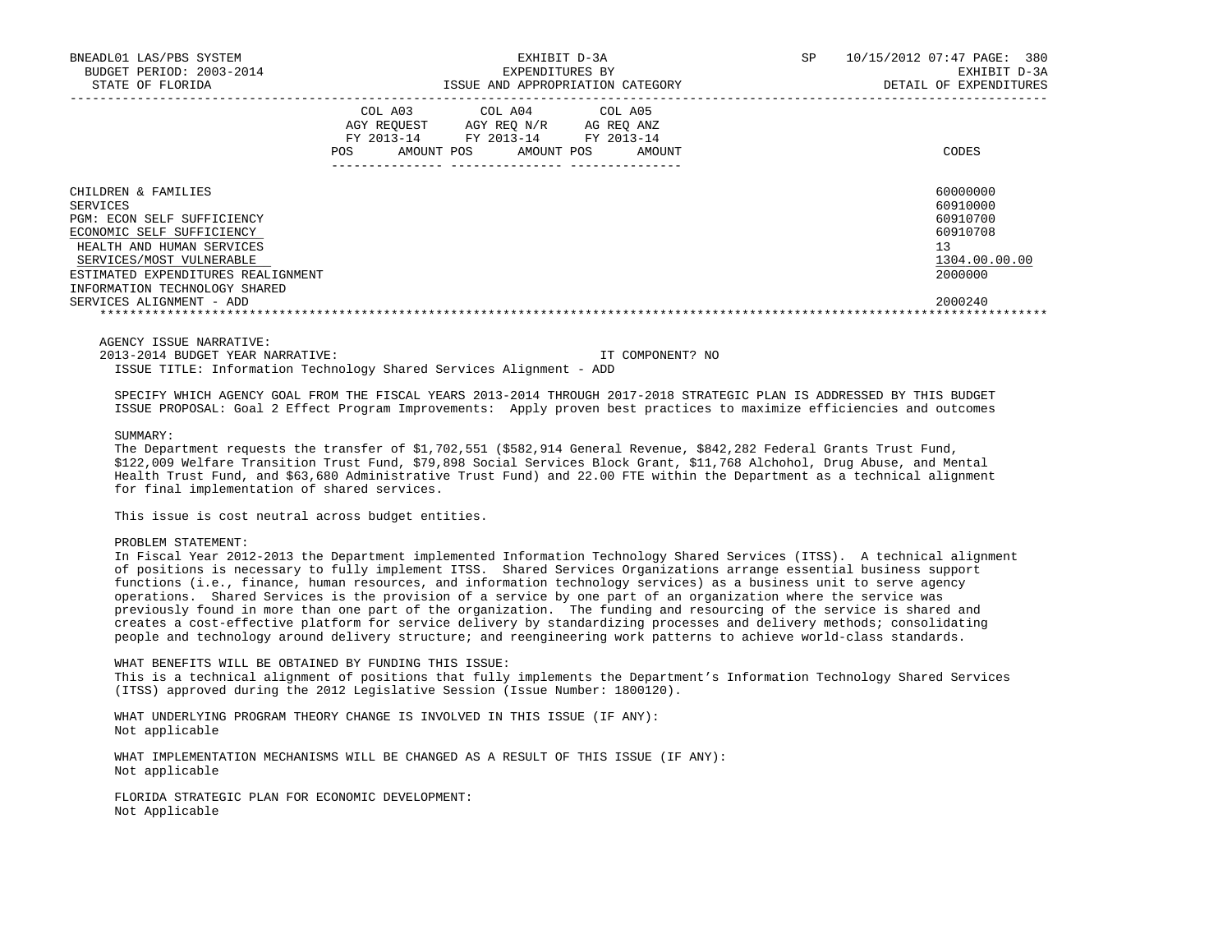| | COL A03 AGY REQUEST FY 2013-14 POS AMOUNT | COL A04 AGY REQ N/R FY 2013-14 POS AMOUNT | COL A05 AG REQ ANZ FY 2013-14 POS AMOUNT | CODES |
|---|---|---|---|---|
| CHILDREN & FAMILIES | | | | 60000000 |
| SERVICES | | | | 60910000 |
| PGM: ECON SELF SUFFICIENCY | | | | 60910700 |
| ECONOMIC SELF SUFFICIENCY | | | | 60910708 |
| HEALTH AND HUMAN SERVICES | | | | 13 |
| SERVICES/MOST VULNERABLE | | | | 1304.00.00.00 |
| ESTIMATED EXPENDITURES REALIGNMENT | | | | 2000000 |
| INFORMATION TECHNOLOGY SHARED SERVICES ALIGNMENT - ADD | | | | 2000240 |

AGENCY ISSUE NARRATIVE:

2013-2014 BUDGET YEAR NARRATIVE: IT COMPONENT? NO

ISSUE TITLE: Information Technology Shared Services Alignment - ADD

SPECIFY WHICH AGENCY GOAL FROM THE FISCAL YEARS 2013-2014 THROUGH 2017-2018 STRATEGIC PLAN IS ADDRESSED BY THIS BUDGET ISSUE PROPOSAL: Goal 2 Effect Program Improvements: Apply proven best practices to maximize efficiencies and outcomes

SUMMARY:

The Department requests the transfer of $1,702,551 ($582,914 General Revenue, $842,282 Federal Grants Trust Fund, $122,009 Welfare Transition Trust Fund, $79,898 Social Services Block Grant, $11,768 Alchohol, Drug Abuse, and Mental Health Trust Fund, and $63,680 Administrative Trust Fund) and 22.00 FTE within the Department as a technical alignment for final implementation of shared services.

This issue is cost neutral across budget entities.

PROBLEM STATEMENT:

In Fiscal Year 2012-2013 the Department implemented Information Technology Shared Services (ITSS). A technical alignment of positions is necessary to fully implement ITSS. Shared Services Organizations arrange essential business support functions (i.e., finance, human resources, and information technology services) as a business unit to serve agency operations. Shared Services is the provision of a service by one part of an organization where the service was previously found in more than one part of the organization. The funding and resourcing of the service is shared and creates a cost-effective platform for service delivery by standardizing processes and delivery methods; consolidating people and technology around delivery structure; and reengineering work patterns to achieve world-class standards.

WHAT BENEFITS WILL BE OBTAINED BY FUNDING THIS ISSUE:

This is a technical alignment of positions that fully implements the Department's Information Technology Shared Services (ITSS) approved during the 2012 Legislative Session (Issue Number: 1800120).

WHAT UNDERLYING PROGRAM THEORY CHANGE IS INVOLVED IN THIS ISSUE (IF ANY):

Not applicable

WHAT IMPLEMENTATION MECHANISMS WILL BE CHANGED AS A RESULT OF THIS ISSUE (IF ANY):

Not applicable

FLORIDA STRATEGIC PLAN FOR ECONOMIC DEVELOPMENT:

Not Applicable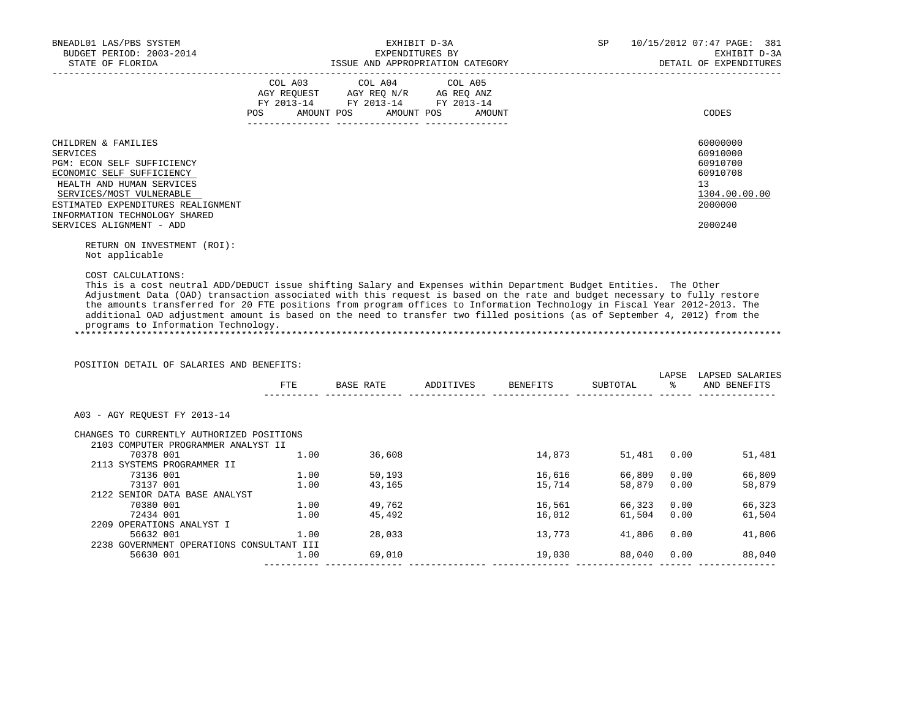BNEADL01 LAS/PBS SYSTEM | EXHIBIT D-3A | SP 10/15/2012 07:47

BUDGET PERIOD: 2003-2014 | EXPENDITURES BY | EXHIBIT D-3A

STATE OF FLORIDA | ISSUE AND APPROPRIATION CATEGORY | DETAIL OF EXPENDITURES

| | COL A03 AGY REQUEST FY 2013-14 POS AMOUNT | COL A04 AGY REQ N/R FY 2013-14 POS AMOUNT | COL A05 AG REQ ANZ FY 2013-14 POS AMOUNT | CODES |
|---|---|---|---|---|
| CHILDREN & FAMILIES | | | | 60000000 |
| SERVICES | | | | 60910000 |
| PGM: ECON SELF SUFFICIENCY | | | | 60910700 |
| ECONOMIC SELF SUFFICIENCY | | | | 60910708 |
| HEALTH AND HUMAN SERVICES | | | | 13 |
| SERVICES/MOST VULNERABLE | | | | 1304.00.00.00 |
| ESTIMATED EXPENDITURES REALIGNMENT | | | | 2000000 |
| INFORMATION TECHNOLOGY SHARED SERVICES ALIGNMENT - ADD | | | | 2000240 |

RETURN ON INVESTMENT (ROI):
Not applicable

COST CALCULATIONS:
This is a cost neutral ADD/DEDUCT issue shifting Salary and Expenses within Department Budget Entities. The Other Adjustment Data (OAD) transaction associated with this request is based on the rate and budget necessary to fully restore the amounts transferred for 20 FTE positions from program offices to Information Technology in Fiscal Year 2012-2013. The additional OAD adjustment amount is based on the need to transfer two filled positions (as of September 4, 2012) from the programs to Information Technology.

*******************************************************************************************************************************

POSITION DETAIL OF SALARIES AND BENEFITS:

| | FTE | BASE RATE | ADDITIVES | BENEFITS | SUBTOTAL | LAPSE % | LAPSED SALARIES AND BENEFITS |
|---|---|---|---|---|---|---|---|
| A03 - AGY REQUEST FY 2013-14 | | | | | | | |
| CHANGES TO CURRENTLY AUTHORIZED POSITIONS | | | | | | | |
| 2103 COMPUTER PROGRAMMER ANALYST II | | | | | | | |
| 70378 001 | 1.00 | 36,608 | | 14,873 | 51,481 | 0.00 | 51,481 |
| 2113 SYSTEMS PROGRAMMER II | | | | | | | |
| 73136 001 | 1.00 | 50,193 | | 16,616 | 66,809 | 0.00 | 66,809 |
| 73137 001 | 1.00 | 43,165 | | 15,714 | 58,879 | 0.00 | 58,879 |
| 2122 SENIOR DATA BASE ANALYST | | | | | | | |
| 70380 001 | 1.00 | 49,762 | | 16,561 | 66,323 | 0.00 | 66,323 |
| 72434 001 | 1.00 | 45,492 | | 16,012 | 61,504 | 0.00 | 61,504 |
| 2209 OPERATIONS ANALYST I | | | | | | | |
| 56632 001 | 1.00 | 28,033 | | 13,773 | 41,806 | 0.00 | 41,806 |
| 2238 GOVERNMENT OPERATIONS CONSULTANT III | | | | | | | |
| 56630 001 | 1.00 | 69,010 | | 19,030 | 88,040 | 0.00 | 88,040 |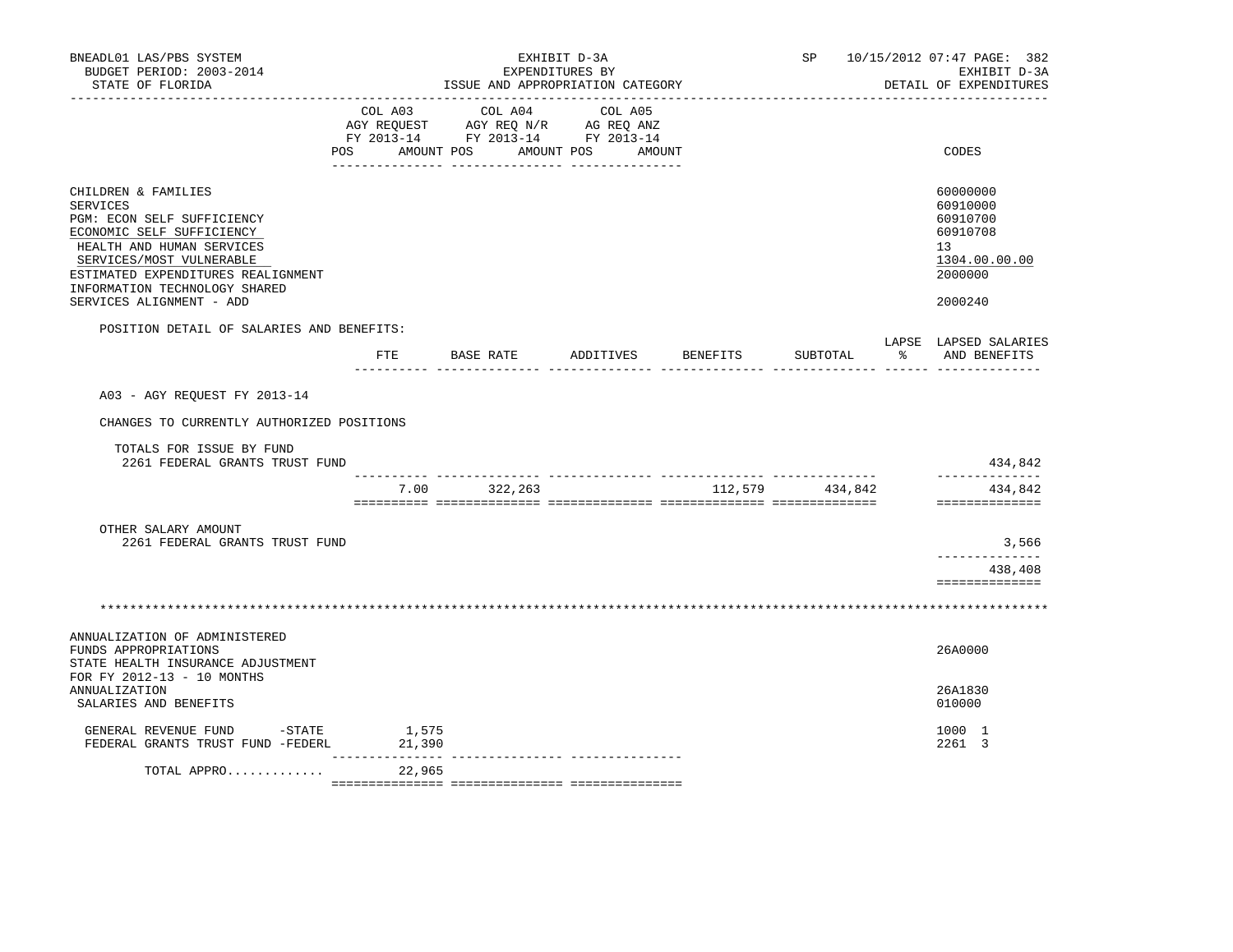BNEADL01 LAS/PBS SYSTEM — EXHIBIT D-3A — SP 10/15/2012 07:47 PAGE: 382
BUDGET PERIOD: 2003-2014 — EXPENDITURES BY — EXHIBIT D-3A
STATE OF FLORIDA — ISSUE AND APPROPRIATION CATEGORY — DETAIL OF EXPENDITURES

| | COL A03 AGY REQUEST FY 2013-14 POS AMOUNT | COL A04 AGY REQ N/R FY 2013-14 POS AMOUNT | COL A05 AG REQ ANZ FY 2013-14 POS AMOUNT | CODES |
|---|---|---|---|---|
| CHILDREN & FAMILIES | | | | 60000000 |
| SERVICES | | | | 60910000 |
| PGM: ECON SELF SUFFICIENCY | | | | 60910700 |
| ECONOMIC SELF SUFFICIENCY | | | | 60910708 |
| HEALTH AND HUMAN SERVICES | | | | 13 |
| SERVICES/MOST VULNERABLE | | | | 1304.00.00.00 |
| ESTIMATED EXPENDITURES REALIGNMENT | | | | 2000000 |
| INFORMATION TECHNOLOGY SHARED SERVICES ALIGNMENT - ADD | | | | 2000240 |

POSITION DETAIL OF SALARIES AND BENEFITS:

| | FTE | BASE RATE | ADDITIVES | BENEFITS | SUBTOTAL | LAPSE % | LAPSED SALARIES AND BENEFITS |
|---|---|---|---|---|---|---|---|
| A03 - AGY REQUEST FY 2013-14 | | | | | | | |
| CHANGES TO CURRENTLY AUTHORIZED POSITIONS | | | | | | | |
| TOTALS FOR ISSUE BY FUND | | | | | | | |
| 2261 FEDERAL GRANTS TRUST FUND | | | | | | | 434,842 |
| | 7.00 | 322,263 | | 112,579 | 434,842 | | 434,842 |
| OTHER SALARY AMOUNT | | | | | | | |
| 2261 FEDERAL GRANTS TRUST FUND | | | | | | | 3,566 |
| | | | | | | | 438,408 |

******************************************************************************************

| | COL A03 | COL A04 | COL A05 | CODES |
|---|---|---|---|---|
| ANNUALIZATION OF ADMINISTERED FUNDS APPROPRIATIONS | | | | 26A0000 |
| STATE HEALTH INSURANCE ADJUSTMENT FOR FY 2012-13 - 10 MONTHS ANNUALIZATION | | | | 26A1830 |
| SALARIES AND BENEFITS | | | | 010000 |
| GENERAL REVENUE FUND -STATE | 1,575 | | | 1000 1 |
| FEDERAL GRANTS TRUST FUND -FEDERL | 21,390 | | | 2261 3 |
| TOTAL APPRO............ | 22,965 | | | |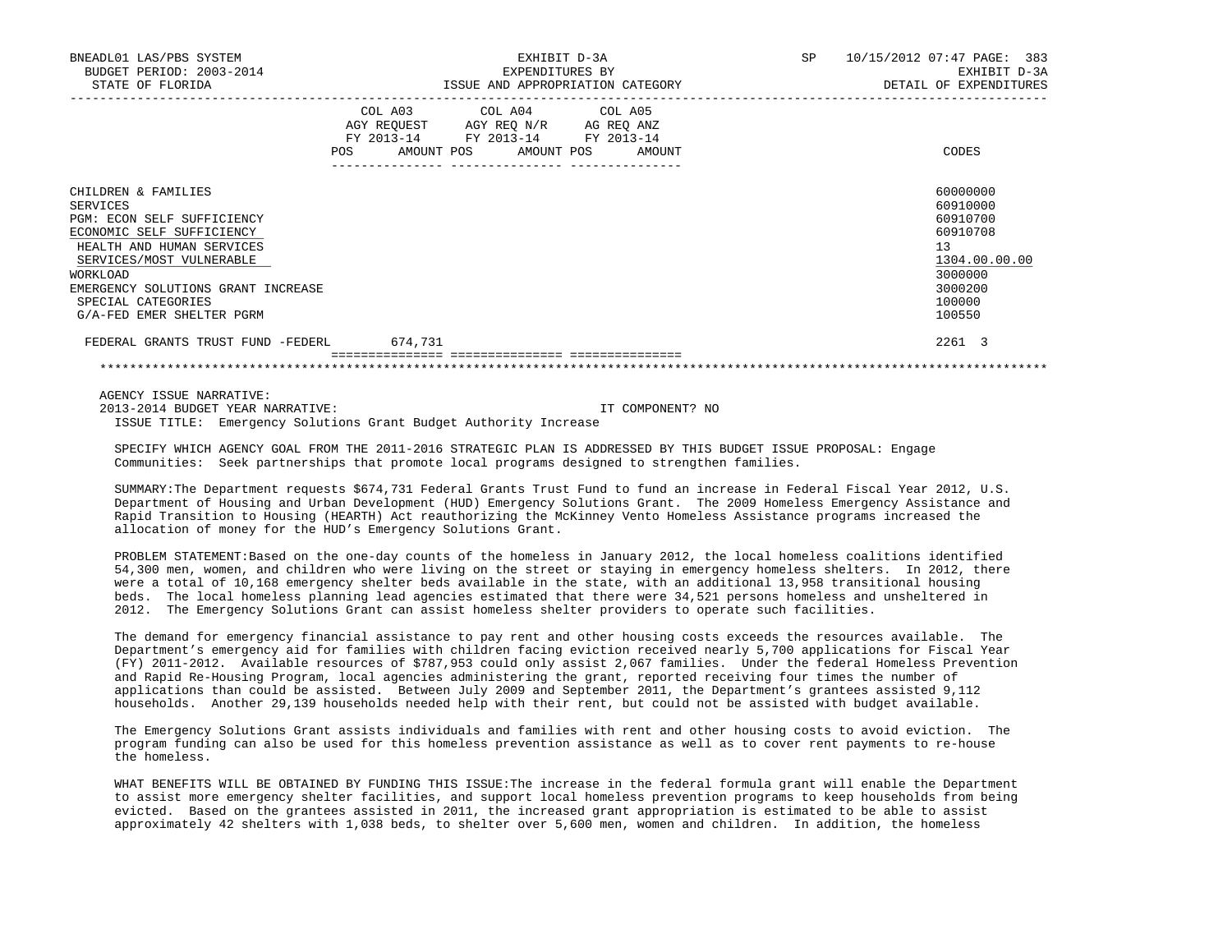BNEADL01 LAS/PBS SYSTEM | EXHIBIT D-3A | SP 10/15/2012 07:47
BUDGET PERIOD: 2003-2014 | EXPENDITURES BY | EXHIBIT D-3A
STATE OF FLORIDA | ISSUE AND APPROPRIATION CATEGORY | DETAIL OF EXPENDITURES

| | COL A03 AGY REQUEST FY 2013-14 POS AMOUNT | COL A04 AGY REQ N/R FY 2013-14 POS AMOUNT | COL A05 AG REQ ANZ FY 2013-14 POS AMOUNT | CODES |
|---|---|---|---|---|
| CHILDREN & FAMILIES | | | | 60000000 |
| SERVICES | | | | 60910000 |
| PGM: ECON SELF SUFFICIENCY | | | | 60910700 |
| ECONOMIC SELF SUFFICIENCY | | | | 60910708 |
| HEALTH AND HUMAN SERVICES | | | | 13 |
| SERVICES/MOST VULNERABLE | | | | 1304.00.00.00 |
| WORKLOAD | | | | 3000000 |
| EMERGENCY SOLUTIONS GRANT INCREASE | | | | 3000200 |
| SPECIAL CATEGORIES | | | | 100000 |
| G/A-FED EMER SHELTER PGRM | | | | 100550 |
| FEDERAL GRANTS TRUST FUND -FEDERL | 674,731 | | | 2261 3 |

AGENCY ISSUE NARRATIVE:

2013-2014 BUDGET YEAR NARRATIVE: IT COMPONENT? NO

ISSUE TITLE: Emergency Solutions Grant Budget Authority Increase

SPECIFY WHICH AGENCY GOAL FROM THE 2011-2016 STRATEGIC PLAN IS ADDRESSED BY THIS BUDGET ISSUE PROPOSAL: Engage Communities: Seek partnerships that promote local programs designed to strengthen families.

SUMMARY:The Department requests $674,731 Federal Grants Trust Fund to fund an increase in Federal Fiscal Year 2012, U.S. Department of Housing and Urban Development (HUD) Emergency Solutions Grant. The 2009 Homeless Emergency Assistance and Rapid Transition to Housing (HEARTH) Act reauthorizing the McKinney Vento Homeless Assistance programs increased the allocation of money for the HUD's Emergency Solutions Grant.

PROBLEM STATEMENT:Based on the one-day counts of the homeless in January 2012, the local homeless coalitions identified 54,300 men, women, and children who were living on the street or staying in emergency homeless shelters. In 2012, there were a total of 10,168 emergency shelter beds available in the state, with an additional 13,958 transitional housing beds. The local homeless planning lead agencies estimated that there were 34,521 persons homeless and unsheltered in 2012. The Emergency Solutions Grant can assist homeless shelter providers to operate such facilities.

The demand for emergency financial assistance to pay rent and other housing costs exceeds the resources available. The Department's emergency aid for families with children facing eviction received nearly 5,700 applications for Fiscal Year (FY) 2011-2012. Available resources of $787,953 could only assist 2,067 families. Under the federal Homeless Prevention and Rapid Re-Housing Program, local agencies administering the grant, reported receiving four times the number of applications than could be assisted. Between July 2009 and September 2011, the Department's grantees assisted 9,112 households. Another 29,139 households needed help with their rent, but could not be assisted with budget available.

The Emergency Solutions Grant assists individuals and families with rent and other housing costs to avoid eviction. The program funding can also be used for this homeless prevention assistance as well as to cover rent payments to re-house the homeless.

WHAT BENEFITS WILL BE OBTAINED BY FUNDING THIS ISSUE:The increase in the federal formula grant will enable the Department to assist more emergency shelter facilities, and support local homeless prevention programs to keep households from being evicted. Based on the grantees assisted in 2011, the increased grant appropriation is estimated to be able to assist approximately 42 shelters with 1,038 beds, to shelter over 5,600 men, women and children. In addition, the homeless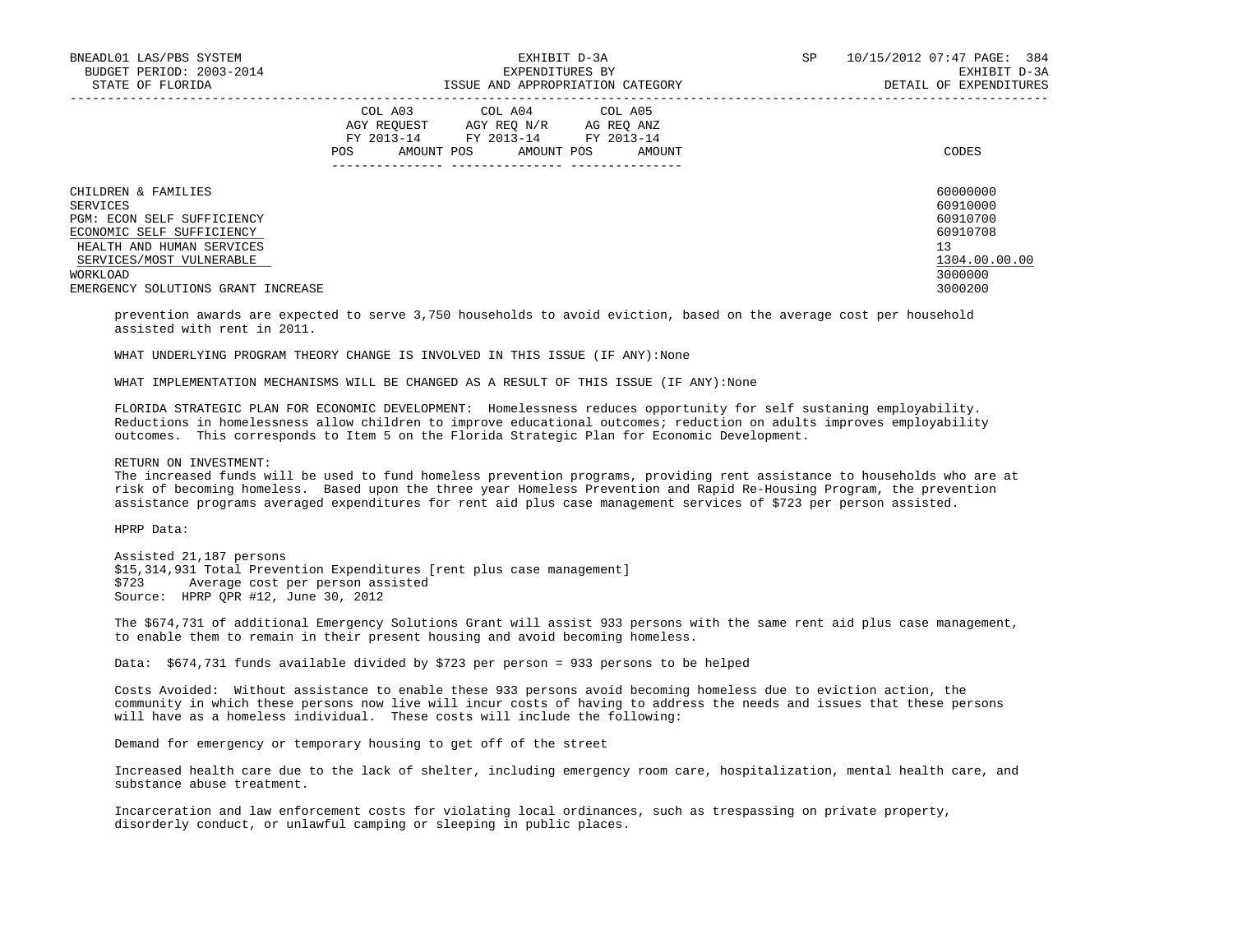| | COL A03 AGY REQUEST FY 2013-14 | | COL A04 AGY REQ N/R FY 2013-14 | | COL A05 AG REQ ANZ FY 2013-14 | | CODES |
|---|---|---|---|---|---|---|---|
| | POS | AMOUNT | POS | AMOUNT | POS | AMOUNT | |
| CHILDREN & FAMILIES | | | | | | | 60000000 |
| SERVICES | | | | | | | 60910000 |
| PGM: ECON SELF SUFFICIENCY | | | | | | | 60910700 |
| ECONOMIC SELF SUFFICIENCY | | | | | | | 60910708 |
| HEALTH AND HUMAN SERVICES | | | | | | | 13 |
| SERVICES/MOST VULNERABLE | | | | | | | 1304.00.00.00 |
| WORKLOAD | | | | | | | 3000000 |
| EMERGENCY SOLUTIONS GRANT INCREASE | | | | | | | 3000200 |

prevention awards are expected to serve 3,750 households to avoid eviction, based on the average cost per household assisted with rent in 2011.

WHAT UNDERLYING PROGRAM THEORY CHANGE IS INVOLVED IN THIS ISSUE (IF ANY):None

WHAT IMPLEMENTATION MECHANISMS WILL BE CHANGED AS A RESULT OF THIS ISSUE (IF ANY):None

FLORIDA STRATEGIC PLAN FOR ECONOMIC DEVELOPMENT: Homelessness reduces opportunity for self sustaning employability. Reductions in homelessness allow children to improve educational outcomes; reduction on adults improves employability outcomes. This corresponds to Item 5 on the Florida Strategic Plan for Economic Development.

RETURN ON INVESTMENT:
The increased funds will be used to fund homeless prevention programs, providing rent assistance to households who are at risk of becoming homeless. Based upon the three year Homeless Prevention and Rapid Re-Housing Program, the prevention assistance programs averaged expenditures for rent aid plus case management services of $723 per person assisted.

HPRP Data:

Assisted 21,187 persons
$15,314,931 Total Prevention Expenditures [rent plus case management]
$723 Average cost per person assisted
Source: HPRP QPR #12, June 30, 2012

The $674,731 of additional Emergency Solutions Grant will assist 933 persons with the same rent aid plus case management, to enable them to remain in their present housing and avoid becoming homeless.

Data: $674,731 funds available divided by $723 per person = 933 persons to be helped

Costs Avoided: Without assistance to enable these 933 persons avoid becoming homeless due to eviction action, the community in which these persons now live will incur costs of having to address the needs and issues that these persons will have as a homeless individual. These costs will include the following:

Demand for emergency or temporary housing to get off of the street

Increased health care due to the lack of shelter, including emergency room care, hospitalization, mental health care, and substance abuse treatment.

Incarceration and law enforcement costs for violating local ordinances, such as trespassing on private property, disorderly conduct, or unlawful camping or sleeping in public places.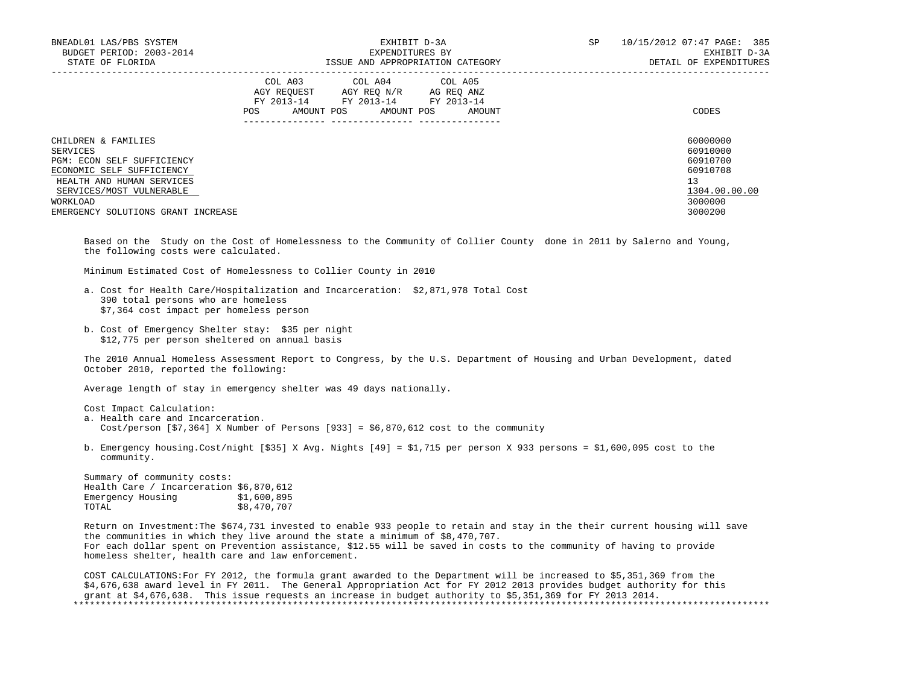| | COL A03 AGY REQUEST FY 2013-14 POS | AMOUNT | COL A04 AGY REQ N/R FY 2013-14 POS | AMOUNT | COL A05 AG REQ ANZ FY 2013-14 POS | AMOUNT | CODES |
|---|---|---|---|---|---|---|---|
| CHILDREN & FAMILIES | | | | | | | 60000000 |
| SERVICES | | | | | | | 60910000 |
| PGM: ECON SELF SUFFICIENCY | | | | | | | 60910700 |
| ECONOMIC SELF SUFFICIENCY | | | | | | | 60910708 |
| HEALTH AND HUMAN SERVICES | | | | | | | 13 |
| SERVICES/MOST VULNERABLE | | | | | | | 1304.00.00.00 |
| WORKLOAD | | | | | | | 3000000 |
| EMERGENCY SOLUTIONS GRANT INCREASE | | | | | | | 3000200 |

Based on the Study on the Cost of Homelessness to the Community of Collier County done in 2011 by Salerno and Young, the following costs were calculated.

Minimum Estimated Cost of Homelessness to Collier County in 2010

a. Cost for Health Care/Hospitalization and Incarceration: $2,871,978 Total Cost
   390 total persons who are homeless
   $7,364 cost impact per homeless person

b. Cost of Emergency Shelter stay: $35 per night
   $12,775 per person sheltered on annual basis

The 2010 Annual Homeless Assessment Report to Congress, by the U.S. Department of Housing and Urban Development, dated October 2010, reported the following:

Average length of stay in emergency shelter was 49 days nationally.

Cost Impact Calculation:
a. Health care and Incarceration.
   Cost/person [$7,364] X Number of Persons [933] = $6,870,612 cost to the community

b. Emergency housing.Cost/night [$35] X Avg. Nights [49] = $1,715 per person X 933 persons = $1,600,095 cost to the community.

Summary of community costs:

| | |
|---|---|
| Health Care / Incarceration | $6,870,612 |
| Emergency Housing | $1,600,895 |
| TOTAL | $8,470,707 |

Return on Investment:The $674,731 invested to enable 933 people to retain and stay in the their current housing will save the communities in which they live around the state a minimum of $8,470,707.
For each dollar spent on Prevention assistance, $12.55 will be saved in costs to the community of having to provide homeless shelter, health care and law enforcement.

COST CALCULATIONS:For FY 2012, the formula grant awarded to the Department will be increased to $5,351,369 from the $4,676,638 award level in FY 2011. The General Appropriation Act for FY 2012 2013 provides budget authority for this grant at $4,676,638. This issue requests an increase in budget authority to $5,351,369 for FY 2013 2014.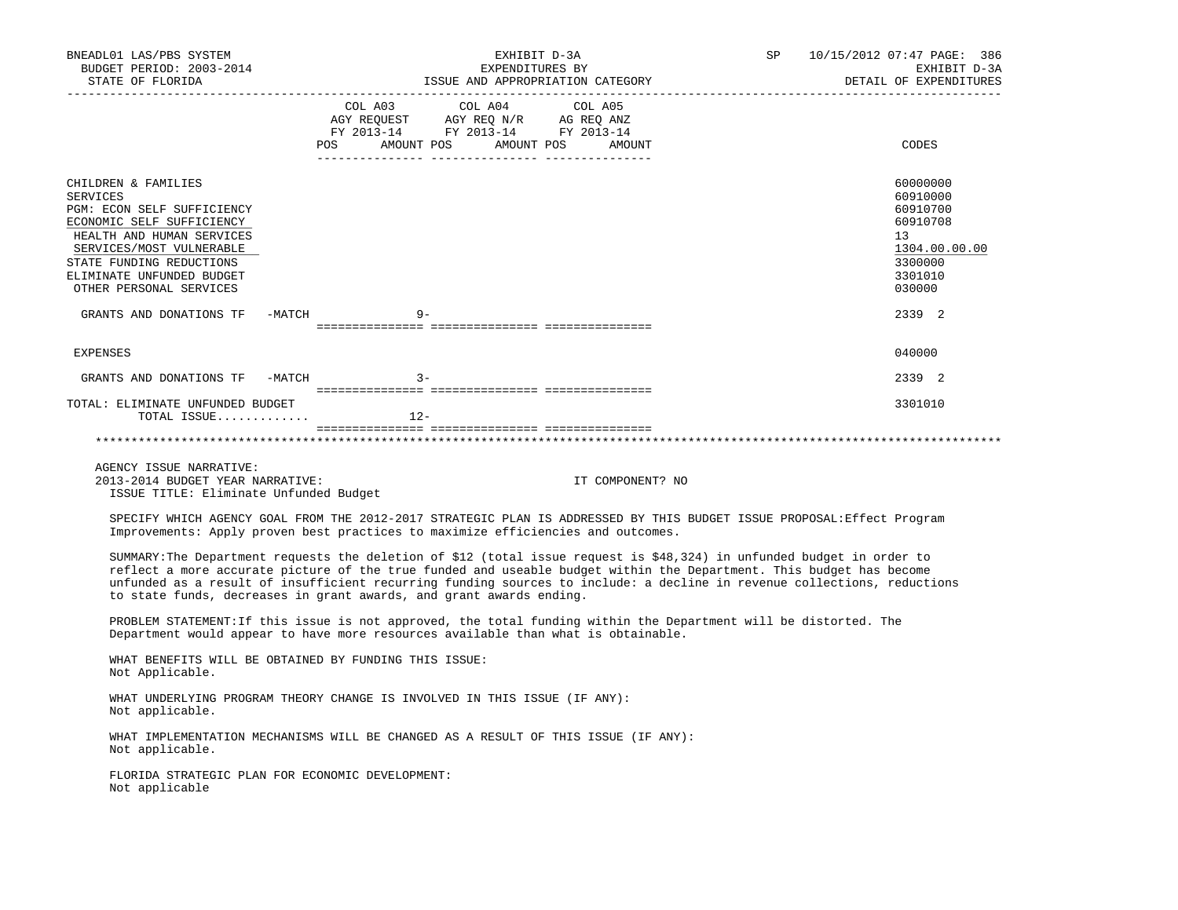BNEADL01 LAS/PBS SYSTEM
BUDGET PERIOD: 2003-2014
STATE OF FLORIDA

EXHIBIT D-3A
EXPENDITURES BY
ISSUE AND APPROPRIATION CATEGORY

SP 10/15/2012 07:47 PAGE: 386
EXHIBIT D-3A
DETAIL OF EXPENDITURES

| | COL A03 AGY REQUEST FY 2013-14 POS | AMOUNT | COL A04 AGY REQ N/R FY 2013-14 POS | AMOUNT | COL A05 AG REQ ANZ FY 2013-14 POS | AMOUNT | CODES |
|---|---|---|---|---|---|---|---|
| CHILDREN & FAMILIES | | | | | | | 60000000 |
| SERVICES | | | | | | | 60910000 |
| PGM: ECON SELF SUFFICIENCY | | | | | | | 60910700 |
| ECONOMIC SELF SUFFICIENCY | | | | | | | 60910708 |
| HEALTH AND HUMAN SERVICES | | | | | | | 13 |
| SERVICES/MOST VULNERABLE | | | | | | | 1304.00.00.00 |
| STATE FUNDING REDUCTIONS | | | | | | | 3300000 |
| ELIMINATE UNFUNDED BUDGET | | | | | | | 3301010 |
| OTHER PERSONAL SERVICES | | | | | | | 030000 |
| GRANTS AND DONATIONS TF -MATCH | | 9- | | | | | 2339 2 |
| EXPENSES | | | | | | | 040000 |
| GRANTS AND DONATIONS TF -MATCH | | 3- | | | | | 2339 2 |
| TOTAL: ELIMINATE UNFUNDED BUDGET | | | | | | | 3301010 |
| TOTAL ISSUE............. | | 12- | | | | | |

AGENCY ISSUE NARRATIVE:
2013-2014 BUDGET YEAR NARRATIVE: IT COMPONENT? NO
ISSUE TITLE: Eliminate Unfunded Budget

SPECIFY WHICH AGENCY GOAL FROM THE 2012-2017 STRATEGIC PLAN IS ADDRESSED BY THIS BUDGET ISSUE PROPOSAL:Effect Program Improvements: Apply proven best practices to maximize efficiencies and outcomes.

SUMMARY:The Department requests the deletion of $12 (total issue request is $48,324) in unfunded budget in order to reflect a more accurate picture of the true funded and useable budget within the Department. This budget has become unfunded as a result of insufficient recurring funding sources to include: a decline in revenue collections, reductions to state funds, decreases in grant awards, and grant awards ending.

PROBLEM STATEMENT:If this issue is not approved, the total funding within the Department will be distorted. The Department would appear to have more resources available than what is obtainable.

WHAT BENEFITS WILL BE OBTAINED BY FUNDING THIS ISSUE:
Not Applicable.

WHAT UNDERLYING PROGRAM THEORY CHANGE IS INVOLVED IN THIS ISSUE (IF ANY):
Not applicable.

WHAT IMPLEMENTATION MECHANISMS WILL BE CHANGED AS A RESULT OF THIS ISSUE (IF ANY):
Not applicable.

FLORIDA STRATEGIC PLAN FOR ECONOMIC DEVELOPMENT:
Not applicable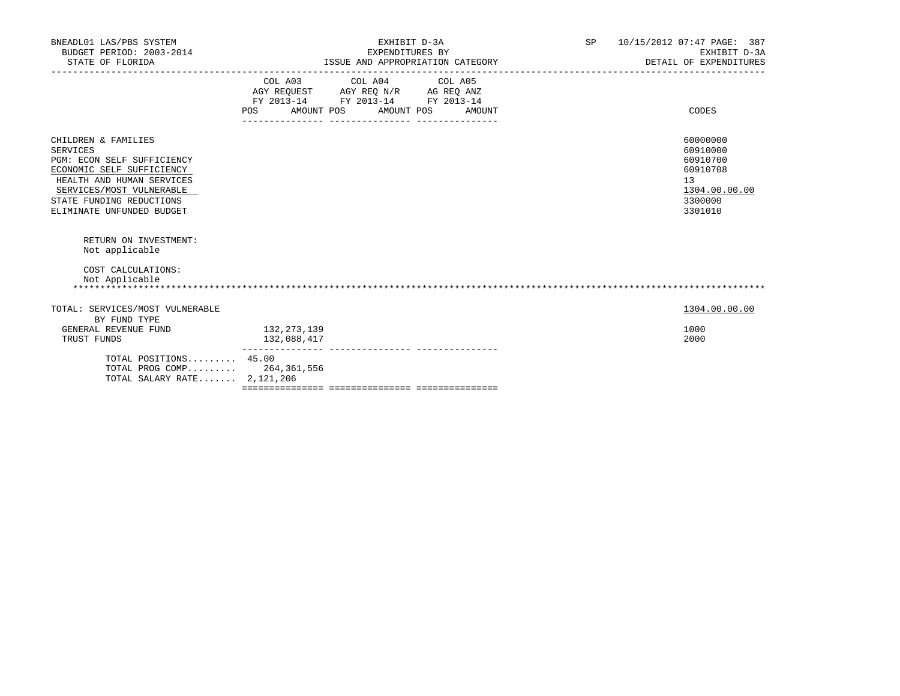BNEADL01 LAS/PBS SYSTEM | EXHIBIT D-3A | SP 10/15/2012 07:47
BUDGET PERIOD: 2003-2014 | EXPENDITURES BY | EXHIBIT D-3A
STATE OF FLORIDA | ISSUE AND APPROPRIATION CATEGORY | DETAIL OF EXPENDITURES

| | COL A03 AGY REQUEST FY 2013-14 POS AMOUNT | COL A04 AGY REQ N/R FY 2013-14 POS AMOUNT | COL A05 AG REQ ANZ FY 2013-14 POS AMOUNT | CODES |
|---|---|---|---|---|
| CHILDREN & FAMILIES | | | | 60000000 |
| SERVICES | | | | 60910000 |
| PGM: ECON SELF SUFFICIENCY | | | | 60910700 |
| ECONOMIC SELF SUFFICIENCY | | | | 60910708 |
| HEALTH AND HUMAN SERVICES | | | | 13 |
| SERVICES/MOST VULNERABLE | | | | 1304.00.00.00 |
| STATE FUNDING REDUCTIONS | | | | 3300000 |
| ELIMINATE UNFUNDED BUDGET | | | | 3301010 |

RETURN ON INVESTMENT:
Not applicable

COST CALCULATIONS:
Not Applicable

| | COL A03 | COL A04 | COL A05 | CODES |
|---|---|---|---|---|
| TOTAL: SERVICES/MOST VULNERABLE | | | | 1304.00.00.00 |
| BY FUND TYPE | | | | |
| GENERAL REVENUE FUND | 132,273,139 | | | 1000 |
| TRUST FUNDS | 132,088,417 | | | 2000 |
| TOTAL POSITIONS......... | 45.00 | | | |
| TOTAL PROG COMP......... | 264,361,556 | | | |
| TOTAL SALARY RATE....... | 2,121,206 | | | |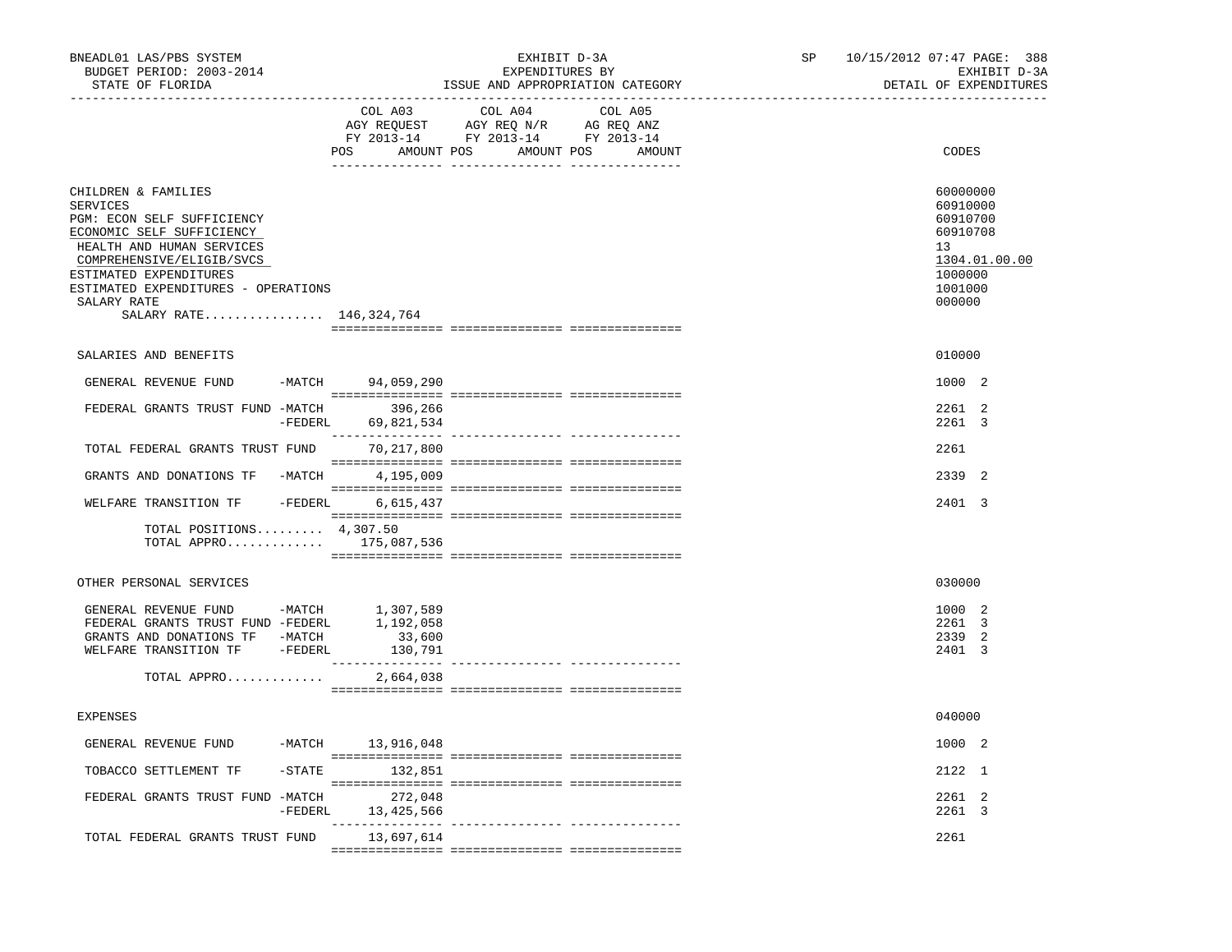BNEADL01 LAS/PBS SYSTEM | EXHIBIT D-3A | SP 10/15/2012 07:47 PAGE: 388
BUDGET PERIOD: 2003-2014 | EXPENDITURES BY | EXHIBIT D-3A
STATE OF FLORIDA | ISSUE AND APPROPRIATION CATEGORY | DETAIL OF EXPENDITURES

| | COL A03 AGY REQUEST FY 2013-14 POS AMOUNT | COL A04 AGY REQ N/R FY 2013-14 POS AMOUNT | COL A05 AG REQ ANZ FY 2013-14 POS AMOUNT | CODES |
|---|---|---|---|---|
| CHILDREN & FAMILIES | | | | 60000000 |
| SERVICES | | | | 60910000 |
| PGM: ECON SELF SUFFICIENCY | | | | 60910700 |
| ECONOMIC SELF SUFFICIENCY | | | | 60910708 |
| HEALTH AND HUMAN SERVICES | | | | 13 |
| COMPREHENSIVE/ELIGIB/SVCS | | | | 1304.01.00.00 |
| ESTIMATED EXPENDITURES | | | | 1000000 |
| ESTIMATED EXPENDITURES - OPERATIONS | | | | 1001000 |
| SALARY RATE | | | | 000000 |
| SALARY RATE................ | 146,324,764 | | | |
| SALARIES AND BENEFITS | | | | 010000 |
| GENERAL REVENUE FUND -MATCH | 94,059,290 | | | 1000 2 |
| FEDERAL GRANTS TRUST FUND -MATCH | 396,266 | | | 2261 2 |
| -FEDERL | 69,821,534 | | | 2261 3 |
| TOTAL FEDERAL GRANTS TRUST FUND | 70,217,800 | | | 2261 |
| GRANTS AND DONATIONS TF -MATCH | 4,195,009 | | | 2339 2 |
| WELFARE TRANSITION TF -FEDERL | 6,615,437 | | | 2401 3 |
| TOTAL POSITIONS......... | 4,307.50 | | | |
| TOTAL APPRO............. | 175,087,536 | | | |
| OTHER PERSONAL SERVICES | | | | 030000 |
| GENERAL REVENUE FUND -MATCH | 1,307,589 | | | 1000 2 |
| FEDERAL GRANTS TRUST FUND -FEDERL | 1,192,058 | | | 2261 3 |
| GRANTS AND DONATIONS TF -MATCH | 33,600 | | | 2339 2 |
| WELFARE TRANSITION TF -FEDERL | 130,791 | | | 2401 3 |
| TOTAL APPRO............. | 2,664,038 | | | |
| EXPENSES | | | | 040000 |
| GENERAL REVENUE FUND -MATCH | 13,916,048 | | | 1000 2 |
| TOBACCO SETTLEMENT TF -STATE | 132,851 | | | 2122 1 |
| FEDERAL GRANTS TRUST FUND -MATCH | 272,048 | | | 2261 2 |
| -FEDERL | 13,425,566 | | | 2261 3 |
| TOTAL FEDERAL GRANTS TRUST FUND | 13,697,614 | | | 2261 |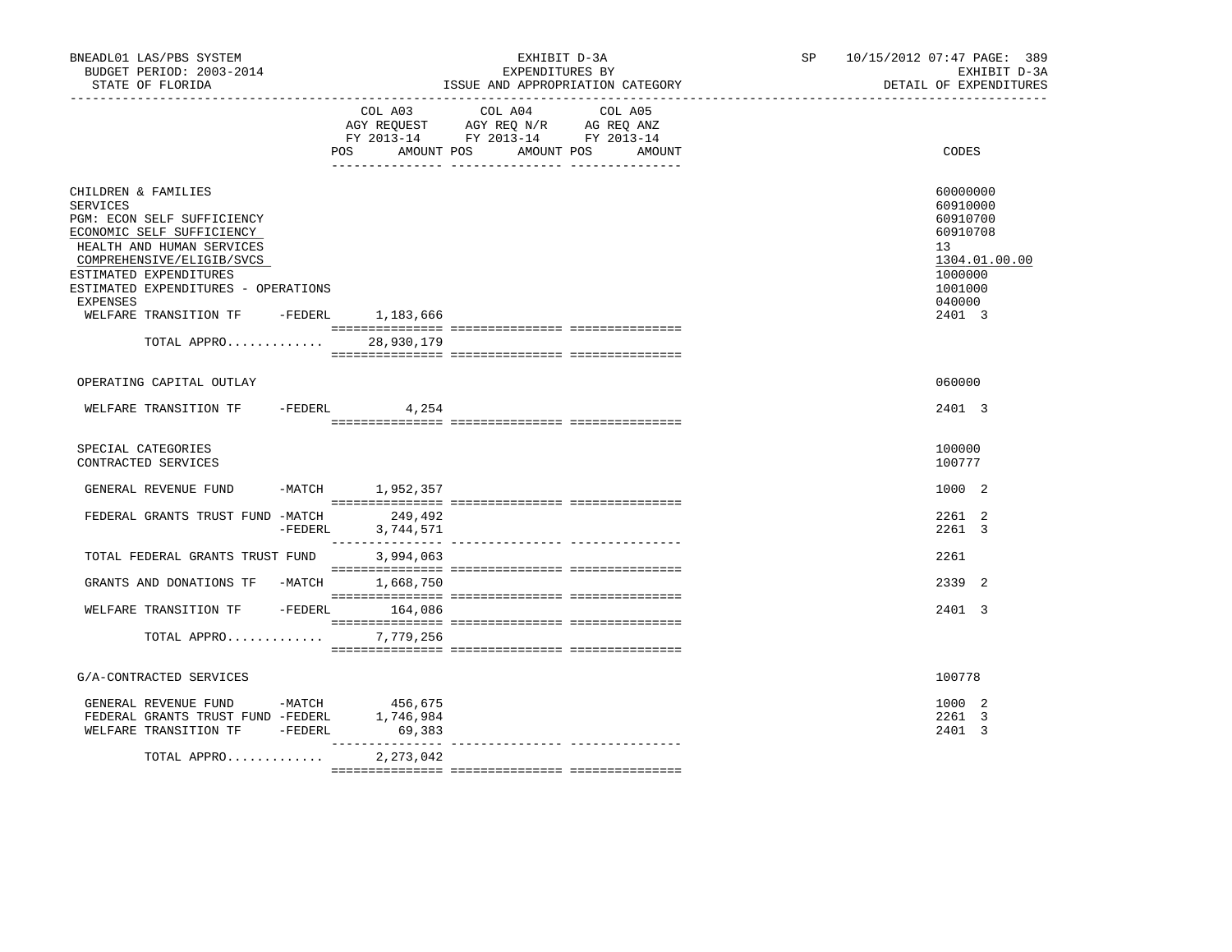BNEADL01 LAS/PBS SYSTEM
BUDGET PERIOD: 2003-2014
STATE OF FLORIDA

EXHIBIT D-3A
EXPENDITURES BY
ISSUE AND APPROPRIATION CATEGORY

SP 10/15/2012 07:47 PAGE: 389
EXHIBIT D-3A
DETAIL OF EXPENDITURES

| | COL A03 AGY REQUEST FY 2013-14 POS AMOUNT | COL A04 AGY REQ N/R FY 2013-14 POS AMOUNT | COL A05 AG REQ ANZ FY 2013-14 POS AMOUNT | CODES |
|---|---|---|---|---|
| CHILDREN & FAMILIES | | | | 60000000 |
| SERVICES | | | | 60910000 |
| PGM: ECON SELF SUFFICIENCY | | | | 60910700 |
| ECONOMIC SELF SUFFICIENCY | | | | 60910708 |
| HEALTH AND HUMAN SERVICES | | | | 13 |
| COMPREHENSIVE/ELIGIB/SVCS | | | | 1304.01.00.00 |
| ESTIMATED EXPENDITURES | | | | 1000000 |
| ESTIMATED EXPENDITURES - OPERATIONS | | | | 1001000 |
| EXPENSES | | | | 040000 |
| WELFARE TRANSITION TF -FEDERL | 1,183,666 | | | 2401 3 |
| TOTAL APPRO............. | 28,930,179 | | | |
| OPERATING CAPITAL OUTLAY | | | | 060000 |
| WELFARE TRANSITION TF -FEDERL | 4,254 | | | 2401 3 |
| SPECIAL CATEGORIES | | | | 100000 |
| CONTRACTED SERVICES | | | | 100777 |
| GENERAL REVENUE FUND -MATCH | 1,952,357 | | | 1000 2 |
| FEDERAL GRANTS TRUST FUND -MATCH | 249,492 | | | 2261 2 |
| -FEDERL | 3,744,571 | | | 2261 3 |
| TOTAL FEDERAL GRANTS TRUST FUND | 3,994,063 | | | 2261 |
| GRANTS AND DONATIONS TF -MATCH | 1,668,750 | | | 2339 2 |
| WELFARE TRANSITION TF -FEDERL | 164,086 | | | 2401 3 |
| TOTAL APPRO............. | 7,779,256 | | | |
| G/A-CONTRACTED SERVICES | | | | 100778 |
| GENERAL REVENUE FUND -MATCH | 456,675 | | | 1000 2 |
| FEDERAL GRANTS TRUST FUND -FEDERL | 1,746,984 | | | 2261 3 |
| WELFARE TRANSITION TF -FEDERL | 69,383 | | | 2401 3 |
| TOTAL APPRO............. | 2,273,042 | | | |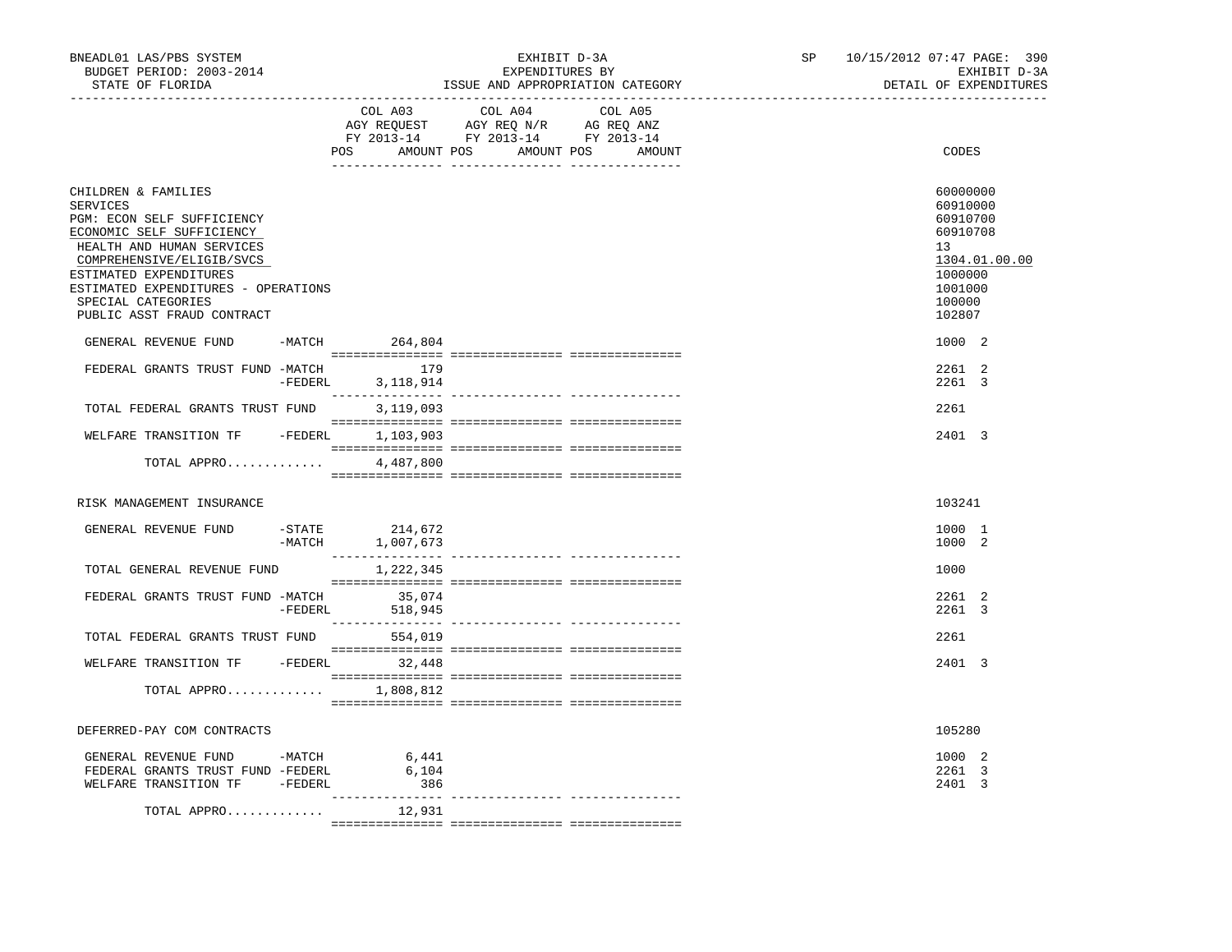BNEADL01 LAS/PBS SYSTEM — EXHIBIT D-3A — SP 10/15/2012 07:47 PAGE: 390
BUDGET PERIOD: 2003-2014 — EXPENDITURES BY — EXHIBIT D-3A
STATE OF FLORIDA — ISSUE AND APPROPRIATION CATEGORY — DETAIL OF EXPENDITURES

| | COL A03 AGY REQUEST FY 2013-14 POS AMOUNT | COL A04 AGY REQ N/R FY 2013-14 POS AMOUNT | COL A05 AG REQ ANZ FY 2013-14 POS AMOUNT | CODES |
|---|---|---|---|---|
| CHILDREN & FAMILIES | | | | 60000000 |
| SERVICES | | | | 60910000 |
| PGM: ECON SELF SUFFICIENCY | | | | 60910700 |
| ECONOMIC SELF SUFFICIENCY | | | | 60910708 |
| HEALTH AND HUMAN SERVICES | | | | 13 |
| COMPREHENSIVE/ELIGIB/SVCS | | | | 1304.01.00.00 |
| ESTIMATED EXPENDITURES | | | | 1000000 |
| ESTIMATED EXPENDITURES - OPERATIONS | | | | 1001000 |
| SPECIAL CATEGORIES | | | | 100000 |
| PUBLIC ASST FRAUD CONTRACT | | | | 102807 |
| GENERAL REVENUE FUND -MATCH | 264,804 | | | 1000 2 |
| FEDERAL GRANTS TRUST FUND -MATCH | 179 | | | 2261 2 |
| -FEDERL | 3,118,914 | | | 2261 3 |
| TOTAL FEDERAL GRANTS TRUST FUND | 3,119,093 | | | 2261 |
| WELFARE TRANSITION TF -FEDERL | 1,103,903 | | | 2401 3 |
| TOTAL APPRO............. | 4,487,800 | | | |
| RISK MANAGEMENT INSURANCE | | | | 103241 |
| GENERAL REVENUE FUND -STATE | 214,672 | | | 1000 1 |
| -MATCH | 1,007,673 | | | 1000 2 |
| TOTAL GENERAL REVENUE FUND | 1,222,345 | | | 1000 |
| FEDERAL GRANTS TRUST FUND -MATCH | 35,074 | | | 2261 2 |
| -FEDERL | 518,945 | | | 2261 3 |
| TOTAL FEDERAL GRANTS TRUST FUND | 554,019 | | | 2261 |
| WELFARE TRANSITION TF -FEDERL | 32,448 | | | 2401 3 |
| TOTAL APPRO............. | 1,808,812 | | | |
| DEFERRED-PAY COM CONTRACTS | | | | 105280 |
| GENERAL REVENUE FUND -MATCH | 6,441 | | | 1000 2 |
| FEDERAL GRANTS TRUST FUND -FEDERL | 6,104 | | | 2261 3 |
| WELFARE TRANSITION TF -FEDERL | 386 | | | 2401 3 |
| TOTAL APPRO............. | 12,931 | | | |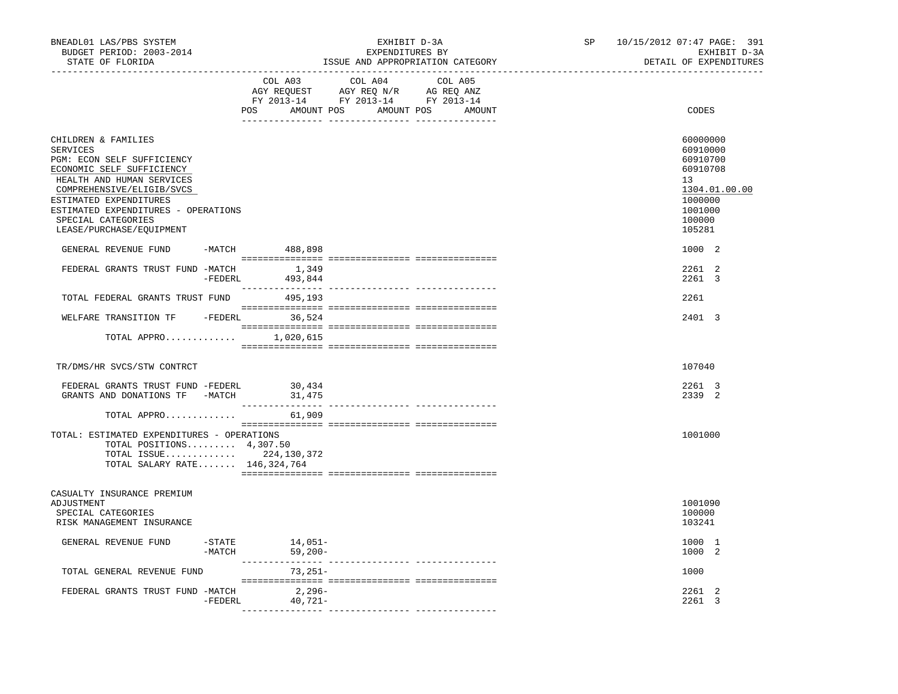BNEADL01 LAS/PBS SYSTEM
BUDGET PERIOD: 2003-2014
STATE OF FLORIDA

EXHIBIT D-3A
EXPENDITURES BY
ISSUE AND APPROPRIATION CATEGORY

SP 10/15/2012 07:47 PAGE: 391
EXHIBIT D-3A
DETAIL OF EXPENDITURES

| | COL A03 AGY REQUEST FY 2013-14 POS AMOUNT | COL A04 AGY REQ N/R FY 2013-14 POS AMOUNT | COL A05 AG REQ ANZ FY 2013-14 POS AMOUNT | CODES |
|---|---|---|---|---|
| CHILDREN & FAMILIES | | | | 60000000 |
| SERVICES | | | | 60910000 |
| PGM: ECON SELF SUFFICIENCY | | | | 60910700 |
| ECONOMIC SELF SUFFICIENCY | | | | 60910708 |
| HEALTH AND HUMAN SERVICES | | | | 13 |
| COMPREHENSIVE/ELIGIB/SVCS | | | | 1304.01.00.00 |
| ESTIMATED EXPENDITURES | | | | 1000000 |
| ESTIMATED EXPENDITURES - OPERATIONS | | | | 1001000 |
| SPECIAL CATEGORIES | | | | 100000 |
| LEASE/PURCHASE/EQUIPMENT | | | | 105281 |
| GENERAL REVENUE FUND -MATCH | 488,898 | | | 1000 2 |
| FEDERAL GRANTS TRUST FUND -MATCH | 1,349 | | | 2261 2 |
| -FEDERL | 493,844 | | | 2261 3 |
| TOTAL FEDERAL GRANTS TRUST FUND | 495,193 | | | 2261 |
| WELFARE TRANSITION TF -FEDERL | 36,524 | | | 2401 3 |
| TOTAL APPRO............. | 1,020,615 | | | |
| TR/DMS/HR SVCS/STW CONTRCT | | | | 107040 |
| FEDERAL GRANTS TRUST FUND -FEDERL | 30,434 | | | 2261 3 |
| GRANTS AND DONATIONS TF -MATCH | 31,475 | | | 2339 2 |
| TOTAL APPRO............. | 61,909 | | | |
| TOTAL: ESTIMATED EXPENDITURES - OPERATIONS | | | | 1001000 |
| TOTAL POSITIONS......... 4,307.50 | | | | |
| TOTAL ISSUE............. 224,130,372 | | | | |
| TOTAL SALARY RATE....... 146,324,764 | | | | |
| CASUALTY INSURANCE PREMIUM ADJUSTMENT | | | | 1001090 |
| SPECIAL CATEGORIES | | | | 100000 |
| RISK MANAGEMENT INSURANCE | | | | 103241 |
| GENERAL REVENUE FUND -STATE | 14,051- | | | 1000 1 |
| -MATCH | 59,200- | | | 1000 2 |
| TOTAL GENERAL REVENUE FUND | 73,251- | | | 1000 |
| FEDERAL GRANTS TRUST FUND -MATCH | 2,296- | | | 2261 2 |
| -FEDERL | 40,721- | | | 2261 3 |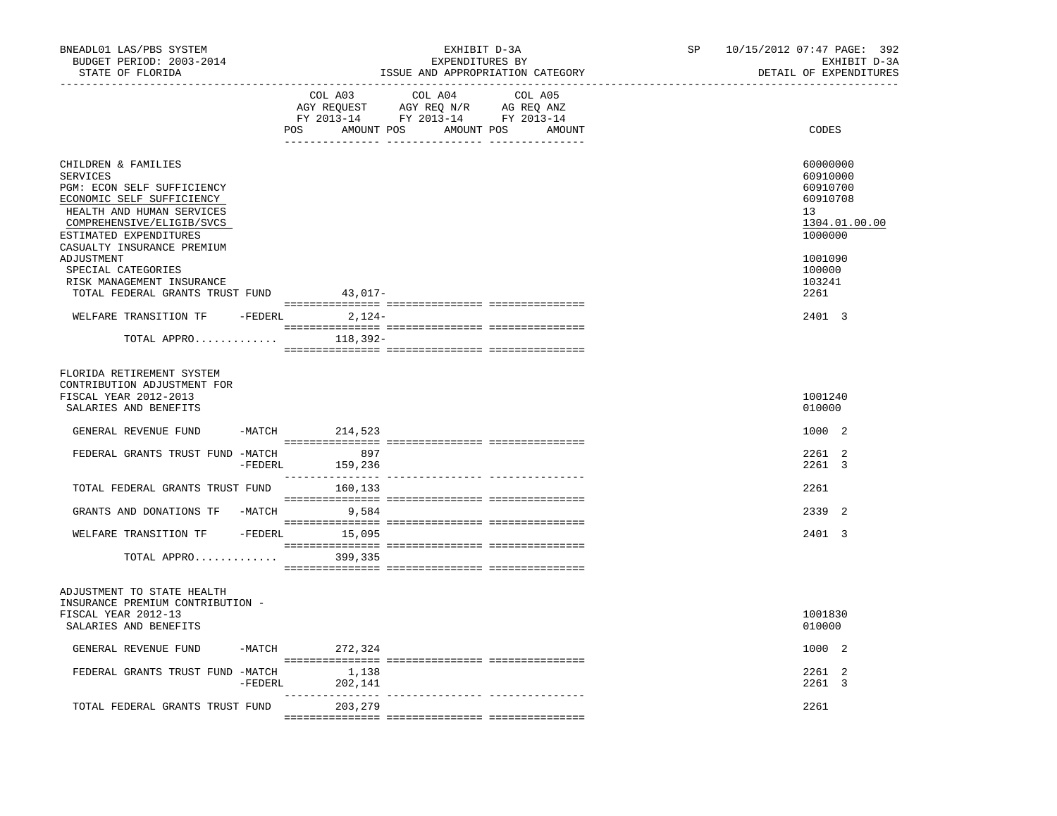BNEADL01 LAS/PBS SYSTEM — EXHIBIT D-3A — EXPENDITURES BY ISSUE AND APPROPRIATION CATEGORY — SP 10/15/2012 07:47 PAGE: 392
BUDGET PERIOD: 2003-2014 — EXHIBIT D-3A
STATE OF FLORIDA — DETAIL OF EXPENDITURES

| | COL A03 AGY REQUEST FY 2013-14 POS AMOUNT | COL A04 AGY REQ N/R FY 2013-14 POS AMOUNT | COL A05 AG REQ ANZ FY 2013-14 POS AMOUNT | CODES |
|---|---|---|---|---|
| CHILDREN & FAMILIES | | | | 60000000 |
| SERVICES | | | | 60910000 |
| PGM: ECON SELF SUFFICIENCY | | | | 60910700 |
| ECONOMIC SELF SUFFICIENCY | | | | 60910708 |
| HEALTH AND HUMAN SERVICES | | | | 13 |
| COMPREHENSIVE/ELIGIB/SVCS | | | | 1304.01.00.00 |
| ESTIMATED EXPENDITURES | | | | 1000000 |
| CASUALTY INSURANCE PREMIUM ADJUSTMENT | | | | 1001090 |
| SPECIAL CATEGORIES | | | | 100000 |
| RISK MANAGEMENT INSURANCE | | | | 103241 |
| TOTAL FEDERAL GRANTS TRUST FUND | 43,017- | | | 2261 |
| WELFARE TRANSITION TF -FEDERL | 2,124- | | | 2401 3 |
| TOTAL APPRO............. | 118,392- | | | |
| FLORIDA RETIREMENT SYSTEM CONTRIBUTION ADJUSTMENT FOR FISCAL YEAR 2012-2013 | | | | 1001240 |
| SALARIES AND BENEFITS | | | | 010000 |
| GENERAL REVENUE FUND -MATCH | 214,523 | | | 1000 2 |
| FEDERAL GRANTS TRUST FUND -MATCH | 897 | | | 2261 2 |
| -FEDERL | 159,236 | | | 2261 3 |
| TOTAL FEDERAL GRANTS TRUST FUND | 160,133 | | | 2261 |
| GRANTS AND DONATIONS TF -MATCH | 9,584 | | | 2339 2 |
| WELFARE TRANSITION TF -FEDERL | 15,095 | | | 2401 3 |
| TOTAL APPRO............. | 399,335 | | | |
| ADJUSTMENT TO STATE HEALTH INSURANCE PREMIUM CONTRIBUTION - FISCAL YEAR 2012-13 | | | | 1001830 |
| SALARIES AND BENEFITS | | | | 010000 |
| GENERAL REVENUE FUND -MATCH | 272,324 | | | 1000 2 |
| FEDERAL GRANTS TRUST FUND -MATCH | 1,138 | | | 2261 2 |
| -FEDERL | 202,141 | | | 2261 3 |
| TOTAL FEDERAL GRANTS TRUST FUND | 203,279 | | | 2261 |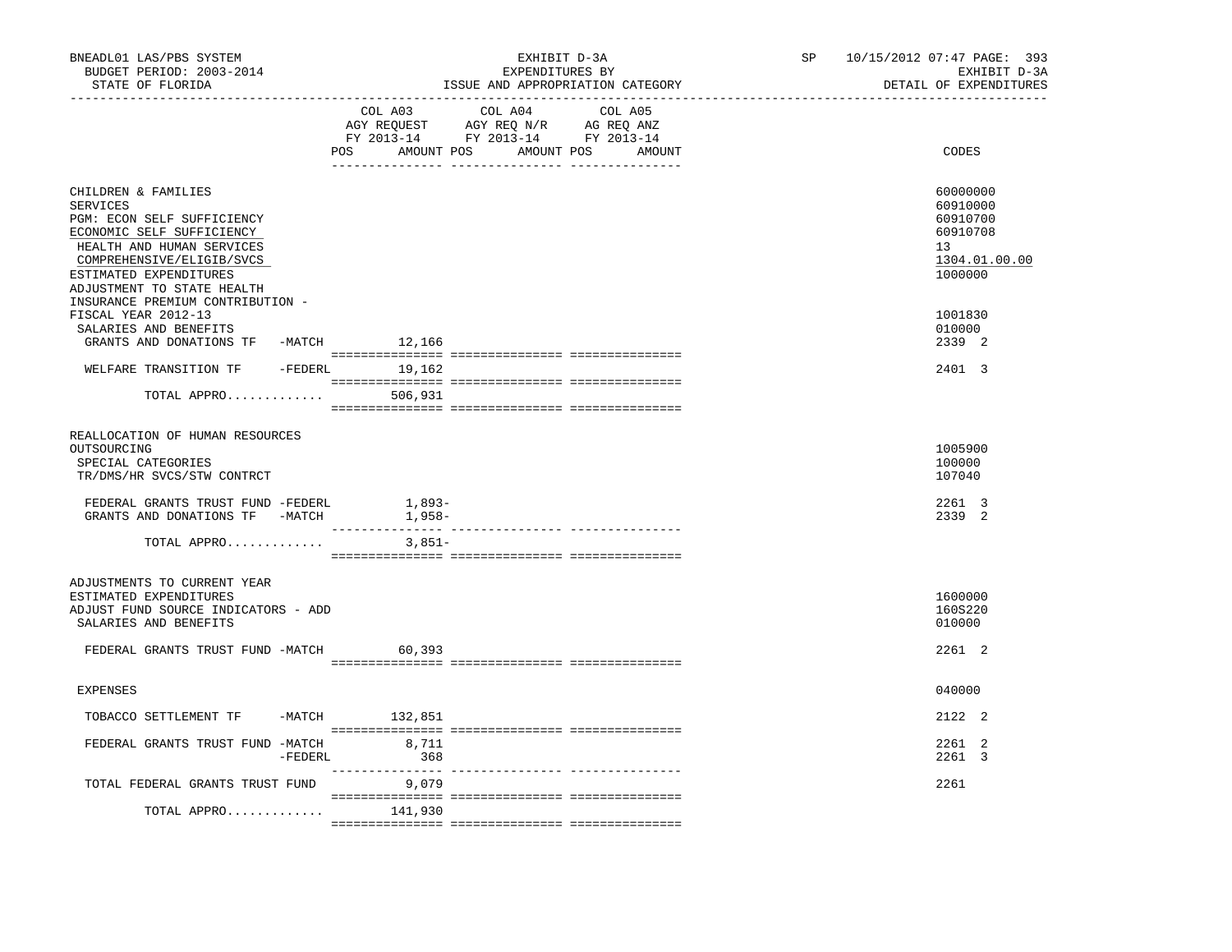BNEADL01 LAS/PBS SYSTEM | EXHIBIT D-3A | SP 10/15/2012 07:47 PAGE: 393
BUDGET PERIOD: 2003-2014 | EXPENDITURES BY | EXHIBIT D-3A
STATE OF FLORIDA | ISSUE AND APPROPRIATION CATEGORY | DETAIL OF EXPENDITURES

| | COL A03 AGY REQUEST FY 2013-14 POS AMOUNT | COL A04 AGY REQ N/R FY 2013-14 POS AMOUNT | COL A05 AG REQ ANZ FY 2013-14 POS AMOUNT | CODES |
|---|---|---|---|---|
| CHILDREN & FAMILIES | | | | 60000000 |
| SERVICES | | | | 60910000 |
| PGM: ECON SELF SUFFICIENCY | | | | 60910700 |
| ECONOMIC SELF SUFFICIENCY | | | | 60910708 |
| HEALTH AND HUMAN SERVICES | | | | 13 |
| COMPREHENSIVE/ELIGIB/SVCS | | | | 1304.01.00.00 |
| ESTIMATED EXPENDITURES | | | | 1000000 |
| ADJUSTMENT TO STATE HEALTH INSURANCE PREMIUM CONTRIBUTION - FISCAL YEAR 2012-13 | | | | 1001830 |
| SALARIES AND BENEFITS | | | | 010000 |
| GRANTS AND DONATIONS TF -MATCH | 12,166 | | | 2339 2 |
| WELFARE TRANSITION TF -FEDERL | 19,162 | | | 2401 3 |
| TOTAL APPRO............. | 506,931 | | | |
| REALLOCATION OF HUMAN RESOURCES OUTSOURCING | | | | 1005900 |
| SPECIAL CATEGORIES | | | | 100000 |
| TR/DMS/HR SVCS/STW CONTRCT | | | | 107040 |
| FEDERAL GRANTS TRUST FUND -FEDERL | 1,893- | | | 2261 3 |
| GRANTS AND DONATIONS TF -MATCH | 1,958- | | | 2339 2 |
| TOTAL APPRO............. | 3,851- | | | |
| ADJUSTMENTS TO CURRENT YEAR ESTIMATED EXPENDITURES | | | | 1600000 |
| ADJUST FUND SOURCE INDICATORS - ADD | | | | 160S220 |
| SALARIES AND BENEFITS | | | | 010000 |
| FEDERAL GRANTS TRUST FUND -MATCH | 60,393 | | | 2261 2 |
| EXPENSES | | | | 040000 |
| TOBACCO SETTLEMENT TF -MATCH | 132,851 | | | 2122 2 |
| FEDERAL GRANTS TRUST FUND -MATCH | 8,711 | | | 2261 2 |
| -FEDERL | 368 | | | 2261 3 |
| TOTAL FEDERAL GRANTS TRUST FUND | 9,079 | | | 2261 |
| TOTAL APPRO............. | 141,930 | | | |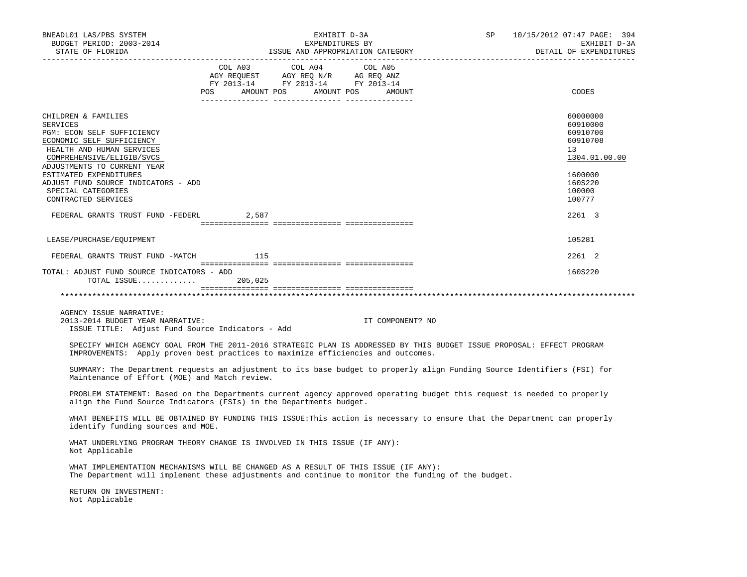| | COL A03 AGY REQUEST FY 2013-14 POS AMOUNT | COL A04 AGY REQ N/R FY 2013-14 POS AMOUNT | COL A05 AG REQ ANZ FY 2013-14 POS AMOUNT | CODES |
|---|---|---|---|---|
| CHILDREN & FAMILIES | | | | 60000000 |
| SERVICES | | | | 60910000 |
| PGM: ECON SELF SUFFICIENCY | | | | 60910700 |
| ECONOMIC SELF SUFFICIENCY | | | | 60910708 |
| HEALTH AND HUMAN SERVICES | | | | 13 |
| COMPREHENSIVE/ELIGIB/SVCS | | | | 1304.01.00.00 |
| ADJUSTMENTS TO CURRENT YEAR ESTIMATED EXPENDITURES | | | | 1600000 |
| ADJUST FUND SOURCE INDICATORS - ADD | | | | 160S220 |
| SPECIAL CATEGORIES | | | | 100000 |
| CONTRACTED SERVICES | | | | 100777 |
| FEDERAL GRANTS TRUST FUND -FEDERL | 2,587 | | | 2261 3 |
| LEASE/PURCHASE/EQUIPMENT | | | | 105281 |
| FEDERAL GRANTS TRUST FUND -MATCH | 115 | | | 2261 2 |
| TOTAL: ADJUST FUND SOURCE INDICATORS - ADD | | | | 160S220 |
| TOTAL ISSUE............ | 205,025 | | | |

AGENCY ISSUE NARRATIVE:

2013-2014 BUDGET YEAR NARRATIVE: IT COMPONENT? NO

ISSUE TITLE: Adjust Fund Source Indicators - Add

SPECIFY WHICH AGENCY GOAL FROM THE 2011-2016 STRATEGIC PLAN IS ADDRESSED BY THIS BUDGET ISSUE PROPOSAL: EFFECT PROGRAM IMPROVEMENTS: Apply proven best practices to maximize efficiencies and outcomes.

SUMMARY: The Department requests an adjustment to its base budget to properly align Funding Source Identifiers (FSI) for Maintenance of Effort (MOE) and Match review.

PROBLEM STATEMENT: Based on the Departments current agency approved operating budget this request is needed to properly align the Fund Source Indicators (FSIs) in the Departments budget.

WHAT BENEFITS WILL BE OBTAINED BY FUNDING THIS ISSUE:This action is necessary to ensure that the Department can properly identify funding sources and MOE.

WHAT UNDERLYING PROGRAM THEORY CHANGE IS INVOLVED IN THIS ISSUE (IF ANY):
Not Applicable

WHAT IMPLEMENTATION MECHANISMS WILL BE CHANGED AS A RESULT OF THIS ISSUE (IF ANY):
The Department will implement these adjustments and continue to monitor the funding of the budget.

RETURN ON INVESTMENT:
Not Applicable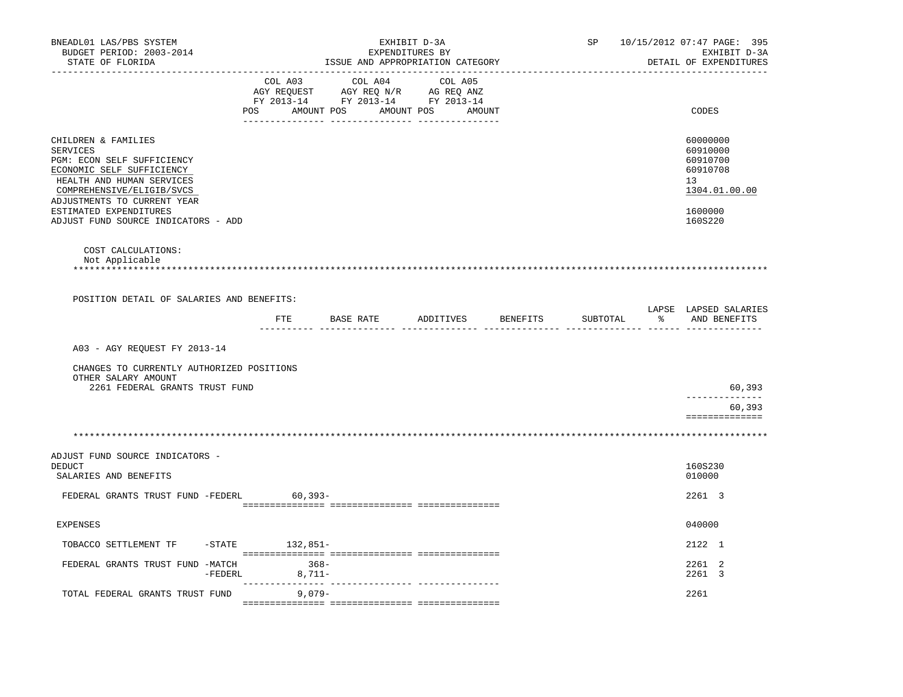| | COL A03 AGY REQUEST FY 2013-14 POS AMOUNT | COL A04 AGY REQ N/R FY 2013-14 POS AMOUNT | COL A05 AG REQ ANZ FY 2013-14 POS AMOUNT | CODES |
|---|---|---|---|---|
| CHILDREN & FAMILIES | | | | 60000000 |
| SERVICES | | | | 60910000 |
| PGM: ECON SELF SUFFICIENCY | | | | 60910700 |
| ECONOMIC SELF SUFFICIENCY | | | | 60910708 |
| HEALTH AND HUMAN SERVICES | | | | 13 |
| COMPREHENSIVE/ELIGIB/SVCS | | | | 1304.01.00.00 |
| ADJUSTMENTS TO CURRENT YEAR ESTIMATED EXPENDITURES | | | | 1600000 |
| ADJUST FUND SOURCE INDICATORS - ADD | | | | 160S220 |

COST CALCULATIONS:
Not Applicable

************************************************************************************************************************

POSITION DETAIL OF SALARIES AND BENEFITS:

| | FTE | BASE RATE | ADDITIVES | BENEFITS | SUBTOTAL | LAPSE % | LAPSED SALARIES AND BENEFITS |
|---|---|---|---|---|---|---|---|
| A03 - AGY REQUEST FY 2013-14 | | | | | | | |
| CHANGES TO CURRENTLY AUTHORIZED POSITIONS | | | | | | | |
| OTHER SALARY AMOUNT | | | | | | | |
| 2261 FEDERAL GRANTS TRUST FUND | | | | | | | 60,393 |
| | | | | | | | 60,393 |

************************************************************************************************************************

| | COL A03 | COL A04 | COL A05 | CODES |
|---|---|---|---|---|
| ADJUST FUND SOURCE INDICATORS - DEDUCT | | | | 160S230 |
| SALARIES AND BENEFITS | | | | 010000 |
| FEDERAL GRANTS TRUST FUND -FEDERL | 60,393- | | | 2261 3 |
| EXPENSES | | | | 040000 |
| TOBACCO SETTLEMENT TF -STATE | 132,851- | | | 2122 1 |
| FEDERAL GRANTS TRUST FUND -MATCH | 368- | | | 2261 2 |
| -FEDERL | 8,711- | | | 2261 3 |
| TOTAL FEDERAL GRANTS TRUST FUND | 9,079- | | | 2261 |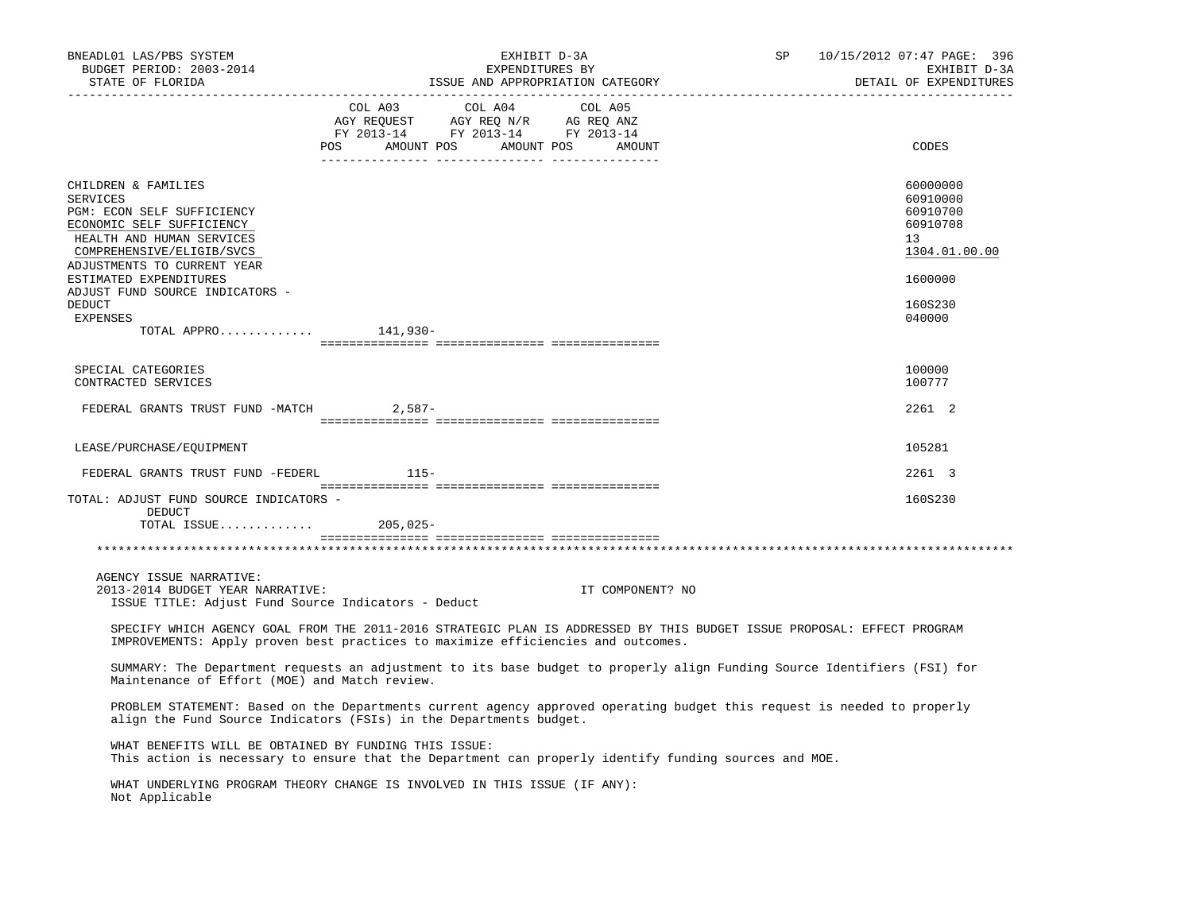BNEADL01 LAS/PBS SYSTEM
BUDGET PERIOD: 2003-2014
STATE OF FLORIDA

EXHIBIT D-3A
EXPENDITURES BY
ISSUE AND APPROPRIATION CATEGORY

SP 10/15/2012 07:47 PAGE: 396
EXHIBIT D-3A
DETAIL OF EXPENDITURES

| | COL A03 AGY REQUEST FY 2013-14 POS AMOUNT | COL A04 AGY REQ N/R FY 2013-14 POS AMOUNT | COL A05 AG REQ ANZ FY 2013-14 POS AMOUNT | CODES |
|---|---|---|---|---|
| CHILDREN & FAMILIES | | | | 60000000 |
| SERVICES | | | | 60910000 |
| PGM: ECON SELF SUFFICIENCY | | | | 60910700 |
| ECONOMIC SELF SUFFICIENCY | | | | 60910708 |
| HEALTH AND HUMAN SERVICES | | | | 13 |
| COMPREHENSIVE/ELIGIB/SVCS | | | | 1304.01.00.00 |
| ADJUSTMENTS TO CURRENT YEAR ESTIMATED EXPENDITURES | | | | 1600000 |
| ADJUST FUND SOURCE INDICATORS - DEDUCT | | | | 160S230 |
| EXPENSES | | | | 040000 |
| TOTAL APPRO............. | 141,930- | | | |
| SPECIAL CATEGORIES | | | | 100000 |
| CONTRACTED SERVICES | | | | 100777 |
| FEDERAL GRANTS TRUST FUND -MATCH | 2,587- | | | 2261 2 |
| LEASE/PURCHASE/EQUIPMENT | | | | 105281 |
| FEDERAL GRANTS TRUST FUND -FEDERL | 115- | | | 2261 3 |
| TOTAL: ADJUST FUND SOURCE INDICATORS - DEDUCT | | | | 160S230 |
| TOTAL ISSUE............ | 205,025- | | | |

AGENCY ISSUE NARRATIVE:
2013-2014 BUDGET YEAR NARRATIVE: IT COMPONENT? NO
ISSUE TITLE: Adjust Fund Source Indicators - Deduct

SPECIFY WHICH AGENCY GOAL FROM THE 2011-2016 STRATEGIC PLAN IS ADDRESSED BY THIS BUDGET ISSUE PROPOSAL: EFFECT PROGRAM IMPROVEMENTS: Apply proven best practices to maximize efficiencies and outcomes.

SUMMARY: The Department requests an adjustment to its base budget to properly align Funding Source Identifiers (FSI) for Maintenance of Effort (MOE) and Match review.

PROBLEM STATEMENT: Based on the Departments current agency approved operating budget this request is needed to properly align the Fund Source Indicators (FSIs) in the Departments budget.

WHAT BENEFITS WILL BE OBTAINED BY FUNDING THIS ISSUE:
This action is necessary to ensure that the Department can properly identify funding sources and MOE.

WHAT UNDERLYING PROGRAM THEORY CHANGE IS INVOLVED IN THIS ISSUE (IF ANY):
Not Applicable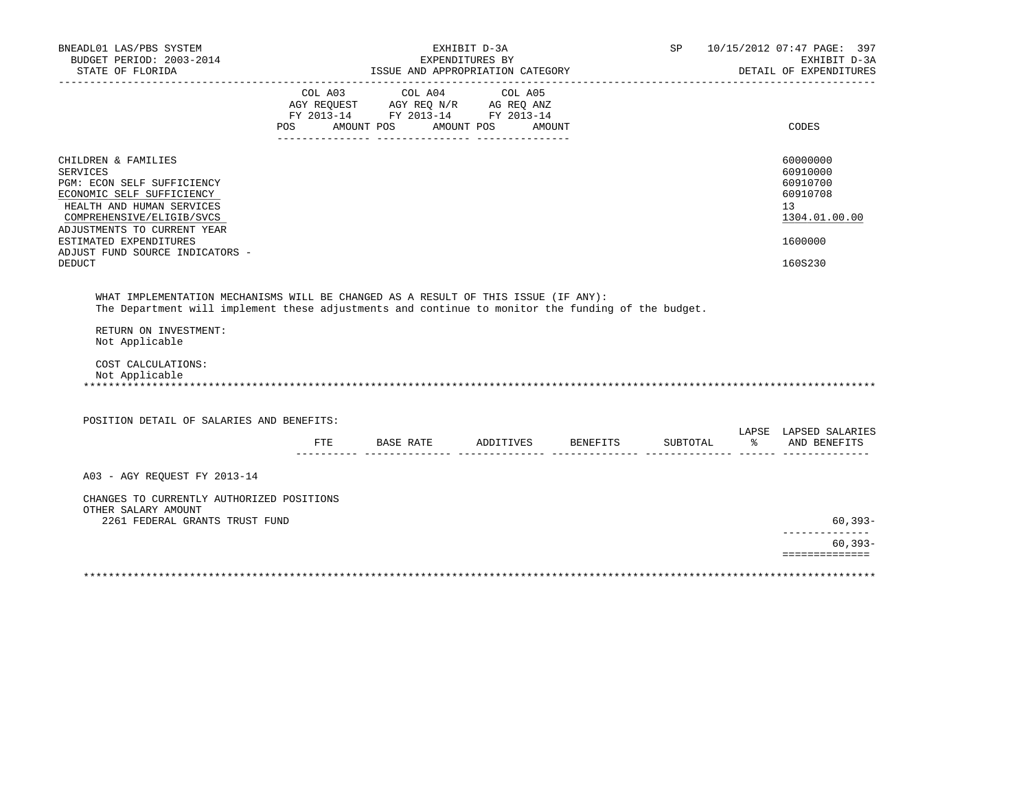| | COL A03 AGY REQUEST FY 2013-14 POS AMOUNT | COL A04 AGY REQ N/R FY 2013-14 POS AMOUNT | COL A05 AG REQ ANZ FY 2013-14 POS AMOUNT | CODES |
|---|---|---|---|---|
| CHILDREN & FAMILIES | | | | 60000000 |
| SERVICES | | | | 60910000 |
| PGM: ECON SELF SUFFICIENCY | | | | 60910700 |
| ECONOMIC SELF SUFFICIENCY | | | | 60910708 |
| HEALTH AND HUMAN SERVICES | | | | 13 |
| COMPREHENSIVE/ELIGIB/SVCS | | | | 1304.01.00.00 |
| ADJUSTMENTS TO CURRENT YEAR ESTIMATED EXPENDITURES | | | | 1600000 |
| ADJUST FUND SOURCE INDICATORS - DEDUCT | | | | 160S230 |

WHAT IMPLEMENTATION MECHANISMS WILL BE CHANGED AS A RESULT OF THIS ISSUE (IF ANY):
The Department will implement these adjustments and continue to monitor the funding of the budget.

RETURN ON INVESTMENT:
Not Applicable

COST CALCULATIONS:
Not Applicable

***

POSITION DETAIL OF SALARIES AND BENEFITS:

| | FTE | BASE RATE | ADDITIVES | BENEFITS | SUBTOTAL | LAPSE % | LAPSED SALARIES AND BENEFITS |
|---|---|---|---|---|---|---|---|
| A03 - AGY REQUEST FY 2013-14 | | | | | | | |
| CHANGES TO CURRENTLY AUTHORIZED POSITIONS | | | | | | | |
| OTHER SALARY AMOUNT | | | | | | | |
| 2261 FEDERAL GRANTS TRUST FUND | | | | | | | 60,393- |
| | | | | | | | 60,393- |

***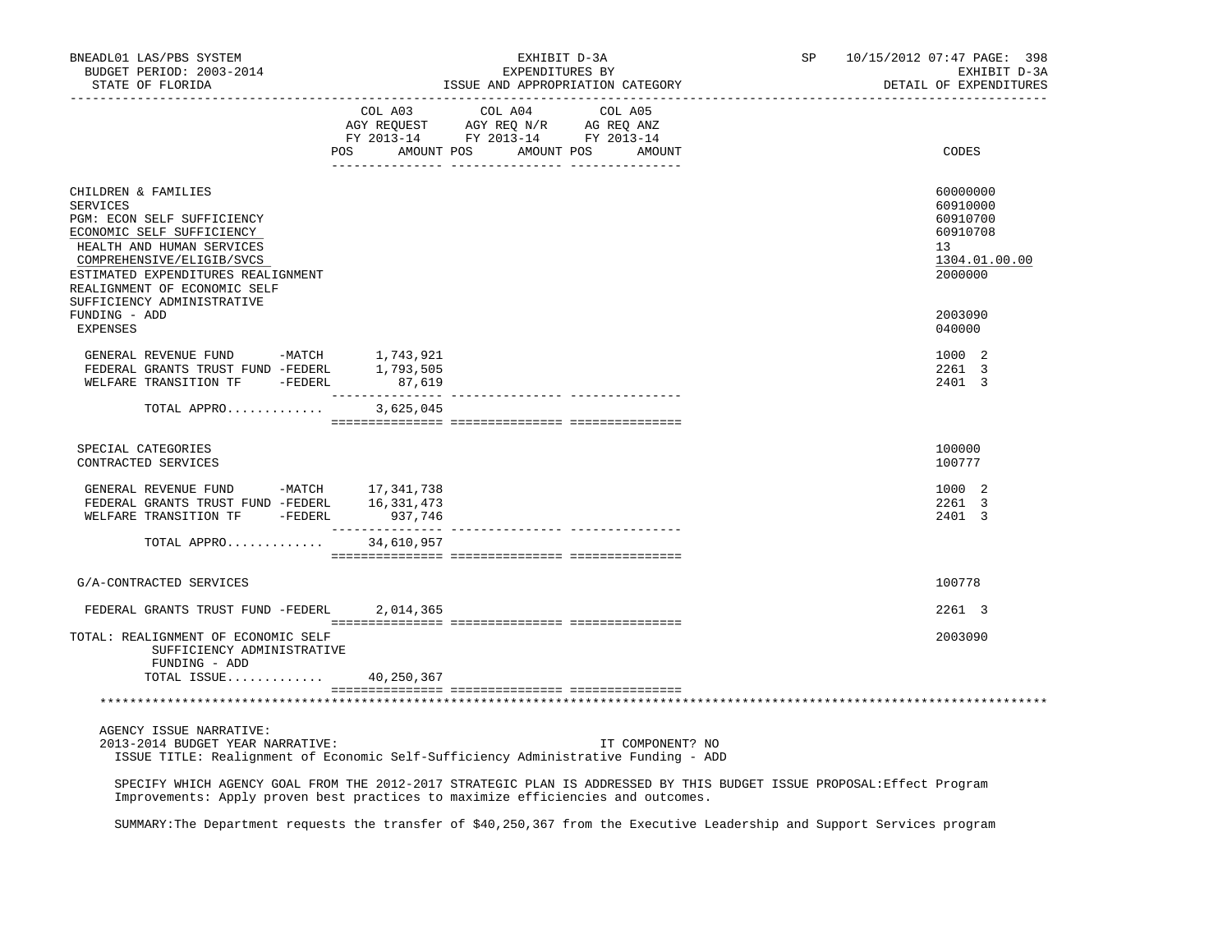BNEADL01 LAS/PBS SYSTEM | EXHIBIT D-3A | SP 10/15/2012 07:47 PAGE: 398
BUDGET PERIOD: 2003-2014 | EXPENDITURES BY | EXHIBIT D-3A
STATE OF FLORIDA | ISSUE AND APPROPRIATION CATEGORY | DETAIL OF EXPENDITURES

| | COL A03 AGY REQUEST FY 2013-14 POS AMOUNT | COL A04 AGY REQ N/R FY 2013-14 POS AMOUNT | COL A05 AG REQ ANZ FY 2013-14 POS AMOUNT | CODES |
|---|---|---|---|---|
| CHILDREN & FAMILIES | | | | 60000000 |
| SERVICES | | | | 60910000 |
| PGM: ECON SELF SUFFICIENCY | | | | 60910700 |
| ECONOMIC SELF SUFFICIENCY | | | | 60910708 |
| HEALTH AND HUMAN SERVICES | | | | 13 |
| COMPREHENSIVE/ELIGIB/SVCS | | | | 1304.01.00.00 |
| ESTIMATED EXPENDITURES REALIGNMENT | | | | 2000000 |
| REALIGNMENT OF ECONOMIC SELF SUFFICIENCY ADMINISTRATIVE FUNDING - ADD | | | | 2003090 |
| EXPENSES | | | | 040000 |
| GENERAL REVENUE FUND -MATCH | 1,743,921 | | | 1000 2 |
| FEDERAL GRANTS TRUST FUND -FEDERL | 1,793,505 | | | 2261 3 |
| WELFARE TRANSITION TF -FEDERL | 87,619 | | | 2401 3 |
| TOTAL APPRO............ | 3,625,045 | | | |
| SPECIAL CATEGORIES | | | | 100000 |
| CONTRACTED SERVICES | | | | 100777 |
| GENERAL REVENUE FUND -MATCH | 17,341,738 | | | 1000 2 |
| FEDERAL GRANTS TRUST FUND -FEDERL | 16,331,473 | | | 2261 3 |
| WELFARE TRANSITION TF -FEDERL | 937,746 | | | 2401 3 |
| TOTAL APPRO............ | 34,610,957 | | | |
| G/A-CONTRACTED SERVICES | | | | 100778 |
| FEDERAL GRANTS TRUST FUND -FEDERL | 2,014,365 | | | 2261 3 |
| TOTAL: REALIGNMENT OF ECONOMIC SELF SUFFICIENCY ADMINISTRATIVE FUNDING - ADD | | | | 2003090 |
| TOTAL ISSUE............ | 40,250,367 | | | |

AGENCY ISSUE NARRATIVE:
2013-2014 BUDGET YEAR NARRATIVE: IT COMPONENT? NO
ISSUE TITLE: Realignment of Economic Self-Sufficiency Administrative Funding - ADD

SPECIFY WHICH AGENCY GOAL FROM THE 2012-2017 STRATEGIC PLAN IS ADDRESSED BY THIS BUDGET ISSUE PROPOSAL:Effect Program Improvements: Apply proven best practices to maximize efficiencies and outcomes.

SUMMARY:The Department requests the transfer of $40,250,367 from the Executive Leadership and Support Services program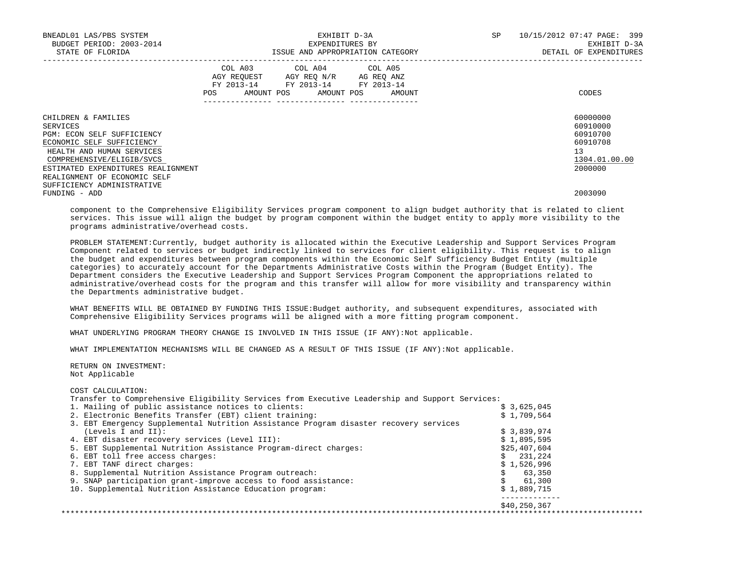| | COL A03 AGY REQUEST FY 2013-14 POS AMOUNT | COL A04 AGY REQ N/R FY 2013-14 POS AMOUNT | COL A05 AG REQ ANZ FY 2013-14 POS AMOUNT | CODES |
|---|---|---|---|---|
| CHILDREN & FAMILIES | | | | 60000000 |
| SERVICES | | | | 60910000 |
| PGM: ECON SELF SUFFICIENCY | | | | 60910700 |
| ECONOMIC SELF SUFFICIENCY | | | | 60910708 |
| HEALTH AND HUMAN SERVICES | | | | 13 |
| COMPREHENSIVE/ELIGIB/SVCS | | | | 1304.01.00.00 |
| ESTIMATED EXPENDITURES REALIGNMENT | | | | 2000000 |
| REALIGNMENT OF ECONOMIC SELF SUFFICIENCY ADMINISTRATIVE FUNDING - ADD | | | | 2003090 |

component to the Comprehensive Eligibility Services program component to align budget authority that is related to client services. This issue will align the budget by program component within the budget entity to apply more visibility to the programs administrative/overhead costs.

PROBLEM STATEMENT:Currently, budget authority is allocated within the Executive Leadership and Support Services Program Component related to services or budget indirectly linked to services for client eligibility. This request is to align the budget and expenditures between program components within the Economic Self Sufficiency Budget Entity (multiple categories) to accurately account for the Departments Administrative Costs within the Program (Budget Entity). The Department considers the Executive Leadership and Support Services Program Component the appropriations related to administrative/overhead costs for the program and this transfer will allow for more visibility and transparency within the Departments administrative budget.

WHAT BENEFITS WILL BE OBTAINED BY FUNDING THIS ISSUE:Budget authority, and subsequent expenditures, associated with Comprehensive Eligibility Services programs will be aligned with a more fitting program component.

WHAT UNDERLYING PROGRAM THEORY CHANGE IS INVOLVED IN THIS ISSUE (IF ANY):Not applicable.

WHAT IMPLEMENTATION MECHANISMS WILL BE CHANGED AS A RESULT OF THIS ISSUE (IF ANY):Not applicable.

RETURN ON INVESTMENT:
Not Applicable

COST CALCULATION:
Transfer to Comprehensive Eligibility Services from Executive Leadership and Support Services:

| Item | Amount |
|---|---|
| 1. Mailing of public assistance notices to clients: | $ 3,625,045 |
| 2. Electronic Benefits Transfer (EBT) client training: | $ 1,709,564 |
| 3. EBT Emergency Supplemental Nutrition Assistance Program disaster recovery services (Levels I and II): | $ 3,839,974 |
| 4. EBT disaster recovery services (Level III): | $ 1,895,595 |
| 5. EBT Supplemental Nutrition Assistance Program-direct charges: | $25,407,604 |
| 6. EBT toll free access charges: | $ 231,224 |
| 7. EBT TANF direct charges: | $ 1,526,996 |
| 8. Supplemental Nutrition Assistance Program outreach: | $ 63,350 |
| 9. SNAP participation grant-improve access to food assistance: | $ 61,300 |
| 10. Supplemental Nutrition Assistance Education program: | $ 1,889,715 |
| | $40,250,367 |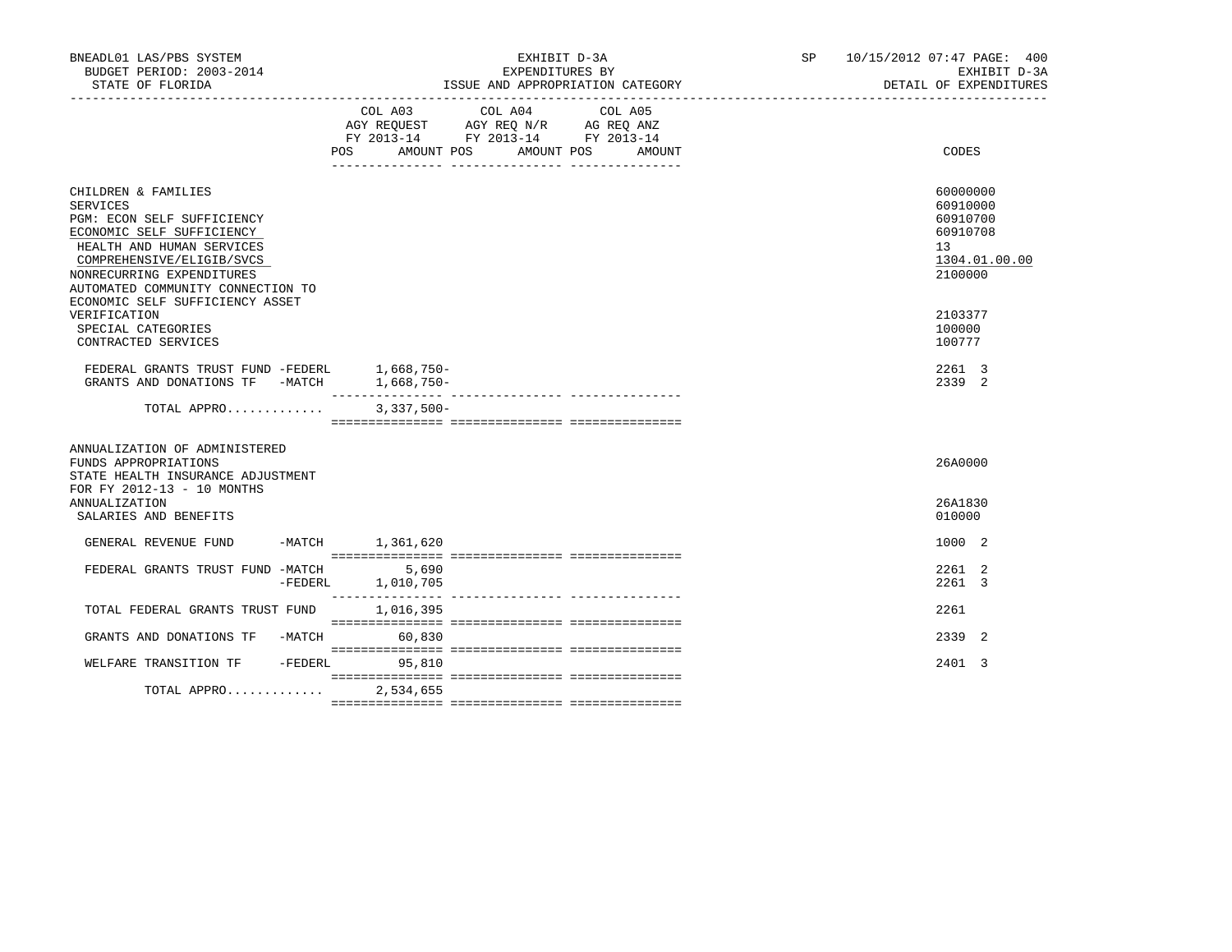BNEADL01 LAS/PBS SYSTEM — EXHIBIT D-3A — SP 10/15/2012 07:47

BUDGET PERIOD: 2003-2014 — EXPENDITURES BY — EXHIBIT D-3A

STATE OF FLORIDA — ISSUE AND APPROPRIATION CATEGORY — DETAIL OF EXPENDITURES

| | COL A03 AGY REQUEST FY 2013-14 POS | AMOUNT | COL A04 AGY REQ N/R FY 2013-14 POS | AMOUNT | COL A05 AG REQ ANZ FY 2013-14 POS | AMOUNT | CODES |
|---|---|---|---|---|---|---|---|
| CHILDREN & FAMILIES | | | | | | | 60000000 |
| SERVICES | | | | | | | 60910000 |
| PGM: ECON SELF SUFFICIENCY | | | | | | | 60910700 |
| ECONOMIC SELF SUFFICIENCY | | | | | | | 60910708 |
| HEALTH AND HUMAN SERVICES | | | | | | | 13 |
| COMPREHENSIVE/ELIGIB/SVCS | | | | | | | 1304.01.00.00 |
| NONRECURRING EXPENDITURES | | | | | | | 2100000 |
| AUTOMATED COMMUNITY CONNECTION TO ECONOMIC SELF SUFFICIENCY ASSET VERIFICATION | | | | | | | 2103377 |
| SPECIAL CATEGORIES | | | | | | | 100000 |
| CONTRACTED SERVICES | | | | | | | 100777 |
| FEDERAL GRANTS TRUST FUND -FEDERL | | 1,668,750- | | | | | 2261 3 |
| GRANTS AND DONATIONS TF -MATCH | | 1,668,750- | | | | | 2339 2 |
| TOTAL APPRO............. | | 3,337,500- | | | | | |
| ANNUALIZATION OF ADMINISTERED FUNDS APPROPRIATIONS | | | | | | | 26A0000 |
| STATE HEALTH INSURANCE ADJUSTMENT FOR FY 2012-13 - 10 MONTHS ANNUALIZATION | | | | | | | 26A1830 |
| SALARIES AND BENEFITS | | | | | | | 010000 |
| GENERAL REVENUE FUND -MATCH | | 1,361,620 | | | | | 1000 2 |
| FEDERAL GRANTS TRUST FUND -MATCH | | 5,690 | | | | | 2261 2 |
| -FEDERL | | 1,010,705 | | | | | 2261 3 |
| TOTAL FEDERAL GRANTS TRUST FUND | | 1,016,395 | | | | | 2261 |
| GRANTS AND DONATIONS TF -MATCH | | 60,830 | | | | | 2339 2 |
| WELFARE TRANSITION TF -FEDERL | | 95,810 | | | | | 2401 3 |
| TOTAL APPRO............. | | 2,534,655 | | | | | |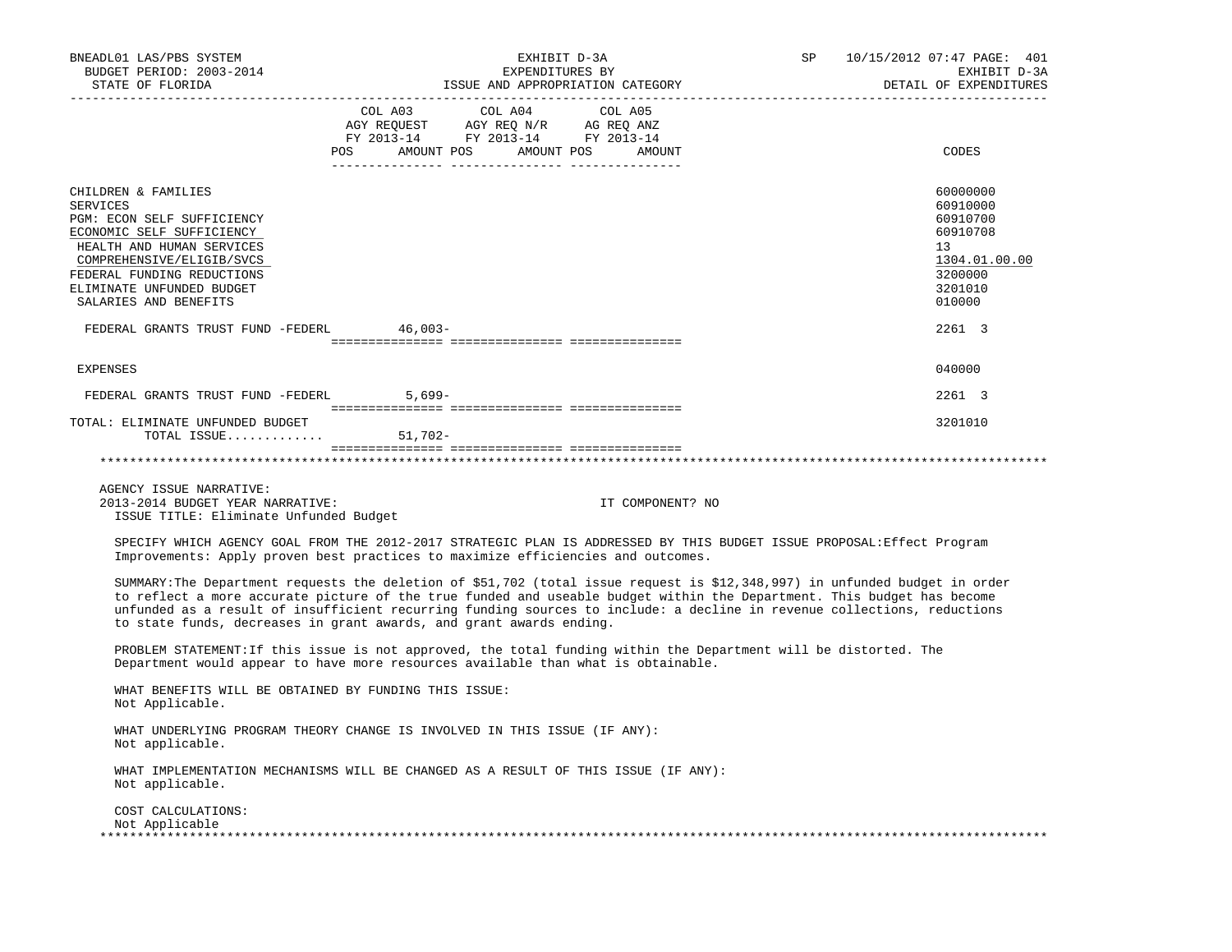BNEADL01 LAS/PBS SYSTEM
BUDGET PERIOD: 2003-2014
STATE OF FLORIDA

EXHIBIT D-3A
EXPENDITURES BY
ISSUE AND APPROPRIATION CATEGORY

SP 10/15/2012 07:47
EXHIBIT D-3A
DETAIL OF EXPENDITURES

| | COL A03 AGY REQUEST FY 2013-14 POS | AMOUNT | COL A04 AGY REQ N/R FY 2013-14 POS | AMOUNT | COL A05 AG REQ ANZ FY 2013-14 POS | AMOUNT | CODES |
|---|---|---|---|---|---|---|---|
| CHILDREN & FAMILIES | | | | | | | 60000000 |
| SERVICES | | | | | | | 60910000 |
| PGM: ECON SELF SUFFICIENCY | | | | | | | 60910700 |
| ECONOMIC SELF SUFFICIENCY | | | | | | | 60910708 |
| HEALTH AND HUMAN SERVICES | | | | | | | 13 |
| COMPREHENSIVE/ELIGIB/SVCS | | | | | | | 1304.01.00.00 |
| FEDERAL FUNDING REDUCTIONS | | | | | | | 3200000 |
| ELIMINATE UNFUNDED BUDGET | | | | | | | 3201010 |
| SALARIES AND BENEFITS | | | | | | | 010000 |
| FEDERAL GRANTS TRUST FUND -FEDERL | | 46,003- | | | | | 2261 3 |
| EXPENSES | | | | | | | 040000 |
| FEDERAL GRANTS TRUST FUND -FEDERL | | 5,699- | | | | | 2261 3 |
| TOTAL: ELIMINATE UNFUNDED BUDGET | | | | | | | 3201010 |
| TOTAL ISSUE............. | | 51,702- | | | | | |

AGENCY ISSUE NARRATIVE:
2013-2014 BUDGET YEAR NARRATIVE: IT COMPONENT? NO
ISSUE TITLE: Eliminate Unfunded Budget

SPECIFY WHICH AGENCY GOAL FROM THE 2012-2017 STRATEGIC PLAN IS ADDRESSED BY THIS BUDGET ISSUE PROPOSAL:Effect Program Improvements: Apply proven best practices to maximize efficiencies and outcomes.

SUMMARY:The Department requests the deletion of $51,702 (total issue request is $12,348,997) in unfunded budget in order to reflect a more accurate picture of the true funded and useable budget within the Department. This budget has become unfunded as a result of insufficient recurring funding sources to include: a decline in revenue collections, reductions to state funds, decreases in grant awards, and grant awards ending.

PROBLEM STATEMENT:If this issue is not approved, the total funding within the Department will be distorted. The Department would appear to have more resources available than what is obtainable.

WHAT BENEFITS WILL BE OBTAINED BY FUNDING THIS ISSUE:
Not Applicable.

WHAT UNDERLYING PROGRAM THEORY CHANGE IS INVOLVED IN THIS ISSUE (IF ANY):
Not applicable.

WHAT IMPLEMENTATION MECHANISMS WILL BE CHANGED AS A RESULT OF THIS ISSUE (IF ANY):
Not applicable.

COST CALCULATIONS:
Not Applicable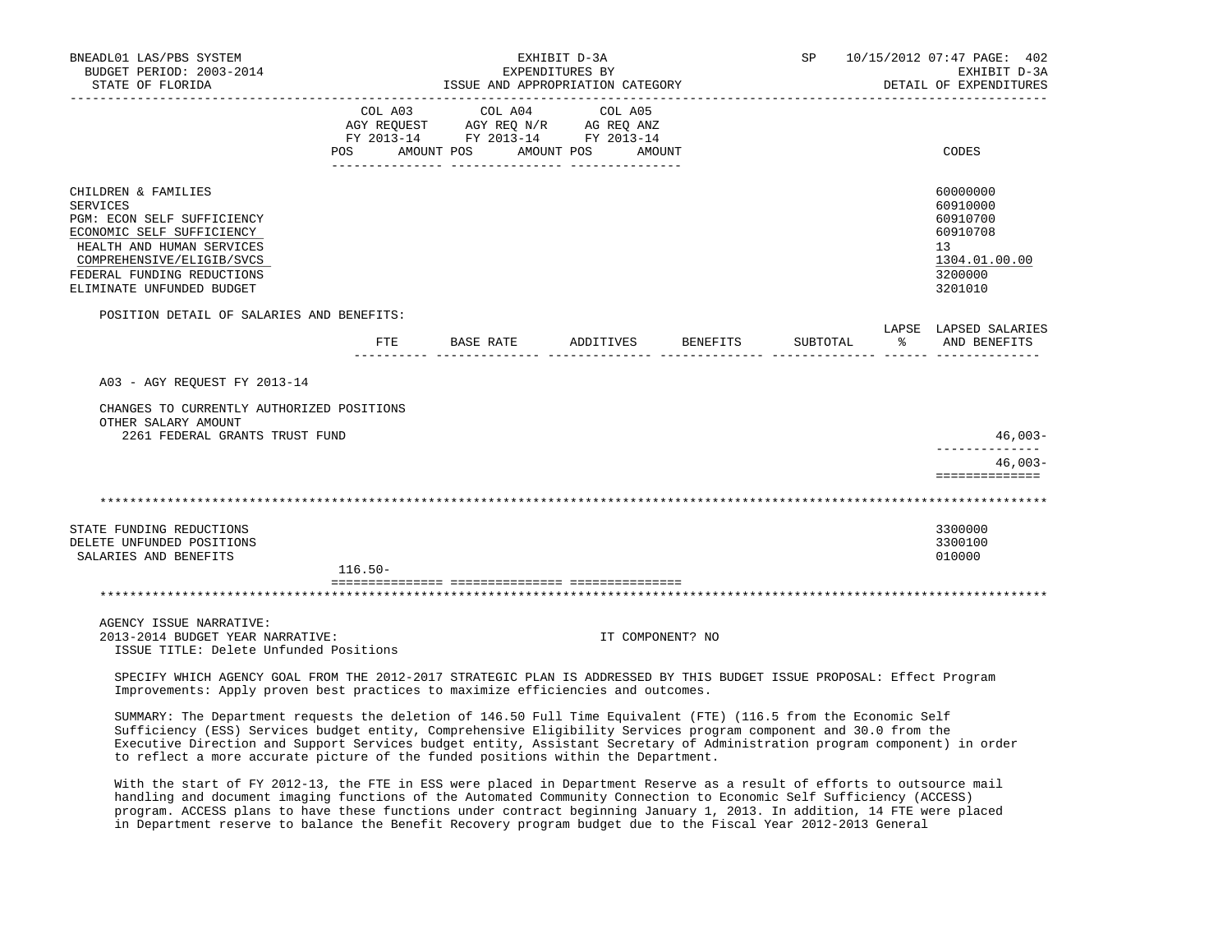BNEADL01 LAS/PBS SYSTEM — EXHIBIT D-3A — SP 10/15/2012 07:47
BUDGET PERIOD: 2003-2014 — EXPENDITURES BY — EXHIBIT D-3A
STATE OF FLORIDA — ISSUE AND APPROPRIATION CATEGORY — DETAIL OF EXPENDITURES

| | COL A03 AGY REQUEST FY 2013-14 POS | AMOUNT | COL A04 AGY REQ N/R FY 2013-14 POS | AMOUNT | COL A05 AG REQ ANZ FY 2013-14 POS | AMOUNT | CODES |
|---|---|---|---|---|---|---|---|
| CHILDREN & FAMILIES | | | | | | | 60000000 |
| SERVICES | | | | | | | 60910000 |
| PGM: ECON SELF SUFFICIENCY | | | | | | | 60910700 |
| ECONOMIC SELF SUFFICIENCY | | | | | | | 60910708 |
| HEALTH AND HUMAN SERVICES | | | | | | | 13 |
| COMPREHENSIVE/ELIGIB/SVCS | | | | | | | 1304.01.00.00 |
| FEDERAL FUNDING REDUCTIONS | | | | | | | 3200000 |
| ELIMINATE UNFUNDED BUDGET | | | | | | | 3201010 |

POSITION DETAIL OF SALARIES AND BENEFITS:

| | FTE | BASE RATE | ADDITIVES | BENEFITS | SUBTOTAL | LAPSE % | LAPSED SALARIES AND BENEFITS |
|---|---|---|---|---|---|---|---|
| A03 - AGY REQUEST FY 2013-14 | | | | | | | |
| CHANGES TO CURRENTLY AUTHORIZED POSITIONS | | | | | | | |
| OTHER SALARY AMOUNT | | | | | | | |
| 2261 FEDERAL GRANTS TRUST FUND | | | | | | | 46,003- |
| | | | | | | | 46,003- |

*****************************************************************************************************************

| | COL A03 POS | AMOUNT | COL A04 POS | AMOUNT | COL A05 POS | AMOUNT | CODES |
|---|---|---|---|---|---|---|---|
| STATE FUNDING REDUCTIONS | | | | | | | 3300000 |
| DELETE UNFUNDED POSITIONS | | | | | | | 3300100 |
| SALARIES AND BENEFITS | 116.50- | | | | | | 010000 |

*****************************************************************************************************************

AGENCY ISSUE NARRATIVE:
2013-2014 BUDGET YEAR NARRATIVE: IT COMPONENT? NO
ISSUE TITLE: Delete Unfunded Positions

SPECIFY WHICH AGENCY GOAL FROM THE 2012-2017 STRATEGIC PLAN IS ADDRESSED BY THIS BUDGET ISSUE PROPOSAL: Effect Program Improvements: Apply proven best practices to maximize efficiencies and outcomes.

SUMMARY: The Department requests the deletion of 146.50 Full Time Equivalent (FTE) (116.5 from the Economic Self Sufficiency (ESS) Services budget entity, Comprehensive Eligibility Services program component and 30.0 from the Executive Direction and Support Services budget entity, Assistant Secretary of Administration program component) in order to reflect a more accurate picture of the funded positions within the Department.

With the start of FY 2012-13, the FTE in ESS were placed in Department Reserve as a result of efforts to outsource mail handling and document imaging functions of the Automated Community Connection to Economic Self Sufficiency (ACCESS) program. ACCESS plans to have these functions under contract beginning January 1, 2013. In addition, 14 FTE were placed in Department reserve to balance the Benefit Recovery program budget due to the Fiscal Year 2012-2013 General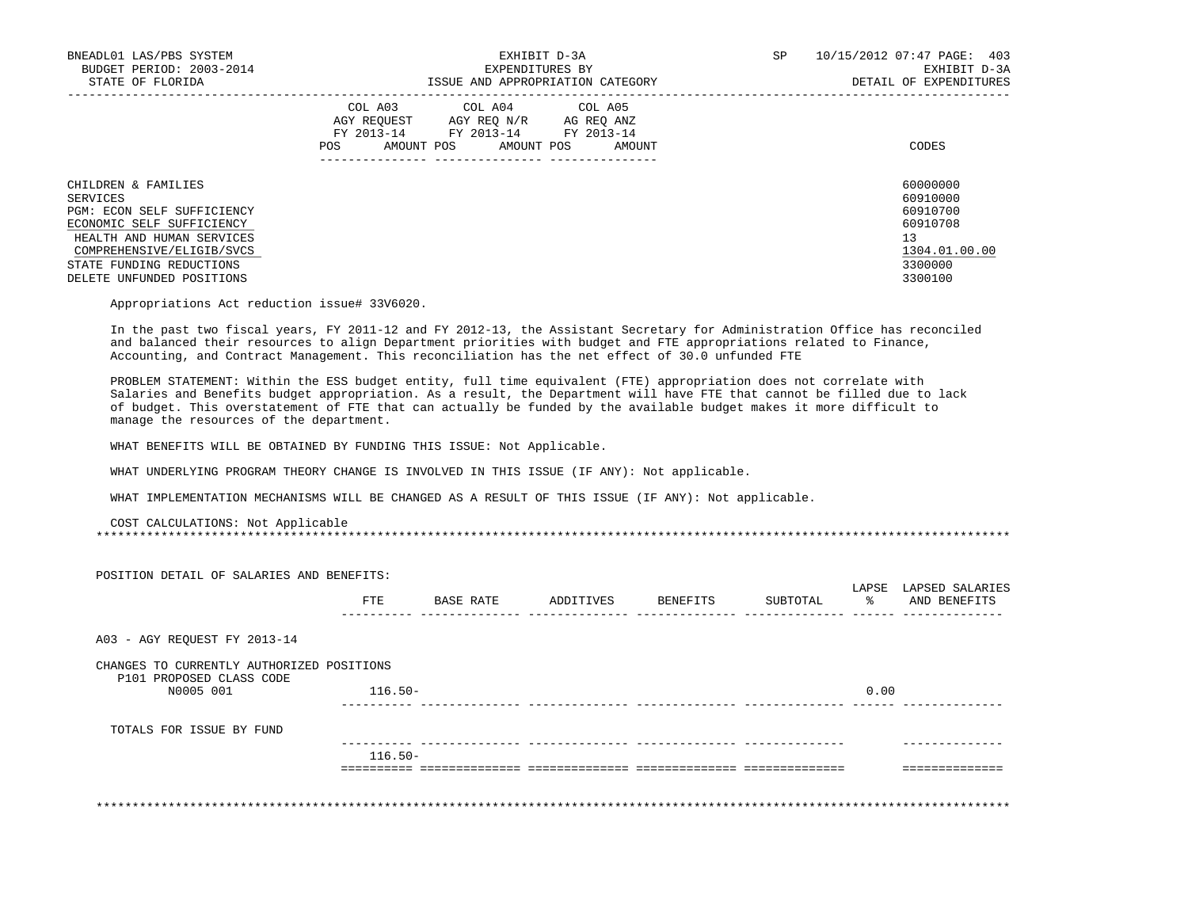| | COL A03 AGY REQUEST FY 2013-14 | | COL A04 AGY REQ N/R FY 2013-14 | | COL A05 AG REQ ANZ FY 2013-14 | | |
|---|---|---|---|---|---|---|---|
| | POS | AMOUNT | POS | AMOUNT | POS | AMOUNT | CODES |
| CHILDREN & FAMILIES | | | | | | | 60000000 |
| SERVICES | | | | | | | 60910000 |
| PGM: ECON SELF SUFFICIENCY | | | | | | | 60910700 |
| ECONOMIC SELF SUFFICIENCY | | | | | | | 60910708 |
| HEALTH AND HUMAN SERVICES | | | | | | | 13 |
| COMPREHENSIVE/ELIGIB/SVCS | | | | | | | 1304.01.00.00 |
| STATE FUNDING REDUCTIONS | | | | | | | 3300000 |
| DELETE UNFUNDED POSITIONS | | | | | | | 3300100 |

Appropriations Act reduction issue# 33V6020.

In the past two fiscal years, FY 2011-12 and FY 2012-13, the Assistant Secretary for Administration Office has reconciled and balanced their resources to align Department priorities with budget and FTE appropriations related to Finance, Accounting, and Contract Management. This reconciliation has the net effect of 30.0 unfunded FTE

PROBLEM STATEMENT: Within the ESS budget entity, full time equivalent (FTE) appropriation does not correlate with Salaries and Benefits budget appropriation. As a result, the Department will have FTE that cannot be filled due to lack of budget. This overstatement of FTE that can actually be funded by the available budget makes it more difficult to manage the resources of the department.

WHAT BENEFITS WILL BE OBTAINED BY FUNDING THIS ISSUE: Not Applicable.

WHAT UNDERLYING PROGRAM THEORY CHANGE IS INVOLVED IN THIS ISSUE (IF ANY): Not applicable.

WHAT IMPLEMENTATION MECHANISMS WILL BE CHANGED AS A RESULT OF THIS ISSUE (IF ANY): Not applicable.

COST CALCULATIONS: Not Applicable

POSITION DETAIL OF SALARIES AND BENEFITS:

| | FTE | BASE RATE | ADDITIVES | BENEFITS | SUBTOTAL | LAPSE % | LAPSED SALARIES AND BENEFITS |
|---|---|---|---|---|---|---|---|
| A03 - AGY REQUEST FY 2013-14 | | | | | | | |
| CHANGES TO CURRENTLY AUTHORIZED POSITIONS | | | | | | | |
| P101 PROPOSED CLASS CODE | | | | | | | |
| N0005 001 | 116.50- | | | | | 0.00 | |
| TOTALS FOR ISSUE BY FUND | | | | | | | |
| | 116.50- | | | | | | |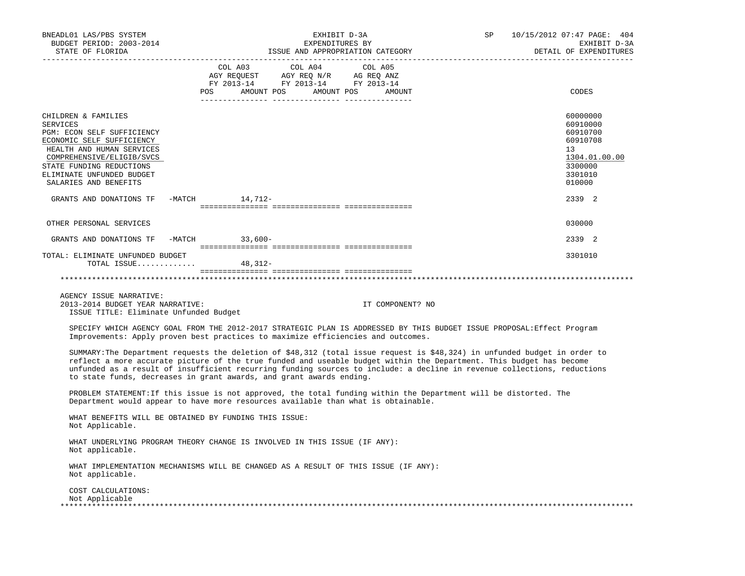BNEADL01 LAS/PBS SYSTEM  
BUDGET PERIOD: 2003-2014  
STATE OF FLORIDA

EXHIBIT D-3A  
EXPENDITURES BY  
ISSUE AND APPROPRIATION CATEGORY

SP 10/15/2012 07:47 PAGE: 404  
EXHIBIT D-3A  
DETAIL OF EXPENDITURES

| | COL A03 AGY REQUEST FY 2013-14 POS | AMOUNT | COL A04 AGY REQ N/R FY 2013-14 POS | AMOUNT | COL A05 AG REQ ANZ FY 2013-14 POS | AMOUNT | CODES |
|---|---|---|---|---|---|---|---|
| CHILDREN & FAMILIES | | | | | | | 60000000 |
| SERVICES | | | | | | | 60910000 |
| PGM: ECON SELF SUFFICIENCY | | | | | | | 60910700 |
| ECONOMIC SELF SUFFICIENCY | | | | | | | 60910708 |
| HEALTH AND HUMAN SERVICES | | | | | | | 13 |
| COMPREHENSIVE/ELIGIB/SVCS | | | | | | | 1304.01.00.00 |
| STATE FUNDING REDUCTIONS | | | | | | | 3300000 |
| ELIMINATE UNFUNDED BUDGET | | | | | | | 3301010 |
| SALARIES AND BENEFITS | | | | | | | 010000 |
| GRANTS AND DONATIONS TF -MATCH | | 14,712- | | | | | 2339 2 |
| OTHER PERSONAL SERVICES | | | | | | | 030000 |
| GRANTS AND DONATIONS TF -MATCH | | 33,600- | | | | | 2339 2 |
| TOTAL: ELIMINATE UNFUNDED BUDGET | | | | | | | 3301010 |
| TOTAL ISSUE............. | | 48,312- | | | | | |

AGENCY ISSUE NARRATIVE:  
2013-2014 BUDGET YEAR NARRATIVE: IT COMPONENT? NO  
ISSUE TITLE: Eliminate Unfunded Budget

SPECIFY WHICH AGENCY GOAL FROM THE 2012-2017 STRATEGIC PLAN IS ADDRESSED BY THIS BUDGET ISSUE PROPOSAL:Effect Program Improvements: Apply proven best practices to maximize efficiencies and outcomes.

SUMMARY:The Department requests the deletion of $48,312 (total issue request is $48,324) in unfunded budget in order to reflect a more accurate picture of the true funded and useable budget within the Department. This budget has become unfunded as a result of insufficient recurring funding sources to include: a decline in revenue collections, reductions to state funds, decreases in grant awards, and grant awards ending.

PROBLEM STATEMENT:If this issue is not approved, the total funding within the Department will be distorted. The Department would appear to have more resources available than what is obtainable.

WHAT BENEFITS WILL BE OBTAINED BY FUNDING THIS ISSUE:  
Not Applicable.

WHAT UNDERLYING PROGRAM THEORY CHANGE IS INVOLVED IN THIS ISSUE (IF ANY):  
Not applicable.

WHAT IMPLEMENTATION MECHANISMS WILL BE CHANGED AS A RESULT OF THIS ISSUE (IF ANY):  
Not applicable.

COST CALCULATIONS:  
Not Applicable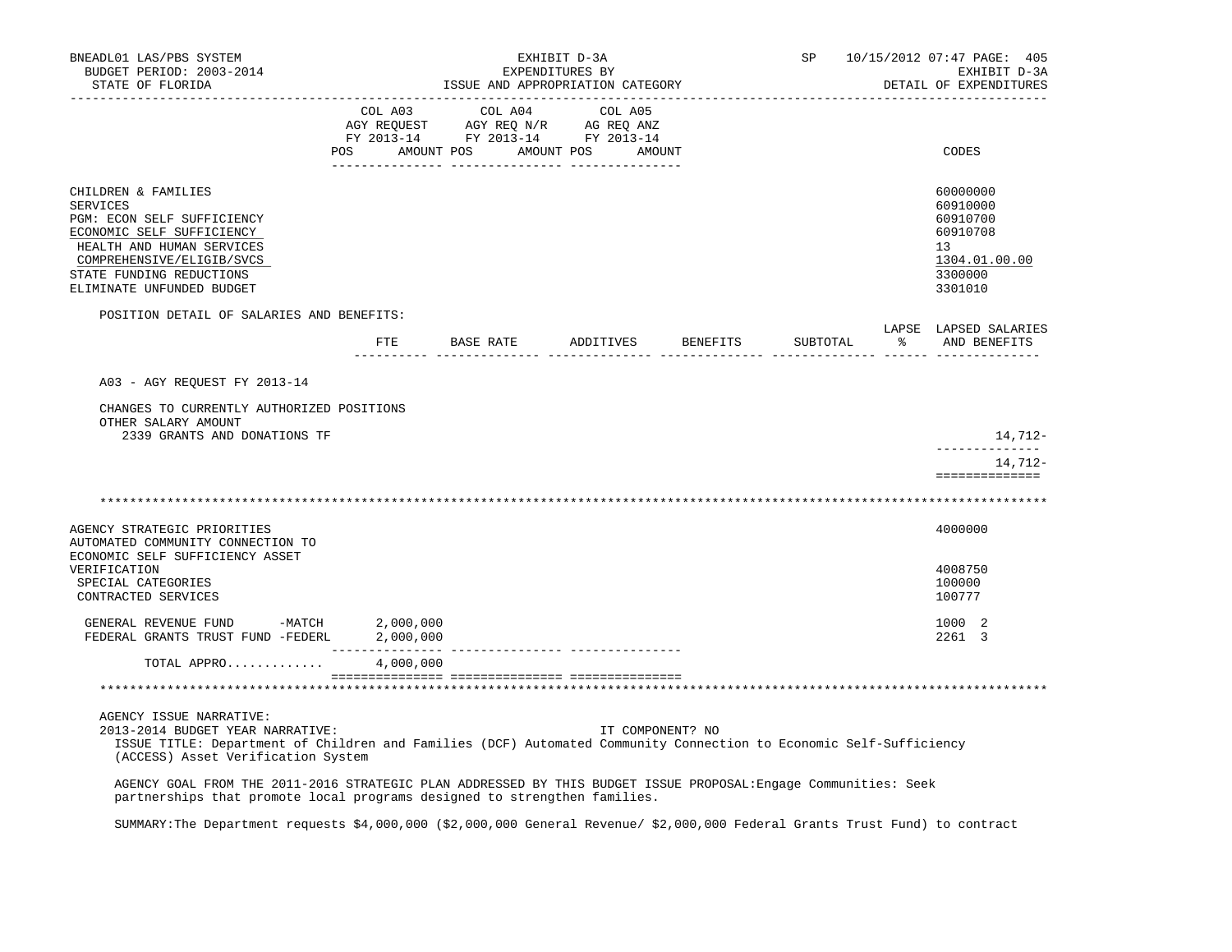| | COL A03 AGY REQUEST FY 2013-14 POS AMOUNT | COL A04 AGY REQ N/R FY 2013-14 POS AMOUNT | COL A05 AG REQ ANZ FY 2013-14 POS AMOUNT | CODES |
|---|---|---|---|---|
| CHILDREN & FAMILIES | | | | 60000000 |
| SERVICES | | | | 60910000 |
| PGM: ECON SELF SUFFICIENCY | | | | 60910700 |
| ECONOMIC SELF SUFFICIENCY | | | | 60910708 |
| HEALTH AND HUMAN SERVICES | | | | 13 |
| COMPREHENSIVE/ELIGIB/SVCS | | | | 1304.01.00.00 |
| STATE FUNDING REDUCTIONS | | | | 3300000 |
| ELIMINATE UNFUNDED BUDGET | | | | 3301010 |

POSITION DETAIL OF SALARIES AND BENEFITS:

| | FTE | BASE RATE | ADDITIVES | BENEFITS | SUBTOTAL | LAPSE % | LAPSED SALARIES AND BENEFITS |
|---|---|---|---|---|---|---|---|
| A03 - AGY REQUEST FY 2013-14 | | | | | | | |
| CHANGES TO CURRENTLY AUTHORIZED POSITIONS | | | | | | | |
| OTHER SALARY AMOUNT | | | | | | | |
| 2339 GRANTS AND DONATIONS TF | | | | | | | 14,712- |
| | | | | | | | 14,712- |

---

| | COL A03 | COL A04 | COL A05 | CODES |
|---|---|---|---|---|
| AGENCY STRATEGIC PRIORITIES | | | | 4000000 |
| AUTOMATED COMMUNITY CONNECTION TO ECONOMIC SELF SUFFICIENCY ASSET VERIFICATION | | | | 4008750 |
| SPECIAL CATEGORIES | | | | 100000 |
| CONTRACTED SERVICES | | | | 100777 |
| GENERAL REVENUE FUND -MATCH | 2,000,000 | | | 1000 2 |
| FEDERAL GRANTS TRUST FUND -FEDERL | 2,000,000 | | | 2261 3 |
| TOTAL APPRO............ | 4,000,000 | | | |

---

AGENCY ISSUE NARRATIVE:

2013-2014 BUDGET YEAR NARRATIVE: IT COMPONENT? NO

ISSUE TITLE: Department of Children and Families (DCF) Automated Community Connection to Economic Self-Sufficiency (ACCESS) Asset Verification System

AGENCY GOAL FROM THE 2011-2016 STRATEGIC PLAN ADDRESSED BY THIS BUDGET ISSUE PROPOSAL:Engage Communities: Seek partnerships that promote local programs designed to strengthen families.

SUMMARY:The Department requests $4,000,000 ($2,000,000 General Revenue/ $2,000,000 Federal Grants Trust Fund) to contract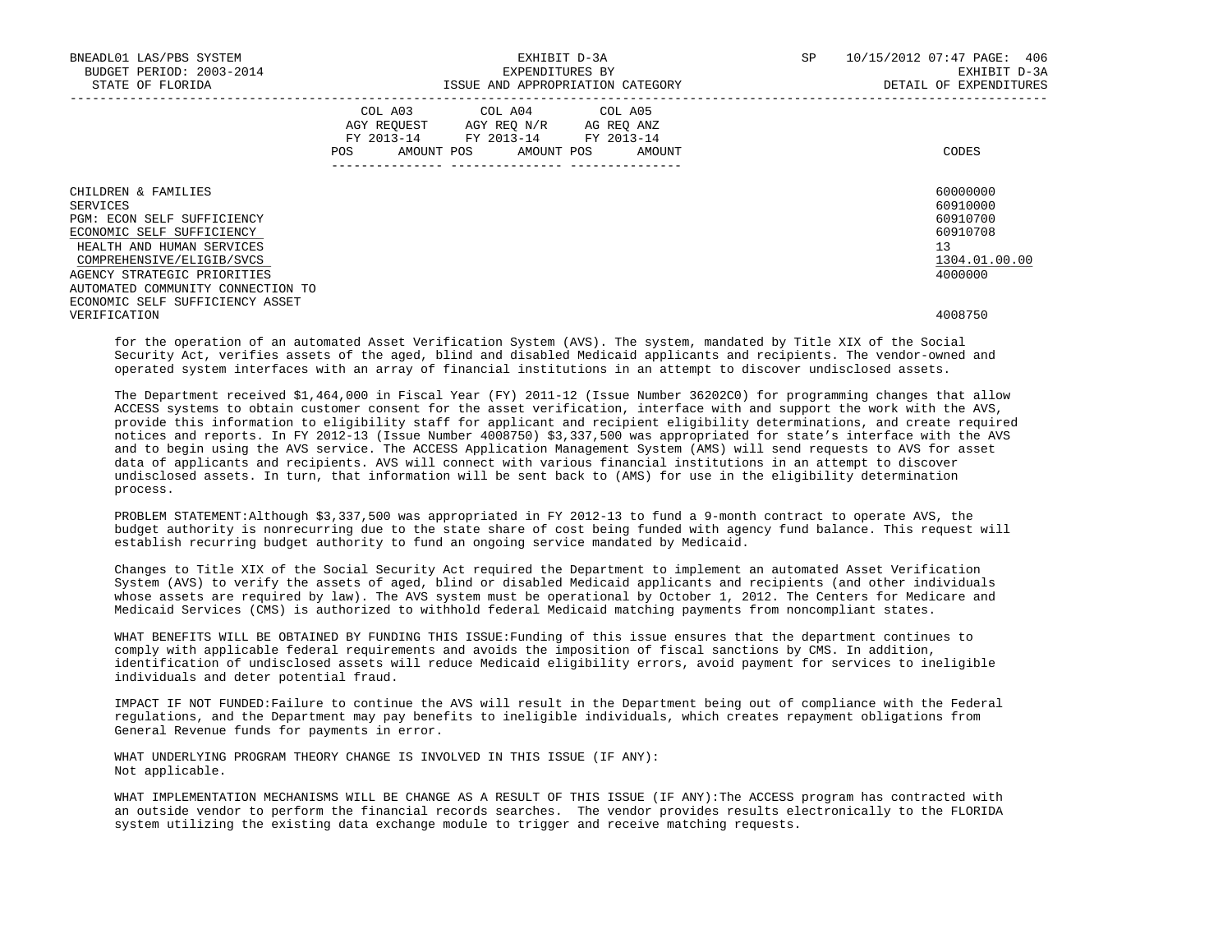| | COL A03 AGY REQUEST FY 2013-14 POS AMOUNT | COL A04 AGY REQ N/R FY 2013-14 POS AMOUNT | COL A05 AG REQ ANZ FY 2013-14 POS AMOUNT | CODES |
|---|---|---|---|---|
| CHILDREN & FAMILIES | | | | 60000000 |
| SERVICES | | | | 60910000 |
| PGM: ECON SELF SUFFICIENCY | | | | 60910700 |
| ECONOMIC SELF SUFFICIENCY | | | | 60910708 |
| HEALTH AND HUMAN SERVICES | | | | 13 |
| COMPREHENSIVE/ELIGIB/SVCS | | | | 1304.01.00.00 |
| AGENCY STRATEGIC PRIORITIES | | | | 4000000 |
| AUTOMATED COMMUNITY CONNECTION TO ECONOMIC SELF SUFFICIENCY ASSET VERIFICATION | | | | 4008750 |

for the operation of an automated Asset Verification System (AVS). The system, mandated by Title XIX of the Social Security Act, verifies assets of the aged, blind and disabled Medicaid applicants and recipients. The vendor-owned and operated system interfaces with an array of financial institutions in an attempt to discover undisclosed assets.

The Department received $1,464,000 in Fiscal Year (FY) 2011-12 (Issue Number 36202C0) for programming changes that allow ACCESS systems to obtain customer consent for the asset verification, interface with and support the work with the AVS, provide this information to eligibility staff for applicant and recipient eligibility determinations, and create required notices and reports. In FY 2012-13 (Issue Number 4008750) $3,337,500 was appropriated for state's interface with the AVS and to begin using the AVS service. The ACCESS Application Management System (AMS) will send requests to AVS for asset data of applicants and recipients. AVS will connect with various financial institutions in an attempt to discover undisclosed assets. In turn, that information will be sent back to (AMS) for use in the eligibility determination process.

PROBLEM STATEMENT:Although $3,337,500 was appropriated in FY 2012-13 to fund a 9-month contract to operate AVS, the budget authority is nonrecurring due to the state share of cost being funded with agency fund balance. This request will establish recurring budget authority to fund an ongoing service mandated by Medicaid.

Changes to Title XIX of the Social Security Act required the Department to implement an automated Asset Verification System (AVS) to verify the assets of aged, blind or disabled Medicaid applicants and recipients (and other individuals whose assets are required by law). The AVS system must be operational by October 1, 2012. The Centers for Medicare and Medicaid Services (CMS) is authorized to withhold federal Medicaid matching payments from noncompliant states.

WHAT BENEFITS WILL BE OBTAINED BY FUNDING THIS ISSUE:Funding of this issue ensures that the department continues to comply with applicable federal requirements and avoids the imposition of fiscal sanctions by CMS. In addition, identification of undisclosed assets will reduce Medicaid eligibility errors, avoid payment for services to ineligible individuals and deter potential fraud.

IMPACT IF NOT FUNDED:Failure to continue the AVS will result in the Department being out of compliance with the Federal regulations, and the Department may pay benefits to ineligible individuals, which creates repayment obligations from General Revenue funds for payments in error.

WHAT UNDERLYING PROGRAM THEORY CHANGE IS INVOLVED IN THIS ISSUE (IF ANY):
Not applicable.

WHAT IMPLEMENTATION MECHANISMS WILL BE CHANGE AS A RESULT OF THIS ISSUE (IF ANY):The ACCESS program has contracted with an outside vendor to perform the financial records searches. The vendor provides results electronically to the FLORIDA system utilizing the existing data exchange module to trigger and receive matching requests.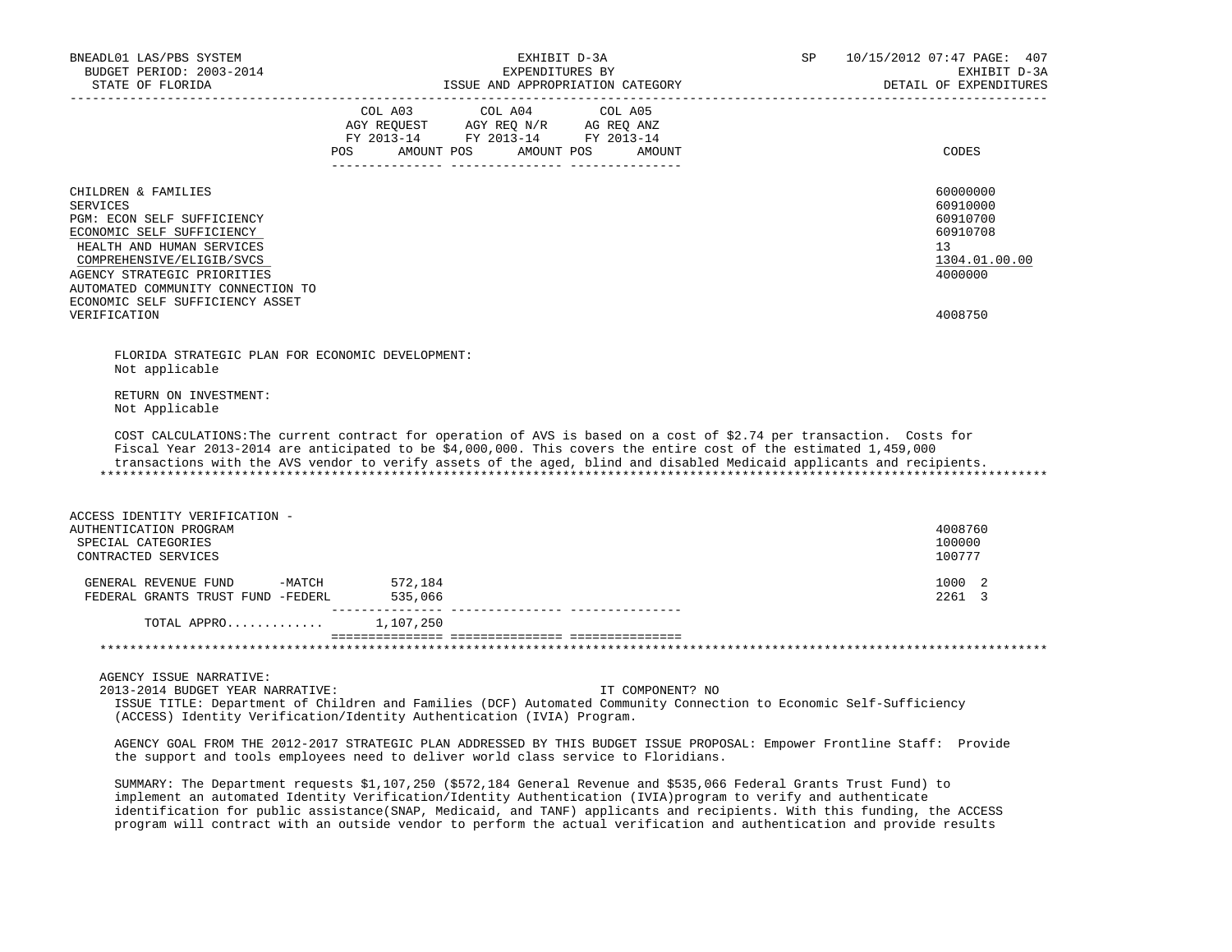| | COL A03 AGY REQUEST FY 2013-14 POS AMOUNT | COL A04 AGY REQ N/R FY 2013-14 POS AMOUNT | COL A05 AG REQ ANZ FY 2013-14 POS AMOUNT | CODES |
|---|---|---|---|---|
| CHILDREN & FAMILIES | | | | 60000000 |
| SERVICES | | | | 60910000 |
| PGM: ECON SELF SUFFICIENCY | | | | 60910700 |
| ECONOMIC SELF SUFFICIENCY | | | | 60910708 |
| HEALTH AND HUMAN SERVICES | | | | 13 |
| COMPREHENSIVE/ELIGIB/SVCS | | | | 1304.01.00.00 |
| AGENCY STRATEGIC PRIORITIES | | | | 4000000 |
| AUTOMATED COMMUNITY CONNECTION TO ECONOMIC SELF SUFFICIENCY ASSET VERIFICATION | | | | 4008750 |

FLORIDA STRATEGIC PLAN FOR ECONOMIC DEVELOPMENT:
Not applicable

RETURN ON INVESTMENT:
Not Applicable

COST CALCULATIONS:The current contract for operation of AVS is based on a cost of $2.74 per transaction. Costs for Fiscal Year 2013-2014 are anticipated to be $4,000,000. This covers the entire cost of the estimated 1,459,000 transactions with the AVS vendor to verify assets of the aged, blind and disabled Medicaid applicants and recipients.

*******************************************************************************************************************

| | COL A03 | COL A04 | COL A05 | CODES |
|---|---|---|---|---|
| ACCESS IDENTITY VERIFICATION - AUTHENTICATION PROGRAM | | | | 4008760 |
| SPECIAL CATEGORIES | | | | 100000 |
| CONTRACTED SERVICES | | | | 100777 |
| GENERAL REVENUE FUND -MATCH | 572,184 | | | 1000 2 |
| FEDERAL GRANTS TRUST FUND -FEDERL | 535,066 | | | 2261 3 |
| TOTAL APPRO............ | 1,107,250 | | | |

*******************************************************************************************************************

AGENCY ISSUE NARRATIVE:
2013-2014 BUDGET YEAR NARRATIVE: IT COMPONENT? NO

ISSUE TITLE: Department of Children and Families (DCF) Automated Community Connection to Economic Self-Sufficiency (ACCESS) Identity Verification/Identity Authentication (IVIA) Program.

AGENCY GOAL FROM THE 2012-2017 STRATEGIC PLAN ADDRESSED BY THIS BUDGET ISSUE PROPOSAL: Empower Frontline Staff: Provide the support and tools employees need to deliver world class service to Floridians.

SUMMARY: The Department requests $1,107,250 ($572,184 General Revenue and $535,066 Federal Grants Trust Fund) to implement an automated Identity Verification/Identity Authentication (IVIA)program to verify and authenticate identification for public assistance(SNAP, Medicaid, and TANF) applicants and recipients. With this funding, the ACCESS program will contract with an outside vendor to perform the actual verification and authentication and provide results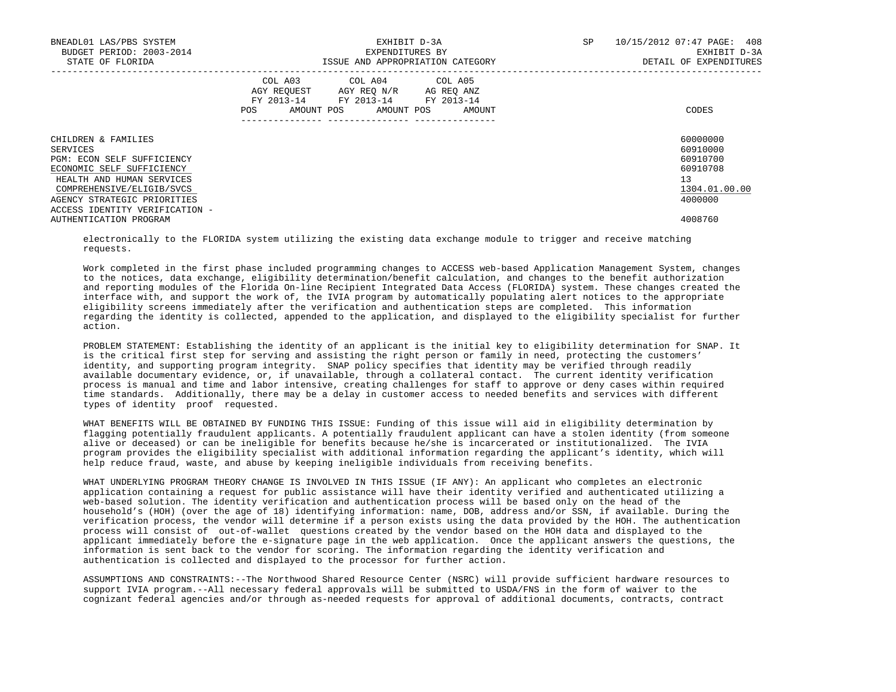| | COL A03 AGY REQUEST FY 2013-14 POS AMOUNT | COL A04 AGY REQ N/R FY 2013-14 POS AMOUNT | COL A05 AG REQ ANZ FY 2013-14 POS AMOUNT | CODES |
|---|---|---|---|---|
| CHILDREN & FAMILIES | | | | 60000000 |
| SERVICES | | | | 60910000 |
| PGM: ECON SELF SUFFICIENCY | | | | 60910700 |
| ECONOMIC SELF SUFFICIENCY | | | | 60910708 |
| HEALTH AND HUMAN SERVICES | | | | 13 |
| COMPREHENSIVE/ELIGIB/SVCS | | | | 1304.01.00.00 |
| AGENCY STRATEGIC PRIORITIES | | | | 4000000 |
| ACCESS IDENTITY VERIFICATION - AUTHENTICATION PROGRAM | | | | 4008760 |

electronically to the FLORIDA system utilizing the existing data exchange module to trigger and receive matching requests.

Work completed in the first phase included programming changes to ACCESS web-based Application Management System, changes to the notices, data exchange, eligibility determination/benefit calculation, and changes to the benefit authorization and reporting modules of the Florida On-line Recipient Integrated Data Access (FLORIDA) system. These changes created the interface with, and support the work of, the IVIA program by automatically populating alert notices to the appropriate eligibility screens immediately after the verification and authentication steps are completed. This information regarding the identity is collected, appended to the application, and displayed to the eligibility specialist for further action.

PROBLEM STATEMENT: Establishing the identity of an applicant is the initial key to eligibility determination for SNAP. It is the critical first step for serving and assisting the right person or family in need, protecting the customers' identity, and supporting program integrity. SNAP policy specifies that identity may be verified through readily available documentary evidence, or, if unavailable, through a collateral contact. The current identity verification process is manual and time and labor intensive, creating challenges for staff to approve or deny cases within required time standards. Additionally, there may be a delay in customer access to needed benefits and services with different types of identity proof requested.

WHAT BENEFITS WILL BE OBTAINED BY FUNDING THIS ISSUE: Funding of this issue will aid in eligibility determination by flagging potentially fraudulent applicants. A potentially fraudulent applicant can have a stolen identity (from someone alive or deceased) or can be ineligible for benefits because he/she is incarcerated or institutionalized. The IVIA program provides the eligibility specialist with additional information regarding the applicant's identity, which will help reduce fraud, waste, and abuse by keeping ineligible individuals from receiving benefits.

WHAT UNDERLYING PROGRAM THEORY CHANGE IS INVOLVED IN THIS ISSUE (IF ANY): An applicant who completes an electronic application containing a request for public assistance will have their identity verified and authenticated utilizing a web-based solution. The identity verification and authentication process will be based only on the head of the household's (HOH) (over the age of 18) identifying information: name, DOB, address and/or SSN, if available. During the verification process, the vendor will determine if a person exists using the data provided by the HOH. The authentication process will consist of out-of-wallet questions created by the vendor based on the HOH data and displayed to the applicant immediately before the e-signature page in the web application. Once the applicant answers the questions, the information is sent back to the vendor for scoring. The information regarding the identity verification and authentication is collected and displayed to the processor for further action.

ASSUMPTIONS AND CONSTRAINTS:--The Northwood Shared Resource Center (NSRC) will provide sufficient hardware resources to support IVIA program.--All necessary federal approvals will be submitted to USDA/FNS in the form of waiver to the cognizant federal agencies and/or through as-needed requests for approval of additional documents, contracts, contract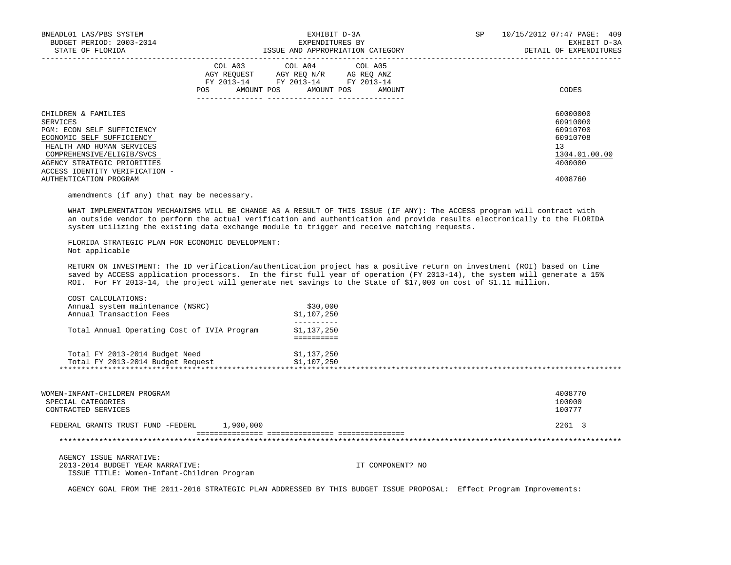| | COL A03 AGY REQUEST FY 2013-14 POS AMOUNT | COL A04 AGY REQ N/R FY 2013-14 POS AMOUNT | COL A05 AG REQ ANZ FY 2013-14 POS AMOUNT | CODES |
|---|---|---|---|---|
| CHILDREN & FAMILIES | | | | 60000000 |
| SERVICES | | | | 60910000 |
| PGM: ECON SELF SUFFICIENCY | | | | 60910700 |
| ECONOMIC SELF SUFFICIENCY | | | | 60910708 |
| HEALTH AND HUMAN SERVICES | | | | 13 |
| COMPREHENSIVE/ELIGIB/SVCS | | | | 1304.01.00.00 |
| AGENCY STRATEGIC PRIORITIES | | | | 4000000 |
| ACCESS IDENTITY VERIFICATION - AUTHENTICATION PROGRAM | | | | 4008760 |

amendments (if any) that may be necessary.

WHAT IMPLEMENTATION MECHANISMS WILL BE CHANGE AS A RESULT OF THIS ISSUE (IF ANY): The ACCESS program will contract with an outside vendor to perform the actual verification and authentication and provide results electronically to the FLORIDA system utilizing the existing data exchange module to trigger and receive matching requests.

FLORIDA STRATEGIC PLAN FOR ECONOMIC DEVELOPMENT:
Not applicable

RETURN ON INVESTMENT: The ID verification/authentication project has a positive return on investment (ROI) based on time saved by ACCESS application processors. In the first full year of operation (FY 2013-14), the system will generate a 15% ROI. For FY 2013-14, the project will generate net savings to the State of $17,000 on cost of $1.11 million.

COST CALCULATIONS:

| | |
|---|---|
| Annual system maintenance (NSRC) | $30,000 |
| Annual Transaction Fees | $1,107,250 |
| Total Annual Operating Cost of IVIA Program | $1,137,250 |
| Total FY 2013-2014 Budget Need | $1,137,250 |
| Total FY 2013-2014 Budget Request | $1,107,250 |

| | COL A03 | COL A04 | COL A05 | CODES |
|---|---|---|---|---|
| WOMEN-INFANT-CHILDREN PROGRAM | | | | 4008770 |
| SPECIAL CATEGORIES | | | | 100000 |
| CONTRACTED SERVICES | | | | 100777 |
| FEDERAL GRANTS TRUST FUND -FEDERL | 1,900,000 | | | 2261 3 |

AGENCY ISSUE NARRATIVE:
2013-2014 BUDGET YEAR NARRATIVE: IT COMPONENT? NO
ISSUE TITLE: Women-Infant-Children Program

AGENCY GOAL FROM THE 2011-2016 STRATEGIC PLAN ADDRESSED BY THIS BUDGET ISSUE PROPOSAL: Effect Program Improvements: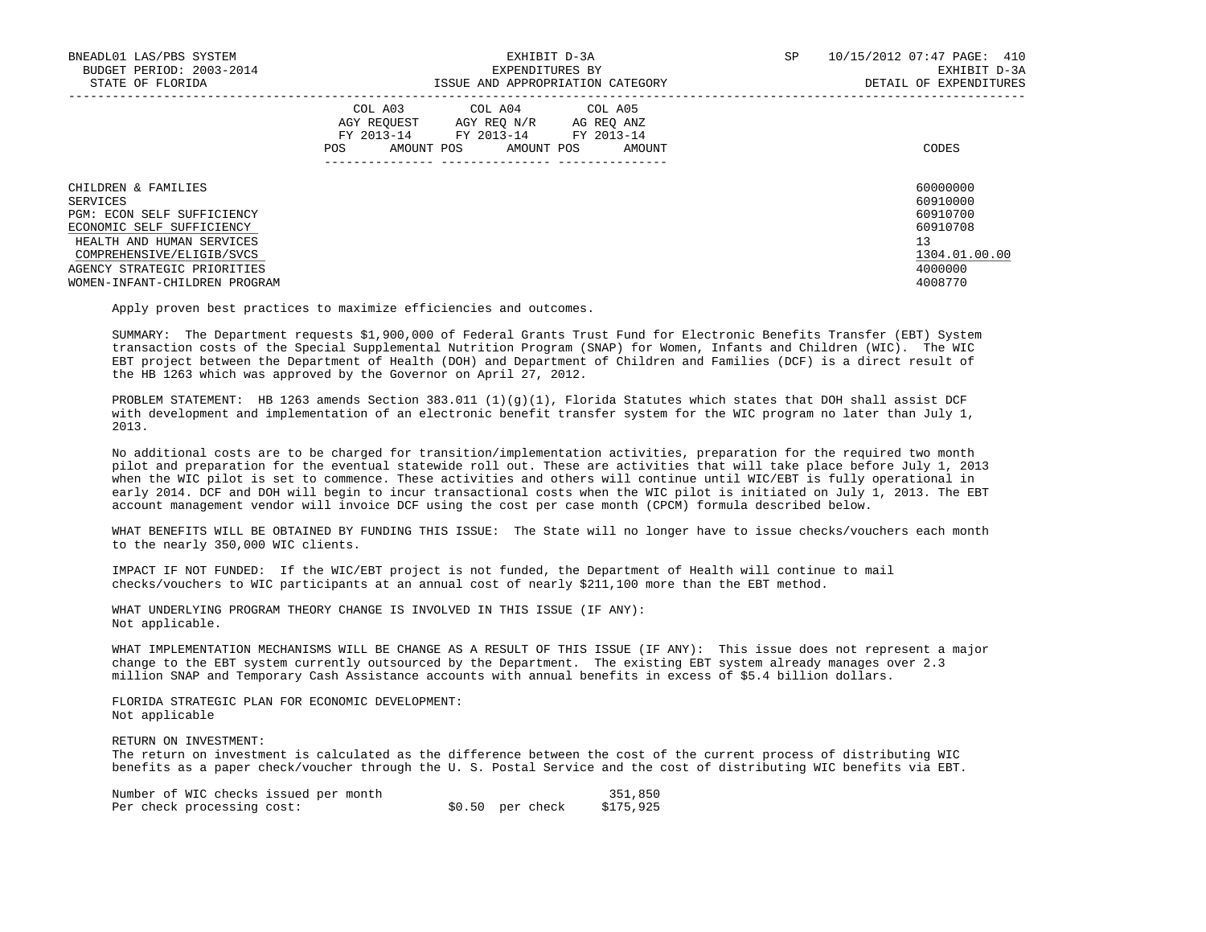| | COL A03 AGY REQUEST FY 2013-14 POS AMOUNT | COL A04 AGY REQ N/R FY 2013-14 POS AMOUNT | COL A05 AG REQ ANZ FY 2013-14 POS AMOUNT | CODES |
|---|---|---|---|---|
| CHILDREN & FAMILIES | | | | 60000000 |
| SERVICES | | | | 60910000 |
| PGM: ECON SELF SUFFICIENCY | | | | 60910700 |
| ECONOMIC SELF SUFFICIENCY | | | | 60910708 |
| HEALTH AND HUMAN SERVICES | | | | 13 |
| COMPREHENSIVE/ELIGIB/SVCS | | | | 1304.01.00.00 |
| AGENCY STRATEGIC PRIORITIES | | | | 4000000 |
| WOMEN-INFANT-CHILDREN PROGRAM | | | | 4008770 |

Apply proven best practices to maximize efficiencies and outcomes.

SUMMARY: The Department requests $1,900,000 of Federal Grants Trust Fund for Electronic Benefits Transfer (EBT) System transaction costs of the Special Supplemental Nutrition Program (SNAP) for Women, Infants and Children (WIC). The WIC EBT project between the Department of Health (DOH) and Department of Children and Families (DCF) is a direct result of the HB 1263 which was approved by the Governor on April 27, 2012.

PROBLEM STATEMENT: HB 1263 amends Section 383.011 (1)(g)(1), Florida Statutes which states that DOH shall assist DCF with development and implementation of an electronic benefit transfer system for the WIC program no later than July 1, 2013.

No additional costs are to be charged for transition/implementation activities, preparation for the required two month pilot and preparation for the eventual statewide roll out. These are activities that will take place before July 1, 2013 when the WIC pilot is set to commence. These activities and others will continue until WIC/EBT is fully operational in early 2014. DCF and DOH will begin to incur transactional costs when the WIC pilot is initiated on July 1, 2013. The EBT account management vendor will invoice DCF using the cost per case month (CPCM) formula described below.

WHAT BENEFITS WILL BE OBTAINED BY FUNDING THIS ISSUE: The State will no longer have to issue checks/vouchers each month to the nearly 350,000 WIC clients.

IMPACT IF NOT FUNDED: If the WIC/EBT project is not funded, the Department of Health will continue to mail checks/vouchers to WIC participants at an annual cost of nearly $211,100 more than the EBT method.

WHAT UNDERLYING PROGRAM THEORY CHANGE IS INVOLVED IN THIS ISSUE (IF ANY):
Not applicable.

WHAT IMPLEMENTATION MECHANISMS WILL BE CHANGE AS A RESULT OF THIS ISSUE (IF ANY): This issue does not represent a major change to the EBT system currently outsourced by the Department. The existing EBT system already manages over 2.3 million SNAP and Temporary Cash Assistance accounts with annual benefits in excess of $5.4 billion dollars.

FLORIDA STRATEGIC PLAN FOR ECONOMIC DEVELOPMENT:
Not applicable

RETURN ON INVESTMENT:
The return on investment is calculated as the difference between the cost of the current process of distributing WIC benefits as a paper check/voucher through the U. S. Postal Service and the cost of distributing WIC benefits via EBT.

| | | |
|---|---|---|
| Number of WIC checks issued per month | | 351,850 |
| Per check processing cost: | $0.50 per check | $175,925 |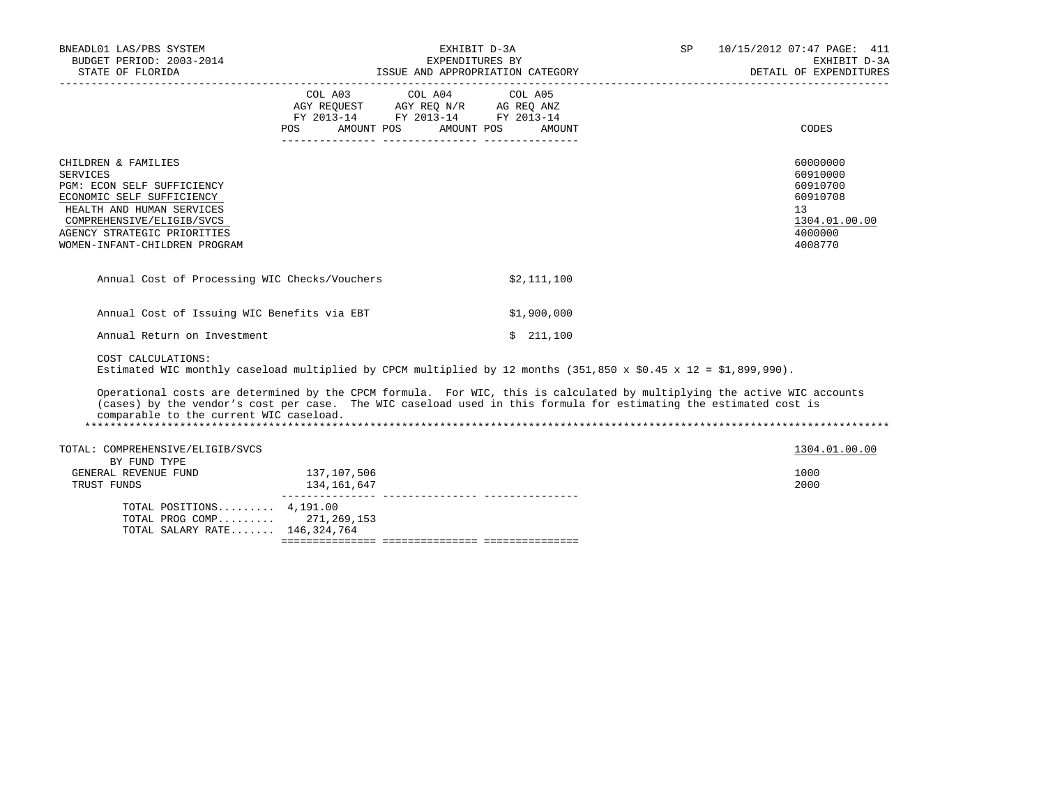BNEADL01 LAS/PBS SYSTEM | EXHIBIT D-3A | SP 10/15/2012 07:47
BUDGET PERIOD: 2003-2014 | EXPENDITURES BY | EXHIBIT D-3A
STATE OF FLORIDA | ISSUE AND APPROPRIATION CATEGORY | DETAIL OF EXPENDITURES

| | COL A03 AGY REQUEST FY 2013-14 POS AMOUNT | COL A04 AGY REQ N/R FY 2013-14 POS AMOUNT | COL A05 AG REQ ANZ FY 2013-14 POS AMOUNT | CODES |
|---|---|---|---|---|
| CHILDREN & FAMILIES | | | | 60000000 |
| SERVICES | | | | 60910000 |
| PGM: ECON SELF SUFFICIENCY | | | | 60910700 |
| ECONOMIC SELF SUFFICIENCY | | | | 60910708 |
| HEALTH AND HUMAN SERVICES | | | | 13 |
| COMPREHENSIVE/ELIGIB/SVCS | | | | 1304.01.00.00 |
| AGENCY STRATEGIC PRIORITIES | | | | 4000000 |
| WOMEN-INFANT-CHILDREN PROGRAM | | | | 4008770 |

| | |
|---|---|
| Annual Cost of Processing WIC Checks/Vouchers | $2,111,100 |
| Annual Cost of Issuing WIC Benefits via EBT | $1,900,000 |
| Annual Return on Investment | $ 211,100 |

COST CALCULATIONS:
Estimated WIC monthly caseload multiplied by CPCM multiplied by 12 months (351,850 x $0.45 x 12 = $1,899,990).

Operational costs are determined by the CPCM formula. For WIC, this is calculated by multiplying the active WIC accounts (cases) by the vendor's cost per case. The WIC caseload used in this formula for estimating the estimated cost is comparable to the current WIC caseload.

***************************************************************************************************************************

| TOTAL: COMPREHENSIVE/ELIGIB/SVCS | COL A03 | COL A04 | COL A05 | 1304.01.00.00 |
|---|---|---|---|---|
| BY FUND TYPE | | | | |
| GENERAL REVENUE FUND | 137,107,506 | | | 1000 |
| TRUST FUNDS | 134,161,647 | | | 2000 |
| TOTAL POSITIONS......... | 4,191.00 | | | |
| TOTAL PROG COMP......... | 271,269,153 | | | |
| TOTAL SALARY RATE....... | 146,324,764 | | | |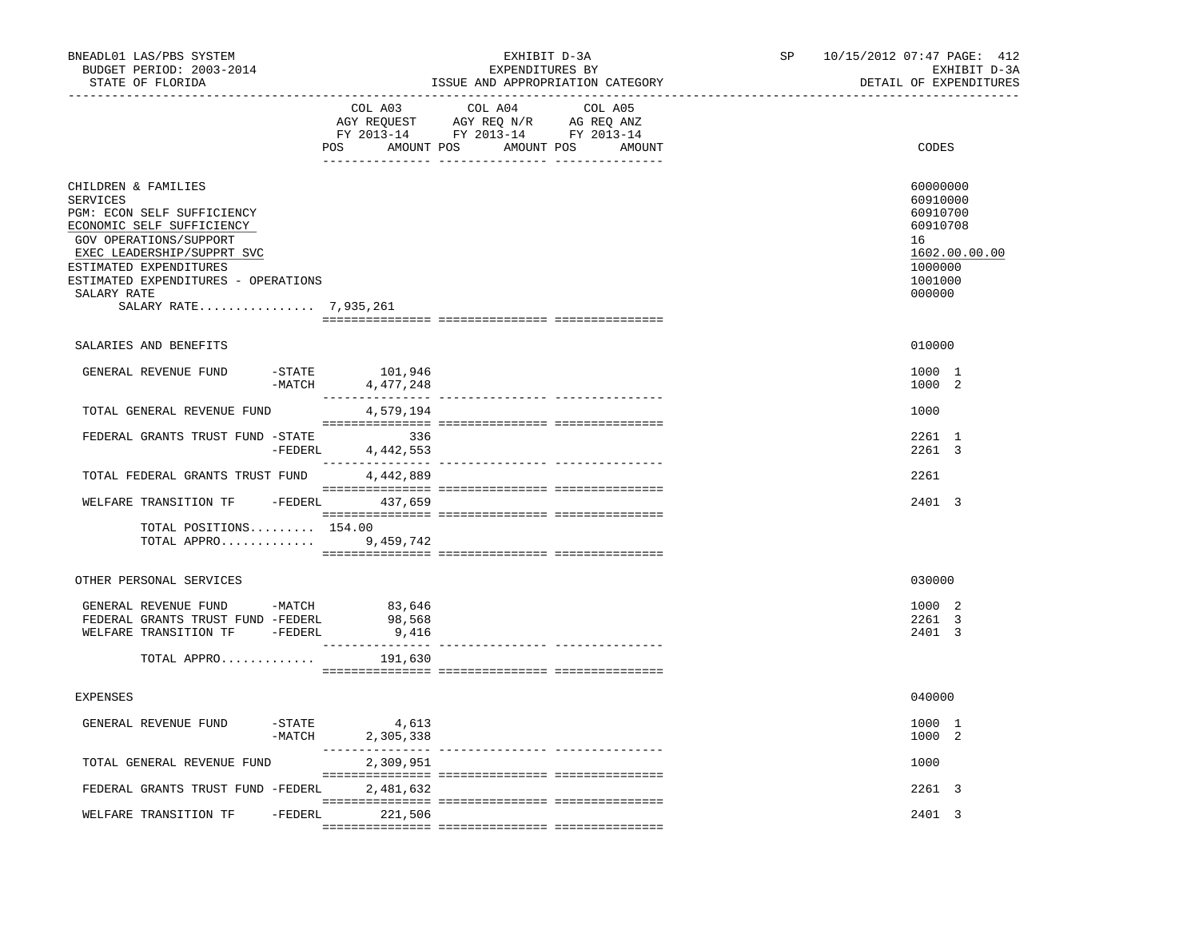BNEADL01 LAS/PBS SYSTEM — EXHIBIT D-3A — EXPENDITURES BY ISSUE AND APPROPRIATION CATEGORY
BUDGET PERIOD: 2003-2014 — SP 10/15/2012 07:47 — EXHIBIT D-3A
STATE OF FLORIDA — DETAIL OF EXPENDITURES

| | COL A03 AGY REQUEST FY 2013-14 POS | AMOUNT | COL A04 AGY REQ N/R FY 2013-14 POS | AMOUNT | COL A05 AG REQ ANZ FY 2013-14 POS | AMOUNT | CODES |
|---|---|---|---|---|---|---|---|
| CHILDREN & FAMILIES | | | | | | | 60000000 |
| SERVICES | | | | | | | 60910000 |
| PGM: ECON SELF SUFFICIENCY | | | | | | | 60910700 |
| ECONOMIC SELF SUFFICIENCY | | | | | | | 60910708 |
| GOV OPERATIONS/SUPPORT | | | | | | | 16 |
| EXEC LEADERSHIP/SUPPRT SVC | | | | | | | 1602.00.00.00 |
| ESTIMATED EXPENDITURES | | | | | | | 1000000 |
| ESTIMATED EXPENDITURES - OPERATIONS | | | | | | | 1001000 |
| SALARY RATE | | | | | | | 000000 |
| SALARY RATE................ 7,935,261 | | | | | | | |
| SALARIES AND BENEFITS | | | | | | | 010000 |
| GENERAL REVENUE FUND -STATE | | 101,946 | | | | | 1000 1 |
| -MATCH | | 4,477,248 | | | | | 1000 2 |
| TOTAL GENERAL REVENUE FUND | | 4,579,194 | | | | | 1000 |
| FEDERAL GRANTS TRUST FUND -STATE | | 336 | | | | | 2261 1 |
| -FEDERL | | 4,442,553 | | | | | 2261 3 |
| TOTAL FEDERAL GRANTS TRUST FUND | | 4,442,889 | | | | | 2261 |
| WELFARE TRANSITION TF -FEDERL | | 437,659 | | | | | 2401 3 |
| TOTAL POSITIONS......... | 154.00 | | | | | | |
| TOTAL APPRO............. | | 9,459,742 | | | | | |
| OTHER PERSONAL SERVICES | | | | | | | 030000 |
| GENERAL REVENUE FUND -MATCH | | 83,646 | | | | | 1000 2 |
| FEDERAL GRANTS TRUST FUND -FEDERL | | 98,568 | | | | | 2261 3 |
| WELFARE TRANSITION TF -FEDERL | | 9,416 | | | | | 2401 3 |
| TOTAL APPRO............. | | 191,630 | | | | | |
| EXPENSES | | | | | | | 040000 |
| GENERAL REVENUE FUND -STATE | | 4,613 | | | | | 1000 1 |
| -MATCH | | 2,305,338 | | | | | 1000 2 |
| TOTAL GENERAL REVENUE FUND | | 2,309,951 | | | | | 1000 |
| FEDERAL GRANTS TRUST FUND -FEDERL | | 2,481,632 | | | | | 2261 3 |
| WELFARE TRANSITION TF -FEDERL | | 221,506 | | | | | 2401 3 |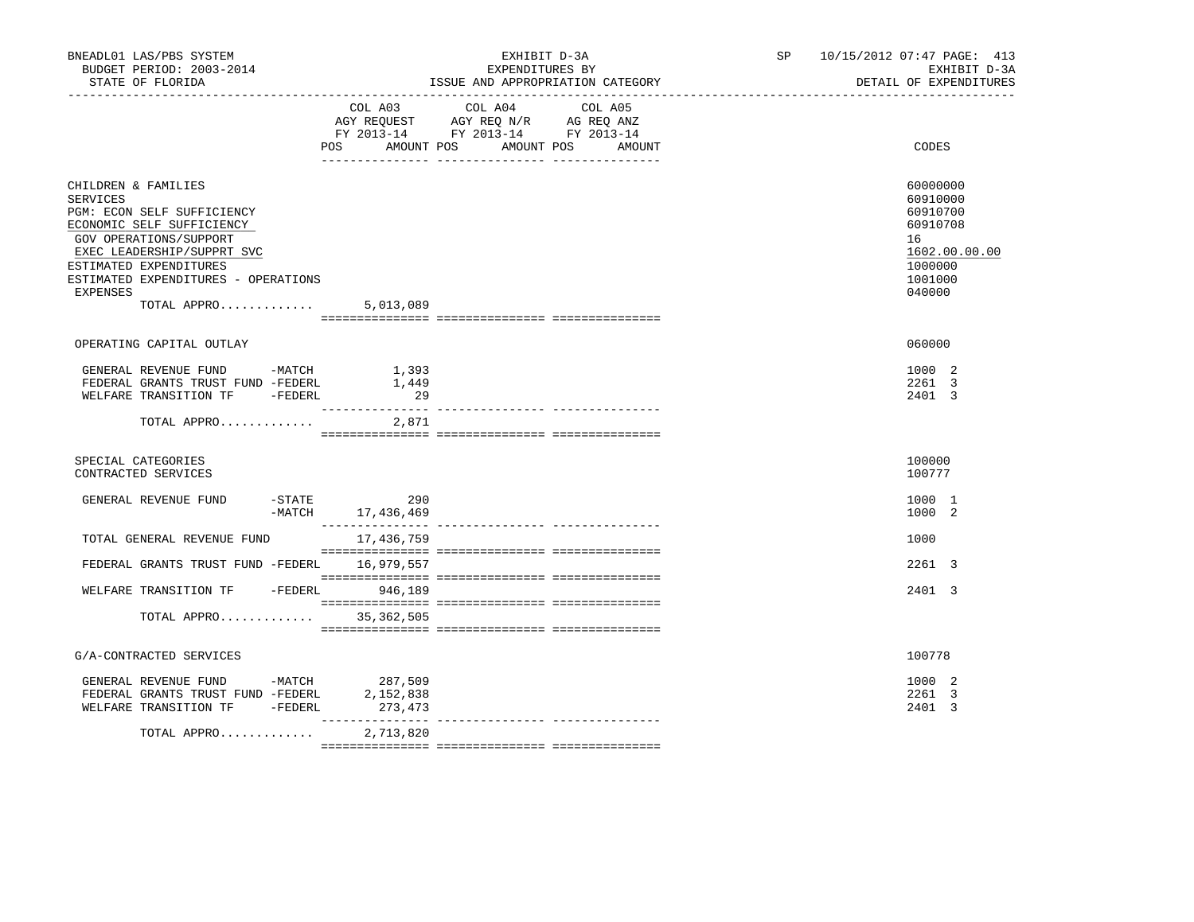BNEADL01 LAS/PBS SYSTEM | EXHIBIT D-3A | SP 10/15/2012 07:47 PAGE: 413
BUDGET PERIOD: 2003-2014 | EXPENDITURES BY | EXHIBIT D-3A
STATE OF FLORIDA | ISSUE AND APPROPRIATION CATEGORY | DETAIL OF EXPENDITURES

| | COL A03 AGY REQUEST FY 2013-14 POS AMOUNT | COL A04 AGY REQ N/R FY 2013-14 POS AMOUNT | COL A05 AG REQ ANZ FY 2013-14 POS AMOUNT | CODES |
|---|---|---|---|---|
| CHILDREN & FAMILIES | | | | 60000000 |
| SERVICES | | | | 60910000 |
| PGM: ECON SELF SUFFICIENCY | | | | 60910700 |
| ECONOMIC SELF SUFFICIENCY | | | | 60910708 |
| GOV OPERATIONS/SUPPORT | | | | 16 |
| EXEC LEADERSHIP/SUPPRT SVC | | | | 1602.00.00.00 |
| ESTIMATED EXPENDITURES | | | | 1000000 |
| ESTIMATED EXPENDITURES - OPERATIONS | | | | 1001000 |
| EXPENSES | | | | 040000 |
| TOTAL APPRO............. | 5,013,089 | | | |
| | | | | |
| OPERATING CAPITAL OUTLAY | | | | 060000 |
| GENERAL REVENUE FUND -MATCH | 1,393 | | | 1000 2 |
| FEDERAL GRANTS TRUST FUND -FEDERL | 1,449 | | | 2261 3 |
| WELFARE TRANSITION TF -FEDERL | 29 | | | 2401 3 |
| TOTAL APPRO............. | 2,871 | | | |
| | | | | |
| SPECIAL CATEGORIES | | | | 100000 |
| CONTRACTED SERVICES | | | | 100777 |
| GENERAL REVENUE FUND -STATE | 290 | | | 1000 1 |
| -MATCH | 17,436,469 | | | 1000 2 |
| TOTAL GENERAL REVENUE FUND | 17,436,759 | | | 1000 |
| FEDERAL GRANTS TRUST FUND -FEDERL | 16,979,557 | | | 2261 3 |
| WELFARE TRANSITION TF -FEDERL | 946,189 | | | 2401 3 |
| TOTAL APPRO............. | 35,362,505 | | | |
| | | | | |
| G/A-CONTRACTED SERVICES | | | | 100778 |
| GENERAL REVENUE FUND -MATCH | 287,509 | | | 1000 2 |
| FEDERAL GRANTS TRUST FUND -FEDERL | 2,152,838 | | | 2261 3 |
| WELFARE TRANSITION TF -FEDERL | 273,473 | | | 2401 3 |
| TOTAL APPRO............. | 2,713,820 | | | |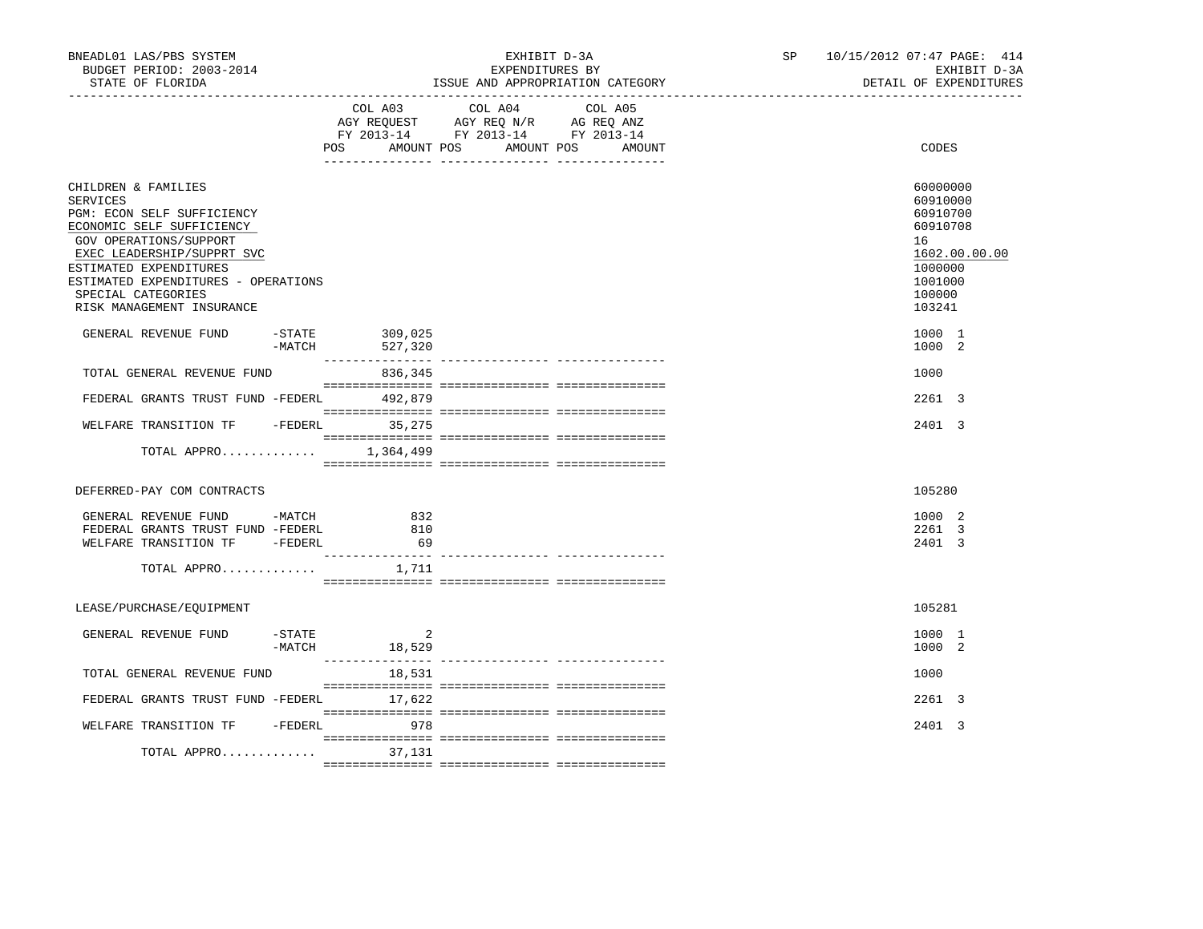BNEADL01 LAS/PBS SYSTEM | EXHIBIT D-3A | SP 10/15/2012 07:47 PAGE: 414
BUDGET PERIOD: 2003-2014 | EXPENDITURES BY | EXHIBIT D-3A
STATE OF FLORIDA | ISSUE AND APPROPRIATION CATEGORY | DETAIL OF EXPENDITURES

| | COL A03 AGY REQUEST FY 2013-14 POS AMOUNT | COL A04 AGY REQ N/R FY 2013-14 POS AMOUNT | COL A05 AG REQ ANZ FY 2013-14 POS AMOUNT | CODES |
|---|---|---|---|---|
| CHILDREN & FAMILIES | | | | 60000000 |
| SERVICES | | | | 60910000 |
| PGM: ECON SELF SUFFICIENCY | | | | 60910700 |
| ECONOMIC SELF SUFFICIENCY | | | | 60910708 |
| GOV OPERATIONS/SUPPORT | | | | 16 |
| EXEC LEADERSHIP/SUPPRT SVC | | | | 1602.00.00.00 |
| ESTIMATED EXPENDITURES | | | | 1000000 |
| ESTIMATED EXPENDITURES - OPERATIONS | | | | 1001000 |
| SPECIAL CATEGORIES | | | | 100000 |
| RISK MANAGEMENT INSURANCE | | | | 103241 |
| GENERAL REVENUE FUND -STATE | 309,025 | | | 1000 1 |
| -MATCH | 527,320 | | | 1000 2 |
| TOTAL GENERAL REVENUE FUND | 836,345 | | | 1000 |
| FEDERAL GRANTS TRUST FUND -FEDERL | 492,879 | | | 2261 3 |
| WELFARE TRANSITION TF -FEDERL | 35,275 | | | 2401 3 |
| TOTAL APPRO............. | 1,364,499 | | | |
| DEFERRED-PAY COM CONTRACTS | | | | 105280 |
| GENERAL REVENUE FUND -MATCH | 832 | | | 1000 2 |
| FEDERAL GRANTS TRUST FUND -FEDERL | 810 | | | 2261 3 |
| WELFARE TRANSITION TF -FEDERL | 69 | | | 2401 3 |
| TOTAL APPRO............. | 1,711 | | | |
| LEASE/PURCHASE/EQUIPMENT | | | | 105281 |
| GENERAL REVENUE FUND -STATE | 2 | | | 1000 1 |
| -MATCH | 18,529 | | | 1000 2 |
| TOTAL GENERAL REVENUE FUND | 18,531 | | | 1000 |
| FEDERAL GRANTS TRUST FUND -FEDERL | 17,622 | | | 2261 3 |
| WELFARE TRANSITION TF -FEDERL | 978 | | | 2401 3 |
| TOTAL APPRO............. | 37,131 | | | |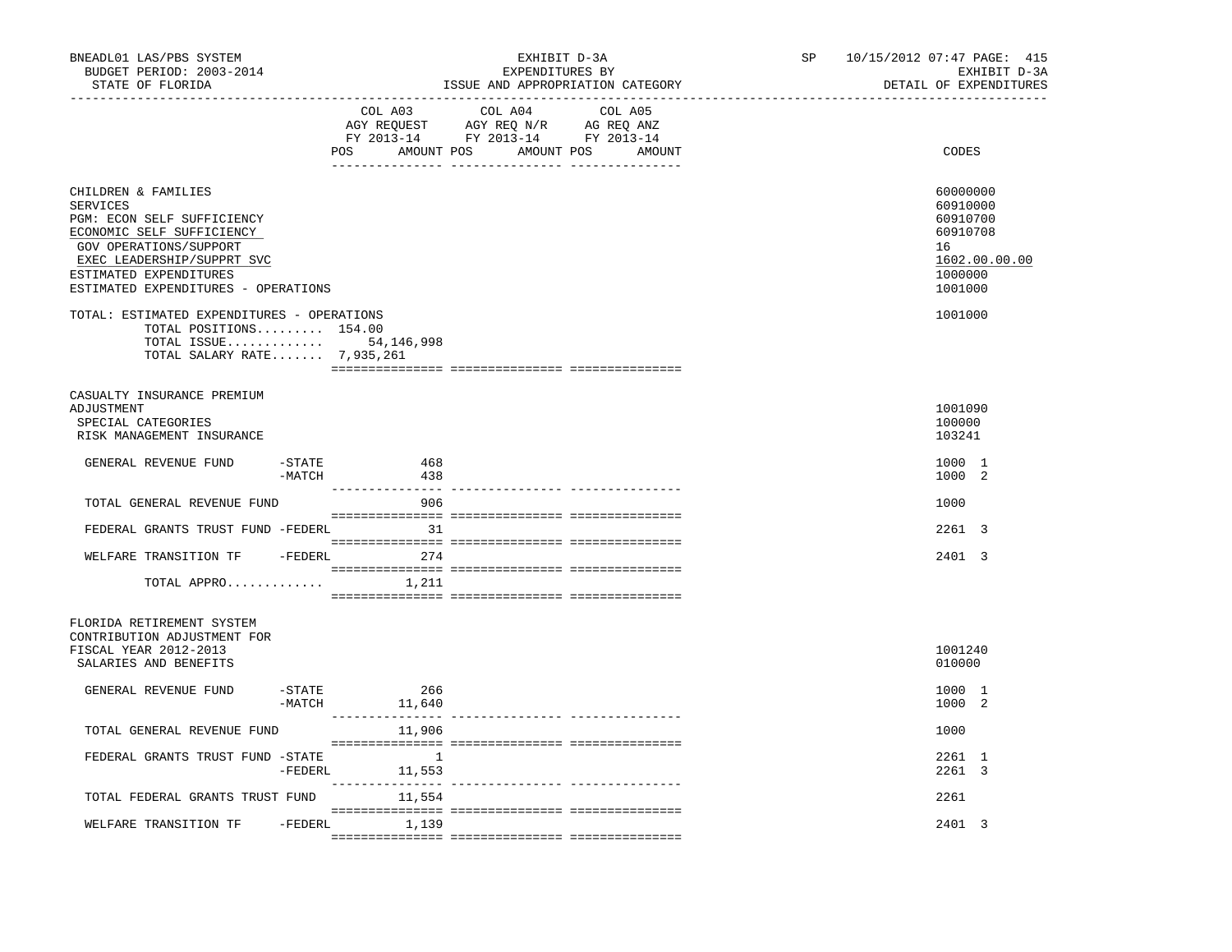BNEADL01 LAS/PBS SYSTEM | EXHIBIT D-3A | SP 10/15/2012 07:47

BUDGET PERIOD: 2003-2014 | EXPENDITURES BY | EXHIBIT D-3A

STATE OF FLORIDA | ISSUE AND APPROPRIATION CATEGORY | DETAIL OF EXPENDITURES

| | COL A03 AGY REQUEST FY 2013-14 POS AMOUNT | COL A04 AGY REQ N/R FY 2013-14 POS AMOUNT | COL A05 AG REQ ANZ FY 2013-14 POS AMOUNT | CODES |
|---|---|---|---|---|
| CHILDREN & FAMILIES | | | | 60000000 |
| SERVICES | | | | 60910000 |
| PGM: ECON SELF SUFFICIENCY | | | | 60910700 |
| ECONOMIC SELF SUFFICIENCY | | | | 60910708 |
| GOV OPERATIONS/SUPPORT | | | | 16 |
| EXEC LEADERSHIP/SUPPRT SVC | | | | 1602.00.00.00 |
| ESTIMATED EXPENDITURES | | | | 1000000 |
| ESTIMATED EXPENDITURES - OPERATIONS | | | | 1001000 |
| TOTAL: ESTIMATED EXPENDITURES - OPERATIONS | | | | 1001000 |
| TOTAL POSITIONS......... 154.00 | | | | |
| TOTAL ISSUE............. | 54,146,998 | | | |
| TOTAL SALARY RATE....... 7,935,261 | | | | |
| CASUALTY INSURANCE PREMIUM ADJUSTMENT | | | | 1001090 |
| SPECIAL CATEGORIES | | | | 100000 |
| RISK MANAGEMENT INSURANCE | | | | 103241 |
| GENERAL REVENUE FUND -STATE | 468 | | | 1000 1 |
| -MATCH | 438 | | | 1000 2 |
| TOTAL GENERAL REVENUE FUND | 906 | | | 1000 |
| FEDERAL GRANTS TRUST FUND -FEDERL | 31 | | | 2261 3 |
| WELFARE TRANSITION TF -FEDERL | 274 | | | 2401 3 |
| TOTAL APPRO............. | 1,211 | | | |
| FLORIDA RETIREMENT SYSTEM CONTRIBUTION ADJUSTMENT FOR FISCAL YEAR 2012-2013 | | | | 1001240 |
| SALARIES AND BENEFITS | | | | 010000 |
| GENERAL REVENUE FUND -STATE | 266 | | | 1000 1 |
| -MATCH | 11,640 | | | 1000 2 |
| TOTAL GENERAL REVENUE FUND | 11,906 | | | 1000 |
| FEDERAL GRANTS TRUST FUND -STATE | 1 | | | 2261 1 |
| -FEDERL | 11,553 | | | 2261 3 |
| TOTAL FEDERAL GRANTS TRUST FUND | 11,554 | | | 2261 |
| WELFARE TRANSITION TF -FEDERL | 1,139 | | | 2401 3 |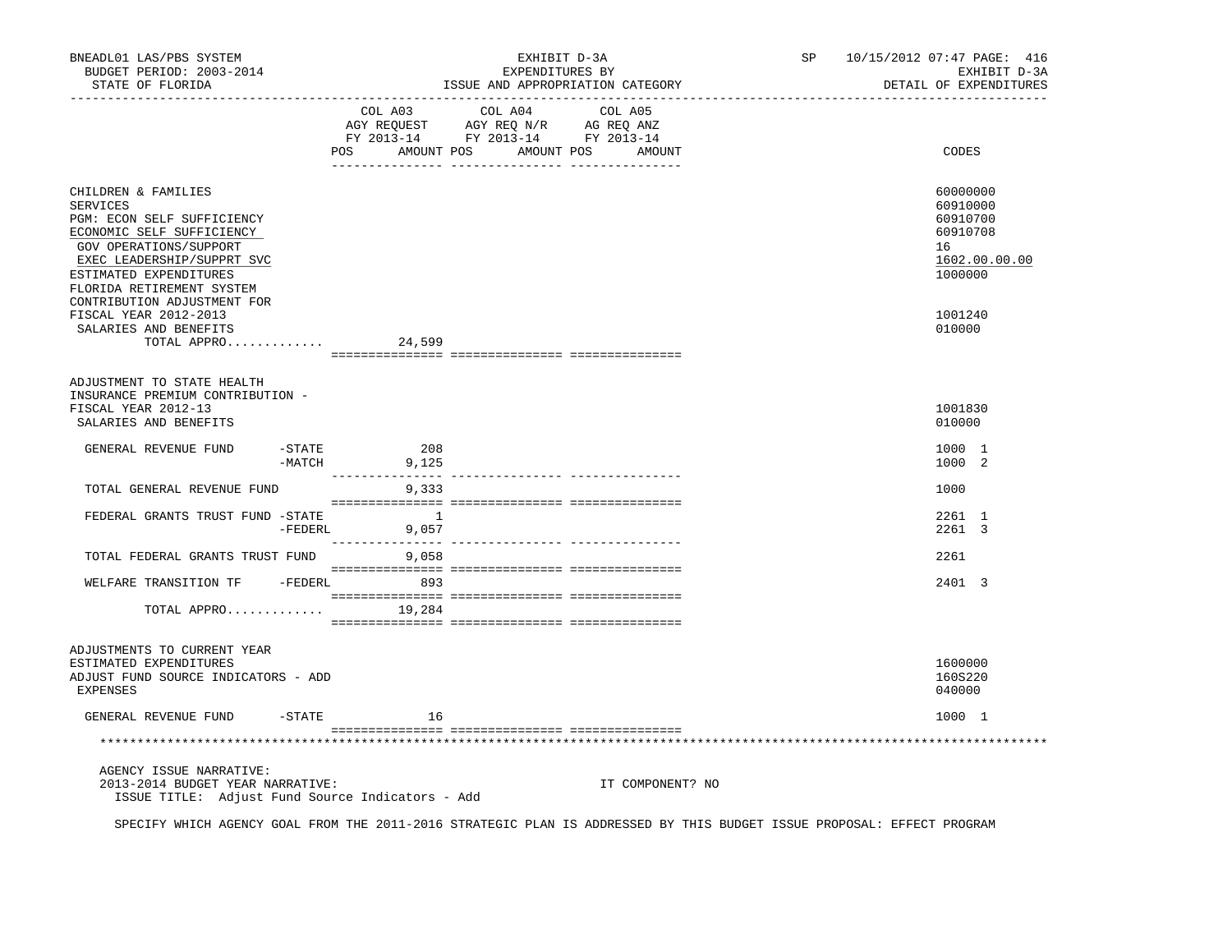BNEADL01 LAS/PBS SYSTEM | EXHIBIT D-3A | SP 10/15/2012 07:47 PAGE: 416
BUDGET PERIOD: 2003-2014 | EXPENDITURES BY | EXHIBIT D-3A
STATE OF FLORIDA | ISSUE AND APPROPRIATION CATEGORY | DETAIL OF EXPENDITURES

| | COL A03 AGY REQUEST FY 2013-14 POS AMOUNT | COL A04 AGY REQ N/R FY 2013-14 POS AMOUNT | COL A05 AG REQ ANZ FY 2013-14 POS AMOUNT | CODES |
|---|---|---|---|---|
| CHILDREN & FAMILIES | | | | 60000000 |
| SERVICES | | | | 60910000 |
| PGM: ECON SELF SUFFICIENCY | | | | 60910700 |
| ECONOMIC SELF SUFFICIENCY | | | | 60910708 |
| GOV OPERATIONS/SUPPORT | | | | 16 |
| EXEC LEADERSHIP/SUPPRT SVC | | | | 1602.00.00.00 |
| ESTIMATED EXPENDITURES | | | | 1000000 |
| FLORIDA RETIREMENT SYSTEM CONTRIBUTION ADJUSTMENT FOR FISCAL YEAR 2012-2013 | | | | 1001240 |
| SALARIES AND BENEFITS | | | | 010000 |
| TOTAL APPRO............. | 24,599 | | | |
| ADJUSTMENT TO STATE HEALTH INSURANCE PREMIUM CONTRIBUTION - FISCAL YEAR 2012-13 | | | | 1001830 |
| SALARIES AND BENEFITS | | | | 010000 |
| GENERAL REVENUE FUND -STATE | 208 | | | 1000 1 |
| -MATCH | 9,125 | | | 1000 2 |
| TOTAL GENERAL REVENUE FUND | 9,333 | | | 1000 |
| FEDERAL GRANTS TRUST FUND -STATE | 1 | | | 2261 1 |
| -FEDERL | 9,057 | | | 2261 3 |
| TOTAL FEDERAL GRANTS TRUST FUND | 9,058 | | | 2261 |
| WELFARE TRANSITION TF -FEDERL | 893 | | | 2401 3 |
| TOTAL APPRO............. | 19,284 | | | |
| ADJUSTMENTS TO CURRENT YEAR ESTIMATED EXPENDITURES | | | | 1600000 |
| ADJUST FUND SOURCE INDICATORS - ADD | | | | 160S220 |
| EXPENSES | | | | 040000 |
| GENERAL REVENUE FUND -STATE | 16 | | | 1000 1 |

AGENCY ISSUE NARRATIVE:
2013-2014 BUDGET YEAR NARRATIVE: IT COMPONENT? NO
ISSUE TITLE: Adjust Fund Source Indicators - Add

SPECIFY WHICH AGENCY GOAL FROM THE 2011-2016 STRATEGIC PLAN IS ADDRESSED BY THIS BUDGET ISSUE PROPOSAL: EFFECT PROGRAM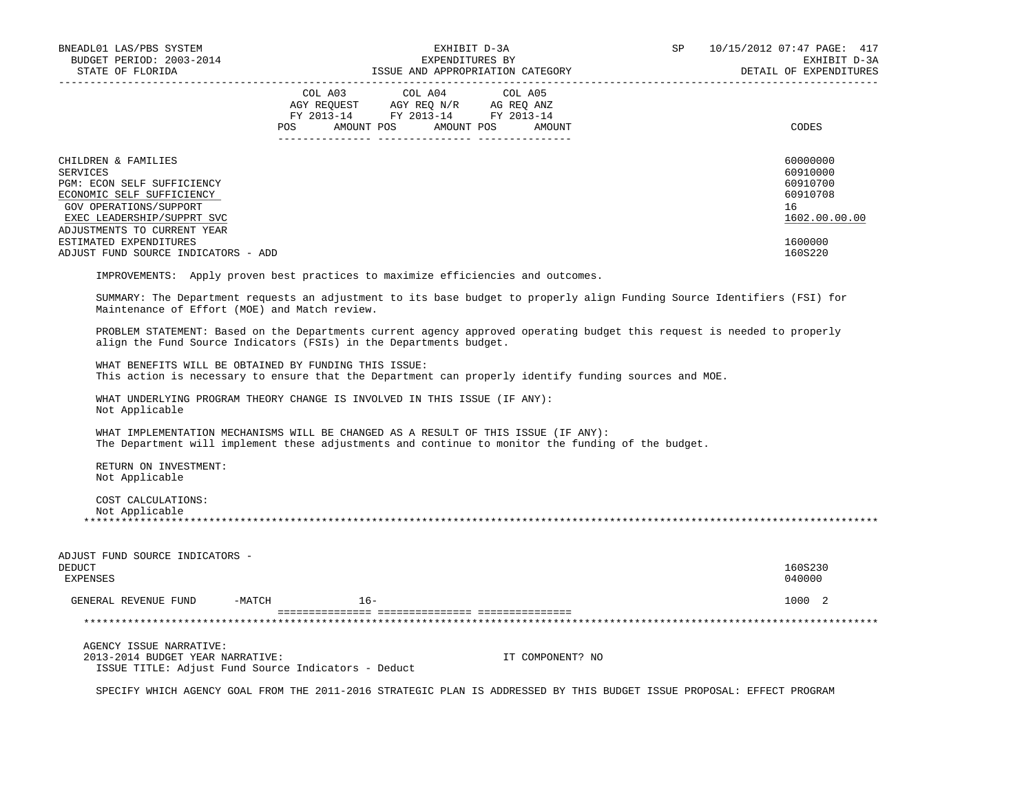BNEADL01 LAS/PBS SYSTEM | EXHIBIT D-3A | SP 10/15/2012 07:47 PAGE: 417
BUDGET PERIOD: 2003-2014 | EXPENDITURES BY | EXHIBIT D-3A
STATE OF FLORIDA | ISSUE AND APPROPRIATION CATEGORY | DETAIL OF EXPENDITURES

| | COL A03 AGY REQUEST FY 2013-14 POS AMOUNT | COL A04 AGY REQ N/R FY 2013-14 POS AMOUNT | COL A05 AG REQ ANZ FY 2013-14 POS AMOUNT | CODES |
|---|---|---|---|---|
| CHILDREN & FAMILIES | | | | 60000000 |
| SERVICES | | | | 60910000 |
| PGM: ECON SELF SUFFICIENCY | | | | 60910700 |
| ECONOMIC SELF SUFFICIENCY | | | | 60910708 |
| GOV OPERATIONS/SUPPORT | | | | 16 |
| EXEC LEADERSHIP/SUPPRT SVC | | | | 1602.00.00.00 |
| ADJUSTMENTS TO CURRENT YEAR ESTIMATED EXPENDITURES | | | | 1600000 |
| ADJUST FUND SOURCE INDICATORS - ADD | | | | 160S220 |

IMPROVEMENTS: Apply proven best practices to maximize efficiencies and outcomes.

SUMMARY: The Department requests an adjustment to its base budget to properly align Funding Source Identifiers (FSI) for Maintenance of Effort (MOE) and Match review.

PROBLEM STATEMENT: Based on the Departments current agency approved operating budget this request is needed to properly align the Fund Source Indicators (FSIs) in the Departments budget.

WHAT BENEFITS WILL BE OBTAINED BY FUNDING THIS ISSUE:
This action is necessary to ensure that the Department can properly identify funding sources and MOE.

WHAT UNDERLYING PROGRAM THEORY CHANGE IS INVOLVED IN THIS ISSUE (IF ANY):
Not Applicable

WHAT IMPLEMENTATION MECHANISMS WILL BE CHANGED AS A RESULT OF THIS ISSUE (IF ANY):
The Department will implement these adjustments and continue to monitor the funding of the budget.

RETURN ON INVESTMENT:
Not Applicable

COST CALCULATIONS:
Not Applicable

*******************************************************************************************************************

| | COL A03 | COL A04 | COL A05 | CODES |
|---|---|---|---|---|
| ADJUST FUND SOURCE INDICATORS - DEDUCT | | | | 160S230 |
| EXPENSES | | | | 040000 |
| GENERAL REVENUE FUND -MATCH | 16- | | | 1000 2 |

*******************************************************************************************************************

AGENCY ISSUE NARRATIVE:
2013-2014 BUDGET YEAR NARRATIVE: IT COMPONENT? NO
ISSUE TITLE: Adjust Fund Source Indicators - Deduct

SPECIFY WHICH AGENCY GOAL FROM THE 2011-2016 STRATEGIC PLAN IS ADDRESSED BY THIS BUDGET ISSUE PROPOSAL: EFFECT PROGRAM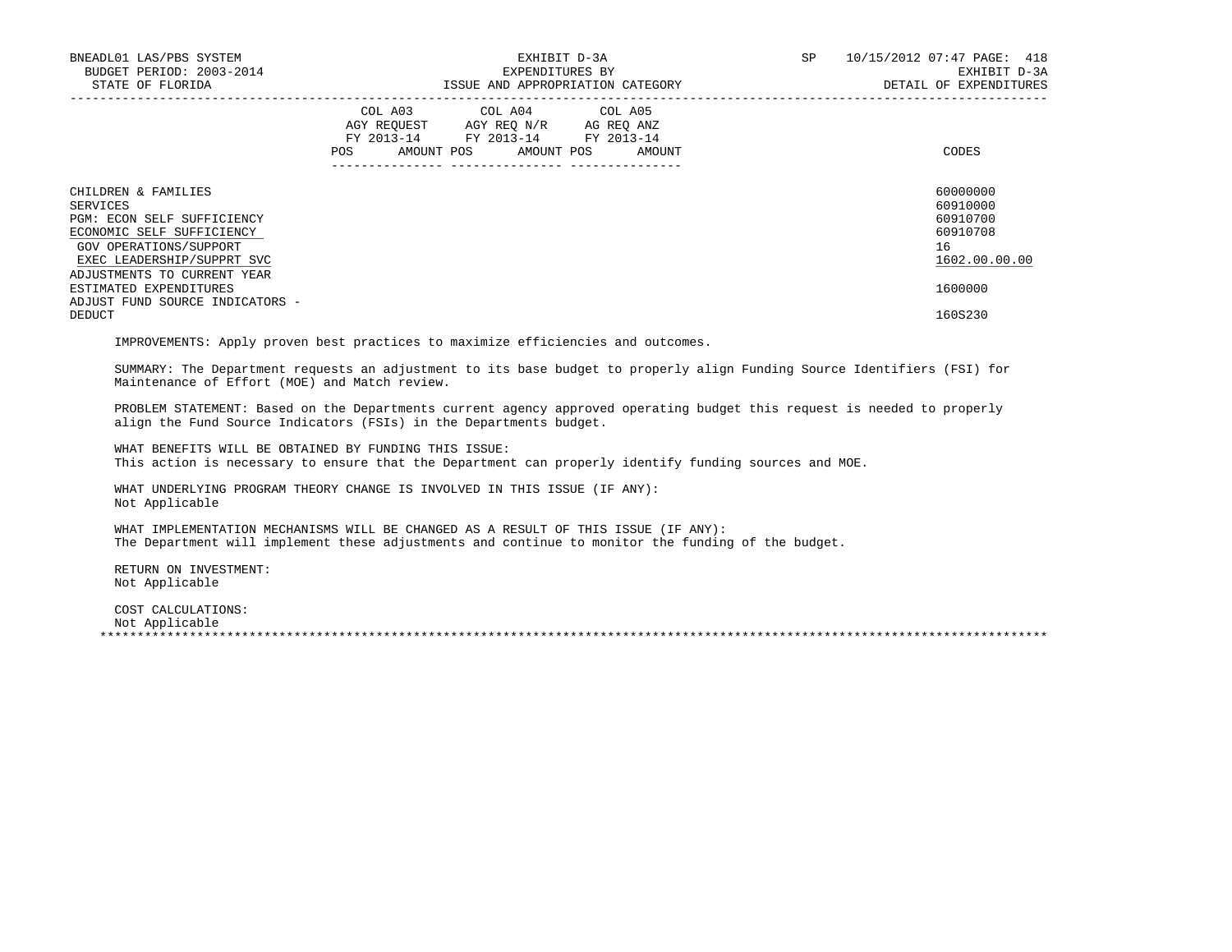| | COL A03 AGY REQUEST FY 2013-14 | | COL A04 AGY REQ N/R FY 2013-14 | | COL A05 AG REQ ANZ FY 2013-14 | | |
|---|---|---|---|---|---|---|---|
| | POS | AMOUNT | POS | AMOUNT | POS | AMOUNT | CODES |
| CHILDREN & FAMILIES | | | | | | | 60000000 |
| SERVICES | | | | | | | 60910000 |
| PGM: ECON SELF SUFFICIENCY | | | | | | | 60910700 |
| ECONOMIC SELF SUFFICIENCY | | | | | | | 60910708 |
| GOV OPERATIONS/SUPPORT | | | | | | | 16 |
| EXEC LEADERSHIP/SUPPRT SVC | | | | | | | 1602.00.00.00 |
| ADJUSTMENTS TO CURRENT YEAR ESTIMATED EXPENDITURES | | | | | | | 1600000 |
| ADJUST FUND SOURCE INDICATORS - DEDUCT | | | | | | | 160S230 |

IMPROVEMENTS: Apply proven best practices to maximize efficiencies and outcomes.

SUMMARY: The Department requests an adjustment to its base budget to properly align Funding Source Identifiers (FSI) for Maintenance of Effort (MOE) and Match review.

PROBLEM STATEMENT: Based on the Departments current agency approved operating budget this request is needed to properly align the Fund Source Indicators (FSIs) in the Departments budget.

WHAT BENEFITS WILL BE OBTAINED BY FUNDING THIS ISSUE:
This action is necessary to ensure that the Department can properly identify funding sources and MOE.

WHAT UNDERLYING PROGRAM THEORY CHANGE IS INVOLVED IN THIS ISSUE (IF ANY):
Not Applicable

WHAT IMPLEMENTATION MECHANISMS WILL BE CHANGED AS A RESULT OF THIS ISSUE (IF ANY):
The Department will implement these adjustments and continue to monitor the funding of the budget.

RETURN ON INVESTMENT:
Not Applicable

COST CALCULATIONS:
Not Applicable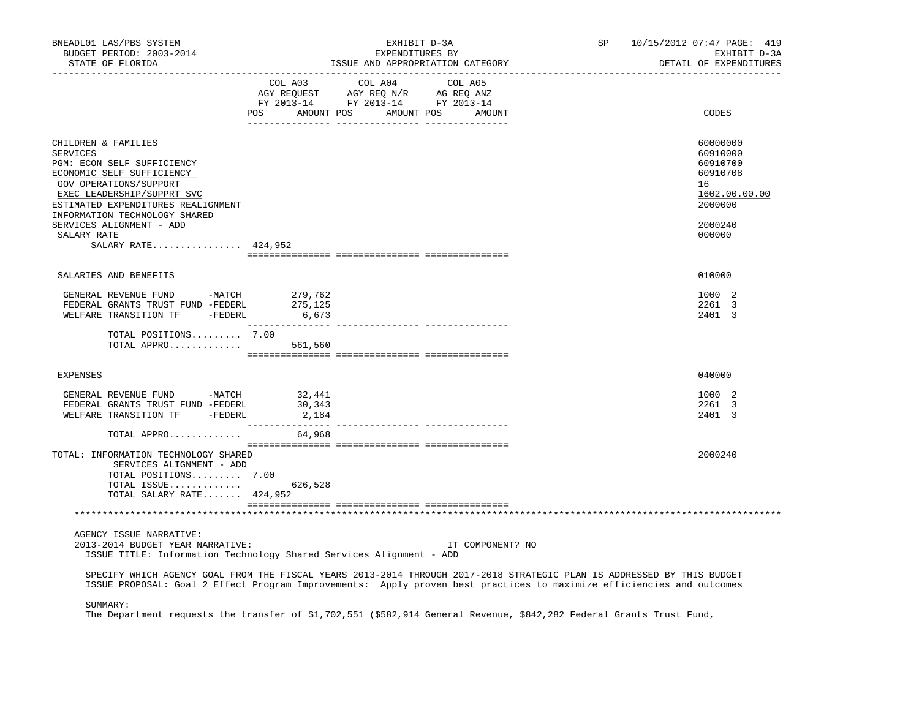BNEADL01 LAS/PBS SYSTEM | EXHIBIT D-3A | SP 10/15/2012 07:47 PAGE: 419
BUDGET PERIOD: 2003-2014 | EXPENDITURES BY | EXHIBIT D-3A
STATE OF FLORIDA | ISSUE AND APPROPRIATION CATEGORY | DETAIL OF EXPENDITURES

| | COL A03 AGY REQUEST FY 2013-14 POS | AMOUNT | COL A04 AGY REQ N/R FY 2013-14 POS | AMOUNT | COL A05 AG REQ ANZ FY 2013-14 POS | AMOUNT | CODES |
|---|---|---|---|---|---|---|---|
| CHILDREN & FAMILIES | | | | | | | 60000000 |
| SERVICES | | | | | | | 60910000 |
| PGM: ECON SELF SUFFICIENCY | | | | | | | 60910700 |
| ECONOMIC SELF SUFFICIENCY | | | | | | | 60910708 |
| GOV OPERATIONS/SUPPORT | | | | | | | 16 |
| EXEC LEADERSHIP/SUPPRT SVC | | | | | | | 1602.00.00.00 |
| ESTIMATED EXPENDITURES REALIGNMENT | | | | | | | 2000000 |
| INFORMATION TECHNOLOGY SHARED SERVICES ALIGNMENT - ADD | | | | | | | 2000240 |
| SALARY RATE | | | | | | | 000000 |
| SALARY RATE................ | 424,952 | | | | | | |
| SALARIES AND BENEFITS | | | | | | | 010000 |
| GENERAL REVENUE FUND -MATCH | | 279,762 | | | | | 1000 2 |
| FEDERAL GRANTS TRUST FUND -FEDERL | | 275,125 | | | | | 2261 3 |
| WELFARE TRANSITION TF -FEDERL | | 6,673 | | | | | 2401 3 |
| TOTAL POSITIONS......... | 7.00 | | | | | | |
| TOTAL APPRO............. | | 561,560 | | | | | |
| EXPENSES | | | | | | | 040000 |
| GENERAL REVENUE FUND -MATCH | | 32,441 | | | | | 1000 2 |
| FEDERAL GRANTS TRUST FUND -FEDERL | | 30,343 | | | | | 2261 3 |
| WELFARE TRANSITION TF -FEDERL | | 2,184 | | | | | 2401 3 |
| TOTAL APPRO............. | | 64,968 | | | | | |
| TOTAL: INFORMATION TECHNOLOGY SHARED SERVICES ALIGNMENT - ADD | | | | | | | 2000240 |
| TOTAL POSITIONS......... | 7.00 | | | | | | |
| TOTAL ISSUE............. | | 626,528 | | | | | |
| TOTAL SALARY RATE....... | 424,952 | | | | | | |

AGENCY ISSUE NARRATIVE:
2013-2014 BUDGET YEAR NARRATIVE: IT COMPONENT? NO

ISSUE TITLE: Information Technology Shared Services Alignment - ADD

SPECIFY WHICH AGENCY GOAL FROM THE FISCAL YEARS 2013-2014 THROUGH 2017-2018 STRATEGIC PLAN IS ADDRESSED BY THIS BUDGET ISSUE PROPOSAL: Goal 2 Effect Program Improvements: Apply proven best practices to maximize efficiencies and outcomes

SUMMARY:
The Department requests the transfer of $1,702,551 ($582,914 General Revenue, $842,282 Federal Grants Trust Fund,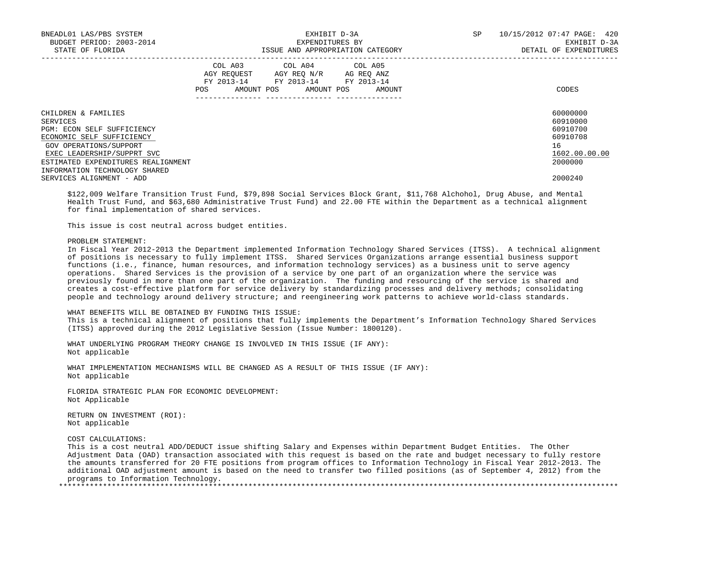| | COL A03 AGY REQUEST FY 2013-14 | | COL A04 AGY REQ N/R FY 2013-14 | | COL A05 AG REQ ANZ FY 2013-14 | | |
|---|---|---|---|---|---|---|---|
| | POS | AMOUNT | POS | AMOUNT | POS | AMOUNT | CODES |
| CHILDREN & FAMILIES | | | | | | | 60000000 |
| SERVICES | | | | | | | 60910000 |
| PGM: ECON SELF SUFFICIENCY | | | | | | | 60910700 |
| ECONOMIC SELF SUFFICIENCY | | | | | | | 60910708 |
| GOV OPERATIONS/SUPPORT | | | | | | | 16 |
| EXEC LEADERSHIP/SUPPRT SVC | | | | | | | 1602.00.00.00 |
| ESTIMATED EXPENDITURES REALIGNMENT | | | | | | | 2000000 |
| INFORMATION TECHNOLOGY SHARED SERVICES ALIGNMENT - ADD | | | | | | | 2000240 |

$122,009 Welfare Transition Trust Fund, $79,898 Social Services Block Grant, $11,768 Alchohol, Drug Abuse, and Mental Health Trust Fund, and $63,680 Administrative Trust Fund) and 22.00 FTE within the Department as a technical alignment for final implementation of shared services.

This issue is cost neutral across budget entities.

PROBLEM STATEMENT:
In Fiscal Year 2012-2013 the Department implemented Information Technology Shared Services (ITSS). A technical alignment of positions is necessary to fully implement ITSS. Shared Services Organizations arrange essential business support functions (i.e., finance, human resources, and information technology services) as a business unit to serve agency operations. Shared Services is the provision of a service by one part of an organization where the service was previously found in more than one part of the organization. The funding and resourcing of the service is shared and creates a cost-effective platform for service delivery by standardizing processes and delivery methods; consolidating people and technology around delivery structure; and reengineering work patterns to achieve world-class standards.

WHAT BENEFITS WILL BE OBTAINED BY FUNDING THIS ISSUE:
This is a technical alignment of positions that fully implements the Department's Information Technology Shared Services (ITSS) approved during the 2012 Legislative Session (Issue Number: 1800120).

WHAT UNDERLYING PROGRAM THEORY CHANGE IS INVOLVED IN THIS ISSUE (IF ANY):
Not applicable

WHAT IMPLEMENTATION MECHANISMS WILL BE CHANGED AS A RESULT OF THIS ISSUE (IF ANY):
Not applicable

FLORIDA STRATEGIC PLAN FOR ECONOMIC DEVELOPMENT:
Not Applicable

RETURN ON INVESTMENT (ROI):
Not applicable

COST CALCULATIONS:
This is a cost neutral ADD/DEDUCT issue shifting Salary and Expenses within Department Budget Entities. The Other Adjustment Data (OAD) transaction associated with this request is based on the rate and budget necessary to fully restore the amounts transferred for 20 FTE positions from program offices to Information Technology in Fiscal Year 2012-2013. The additional OAD adjustment amount is based on the need to transfer two filled positions (as of September 4, 2012) from the programs to Information Technology.

*******************************************************************************************************************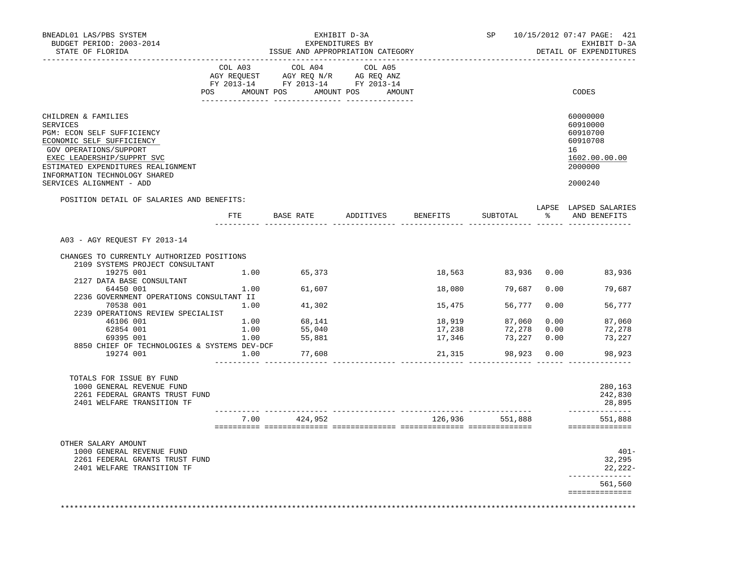BNEADL01 LAS/PBS SYSTEM | EXHIBIT D-3A | SP 10/15/2012 07:47 PAGE: 421
BUDGET PERIOD: 2003-2014 | EXPENDITURES BY | EXHIBIT D-3A
STATE OF FLORIDA | ISSUE AND APPROPRIATION CATEGORY | DETAIL OF EXPENDITURES

| | COL A03 AGY REQUEST FY 2013-14 POS AMOUNT | COL A04 AGY REQ N/R FY 2013-14 POS AMOUNT | COL A05 AG REQ ANZ FY 2013-14 POS AMOUNT | CODES |
|---|---|---|---|---|
| CHILDREN & FAMILIES | | | | 60000000 |
| SERVICES | | | | 60910000 |
| PGM: ECON SELF SUFFICIENCY | | | | 60910700 |
| ECONOMIC SELF SUFFICIENCY | | | | 60910708 |
| GOV OPERATIONS/SUPPORT | | | | 16 |
| EXEC LEADERSHIP/SUPPRT SVC | | | | 1602.00.00.00 |
| ESTIMATED EXPENDITURES REALIGNMENT | | | | 2000000 |
| INFORMATION TECHNOLOGY SHARED SERVICES ALIGNMENT - ADD | | | | 2000240 |

POSITION DETAIL OF SALARIES AND BENEFITS:

| | FTE | BASE RATE | ADDITIVES | BENEFITS | SUBTOTAL | LAPSE % | LAPSED SALARIES AND BENEFITS |
|---|---|---|---|---|---|---|---|
| A03 - AGY REQUEST FY 2013-14 | | | | | | | |
| CHANGES TO CURRENTLY AUTHORIZED POSITIONS | | | | | | | |
| 2109 SYSTEMS PROJECT CONSULTANT | | | | | | | |
| 19275 001 | 1.00 | 65,373 | | 18,563 | 83,936 | 0.00 | 83,936 |
| 2127 DATA BASE CONSULTANT | | | | | | | |
| 64450 001 | 1.00 | 61,607 | | 18,080 | 79,687 | 0.00 | 79,687 |
| 2236 GOVERNMENT OPERATIONS CONSULTANT II | | | | | | | |
| 70538 001 | 1.00 | 41,302 | | 15,475 | 56,777 | 0.00 | 56,777 |
| 2239 OPERATIONS REVIEW SPECIALIST | | | | | | | |
| 46106 001 | 1.00 | 68,141 | | 18,919 | 87,060 | 0.00 | 87,060 |
| 62854 001 | 1.00 | 55,040 | | 17,238 | 72,278 | 0.00 | 72,278 |
| 69395 001 | 1.00 | 55,881 | | 17,346 | 73,227 | 0.00 | 73,227 |
| 8850 CHIEF OF TECHNOLOGIES & SYSTEMS DEV-DCF | | | | | | | |
| 19274 001 | 1.00 | 77,608 | | 21,315 | 98,923 | 0.00 | 98,923 |
| TOTALS FOR ISSUE BY FUND | | | | | | | |
| 1000 GENERAL REVENUE FUND | | | | | | | 280,163 |
| 2261 FEDERAL GRANTS TRUST FUND | | | | | | | 242,830 |
| 2401 WELFARE TRANSITION TF | | | | | | | 28,895 |
| | 7.00 | 424,952 | | 126,936 | 551,888 | | 551,888 |
| OTHER SALARY AMOUNT | | | | | | | |
| 1000 GENERAL REVENUE FUND | | | | | | | 401- |
| 2261 FEDERAL GRANTS TRUST FUND | | | | | | | 32,295 |
| 2401 WELFARE TRANSITION TF | | | | | | | 22,222- |
| | | | | | | | 561,560 |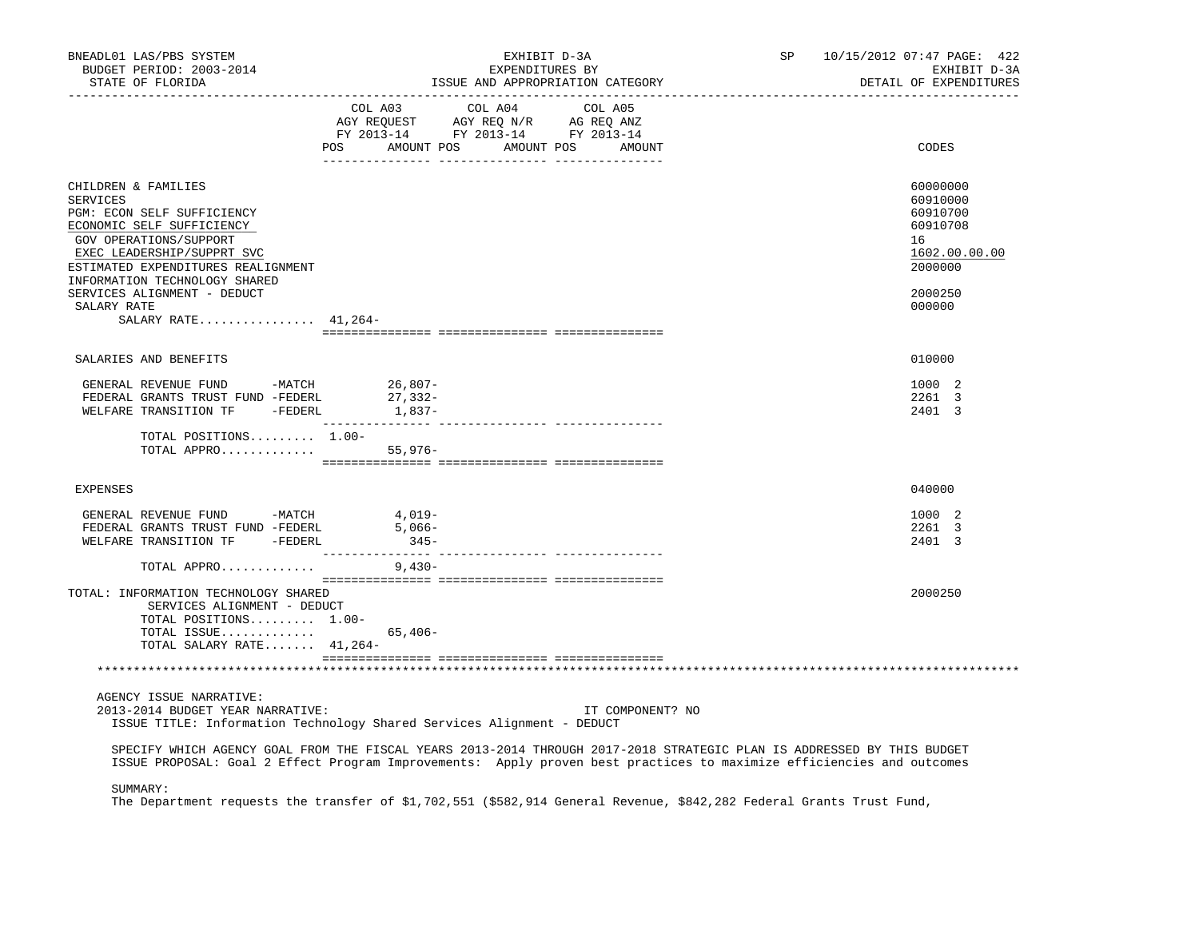BNEADL01 LAS/PBS SYSTEM — BUDGET PERIOD: 2003-2014 — STATE OF FLORIDA

EXHIBIT D-3A — EXPENDITURES BY ISSUE AND APPROPRIATION CATEGORY

SP 10/15/2012 07:47 — EXHIBIT D-3A — DETAIL OF EXPENDITURES

| | COL A03 AGY REQUEST FY 2013-14 POS | AMOUNT | COL A04 AGY REQ N/R FY 2013-14 POS | AMOUNT | COL A05 AG REQ ANZ FY 2013-14 POS | AMOUNT | CODES |
|---|---|---|---|---|---|---|---|
| CHILDREN & FAMILIES | | | | | | | 60000000 |
| SERVICES | | | | | | | 60910000 |
| PGM: ECON SELF SUFFICIENCY | | | | | | | 60910700 |
| ECONOMIC SELF SUFFICIENCY | | | | | | | 60910708 |
| GOV OPERATIONS/SUPPORT | | | | | | | 16 |
| EXEC LEADERSHIP/SUPPRT SVC | | | | | | | 1602.00.00.00 |
| ESTIMATED EXPENDITURES REALIGNMENT | | | | | | | 2000000 |
| INFORMATION TECHNOLOGY SHARED SERVICES ALIGNMENT - DEDUCT | | | | | | | 2000250 |
| SALARY RATE | | | | | | | 000000 |
| SALARY RATE................ | 41,264- | | | | | | |
| SALARIES AND BENEFITS | | | | | | | 010000 |
| GENERAL REVENUE FUND -MATCH | | 26,807- | | | | | 1000 2 |
| FEDERAL GRANTS TRUST FUND -FEDERL | | 27,332- | | | | | 2261 3 |
| WELFARE TRANSITION TF -FEDERL | | 1,837- | | | | | 2401 3 |
| TOTAL POSITIONS......... | 1.00- | | | | | | |
| TOTAL APPRO............. | | 55,976- | | | | | |
| EXPENSES | | | | | | | 040000 |
| GENERAL REVENUE FUND -MATCH | | 4,019- | | | | | 1000 2 |
| FEDERAL GRANTS TRUST FUND -FEDERL | | 5,066- | | | | | 2261 3 |
| WELFARE TRANSITION TF -FEDERL | | 345- | | | | | 2401 3 |
| TOTAL APPRO............. | | 9,430- | | | | | |
| TOTAL: INFORMATION TECHNOLOGY SHARED SERVICES ALIGNMENT - DEDUCT | | | | | | | 2000250 |
| TOTAL POSITIONS......... | 1.00- | | | | | | |
| TOTAL ISSUE............. | | 65,406- | | | | | |
| TOTAL SALARY RATE....... | 41,264- | | | | | | |

AGENCY ISSUE NARRATIVE:

2013-2014 BUDGET YEAR NARRATIVE: IT COMPONENT? NO

ISSUE TITLE: Information Technology Shared Services Alignment - DEDUCT

SPECIFY WHICH AGENCY GOAL FROM THE FISCAL YEARS 2013-2014 THROUGH 2017-2018 STRATEGIC PLAN IS ADDRESSED BY THIS BUDGET ISSUE PROPOSAL: Goal 2 Effect Program Improvements: Apply proven best practices to maximize efficiencies and outcomes

SUMMARY:

The Department requests the transfer of $1,702,551 ($582,914 General Revenue, $842,282 Federal Grants Trust Fund,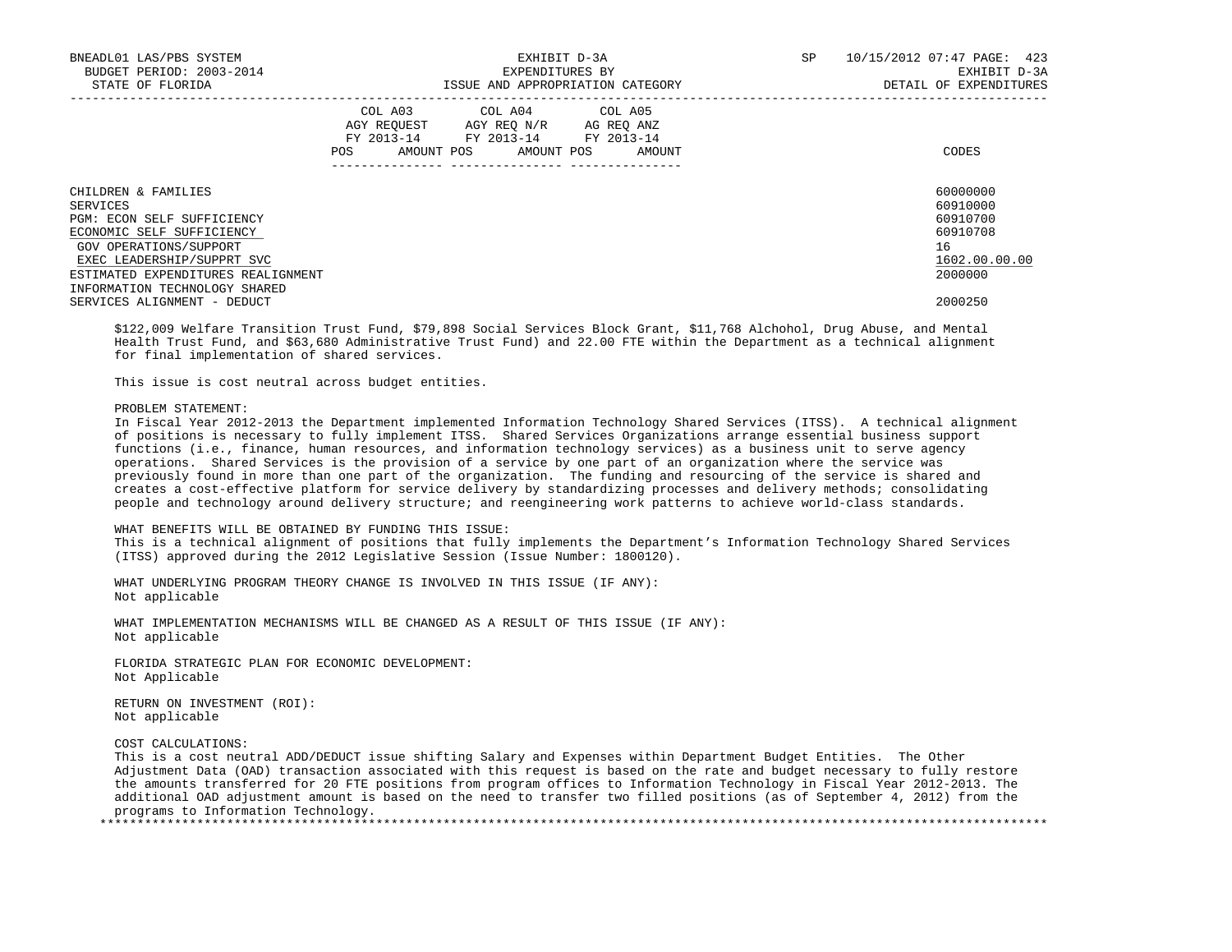| | COL A03 AGY REQUEST FY 2013-14 POS AMOUNT | COL A04 AGY REQ N/R FY 2013-14 POS AMOUNT | COL A05 AG REQ ANZ FY 2013-14 POS AMOUNT | CODES |
|---|---|---|---|---|
| CHILDREN & FAMILIES | | | | 60000000 |
| SERVICES | | | | 60910000 |
| PGM: ECON SELF SUFFICIENCY | | | | 60910700 |
| ECONOMIC SELF SUFFICIENCY | | | | 60910708 |
| GOV OPERATIONS/SUPPORT | | | | 16 |
| EXEC LEADERSHIP/SUPPRT SVC | | | | 1602.00.00.00 |
| ESTIMATED EXPENDITURES REALIGNMENT | | | | 2000000 |
| INFORMATION TECHNOLOGY SHARED SERVICES ALIGNMENT - DEDUCT | | | | 2000250 |

$122,009 Welfare Transition Trust Fund, $79,898 Social Services Block Grant, $11,768 Alchohol, Drug Abuse, and Mental Health Trust Fund, and $63,680 Administrative Trust Fund) and 22.00 FTE within the Department as a technical alignment for final implementation of shared services.

This issue is cost neutral across budget entities.

PROBLEM STATEMENT:
In Fiscal Year 2012-2013 the Department implemented Information Technology Shared Services (ITSS). A technical alignment of positions is necessary to fully implement ITSS. Shared Services Organizations arrange essential business support functions (i.e., finance, human resources, and information technology services) as a business unit to serve agency operations. Shared Services is the provision of a service by one part of an organization where the service was previously found in more than one part of the organization. The funding and resourcing of the service is shared and creates a cost-effective platform for service delivery by standardizing processes and delivery methods; consolidating people and technology around delivery structure; and reengineering work patterns to achieve world-class standards.

WHAT BENEFITS WILL BE OBTAINED BY FUNDING THIS ISSUE:
This is a technical alignment of positions that fully implements the Department's Information Technology Shared Services (ITSS) approved during the 2012 Legislative Session (Issue Number: 1800120).

WHAT UNDERLYING PROGRAM THEORY CHANGE IS INVOLVED IN THIS ISSUE (IF ANY):
Not applicable

WHAT IMPLEMENTATION MECHANISMS WILL BE CHANGED AS A RESULT OF THIS ISSUE (IF ANY):
Not applicable

FLORIDA STRATEGIC PLAN FOR ECONOMIC DEVELOPMENT:
Not Applicable

RETURN ON INVESTMENT (ROI):
Not applicable

COST CALCULATIONS:
This is a cost neutral ADD/DEDUCT issue shifting Salary and Expenses within Department Budget Entities. The Other Adjustment Data (OAD) transaction associated with this request is based on the rate and budget necessary to fully restore the amounts transferred for 20 FTE positions from program offices to Information Technology in Fiscal Year 2012-2013. The additional OAD adjustment amount is based on the need to transfer two filled positions (as of September 4, 2012) from the programs to Information Technology.

*****************************************************************************************************************************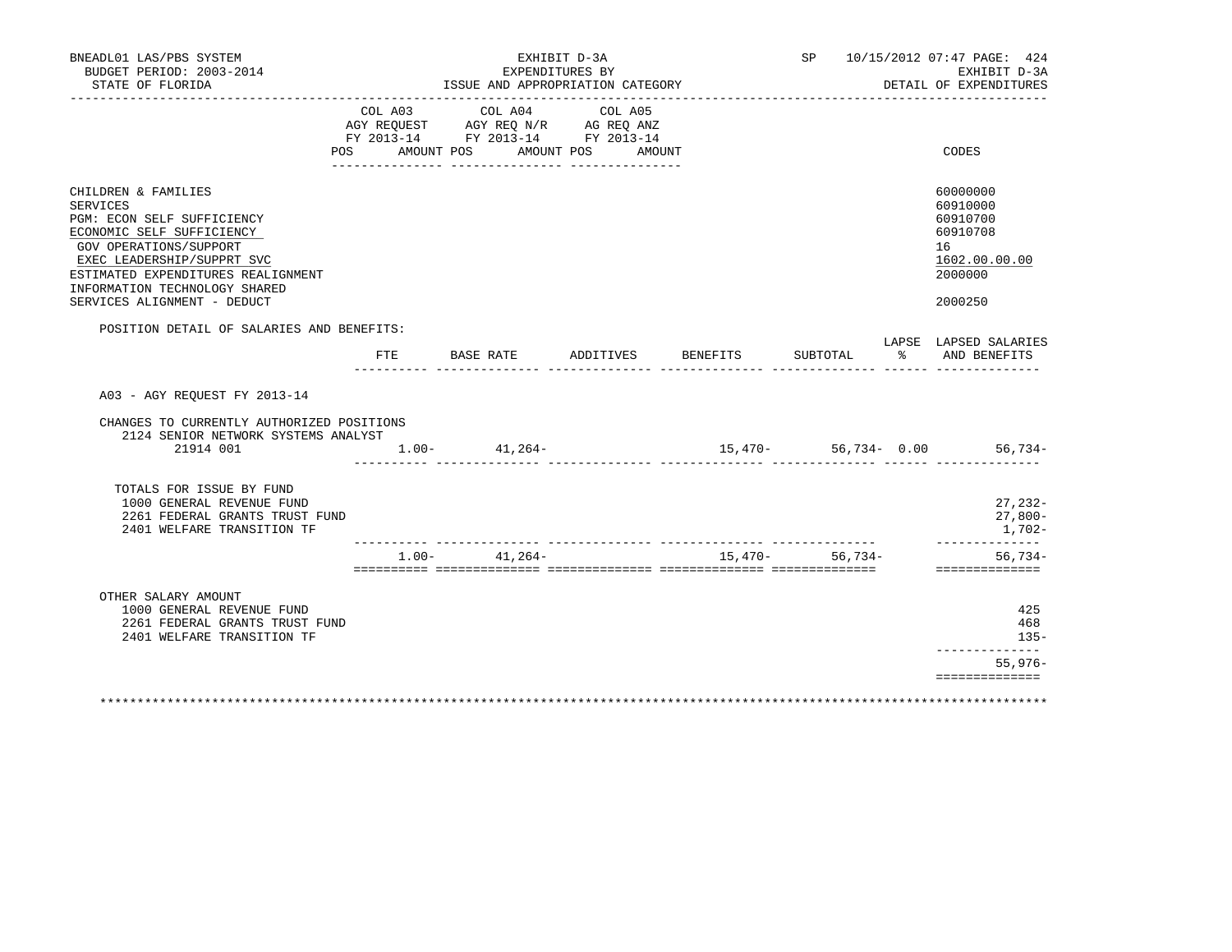BNEADL01 LAS/PBS SYSTEM — EXHIBIT D-3A — SP 10/15/2012 07:47

BUDGET PERIOD: 2003-2014 — EXPENDITURES BY — EXHIBIT D-3A

STATE OF FLORIDA — ISSUE AND APPROPRIATION CATEGORY — DETAIL OF EXPENDITURES

| | COL A03 AGY REQUEST FY 2013-14 POS AMOUNT | COL A04 AGY REQ N/R FY 2013-14 POS AMOUNT | COL A05 AG REQ ANZ FY 2013-14 POS AMOUNT | CODES |
|---|---|---|---|---|
| CHILDREN & FAMILIES | | | | 60000000 |
| SERVICES | | | | 60910000 |
| PGM: ECON SELF SUFFICIENCY | | | | 60910700 |
| ECONOMIC SELF SUFFICIENCY | | | | 60910708 |
| GOV OPERATIONS/SUPPORT | | | | 16 |
| EXEC LEADERSHIP/SUPPRT SVC | | | | 1602.00.00.00 |
| ESTIMATED EXPENDITURES REALIGNMENT | | | | 2000000 |
| INFORMATION TECHNOLOGY SHARED SERVICES ALIGNMENT - DEDUCT | | | | 2000250 |

POSITION DETAIL OF SALARIES AND BENEFITS:

| | FTE | BASE RATE | ADDITIVES | BENEFITS | SUBTOTAL | LAPSE % | LAPSED SALARIES AND BENEFITS |
|---|---|---|---|---|---|---|---|
| A03 - AGY REQUEST FY 2013-14 | | | | | | | |
| CHANGES TO CURRENTLY AUTHORIZED POSITIONS | | | | | | | |
| 2124 SENIOR NETWORK SYSTEMS ANALYST 21914 001 | 1.00- | 41,264- | | 15,470- | 56,734- | 0.00 | 56,734- |
| TOTALS FOR ISSUE BY FUND | | | | | | | |
| 1000 GENERAL REVENUE FUND | | | | | | | 27,232- |
| 2261 FEDERAL GRANTS TRUST FUND | | | | | | | 27,800- |
| 2401 WELFARE TRANSITION TF | | | | | | | 1,702- |
| | 1.00- | 41,264- | | 15,470- | 56,734- | | 56,734- |
| OTHER SALARY AMOUNT | | | | | | | |
| 1000 GENERAL REVENUE FUND | | | | | | | 425 |
| 2261 FEDERAL GRANTS TRUST FUND | | | | | | | 468 |
| 2401 WELFARE TRANSITION TF | | | | | | | 135- |
| | | | | | | | 55,976- |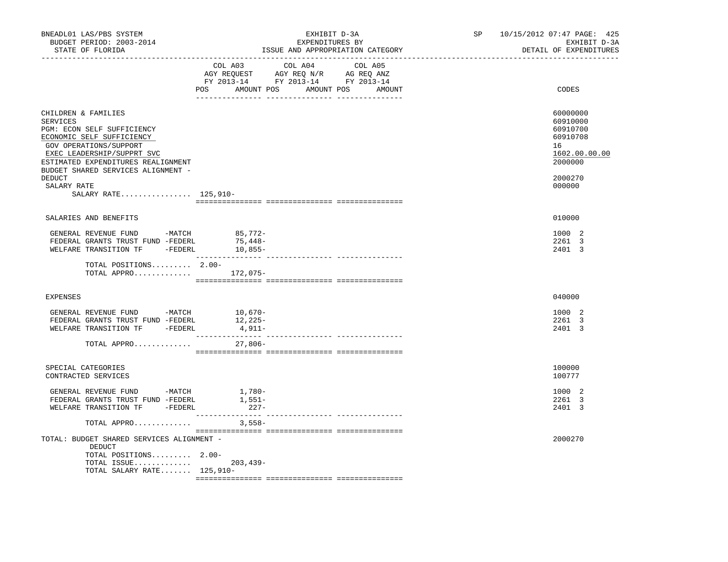BNEADL01 LAS/PBS SYSTEM
BUDGET PERIOD: 2003-2014
STATE OF FLORIDA

EXHIBIT D-3A
EXPENDITURES BY
ISSUE AND APPROPRIATION CATEGORY

SP 10/15/2012 07:47 PAGE: 425
EXHIBIT D-3A
DETAIL OF EXPENDITURES

| | COL A03 AGY REQUEST FY 2013-14 POS | AMOUNT | COL A04 AGY REQ N/R FY 2013-14 POS | AMOUNT | COL A05 AG REQ ANZ FY 2013-14 POS | AMOUNT | CODES |
|---|---|---|---|---|---|---|---|
| CHILDREN & FAMILIES | | | | | | | 60000000 |
| SERVICES | | | | | | | 60910000 |
| PGM: ECON SELF SUFFICIENCY | | | | | | | 60910700 |
| ECONOMIC SELF SUFFICIENCY | | | | | | | 60910708 |
| GOV OPERATIONS/SUPPORT | | | | | | | 16 |
| EXEC LEADERSHIP/SUPPRT SVC | | | | | | | 1602.00.00.00 |
| ESTIMATED EXPENDITURES REALIGNMENT | | | | | | | 2000000 |
| BUDGET SHARED SERVICES ALIGNMENT - DEDUCT | | | | | | | 2000270 |
| SALARY RATE | | | | | | | 000000 |
| SALARY RATE................ | 125,910- | | | | | | |
| SALARIES AND BENEFITS | | | | | | | 010000 |
| GENERAL REVENUE FUND -MATCH | | 85,772- | | | | | 1000 2 |
| FEDERAL GRANTS TRUST FUND -FEDERL | | 75,448- | | | | | 2261 3 |
| WELFARE TRANSITION TF -FEDERL | | 10,855- | | | | | 2401 3 |
| TOTAL POSITIONS......... | 2.00- | | | | | | |
| TOTAL APPRO............. | | 172,075- | | | | | |
| EXPENSES | | | | | | | 040000 |
| GENERAL REVENUE FUND -MATCH | | 10,670- | | | | | 1000 2 |
| FEDERAL GRANTS TRUST FUND -FEDERL | | 12,225- | | | | | 2261 3 |
| WELFARE TRANSITION TF -FEDERL | | 4,911- | | | | | 2401 3 |
| TOTAL APPRO............. | | 27,806- | | | | | |
| SPECIAL CATEGORIES | | | | | | | 100000 |
| CONTRACTED SERVICES | | | | | | | 100777 |
| GENERAL REVENUE FUND -MATCH | | 1,780- | | | | | 1000 2 |
| FEDERAL GRANTS TRUST FUND -FEDERL | | 1,551- | | | | | 2261 3 |
| WELFARE TRANSITION TF -FEDERL | | 227- | | | | | 2401 3 |
| TOTAL APPRO............. | | 3,558- | | | | | |
| TOTAL: BUDGET SHARED SERVICES ALIGNMENT - DEDUCT | | | | | | | 2000270 |
| TOTAL POSITIONS......... | 2.00- | | | | | | |
| TOTAL ISSUE............. | | 203,439- | | | | | |
| TOTAL SALARY RATE....... | 125,910- | | | | | | |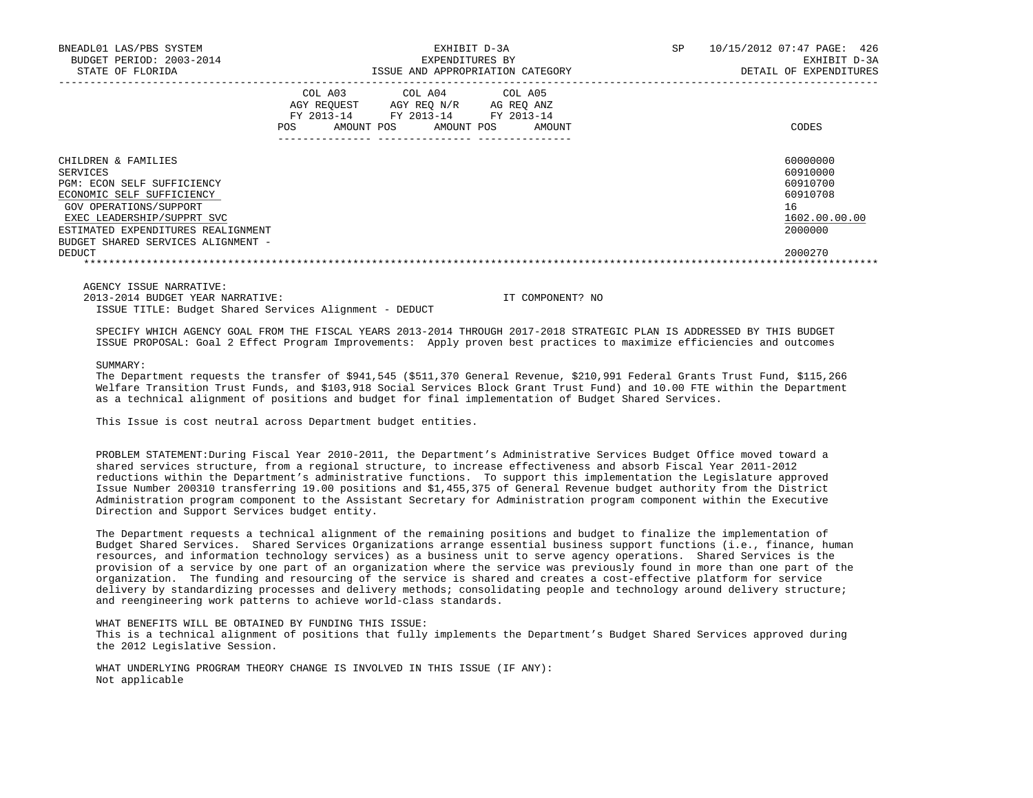| | COL A03 AGY REQUEST FY 2013-14 | | COL A04 AGY REQ N/R FY 2013-14 | | COL A05 AG REQ ANZ FY 2013-14 | | |
|---|---|---|---|---|---|---|---|
| | POS | AMOUNT | POS | AMOUNT | POS | AMOUNT | CODES |
| CHILDREN & FAMILIES | | | | | | | 60000000 |
| SERVICES | | | | | | | 60910000 |
| PGM: ECON SELF SUFFICIENCY | | | | | | | 60910700 |
| ECONOMIC SELF SUFFICIENCY | | | | | | | 60910708 |
| GOV OPERATIONS/SUPPORT | | | | | | | 16 |
| EXEC LEADERSHIP/SUPPRT SVC | | | | | | | 1602.00.00.00 |
| ESTIMATED EXPENDITURES REALIGNMENT | | | | | | | 2000000 |
| BUDGET SHARED SERVICES ALIGNMENT - DEDUCT | | | | | | | 2000270 |

AGENCY ISSUE NARRATIVE:

2013-2014 BUDGET YEAR NARRATIVE: IT COMPONENT? NO

ISSUE TITLE: Budget Shared Services Alignment - DEDUCT

SPECIFY WHICH AGENCY GOAL FROM THE FISCAL YEARS 2013-2014 THROUGH 2017-2018 STRATEGIC PLAN IS ADDRESSED BY THIS BUDGET ISSUE PROPOSAL: Goal 2 Effect Program Improvements: Apply proven best practices to maximize efficiencies and outcomes

SUMMARY:

The Department requests the transfer of $941,545 ($511,370 General Revenue, $210,991 Federal Grants Trust Fund, $115,266 Welfare Transition Trust Funds, and $103,918 Social Services Block Grant Trust Fund) and 10.00 FTE within the Department as a technical alignment of positions and budget for final implementation of Budget Shared Services.

This Issue is cost neutral across Department budget entities.

PROBLEM STATEMENT:During Fiscal Year 2010-2011, the Department's Administrative Services Budget Office moved toward a shared services structure, from a regional structure, to increase effectiveness and absorb Fiscal Year 2011-2012 reductions within the Department's administrative functions. To support this implementation the Legislature approved Issue Number 200310 transferring 19.00 positions and $1,455,375 of General Revenue budget authority from the District Administration program component to the Assistant Secretary for Administration program component within the Executive Direction and Support Services budget entity.

The Department requests a technical alignment of the remaining positions and budget to finalize the implementation of Budget Shared Services. Shared Services Organizations arrange essential business support functions (i.e., finance, human resources, and information technology services) as a business unit to serve agency operations. Shared Services is the provision of a service by one part of an organization where the service was previously found in more than one part of the organization. The funding and resourcing of the service is shared and creates a cost-effective platform for service delivery by standardizing processes and delivery methods; consolidating people and technology around delivery structure; and reengineering work patterns to achieve world-class standards.

WHAT BENEFITS WILL BE OBTAINED BY FUNDING THIS ISSUE:

This is a technical alignment of positions that fully implements the Department's Budget Shared Services approved during the 2012 Legislative Session.

WHAT UNDERLYING PROGRAM THEORY CHANGE IS INVOLVED IN THIS ISSUE (IF ANY):

Not applicable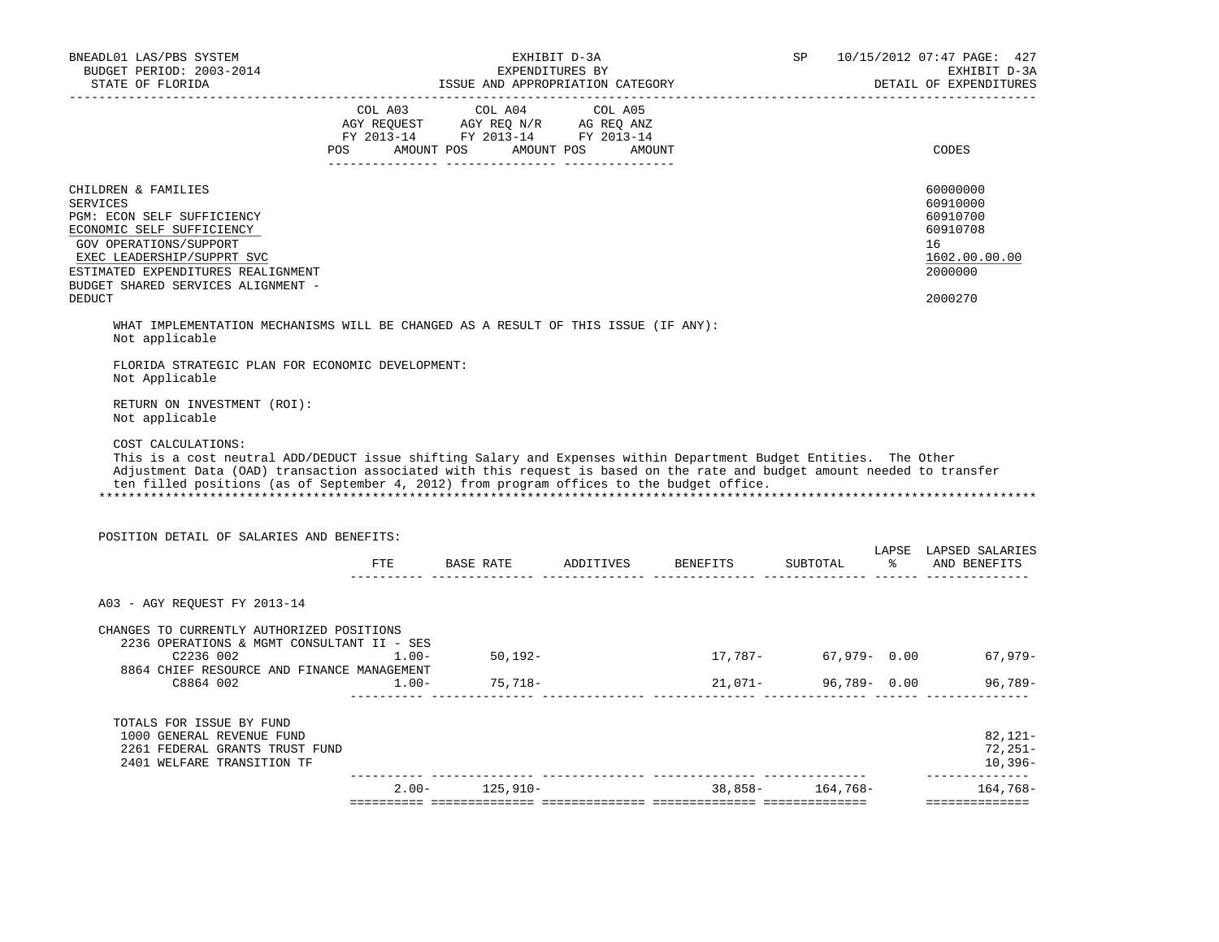BNEADL01 LAS/PBS SYSTEM — EXHIBIT D-3A — EXPENDITURES BY ISSUE AND APPROPRIATION CATEGORY
BUDGET PERIOD: 2003-2014 — STATE OF FLORIDA — SP 10/15/2012 07:47 — EXHIBIT D-3A DETAIL OF EXPENDITURES

| | COL A03 AGY REQUEST FY 2013-14 POS AMOUNT | COL A04 AGY REQ N/R FY 2013-14 POS AMOUNT | COL A05 AG REQ ANZ FY 2013-14 POS AMOUNT | CODES |
|---|---|---|---|---|
| CHILDREN & FAMILIES | | | | 60000000 |
| SERVICES | | | | 60910000 |
| PGM: ECON SELF SUFFICIENCY | | | | 60910700 |
| ECONOMIC SELF SUFFICIENCY | | | | 60910708 |
| GOV OPERATIONS/SUPPORT | | | | 16 |
| EXEC LEADERSHIP/SUPPRT SVC | | | | 1602.00.00.00 |
| ESTIMATED EXPENDITURES REALIGNMENT | | | | 2000000 |
| BUDGET SHARED SERVICES ALIGNMENT - DEDUCT | | | | 2000270 |

WHAT IMPLEMENTATION MECHANISMS WILL BE CHANGED AS A RESULT OF THIS ISSUE (IF ANY):
Not applicable

FLORIDA STRATEGIC PLAN FOR ECONOMIC DEVELOPMENT:
Not Applicable

RETURN ON INVESTMENT (ROI):
Not applicable

COST CALCULATIONS:
This is a cost neutral ADD/DEDUCT issue shifting Salary and Expenses within Department Budget Entities. The Other Adjustment Data (OAD) transaction associated with this request is based on the rate and budget amount needed to transfer ten filled positions (as of September 4, 2012) from program offices to the budget office.

*******************************************************************************************************************

POSITION DETAIL OF SALARIES AND BENEFITS:

| | FTE | BASE RATE | ADDITIVES | BENEFITS | SUBTOTAL | LAPSE % | LAPSED SALARIES AND BENEFITS |
|---|---|---|---|---|---|---|---|
| A03 - AGY REQUEST FY 2013-14 | | | | | | | |
| CHANGES TO CURRENTLY AUTHORIZED POSITIONS | | | | | | | |
| 2236 OPERATIONS & MGMT CONSULTANT II - SES | | | | | | | |
| C2236 002 | 1.00- | 50,192- | | 17,787- | 67,979- | 0.00 | 67,979- |
| 8864 CHIEF RESOURCE AND FINANCE MANAGEMENT | | | | | | | |
| C8864 002 | 1.00- | 75,718- | | 21,071- | 96,789- | 0.00 | 96,789- |
| TOTALS FOR ISSUE BY FUND | | | | | | | |
| 1000 GENERAL REVENUE FUND | | | | | | | 82,121- |
| 2261 FEDERAL GRANTS TRUST FUND | | | | | | | 72,251- |
| 2401 WELFARE TRANSITION TF | | | | | | | 10,396- |
| | 2.00- | 125,910- | | 38,858- | 164,768- | | 164,768- |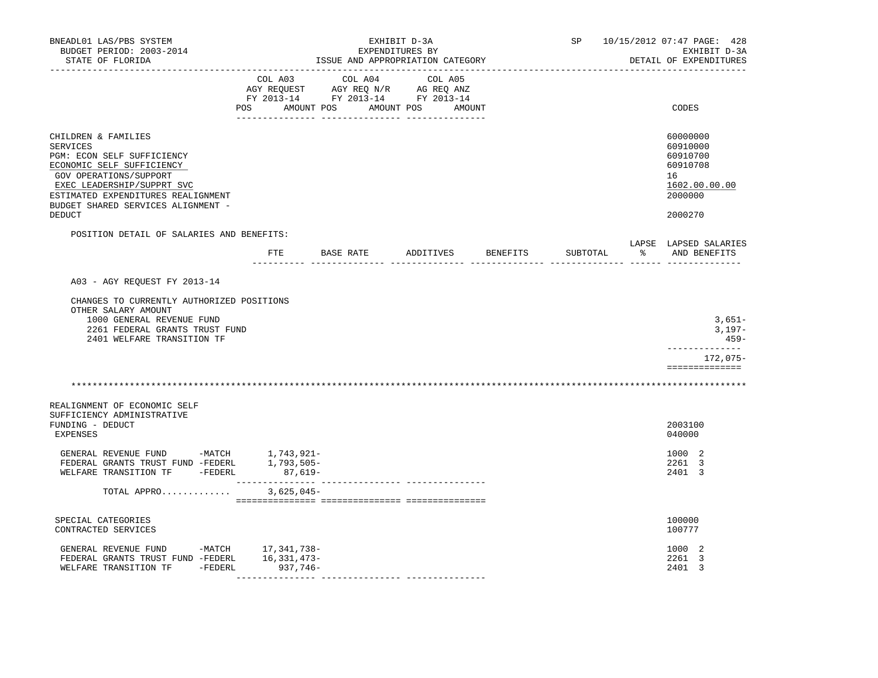BNEADL01 LAS/PBS SYSTEM | EXHIBIT D-3A | SP 10/15/2012 07:47 PAGE: 428
BUDGET PERIOD: 2003-2014 | EXPENDITURES BY | EXHIBIT D-3A
STATE OF FLORIDA | ISSUE AND APPROPRIATION CATEGORY | DETAIL OF EXPENDITURES

| | COL A03 AGY REQUEST FY 2013-14 POS AMOUNT | COL A04 AGY REQ N/R FY 2013-14 POS AMOUNT | COL A05 AG REQ ANZ FY 2013-14 POS AMOUNT | CODES |
|---|---|---|---|---|
| CHILDREN & FAMILIES | | | | 60000000 |
| SERVICES | | | | 60910000 |
| PGM: ECON SELF SUFFICIENCY | | | | 60910700 |
| ECONOMIC SELF SUFFICIENCY | | | | 60910708 |
| GOV OPERATIONS/SUPPORT | | | | 16 |
| EXEC LEADERSHIP/SUPPRT SVC | | | | 1602.00.00.00 |
| ESTIMATED EXPENDITURES REALIGNMENT | | | | 2000000 |
| BUDGET SHARED SERVICES ALIGNMENT - DEDUCT | | | | 2000270 |

POSITION DETAIL OF SALARIES AND BENEFITS:

| | FTE | BASE RATE | ADDITIVES | BENEFITS | SUBTOTAL | LAPSE % | LAPSED SALARIES AND BENEFITS |
|---|---|---|---|---|---|---|---|
| A03 - AGY REQUEST FY 2013-14 | | | | | | | |
| CHANGES TO CURRENTLY AUTHORIZED POSITIONS | | | | | | | |
| OTHER SALARY AMOUNT | | | | | | | |
| 1000 GENERAL REVENUE FUND | | | | | | | 3,651- |
| 2261 FEDERAL GRANTS TRUST FUND | | | | | | | 3,197- |
| 2401 WELFARE TRANSITION TF | | | | | | | 459- |
| | | | | | | | 172,075- |

******************************************************************************************

| | COL A03 | COL A04 | COL A05 | CODES |
|---|---|---|---|---|
| REALIGNMENT OF ECONOMIC SELF SUFFICIENCY ADMINISTRATIVE FUNDING - DEDUCT | | | | 2003100 |
| EXPENSES | | | | 040000 |
| GENERAL REVENUE FUND -MATCH | 1,743,921- | | | 1000 2 |
| FEDERAL GRANTS TRUST FUND -FEDERL | 1,793,505- | | | 2261 3 |
| WELFARE TRANSITION TF -FEDERL | 87,619- | | | 2401 3 |
| TOTAL APPRO............ | 3,625,045- | | | |
| SPECIAL CATEGORIES | | | | 100000 |
| CONTRACTED SERVICES | | | | 100777 |
| GENERAL REVENUE FUND -MATCH | 17,341,738- | | | 1000 2 |
| FEDERAL GRANTS TRUST FUND -FEDERL | 16,331,473- | | | 2261 3 |
| WELFARE TRANSITION TF -FEDERL | 937,746- | | | 2401 3 |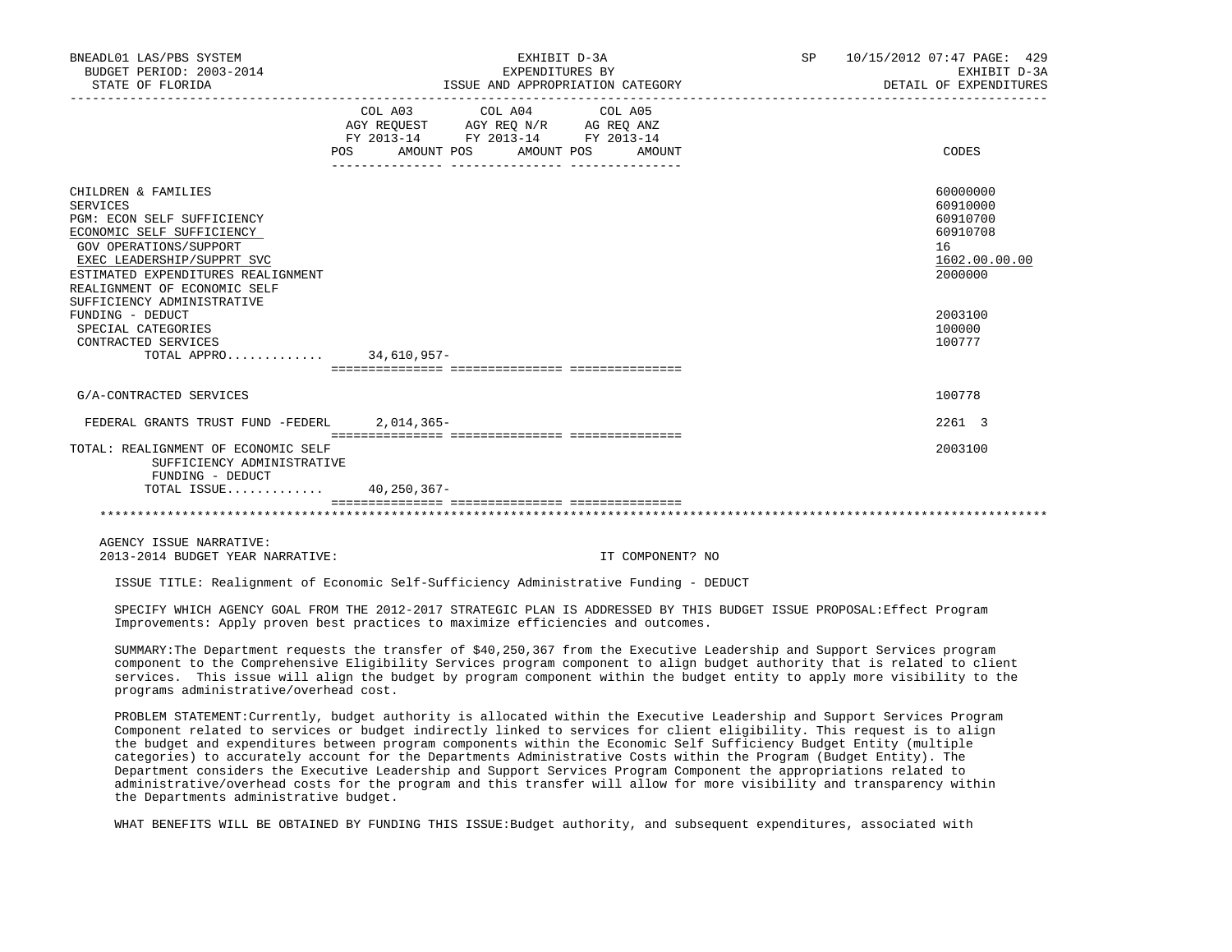BNEADL01 LAS/PBS SYSTEM — EXHIBIT D-3A — EXPENDITURES BY ISSUE AND APPROPRIATION CATEGORY — STATE OF FLORIDA — BUDGET PERIOD: 2003-2014 — SP 10/15/2012 07:47 — EXHIBIT D-3A DETAIL OF EXPENDITURES

| | COL A03 AGY REQUEST FY 2013-14 POS AMOUNT | COL A04 AGY REQ N/R FY 2013-14 POS AMOUNT | COL A05 AG REQ ANZ FY 2013-14 POS AMOUNT | CODES |
|---|---|---|---|---|
| CHILDREN & FAMILIES | | | | 60000000 |
| SERVICES | | | | 60910000 |
| PGM: ECON SELF SUFFICIENCY | | | | 60910700 |
| ECONOMIC SELF SUFFICIENCY | | | | 60910708 |
| GOV OPERATIONS/SUPPORT | | | | 16 |
| EXEC LEADERSHIP/SUPPRT SVC | | | | 1602.00.00.00 |
| ESTIMATED EXPENDITURES REALIGNMENT | | | | 2000000 |
| REALIGNMENT OF ECONOMIC SELF SUFFICIENCY ADMINISTRATIVE FUNDING - DEDUCT | | | | 2003100 |
| SPECIAL CATEGORIES | | | | 100000 |
| CONTRACTED SERVICES | | | | 100777 |
| TOTAL APPRO............ | 34,610,957- | | | |
| G/A-CONTRACTED SERVICES | | | | 100778 |
| FEDERAL GRANTS TRUST FUND -FEDERL | 2,014,365- | | | 2261 3 |
| TOTAL: REALIGNMENT OF ECONOMIC SELF SUFFICIENCY ADMINISTRATIVE FUNDING - DEDUCT | | | | 2003100 |
| TOTAL ISSUE............ | 40,250,367- | | | |

AGENCY ISSUE NARRATIVE:

2013-2014 BUDGET YEAR NARRATIVE: IT COMPONENT? NO

ISSUE TITLE: Realignment of Economic Self-Sufficiency Administrative Funding - DEDUCT

SPECIFY WHICH AGENCY GOAL FROM THE 2012-2017 STRATEGIC PLAN IS ADDRESSED BY THIS BUDGET ISSUE PROPOSAL:Effect Program Improvements: Apply proven best practices to maximize efficiencies and outcomes.

SUMMARY:The Department requests the transfer of $40,250,367 from the Executive Leadership and Support Services program component to the Comprehensive Eligibility Services program component to align budget authority that is related to client services. This issue will align the budget by program component within the budget entity to apply more visibility to the programs administrative/overhead cost.

PROBLEM STATEMENT:Currently, budget authority is allocated within the Executive Leadership and Support Services Program Component related to services or budget indirectly linked to services for client eligibility. This request is to align the budget and expenditures between program components within the Economic Self Sufficiency Budget Entity (multiple categories) to accurately account for the Departments Administrative Costs within the Program (Budget Entity). The Department considers the Executive Leadership and Support Services Program Component the appropriations related to administrative/overhead costs for the program and this transfer will allow for more visibility and transparency within the Departments administrative budget.

WHAT BENEFITS WILL BE OBTAINED BY FUNDING THIS ISSUE:Budget authority, and subsequent expenditures, associated with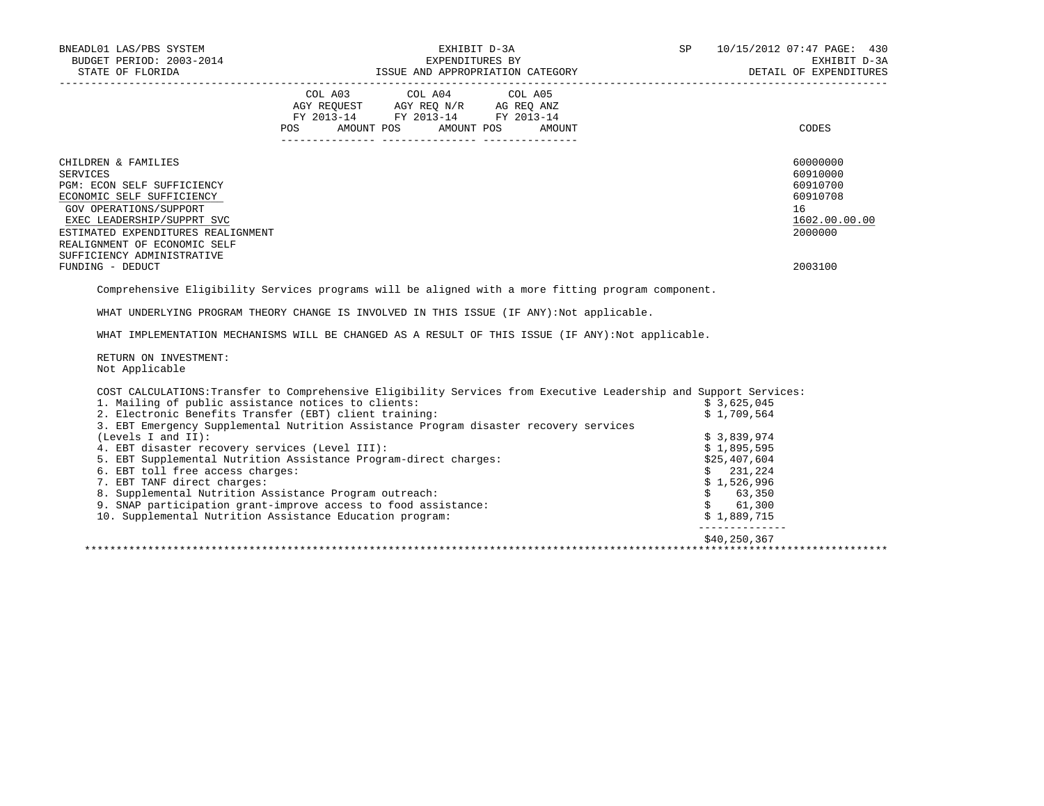| | COL A03 AGY REQUEST FY 2013-14 | | COL A04 AGY REQ N/R FY 2013-14 | | COL A05 AG REQ ANZ FY 2013-14 | | |
|---|---|---|---|---|---|---|---|
| | POS | AMOUNT | POS | AMOUNT | POS | AMOUNT | CODES |
| CHILDREN & FAMILIES | | | | | | | 60000000 |
| SERVICES | | | | | | | 60910000 |
| PGM: ECON SELF SUFFICIENCY | | | | | | | 60910700 |
| ECONOMIC SELF SUFFICIENCY | | | | | | | 60910708 |
| GOV OPERATIONS/SUPPORT | | | | | | | 16 |
| EXEC LEADERSHIP/SUPPRT SVC | | | | | | | 1602.00.00.00 |
| ESTIMATED EXPENDITURES REALIGNMENT | | | | | | | 2000000 |
| REALIGNMENT OF ECONOMIC SELF SUFFICIENCY ADMINISTRATIVE FUNDING - DEDUCT | | | | | | | 2003100 |

Comprehensive Eligibility Services programs will be aligned with a more fitting program component.

WHAT UNDERLYING PROGRAM THEORY CHANGE IS INVOLVED IN THIS ISSUE (IF ANY):Not applicable.

WHAT IMPLEMENTATION MECHANISMS WILL BE CHANGED AS A RESULT OF THIS ISSUE (IF ANY):Not applicable.

RETURN ON INVESTMENT:
Not Applicable

COST CALCULATIONS:Transfer to Comprehensive Eligibility Services from Executive Leadership and Support Services:

| | |
|---|---|
| 1. Mailing of public assistance notices to clients: | $ 3,625,045 |
| 2. Electronic Benefits Transfer (EBT) client training: | $ 1,709,564 |
| 3. EBT Emergency Supplemental Nutrition Assistance Program disaster recovery services (Levels I and II): | $ 3,839,974 |
| 4. EBT disaster recovery services (Level III): | $ 1,895,595 |
| 5. EBT Supplemental Nutrition Assistance Program-direct charges: | $25,407,604 |
| 6. EBT toll free access charges: | $ 231,224 |
| 7. EBT TANF direct charges: | $ 1,526,996 |
| 8. Supplemental Nutrition Assistance Program outreach: | $ 63,350 |
| 9. SNAP participation grant-improve access to food assistance: | $ 61,300 |
| 10. Supplemental Nutrition Assistance Education program: | $ 1,889,715 |
| | $40,250,367 |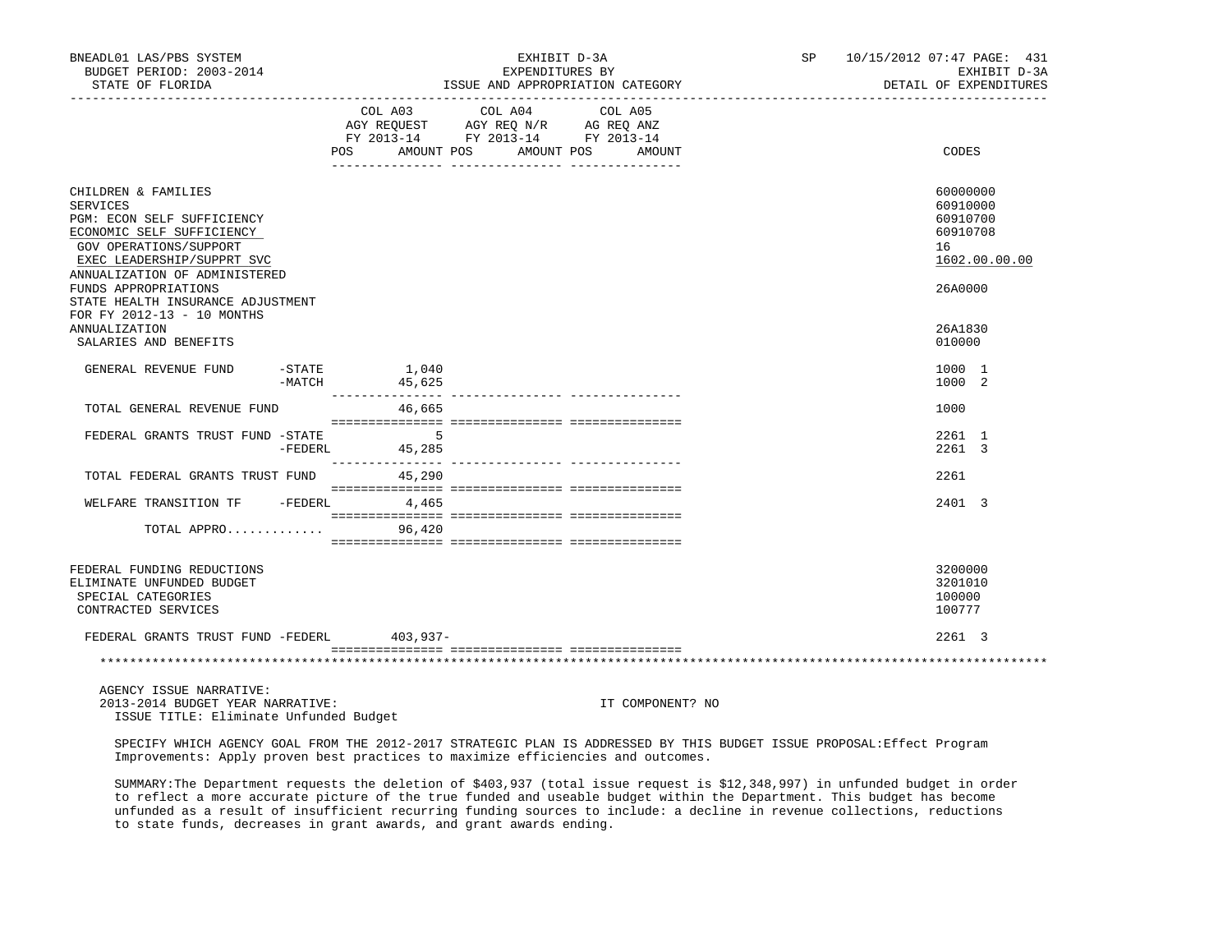BNEADL01 LAS/PBS SYSTEM — EXHIBIT D-3A — EXPENDITURES BY ISSUE AND APPROPRIATION CATEGORY
BUDGET PERIOD: 2003-2014 — SP 10/15/2012 07:47 — EXHIBIT D-3A
STATE OF FLORIDA — DETAIL OF EXPENDITURES

| | COL A03 AGY REQUEST FY 2013-14 POS AMOUNT | COL A04 AGY REQ N/R FY 2013-14 POS AMOUNT | COL A05 AG REQ ANZ FY 2013-14 POS AMOUNT | CODES |
|---|---|---|---|---|
| CHILDREN & FAMILIES | | | | 60000000 |
| SERVICES | | | | 60910000 |
| PGM: ECON SELF SUFFICIENCY | | | | 60910700 |
| ECONOMIC SELF SUFFICIENCY | | | | 60910708 |
| GOV OPERATIONS/SUPPORT | | | | 16 |
| EXEC LEADERSHIP/SUPPRT SVC | | | | 1602.00.00.00 |
| ANNUALIZATION OF ADMINISTERED FUNDS APPROPRIATIONS | | | | 26A0000 |
| STATE HEALTH INSURANCE ADJUSTMENT FOR FY 2012-13 - 10 MONTHS ANNUALIZATION | | | | 26A1830 |
| SALARIES AND BENEFITS | | | | 010000 |
| GENERAL REVENUE FUND -STATE | 1,040 | | | 1000 1 |
| -MATCH | 45,625 | | | 1000 2 |
| TOTAL GENERAL REVENUE FUND | 46,665 | | | 1000 |
| FEDERAL GRANTS TRUST FUND -STATE | 5 | | | 2261 1 |
| -FEDERL | 45,285 | | | 2261 3 |
| TOTAL FEDERAL GRANTS TRUST FUND | 45,290 | | | 2261 |
| WELFARE TRANSITION TF -FEDERL | 4,465 | | | 2401 3 |
| TOTAL APPRO............. | 96,420 | | | |
| FEDERAL FUNDING REDUCTIONS | | | | 3200000 |
| ELIMINATE UNFUNDED BUDGET | | | | 3201010 |
| SPECIAL CATEGORIES | | | | 100000 |
| CONTRACTED SERVICES | | | | 100777 |
| FEDERAL GRANTS TRUST FUND -FEDERL | 403,937- | | | 2261 3 |

AGENCY ISSUE NARRATIVE:
2013-2014 BUDGET YEAR NARRATIVE: IT COMPONENT? NO
ISSUE TITLE: Eliminate Unfunded Budget

SPECIFY WHICH AGENCY GOAL FROM THE 2012-2017 STRATEGIC PLAN IS ADDRESSED BY THIS BUDGET ISSUE PROPOSAL:Effect Program Improvements: Apply proven best practices to maximize efficiencies and outcomes.

SUMMARY:The Department requests the deletion of $403,937 (total issue request is $12,348,997) in unfunded budget in order to reflect a more accurate picture of the true funded and useable budget within the Department. This budget has become unfunded as a result of insufficient recurring funding sources to include: a decline in revenue collections, reductions to state funds, decreases in grant awards, and grant awards ending.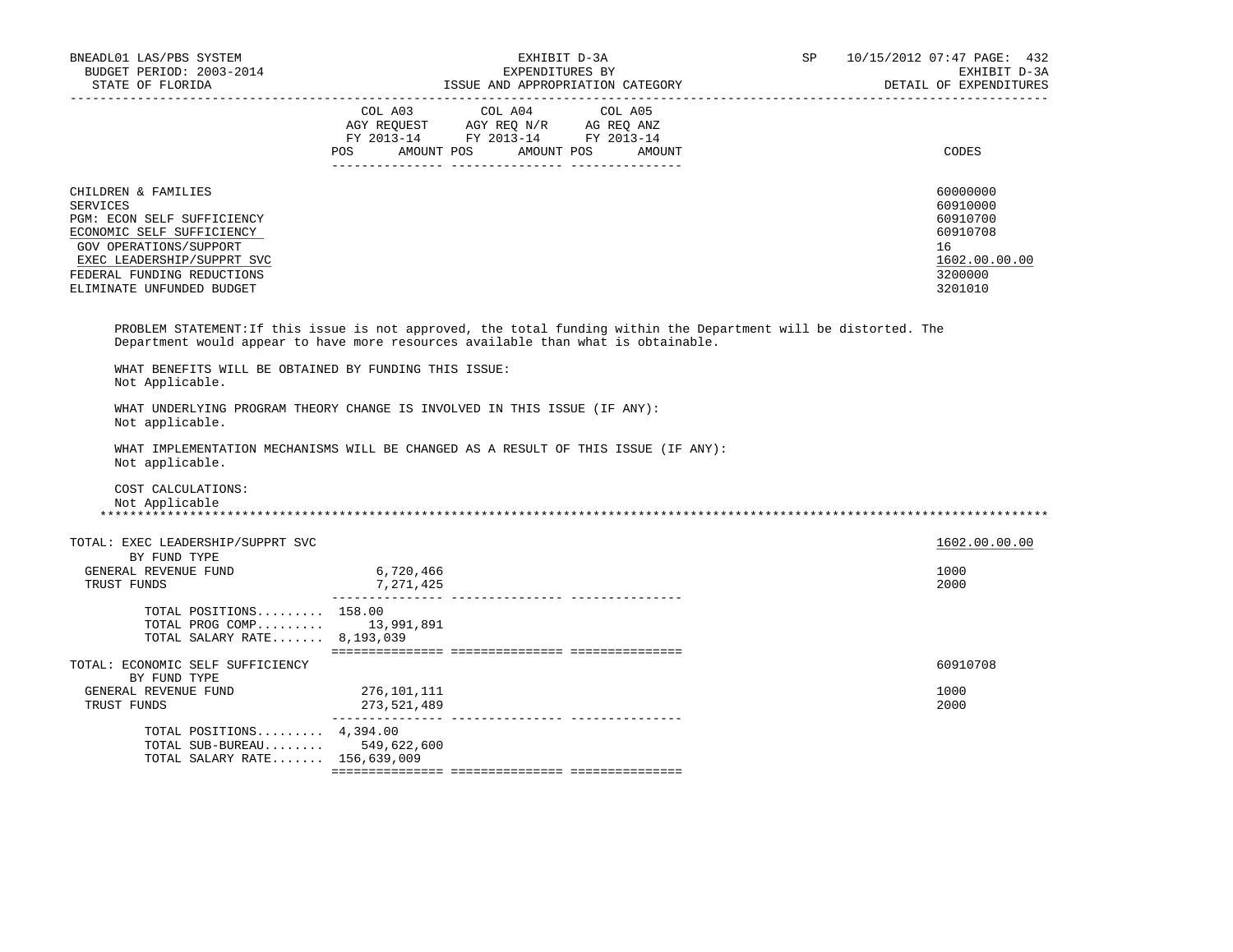BNEADL01 LAS/PBS SYSTEM | EXHIBIT D-3A | SP 10/15/2012 07:47 PAGE: 432
BUDGET PERIOD: 2003-2014 | EXPENDITURES BY | EXHIBIT D-3A
STATE OF FLORIDA | ISSUE AND APPROPRIATION CATEGORY | DETAIL OF EXPENDITURES

| | COL A03 AGY REQUEST FY 2013-14 POS | AMOUNT | COL A04 AGY REQ N/R FY 2013-14 POS | AMOUNT | COL A05 AG REQ ANZ FY 2013-14 POS | AMOUNT | CODES |
|---|---|---|---|---|---|---|---|
| CHILDREN & FAMILIES | | | | | | | 60000000 |
| SERVICES | | | | | | | 60910000 |
| PGM: ECON SELF SUFFICIENCY | | | | | | | 60910700 |
| ECONOMIC SELF SUFFICIENCY | | | | | | | 60910708 |
| GOV OPERATIONS/SUPPORT | | | | | | | 16 |
| EXEC LEADERSHIP/SUPPRT SVC | | | | | | | 1602.00.00.00 |
| FEDERAL FUNDING REDUCTIONS | | | | | | | 3200000 |
| ELIMINATE UNFUNDED BUDGET | | | | | | | 3201010 |

PROBLEM STATEMENT:If this issue is not approved, the total funding within the Department will be distorted. The Department would appear to have more resources available than what is obtainable.

WHAT BENEFITS WILL BE OBTAINED BY FUNDING THIS ISSUE:
Not Applicable.

WHAT UNDERLYING PROGRAM THEORY CHANGE IS INVOLVED IN THIS ISSUE (IF ANY):
Not applicable.

WHAT IMPLEMENTATION MECHANISMS WILL BE CHANGED AS A RESULT OF THIS ISSUE (IF ANY):
Not applicable.

COST CALCULATIONS:
Not Applicable

| | COL A03 POS | AMOUNT | COL A04 POS | AMOUNT | COL A05 POS | AMOUNT | CODES |
|---|---|---|---|---|---|---|---|
| TOTAL: EXEC LEADERSHIP/SUPPRT SVC | | | | | | | 1602.00.00.00 |
| BY FUND TYPE | | | | | | | |
| GENERAL REVENUE FUND | | 6,720,466 | | | | | 1000 |
| TRUST FUNDS | | 7,271,425 | | | | | 2000 |
| TOTAL POSITIONS......... | 158.00 | | | | | | |
| TOTAL PROG COMP......... | | 13,991,891 | | | | | |
| TOTAL SALARY RATE....... | | 8,193,039 | | | | | |
| TOTAL: ECONOMIC SELF SUFFICIENCY | | | | | | | 60910708 |
| BY FUND TYPE | | | | | | | |
| GENERAL REVENUE FUND | | 276,101,111 | | | | | 1000 |
| TRUST FUNDS | | 273,521,489 | | | | | 2000 |
| TOTAL POSITIONS......... | 4,394.00 | | | | | | |
| TOTAL SUB-BUREAU........ | | 549,622,600 | | | | | |
| TOTAL SALARY RATE....... | | 156,639,009 | | | | | |